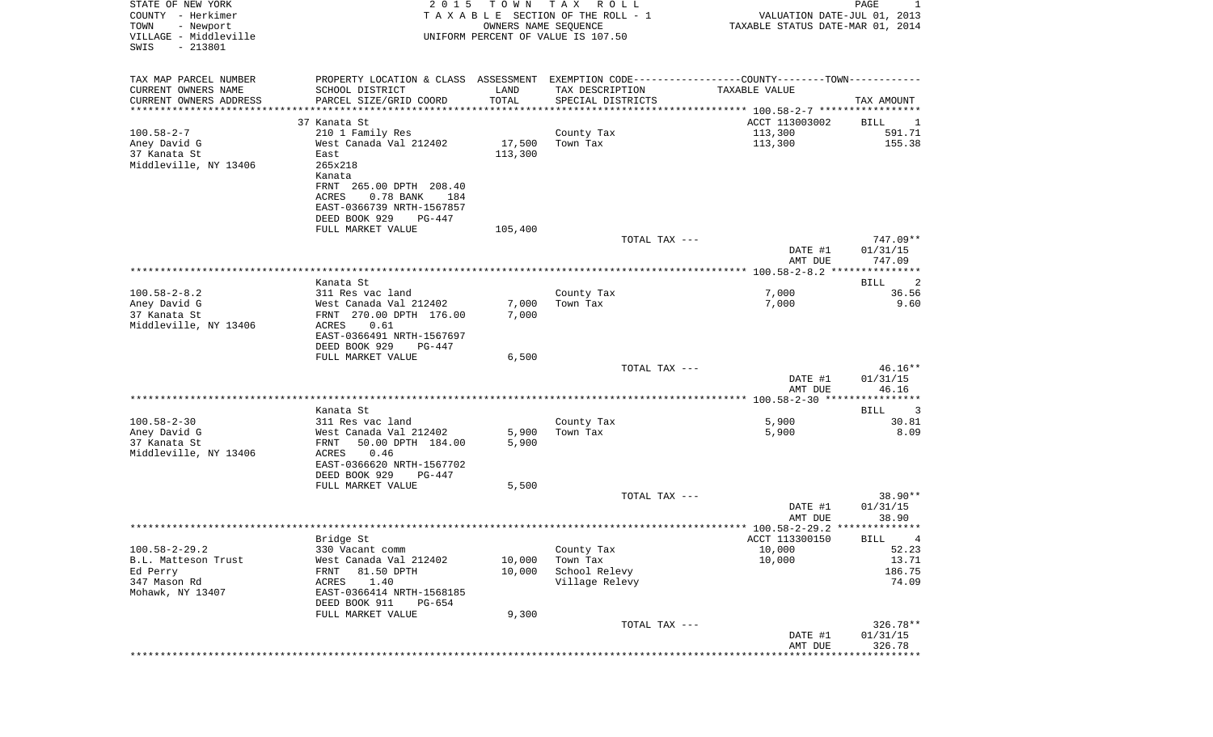STATE OF NEW YORK — 2015 TOWN TAX ROLL
COUNTY - Herkimer — TAXABLE SECTION OF THE ROLL - 1 — VALUATION DATE-JUL 01, 2013
TOWN - Newport — OWNERS NAME SEQUENCE — TAXABLE STATUS DATE-MAR 01, 2014
VILLAGE - Middleville — UNIFORM PERCENT OF VALUE IS 107.50
SWIS - 213801

| TAX MAP PARCEL NUMBER / CURRENT OWNERS NAME / CURRENT OWNERS ADDRESS | PROPERTY LOCATION & CLASS / SCHOOL DISTRICT / PARCEL SIZE/GRID COORD | ASSESSMENT LAND / TOTAL | EXEMPTION CODE / TAX DESCRIPTION / SPECIAL DISTRICTS | TAXABLE VALUE | TAX AMOUNT |
|---|---|---|---|---|---|
| | 37 Kanata St | | | ACCT 113003002 | BILL 1 |
| 100.58-2-7 | 210 1 Family Res | | County Tax | 113,300 | 591.71 |
| Aney David G | West Canada Val 212402 | 17,500 | Town Tax | 113,300 | 155.38 |
| 37 Kanata St | East | 113,300 | | | |
| Middleville, NY 13406 | 265x218 | | | | |
| | Kanata | | | | |
| | FRNT 265.00 DPTH 208.40 | | | | |
| | ACRES 0.78 BANK 184 | | | | |
| | EAST-0366739 NRTH-1567857 | | | | |
| | DEED BOOK 929 PG-447 | | | | |
| | FULL MARKET VALUE | 105,400 | | | |
| | | | TOTAL TAX --- | | 747.09** |
| | | | | DATE #1 | 01/31/15 |
| | | | | AMT DUE | 747.09 |
| | Kanata St | | | | BILL 2 |
| 100.58-2-8.2 | 311 Res vac land | | County Tax | 7,000 | 36.56 |
| Aney David G | West Canada Val 212402 | 7,000 | Town Tax | 7,000 | 9.60 |
| 37 Kanata St | FRNT 270.00 DPTH 176.00 | 7,000 | | | |
| Middleville, NY 13406 | ACRES 0.61 | | | | |
| | EAST-0366491 NRTH-1567697 | | | | |
| | DEED BOOK 929 PG-447 | | | | |
| | FULL MARKET VALUE | 6,500 | | | |
| | | | TOTAL TAX --- | | 46.16** |
| | | | | DATE #1 | 01/31/15 |
| | | | | AMT DUE | 46.16 |
| | Kanata St | | | | BILL 3 |
| 100.58-2-30 | 311 Res vac land | | County Tax | 5,900 | 30.81 |
| Aney David G | West Canada Val 212402 | 5,900 | Town Tax | 5,900 | 8.09 |
| 37 Kanata St | FRNT 50.00 DPTH 184.00 | 5,900 | | | |
| Middleville, NY 13406 | ACRES 0.46 | | | | |
| | EAST-0366620 NRTH-1567702 | | | | |
| | DEED BOOK 929 PG-447 | | | | |
| | FULL MARKET VALUE | 5,500 | | | |
| | | | TOTAL TAX --- | | 38.90** |
| | | | | DATE #1 | 01/31/15 |
| | | | | AMT DUE | 38.90 |
| | Bridge St | | | ACCT 113300150 | BILL 4 |
| 100.58-2-29.2 | 330 Vacant comm | | County Tax | 10,000 | 52.23 |
| B.L. Matteson Trust | West Canada Val 212402 | 10,000 | Town Tax | 10,000 | 13.71 |
| Ed Perry | FRNT 81.50 DPTH | 10,000 | School Relevy | | 186.75 |
| 347 Mason Rd | ACRES 1.40 | | Village Relevy | | 74.09 |
| Mohawk, NY 13407 | EAST-0366414 NRTH-1568185 | | | | |
| | DEED BOOK 911 PG-654 | | | | |
| | FULL MARKET VALUE | 9,300 | | | |
| | | | TOTAL TAX --- | | 326.78** |
| | | | | DATE #1 | 01/31/15 |
| | | | | AMT DUE | 326.78 |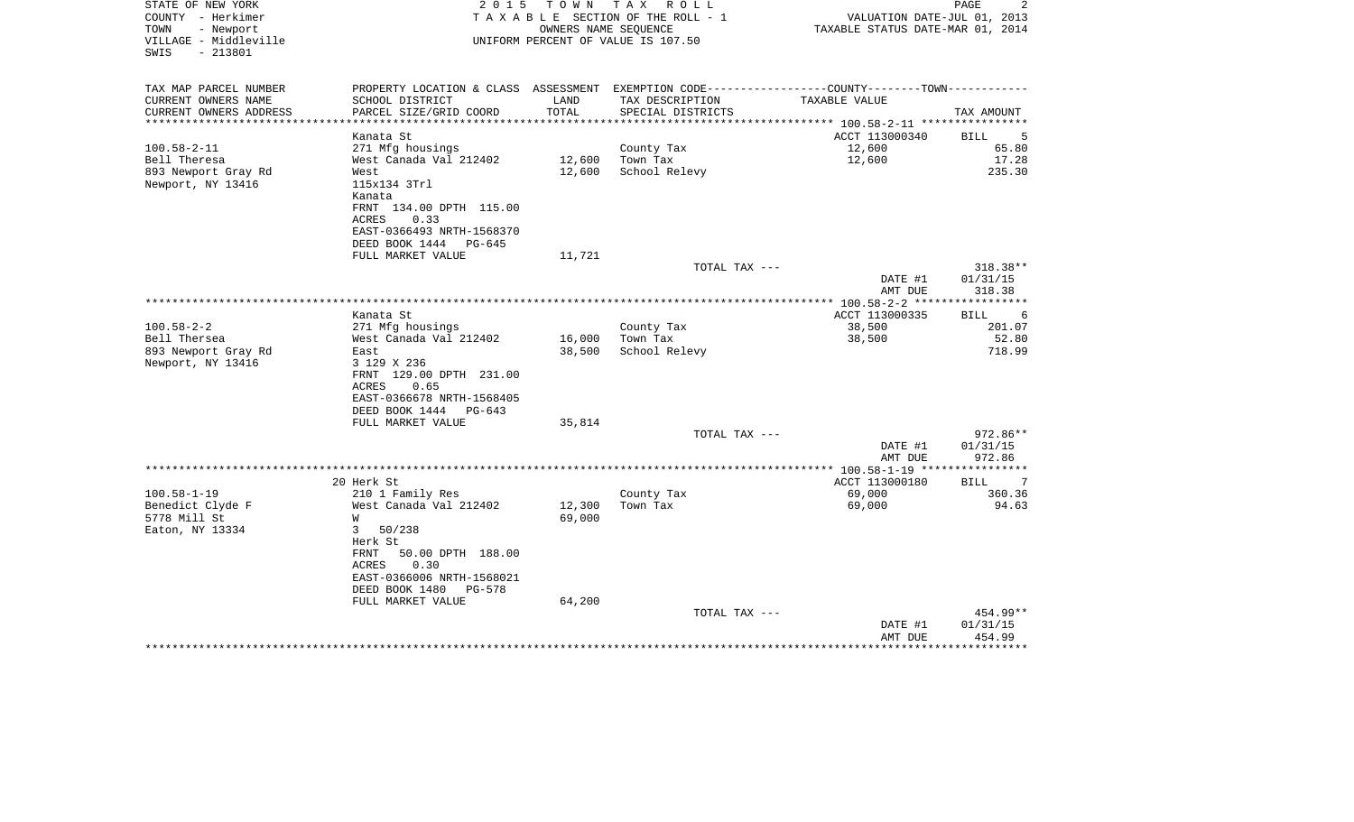STATE OF NEW YORK
COUNTY - Herkimer
TOWN - Newport
VILLAGE - Middleville
SWIS - 213801

2 0 1 5 T O W N T A X R O L L
T A X A B L E SECTION OF THE ROLL - 1
OWNERS NAME SEQUENCE
UNIFORM PERCENT OF VALUE IS 107.50

VALUATION DATE-JUL 01, 2013
TAXABLE STATUS DATE-MAR 01, 2014

| TAX MAP PARCEL NUMBER / CURRENT OWNERS NAME / CURRENT OWNERS ADDRESS | PROPERTY LOCATION & CLASS / SCHOOL DISTRICT / PARCEL SIZE/GRID COORD | ASSESSMENT LAND | TOTAL | EXEMPTION CODE / TAX DESCRIPTION / SPECIAL DISTRICTS | TAXABLE VALUE | TAX AMOUNT |
|---|---|---|---|---|---|---|
| **100.58-2-11** | Kanata St | | | | ACCT 113000340 | BILL 5 |
| 100.58-2-11 | 271 Mfg housings | | | County Tax | 12,600 | 65.80 |
| Bell Theresa | West Canada Val 212402 | 12,600 | | Town Tax | 12,600 | 17.28 |
| 893 Newport Gray Rd | West | | 12,600 | School Relevy | | 235.30 |
| Newport, NY 13416 | 115x134 3Trl | | | | | |
| | Kanata | | | | | |
| | FRNT 134.00 DPTH 115.00 | | | | | |
| | ACRES 0.33 | | | | | |
| | EAST-0366493 NRTH-1568370 | | | | | |
| | DEED BOOK 1444 PG-645 | | | | | |
| | FULL MARKET VALUE | 11,721 | | | | |
| | | | | TOTAL TAX --- | | 318.38** |
| | | | | | DATE #1 | 01/31/15 |
| | | | | | AMT DUE | 318.38 |
| **100.58-2-2** | Kanata St | | | | ACCT 113000335 | BILL 6 |
| 100.58-2-2 | 271 Mfg housings | | | County Tax | 38,500 | 201.07 |
| Bell Thersea | West Canada Val 212402 | 16,000 | | Town Tax | 38,500 | 52.80 |
| 893 Newport Gray Rd | East | | 38,500 | School Relevy | | 718.99 |
| Newport, NY 13416 | 3 129 X 236 | | | | | |
| | FRNT 129.00 DPTH 231.00 | | | | | |
| | ACRES 0.65 | | | | | |
| | EAST-0366678 NRTH-1568405 | | | | | |
| | DEED BOOK 1444 PG-643 | | | | | |
| | FULL MARKET VALUE | 35,814 | | | | |
| | | | | TOTAL TAX --- | | 972.86** |
| | | | | | DATE #1 | 01/31/15 |
| | | | | | AMT DUE | 972.86 |
| **100.58-1-19** | 20 Herk St | | | | ACCT 113000180 | BILL 7 |
| 100.58-1-19 | 210 1 Family Res | | | County Tax | 69,000 | 360.36 |
| Benedict Clyde F | West Canada Val 212402 | 12,300 | | Town Tax | 69,000 | 94.63 |
| 5778 Mill St | W | | 69,000 | | | |
| Eaton, NY 13334 | 3 50/238 | | | | | |
| | Herk St | | | | | |
| | FRNT 50.00 DPTH 188.00 | | | | | |
| | ACRES 0.30 | | | | | |
| | EAST-0366006 NRTH-1568021 | | | | | |
| | DEED BOOK 1480 PG-578 | | | | | |
| | FULL MARKET VALUE | 64,200 | | | | |
| | | | | TOTAL TAX --- | | 454.99** |
| | | | | | DATE #1 | 01/31/15 |
| | | | | | AMT DUE | 454.99 |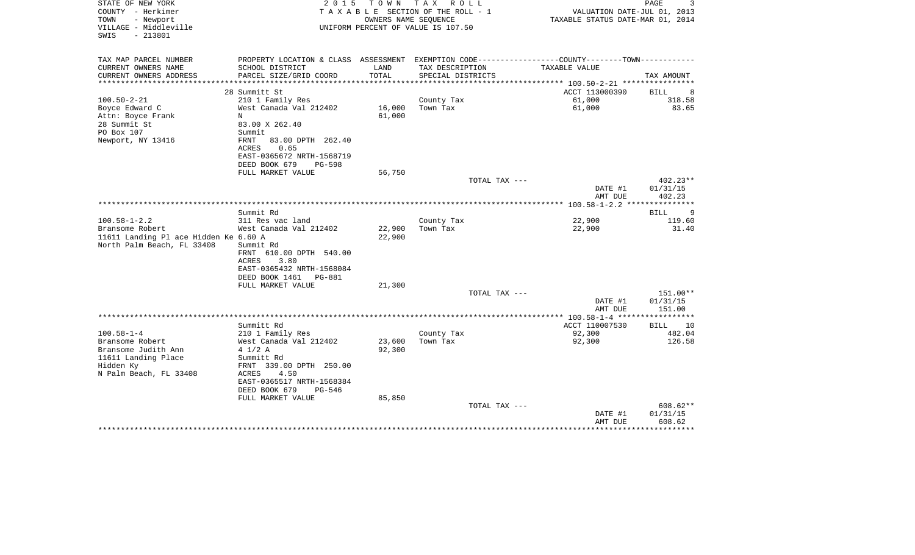STATE OF NEW YORK
COUNTY - Herkimer
TOWN - Newport
VILLAGE - Middleville
SWIS - 213801

2015 TOWN TAX ROLL
TAXABLE SECTION OF THE ROLL - 1
OWNERS NAME SEQUENCE
UNIFORM PERCENT OF VALUE IS 107.50

VALUATION DATE-JUL 01, 2013
TAXABLE STATUS DATE-MAR 01, 2014

| TAX MAP PARCEL NUMBER<br>CURRENT OWNERS NAME<br>CURRENT OWNERS ADDRESS | PROPERTY LOCATION & CLASS<br>SCHOOL DISTRICT<br>PARCEL SIZE/GRID COORD | ASSESSMENT<br>LAND<br>TOTAL | EXEMPTION CODE---COUNTY---TOWN---<br>TAX DESCRIPTION<br>SPECIAL DISTRICTS | TAXABLE VALUE | TAX AMOUNT |
|---|---|---|---|---|---|
| 100.50-2-21 | 28 Summitt St | | | ACCT 113000390 | BILL 8 |
| 100.50-2-21 | 210 1 Family Res | | County Tax | 61,000 | 318.58 |
| Boyce Edward C | West Canada Val 212402 | 16,000 | Town Tax | 61,000 | 83.65 |
| Attn: Boyce Frank | N | 61,000 | | | |
| 28 Summit St | 83.00 X 262.40 | | | | |
| PO Box 107 | Summit | | | | |
| Newport, NY 13416 | FRNT 83.00 DPTH 262.40 | | | | |
| | ACRES 0.65 | | | | |
| | EAST-0365672 NRTH-1568719 | | | | |
| | DEED BOOK 679 PG-598 | | | | |
| | FULL MARKET VALUE | 56,750 | | | |
| | | | TOTAL TAX --- | | 402.23** |
| | | | | DATE #1 | 01/31/15 |
| | | | | AMT DUE | 402.23 |
| 100.58-1-2.2 | Summit Rd | | | | BILL 9 |
| 100.58-1-2.2 | 311 Res vac land | | County Tax | 22,900 | 119.60 |
| Bransome Robert | West Canada Val 212402 | 22,900 | Town Tax | 22,900 | 31.40 |
| 11611 Landing Pl ace Hidden Ke | 6.60 A | 22,900 | | | |
| North Palm Beach, FL 33408 | Summit Rd | | | | |
| | FRNT 610.00 DPTH 540.00 | | | | |
| | ACRES 3.80 | | | | |
| | EAST-0365432 NRTH-1568084 | | | | |
| | DEED BOOK 1461 PG-881 | | | | |
| | FULL MARKET VALUE | 21,300 | | | |
| | | | TOTAL TAX --- | | 151.00** |
| | | | | DATE #1 | 01/31/15 |
| | | | | AMT DUE | 151.00 |
| 100.58-1-4 | Summitt Rd | | | ACCT 110007530 | BILL 10 |
| 100.58-1-4 | 210 1 Family Res | | County Tax | 92,300 | 482.04 |
| Bransome Robert | West Canada Val 212402 | 23,600 | Town Tax | 92,300 | 126.58 |
| Bransome Judith Ann | 4 1/2 A | 92,300 | | | |
| 11611 Landing Place | Summit Rd | | | | |
| Hidden Ky | FRNT 339.00 DPTH 250.00 | | | | |
| N Palm Beach, FL 33408 | ACRES 4.50 | | | | |
| | EAST-0365517 NRTH-1568384 | | | | |
| | DEED BOOK 679 PG-546 | | | | |
| | FULL MARKET VALUE | 85,850 | | | |
| | | | TOTAL TAX --- | | 608.62** |
| | | | | DATE #1 | 01/31/15 |
| | | | | AMT DUE | 608.62 |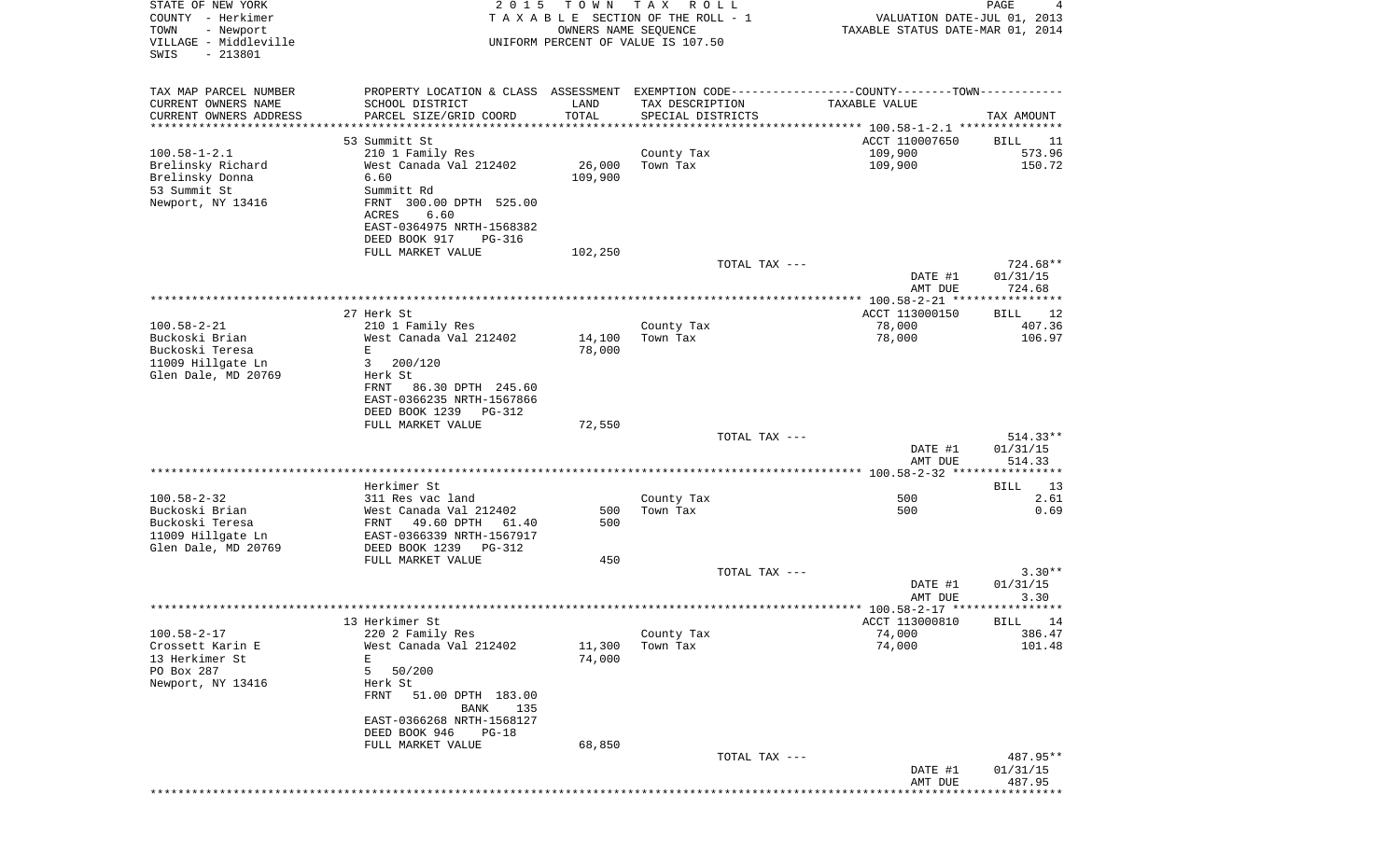STATE OF NEW YORK
COUNTY - Herkimer
TOWN - Newport
VILLAGE - Middleville
SWIS - 213801

2 0 1 5 T O W N T A X R O L L
T A X A B L E SECTION OF THE ROLL - 1
OWNERS NAME SEQUENCE
UNIFORM PERCENT OF VALUE IS 107.50

VALUATION DATE-JUL 01, 2013
TAXABLE STATUS DATE-MAR 01, 2014

| TAX MAP PARCEL NUMBER / CURRENT OWNERS NAME / CURRENT OWNERS ADDRESS | PROPERTY LOCATION & CLASS / SCHOOL DISTRICT / PARCEL SIZE/GRID COORD | ASSESSMENT LAND / TOTAL | EXEMPTION CODE / TAX DESCRIPTION / SPECIAL DISTRICTS | COUNTY--------TOWN / TAXABLE VALUE | TAX AMOUNT |
|---|---|---|---|---|---|
| 100.58-1-2.1 | 53 Summitt St | | | ACCT 110007650 | BILL 11 |
| Brelinsky Richard | 210 1 Family Res | | County Tax | 109,900 | 573.96 |
| Brelinsky Donna | West Canada Val 212402 | 26,000 | Town Tax | 109,900 | 150.72 |
| 53 Summit St | 6.60 | 109,900 | | | |
| Newport, NY 13416 | Summitt Rd | | | | |
| | FRNT 300.00 DPTH 525.00 | | | | |
| | ACRES 6.60 | | | | |
| | EAST-0364975 NRTH-1568382 | | | | |
| | DEED BOOK 917 PG-316 | | | | |
| | FULL MARKET VALUE | 102,250 | | | |
| | | | TOTAL TAX --- | | 724.68** |
| | | | | DATE #1 | 01/31/15 |
| | | | | AMT DUE | 724.68 |
| 100.58-2-21 | 27 Herk St | | | ACCT 113000150 | BILL 12 |
| Buckoski Brian | 210 1 Family Res | | County Tax | 78,000 | 407.36 |
| Buckoski Teresa | West Canada Val 212402 | 14,100 | Town Tax | 78,000 | 106.97 |
| 11009 Hillgate Ln | E | 78,000 | | | |
| Glen Dale, MD 20769 | 3 200/120 | | | | |
| | Herk St | | | | |
| | FRNT 86.30 DPTH 245.60 | | | | |
| | EAST-0366235 NRTH-1567866 | | | | |
| | DEED BOOK 1239 PG-312 | | | | |
| | FULL MARKET VALUE | 72,550 | | | |
| | | | TOTAL TAX --- | | 514.33** |
| | | | | DATE #1 | 01/31/15 |
| | | | | AMT DUE | 514.33 |
| 100.58-2-32 | Herkimer St | | | | BILL 13 |
| Buckoski Brian | 311 Res vac land | | County Tax | 500 | 2.61 |
| Buckoski Teresa | West Canada Val 212402 | 500 | Town Tax | 500 | 0.69 |
| 11009 Hillgate Ln | FRNT 49.60 DPTH 61.40 | 500 | | | |
| Glen Dale, MD 20769 | EAST-0366339 NRTH-1567917 | | | | |
| | DEED BOOK 1239 PG-312 | | | | |
| | FULL MARKET VALUE | 450 | | | |
| | | | TOTAL TAX --- | | 3.30** |
| | | | | DATE #1 | 01/31/15 |
| | | | | AMT DUE | 3.30 |
| 100.58-2-17 | 13 Herkimer St | | | ACCT 113000810 | BILL 14 |
| Crossett Karin E | 220 2 Family Res | | County Tax | 74,000 | 386.47 |
| 13 Herkimer St | West Canada Val 212402 | 11,300 | Town Tax | 74,000 | 101.48 |
| PO Box 287 | E | 74,000 | | | |
| Newport, NY 13416 | 5 50/200 | | | | |
| | Herk St | | | | |
| | FRNT 51.00 DPTH 183.00 | | | | |
| | BANK 135 | | | | |
| | EAST-0366268 NRTH-1568127 | | | | |
| | DEED BOOK 946 PG-18 | | | | |
| | FULL MARKET VALUE | 68,850 | | | |
| | | | TOTAL TAX --- | | 487.95** |
| | | | | DATE #1 | 01/31/15 |
| | | | | AMT DUE | 487.95 |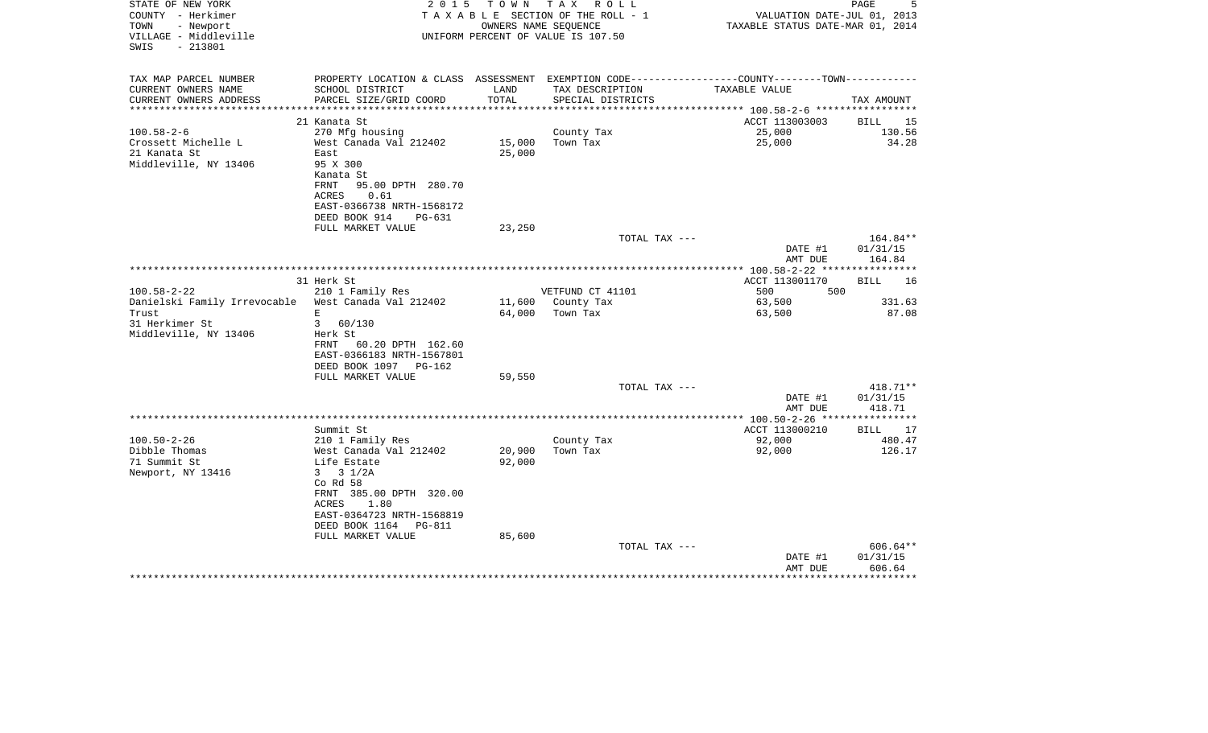STATE OF NEW YORK — 2015 TOWN TAX ROLL
COUNTY - Herkimer — TAXABLE SECTION OF THE ROLL - 1 — VALUATION DATE-JUL 01, 2013
TOWN - Newport — OWNERS NAME SEQUENCE — TAXABLE STATUS DATE-MAR 01, 2014
VILLAGE - Middleville — UNIFORM PERCENT OF VALUE IS 107.50
SWIS - 213801

| TAX MAP PARCEL NUMBER / CURRENT OWNERS NAME / CURRENT OWNERS ADDRESS | PROPERTY LOCATION & CLASS / SCHOOL DISTRICT / PARCEL SIZE/GRID COORD | ASSESSMENT LAND / TOTAL | EXEMPTION CODE / TAX DESCRIPTION / SPECIAL DISTRICTS | COUNTY--------TOWN / TAXABLE VALUE | TAX AMOUNT |
|---|---|---|---|---|---|
| | 21 Kanata St | | | ACCT 113003003 | BILL 15 |
| 100.58-2-6 | 270 Mfg housing | | County Tax | 25,000 | 130.56 |
| Crossett Michelle L | West Canada Val 212402 | 15,000 | Town Tax | 25,000 | 34.28 |
| 21 Kanata St | East | 25,000 | | | |
| Middleville, NY 13406 | 95 X 300 | | | | |
| | Kanata St | | | | |
| | FRNT 95.00 DPTH 280.70 | | | | |
| | ACRES 0.61 | | | | |
| | EAST-0366738 NRTH-1568172 | | | | |
| | DEED BOOK 914 PG-631 | | | | |
| | FULL MARKET VALUE | 23,250 | | | |
| | | | TOTAL TAX --- | | 164.84** |
| | | | | DATE #1 | 01/31/15 |
| | | | | AMT DUE | 164.84 |
| | 31 Herk St | | | ACCT 113001170 | BILL 16 |
| 100.58-2-22 | 210 1 Family Res | | VETFUND CT 41101 | 500 500 | |
| Danielski Family Irrevocable | West Canada Val 212402 | 11,600 | County Tax | 63,500 | 331.63 |
| Trust | E | 64,000 | Town Tax | 63,500 | 87.08 |
| 31 Herkimer St | 3 60/130 | | | | |
| Middleville, NY 13406 | Herk St | | | | |
| | FRNT 60.20 DPTH 162.60 | | | | |
| | EAST-0366183 NRTH-1567801 | | | | |
| | DEED BOOK 1097 PG-162 | | | | |
| | FULL MARKET VALUE | 59,550 | | | |
| | | | TOTAL TAX --- | | 418.71** |
| | | | | DATE #1 | 01/31/15 |
| | | | | AMT DUE | 418.71 |
| | Summit St | | | ACCT 113000210 | BILL 17 |
| 100.50-2-26 | 210 1 Family Res | | County Tax | 92,000 | 480.47 |
| Dibble Thomas | West Canada Val 212402 | 20,900 | Town Tax | 92,000 | 126.17 |
| 71 Summit St | Life Estate | 92,000 | | | |
| Newport, NY 13416 | 3 3 1/2A | | | | |
| | Co Rd 58 | | | | |
| | FRNT 385.00 DPTH 320.00 | | | | |
| | ACRES 1.80 | | | | |
| | EAST-0364723 NRTH-1568819 | | | | |
| | DEED BOOK 1164 PG-811 | | | | |
| | FULL MARKET VALUE | 85,600 | | | |
| | | | TOTAL TAX --- | | 606.64** |
| | | | | DATE #1 | 01/31/15 |
| | | | | AMT DUE | 606.64 |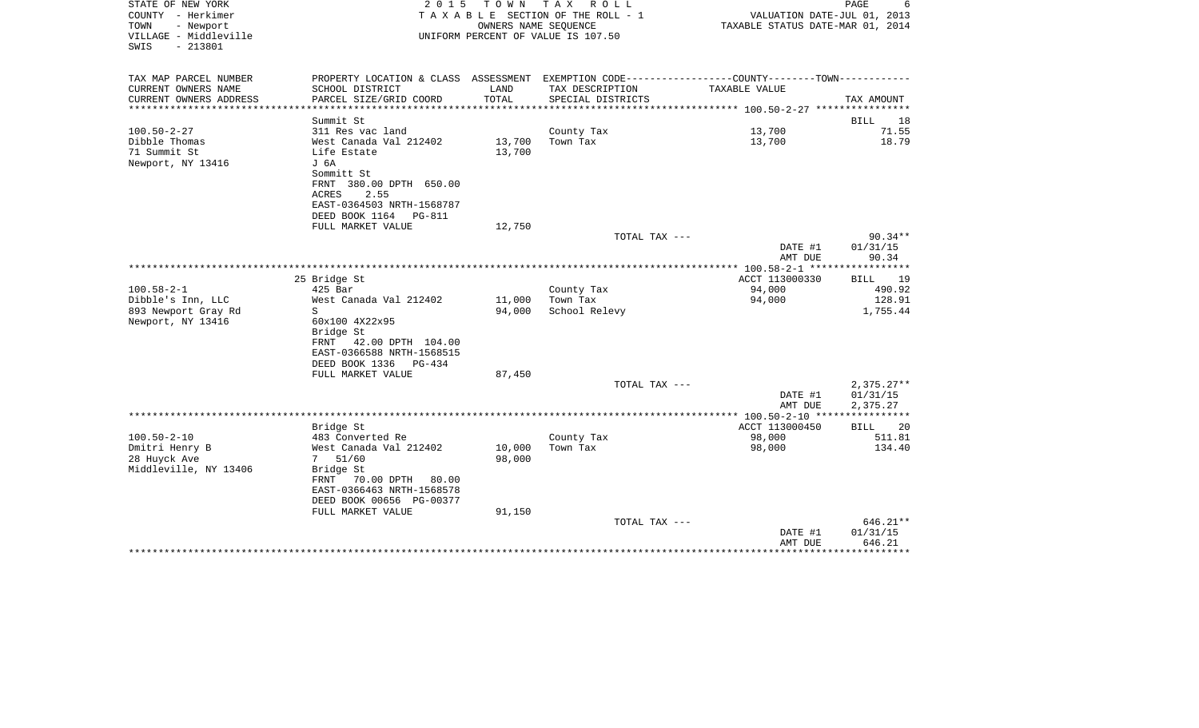STATE OF NEW YORK
COUNTY - Herkimer
TOWN - Newport
VILLAGE - Middleville
SWIS - 213801

2 0 1 5 T O W N T A X R O L L
T A X A B L E SECTION OF THE ROLL - 1
OWNERS NAME SEQUENCE
UNIFORM PERCENT OF VALUE IS 107.50

VALUATION DATE-JUL 01, 2013
TAXABLE STATUS DATE-MAR 01, 2014

| TAX MAP PARCEL NUMBER<br>CURRENT OWNERS NAME<br>CURRENT OWNERS ADDRESS | PROPERTY LOCATION & CLASS<br>SCHOOL DISTRICT<br>PARCEL SIZE/GRID COORD | ASSESSMENT<br>LAND<br>TOTAL | EXEMPTION CODE-----COUNTY-----TOWN-----<br>TAX DESCRIPTION<br>SPECIAL DISTRICTS | TAXABLE VALUE | TAX AMOUNT |
|---|---|---|---|---|---|
| **100.50-2-27** | Summit St | | | | BILL 18 |
| 100.50-2-27 | 311 Res vac land | | County Tax | 13,700 | 71.55 |
| Dibble Thomas | West Canada Val 212402 | 13,700 | Town Tax | 13,700 | 18.79 |
| 71 Summit St | Life Estate | 13,700 | | | |
| Newport, NY 13416 | J 6A | | | | |
| | Sommitt St | | | | |
| | FRNT 380.00 DPTH 650.00 | | | | |
| | ACRES 2.55 | | | | |
| | EAST-0364503 NRTH-1568787 | | | | |
| | DEED BOOK 1164 PG-811 | | | | |
| | FULL MARKET VALUE | 12,750 | | | |
| | | | TOTAL TAX --- | | 90.34** |
| | | | | DATE #1 | 01/31/15 |
| | | | | AMT DUE | 90.34 |
| **100.58-2-1** | 25 Bridge St | | | ACCT 113000330 | BILL 19 |
| 100.58-2-1 | 425 Bar | | County Tax | 94,000 | 490.92 |
| Dibble's Inn, LLC | West Canada Val 212402 | 11,000 | Town Tax | 94,000 | 128.91 |
| 893 Newport Gray Rd | S | 94,000 | School Relevy | | 1,755.44 |
| Newport, NY 13416 | 60x100 4X22x95 | | | | |
| | Bridge St | | | | |
| | FRNT 42.00 DPTH 104.00 | | | | |
| | EAST-0366588 NRTH-1568515 | | | | |
| | DEED BOOK 1336 PG-434 | | | | |
| | FULL MARKET VALUE | 87,450 | | | |
| | | | TOTAL TAX --- | | 2,375.27** |
| | | | | DATE #1 | 01/31/15 |
| | | | | AMT DUE | 2,375.27 |
| **100.50-2-10** | Bridge St | | | ACCT 113000450 | BILL 20 |
| 100.50-2-10 | 483 Converted Re | | County Tax | 98,000 | 511.81 |
| Dmitri Henry B | West Canada Val 212402 | 10,000 | Town Tax | 98,000 | 134.40 |
| 28 Huyck Ave | 7 51/60 | 98,000 | | | |
| Middleville, NY 13406 | Bridge St | | | | |
| | FRNT 70.00 DPTH 80.00 | | | | |
| | EAST-0366463 NRTH-1568578 | | | | |
| | DEED BOOK 00656 PG-00377 | | | | |
| | FULL MARKET VALUE | 91,150 | | | |
| | | | TOTAL TAX --- | | 646.21** |
| | | | | DATE #1 | 01/31/15 |
| | | | | AMT DUE | 646.21 |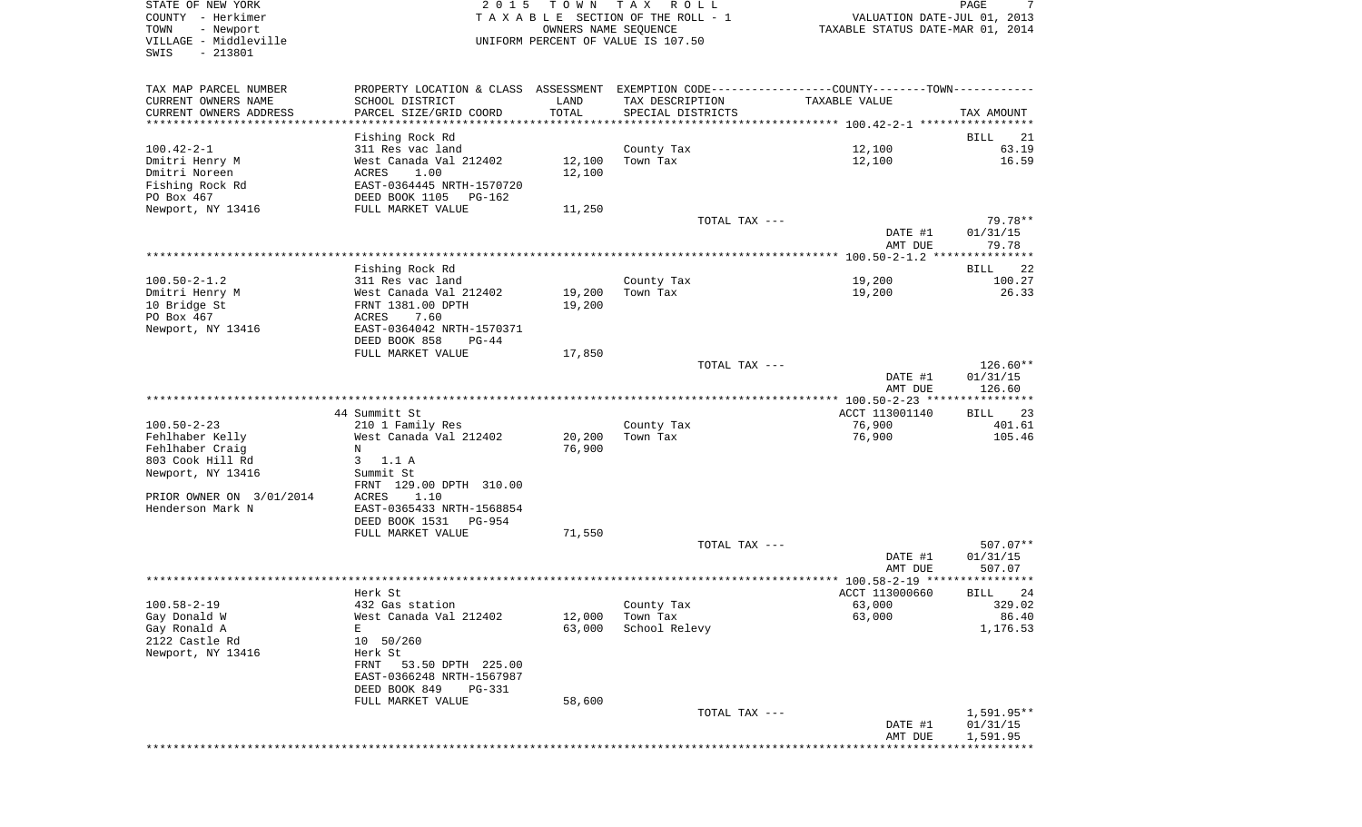STATE OF NEW YORK
COUNTY - Herkimer
TOWN - Newport
VILLAGE - Middleville
SWIS - 213801

2 0 1 5 T O W N T A X R O L L
T A X A B L E SECTION OF THE ROLL - 1
OWNERS NAME SEQUENCE
UNIFORM PERCENT OF VALUE IS 107.50

VALUATION DATE-JUL 01, 2013
TAXABLE STATUS DATE-MAR 01, 2014

| TAX MAP PARCEL NUMBER / CURRENT OWNERS NAME / CURRENT OWNERS ADDRESS | PROPERTY LOCATION & CLASS / SCHOOL DISTRICT / PARCEL SIZE/GRID COORD | ASSESSMENT LAND / TOTAL | EXEMPTION CODE / TAX DESCRIPTION / SPECIAL DISTRICTS | COUNTY--------TOWN / TAXABLE VALUE | TAX AMOUNT |
|---|---|---|---|---|---|
| **100.42-2-1** | Fishing Rock Rd | | | | BILL 21 |
| 100.42-2-1 | 311 Res vac land | | County Tax | 12,100 | 63.19 |
| Dmitri Henry M | West Canada Val 212402 | 12,100 | Town Tax | 12,100 | 16.59 |
| Dmitri Noreen | ACRES 1.00 | 12,100 | | | |
| Fishing Rock Rd | EAST-0364445 NRTH-1570720 | | | | |
| PO Box 467 | DEED BOOK 1105 PG-162 | | | | |
| Newport, NY 13416 | FULL MARKET VALUE | 11,250 | | | |
| | | | TOTAL TAX --- | | 79.78** |
| | | | | DATE #1 | 01/31/15 |
| | | | | AMT DUE | 79.78 |
| **100.50-2-1.2** | Fishing Rock Rd | | | | BILL 22 |
| 100.50-2-1.2 | 311 Res vac land | | County Tax | 19,200 | 100.27 |
| Dmitri Henry M | West Canada Val 212402 | 19,200 | Town Tax | 19,200 | 26.33 |
| 10 Bridge St | FRNT 1381.00 DPTH | 19,200 | | | |
| PO Box 467 | ACRES 7.60 | | | | |
| Newport, NY 13416 | EAST-0364042 NRTH-1570371 | | | | |
| | DEED BOOK 858 PG-44 | | | | |
| | FULL MARKET VALUE | 17,850 | | | |
| | | | TOTAL TAX --- | | 126.60** |
| | | | | DATE #1 | 01/31/15 |
| | | | | AMT DUE | 126.60 |
| **100.50-2-23** | 44 Summitt St | | | ACCT 113001140 | BILL 23 |
| 100.50-2-23 | 210 1 Family Res | | County Tax | 76,900 | 401.61 |
| Fehlhaber Kelly | West Canada Val 212402 | 20,200 | Town Tax | 76,900 | 105.46 |
| Fehlhaber Craig | N | 76,900 | | | |
| 803 Cook Hill Rd | 3 1.1 A | | | | |
| Newport, NY 13416 | Summit St | | | | |
| | FRNT 129.00 DPTH 310.00 | | | | |
| PRIOR OWNER ON 3/01/2014 | ACRES 1.10 | | | | |
| Henderson Mark N | EAST-0365433 NRTH-1568854 | | | | |
| | DEED BOOK 1531 PG-954 | | | | |
| | FULL MARKET VALUE | 71,550 | | | |
| | | | TOTAL TAX --- | | 507.07** |
| | | | | DATE #1 | 01/31/15 |
| | | | | AMT DUE | 507.07 |
| **100.58-2-19** | Herk St | | | ACCT 113000660 | BILL 24 |
| 100.58-2-19 | 432 Gas station | | County Tax | 63,000 | 329.02 |
| Gay Donald W | West Canada Val 212402 | 12,000 | Town Tax | 63,000 | 86.40 |
| Gay Ronald A | E | 63,000 | School Relevy | | 1,176.53 |
| 2122 Castle Rd | 10 50/260 | | | | |
| Newport, NY 13416 | Herk St | | | | |
| | FRNT 53.50 DPTH 225.00 | | | | |
| | EAST-0366248 NRTH-1567987 | | | | |
| | DEED BOOK 849 PG-331 | | | | |
| | FULL MARKET VALUE | 58,600 | | | |
| | | | TOTAL TAX --- | | 1,591.95** |
| | | | | DATE #1 | 01/31/15 |
| | | | | AMT DUE | 1,591.95 |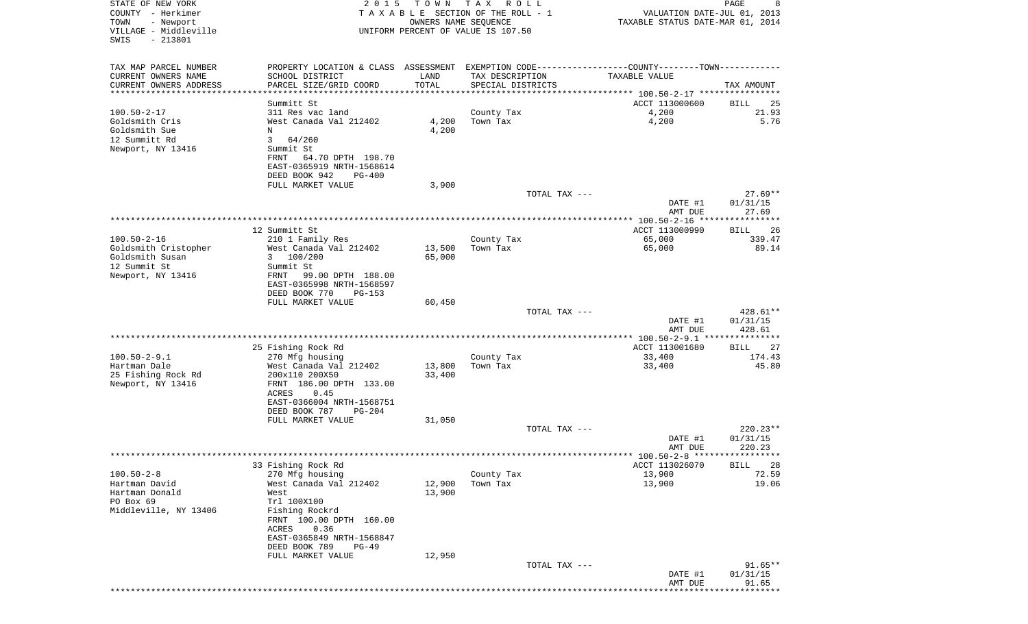STATE OF NEW YORK — 2015 TOWN TAX ROLL — PAGE 8
COUNTY - Herkimer — TAXABLE SECTION OF THE ROLL - 1 — VALUATION DATE-JUL 01, 2013
TOWN - Newport — OWNERS NAME SEQUENCE — TAXABLE STATUS DATE-MAR 01, 2014
VILLAGE - Middleville — UNIFORM PERCENT OF VALUE IS 107.50
SWIS - 213801

| TAX MAP PARCEL NUMBER / CURRENT OWNERS NAME / CURRENT OWNERS ADDRESS | PROPERTY LOCATION & CLASS / SCHOOL DISTRICT / PARCEL SIZE/GRID COORD | ASSESSMENT LAND / TOTAL | EXEMPTION CODE / TAX DESCRIPTION / SPECIAL DISTRICTS | TAXABLE VALUE | TAX AMOUNT |
|---|---|---|---|---|---|
| **100.50-2-17** | Summitt St | | | ACCT 113000600 | BILL 25 |
| 100.50-2-17 | 311 Res vac land | | County Tax | 4,200 | 21.93 |
| Goldsmith Cris | West Canada Val 212402 | 4,200 | Town Tax | 4,200 | 5.76 |
| Goldsmith Sue | N | 4,200 | | | |
| 12 Summitt Rd | 3 64/260 | | | | |
| Newport, NY 13416 | Summit St | | | | |
| | FRNT 64.70 DPTH 198.70 | | | | |
| | EAST-0365919 NRTH-1568614 | | | | |
| | DEED BOOK 942 PG-400 | | | | |
| | FULL MARKET VALUE | 3,900 | | | |
| | | | TOTAL TAX --- | | 27.69** |
| | | | | DATE #1 | 01/31/15 |
| | | | | AMT DUE | 27.69 |
| **100.50-2-16** | 12 Summitt St | | | ACCT 113000990 | BILL 26 |
| 100.50-2-16 | 210 1 Family Res | | County Tax | 65,000 | 339.47 |
| Goldsmith Cristopher | West Canada Val 212402 | 13,500 | Town Tax | 65,000 | 89.14 |
| Goldsmith Susan | 3 100/200 | 65,000 | | | |
| 12 Summit St | Summit St | | | | |
| Newport, NY 13416 | FRNT 99.00 DPTH 188.00 | | | | |
| | EAST-0365998 NRTH-1568597 | | | | |
| | DEED BOOK 770 PG-153 | | | | |
| | FULL MARKET VALUE | 60,450 | | | |
| | | | TOTAL TAX --- | | 428.61** |
| | | | | DATE #1 | 01/31/15 |
| | | | | AMT DUE | 428.61 |
| **100.50-2-9.1** | 25 Fishing Rock Rd | | | ACCT 113001680 | BILL 27 |
| 100.50-2-9.1 | 270 Mfg housing | | County Tax | 33,400 | 174.43 |
| Hartman Dale | West Canada Val 212402 | 13,800 | Town Tax | 33,400 | 45.80 |
| 25 Fishing Rock Rd | 200x110 200X50 | 33,400 | | | |
| Newport, NY 13416 | FRNT 186.00 DPTH 133.00 | | | | |
| | ACRES 0.45 | | | | |
| | EAST-0366004 NRTH-1568751 | | | | |
| | DEED BOOK 787 PG-204 | | | | |
| | FULL MARKET VALUE | 31,050 | | | |
| | | | TOTAL TAX --- | | 220.23** |
| | | | | DATE #1 | 01/31/15 |
| | | | | AMT DUE | 220.23 |
| **100.50-2-8** | 33 Fishing Rock Rd | | | ACCT 113026070 | BILL 28 |
| 100.50-2-8 | 270 Mfg housing | | County Tax | 13,900 | 72.59 |
| Hartman David | West Canada Val 212402 | 12,900 | Town Tax | 13,900 | 19.06 |
| Hartman Donald | West | 13,900 | | | |
| PO Box 69 | Trl 100X100 | | | | |
| Middleville, NY 13406 | Fishing Rockrd | | | | |
| | FRNT 100.00 DPTH 160.00 | | | | |
| | ACRES 0.36 | | | | |
| | EAST-0365849 NRTH-1568847 | | | | |
| | DEED BOOK 789 PG-49 | | | | |
| | FULL MARKET VALUE | 12,950 | | | |
| | | | TOTAL TAX --- | | 91.65** |
| | | | | DATE #1 | 01/31/15 |
| | | | | AMT DUE | 91.65 |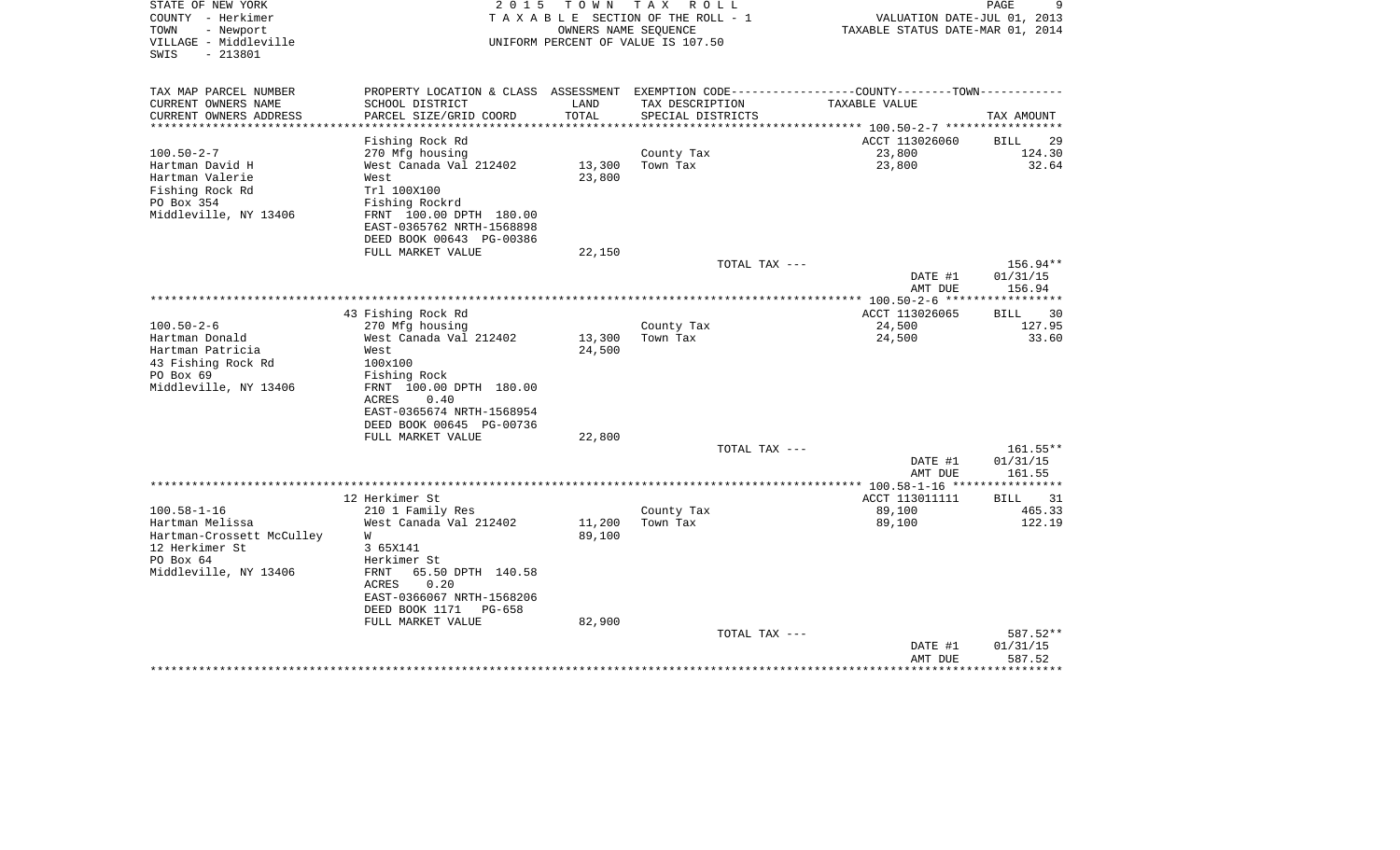STATE OF NEW YORK
COUNTY - Herkimer
TOWN - Newport
VILLAGE - Middleville
SWIS - 213801

2015 TOWN TAX ROLL
TAXABLE SECTION OF THE ROLL - 1
OWNERS NAME SEQUENCE
UNIFORM PERCENT OF VALUE IS 107.50

VALUATION DATE-JUL 01, 2013
TAXABLE STATUS DATE-MAR 01, 2014

| TAX MAP PARCEL NUMBER / CURRENT OWNERS NAME / CURRENT OWNERS ADDRESS | PROPERTY LOCATION & CLASS / SCHOOL DISTRICT / PARCEL SIZE/GRID COORD | ASSESSMENT LAND / TOTAL | EXEMPTION CODE / TAX DESCRIPTION / SPECIAL DISTRICTS | COUNTY--------TOWN / TAXABLE VALUE | TAX AMOUNT |
|---|---|---|---|---|---|
| | Fishing Rock Rd | | | ACCT 113026060 | BILL 29 |
| 100.50-2-7 | 270 Mfg housing | | County Tax | 23,800 | 124.30 |
| Hartman David H | West Canada Val 212402 | 13,300 | Town Tax | 23,800 | 32.64 |
| Hartman Valerie | West | 23,800 | | | |
| Fishing Rock Rd | Trl 100X100 | | | | |
| PO Box 354 | Fishing Rockrd | | | | |
| Middleville, NY 13406 | FRNT 100.00 DPTH 180.00 | | | | |
| | EAST-0365762 NRTH-1568898 | | | | |
| | DEED BOOK 00643 PG-00386 | | | | |
| | FULL MARKET VALUE | 22,150 | | | |
| | | | TOTAL TAX --- | | 156.94** |
| | | | | DATE #1 | 01/31/15 |
| | | | | AMT DUE | 156.94 |
| | 43 Fishing Rock Rd | | | ACCT 113026065 | BILL 30 |
| 100.50-2-6 | 270 Mfg housing | | County Tax | 24,500 | 127.95 |
| Hartman Donald | West Canada Val 212402 | 13,300 | Town Tax | 24,500 | 33.60 |
| Hartman Patricia | West | 24,500 | | | |
| 43 Fishing Rock Rd | 100x100 | | | | |
| PO Box 69 | Fishing Rock | | | | |
| Middleville, NY 13406 | FRNT 100.00 DPTH 180.00 | | | | |
| | ACRES 0.40 | | | | |
| | EAST-0365674 NRTH-1568954 | | | | |
| | DEED BOOK 00645 PG-00736 | | | | |
| | FULL MARKET VALUE | 22,800 | | | |
| | | | TOTAL TAX --- | | 161.55** |
| | | | | DATE #1 | 01/31/15 |
| | | | | AMT DUE | 161.55 |
| | 12 Herkimer St | | | ACCT 113011111 | BILL 31 |
| 100.58-1-16 | 210 1 Family Res | | County Tax | 89,100 | 465.33 |
| Hartman Melissa | West Canada Val 212402 | 11,200 | Town Tax | 89,100 | 122.19 |
| Hartman-Crossett McCulley | W | 89,100 | | | |
| 12 Herkimer St | 3 65X141 | | | | |
| PO Box 64 | Herkimer St | | | | |
| Middleville, NY 13406 | FRNT 65.50 DPTH 140.58 | | | | |
| | ACRES 0.20 | | | | |
| | EAST-0366067 NRTH-1568206 | | | | |
| | DEED BOOK 1171 PG-658 | | | | |
| | FULL MARKET VALUE | 82,900 | | | |
| | | | TOTAL TAX --- | | 587.52** |
| | | | | DATE #1 | 01/31/15 |
| | | | | AMT DUE | 587.52 |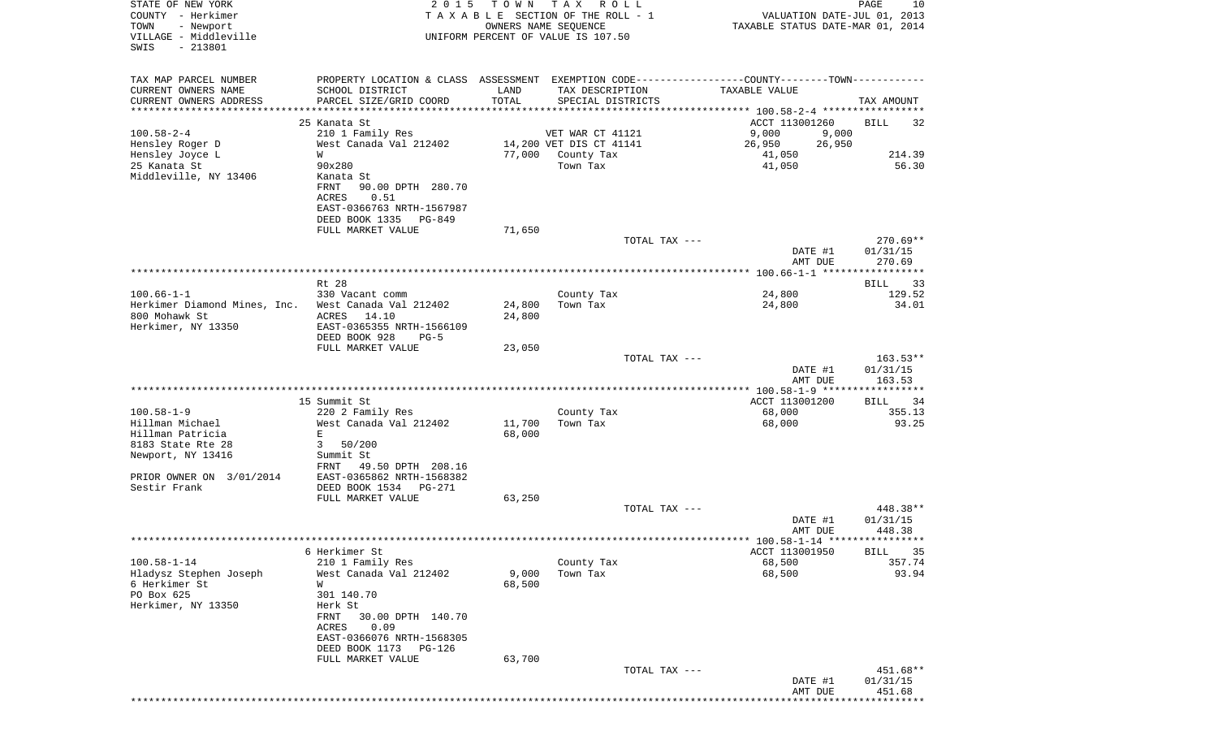STATE OF NEW YORK
COUNTY - Herkimer
TOWN - Newport
VILLAGE - Middleville
SWIS - 213801

2 0 1 5 T O W N T A X R O L L
T A X A B L E SECTION OF THE ROLL - 1
OWNERS NAME SEQUENCE
UNIFORM PERCENT OF VALUE IS 107.50

VALUATION DATE-JUL 01, 2013
TAXABLE STATUS DATE-MAR 01, 2014

| TAX MAP PARCEL NUMBER / CURRENT OWNERS NAME / CURRENT OWNERS ADDRESS | PROPERTY LOCATION & CLASS / SCHOOL DISTRICT / PARCEL SIZE/GRID COORD | ASSESSMENT LAND / TOTAL | EXEMPTION CODE / TAX DESCRIPTION / SPECIAL DISTRICTS | COUNTY / TOWN TAXABLE VALUE | TAX AMOUNT |
|---|---|---|---|---|---|
| 100.58-2-4 | 25 Kanata St | | | ACCT 113001260 | BILL 32 |
| | 210 1 Family Res | | VET WAR CT 41121 | 9,000 9,000 | |
| Hensley Roger D | West Canada Val 212402 | 14,200 | VET DIS CT 41141 | 26,950 26,950 | |
| Hensley Joyce L | W | 77,000 | County Tax | 41,050 | 214.39 |
| 25 Kanata St | 90x280 | | Town Tax | 41,050 | 56.30 |
| Middleville, NY 13406 | Kanata St | | | | |
| | FRNT 90.00 DPTH 280.70 | | | | |
| | ACRES 0.51 | | | | |
| | EAST-0366763 NRTH-1567987 | | | | |
| | DEED BOOK 1335 PG-849 | | | | |
| | FULL MARKET VALUE | 71,650 | | | |
| | | | TOTAL TAX --- | | 270.69** |
| | | | | DATE #1 | 01/31/15 |
| | | | | AMT DUE | 270.69 |
| 100.66-1-1 | Rt 28 | | | | BILL 33 |
| | 330 Vacant comm | | County Tax | 24,800 | 129.52 |
| Herkimer Diamond Mines, Inc. | West Canada Val 212402 | 24,800 | Town Tax | 24,800 | 34.01 |
| 800 Mohawk St | ACRES 14.10 | 24,800 | | | |
| Herkimer, NY 13350 | EAST-0365355 NRTH-1566109 | | | | |
| | DEED BOOK 928 PG-5 | | | | |
| | FULL MARKET VALUE | 23,050 | | | |
| | | | TOTAL TAX --- | | 163.53** |
| | | | | DATE #1 | 01/31/15 |
| | | | | AMT DUE | 163.53 |
| 100.58-1-9 | 15 Summit St | | | ACCT 113001200 | BILL 34 |
| | 220 2 Family Res | | County Tax | 68,000 | 355.13 |
| Hillman Michael | West Canada Val 212402 | 11,700 | Town Tax | 68,000 | 93.25 |
| Hillman Patricia | E | 68,000 | | | |
| 8183 State Rte 28 | 3 50/200 | | | | |
| Newport, NY 13416 | Summit St | | | | |
| | FRNT 49.50 DPTH 208.16 | | | | |
| PRIOR OWNER ON 3/01/2014 | EAST-0365862 NRTH-1568382 | | | | |
| Sestir Frank | DEED BOOK 1534 PG-271 | | | | |
| | FULL MARKET VALUE | 63,250 | | | |
| | | | TOTAL TAX --- | | 448.38** |
| | | | | DATE #1 | 01/31/15 |
| | | | | AMT DUE | 448.38 |
| 100.58-1-14 | 6 Herkimer St | | | ACCT 113001950 | BILL 35 |
| | 210 1 Family Res | | County Tax | 68,500 | 357.74 |
| Hladysz Stephen Joseph | West Canada Val 212402 | 9,000 | Town Tax | 68,500 | 93.94 |
| 6 Herkimer St | W | 68,500 | | | |
| PO Box 625 | 301 140.70 | | | | |
| Herkimer, NY 13350 | Herk St | | | | |
| | FRNT 30.00 DPTH 140.70 | | | | |
| | ACRES 0.09 | | | | |
| | EAST-0366076 NRTH-1568305 | | | | |
| | DEED BOOK 1173 PG-126 | | | | |
| | FULL MARKET VALUE | 63,700 | | | |
| | | | TOTAL TAX --- | | 451.68** |
| | | | | DATE #1 | 01/31/15 |
| | | | | AMT DUE | 451.68 |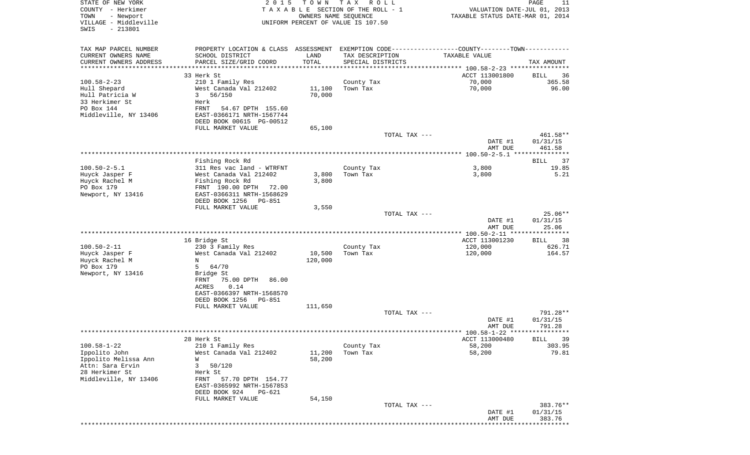STATE OF NEW YORK — 2015 TOWN TAX ROLL
COUNTY - Herkimer — TAXABLE SECTION OF THE ROLL - 1 — VALUATION DATE-JUL 01, 2013
TOWN - Newport — OWNERS NAME SEQUENCE — TAXABLE STATUS DATE-MAR 01, 2014
VILLAGE - Middleville — UNIFORM PERCENT OF VALUE IS 107.50
SWIS - 213801

| TAX MAP PARCEL NUMBER / CURRENT OWNERS NAME / CURRENT OWNERS ADDRESS | PROPERTY LOCATION & CLASS / SCHOOL DISTRICT / PARCEL SIZE/GRID COORD | ASSESSMENT LAND / TOTAL | EXEMPTION CODE / TAX DESCRIPTION / SPECIAL DISTRICTS | TAXABLE VALUE | TAX AMOUNT |
|---|---|---|---|---|---|
| | 33 Herk St | | | ACCT 113001800 | BILL 36 |
| 100.58-2-23 | 210 1 Family Res | | County Tax | 70,000 | 365.58 |
| Hull Shepard | West Canada Val 212402 | 11,100 | Town Tax | 70,000 | 96.00 |
| Hull Patricia W | 3 56/150 | 70,000 | | | |
| 33 Herkimer St | Herk | | | | |
| PO Box 144 | FRNT 54.67 DPTH 155.60 | | | | |
| Middleville, NY 13406 | EAST-0366171 NRTH-1567744 | | | | |
| | DEED BOOK 00615 PG-00512 | | | | |
| | FULL MARKET VALUE | 65,100 | | | |
| | | | TOTAL TAX --- | | 461.58** |
| | | | | DATE #1 | 01/31/15 |
| | | | | AMT DUE | 461.58 |
| | Fishing Rock Rd | | | | BILL 37 |
| 100.50-2-5.1 | 311 Res vac land - WTRFNT | | County Tax | 3,800 | 19.85 |
| Huyck Jasper F | West Canada Val 212402 | 3,800 | Town Tax | 3,800 | 5.21 |
| Huyck Rachel M | Fishing Rock Rd | 3,800 | | | |
| PO Box 179 | FRNT 190.00 DPTH 72.00 | | | | |
| Newport, NY 13416 | EAST-0366311 NRTH-1568629 | | | | |
| | DEED BOOK 1256 PG-851 | | | | |
| | FULL MARKET VALUE | 3,550 | | | |
| | | | TOTAL TAX --- | | 25.06** |
| | | | | DATE #1 | 01/31/15 |
| | | | | AMT DUE | 25.06 |
| | 16 Bridge St | | | ACCT 113001230 | BILL 38 |
| 100.50-2-11 | 230 3 Family Res | | County Tax | 120,000 | 626.71 |
| Huyck Jasper F | West Canada Val 212402 | 10,500 | Town Tax | 120,000 | 164.57 |
| Huyck Rachel M | N | 120,000 | | | |
| PO Box 179 | 5 64/70 | | | | |
| Newport, NY 13416 | Bridge St | | | | |
| | FRNT 75.00 DPTH 86.00 | | | | |
| | ACRES 0.14 | | | | |
| | EAST-0366397 NRTH-1568570 | | | | |
| | DEED BOOK 1256 PG-851 | | | | |
| | FULL MARKET VALUE | 111,650 | | | |
| | | | TOTAL TAX --- | | 791.28** |
| | | | | DATE #1 | 01/31/15 |
| | | | | AMT DUE | 791.28 |
| | 28 Herk St | | | ACCT 113000480 | BILL 39 |
| 100.58-1-22 | 210 1 Family Res | | County Tax | 58,200 | 303.95 |
| Ippolito John | West Canada Val 212402 | 11,200 | Town Tax | 58,200 | 79.81 |
| Ippolito Melissa Ann | W | 58,200 | | | |
| Attn: Sara Ervin | 3 50/120 | | | | |
| 28 Herkimer St | Herk St | | | | |
| Middleville, NY 13406 | FRNT 57.70 DPTH 154.77 | | | | |
| | EAST-0365992 NRTH-1567853 | | | | |
| | DEED BOOK 924 PG-621 | | | | |
| | FULL MARKET VALUE | 54,150 | | | |
| | | | TOTAL TAX --- | | 383.76** |
| | | | | DATE #1 | 01/31/15 |
| | | | | AMT DUE | 383.76 |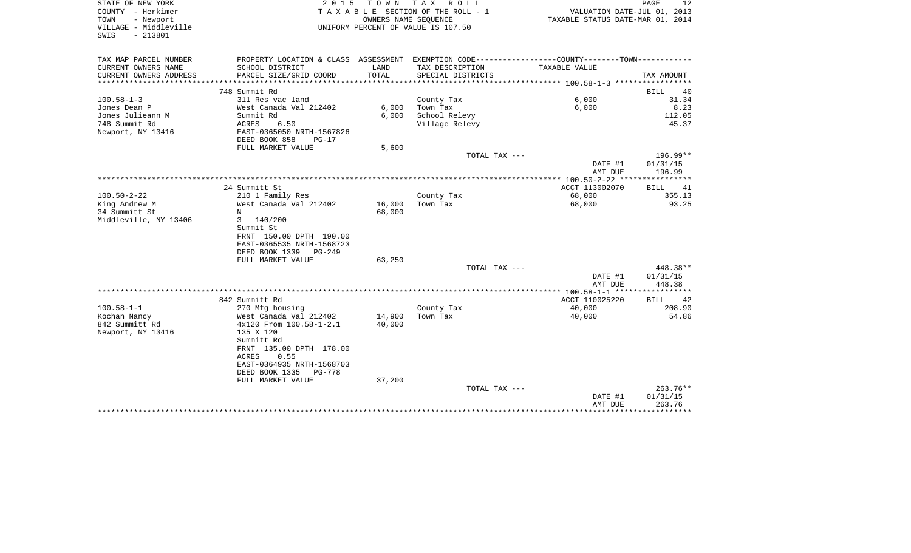STATE OF NEW YORK
COUNTY - Herkimer
TOWN - Newport
VILLAGE - Middleville
SWIS - 213801

2015 TOWN TAX ROLL
TAXABLE SECTION OF THE ROLL - 1
OWNERS NAME SEQUENCE
UNIFORM PERCENT OF VALUE IS 107.50

VALUATION DATE-JUL 01, 2013
TAXABLE STATUS DATE-MAR 01, 2014

| TAX MAP PARCEL NUMBER / CURRENT OWNERS NAME / CURRENT OWNERS ADDRESS | PROPERTY LOCATION & CLASS / SCHOOL DISTRICT / PARCEL SIZE/GRID COORD | ASSESSMENT LAND / TOTAL | EXEMPTION CODE / TAX DESCRIPTION / SPECIAL DISTRICTS | COUNTY / TOWN TAXABLE VALUE | TAX AMOUNT |
|---|---|---|---|---|---|
| **100.58-1-3** | 748 Summit Rd | | | | BILL 40 |
| 100.58-1-3 | 311 Res vac land | | County Tax | 6,000 | 31.34 |
| Jones Dean P | West Canada Val 212402 | 6,000 | Town Tax | 6,000 | 8.23 |
| Jones Julieann M | Summit Rd | 6,000 | School Relevy | | 112.05 |
| 748 Summit Rd | ACRES 6.50 | | Village Relevy | | 45.37 |
| Newport, NY 13416 | EAST-0365050 NRTH-1567826 | | | | |
| | DEED BOOK 858 PG-17 | | | | |
| | FULL MARKET VALUE | 5,600 | | | |
| | | | TOTAL TAX --- | | 196.99** |
| | | | | DATE #1 | 01/31/15 |
| | | | | AMT DUE | 196.99 |
| **100.50-2-22** | 24 Summitt St | | | ACCT 113002070 | BILL 41 |
| 100.50-2-22 | 210 1 Family Res | | County Tax | 68,000 | 355.13 |
| King Andrew M | West Canada Val 212402 | 16,000 | Town Tax | 68,000 | 93.25 |
| 34 Summitt St | N | 68,000 | | | |
| Middleville, NY 13406 | 3 140/200 | | | | |
| | Summit St | | | | |
| | FRNT 150.00 DPTH 190.00 | | | | |
| | EAST-0365535 NRTH-1568723 | | | | |
| | DEED BOOK 1339 PG-249 | | | | |
| | FULL MARKET VALUE | 63,250 | | | |
| | | | TOTAL TAX --- | | 448.38** |
| | | | | DATE #1 | 01/31/15 |
| | | | | AMT DUE | 448.38 |
| **100.58-1-1** | 842 Summitt Rd | | | ACCT 110025220 | BILL 42 |
| 100.58-1-1 | 270 Mfg housing | | County Tax | 40,000 | 208.90 |
| Kochan Nancy | West Canada Val 212402 | 14,900 | Town Tax | 40,000 | 54.86 |
| 842 Summitt Rd | 4x120 From 100.58-1-2.1 | 40,000 | | | |
| Newport, NY 13416 | 135 X 120 | | | | |
| | Summitt Rd | | | | |
| | FRNT 135.00 DPTH 178.00 | | | | |
| | ACRES 0.55 | | | | |
| | EAST-0364935 NRTH-1568703 | | | | |
| | DEED BOOK 1335 PG-778 | | | | |
| | FULL MARKET VALUE | 37,200 | | | |
| | | | TOTAL TAX --- | | 263.76** |
| | | | | DATE #1 | 01/31/15 |
| | | | | AMT DUE | 263.76 |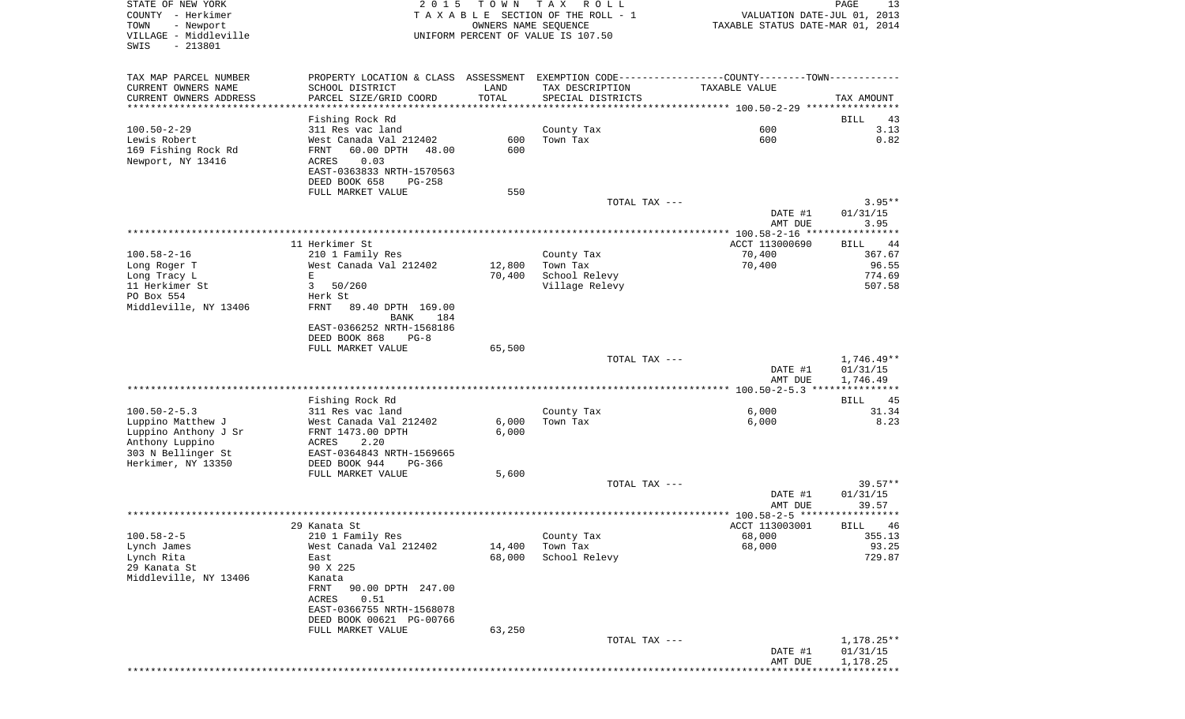STATE OF NEW YORK
COUNTY - Herkimer
TOWN - Newport
VILLAGE - Middleville
SWIS - 213801

2 0 1 5 T O W N T A X R O L L
T A X A B L E SECTION OF THE ROLL - 1
OWNERS NAME SEQUENCE
UNIFORM PERCENT OF VALUE IS 107.50

VALUATION DATE-JUL 01, 2013
TAXABLE STATUS DATE-MAR 01, 2014

| TAX MAP PARCEL NUMBER / CURRENT OWNERS NAME / CURRENT OWNERS ADDRESS | PROPERTY LOCATION & CLASS / SCHOOL DISTRICT / PARCEL SIZE/GRID COORD | ASSESSMENT LAND / TOTAL | EXEMPTION CODE / TAX DESCRIPTION / SPECIAL DISTRICTS | COUNTY--------TOWN / TAXABLE VALUE | TAX AMOUNT |
|---|---|---|---|---|---|
| 100.50-2-29 | Fishing Rock Rd | | | | BILL 43 |
| Lewis Robert | 311 Res vac land | | County Tax | 600 | 3.13 |
| 169 Fishing Rock Rd | West Canada Val 212402 | 600 | Town Tax | 600 | 0.82 |
| Newport, NY 13416 | FRNT 60.00 DPTH 48.00 | 600 | | | |
| | ACRES 0.03 | | | | |
| | EAST-0363833 NRTH-1570563 | | | | |
| | DEED BOOK 658 PG-258 | | | | |
| | FULL MARKET VALUE | 550 | | | |
| | | | TOTAL TAX --- | | 3.95** |
| | | | | DATE #1 | 01/31/15 |
| | | | | AMT DUE | 3.95 |
| 100.58-2-16 | 11 Herkimer St | | | ACCT 113000690 | BILL 44 |
| Long Roger T | 210 1 Family Res | | County Tax | 70,400 | 367.67 |
| Long Tracy L | West Canada Val 212402 | 12,800 | Town Tax | 70,400 | 96.55 |
| 11 Herkimer St | E | 70,400 | School Relevy | | 774.69 |
| PO Box 554 | 3 50/260 | | Village Relevy | | 507.58 |
| Middleville, NY 13406 | Herk St | | | | |
| | FRNT 89.40 DPTH 169.00 | | | | |
| | BANK 184 | | | | |
| | EAST-0366252 NRTH-1568186 | | | | |
| | DEED BOOK 868 PG-8 | | | | |
| | FULL MARKET VALUE | 65,500 | | | |
| | | | TOTAL TAX --- | | 1,746.49** |
| | | | | DATE #1 | 01/31/15 |
| | | | | AMT DUE | 1,746.49 |
| 100.50-2-5.3 | Fishing Rock Rd | | | | BILL 45 |
| Luppino Matthew J | 311 Res vac land | | County Tax | 6,000 | 31.34 |
| Luppino Anthony J Sr | West Canada Val 212402 | 6,000 | Town Tax | 6,000 | 8.23 |
| Anthony Luppino | FRNT 1473.00 DPTH | 6,000 | | | |
| 303 N Bellinger St | ACRES 2.20 | | | | |
| Herkimer, NY 13350 | EAST-0364843 NRTH-1569665 | | | | |
| | DEED BOOK 944 PG-366 | | | | |
| | FULL MARKET VALUE | 5,600 | | | |
| | | | TOTAL TAX --- | | 39.57** |
| | | | | DATE #1 | 01/31/15 |
| | | | | AMT DUE | 39.57 |
| 100.58-2-5 | 29 Kanata St | | | ACCT 113003001 | BILL 46 |
| Lynch James | 210 1 Family Res | | County Tax | 68,000 | 355.13 |
| Lynch Rita | West Canada Val 212402 | 14,400 | Town Tax | 68,000 | 93.25 |
| 29 Kanata St | East | 68,000 | School Relevy | | 729.87 |
| Middleville, NY 13406 | 90 X 225 | | | | |
| | Kanata | | | | |
| | FRNT 90.00 DPTH 247.00 | | | | |
| | ACRES 0.51 | | | | |
| | EAST-0366755 NRTH-1568078 | | | | |
| | DEED BOOK 00621 PG-00766 | | | | |
| | FULL MARKET VALUE | 63,250 | | | |
| | | | TOTAL TAX --- | | 1,178.25** |
| | | | | DATE #1 | 01/31/15 |
| | | | | AMT DUE | 1,178.25 |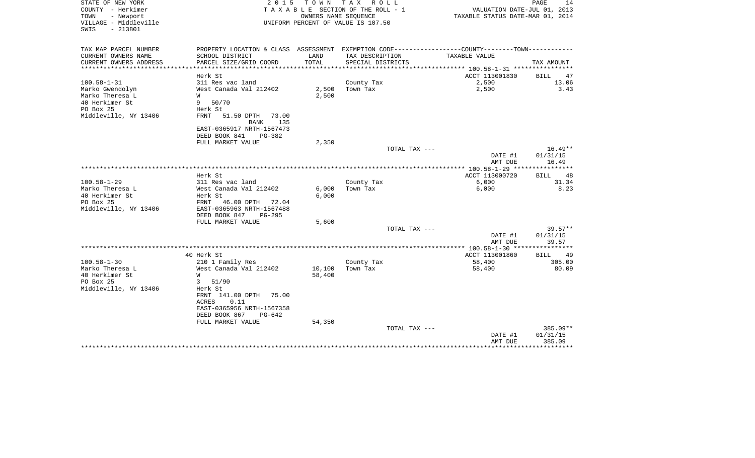STATE OF NEW YORK
COUNTY - Herkimer
TOWN - Newport
VILLAGE - Middleville
SWIS - 213801

2 0 1 5 T O W N T A X R O L L
T A X A B L E SECTION OF THE ROLL - 1
OWNERS NAME SEQUENCE
UNIFORM PERCENT OF VALUE IS 107.50

VALUATION DATE-JUL 01, 2013
TAXABLE STATUS DATE-MAR 01, 2014

| TAX MAP PARCEL NUMBER / CURRENT OWNERS NAME / CURRENT OWNERS ADDRESS | PROPERTY LOCATION & CLASS / SCHOOL DISTRICT / PARCEL SIZE/GRID COORD | ASSESSMENT LAND / TOTAL | EXEMPTION CODE / TAX DESCRIPTION / SPECIAL DISTRICTS | COUNTY--------TOWN / TAXABLE VALUE | TAX AMOUNT |
|---|---|---|---|---|---|
| **100.58-1-31** | Herk St | | | ACCT 113001830 | BILL 47 |
| 100.58-1-31 | 311 Res vac land | | County Tax | 2,500 | 13.06 |
| Marko Gwendolyn | West Canada Val 212402 | 2,500 | Town Tax | 2,500 | 3.43 |
| Marko Theresa L | W | 2,500 | | | |
| 40 Herkimer St | 9 50/70 | | | | |
| PO Box 25 | Herk St | | | | |
| Middleville, NY 13406 | FRNT 51.50 DPTH 73.00 | | | | |
| | BANK 135 | | | | |
| | EAST-0365917 NRTH-1567473 | | | | |
| | DEED BOOK 841 PG-382 | | | | |
| | FULL MARKET VALUE | 2,350 | | | |
| | | | TOTAL TAX --- | | 16.49** |
| | | | | DATE #1 | 01/31/15 |
| | | | | AMT DUE | 16.49 |
| **100.58-1-29** | Herk St | | | ACCT 113000720 | BILL 48 |
| 100.58-1-29 | 311 Res vac land | | County Tax | 6,000 | 31.34 |
| Marko Theresa L | West Canada Val 212402 | 6,000 | Town Tax | 6,000 | 8.23 |
| 40 Herkimer St | Herk St | 6,000 | | | |
| PO Box 25 | FRNT 46.00 DPTH 72.04 | | | | |
| Middleville, NY 13406 | EAST-0365963 NRTH-1567488 | | | | |
| | DEED BOOK 847 PG-295 | | | | |
| | FULL MARKET VALUE | 5,600 | | | |
| | | | TOTAL TAX --- | | 39.57** |
| | | | | DATE #1 | 01/31/15 |
| | | | | AMT DUE | 39.57 |
| **100.58-1-30** | 40 Herk St | | | ACCT 113001860 | BILL 49 |
| 100.58-1-30 | 210 1 Family Res | | County Tax | 58,400 | 305.00 |
| Marko Theresa L | West Canada Val 212402 | 10,100 | Town Tax | 58,400 | 80.09 |
| 40 Herkimer St | W | 58,400 | | | |
| PO Box 25 | 3 51/90 | | | | |
| Middleville, NY 13406 | Herk St | | | | |
| | FRNT 141.00 DPTH 75.00 | | | | |
| | ACRES 0.11 | | | | |
| | EAST-0365956 NRTH-1567358 | | | | |
| | DEED BOOK 867 PG-642 | | | | |
| | FULL MARKET VALUE | 54,350 | | | |
| | | | TOTAL TAX --- | | 385.09** |
| | | | | DATE #1 | 01/31/15 |
| | | | | AMT DUE | 385.09 |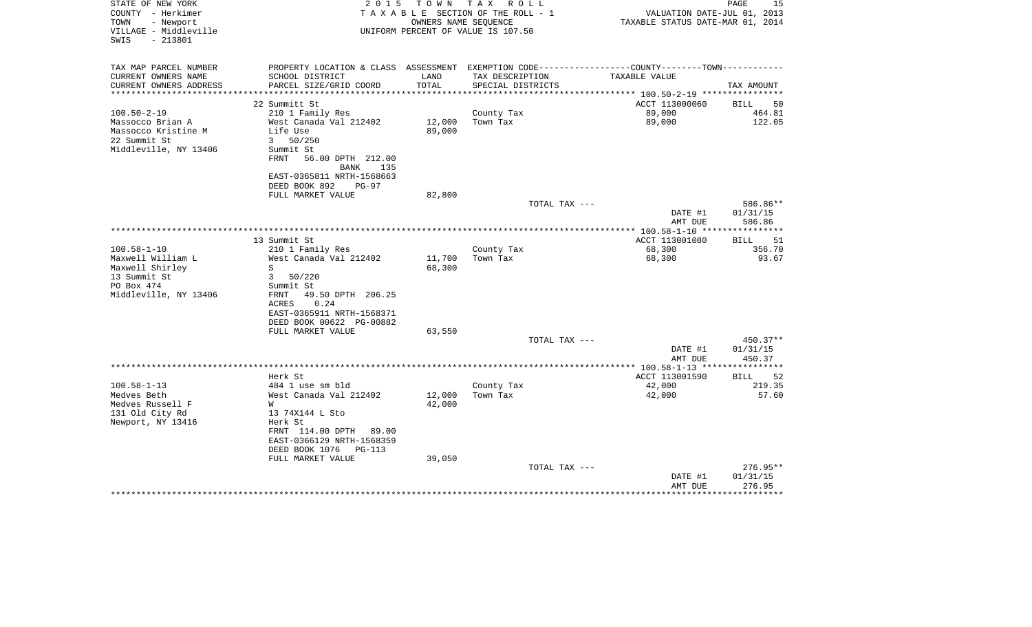STATE OF NEW YORK
COUNTY - Herkimer
TOWN - Newport
VILLAGE - Middleville
SWIS - 213801

# 2015 TOWN TAX ROLL

TAXABLE SECTION OF THE ROLL - 1
OWNERS NAME SEQUENCE
UNIFORM PERCENT OF VALUE IS 107.50

VALUATION DATE-JUL 01, 2013
TAXABLE STATUS DATE-MAR 01, 2014

| TAX MAP PARCEL NUMBER / CURRENT OWNERS NAME / CURRENT OWNERS ADDRESS | PROPERTY LOCATION & CLASS / SCHOOL DISTRICT / PARCEL SIZE/GRID COORD | ASSESSMENT LAND | ASSESSMENT TOTAL | EXEMPTION CODE / TAX DESCRIPTION / SPECIAL DISTRICTS | TAXABLE VALUE | TAX AMOUNT |
|---|---|---|---|---|---|---|
| 100.50-2-19 | 22 Summitt St | | | | ACCT 113000060 | BILL 50 |
| Massocco Brian A | 210 1 Family Res | | | County Tax | 89,000 | 464.81 |
| Massocco Kristine M | West Canada Val 212402 | 12,000 | | Town Tax | 89,000 | 122.05 |
| 22 Summit St | Life Use | | 89,000 | | | |
| Middleville, NY 13406 | 3 50/250 | | | | | |
| | Summit St | | | | | |
| | FRNT 56.00 DPTH 212.00 | | | | | |
| | BANK 135 | | | | | |
| | EAST-0365811 NRTH-1568663 | | | | | |
| | DEED BOOK 892 PG-97 | | | | | |
| | FULL MARKET VALUE | | 82,800 | | | |
| | | | | TOTAL TAX --- | | 586.86** |
| | | | | | DATE #1 | 01/31/15 |
| | | | | | AMT DUE | 586.86 |
| 100.58-1-10 | 13 Summit St | | | | ACCT 113001080 | BILL 51 |
| Maxwell William L | 210 1 Family Res | | | County Tax | 68,300 | 356.70 |
| Maxwell Shirley | West Canada Val 212402 | 11,700 | | Town Tax | 68,300 | 93.67 |
| 13 Summit St | S | | 68,300 | | | |
| PO Box 474 | 3 50/220 | | | | | |
| Middleville, NY 13406 | Summit St | | | | | |
| | FRNT 49.50 DPTH 206.25 | | | | | |
| | ACRES 0.24 | | | | | |
| | EAST-0365911 NRTH-1568371 | | | | | |
| | DEED BOOK 00622 PG-00882 | | | | | |
| | FULL MARKET VALUE | | 63,550 | | | |
| | | | | TOTAL TAX --- | | 450.37** |
| | | | | | DATE #1 | 01/31/15 |
| | | | | | AMT DUE | 450.37 |
| 100.58-1-13 | Herk St | | | | ACCT 113001590 | BILL 52 |
| Medves Beth | 484 1 use sm bld | | | County Tax | 42,000 | 219.35 |
| Medves Russell F | West Canada Val 212402 | 12,000 | | Town Tax | 42,000 | 57.60 |
| 131 Old City Rd | W | | 42,000 | | | |
| Newport, NY 13416 | 13 74X144 L Sto | | | | | |
| | Herk St | | | | | |
| | FRNT 114.00 DPTH 89.00 | | | | | |
| | EAST-0366129 NRTH-1568359 | | | | | |
| | DEED BOOK 1076 PG-113 | | | | | |
| | FULL MARKET VALUE | | 39,050 | | | |
| | | | | TOTAL TAX --- | | 276.95** |
| | | | | | DATE #1 | 01/31/15 |
| | | | | | AMT DUE | 276.95 |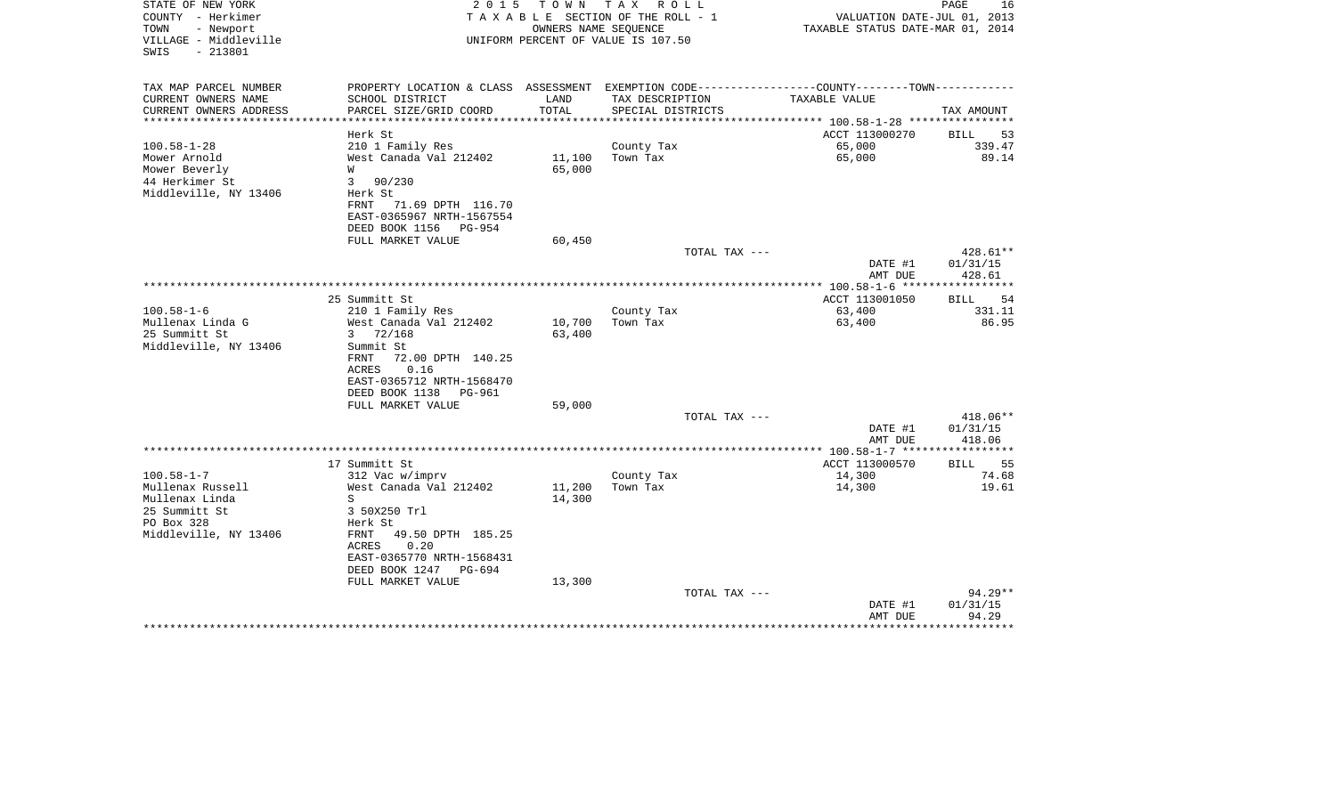STATE OF NEW YORK
COUNTY - Herkimer
TOWN - Newport
VILLAGE - Middleville
SWIS - 213801

2 0 1 5 T O W N T A X R O L L
T A X A B L E SECTION OF THE ROLL - 1
OWNERS NAME SEQUENCE
UNIFORM PERCENT OF VALUE IS 107.50

VALUATION DATE-JUL 01, 2013
TAXABLE STATUS DATE-MAR 01, 2014

| TAX MAP PARCEL NUMBER<br>CURRENT OWNERS NAME<br>CURRENT OWNERS ADDRESS | PROPERTY LOCATION & CLASS<br>SCHOOL DISTRICT<br>PARCEL SIZE/GRID COORD | ASSESSMENT<br>LAND<br>TOTAL | EXEMPTION CODE-----COUNTY-----TOWN-----<br>TAX DESCRIPTION<br>SPECIAL DISTRICTS | TAXABLE VALUE | TAX AMOUNT |
|---|---|---|---|---|---|
| | Herk St | | | ACCT 113000270 | BILL 53 |
| 100.58-1-28 | 210 1 Family Res | | County Tax | 65,000 | 339.47 |
| Mower Arnold | West Canada Val 212402 | 11,100 | Town Tax | 65,000 | 89.14 |
| Mower Beverly | W | 65,000 | | | |
| 44 Herkimer St | 3 90/230 | | | | |
| Middleville, NY 13406 | Herk St | | | | |
| | FRNT 71.69 DPTH 116.70 | | | | |
| | EAST-0365967 NRTH-1567554 | | | | |
| | DEED BOOK 1156 PG-954 | | | | |
| | FULL MARKET VALUE | 60,450 | | | |
| | | | TOTAL TAX --- | | 428.61** |
| | | | | DATE #1 | 01/31/15 |
| | | | | AMT DUE | 428.61 |
| | 25 Summitt St | | | ACCT 113001050 | BILL 54 |
| 100.58-1-6 | 210 1 Family Res | | County Tax | 63,400 | 331.11 |
| Mullenax Linda G | West Canada Val 212402 | 10,700 | Town Tax | 63,400 | 86.95 |
| 25 Summitt St | 3 72/168 | 63,400 | | | |
| Middleville, NY 13406 | Summit St | | | | |
| | FRNT 72.00 DPTH 140.25 | | | | |
| | ACRES 0.16 | | | | |
| | EAST-0365712 NRTH-1568470 | | | | |
| | DEED BOOK 1138 PG-961 | | | | |
| | FULL MARKET VALUE | 59,000 | | | |
| | | | TOTAL TAX --- | | 418.06** |
| | | | | DATE #1 | 01/31/15 |
| | | | | AMT DUE | 418.06 |
| | 17 Summitt St | | | ACCT 113000570 | BILL 55 |
| 100.58-1-7 | 312 Vac w/imprv | | County Tax | 14,300 | 74.68 |
| Mullenax Russell | West Canada Val 212402 | 11,200 | Town Tax | 14,300 | 19.61 |
| Mullenax Linda | S | 14,300 | | | |
| 25 Summitt St | 3 50X250 Trl | | | | |
| PO Box 328 | Herk St | | | | |
| Middleville, NY 13406 | FRNT 49.50 DPTH 185.25 | | | | |
| | ACRES 0.20 | | | | |
| | EAST-0365770 NRTH-1568431 | | | | |
| | DEED BOOK 1247 PG-694 | | | | |
| | FULL MARKET VALUE | 13,300 | | | |
| | | | TOTAL TAX --- | | 94.29** |
| | | | | DATE #1 | 01/31/15 |
| | | | | AMT DUE | 94.29 |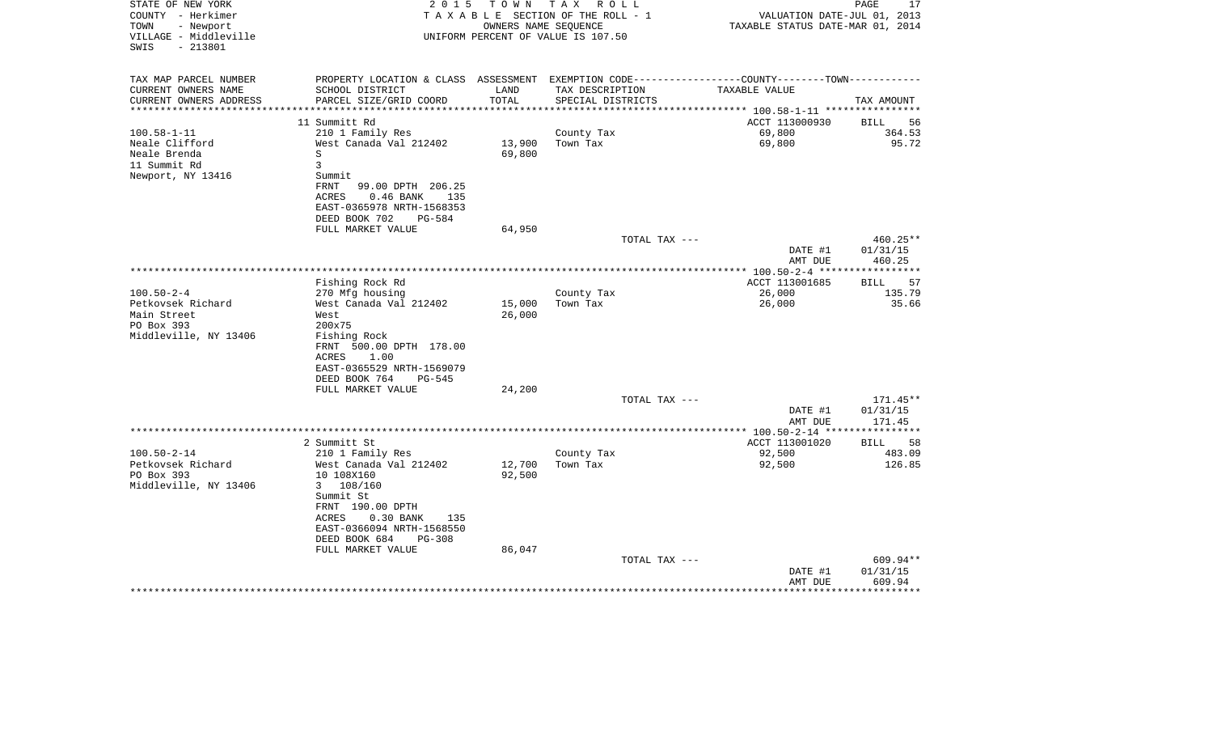STATE OF NEW YORK
COUNTY - Herkimer
TOWN - Newport
VILLAGE - Middleville
SWIS - 213801

2015 TOWN TAX ROLL
TAXABLE SECTION OF THE ROLL - 1
OWNERS NAME SEQUENCE
UNIFORM PERCENT OF VALUE IS 107.50

VALUATION DATE-JUL 01, 2013
TAXABLE STATUS DATE-MAR 01, 2014

| TAX MAP PARCEL NUMBER / CURRENT OWNERS NAME / CURRENT OWNERS ADDRESS | PROPERTY LOCATION & CLASS / SCHOOL DISTRICT / PARCEL SIZE/GRID COORD | ASSESSMENT LAND / TOTAL | EXEMPTION CODE / TAX DESCRIPTION / SPECIAL DISTRICTS | COUNTY--------TOWN / TAXABLE VALUE | TAX AMOUNT |
|---|---|---|---|---|---|
| **100.58-1-11** | 11 Summitt Rd | | | ACCT 113000930 | BILL 56 |
| Neale Clifford | 210 1 Family Res | | County Tax | 69,800 | 364.53 |
| Neale Brenda | West Canada Val 212402 | 13,900 | Town Tax | 69,800 | 95.72 |
| 11 Summit Rd | S | 69,800 | | | |
| Newport, NY 13416 | 3 | | | | |
| | Summit | | | | |
| | FRNT 99.00 DPTH 206.25 | | | | |
| | ACRES 0.46 BANK 135 | | | | |
| | EAST-0365978 NRTH-1568353 | | | | |
| | DEED BOOK 702 PG-584 | | | | |
| | FULL MARKET VALUE | 64,950 | | | |
| | | | TOTAL TAX --- | | 460.25** |
| | | | | DATE #1 | 01/31/15 |
| | | | | AMT DUE | 460.25 |
| **100.50-2-4** | Fishing Rock Rd | | | ACCT 113001685 | BILL 57 |
| Petkovsek Richard | 270 Mfg housing | | County Tax | 26,000 | 135.79 |
| Main Street | West Canada Val 212402 | 15,000 | Town Tax | 26,000 | 35.66 |
| PO Box 393 | West | 26,000 | | | |
| Middleville, NY 13406 | 200x75 | | | | |
| | Fishing Rock | | | | |
| | FRNT 500.00 DPTH 178.00 | | | | |
| | ACRES 1.00 | | | | |
| | EAST-0365529 NRTH-1569079 | | | | |
| | DEED BOOK 764 PG-545 | | | | |
| | FULL MARKET VALUE | 24,200 | | | |
| | | | TOTAL TAX --- | | 171.45** |
| | | | | DATE #1 | 01/31/15 |
| | | | | AMT DUE | 171.45 |
| **100.50-2-14** | 2 Summitt St | | | ACCT 113001020 | BILL 58 |
| Petkovsek Richard | 210 1 Family Res | | County Tax | 92,500 | 483.09 |
| PO Box 393 | West Canada Val 212402 | 12,700 | Town Tax | 92,500 | 126.85 |
| Middleville, NY 13406 | 10 108X160 | 92,500 | | | |
| | 3 108/160 | | | | |
| | Summit St | | | | |
| | FRNT 190.00 DPTH | | | | |
| | ACRES 0.30 BANK 135 | | | | |
| | EAST-0366094 NRTH-1568550 | | | | |
| | DEED BOOK 684 PG-308 | | | | |
| | FULL MARKET VALUE | 86,047 | | | |
| | | | TOTAL TAX --- | | 609.94** |
| | | | | DATE #1 | 01/31/15 |
| | | | | AMT DUE | 609.94 |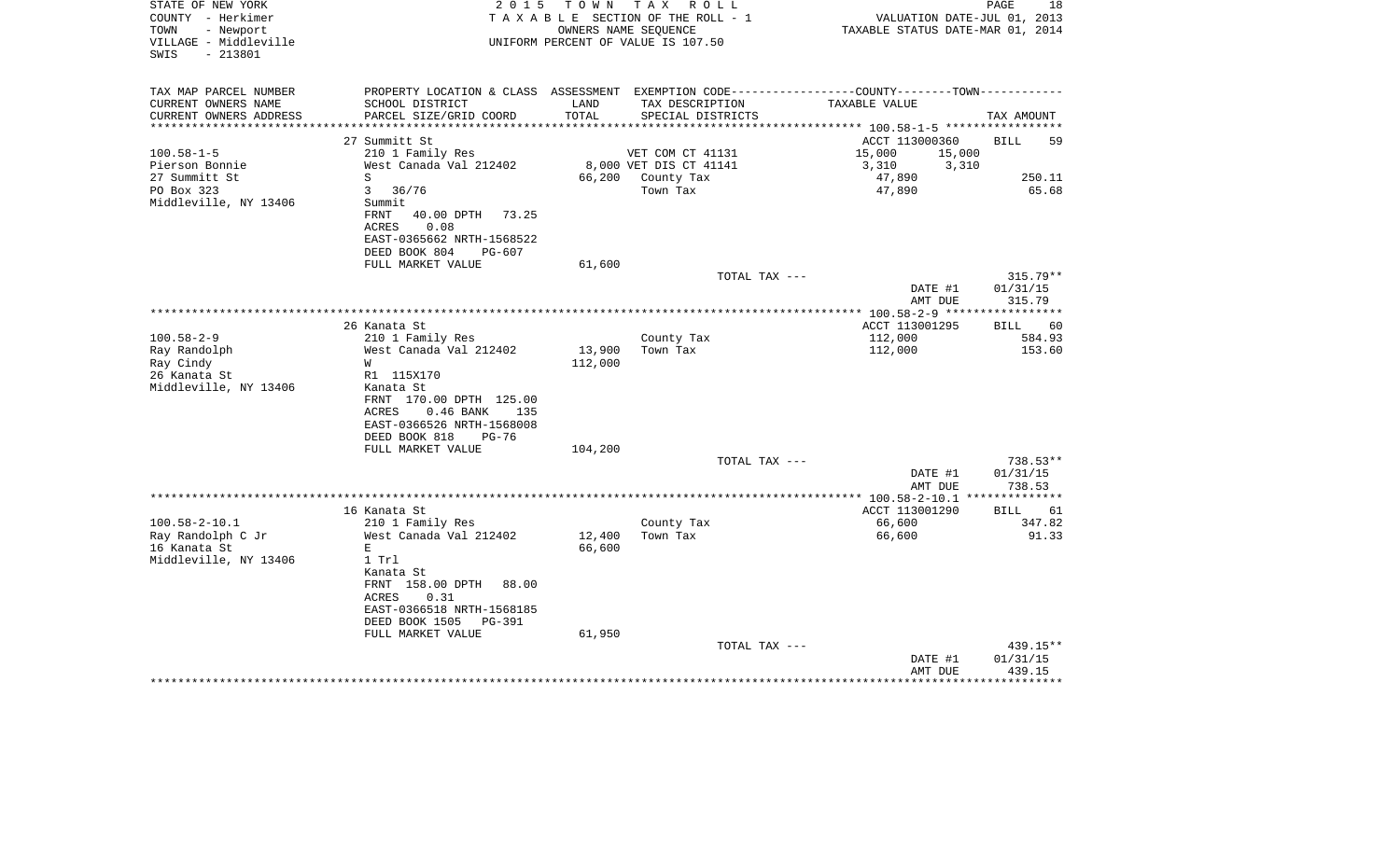STATE OF NEW YORK
COUNTY - Herkimer
TOWN - Newport
VILLAGE - Middleville
SWIS - 213801

2 0 1 5 T O W N T A X R O L L
T A X A B L E SECTION OF THE ROLL - 1
OWNERS NAME SEQUENCE
UNIFORM PERCENT OF VALUE IS 107.50

VALUATION DATE-JUL 01, 2013
TAXABLE STATUS DATE-MAR 01, 2014

| TAX MAP PARCEL NUMBER<br>CURRENT OWNERS NAME<br>CURRENT OWNERS ADDRESS | PROPERTY LOCATION & CLASS<br>SCHOOL DISTRICT<br>PARCEL SIZE/GRID COORD | ASSESSMENT<br>LAND<br>TOTAL | EXEMPTION CODE<br>TAX DESCRIPTION<br>SPECIAL DISTRICTS | COUNTY | TOWN<br>TAXABLE VALUE | TAX AMOUNT |
|---|---|---|---|---|---|---|
| 100.58-1-5 | 27 Summitt St | | | ACCT 113000360 | | BILL 59 |
| Pierson Bonnie | 210 1 Family Res | | VET COM CT 41131 | 15,000 | 15,000 | |
| 27 Summitt St | West Canada Val 212402 | 8,000 | VET DIS CT 41141 | 3,310 | 3,310 | |
| PO Box 323 | S | 66,200 | County Tax | 47,890 | | 250.11 |
| Middleville, NY 13406 | 3 36/76 | | Town Tax | 47,890 | | 65.68 |
| | Summit | | | | | |
| | FRNT 40.00 DPTH 73.25 | | | | | |
| | ACRES 0.08 | | | | | |
| | EAST-0365662 NRTH-1568522 | | | | | |
| | DEED BOOK 804 PG-607 | | | | | |
| | FULL MARKET VALUE | 61,600 | | | | |
| | | | TOTAL TAX --- | | | 315.79** |
| | | | | | DATE #1 | 01/31/15 |
| | | | | | AMT DUE | 315.79 |
| 100.58-2-9 | 26 Kanata St | | | ACCT 113001295 | | BILL 60 |
| Ray Randolph | 210 1 Family Res | | County Tax | 112,000 | | 584.93 |
| Ray Cindy | West Canada Val 212402 | 13,900 | Town Tax | 112,000 | | 153.60 |
| 26 Kanata St | W | 112,000 | | | | |
| Middleville, NY 13406 | R1 115X170 | | | | | |
| | Kanata St | | | | | |
| | FRNT 170.00 DPTH 125.00 | | | | | |
| | ACRES 0.46 BANK 135 | | | | | |
| | EAST-0366526 NRTH-1568008 | | | | | |
| | DEED BOOK 818 PG-76 | | | | | |
| | FULL MARKET VALUE | 104,200 | | | | |
| | | | TOTAL TAX --- | | | 738.53** |
| | | | | | DATE #1 | 01/31/15 |
| | | | | | AMT DUE | 738.53 |
| 100.58-2-10.1 | 16 Kanata St | | | ACCT 113001290 | | BILL 61 |
| Ray Randolph C Jr | 210 1 Family Res | | County Tax | 66,600 | | 347.82 |
| 16 Kanata St | West Canada Val 212402 | 12,400 | Town Tax | 66,600 | | 91.33 |
| Middleville, NY 13406 | E | 66,600 | | | | |
| | 1 Trl | | | | | |
| | Kanata St | | | | | |
| | FRNT 158.00 DPTH 88.00 | | | | | |
| | ACRES 0.31 | | | | | |
| | EAST-0366518 NRTH-1568185 | | | | | |
| | DEED BOOK 1505 PG-391 | | | | | |
| | FULL MARKET VALUE | 61,950 | | | | |
| | | | TOTAL TAX --- | | | 439.15** |
| | | | | | DATE #1 | 01/31/15 |
| | | | | | AMT DUE | 439.15 |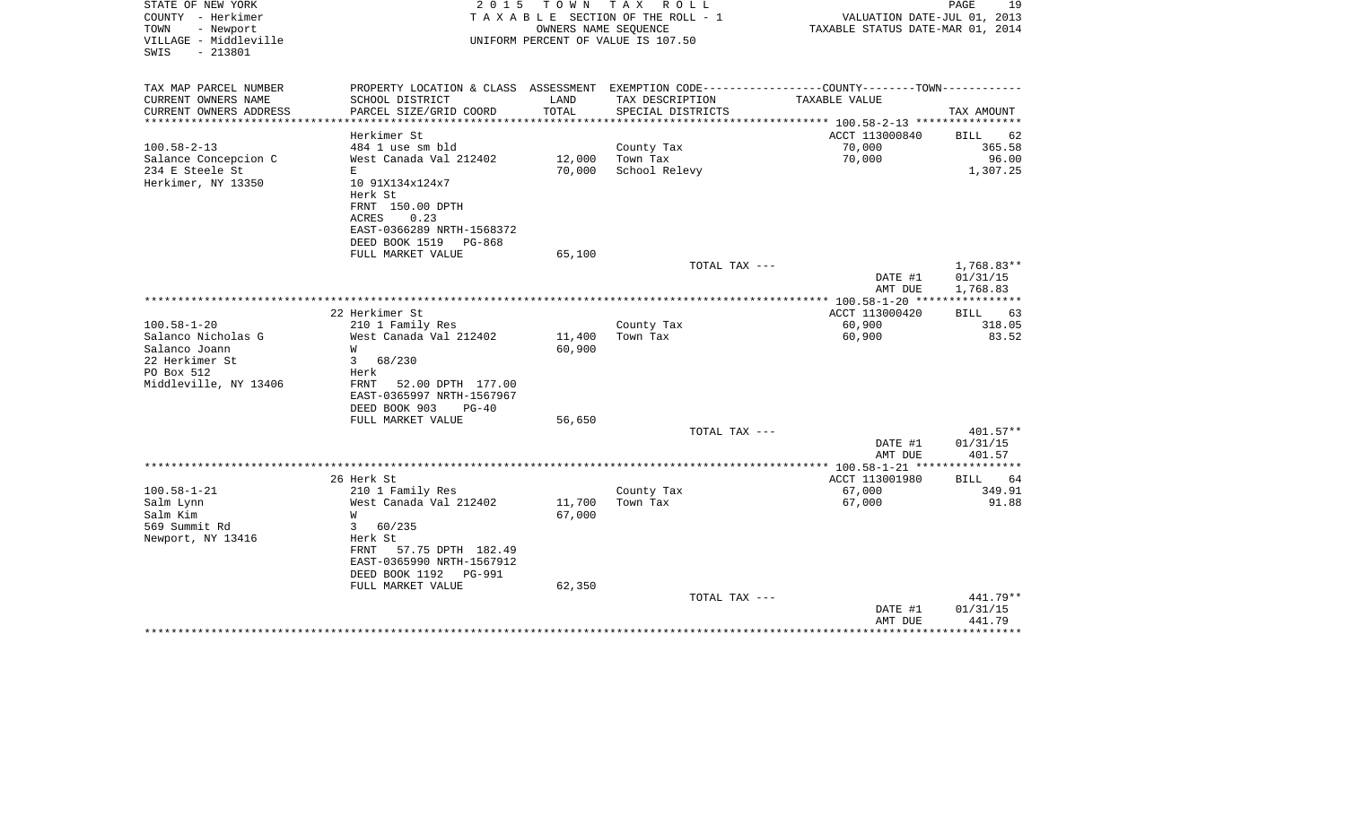STATE OF NEW YORK
COUNTY - Herkimer
TOWN - Newport
VILLAGE - Middleville
SWIS - 213801

2 0 1 5 T O W N T A X R O L L
T A X A B L E SECTION OF THE ROLL - 1
OWNERS NAME SEQUENCE
UNIFORM PERCENT OF VALUE IS 107.50

VALUATION DATE-JUL 01, 2013
TAXABLE STATUS DATE-MAR 01, 2014

| TAX MAP PARCEL NUMBER<br>CURRENT OWNERS NAME<br>CURRENT OWNERS ADDRESS | PROPERTY LOCATION & CLASS<br>SCHOOL DISTRICT<br>PARCEL SIZE/GRID COORD | ASSESSMENT<br>LAND<br>TOTAL | EXEMPTION CODE<br>TAX DESCRIPTION<br>SPECIAL DISTRICTS | COUNTY--------TOWN<br>TAXABLE VALUE | TAX AMOUNT |
|---|---|---|---|---|---|
| 100.58-2-13 | Herkimer St | | | ACCT 113000840 | BILL 62 |
| 100.58-2-13 | 484 1 use sm bld | | County Tax | 70,000 | 365.58 |
| Salance Concepcion C | West Canada Val 212402 | 12,000 | Town Tax | 70,000 | 96.00 |
| 234 E Steele St | E | 70,000 | School Relevy | | 1,307.25 |
| Herkimer, NY 13350 | 10 91X134x124x7 | | | | |
| | Herk St | | | | |
| | FRNT 150.00 DPTH | | | | |
| | ACRES 0.23 | | | | |
| | EAST-0366289 NRTH-1568372 | | | | |
| | DEED BOOK 1519 PG-868 | | | | |
| | FULL MARKET VALUE | 65,100 | | | |
| | | | TOTAL TAX --- | | 1,768.83** |
| | | | | DATE #1 | 01/31/15 |
| | | | | AMT DUE | 1,768.83 |
| 100.58-1-20 | 22 Herkimer St | | | ACCT 113000420 | BILL 63 |
| 100.58-1-20 | 210 1 Family Res | | County Tax | 60,900 | 318.05 |
| Salanco Nicholas G | West Canada Val 212402 | 11,400 | Town Tax | 60,900 | 83.52 |
| Salanco Joann | W | 60,900 | | | |
| 22 Herkimer St | 3 68/230 | | | | |
| PO Box 512 | Herk | | | | |
| Middleville, NY 13406 | FRNT 52.00 DPTH 177.00 | | | | |
| | EAST-0365997 NRTH-1567967 | | | | |
| | DEED BOOK 903 PG-40 | | | | |
| | FULL MARKET VALUE | 56,650 | | | |
| | | | TOTAL TAX --- | | 401.57** |
| | | | | DATE #1 | 01/31/15 |
| | | | | AMT DUE | 401.57 |
| 100.58-1-21 | 26 Herk St | | | ACCT 113001980 | BILL 64 |
| 100.58-1-21 | 210 1 Family Res | | County Tax | 67,000 | 349.91 |
| Salm Lynn | West Canada Val 212402 | 11,700 | Town Tax | 67,000 | 91.88 |
| Salm Kim | W | 67,000 | | | |
| 569 Summit Rd | 3 60/235 | | | | |
| Newport, NY 13416 | Herk St | | | | |
| | FRNT 57.75 DPTH 182.49 | | | | |
| | EAST-0365990 NRTH-1567912 | | | | |
| | DEED BOOK 1192 PG-991 | | | | |
| | FULL MARKET VALUE | 62,350 | | | |
| | | | TOTAL TAX --- | | 441.79** |
| | | | | DATE #1 | 01/31/15 |
| | | | | AMT DUE | 441.79 |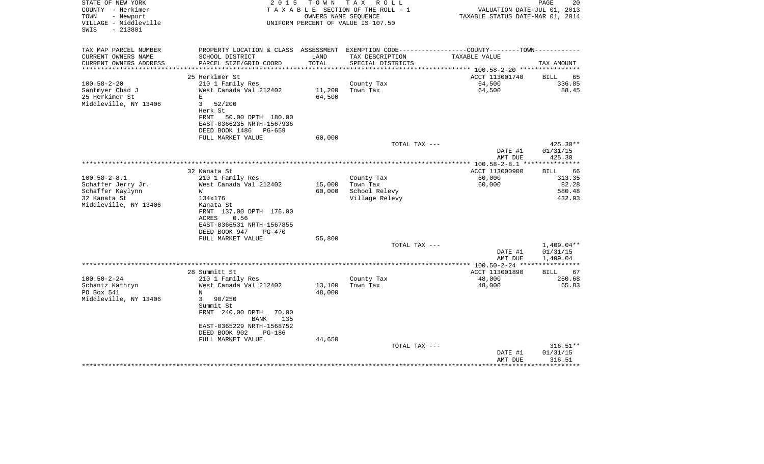STATE OF NEW YORK
COUNTY - Herkimer
TOWN - Newport
VILLAGE - Middleville
SWIS - 213801

2015 TOWN TAX ROLL
TAXABLE SECTION OF THE ROLL - 1
OWNERS NAME SEQUENCE
UNIFORM PERCENT OF VALUE IS 107.50

VALUATION DATE-JUL 01, 2013
TAXABLE STATUS DATE-MAR 01, 2014

| TAX MAP PARCEL NUMBER / CURRENT OWNERS NAME / CURRENT OWNERS ADDRESS | PROPERTY LOCATION & CLASS / SCHOOL DISTRICT / PARCEL SIZE/GRID COORD | ASSESSMENT LAND / TOTAL | EXEMPTION CODE / TAX DESCRIPTION / SPECIAL DISTRICTS | COUNTY--------TOWN / TAXABLE VALUE | TAX AMOUNT |
|---|---|---|---|---|---|
| | 25 Herkimer St | | | ACCT 113001740 | BILL 65 |
| 100.58-2-20 | 210 1 Family Res | | County Tax | 64,500 | 336.85 |
| Santmyer Chad J | West Canada Val 212402 | 11,200 | Town Tax | 64,500 | 88.45 |
| 25 Herkimer St | E | 64,500 | | | |
| Middleville, NY 13406 | 3 52/200 | | | | |
| | Herk St | | | | |
| | FRNT 50.00 DPTH 180.00 | | | | |
| | EAST-0366235 NRTH-1567936 | | | | |
| | DEED BOOK 1486 PG-659 | | | | |
| | FULL MARKET VALUE | 60,000 | | | |
| | | | TOTAL TAX --- | | 425.30** |
| | | | | DATE #1 | 01/31/15 |
| | | | | AMT DUE | 425.30 |
| | 32 Kanata St | | | ACCT 113000900 | BILL 66 |
| 100.58-2-8.1 | 210 1 Family Res | | County Tax | 60,000 | 313.35 |
| Schaffer Jerry Jr. | West Canada Val 212402 | 15,000 | Town Tax | 60,000 | 82.28 |
| Schaffer Kaylynn | W | 60,000 | School Relevy | | 580.48 |
| 32 Kanata St | 134x176 | | Village Relevy | | 432.93 |
| Middleville, NY 13406 | Kanata St | | | | |
| | FRNT 137.00 DPTH 176.00 | | | | |
| | ACRES 0.56 | | | | |
| | EAST-0366531 NRTH-1567855 | | | | |
| | DEED BOOK 947 PG-470 | | | | |
| | FULL MARKET VALUE | 55,800 | | | |
| | | | TOTAL TAX --- | | 1,409.04** |
| | | | | DATE #1 | 01/31/15 |
| | | | | AMT DUE | 1,409.04 |
| | 28 Summitt St | | | ACCT 113001890 | BILL 67 |
| 100.50-2-24 | 210 1 Family Res | | County Tax | 48,000 | 250.68 |
| Schantz Kathryn | West Canada Val 212402 | 13,100 | Town Tax | 48,000 | 65.83 |
| PO Box 541 | N | 48,000 | | | |
| Middleville, NY 13406 | 3 90/250 | | | | |
| | Summit St | | | | |
| | FRNT 240.00 DPTH 70.00 | | | | |
| | BANK 135 | | | | |
| | EAST-0365229 NRTH-1568752 | | | | |
| | DEED BOOK 902 PG-186 | | | | |
| | FULL MARKET VALUE | 44,650 | | | |
| | | | TOTAL TAX --- | | 316.51** |
| | | | | DATE #1 | 01/31/15 |
| | | | | AMT DUE | 316.51 |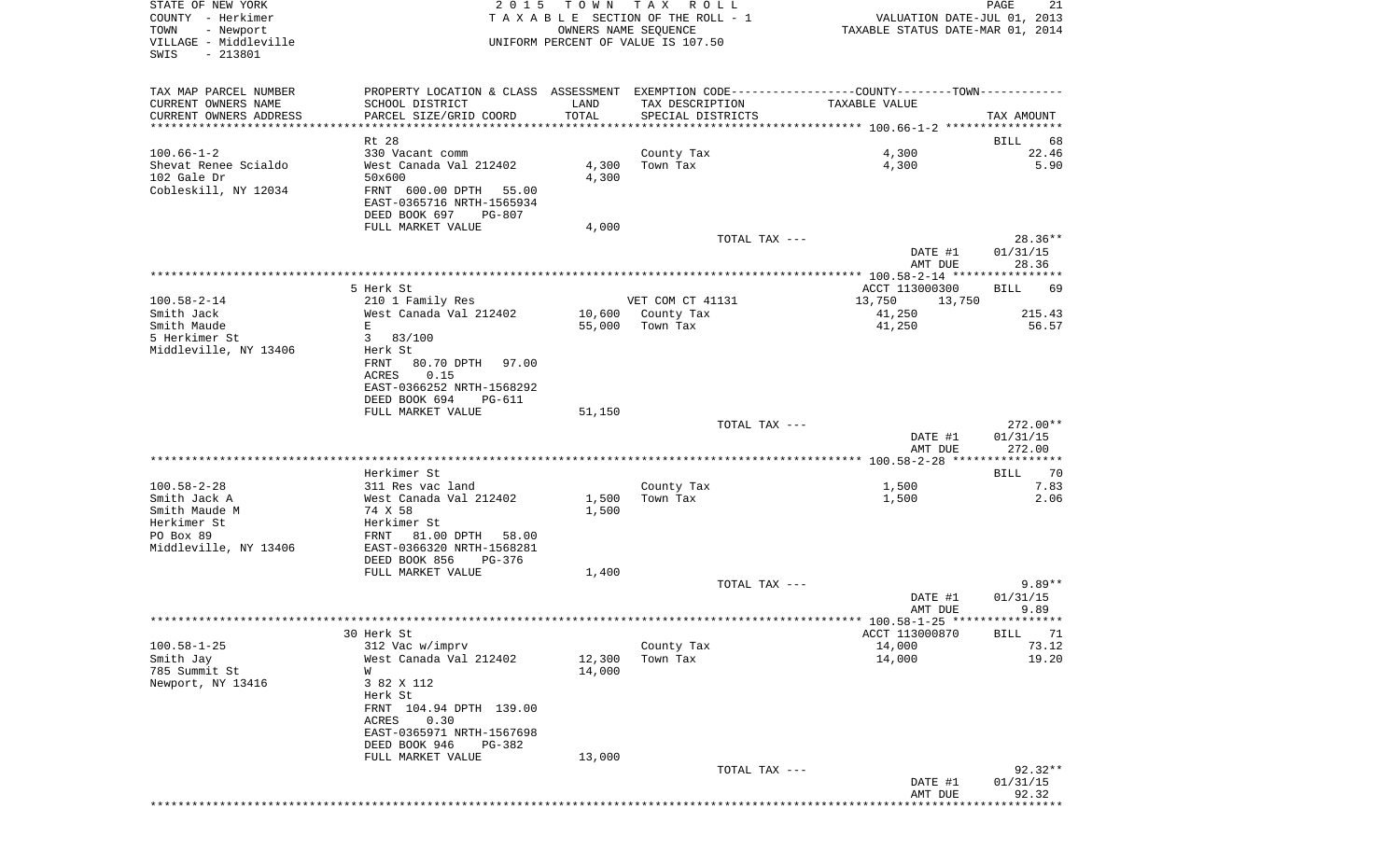STATE OF NEW YORK
COUNTY - Herkimer
TOWN - Newport
VILLAGE - Middleville
SWIS - 213801

2 0 1 5 T O W N T A X R O L L
T A X A B L E SECTION OF THE ROLL - 1
OWNERS NAME SEQUENCE
UNIFORM PERCENT OF VALUE IS 107.50

VALUATION DATE-JUL 01, 2013
TAXABLE STATUS DATE-MAR 01, 2014

| TAX MAP PARCEL NUMBER / CURRENT OWNERS NAME / CURRENT OWNERS ADDRESS | PROPERTY LOCATION & CLASS / SCHOOL DISTRICT / PARCEL SIZE/GRID COORD | ASSESSMENT LAND / TOTAL | EXEMPTION CODE / TAX DESCRIPTION / SPECIAL DISTRICTS | COUNTY--------TOWN / TAXABLE VALUE | TAX AMOUNT |
|---|---|---|---|---|---|
| **100.66-1-2** | Rt 28 | | | | BILL 68 |
| 100.66-1-2 | 330 Vacant comm | | County Tax | 4,300 | 22.46 |
| Shevat Renee Scialdo | West Canada Val 212402 | 4,300 | Town Tax | 4,300 | 5.90 |
| 102 Gale Dr | 50x600 | 4,300 | | | |
| Cobleskill, NY 12034 | FRNT 600.00 DPTH 55.00 | | | | |
| | EAST-0365716 NRTH-1565934 | | | | |
| | DEED BOOK 697 PG-807 | | | | |
| | FULL MARKET VALUE | 4,000 | | | |
| | | | TOTAL TAX --- | | 28.36** |
| | | | | DATE #1 | 01/31/15 |
| | | | | AMT DUE | 28.36 |
| **100.58-2-14** | 5 Herk St | | | ACCT 113000300 | BILL 69 |
| 100.58-2-14 | 210 1 Family Res | | VET COM CT 41131 | 13,750 13,750 | |
| Smith Jack | West Canada Val 212402 | 10,600 | County Tax | 41,250 | 215.43 |
| Smith Maude | E | 55,000 | Town Tax | 41,250 | 56.57 |
| 5 Herkimer St | 3 83/100 | | | | |
| Middleville, NY 13406 | Herk St | | | | |
| | FRNT 80.70 DPTH 97.00 | | | | |
| | ACRES 0.15 | | | | |
| | EAST-0366252 NRTH-1568292 | | | | |
| | DEED BOOK 694 PG-611 | | | | |
| | FULL MARKET VALUE | 51,150 | | | |
| | | | TOTAL TAX --- | | 272.00** |
| | | | | DATE #1 | 01/31/15 |
| | | | | AMT DUE | 272.00 |
| **100.58-2-28** | Herkimer St | | | | BILL 70 |
| 100.58-2-28 | 311 Res vac land | | County Tax | 1,500 | 7.83 |
| Smith Jack A | West Canada Val 212402 | 1,500 | Town Tax | 1,500 | 2.06 |
| Smith Maude M | 74 X 58 | 1,500 | | | |
| Herkimer St | Herkimer St | | | | |
| PO Box 89 | FRNT 81.00 DPTH 58.00 | | | | |
| Middleville, NY 13406 | EAST-0366320 NRTH-1568281 | | | | |
| | DEED BOOK 856 PG-376 | | | | |
| | FULL MARKET VALUE | 1,400 | | | |
| | | | TOTAL TAX --- | | 9.89** |
| | | | | DATE #1 | 01/31/15 |
| | | | | AMT DUE | 9.89 |
| **100.58-1-25** | 30 Herk St | | | ACCT 113000870 | BILL 71 |
| 100.58-1-25 | 312 Vac w/imprv | | County Tax | 14,000 | 73.12 |
| Smith Jay | West Canada Val 212402 | 12,300 | Town Tax | 14,000 | 19.20 |
| 785 Summit St | W | 14,000 | | | |
| Newport, NY 13416 | 3 82 X 112 | | | | |
| | Herk St | | | | |
| | FRNT 104.94 DPTH 139.00 | | | | |
| | ACRES 0.30 | | | | |
| | EAST-0365971 NRTH-1567698 | | | | |
| | DEED BOOK 946 PG-382 | | | | |
| | FULL MARKET VALUE | 13,000 | | | |
| | | | TOTAL TAX --- | | 92.32** |
| | | | | DATE #1 | 01/31/15 |
| | | | | AMT DUE | 92.32 |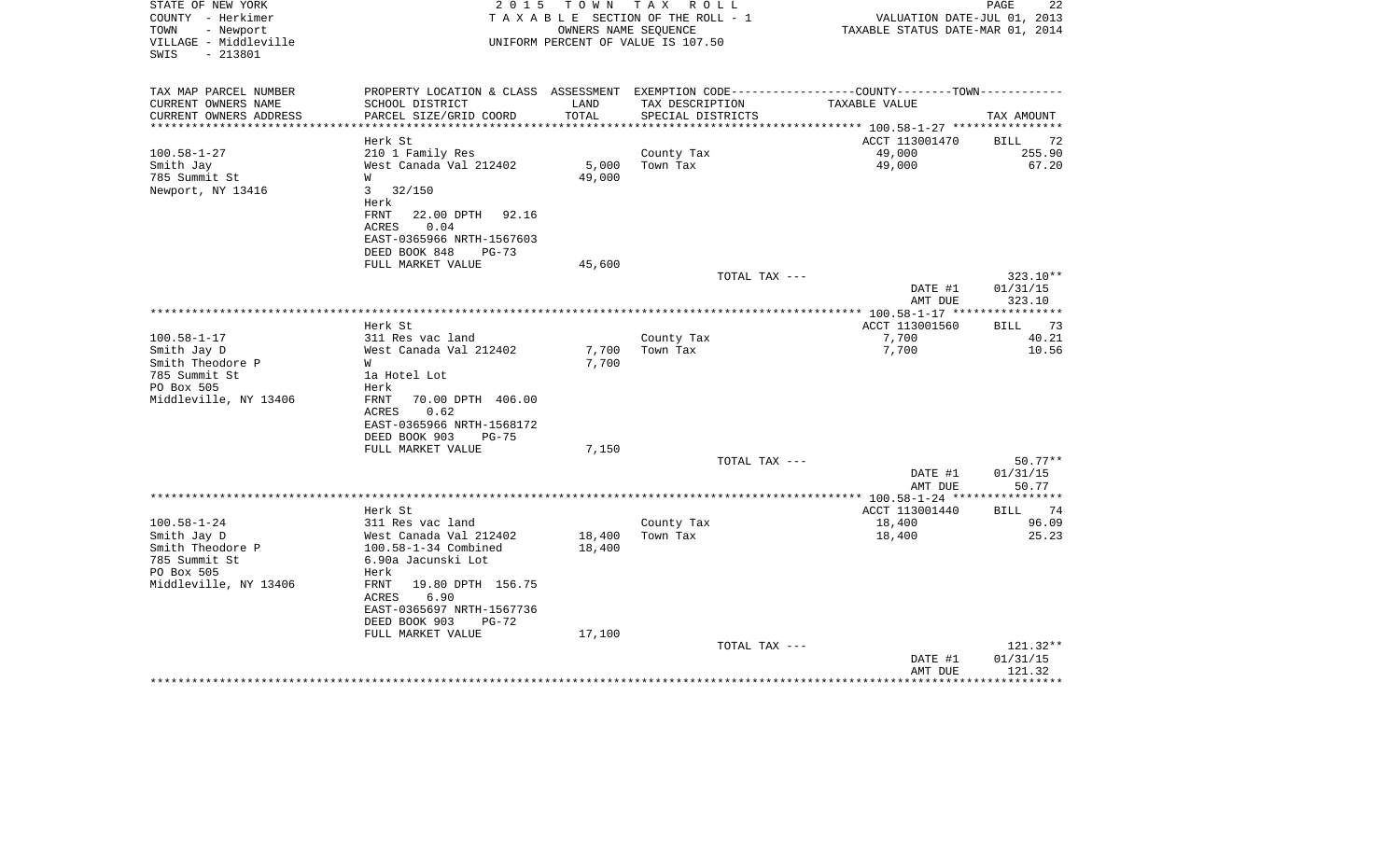STATE OF NEW YORK
COUNTY - Herkimer
TOWN - Newport
VILLAGE - Middleville
SWIS - 213801

2 0 1 5 T O W N T A X R O L L
T A X A B L E SECTION OF THE ROLL - 1
OWNERS NAME SEQUENCE
UNIFORM PERCENT OF VALUE IS 107.50

VALUATION DATE-JUL 01, 2013
TAXABLE STATUS DATE-MAR 01, 2014

| TAX MAP PARCEL NUMBER / CURRENT OWNERS NAME / CURRENT OWNERS ADDRESS | PROPERTY LOCATION & CLASS / SCHOOL DISTRICT / PARCEL SIZE/GRID COORD | ASSESSMENT LAND / TOTAL | EXEMPTION CODE / TAX DESCRIPTION / SPECIAL DISTRICTS | COUNTY--------TOWN / TAXABLE VALUE | TAX AMOUNT |
|---|---|---|---|---|---|
| 100.58-1-27 | Herk St | | | ACCT 113001470 | BILL 72 |
| Smith Jay | 210 1 Family Res | | County Tax | 49,000 | 255.90 |
| 785 Summit St | West Canada Val 212402 | 5,000 | Town Tax | 49,000 | 67.20 |
| Newport, NY 13416 | W | 49,000 | | | |
| | 3 32/150 | | | | |
| | Herk | | | | |
| | FRNT 22.00 DPTH 92.16 | | | | |
| | ACRES 0.04 | | | | |
| | EAST-0365966 NRTH-1567603 | | | | |
| | DEED BOOK 848 PG-73 | | | | |
| | FULL MARKET VALUE | 45,600 | | | |
| | | | TOTAL TAX --- | | 323.10** |
| | | | | DATE #1 | 01/31/15 |
| | | | | AMT DUE | 323.10 |
| 100.58-1-17 | Herk St | | | ACCT 113001560 | BILL 73 |
| Smith Jay D | 311 Res vac land | | County Tax | 7,700 | 40.21 |
| Smith Theodore P | West Canada Val 212402 | 7,700 | Town Tax | 7,700 | 10.56 |
| 785 Summit St | W | 7,700 | | | |
| PO Box 505 | 1a Hotel Lot | | | | |
| Middleville, NY 13406 | Herk | | | | |
| | FRNT 70.00 DPTH 406.00 | | | | |
| | ACRES 0.62 | | | | |
| | EAST-0365966 NRTH-1568172 | | | | |
| | DEED BOOK 903 PG-75 | | | | |
| | FULL MARKET VALUE | 7,150 | | | |
| | | | TOTAL TAX --- | | 50.77** |
| | | | | DATE #1 | 01/31/15 |
| | | | | AMT DUE | 50.77 |
| 100.58-1-24 | Herk St | | | ACCT 113001440 | BILL 74 |
| Smith Jay D | 311 Res vac land | | County Tax | 18,400 | 96.09 |
| Smith Theodore P | West Canada Val 212402 | 18,400 | Town Tax | 18,400 | 25.23 |
| 785 Summit St | 100.58-1-34 Combined | 18,400 | | | |
| PO Box 505 | 6.90a Jacunski Lot | | | | |
| Middleville, NY 13406 | Herk | | | | |
| | FRNT 19.80 DPTH 156.75 | | | | |
| | ACRES 6.90 | | | | |
| | EAST-0365697 NRTH-1567736 | | | | |
| | DEED BOOK 903 PG-72 | | | | |
| | FULL MARKET VALUE | 17,100 | | | |
| | | | TOTAL TAX --- | | 121.32** |
| | | | | DATE #1 | 01/31/15 |
| | | | | AMT DUE | 121.32 |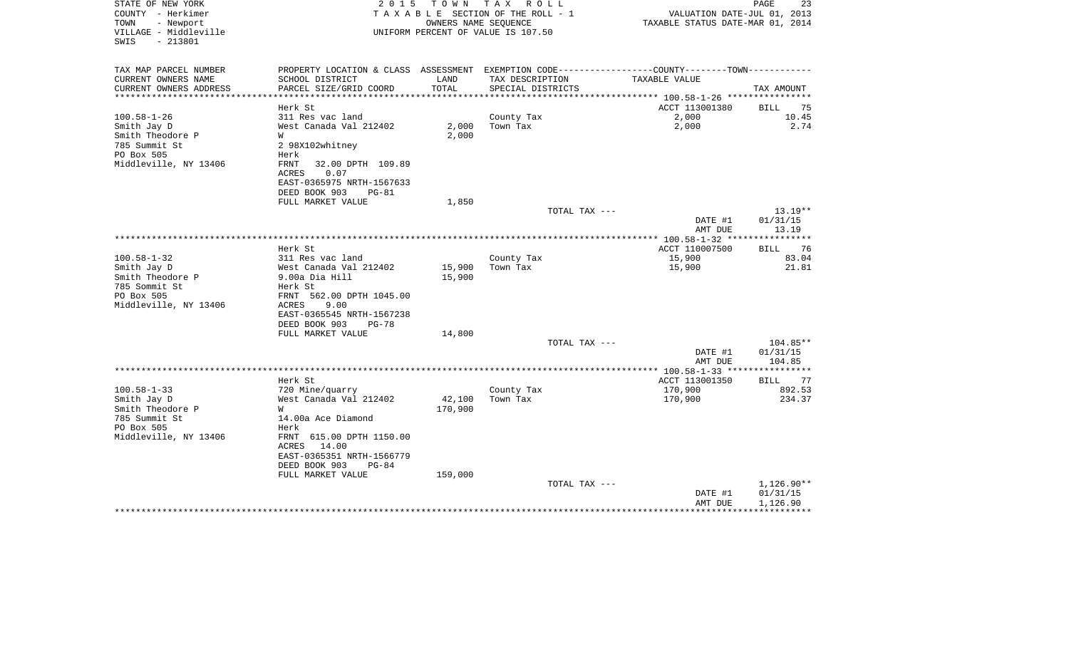STATE OF NEW YORK
COUNTY - Herkimer
TOWN - Newport
VILLAGE - Middleville
SWIS - 213801

2 0 1 5 T O W N T A X R O L L
T A X A B L E SECTION OF THE ROLL - 1
OWNERS NAME SEQUENCE
UNIFORM PERCENT OF VALUE IS 107.50

VALUATION DATE-JUL 01, 2013
TAXABLE STATUS DATE-MAR 01, 2014

| TAX MAP PARCEL NUMBER / CURRENT OWNERS NAME / CURRENT OWNERS ADDRESS | PROPERTY LOCATION & CLASS / SCHOOL DISTRICT / PARCEL SIZE/GRID COORD | ASSESSMENT LAND / TOTAL | EXEMPTION CODE / TAX DESCRIPTION / SPECIAL DISTRICTS | COUNTY--------TOWN TAXABLE VALUE | TAX AMOUNT |
|---|---|---|---|---|---|
| | Herk St | | | ACCT 113001380 | BILL 75 |
| 100.58-1-26 | 311 Res vac land | | County Tax | 2,000 | 10.45 |
| Smith Jay D | West Canada Val 212402 | 2,000 | Town Tax | 2,000 | 2.74 |
| Smith Theodore P | W | 2,000 | | | |
| 785 Summit St | 2 98X102whitney | | | | |
| PO Box 505 | Herk | | | | |
| Middleville, NY 13406 | FRNT 32.00 DPTH 109.89 | | | | |
| | ACRES 0.07 | | | | |
| | EAST-0365975 NRTH-1567633 | | | | |
| | DEED BOOK 903 PG-81 | | | | |
| | FULL MARKET VALUE | 1,850 | | | |
| | | | TOTAL TAX --- | | 13.19** |
| | | | | DATE #1 | 01/31/15 |
| | | | | AMT DUE | 13.19 |
| | Herk St | | | ACCT 110007500 | BILL 76 |
| 100.58-1-32 | 311 Res vac land | | County Tax | 15,900 | 83.04 |
| Smith Jay D | West Canada Val 212402 | 15,900 | Town Tax | 15,900 | 21.81 |
| Smith Theodore P | 9.00a Dia Hill | 15,900 | | | |
| 785 Sommit St | Herk St | | | | |
| PO Box 505 | FRNT 562.00 DPTH 1045.00 | | | | |
| Middleville, NY 13406 | ACRES 9.00 | | | | |
| | EAST-0365545 NRTH-1567238 | | | | |
| | DEED BOOK 903 PG-78 | | | | |
| | FULL MARKET VALUE | 14,800 | | | |
| | | | TOTAL TAX --- | | 104.85** |
| | | | | DATE #1 | 01/31/15 |
| | | | | AMT DUE | 104.85 |
| | Herk St | | | ACCT 113001350 | BILL 77 |
| 100.58-1-33 | 720 Mine/quarry | | County Tax | 170,900 | 892.53 |
| Smith Jay D | West Canada Val 212402 | 42,100 | Town Tax | 170,900 | 234.37 |
| Smith Theodore P | W | 170,900 | | | |
| 785 Summit St | 14.00a Ace Diamond | | | | |
| PO Box 505 | Herk | | | | |
| Middleville, NY 13406 | FRNT 615.00 DPTH 1150.00 | | | | |
| | ACRES 14.00 | | | | |
| | EAST-0365351 NRTH-1566779 | | | | |
| | DEED BOOK 903 PG-84 | | | | |
| | FULL MARKET VALUE | 159,000 | | | |
| | | | TOTAL TAX --- | | 1,126.90** |
| | | | | DATE #1 | 01/31/15 |
| | | | | AMT DUE | 1,126.90 |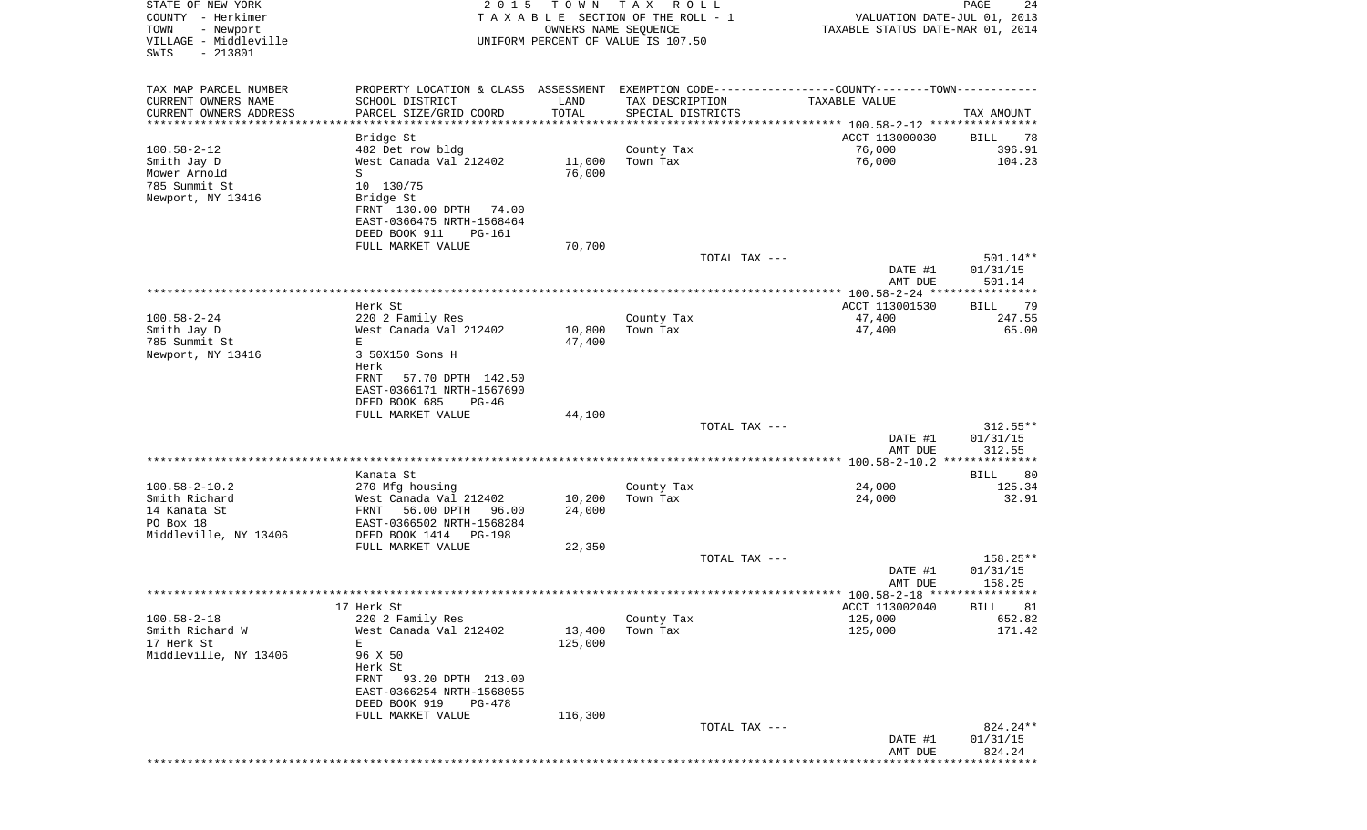STATE OF NEW YORK
COUNTY - Herkimer
TOWN - Newport
VILLAGE - Middleville
SWIS - 213801

2015 TOWN TAX ROLL
TAXABLE SECTION OF THE ROLL - 1
OWNERS NAME SEQUENCE
UNIFORM PERCENT OF VALUE IS 107.50

VALUATION DATE-JUL 01, 2013
TAXABLE STATUS DATE-MAR 01, 2014

| TAX MAP PARCEL NUMBER / CURRENT OWNERS NAME / CURRENT OWNERS ADDRESS | PROPERTY LOCATION & CLASS / SCHOOL DISTRICT / PARCEL SIZE/GRID COORD | ASSESSMENT LAND / TOTAL | EXEMPTION CODE / TAX DESCRIPTION / SPECIAL DISTRICTS | COUNTY--------TOWN TAXABLE VALUE | TAX AMOUNT |
|---|---|---|---|---|---|
| **100.58-2-12** | Bridge St | | | ACCT 113000030 | BILL 78 |
| 100.58-2-12 | 482 Det row bldg | | County Tax | 76,000 | 396.91 |
| Smith Jay D | West Canada Val 212402 | 11,000 | Town Tax | 76,000 | 104.23 |
| Mower Arnold | S | 76,000 | | | |
| 785 Summit St | 10 130/75 | | | | |
| Newport, NY 13416 | Bridge St | | | | |
| | FRNT 130.00 DPTH 74.00 | | | | |
| | EAST-0366475 NRTH-1568464 | | | | |
| | DEED BOOK 911 PG-161 | | | | |
| | FULL MARKET VALUE | 70,700 | | | |
| | | | TOTAL TAX --- | | 501.14** |
| | | | | DATE #1 | 01/31/15 |
| | | | | AMT DUE | 501.14 |
| **100.58-2-24** | Herk St | | | ACCT 113001530 | BILL 79 |
| 100.58-2-24 | 220 2 Family Res | | County Tax | 47,400 | 247.55 |
| Smith Jay D | West Canada Val 212402 | 10,800 | Town Tax | 47,400 | 65.00 |
| 785 Summit St | E | 47,400 | | | |
| Newport, NY 13416 | 3 50X150 Sons H | | | | |
| | Herk | | | | |
| | FRNT 57.70 DPTH 142.50 | | | | |
| | EAST-0366171 NRTH-1567690 | | | | |
| | DEED BOOK 685 PG-46 | | | | |
| | FULL MARKET VALUE | 44,100 | | | |
| | | | TOTAL TAX --- | | 312.55** |
| | | | | DATE #1 | 01/31/15 |
| | | | | AMT DUE | 312.55 |
| **100.58-2-10.2** | Kanata St | | | | BILL 80 |
| 100.58-2-10.2 | 270 Mfg housing | | County Tax | 24,000 | 125.34 |
| Smith Richard | West Canada Val 212402 | 10,200 | Town Tax | 24,000 | 32.91 |
| 14 Kanata St | FRNT 56.00 DPTH 96.00 | 24,000 | | | |
| PO Box 18 | EAST-0366502 NRTH-1568284 | | | | |
| Middleville, NY 13406 | DEED BOOK 1414 PG-198 | | | | |
| | FULL MARKET VALUE | 22,350 | | | |
| | | | TOTAL TAX --- | | 158.25** |
| | | | | DATE #1 | 01/31/15 |
| | | | | AMT DUE | 158.25 |
| **100.58-2-18** | 17 Herk St | | | ACCT 113002040 | BILL 81 |
| 100.58-2-18 | 220 2 Family Res | | County Tax | 125,000 | 652.82 |
| Smith Richard W | West Canada Val 212402 | 13,400 | Town Tax | 125,000 | 171.42 |
| 17 Herk St | E | 125,000 | | | |
| Middleville, NY 13406 | 96 X 50 | | | | |
| | Herk St | | | | |
| | FRNT 93.20 DPTH 213.00 | | | | |
| | EAST-0366254 NRTH-1568055 | | | | |
| | DEED BOOK 919 PG-478 | | | | |
| | FULL MARKET VALUE | 116,300 | | | |
| | | | TOTAL TAX --- | | 824.24** |
| | | | | DATE #1 | 01/31/15 |
| | | | | AMT DUE | 824.24 |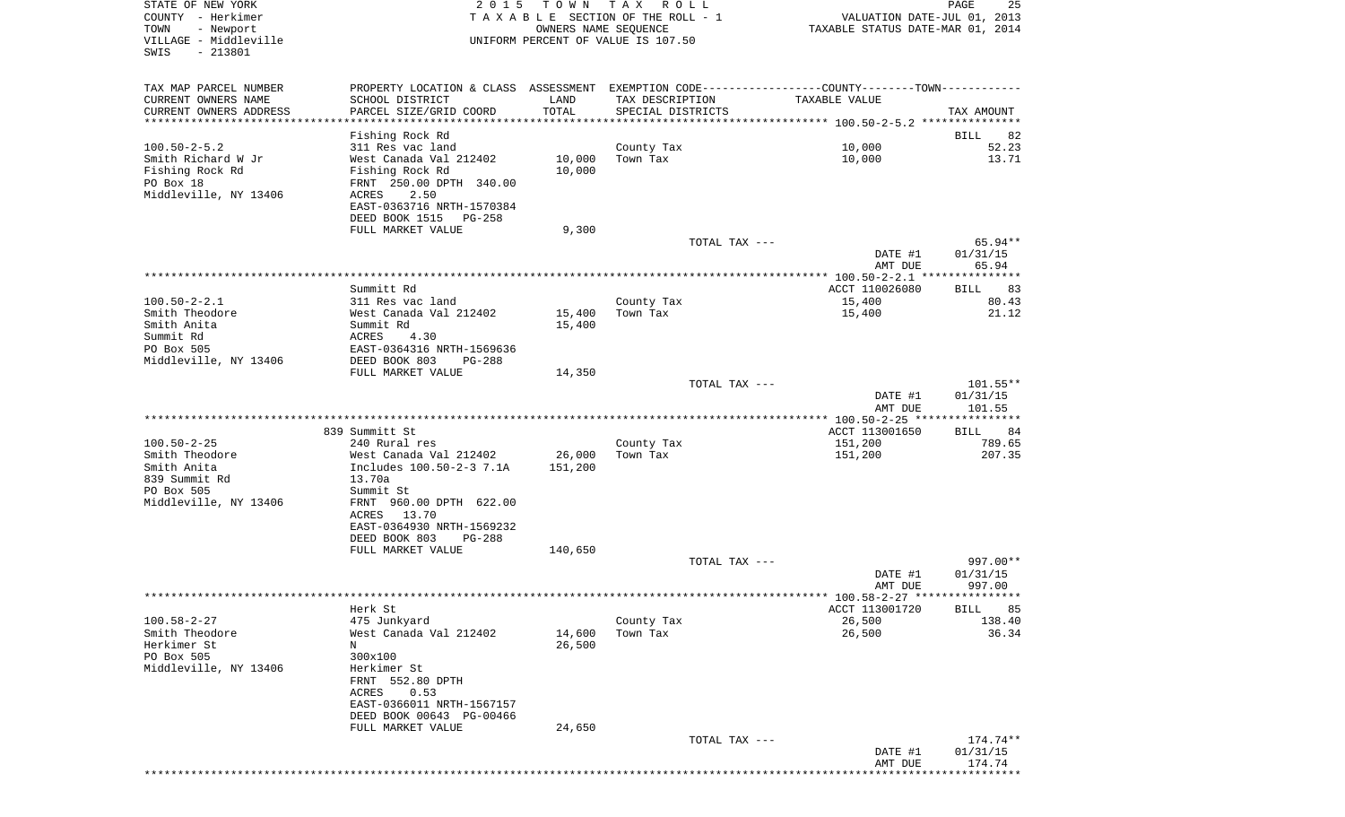STATE OF NEW YORK
COUNTY - Herkimer
TOWN - Newport
VILLAGE - Middleville
SWIS - 213801

2015 TOWN TAX ROLL
TAXABLE SECTION OF THE ROLL - 1
OWNERS NAME SEQUENCE
UNIFORM PERCENT OF VALUE IS 107.50

VALUATION DATE-JUL 01, 2013
TAXABLE STATUS DATE-MAR 01, 2014

| TAX MAP PARCEL NUMBER / CURRENT OWNERS NAME / CURRENT OWNERS ADDRESS | PROPERTY LOCATION & CLASS / SCHOOL DISTRICT / PARCEL SIZE/GRID COORD | ASSESSMENT LAND / TOTAL | EXEMPTION CODE / TAX DESCRIPTION / SPECIAL DISTRICTS | TAXABLE VALUE | TAX AMOUNT |
|---|---|---|---|---|---|
| | Fishing Rock Rd | | | | BILL 82 |
| 100.50-2-5.2 | 311 Res vac land | | County Tax | 10,000 | 52.23 |
| Smith Richard W Jr | West Canada Val 212402 | 10,000 | Town Tax | 10,000 | 13.71 |
| Fishing Rock Rd | Fishing Rock Rd | 10,000 | | | |
| PO Box 18 | FRNT 250.00 DPTH 340.00 | | | | |
| Middleville, NY 13406 | ACRES 2.50 | | | | |
| | EAST-0363716 NRTH-1570384 | | | | |
| | DEED BOOK 1515 PG-258 | | | | |
| | FULL MARKET VALUE | 9,300 | | | |
| | | | TOTAL TAX --- | | 65.94** |
| | | | | DATE #1 | 01/31/15 |
| | | | | AMT DUE | 65.94 |
| | Summitt Rd | | | ACCT 110026080 | BILL 83 |
| 100.50-2-2.1 | 311 Res vac land | | County Tax | 15,400 | 80.43 |
| Smith Theodore | West Canada Val 212402 | 15,400 | Town Tax | 15,400 | 21.12 |
| Smith Anita | Summit Rd | 15,400 | | | |
| Summit Rd | ACRES 4.30 | | | | |
| PO Box 505 | EAST-0364316 NRTH-1569636 | | | | |
| Middleville, NY 13406 | DEED BOOK 803 PG-288 | | | | |
| | FULL MARKET VALUE | 14,350 | | | |
| | | | TOTAL TAX --- | | 101.55** |
| | | | | DATE #1 | 01/31/15 |
| | | | | AMT DUE | 101.55 |
| | 839 Summitt St | | | ACCT 113001650 | BILL 84 |
| 100.50-2-25 | 240 Rural res | | County Tax | 151,200 | 789.65 |
| Smith Theodore | West Canada Val 212402 | 26,000 | Town Tax | 151,200 | 207.35 |
| Smith Anita | Includes 100.50-2-3 7.1A | 151,200 | | | |
| 839 Summit Rd | 13.70a | | | | |
| PO Box 505 | Summit St | | | | |
| Middleville, NY 13406 | FRNT 960.00 DPTH 622.00 | | | | |
| | ACRES 13.70 | | | | |
| | EAST-0364930 NRTH-1569232 | | | | |
| | DEED BOOK 803 PG-288 | | | | |
| | FULL MARKET VALUE | 140,650 | | | |
| | | | TOTAL TAX --- | | 997.00** |
| | | | | DATE #1 | 01/31/15 |
| | | | | AMT DUE | 997.00 |
| | Herk St | | | ACCT 113001720 | BILL 85 |
| 100.58-2-27 | 475 Junkyard | | County Tax | 26,500 | 138.40 |
| Smith Theodore | West Canada Val 212402 | 14,600 | Town Tax | 26,500 | 36.34 |
| Herkimer St | N | 26,500 | | | |
| PO Box 505 | 300x100 | | | | |
| Middleville, NY 13406 | Herkimer St | | | | |
| | FRNT 552.80 DPTH | | | | |
| | ACRES 0.53 | | | | |
| | EAST-0366011 NRTH-1567157 | | | | |
| | DEED BOOK 00643 PG-00466 | | | | |
| | FULL MARKET VALUE | 24,650 | | | |
| | | | TOTAL TAX --- | | 174.74** |
| | | | | DATE #1 | 01/31/15 |
| | | | | AMT DUE | 174.74 |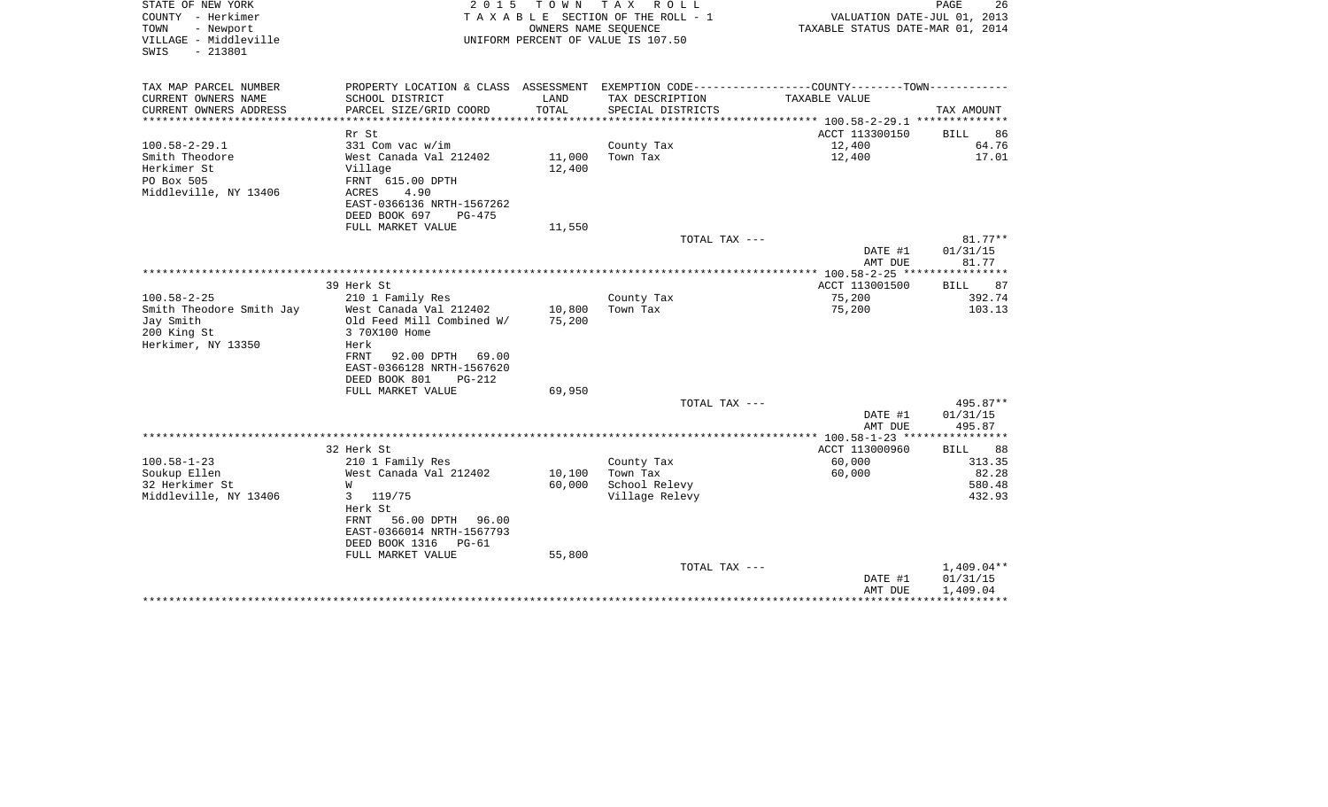STATE OF NEW YORK
COUNTY - Herkimer
TOWN - Newport
VILLAGE - Middleville
SWIS - 213801

2 0 1 5 T O W N T A X R O L L
T A X A B L E SECTION OF THE ROLL - 1
OWNERS NAME SEQUENCE
UNIFORM PERCENT OF VALUE IS 107.50

VALUATION DATE-JUL 01, 2013
TAXABLE STATUS DATE-MAR 01, 2014

| TAX MAP PARCEL NUMBER<br>CURRENT OWNERS NAME<br>CURRENT OWNERS ADDRESS | PROPERTY LOCATION & CLASS<br>SCHOOL DISTRICT<br>PARCEL SIZE/GRID COORD | ASSESSMENT<br>LAND<br>TOTAL | EXEMPTION CODE<br>TAX DESCRIPTION<br>SPECIAL DISTRICTS | COUNTY--------TOWN<br>TAXABLE VALUE | TAX AMOUNT |
|---|---|---|---|---|---|
| | Rr St | | | ACCT 113300150 | BILL 86 |
| 100.58-2-29.1 | 331 Com vac w/im | | County Tax | 12,400 | 64.76 |
| Smith Theodore | West Canada Val 212402 | 11,000 | Town Tax | 12,400 | 17.01 |
| Herkimer St | Village | 12,400 | | | |
| PO Box 505 | FRNT 615.00 DPTH | | | | |
| Middleville, NY 13406 | ACRES 4.90 | | | | |
| | EAST-0366136 NRTH-1567262 | | | | |
| | DEED BOOK 697 PG-475 | | | | |
| | FULL MARKET VALUE | 11,550 | | | |
| | | | TOTAL TAX --- | | 81.77** |
| | | | | DATE #1 | 01/31/15 |
| | | | | AMT DUE | 81.77 |
| | 39 Herk St | | | ACCT 113001500 | BILL 87 |
| 100.58-2-25 | 210 1 Family Res | | County Tax | 75,200 | 392.74 |
| Smith Theodore Smith Jay | West Canada Val 212402 | 10,800 | Town Tax | 75,200 | 103.13 |
| Jay Smith | Old Feed Mill Combined W/ | 75,200 | | | |
| 200 King St | 3 70X100 Home | | | | |
| Herkimer, NY 13350 | Herk | | | | |
| | FRNT 92.00 DPTH 69.00 | | | | |
| | EAST-0366128 NRTH-1567620 | | | | |
| | DEED BOOK 801 PG-212 | | | | |
| | FULL MARKET VALUE | 69,950 | | | |
| | | | TOTAL TAX --- | | 495.87** |
| | | | | DATE #1 | 01/31/15 |
| | | | | AMT DUE | 495.87 |
| | 32 Herk St | | | ACCT 113000960 | BILL 88 |
| 100.58-1-23 | 210 1 Family Res | | County Tax | 60,000 | 313.35 |
| Soukup Ellen | West Canada Val 212402 | 10,100 | Town Tax | 60,000 | 82.28 |
| 32 Herkimer St | W | 60,000 | School Relevy | | 580.48 |
| Middleville, NY 13406 | 3 119/75 | | Village Relevy | | 432.93 |
| | Herk St | | | | |
| | FRNT 56.00 DPTH 96.00 | | | | |
| | EAST-0366014 NRTH-1567793 | | | | |
| | DEED BOOK 1316 PG-61 | | | | |
| | FULL MARKET VALUE | 55,800 | | | |
| | | | TOTAL TAX --- | | 1,409.04** |
| | | | | DATE #1 | 01/31/15 |
| | | | | AMT DUE | 1,409.04 |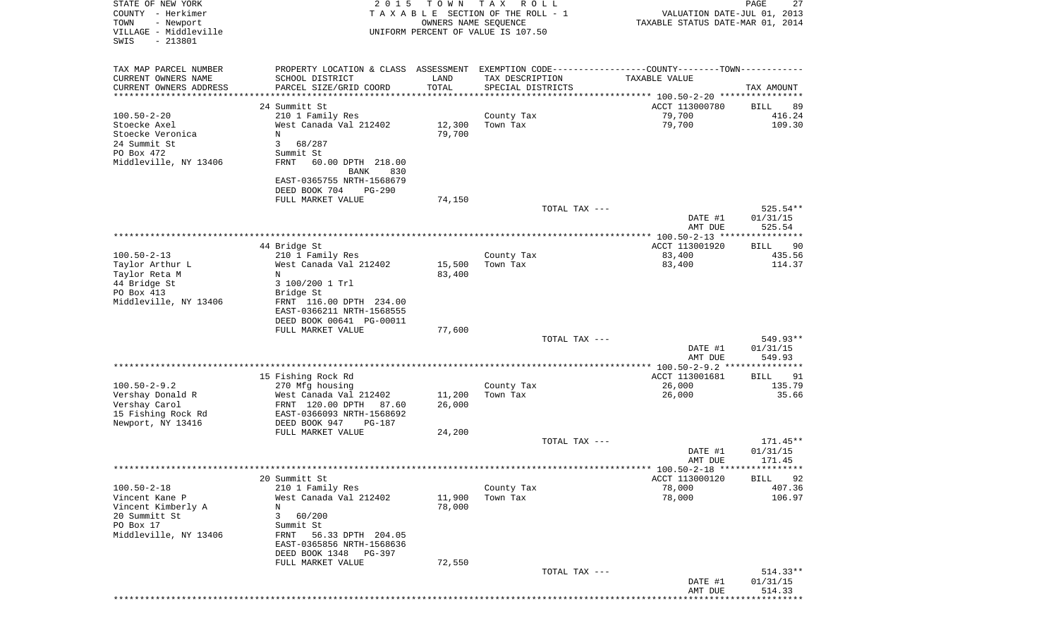STATE OF NEW YORK — COUNTY - Herkimer — TOWN - Newport — VILLAGE - Middleville — SWIS - 213801

2015 TOWN TAX ROLL
TAXABLE SECTION OF THE ROLL - 1
OWNERS NAME SEQUENCE
UNIFORM PERCENT OF VALUE IS 107.50

VALUATION DATE-JUL 01, 2013
TAXABLE STATUS DATE-MAR 01, 2014

| TAX MAP PARCEL NUMBER / CURRENT OWNERS NAME / CURRENT OWNERS ADDRESS | PROPERTY LOCATION & CLASS / SCHOOL DISTRICT / PARCEL SIZE/GRID COORD | ASSESSMENT LAND / TOTAL | EXEMPTION CODE / TAX DESCRIPTION / SPECIAL DISTRICTS | TAXABLE VALUE | TAX AMOUNT |
|---|---|---|---|---|---|
| | 24 Summitt St | | | ACCT 113000780 | BILL 89 |
| 100.50-2-20 | 210 1 Family Res | | County Tax | 79,700 | 416.24 |
| Stoecke Axel | West Canada Val 212402 | 12,300 | Town Tax | 79,700 | 109.30 |
| Stoecke Veronica | N | 79,700 | | | |
| 24 Summit St | 3 68/287 | | | | |
| PO Box 472 | Summit St | | | | |
| Middleville, NY 13406 | FRNT 60.00 DPTH 218.00 BANK 830 | | | | |
| | EAST-0365755 NRTH-1568679 | | | | |
| | DEED BOOK 704 PG-290 | | | | |
| | FULL MARKET VALUE | 74,150 | | | |
| | | | TOTAL TAX --- | | 525.54** |
| | | | | DATE #1 | 01/31/15 |
| | | | | AMT DUE | 525.54 |
| | 44 Bridge St | | | ACCT 113001920 | BILL 90 |
| 100.50-2-13 | 210 1 Family Res | | County Tax | 83,400 | 435.56 |
| Taylor Arthur L | West Canada Val 212402 | 15,500 | Town Tax | 83,400 | 114.37 |
| Taylor Reta M | N | 83,400 | | | |
| 44 Bridge St | 3 100/200 1 Trl | | | | |
| PO Box 413 | Bridge St | | | | |
| Middleville, NY 13406 | FRNT 116.00 DPTH 234.00 | | | | |
| | EAST-0366211 NRTH-1568555 | | | | |
| | DEED BOOK 00641 PG-00011 | | | | |
| | FULL MARKET VALUE | 77,600 | | | |
| | | | TOTAL TAX --- | | 549.93** |
| | | | | DATE #1 | 01/31/15 |
| | | | | AMT DUE | 549.93 |
| | 15 Fishing Rock Rd | | | ACCT 113001681 | BILL 91 |
| 100.50-2-9.2 | 270 Mfg housing | | County Tax | 26,000 | 135.79 |
| Vershay Donald R | West Canada Val 212402 | 11,200 | Town Tax | 26,000 | 35.66 |
| Vershay Carol | FRNT 120.00 DPTH 87.60 | 26,000 | | | |
| 15 Fishing Rock Rd | EAST-0366093 NRTH-1568692 | | | | |
| Newport, NY 13416 | DEED BOOK 947 PG-187 | | | | |
| | FULL MARKET VALUE | 24,200 | | | |
| | | | TOTAL TAX --- | | 171.45** |
| | | | | DATE #1 | 01/31/15 |
| | | | | AMT DUE | 171.45 |
| | 20 Summitt St | | | ACCT 113000120 | BILL 92 |
| 100.50-2-18 | 210 1 Family Res | | County Tax | 78,000 | 407.36 |
| Vincent Kane P | West Canada Val 212402 | 11,900 | Town Tax | 78,000 | 106.97 |
| Vincent Kimberly A | N | 78,000 | | | |
| 20 Summitt St | 3 60/200 | | | | |
| PO Box 17 | Summit St | | | | |
| Middleville, NY 13406 | FRNT 56.33 DPTH 204.05 | | | | |
| | EAST-0365856 NRTH-1568636 | | | | |
| | DEED BOOK 1348 PG-397 | | | | |
| | FULL MARKET VALUE | 72,550 | | | |
| | | | TOTAL TAX --- | | 514.33** |
| | | | | DATE #1 | 01/31/15 |
| | | | | AMT DUE | 514.33 |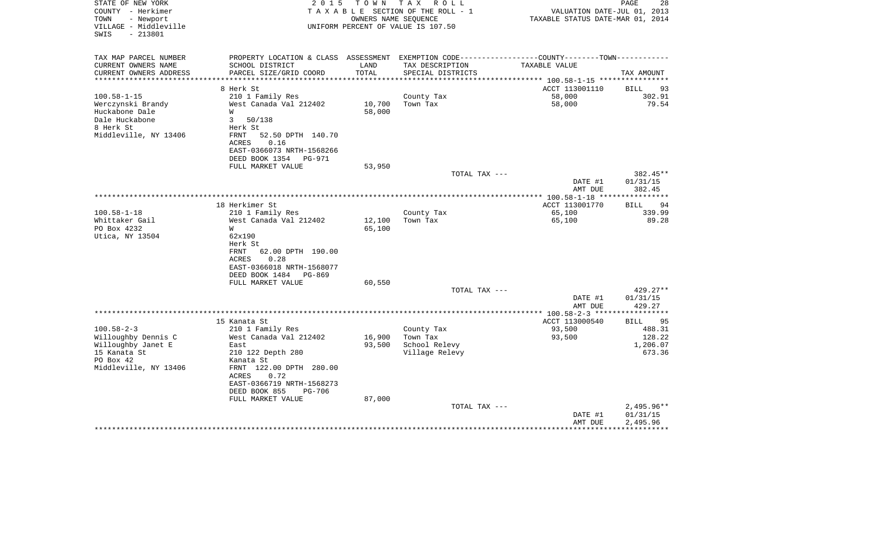STATE OF NEW YORK
COUNTY - Herkimer
TOWN - Newport
VILLAGE - Middleville
SWIS - 213801

2015 TOWN TAX ROLL
TAXABLE SECTION OF THE ROLL - 1
OWNERS NAME SEQUENCE
UNIFORM PERCENT OF VALUE IS 107.50

VALUATION DATE-JUL 01, 2013
TAXABLE STATUS DATE-MAR 01, 2014

| TAX MAP PARCEL NUMBER / CURRENT OWNERS NAME / CURRENT OWNERS ADDRESS | PROPERTY LOCATION & CLASS / SCHOOL DISTRICT / PARCEL SIZE/GRID COORD | ASSESSMENT LAND / TOTAL | EXEMPTION CODE / TAX DESCRIPTION / SPECIAL DISTRICTS | TAXABLE VALUE | TAX AMOUNT |
|---|---|---|---|---|---|
| 100.58-1-15 | 8 Herk St | | | ACCT 113001110 | BILL 93 |
| Werczynski Brandy | 210 1 Family Res | | County Tax | 58,000 | 302.91 |
| Huckabone Dale | West Canada Val 212402 | 10,700 | Town Tax | 58,000 | 79.54 |
| Dale Huckabone | W | 58,000 | | | |
| 8 Herk St | 3 50/138 | | | | |
| Middleville, NY 13406 | Herk St | | | | |
| | FRNT 52.50 DPTH 140.70 | | | | |
| | ACRES 0.16 | | | | |
| | EAST-0366073 NRTH-1568266 | | | | |
| | DEED BOOK 1354 PG-971 | | | | |
| | FULL MARKET VALUE | 53,950 | | | |
| | | | TOTAL TAX --- | | 382.45** |
| | | | | DATE #1 | 01/31/15 |
| | | | | AMT DUE | 382.45 |
| 100.58-1-18 | 18 Herkimer St | | | ACCT 113001770 | BILL 94 |
| Whittaker Gail | 210 1 Family Res | | County Tax | 65,100 | 339.99 |
| PO Box 4232 | West Canada Val 212402 | 12,100 | Town Tax | 65,100 | 89.28 |
| Utica, NY 13504 | W | 65,100 | | | |
| | 62x190 | | | | |
| | Herk St | | | | |
| | FRNT 62.00 DPTH 190.00 | | | | |
| | ACRES 0.28 | | | | |
| | EAST-0366018 NRTH-1568077 | | | | |
| | DEED BOOK 1484 PG-869 | | | | |
| | FULL MARKET VALUE | 60,550 | | | |
| | | | TOTAL TAX --- | | 429.27** |
| | | | | DATE #1 | 01/31/15 |
| | | | | AMT DUE | 429.27 |
| 100.58-2-3 | 15 Kanata St | | | ACCT 113000540 | BILL 95 |
| Willoughby Dennis C | 210 1 Family Res | | County Tax | 93,500 | 488.31 |
| Willoughby Janet E | West Canada Val 212402 | 16,900 | Town Tax | 93,500 | 128.22 |
| 15 Kanata St | East | 93,500 | School Relevy | | 1,206.07 |
| PO Box 42 | 210 122 Depth 280 | | Village Relevy | | 673.36 |
| Middleville, NY 13406 | Kanata St | | | | |
| | FRNT 122.00 DPTH 280.00 | | | | |
| | ACRES 0.72 | | | | |
| | EAST-0366719 NRTH-1568273 | | | | |
| | DEED BOOK 855 PG-706 | | | | |
| | FULL MARKET VALUE | 87,000 | | | |
| | | | TOTAL TAX --- | | 2,495.96** |
| | | | | DATE #1 | 01/31/15 |
| | | | | AMT DUE | 2,495.96 |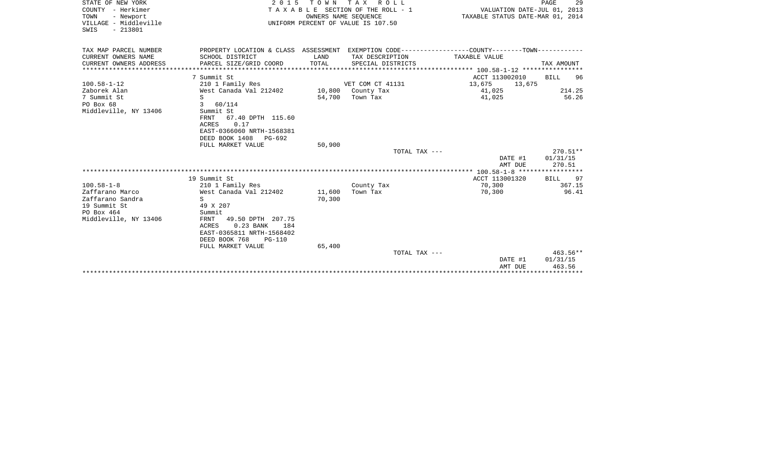STATE OF NEW YORK
COUNTY - Herkimer
TOWN - Newport
VILLAGE - Middleville
SWIS - 213801

2 0 1 5 T O W N T A X R O L L
T A X A B L E SECTION OF THE ROLL - 1
OWNERS NAME SEQUENCE
UNIFORM PERCENT OF VALUE IS 107.50

VALUATION DATE-JUL 01, 2013
TAXABLE STATUS DATE-MAR 01, 2014

| TAX MAP PARCEL NUMBER / CURRENT OWNERS NAME / CURRENT OWNERS ADDRESS | PROPERTY LOCATION & CLASS / SCHOOL DISTRICT / PARCEL SIZE/GRID COORD | ASSESSMENT LAND / TOTAL | EXEMPTION CODE / TAX DESCRIPTION / SPECIAL DISTRICTS | COUNTY / TOWN TAXABLE VALUE | TAX AMOUNT |
|---|---|---|---|---|---|
| **100.58-1-12** | 7 Summit St | | | ACCT 113002010 | BILL 96 |
| 100.58-1-12 | 210 1 Family Res | | VET COM CT 41131 | 13,675 13,675 | |
| Zaborek Alan | West Canada Val 212402 | 10,800 | County Tax | 41,025 | 214.25 |
| 7 Summit St | S | 54,700 | Town Tax | 41,025 | 56.26 |
| PO Box 68 | 3 60/114 | | | | |
| Middleville, NY 13406 | Summit St | | | | |
| | FRNT 67.40 DPTH 115.60 | | | | |
| | ACRES 0.17 | | | | |
| | EAST-0366060 NRTH-1568381 | | | | |
| | DEED BOOK 1408 PG-692 | | | | |
| | FULL MARKET VALUE | 50,900 | | | |
| | | | TOTAL TAX --- | | 270.51** |
| | | | | DATE #1 | 01/31/15 |
| | | | | AMT DUE | 270.51 |
| **100.58-1-8** | 19 Summit St | | | ACCT 113001320 | BILL 97 |
| 100.58-1-8 | 210 1 Family Res | | County Tax | 70,300 | 367.15 |
| Zaffarano Marco | West Canada Val 212402 | 11,600 | Town Tax | 70,300 | 96.41 |
| Zaffarano Sandra | S | 70,300 | | | |
| 19 Summit St | 49 X 207 | | | | |
| PO Box 464 | Summit | | | | |
| Middleville, NY 13406 | FRNT 49.50 DPTH 207.75 | | | | |
| | ACRES 0.23 BANK 184 | | | | |
| | EAST-0365811 NRTH-1568402 | | | | |
| | DEED BOOK 768 PG-110 | | | | |
| | FULL MARKET VALUE | 65,400 | | | |
| | | | TOTAL TAX --- | | 463.56** |
| | | | | DATE #1 | 01/31/15 |
| | | | | AMT DUE | 463.56 |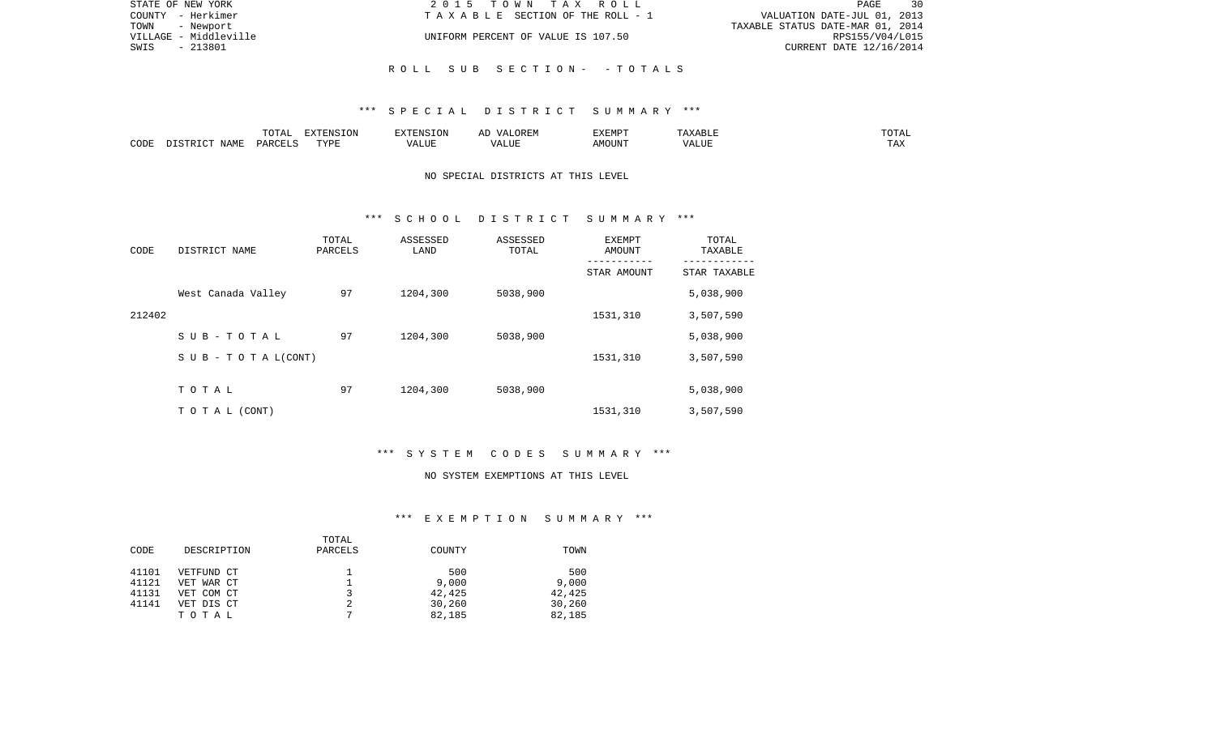STATE OF NEW YORK
COUNTY - Herkimer
TOWN - Newport
VILLAGE - Middleville
SWIS - 213801

2015 TOWN TAX ROLL
TAXABLE SECTION OF THE ROLL - 1
UNIFORM PERCENT OF VALUE IS 107.50

VALUATION DATE-JUL 01, 2013
TAXABLE STATUS DATE-MAR 01, 2014
RPS155/V04/L015
CURRENT DATE 12/16/2014

## ROLL SUB SECTION- - TOTALS

### *** SPECIAL DISTRICT SUMMARY ***

| CODE | DISTRICT NAME | TOTAL PARCELS | EXTENSION TYPE | EXTENSION VALUE | AD VALOREM VALUE | EXEMPT AMOUNT | TAXABLE VALUE | TOTAL TAX |
|---|---|---|---|---|---|---|---|---|

NO SPECIAL DISTRICTS AT THIS LEVEL

### *** SCHOOL DISTRICT SUMMARY ***

| CODE | DISTRICT NAME | TOTAL PARCELS | ASSESSED LAND | ASSESSED TOTAL | EXEMPT AMOUNT / STAR AMOUNT | TOTAL TAXABLE / STAR TAXABLE |
|---|---|---|---|---|---|---|
| | West Canada Valley | 97 | 1204,300 | 5038,900 | | 5,038,900 |
| 212402 | | | | | 1531,310 | 3,507,590 |
| | SUB-TOTAL | 97 | 1204,300 | 5038,900 | | 5,038,900 |
| | SUB - TOTAL(CONT) | | | | 1531,310 | 3,507,590 |
| | TOTAL | 97 | 1204,300 | 5038,900 | | 5,038,900 |
| | TOTAL (CONT) | | | | 1531,310 | 3,507,590 |

### *** SYSTEM CODES SUMMARY ***

NO SYSTEM EXEMPTIONS AT THIS LEVEL

### *** EXEMPTION SUMMARY ***

| CODE | DESCRIPTION | TOTAL PARCELS | COUNTY | TOWN |
|---|---|---|---|---|
| 41101 | VETFUND CT | 1 | 500 | 500 |
| 41121 | VET WAR CT | 1 | 9,000 | 9,000 |
| 41131 | VET COM CT | 3 | 42,425 | 42,425 |
| 41141 | VET DIS CT | 2 | 30,260 | 30,260 |
| | TOTAL | 7 | 82,185 | 82,185 |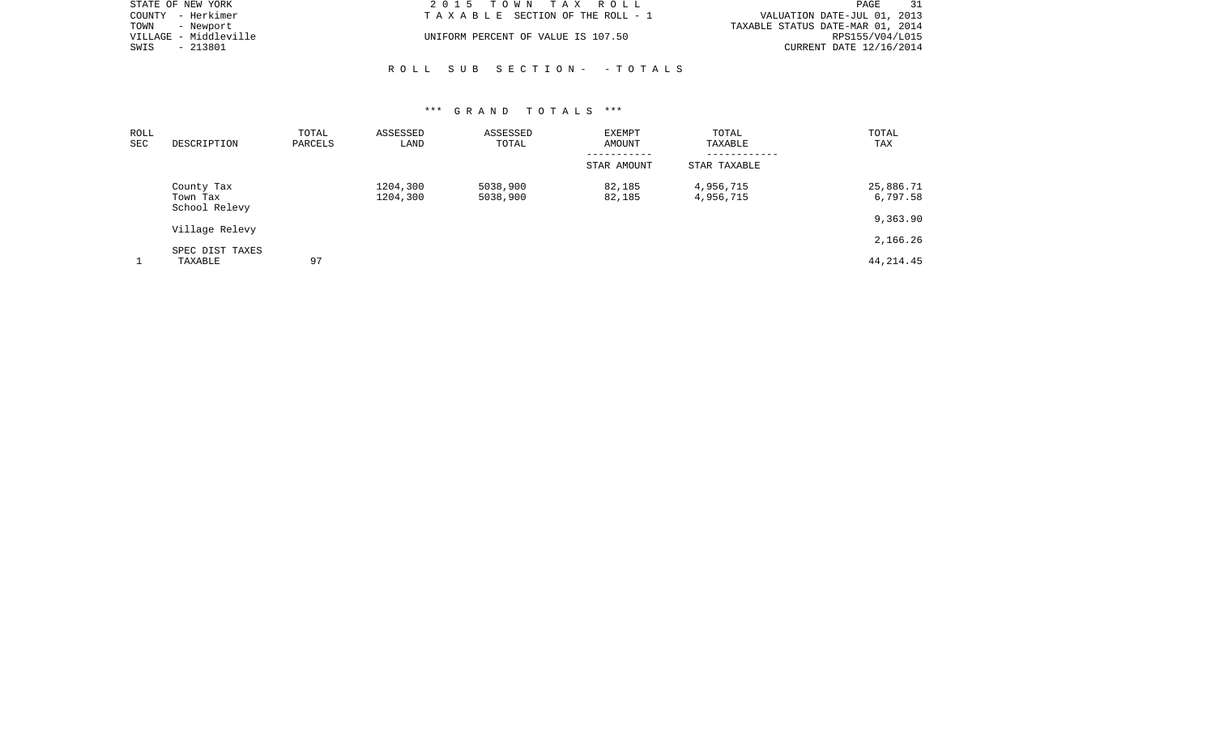STATE OF NEW YORK
COUNTY - Herkimer
TOWN - Newport
VILLAGE - Middleville
SWIS - 213801

2 0 1 5 T O W N T A X R O L L
T A X A B L E SECTION OF THE ROLL - 1
UNIFORM PERCENT OF VALUE IS 107.50

VALUATION DATE-JUL 01, 2013
TAXABLE STATUS DATE-MAR 01, 2014
RPS155/V04/L015
CURRENT DATE 12/16/2014

R O L L S U B S E C T I O N - - T O T A L S

*** G R A N D T O T A L S ***

| ROLL SEC | DESCRIPTION | TOTAL PARCELS | ASSESSED LAND | ASSESSED TOTAL | EXEMPT AMOUNT / STAR AMOUNT | TOTAL TAXABLE / STAR TAXABLE | TOTAL TAX |
|---|---|---|---|---|---|---|---|
| | County Tax | | 1204,300 | 5038,900 | 82,185 | 4,956,715 | 25,886.71 |
| | Town Tax | | 1204,300 | 5038,900 | 82,185 | 4,956,715 | 6,797.58 |
| | School Relevy | | | | | | 9,363.90 |
| | Village Relevy | | | | | | 2,166.26 |
| | SPEC DIST TAXES | | | | | | |
| 1 | TAXABLE | 97 | | | | | 44,214.45 |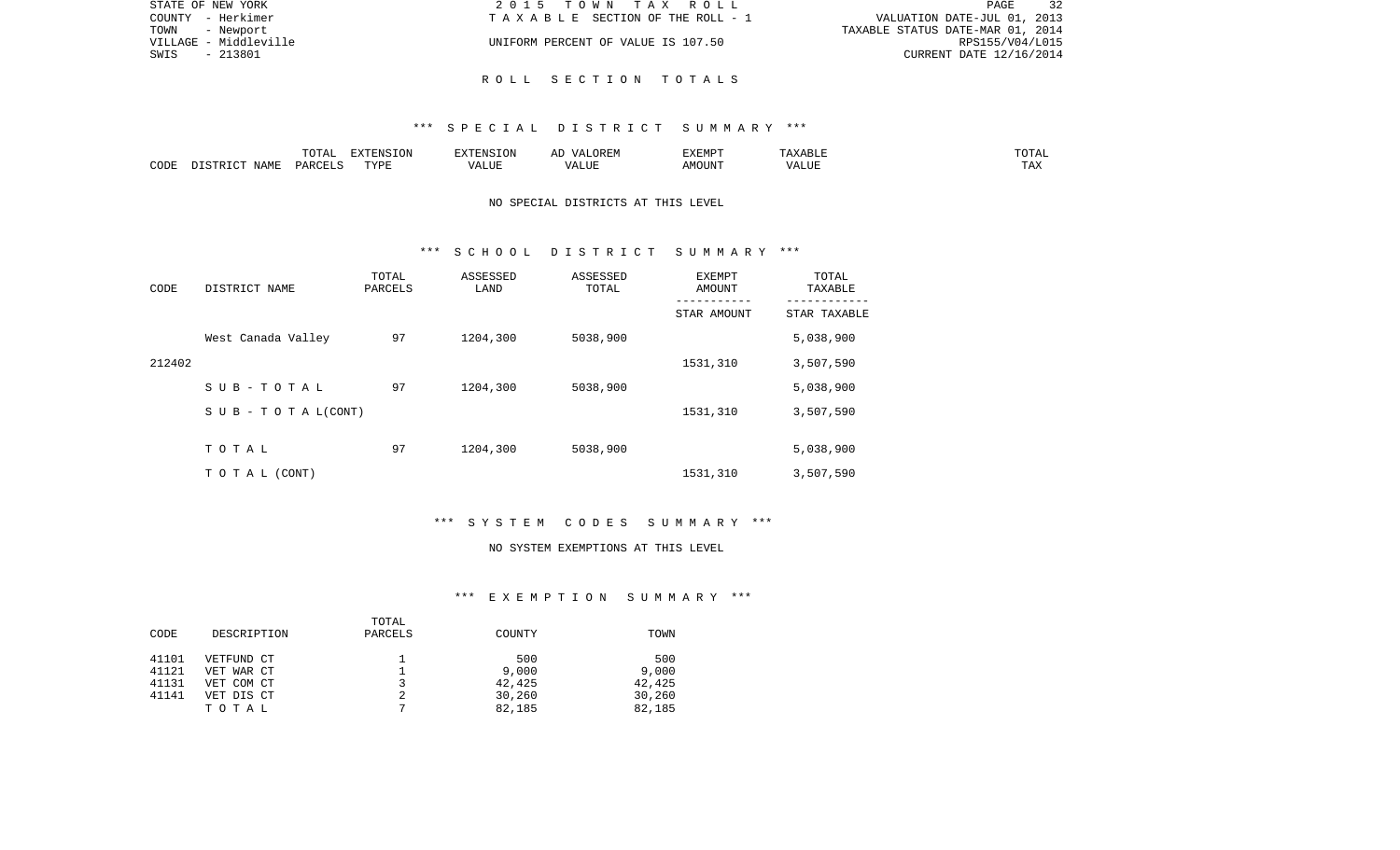STATE OF NEW YORK
COUNTY - Herkimer
TOWN - Newport
VILLAGE - Middleville
SWIS - 213801

2015 TOWN TAX ROLL
TAXABLE SECTION OF THE ROLL - 1
UNIFORM PERCENT OF VALUE IS 107.50

VALUATION DATE-JUL 01, 2013
TAXABLE STATUS DATE-MAR 01, 2014
RPS155/V04/L015
CURRENT DATE 12/16/2014

## ROLL SECTION TOTALS

### *** SPECIAL DISTRICT SUMMARY ***

| CODE | DISTRICT NAME | TOTAL PARCELS | EXTENSION TYPE | EXTENSION VALUE | AD VALOREM VALUE | EXEMPT AMOUNT | TAXABLE VALUE | TOTAL TAX |
|---|---|---|---|---|---|---|---|---|

NO SPECIAL DISTRICTS AT THIS LEVEL

### *** SCHOOL DISTRICT SUMMARY ***

| CODE | DISTRICT NAME | TOTAL PARCELS | ASSESSED LAND | ASSESSED TOTAL | EXEMPT AMOUNT / STAR AMOUNT | TOTAL TAXABLE / STAR TAXABLE |
|---|---|---|---|---|---|---|
| | West Canada Valley | 97 | 1204,300 | 5038,900 | | 5,038,900 |
| 212402 | | | | | 1531,310 | 3,507,590 |
| | SUB-TOTAL | 97 | 1204,300 | 5038,900 | | 5,038,900 |
| | SUB-TOTAL(CONT) | | | | 1531,310 | 3,507,590 |
| | TOTAL | 97 | 1204,300 | 5038,900 | | 5,038,900 |
| | TOTAL (CONT) | | | | 1531,310 | 3,507,590 |

### *** SYSTEM CODES SUMMARY ***

NO SYSTEM EXEMPTIONS AT THIS LEVEL

### *** EXEMPTION SUMMARY ***

| CODE | DESCRIPTION | TOTAL PARCELS | COUNTY | TOWN |
|---|---|---|---|---|
| 41101 | VETFUND CT | 1 | 500 | 500 |
| 41121 | VET WAR CT | 1 | 9,000 | 9,000 |
| 41131 | VET COM CT | 3 | 42,425 | 42,425 |
| 41141 | VET DIS CT | 2 | 30,260 | 30,260 |
| | TOTAL | 7 | 82,185 | 82,185 |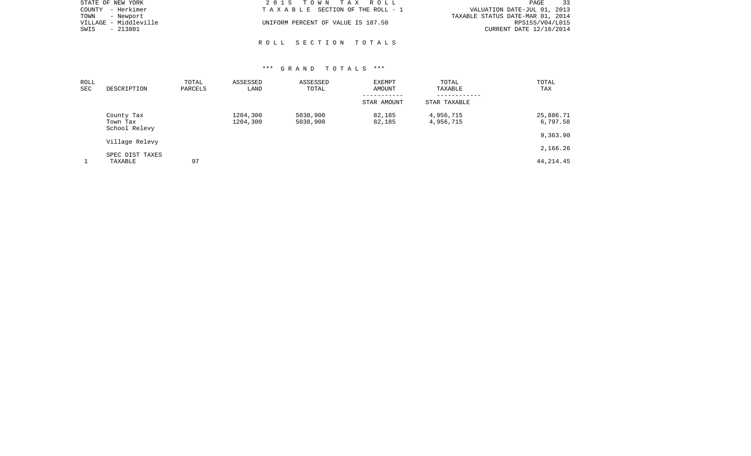STATE OF NEW YORK
COUNTY - Herkimer
TOWN - Newport
VILLAGE - Middleville
SWIS - 213801

2 0 1 5 T O W N T A X R O L L
T A X A B L E SECTION OF THE ROLL - 1

UNIFORM PERCENT OF VALUE IS 107.50

VALUATION DATE-JUL 01, 2013
TAXABLE STATUS DATE-MAR 01, 2014
RPS155/V04/L015
CURRENT DATE 12/16/2014

## R O L L S E C T I O N T O T A L S

### *** G R A N D T O T A L S ***

| ROLL SEC | DESCRIPTION | TOTAL PARCELS | ASSESSED LAND | ASSESSED TOTAL | EXEMPT AMOUNT / STAR AMOUNT | TOTAL TAXABLE / STAR TAXABLE | TOTAL TAX |
|---|---|---|---|---|---|---|---|
| | County Tax | | 1204,300 | 5038,900 | 82,185 | 4,956,715 | 25,886.71 |
| | Town Tax | | 1204,300 | 5038,900 | 82,185 | 4,956,715 | 6,797.58 |
| | School Relevy | | | | | | 9,363.90 |
| | Village Relevy | | | | | | 2,166.26 |
| | SPEC DIST TAXES | | | | | | |
| 1 | TAXABLE | 97 | | | | | 44,214.45 |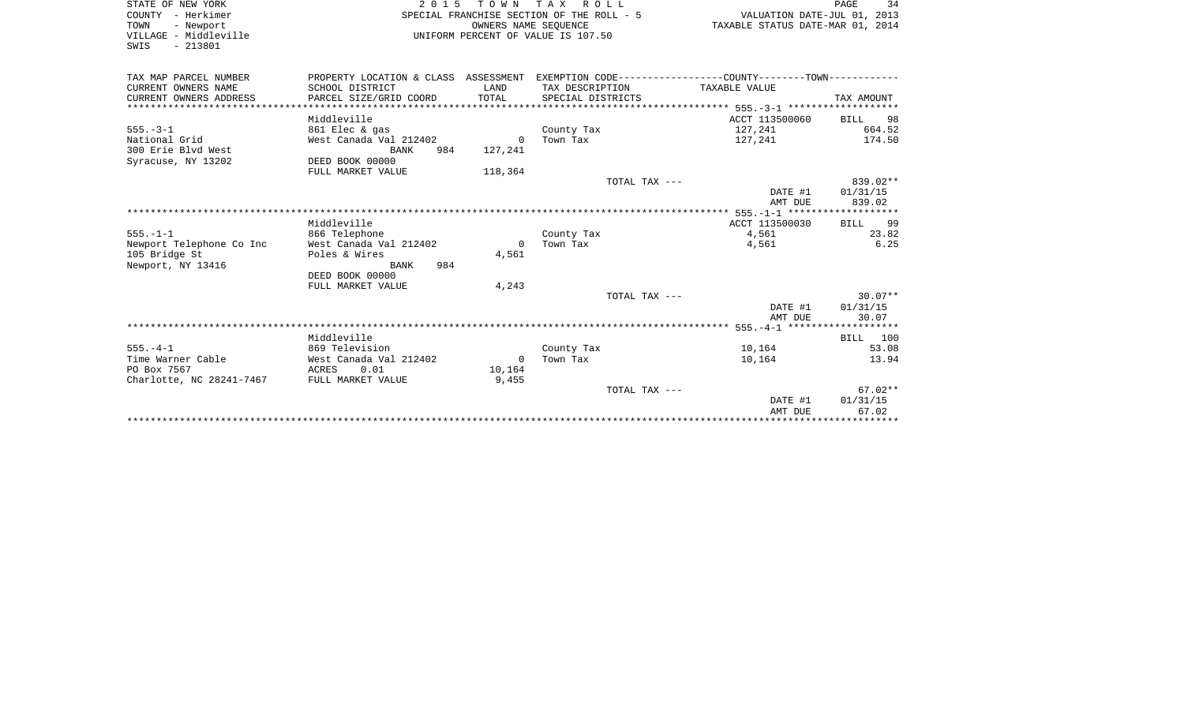STATE OF NEW YORK
COUNTY - Herkimer
TOWN - Newport
VILLAGE - Middleville
SWIS - 213801

2 0 1 5 T O W N T A X R O L L
SPECIAL FRANCHISE SECTION OF THE ROLL - 5
OWNERS NAME SEQUENCE
UNIFORM PERCENT OF VALUE IS 107.50

VALUATION DATE-JUL 01, 2013
TAXABLE STATUS DATE-MAR 01, 2014

| TAX MAP PARCEL NUMBER / CURRENT OWNERS NAME / CURRENT OWNERS ADDRESS | PROPERTY LOCATION & CLASS / SCHOOL DISTRICT / PARCEL SIZE/GRID COORD | ASSESSMENT LAND / TOTAL | EXEMPTION CODE / TAX DESCRIPTION / SPECIAL DISTRICTS | COUNTY--------TOWN TAXABLE VALUE | TAX AMOUNT |
|---|---|---|---|---|---|
| 555.-3-1 | Middleville | | | ACCT 113500060 | BILL 98 |
| | 861 Elec & gas | | County Tax | 127,241 | 664.52 |
| National Grid | West Canada Val 212402 | 0 | Town Tax | 127,241 | 174.50 |
| 300 Erie Blvd West | BANK 984 | 127,241 | | | |
| Syracuse, NY 13202 | DEED BOOK 00000 | | | | |
| | FULL MARKET VALUE | 118,364 | | | |
| | | | TOTAL TAX --- | | 839.02** |
| | | | | DATE #1 | 01/31/15 |
| | | | | AMT DUE | 839.02 |
| 555.-1-1 | Middleville | | | ACCT 113500030 | BILL 99 |
| | 866 Telephone | | County Tax | 4,561 | 23.82 |
| Newport Telephone Co Inc | West Canada Val 212402 | 0 | Town Tax | 4,561 | 6.25 |
| 105 Bridge St | Poles & Wires | 4,561 | | | |
| Newport, NY 13416 | BANK 984 | | | | |
| | DEED BOOK 00000 | | | | |
| | FULL MARKET VALUE | 4,243 | | | |
| | | | TOTAL TAX --- | | 30.07** |
| | | | | DATE #1 | 01/31/15 |
| | | | | AMT DUE | 30.07 |
| 555.-4-1 | Middleville | | | | BILL 100 |
| | 869 Television | | County Tax | 10,164 | 53.08 |
| Time Warner Cable | West Canada Val 212402 | 0 | Town Tax | 10,164 | 13.94 |
| PO Box 7567 | ACRES 0.01 | 10,164 | | | |
| Charlotte, NC 28241-7467 | FULL MARKET VALUE | 9,455 | | | |
| | | | TOTAL TAX --- | | 67.02** |
| | | | | DATE #1 | 01/31/15 |
| | | | | AMT DUE | 67.02 |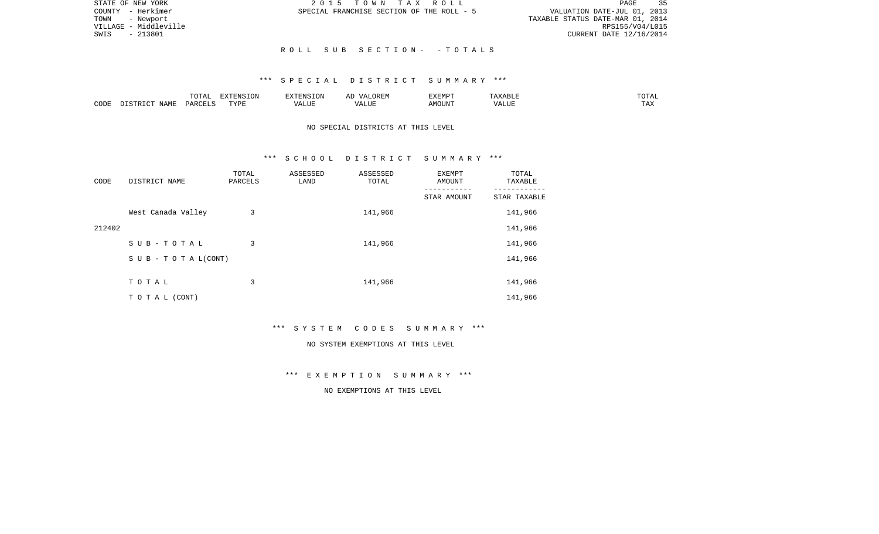# ROLL SUB SECTION- - TOTALS

## *** SPECIAL DISTRICT SUMMARY ***

| CODE | DISTRICT NAME | TOTAL PARCELS | EXTENSION TYPE | EXTENSION VALUE | AD VALOREM VALUE | EXEMPT AMOUNT | TAXABLE VALUE | TOTAL TAX |
|---|---|---|---|---|---|---|---|---|

NO SPECIAL DISTRICTS AT THIS LEVEL

## *** SCHOOL DISTRICT SUMMARY ***

| CODE | DISTRICT NAME | TOTAL PARCELS | ASSESSED LAND | ASSESSED TOTAL | EXEMPT AMOUNT / STAR AMOUNT | TOTAL TAXABLE / STAR TAXABLE |
|---|---|---|---|---|---|---|
| 212402 | West Canada Valley | 3 | | 141,966 | | 141,966 |
| | | | | | | 141,966 |
| | SUB-TOTAL | 3 | | 141,966 | | 141,966 |
| | SUB - TOTAL(CONT) | | | | | 141,966 |
| | TOTAL | 3 | | 141,966 | | 141,966 |
| | TOTAL (CONT) | | | | | 141,966 |

## *** SYSTEM CODES SUMMARY ***

NO SYSTEM EXEMPTIONS AT THIS LEVEL

## *** EXEMPTION SUMMARY ***

NO EXEMPTIONS AT THIS LEVEL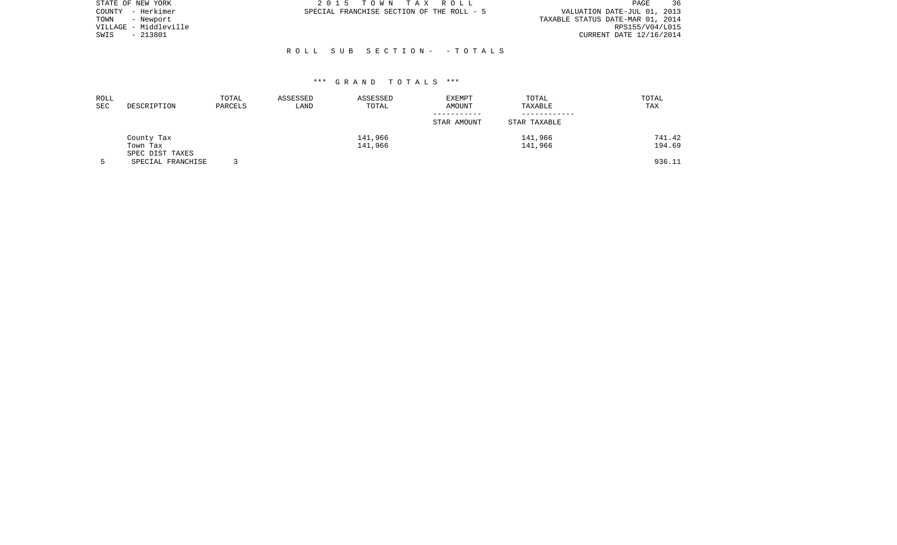STATE OF NEW YORK
COUNTY - Herkimer
TOWN - Newport
VILLAGE - Middleville
SWIS - 213801

2015 TOWN TAX ROLL
SPECIAL FRANCHISE SECTION OF THE ROLL - 5

VALUATION DATE-JUL 01, 2013
TAXABLE STATUS DATE-MAR 01, 2014
RPS155/V04/L015
CURRENT DATE 12/16/2014

ROLL SUB SECTION- - TOTALS

*** GRAND TOTALS ***

| ROLL SEC | DESCRIPTION | TOTAL PARCELS | ASSESSED LAND | ASSESSED TOTAL | EXEMPT AMOUNT / STAR AMOUNT | TOTAL TAXABLE / STAR TAXABLE | TOTAL TAX |
|---|---|---|---|---|---|---|---|
| | County Tax | | | 141,966 | | 141,966 | 741.42 |
| | Town Tax | | | 141,966 | | 141,966 | 194.69 |
| | SPEC DIST TAXES | | | | | | |
| 5 | SPECIAL FRANCHISE | 3 | | | | | 936.11 |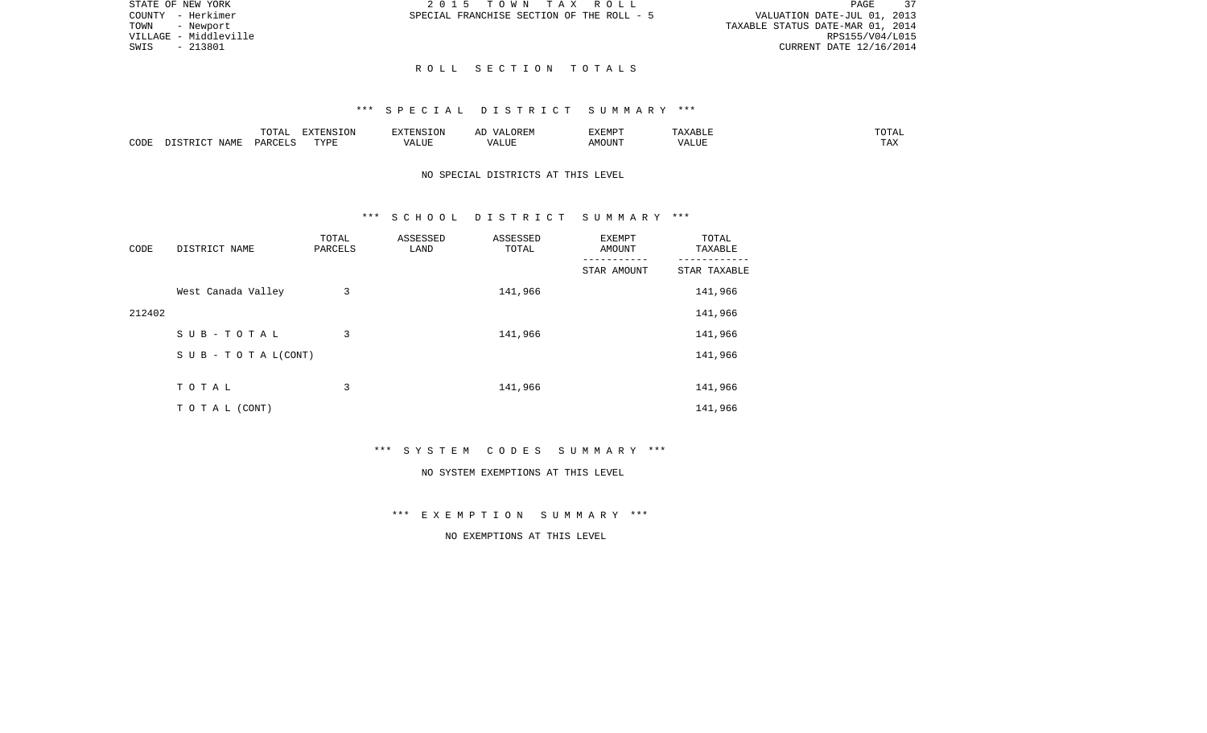STATE OF NEW YORK
COUNTY - Herkimer
TOWN - Newport
VILLAGE - Middleville
SWIS - 213801

2 0 1 5 T O W N T A X R O L L
SPECIAL FRANCHISE SECTION OF THE ROLL - 5

VALUATION DATE-JUL 01, 2013
TAXABLE STATUS DATE-MAR 01, 2014
RPS155/V04/L015
CURRENT DATE 12/16/2014

## R O L L S E C T I O N T O T A L S

### *** S P E C I A L D I S T R I C T S U M M A R Y ***

| CODE | DISTRICT NAME | TOTAL PARCELS | EXTENSION TYPE | EXTENSION VALUE | AD VALOREM VALUE | EXEMPT AMOUNT | TAXABLE VALUE | TOTAL TAX |
|---|---|---|---|---|---|---|---|---|

NO SPECIAL DISTRICTS AT THIS LEVEL

### *** S C H O O L D I S T R I C T S U M M A R Y ***

| CODE | DISTRICT NAME | TOTAL PARCELS | ASSESSED LAND | ASSESSED TOTAL | EXEMPT AMOUNT / STAR AMOUNT | TOTAL TAXABLE / STAR TAXABLE |
|---|---|---|---|---|---|---|
| | West Canada Valley | 3 | | 141,966 | | 141,966 |
| 212402 | | | | | | 141,966 |
| | S U B - T O T A L | 3 | | 141,966 | | 141,966 |
| | S U B - T O T A L(CONT) | | | | | 141,966 |
| | T O T A L | 3 | | 141,966 | | 141,966 |
| | T O T A L (CONT) | | | | | 141,966 |

### *** S Y S T E M C O D E S S U M M A R Y ***

NO SYSTEM EXEMPTIONS AT THIS LEVEL

### *** E X E M P T I O N S U M M A R Y ***

NO EXEMPTIONS AT THIS LEVEL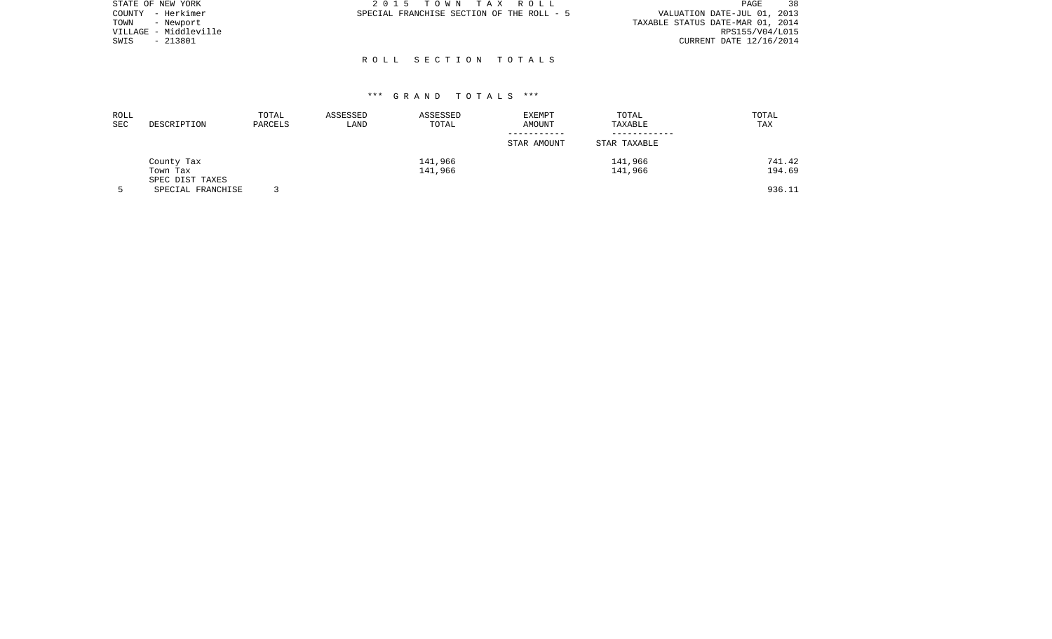STATE OF NEW YORK
COUNTY - Herkimer
TOWN - Newport
VILLAGE - Middleville
SWIS - 213801

2015 TOWN TAX ROLL
SPECIAL FRANCHISE SECTION OF THE ROLL - 5

VALUATION DATE-JUL 01, 2013
TAXABLE STATUS DATE-MAR 01, 2014
RPS155/V04/L015
CURRENT DATE 12/16/2014

## ROLL SECTION TOTALS

### *** GRAND TOTALS ***

| ROLL SEC | DESCRIPTION | TOTAL PARCELS | ASSESSED LAND | ASSESSED TOTAL | EXEMPT AMOUNT<br>-----------<br>STAR AMOUNT | TOTAL TAXABLE<br>------------<br>STAR TAXABLE | TOTAL TAX |
|---|---|---|---|---|---|---|---|
| | County Tax | | | 141,966 | | 141,966 | 741.42 |
| | Town Tax | | | 141,966 | | 141,966 | 194.69 |
| | SPEC DIST TAXES | | | | | | |
| 5 | SPECIAL FRANCHISE | 3 | | | | | 936.11 |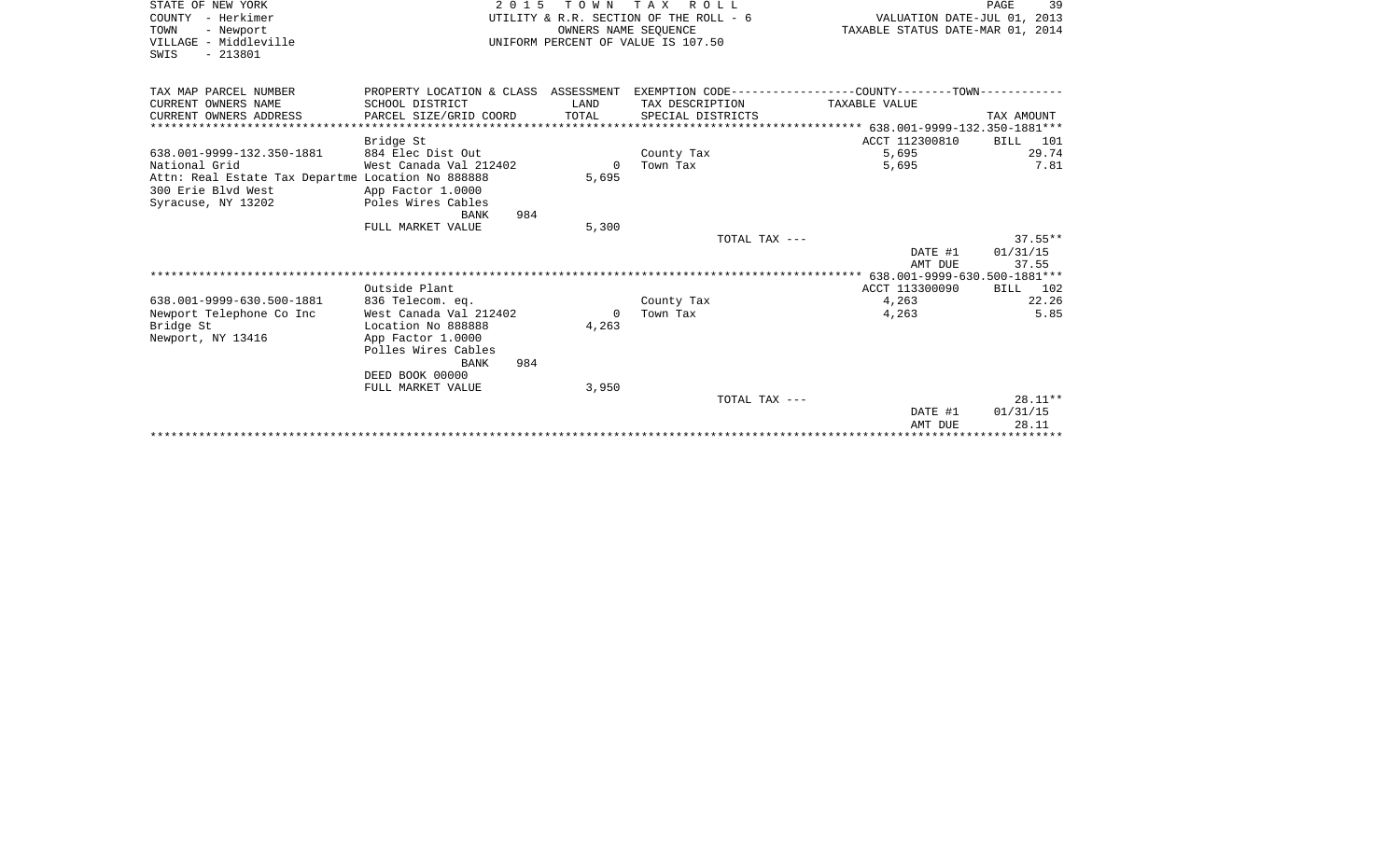STATE OF NEW YORK
COUNTY - Herkimer
TOWN - Newport
VILLAGE - Middleville
SWIS - 213801

2015 TOWN TAX ROLL
UTILITY & R.R. SECTION OF THE ROLL - 6
OWNERS NAME SEQUENCE
UNIFORM PERCENT OF VALUE IS 107.50

VALUATION DATE-JUL 01, 2013
TAXABLE STATUS DATE-MAR 01, 2014

| TAX MAP PARCEL NUMBER / CURRENT OWNERS NAME / CURRENT OWNERS ADDRESS | PROPERTY LOCATION & CLASS / SCHOOL DISTRICT / PARCEL SIZE/GRID COORD | ASSESSMENT LAND / TOTAL | EXEMPTION CODE / TAX DESCRIPTION / SPECIAL DISTRICTS | TAXABLE VALUE | TAX AMOUNT |
|---|---|---|---|---|---|
| **638.001-9999-132.350-1881** | | | | | |
| | Bridge St | | | ACCT 112300810 | BILL 101 |
| 638.001-9999-132.350-1881 | 884 Elec Dist Out | | County Tax | 5,695 | 29.74 |
| National Grid | West Canada Val 212402 | 0 | Town Tax | 5,695 | 7.81 |
| Attn: Real Estate Tax Departme | Location No 888888 | 5,695 | | | |
| 300 Erie Blvd West | App Factor 1.0000 | | | | |
| Syracuse, NY 13202 | Poles Wires Cables | | | | |
| | BANK 984 | | | | |
| | FULL MARKET VALUE | 5,300 | | | |
| | | | TOTAL TAX --- | | 37.55** |
| | | | | DATE #1 | 01/31/15 |
| | | | | AMT DUE | 37.55 |
| **638.001-9999-630.500-1881** | | | | | |
| | Outside Plant | | | ACCT 113300090 | BILL 102 |
| 638.001-9999-630.500-1881 | 836 Telecom. eq. | | County Tax | 4,263 | 22.26 |
| Newport Telephone Co Inc | West Canada Val 212402 | 0 | Town Tax | 4,263 | 5.85 |
| Bridge St | Location No 888888 | 4,263 | | | |
| Newport, NY 13416 | App Factor 1.0000 | | | | |
| | Polles Wires Cables | | | | |
| | BANK 984 | | | | |
| | DEED BOOK 00000 | | | | |
| | FULL MARKET VALUE | 3,950 | | | |
| | | | TOTAL TAX --- | | 28.11** |
| | | | | DATE #1 | 01/31/15 |
| | | | | AMT DUE | 28.11 |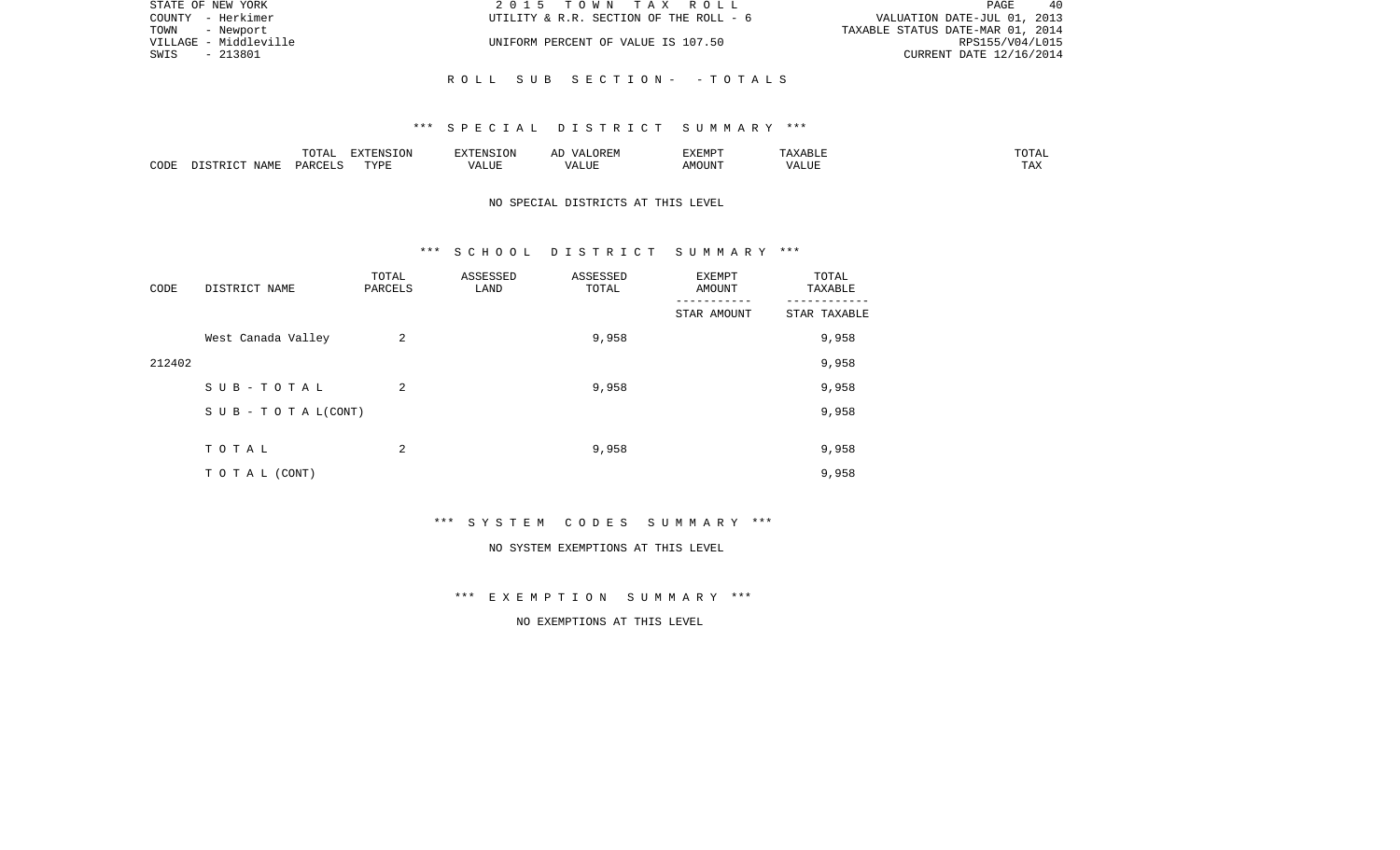STATE OF NEW YORK
COUNTY - Herkimer
TOWN - Newport
VILLAGE - Middleville
SWIS - 213801

2 0 1 5 T O W N T A X R O L L
UTILITY & R.R. SECTION OF THE ROLL - 6
UNIFORM PERCENT OF VALUE IS 107.50

VALUATION DATE-JUL 01, 2013
TAXABLE STATUS DATE-MAR 01, 2014
RPS155/V04/L015
CURRENT DATE 12/16/2014

R O L L S U B S E C T I O N - - T O T A L S

*** S P E C I A L D I S T R I C T S U M M A R Y ***

| CODE | DISTRICT NAME | TOTAL PARCELS | EXTENSION TYPE | EXTENSION VALUE | AD VALOREM VALUE | EXEMPT AMOUNT | TAXABLE VALUE | TOTAL TAX |
|---|---|---|---|---|---|---|---|---|

NO SPECIAL DISTRICTS AT THIS LEVEL

*** S C H O O L D I S T R I C T S U M M A R Y ***

| CODE | DISTRICT NAME | TOTAL PARCELS | ASSESSED LAND | ASSESSED TOTAL | EXEMPT AMOUNT / STAR AMOUNT | TOTAL TAXABLE / STAR TAXABLE |
|---|---|---|---|---|---|---|
| | West Canada Valley | 2 | | 9,958 | | 9,958 |
| 212402 | | | | | | 9,958 |
| | S U B - T O T A L | 2 | | 9,958 | | 9,958 |
| | S U B - T O T A L(CONT) | | | | | 9,958 |
| | T O T A L | 2 | | 9,958 | | 9,958 |
| | T O T A L (CONT) | | | | | 9,958 |

*** S Y S T E M C O D E S S U M M A R Y ***

NO SYSTEM EXEMPTIONS AT THIS LEVEL

*** E X E M P T I O N S U M M A R Y ***

NO EXEMPTIONS AT THIS LEVEL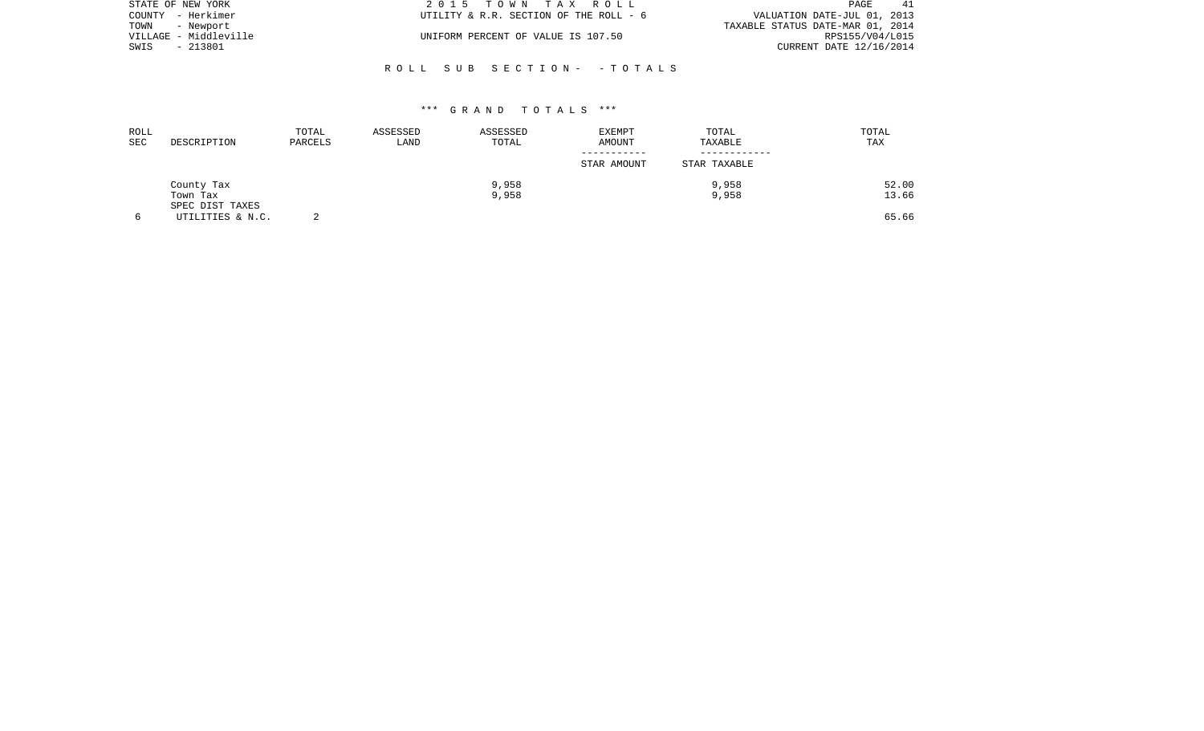STATE OF NEW YORK | 2015 TOWN TAX ROLL
COUNTY - Herkimer | UTILITY & R.R. SECTION OF THE ROLL - 6 | VALUATION DATE-JUL 01, 2013
TOWN - Newport | | TAXABLE STATUS DATE-MAR 01, 2014
VILLAGE - Middleville | UNIFORM PERCENT OF VALUE IS 107.50 | RPS155/V04/L015
SWIS - 213801 | | CURRENT DATE 12/16/2014

ROLL SUB SECTION - - TOTALS

### *** GRAND TOTALS ***

| ROLL SEC | DESCRIPTION | TOTAL PARCELS | ASSESSED LAND | ASSESSED TOTAL | EXEMPT AMOUNT / STAR AMOUNT | TOTAL TAXABLE / STAR TAXABLE | TOTAL TAX |
|---|---|---|---|---|---|---|---|
| | County Tax | | | 9,958 | | 9,958 | 52.00 |
| | Town Tax | | | 9,958 | | 9,958 | 13.66 |
| | SPEC DIST TAXES | | | | | | |
| 6 | UTILITIES & N.C. | 2 | | | | | 65.66 |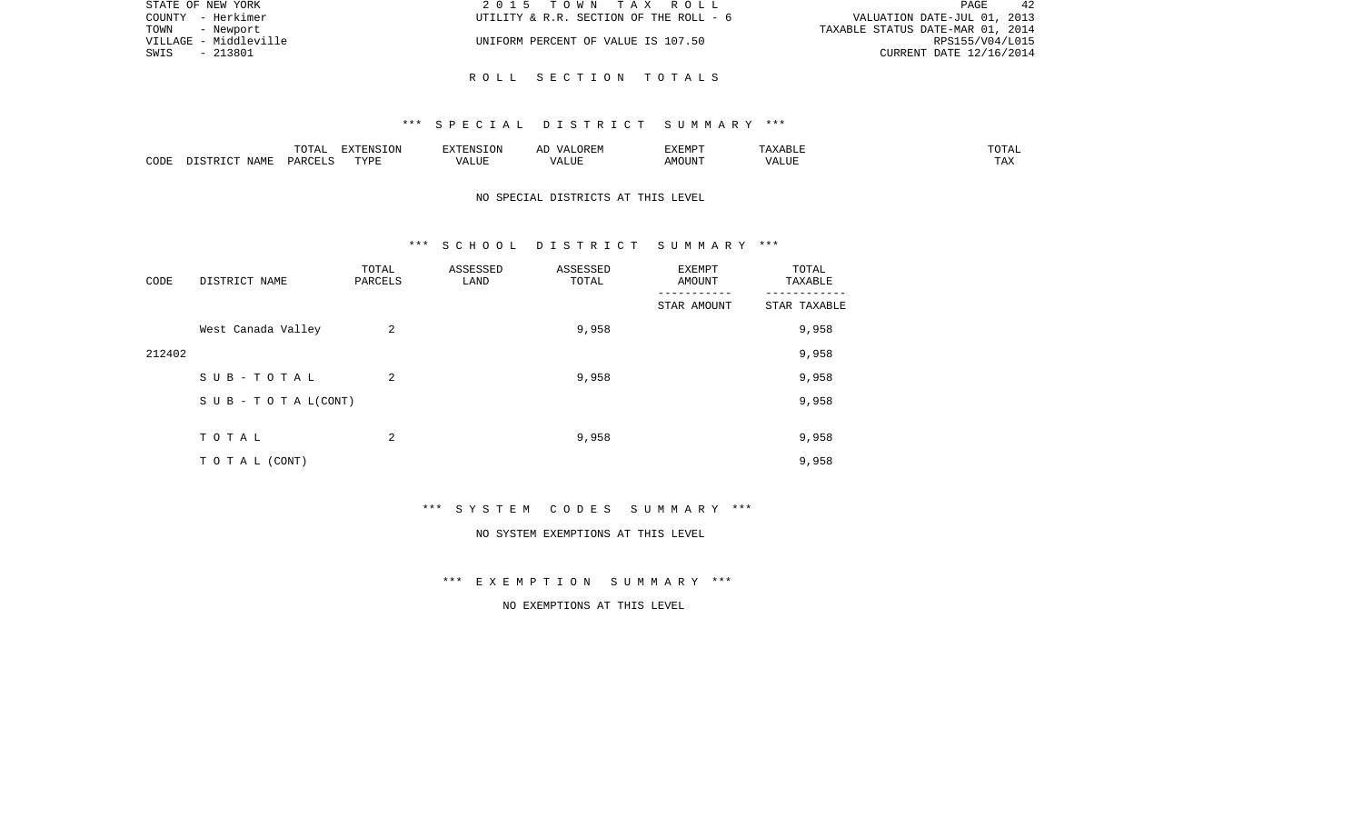STATE OF NEW YORK | 2015 TOWN TAX ROLL | PAGE 42
COUNTY - Herkimer | UTILITY & R.R. SECTION OF THE ROLL - 6 | VALUATION DATE-JUL 01, 2013
TOWN - Newport | | TAXABLE STATUS DATE-MAR 01, 2014
VILLAGE - Middleville | UNIFORM PERCENT OF VALUE IS 107.50 | RPS155/V04/L015
SWIS - 213801 | | CURRENT DATE 12/16/2014

## R O L L S E C T I O N T O T A L S

### *** S P E C I A L D I S T R I C T S U M M A R Y ***

| CODE | DISTRICT NAME | TOTAL PARCELS | EXTENSION TYPE | EXTENSION VALUE | AD VALOREM VALUE | EXEMPT AMOUNT | TAXABLE VALUE | TOTAL TAX |
|---|---|---|---|---|---|---|---|---|

NO SPECIAL DISTRICTS AT THIS LEVEL

### *** S C H O O L D I S T R I C T S U M M A R Y ***

| CODE | DISTRICT NAME | TOTAL PARCELS | ASSESSED LAND | ASSESSED TOTAL | EXEMPT AMOUNT / STAR AMOUNT | TOTAL TAXABLE / STAR TAXABLE |
|---|---|---|---|---|---|---|
| 212402 | West Canada Valley | 2 | | 9,958 | | 9,958 |
| | | | | | | 9,958 |
| | S U B - T O T A L | 2 | | 9,958 | | 9,958 |
| | S U B - T O T A L (CONT) | | | | | 9,958 |
| | T O T A L | 2 | | 9,958 | | 9,958 |
| | T O T A L (CONT) | | | | | 9,958 |

### *** S Y S T E M C O D E S S U M M A R Y ***

NO SYSTEM EXEMPTIONS AT THIS LEVEL

### *** E X E M P T I O N S U M M A R Y ***

NO EXEMPTIONS AT THIS LEVEL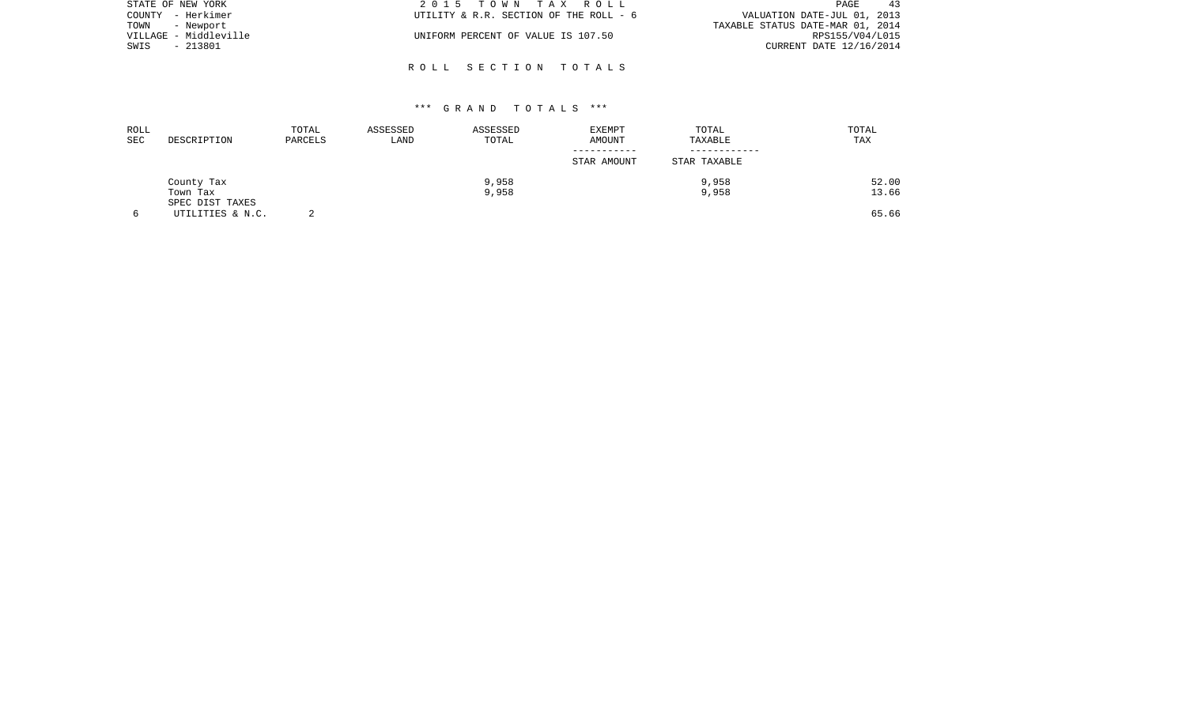STATE OF NEW YORK
COUNTY - Herkimer
TOWN - Newport
VILLAGE - Middleville
SWIS - 213801

2 0 1 5 T O W N T A X R O L L
UTILITY & R.R. SECTION OF THE ROLL - 6
UNIFORM PERCENT OF VALUE IS 107.50

VALUATION DATE-JUL 01, 2013
TAXABLE STATUS DATE-MAR 01, 2014
RPS155/V04/L015
CURRENT DATE 12/16/2014

## R O L L S E C T I O N T O T A L S

### *** G R A N D T O T A L S ***

| ROLL SEC | DESCRIPTION | TOTAL PARCELS | ASSESSED LAND | ASSESSED TOTAL | EXEMPT AMOUNT / STAR AMOUNT | TOTAL TAXABLE / STAR TAXABLE | TOTAL TAX |
|---|---|---|---|---|---|---|---|
| | County Tax | | | 9,958 | | 9,958 | 52.00 |
| | Town Tax | | | 9,958 | | 9,958 | 13.66 |
| | SPEC DIST TAXES | | | | | | |
| 6 | UTILITIES & N.C. | 2 | | | | | 65.66 |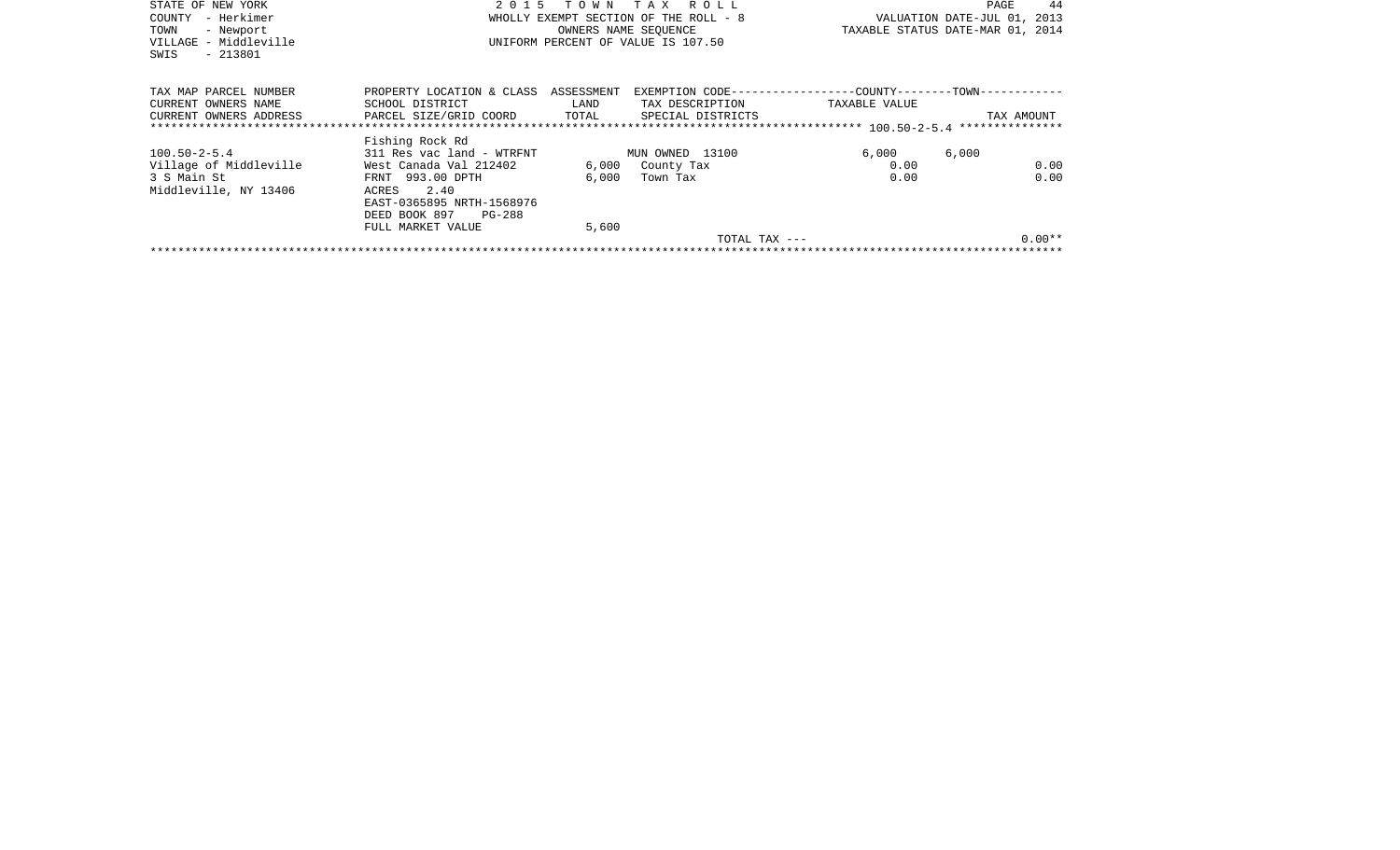STATE OF NEW YORK
COUNTY - Herkimer
TOWN - Newport
VILLAGE - Middleville
SWIS - 213801

2 0 1 5 T O W N T A X R O L L
WHOLLY EXEMPT SECTION OF THE ROLL - 8
OWNERS NAME SEQUENCE
UNIFORM PERCENT OF VALUE IS 107.50

VALUATION DATE-JUL 01, 2013
TAXABLE STATUS DATE-MAR 01, 2014

| TAX MAP PARCEL NUMBER<br>CURRENT OWNERS NAME<br>CURRENT OWNERS ADDRESS | PROPERTY LOCATION & CLASS<br>SCHOOL DISTRICT<br>PARCEL SIZE/GRID COORD | ASSESSMENT<br>LAND<br>TOTAL | EXEMPTION CODE<br>TAX DESCRIPTION<br>SPECIAL DISTRICTS | COUNTY<br>TAXABLE VALUE | TOWN | TAX AMOUNT |
|---|---|---|---|---|---|---|
| 100.50-2-5.4 | | | | | | |
| | Fishing Rock Rd | | | | | |
| 100.50-2-5.4 | 311 Res vac land - WTRFNT | | MUN OWNED 13100 | 6,000 | 6,000 | |
| Village of Middleville | West Canada Val 212402 | 6,000 | County Tax | 0.00 | | 0.00 |
| 3 S Main St | FRNT 993.00 DPTH | 6,000 | Town Tax | 0.00 | | 0.00 |
| Middleville, NY 13406 | ACRES 2.40 | | | | | |
| | EAST-0365895 NRTH-1568976 | | | | | |
| | DEED BOOK 897 PG-288 | | | | | |
| | FULL MARKET VALUE | 5,600 | | | | |
| | | | TOTAL TAX --- | | | 0.00** |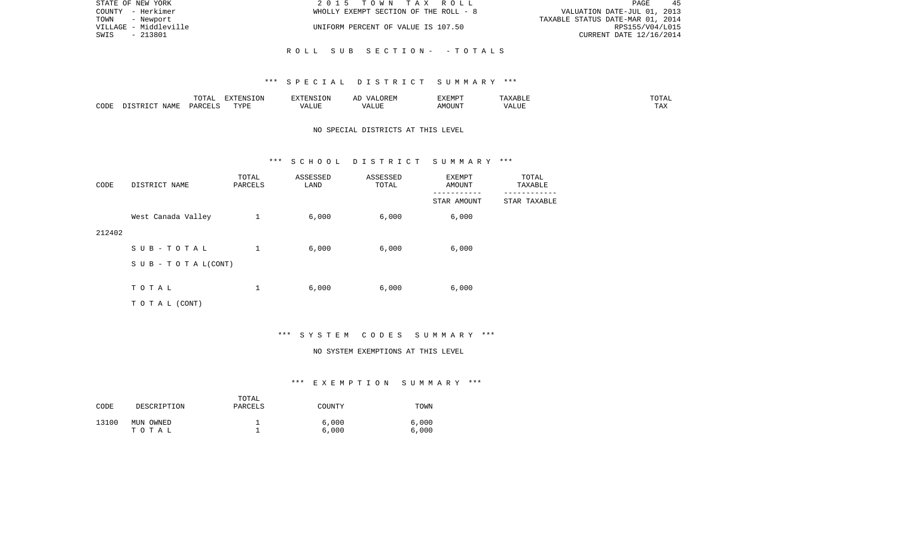ROLL SUB SECTION - - TOTALS

*** SPECIAL DISTRICT SUMMARY ***

| CODE | DISTRICT NAME | TOTAL PARCELS | EXTENSION TYPE | EXTENSION VALUE | AD VALOREM VALUE | EXEMPT AMOUNT | TAXABLE VALUE | TOTAL TAX |
|---|---|---|---|---|---|---|---|---|

NO SPECIAL DISTRICTS AT THIS LEVEL

*** SCHOOL DISTRICT SUMMARY ***

| CODE | DISTRICT NAME | TOTAL PARCELS | ASSESSED LAND | ASSESSED TOTAL | EXEMPT AMOUNT / STAR AMOUNT | TOTAL TAXABLE / STAR TAXABLE |
|---|---|---|---|---|---|---|
| 212402 | West Canada Valley | 1 | 6,000 | 6,000 | 6,000 | |
| | SUB-TOTAL | 1 | 6,000 | 6,000 | 6,000 | |
| | SUB-TOTAL(CONT) | | | | | |
| | TOTAL | 1 | 6,000 | 6,000 | 6,000 | |
| | TOTAL (CONT) | | | | | |

*** SYSTEM CODES SUMMARY ***

NO SYSTEM EXEMPTIONS AT THIS LEVEL

*** EXEMPTION SUMMARY ***

| CODE | DESCRIPTION | TOTAL PARCELS | COUNTY | TOWN |
|---|---|---|---|---|
| 13100 | MUN OWNED | 1 | 6,000 | 6,000 |
| | TOTAL | 1 | 6,000 | 6,000 |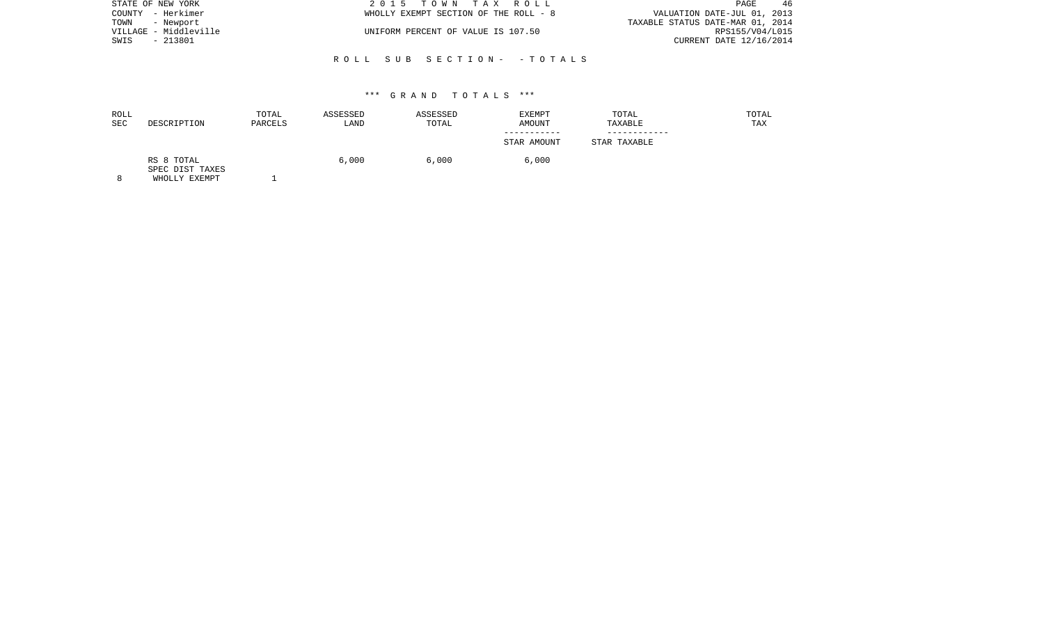STATE OF NEW YORK
COUNTY - Herkimer
TOWN - Newport
VILLAGE - Middleville
SWIS - 213801

2 0 1 5 T O W N T A X R O L L
WHOLLY EXEMPT SECTION OF THE ROLL - 8
UNIFORM PERCENT OF VALUE IS 107.50

VALUATION DATE-JUL 01, 2013
TAXABLE STATUS DATE-MAR 01, 2014
RPS155/V04/L015
CURRENT DATE 12/16/2014

R O L L S U B S E C T I O N - - T O T A L S

*** G R A N D T O T A L S ***

| ROLL SEC | DESCRIPTION | TOTAL PARCELS | ASSESSED LAND | ASSESSED TOTAL | EXEMPT AMOUNT<br>-----------<br>STAR AMOUNT | TOTAL TAXABLE<br>------------<br>STAR TAXABLE | TOTAL TAX |
|---|---|---|---|---|---|---|---|
| | RS 8 TOTAL<br>SPEC DIST TAXES | | 6,000 | 6,000 | 6,000 | | |
| 8 | WHOLLY EXEMPT | 1 | | | | | |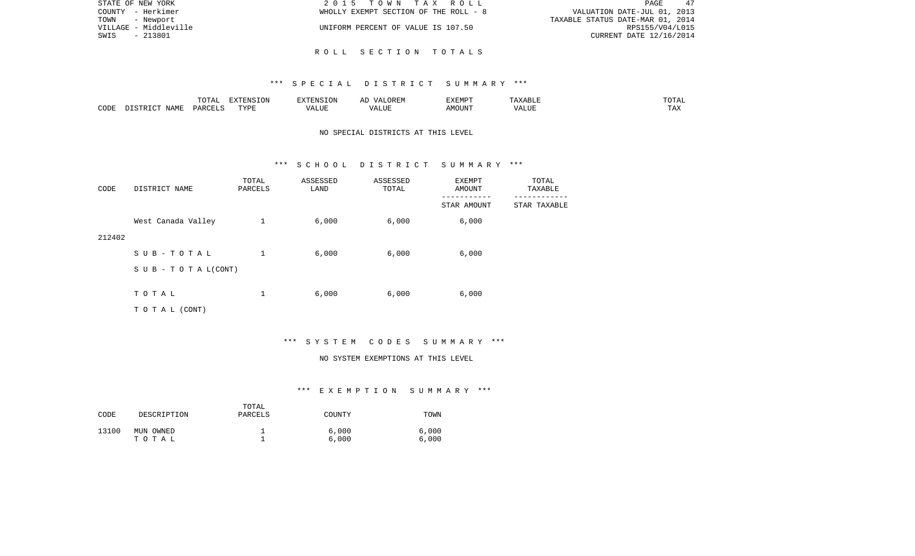STATE OF NEW YORK | 2015 TOWN TAX ROLL
COUNTY - Herkimer | WHOLLY EXEMPT SECTION OF THE ROLL - 8 | VALUATION DATE-JUL 01, 2013
TOWN - Newport | | TAXABLE STATUS DATE-MAR 01, 2014
VILLAGE - Middleville | UNIFORM PERCENT OF VALUE IS 107.50 | RPS155/V04/L015
SWIS - 213801 | | CURRENT DATE 12/16/2014

## ROLL SECTION TOTALS

### *** SPECIAL DISTRICT SUMMARY ***

| CODE | DISTRICT NAME | TOTAL PARCELS | EXTENSION TYPE | EXTENSION VALUE | AD VALOREM VALUE | EXEMPT AMOUNT | TAXABLE VALUE | TOTAL TAX |
|---|---|---|---|---|---|---|---|---|

NO SPECIAL DISTRICTS AT THIS LEVEL

### *** SCHOOL DISTRICT SUMMARY ***

| CODE | DISTRICT NAME | TOTAL PARCELS | ASSESSED LAND | ASSESSED TOTAL | EXEMPT AMOUNT / STAR AMOUNT | TOTAL TAXABLE / STAR TAXABLE |
|---|---|---|---|---|---|---|
| 212402 | West Canada Valley | 1 | 6,000 | 6,000 | 6,000 | |
| | SUB-TOTAL | 1 | 6,000 | 6,000 | 6,000 | |
| | SUB-TOTAL(CONT) | | | | | |
| | TOTAL | 1 | 6,000 | 6,000 | 6,000 | |
| | TOTAL (CONT) | | | | | |

### *** SYSTEM CODES SUMMARY ***

NO SYSTEM EXEMPTIONS AT THIS LEVEL

### *** EXEMPTION SUMMARY ***

| CODE | DESCRIPTION | TOTAL PARCELS | COUNTY | TOWN |
|---|---|---|---|---|
| 13100 | MUN OWNED | 1 | 6,000 | 6,000 |
| | TOTAL | 1 | 6,000 | 6,000 |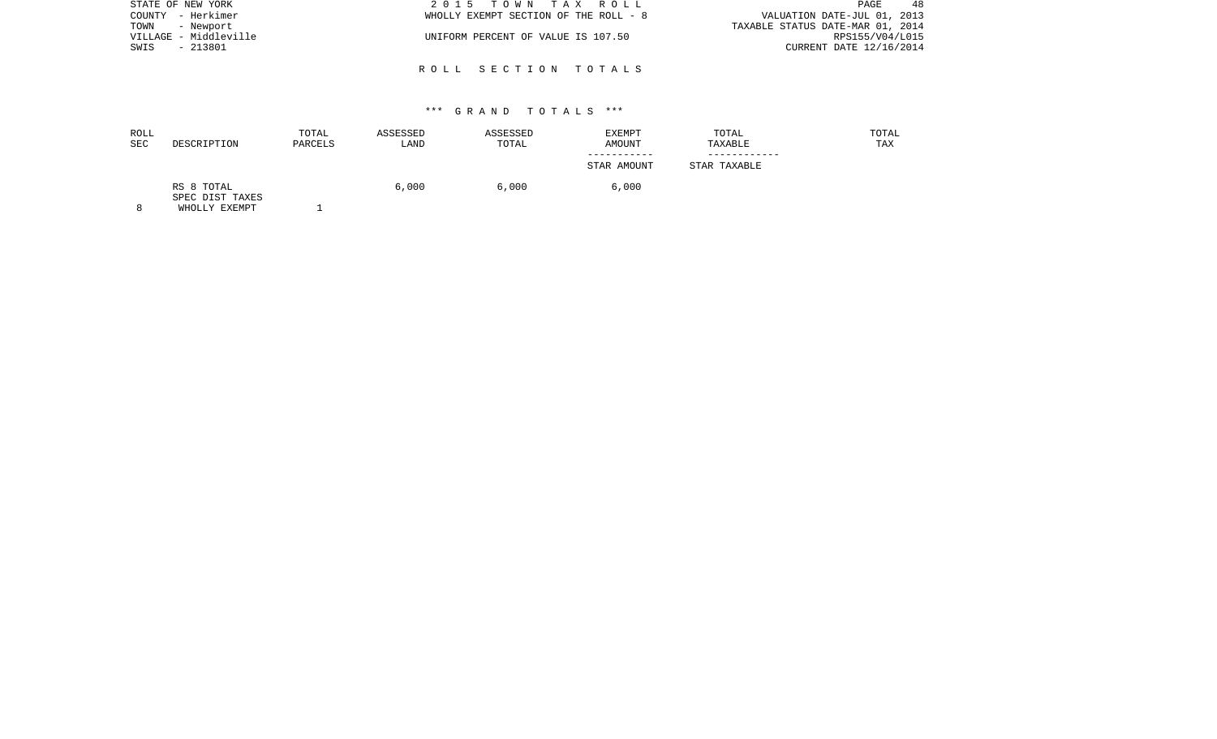STATE OF NEW YORK
COUNTY - Herkimer
TOWN - Newport
VILLAGE - Middleville
SWIS - 213801

2 0 1 5 T O W N T A X R O L L
WHOLLY EXEMPT SECTION OF THE ROLL - 8
UNIFORM PERCENT OF VALUE IS 107.50

VALUATION DATE-JUL 01, 2013
TAXABLE STATUS DATE-MAR 01, 2014
RPS155/V04/L015
CURRENT DATE 12/16/2014

R O L L S E C T I O N T O T A L S

*** G R A N D T O T A L S ***

| ROLL SEC | DESCRIPTION | TOTAL PARCELS | ASSESSED LAND | ASSESSED TOTAL | EXEMPT AMOUNT<br>-----------<br>STAR AMOUNT | TOTAL TAXABLE<br>------------<br>STAR TAXABLE | TOTAL TAX |
|---|---|---|---|---|---|---|---|
| | RS 8 TOTAL<br>SPEC DIST TAXES | | 6,000 | 6,000 | 6,000 | | |
| 8 | WHOLLY EXEMPT | 1 | | | | | |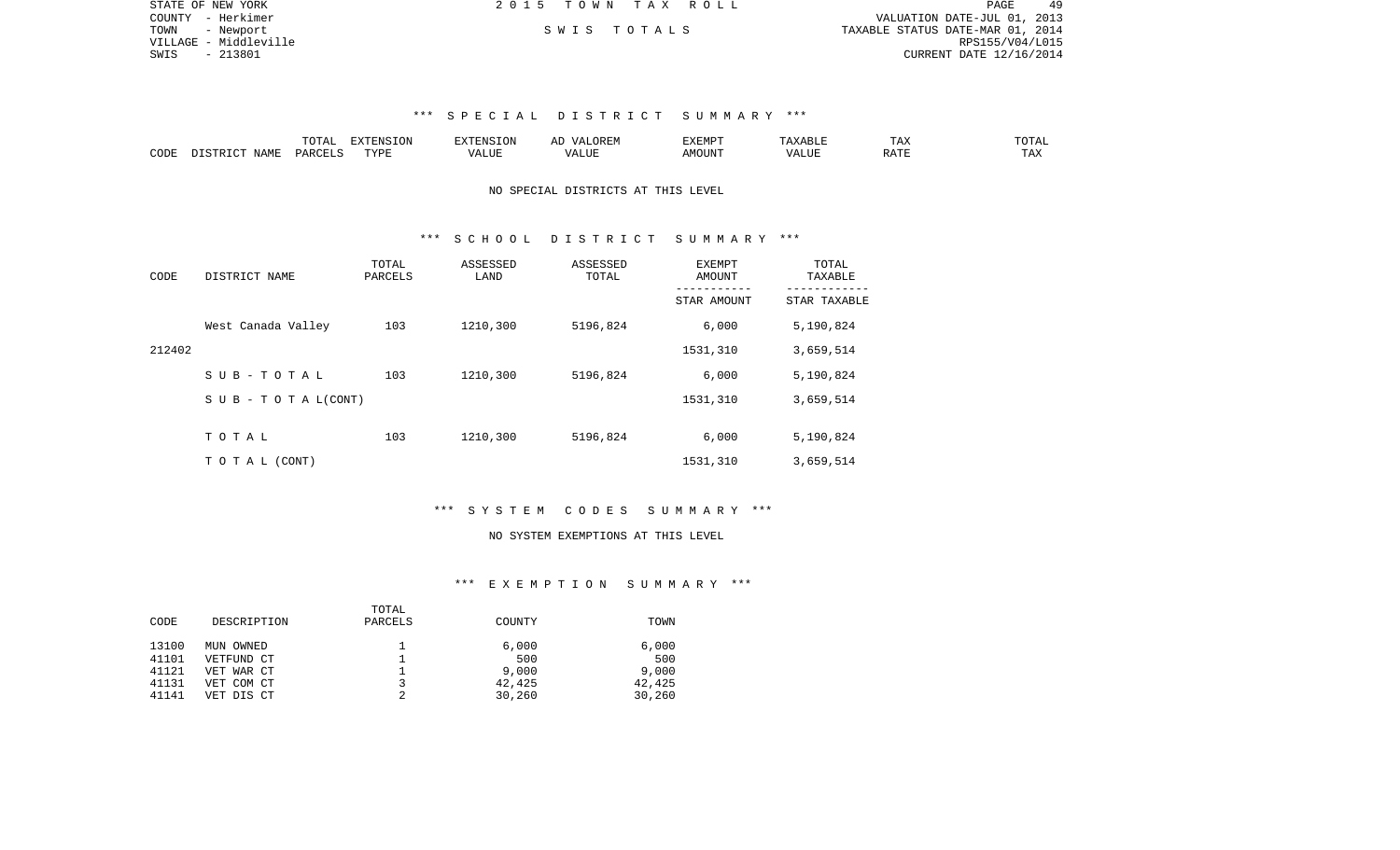STATE OF NEW YORK
COUNTY - Herkimer
TOWN - Newport
VILLAGE - Middleville
SWIS - 213801

2 0 1 5 T O W N T A X R O L L

S W I S T O T A L S

VALUATION DATE-JUL 01, 2013
TAXABLE STATUS DATE-MAR 01, 2014
RPS155/V04/L015
CURRENT DATE 12/16/2014

### *** S P E C I A L D I S T R I C T S U M M A R Y ***

| CODE | DISTRICT NAME | TOTAL PARCELS | EXTENSION TYPE | EXTENSION VALUE | AD VALOREM VALUE | EXEMPT AMOUNT | TAXABLE VALUE | TAX RATE | TOTAL TAX |
|---|---|---|---|---|---|---|---|---|---|

NO SPECIAL DISTRICTS AT THIS LEVEL

### *** S C H O O L D I S T R I C T S U M M A R Y ***

| CODE | DISTRICT NAME | TOTAL PARCELS | ASSESSED LAND | ASSESSED TOTAL | EXEMPT AMOUNT / STAR AMOUNT | TOTAL TAXABLE / STAR TAXABLE |
|---|---|---|---|---|---|---|
| | West Canada Valley | 103 | 1210,300 | 5196,824 | 6,000 | 5,190,824 |
| 212402 | | | | | 1531,310 | 3,659,514 |
| | S U B - T O T A L | 103 | 1210,300 | 5196,824 | 6,000 | 5,190,824 |
| | S U B - T O T A L(CONT) | | | | 1531,310 | 3,659,514 |
| | T O T A L | 103 | 1210,300 | 5196,824 | 6,000 | 5,190,824 |
| | T O T A L (CONT) | | | | 1531,310 | 3,659,514 |

### *** S Y S T E M C O D E S S U M M A R Y ***

NO SYSTEM EXEMPTIONS AT THIS LEVEL

### *** E X E M P T I O N S U M M A R Y ***

| CODE | DESCRIPTION | TOTAL PARCELS | COUNTY | TOWN |
|---|---|---|---|---|
| 13100 | MUN OWNED | 1 | 6,000 | 6,000 |
| 41101 | VETFUND CT | 1 | 500 | 500 |
| 41121 | VET WAR CT | 1 | 9,000 | 9,000 |
| 41131 | VET COM CT | 3 | 42,425 | 42,425 |
| 41141 | VET DIS CT | 2 | 30,260 | 30,260 |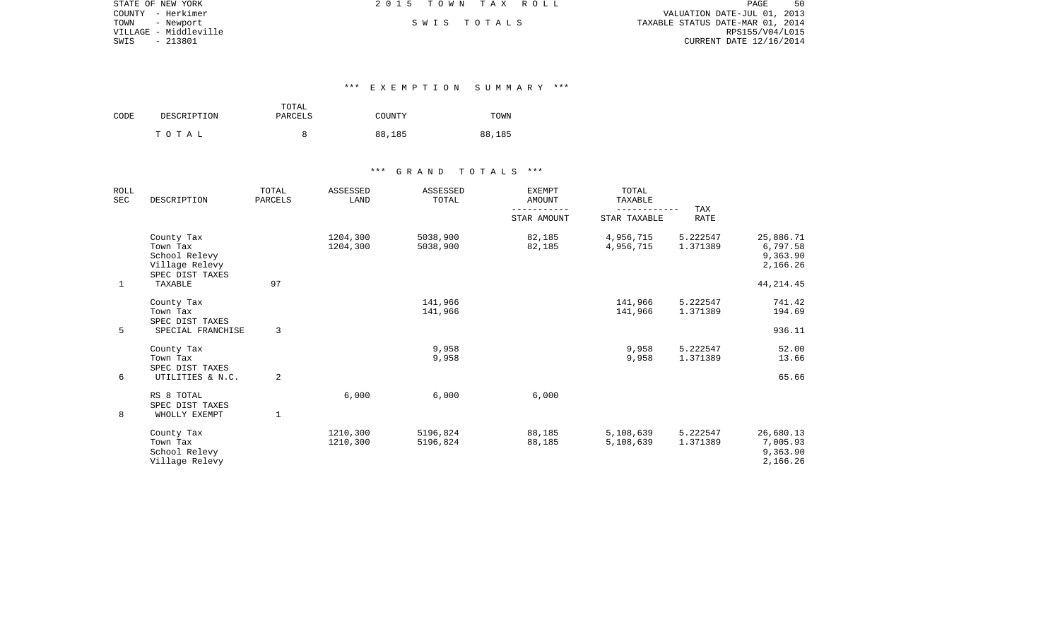STATE OF NEW YORK
COUNTY - Herkimer
TOWN - Newport
VILLAGE - Middleville
SWIS - 213801

2015 TOWN TAX ROLL

SWIS TOTALS

VALUATION DATE-JUL 01, 2013
TAXABLE STATUS DATE-MAR 01, 2014
RPS155/V04/L015
CURRENT DATE 12/16/2014

### *** EXEMPTION SUMMARY ***

| CODE | DESCRIPTION | TOTAL PARCELS | COUNTY | TOWN |
|---|---|---|---|---|
| | TOTAL | 8 | 88,185 | 88,185 |

### *** GRAND TOTALS ***

| ROLL SEC | DESCRIPTION | TOTAL PARCELS | ASSESSED LAND | ASSESSED TOTAL | EXEMPT AMOUNT / STAR AMOUNT | TOTAL TAXABLE / STAR TAXABLE | TAX RATE | |
|---|---|---|---|---|---|---|---|---|
| | County Tax | | 1204,300 | 5038,900 | 82,185 | 4,956,715 | 5.222547 | 25,886.71 |
| | Town Tax | | 1204,300 | 5038,900 | 82,185 | 4,956,715 | 1.371389 | 6,797.58 |
| | School Relevy | | | | | | | 9,363.90 |
| | Village Relevy | | | | | | | 2,166.26 |
| | SPEC DIST TAXES | | | | | | | |
| 1 | TAXABLE | 97 | | | | | | 44,214.45 |
| | County Tax | | | 141,966 | | 141,966 | 5.222547 | 741.42 |
| | Town Tax | | | 141,966 | | 141,966 | 1.371389 | 194.69 |
| | SPEC DIST TAXES | | | | | | | |
| 5 | SPECIAL FRANCHISE | 3 | | | | | | 936.11 |
| | County Tax | | | 9,958 | | 9,958 | 5.222547 | 52.00 |
| | Town Tax | | | 9,958 | | 9,958 | 1.371389 | 13.66 |
| | SPEC DIST TAXES | | | | | | | |
| 6 | UTILITIES & N.C. | 2 | | | | | | 65.66 |
| | RS 8 TOTAL | | 6,000 | 6,000 | 6,000 | | | |
| | SPEC DIST TAXES | | | | | | | |
| 8 | WHOLLY EXEMPT | 1 | | | | | | |
| | County Tax | | 1210,300 | 5196,824 | 88,185 | 5,108,639 | 5.222547 | 26,680.13 |
| | Town Tax | | 1210,300 | 5196,824 | 88,185 | 5,108,639 | 1.371389 | 7,005.93 |
| | School Relevy | | | | | | | 9,363.90 |
| | Village Relevy | | | | | | | 2,166.26 |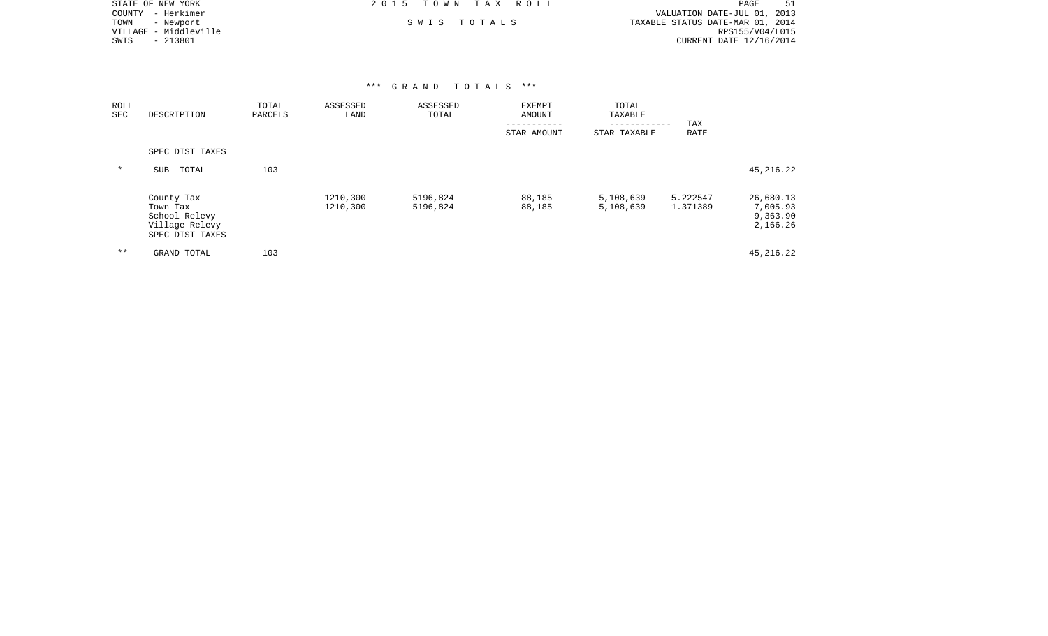STATE OF NEW YORK
COUNTY - Herkimer
TOWN - Newport
VILLAGE - Middleville
SWIS - 213801

2 0 1 5 T O W N T A X R O L L

S W I S T O T A L S

VALUATION DATE-JUL 01, 2013
TAXABLE STATUS DATE-MAR 01, 2014
RPS155/V04/L015
CURRENT DATE 12/16/2014

\*\*\* G R A N D T O T A L S \*\*\*

| ROLL SEC | DESCRIPTION | TOTAL PARCELS | ASSESSED LAND | ASSESSED TOTAL | EXEMPT AMOUNT / STAR AMOUNT | TOTAL TAXABLE / STAR TAXABLE | TAX RATE | |
|---|---|---|---|---|---|---|---|---|
| | SPEC DIST TAXES | | | | | | | |
| * | SUB TOTAL | 103 | | | | | | 45,216.22 |
| | County Tax | | 1210,300 | 5196,824 | 88,185 | 5,108,639 | 5.222547 | 26,680.13 |
| | Town Tax | | 1210,300 | 5196,824 | 88,185 | 5,108,639 | 1.371389 | 7,005.93 |
| | School Relevy | | | | | | | 9,363.90 |
| | Village Relevy | | | | | | | 2,166.26 |
| | SPEC DIST TAXES | | | | | | | |
| ** | GRAND TOTAL | 103 | | | | | | 45,216.22 |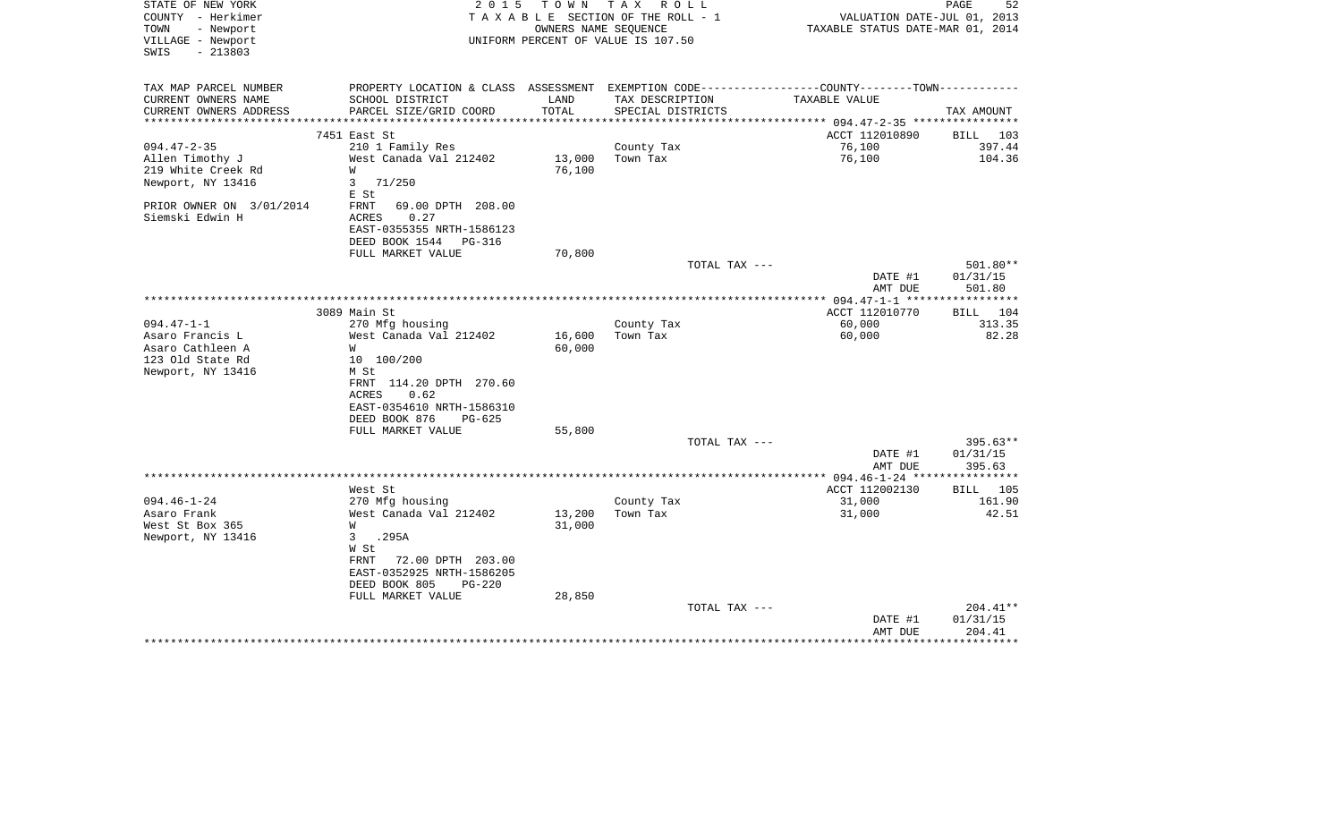STATE OF NEW YORK — 2015 TOWN TAX ROLL
COUNTY - Herkimer — TAXABLE SECTION OF THE ROLL - 1 — VALUATION DATE-JUL 01, 2013
TOWN - Newport — OWNERS NAME SEQUENCE — TAXABLE STATUS DATE-MAR 01, 2014
VILLAGE - Newport — UNIFORM PERCENT OF VALUE IS 107.50
SWIS - 213803

| TAX MAP PARCEL NUMBER / CURRENT OWNERS NAME / CURRENT OWNERS ADDRESS | PROPERTY LOCATION & CLASS / SCHOOL DISTRICT / PARCEL SIZE/GRID COORD | ASSESSMENT LAND / TOTAL | EXEMPTION CODE / TAX DESCRIPTION / SPECIAL DISTRICTS | COUNTY--------TOWN / TAXABLE VALUE | TAX AMOUNT |
|---|---|---|---|---|---|
| 094.47-2-35 | 7451 East St | | | ACCT 112010890 | BILL 103 |
| 094.47-2-35 | 210 1 Family Res | | County Tax | 76,100 | 397.44 |
| Allen Timothy J | West Canada Val 212402 | 13,000 | Town Tax | 76,100 | 104.36 |
| 219 White Creek Rd | W | 76,100 | | | |
| Newport, NY 13416 | 3 71/250 | | | | |
| | E St | | | | |
| PRIOR OWNER ON 3/01/2014 | FRNT 69.00 DPTH 208.00 | | | | |
| Siemski Edwin H | ACRES 0.27 | | | | |
| | EAST-0355355 NRTH-1586123 | | | | |
| | DEED BOOK 1544 PG-316 | | | | |
| | FULL MARKET VALUE | 70,800 | | | |
| | | | TOTAL TAX --- | | 501.80** |
| | | | | DATE #1 | 01/31/15 |
| | | | | AMT DUE | 501.80 |
| 094.47-1-1 | 3089 Main St | | | ACCT 112010770 | BILL 104 |
| 094.47-1-1 | 270 Mfg housing | | County Tax | 60,000 | 313.35 |
| Asaro Francis L | West Canada Val 212402 | 16,600 | Town Tax | 60,000 | 82.28 |
| Asaro Cathleen A | W | 60,000 | | | |
| 123 Old State Rd | 10 100/200 | | | | |
| Newport, NY 13416 | M St | | | | |
| | FRNT 114.20 DPTH 270.60 | | | | |
| | ACRES 0.62 | | | | |
| | EAST-0354610 NRTH-1586310 | | | | |
| | DEED BOOK 876 PG-625 | | | | |
| | FULL MARKET VALUE | 55,800 | | | |
| | | | TOTAL TAX --- | | 395.63** |
| | | | | DATE #1 | 01/31/15 |
| | | | | AMT DUE | 395.63 |
| 094.46-1-24 | West St | | | ACCT 112002130 | BILL 105 |
| 094.46-1-24 | 270 Mfg housing | | County Tax | 31,000 | 161.90 |
| Asaro Frank | West Canada Val 212402 | 13,200 | Town Tax | 31,000 | 42.51 |
| West St Box 365 | W | 31,000 | | | |
| Newport, NY 13416 | 3 .295A | | | | |
| | W St | | | | |
| | FRNT 72.00 DPTH 203.00 | | | | |
| | EAST-0352925 NRTH-1586205 | | | | |
| | DEED BOOK 805 PG-220 | | | | |
| | FULL MARKET VALUE | 28,850 | | | |
| | | | TOTAL TAX --- | | 204.41** |
| | | | | DATE #1 | 01/31/15 |
| | | | | AMT DUE | 204.41 |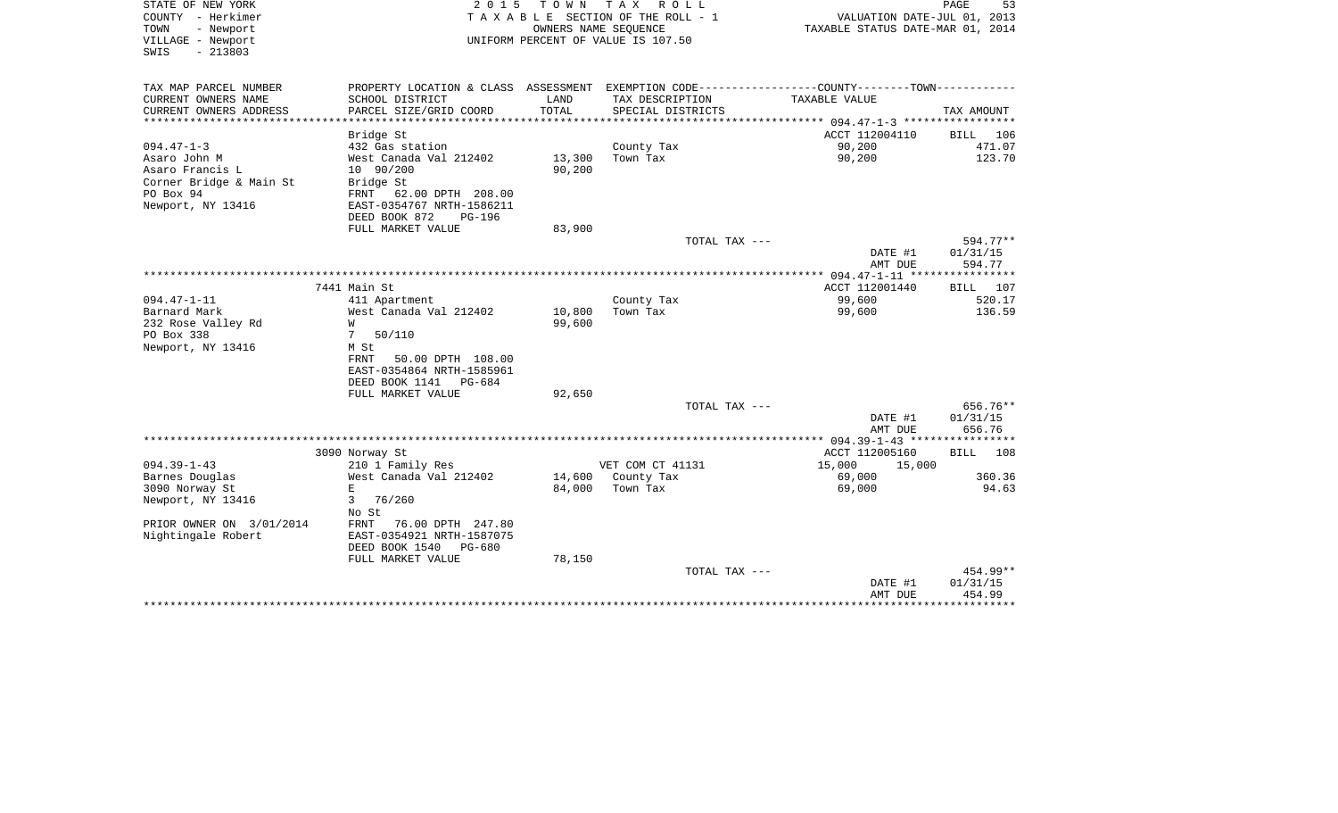STATE OF NEW YORK
COUNTY - Herkimer
TOWN - Newport
VILLAGE - Newport
SWIS - 213803

2 0 1 5 T O W N T A X R O L L
T A X A B L E SECTION OF THE ROLL - 1
OWNERS NAME SEQUENCE
UNIFORM PERCENT OF VALUE IS 107.50

VALUATION DATE-JUL 01, 2013
TAXABLE STATUS DATE-MAR 01, 2014

| TAX MAP PARCEL NUMBER<br>CURRENT OWNERS NAME<br>CURRENT OWNERS ADDRESS | PROPERTY LOCATION & CLASS<br>SCHOOL DISTRICT<br>PARCEL SIZE/GRID COORD | ASSESSMENT<br>LAND<br>TOTAL | EXEMPTION CODE<br>TAX DESCRIPTION<br>SPECIAL DISTRICTS | COUNTY--------TOWN<br>TAXABLE VALUE | TAX AMOUNT |
|---|---|---|---|---|---|
| **094.47-1-3** | Bridge St | | | ACCT 112004110 | BILL 106 |
| 094.47-1-3 | 432 Gas station | | County Tax | 90,200 | 471.07 |
| Asaro John M | West Canada Val 212402 | 13,300 | Town Tax | 90,200 | 123.70 |
| Asaro Francis L | 10 90/200 | 90,200 | | | |
| Corner Bridge & Main St | Bridge St | | | | |
| PO Box 94 | FRNT 62.00 DPTH 208.00 | | | | |
| Newport, NY 13416 | EAST-0354767 NRTH-1586211 | | | | |
| | DEED BOOK 872 PG-196 | | | | |
| | FULL MARKET VALUE | 83,900 | | | |
| | | | TOTAL TAX --- | | 594.77** |
| | | | | DATE #1 | 01/31/15 |
| | | | | AMT DUE | 594.77 |
| **094.47-1-11** | 7441 Main St | | | ACCT 112001440 | BILL 107 |
| 094.47-1-11 | 411 Apartment | | County Tax | 99,600 | 520.17 |
| Barnard Mark | West Canada Val 212402 | 10,800 | Town Tax | 99,600 | 136.59 |
| 232 Rose Valley Rd | W | 99,600 | | | |
| PO Box 338 | 7 50/110 | | | | |
| Newport, NY 13416 | M St | | | | |
| | FRNT 50.00 DPTH 108.00 | | | | |
| | EAST-0354864 NRTH-1585961 | | | | |
| | DEED BOOK 1141 PG-684 | | | | |
| | FULL MARKET VALUE | 92,650 | | | |
| | | | TOTAL TAX --- | | 656.76** |
| | | | | DATE #1 | 01/31/15 |
| | | | | AMT DUE | 656.76 |
| **094.39-1-43** | 3090 Norway St | | | ACCT 112005160 | BILL 108 |
| 094.39-1-43 | 210 1 Family Res | | VET COM CT 41131 | 15,000 15,000 | |
| Barnes Douglas | West Canada Val 212402 | 14,600 | County Tax | 69,000 | 360.36 |
| 3090 Norway St | E | 84,000 | Town Tax | 69,000 | 94.63 |
| Newport, NY 13416 | 3 76/260 | | | | |
| | No St | | | | |
| PRIOR OWNER ON 3/01/2014 | FRNT 76.00 DPTH 247.80 | | | | |
| Nightingale Robert | EAST-0354921 NRTH-1587075 | | | | |
| | DEED BOOK 1540 PG-680 | | | | |
| | FULL MARKET VALUE | 78,150 | | | |
| | | | TOTAL TAX --- | | 454.99** |
| | | | | DATE #1 | 01/31/15 |
| | | | | AMT DUE | 454.99 |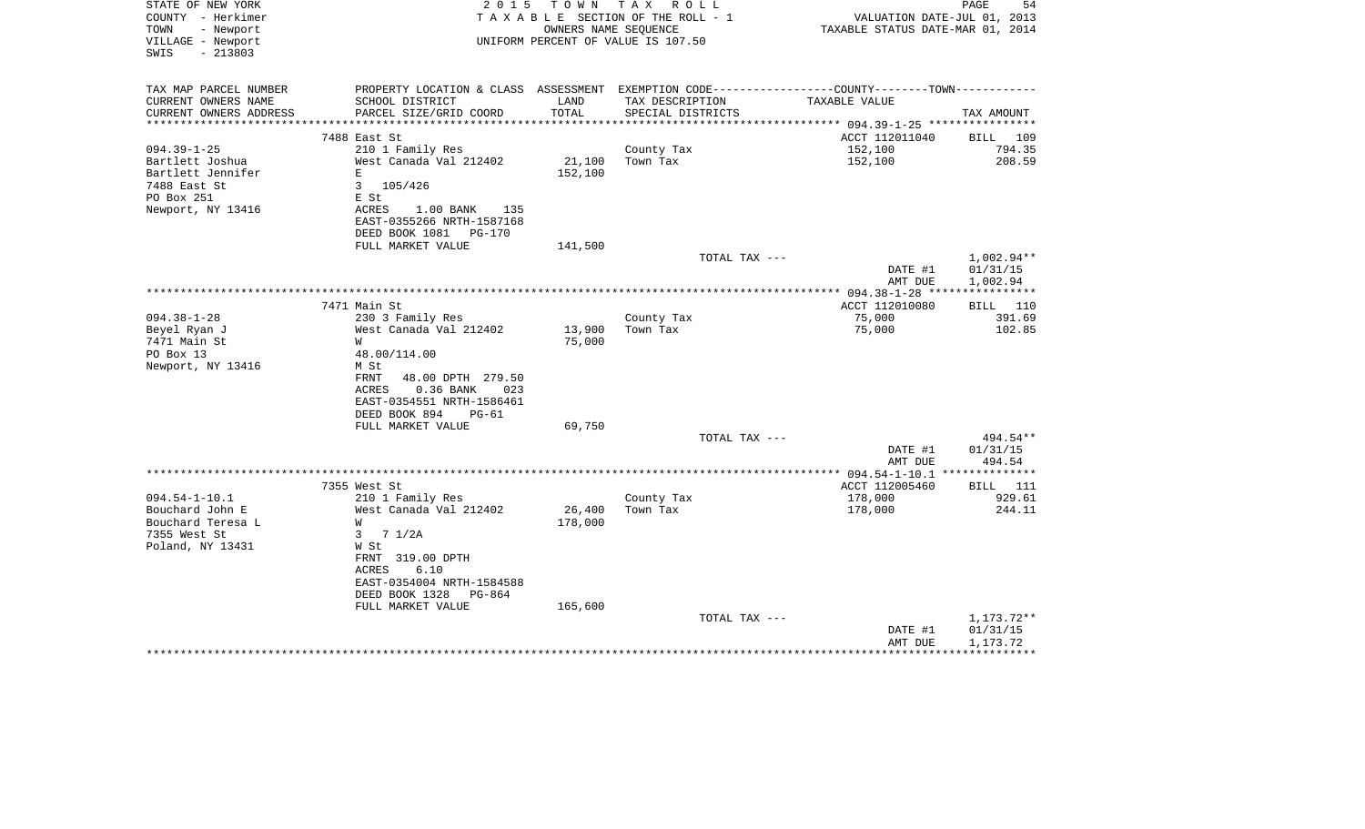STATE OF NEW YORK — 2015 TOWN TAX ROLL
COUNTY - Herkimer — TAXABLE SECTION OF THE ROLL - 1 — VALUATION DATE-JUL 01, 2013
TOWN - Newport — OWNERS NAME SEQUENCE — TAXABLE STATUS DATE-MAR 01, 2014
VILLAGE - Newport — UNIFORM PERCENT OF VALUE IS 107.50
SWIS - 213803

| TAX MAP PARCEL NUMBER / CURRENT OWNERS NAME / CURRENT OWNERS ADDRESS | PROPERTY LOCATION & CLASS / SCHOOL DISTRICT / PARCEL SIZE/GRID COORD | ASSESSMENT LAND / TOTAL | EXEMPTION CODE / TAX DESCRIPTION / SPECIAL DISTRICTS | COUNTY--------TOWN / TAXABLE VALUE | TAX AMOUNT |
|---|---|---|---|---|---|
| | 7488 East St | | | ACCT 112011040 | BILL 109 |
| 094.39-1-25 | 210 1 Family Res | | County Tax | 152,100 | 794.35 |
| Bartlett Joshua | West Canada Val 212402 | 21,100 | Town Tax | 152,100 | 208.59 |
| Bartlett Jennifer | E | 152,100 | | | |
| 7488 East St | 3 105/426 | | | | |
| PO Box 251 | E St | | | | |
| Newport, NY 13416 | ACRES 1.00 BANK 135 | | | | |
| | EAST-0355266 NRTH-1587168 | | | | |
| | DEED BOOK 1081 PG-170 | | | | |
| | FULL MARKET VALUE | 141,500 | | | |
| | | | TOTAL TAX --- | | 1,002.94** |
| | | | | DATE #1 | 01/31/15 |
| | | | | AMT DUE | 1,002.94 |
| | 7471 Main St | | | ACCT 112010080 | BILL 110 |
| 094.38-1-28 | 230 3 Family Res | | County Tax | 75,000 | 391.69 |
| Beyel Ryan J | West Canada Val 212402 | 13,900 | Town Tax | 75,000 | 102.85 |
| 7471 Main St | W | 75,000 | | | |
| PO Box 13 | 48.00/114.00 | | | | |
| Newport, NY 13416 | M St | | | | |
| | FRNT 48.00 DPTH 279.50 | | | | |
| | ACRES 0.36 BANK 023 | | | | |
| | EAST-0354551 NRTH-1586461 | | | | |
| | DEED BOOK 894 PG-61 | | | | |
| | FULL MARKET VALUE | 69,750 | | | |
| | | | TOTAL TAX --- | | 494.54** |
| | | | | DATE #1 | 01/31/15 |
| | | | | AMT DUE | 494.54 |
| | 7355 West St | | | ACCT 112005460 | BILL 111 |
| 094.54-1-10.1 | 210 1 Family Res | | County Tax | 178,000 | 929.61 |
| Bouchard John E | West Canada Val 212402 | 26,400 | Town Tax | 178,000 | 244.11 |
| Bouchard Teresa L | W | 178,000 | | | |
| 7355 West St | 3 7 1/2A | | | | |
| Poland, NY 13431 | W St | | | | |
| | FRNT 319.00 DPTH | | | | |
| | ACRES 6.10 | | | | |
| | EAST-0354004 NRTH-1584588 | | | | |
| | DEED BOOK 1328 PG-864 | | | | |
| | FULL MARKET VALUE | 165,600 | | | |
| | | | TOTAL TAX --- | | 1,173.72** |
| | | | | DATE #1 | 01/31/15 |
| | | | | AMT DUE | 1,173.72 |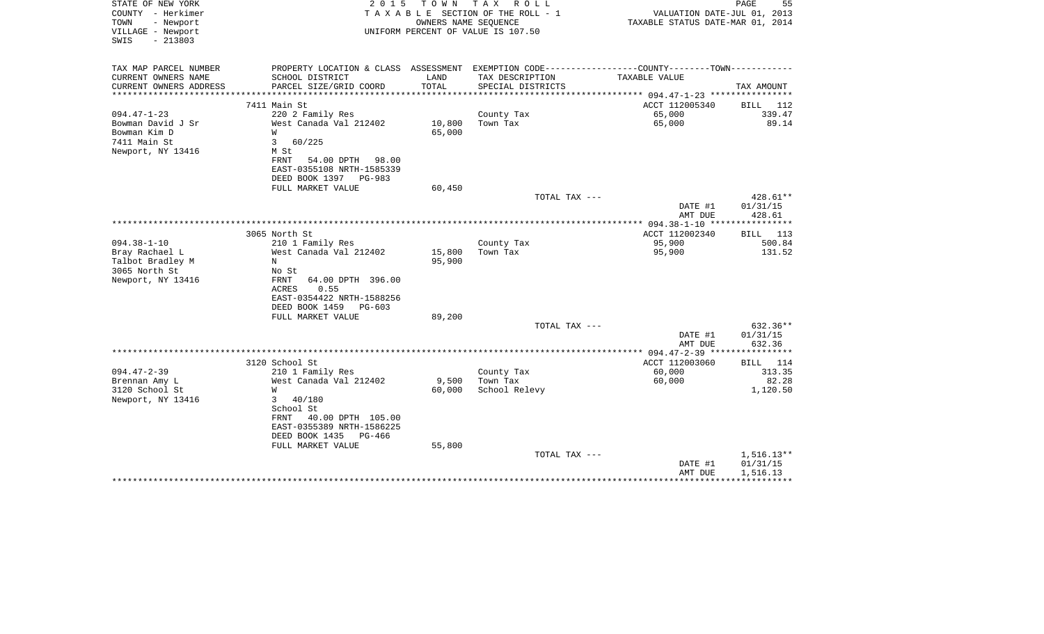STATE OF NEW YORK
COUNTY - Herkimer
TOWN - Newport
VILLAGE - Newport
SWIS - 213803

2015 TOWN TAX ROLL
TAXABLE SECTION OF THE ROLL - 1
OWNERS NAME SEQUENCE
UNIFORM PERCENT OF VALUE IS 107.50

VALUATION DATE-JUL 01, 2013
TAXABLE STATUS DATE-MAR 01, 2014

| TAX MAP PARCEL NUMBER<br>CURRENT OWNERS NAME<br>CURRENT OWNERS ADDRESS | PROPERTY LOCATION & CLASS<br>SCHOOL DISTRICT<br>PARCEL SIZE/GRID COORD | ASSESSMENT<br>LAND<br>TOTAL | EXEMPTION CODE<br>TAX DESCRIPTION<br>SPECIAL DISTRICTS | COUNTY--------TOWN<br>TAXABLE VALUE | TAX AMOUNT |
|---|---|---|---|---|---|
| 094.47-1-23 | 7411 Main St | | | ACCT 112005340 | BILL 112 |
| Bowman David J Sr | 220 2 Family Res | | County Tax | 65,000 | 339.47 |
| Bowman Kim D | West Canada Val 212402 | 10,800 | Town Tax | 65,000 | 89.14 |
| 7411 Main St | W | 65,000 | | | |
| Newport, NY 13416 | 3 60/225 | | | | |
| | M St | | | | |
| | FRNT 54.00 DPTH 98.00 | | | | |
| | EAST-0355108 NRTH-1585339 | | | | |
| | DEED BOOK 1397 PG-983 | | | | |
| | FULL MARKET VALUE | 60,450 | | | |
| | | | TOTAL TAX --- | | 428.61** |
| | | | | DATE #1 | 01/31/15 |
| | | | | AMT DUE | 428.61 |
| 094.38-1-10 | 3065 North St | | | ACCT 112002340 | BILL 113 |
| Bray Rachael L | 210 1 Family Res | | County Tax | 95,900 | 500.84 |
| Talbot Bradley M | West Canada Val 212402 | 15,800 | Town Tax | 95,900 | 131.52 |
| 3065 North St | N | 95,900 | | | |
| Newport, NY 13416 | No St | | | | |
| | FRNT 64.00 DPTH 396.00 | | | | |
| | ACRES 0.55 | | | | |
| | EAST-0354422 NRTH-1588256 | | | | |
| | DEED BOOK 1459 PG-603 | | | | |
| | FULL MARKET VALUE | 89,200 | | | |
| | | | TOTAL TAX --- | | 632.36** |
| | | | | DATE #1 | 01/31/15 |
| | | | | AMT DUE | 632.36 |
| 094.47-2-39 | 3120 School St | | | ACCT 112003060 | BILL 114 |
| Brennan Amy L | 210 1 Family Res | | County Tax | 60,000 | 313.35 |
| 3120 School St | West Canada Val 212402 | 9,500 | Town Tax | 60,000 | 82.28 |
| Newport, NY 13416 | W | 60,000 | School Relevy | | 1,120.50 |
| | 3 40/180 | | | | |
| | School St | | | | |
| | FRNT 40.00 DPTH 105.00 | | | | |
| | EAST-0355389 NRTH-1586225 | | | | |
| | DEED BOOK 1435 PG-466 | | | | |
| | FULL MARKET VALUE | 55,800 | | | |
| | | | TOTAL TAX --- | | 1,516.13** |
| | | | | DATE #1 | 01/31/15 |
| | | | | AMT DUE | 1,516.13 |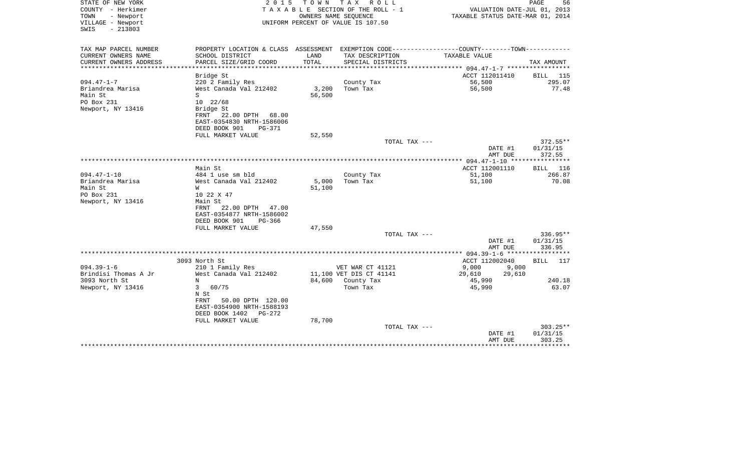STATE OF NEW YORK
COUNTY - Herkimer
TOWN - Newport
VILLAGE - Newport
SWIS - 213803

2 0 1 5 T O W N T A X R O L L
T A X A B L E SECTION OF THE ROLL - 1
OWNERS NAME SEQUENCE
UNIFORM PERCENT OF VALUE IS 107.50

VALUATION DATE-JUL 01, 2013
TAXABLE STATUS DATE-MAR 01, 2014

| TAX MAP PARCEL NUMBER<br>CURRENT OWNERS NAME<br>CURRENT OWNERS ADDRESS | PROPERTY LOCATION & CLASS<br>SCHOOL DISTRICT<br>PARCEL SIZE/GRID COORD | ASSESSMENT<br>LAND<br>TOTAL | EXEMPTION CODE-----COUNTY-----TOWN-----<br>TAX DESCRIPTION<br>SPECIAL DISTRICTS | TAXABLE VALUE | TAX AMOUNT |
|---|---|---|---|---|---|
| | Bridge St | | | ACCT 112011410 | BILL 115 |
| 094.47-1-7 | 220 2 Family Res | | County Tax | 56,500 | 295.07 |
| Briandrea Marisa | West Canada Val 212402 | 3,200 | Town Tax | 56,500 | 77.48 |
| Main St | S | 56,500 | | | |
| PO Box 231 | 10 22/68 | | | | |
| Newport, NY 13416 | Bridge St | | | | |
| | FRNT 22.00 DPTH 68.00 | | | | |
| | EAST-0354830 NRTH-1586006 | | | | |
| | DEED BOOK 901 PG-371 | | | | |
| | FULL MARKET VALUE | 52,550 | | | |
| | | | TOTAL TAX --- | | 372.55** |
| | | | | DATE #1 | 01/31/15 |
| | | | | AMT DUE | 372.55 |
| | Main St | | | ACCT 112001110 | BILL 116 |
| 094.47-1-10 | 484 1 use sm bld | | County Tax | 51,100 | 266.87 |
| Briandrea Marisa | West Canada Val 212402 | 5,000 | Town Tax | 51,100 | 70.08 |
| Main St | W | 51,100 | | | |
| PO Box 231 | 10 22 X 47 | | | | |
| Newport, NY 13416 | Main St | | | | |
| | FRNT 22.00 DPTH 47.00 | | | | |
| | EAST-0354877 NRTH-1586002 | | | | |
| | DEED BOOK 901 PG-366 | | | | |
| | FULL MARKET VALUE | 47,550 | | | |
| | | | TOTAL TAX --- | | 336.95** |
| | | | | DATE #1 | 01/31/15 |
| | | | | AMT DUE | 336.95 |
| | 3093 North St | | | ACCT 112002040 | BILL 117 |
| 094.39-1-6 | 210 1 Family Res | | VET WAR CT 41121 | 9,000 9,000 | |
| Brindisi Thomas A Jr | West Canada Val 212402 | 11,100 | VET DIS CT 41141 | 29,610 29,610 | |
| 3093 North St | N | 84,600 | County Tax | 45,990 | 240.18 |
| Newport, NY 13416 | 3 60/75 | | Town Tax | 45,990 | 63.07 |
| | N St | | | | |
| | FRNT 50.00 DPTH 120.00 | | | | |
| | EAST-0354900 NRTH-1588193 | | | | |
| | DEED BOOK 1402 PG-272 | | | | |
| | FULL MARKET VALUE | 78,700 | | | |
| | | | TOTAL TAX --- | | 303.25** |
| | | | | DATE #1 | 01/31/15 |
| | | | | AMT DUE | 303.25 |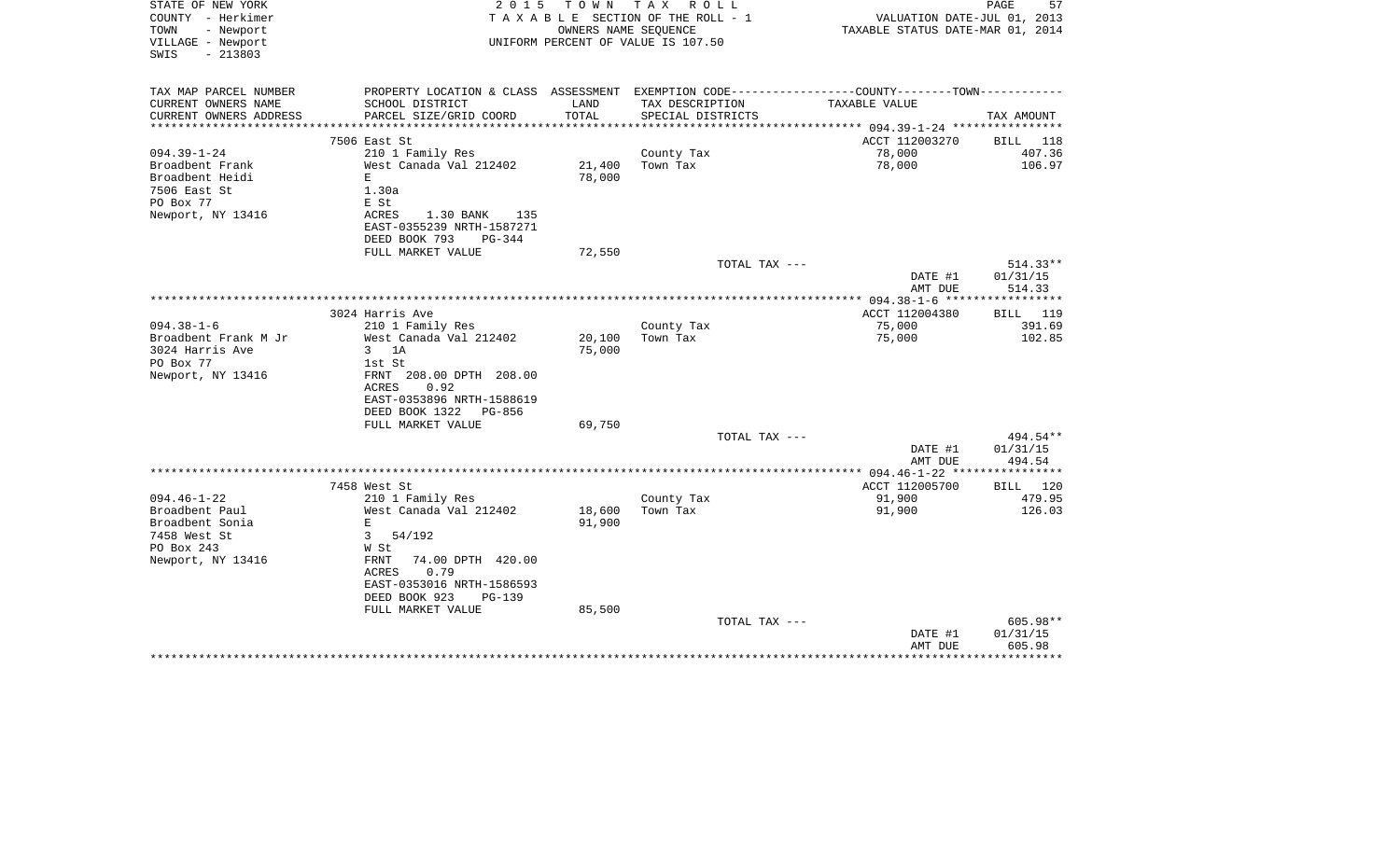STATE OF NEW YORK
COUNTY - Herkimer
TOWN - Newport
VILLAGE - Newport
SWIS - 213803

**2015 TOWN TAX ROLL**
TAXABLE SECTION OF THE ROLL - 1
OWNERS NAME SEQUENCE
UNIFORM PERCENT OF VALUE IS 107.50

VALUATION DATE-JUL 01, 2013
TAXABLE STATUS DATE-MAR 01, 2014

| TAX MAP PARCEL NUMBER / CURRENT OWNERS NAME / CURRENT OWNERS ADDRESS | PROPERTY LOCATION & CLASS / SCHOOL DISTRICT / PARCEL SIZE/GRID COORD | ASSESSMENT LAND / TOTAL | EXEMPTION CODE / TAX DESCRIPTION / SPECIAL DISTRICTS | COUNTY--------TOWN TAXABLE VALUE | TAX AMOUNT |
|---|---|---|---|---|---|
| | 7506 East St | | | ACCT 112003270 | BILL 118 |
| 094.39-1-24 | 210 1 Family Res | | County Tax | 78,000 | 407.36 |
| Broadbent Frank | West Canada Val 212402 | 21,400 | Town Tax | 78,000 | 106.97 |
| Broadbent Heidi | E | 78,000 | | | |
| 7506 East St | 1.30a | | | | |
| PO Box 77 | E St | | | | |
| Newport, NY 13416 | ACRES 1.30 BANK 135 | | | | |
| | EAST-0355239 NRTH-1587271 | | | | |
| | DEED BOOK 793 PG-344 | | | | |
| | FULL MARKET VALUE | 72,550 | | | |
| | | | TOTAL TAX --- | | 514.33** |
| | | | | DATE #1 | 01/31/15 |
| | | | | AMT DUE | 514.33 |
| | 3024 Harris Ave | | | ACCT 112004380 | BILL 119 |
| 094.38-1-6 | 210 1 Family Res | | County Tax | 75,000 | 391.69 |
| Broadbent Frank M Jr | West Canada Val 212402 | 20,100 | Town Tax | 75,000 | 102.85 |
| 3024 Harris Ave | 3 1A | 75,000 | | | |
| PO Box 77 | 1st St | | | | |
| Newport, NY 13416 | FRNT 208.00 DPTH 208.00 | | | | |
| | ACRES 0.92 | | | | |
| | EAST-0353896 NRTH-1588619 | | | | |
| | DEED BOOK 1322 PG-856 | | | | |
| | FULL MARKET VALUE | 69,750 | | | |
| | | | TOTAL TAX --- | | 494.54** |
| | | | | DATE #1 | 01/31/15 |
| | | | | AMT DUE | 494.54 |
| | 7458 West St | | | ACCT 112005700 | BILL 120 |
| 094.46-1-22 | 210 1 Family Res | | County Tax | 91,900 | 479.95 |
| Broadbent Paul | West Canada Val 212402 | 18,600 | Town Tax | 91,900 | 126.03 |
| Broadbent Sonia | E | 91,900 | | | |
| 7458 West St | 3 54/192 | | | | |
| PO Box 243 | W St | | | | |
| Newport, NY 13416 | FRNT 74.00 DPTH 420.00 | | | | |
| | ACRES 0.79 | | | | |
| | EAST-0353016 NRTH-1586593 | | | | |
| | DEED BOOK 923 PG-139 | | | | |
| | FULL MARKET VALUE | 85,500 | | | |
| | | | TOTAL TAX --- | | 605.98** |
| | | | | DATE #1 | 01/31/15 |
| | | | | AMT DUE | 605.98 |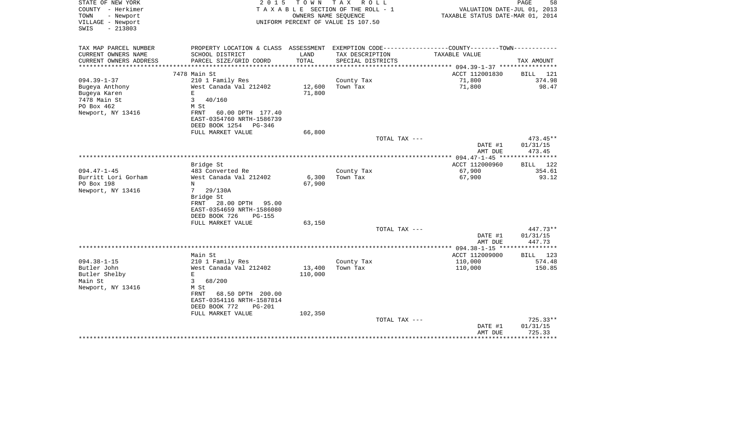STATE OF NEW YORK
COUNTY - Herkimer
TOWN - Newport
VILLAGE - Newport
SWIS - 213803

2 0 1 5 T O W N T A X R O L L
T A X A B L E SECTION OF THE ROLL - 1
OWNERS NAME SEQUENCE
UNIFORM PERCENT OF VALUE IS 107.50

VALUATION DATE-JUL 01, 2013
TAXABLE STATUS DATE-MAR 01, 2014

| TAX MAP PARCEL NUMBER / CURRENT OWNERS NAME / CURRENT OWNERS ADDRESS | PROPERTY LOCATION & CLASS / SCHOOL DISTRICT / PARCEL SIZE/GRID COORD | ASSESSMENT LAND / TOTAL | EXEMPTION CODE / TAX DESCRIPTION / SPECIAL DISTRICTS | COUNTY--------TOWN / TAXABLE VALUE | TAX AMOUNT |
|---|---|---|---|---|---|
| | 7478 Main St | | | ACCT 112001830 | BILL 121 |
| 094.39-1-37 | 210 1 Family Res | | County Tax | 71,800 | 374.98 |
| Bugeya Anthony | West Canada Val 212402 | 12,600 | Town Tax | 71,800 | 98.47 |
| Bugeya Karen | E | 71,800 | | | |
| 7478 Main St | 3 40/160 | | | | |
| PO Box 462 | M St | | | | |
| Newport, NY 13416 | FRNT 60.00 DPTH 177.40 | | | | |
| | EAST-0354760 NRTH-1586739 | | | | |
| | DEED BOOK 1254 PG-346 | | | | |
| | FULL MARKET VALUE | 66,800 | | | |
| | | | TOTAL TAX --- | | 473.45** |
| | | | | DATE #1 | 01/31/15 |
| | | | | AMT DUE | 473.45 |
| | Bridge St | | | ACCT 112000960 | BILL 122 |
| 094.47-1-45 | 483 Converted Re | | County Tax | 67,900 | 354.61 |
| Burritt Lori Gorham | West Canada Val 212402 | 6,300 | Town Tax | 67,900 | 93.12 |
| PO Box 198 | N | 67,900 | | | |
| Newport, NY 13416 | 7 29/130A | | | | |
| | Bridge St | | | | |
| | FRNT 28.00 DPTH 95.00 | | | | |
| | EAST-0354659 NRTH-1586080 | | | | |
| | DEED BOOK 726 PG-155 | | | | |
| | FULL MARKET VALUE | 63,150 | | | |
| | | | TOTAL TAX --- | | 447.73** |
| | | | | DATE #1 | 01/31/15 |
| | | | | AMT DUE | 447.73 |
| | Main St | | | ACCT 112009000 | BILL 123 |
| 094.38-1-15 | 210 1 Family Res | | County Tax | 110,000 | 574.48 |
| Butler John | West Canada Val 212402 | 13,400 | Town Tax | 110,000 | 150.85 |
| Butler Shelby | E | 110,000 | | | |
| Main St | 3 68/200 | | | | |
| Newport, NY 13416 | M St | | | | |
| | FRNT 68.50 DPTH 200.00 | | | | |
| | EAST-0354116 NRTH-1587814 | | | | |
| | DEED BOOK 772 PG-201 | | | | |
| | FULL MARKET VALUE | 102,350 | | | |
| | | | TOTAL TAX --- | | 725.33** |
| | | | | DATE #1 | 01/31/15 |
| | | | | AMT DUE | 725.33 |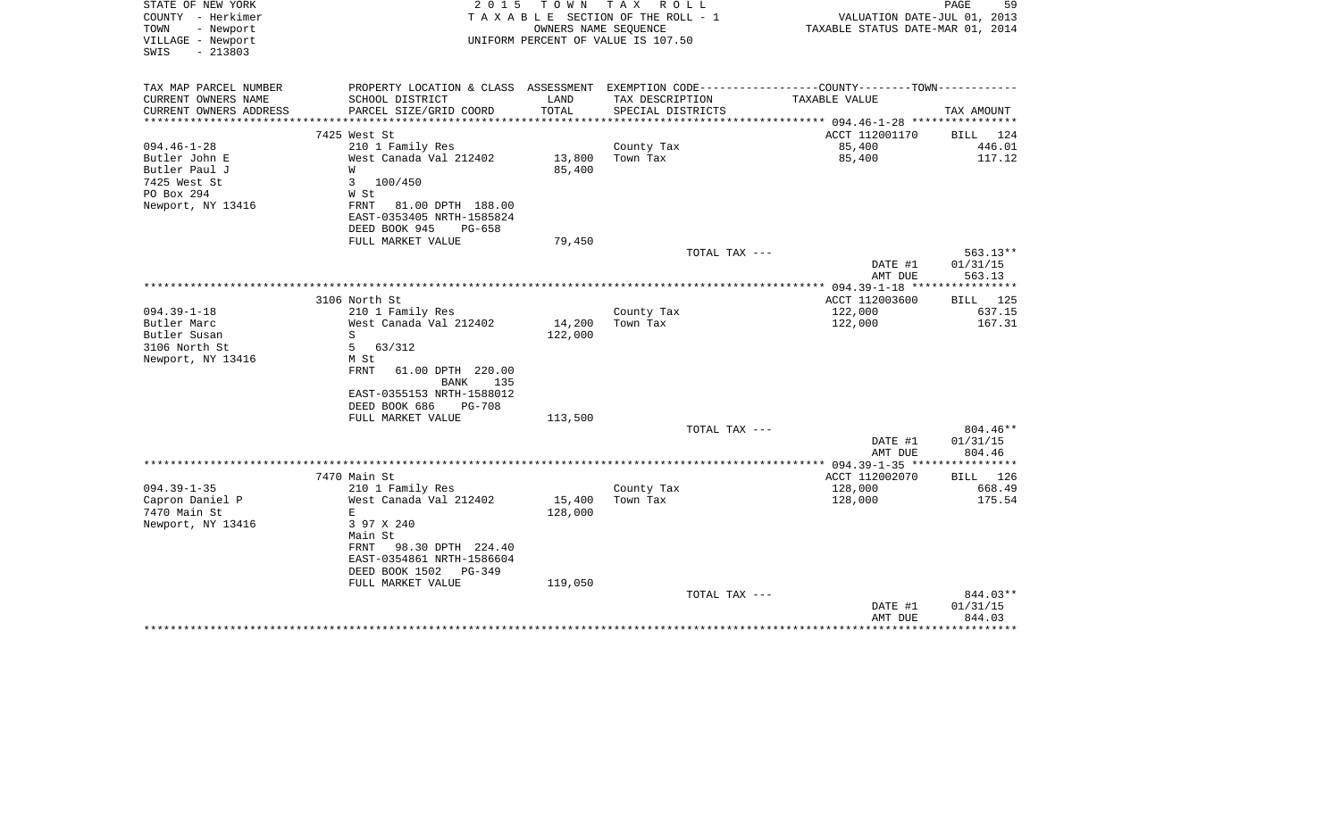STATE OF NEW YORK
COUNTY - Herkimer
TOWN - Newport
VILLAGE - Newport
SWIS - 213803

2 0 1 5 T O W N T A X R O L L
T A X A B L E SECTION OF THE ROLL - 1
OWNERS NAME SEQUENCE
UNIFORM PERCENT OF VALUE IS 107.50

VALUATION DATE-JUL 01, 2013
TAXABLE STATUS DATE-MAR 01, 2014

| TAX MAP PARCEL NUMBER / CURRENT OWNERS NAME / CURRENT OWNERS ADDRESS | PROPERTY LOCATION & CLASS / SCHOOL DISTRICT / PARCEL SIZE/GRID COORD | ASSESSMENT LAND / TOTAL | EXEMPTION CODE / TAX DESCRIPTION / SPECIAL DISTRICTS | COUNTY--TOWN TAXABLE VALUE | TAX AMOUNT |
|---|---|---|---|---|---|
| | 7425 West St | | | ACCT 112001170 | BILL 124 |
| 094.46-1-28 | 210 1 Family Res | | County Tax | 85,400 | 446.01 |
| Butler John E | West Canada Val 212402 | 13,800 | Town Tax | 85,400 | 117.12 |
| Butler Paul J | W | 85,400 | | | |
| 7425 West St | 3 100/450 | | | | |
| PO Box 294 | W St | | | | |
| Newport, NY 13416 | FRNT 81.00 DPTH 188.00 | | | | |
| | EAST-0353405 NRTH-1585824 | | | | |
| | DEED BOOK 945 PG-658 | | | | |
| | FULL MARKET VALUE | 79,450 | | | |
| | | | TOTAL TAX --- | | 563.13** |
| | | | | DATE #1 | 01/31/15 |
| | | | | AMT DUE | 563.13 |
| | 3106 North St | | | ACCT 112003600 | BILL 125 |
| 094.39-1-18 | 210 1 Family Res | | County Tax | 122,000 | 637.15 |
| Butler Marc | West Canada Val 212402 | 14,200 | Town Tax | 122,000 | 167.31 |
| Butler Susan | S | 122,000 | | | |
| 3106 North St | 5 63/312 | | | | |
| Newport, NY 13416 | M St | | | | |
| | FRNT 61.00 DPTH 220.00 | | | | |
| | BANK 135 | | | | |
| | EAST-0355153 NRTH-1588012 | | | | |
| | DEED BOOK 686 PG-708 | | | | |
| | FULL MARKET VALUE | 113,500 | | | |
| | | | TOTAL TAX --- | | 804.46** |
| | | | | DATE #1 | 01/31/15 |
| | | | | AMT DUE | 804.46 |
| | 7470 Main St | | | ACCT 112002070 | BILL 126 |
| 094.39-1-35 | 210 1 Family Res | | County Tax | 128,000 | 668.49 |
| Capron Daniel P | West Canada Val 212402 | 15,400 | Town Tax | 128,000 | 175.54 |
| 7470 Main St | E | 128,000 | | | |
| Newport, NY 13416 | 3 97 X 240 | | | | |
| | Main St | | | | |
| | FRNT 98.30 DPTH 224.40 | | | | |
| | EAST-0354861 NRTH-1586604 | | | | |
| | DEED BOOK 1502 PG-349 | | | | |
| | FULL MARKET VALUE | 119,050 | | | |
| | | | TOTAL TAX --- | | 844.03** |
| | | | | DATE #1 | 01/31/15 |
| | | | | AMT DUE | 844.03 |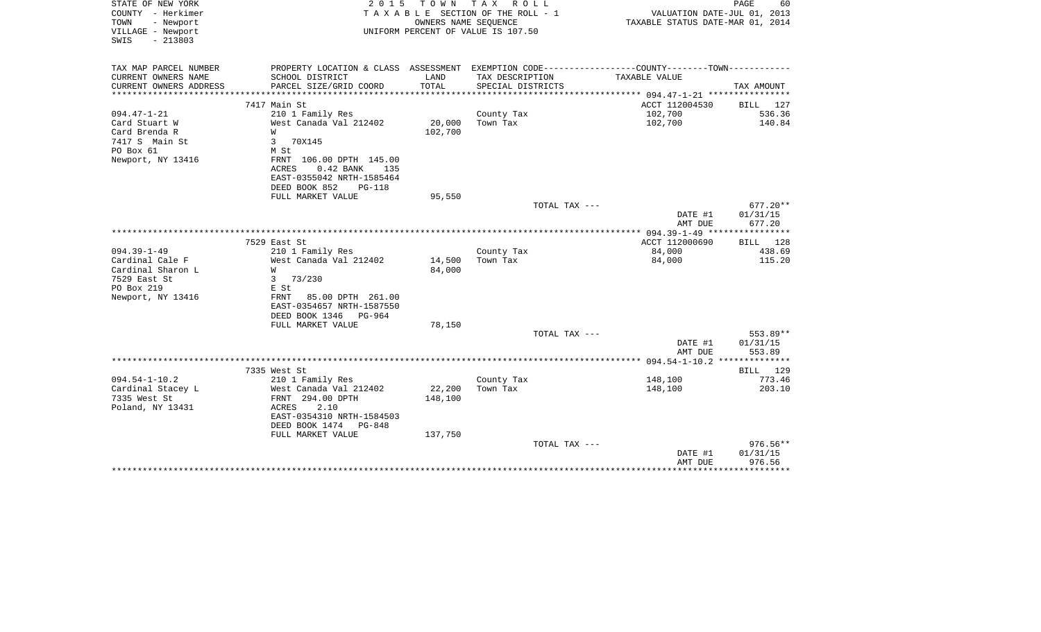STATE OF NEW YORK
COUNTY - Herkimer
TOWN - Newport
VILLAGE - Newport
SWIS - 213803

2 0 1 5 T O W N T A X R O L L
T A X A B L E SECTION OF THE ROLL - 1
OWNERS NAME SEQUENCE
UNIFORM PERCENT OF VALUE IS 107.50

VALUATION DATE-JUL 01, 2013
TAXABLE STATUS DATE-MAR 01, 2014

| TAX MAP PARCEL NUMBER / CURRENT OWNERS NAME / CURRENT OWNERS ADDRESS | PROPERTY LOCATION & CLASS / SCHOOL DISTRICT / PARCEL SIZE/GRID COORD | ASSESSMENT LAND / TOTAL | EXEMPTION CODE / TAX DESCRIPTION / SPECIAL DISTRICTS | COUNTY--------TOWN / TAXABLE VALUE | TAX AMOUNT |
|---|---|---|---|---|---|
| 094.47-1-21 | 7417 Main St | | | ACCT 112004530 | BILL 127 |
| Card Stuart W | 210 1 Family Res | | County Tax | 102,700 | 536.36 |
| Card Brenda R | West Canada Val 212402 | 20,000 | Town Tax | 102,700 | 140.84 |
| 7417 S Main St | W | 102,700 | | | |
| PO Box 61 | 3 70X145 | | | | |
| Newport, NY 13416 | M St | | | | |
| | FRNT 106.00 DPTH 145.00 | | | | |
| | ACRES 0.42 BANK 135 | | | | |
| | EAST-0355042 NRTH-1585464 | | | | |
| | DEED BOOK 852 PG-118 | | | | |
| | FULL MARKET VALUE | 95,550 | | | |
| | | | TOTAL TAX --- | | 677.20** |
| | | | | DATE #1 | 01/31/15 |
| | | | | AMT DUE | 677.20 |
| 094.39-1-49 | 7529 East St | | | ACCT 112000690 | BILL 128 |
| Cardinal Cale F | 210 1 Family Res | | County Tax | 84,000 | 438.69 |
| Cardinal Sharon L | West Canada Val 212402 | 14,500 | Town Tax | 84,000 | 115.20 |
| 7529 East St | W | 84,000 | | | |
| PO Box 219 | 3 73/230 | | | | |
| Newport, NY 13416 | E St | | | | |
| | FRNT 85.00 DPTH 261.00 | | | | |
| | EAST-0354657 NRTH-1587550 | | | | |
| | DEED BOOK 1346 PG-964 | | | | |
| | FULL MARKET VALUE | 78,150 | | | |
| | | | TOTAL TAX --- | | 553.89** |
| | | | | DATE #1 | 01/31/15 |
| | | | | AMT DUE | 553.89 |
| 094.54-1-10.2 | 7335 West St | | | | BILL 129 |
| Cardinal Stacey L | 210 1 Family Res | | County Tax | 148,100 | 773.46 |
| 7335 West St | West Canada Val 212402 | 22,200 | Town Tax | 148,100 | 203.10 |
| Poland, NY 13431 | FRNT 294.00 DPTH | 148,100 | | | |
| | ACRES 2.10 | | | | |
| | EAST-0354310 NRTH-1584503 | | | | |
| | DEED BOOK 1474 PG-848 | | | | |
| | FULL MARKET VALUE | 137,750 | | | |
| | | | TOTAL TAX --- | | 976.56** |
| | | | | DATE #1 | 01/31/15 |
| | | | | AMT DUE | 976.56 |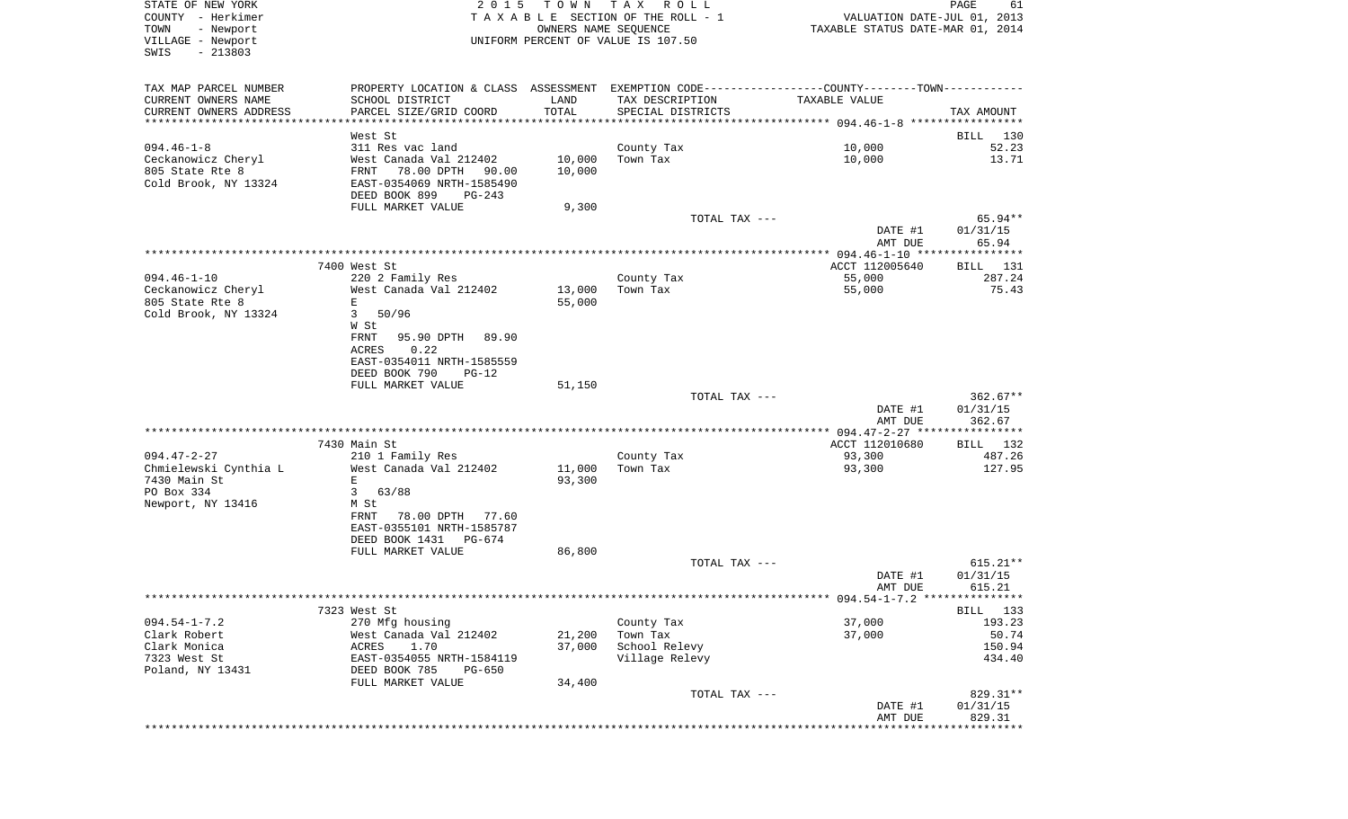STATE OF NEW YORK
COUNTY - Herkimer
TOWN - Newport
VILLAGE - Newport
SWIS - 213803

2 0 1 5 T O W N T A X R O L L
T A X A B L E SECTION OF THE ROLL - 1
OWNERS NAME SEQUENCE
UNIFORM PERCENT OF VALUE IS 107.50

VALUATION DATE-JUL 01, 2013
TAXABLE STATUS DATE-MAR 01, 2014

| TAX MAP PARCEL NUMBER / CURRENT OWNERS NAME / CURRENT OWNERS ADDRESS | PROPERTY LOCATION & CLASS / SCHOOL DISTRICT / PARCEL SIZE/GRID COORD | ASSESSMENT LAND / TOTAL | EXEMPTION CODE / TAX DESCRIPTION / SPECIAL DISTRICTS | TAXABLE VALUE | TAX AMOUNT |
|---|---|---|---|---|---|
| 094.46-1-8 | West St | | | | BILL 130 |
| 094.46-1-8 | 311 Res vac land | | County Tax | 10,000 | 52.23 |
| Ceckanowicz Cheryl | West Canada Val 212402 | 10,000 | Town Tax | 10,000 | 13.71 |
| 805 State Rte 8 | FRNT 78.00 DPTH 90.00 | 10,000 | | | |
| Cold Brook, NY 13324 | EAST-0354069 NRTH-1585490 | | | | |
| | DEED BOOK 899 PG-243 | | | | |
| | FULL MARKET VALUE | 9,300 | | | |
| | | | TOTAL TAX --- | | 65.94** |
| | | | | DATE #1 | 01/31/15 |
| | | | | AMT DUE | 65.94 |
| 094.46-1-10 | 7400 West St | | | ACCT 112005640 | BILL 131 |
| 094.46-1-10 | 220 2 Family Res | | County Tax | 55,000 | 287.24 |
| Ceckanowicz Cheryl | West Canada Val 212402 | 13,000 | Town Tax | 55,000 | 75.43 |
| 805 State Rte 8 | E | 55,000 | | | |
| Cold Brook, NY 13324 | 3 50/96 | | | | |
| | W St | | | | |
| | FRNT 95.90 DPTH 89.90 | | | | |
| | ACRES 0.22 | | | | |
| | EAST-0354011 NRTH-1585559 | | | | |
| | DEED BOOK 790 PG-12 | | | | |
| | FULL MARKET VALUE | 51,150 | | | |
| | | | TOTAL TAX --- | | 362.67** |
| | | | | DATE #1 | 01/31/15 |
| | | | | AMT DUE | 362.67 |
| 094.47-2-27 | 7430 Main St | | | ACCT 112010680 | BILL 132 |
| 094.47-2-27 | 210 1 Family Res | | County Tax | 93,300 | 487.26 |
| Chmielewski Cynthia L | West Canada Val 212402 | 11,000 | Town Tax | 93,300 | 127.95 |
| 7430 Main St | E | 93,300 | | | |
| PO Box 334 | 3 63/88 | | | | |
| Newport, NY 13416 | M St | | | | |
| | FRNT 78.00 DPTH 77.60 | | | | |
| | EAST-0355101 NRTH-1585787 | | | | |
| | DEED BOOK 1431 PG-674 | | | | |
| | FULL MARKET VALUE | 86,800 | | | |
| | | | TOTAL TAX --- | | 615.21** |
| | | | | DATE #1 | 01/31/15 |
| | | | | AMT DUE | 615.21 |
| 094.54-1-7.2 | 7323 West St | | | | BILL 133 |
| 094.54-1-7.2 | 270 Mfg housing | | County Tax | 37,000 | 193.23 |
| Clark Robert | West Canada Val 212402 | 21,200 | Town Tax | 37,000 | 50.74 |
| Clark Monica | ACRES 1.70 | 37,000 | School Relevy | | 150.94 |
| 7323 West St | EAST-0354055 NRTH-1584119 | | Village Relevy | | 434.40 |
| Poland, NY 13431 | DEED BOOK 785 PG-650 | | | | |
| | FULL MARKET VALUE | 34,400 | | | |
| | | | TOTAL TAX --- | | 829.31** |
| | | | | DATE #1 | 01/31/15 |
| | | | | AMT DUE | 829.31 |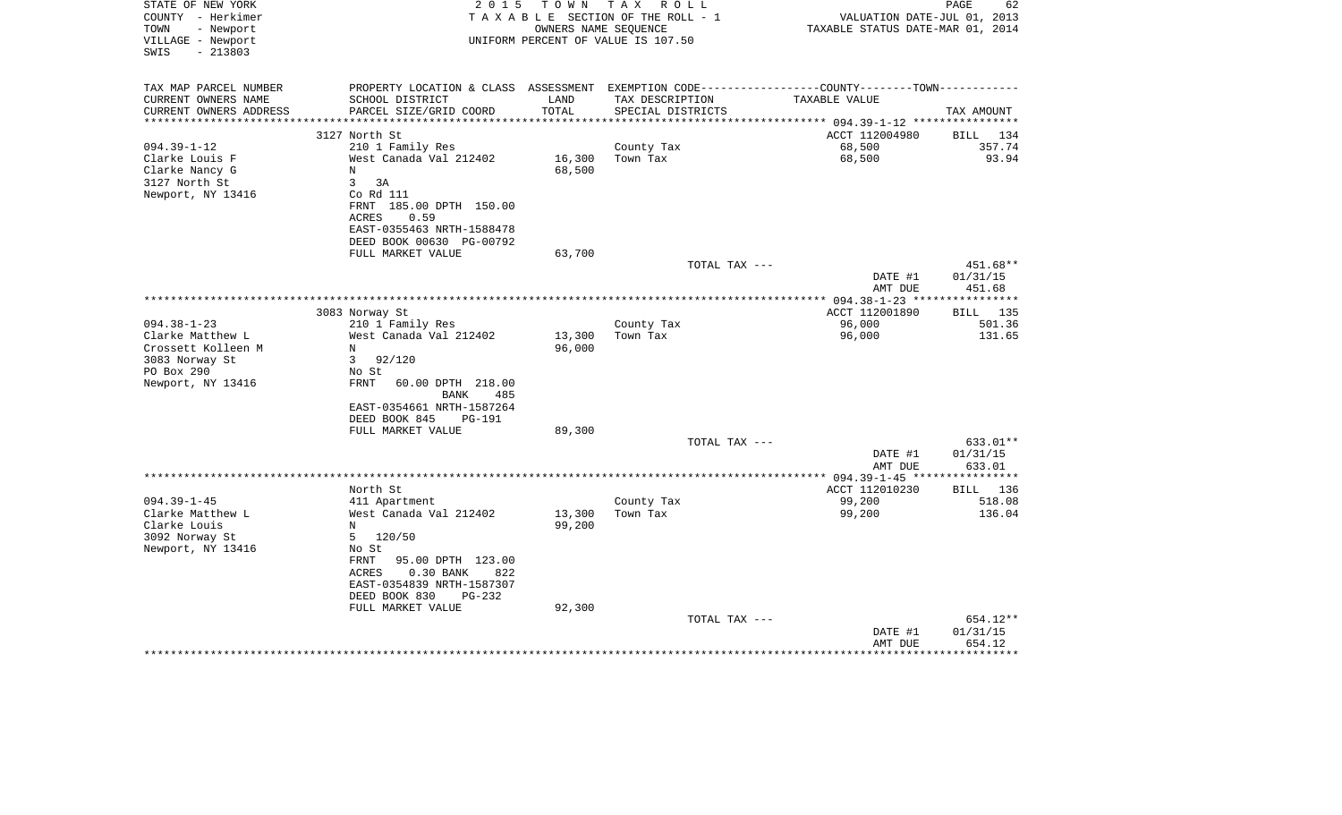STATE OF NEW YORK
COUNTY - Herkimer
TOWN - Newport
VILLAGE - Newport
SWIS - 213803

2015 TOWN TAX ROLL
TAXABLE SECTION OF THE ROLL - 1
OWNERS NAME SEQUENCE
UNIFORM PERCENT OF VALUE IS 107.50

VALUATION DATE-JUL 01, 2013
TAXABLE STATUS DATE-MAR 01, 2014

| TAX MAP PARCEL NUMBER / CURRENT OWNERS NAME / CURRENT OWNERS ADDRESS | PROPERTY LOCATION & CLASS / SCHOOL DISTRICT / PARCEL SIZE/GRID COORD | ASSESSMENT LAND | TOTAL | EXEMPTION CODE / TAX DESCRIPTION / SPECIAL DISTRICTS | TAXABLE VALUE | TAX AMOUNT |
|---|---|---|---|---|---|---|
| | 3127 North St | | | | ACCT 112004980 | BILL 134 |
| 094.39-1-12 | 210 1 Family Res | | | County Tax | 68,500 | 357.74 |
| Clarke Louis F | West Canada Val 212402 | 16,300 | | Town Tax | 68,500 | 93.94 |
| Clarke Nancy G | N | | 68,500 | | | |
| 3127 North St | 3 3A | | | | | |
| Newport, NY 13416 | Co Rd 111 | | | | | |
| | FRNT 185.00 DPTH 150.00 | | | | | |
| | ACRES 0.59 | | | | | |
| | EAST-0355463 NRTH-1588478 | | | | | |
| | DEED BOOK 00630 PG-00792 | | | | | |
| | FULL MARKET VALUE | | 63,700 | | | |
| | | | | TOTAL TAX --- | | 451.68** |
| | | | | | DATE #1 | 01/31/15 |
| | | | | | AMT DUE | 451.68 |
| | 3083 Norway St | | | | ACCT 112001890 | BILL 135 |
| 094.38-1-23 | 210 1 Family Res | | | County Tax | 96,000 | 501.36 |
| Clarke Matthew L | West Canada Val 212402 | 13,300 | | Town Tax | 96,000 | 131.65 |
| Crossett Kolleen M | N | | 96,000 | | | |
| 3083 Norway St | 3 92/120 | | | | | |
| PO Box 290 | No St | | | | | |
| Newport, NY 13416 | FRNT 60.00 DPTH 218.00 BANK 485 | | | | | |
| | EAST-0354661 NRTH-1587264 | | | | | |
| | DEED BOOK 845 PG-191 | | | | | |
| | FULL MARKET VALUE | | 89,300 | | | |
| | | | | TOTAL TAX --- | | 633.01** |
| | | | | | DATE #1 | 01/31/15 |
| | | | | | AMT DUE | 633.01 |
| | North St | | | | ACCT 112010230 | BILL 136 |
| 094.39-1-45 | 411 Apartment | | | County Tax | 99,200 | 518.08 |
| Clarke Matthew L | West Canada Val 212402 | 13,300 | | Town Tax | 99,200 | 136.04 |
| Clarke Louis | N | | 99,200 | | | |
| 3092 Norway St | 5 120/50 | | | | | |
| Newport, NY 13416 | No St | | | | | |
| | FRNT 95.00 DPTH 123.00 | | | | | |
| | ACRES 0.30 BANK 822 | | | | | |
| | EAST-0354839 NRTH-1587307 | | | | | |
| | DEED BOOK 830 PG-232 | | | | | |
| | FULL MARKET VALUE | | 92,300 | | | |
| | | | | TOTAL TAX --- | | 654.12** |
| | | | | | DATE #1 | 01/31/15 |
| | | | | | AMT DUE | 654.12 |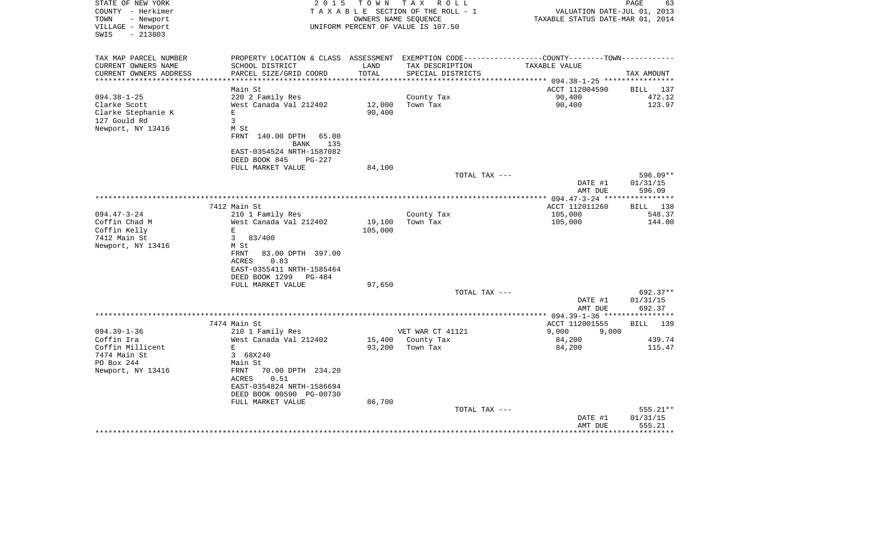STATE OF NEW YORK — 2015 TOWN TAX ROLL
COUNTY - Herkimer — TAXABLE SECTION OF THE ROLL - 1 — VALUATION DATE-JUL 01, 2013
TOWN - Newport — OWNERS NAME SEQUENCE — TAXABLE STATUS DATE-MAR 01, 2014
VILLAGE - Newport — UNIFORM PERCENT OF VALUE IS 107.50
SWIS - 213803

| TAX MAP PARCEL NUMBER / CURRENT OWNERS NAME / CURRENT OWNERS ADDRESS | PROPERTY LOCATION & CLASS / SCHOOL DISTRICT / PARCEL SIZE/GRID COORD | ASSESSMENT LAND / TOTAL | EXEMPTION CODE / TAX DESCRIPTION / SPECIAL DISTRICTS | COUNTY / TOWN TAXABLE VALUE | TAX AMOUNT |
|---|---|---|---|---|---|
| 094.38-1-25 | Main St | | | ACCT 112004590 | BILL 137 |
| | 220 2 Family Res | | County Tax | 90,400 | 472.12 |
| Clarke Scott | West Canada Val 212402 | 12,000 | Town Tax | 90,400 | 123.97 |
| Clarke Stephanie K | E | 90,400 | | | |
| 127 Gould Rd | 3 | | | | |
| Newport, NY 13416 | M St | | | | |
| | FRNT 140.00 DPTH 65.00 | | | | |
| | BANK 135 | | | | |
| | EAST-0354524 NRTH-1587082 | | | | |
| | DEED BOOK 845 PG-227 | | | | |
| | FULL MARKET VALUE | 84,100 | | | |
| | | | TOTAL TAX --- | | 596.09** |
| | | | | DATE #1 | 01/31/15 |
| | | | | AMT DUE | 596.09 |
| 094.47-3-24 | 7412 Main St | | | ACCT 112011260 | BILL 138 |
| | 210 1 Family Res | | County Tax | 105,000 | 548.37 |
| Coffin Chad M | West Canada Val 212402 | 19,100 | Town Tax | 105,000 | 144.00 |
| Coffin Kelly | E | 105,000 | | | |
| 7412 Main St | 3 83/400 | | | | |
| Newport, NY 13416 | M St | | | | |
| | FRNT 83.00 DPTH 397.00 | | | | |
| | ACRES 0.83 | | | | |
| | EAST-0355411 NRTH-1585464 | | | | |
| | DEED BOOK 1299 PG-484 | | | | |
| | FULL MARKET VALUE | 97,650 | | | |
| | | | TOTAL TAX --- | | 692.37** |
| | | | | DATE #1 | 01/31/15 |
| | | | | AMT DUE | 692.37 |
| 094.39-1-36 | 7474 Main St | | | ACCT 112001555 | BILL 139 |
| | 210 1 Family Res | | VET WAR CT 41121 | 9,000 9,000 | |
| Coffin Ira | West Canada Val 212402 | 15,400 | County Tax | 84,200 | 439.74 |
| Coffin Millicent | E | 93,200 | Town Tax | 84,200 | 115.47 |
| 7474 Main St | 3 68X240 | | | | |
| PO Box 244 | Main St | | | | |
| Newport, NY 13416 | FRNT 70.00 DPTH 234.20 | | | | |
| | ACRES 0.51 | | | | |
| | EAST-0354824 NRTH-1586694 | | | | |
| | DEED BOOK 00590 PG-00730 | | | | |
| | FULL MARKET VALUE | 86,700 | | | |
| | | | TOTAL TAX --- | | 555.21** |
| | | | | DATE #1 | 01/31/15 |
| | | | | AMT DUE | 555.21 |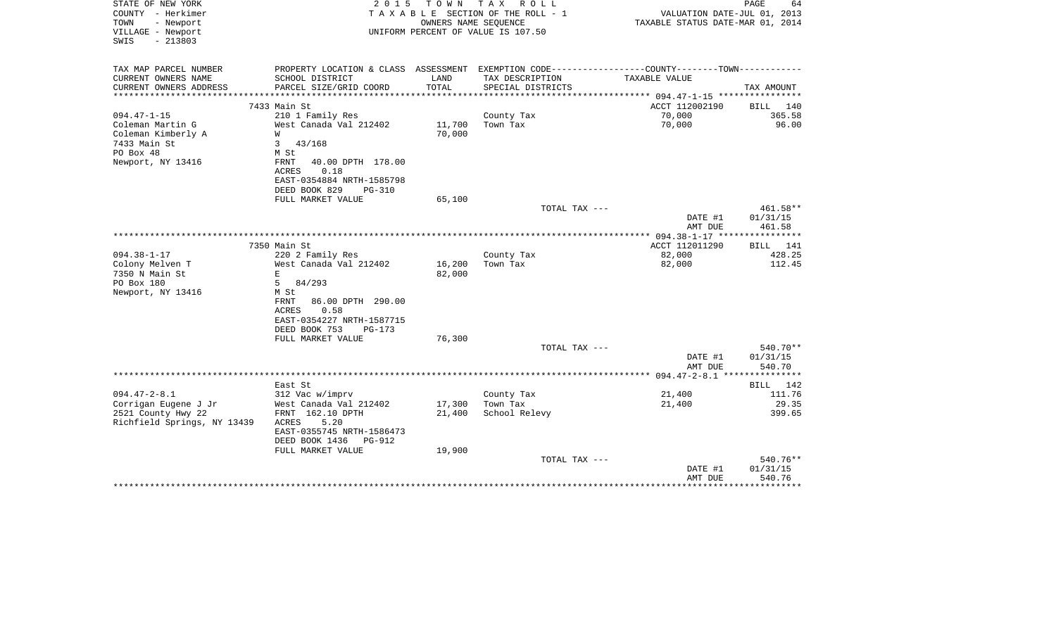STATE OF NEW YORK
COUNTY - Herkimer
TOWN - Newport
VILLAGE - Newport
SWIS - 213803

2015 TOWN TAX ROLL
TAXABLE SECTION OF THE ROLL - 1
OWNERS NAME SEQUENCE
UNIFORM PERCENT OF VALUE IS 107.50

VALUATION DATE-JUL 01, 2013
TAXABLE STATUS DATE-MAR 01, 2014

| TAX MAP PARCEL NUMBER / CURRENT OWNERS NAME / CURRENT OWNERS ADDRESS | PROPERTY LOCATION & CLASS / SCHOOL DISTRICT / PARCEL SIZE/GRID COORD | ASSESSMENT LAND / TOTAL | EXEMPTION CODE / TAX DESCRIPTION / SPECIAL DISTRICTS | COUNTY--------TOWN / TAXABLE VALUE | TAX AMOUNT |
|---|---|---|---|---|---|
| 094.47-1-15 | 7433 Main St | | | ACCT 112002190 | BILL 140 |
| | 210 1 Family Res | | County Tax | 70,000 | 365.58 |
| Coleman Martin G | West Canada Val 212402 | 11,700 | Town Tax | 70,000 | 96.00 |
| Coleman Kimberly A | W | 70,000 | | | |
| 7433 Main St | 3 43/168 | | | | |
| PO Box 48 | M St | | | | |
| Newport, NY 13416 | FRNT 40.00 DPTH 178.00 | | | | |
| | ACRES 0.18 | | | | |
| | EAST-0354884 NRTH-1585798 | | | | |
| | DEED BOOK 829 PG-310 | | | | |
| | FULL MARKET VALUE | 65,100 | | | |
| | | | TOTAL TAX --- | | 461.58** |
| | | | | DATE #1 | 01/31/15 |
| | | | | AMT DUE | 461.58 |
| 094.38-1-17 | 7350 Main St | | | ACCT 112011290 | BILL 141 |
| | 220 2 Family Res | | County Tax | 82,000 | 428.25 |
| Colony Melven T | West Canada Val 212402 | 16,200 | Town Tax | 82,000 | 112.45 |
| 7350 N Main St | E | 82,000 | | | |
| PO Box 180 | 5 84/293 | | | | |
| Newport, NY 13416 | M St | | | | |
| | FRNT 86.00 DPTH 290.00 | | | | |
| | ACRES 0.58 | | | | |
| | EAST-0354227 NRTH-1587715 | | | | |
| | DEED BOOK 753 PG-173 | | | | |
| | FULL MARKET VALUE | 76,300 | | | |
| | | | TOTAL TAX --- | | 540.70** |
| | | | | DATE #1 | 01/31/15 |
| | | | | AMT DUE | 540.70 |
| 094.47-2-8.1 | East St | | | | BILL 142 |
| | 312 Vac w/imprv | | County Tax | 21,400 | 111.76 |
| Corrigan Eugene J Jr | West Canada Val 212402 | 17,300 | Town Tax | 21,400 | 29.35 |
| 2521 County Hwy 22 | FRNT 162.10 DPTH | 21,400 | School Relevy | | 399.65 |
| Richfield Springs, NY 13439 | ACRES 5.20 | | | | |
| | EAST-0355745 NRTH-1586473 | | | | |
| | DEED BOOK 1436 PG-912 | | | | |
| | FULL MARKET VALUE | 19,900 | | | |
| | | | TOTAL TAX --- | | 540.76** |
| | | | | DATE #1 | 01/31/15 |
| | | | | AMT DUE | 540.76 |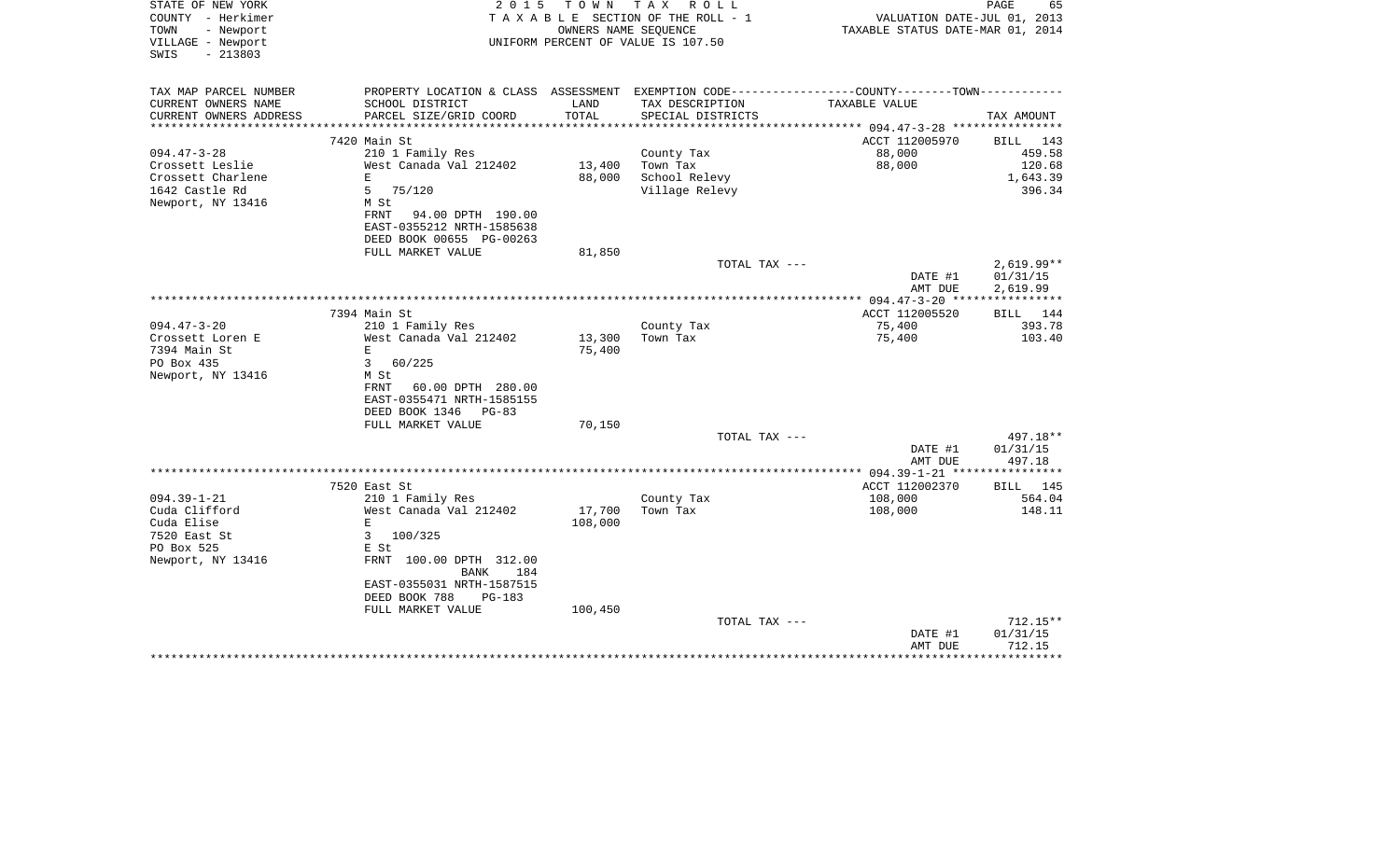STATE OF NEW YORK
COUNTY - Herkimer
TOWN - Newport
VILLAGE - Newport
SWIS - 213803

2015 TOWN TAX ROLL
TAXABLE SECTION OF THE ROLL - 1
OWNERS NAME SEQUENCE
UNIFORM PERCENT OF VALUE IS 107.50

VALUATION DATE-JUL 01, 2013
TAXABLE STATUS DATE-MAR 01, 2014

| TAX MAP PARCEL NUMBER / CURRENT OWNERS NAME / CURRENT OWNERS ADDRESS | PROPERTY LOCATION & CLASS / SCHOOL DISTRICT / PARCEL SIZE/GRID COORD | ASSESSMENT LAND / TOTAL | EXEMPTION CODE / TAX DESCRIPTION / SPECIAL DISTRICTS | COUNTY--------TOWN TAXABLE VALUE | TAX AMOUNT |
|---|---|---|---|---|---|
| **094.47-3-28** | 7420 Main St | | | ACCT 112005970 | BILL 143 |
| Crossett Leslie | 210 1 Family Res | | County Tax | 88,000 | 459.58 |
| Crossett Charlene | West Canada Val 212402 | 13,400 | Town Tax | 88,000 | 120.68 |
| 1642 Castle Rd | E | 88,000 | School Relevy | | 1,643.39 |
| Newport, NY 13416 | 5 75/120 | | Village Relevy | | 396.34 |
| | M St | | | | |
| | FRNT 94.00 DPTH 190.00 | | | | |
| | EAST-0355212 NRTH-1585638 | | | | |
| | DEED BOOK 00655 PG-00263 | | | | |
| | FULL MARKET VALUE | 81,850 | | | |
| | | | TOTAL TAX --- | | 2,619.99** |
| | | | | DATE #1 | 01/31/15 |
| | | | | AMT DUE | 2,619.99 |
| **094.47-3-20** | 7394 Main St | | | ACCT 112005520 | BILL 144 |
| Crossett Loren E | 210 1 Family Res | | County Tax | 75,400 | 393.78 |
| 7394 Main St | West Canada Val 212402 | 13,300 | Town Tax | 75,400 | 103.40 |
| PO Box 435 | E | 75,400 | | | |
| Newport, NY 13416 | 3 60/225 | | | | |
| | M St | | | | |
| | FRNT 60.00 DPTH 280.00 | | | | |
| | EAST-0355471 NRTH-1585155 | | | | |
| | DEED BOOK 1346 PG-83 | | | | |
| | FULL MARKET VALUE | 70,150 | | | |
| | | | TOTAL TAX --- | | 497.18** |
| | | | | DATE #1 | 01/31/15 |
| | | | | AMT DUE | 497.18 |
| **094.39-1-21** | 7520 East St | | | ACCT 112002370 | BILL 145 |
| Cuda Clifford | 210 1 Family Res | | County Tax | 108,000 | 564.04 |
| Cuda Elise | West Canada Val 212402 | 17,700 | Town Tax | 108,000 | 148.11 |
| 7520 East St | E | 108,000 | | | |
| PO Box 525 | 3 100/325 | | | | |
| Newport, NY 13416 | E St | | | | |
| | FRNT 100.00 DPTH 312.00 | | | | |
| | BANK 184 | | | | |
| | EAST-0355031 NRTH-1587515 | | | | |
| | DEED BOOK 788 PG-183 | | | | |
| | FULL MARKET VALUE | 100,450 | | | |
| | | | TOTAL TAX --- | | 712.15** |
| | | | | DATE #1 | 01/31/15 |
| | | | | AMT DUE | 712.15 |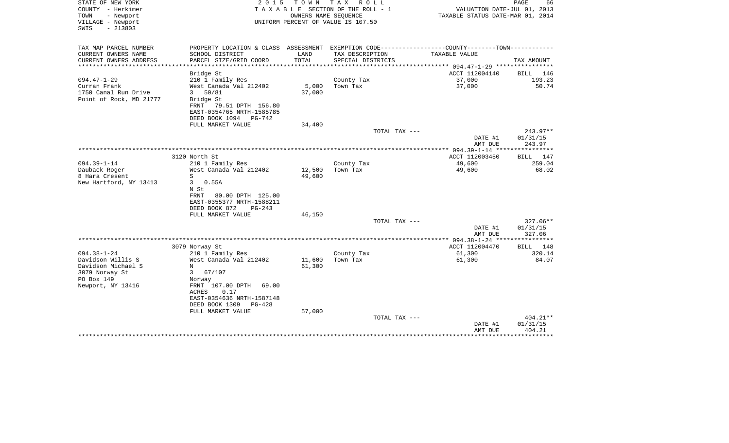STATE OF NEW YORK
COUNTY - Herkimer
TOWN - Newport
VILLAGE - Newport
SWIS - 213803

2 0 1 5 T O W N T A X R O L L
T A X A B L E SECTION OF THE ROLL - 1
OWNERS NAME SEQUENCE
UNIFORM PERCENT OF VALUE IS 107.50

VALUATION DATE-JUL 01, 2013
TAXABLE STATUS DATE-MAR 01, 2014

| TAX MAP PARCEL NUMBER<br>CURRENT OWNERS NAME<br>CURRENT OWNERS ADDRESS | PROPERTY LOCATION & CLASS<br>SCHOOL DISTRICT<br>PARCEL SIZE/GRID COORD | ASSESSMENT<br>LAND<br>TOTAL | EXEMPTION CODE-----COUNTY-----TOWN-----<br>TAX DESCRIPTION<br>SPECIAL DISTRICTS | TAXABLE VALUE | TAX AMOUNT |
|---|---|---|---|---|---|
| | Bridge St | | | ACCT 112004140 | BILL 146 |
| 094.47-1-29 | 210 1 Family Res | | County Tax | 37,000 | 193.23 |
| Curran Frank | West Canada Val 212402 | 5,000 | Town Tax | 37,000 | 50.74 |
| 1750 Canal Run Drive | 3 50/81 | 37,000 | | | |
| Point of Rock, MD 21777 | Bridge St | | | | |
| | FRNT 79.51 DPTH 156.80 | | | | |
| | EAST-0354765 NRTH-1585785 | | | | |
| | DEED BOOK 1094 PG-742 | | | | |
| | FULL MARKET VALUE | 34,400 | | | |
| | | | TOTAL TAX --- | | 243.97** |
| | | | | DATE #1 | 01/31/15 |
| | | | | AMT DUE | 243.97 |
| | 3120 North St | | | ACCT 112003450 | BILL 147 |
| 094.39-1-14 | 210 1 Family Res | | County Tax | 49,600 | 259.04 |
| Dauback Roger | West Canada Val 212402 | 12,500 | Town Tax | 49,600 | 68.02 |
| 8 Hara Cresent | S | 49,600 | | | |
| New Hartford, NY 13413 | 3 0.55A | | | | |
| | N St | | | | |
| | FRNT 80.00 DPTH 125.00 | | | | |
| | EAST-0355377 NRTH-1588211 | | | | |
| | DEED BOOK 872 PG-243 | | | | |
| | FULL MARKET VALUE | 46,150 | | | |
| | | | TOTAL TAX --- | | 327.06** |
| | | | | DATE #1 | 01/31/15 |
| | | | | AMT DUE | 327.06 |
| | 3079 Norway St | | | ACCT 112004470 | BILL 148 |
| 094.38-1-24 | 210 1 Family Res | | County Tax | 61,300 | 320.14 |
| Davidson Willis S | West Canada Val 212402 | 11,600 | Town Tax | 61,300 | 84.07 |
| Davidson Michael S | N | 61,300 | | | |
| 3079 Norway St | 3 67/107 | | | | |
| PO Box 149 | Norway | | | | |
| Newport, NY 13416 | FRNT 107.00 DPTH 69.00 | | | | |
| | ACRES 0.17 | | | | |
| | EAST-0354636 NRTH-1587148 | | | | |
| | DEED BOOK 1309 PG-428 | | | | |
| | FULL MARKET VALUE | 57,000 | | | |
| | | | TOTAL TAX --- | | 404.21** |
| | | | | DATE #1 | 01/31/15 |
| | | | | AMT DUE | 404.21 |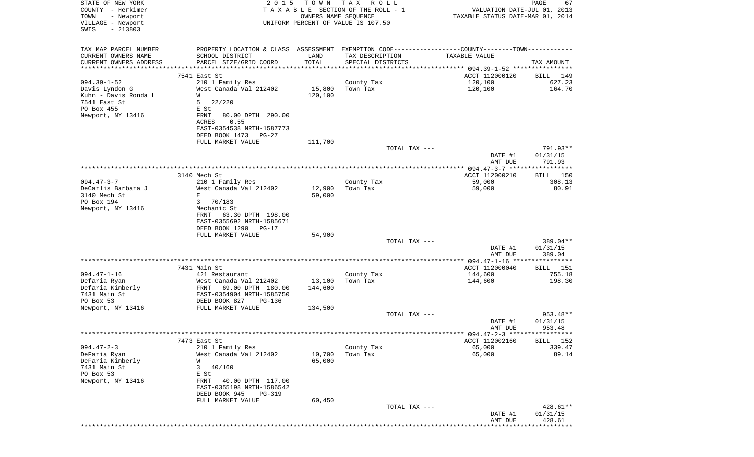STATE OF NEW YORK
COUNTY - Herkimer
TOWN - Newport
VILLAGE - Newport
SWIS - 213803

2015 TOWN TAX ROLL
TAXABLE SECTION OF THE ROLL - 1
OWNERS NAME SEQUENCE
UNIFORM PERCENT OF VALUE IS 107.50

VALUATION DATE-JUL 01, 2013
TAXABLE STATUS DATE-MAR 01, 2014

| TAX MAP PARCEL NUMBER / CURRENT OWNERS NAME / CURRENT OWNERS ADDRESS | PROPERTY LOCATION & CLASS / SCHOOL DISTRICT / PARCEL SIZE/GRID COORD | ASSESSMENT LAND / TOTAL | EXEMPTION CODE / TAX DESCRIPTION / SPECIAL DISTRICTS | TAXABLE VALUE | TAX AMOUNT |
|---|---|---|---|---|---|
| 094.39-1-52 | 7541 East St | | | ACCT 112000120 | BILL 149 |
| Davis Lyndon G | 210 1 Family Res | | County Tax | 120,100 | 627.23 |
| Kuhn - Davis Ronda L | West Canada Val 212402 | 15,800 | Town Tax | 120,100 | 164.70 |
| 7541 East St | W | 120,100 | | | |
| PO Box 455 | 5 22/220 | | | | |
| Newport, NY 13416 | E St | | | | |
| | FRNT 80.00 DPTH 290.00 | | | | |
| | ACRES 0.55 | | | | |
| | EAST-0354538 NRTH-1587773 | | | | |
| | DEED BOOK 1473 PG-27 | | | | |
| | FULL MARKET VALUE | 111,700 | | | |
| | | | TOTAL TAX --- | | 791.93** |
| | | | | DATE #1 | 01/31/15 |
| | | | | AMT DUE | 791.93 |
| 094.47-3-7 | 3140 Mech St | | | ACCT 112000210 | BILL 150 |
| DeCarlis Barbara J | 210 1 Family Res | | County Tax | 59,000 | 308.13 |
| 3140 Mech St | West Canada Val 212402 | 12,900 | Town Tax | 59,000 | 80.91 |
| PO Box 194 | E | 59,000 | | | |
| Newport, NY 13416 | 3 70/183 | | | | |
| | Mechanic St | | | | |
| | FRNT 63.30 DPTH 198.00 | | | | |
| | EAST-0355692 NRTH-1585671 | | | | |
| | DEED BOOK 1290 PG-17 | | | | |
| | FULL MARKET VALUE | 54,900 | | | |
| | | | TOTAL TAX --- | | 389.04** |
| | | | | DATE #1 | 01/31/15 |
| | | | | AMT DUE | 389.04 |
| 094.47-1-16 | 7431 Main St | | | ACCT 112000040 | BILL 151 |
| Defaria Ryan | 421 Restaurant | | County Tax | 144,600 | 755.18 |
| Defaria Kimberly | West Canada Val 212402 | 13,100 | Town Tax | 144,600 | 198.30 |
| 7431 Main St | FRNT 69.00 DPTH 180.00 | 144,600 | | | |
| PO Box 53 | EAST-0354904 NRTH-1585750 | | | | |
| Newport, NY 13416 | DEED BOOK 827 PG-136 | | | | |
| | FULL MARKET VALUE | 134,500 | | | |
| | | | TOTAL TAX --- | | 953.48** |
| | | | | DATE #1 | 01/31/15 |
| | | | | AMT DUE | 953.48 |
| 094.47-2-3 | 7473 East St | | | ACCT 112002160 | BILL 152 |
| DeFaria Ryan | 210 1 Family Res | | County Tax | 65,000 | 339.47 |
| DeFaria Kimberly | West Canada Val 212402 | 10,700 | Town Tax | 65,000 | 89.14 |
| 7431 Main St | W | 65,000 | | | |
| PO Box 53 | 3 40/160 | | | | |
| Newport, NY 13416 | E St | | | | |
| | FRNT 40.00 DPTH 117.00 | | | | |
| | EAST-0355198 NRTH-1586542 | | | | |
| | DEED BOOK 945 PG-319 | | | | |
| | FULL MARKET VALUE | 60,450 | | | |
| | | | TOTAL TAX --- | | 428.61** |
| | | | | DATE #1 | 01/31/15 |
| | | | | AMT DUE | 428.61 |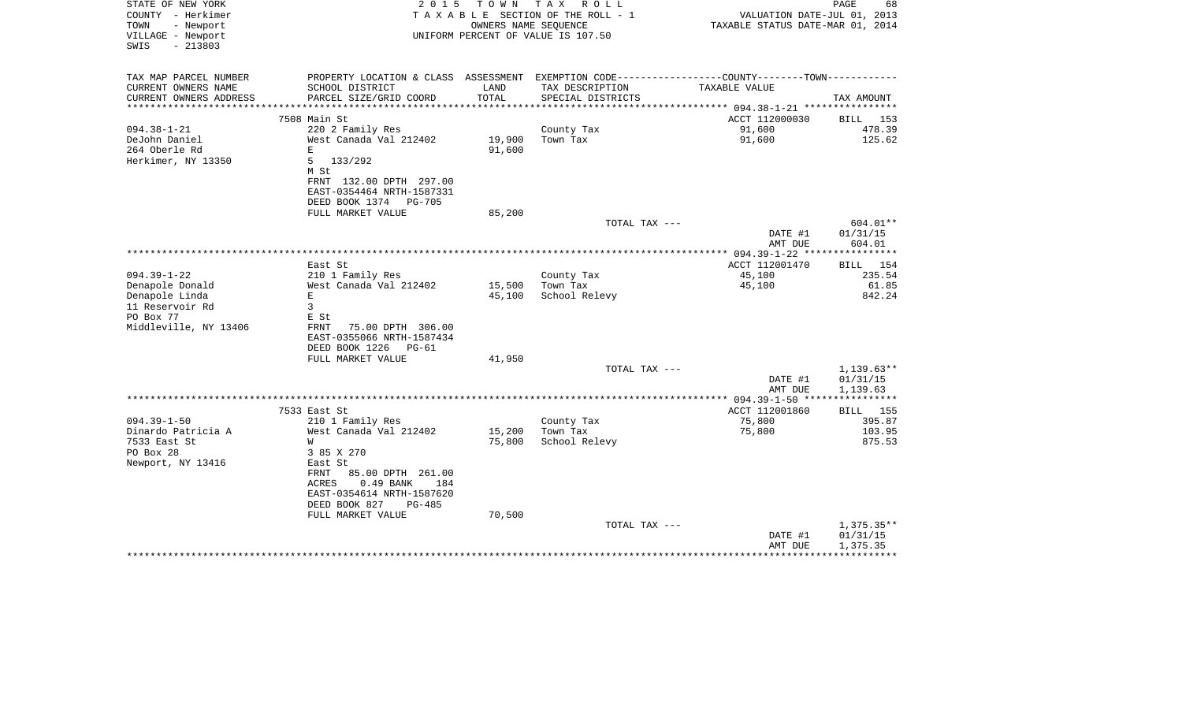STATE OF NEW YORK — 2015 TOWN TAX ROLL — PAGE 68
COUNTY - Herkimer — TAXABLE SECTION OF THE ROLL - 1 — VALUATION DATE-JUL 01, 2013
TOWN - Newport — OWNERS NAME SEQUENCE — TAXABLE STATUS DATE-MAR 01, 2014
VILLAGE - Newport — UNIFORM PERCENT OF VALUE IS 107.50
SWIS - 213803

| TAX MAP PARCEL NUMBER / CURRENT OWNERS NAME / CURRENT OWNERS ADDRESS | PROPERTY LOCATION & CLASS / SCHOOL DISTRICT / PARCEL SIZE/GRID COORD | ASSESSMENT LAND / TOTAL | EXEMPTION CODE / TAX DESCRIPTION / SPECIAL DISTRICTS | COUNTY--------TOWN TAXABLE VALUE | TAX AMOUNT |
|---|---|---|---|---|---|
| **094.38-1-21** | 7508 Main St | | | ACCT 112000030 | BILL 153 |
| 094.38-1-21 | 220 2 Family Res | | County Tax | 91,600 | 478.39 |
| DeJohn Daniel | West Canada Val 212402 | 19,900 | Town Tax | 91,600 | 125.62 |
| 264 Oberle Rd | E | 91,600 | | | |
| Herkimer, NY 13350 | 5 133/292 | | | | |
| | M St | | | | |
| | FRNT 132.00 DPTH 297.00 | | | | |
| | EAST-0354464 NRTH-1587331 | | | | |
| | DEED BOOK 1374 PG-705 | | | | |
| | FULL MARKET VALUE | 85,200 | | | |
| | | | TOTAL TAX --- | | 604.01** |
| | | | | DATE #1 | 01/31/15 |
| | | | | AMT DUE | 604.01 |
| **094.39-1-22** | East St | | | ACCT 112001470 | BILL 154 |
| 094.39-1-22 | 210 1 Family Res | | County Tax | 45,100 | 235.54 |
| Denapole Donald | West Canada Val 212402 | 15,500 | Town Tax | 45,100 | 61.85 |
| Denapole Linda | E | 45,100 | School Relevy | | 842.24 |
| 11 Reservoir Rd | 3 | | | | |
| PO Box 77 | E St | | | | |
| Middleville, NY 13406 | FRNT 75.00 DPTH 306.00 | | | | |
| | EAST-0355066 NRTH-1587434 | | | | |
| | DEED BOOK 1226 PG-61 | | | | |
| | FULL MARKET VALUE | 41,950 | | | |
| | | | TOTAL TAX --- | | 1,139.63** |
| | | | | DATE #1 | 01/31/15 |
| | | | | AMT DUE | 1,139.63 |
| **094.39-1-50** | 7533 East St | | | ACCT 112001860 | BILL 155 |
| 094.39-1-50 | 210 1 Family Res | | County Tax | 75,800 | 395.87 |
| Dinardo Patricia A | West Canada Val 212402 | 15,200 | Town Tax | 75,800 | 103.95 |
| 7533 East St | W | 75,800 | School Relevy | | 875.53 |
| PO Box 28 | 3 85 X 270 | | | | |
| Newport, NY 13416 | East St | | | | |
| | FRNT 85.00 DPTH 261.00 | | | | |
| | ACRES 0.49 BANK 184 | | | | |
| | EAST-0354614 NRTH-1587620 | | | | |
| | DEED BOOK 827 PG-485 | | | | |
| | FULL MARKET VALUE | 70,500 | | | |
| | | | TOTAL TAX --- | | 1,375.35** |
| | | | | DATE #1 | 01/31/15 |
| | | | | AMT DUE | 1,375.35 |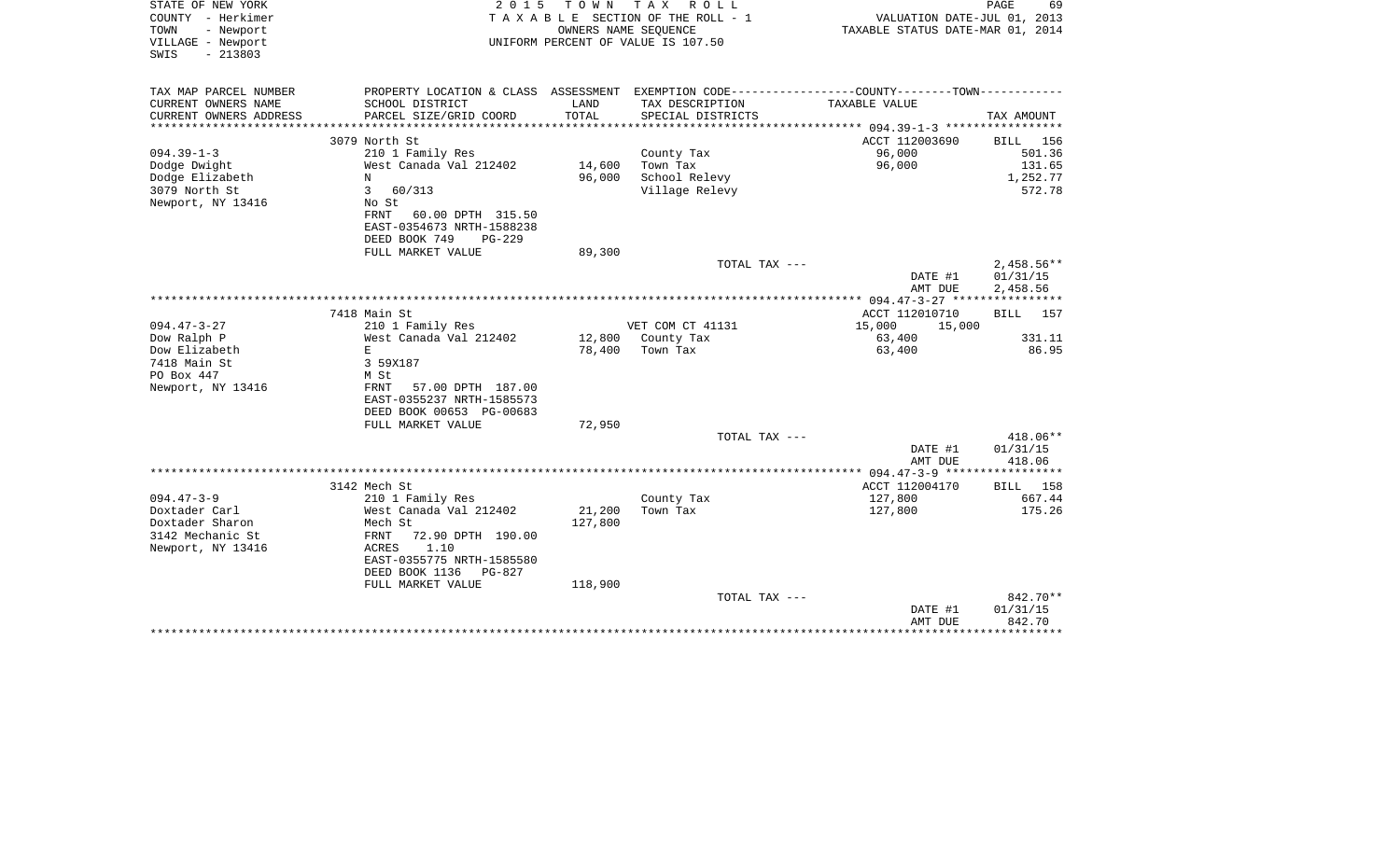STATE OF NEW YORK
COUNTY - Herkimer
TOWN - Newport
VILLAGE - Newport
SWIS - 213803

2 0 1 5 T O W N T A X R O L L
T A X A B L E SECTION OF THE ROLL - 1
OWNERS NAME SEQUENCE
UNIFORM PERCENT OF VALUE IS 107.50

VALUATION DATE-JUL 01, 2013
TAXABLE STATUS DATE-MAR 01, 2014

| TAX MAP PARCEL NUMBER / CURRENT OWNERS NAME / CURRENT OWNERS ADDRESS | PROPERTY LOCATION & CLASS / SCHOOL DISTRICT / PARCEL SIZE/GRID COORD | ASSESSMENT LAND / TOTAL | EXEMPTION CODE / TAX DESCRIPTION / SPECIAL DISTRICTS | COUNTY / TOWN TAXABLE VALUE | TAX AMOUNT |
|---|---|---|---|---|---|
| 094.39-1-3 | 3079 North St | | | ACCT 112003690 | BILL 156 |
| Dodge Dwight | 210 1 Family Res | | County Tax | 96,000 | 501.36 |
| Dodge Elizabeth | West Canada Val 212402 | 14,600 | Town Tax | 96,000 | 131.65 |
| 3079 North St | N | 96,000 | School Relevy | | 1,252.77 |
| Newport, NY 13416 | 3 60/313 | | Village Relevy | | 572.78 |
| | No St | | | | |
| | FRNT 60.00 DPTH 315.50 | | | | |
| | EAST-0354673 NRTH-1588238 | | | | |
| | DEED BOOK 749 PG-229 | | | | |
| | FULL MARKET VALUE | 89,300 | | | |
| | | | TOTAL TAX --- | | 2,458.56** |
| | | | | DATE #1 | 01/31/15 |
| | | | | AMT DUE | 2,458.56 |
| 094.47-3-27 | 7418 Main St | | | ACCT 112010710 | BILL 157 |
| Dow Ralph P | 210 1 Family Res | | VET COM CT 41131 | 15,000 15,000 | |
| Dow Elizabeth | West Canada Val 212402 | 12,800 | County Tax | 63,400 | 331.11 |
| 7418 Main St | E | 78,400 | Town Tax | 63,400 | 86.95 |
| PO Box 447 | 3 59X187 | | | | |
| Newport, NY 13416 | M St | | | | |
| | FRNT 57.00 DPTH 187.00 | | | | |
| | EAST-0355237 NRTH-1585573 | | | | |
| | DEED BOOK 00653 PG-00683 | | | | |
| | FULL MARKET VALUE | 72,950 | | | |
| | | | TOTAL TAX --- | | 418.06** |
| | | | | DATE #1 | 01/31/15 |
| | | | | AMT DUE | 418.06 |
| 094.47-3-9 | 3142 Mech St | | | ACCT 112004170 | BILL 158 |
| Doxtader Carl | 210 1 Family Res | | County Tax | 127,800 | 667.44 |
| Doxtader Sharon | West Canada Val 212402 | 21,200 | Town Tax | 127,800 | 175.26 |
| 3142 Mechanic St | Mech St | 127,800 | | | |
| Newport, NY 13416 | FRNT 72.90 DPTH 190.00 | | | | |
| | ACRES 1.10 | | | | |
| | EAST-0355775 NRTH-1585580 | | | | |
| | DEED BOOK 1136 PG-827 | | | | |
| | FULL MARKET VALUE | 118,900 | | | |
| | | | TOTAL TAX --- | | 842.70** |
| | | | | DATE #1 | 01/31/15 |
| | | | | AMT DUE | 842.70 |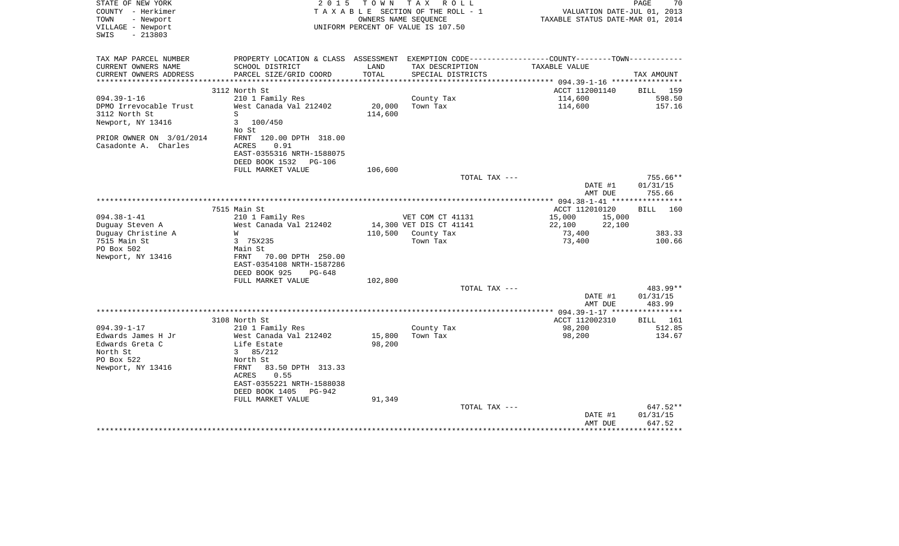STATE OF NEW YORK
COUNTY - Herkimer
TOWN - Newport
VILLAGE - Newport
SWIS - 213803

2015 TOWN TAX ROLL
TAXABLE SECTION OF THE ROLL - 1
OWNERS NAME SEQUENCE
UNIFORM PERCENT OF VALUE IS 107.50

VALUATION DATE-JUL 01, 2013
TAXABLE STATUS DATE-MAR 01, 2014

| TAX MAP PARCEL NUMBER<br>CURRENT OWNERS NAME<br>CURRENT OWNERS ADDRESS | PROPERTY LOCATION & CLASS<br>SCHOOL DISTRICT<br>PARCEL SIZE/GRID COORD | ASSESSMENT<br>LAND<br>TOTAL | EXEMPTION CODE<br>TAX DESCRIPTION<br>SPECIAL DISTRICTS | COUNTY--------TOWN<br>TAXABLE VALUE | TAX AMOUNT |
|---|---|---|---|---|---|
| | 3112 North St | | | ACCT 112001140 | BILL 159 |
| 094.39-1-16 | 210 1 Family Res | | County Tax | 114,600 | 598.50 |
| DPMO Irrevocable Trust | West Canada Val 212402 | 20,000 | Town Tax | 114,600 | 157.16 |
| 3112 North St | S | 114,600 | | | |
| Newport, NY 13416 | 3 100/450 | | | | |
| | No St | | | | |
| PRIOR OWNER ON 3/01/2014 | FRNT 120.00 DPTH 318.00 | | | | |
| Casadonte A. Charles | ACRES 0.91 | | | | |
| | EAST-0355316 NRTH-1588075 | | | | |
| | DEED BOOK 1532 PG-106 | | | | |
| | FULL MARKET VALUE | 106,600 | | | |
| | | | TOTAL TAX --- | | 755.66** |
| | | | | DATE #1 | 01/31/15 |
| | | | | AMT DUE | 755.66 |
| | 7515 Main St | | | ACCT 112010120 | BILL 160 |
| 094.38-1-41 | 210 1 Family Res | | VET COM CT 41131 | 15,000 15,000 | |
| Duguay Steven A | West Canada Val 212402 | 14,300 | VET DIS CT 41141 | 22,100 22,100 | |
| Duguay Christine A | W | 110,500 | County Tax | 73,400 | 383.33 |
| 7515 Main St | 3 75X235 | | Town Tax | 73,400 | 100.66 |
| PO Box 502 | Main St | | | | |
| Newport, NY 13416 | FRNT 70.00 DPTH 250.00 | | | | |
| | EAST-0354108 NRTH-1587286 | | | | |
| | DEED BOOK 925 PG-648 | | | | |
| | FULL MARKET VALUE | 102,800 | | | |
| | | | TOTAL TAX --- | | 483.99** |
| | | | | DATE #1 | 01/31/15 |
| | | | | AMT DUE | 483.99 |
| | 3108 North St | | | ACCT 112002310 | BILL 161 |
| 094.39-1-17 | 210 1 Family Res | | County Tax | 98,200 | 512.85 |
| Edwards James H Jr | West Canada Val 212402 | 15,800 | Town Tax | 98,200 | 134.67 |
| Edwards Greta C | Life Estate | 98,200 | | | |
| North St | 3 85/212 | | | | |
| PO Box 522 | North St | | | | |
| Newport, NY 13416 | FRNT 83.50 DPTH 313.33 | | | | |
| | ACRES 0.55 | | | | |
| | EAST-0355221 NRTH-1588038 | | | | |
| | DEED BOOK 1405 PG-942 | | | | |
| | FULL MARKET VALUE | 91,349 | | | |
| | | | TOTAL TAX --- | | 647.52** |
| | | | | DATE #1 | 01/31/15 |
| | | | | AMT DUE | 647.52 |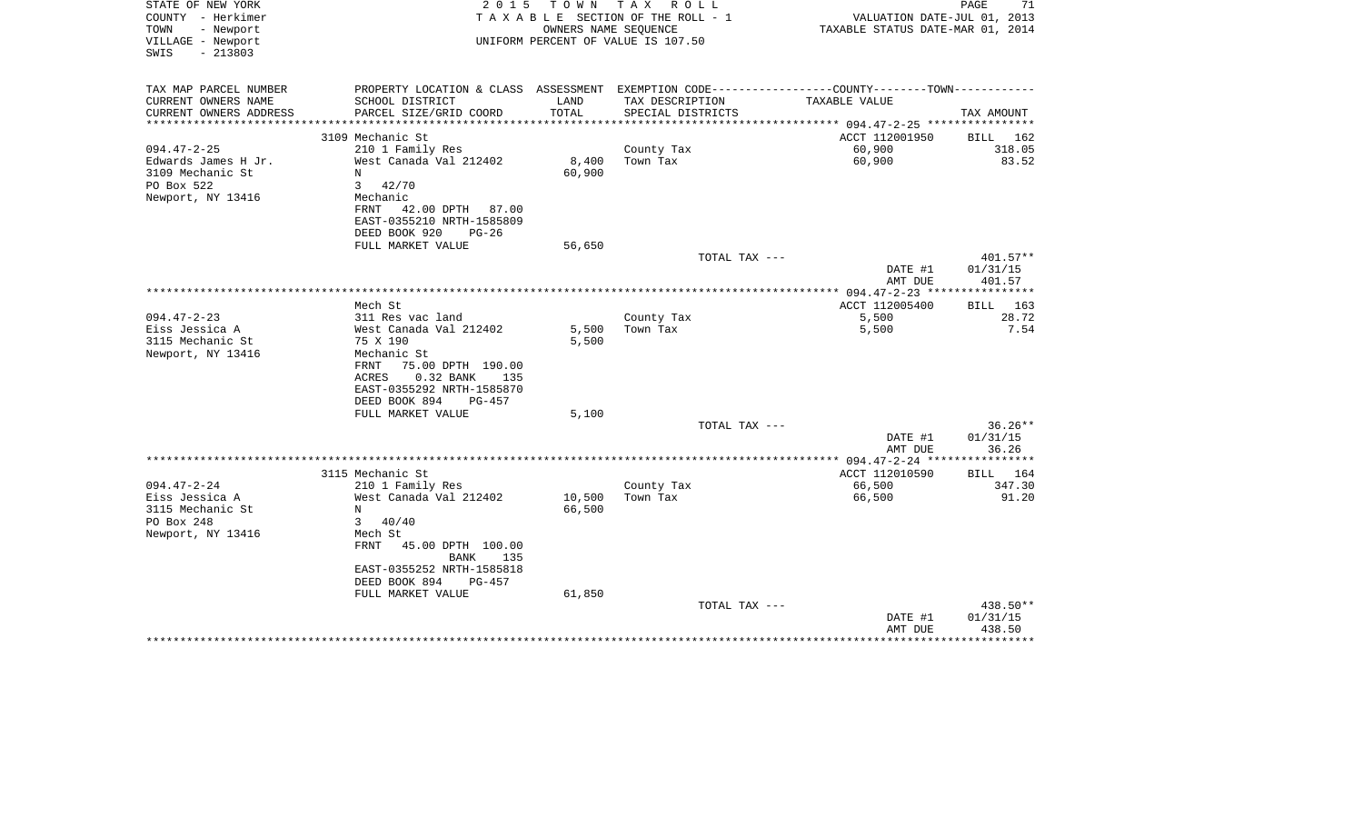STATE OF NEW YORK
COUNTY - Herkimer
TOWN - Newport
VILLAGE - Newport
SWIS - 213803

2015 TOWN TAX ROLL
TAXABLE SECTION OF THE ROLL - 1
OWNERS NAME SEQUENCE
UNIFORM PERCENT OF VALUE IS 107.50

VALUATION DATE-JUL 01, 2013
TAXABLE STATUS DATE-MAR 01, 2014

| TAX MAP PARCEL NUMBER<br>CURRENT OWNERS NAME<br>CURRENT OWNERS ADDRESS | PROPERTY LOCATION & CLASS<br>SCHOOL DISTRICT<br>PARCEL SIZE/GRID COORD | ASSESSMENT<br>LAND<br>TOTAL | EXEMPTION CODE-----COUNTY--------TOWN<br>TAX DESCRIPTION<br>SPECIAL DISTRICTS | TAXABLE VALUE | TAX AMOUNT |
|---|---|---|---|---|---|
| | 3109 Mechanic St | | | ACCT 112001950 | BILL 162 |
| 094.47-2-25 | 210 1 Family Res | | County Tax | 60,900 | 318.05 |
| Edwards James H Jr. | West Canada Val 212402 | 8,400 | Town Tax | 60,900 | 83.52 |
| 3109 Mechanic St | N | 60,900 | | | |
| PO Box 522 | 3 42/70 | | | | |
| Newport, NY 13416 | Mechanic | | | | |
| | FRNT 42.00 DPTH 87.00 | | | | |
| | EAST-0355210 NRTH-1585809 | | | | |
| | DEED BOOK 920 PG-26 | | | | |
| | FULL MARKET VALUE | 56,650 | | | |
| | | | TOTAL TAX --- | | 401.57** |
| | | | | DATE #1 | 01/31/15 |
| | | | | AMT DUE | 401.57 |
| | Mech St | | | ACCT 112005400 | BILL 163 |
| 094.47-2-23 | 311 Res vac land | | County Tax | 5,500 | 28.72 |
| Eiss Jessica A | West Canada Val 212402 | 5,500 | Town Tax | 5,500 | 7.54 |
| 3115 Mechanic St | 75 X 190 | 5,500 | | | |
| Newport, NY 13416 | Mechanic St | | | | |
| | FRNT 75.00 DPTH 190.00 | | | | |
| | ACRES 0.32 BANK 135 | | | | |
| | EAST-0355292 NRTH-1585870 | | | | |
| | DEED BOOK 894 PG-457 | | | | |
| | FULL MARKET VALUE | 5,100 | | | |
| | | | TOTAL TAX --- | | 36.26** |
| | | | | DATE #1 | 01/31/15 |
| | | | | AMT DUE | 36.26 |
| | 3115 Mechanic St | | | ACCT 112010590 | BILL 164 |
| 094.47-2-24 | 210 1 Family Res | | County Tax | 66,500 | 347.30 |
| Eiss Jessica A | West Canada Val 212402 | 10,500 | Town Tax | 66,500 | 91.20 |
| 3115 Mechanic St | N | 66,500 | | | |
| PO Box 248 | 3 40/40 | | | | |
| Newport, NY 13416 | Mech St | | | | |
| | FRNT 45.00 DPTH 100.00 | | | | |
| | BANK 135 | | | | |
| | EAST-0355252 NRTH-1585818 | | | | |
| | DEED BOOK 894 PG-457 | | | | |
| | FULL MARKET VALUE | 61,850 | | | |
| | | | TOTAL TAX --- | | 438.50** |
| | | | | DATE #1 | 01/31/15 |
| | | | | AMT DUE | 438.50 |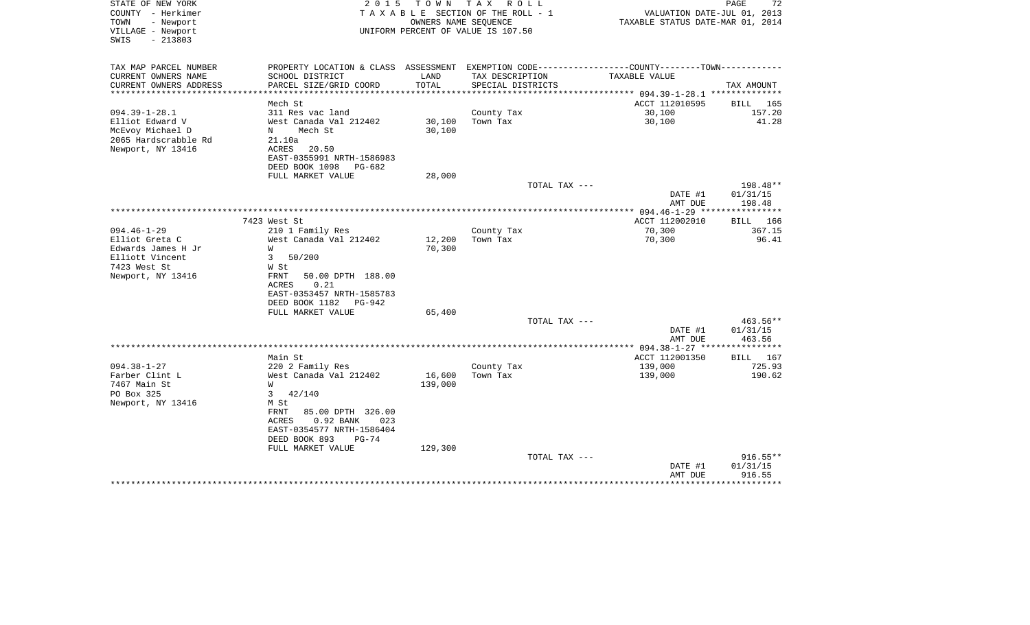STATE OF NEW YORK
COUNTY - Herkimer
TOWN - Newport
VILLAGE - Newport
SWIS - 213803

2 0 1 5 T O W N T A X R O L L
T A X A B L E SECTION OF THE ROLL - 1
OWNERS NAME SEQUENCE
UNIFORM PERCENT OF VALUE IS 107.50

VALUATION DATE-JUL 01, 2013
TAXABLE STATUS DATE-MAR 01, 2014

| TAX MAP PARCEL NUMBER / CURRENT OWNERS NAME / CURRENT OWNERS ADDRESS | PROPERTY LOCATION & CLASS / SCHOOL DISTRICT / PARCEL SIZE/GRID COORD | ASSESSMENT LAND / TOTAL | EXEMPTION CODE / TAX DESCRIPTION / SPECIAL DISTRICTS | COUNTY--------TOWN / TAXABLE VALUE | TAX AMOUNT |
|---|---|---|---|---|---|
| **094.39-1-28.1** | Mech St | | | ACCT 112010595 | BILL 165 |
| 094.39-1-28.1 | 311 Res vac land | | County Tax | 30,100 | 157.20 |
| Elliot Edward V | West Canada Val 212402 | 30,100 | Town Tax | 30,100 | 41.28 |
| McEvoy Michael D | N Mech St | 30,100 | | | |
| 2065 Hardscrabble Rd | 21.10a | | | | |
| Newport, NY 13416 | ACRES 20.50 | | | | |
| | EAST-0355991 NRTH-1586983 | | | | |
| | DEED BOOK 1098 PG-682 | | | | |
| | FULL MARKET VALUE | 28,000 | | | |
| | | | TOTAL TAX --- | | 198.48** |
| | | | | DATE #1 | 01/31/15 |
| | | | | AMT DUE | 198.48 |
| **094.46-1-29** | 7423 West St | | | ACCT 112002010 | BILL 166 |
| 094.46-1-29 | 210 1 Family Res | | County Tax | 70,300 | 367.15 |
| Elliot Greta C | West Canada Val 212402 | 12,200 | Town Tax | 70,300 | 96.41 |
| Edwards James H Jr | W | 70,300 | | | |
| Elliott Vincent | 3 50/200 | | | | |
| 7423 West St | W St | | | | |
| Newport, NY 13416 | FRNT 50.00 DPTH 188.00 | | | | |
| | ACRES 0.21 | | | | |
| | EAST-0353457 NRTH-1585783 | | | | |
| | DEED BOOK 1182 PG-942 | | | | |
| | FULL MARKET VALUE | 65,400 | | | |
| | | | TOTAL TAX --- | | 463.56** |
| | | | | DATE #1 | 01/31/15 |
| | | | | AMT DUE | 463.56 |
| **094.38-1-27** | Main St | | | ACCT 112001350 | BILL 167 |
| 094.38-1-27 | 220 2 Family Res | | County Tax | 139,000 | 725.93 |
| Farber Clint L | West Canada Val 212402 | 16,600 | Town Tax | 139,000 | 190.62 |
| 7467 Main St | W | 139,000 | | | |
| PO Box 325 | 3 42/140 | | | | |
| Newport, NY 13416 | M St | | | | |
| | FRNT 85.00 DPTH 326.00 | | | | |
| | ACRES 0.92 BANK 023 | | | | |
| | EAST-0354577 NRTH-1586404 | | | | |
| | DEED BOOK 893 PG-74 | | | | |
| | FULL MARKET VALUE | 129,300 | | | |
| | | | TOTAL TAX --- | | 916.55** |
| | | | | DATE #1 | 01/31/15 |
| | | | | AMT DUE | 916.55 |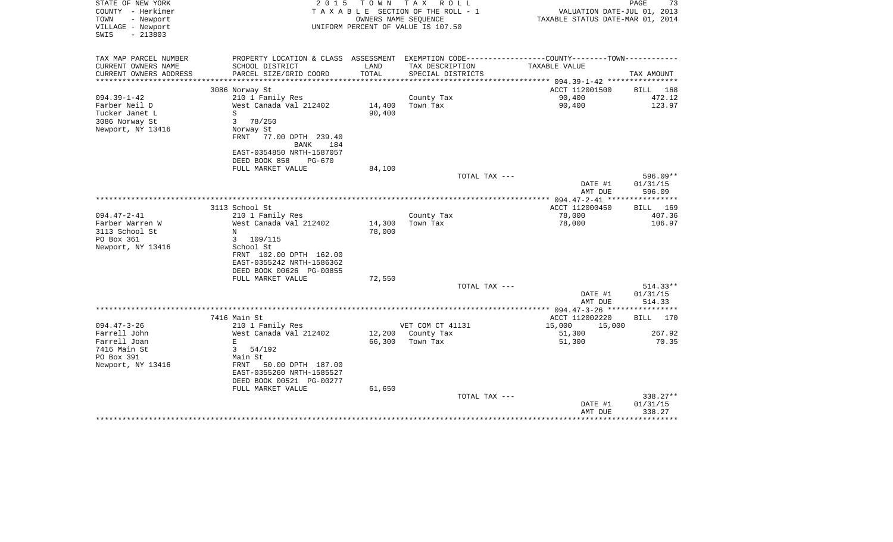STATE OF NEW YORK
COUNTY - Herkimer
TOWN - Newport
VILLAGE - Newport
SWIS - 213803

2015 TOWN TAX ROLL
TAXABLE SECTION OF THE ROLL - 1
OWNERS NAME SEQUENCE
UNIFORM PERCENT OF VALUE IS 107.50

VALUATION DATE-JUL 01, 2013
TAXABLE STATUS DATE-MAR 01, 2014

| TAX MAP PARCEL NUMBER / CURRENT OWNERS NAME / CURRENT OWNERS ADDRESS | PROPERTY LOCATION & CLASS / SCHOOL DISTRICT / PARCEL SIZE/GRID COORD | ASSESSMENT LAND / TOTAL | EXEMPTION CODE / TAX DESCRIPTION / SPECIAL DISTRICTS | COUNTY / TOWN TAXABLE VALUE | TAX AMOUNT |
|---|---|---|---|---|---|
| **094.39-1-42** | 3086 Norway St | | | ACCT 112001500 | BILL 168 |
| Farber Neil D | 210 1 Family Res | | | | |
| Tucker Janet L | West Canada Val 212402 | 14,400 | County Tax | 90,400 | 472.12 |
| 3086 Norway St | S | 90,400 | Town Tax | 90,400 | 123.97 |
| Newport, NY 13416 | 3 78/250 | | | | |
| | Norway St | | | | |
| | FRNT 77.00 DPTH 239.40 | | | | |
| | BANK 184 | | | | |
| | EAST-0354850 NRTH-1587057 | | | | |
| | DEED BOOK 858 PG-670 | | | | |
| | FULL MARKET VALUE | 84,100 | | | |
| | | | TOTAL TAX --- | | 596.09** |
| | | | | DATE #1 | 01/31/15 |
| | | | | AMT DUE | 596.09 |
| **094.47-2-41** | 3113 School St | | | ACCT 112000450 | BILL 169 |
| Farber Warren W | 210 1 Family Res | | | | |
| 3113 School St | West Canada Val 212402 | 14,300 | County Tax | 78,000 | 407.36 |
| PO Box 361 | N | 78,000 | Town Tax | 78,000 | 106.97 |
| Newport, NY 13416 | 3 109/115 | | | | |
| | School St | | | | |
| | FRNT 102.00 DPTH 162.00 | | | | |
| | EAST-0355242 NRTH-1586362 | | | | |
| | DEED BOOK 00626 PG-00855 | | | | |
| | FULL MARKET VALUE | 72,550 | | | |
| | | | TOTAL TAX --- | | 514.33** |
| | | | | DATE #1 | 01/31/15 |
| | | | | AMT DUE | 514.33 |
| **094.47-3-26** | 7416 Main St | | | ACCT 112002220 | BILL 170 |
| Farrell John | 210 1 Family Res | | VET COM CT 41131 | 15,000 15,000 | |
| Farrell Joan | West Canada Val 212402 | 12,200 | County Tax | 51,300 | 267.92 |
| 7416 Main St | E | 66,300 | Town Tax | 51,300 | 70.35 |
| PO Box 391 | 3 54/192 | | | | |
| Newport, NY 13416 | Main St | | | | |
| | FRNT 50.00 DPTH 187.00 | | | | |
| | EAST-0355260 NRTH-1585527 | | | | |
| | DEED BOOK 00521 PG-00277 | | | | |
| | FULL MARKET VALUE | 61,650 | | | |
| | | | TOTAL TAX --- | | 338.27** |
| | | | | DATE #1 | 01/31/15 |
| | | | | AMT DUE | 338.27 |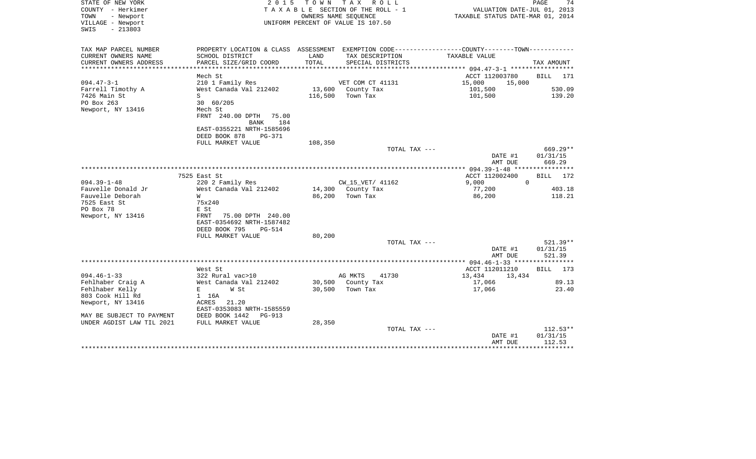STATE OF NEW YORK
COUNTY - Herkimer
TOWN - Newport
VILLAGE - Newport
SWIS - 213803

2015 TOWN TAX ROLL
TAXABLE SECTION OF THE ROLL - 1
OWNERS NAME SEQUENCE
UNIFORM PERCENT OF VALUE IS 107.50

VALUATION DATE-JUL 01, 2013
TAXABLE STATUS DATE-MAR 01, 2014

| TAX MAP PARCEL NUMBER / CURRENT OWNERS NAME / CURRENT OWNERS ADDRESS | PROPERTY LOCATION & CLASS / SCHOOL DISTRICT / PARCEL SIZE/GRID COORD | ASSESSMENT LAND / TOTAL | EXEMPTION CODE / TAX DESCRIPTION / SPECIAL DISTRICTS | COUNTY / TOWN TAXABLE VALUE | TAX AMOUNT |
|---|---|---|---|---|---|
| | Mech St | | | ACCT 112003780 | BILL 171 |
| 094.47-3-1 | 210 1 Family Res | | VET COM CT 41131 | 15,000 15,000 | |
| Farrell Timothy A | West Canada Val 212402 | 13,600 | County Tax | 101,500 | 530.09 |
| 7426 Main St | S | 116,500 | Town Tax | 101,500 | 139.20 |
| PO Box 263 | 30 60/205 | | | | |
| Newport, NY 13416 | Mech St | | | | |
| | FRNT 240.00 DPTH 75.00 | | | | |
| | BANK 184 | | | | |
| | EAST-0355221 NRTH-1585696 | | | | |
| | DEED BOOK 878 PG-371 | | | | |
| | FULL MARKET VALUE | 108,350 | | | |
| | | | TOTAL TAX --- | | 669.29** |
| | | | | DATE #1 | 01/31/15 |
| | | | | AMT DUE | 669.29 |
| | 7525 East St | | | ACCT 112002400 | BILL 172 |
| 094.39-1-48 | 220 2 Family Res | | CW_15_VET/ 41162 | 9,000 0 | |
| Fauvelle Donald Jr | West Canada Val 212402 | 14,300 | County Tax | 77,200 | 403.18 |
| Fauvelle Deborah | W | 86,200 | Town Tax | 86,200 | 118.21 |
| 7525 East St | 75x240 | | | | |
| PO Box 78 | E St | | | | |
| Newport, NY 13416 | FRNT 75.00 DPTH 240.00 | | | | |
| | EAST-0354692 NRTH-1587482 | | | | |
| | DEED BOOK 795 PG-514 | | | | |
| | FULL MARKET VALUE | 80,200 | | | |
| | | | TOTAL TAX --- | | 521.39** |
| | | | | DATE #1 | 01/31/15 |
| | | | | AMT DUE | 521.39 |
| | West St | | | ACCT 112011210 | BILL 173 |
| 094.46-1-33 | 322 Rural vac>10 | | AG MKTS 41730 | 13,434 13,434 | |
| Fehlhaber Craig A | West Canada Val 212402 | 30,500 | County Tax | 17,066 | 89.13 |
| Fehlhaber Kelly | E W St | 30,500 | Town Tax | 17,066 | 23.40 |
| 803 Cook Hill Rd | 1 16A | | | | |
| Newport, NY 13416 | ACRES 21.20 | | | | |
| | EAST-0353083 NRTH-1585559 | | | | |
| MAY BE SUBJECT TO PAYMENT | DEED BOOK 1442 PG-913 | | | | |
| UNDER AGDIST LAW TIL 2021 | FULL MARKET VALUE | 28,350 | | | |
| | | | TOTAL TAX --- | | 112.53** |
| | | | | DATE #1 | 01/31/15 |
| | | | | AMT DUE | 112.53 |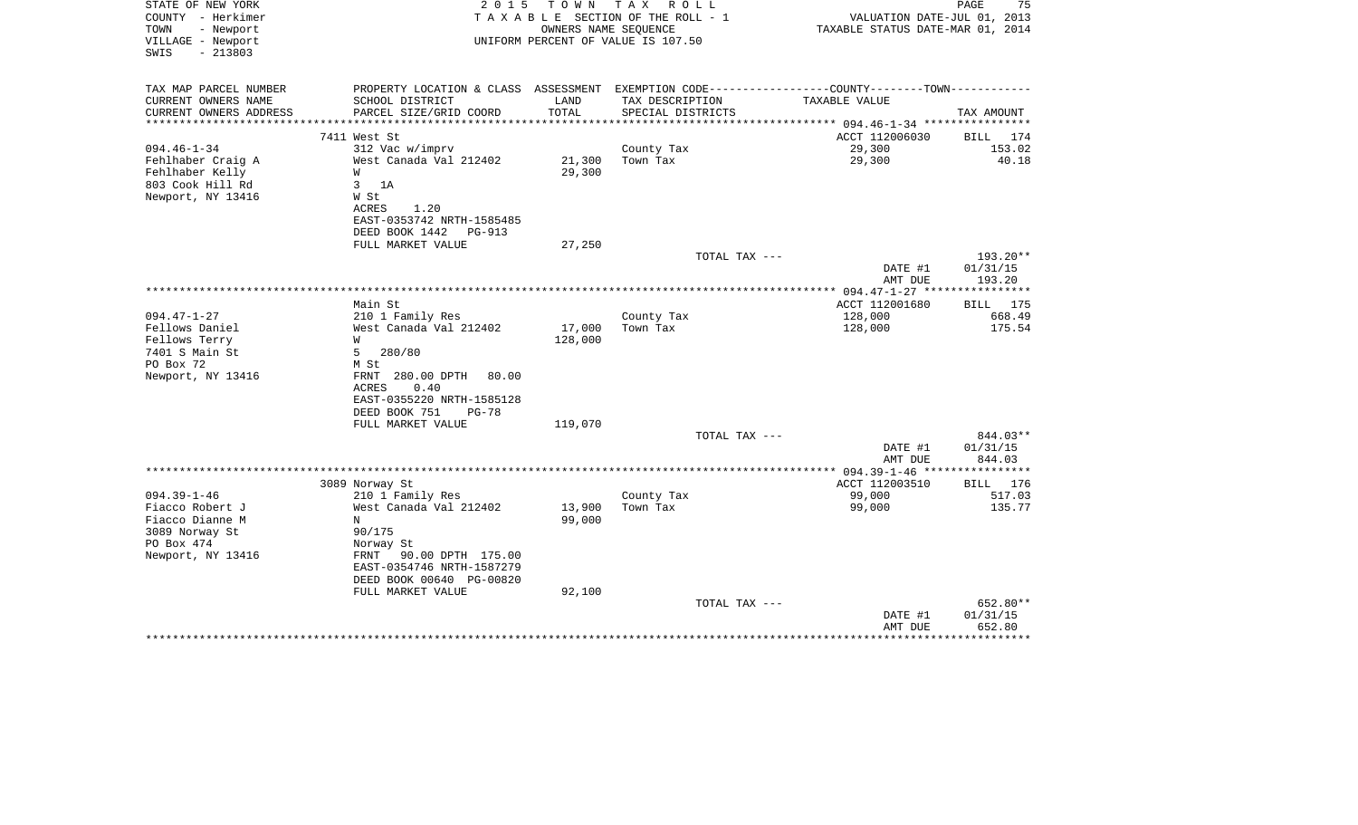STATE OF NEW YORK
COUNTY - Herkimer
TOWN - Newport
VILLAGE - Newport
SWIS - 213803

2 0 1 5 T O W N T A X R O L L
T A X A B L E SECTION OF THE ROLL - 1
OWNERS NAME SEQUENCE
UNIFORM PERCENT OF VALUE IS 107.50

VALUATION DATE-JUL 01, 2013
TAXABLE STATUS DATE-MAR 01, 2014

| TAX MAP PARCEL NUMBER<br>CURRENT OWNERS NAME<br>CURRENT OWNERS ADDRESS | PROPERTY LOCATION & CLASS<br>SCHOOL DISTRICT<br>PARCEL SIZE/GRID COORD | ASSESSMENT<br>LAND<br>TOTAL | EXEMPTION CODE<br>TAX DESCRIPTION<br>SPECIAL DISTRICTS | COUNTY--------TOWN<br>TAXABLE VALUE | TAX AMOUNT |
|---|---|---|---|---|---|
| | 7411 West St | | | ACCT 112006030 | BILL 174 |
| 094.46-1-34 | 312 Vac w/imprv | | County Tax | 29,300 | 153.02 |
| Fehlhaber Craig A | West Canada Val 212402 | 21,300 | Town Tax | 29,300 | 40.18 |
| Fehlhaber Kelly | W | 29,300 | | | |
| 803 Cook Hill Rd | 3 1A | | | | |
| Newport, NY 13416 | W St | | | | |
| | ACRES 1.20 | | | | |
| | EAST-0353742 NRTH-1585485 | | | | |
| | DEED BOOK 1442 PG-913 | | | | |
| | FULL MARKET VALUE | 27,250 | | | |
| | | | TOTAL TAX --- | | 193.20** |
| | | | | DATE #1 | 01/31/15 |
| | | | | AMT DUE | 193.20 |
| | Main St | | | ACCT 112001680 | BILL 175 |
| 094.47-1-27 | 210 1 Family Res | | County Tax | 128,000 | 668.49 |
| Fellows Daniel | West Canada Val 212402 | 17,000 | Town Tax | 128,000 | 175.54 |
| Fellows Terry | W | 128,000 | | | |
| 7401 S Main St | 5 280/80 | | | | |
| PO Box 72 | M St | | | | |
| Newport, NY 13416 | FRNT 280.00 DPTH 80.00 | | | | |
| | ACRES 0.40 | | | | |
| | EAST-0355220 NRTH-1585128 | | | | |
| | DEED BOOK 751 PG-78 | | | | |
| | FULL MARKET VALUE | 119,070 | | | |
| | | | TOTAL TAX --- | | 844.03** |
| | | | | DATE #1 | 01/31/15 |
| | | | | AMT DUE | 844.03 |
| | 3089 Norway St | | | ACCT 112003510 | BILL 176 |
| 094.39-1-46 | 210 1 Family Res | | County Tax | 99,000 | 517.03 |
| Fiacco Robert J | West Canada Val 212402 | 13,900 | Town Tax | 99,000 | 135.77 |
| Fiacco Dianne M | N | 99,000 | | | |
| 3089 Norway St | 90/175 | | | | |
| PO Box 474 | Norway St | | | | |
| Newport, NY 13416 | FRNT 90.00 DPTH 175.00 | | | | |
| | EAST-0354746 NRTH-1587279 | | | | |
| | DEED BOOK 00640 PG-00820 | | | | |
| | FULL MARKET VALUE | 92,100 | | | |
| | | | TOTAL TAX --- | | 652.80** |
| | | | | DATE #1 | 01/31/15 |
| | | | | AMT DUE | 652.80 |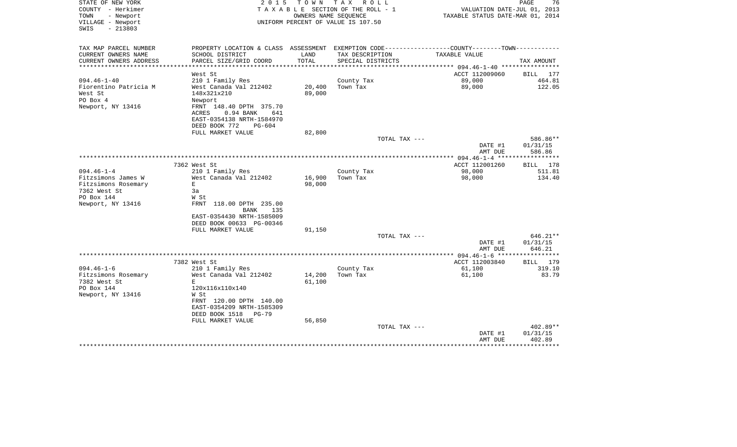STATE OF NEW YORK
COUNTY - Herkimer
TOWN - Newport
VILLAGE - Newport
SWIS - 213803

2015 TOWN TAX ROLL
TAXABLE SECTION OF THE ROLL - 1
OWNERS NAME SEQUENCE
UNIFORM PERCENT OF VALUE IS 107.50

VALUATION DATE-JUL 01, 2013
TAXABLE STATUS DATE-MAR 01, 2014

| TAX MAP PARCEL NUMBER<br>CURRENT OWNERS NAME<br>CURRENT OWNERS ADDRESS | PROPERTY LOCATION & CLASS<br>SCHOOL DISTRICT<br>PARCEL SIZE/GRID COORD | ASSESSMENT<br>LAND<br>TOTAL | EXEMPTION CODE-----COUNTY-----TOWN-----<br>TAX DESCRIPTION<br>SPECIAL DISTRICTS | TAXABLE VALUE | TAX AMOUNT |
|---|---|---|---|---|---|
| | West St | | | ACCT 112009060 | BILL 177 |
| 094.46-1-40 | 210 1 Family Res | | County Tax | 89,000 | 464.81 |
| Fiorentino Patricia M | West Canada Val 212402 | 20,400 | Town Tax | 89,000 | 122.05 |
| West St | 148x321x210 | 89,000 | | | |
| PO Box 4 | Newport | | | | |
| Newport, NY 13416 | FRNT 148.40 DPTH 375.70 | | | | |
| | ACRES 0.94 BANK 641 | | | | |
| | EAST-0354138 NRTH-1584970 | | | | |
| | DEED BOOK 772 PG-604 | | | | |
| | FULL MARKET VALUE | 82,800 | | | |
| | | | TOTAL TAX --- | | 586.86** |
| | | | | DATE #1 | 01/31/15 |
| | | | | AMT DUE | 586.86 |
| | 7362 West St | | | ACCT 112001260 | BILL 178 |
| 094.46-1-4 | 210 1 Family Res | | County Tax | 98,000 | 511.81 |
| Fitzsimons James W | West Canada Val 212402 | 16,900 | Town Tax | 98,000 | 134.40 |
| Fitzsimons Rosemary | E | 98,000 | | | |
| 7362 West St | 3a | | | | |
| PO Box 144 | W St | | | | |
| Newport, NY 13416 | FRNT 118.00 DPTH 235.00 | | | | |
| | BANK 135 | | | | |
| | EAST-0354430 NRTH-1585009 | | | | |
| | DEED BOOK 00633 PG-00346 | | | | |
| | FULL MARKET VALUE | 91,150 | | | |
| | | | TOTAL TAX --- | | 646.21** |
| | | | | DATE #1 | 01/31/15 |
| | | | | AMT DUE | 646.21 |
| | 7382 West St | | | ACCT 112003840 | BILL 179 |
| 094.46-1-6 | 210 1 Family Res | | County Tax | 61,100 | 319.10 |
| Fitzsimons Rosemary | West Canada Val 212402 | 14,200 | Town Tax | 61,100 | 83.79 |
| 7382 West St | E | 61,100 | | | |
| PO Box 144 | 120x116x110x140 | | | | |
| Newport, NY 13416 | W St | | | | |
| | FRNT 120.00 DPTH 140.00 | | | | |
| | EAST-0354209 NRTH-1585309 | | | | |
| | DEED BOOK 1518 PG-79 | | | | |
| | FULL MARKET VALUE | 56,850 | | | |
| | | | TOTAL TAX --- | | 402.89** |
| | | | | DATE #1 | 01/31/15 |
| | | | | AMT DUE | 402.89 |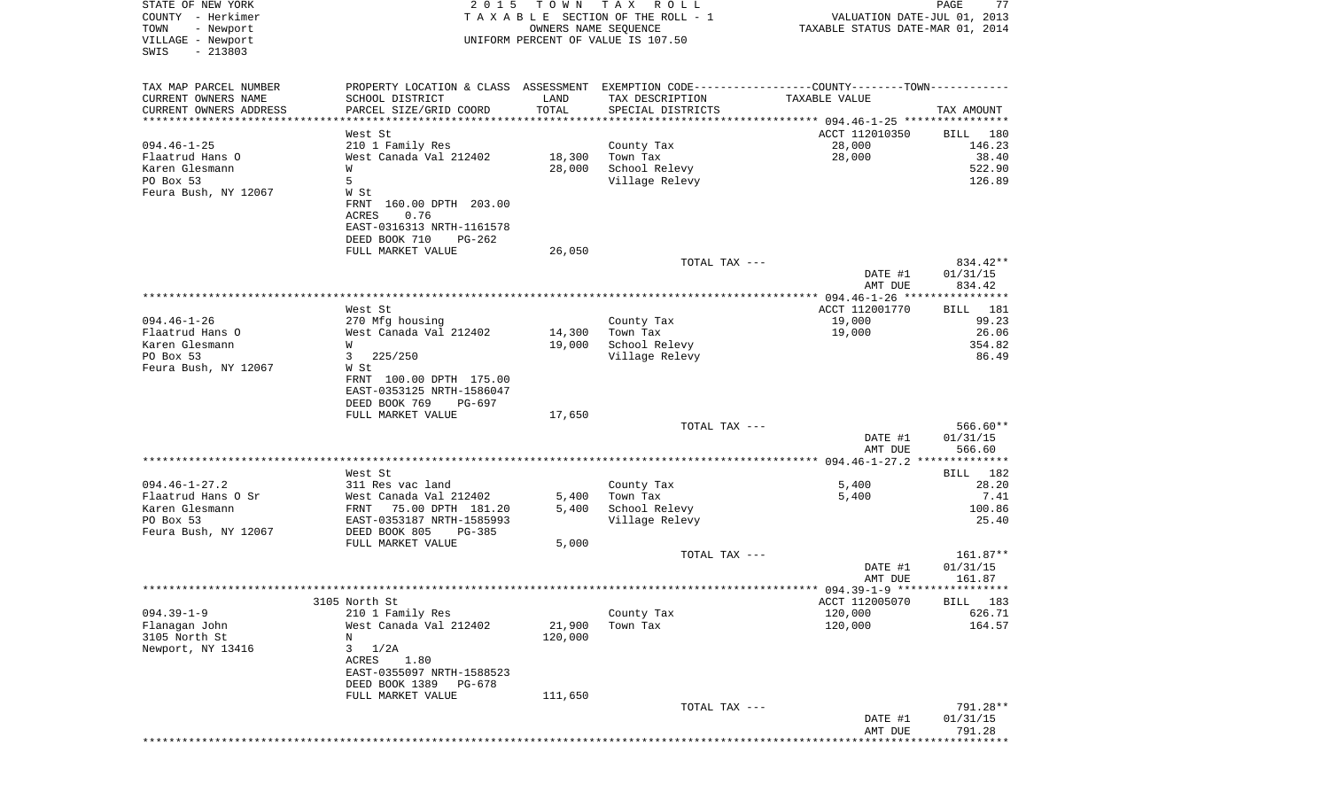STATE OF NEW YORK | 2015 TOWN TAX ROLL | PAGE 77
COUNTY - Herkimer | TAXABLE SECTION OF THE ROLL - 1 | VALUATION DATE-JUL 01, 2013
TOWN - Newport | OWNERS NAME SEQUENCE | TAXABLE STATUS DATE-MAR 01, 2014
VILLAGE - Newport | UNIFORM PERCENT OF VALUE IS 107.50
SWIS - 213803

| TAX MAP PARCEL NUMBER / CURRENT OWNERS NAME / CURRENT OWNERS ADDRESS | PROPERTY LOCATION & CLASS / SCHOOL DISTRICT / PARCEL SIZE/GRID COORD | ASSESSMENT LAND / TOTAL | EXEMPTION CODE / TAX DESCRIPTION / SPECIAL DISTRICTS | COUNTY--TOWN TAXABLE VALUE | TAX AMOUNT |
|---|---|---|---|---|---|
| | West St | | | ACCT 112010350 | BILL 180 |
| 094.46-1-25 | 210 1 Family Res | | County Tax | 28,000 | 146.23 |
| Flaatrud Hans O | West Canada Val 212402 | 18,300 | Town Tax | 28,000 | 38.40 |
| Karen Glesmann | W | 28,000 | School Relevy | | 522.90 |
| PO Box 53 | 5 | | Village Relevy | | 126.89 |
| Feura Bush, NY 12067 | W St | | | | |
| | FRNT 160.00 DPTH 203.00 | | | | |
| | ACRES 0.76 | | | | |
| | EAST-0316313 NRTH-1161578 | | | | |
| | DEED BOOK 710 PG-262 | | | | |
| | FULL MARKET VALUE | 26,050 | | | |
| | | | TOTAL TAX --- | | 834.42** |
| | | | | DATE #1 | 01/31/15 |
| | | | | AMT DUE | 834.42 |
| | West St | | | ACCT 112001770 | BILL 181 |
| 094.46-1-26 | 270 Mfg housing | | County Tax | 19,000 | 99.23 |
| Flaatrud Hans O | West Canada Val 212402 | 14,300 | Town Tax | 19,000 | 26.06 |
| Karen Glesmann | W | 19,000 | School Relevy | | 354.82 |
| PO Box 53 | 3 225/250 | | Village Relevy | | 86.49 |
| Feura Bush, NY 12067 | W St | | | | |
| | FRNT 100.00 DPTH 175.00 | | | | |
| | EAST-0353125 NRTH-1586047 | | | | |
| | DEED BOOK 769 PG-697 | | | | |
| | FULL MARKET VALUE | 17,650 | | | |
| | | | TOTAL TAX --- | | 566.60** |
| | | | | DATE #1 | 01/31/15 |
| | | | | AMT DUE | 566.60 |
| | West St | | | | BILL 182 |
| 094.46-1-27.2 | 311 Res vac land | | County Tax | 5,400 | 28.20 |
| Flaatrud Hans O Sr | West Canada Val 212402 | 5,400 | Town Tax | 5,400 | 7.41 |
| Karen Glesmann | FRNT 75.00 DPTH 181.20 | 5,400 | School Relevy | | 100.86 |
| PO Box 53 | EAST-0353187 NRTH-1585993 | | Village Relevy | | 25.40 |
| Feura Bush, NY 12067 | DEED BOOK 805 PG-385 | | | | |
| | FULL MARKET VALUE | 5,000 | | | |
| | | | TOTAL TAX --- | | 161.87** |
| | | | | DATE #1 | 01/31/15 |
| | | | | AMT DUE | 161.87 |
| | 3105 North St | | | ACCT 112005070 | BILL 183 |
| 094.39-1-9 | 210 1 Family Res | | County Tax | 120,000 | 626.71 |
| Flanagan John | West Canada Val 212402 | 21,900 | Town Tax | 120,000 | 164.57 |
| 3105 North St | N | 120,000 | | | |
| Newport, NY 13416 | 3 1/2A | | | | |
| | ACRES 1.80 | | | | |
| | EAST-0355097 NRTH-1588523 | | | | |
| | DEED BOOK 1389 PG-678 | | | | |
| | FULL MARKET VALUE | 111,650 | | | |
| | | | TOTAL TAX --- | | 791.28** |
| | | | | DATE #1 | 01/31/15 |
| | | | | AMT DUE | 791.28 |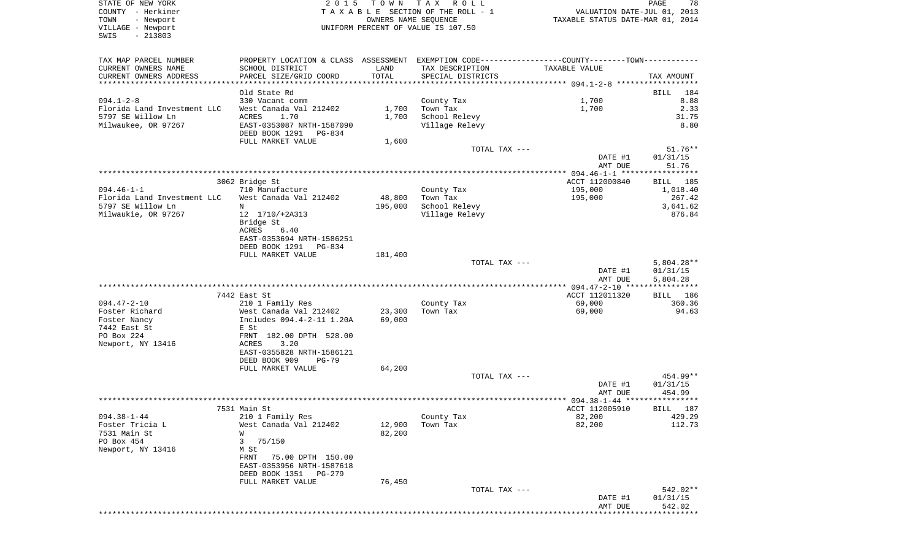STATE OF NEW YORK
COUNTY - Herkimer
TOWN - Newport
VILLAGE - Newport
SWIS - 213803

2 0 1 5 T O W N T A X R O L L
T A X A B L E SECTION OF THE ROLL - 1
OWNERS NAME SEQUENCE
UNIFORM PERCENT OF VALUE IS 107.50

VALUATION DATE-JUL 01, 2013
TAXABLE STATUS DATE-MAR 01, 2014

| TAX MAP PARCEL NUMBER<br>CURRENT OWNERS NAME<br>CURRENT OWNERS ADDRESS | PROPERTY LOCATION & CLASS<br>SCHOOL DISTRICT<br>PARCEL SIZE/GRID COORD | ASSESSMENT<br>LAND<br>TOTAL | EXEMPTION CODE-----COUNTY-----TOWN<br>TAX DESCRIPTION<br>SPECIAL DISTRICTS | TAXABLE VALUE | TAX AMOUNT |
|---|---|---|---|---|---|
| **094.1-2-8** | Old State Rd | | | | BILL 184 |
| 094.1-2-8 | 330 Vacant comm | | County Tax | 1,700 | 8.88 |
| Florida Land Investment LLC | West Canada Val 212402 | 1,700 | Town Tax | 1,700 | 2.33 |
| 5797 SE Willow Ln | ACRES 1.70 | 1,700 | School Relevy | | 31.75 |
| Milwaukee, OR 97267 | EAST-0353087 NRTH-1587090 | | Village Relevy | | 8.80 |
| | DEED BOOK 1291 PG-834 | | | | |
| | FULL MARKET VALUE | 1,600 | | | |
| | | | TOTAL TAX --- | | 51.76** |
| | | | | DATE #1 | 01/31/15 |
| | | | | AMT DUE | 51.76 |
| **094.46-1-1** | 3062 Bridge St | | | ACCT 112000840 | BILL 185 |
| 094.46-1-1 | 710 Manufacture | | County Tax | 195,000 | 1,018.40 |
| Florida Land Investment LLC | West Canada Val 212402 | 48,800 | Town Tax | 195,000 | 267.42 |
| 5797 SE Willow Ln | N | 195,000 | School Relevy | | 3,641.62 |
| Milwaukie, OR 97267 | 12 1710/+2A313 | | Village Relevy | | 876.84 |
| | Bridge St | | | | |
| | ACRES 6.40 | | | | |
| | EAST-0353694 NRTH-1586251 | | | | |
| | DEED BOOK 1291 PG-834 | | | | |
| | FULL MARKET VALUE | 181,400 | | | |
| | | | TOTAL TAX --- | | 5,804.28** |
| | | | | DATE #1 | 01/31/15 |
| | | | | AMT DUE | 5,804.28 |
| **094.47-2-10** | 7442 East St | | | ACCT 112011320 | BILL 186 |
| 094.47-2-10 | 210 1 Family Res | | County Tax | 69,000 | 360.36 |
| Foster Richard | West Canada Val 212402 | 23,300 | Town Tax | 69,000 | 94.63 |
| Foster Nancy | Includes 094.4-2-11 1.20A | 69,000 | | | |
| 7442 East St | E St | | | | |
| PO Box 224 | FRNT 182.00 DPTH 528.00 | | | | |
| Newport, NY 13416 | ACRES 3.20 | | | | |
| | EAST-0355828 NRTH-1586121 | | | | |
| | DEED BOOK 909 PG-79 | | | | |
| | FULL MARKET VALUE | 64,200 | | | |
| | | | TOTAL TAX --- | | 454.99** |
| | | | | DATE #1 | 01/31/15 |
| | | | | AMT DUE | 454.99 |
| **094.38-1-44** | 7531 Main St | | | ACCT 112005910 | BILL 187 |
| 094.38-1-44 | 210 1 Family Res | | County Tax | 82,200 | 429.29 |
| Foster Tricia L | West Canada Val 212402 | 12,900 | Town Tax | 82,200 | 112.73 |
| 7531 Main St | W | 82,200 | | | |
| PO Box 454 | 3 75/150 | | | | |
| Newport, NY 13416 | M St | | | | |
| | FRNT 75.00 DPTH 150.00 | | | | |
| | EAST-0353956 NRTH-1587618 | | | | |
| | DEED BOOK 1351 PG-279 | | | | |
| | FULL MARKET VALUE | 76,450 | | | |
| | | | TOTAL TAX --- | | 542.02** |
| | | | | DATE #1 | 01/31/15 |
| | | | | AMT DUE | 542.02 |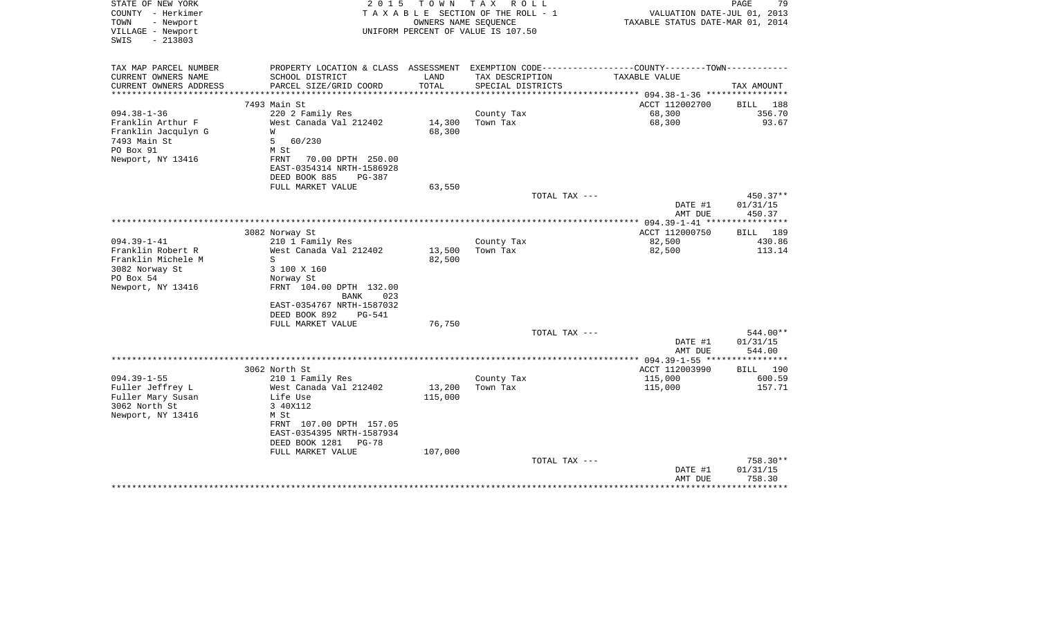STATE OF NEW YORK
COUNTY - Herkimer
TOWN - Newport
VILLAGE - Newport
SWIS - 213803

2 0 1 5 T O W N T A X R O L L
T A X A B L E SECTION OF THE ROLL - 1
OWNERS NAME SEQUENCE
UNIFORM PERCENT OF VALUE IS 107.50

VALUATION DATE-JUL 01, 2013
TAXABLE STATUS DATE-MAR 01, 2014

| TAX MAP PARCEL NUMBER<br>CURRENT OWNERS NAME<br>CURRENT OWNERS ADDRESS | PROPERTY LOCATION & CLASS<br>SCHOOL DISTRICT<br>PARCEL SIZE/GRID COORD | ASSESSMENT<br>LAND<br>TOTAL | EXEMPTION CODE<br>TAX DESCRIPTION<br>SPECIAL DISTRICTS | COUNTY--------TOWN<br>TAXABLE VALUE | TAX AMOUNT |
|---|---|---|---|---|---|
| | 7493 Main St | | | ACCT 112002700 | BILL 188 |
| 094.38-1-36 | 220 2 Family Res | | County Tax | 68,300 | 356.70 |
| Franklin Arthur F | West Canada Val 212402 | 14,300 | Town Tax | 68,300 | 93.67 |
| Franklin Jacqulyn G | W | 68,300 | | | |
| 7493 Main St | 5 60/230 | | | | |
| PO Box 91 | M St | | | | |
| Newport, NY 13416 | FRNT 70.00 DPTH 250.00 | | | | |
| | EAST-0354314 NRTH-1586928 | | | | |
| | DEED BOOK 885 PG-387 | | | | |
| | FULL MARKET VALUE | 63,550 | | | |
| | | | TOTAL TAX --- | | 450.37** |
| | | | | DATE #1 | 01/31/15 |
| | | | | AMT DUE | 450.37 |
| | 3082 Norway St | | | ACCT 112000750 | BILL 189 |
| 094.39-1-41 | 210 1 Family Res | | County Tax | 82,500 | 430.86 |
| Franklin Robert R | West Canada Val 212402 | 13,500 | Town Tax | 82,500 | 113.14 |
| Franklin Michele M | S | 82,500 | | | |
| 3082 Norway St | 3 100 X 160 | | | | |
| PO Box 54 | Norway St | | | | |
| Newport, NY 13416 | FRNT 104.00 DPTH 132.00 | | | | |
| | BANK 023 | | | | |
| | EAST-0354767 NRTH-1587032 | | | | |
| | DEED BOOK 892 PG-541 | | | | |
| | FULL MARKET VALUE | 76,750 | | | |
| | | | TOTAL TAX --- | | 544.00** |
| | | | | DATE #1 | 01/31/15 |
| | | | | AMT DUE | 544.00 |
| | 3062 North St | | | ACCT 112003990 | BILL 190 |
| 094.39-1-55 | 210 1 Family Res | | County Tax | 115,000 | 600.59 |
| Fuller Jeffrey L | West Canada Val 212402 | 13,200 | Town Tax | 115,000 | 157.71 |
| Fuller Mary Susan | Life Use | 115,000 | | | |
| 3062 North St | 3 40X112 | | | | |
| Newport, NY 13416 | M St | | | | |
| | FRNT 107.00 DPTH 157.05 | | | | |
| | EAST-0354395 NRTH-1587934 | | | | |
| | DEED BOOK 1281 PG-78 | | | | |
| | FULL MARKET VALUE | 107,000 | | | |
| | | | TOTAL TAX --- | | 758.30** |
| | | | | DATE #1 | 01/31/15 |
| | | | | AMT DUE | 758.30 |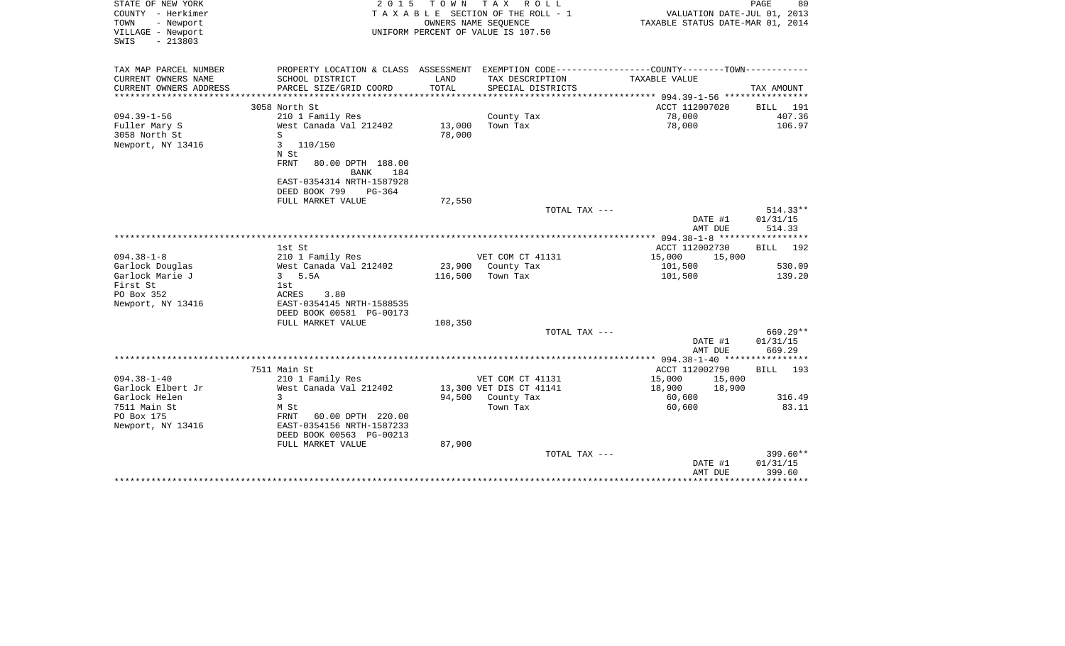STATE OF NEW YORK
COUNTY - Herkimer
TOWN - Newport
VILLAGE - Newport
SWIS - 213803

2 0 1 5 T O W N T A X R O L L
T A X A B L E SECTION OF THE ROLL - 1
OWNERS NAME SEQUENCE
UNIFORM PERCENT OF VALUE IS 107.50

VALUATION DATE-JUL 01, 2013
TAXABLE STATUS DATE-MAR 01, 2014

| TAX MAP PARCEL NUMBER / CURRENT OWNERS NAME / CURRENT OWNERS ADDRESS | PROPERTY LOCATION & CLASS / SCHOOL DISTRICT / PARCEL SIZE/GRID COORD | ASSESSMENT LAND / TOTAL | EXEMPTION CODE / TAX DESCRIPTION / SPECIAL DISTRICTS | COUNTY / TOWN TAXABLE VALUE | TAX AMOUNT |
|---|---|---|---|---|---|
| **094.39-1-56** | 3058 North St | | | ACCT 112007020 | BILL 191 |
| Fuller Mary S | 210 1 Family Res | | | | |
| 3058 North St | West Canada Val 212402 | 13,000 | County Tax | 78,000 | 407.36 |
| Newport, NY 13416 | S | 78,000 | Town Tax | 78,000 | 106.97 |
| | 3 110/150 | | | | |
| | N St | | | | |
| | FRNT 80.00 DPTH 188.00 | | | | |
| | BANK 184 | | | | |
| | EAST-0354314 NRTH-1587928 | | | | |
| | DEED BOOK 799 PG-364 | | | | |
| | FULL MARKET VALUE | 72,550 | | | |
| | | | TOTAL TAX --- | | 514.33** |
| | | | | DATE #1 | 01/31/15 |
| | | | | AMT DUE | 514.33 |
| **094.38-1-8** | 1st St | | | ACCT 112002730 | BILL 192 |
| Garlock Douglas | 210 1 Family Res | | VET COM CT 41131 | 15,000 15,000 | |
| Garlock Marie J | West Canada Val 212402 | 23,900 | County Tax | 101,500 | 530.09 |
| First St | 3 5.5A | 116,500 | Town Tax | 101,500 | 139.20 |
| PO Box 352 | 1st | | | | |
| Newport, NY 13416 | ACRES 3.80 | | | | |
| | EAST-0354145 NRTH-1588535 | | | | |
| | DEED BOOK 00581 PG-00173 | | | | |
| | FULL MARKET VALUE | 108,350 | | | |
| | | | TOTAL TAX --- | | 669.29** |
| | | | | DATE #1 | 01/31/15 |
| | | | | AMT DUE | 669.29 |
| **094.38-1-40** | 7511 Main St | | | ACCT 112002790 | BILL 193 |
| Garlock Elbert Jr | 210 1 Family Res | | VET COM CT 41131 | 15,000 15,000 | |
| Garlock Helen | West Canada Val 212402 | 13,300 | VET DIS CT 41141 | 18,900 18,900 | |
| 7511 Main St | 3 | 94,500 | County Tax | 60,600 | 316.49 |
| PO Box 175 | M St | | Town Tax | 60,600 | 83.11 |
| Newport, NY 13416 | FRNT 60.00 DPTH 220.00 | | | | |
| | EAST-0354156 NRTH-1587233 | | | | |
| | DEED BOOK 00563 PG-00213 | | | | |
| | FULL MARKET VALUE | 87,900 | | | |
| | | | TOTAL TAX --- | | 399.60** |
| | | | | DATE #1 | 01/31/15 |
| | | | | AMT DUE | 399.60 |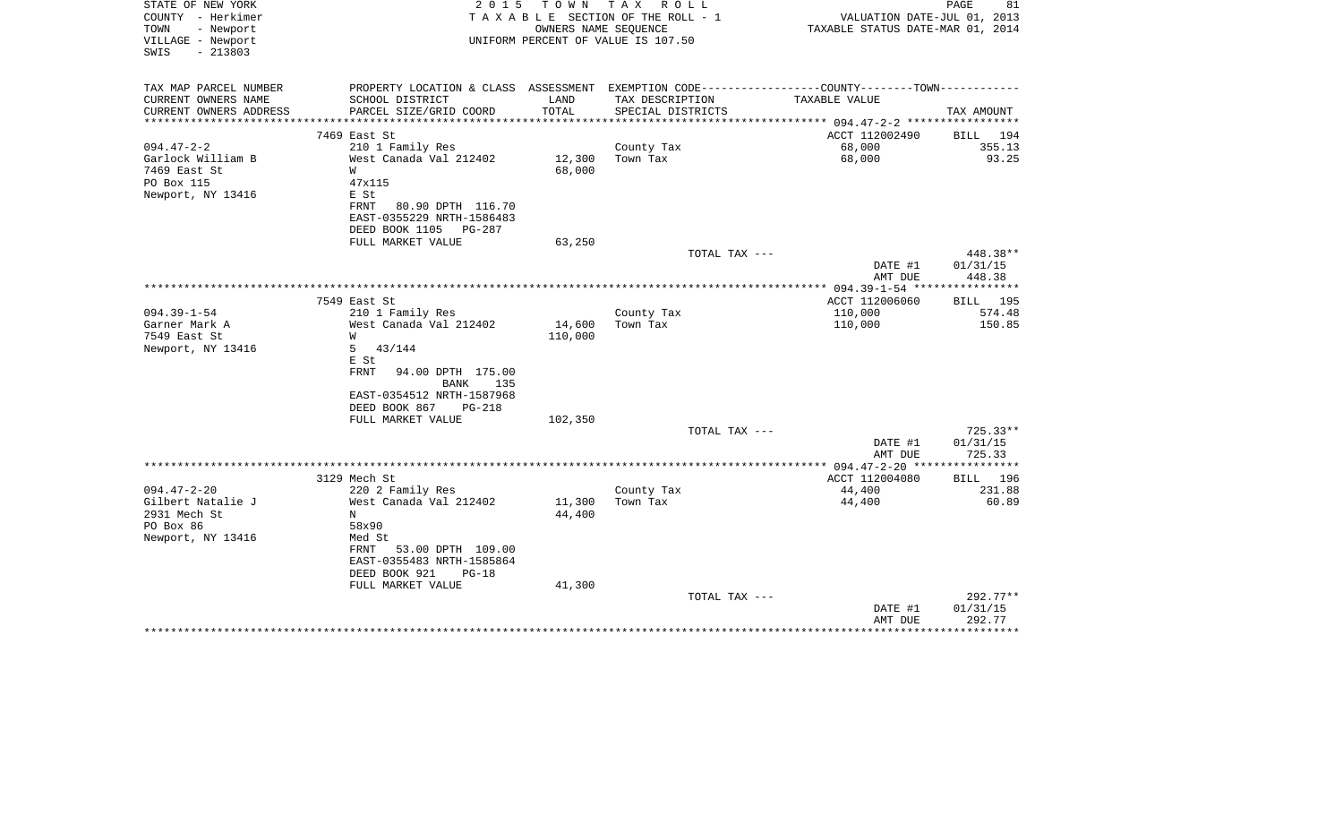STATE OF NEW YORK
COUNTY - Herkimer
TOWN - Newport
VILLAGE - Newport
SWIS - 213803

2015 TOWN TAX ROLL
TAXABLE SECTION OF THE ROLL - 1
OWNERS NAME SEQUENCE
UNIFORM PERCENT OF VALUE IS 107.50

VALUATION DATE-JUL 01, 2013
TAXABLE STATUS DATE-MAR 01, 2014

| TAX MAP PARCEL NUMBER / CURRENT OWNERS NAME / CURRENT OWNERS ADDRESS | PROPERTY LOCATION & CLASS / SCHOOL DISTRICT / PARCEL SIZE/GRID COORD | ASSESSMENT LAND / TOTAL | EXEMPTION CODE / TAX DESCRIPTION / SPECIAL DISTRICTS | COUNTY--------TOWN / TAXABLE VALUE | TAX AMOUNT |
|---|---|---|---|---|---|
| | 7469 East St | | | ACCT 112002490 | BILL 194 |
| 094.47-2-2 | 210 1 Family Res | | County Tax | 68,000 | 355.13 |
| Garlock William B | West Canada Val 212402 | 12,300 | Town Tax | 68,000 | 93.25 |
| 7469 East St | W | 68,000 | | | |
| PO Box 115 | 47x115 | | | | |
| Newport, NY 13416 | E St | | | | |
| | FRNT 80.90 DPTH 116.70 | | | | |
| | EAST-0355229 NRTH-1586483 | | | | |
| | DEED BOOK 1105 PG-287 | | | | |
| | FULL MARKET VALUE | 63,250 | | | |
| | | | TOTAL TAX --- | | 448.38** |
| | | | | DATE #1 | 01/31/15 |
| | | | | AMT DUE | 448.38 |
| | 7549 East St | | | ACCT 112006060 | BILL 195 |
| 094.39-1-54 | 210 1 Family Res | | County Tax | 110,000 | 574.48 |
| Garner Mark A | West Canada Val 212402 | 14,600 | Town Tax | 110,000 | 150.85 |
| 7549 East St | W | 110,000 | | | |
| Newport, NY 13416 | 5 43/144 | | | | |
| | E St | | | | |
| | FRNT 94.00 DPTH 175.00 | | | | |
| | BANK 135 | | | | |
| | EAST-0354512 NRTH-1587968 | | | | |
| | DEED BOOK 867 PG-218 | | | | |
| | FULL MARKET VALUE | 102,350 | | | |
| | | | TOTAL TAX --- | | 725.33** |
| | | | | DATE #1 | 01/31/15 |
| | | | | AMT DUE | 725.33 |
| | 3129 Mech St | | | ACCT 112004080 | BILL 196 |
| 094.47-2-20 | 220 2 Family Res | | County Tax | 44,400 | 231.88 |
| Gilbert Natalie J | West Canada Val 212402 | 11,300 | Town Tax | 44,400 | 60.89 |
| 2931 Mech St | N | 44,400 | | | |
| PO Box 86 | 58x90 | | | | |
| Newport, NY 13416 | Med St | | | | |
| | FRNT 53.00 DPTH 109.00 | | | | |
| | EAST-0355483 NRTH-1585864 | | | | |
| | DEED BOOK 921 PG-18 | | | | |
| | FULL MARKET VALUE | 41,300 | | | |
| | | | TOTAL TAX --- | | 292.77** |
| | | | | DATE #1 | 01/31/15 |
| | | | | AMT DUE | 292.77 |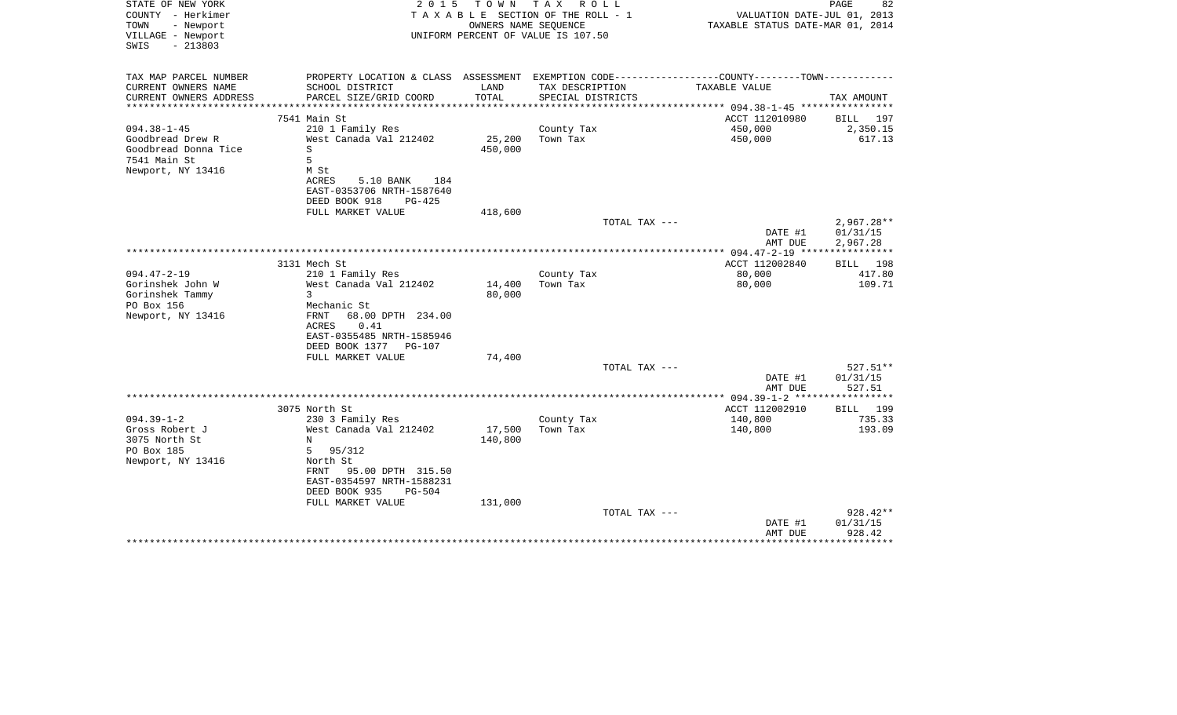STATE OF NEW YORK
COUNTY - Herkimer
TOWN - Newport
VILLAGE - Newport
SWIS - 213803

2 0 1 5 T O W N T A X R O L L
T A X A B L E SECTION OF THE ROLL - 1
OWNERS NAME SEQUENCE
UNIFORM PERCENT OF VALUE IS 107.50

VALUATION DATE-JUL 01, 2013
TAXABLE STATUS DATE-MAR 01, 2014

| TAX MAP PARCEL NUMBER<br>CURRENT OWNERS NAME<br>CURRENT OWNERS ADDRESS | PROPERTY LOCATION & CLASS<br>SCHOOL DISTRICT<br>PARCEL SIZE/GRID COORD | ASSESSMENT<br>LAND<br>TOTAL | EXEMPTION CODE-----COUNTY-----TOWN-----<br>TAX DESCRIPTION<br>SPECIAL DISTRICTS | TAXABLE VALUE | TAX AMOUNT |
|---|---|---|---|---|---|
| | 7541 Main St | | | ACCT 112010980 | BILL 197 |
| 094.38-1-45 | 210 1 Family Res | | County Tax | 450,000 | 2,350.15 |
| Goodbread Drew R | West Canada Val 212402 | 25,200 | Town Tax | 450,000 | 617.13 |
| Goodbread Donna Tice | S | 450,000 | | | |
| 7541 Main St | 5 | | | | |
| Newport, NY 13416 | M St | | | | |
| | ACRES 5.10 BANK 184 | | | | |
| | EAST-0353706 NRTH-1587640 | | | | |
| | DEED BOOK 918 PG-425 | | | | |
| | FULL MARKET VALUE | 418,600 | | | |
| | | | TOTAL TAX --- | | 2,967.28** |
| | | | | DATE #1 | 01/31/15 |
| | | | | AMT DUE | 2,967.28 |
| | 3131 Mech St | | | ACCT 112002840 | BILL 198 |
| 094.47-2-19 | 210 1 Family Res | | County Tax | 80,000 | 417.80 |
| Gorinshek John W | West Canada Val 212402 | 14,400 | Town Tax | 80,000 | 109.71 |
| Gorinshek Tammy | 3 | 80,000 | | | |
| PO Box 156 | Mechanic St | | | | |
| Newport, NY 13416 | FRNT 68.00 DPTH 234.00 | | | | |
| | ACRES 0.41 | | | | |
| | EAST-0355485 NRTH-1585946 | | | | |
| | DEED BOOK 1377 PG-107 | | | | |
| | FULL MARKET VALUE | 74,400 | | | |
| | | | TOTAL TAX --- | | 527.51** |
| | | | | DATE #1 | 01/31/15 |
| | | | | AMT DUE | 527.51 |
| | 3075 North St | | | ACCT 112002910 | BILL 199 |
| 094.39-1-2 | 230 3 Family Res | | County Tax | 140,800 | 735.33 |
| Gross Robert J | West Canada Val 212402 | 17,500 | Town Tax | 140,800 | 193.09 |
| 3075 North St | N | 140,800 | | | |
| PO Box 185 | 5 95/312 | | | | |
| Newport, NY 13416 | North St | | | | |
| | FRNT 95.00 DPTH 315.50 | | | | |
| | EAST-0354597 NRTH-1588231 | | | | |
| | DEED BOOK 935 PG-504 | | | | |
| | FULL MARKET VALUE | 131,000 | | | |
| | | | TOTAL TAX --- | | 928.42** |
| | | | | DATE #1 | 01/31/15 |
| | | | | AMT DUE | 928.42 |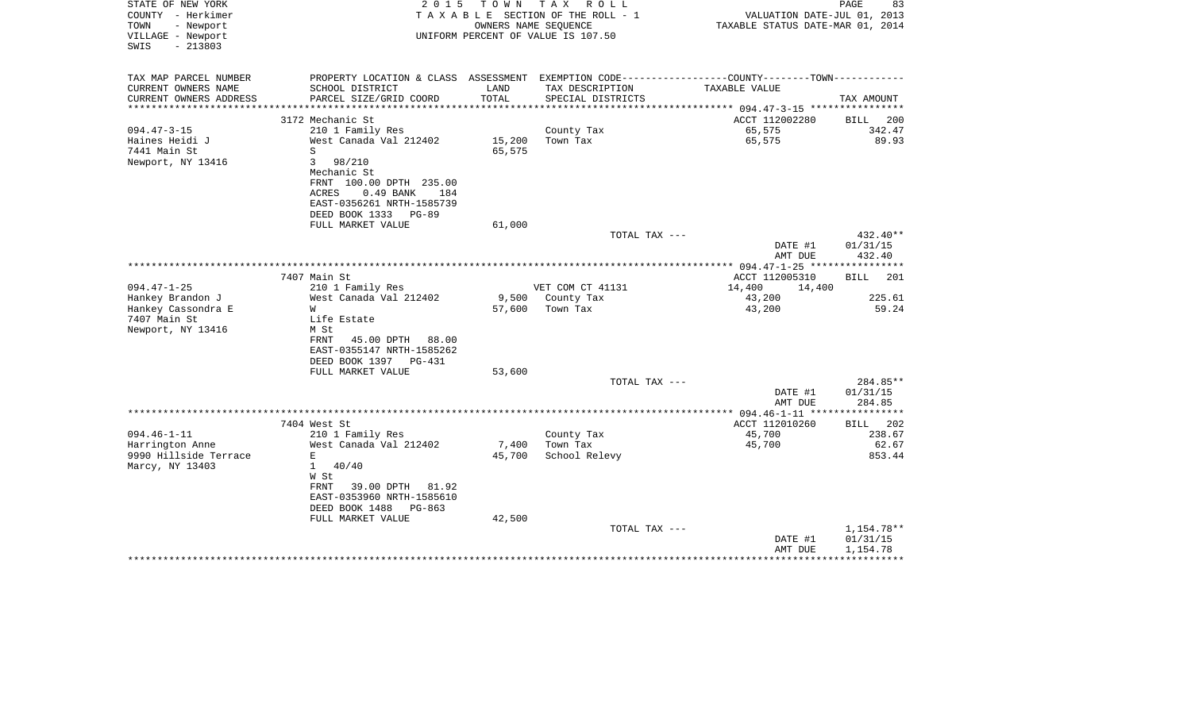STATE OF NEW YORK
COUNTY - Herkimer
TOWN - Newport
VILLAGE - Newport
SWIS - 213803

2 0 1 5 T O W N T A X R O L L
T A X A B L E SECTION OF THE ROLL - 1
OWNERS NAME SEQUENCE
UNIFORM PERCENT OF VALUE IS 107.50

VALUATION DATE-JUL 01, 2013
TAXABLE STATUS DATE-MAR 01, 2014

| TAX MAP PARCEL NUMBER<br>CURRENT OWNERS NAME<br>CURRENT OWNERS ADDRESS | PROPERTY LOCATION & CLASS<br>SCHOOL DISTRICT<br>PARCEL SIZE/GRID COORD | ASSESSMENT<br>LAND<br>TOTAL | EXEMPTION CODE-----COUNTY-----TOWN<br>TAX DESCRIPTION<br>SPECIAL DISTRICTS | TAXABLE VALUE | TAX AMOUNT |
|---|---|---|---|---|---|
| | 3172 Mechanic St | | | ACCT 112002280 | BILL 200 |
| 094.47-3-15 | 210 1 Family Res | | County Tax | 65,575 | 342.47 |
| Haines Heidi J | West Canada Val 212402 | 15,200 | Town Tax | 65,575 | 89.93 |
| 7441 Main St | S | 65,575 | | | |
| Newport, NY 13416 | 3 98/210 | | | | |
| | Mechanic St | | | | |
| | FRNT 100.00 DPTH 235.00 | | | | |
| | ACRES 0.49 BANK 184 | | | | |
| | EAST-0356261 NRTH-1585739 | | | | |
| | DEED BOOK 1333 PG-89 | | | | |
| | FULL MARKET VALUE | 61,000 | | | |
| | | | TOTAL TAX --- | | 432.40** |
| | | | | DATE #1 | 01/31/15 |
| | | | | AMT DUE | 432.40 |
| | 7407 Main St | | | ACCT 112005310 | BILL 201 |
| 094.47-1-25 | 210 1 Family Res | | VET COM CT 41131 | 14,400 14,400 | |
| Hankey Brandon J | West Canada Val 212402 | 9,500 | County Tax | 43,200 | 225.61 |
| Hankey Cassondra E | W | 57,600 | Town Tax | 43,200 | 59.24 |
| 7407 Main St | Life Estate | | | | |
| Newport, NY 13416 | M St | | | | |
| | FRNT 45.00 DPTH 88.00 | | | | |
| | EAST-0355147 NRTH-1585262 | | | | |
| | DEED BOOK 1397 PG-431 | | | | |
| | FULL MARKET VALUE | 53,600 | | | |
| | | | TOTAL TAX --- | | 284.85** |
| | | | | DATE #1 | 01/31/15 |
| | | | | AMT DUE | 284.85 |
| | 7404 West St | | | ACCT 112010260 | BILL 202 |
| 094.46-1-11 | 210 1 Family Res | | County Tax | 45,700 | 238.67 |
| Harrington Anne | West Canada Val 212402 | 7,400 | Town Tax | 45,700 | 62.67 |
| 9990 Hillside Terrace | E | 45,700 | School Relevy | | 853.44 |
| Marcy, NY 13403 | 1 40/40 | | | | |
| | W St | | | | |
| | FRNT 39.00 DPTH 81.92 | | | | |
| | EAST-0353960 NRTH-1585610 | | | | |
| | DEED BOOK 1488 PG-863 | | | | |
| | FULL MARKET VALUE | 42,500 | | | |
| | | | TOTAL TAX --- | | 1,154.78** |
| | | | | DATE #1 | 01/31/15 |
| | | | | AMT DUE | 1,154.78 |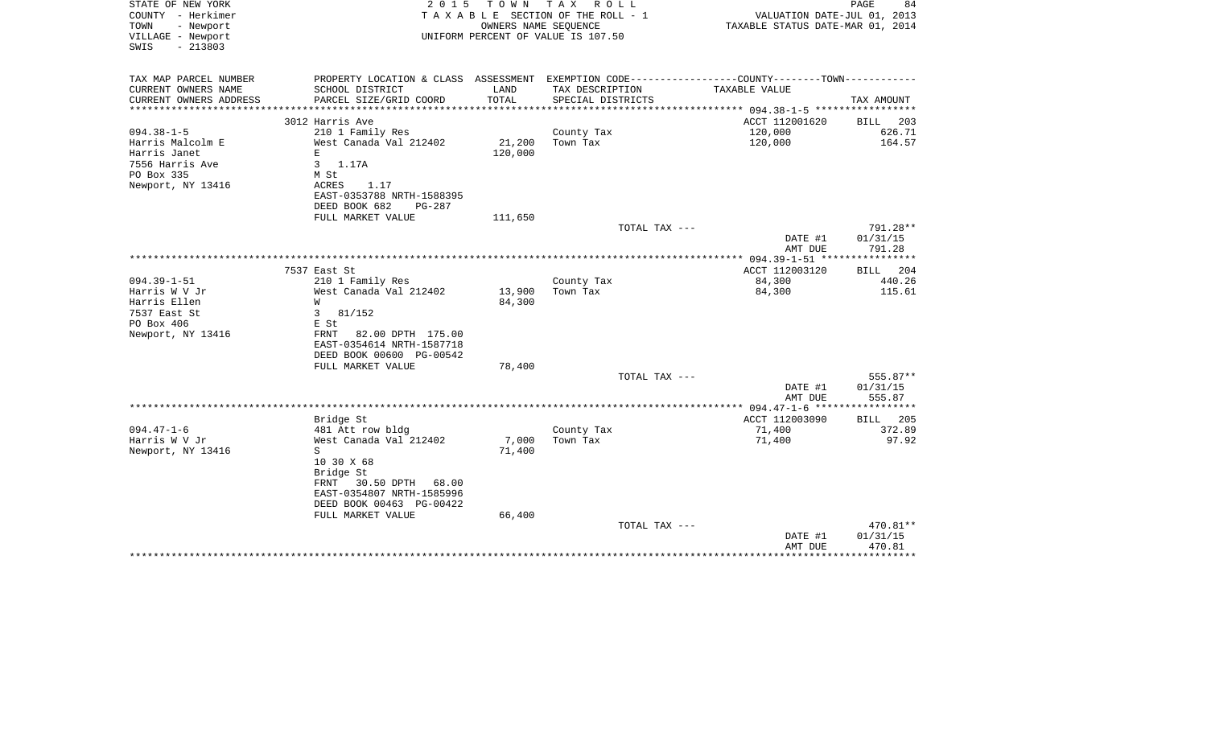STATE OF NEW YORK
COUNTY - Herkimer
TOWN - Newport
VILLAGE - Newport
SWIS - 213803

2 0 1 5 T O W N T A X R O L L
T A X A B L E SECTION OF THE ROLL - 1
OWNERS NAME SEQUENCE
UNIFORM PERCENT OF VALUE IS 107.50

VALUATION DATE-JUL 01, 2013
TAXABLE STATUS DATE-MAR 01, 2014

| TAX MAP PARCEL NUMBER / CURRENT OWNERS NAME / CURRENT OWNERS ADDRESS | PROPERTY LOCATION & CLASS / SCHOOL DISTRICT / PARCEL SIZE/GRID COORD | ASSESSMENT LAND / TOTAL | EXEMPTION CODE / TAX DESCRIPTION / SPECIAL DISTRICTS | COUNTY--------TOWN / TAXABLE VALUE | TAX AMOUNT |
|---|---|---|---|---|---|
| | 3012 Harris Ave | | | ACCT 112001620 | BILL 203 |
| 094.38-1-5 | 210 1 Family Res | | County Tax | 120,000 | 626.71 |
| Harris Malcolm E | West Canada Val 212402 | 21,200 | Town Tax | 120,000 | 164.57 |
| Harris Janet | E | 120,000 | | | |
| 7556 Harris Ave | 3 1.17A | | | | |
| PO Box 335 | M St | | | | |
| Newport, NY 13416 | ACRES 1.17 | | | | |
| | EAST-0353788 NRTH-1588395 | | | | |
| | DEED BOOK 682 PG-287 | | | | |
| | FULL MARKET VALUE | 111,650 | | | |
| | | | TOTAL TAX --- | | 791.28** |
| | | | | DATE #1 | 01/31/15 |
| | | | | AMT DUE | 791.28 |
| | 7537 East St | | | ACCT 112003120 | BILL 204 |
| 094.39-1-51 | 210 1 Family Res | | County Tax | 84,300 | 440.26 |
| Harris W V Jr | West Canada Val 212402 | 13,900 | Town Tax | 84,300 | 115.61 |
| Harris Ellen | W | 84,300 | | | |
| 7537 East St | 3 81/152 | | | | |
| PO Box 406 | E St | | | | |
| Newport, NY 13416 | FRNT 82.00 DPTH 175.00 | | | | |
| | EAST-0354614 NRTH-1587718 | | | | |
| | DEED BOOK 00600 PG-00542 | | | | |
| | FULL MARKET VALUE | 78,400 | | | |
| | | | TOTAL TAX --- | | 555.87** |
| | | | | DATE #1 | 01/31/15 |
| | | | | AMT DUE | 555.87 |
| | Bridge St | | | ACCT 112003090 | BILL 205 |
| 094.47-1-6 | 481 Att row bldg | | County Tax | 71,400 | 372.89 |
| Harris W V Jr | West Canada Val 212402 | 7,000 | Town Tax | 71,400 | 97.92 |
| Newport, NY 13416 | S | 71,400 | | | |
| | 10 30 X 68 | | | | |
| | Bridge St | | | | |
| | FRNT 30.50 DPTH 68.00 | | | | |
| | EAST-0354807 NRTH-1585996 | | | | |
| | DEED BOOK 00463 PG-00422 | | | | |
| | FULL MARKET VALUE | 66,400 | | | |
| | | | TOTAL TAX --- | | 470.81** |
| | | | | DATE #1 | 01/31/15 |
| | | | | AMT DUE | 470.81 |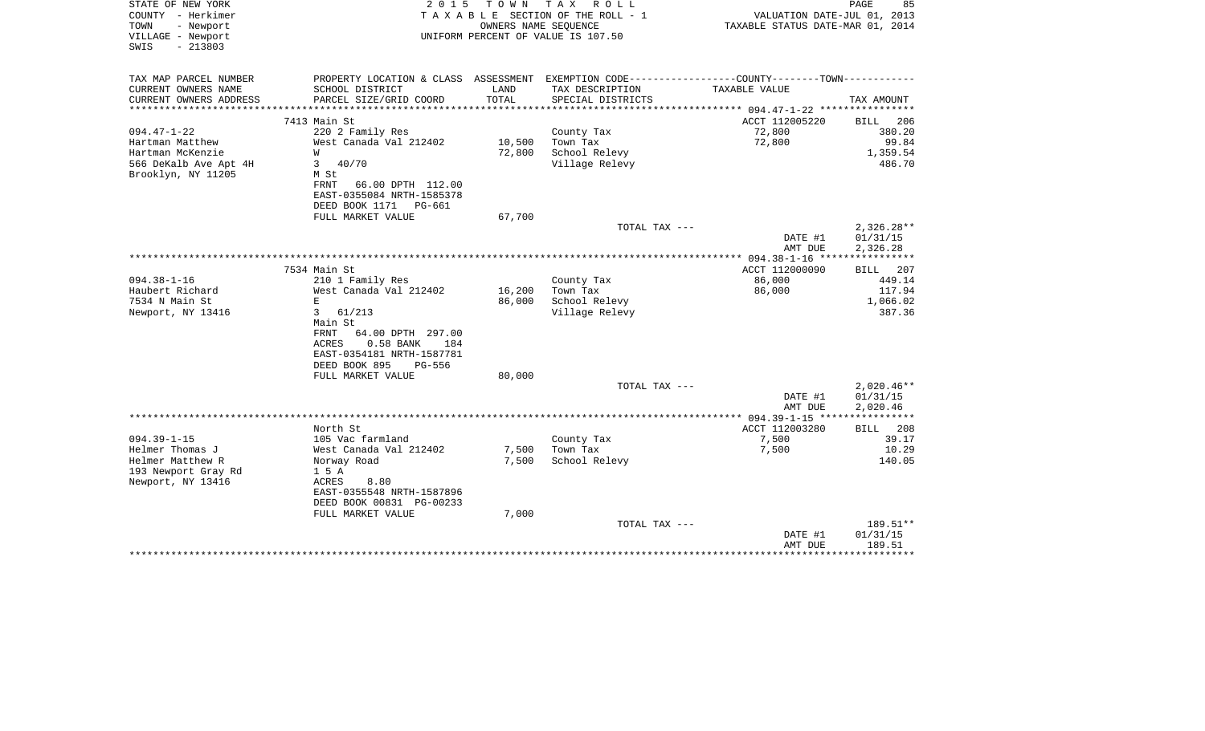STATE OF NEW YORK
COUNTY - Herkimer
TOWN - Newport
VILLAGE - Newport
SWIS - 213803

2 0 1 5 T O W N T A X R O L L
T A X A B L E SECTION OF THE ROLL - 1
OWNERS NAME SEQUENCE
UNIFORM PERCENT OF VALUE IS 107.50

VALUATION DATE-JUL 01, 2013
TAXABLE STATUS DATE-MAR 01, 2014

| TAX MAP PARCEL NUMBER<br>CURRENT OWNERS NAME<br>CURRENT OWNERS ADDRESS | PROPERTY LOCATION & CLASS<br>SCHOOL DISTRICT<br>PARCEL SIZE/GRID COORD | ASSESSMENT<br>LAND<br>TOTAL | EXEMPTION CODE<br>TAX DESCRIPTION<br>SPECIAL DISTRICTS | COUNTY--------TOWN<br>TAXABLE VALUE | TAX AMOUNT |
|---|---|---|---|---|---|
| | 7413 Main St | | | ACCT 112005220 | BILL 206 |
| 094.47-1-22 | 220 2 Family Res | | County Tax | 72,800 | 380.20 |
| Hartman Matthew | West Canada Val 212402 | 10,500 | Town Tax | 72,800 | 99.84 |
| Hartman McKenzie | W | 72,800 | School Relevy | | 1,359.54 |
| 566 DeKalb Ave Apt 4H | 3 40/70 | | Village Relevy | | 486.70 |
| Brooklyn, NY 11205 | M St | | | | |
| | FRNT 66.00 DPTH 112.00 | | | | |
| | EAST-0355084 NRTH-1585378 | | | | |
| | DEED BOOK 1171 PG-661 | | | | |
| | FULL MARKET VALUE | 67,700 | | | |
| | | | TOTAL TAX --- | | 2,326.28** |
| | | | | DATE #1 | 01/31/15 |
| | | | | AMT DUE | 2,326.28 |
| | 7534 Main St | | | ACCT 112000090 | BILL 207 |
| 094.38-1-16 | 210 1 Family Res | | County Tax | 86,000 | 449.14 |
| Haubert Richard | West Canada Val 212402 | 16,200 | Town Tax | 86,000 | 117.94 |
| 7534 N Main St | E | 86,000 | School Relevy | | 1,066.02 |
| Newport, NY 13416 | 3 61/213 | | Village Relevy | | 387.36 |
| | Main St | | | | |
| | FRNT 64.00 DPTH 297.00 | | | | |
| | ACRES 0.58 BANK 184 | | | | |
| | EAST-0354181 NRTH-1587781 | | | | |
| | DEED BOOK 895 PG-556 | | | | |
| | FULL MARKET VALUE | 80,000 | | | |
| | | | TOTAL TAX --- | | 2,020.46** |
| | | | | DATE #1 | 01/31/15 |
| | | | | AMT DUE | 2,020.46 |
| | North St | | | ACCT 112003280 | BILL 208 |
| 094.39-1-15 | 105 Vac farmland | | County Tax | 7,500 | 39.17 |
| Helmer Thomas J | West Canada Val 212402 | 7,500 | Town Tax | 7,500 | 10.29 |
| Helmer Matthew R | Norway Road | 7,500 | School Relevy | | 140.05 |
| 193 Newport Gray Rd | 1 5 A | | | | |
| Newport, NY 13416 | ACRES 8.80 | | | | |
| | EAST-0355548 NRTH-1587896 | | | | |
| | DEED BOOK 00831 PG-00233 | | | | |
| | FULL MARKET VALUE | 7,000 | | | |
| | | | TOTAL TAX --- | | 189.51** |
| | | | | DATE #1 | 01/31/15 |
| | | | | AMT DUE | 189.51 |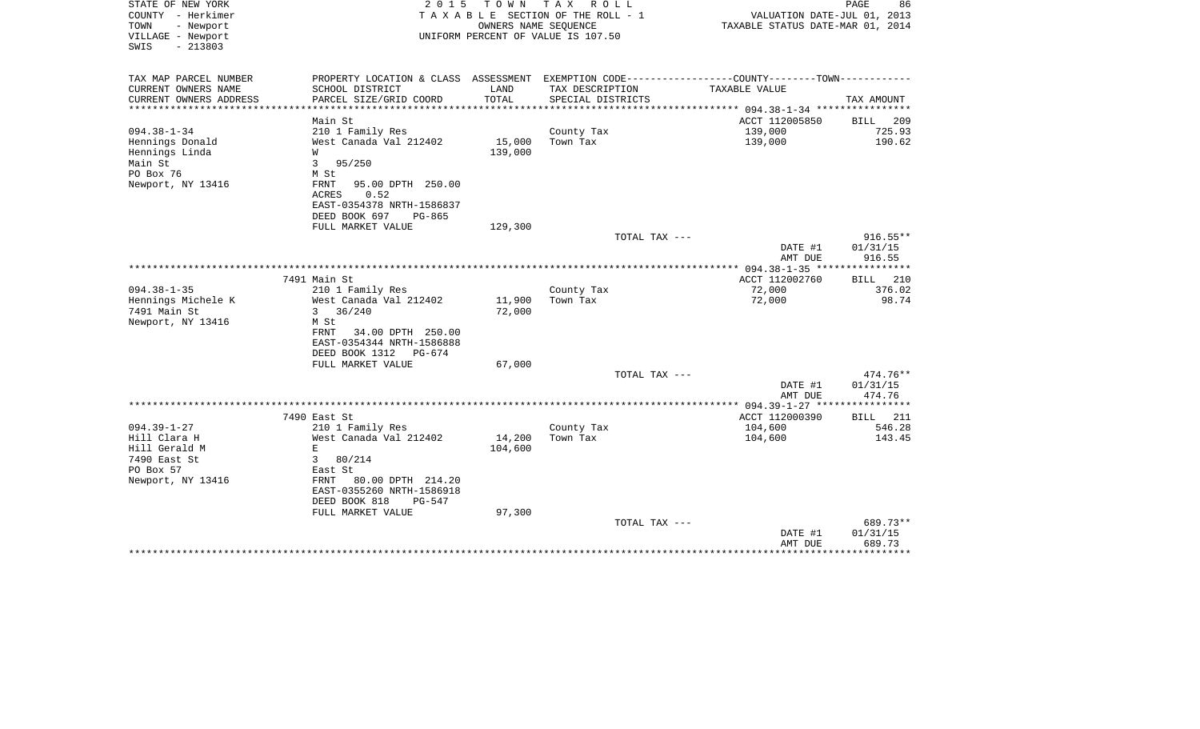STATE OF NEW YORK
COUNTY - Herkimer
TOWN - Newport
VILLAGE - Newport
SWIS - 213803

2 0 1 5 T O W N T A X R O L L
T A X A B L E SECTION OF THE ROLL - 1
OWNERS NAME SEQUENCE
UNIFORM PERCENT OF VALUE IS 107.50

VALUATION DATE-JUL 01, 2013
TAXABLE STATUS DATE-MAR 01, 2014

| TAX MAP PARCEL NUMBER / CURRENT OWNERS NAME / CURRENT OWNERS ADDRESS | PROPERTY LOCATION & CLASS / SCHOOL DISTRICT / PARCEL SIZE/GRID COORD | ASSESSMENT LAND / TOTAL | EXEMPTION CODE / TAX DESCRIPTION / SPECIAL DISTRICTS | TAXABLE VALUE | TAX AMOUNT |
|---|---|---|---|---|---|
| 094.38-1-34 | Main St | | | ACCT 112005850 | BILL 209 |
| | 210 1 Family Res | | County Tax | 139,000 | 725.93 |
| Hennings Donald | West Canada Val 212402 | 15,000 | Town Tax | 139,000 | 190.62 |
| Hennings Linda | W | 139,000 | | | |
| Main St | 3 95/250 | | | | |
| PO Box 76 | M St | | | | |
| Newport, NY 13416 | FRNT 95.00 DPTH 250.00 | | | | |
| | ACRES 0.52 | | | | |
| | EAST-0354378 NRTH-1586837 | | | | |
| | DEED BOOK 697 PG-865 | | | | |
| | FULL MARKET VALUE | 129,300 | | | |
| | | | TOTAL TAX --- | | 916.55** |
| | | | | DATE #1 | 01/31/15 |
| | | | | AMT DUE | 916.55 |
| 094.38-1-35 | 7491 Main St | | | ACCT 112002760 | BILL 210 |
| | 210 1 Family Res | | County Tax | 72,000 | 376.02 |
| Hennings Michele K | West Canada Val 212402 | 11,900 | Town Tax | 72,000 | 98.74 |
| 7491 Main St | 3 36/240 | 72,000 | | | |
| Newport, NY 13416 | M St | | | | |
| | FRNT 34.00 DPTH 250.00 | | | | |
| | EAST-0354344 NRTH-1586888 | | | | |
| | DEED BOOK 1312 PG-674 | | | | |
| | FULL MARKET VALUE | 67,000 | | | |
| | | | TOTAL TAX --- | | 474.76** |
| | | | | DATE #1 | 01/31/15 |
| | | | | AMT DUE | 474.76 |
| 094.39-1-27 | 7490 East St | | | ACCT 112000390 | BILL 211 |
| | 210 1 Family Res | | County Tax | 104,600 | 546.28 |
| Hill Clara H | West Canada Val 212402 | 14,200 | Town Tax | 104,600 | 143.45 |
| Hill Gerald M | E | 104,600 | | | |
| 7490 East St | 3 80/214 | | | | |
| PO Box 57 | East St | | | | |
| Newport, NY 13416 | FRNT 80.00 DPTH 214.20 | | | | |
| | EAST-0355260 NRTH-1586918 | | | | |
| | DEED BOOK 818 PG-547 | | | | |
| | FULL MARKET VALUE | 97,300 | | | |
| | | | TOTAL TAX --- | | 689.73** |
| | | | | DATE #1 | 01/31/15 |
| | | | | AMT DUE | 689.73 |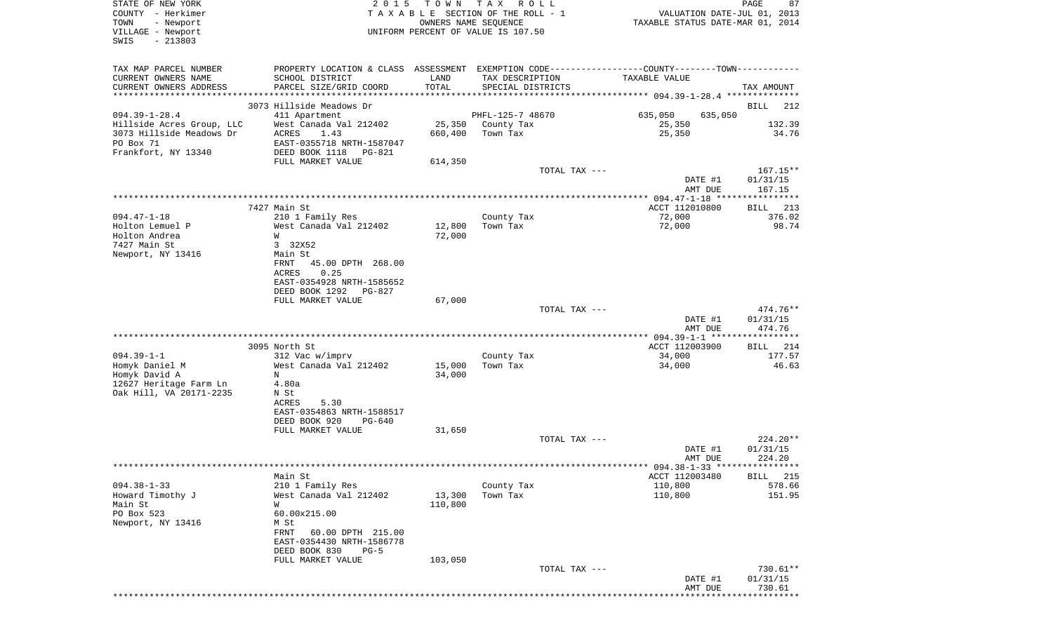STATE OF NEW YORK
COUNTY - Herkimer
TOWN - Newport
VILLAGE - Newport
SWIS - 213803

2015 TOWN TAX ROLL
TAXABLE SECTION OF THE ROLL - 1
OWNERS NAME SEQUENCE
UNIFORM PERCENT OF VALUE IS 107.50

VALUATION DATE-JUL 01, 2013
TAXABLE STATUS DATE-MAR 01, 2014

| TAX MAP PARCEL NUMBER / CURRENT OWNERS NAME / CURRENT OWNERS ADDRESS | PROPERTY LOCATION & CLASS / SCHOOL DISTRICT / PARCEL SIZE/GRID COORD | ASSESSMENT LAND | TOTAL | EXEMPTION CODE / TAX DESCRIPTION / SPECIAL DISTRICTS | TAXABLE VALUE (COUNTY--------TOWN) | TAX AMOUNT |
|---|---|---|---|---|---|---|
| **094.39-1-28.4** | 3073 Hillside Meadows Dr | | | | | BILL 212 |
| Hillside Acres Group, LLC | 411 Apartment | | | PHFL-125-7 48670 | 635,050 635,050 | |
| 3073 Hillside Meadows Dr | West Canada Val 212402 | 25,350 | | County Tax | 25,350 | 132.39 |
| PO Box 71 | ACRES 1.43 | | 660,400 | Town Tax | 25,350 | 34.76 |
| Frankfort, NY 13340 | EAST-0355718 NRTH-1587047 | | | | | |
| | DEED BOOK 1118 PG-821 | | | | | |
| | FULL MARKET VALUE | | 614,350 | | | |
| | | | | TOTAL TAX --- | | 167.15** |
| | | | | | DATE #1 | 01/31/15 |
| | | | | | AMT DUE | 167.15 |
| **094.47-1-18** | 7427 Main St | | | | ACCT 112010800 | BILL 213 |
| Holton Lemuel P | 210 1 Family Res | | | County Tax | 72,000 | 376.02 |
| Holton Andrea | West Canada Val 212402 | 12,800 | | Town Tax | 72,000 | 98.74 |
| 7427 Main St | W | | 72,000 | | | |
| Newport, NY 13416 | 3 32X52 | | | | | |
| | Main St | | | | | |
| | FRNT 45.00 DPTH 268.00 | | | | | |
| | ACRES 0.25 | | | | | |
| | EAST-0354928 NRTH-1585652 | | | | | |
| | DEED BOOK 1292 PG-827 | | | | | |
| | FULL MARKET VALUE | | 67,000 | | | |
| | | | | TOTAL TAX --- | | 474.76** |
| | | | | | DATE #1 | 01/31/15 |
| | | | | | AMT DUE | 474.76 |
| **094.39-1-1** | 3095 North St | | | | ACCT 112003900 | BILL 214 |
| Homyk Daniel M | 312 Vac w/imprv | | | County Tax | 34,000 | 177.57 |
| Homyk David A | West Canada Val 212402 | 15,000 | | Town Tax | 34,000 | 46.63 |
| 12627 Heritage Farm Ln | N | | 34,000 | | | |
| Oak Hill, VA 20171-2235 | 4.80a | | | | | |
| | N St | | | | | |
| | ACRES 5.30 | | | | | |
| | EAST-0354863 NRTH-1588517 | | | | | |
| | DEED BOOK 920 PG-640 | | | | | |
| | FULL MARKET VALUE | | 31,650 | | | |
| | | | | TOTAL TAX --- | | 224.20** |
| | | | | | DATE #1 | 01/31/15 |
| | | | | | AMT DUE | 224.20 |
| **094.38-1-33** | Main St | | | | ACCT 112003480 | BILL 215 |
| Howard Timothy J | 210 1 Family Res | | | County Tax | 110,800 | 578.66 |
| Main St | West Canada Val 212402 | 13,300 | | Town Tax | 110,800 | 151.95 |
| PO Box 523 | W | | 110,800 | | | |
| Newport, NY 13416 | 60.00x215.00 | | | | | |
| | M St | | | | | |
| | FRNT 60.00 DPTH 215.00 | | | | | |
| | EAST-0354430 NRTH-1586778 | | | | | |
| | DEED BOOK 830 PG-5 | | | | | |
| | FULL MARKET VALUE | | 103,050 | | | |
| | | | | TOTAL TAX --- | | 730.61** |
| | | | | | DATE #1 | 01/31/15 |
| | | | | | AMT DUE | 730.61 |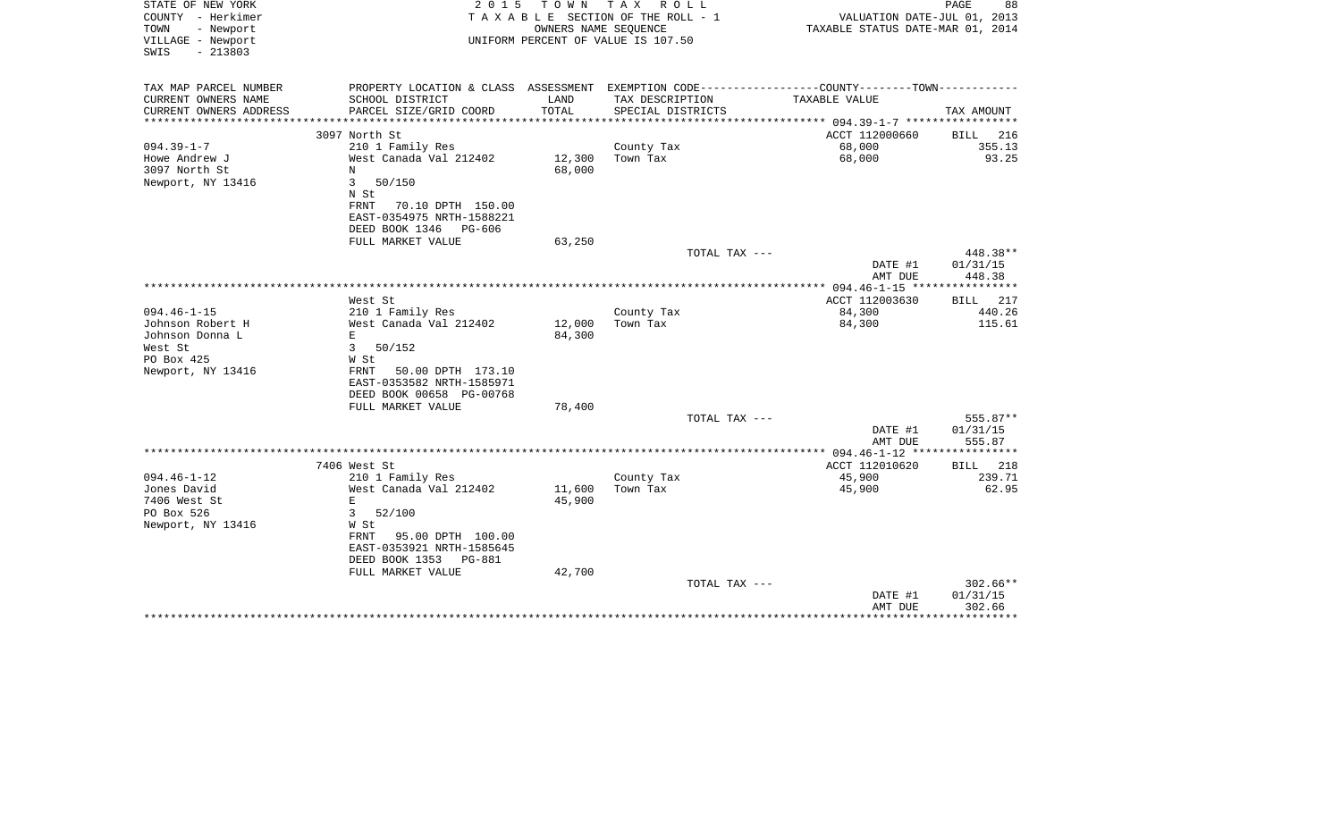STATE OF NEW YORK
COUNTY - Herkimer
TOWN - Newport
VILLAGE - Newport
SWIS - 213803

2 0 1 5 T O W N T A X R O L L
T A X A B L E SECTION OF THE ROLL - 1
OWNERS NAME SEQUENCE
UNIFORM PERCENT OF VALUE IS 107.50

VALUATION DATE-JUL 01, 2013
TAXABLE STATUS DATE-MAR 01, 2014

| TAX MAP PARCEL NUMBER / CURRENT OWNERS NAME / CURRENT OWNERS ADDRESS | PROPERTY LOCATION & CLASS / SCHOOL DISTRICT / PARCEL SIZE/GRID COORD | ASSESSMENT LAND / TOTAL | EXEMPTION CODE / TAX DESCRIPTION / SPECIAL DISTRICTS | COUNTY--------TOWN / TAXABLE VALUE | TAX AMOUNT |
|---|---|---|---|---|---|
| | 3097 North St | | | ACCT 112000660 | BILL 216 |
| 094.39-1-7 | 210 1 Family Res | | County Tax | 68,000 | 355.13 |
| Howe Andrew J | West Canada Val 212402 | 12,300 | Town Tax | 68,000 | 93.25 |
| 3097 North St | N | 68,000 | | | |
| Newport, NY 13416 | 3 50/150 | | | | |
| | N St | | | | |
| | FRNT 70.10 DPTH 150.00 | | | | |
| | EAST-0354975 NRTH-1588221 | | | | |
| | DEED BOOK 1346 PG-606 | | | | |
| | FULL MARKET VALUE | 63,250 | | | |
| | | | TOTAL TAX --- | | 448.38** |
| | | | | DATE #1 | 01/31/15 |
| | | | | AMT DUE | 448.38 |
| | West St | | | ACCT 112003630 | BILL 217 |
| 094.46-1-15 | 210 1 Family Res | | County Tax | 84,300 | 440.26 |
| Johnson Robert H | West Canada Val 212402 | 12,000 | Town Tax | 84,300 | 115.61 |
| Johnson Donna L | E | 84,300 | | | |
| West St | 3 50/152 | | | | |
| PO Box 425 | W St | | | | |
| Newport, NY 13416 | FRNT 50.00 DPTH 173.10 | | | | |
| | EAST-0353582 NRTH-1585971 | | | | |
| | DEED BOOK 00658 PG-00768 | | | | |
| | FULL MARKET VALUE | 78,400 | | | |
| | | | TOTAL TAX --- | | 555.87** |
| | | | | DATE #1 | 01/31/15 |
| | | | | AMT DUE | 555.87 |
| | 7406 West St | | | ACCT 112010620 | BILL 218 |
| 094.46-1-12 | 210 1 Family Res | | County Tax | 45,900 | 239.71 |
| Jones David | West Canada Val 212402 | 11,600 | Town Tax | 45,900 | 62.95 |
| 7406 West St | E | 45,900 | | | |
| PO Box 526 | 3 52/100 | | | | |
| Newport, NY 13416 | W St | | | | |
| | FRNT 95.00 DPTH 100.00 | | | | |
| | EAST-0353921 NRTH-1585645 | | | | |
| | DEED BOOK 1353 PG-881 | | | | |
| | FULL MARKET VALUE | 42,700 | | | |
| | | | TOTAL TAX --- | | 302.66** |
| | | | | DATE #1 | 01/31/15 |
| | | | | AMT DUE | 302.66 |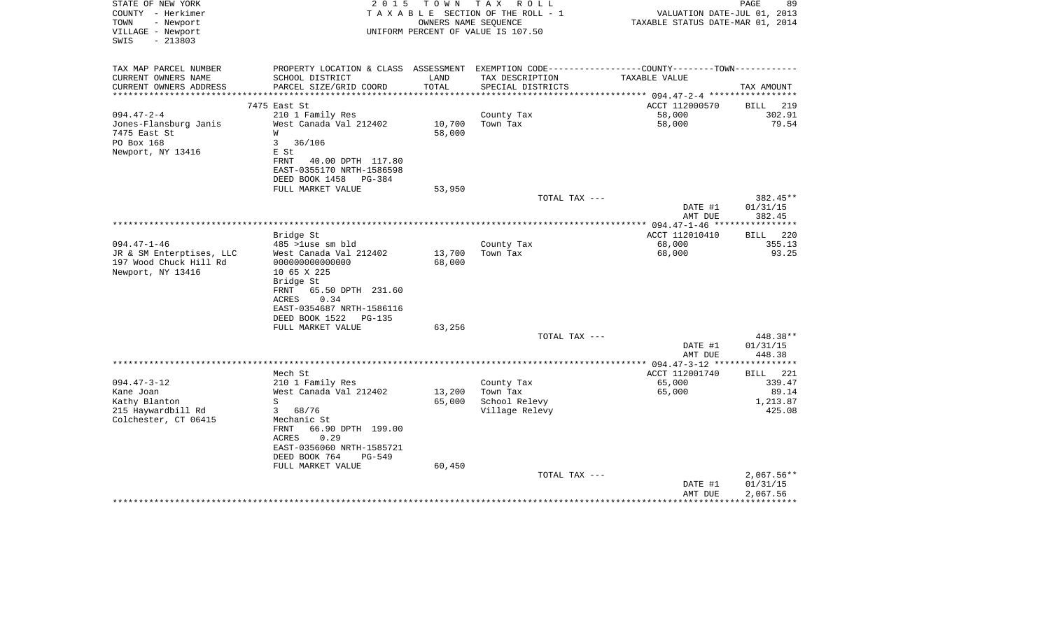STATE OF NEW YORK
COUNTY - Herkimer
TOWN - Newport
VILLAGE - Newport
SWIS - 213803

2015 TOWN TAX ROLL
TAXABLE SECTION OF THE ROLL - 1
OWNERS NAME SEQUENCE
UNIFORM PERCENT OF VALUE IS 107.50

VALUATION DATE-JUL 01, 2013
TAXABLE STATUS DATE-MAR 01, 2014

| TAX MAP PARCEL NUMBER / CURRENT OWNERS NAME / CURRENT OWNERS ADDRESS | PROPERTY LOCATION & CLASS / SCHOOL DISTRICT / PARCEL SIZE/GRID COORD | ASSESSMENT LAND / TOTAL | EXEMPTION CODE / TAX DESCRIPTION / SPECIAL DISTRICTS | COUNTY-TOWN TAXABLE VALUE | TAX AMOUNT |
|---|---|---|---|---|---|
| 094.47-2-4 | 7475 East St | | | ACCT 112000570 | BILL 219 |
| Jones-Flansburg Janis | 210 1 Family Res | | County Tax | 58,000 | 302.91 |
| 7475 East St | West Canada Val 212402 | 10,700 | Town Tax | 58,000 | 79.54 |
| PO Box 168 | W | 58,000 | | | |
| Newport, NY 13416 | 3 36/106 | | | | |
| | E St | | | | |
| | FRNT 40.00 DPTH 117.80 | | | | |
| | EAST-0355170 NRTH-1586598 | | | | |
| | DEED BOOK 1458 PG-384 | | | | |
| | FULL MARKET VALUE | 53,950 | | | |
| | | | TOTAL TAX --- | | 382.45** |
| | | | | DATE #1 | 01/31/15 |
| | | | | AMT DUE | 382.45 |
| 094.47-1-46 | Bridge St | | | ACCT 112010410 | BILL 220 |
| JR & SM Enterptises, LLC | 485 >1use sm bld | | County Tax | 68,000 | 355.13 |
| 197 Wood Chuck Hill Rd | West Canada Val 212402 | 13,700 | Town Tax | 68,000 | 93.25 |
| Newport, NY 13416 | 000000000000000 | 68,000 | | | |
| | 10 65 X 225 | | | | |
| | Bridge St | | | | |
| | FRNT 65.50 DPTH 231.60 | | | | |
| | ACRES 0.34 | | | | |
| | EAST-0354687 NRTH-1586116 | | | | |
| | DEED BOOK 1522 PG-135 | | | | |
| | FULL MARKET VALUE | 63,256 | | | |
| | | | TOTAL TAX --- | | 448.38** |
| | | | | DATE #1 | 01/31/15 |
| | | | | AMT DUE | 448.38 |
| 094.47-3-12 | Mech St | | | ACCT 112001740 | BILL 221 |
| Kane Joan | 210 1 Family Res | | County Tax | 65,000 | 339.47 |
| Kathy Blanton | West Canada Val 212402 | 13,200 | Town Tax | 65,000 | 89.14 |
| 215 Haywardbill Rd | S | 65,000 | School Relevy | | 1,213.87 |
| Colchester, CT 06415 | 3 68/76 | | Village Relevy | | 425.08 |
| | Mechanic St | | | | |
| | FRNT 66.90 DPTH 199.00 | | | | |
| | ACRES 0.29 | | | | |
| | EAST-0356060 NRTH-1585721 | | | | |
| | DEED BOOK 764 PG-549 | | | | |
| | FULL MARKET VALUE | 60,450 | | | |
| | | | TOTAL TAX --- | | 2,067.56** |
| | | | | DATE #1 | 01/31/15 |
| | | | | AMT DUE | 2,067.56 |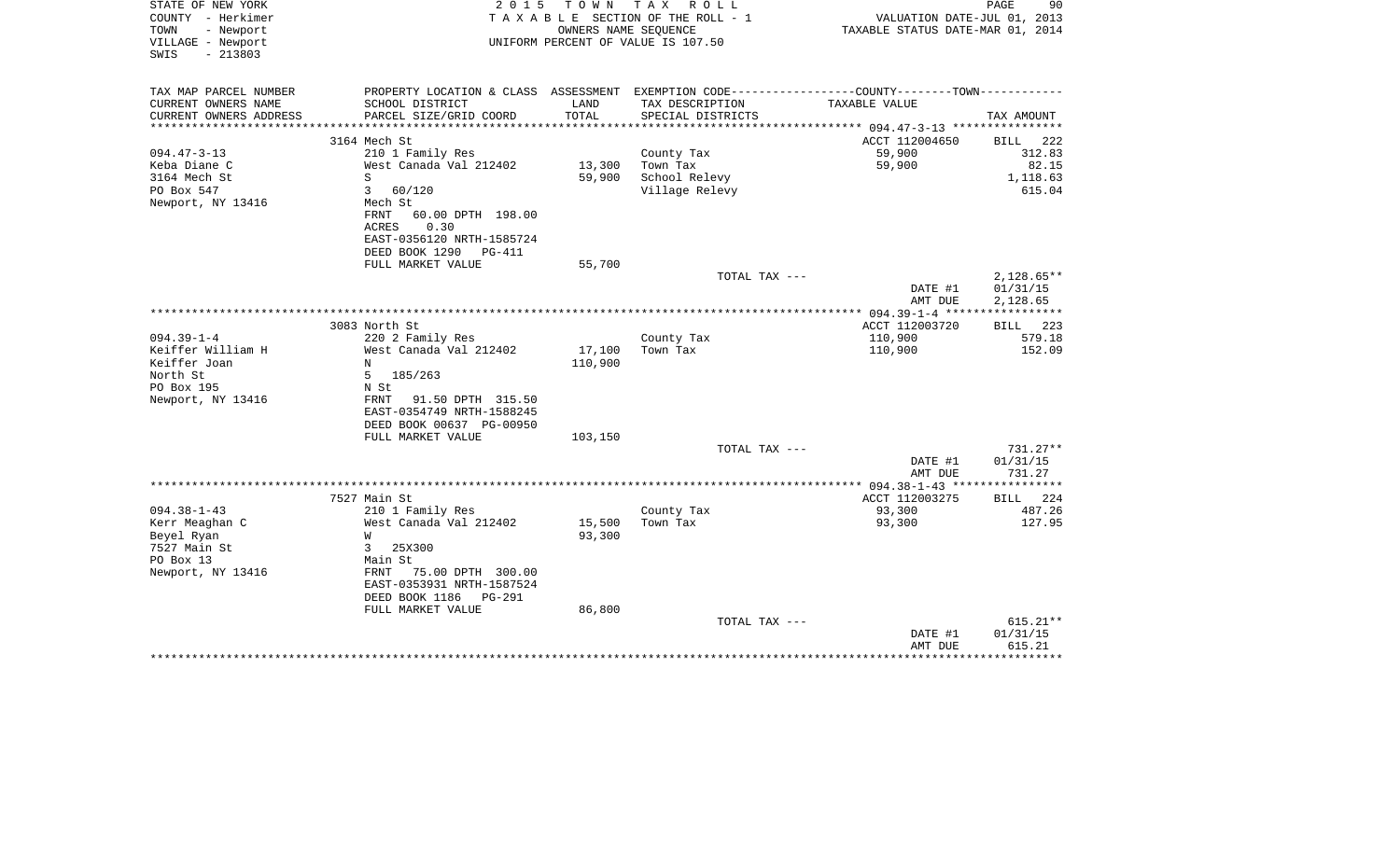STATE OF NEW YORK
COUNTY - Herkimer
TOWN - Newport
VILLAGE - Newport
SWIS - 213803

2015 TOWN TAX ROLL
TAXABLE SECTION OF THE ROLL - 1
OWNERS NAME SEQUENCE
UNIFORM PERCENT OF VALUE IS 107.50

VALUATION DATE-JUL 01, 2013
TAXABLE STATUS DATE-MAR 01, 2014

| TAX MAP PARCEL NUMBER<br>CURRENT OWNERS NAME<br>CURRENT OWNERS ADDRESS | PROPERTY LOCATION & CLASS<br>SCHOOL DISTRICT<br>PARCEL SIZE/GRID COORD | ASSESSMENT<br>LAND<br>TOTAL | EXEMPTION CODE<br>TAX DESCRIPTION<br>SPECIAL DISTRICTS | COUNTY--------TOWN<br>TAXABLE VALUE | TAX AMOUNT |
|---|---|---|---|---|---|
| | 3164 Mech St | | | ACCT 112004650 | BILL 222 |
| 094.47-3-13 | 210 1 Family Res | | County Tax | 59,900 | 312.83 |
| Keba Diane C | West Canada Val 212402 | 13,300 | Town Tax | 59,900 | 82.15 |
| 3164 Mech St | S | 59,900 | School Relevy | | 1,118.63 |
| PO Box 547 | 3 60/120 | | Village Relevy | | 615.04 |
| Newport, NY 13416 | Mech St | | | | |
| | FRNT 60.00 DPTH 198.00 | | | | |
| | ACRES 0.30 | | | | |
| | EAST-0356120 NRTH-1585724 | | | | |
| | DEED BOOK 1290 PG-411 | | | | |
| | FULL MARKET VALUE | 55,700 | | | |
| | | | TOTAL TAX --- | | 2,128.65** |
| | | | | DATE #1 | 01/31/15 |
| | | | | AMT DUE | 2,128.65 |
| | 3083 North St | | | ACCT 112003720 | BILL 223 |
| 094.39-1-4 | 220 2 Family Res | | County Tax | 110,900 | 579.18 |
| Keiffer William H | West Canada Val 212402 | 17,100 | Town Tax | 110,900 | 152.09 |
| Keiffer Joan | N | 110,900 | | | |
| North St | 5 185/263 | | | | |
| PO Box 195 | N St | | | | |
| Newport, NY 13416 | FRNT 91.50 DPTH 315.50 | | | | |
| | EAST-0354749 NRTH-1588245 | | | | |
| | DEED BOOK 00637 PG-00950 | | | | |
| | FULL MARKET VALUE | 103,150 | | | |
| | | | TOTAL TAX --- | | 731.27** |
| | | | | DATE #1 | 01/31/15 |
| | | | | AMT DUE | 731.27 |
| | 7527 Main St | | | ACCT 112003275 | BILL 224 |
| 094.38-1-43 | 210 1 Family Res | | County Tax | 93,300 | 487.26 |
| Kerr Meaghan C | West Canada Val 212402 | 15,500 | Town Tax | 93,300 | 127.95 |
| Beyel Ryan | W | 93,300 | | | |
| 7527 Main St | 3 25X300 | | | | |
| PO Box 13 | Main St | | | | |
| Newport, NY 13416 | FRNT 75.00 DPTH 300.00 | | | | |
| | EAST-0353931 NRTH-1587524 | | | | |
| | DEED BOOK 1186 PG-291 | | | | |
| | FULL MARKET VALUE | 86,800 | | | |
| | | | TOTAL TAX --- | | 615.21** |
| | | | | DATE #1 | 01/31/15 |
| | | | | AMT DUE | 615.21 |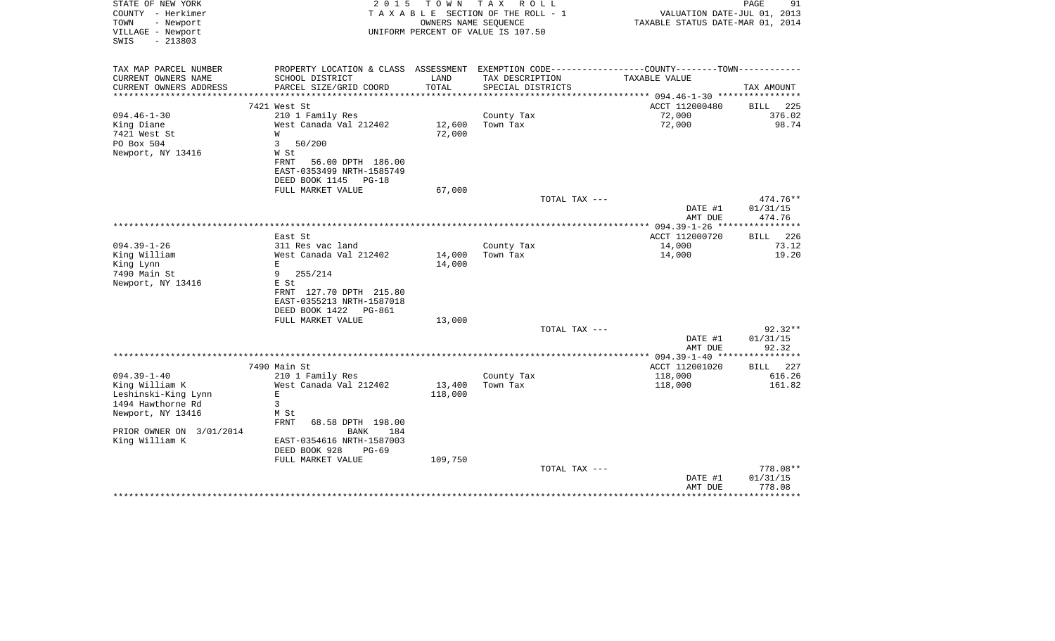STATE OF NEW YORK
COUNTY - Herkimer
TOWN - Newport
VILLAGE - Newport
SWIS - 213803

2015 TOWN TAX ROLL
TAXABLE SECTION OF THE ROLL - 1
OWNERS NAME SEQUENCE
UNIFORM PERCENT OF VALUE IS 107.50

VALUATION DATE-JUL 01, 2013
TAXABLE STATUS DATE-MAR 01, 2014

| TAX MAP PARCEL NUMBER / CURRENT OWNERS NAME / CURRENT OWNERS ADDRESS | PROPERTY LOCATION & CLASS / SCHOOL DISTRICT / PARCEL SIZE/GRID COORD | ASSESSMENT LAND / TOTAL | EXEMPTION CODE / TAX DESCRIPTION / SPECIAL DISTRICTS | COUNTY--------TOWN / TAXABLE VALUE | TAX AMOUNT |
|---|---|---|---|---|---|
| 094.46-1-30 | 7421 West St | | | ACCT 112000480 | BILL 225 |
| King Diane | 210 1 Family Res | | County Tax | 72,000 | 376.02 |
| 7421 West St | West Canada Val 212402 | 12,600 | Town Tax | 72,000 | 98.74 |
| PO Box 504 | W | 72,000 | | | |
| Newport, NY 13416 | 3 50/200 | | | | |
| | W St | | | | |
| | FRNT 56.00 DPTH 186.00 | | | | |
| | EAST-0353499 NRTH-1585749 | | | | |
| | DEED BOOK 1145 PG-18 | | | | |
| | FULL MARKET VALUE | 67,000 | | | |
| | | | TOTAL TAX --- | | 474.76** |
| | | | | DATE #1 | 01/31/15 |
| | | | | AMT DUE | 474.76 |
| 094.39-1-26 | East St | | | ACCT 112000720 | BILL 226 |
| King William | 311 Res vac land | | County Tax | 14,000 | 73.12 |
| King Lynn | West Canada Val 212402 | 14,000 | Town Tax | 14,000 | 19.20 |
| 7490 Main St | E | 14,000 | | | |
| Newport, NY 13416 | 9 255/214 | | | | |
| | E St | | | | |
| | FRNT 127.70 DPTH 215.80 | | | | |
| | EAST-0355213 NRTH-1587018 | | | | |
| | DEED BOOK 1422 PG-861 | | | | |
| | FULL MARKET VALUE | 13,000 | | | |
| | | | TOTAL TAX --- | | 92.32** |
| | | | | DATE #1 | 01/31/15 |
| | | | | AMT DUE | 92.32 |
| 094.39-1-40 | 7490 Main St | | | ACCT 112001020 | BILL 227 |
| King William K | 210 1 Family Res | | County Tax | 118,000 | 616.26 |
| Leshinski-King Lynn | West Canada Val 212402 | 13,400 | Town Tax | 118,000 | 161.82 |
| 1494 Hawthorne Rd | E | 118,000 | | | |
| Newport, NY 13416 | 3 | | | | |
| | M St | | | | |
| PRIOR OWNER ON 3/01/2014 | FRNT 68.58 DPTH 198.00 BANK 184 | | | | |
| King William K | EAST-0354616 NRTH-1587003 | | | | |
| | DEED BOOK 928 PG-69 | | | | |
| | FULL MARKET VALUE | 109,750 | | | |
| | | | TOTAL TAX --- | | 778.08** |
| | | | | DATE #1 | 01/31/15 |
| | | | | AMT DUE | 778.08 |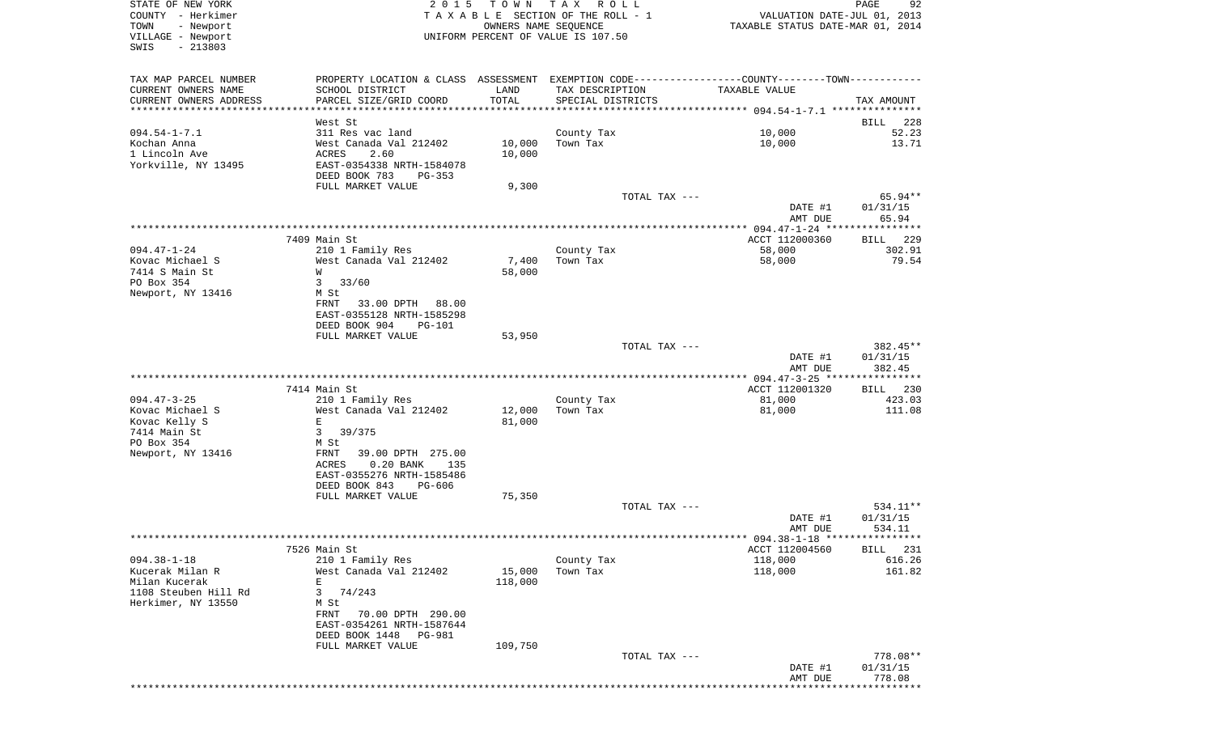STATE OF NEW YORK
COUNTY - Herkimer
TOWN - Newport
VILLAGE - Newport
SWIS - 213803

2015 TOWN TAX ROLL
TAXABLE SECTION OF THE ROLL - 1
OWNERS NAME SEQUENCE
UNIFORM PERCENT OF VALUE IS 107.50

VALUATION DATE-JUL 01, 2013
TAXABLE STATUS DATE-MAR 01, 2014

| TAX MAP PARCEL NUMBER<br>CURRENT OWNERS NAME<br>CURRENT OWNERS ADDRESS | PROPERTY LOCATION & CLASS<br>SCHOOL DISTRICT<br>PARCEL SIZE/GRID COORD | ASSESSMENT<br>LAND<br>TOTAL | EXEMPTION CODE<br>TAX DESCRIPTION<br>SPECIAL DISTRICTS | COUNTY--------TOWN<br>TAXABLE VALUE | TAX AMOUNT |
|---|---|---|---|---|---|
| 094.54-1-7.1 | West St | | | | BILL 228 |
| Kochan Anna | 311 Res vac land | | County Tax | 10,000 | 52.23 |
| 1 Lincoln Ave | West Canada Val 212402 | 10,000 | Town Tax | 10,000 | 13.71 |
| Yorkville, NY 13495 | ACRES 2.60 | 10,000 | | | |
| | EAST-0354338 NRTH-1584078 | | | | |
| | DEED BOOK 783 PG-353 | | | | |
| | FULL MARKET VALUE | 9,300 | | | |
| | | | TOTAL TAX --- | | 65.94** |
| | | | | DATE #1 | 01/31/15 |
| | | | | AMT DUE | 65.94 |
| 094.47-1-24 | 7409 Main St | | | ACCT 112000360 | BILL 229 |
| Kovac Michael S | 210 1 Family Res | | County Tax | 58,000 | 302.91 |
| 7414 S Main St | West Canada Val 212402 | 7,400 | Town Tax | 58,000 | 79.54 |
| PO Box 354 | W | 58,000 | | | |
| Newport, NY 13416 | 3 33/60 | | | | |
| | M St | | | | |
| | FRNT 33.00 DPTH 88.00 | | | | |
| | EAST-0355128 NRTH-1585298 | | | | |
| | DEED BOOK 904 PG-101 | | | | |
| | FULL MARKET VALUE | 53,950 | | | |
| | | | TOTAL TAX --- | | 382.45** |
| | | | | DATE #1 | 01/31/15 |
| | | | | AMT DUE | 382.45 |
| 094.47-3-25 | 7414 Main St | | | ACCT 112001320 | BILL 230 |
| Kovac Michael S | 210 1 Family Res | | County Tax | 81,000 | 423.03 |
| Kovac Kelly S | West Canada Val 212402 | 12,000 | Town Tax | 81,000 | 111.08 |
| 7414 Main St | E | 81,000 | | | |
| PO Box 354 | 3 39/375 | | | | |
| Newport, NY 13416 | M St | | | | |
| | FRNT 39.00 DPTH 275.00 | | | | |
| | ACRES 0.20 BANK 135 | | | | |
| | EAST-0355276 NRTH-1585486 | | | | |
| | DEED BOOK 843 PG-606 | | | | |
| | FULL MARKET VALUE | 75,350 | | | |
| | | | TOTAL TAX --- | | 534.11** |
| | | | | DATE #1 | 01/31/15 |
| | | | | AMT DUE | 534.11 |
| 094.38-1-18 | 7526 Main St | | | ACCT 112004560 | BILL 231 |
| Kucerak Milan R | 210 1 Family Res | | County Tax | 118,000 | 616.26 |
| Milan Kucerak | West Canada Val 212402 | 15,000 | Town Tax | 118,000 | 161.82 |
| 1108 Steuben Hill Rd | E | 118,000 | | | |
| Herkimer, NY 13550 | 3 74/243 | | | | |
| | M St | | | | |
| | FRNT 70.00 DPTH 290.00 | | | | |
| | EAST-0354261 NRTH-1587644 | | | | |
| | DEED BOOK 1448 PG-981 | | | | |
| | FULL MARKET VALUE | 109,750 | | | |
| | | | TOTAL TAX --- | | 778.08** |
| | | | | DATE #1 | 01/31/15 |
| | | | | AMT DUE | 778.08 |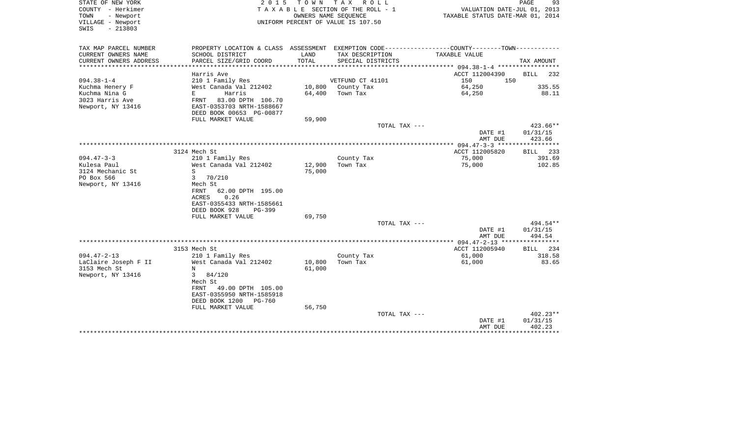STATE OF NEW YORK
COUNTY - Herkimer
TOWN - Newport
VILLAGE - Newport
SWIS - 213803

**2015 TOWN TAX ROLL**
TAXABLE SECTION OF THE ROLL - 1
OWNERS NAME SEQUENCE
UNIFORM PERCENT OF VALUE IS 107.50

VALUATION DATE-JUL 01, 2013
TAXABLE STATUS DATE-MAR 01, 2014

| TAX MAP PARCEL NUMBER / CURRENT OWNERS NAME / CURRENT OWNERS ADDRESS | PROPERTY LOCATION & CLASS / SCHOOL DISTRICT / PARCEL SIZE/GRID COORD | ASSESSMENT LAND / TOTAL | EXEMPTION CODE / TAX DESCRIPTION / SPECIAL DISTRICTS | TAXABLE VALUE (COUNTY / TOWN) | TAX AMOUNT |
|---|---|---|---|---|---|
| 094.38-1-4 | Harris Ave | | | ACCT 112004390 | BILL 232 |
| 094.38-1-4 | 210 1 Family Res | | VETFUND CT 41101 | 150 150 | |
| Kuchma Henery F | West Canada Val 212402 | 10,800 | County Tax | 64,250 | 335.55 |
| Kuchma Nina G | E Harris | 64,400 | Town Tax | 64,250 | 88.11 |
| 3023 Harris Ave | FRNT 83.00 DPTH 106.70 | | | | |
| Newport, NY 13416 | EAST-0353703 NRTH-1588667 | | | | |
| | DEED BOOK 00653 PG-00877 | | | | |
| | FULL MARKET VALUE | 59,900 | | | |
| | | | TOTAL TAX --- | | 423.66** |
| | | | | DATE #1 | 01/31/15 |
| | | | | AMT DUE | 423.66 |
| 094.47-3-3 | 3124 Mech St | | | ACCT 112005820 | BILL 233 |
| 094.47-3-3 | 210 1 Family Res | | County Tax | 75,000 | 391.69 |
| Kulesa Paul | West Canada Val 212402 | 12,900 | Town Tax | 75,000 | 102.85 |
| 3124 Mechanic St | S | 75,000 | | | |
| PO Box 566 | 3 70/210 | | | | |
| Newport, NY 13416 | Mech St | | | | |
| | FRNT 62.00 DPTH 195.00 | | | | |
| | ACRES 0.26 | | | | |
| | EAST-0355433 NRTH-1585661 | | | | |
| | DEED BOOK 928 PG-399 | | | | |
| | FULL MARKET VALUE | 69,750 | | | |
| | | | TOTAL TAX --- | | 494.54** |
| | | | | DATE #1 | 01/31/15 |
| | | | | AMT DUE | 494.54 |
| 094.47-2-13 | 3153 Mech St | | | ACCT 112005940 | BILL 234 |
| 094.47-2-13 | 210 1 Family Res | | County Tax | 61,000 | 318.58 |
| LaClaire Joseph F II | West Canada Val 212402 | 10,800 | Town Tax | 61,000 | 83.65 |
| 3153 Mech St | N | 61,000 | | | |
| Newport, NY 13416 | 3 84/120 | | | | |
| | Mech St | | | | |
| | FRNT 49.00 DPTH 105.00 | | | | |
| | EAST-0355950 NRTH-1585918 | | | | |
| | DEED BOOK 1200 PG-760 | | | | |
| | FULL MARKET VALUE | 56,750 | | | |
| | | | TOTAL TAX --- | | 402.23** |
| | | | | DATE #1 | 01/31/15 |
| | | | | AMT DUE | 402.23 |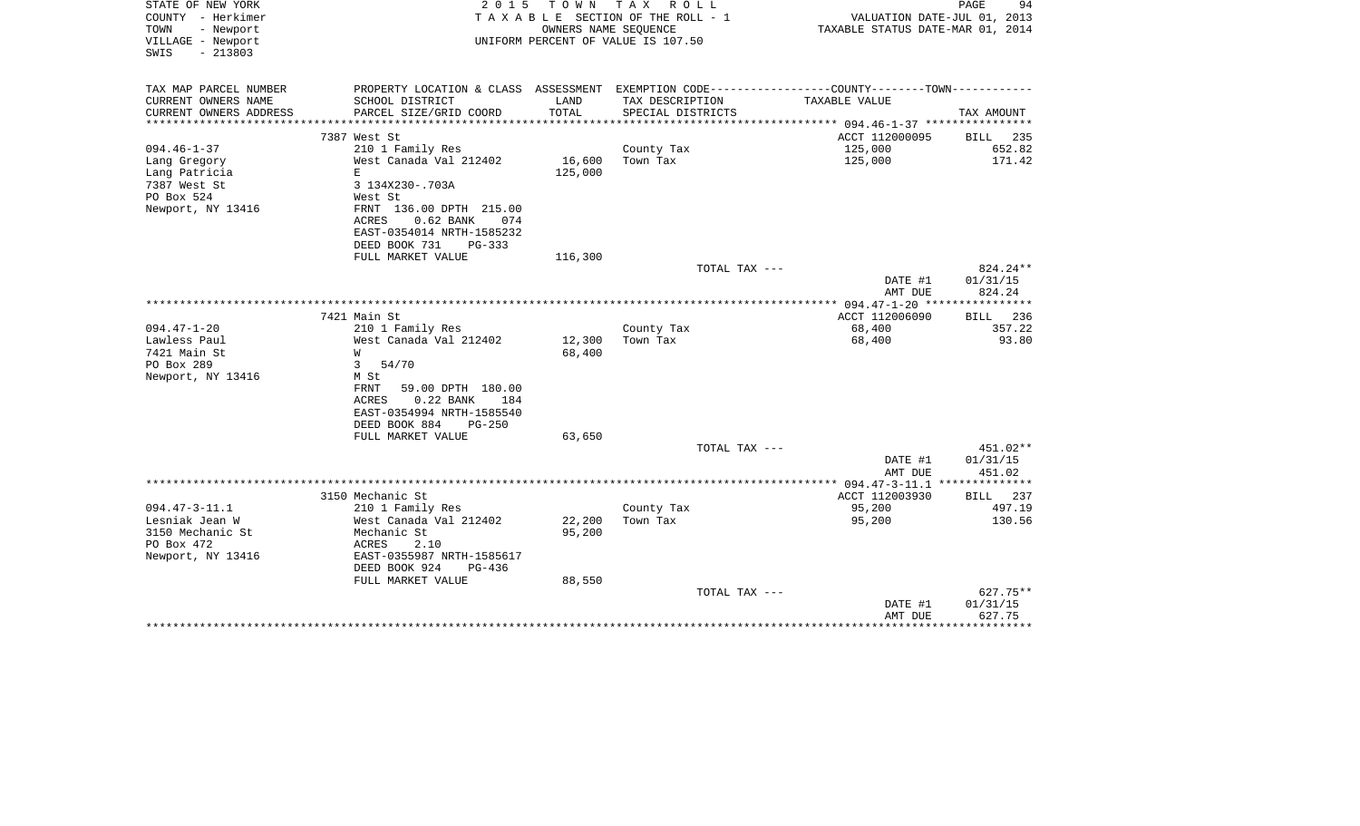STATE OF NEW YORK
COUNTY - Herkimer
TOWN - Newport
VILLAGE - Newport
SWIS - 213803

2 0 1 5 T O W N T A X R O L L
T A X A B L E SECTION OF THE ROLL - 1
OWNERS NAME SEQUENCE
UNIFORM PERCENT OF VALUE IS 107.50

VALUATION DATE-JUL 01, 2013
TAXABLE STATUS DATE-MAR 01, 2014

| TAX MAP PARCEL NUMBER / CURRENT OWNERS NAME / CURRENT OWNERS ADDRESS | PROPERTY LOCATION & CLASS / SCHOOL DISTRICT / PARCEL SIZE/GRID COORD | ASSESSMENT LAND / TOTAL | EXEMPTION CODE / TAX DESCRIPTION / SPECIAL DISTRICTS | COUNTY--------TOWN TAXABLE VALUE | TAX AMOUNT |
|---|---|---|---|---|---|
| **094.46-1-37** | 7387 West St | | | ACCT 112000095 | BILL 235 |
| Lang Gregory | 210 1 Family Res | 16,600 | County Tax | 125,000 | 652.82 |
| Lang Patricia | West Canada Val 212402 | 125,000 | Town Tax | 125,000 | 171.42 |
| 7387 West St | E | | | | |
| PO Box 524 | 3 134X230-.703A | | | | |
| Newport, NY 13416 | West St | | | | |
| | FRNT 136.00 DPTH 215.00 | | | | |
| | ACRES 0.62 BANK 074 | | | | |
| | EAST-0354014 NRTH-1585232 | | | | |
| | DEED BOOK 731 PG-333 | | | | |
| | FULL MARKET VALUE | 116,300 | | | |
| | | | TOTAL TAX --- | | 824.24** |
| | | | | DATE #1 | 01/31/15 |
| | | | | AMT DUE | 824.24 |
| **094.47-1-20** | 7421 Main St | | | ACCT 112006090 | BILL 236 |
| Lawless Paul | 210 1 Family Res | 12,300 | County Tax | 68,400 | 357.22 |
| 7421 Main St | West Canada Val 212402 | 68,400 | Town Tax | 68,400 | 93.80 |
| PO Box 289 | W | | | | |
| Newport, NY 13416 | 3 54/70 | | | | |
| | M St | | | | |
| | FRNT 59.00 DPTH 180.00 | | | | |
| | ACRES 0.22 BANK 184 | | | | |
| | EAST-0354994 NRTH-1585540 | | | | |
| | DEED BOOK 884 PG-250 | | | | |
| | FULL MARKET VALUE | 63,650 | | | |
| | | | TOTAL TAX --- | | 451.02** |
| | | | | DATE #1 | 01/31/15 |
| | | | | AMT DUE | 451.02 |
| **094.47-3-11.1** | 3150 Mechanic St | | | ACCT 112003930 | BILL 237 |
| Lesniak Jean W | 210 1 Family Res | 22,200 | County Tax | 95,200 | 497.19 |
| 3150 Mechanic St | West Canada Val 212402 | 95,200 | Town Tax | 95,200 | 130.56 |
| PO Box 472 | Mechanic St | | | | |
| Newport, NY 13416 | ACRES 2.10 | | | | |
| | EAST-0355987 NRTH-1585617 | | | | |
| | DEED BOOK 924 PG-436 | | | | |
| | FULL MARKET VALUE | 88,550 | | | |
| | | | TOTAL TAX --- | | 627.75** |
| | | | | DATE #1 | 01/31/15 |
| | | | | AMT DUE | 627.75 |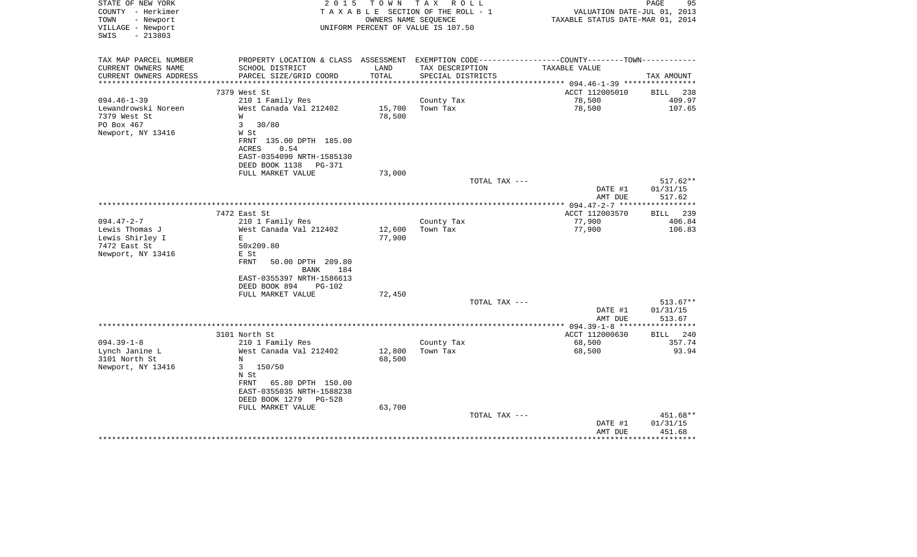STATE OF NEW YORK
COUNTY - Herkimer
TOWN - Newport
VILLAGE - Newport
SWIS - 213803

2015 TOWN TAX ROLL
TAXABLE SECTION OF THE ROLL - 1
OWNERS NAME SEQUENCE
UNIFORM PERCENT OF VALUE IS 107.50

VALUATION DATE-JUL 01, 2013
TAXABLE STATUS DATE-MAR 01, 2014

| TAX MAP PARCEL NUMBER<br>CURRENT OWNERS NAME<br>CURRENT OWNERS ADDRESS | PROPERTY LOCATION & CLASS<br>SCHOOL DISTRICT<br>PARCEL SIZE/GRID COORD | ASSESSMENT<br>LAND<br>TOTAL | EXEMPTION CODE<br>TAX DESCRIPTION<br>SPECIAL DISTRICTS | COUNTY--------TOWN<br>TAXABLE VALUE | TAX AMOUNT |
|---|---|---|---|---|---|
| 094.46-1-39 | 7379 West St |  |  | ACCT 112005010 | BILL 238 |
| Lewandrowski Noreen | 210 1 Family Res |  | County Tax | 78,500 | 409.97 |
| 7379 West St | West Canada Val 212402 | 15,700 | Town Tax | 78,500 | 107.65 |
| PO Box 467 | W | 78,500 |  |  |  |
| Newport, NY 13416 | 3 30/80 |  |  |  |  |
|  | W St |  |  |  |  |
|  | FRNT 135.00 DPTH 185.00 |  |  |  |  |
|  | ACRES 0.54 |  |  |  |  |
|  | EAST-0354090 NRTH-1585130 |  |  |  |  |
|  | DEED BOOK 1138 PG-371 |  |  |  |  |
|  | FULL MARKET VALUE | 73,000 |  |  |  |
|  |  |  | TOTAL TAX --- |  | 517.62** |
|  |  |  |  | DATE #1 | 01/31/15 |
|  |  |  |  | AMT DUE | 517.62 |
| 094.47-2-7 | 7472 East St |  |  | ACCT 112003570 | BILL 239 |
| Lewis Thomas J | 210 1 Family Res |  | County Tax | 77,900 | 406.84 |
| Lewis Shirley I | West Canada Val 212402 | 12,600 | Town Tax | 77,900 | 106.83 |
| 7472 East St | E | 77,900 |  |  |  |
| Newport, NY 13416 | 50x209.80 |  |  |  |  |
|  | E St |  |  |  |  |
|  | FRNT 50.00 DPTH 209.80 |  |  |  |  |
|  | BANK 184 |  |  |  |  |
|  | EAST-0355397 NRTH-1586613 |  |  |  |  |
|  | DEED BOOK 894 PG-102 |  |  |  |  |
|  | FULL MARKET VALUE | 72,450 |  |  |  |
|  |  |  | TOTAL TAX --- |  | 513.67** |
|  |  |  |  | DATE #1 | 01/31/15 |
|  |  |  |  | AMT DUE | 513.67 |
| 094.39-1-8 | 3101 North St |  |  | ACCT 112000630 | BILL 240 |
| Lynch Janine L | 210 1 Family Res |  | County Tax | 68,500 | 357.74 |
| 3101 North St | West Canada Val 212402 | 12,800 | Town Tax | 68,500 | 93.94 |
| Newport, NY 13416 | N | 68,500 |  |  |  |
|  | 3 150/50 |  |  |  |  |
|  | N St |  |  |  |  |
|  | FRNT 65.80 DPTH 150.00 |  |  |  |  |
|  | EAST-0355035 NRTH-1588238 |  |  |  |  |
|  | DEED BOOK 1279 PG-528 |  |  |  |  |
|  | FULL MARKET VALUE | 63,700 |  |  |  |
|  |  |  | TOTAL TAX --- |  | 451.68** |
|  |  |  |  | DATE #1 | 01/31/15 |
|  |  |  |  | AMT DUE | 451.68 |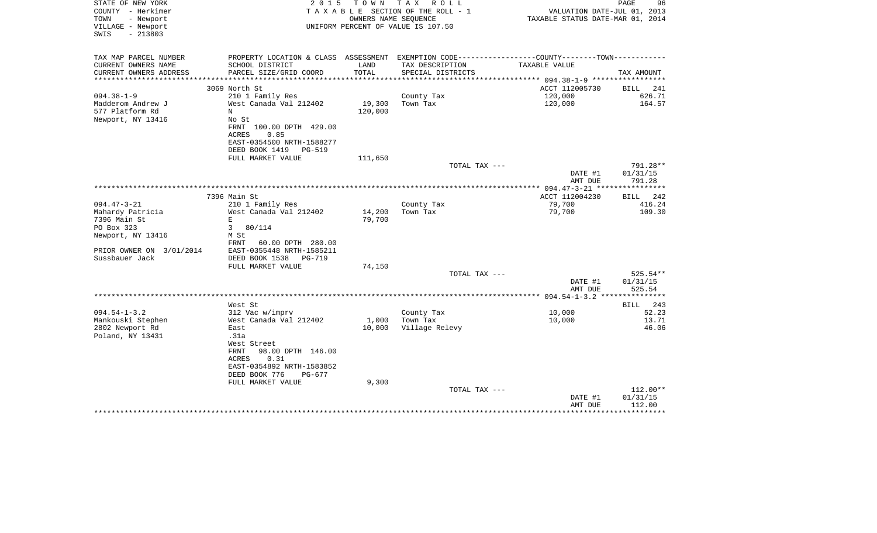STATE OF NEW YORK
COUNTY - Herkimer
TOWN - Newport
VILLAGE - Newport
SWIS - 213803

2015 TOWN TAX ROLL
TAXABLE SECTION OF THE ROLL - 1
OWNERS NAME SEQUENCE
UNIFORM PERCENT OF VALUE IS 107.50

VALUATION DATE-JUL 01, 2013
TAXABLE STATUS DATE-MAR 01, 2014

| TAX MAP PARCEL NUMBER / CURRENT OWNERS NAME / CURRENT OWNERS ADDRESS | PROPERTY LOCATION & CLASS / SCHOOL DISTRICT / PARCEL SIZE/GRID COORD | ASSESSMENT LAND / TOTAL | EXEMPTION CODE / TAX DESCRIPTION / SPECIAL DISTRICTS | COUNTY / TOWN TAXABLE VALUE | TAX AMOUNT |
|---|---|---|---|---|---|
| 094.38-1-9 | 3069 North St | | | ACCT 112005730 | BILL 241 |
| Madderom Andrew J | 210 1 Family Res | | County Tax | 120,000 | 626.71 |
| 577 Platform Rd | West Canada Val 212402 | 19,300 | Town Tax | 120,000 | 164.57 |
| Newport, NY 13416 | N | 120,000 | | | |
| | No St | | | | |
| | FRNT 100.00 DPTH 429.00 | | | | |
| | ACRES 0.85 | | | | |
| | EAST-0354500 NRTH-1588277 | | | | |
| | DEED BOOK 1419 PG-519 | | | | |
| | FULL MARKET VALUE | 111,650 | | | |
| | | | TOTAL TAX --- | | 791.28** |
| | | | | DATE #1 | 01/31/15 |
| | | | | AMT DUE | 791.28 |
| 094.47-3-21 | 7396 Main St | | | ACCT 112004230 | BILL 242 |
| Mahardy Patricia | 210 1 Family Res | | County Tax | 79,700 | 416.24 |
| 7396 Main St | West Canada Val 212402 | 14,200 | Town Tax | 79,700 | 109.30 |
| PO Box 323 | E | 79,700 | | | |
| Newport, NY 13416 | 3 80/114 | | | | |
| | M St | | | | |
| PRIOR OWNER ON 3/01/2014 | FRNT 60.00 DPTH 280.00 | | | | |
| Sussbauer Jack | EAST-0355448 NRTH-1585211 | | | | |
| | DEED BOOK 1538 PG-719 | | | | |
| | FULL MARKET VALUE | 74,150 | | | |
| | | | TOTAL TAX --- | | 525.54** |
| | | | | DATE #1 | 01/31/15 |
| | | | | AMT DUE | 525.54 |
| 094.54-1-3.2 | West St | | | | BILL 243 |
| Mankouski Stephen | 312 Vac w/imprv | | County Tax | 10,000 | 52.23 |
| 2802 Newport Rd | West Canada Val 212402 | 1,000 | Town Tax | 10,000 | 13.71 |
| Poland, NY 13431 | East | 10,000 | Village Relevy | | 46.06 |
| | .31a | | | | |
| | West Street | | | | |
| | FRNT 98.00 DPTH 146.00 | | | | |
| | ACRES 0.31 | | | | |
| | EAST-0354892 NRTH-1583852 | | | | |
| | DEED BOOK 776 PG-677 | | | | |
| | FULL MARKET VALUE | 9,300 | | | |
| | | | TOTAL TAX --- | | 112.00** |
| | | | | DATE #1 | 01/31/15 |
| | | | | AMT DUE | 112.00 |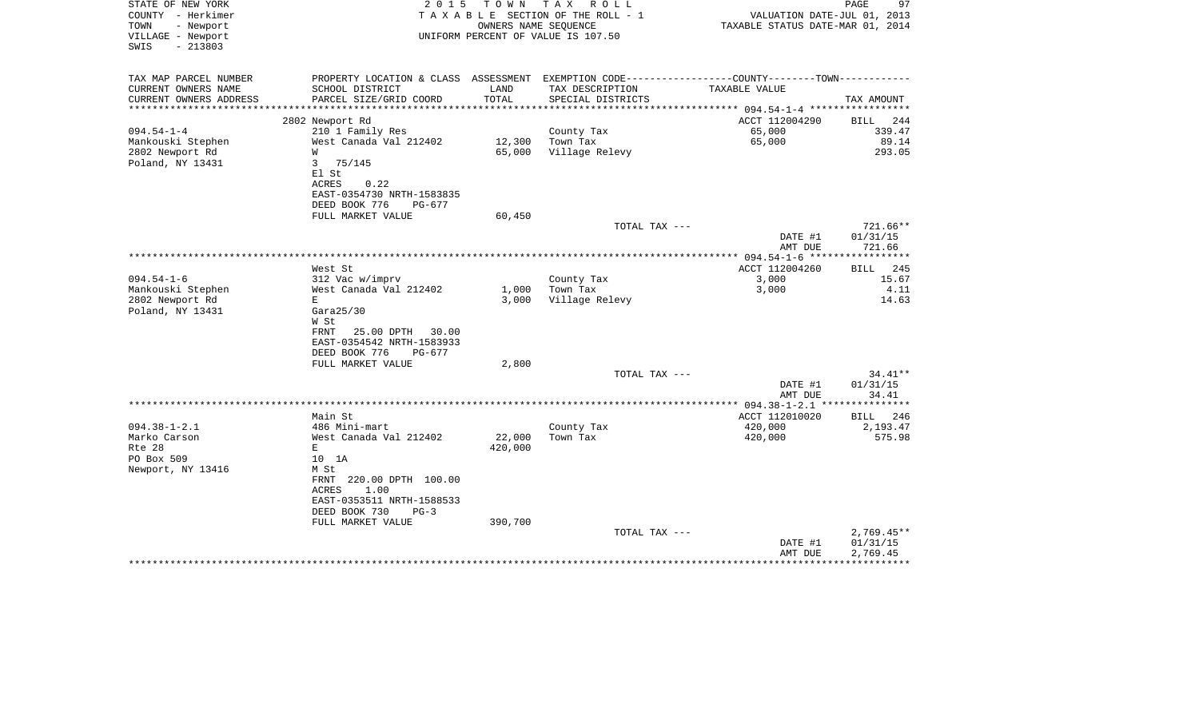STATE OF NEW YORK
COUNTY - Herkimer
TOWN - Newport
VILLAGE - Newport
SWIS - 213803

2 0 1 5 T O W N T A X R O L L
T A X A B L E SECTION OF THE ROLL - 1
OWNERS NAME SEQUENCE
UNIFORM PERCENT OF VALUE IS 107.50

VALUATION DATE-JUL 01, 2013
TAXABLE STATUS DATE-MAR 01, 2014

| TAX MAP PARCEL NUMBER<br>CURRENT OWNERS NAME<br>CURRENT OWNERS ADDRESS | PROPERTY LOCATION & CLASS<br>SCHOOL DISTRICT<br>PARCEL SIZE/GRID COORD | ASSESSMENT<br>LAND<br>TOTAL | EXEMPTION CODE-----COUNTY-----TOWN-----<br>TAX DESCRIPTION<br>SPECIAL DISTRICTS | TAXABLE VALUE | TAX AMOUNT |
|---|---|---|---|---|---|
| | 2802 Newport Rd | | | ACCT 112004290 | BILL 244 |
| 094.54-1-4 | 210 1 Family Res | | County Tax | 65,000 | 339.47 |
| Mankouski Stephen | West Canada Val 212402 | 12,300 | Town Tax | 65,000 | 89.14 |
| 2802 Newport Rd | W | 65,000 | Village Relevy | | 293.05 |
| Poland, NY 13431 | 3 75/145 | | | | |
| | El St | | | | |
| | ACRES 0.22 | | | | |
| | EAST-0354730 NRTH-1583835 | | | | |
| | DEED BOOK 776 PG-677 | | | | |
| | FULL MARKET VALUE | 60,450 | | | |
| | | | TOTAL TAX --- | | 721.66** |
| | | | | DATE #1 | 01/31/15 |
| | | | | AMT DUE | 721.66 |
| | West St | | | ACCT 112004260 | BILL 245 |
| 094.54-1-6 | 312 Vac w/imprv | | County Tax | 3,000 | 15.67 |
| Mankouski Stephen | West Canada Val 212402 | 1,000 | Town Tax | 3,000 | 4.11 |
| 2802 Newport Rd | E | 3,000 | Village Relevy | | 14.63 |
| Poland, NY 13431 | Gara25/30 | | | | |
| | W St | | | | |
| | FRNT 25.00 DPTH 30.00 | | | | |
| | EAST-0354542 NRTH-1583933 | | | | |
| | DEED BOOK 776 PG-677 | | | | |
| | FULL MARKET VALUE | 2,800 | | | |
| | | | TOTAL TAX --- | | 34.41** |
| | | | | DATE #1 | 01/31/15 |
| | | | | AMT DUE | 34.41 |
| | Main St | | | ACCT 112010020 | BILL 246 |
| 094.38-1-2.1 | 486 Mini-mart | | County Tax | 420,000 | 2,193.47 |
| Marko Carson | West Canada Val 212402 | 22,000 | Town Tax | 420,000 | 575.98 |
| Rte 28 | E | 420,000 | | | |
| PO Box 509 | 10 1A | | | | |
| Newport, NY 13416 | M St | | | | |
| | FRNT 220.00 DPTH 100.00 | | | | |
| | ACRES 1.00 | | | | |
| | EAST-0353511 NRTH-1588533 | | | | |
| | DEED BOOK 730 PG-3 | | | | |
| | FULL MARKET VALUE | 390,700 | | | |
| | | | TOTAL TAX --- | | 2,769.45** |
| | | | | DATE #1 | 01/31/15 |
| | | | | AMT DUE | 2,769.45 |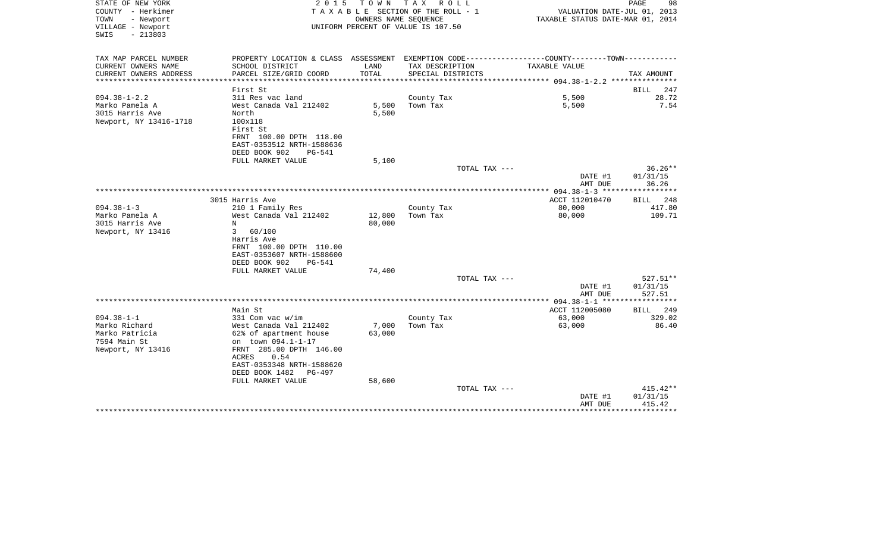STATE OF NEW YORK
COUNTY - Herkimer
TOWN - Newport
VILLAGE - Newport
SWIS - 213803

2 0 1 5 T O W N T A X R O L L
T A X A B L E SECTION OF THE ROLL - 1
OWNERS NAME SEQUENCE
UNIFORM PERCENT OF VALUE IS 107.50

VALUATION DATE-JUL 01, 2013
TAXABLE STATUS DATE-MAR 01, 2014

| TAX MAP PARCEL NUMBER<br>CURRENT OWNERS NAME<br>CURRENT OWNERS ADDRESS | PROPERTY LOCATION & CLASS<br>SCHOOL DISTRICT<br>PARCEL SIZE/GRID COORD | ASSESSMENT<br>LAND<br>TOTAL | EXEMPTION CODE-----COUNTY-----TOWN<br>TAX DESCRIPTION<br>SPECIAL DISTRICTS | TAXABLE VALUE | TAX AMOUNT |
|---|---|---|---|---|---|
| **094.38-1-2.2** | First St | | | | BILL 247 |
| 094.38-1-2.2 | 311 Res vac land | | County Tax | 5,500 | 28.72 |
| Marko Pamela A | West Canada Val 212402 | 5,500 | Town Tax | 5,500 | 7.54 |
| 3015 Harris Ave | North | 5,500 | | | |
| Newport, NY 13416-1718 | 100x118 | | | | |
| | First St | | | | |
| | FRNT 100.00 DPTH 118.00 | | | | |
| | EAST-0353512 NRTH-1588636 | | | | |
| | DEED BOOK 902 PG-541 | | | | |
| | FULL MARKET VALUE | 5,100 | | | |
| | | | TOTAL TAX --- | | 36.26** |
| | | | | DATE #1 | 01/31/15 |
| | | | | AMT DUE | 36.26 |
| **094.38-1-3** | 3015 Harris Ave | | | ACCT 112010470 | BILL 248 |
| 094.38-1-3 | 210 1 Family Res | | County Tax | 80,000 | 417.80 |
| Marko Pamela A | West Canada Val 212402 | 12,800 | Town Tax | 80,000 | 109.71 |
| 3015 Harris Ave | N | 80,000 | | | |
| Newport, NY 13416 | 3 60/100 | | | | |
| | Harris Ave | | | | |
| | FRNT 100.00 DPTH 110.00 | | | | |
| | EAST-0353607 NRTH-1588600 | | | | |
| | DEED BOOK 902 PG-541 | | | | |
| | FULL MARKET VALUE | 74,400 | | | |
| | | | TOTAL TAX --- | | 527.51** |
| | | | | DATE #1 | 01/31/15 |
| | | | | AMT DUE | 527.51 |
| **094.38-1-1** | Main St | | | ACCT 112005080 | BILL 249 |
| 094.38-1-1 | 331 Com vac w/im | | County Tax | 63,000 | 329.02 |
| Marko Richard | West Canada Val 212402 | 7,000 | Town Tax | 63,000 | 86.40 |
| Marko Patricia | 62% of apartment house | 63,000 | | | |
| 7594 Main St | on town 094.1-1-17 | | | | |
| Newport, NY 13416 | FRNT 285.00 DPTH 146.00 | | | | |
| | ACRES 0.54 | | | | |
| | EAST-0353348 NRTH-1588620 | | | | |
| | DEED BOOK 1482 PG-497 | | | | |
| | FULL MARKET VALUE | 58,600 | | | |
| | | | TOTAL TAX --- | | 415.42** |
| | | | | DATE #1 | 01/31/15 |
| | | | | AMT DUE | 415.42 |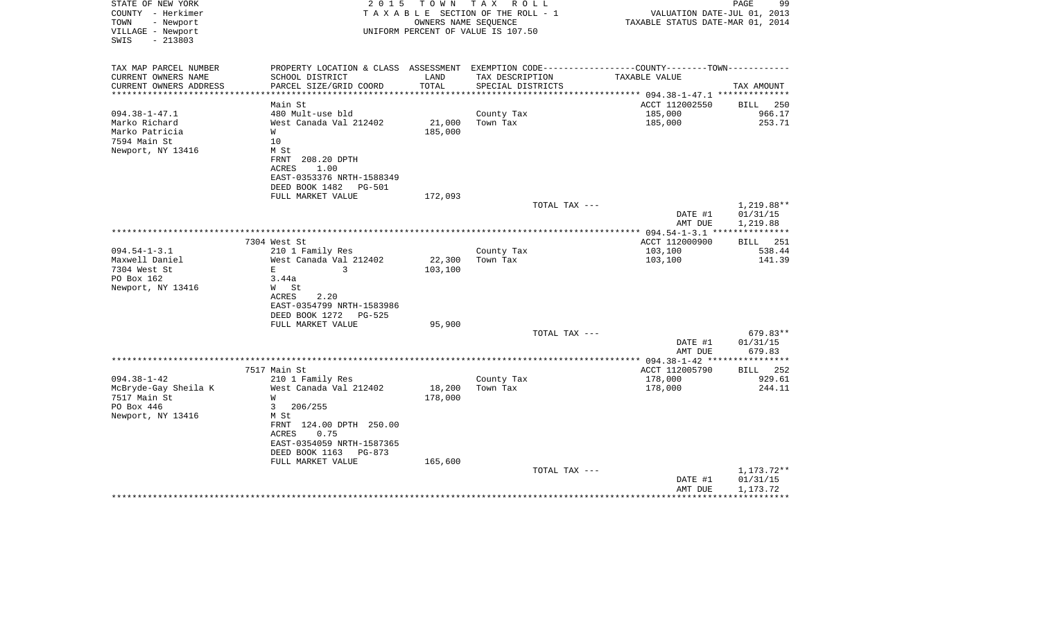STATE OF NEW YORK  
COUNTY - Herkimer  
TOWN - Newport  
VILLAGE - Newport  
SWIS - 213803

2015 TOWN TAX ROLL  
TAXABLE SECTION OF THE ROLL - 1  
OWNERS NAME SEQUENCE  
UNIFORM PERCENT OF VALUE IS 107.50

VALUATION DATE-JUL 01, 2013  
TAXABLE STATUS DATE-MAR 01, 2014

| TAX MAP PARCEL NUMBER / CURRENT OWNERS NAME / CURRENT OWNERS ADDRESS | PROPERTY LOCATION & CLASS / SCHOOL DISTRICT / PARCEL SIZE/GRID COORD | ASSESSMENT LAND | TOTAL | EXEMPTION CODE / TAX DESCRIPTION / SPECIAL DISTRICTS | TAXABLE VALUE | TAX AMOUNT |
|---|---|---|---|---|---|---|
| 094.38-1-47.1 | Main St | | | | ACCT 112002550 | BILL 250 |
| Marko Richard | 480 Mult-use bld | | | County Tax | 185,000 | 966.17 |
| Marko Patricia | West Canada Val 212402 | 21,000 | | Town Tax | 185,000 | 253.71 |
| 7594 Main St | W | | 185,000 | | | |
| Newport, NY 13416 | 10 | | | | | |
| | M St | | | | | |
| | FRNT 208.20 DPTH | | | | | |
| | ACRES 1.00 | | | | | |
| | EAST-0353376 NRTH-1588349 | | | | | |
| | DEED BOOK 1482 PG-501 | | | | | |
| | FULL MARKET VALUE | 172,093 | | | | |
| | | | | TOTAL TAX --- | | 1,219.88** |
| | | | | | DATE #1 | 01/31/15 |
| | | | | | AMT DUE | 1,219.88 |
| 094.54-1-3.1 | 7304 West St | | | | ACCT 112000900 | BILL 251 |
| Maxwell Daniel | 210 1 Family Res | | | County Tax | 103,100 | 538.44 |
| 7304 West St | West Canada Val 212402 | 22,300 | | Town Tax | 103,100 | 141.39 |
| PO Box 162 | E 3 | | 103,100 | | | |
| Newport, NY 13416 | 3.44a | | | | | |
| | W St | | | | | |
| | ACRES 2.20 | | | | | |
| | EAST-0354799 NRTH-1583986 | | | | | |
| | DEED BOOK 1272 PG-525 | | | | | |
| | FULL MARKET VALUE | 95,900 | | | | |
| | | | | TOTAL TAX --- | | 679.83** |
| | | | | | DATE #1 | 01/31/15 |
| | | | | | AMT DUE | 679.83 |
| 094.38-1-42 | 7517 Main St | | | | ACCT 112005790 | BILL 252 |
| McBryde-Gay Sheila K | 210 1 Family Res | | | County Tax | 178,000 | 929.61 |
| 7517 Main St | West Canada Val 212402 | 18,200 | | Town Tax | 178,000 | 244.11 |
| PO Box 446 | W | | 178,000 | | | |
| Newport, NY 13416 | 3 206/255 | | | | | |
| | M St | | | | | |
| | FRNT 124.00 DPTH 250.00 | | | | | |
| | ACRES 0.75 | | | | | |
| | EAST-0354059 NRTH-1587365 | | | | | |
| | DEED BOOK 1163 PG-873 | | | | | |
| | FULL MARKET VALUE | 165,600 | | | | |
| | | | | TOTAL TAX --- | | 1,173.72** |
| | | | | | DATE #1 | 01/31/15 |
| | | | | | AMT DUE | 1,173.72 |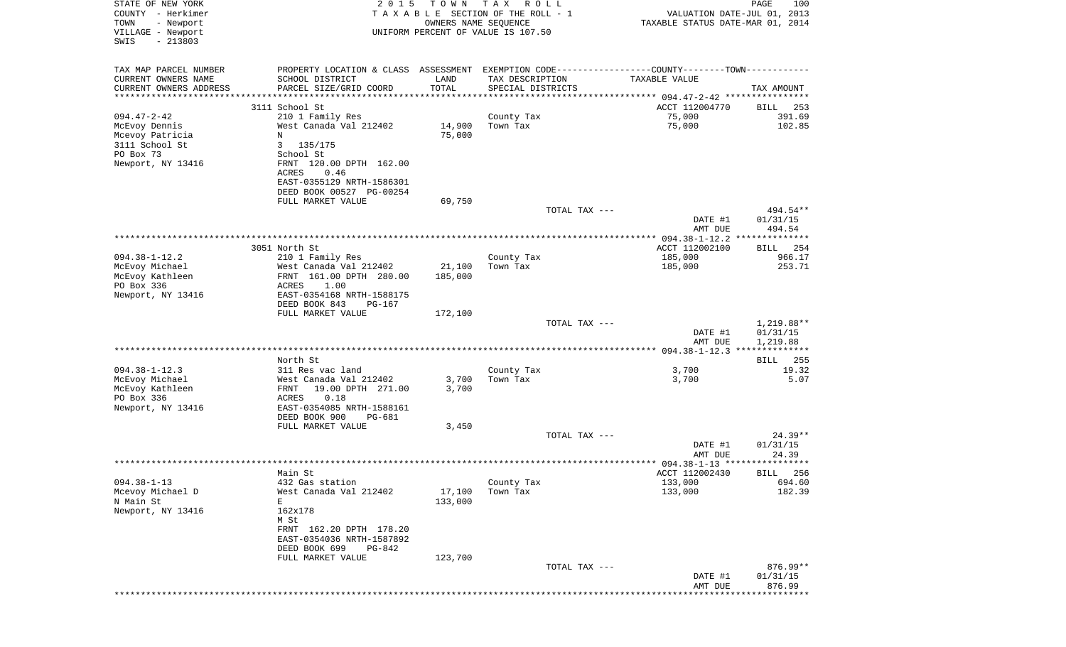STATE OF NEW YORK
COUNTY - Herkimer
TOWN - Newport
VILLAGE - Newport
SWIS - 213803

2015 TOWN TAX ROLL
TAXABLE SECTION OF THE ROLL - 1
OWNERS NAME SEQUENCE
UNIFORM PERCENT OF VALUE IS 107.50

VALUATION DATE-JUL 01, 2013
TAXABLE STATUS DATE-MAR 01, 2014

| TAX MAP PARCEL NUMBER<br>CURRENT OWNERS NAME<br>CURRENT OWNERS ADDRESS | PROPERTY LOCATION & CLASS<br>SCHOOL DISTRICT<br>PARCEL SIZE/GRID COORD | ASSESSMENT<br>LAND<br>TOTAL | EXEMPTION CODE<br>TAX DESCRIPTION<br>SPECIAL DISTRICTS | COUNTY--------TOWN<br>TAXABLE VALUE | TAX AMOUNT |
|---|---|---|---|---|---|
| | 3111 School St | | | ACCT 112004770 | BILL 253 |
| 094.47-2-42 | 210 1 Family Res | | County Tax | 75,000 | 391.69 |
| McEvoy Dennis | West Canada Val 212402 | 14,900 | Town Tax | 75,000 | 102.85 |
| Mcevoy Patricia | N | 75,000 | | | |
| 3111 School St | 3 135/175 | | | | |
| PO Box 73 | School St | | | | |
| Newport, NY 13416 | FRNT 120.00 DPTH 162.00 | | | | |
| | ACRES 0.46 | | | | |
| | EAST-0355129 NRTH-1586301 | | | | |
| | DEED BOOK 00527 PG-00254 | | | | |
| | FULL MARKET VALUE | 69,750 | | | |
| | | | TOTAL TAX --- | | 494.54** |
| | | | | DATE #1 | 01/31/15 |
| | | | | AMT DUE | 494.54 |
| | 3051 North St | | | ACCT 112002100 | BILL 254 |
| 094.38-1-12.2 | 210 1 Family Res | | County Tax | 185,000 | 966.17 |
| McEvoy Michael | West Canada Val 212402 | 21,100 | Town Tax | 185,000 | 253.71 |
| McEvoy Kathleen | FRNT 161.00 DPTH 280.00 | 185,000 | | | |
| PO Box 336 | ACRES 1.00 | | | | |
| Newport, NY 13416 | EAST-0354168 NRTH-1588175 | | | | |
| | DEED BOOK 843 PG-167 | | | | |
| | FULL MARKET VALUE | 172,100 | | | |
| | | | TOTAL TAX --- | | 1,219.88** |
| | | | | DATE #1 | 01/31/15 |
| | | | | AMT DUE | 1,219.88 |
| | North St | | | | BILL 255 |
| 094.38-1-12.3 | 311 Res vac land | | County Tax | 3,700 | 19.32 |
| McEvoy Michael | West Canada Val 212402 | 3,700 | Town Tax | 3,700 | 5.07 |
| McEvoy Kathleen | FRNT 19.00 DPTH 271.00 | 3,700 | | | |
| PO Box 336 | ACRES 0.18 | | | | |
| Newport, NY 13416 | EAST-0354085 NRTH-1588161 | | | | |
| | DEED BOOK 900 PG-681 | | | | |
| | FULL MARKET VALUE | 3,450 | | | |
| | | | TOTAL TAX --- | | 24.39** |
| | | | | DATE #1 | 01/31/15 |
| | | | | AMT DUE | 24.39 |
| | Main St | | | ACCT 112002430 | BILL 256 |
| 094.38-1-13 | 432 Gas station | | County Tax | 133,000 | 694.60 |
| Mcevoy Michael D | West Canada Val 212402 | 17,100 | Town Tax | 133,000 | 182.39 |
| N Main St | E | 133,000 | | | |
| Newport, NY 13416 | 162x178 | | | | |
| | M St | | | | |
| | FRNT 162.20 DPTH 178.20 | | | | |
| | EAST-0354036 NRTH-1587892 | | | | |
| | DEED BOOK 699 PG-842 | | | | |
| | FULL MARKET VALUE | 123,700 | | | |
| | | | TOTAL TAX --- | | 876.99** |
| | | | | DATE #1 | 01/31/15 |
| | | | | AMT DUE | 876.99 |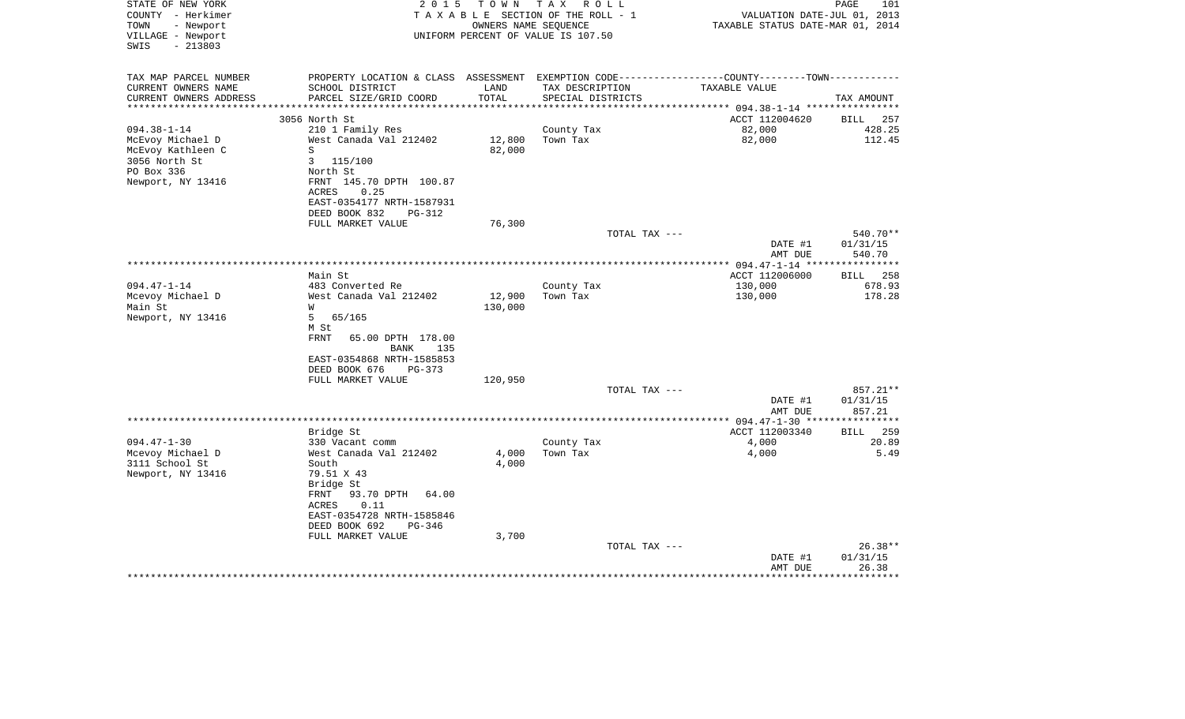STATE OF NEW YORK
COUNTY - Herkimer
TOWN - Newport
VILLAGE - Newport
SWIS - 213803

2015 TOWN TAX ROLL
TAXABLE SECTION OF THE ROLL - 1
OWNERS NAME SEQUENCE
UNIFORM PERCENT OF VALUE IS 107.50

VALUATION DATE-JUL 01, 2013
TAXABLE STATUS DATE-MAR 01, 2014

| TAX MAP PARCEL NUMBER<br>CURRENT OWNERS NAME<br>CURRENT OWNERS ADDRESS | PROPERTY LOCATION & CLASS<br>SCHOOL DISTRICT<br>PARCEL SIZE/GRID COORD | ASSESSMENT<br>LAND<br>TOTAL | EXEMPTION CODE-----COUNTY-----TOWN-----<br>TAX DESCRIPTION<br>SPECIAL DISTRICTS | TAXABLE VALUE | TAX AMOUNT |
|---|---|---|---|---|---|
| | 3056 North St | | | ACCT 112004620 | BILL 257 |
| 094.38-1-14 | 210 1 Family Res | | County Tax | 82,000 | 428.25 |
| McEvoy Michael D | West Canada Val 212402 | 12,800 | Town Tax | 82,000 | 112.45 |
| McEvoy Kathleen C | S | 82,000 | | | |
| 3056 North St | 3 115/100 | | | | |
| PO Box 336 | North St | | | | |
| Newport, NY 13416 | FRNT 145.70 DPTH 100.87 | | | | |
| | ACRES 0.25 | | | | |
| | EAST-0354177 NRTH-1587931 | | | | |
| | DEED BOOK 832 PG-312 | | | | |
| | FULL MARKET VALUE | 76,300 | | | |
| | | | TOTAL TAX --- | | 540.70** |
| | | | | DATE #1 | 01/31/15 |
| | | | | AMT DUE | 540.70 |
| | Main St | | | ACCT 112006000 | BILL 258 |
| 094.47-1-14 | 483 Converted Re | | County Tax | 130,000 | 678.93 |
| Mcevoy Michael D | West Canada Val 212402 | 12,900 | Town Tax | 130,000 | 178.28 |
| Main St | W | 130,000 | | | |
| Newport, NY 13416 | 5 65/165 | | | | |
| | M St | | | | |
| | FRNT 65.00 DPTH 178.00 | | | | |
| | BANK 135 | | | | |
| | EAST-0354868 NRTH-1585853 | | | | |
| | DEED BOOK 676 PG-373 | | | | |
| | FULL MARKET VALUE | 120,950 | | | |
| | | | TOTAL TAX --- | | 857.21** |
| | | | | DATE #1 | 01/31/15 |
| | | | | AMT DUE | 857.21 |
| | Bridge St | | | ACCT 112003340 | BILL 259 |
| 094.47-1-30 | 330 Vacant comm | | County Tax | 4,000 | 20.89 |
| Mcevoy Michael D | West Canada Val 212402 | 4,000 | Town Tax | 4,000 | 5.49 |
| 3111 School St | South | 4,000 | | | |
| Newport, NY 13416 | 79.51 X 43 | | | | |
| | Bridge St | | | | |
| | FRNT 93.70 DPTH 64.00 | | | | |
| | ACRES 0.11 | | | | |
| | EAST-0354728 NRTH-1585846 | | | | |
| | DEED BOOK 692 PG-346 | | | | |
| | FULL MARKET VALUE | 3,700 | | | |
| | | | TOTAL TAX --- | | 26.38** |
| | | | | DATE #1 | 01/31/15 |
| | | | | AMT DUE | 26.38 |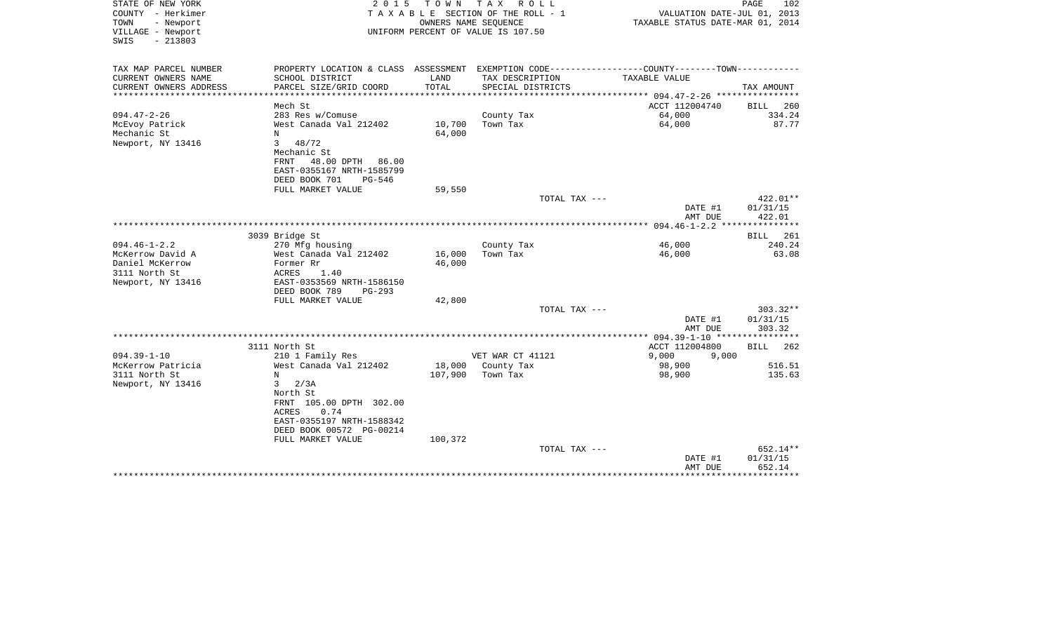STATE OF NEW YORK
COUNTY - Herkimer
TOWN - Newport
VILLAGE - Newport
SWIS - 213803

2 0 1 5 T O W N T A X R O L L
T A X A B L E SECTION OF THE ROLL - 1
OWNERS NAME SEQUENCE
UNIFORM PERCENT OF VALUE IS 107.50

VALUATION DATE-JUL 01, 2013
TAXABLE STATUS DATE-MAR 01, 2014

| TAX MAP PARCEL NUMBER / CURRENT OWNERS NAME / CURRENT OWNERS ADDRESS | PROPERTY LOCATION & CLASS / SCHOOL DISTRICT / PARCEL SIZE/GRID COORD | ASSESSMENT LAND / TOTAL | EXEMPTION CODE / TAX DESCRIPTION / SPECIAL DISTRICTS | COUNTY--------TOWN / TAXABLE VALUE | TAX AMOUNT |
|---|---|---|---|---|---|
| 094.47-2-26 | Mech St | | | ACCT 112004740 | BILL 260 |
| McEvoy Patrick | 283 Res w/Comuse | | County Tax | 64,000 | 334.24 |
| Mechanic St | West Canada Val 212402 | 10,700 | Town Tax | 64,000 | 87.77 |
| Newport, NY 13416 | N | 64,000 | | | |
| | 3 48/72 | | | | |
| | Mechanic St | | | | |
| | FRNT 48.00 DPTH 86.00 | | | | |
| | EAST-0355167 NRTH-1585799 | | | | |
| | DEED BOOK 701 PG-546 | | | | |
| | FULL MARKET VALUE | 59,550 | | | |
| | | | TOTAL TAX --- | | 422.01** |
| | | | | DATE #1 | 01/31/15 |
| | | | | AMT DUE | 422.01 |
| 094.46-1-2.2 | 3039 Bridge St | | | | BILL 261 |
| McKerrow David A | 270 Mfg housing | | County Tax | 46,000 | 240.24 |
| Daniel McKerrow | West Canada Val 212402 | 16,000 | Town Tax | 46,000 | 63.08 |
| 3111 North St | Former Rr | 46,000 | | | |
| Newport, NY 13416 | ACRES 1.40 | | | | |
| | EAST-0353569 NRTH-1586150 | | | | |
| | DEED BOOK 789 PG-293 | | | | |
| | FULL MARKET VALUE | 42,800 | | | |
| | | | TOTAL TAX --- | | 303.32** |
| | | | | DATE #1 | 01/31/15 |
| | | | | AMT DUE | 303.32 |
| 094.39-1-10 | 3111 North St | | | ACCT 112004800 | BILL 262 |
| McKerrow Patricia | 210 1 Family Res | | VET WAR CT 41121 | 9,000 9,000 | |
| 3111 North St | West Canada Val 212402 | 18,000 | County Tax | 98,900 | 516.51 |
| Newport, NY 13416 | N | 107,900 | Town Tax | 98,900 | 135.63 |
| | 3 2/3A | | | | |
| | North St | | | | |
| | FRNT 105.00 DPTH 302.00 | | | | |
| | ACRES 0.74 | | | | |
| | EAST-0355197 NRTH-1588342 | | | | |
| | DEED BOOK 00572 PG-00214 | | | | |
| | FULL MARKET VALUE | 100,372 | | | |
| | | | TOTAL TAX --- | | 652.14** |
| | | | | DATE #1 | 01/31/15 |
| | | | | AMT DUE | 652.14 |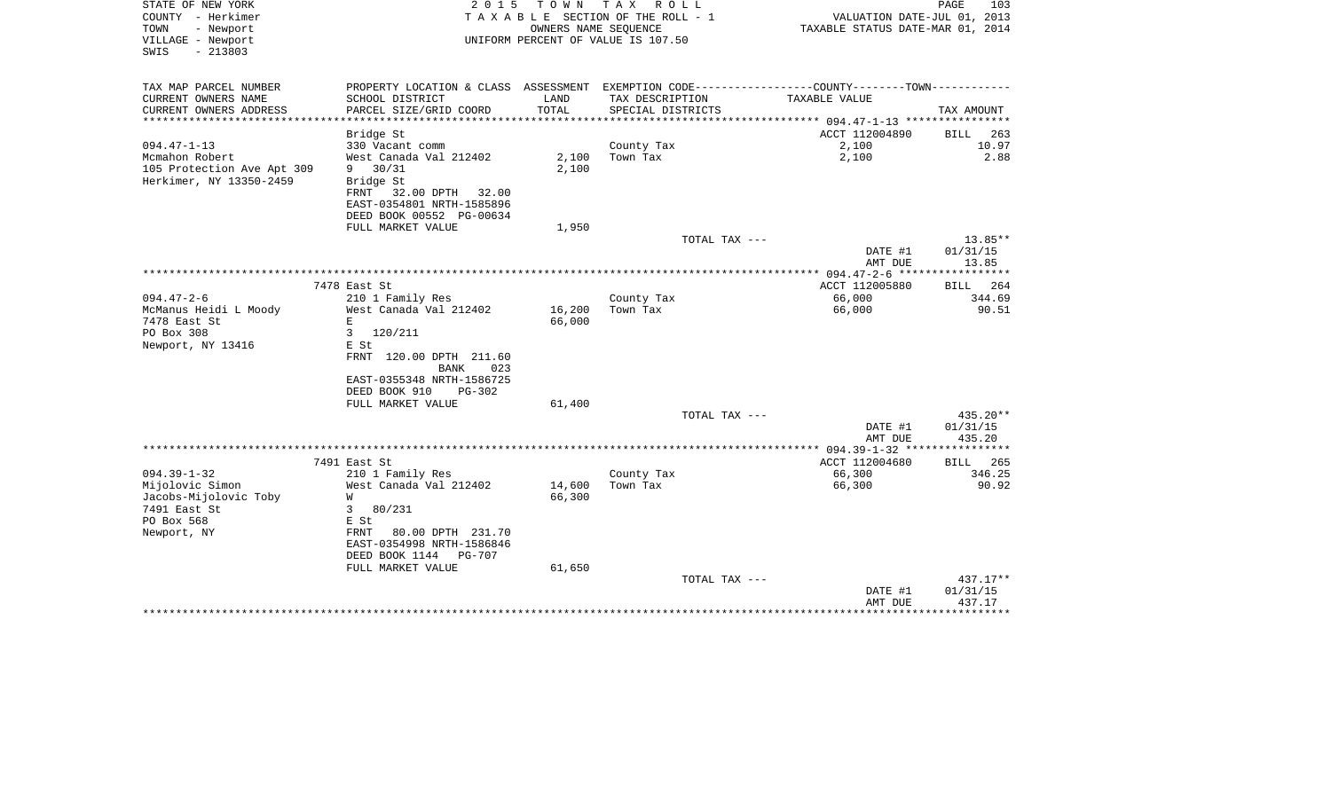STATE OF NEW YORK
COUNTY - Herkimer
TOWN - Newport
VILLAGE - Newport
SWIS - 213803

2 0 1 5 T O W N T A X R O L L
T A X A B L E SECTION OF THE ROLL - 1
OWNERS NAME SEQUENCE
UNIFORM PERCENT OF VALUE IS 107.50

VALUATION DATE-JUL 01, 2013
TAXABLE STATUS DATE-MAR 01, 2014

| TAX MAP PARCEL NUMBER / CURRENT OWNERS NAME / CURRENT OWNERS ADDRESS | PROPERTY LOCATION & CLASS / SCHOOL DISTRICT / PARCEL SIZE/GRID COORD | ASSESSMENT LAND | TOTAL | EXEMPTION CODE / TAX DESCRIPTION / SPECIAL DISTRICTS | COUNTY--------TOWN TAXABLE VALUE | TAX AMOUNT |
|---|---|---|---|---|---|---|
| ******* 094.47-1-13 ******* | | | | | | |
| | Bridge St | | | | ACCT 112004890 | BILL 263 |
| 094.47-1-13 | 330 Vacant comm | | | County Tax | 2,100 | 10.97 |
| Mcmahon Robert | West Canada Val 212402 | 2,100 | | Town Tax | 2,100 | 2.88 |
| 105 Protection Ave Apt 309 | 9 30/31 | | 2,100 | | | |
| Herkimer, NY 13350-2459 | Bridge St | | | | | |
| | FRNT 32.00 DPTH 32.00 | | | | | |
| | EAST-0354801 NRTH-1585896 | | | | | |
| | DEED BOOK 00552 PG-00634 | | | | | |
| | FULL MARKET VALUE | 1,950 | | | | |
| | | | | TOTAL TAX --- | | 13.85** |
| | | | | | DATE #1 | 01/31/15 |
| | | | | | AMT DUE | 13.85 |
| ******* 094.47-2-6 ******* | | | | | | |
| | 7478 East St | | | | ACCT 112005880 | BILL 264 |
| 094.47-2-6 | 210 1 Family Res | | | County Tax | 66,000 | 344.69 |
| McManus Heidi L Moody | West Canada Val 212402 | 16,200 | | Town Tax | 66,000 | 90.51 |
| 7478 East St | E | | 66,000 | | | |
| PO Box 308 | 3 120/211 | | | | | |
| Newport, NY 13416 | E St | | | | | |
| | FRNT 120.00 DPTH 211.60 | | | | | |
| | BANK 023 | | | | | |
| | EAST-0355348 NRTH-1586725 | | | | | |
| | DEED BOOK 910 PG-302 | | | | | |
| | FULL MARKET VALUE | 61,400 | | | | |
| | | | | TOTAL TAX --- | | 435.20** |
| | | | | | DATE #1 | 01/31/15 |
| | | | | | AMT DUE | 435.20 |
| ******* 094.39-1-32 ******* | | | | | | |
| | 7491 East St | | | | ACCT 112004680 | BILL 265 |
| 094.39-1-32 | 210 1 Family Res | | | County Tax | 66,300 | 346.25 |
| Mijolovic Simon | West Canada Val 212402 | 14,600 | | Town Tax | 66,300 | 90.92 |
| Jacobs-Mijolovic Toby | W | | 66,300 | | | |
| 7491 East St | 3 80/231 | | | | | |
| PO Box 568 | E St | | | | | |
| Newport, NY | FRNT 80.00 DPTH 231.70 | | | | | |
| | EAST-0354998 NRTH-1586846 | | | | | |
| | DEED BOOK 1144 PG-707 | | | | | |
| | FULL MARKET VALUE | 61,650 | | | | |
| | | | | TOTAL TAX --- | | 437.17** |
| | | | | | DATE #1 | 01/31/15 |
| | | | | | AMT DUE | 437.17 |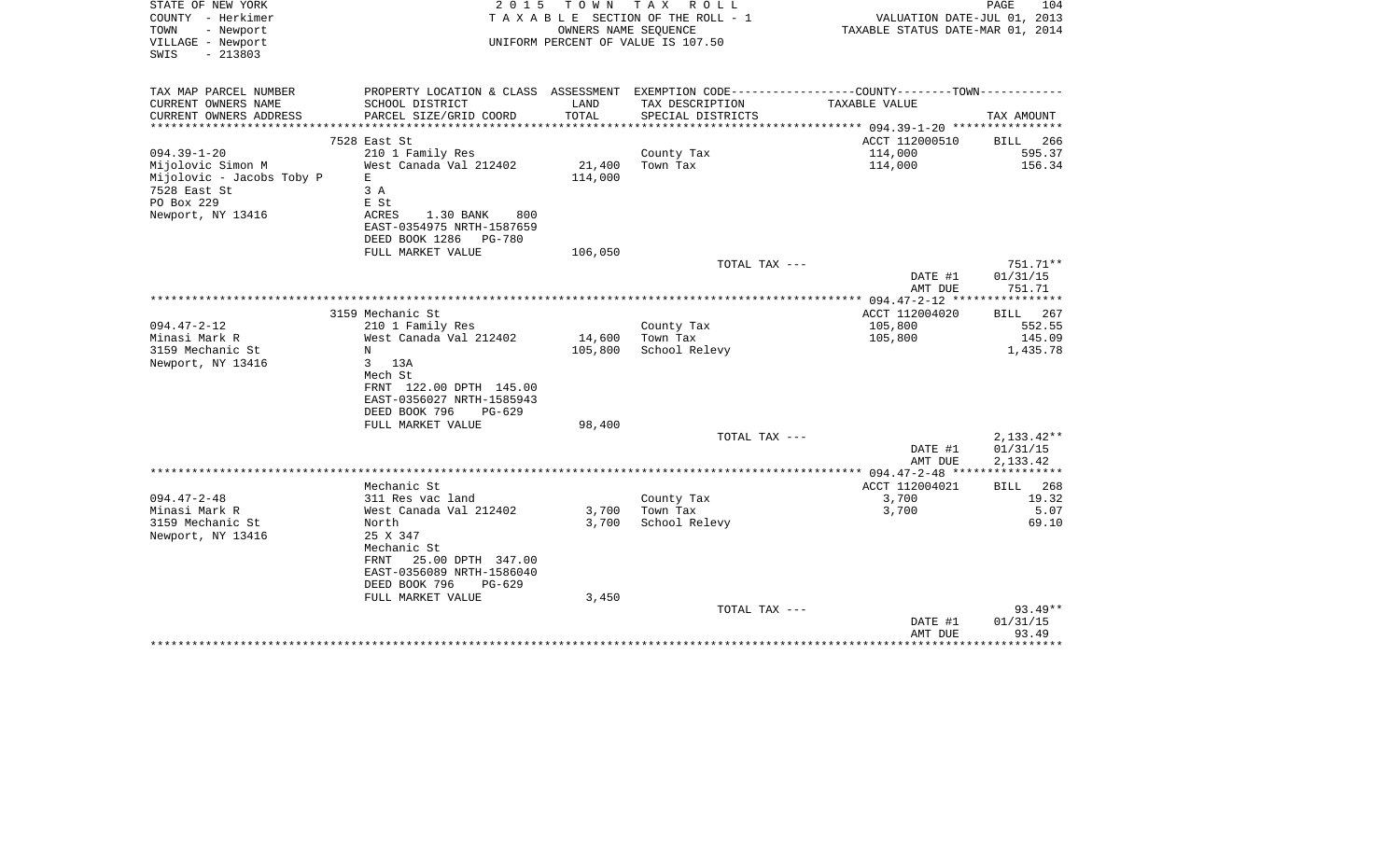STATE OF NEW YORK
COUNTY - Herkimer
TOWN - Newport
VILLAGE - Newport
SWIS - 213803

2015 TOWN TAX ROLL
TAXABLE SECTION OF THE ROLL - 1
OWNERS NAME SEQUENCE
UNIFORM PERCENT OF VALUE IS 107.50

VALUATION DATE-JUL 01, 2013
TAXABLE STATUS DATE-MAR 01, 2014

| TAX MAP PARCEL NUMBER / CURRENT OWNERS NAME / CURRENT OWNERS ADDRESS | PROPERTY LOCATION & CLASS / SCHOOL DISTRICT / PARCEL SIZE/GRID COORD | ASSESSMENT LAND / TOTAL | EXEMPTION CODE / TAX DESCRIPTION / SPECIAL DISTRICTS | COUNTY--------TOWN / TAXABLE VALUE | TAX AMOUNT |
|---|---|---|---|---|---|
| 094.39-1-20 | 7528 East St | | | ACCT 112000510 | BILL 266 |
| Mijolovic Simon M | 210 1 Family Res | | County Tax | 114,000 | 595.37 |
| Mijolovic - Jacobs Toby P | West Canada Val 212402 | 21,400 | Town Tax | 114,000 | 156.34 |
| 7528 East St | E | 114,000 | | | |
| PO Box 229 | 3 A | | | | |
| Newport, NY 13416 | E St | | | | |
| | ACRES 1.30 BANK 800 | | | | |
| | EAST-0354975 NRTH-1587659 | | | | |
| | DEED BOOK 1286 PG-780 | | | | |
| | FULL MARKET VALUE | 106,050 | | | |
| | | | TOTAL TAX --- | | 751.71** |
| | | | | DATE #1 | 01/31/15 |
| | | | | AMT DUE | 751.71 |
| 094.47-2-12 | 3159 Mechanic St | | | ACCT 112004020 | BILL 267 |
| Minasi Mark R | 210 1 Family Res | | County Tax | 105,800 | 552.55 |
| 3159 Mechanic St | West Canada Val 212402 | 14,600 | Town Tax | 105,800 | 145.09 |
| Newport, NY 13416 | N | 105,800 | School Relevy | | 1,435.78 |
| | 3 13A | | | | |
| | Mech St | | | | |
| | FRNT 122.00 DPTH 145.00 | | | | |
| | EAST-0356027 NRTH-1585943 | | | | |
| | DEED BOOK 796 PG-629 | | | | |
| | FULL MARKET VALUE | 98,400 | | | |
| | | | TOTAL TAX --- | | 2,133.42** |
| | | | | DATE #1 | 01/31/15 |
| | | | | AMT DUE | 2,133.42 |
| 094.47-2-48 | Mechanic St | | | ACCT 112004021 | BILL 268 |
| Minasi Mark R | 311 Res vac land | | County Tax | 3,700 | 19.32 |
| 3159 Mechanic St | West Canada Val 212402 | 3,700 | Town Tax | 3,700 | 5.07 |
| Newport, NY 13416 | North | 3,700 | School Relevy | | 69.10 |
| | 25 X 347 | | | | |
| | Mechanic St | | | | |
| | FRNT 25.00 DPTH 347.00 | | | | |
| | EAST-0356089 NRTH-1586040 | | | | |
| | DEED BOOK 796 PG-629 | | | | |
| | FULL MARKET VALUE | 3,450 | | | |
| | | | TOTAL TAX --- | | 93.49** |
| | | | | DATE #1 | 01/31/15 |
| | | | | AMT DUE | 93.49 |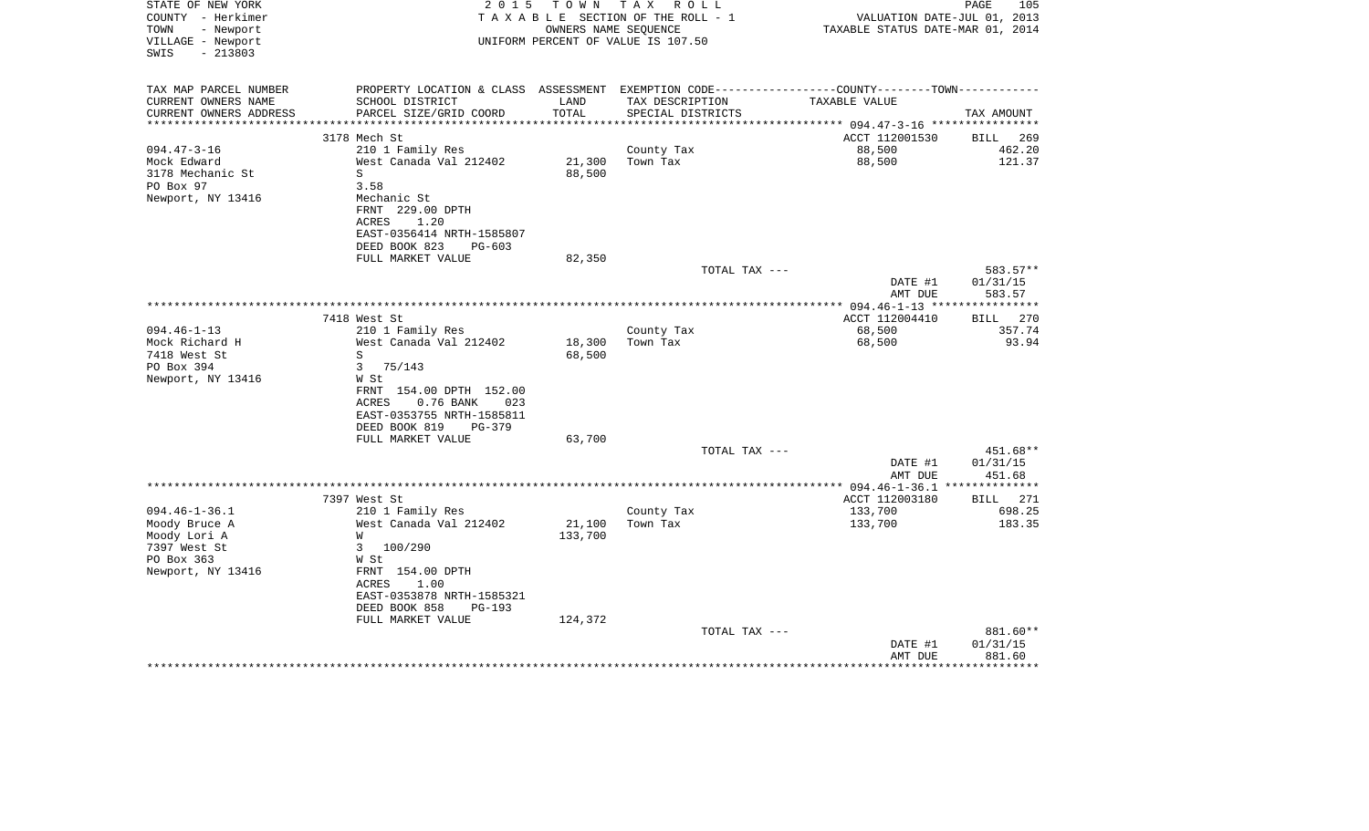STATE OF NEW YORK
COUNTY - Herkimer
TOWN - Newport
VILLAGE - Newport
SWIS - 213803

2 0 1 5 T O W N T A X R O L L
T A X A B L E SECTION OF THE ROLL - 1
OWNERS NAME SEQUENCE
UNIFORM PERCENT OF VALUE IS 107.50

VALUATION DATE-JUL 01, 2013
TAXABLE STATUS DATE-MAR 01, 2014

| TAX MAP PARCEL NUMBER / CURRENT OWNERS NAME / CURRENT OWNERS ADDRESS | PROPERTY LOCATION & CLASS / SCHOOL DISTRICT / PARCEL SIZE/GRID COORD | ASSESSMENT LAND / TOTAL | EXEMPTION CODE / TAX DESCRIPTION / SPECIAL DISTRICTS | COUNTY--------TOWN / TAXABLE VALUE | TAX AMOUNT |
|---|---|---|---|---|---|
| | 3178 Mech St | | | ACCT 112001530 | BILL 269 |
| 094.47-3-16 | 210 1 Family Res | | County Tax | 88,500 | 462.20 |
| Mock Edward | West Canada Val 212402 | 21,300 | Town Tax | 88,500 | 121.37 |
| 3178 Mechanic St | S | 88,500 | | | |
| PO Box 97 | 3.58 | | | | |
| Newport, NY 13416 | Mechanic St | | | | |
| | FRNT 229.00 DPTH | | | | |
| | ACRES 1.20 | | | | |
| | EAST-0356414 NRTH-1585807 | | | | |
| | DEED BOOK 823 PG-603 | | | | |
| | FULL MARKET VALUE | 82,350 | | | |
| | | | TOTAL TAX --- | | 583.57** |
| | | | | DATE #1 | 01/31/15 |
| | | | | AMT DUE | 583.57 |
| | 7418 West St | | | ACCT 112004410 | BILL 270 |
| 094.46-1-13 | 210 1 Family Res | | County Tax | 68,500 | 357.74 |
| Mock Richard H | West Canada Val 212402 | 18,300 | Town Tax | 68,500 | 93.94 |
| 7418 West St | S | 68,500 | | | |
| PO Box 394 | 3 75/143 | | | | |
| Newport, NY 13416 | W St | | | | |
| | FRNT 154.00 DPTH 152.00 | | | | |
| | ACRES 0.76 BANK 023 | | | | |
| | EAST-0353755 NRTH-1585811 | | | | |
| | DEED BOOK 819 PG-379 | | | | |
| | FULL MARKET VALUE | 63,700 | | | |
| | | | TOTAL TAX --- | | 451.68** |
| | | | | DATE #1 | 01/31/15 |
| | | | | AMT DUE | 451.68 |
| | 7397 West St | | | ACCT 112003180 | BILL 271 |
| 094.46-1-36.1 | 210 1 Family Res | | County Tax | 133,700 | 698.25 |
| Moody Bruce A | West Canada Val 212402 | 21,100 | Town Tax | 133,700 | 183.35 |
| Moody Lori A | W | 133,700 | | | |
| 7397 West St | 3 100/290 | | | | |
| PO Box 363 | W St | | | | |
| Newport, NY 13416 | FRNT 154.00 DPTH | | | | |
| | ACRES 1.00 | | | | |
| | EAST-0353878 NRTH-1585321 | | | | |
| | DEED BOOK 858 PG-193 | | | | |
| | FULL MARKET VALUE | 124,372 | | | |
| | | | TOTAL TAX --- | | 881.60** |
| | | | | DATE #1 | 01/31/15 |
| | | | | AMT DUE | 881.60 |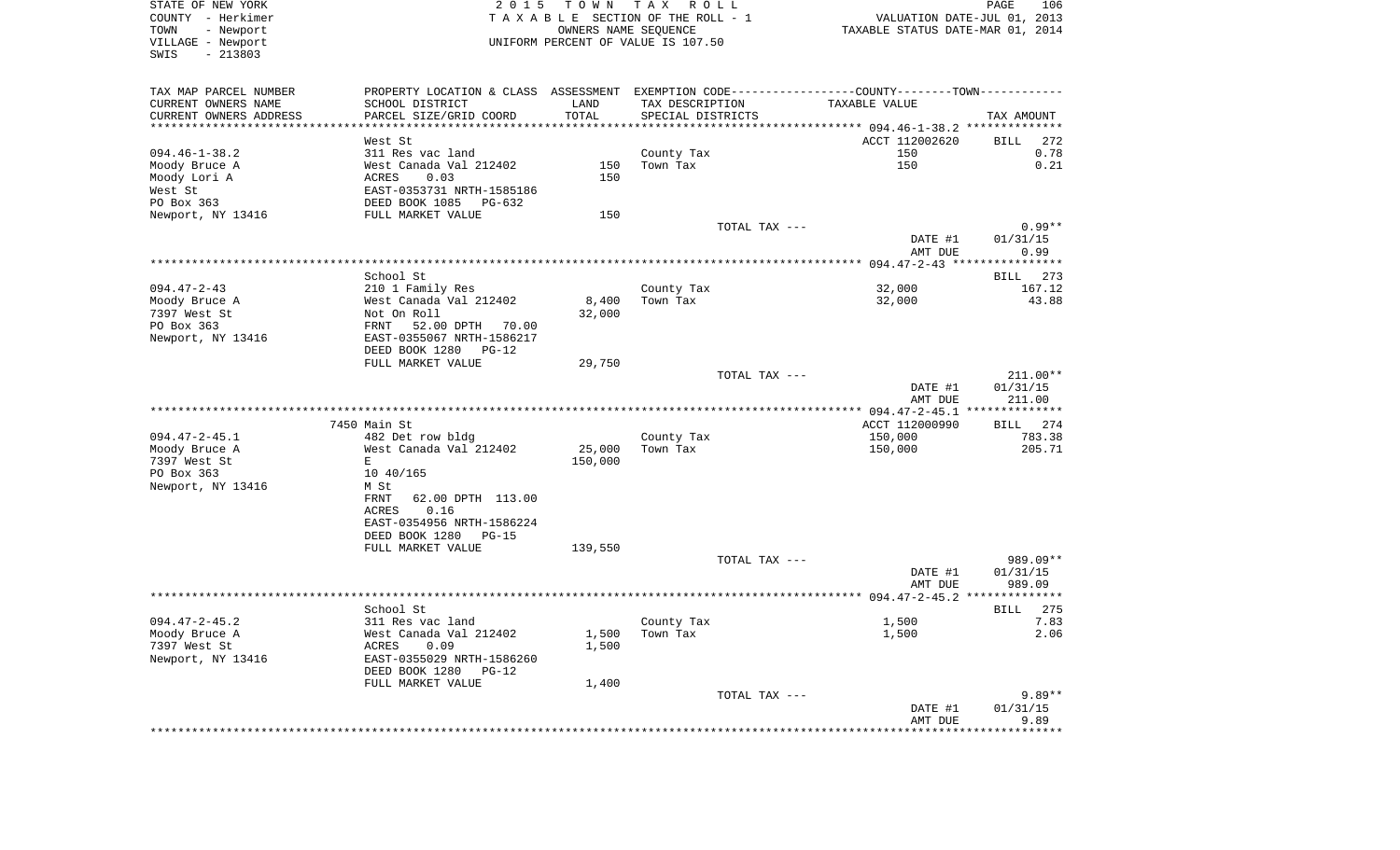STATE OF NEW YORK
COUNTY - Herkimer
TOWN - Newport
VILLAGE - Newport
SWIS - 213803

2015 TOWN TAX ROLL
TAXABLE SECTION OF THE ROLL - 1
OWNERS NAME SEQUENCE
UNIFORM PERCENT OF VALUE IS 107.50

VALUATION DATE-JUL 01, 2013
TAXABLE STATUS DATE-MAR 01, 2014

| TAX MAP PARCEL NUMBER / CURRENT OWNERS NAME / CURRENT OWNERS ADDRESS | PROPERTY LOCATION & CLASS / SCHOOL DISTRICT / PARCEL SIZE/GRID COORD | ASSESSMENT LAND | TOTAL | EXEMPTION CODE / TAX DESCRIPTION / SPECIAL DISTRICTS | TAXABLE VALUE | TAX AMOUNT |
|---|---|---|---|---|---|---|
| **094.46-1-38.2** | West St | | | | ACCT 112002620 | BILL 272 |
| 094.46-1-38.2 | 311 Res vac land | | | County Tax | 150 | 0.78 |
| Moody Bruce A | West Canada Val 212402 | 150 | | Town Tax | 150 | 0.21 |
| Moody Lori A | ACRES 0.03 | | 150 | | | |
| West St | EAST-0353731 NRTH-1585186 | | | | | |
| PO Box 363 | DEED BOOK 1085 PG-632 | | | | | |
| Newport, NY 13416 | FULL MARKET VALUE | | 150 | | | |
| | | | | TOTAL TAX --- | | 0.99** |
| | | | | | DATE #1 | 01/31/15 |
| | | | | | AMT DUE | 0.99 |
| **094.47-2-43** | School St | | | | | BILL 273 |
| 094.47-2-43 | 210 1 Family Res | | | County Tax | 32,000 | 167.12 |
| Moody Bruce A | West Canada Val 212402 | 8,400 | | Town Tax | 32,000 | 43.88 |
| 7397 West St | Not On Roll | | 32,000 | | | |
| PO Box 363 | FRNT 52.00 DPTH 70.00 | | | | | |
| Newport, NY 13416 | EAST-0355067 NRTH-1586217 | | | | | |
| | DEED BOOK 1280 PG-12 | | | | | |
| | FULL MARKET VALUE | | 29,750 | | | |
| | | | | TOTAL TAX --- | | 211.00** |
| | | | | | DATE #1 | 01/31/15 |
| | | | | | AMT DUE | 211.00 |
| **094.47-2-45.1** | 7450 Main St | | | | ACCT 112000990 | BILL 274 |
| 094.47-2-45.1 | 482 Det row bldg | | | County Tax | 150,000 | 783.38 |
| Moody Bruce A | West Canada Val 212402 | 25,000 | | Town Tax | 150,000 | 205.71 |
| 7397 West St | E | | 150,000 | | | |
| PO Box 363 | 10 40/165 | | | | | |
| Newport, NY 13416 | M St | | | | | |
| | FRNT 62.00 DPTH 113.00 | | | | | |
| | ACRES 0.16 | | | | | |
| | EAST-0354956 NRTH-1586224 | | | | | |
| | DEED BOOK 1280 PG-15 | | | | | |
| | FULL MARKET VALUE | | 139,550 | | | |
| | | | | TOTAL TAX --- | | 989.09** |
| | | | | | DATE #1 | 01/31/15 |
| | | | | | AMT DUE | 989.09 |
| **094.47-2-45.2** | School St | | | | | BILL 275 |
| 094.47-2-45.2 | 311 Res vac land | | | County Tax | 1,500 | 7.83 |
| Moody Bruce A | West Canada Val 212402 | 1,500 | | Town Tax | 1,500 | 2.06 |
| 7397 West St | ACRES 0.09 | | 1,500 | | | |
| Newport, NY 13416 | EAST-0355029 NRTH-1586260 | | | | | |
| | DEED BOOK 1280 PG-12 | | | | | |
| | FULL MARKET VALUE | | 1,400 | | | |
| | | | | TOTAL TAX --- | | 9.89** |
| | | | | | DATE #1 | 01/31/15 |
| | | | | | AMT DUE | 9.89 |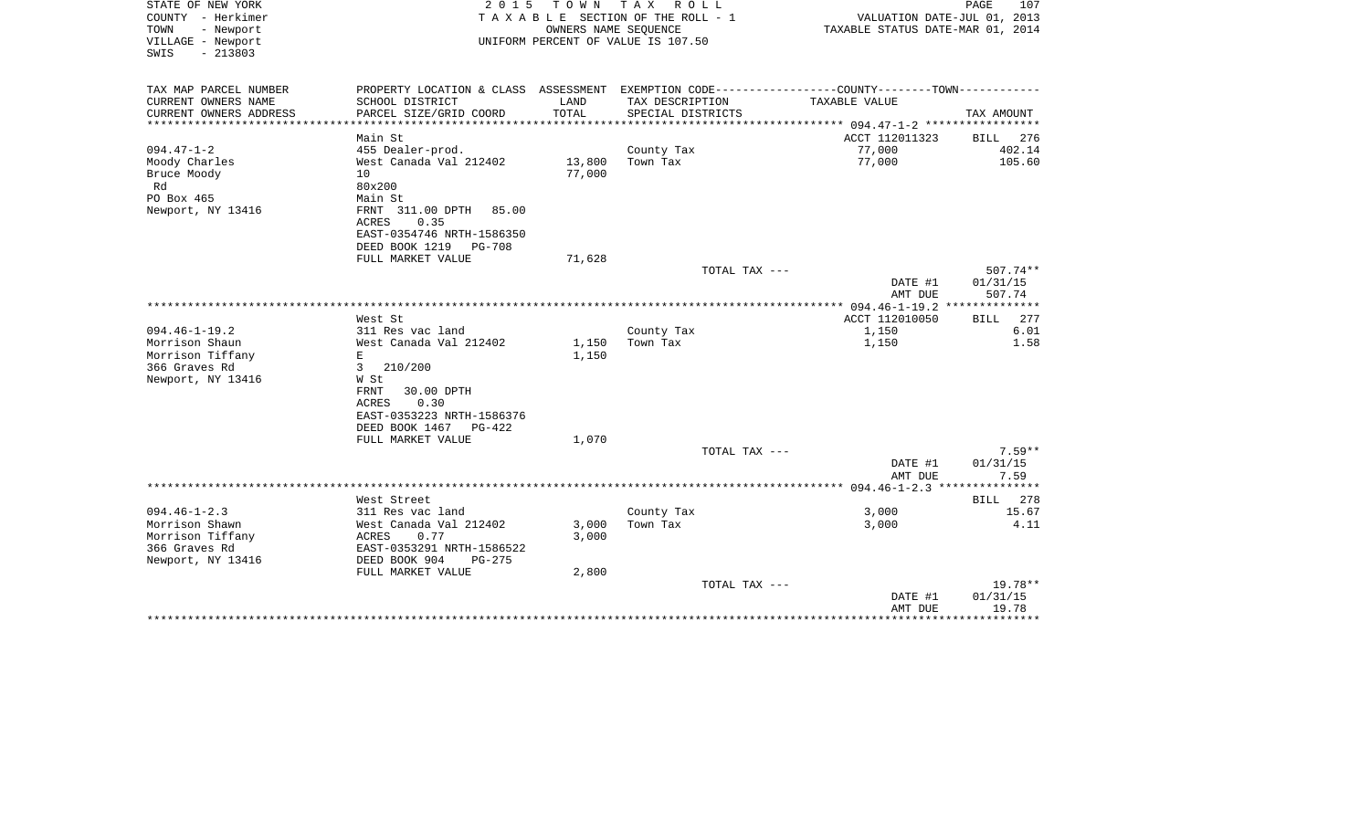STATE OF NEW YORK
COUNTY - Herkimer
TOWN - Newport
VILLAGE - Newport
SWIS - 213803

2 0 1 5 T O W N T A X R O L L
T A X A B L E SECTION OF THE ROLL - 1
OWNERS NAME SEQUENCE
UNIFORM PERCENT OF VALUE IS 107.50

VALUATION DATE-JUL 01, 2013
TAXABLE STATUS DATE-MAR 01, 2014

| TAX MAP PARCEL NUMBER / CURRENT OWNERS NAME / CURRENT OWNERS ADDRESS | PROPERTY LOCATION & CLASS / SCHOOL DISTRICT / PARCEL SIZE/GRID COORD | ASSESSMENT LAND / TOTAL | EXEMPTION CODE / TAX DESCRIPTION / SPECIAL DISTRICTS | COUNTY--------TOWN / TAXABLE VALUE | TAX AMOUNT |
|---|---|---|---|---|---|
| 094.47-1-2 | Main St | | | ACCT 112011323 | BILL 276 |
| Moody Charles | 455 Dealer-prod. | | County Tax | 77,000 | 402.14 |
| Bruce Moody | West Canada Val 212402 | 13,800 | Town Tax | 77,000 | 105.60 |
| Rd | 10 | 77,000 | | | |
| PO Box 465 | 80x200 | | | | |
| Newport, NY 13416 | Main St | | | | |
| | FRNT 311.00 DPTH 85.00 | | | | |
| | ACRES 0.35 | | | | |
| | EAST-0354746 NRTH-1586350 | | | | |
| | DEED BOOK 1219 PG-708 | | | | |
| | FULL MARKET VALUE | 71,628 | | | |
| | | | TOTAL TAX --- | | 507.74** |
| | | | | DATE #1 | 01/31/15 |
| | | | | AMT DUE | 507.74 |
| 094.46-1-19.2 | West St | | | ACCT 112010050 | BILL 277 |
| Morrison Shaun | 311 Res vac land | | County Tax | 1,150 | 6.01 |
| Morrison Tiffany | West Canada Val 212402 | 1,150 | Town Tax | 1,150 | 1.58 |
| 366 Graves Rd | E | 1,150 | | | |
| Newport, NY 13416 | 3 210/200 | | | | |
| | W St | | | | |
| | FRNT 30.00 DPTH | | | | |
| | ACRES 0.30 | | | | |
| | EAST-0353223 NRTH-1586376 | | | | |
| | DEED BOOK 1467 PG-422 | | | | |
| | FULL MARKET VALUE | 1,070 | | | |
| | | | TOTAL TAX --- | | 7.59** |
| | | | | DATE #1 | 01/31/15 |
| | | | | AMT DUE | 7.59 |
| 094.46-1-2.3 | West Street | | | | BILL 278 |
| Morrison Shawn | 311 Res vac land | | County Tax | 3,000 | 15.67 |
| Morrison Tiffany | West Canada Val 212402 | 3,000 | Town Tax | 3,000 | 4.11 |
| 366 Graves Rd | ACRES 0.77 | 3,000 | | | |
| Newport, NY 13416 | EAST-0353291 NRTH-1586522 | | | | |
| | DEED BOOK 904 PG-275 | | | | |
| | FULL MARKET VALUE | 2,800 | | | |
| | | | TOTAL TAX --- | | 19.78** |
| | | | | DATE #1 | 01/31/15 |
| | | | | AMT DUE | 19.78 |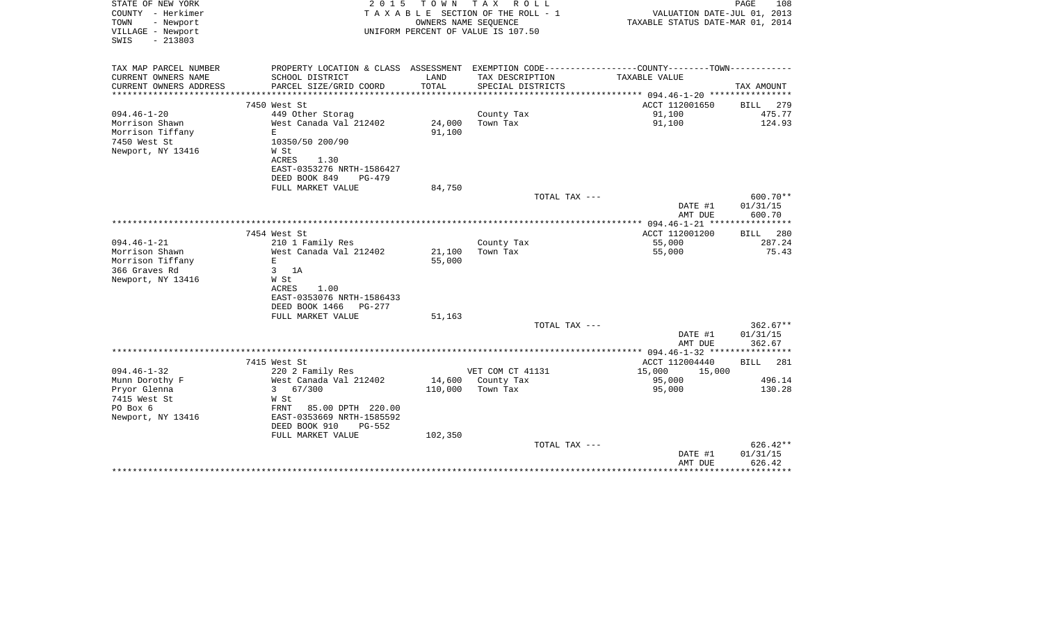STATE OF NEW YORK
COUNTY - Herkimer
TOWN - Newport
VILLAGE - Newport
SWIS - 213803

2 0 1 5 T O W N T A X R O L L
T A X A B L E SECTION OF THE ROLL - 1
OWNERS NAME SEQUENCE
UNIFORM PERCENT OF VALUE IS 107.50

VALUATION DATE-JUL 01, 2013
TAXABLE STATUS DATE-MAR 01, 2014

| TAX MAP PARCEL NUMBER<br>CURRENT OWNERS NAME<br>CURRENT OWNERS ADDRESS | PROPERTY LOCATION & CLASS<br>SCHOOL DISTRICT<br>PARCEL SIZE/GRID COORD | ASSESSMENT<br>LAND<br>TOTAL | EXEMPTION CODE-----COUNTY--------TOWN------<br>TAX DESCRIPTION<br>SPECIAL DISTRICTS | TAXABLE VALUE | TAX AMOUNT |
|---|---|---|---|---|---|
| 094.46-1-20 | 7450 West St | | | ACCT 112001650 | BILL 279 |
| Morrison Shawn | 449 Other Storag | | County Tax | 91,100 | 475.77 |
| Morrison Tiffany | West Canada Val 212402 | 24,000 | Town Tax | 91,100 | 124.93 |
| 7450 West St | E | 91,100 | | | |
| Newport, NY 13416 | 10350/50 200/90 | | | | |
| | W St | | | | |
| | ACRES 1.30 | | | | |
| | EAST-0353276 NRTH-1586427 | | | | |
| | DEED BOOK 849 PG-479 | | | | |
| | FULL MARKET VALUE | 84,750 | | | |
| | | | TOTAL TAX --- | | 600.70** |
| | | | | DATE #1 | 01/31/15 |
| | | | | AMT DUE | 600.70 |
| 094.46-1-21 | 7454 West St | | | ACCT 112001200 | BILL 280 |
| Morrison Shawn | 210 1 Family Res | | County Tax | 55,000 | 287.24 |
| Morrison Tiffany | West Canada Val 212402 | 21,100 | Town Tax | 55,000 | 75.43 |
| 366 Graves Rd | E | 55,000 | | | |
| Newport, NY 13416 | 3 1A | | | | |
| | W St | | | | |
| | ACRES 1.00 | | | | |
| | EAST-0353076 NRTH-1586433 | | | | |
| | DEED BOOK 1466 PG-277 | | | | |
| | FULL MARKET VALUE | 51,163 | | | |
| | | | TOTAL TAX --- | | 362.67** |
| | | | | DATE #1 | 01/31/15 |
| | | | | AMT DUE | 362.67 |
| 094.46-1-32 | 7415 West St | | | ACCT 112004440 | BILL 281 |
| Munn Dorothy F | 220 2 Family Res | | VET COM CT 41131 | 15,000 15,000 | |
| Pryor Glenna | West Canada Val 212402 | 14,600 | County Tax | 95,000 | 496.14 |
| 7415 West St | 3 67/300 | 110,000 | Town Tax | 95,000 | 130.28 |
| PO Box 6 | W St | | | | |
| Newport, NY 13416 | FRNT 85.00 DPTH 220.00 | | | | |
| | EAST-0353669 NRTH-1585592 | | | | |
| | DEED BOOK 910 PG-552 | | | | |
| | FULL MARKET VALUE | 102,350 | | | |
| | | | TOTAL TAX --- | | 626.42** |
| | | | | DATE #1 | 01/31/15 |
| | | | | AMT DUE | 626.42 |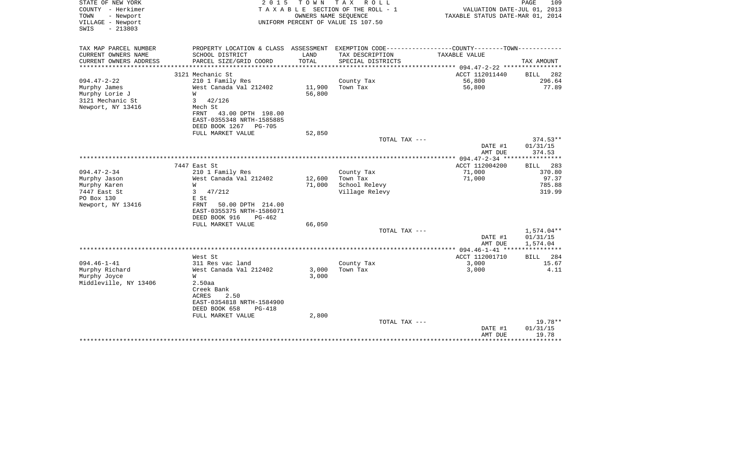STATE OF NEW YORK
COUNTY - Herkimer
TOWN - Newport
VILLAGE - Newport
SWIS - 213803

2 0 1 5 T O W N T A X R O L L
T A X A B L E SECTION OF THE ROLL - 1
OWNERS NAME SEQUENCE
UNIFORM PERCENT OF VALUE IS 107.50

VALUATION DATE-JUL 01, 2013
TAXABLE STATUS DATE-MAR 01, 2014

| TAX MAP PARCEL NUMBER / CURRENT OWNERS NAME / CURRENT OWNERS ADDRESS | PROPERTY LOCATION & CLASS / SCHOOL DISTRICT / PARCEL SIZE/GRID COORD | ASSESSMENT LAND / TOTAL | EXEMPTION CODE / TAX DESCRIPTION / SPECIAL DISTRICTS | COUNTY--------TOWN TAXABLE VALUE | TAX AMOUNT |
|---|---|---|---|---|---|
| ******** 094.47-2-22 ******** | 3121 Mechanic St | | | ACCT 112011440 | BILL 282 |
| 094.47-2-22 | 210 1 Family Res | | County Tax | 56,800 | 296.64 |
| Murphy James | West Canada Val 212402 | 11,900 | Town Tax | 56,800 | 77.89 |
| Murphy Lorie J | W | 56,800 | | | |
| 3121 Mechanic St | 3 42/126 | | | | |
| Newport, NY 13416 | Mech St | | | | |
| | FRNT 43.00 DPTH 198.00 | | | | |
| | EAST-0355348 NRTH-1585885 | | | | |
| | DEED BOOK 1267 PG-705 | | | | |
| | FULL MARKET VALUE | 52,850 | | | |
| | | | TOTAL TAX --- | | 374.53** |
| | | | | DATE #1 | 01/31/15 |
| | | | | AMT DUE | 374.53 |
| ******** 094.47-2-34 ******** | 7447 East St | | | ACCT 112004200 | BILL 283 |
| 094.47-2-34 | 210 1 Family Res | | County Tax | 71,000 | 370.80 |
| Murphy Jason | West Canada Val 212402 | 12,600 | Town Tax | 71,000 | 97.37 |
| Murphy Karen | W | 71,000 | School Relevy | | 785.88 |
| 7447 East St | 3 47/212 | | Village Relevy | | 319.99 |
| PO Box 130 | E St | | | | |
| Newport, NY 13416 | FRNT 50.00 DPTH 214.00 | | | | |
| | EAST-0355375 NRTH-1586071 | | | | |
| | DEED BOOK 916 PG-462 | | | | |
| | FULL MARKET VALUE | 66,050 | | | |
| | | | TOTAL TAX --- | | 1,574.04** |
| | | | | DATE #1 | 01/31/15 |
| | | | | AMT DUE | 1,574.04 |
| ******** 094.46-1-41 ******** | West St | | | ACCT 112001710 | BILL 284 |
| 094.46-1-41 | 311 Res vac land | | County Tax | 3,000 | 15.67 |
| Murphy Richard | West Canada Val 212402 | 3,000 | Town Tax | 3,000 | 4.11 |
| Murphy Joyce | W | 3,000 | | | |
| Middleville, NY 13406 | 2.50aa | | | | |
| | Creek Bank | | | | |
| | ACRES 2.50 | | | | |
| | EAST-0354818 NRTH-1584900 | | | | |
| | DEED BOOK 658 PG-418 | | | | |
| | FULL MARKET VALUE | 2,800 | | | |
| | | | TOTAL TAX --- | | 19.78** |
| | | | | DATE #1 | 01/31/15 |
| | | | | AMT DUE | 19.78 |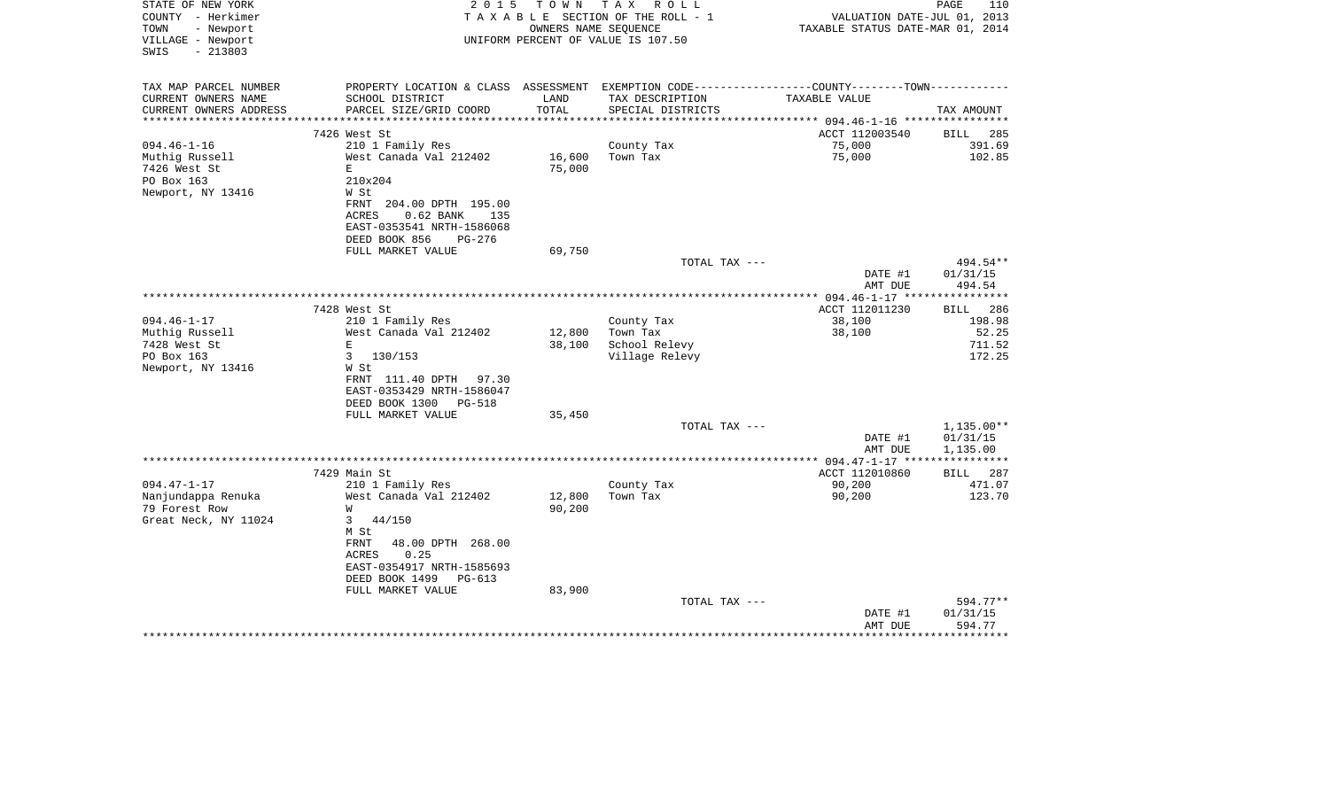STATE OF NEW YORK
COUNTY - Herkimer
TOWN - Newport
VILLAGE - Newport
SWIS - 213803

2 0 1 5 T O W N T A X R O L L
T A X A B L E SECTION OF THE ROLL - 1
OWNERS NAME SEQUENCE
UNIFORM PERCENT OF VALUE IS 107.50

VALUATION DATE-JUL 01, 2013
TAXABLE STATUS DATE-MAR 01, 2014

| TAX MAP PARCEL NUMBER / CURRENT OWNERS NAME / CURRENT OWNERS ADDRESS | PROPERTY LOCATION & CLASS / SCHOOL DISTRICT / PARCEL SIZE/GRID COORD | ASSESSMENT LAND / TOTAL | EXEMPTION CODE / TAX DESCRIPTION / SPECIAL DISTRICTS | TAXABLE VALUE | TAX AMOUNT |
|---|---|---|---|---|---|
| 094.46-1-16 | 7426 West St | | | ACCT 112003540 | BILL 285 |
| Muthig Russell | 210 1 Family Res | | County Tax | 75,000 | 391.69 |
| 7426 West St | West Canada Val 212402 | 16,600 | Town Tax | 75,000 | 102.85 |
| PO Box 163 | E | 75,000 | | | |
| Newport, NY 13416 | 210x204 | | | | |
| | W St | | | | |
| | FRNT 204.00 DPTH 195.00 | | | | |
| | ACRES 0.62 BANK 135 | | | | |
| | EAST-0353541 NRTH-1586068 | | | | |
| | DEED BOOK 856 PG-276 | | | | |
| | FULL MARKET VALUE | 69,750 | | | |
| | | | TOTAL TAX --- | | 494.54** |
| | | | | DATE #1 | 01/31/15 |
| | | | | AMT DUE | 494.54 |
| 094.46-1-17 | 7428 West St | | | ACCT 112011230 | BILL 286 |
| Muthig Russell | 210 1 Family Res | | County Tax | 38,100 | 198.98 |
| 7428 West St | West Canada Val 212402 | 12,800 | Town Tax | 38,100 | 52.25 |
| PO Box 163 | E | 38,100 | School Relevy | | 711.52 |
| Newport, NY 13416 | 3 130/153 | | Village Relevy | | 172.25 |
| | W St | | | | |
| | FRNT 111.40 DPTH 97.30 | | | | |
| | EAST-0353429 NRTH-1586047 | | | | |
| | DEED BOOK 1300 PG-518 | | | | |
| | FULL MARKET VALUE | 35,450 | | | |
| | | | TOTAL TAX --- | | 1,135.00** |
| | | | | DATE #1 | 01/31/15 |
| | | | | AMT DUE | 1,135.00 |
| 094.47-1-17 | 7429 Main St | | | ACCT 112010860 | BILL 287 |
| Nanjundappa Renuka | 210 1 Family Res | | County Tax | 90,200 | 471.07 |
| 79 Forest Row | West Canada Val 212402 | 12,800 | Town Tax | 90,200 | 123.70 |
| Great Neck, NY 11024 | W | 90,200 | | | |
| | 3 44/150 | | | | |
| | M St | | | | |
| | FRNT 48.00 DPTH 268.00 | | | | |
| | ACRES 0.25 | | | | |
| | EAST-0354917 NRTH-1585693 | | | | |
| | DEED BOOK 1499 PG-613 | | | | |
| | FULL MARKET VALUE | 83,900 | | | |
| | | | TOTAL TAX --- | | 594.77** |
| | | | | DATE #1 | 01/31/15 |
| | | | | AMT DUE | 594.77 |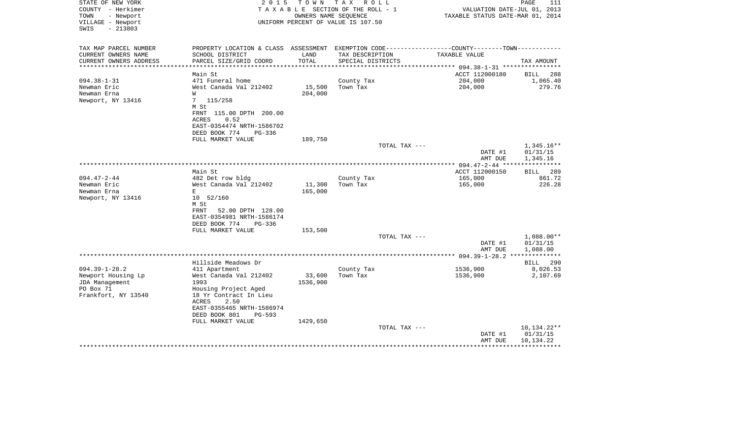STATE OF NEW YORK
COUNTY - Herkimer
TOWN - Newport
VILLAGE - Newport
SWIS - 213803

2 0 1 5 T O W N T A X R O L L
T A X A B L E SECTION OF THE ROLL - 1
OWNERS NAME SEQUENCE
UNIFORM PERCENT OF VALUE IS 107.50

VALUATION DATE-JUL 01, 2013
TAXABLE STATUS DATE-MAR 01, 2014

| TAX MAP PARCEL NUMBER / CURRENT OWNERS NAME / CURRENT OWNERS ADDRESS | PROPERTY LOCATION & CLASS / SCHOOL DISTRICT / PARCEL SIZE/GRID COORD | ASSESSMENT LAND / TOTAL | EXEMPTION CODE / TAX DESCRIPTION / SPECIAL DISTRICTS | COUNTY--------TOWN / TAXABLE VALUE | TAX AMOUNT |
|---|---|---|---|---|---|
| 094.38-1-31 | Main St | | | ACCT 112000180 | BILL 288 |
| Newman Eric | 471 Funeral home | | County Tax | 204,000 | 1,065.40 |
| Newman Erna | West Canada Val 212402 | 15,500 | Town Tax | 204,000 | 279.76 |
| Newport, NY 13416 | W | 204,000 | | | |
| | 7 115/258 | | | | |
| | M St | | | | |
| | FRNT 115.00 DPTH 200.00 | | | | |
| | ACRES 0.52 | | | | |
| | EAST-0354474 NRTH-1586702 | | | | |
| | DEED BOOK 774 PG-336 | | | | |
| | FULL MARKET VALUE | 189,750 | | | |
| | | | TOTAL TAX --- | | 1,345.16** |
| | | | | DATE #1 | 01/31/15 |
| | | | | AMT DUE | 1,345.16 |
| 094.47-2-44 | Main St | | | ACCT 112000150 | BILL 289 |
| Newman Eric | 482 Det row bldg | | County Tax | 165,000 | 861.72 |
| Newman Erna | West Canada Val 212402 | 11,300 | Town Tax | 165,000 | 226.28 |
| Newport, NY 13416 | E | 165,000 | | | |
| | 10 52/160 | | | | |
| | M St | | | | |
| | FRNT 52.00 DPTH 128.00 | | | | |
| | EAST-0354981 NRTH-1586174 | | | | |
| | DEED BOOK 774 PG-336 | | | | |
| | FULL MARKET VALUE | 153,500 | | | |
| | | | TOTAL TAX --- | | 1,088.00** |
| | | | | DATE #1 | 01/31/15 |
| | | | | AMT DUE | 1,088.00 |
| 094.39-1-28.2 | Hillside Meadows Dr | | | | BILL 290 |
| Newport Housing Lp | 411 Apartment | | County Tax | 1536,900 | 8,026.53 |
| JDA Management | West Canada Val 212402 | 33,600 | Town Tax | 1536,900 | 2,107.69 |
| PO Box 71 | 1993 | 1536,900 | | | |
| Frankfort, NY 13540 | Housing Project Aged | | | | |
| | 18 Yr Contract In Lieu | | | | |
| | ACRES 2.50 | | | | |
| | EAST-0355465 NRTH-1586974 | | | | |
| | DEED BOOK 801 PG-593 | | | | |
| | FULL MARKET VALUE | 1429,650 | | | |
| | | | TOTAL TAX --- | | 10,134.22** |
| | | | | DATE #1 | 01/31/15 |
| | | | | AMT DUE | 10,134.22 |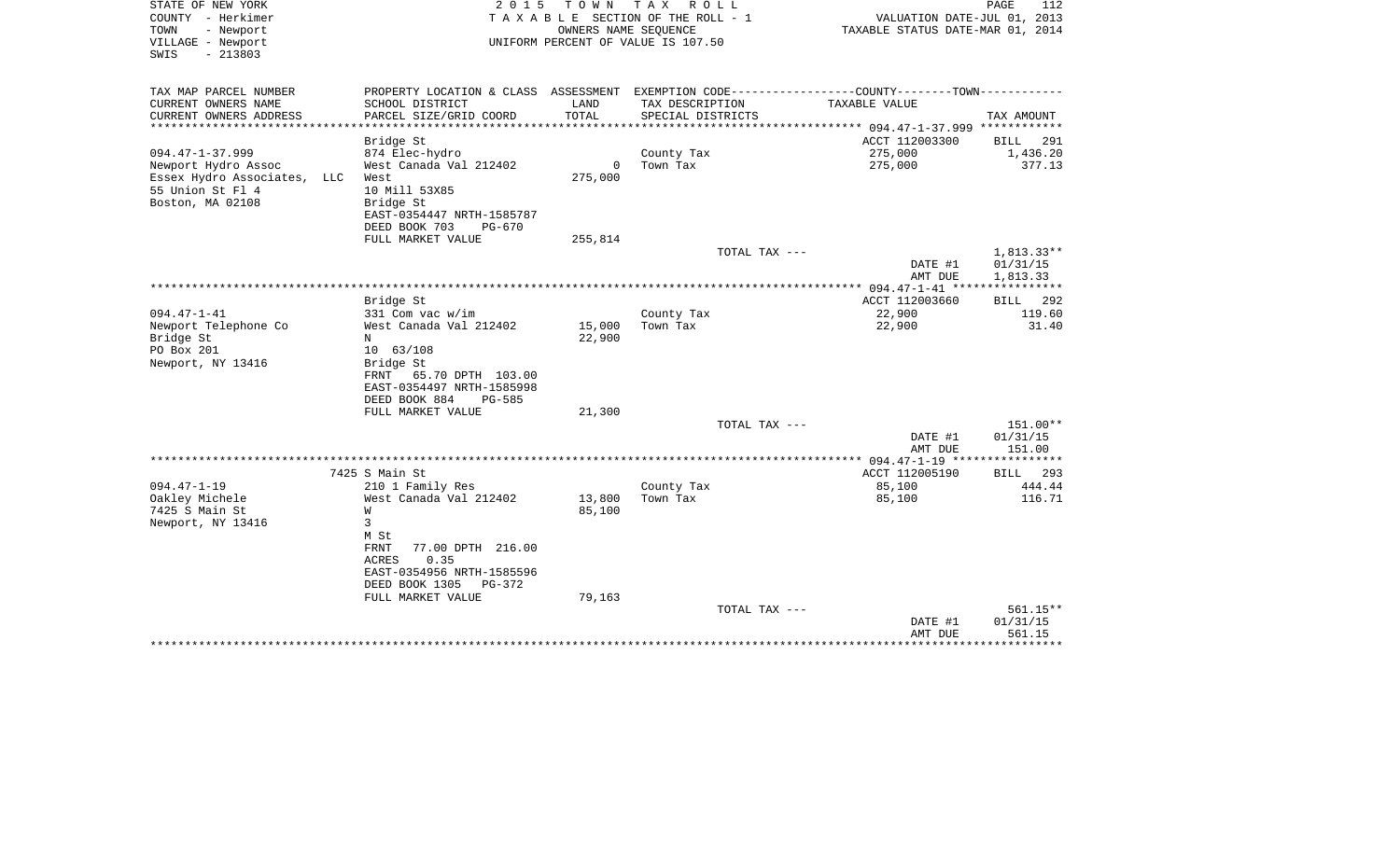STATE OF NEW YORK  
COUNTY - Herkimer  
TOWN - Newport  
VILLAGE - Newport  
SWIS - 213803

2 0 1 5 T O W N T A X R O L L  
T A X A B L E SECTION OF THE ROLL - 1  
OWNERS NAME SEQUENCE  
UNIFORM PERCENT OF VALUE IS 107.50

VALUATION DATE-JUL 01, 2013  
TAXABLE STATUS DATE-MAR 01, 2014

| TAX MAP PARCEL NUMBER<br>CURRENT OWNERS NAME<br>CURRENT OWNERS ADDRESS | PROPERTY LOCATION & CLASS<br>SCHOOL DISTRICT<br>PARCEL SIZE/GRID COORD | ASSESSMENT<br>LAND<br>TOTAL | EXEMPTION CODE------COUNTY--------TOWN-----------<br>TAX DESCRIPTION<br>SPECIAL DISTRICTS | TAXABLE VALUE | TAX AMOUNT |
|---|---|---|---|---|---|
| **094.47-1-37.999** | Bridge St | | | ACCT 112003300 | BILL 291 |
| 094.47-1-37.999 | 874 Elec-hydro | | County Tax | 275,000 | 1,436.20 |
| Newport Hydro Assoc | West Canada Val 212402 | 0 | Town Tax | 275,000 | 377.13 |
| Essex Hydro Associates, LLC | West | 275,000 | | | |
| 55 Union St Fl 4 | 10 Mill 53X85 | | | | |
| Boston, MA 02108 | Bridge St | | | | |
| | EAST-0354447 NRTH-1585787 | | | | |
| | DEED BOOK 703 PG-670 | | | | |
| | FULL MARKET VALUE | 255,814 | | | |
| | | | TOTAL TAX --- | | 1,813.33** |
| | | | | DATE #1 | 01/31/15 |
| | | | | AMT DUE | 1,813.33 |
| **094.47-1-41** | Bridge St | | | ACCT 112003660 | BILL 292 |
| 094.47-1-41 | 331 Com vac w/im | | County Tax | 22,900 | 119.60 |
| Newport Telephone Co | West Canada Val 212402 | 15,000 | Town Tax | 22,900 | 31.40 |
| Bridge St | N | 22,900 | | | |
| PO Box 201 | 10 63/108 | | | | |
| Newport, NY 13416 | Bridge St | | | | |
| | FRNT 65.70 DPTH 103.00 | | | | |
| | EAST-0354497 NRTH-1585998 | | | | |
| | DEED BOOK 884 PG-585 | | | | |
| | FULL MARKET VALUE | 21,300 | | | |
| | | | TOTAL TAX --- | | 151.00** |
| | | | | DATE #1 | 01/31/15 |
| | | | | AMT DUE | 151.00 |
| **094.47-1-19** | 7425 S Main St | | | ACCT 112005190 | BILL 293 |
| 094.47-1-19 | 210 1 Family Res | | County Tax | 85,100 | 444.44 |
| Oakley Michele | West Canada Val 212402 | 13,800 | Town Tax | 85,100 | 116.71 |
| 7425 S Main St | W | 85,100 | | | |
| Newport, NY 13416 | 3 | | | | |
| | M St | | | | |
| | FRNT 77.00 DPTH 216.00 | | | | |
| | ACRES 0.35 | | | | |
| | EAST-0354956 NRTH-1585596 | | | | |
| | DEED BOOK 1305 PG-372 | | | | |
| | FULL MARKET VALUE | 79,163 | | | |
| | | | TOTAL TAX --- | | 561.15** |
| | | | | DATE #1 | 01/31/15 |
| | | | | AMT DUE | 561.15 |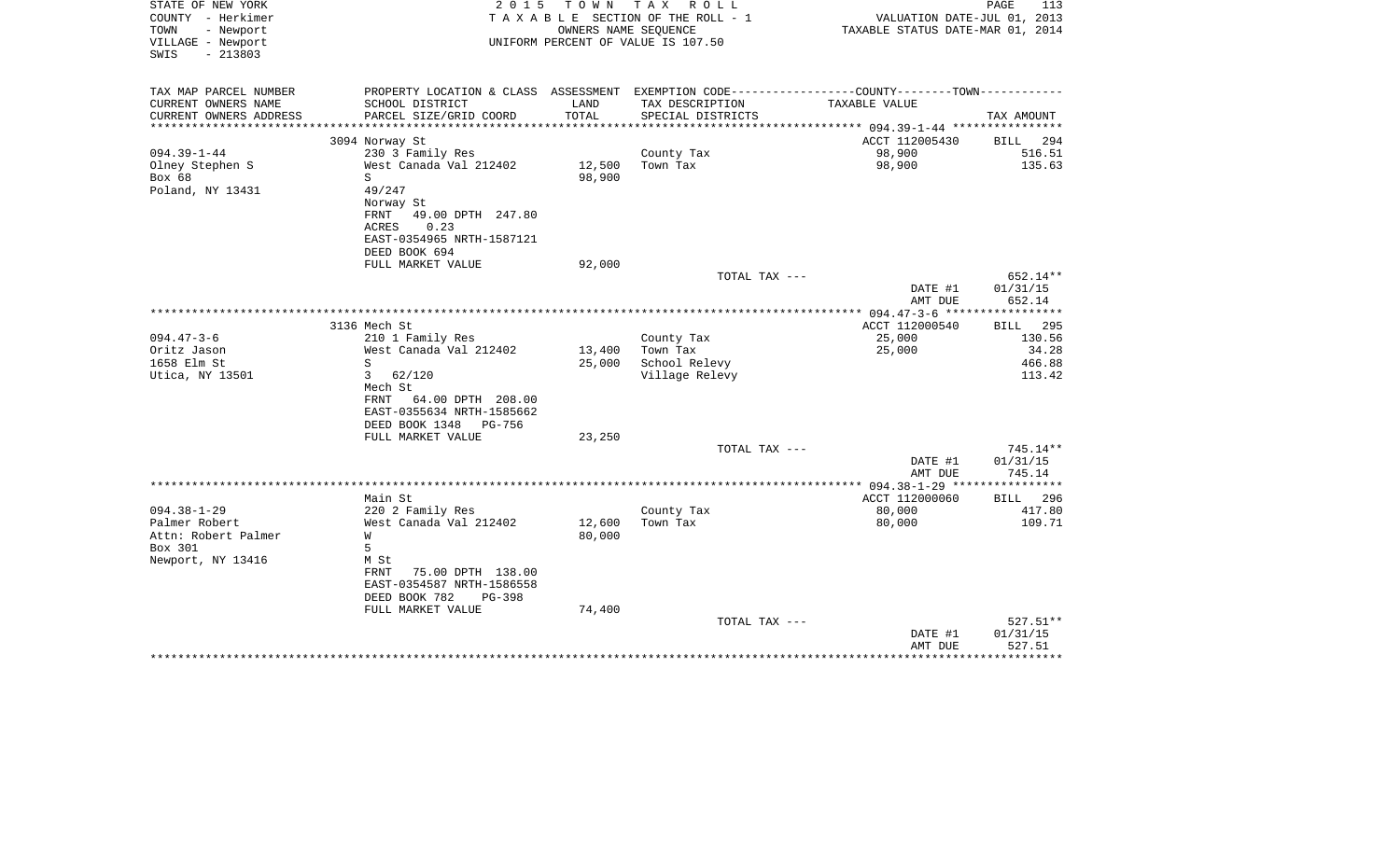STATE OF NEW YORK
COUNTY - Herkimer
TOWN - Newport
VILLAGE - Newport
SWIS - 213803

2 0 1 5 T O W N T A X R O L L
T A X A B L E SECTION OF THE ROLL - 1
OWNERS NAME SEQUENCE
UNIFORM PERCENT OF VALUE IS 107.50

VALUATION DATE-JUL 01, 2013
TAXABLE STATUS DATE-MAR 01, 2014

| TAX MAP PARCEL NUMBER<br>CURRENT OWNERS NAME<br>CURRENT OWNERS ADDRESS | PROPERTY LOCATION & CLASS<br>SCHOOL DISTRICT<br>PARCEL SIZE/GRID COORD | ASSESSMENT<br>LAND<br>TOTAL | EXEMPTION CODE-----COUNTY--------TOWN------<br>TAX DESCRIPTION<br>SPECIAL DISTRICTS | TAXABLE VALUE | TAX AMOUNT |
|---|---|---|---|---|---|
| | 3094 Norway St | | | ACCT 112005430 | BILL 294 |
| 094.39-1-44 | 230 3 Family Res | | County Tax | 98,900 | 516.51 |
| Olney Stephen S | West Canada Val 212402 | 12,500 | Town Tax | 98,900 | 135.63 |
| Box 68 | S | 98,900 | | | |
| Poland, NY 13431 | 49/247 | | | | |
| | Norway St | | | | |
| | FRNT 49.00 DPTH 247.80 | | | | |
| | ACRES 0.23 | | | | |
| | EAST-0354965 NRTH-1587121 | | | | |
| | DEED BOOK 694 | | | | |
| | FULL MARKET VALUE | 92,000 | | | |
| | | | TOTAL TAX --- | | 652.14** |
| | | | | DATE #1 | 01/31/15 |
| | | | | AMT DUE | 652.14 |
| | 3136 Mech St | | | ACCT 112000540 | BILL 295 |
| 094.47-3-6 | 210 1 Family Res | | County Tax | 25,000 | 130.56 |
| Oritz Jason | West Canada Val 212402 | 13,400 | Town Tax | 25,000 | 34.28 |
| 1658 Elm St | S | 25,000 | School Relevy | | 466.88 |
| Utica, NY 13501 | 3 62/120 | | Village Relevy | | 113.42 |
| | Mech St | | | | |
| | FRNT 64.00 DPTH 208.00 | | | | |
| | EAST-0355634 NRTH-1585662 | | | | |
| | DEED BOOK 1348 PG-756 | | | | |
| | FULL MARKET VALUE | 23,250 | | | |
| | | | TOTAL TAX --- | | 745.14** |
| | | | | DATE #1 | 01/31/15 |
| | | | | AMT DUE | 745.14 |
| | Main St | | | ACCT 112000060 | BILL 296 |
| 094.38-1-29 | 220 2 Family Res | | County Tax | 80,000 | 417.80 |
| Palmer Robert | West Canada Val 212402 | 12,600 | Town Tax | 80,000 | 109.71 |
| Attn: Robert Palmer | W | 80,000 | | | |
| Box 301 | 5 | | | | |
| Newport, NY 13416 | M St | | | | |
| | FRNT 75.00 DPTH 138.00 | | | | |
| | EAST-0354587 NRTH-1586558 | | | | |
| | DEED BOOK 782 PG-398 | | | | |
| | FULL MARKET VALUE | 74,400 | | | |
| | | | TOTAL TAX --- | | 527.51** |
| | | | | DATE #1 | 01/31/15 |
| | | | | AMT DUE | 527.51 |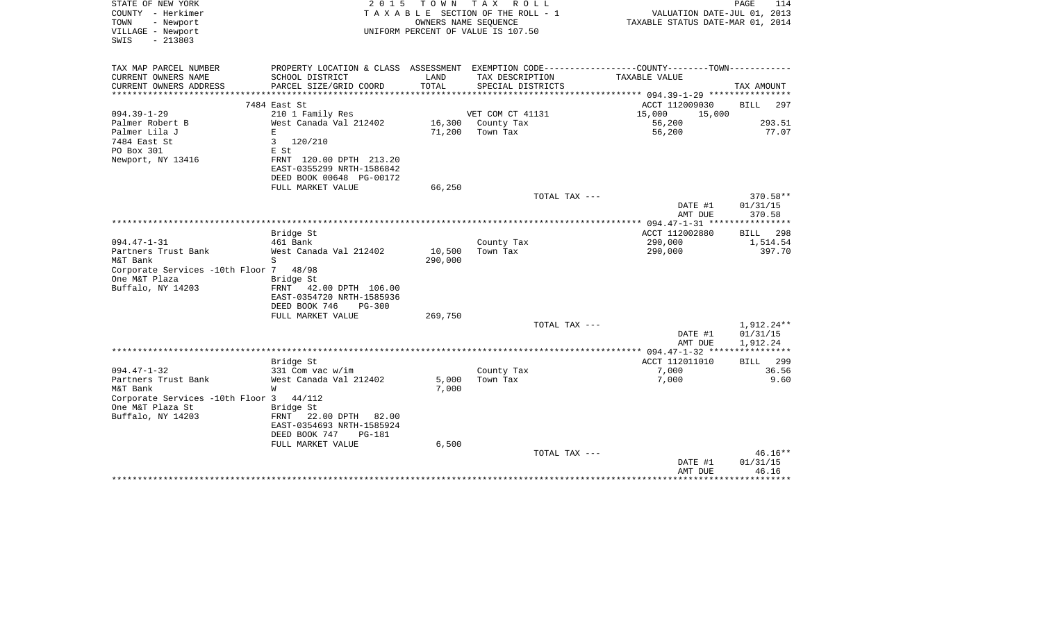STATE OF NEW YORK 2 0 1 5 T O W N T A X R O L L
COUNTY - Herkimer T A X A B L E SECTION OF THE ROLL - 1 VALUATION DATE-JUL 01, 2013
TOWN - Newport OWNERS NAME SEQUENCE TAXABLE STATUS DATE-MAR 01, 2014
VILLAGE - Newport UNIFORM PERCENT OF VALUE IS 107.50
SWIS - 213803

| TAX MAP PARCEL NUMBER / CURRENT OWNERS NAME / CURRENT OWNERS ADDRESS | PROPERTY LOCATION & CLASS / SCHOOL DISTRICT / PARCEL SIZE/GRID COORD | ASSESSMENT LAND / TOTAL | EXEMPTION CODE / TAX DESCRIPTION / SPECIAL DISTRICTS | COUNTY / TOWN TAXABLE VALUE | TAX AMOUNT |
|---|---|---|---|---|---|
| | 7484 East St | | | ACCT 112009030 | BILL 297 |
| 094.39-1-29 | 210 1 Family Res | | VET COM CT 41131 | 15,000 15,000 | |
| Palmer Robert B | West Canada Val 212402 | 16,300 | County Tax | 56,200 | 293.51 |
| Palmer Lila J | E | 71,200 | Town Tax | 56,200 | 77.07 |
| 7484 East St | 3 120/210 | | | | |
| PO Box 301 | E St | | | | |
| Newport, NY 13416 | FRNT 120.00 DPTH 213.20 | | | | |
| | EAST-0355299 NRTH-1586842 | | | | |
| | DEED BOOK 00648 PG-00172 | | | | |
| | FULL MARKET VALUE | 66,250 | | | |
| | | | TOTAL TAX --- | | 370.58** |
| | | | | DATE #1 | 01/31/15 |
| | | | | AMT DUE | 370.58 |
| | Bridge St | | | ACCT 112002880 | BILL 298 |
| 094.47-1-31 | 461 Bank | | County Tax | 290,000 | 1,514.54 |
| Partners Trust Bank | West Canada Val 212402 | 10,500 | Town Tax | 290,000 | 397.70 |
| M&T Bank | S | 290,000 | | | |
| Corporate Services -10th Floor | 7 48/98 | | | | |
| One M&T Plaza | Bridge St | | | | |
| Buffalo, NY 14203 | FRNT 42.00 DPTH 106.00 | | | | |
| | EAST-0354720 NRTH-1585936 | | | | |
| | DEED BOOK 746 PG-300 | | | | |
| | FULL MARKET VALUE | 269,750 | | | |
| | | | TOTAL TAX --- | | 1,912.24** |
| | | | | DATE #1 | 01/31/15 |
| | | | | AMT DUE | 1,912.24 |
| | Bridge St | | | ACCT 112011010 | BILL 299 |
| 094.47-1-32 | 331 Com vac w/im | | County Tax | 7,000 | 36.56 |
| Partners Trust Bank | West Canada Val 212402 | 5,000 | Town Tax | 7,000 | 9.60 |
| M&T Bank | W | 7,000 | | | |
| Corporate Services -10th Floor | 3 44/112 | | | | |
| One M&T Plaza St | Bridge St | | | | |
| Buffalo, NY 14203 | FRNT 22.00 DPTH 82.00 | | | | |
| | EAST-0354693 NRTH-1585924 | | | | |
| | DEED BOOK 747 PG-181 | | | | |
| | FULL MARKET VALUE | 6,500 | | | |
| | | | TOTAL TAX --- | | 46.16** |
| | | | | DATE #1 | 01/31/15 |
| | | | | AMT DUE | 46.16 |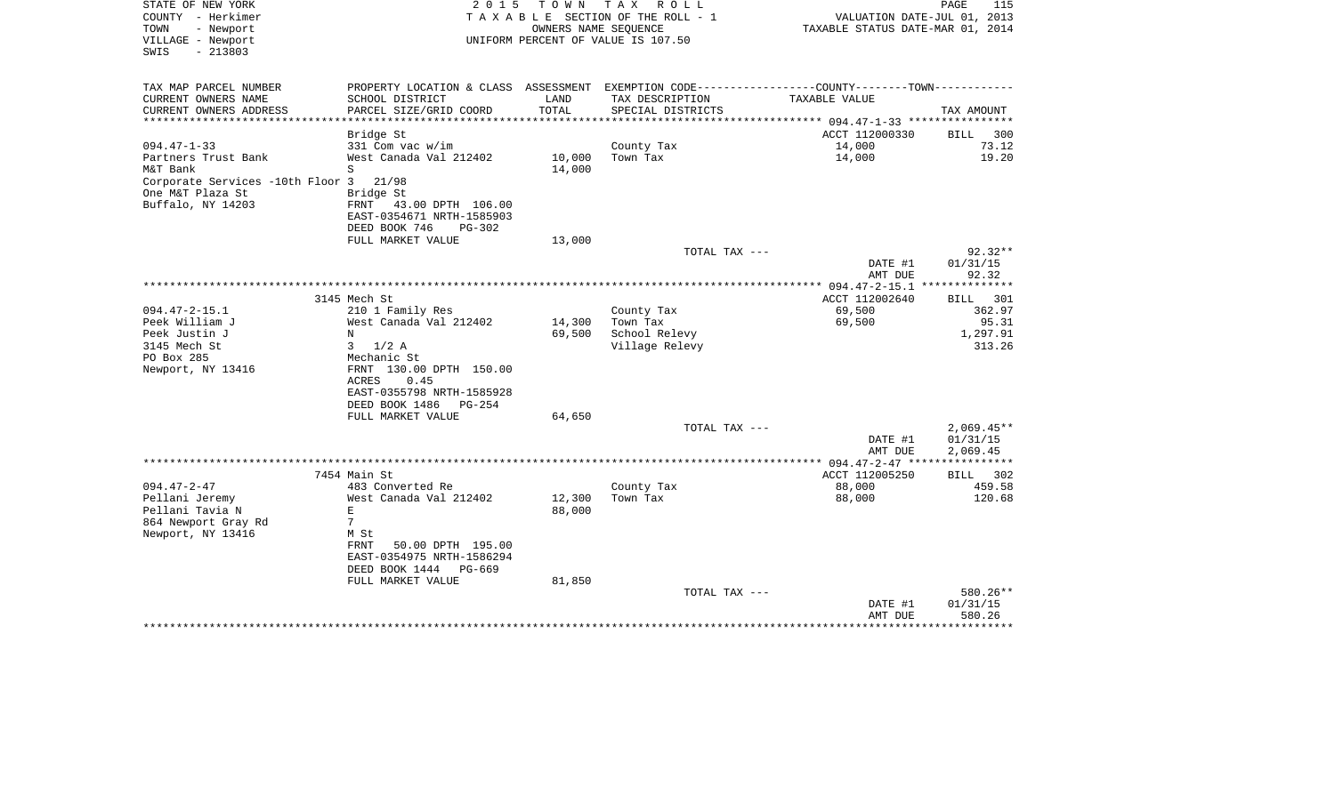STATE OF NEW YORK
COUNTY - Herkimer
TOWN - Newport
VILLAGE - Newport
SWIS - 213803

2015 TOWN TAX ROLL
TAXABLE SECTION OF THE ROLL - 1
OWNERS NAME SEQUENCE
UNIFORM PERCENT OF VALUE IS 107.50

VALUATION DATE-JUL 01, 2013
TAXABLE STATUS DATE-MAR 01, 2014

| TAX MAP PARCEL NUMBER / CURRENT OWNERS NAME / CURRENT OWNERS ADDRESS | PROPERTY LOCATION & CLASS / SCHOOL DISTRICT / PARCEL SIZE/GRID COORD | ASSESSMENT LAND / TOTAL | EXEMPTION CODE / TAX DESCRIPTION / SPECIAL DISTRICTS | TAXABLE VALUE | TAX AMOUNT |
|---|---|---|---|---|---|
| | Bridge St | | | ACCT 112000330 | BILL 300 |
| 094.47-1-33 | 331 Com vac w/im | | County Tax | 14,000 | 73.12 |
| Partners Trust Bank | West Canada Val 212402 | 10,000 | Town Tax | 14,000 | 19.20 |
| M&T Bank | S | 14,000 | | | |
| Corporate Services -10th Floor | 3 21/98 | | | | |
| One M&T Plaza St | Bridge St | | | | |
| Buffalo, NY 14203 | FRNT 43.00 DPTH 106.00 | | | | |
| | EAST-0354671 NRTH-1585903 | | | | |
| | DEED BOOK 746 PG-302 | | | | |
| | FULL MARKET VALUE | 13,000 | | | |
| | | | TOTAL TAX --- | | 92.32** |
| | | | | DATE #1 | 01/31/15 |
| | | | | AMT DUE | 92.32 |
| | 3145 Mech St | | | ACCT 112002640 | BILL 301 |
| 094.47-2-15.1 | 210 1 Family Res | | County Tax | 69,500 | 362.97 |
| Peek William J | West Canada Val 212402 | 14,300 | Town Tax | 69,500 | 95.31 |
| Peek Justin J | N | 69,500 | School Relevy | | 1,297.91 |
| 3145 Mech St | 3 1/2 A | | Village Relevy | | 313.26 |
| PO Box 285 | Mechanic St | | | | |
| Newport, NY 13416 | FRNT 130.00 DPTH 150.00 | | | | |
| | ACRES 0.45 | | | | |
| | EAST-0355798 NRTH-1585928 | | | | |
| | DEED BOOK 1486 PG-254 | | | | |
| | FULL MARKET VALUE | 64,650 | | | |
| | | | TOTAL TAX --- | | 2,069.45** |
| | | | | DATE #1 | 01/31/15 |
| | | | | AMT DUE | 2,069.45 |
| | 7454 Main St | | | ACCT 112005250 | BILL 302 |
| 094.47-2-47 | 483 Converted Re | | County Tax | 88,000 | 459.58 |
| Pellani Jeremy | West Canada Val 212402 | 12,300 | Town Tax | 88,000 | 120.68 |
| Pellani Tavia N | E | 88,000 | | | |
| 864 Newport Gray Rd | 7 | | | | |
| Newport, NY 13416 | M St | | | | |
| | FRNT 50.00 DPTH 195.00 | | | | |
| | EAST-0354975 NRTH-1586294 | | | | |
| | DEED BOOK 1444 PG-669 | | | | |
| | FULL MARKET VALUE | 81,850 | | | |
| | | | TOTAL TAX --- | | 580.26** |
| | | | | DATE #1 | 01/31/15 |
| | | | | AMT DUE | 580.26 |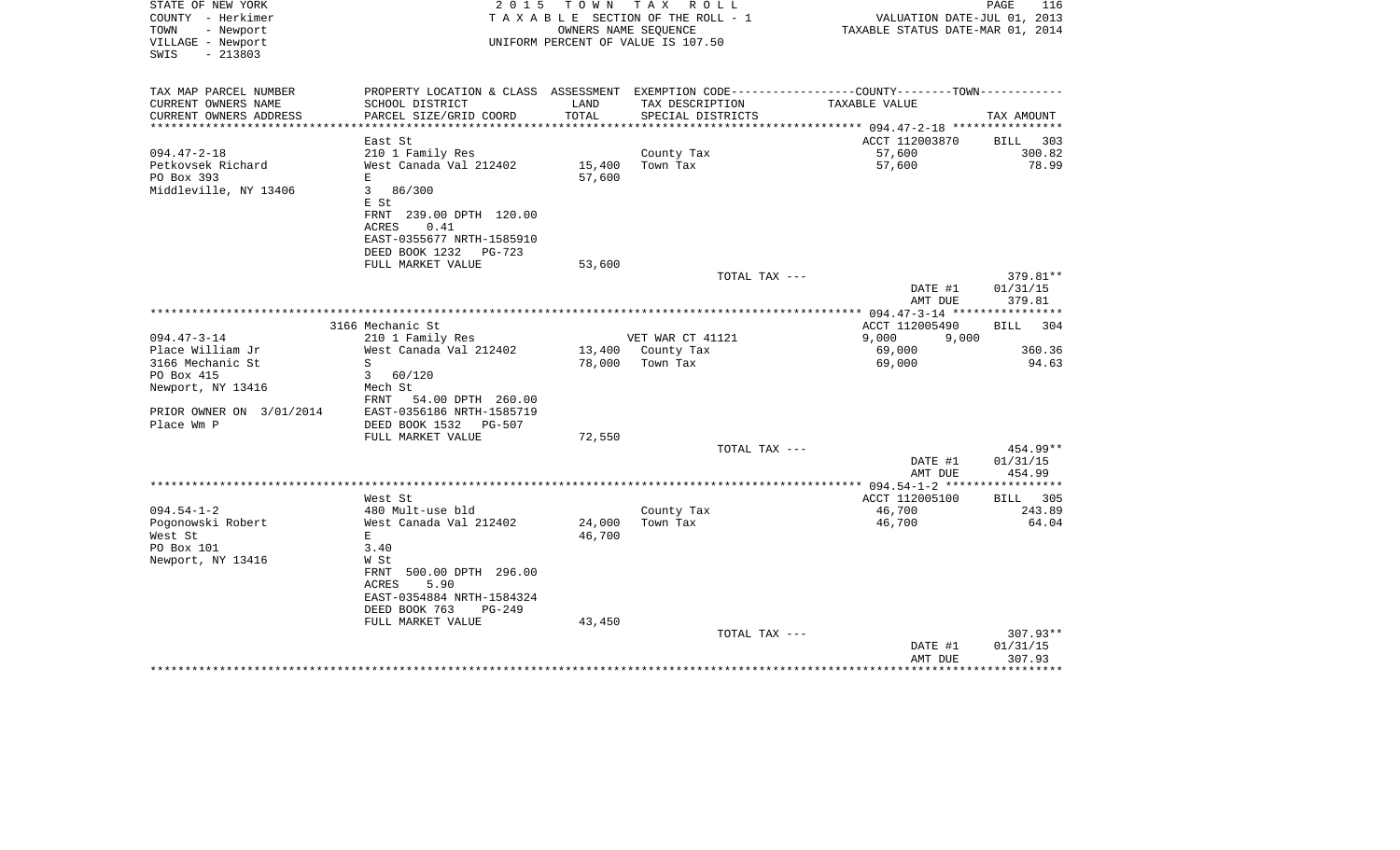STATE OF NEW YORK — 2015 TOWN TAX ROLL — PAGE 116
COUNTY - Herkimer — TAXABLE SECTION OF THE ROLL - 1 — VALUATION DATE-JUL 01, 2013
TOWN - Newport — OWNERS NAME SEQUENCE — TAXABLE STATUS DATE-MAR 01, 2014
VILLAGE - Newport — UNIFORM PERCENT OF VALUE IS 107.50
SWIS - 213803

| TAX MAP PARCEL NUMBER / CURRENT OWNERS NAME / CURRENT OWNERS ADDRESS | PROPERTY LOCATION & CLASS / SCHOOL DISTRICT / PARCEL SIZE/GRID COORD | ASSESSMENT LAND / TOTAL | EXEMPTION CODE / TAX DESCRIPTION / SPECIAL DISTRICTS | COUNTY--------TOWN / TAXABLE VALUE | TAX AMOUNT |
|---|---|---|---|---|---|
| 094.47-2-18 | East St | | | ACCT 112003870 | BILL 303 |
| 094.47-2-18 | 210 1 Family Res | | County Tax | 57,600 | 300.82 |
| Petkovsek Richard | West Canada Val 212402 | 15,400 | Town Tax | 57,600 | 78.99 |
| PO Box 393 | E | 57,600 | | | |
| Middleville, NY 13406 | 3 86/300 | | | | |
| | E St | | | | |
| | FRNT 239.00 DPTH 120.00 | | | | |
| | ACRES 0.41 | | | | |
| | EAST-0355677 NRTH-1585910 | | | | |
| | DEED BOOK 1232 PG-723 | | | | |
| | FULL MARKET VALUE | 53,600 | | | |
| | | | TOTAL TAX --- | | 379.81** |
| | | | | DATE #1 | 01/31/15 |
| | | | | AMT DUE | 379.81 |
| 094.47-3-14 | 3166 Mechanic St | | | ACCT 112005490 | BILL 304 |
| 094.47-3-14 | 210 1 Family Res | | VET WAR CT 41121 | 9,000 9,000 | |
| Place William Jr | West Canada Val 212402 | 13,400 | County Tax | 69,000 | 360.36 |
| 3166 Mechanic St | S | 78,000 | Town Tax | 69,000 | 94.63 |
| PO Box 415 | 3 60/120 | | | | |
| Newport, NY 13416 | Mech St | | | | |
| | FRNT 54.00 DPTH 260.00 | | | | |
| PRIOR OWNER ON 3/01/2014 | EAST-0356186 NRTH-1585719 | | | | |
| Place Wm P | DEED BOOK 1532 PG-507 | | | | |
| | FULL MARKET VALUE | 72,550 | | | |
| | | | TOTAL TAX --- | | 454.99** |
| | | | | DATE #1 | 01/31/15 |
| | | | | AMT DUE | 454.99 |
| 094.54-1-2 | West St | | | ACCT 112005100 | BILL 305 |
| 094.54-1-2 | 480 Mult-use bld | | County Tax | 46,700 | 243.89 |
| Pogonowski Robert | West Canada Val 212402 | 24,000 | Town Tax | 46,700 | 64.04 |
| West St | E | 46,700 | | | |
| PO Box 101 | 3.40 | | | | |
| Newport, NY 13416 | W St | | | | |
| | FRNT 500.00 DPTH 296.00 | | | | |
| | ACRES 5.90 | | | | |
| | EAST-0354884 NRTH-1584324 | | | | |
| | DEED BOOK 763 PG-249 | | | | |
| | FULL MARKET VALUE | 43,450 | | | |
| | | | TOTAL TAX --- | | 307.93** |
| | | | | DATE #1 | 01/31/15 |
| | | | | AMT DUE | 307.93 |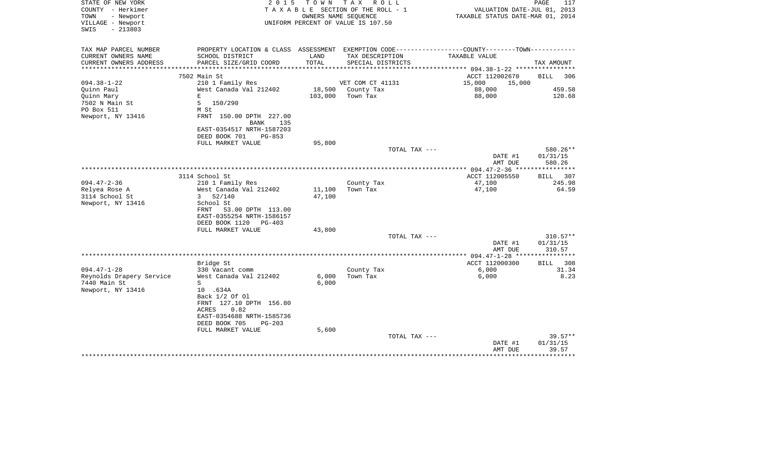STATE OF NEW YORK
COUNTY - Herkimer
TOWN - Newport
VILLAGE - Newport
SWIS - 213803

2015 TOWN TAX ROLL
TAXABLE SECTION OF THE ROLL - 1
OWNERS NAME SEQUENCE
UNIFORM PERCENT OF VALUE IS 107.50

VALUATION DATE-JUL 01, 2013
TAXABLE STATUS DATE-MAR 01, 2014

| TAX MAP PARCEL NUMBER / CURRENT OWNERS NAME / CURRENT OWNERS ADDRESS | PROPERTY LOCATION & CLASS / SCHOOL DISTRICT / PARCEL SIZE/GRID COORD | ASSESSMENT LAND | TOTAL | EXEMPTION CODE / TAX DESCRIPTION / SPECIAL DISTRICTS | COUNTY TAXABLE VALUE | TOWN TAXABLE VALUE | TAX AMOUNT |
|---|---|---|---|---|---|---|---|
| 094.38-1-22 | 7502 Main St | | | | ACCT 112002670 | | BILL 306 |
| Quinn Paul | 210 1 Family Res | | | VET COM CT 41131 | 15,000 | 15,000 | |
| Quinn Mary | West Canada Val 212402 | 18,500 | | County Tax | 88,000 | | 459.58 |
| 7502 N Main St | E | | 103,000 | Town Tax | 88,000 | | 120.68 |
| PO Box 511 | 5 150/290 | | | | | | |
| Newport, NY 13416 | M St | | | | | | |
| | FRNT 150.00 DPTH 227.00 | | | | | | |
| | BANK 135 | | | | | | |
| | EAST-0354517 NRTH-1587203 | | | | | | |
| | DEED BOOK 701 PG-853 | | | | | | |
| | FULL MARKET VALUE | 95,800 | | | | | |
| | | | | TOTAL TAX --- | | | 580.26** |
| | | | | | DATE #1 | | 01/31/15 |
| | | | | | AMT DUE | | 580.26 |
| 094.47-2-36 | 3114 School St | | | | ACCT 112005550 | | BILL 307 |
| Relyea Rose A | 210 1 Family Res | | | County Tax | 47,100 | | 245.98 |
| 3114 School St | West Canada Val 212402 | 11,100 | | Town Tax | 47,100 | | 64.59 |
| Newport, NY 13416 | 3 52/140 | | 47,100 | | | | |
| | School St | | | | | | |
| | FRNT 53.00 DPTH 113.00 | | | | | | |
| | EAST-0355254 NRTH-1586157 | | | | | | |
| | DEED BOOK 1120 PG-403 | | | | | | |
| | FULL MARKET VALUE | 43,800 | | | | | |
| | | | | TOTAL TAX --- | | | 310.57** |
| | | | | | DATE #1 | | 01/31/15 |
| | | | | | AMT DUE | | 310.57 |
| 094.47-1-28 | Bridge St | | | | ACCT 112000300 | | BILL 308 |
| Reynolds Drapery Service | 330 Vacant comm | | | County Tax | 6,000 | | 31.34 |
| 7440 Main St | West Canada Val 212402 | 6,000 | | Town Tax | 6,000 | | 8.23 |
| Newport, NY 13416 | S | | 6,000 | | | | |
| | 10 .634A | | | | | | |
| | Back 1/2 Of Ol | | | | | | |
| | FRNT 127.10 DPTH 156.80 | | | | | | |
| | ACRES 0.82 | | | | | | |
| | EAST-0354688 NRTH-1585736 | | | | | | |
| | DEED BOOK 705 PG-203 | | | | | | |
| | FULL MARKET VALUE | 5,600 | | | | | |
| | | | | TOTAL TAX --- | | | 39.57** |
| | | | | | DATE #1 | | 01/31/15 |
| | | | | | AMT DUE | | 39.57 |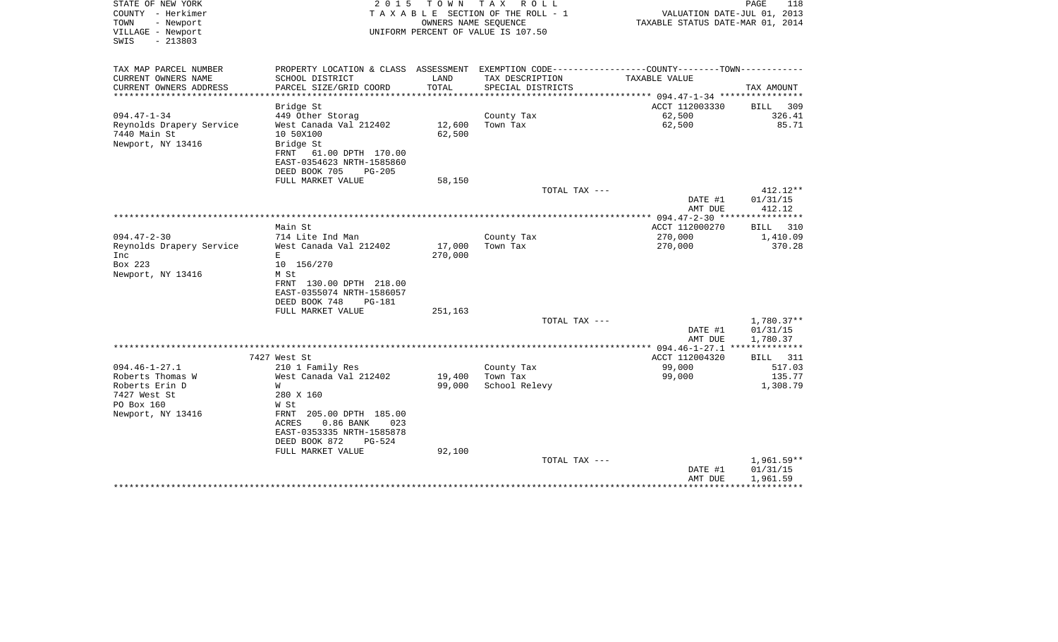STATE OF NEW YORK
COUNTY - Herkimer
TOWN - Newport
VILLAGE - Newport
SWIS - 213803

2015 TOWN TAX ROLL
TAXABLE SECTION OF THE ROLL - 1
OWNERS NAME SEQUENCE
UNIFORM PERCENT OF VALUE IS 107.50

VALUATION DATE-JUL 01, 2013
TAXABLE STATUS DATE-MAR 01, 2014

| TAX MAP PARCEL NUMBER / CURRENT OWNERS NAME / CURRENT OWNERS ADDRESS | PROPERTY LOCATION & CLASS / SCHOOL DISTRICT / PARCEL SIZE/GRID COORD | ASSESSMENT LAND / TOTAL | EXEMPTION CODE / TAX DESCRIPTION / SPECIAL DISTRICTS | COUNTY--------TOWN / TAXABLE VALUE | TAX AMOUNT |
|---|---|---|---|---|---|
| 094.47-1-34 | Bridge St | | | ACCT 112003330 | BILL 309 |
| Reynolds Drapery Service | 449 Other Storag | | County Tax | 62,500 | 326.41 |
| 7440 Main St | West Canada Val 212402 | 12,600 | Town Tax | 62,500 | 85.71 |
| Newport, NY 13416 | 10 50X100 | 62,500 | | | |
| | Bridge St | | | | |
| | FRNT 61.00 DPTH 170.00 | | | | |
| | EAST-0354623 NRTH-1585860 | | | | |
| | DEED BOOK 705 PG-205 | | | | |
| | FULL MARKET VALUE | 58,150 | | | |
| | | | TOTAL TAX --- | | 412.12** |
| | | | | DATE #1 | 01/31/15 |
| | | | | AMT DUE | 412.12 |
| 094.47-2-30 | Main St | | | ACCT 112000270 | BILL 310 |
| Reynolds Drapery Service | 714 Lite Ind Man | | County Tax | 270,000 | 1,410.09 |
| Inc | West Canada Val 212402 | 17,000 | Town Tax | 270,000 | 370.28 |
| Box 223 | E | 270,000 | | | |
| Newport, NY 13416 | 10 156/270 | | | | |
| | M St | | | | |
| | FRNT 130.00 DPTH 218.00 | | | | |
| | EAST-0355074 NRTH-1586057 | | | | |
| | DEED BOOK 748 PG-181 | | | | |
| | FULL MARKET VALUE | 251,163 | | | |
| | | | TOTAL TAX --- | | 1,780.37** |
| | | | | DATE #1 | 01/31/15 |
| | | | | AMT DUE | 1,780.37 |
| 094.46-1-27.1 | 7427 West St | | | ACCT 112004320 | BILL 311 |
| Roberts Thomas W | 210 1 Family Res | | County Tax | 99,000 | 517.03 |
| Roberts Erin D | West Canada Val 212402 | 19,400 | Town Tax | 99,000 | 135.77 |
| 7427 West St | W | 99,000 | School Relevy | | 1,308.79 |
| PO Box 160 | 280 X 160 | | | | |
| Newport, NY 13416 | W St | | | | |
| | FRNT 205.00 DPTH 185.00 | | | | |
| | ACRES 0.86 BANK 023 | | | | |
| | EAST-0353335 NRTH-1585878 | | | | |
| | DEED BOOK 872 PG-524 | | | | |
| | FULL MARKET VALUE | 92,100 | | | |
| | | | TOTAL TAX --- | | 1,961.59** |
| | | | | DATE #1 | 01/31/15 |
| | | | | AMT DUE | 1,961.59 |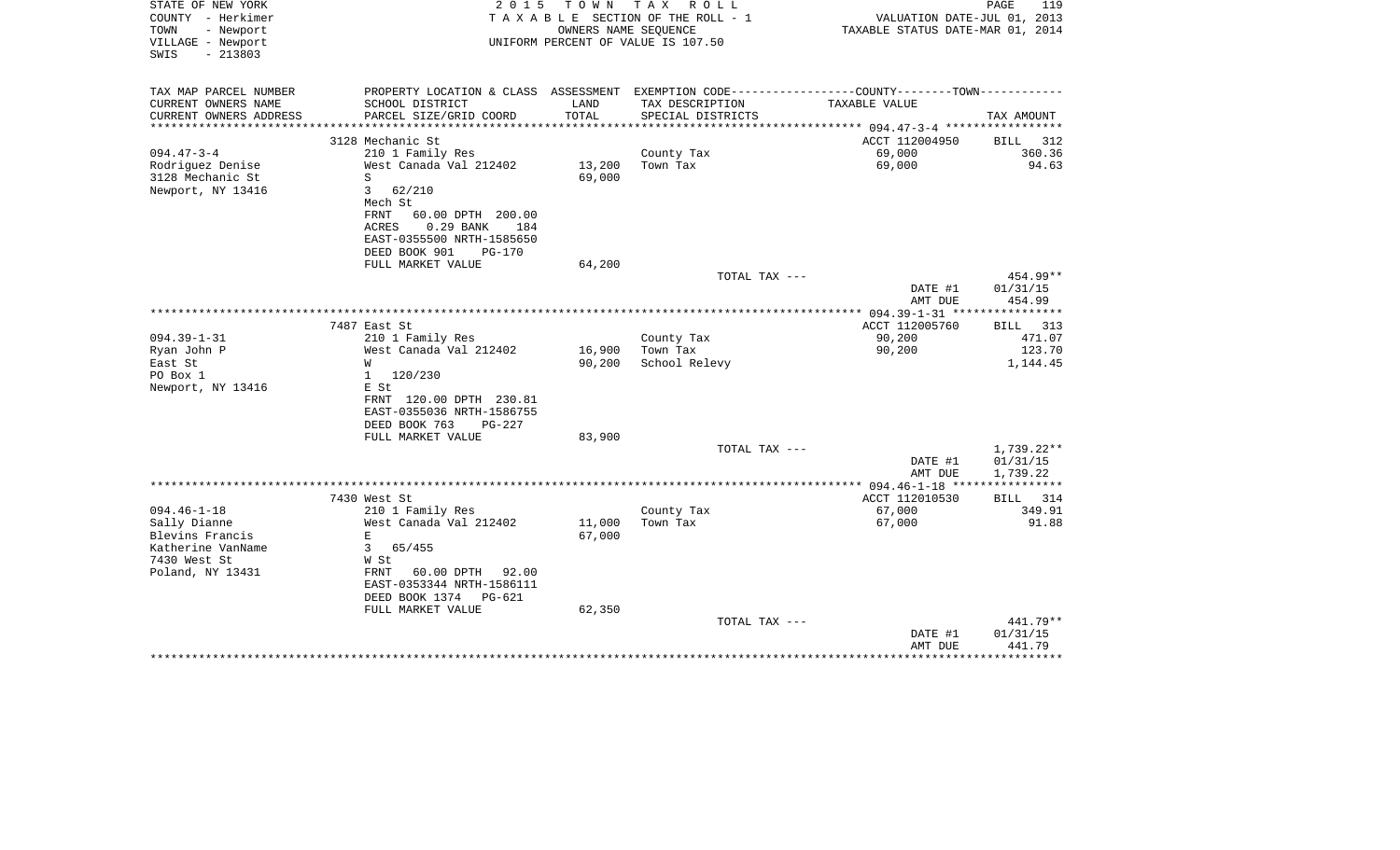STATE OF NEW YORK
COUNTY - Herkimer
TOWN - Newport
VILLAGE - Newport
SWIS - 213803

2 0 1 5 T O W N T A X R O L L
T A X A B L E SECTION OF THE ROLL - 1
OWNERS NAME SEQUENCE
UNIFORM PERCENT OF VALUE IS 107.50

VALUATION DATE-JUL 01, 2013
TAXABLE STATUS DATE-MAR 01, 2014

| TAX MAP PARCEL NUMBER / CURRENT OWNERS NAME / CURRENT OWNERS ADDRESS | PROPERTY LOCATION & CLASS / SCHOOL DISTRICT / PARCEL SIZE/GRID COORD | ASSESSMENT LAND / TOTAL | EXEMPTION CODE / TAX DESCRIPTION / SPECIAL DISTRICTS | COUNTY--------TOWN / TAXABLE VALUE | TAX AMOUNT |
|---|---|---|---|---|---|
| | 3128 Mechanic St | | | ACCT 112004950 | BILL 312 |
| 094.47-3-4 | 210 1 Family Res | | County Tax | 69,000 | 360.36 |
| Rodriguez Denise | West Canada Val 212402 | 13,200 | Town Tax | 69,000 | 94.63 |
| 3128 Mechanic St | S | 69,000 | | | |
| Newport, NY 13416 | 3 62/210 | | | | |
| | Mech St | | | | |
| | FRNT 60.00 DPTH 200.00 | | | | |
| | ACRES 0.29 BANK 184 | | | | |
| | EAST-0355500 NRTH-1585650 | | | | |
| | DEED BOOK 901 PG-170 | | | | |
| | FULL MARKET VALUE | 64,200 | | | |
| | | | TOTAL TAX --- | | 454.99** |
| | | | | DATE #1 | 01/31/15 |
| | | | | AMT DUE | 454.99 |
| | 7487 East St | | | ACCT 112005760 | BILL 313 |
| 094.39-1-31 | 210 1 Family Res | | County Tax | 90,200 | 471.07 |
| Ryan John P | West Canada Val 212402 | 16,900 | Town Tax | 90,200 | 123.70 |
| East St | W | 90,200 | School Relevy | | 1,144.45 |
| PO Box 1 | 1 120/230 | | | | |
| Newport, NY 13416 | E St | | | | |
| | FRNT 120.00 DPTH 230.81 | | | | |
| | EAST-0355036 NRTH-1586755 | | | | |
| | DEED BOOK 763 PG-227 | | | | |
| | FULL MARKET VALUE | 83,900 | | | |
| | | | TOTAL TAX --- | | 1,739.22** |
| | | | | DATE #1 | 01/31/15 |
| | | | | AMT DUE | 1,739.22 |
| | 7430 West St | | | ACCT 112010530 | BILL 314 |
| 094.46-1-18 | 210 1 Family Res | | County Tax | 67,000 | 349.91 |
| Sally Dianne | West Canada Val 212402 | 11,000 | Town Tax | 67,000 | 91.88 |
| Blevins Francis | E | 67,000 | | | |
| Katherine VanName | 3 65/455 | | | | |
| 7430 West St | W St | | | | |
| Poland, NY 13431 | FRNT 60.00 DPTH 92.00 | | | | |
| | EAST-0353344 NRTH-1586111 | | | | |
| | DEED BOOK 1374 PG-621 | | | | |
| | FULL MARKET VALUE | 62,350 | | | |
| | | | TOTAL TAX --- | | 441.79** |
| | | | | DATE #1 | 01/31/15 |
| | | | | AMT DUE | 441.79 |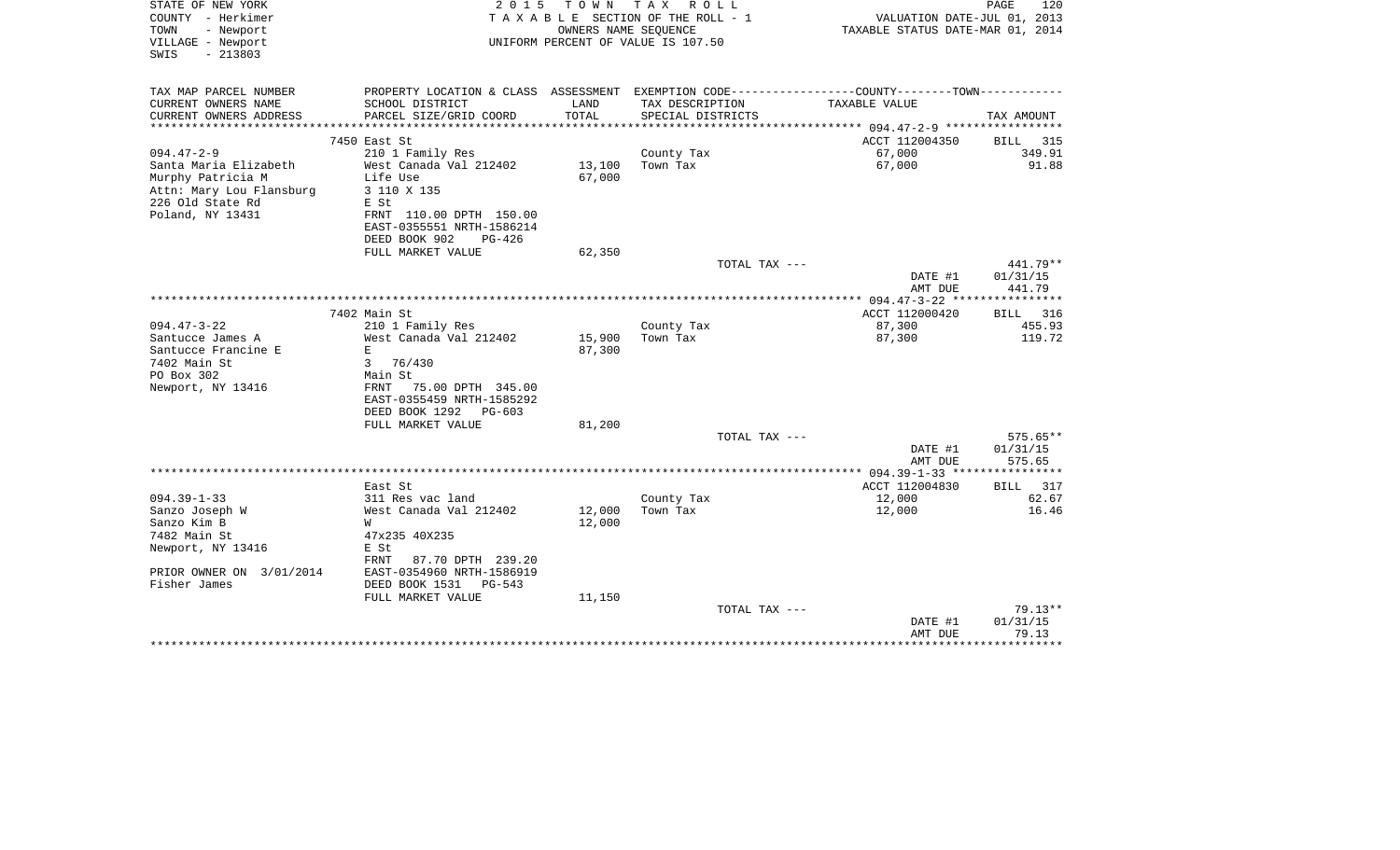STATE OF NEW YORK                                    2 0 1 5   T O W N   T A X   R O L L
COUNTY - Herkimer                              T A X A B L E SECTION OF THE ROLL - 1                    VALUATION DATE-JUL 01, 2013
TOWN   - Newport                                      OWNERS NAME SEQUENCE                          TAXABLE STATUS DATE-MAR 01, 2014
VILLAGE - Newport                              UNIFORM PERCENT OF VALUE IS 107.50
SWIS   - 213803

| TAX MAP PARCEL NUMBER<br>CURRENT OWNERS NAME<br>CURRENT OWNERS ADDRESS | PROPERTY LOCATION & CLASS<br>SCHOOL DISTRICT<br>PARCEL SIZE/GRID COORD | ASSESSMENT<br>LAND<br>TOTAL | EXEMPTION CODE<br>TAX DESCRIPTION<br>SPECIAL DISTRICTS | COUNTY--------TOWN<br>TAXABLE VALUE | <br><br>TAX AMOUNT |
|---|---|---|---|---|---|
| **094.47-2-9** | 7450 East St | | | ACCT 112004350 | BILL 315 |
| 094.47-2-9 | 210 1 Family Res | | County Tax | 67,000 | 349.91 |
| Santa Maria Elizabeth | West Canada Val 212402 | 13,100 | Town Tax | 67,000 | 91.88 |
| Murphy Patricia M | Life Use | 67,000 | | | |
| Attn: Mary Lou Flansburg | 3 110 X 135 | | | | |
| 226 Old State Rd | E St | | | | |
| Poland, NY 13431 | FRNT 110.00 DPTH 150.00 | | | | |
| | EAST-0355551 NRTH-1586214 | | | | |
| | DEED BOOK 902 PG-426 | | | | |
| | FULL MARKET VALUE | 62,350 | | | |
| | | | TOTAL TAX --- | | 441.79** |
| | | | | DATE #1 | 01/31/15 |
| | | | | AMT DUE | 441.79 |
| **094.47-3-22** | 7402 Main St | | | ACCT 112000420 | BILL 316 |
| 094.47-3-22 | 210 1 Family Res | | County Tax | 87,300 | 455.93 |
| Santucce James A | West Canada Val 212402 | 15,900 | Town Tax | 87,300 | 119.72 |
| Santucce Francine E | E | 87,300 | | | |
| 7402 Main St | 3 76/430 | | | | |
| PO Box 302 | Main St | | | | |
| Newport, NY 13416 | FRNT 75.00 DPTH 345.00 | | | | |
| | EAST-0355459 NRTH-1585292 | | | | |
| | DEED BOOK 1292 PG-603 | | | | |
| | FULL MARKET VALUE | 81,200 | | | |
| | | | TOTAL TAX --- | | 575.65** |
| | | | | DATE #1 | 01/31/15 |
| | | | | AMT DUE | 575.65 |
| **094.39-1-33** | East St | | | ACCT 112004830 | BILL 317 |
| 094.39-1-33 | 311 Res vac land | | County Tax | 12,000 | 62.67 |
| Sanzo Joseph W | West Canada Val 212402 | 12,000 | Town Tax | 12,000 | 16.46 |
| Sanzo Kim B | W | 12,000 | | | |
| 7482 Main St | 47x235 40X235 | | | | |
| Newport, NY 13416 | E St | | | | |
| | FRNT 87.70 DPTH 239.20 | | | | |
| PRIOR OWNER ON 3/01/2014 | EAST-0354960 NRTH-1586919 | | | | |
| Fisher James | DEED BOOK 1531 PG-543 | | | | |
| | FULL MARKET VALUE | 11,150 | | | |
| | | | TOTAL TAX --- | | 79.13** |
| | | | | DATE #1 | 01/31/15 |
| | | | | AMT DUE | 79.13 |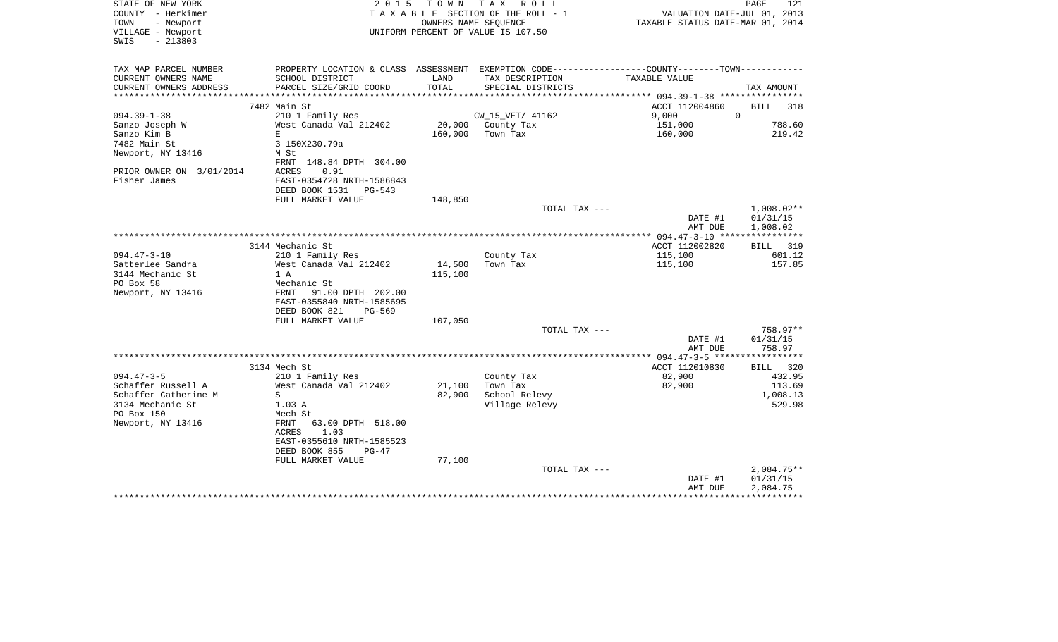STATE OF NEW YORK
COUNTY - Herkimer
TOWN - Newport
VILLAGE - Newport
SWIS - 213803

2 0 1 5 T O W N T A X R O L L
T A X A B L E SECTION OF THE ROLL - 1
OWNERS NAME SEQUENCE
UNIFORM PERCENT OF VALUE IS 107.50

VALUATION DATE-JUL 01, 2013
TAXABLE STATUS DATE-MAR 01, 2014

| TAX MAP PARCEL NUMBER / CURRENT OWNERS NAME / CURRENT OWNERS ADDRESS | PROPERTY LOCATION & CLASS / SCHOOL DISTRICT / PARCEL SIZE/GRID COORD | ASSESSMENT LAND / TOTAL | EXEMPTION CODE / TAX DESCRIPTION / SPECIAL DISTRICTS | COUNTY--------TOWN / TAXABLE VALUE | TAX AMOUNT |
|---|---|---|---|---|---|
| 094.39-1-38 | 7482 Main St | | | ACCT 112004860 | BILL 318 |
| 094.39-1-38 | 210 1 Family Res | | CW_15_VET/ 41162 | 9,000 0 | |
| Sanzo Joseph W | West Canada Val 212402 | 20,000 | County Tax | 151,000 | 788.60 |
| Sanzo Kim B | E | 160,000 | Town Tax | 160,000 | 219.42 |
| 7482 Main St | 3 150X230.79a | | | | |
| Newport, NY 13416 | M St | | | | |
| | FRNT 148.84 DPTH 304.00 | | | | |
| PRIOR OWNER ON 3/01/2014 | ACRES 0.91 | | | | |
| Fisher James | EAST-0354728 NRTH-1586843 | | | | |
| | DEED BOOK 1531 PG-543 | | | | |
| | FULL MARKET VALUE | 148,850 | | | |
| | | | TOTAL TAX --- | | 1,008.02** |
| | | | | DATE #1 | 01/31/15 |
| | | | | AMT DUE | 1,008.02 |
| 094.47-3-10 | 3144 Mechanic St | | | ACCT 112002820 | BILL 319 |
| 094.47-3-10 | 210 1 Family Res | | County Tax | 115,100 | 601.12 |
| Satterlee Sandra | West Canada Val 212402 | 14,500 | Town Tax | 115,100 | 157.85 |
| 3144 Mechanic St | 1 A | 115,100 | | | |
| PO Box 58 | Mechanic St | | | | |
| Newport, NY 13416 | FRNT 91.00 DPTH 202.00 | | | | |
| | EAST-0355840 NRTH-1585695 | | | | |
| | DEED BOOK 821 PG-569 | | | | |
| | FULL MARKET VALUE | 107,050 | | | |
| | | | TOTAL TAX --- | | 758.97** |
| | | | | DATE #1 | 01/31/15 |
| | | | | AMT DUE | 758.97 |
| 094.47-3-5 | 3134 Mech St | | | ACCT 112010830 | BILL 320 |
| 094.47-3-5 | 210 1 Family Res | | County Tax | 82,900 | 432.95 |
| Schaffer Russell A | West Canada Val 212402 | 21,100 | Town Tax | 82,900 | 113.69 |
| Schaffer Catherine M | S | 82,900 | School Relevy | | 1,008.13 |
| 3134 Mechanic St | 1.03 A | | Village Relevy | | 529.98 |
| PO Box 150 | Mech St | | | | |
| Newport, NY 13416 | FRNT 63.00 DPTH 518.00 | | | | |
| | ACRES 1.03 | | | | |
| | EAST-0355610 NRTH-1585523 | | | | |
| | DEED BOOK 855 PG-47 | | | | |
| | FULL MARKET VALUE | 77,100 | | | |
| | | | TOTAL TAX --- | | 2,084.75** |
| | | | | DATE #1 | 01/31/15 |
| | | | | AMT DUE | 2,084.75 |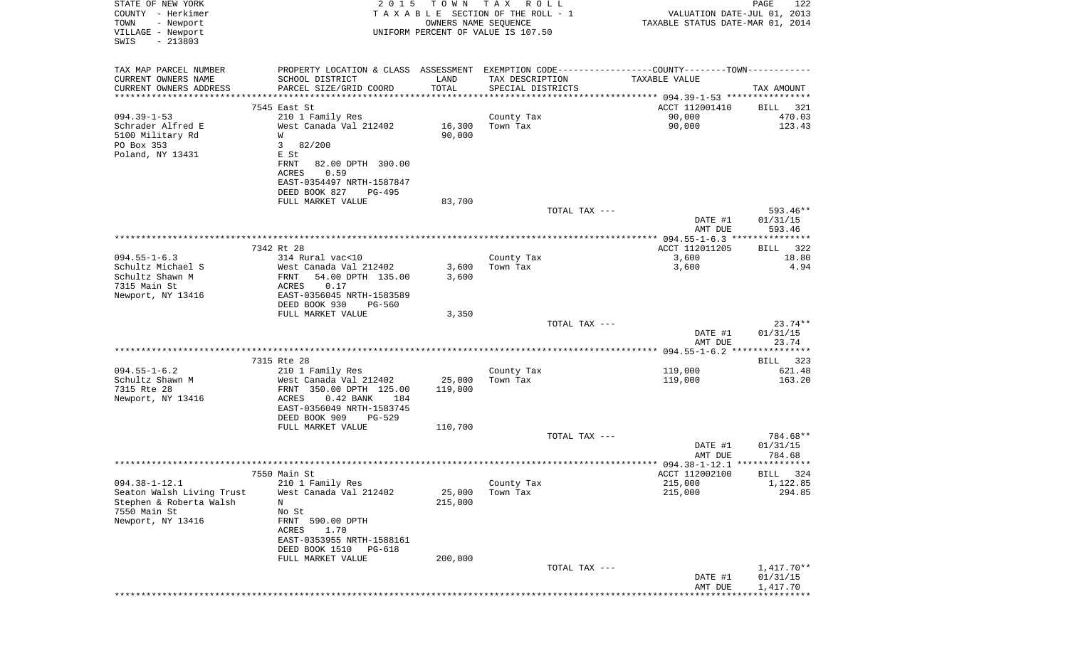STATE OF NEW YORK　　　　　　　　2 0 1 5　T O W N　T A X　R O L L
COUNTY - Herkimer　　　　　　　T A X A B L E SECTION OF THE ROLL - 1　　　　VALUATION DATE-JUL 01, 2013
TOWN - Newport　　　　　　　　　　OWNERS NAME SEQUENCE　　　　　　TAXABLE STATUS DATE-MAR 01, 2014
VILLAGE - Newport　　　　　　　UNIFORM PERCENT OF VALUE IS 107.50
SWIS - 213803

| TAX MAP PARCEL NUMBER / CURRENT OWNERS NAME / CURRENT OWNERS ADDRESS | PROPERTY LOCATION & CLASS / SCHOOL DISTRICT / PARCEL SIZE/GRID COORD | ASSESSMENT LAND / TOTAL | EXEMPTION CODE / TAX DESCRIPTION / SPECIAL DISTRICTS | COUNTY--------TOWN / TAXABLE VALUE | TAX AMOUNT |
|---|---|---|---|---|---|
| | 7545 East St | | | ACCT 112001410 | BILL 321 |
| 094.39-1-53 | 210 1 Family Res | | County Tax | 90,000 | 470.03 |
| Schrader Alfred E | West Canada Val 212402 | 16,300 | Town Tax | 90,000 | 123.43 |
| 5100 Military Rd | W | 90,000 | | | |
| PO Box 353 | 3 82/200 | | | | |
| Poland, NY 13431 | E St | | | | |
| | FRNT 82.00 DPTH 300.00 | | | | |
| | ACRES 0.59 | | | | |
| | EAST-0354497 NRTH-1587847 | | | | |
| | DEED BOOK 827 PG-495 | | | | |
| | FULL MARKET VALUE | 83,700 | | | |
| | | | TOTAL TAX --- | | 593.46** |
| | | | | DATE #1 | 01/31/15 |
| | | | | AMT DUE | 593.46 |
| | 7342 Rt 28 | | | ACCT 112011205 | BILL 322 |
| 094.55-1-6.3 | 314 Rural vac<10 | | County Tax | 3,600 | 18.80 |
| Schultz Michael S | West Canada Val 212402 | 3,600 | Town Tax | 3,600 | 4.94 |
| Schultz Shawn M | FRNT 54.00 DPTH 135.00 | 3,600 | | | |
| 7315 Main St | ACRES 0.17 | | | | |
| Newport, NY 13416 | EAST-0356045 NRTH-1583589 | | | | |
| | DEED BOOK 930 PG-560 | | | | |
| | FULL MARKET VALUE | 3,350 | | | |
| | | | TOTAL TAX --- | | 23.74** |
| | | | | DATE #1 | 01/31/15 |
| | | | | AMT DUE | 23.74 |
| | 7315 Rte 28 | | | | BILL 323 |
| 094.55-1-6.2 | 210 1 Family Res | | County Tax | 119,000 | 621.48 |
| Schultz Shawn M | West Canada Val 212402 | 25,000 | Town Tax | 119,000 | 163.20 |
| 7315 Rte 28 | FRNT 350.00 DPTH 125.00 | 119,000 | | | |
| Newport, NY 13416 | ACRES 0.42 BANK 184 | | | | |
| | EAST-0356049 NRTH-1583745 | | | | |
| | DEED BOOK 909 PG-529 | | | | |
| | FULL MARKET VALUE | 110,700 | | | |
| | | | TOTAL TAX --- | | 784.68** |
| | | | | DATE #1 | 01/31/15 |
| | | | | AMT DUE | 784.68 |
| | 7550 Main St | | | ACCT 112002100 | BILL 324 |
| 094.38-1-12.1 | 210 1 Family Res | | County Tax | 215,000 | 1,122.85 |
| Seaton Walsh Living Trust | West Canada Val 212402 | 25,000 | Town Tax | 215,000 | 294.85 |
| Stephen & Roberta Walsh | N | 215,000 | | | |
| 7550 Main St | No St | | | | |
| Newport, NY 13416 | FRNT 590.00 DPTH | | | | |
| | ACRES 1.70 | | | | |
| | EAST-0353955 NRTH-1588161 | | | | |
| | DEED BOOK 1510 PG-618 | | | | |
| | FULL MARKET VALUE | 200,000 | | | |
| | | | TOTAL TAX --- | | 1,417.70** |
| | | | | DATE #1 | 01/31/15 |
| | | | | AMT DUE | 1,417.70 |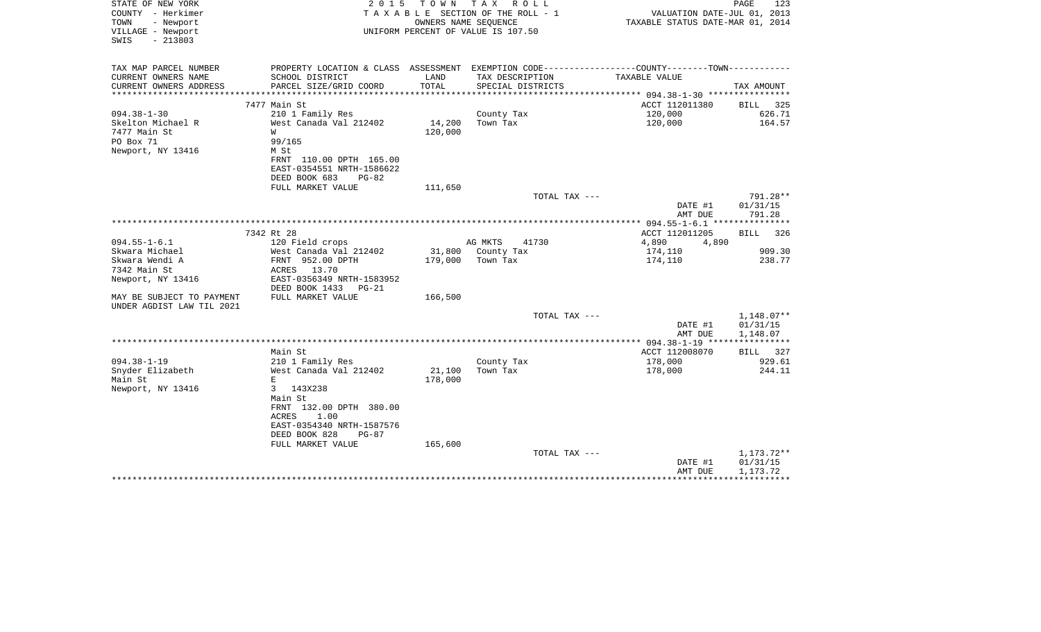STATE OF NEW YORK
COUNTY - Herkimer
TOWN - Newport
VILLAGE - Newport
SWIS - 213803

2 0 1 5 T O W N T A X R O L L
T A X A B L E SECTION OF THE ROLL - 1
OWNERS NAME SEQUENCE
UNIFORM PERCENT OF VALUE IS 107.50

VALUATION DATE-JUL 01, 2013
TAXABLE STATUS DATE-MAR 01, 2014

| TAX MAP PARCEL NUMBER<br>CURRENT OWNERS NAME<br>CURRENT OWNERS ADDRESS | PROPERTY LOCATION & CLASS<br>SCHOOL DISTRICT<br>PARCEL SIZE/GRID COORD | ASSESSMENT<br>LAND<br>TOTAL | EXEMPTION CODE<br>TAX DESCRIPTION<br>SPECIAL DISTRICTS | COUNTY--------TOWN<br>TAXABLE VALUE | TAX AMOUNT |
|---|---|---|---|---|---|
| | **094.38-1-30** | | | | |
| | 7477 Main St | | | ACCT 112011380 | BILL 325 |
| 094.38-1-30 | 210 1 Family Res | | County Tax | 120,000 | 626.71 |
| Skelton Michael R | West Canada Val 212402 | 14,200 | Town Tax | 120,000 | 164.57 |
| 7477 Main St | W | 120,000 | | | |
| PO Box 71 | 99/165 | | | | |
| Newport, NY 13416 | M St | | | | |
| | FRNT 110.00 DPTH 165.00 | | | | |
| | EAST-0354551 NRTH-1586622 | | | | |
| | DEED BOOK 683 PG-82 | | | | |
| | FULL MARKET VALUE | 111,650 | | | |
| | | | TOTAL TAX --- | | 791.28** |
| | | | | DATE #1 | 01/31/15 |
| | | | | AMT DUE | 791.28 |
| | **094.55-1-6.1** | | | | |
| | 7342 Rt 28 | | | ACCT 112011205 | BILL 326 |
| 094.55-1-6.1 | 120 Field crops | | AG MKTS 41730 | 4,890 4,890 | |
| Skwara Michael | West Canada Val 212402 | 31,800 | County Tax | 174,110 | 909.30 |
| Skwara Wendi A | FRNT 952.00 DPTH | 179,000 | Town Tax | 174,110 | 238.77 |
| 7342 Main St | ACRES 13.70 | | | | |
| Newport, NY 13416 | EAST-0356349 NRTH-1583952 | | | | |
| | DEED BOOK 1433 PG-21 | | | | |
| MAY BE SUBJECT TO PAYMENT | FULL MARKET VALUE | 166,500 | | | |
| UNDER AGDIST LAW TIL 2021 | | | | | |
| | | | TOTAL TAX --- | | 1,148.07** |
| | | | | DATE #1 | 01/31/15 |
| | | | | AMT DUE | 1,148.07 |
| | **094.38-1-19** | | | | |
| | Main St | | | ACCT 112008070 | BILL 327 |
| 094.38-1-19 | 210 1 Family Res | | County Tax | 178,000 | 929.61 |
| Snyder Elizabeth | West Canada Val 212402 | 21,100 | Town Tax | 178,000 | 244.11 |
| Main St | E | 178,000 | | | |
| Newport, NY 13416 | 3 143X238 | | | | |
| | Main St | | | | |
| | FRNT 132.00 DPTH 380.00 | | | | |
| | ACRES 1.00 | | | | |
| | EAST-0354340 NRTH-1587576 | | | | |
| | DEED BOOK 828 PG-87 | | | | |
| | FULL MARKET VALUE | 165,600 | | | |
| | | | TOTAL TAX --- | | 1,173.72** |
| | | | | DATE #1 | 01/31/15 |
| | | | | AMT DUE | 1,173.72 |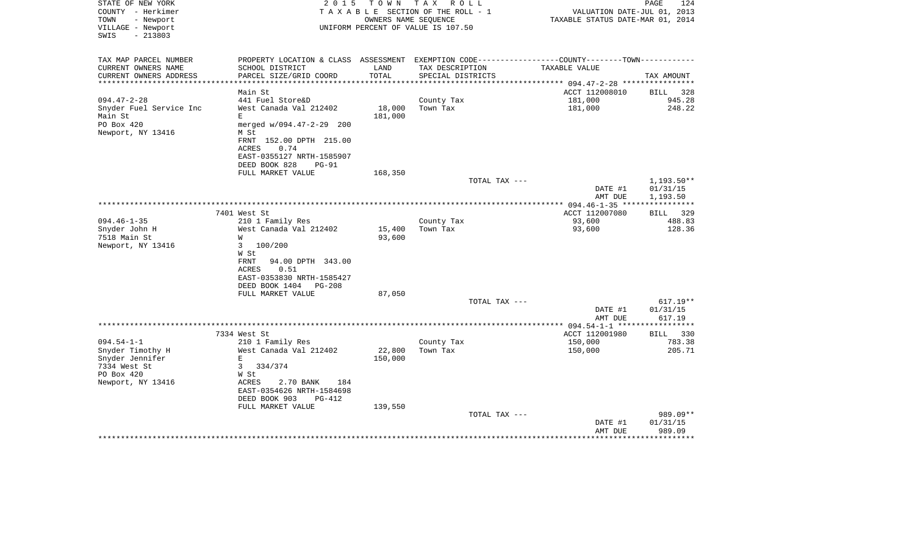STATE OF NEW YORK
COUNTY - Herkimer
TOWN - Newport
VILLAGE - Newport
SWIS - 213803

2 0 1 5 T O W N T A X R O L L
T A X A B L E SECTION OF THE ROLL - 1
OWNERS NAME SEQUENCE
UNIFORM PERCENT OF VALUE IS 107.50

VALUATION DATE-JUL 01, 2013
TAXABLE STATUS DATE-MAR 01, 2014

| TAX MAP PARCEL NUMBER<br>CURRENT OWNERS NAME<br>CURRENT OWNERS ADDRESS | PROPERTY LOCATION & CLASS<br>SCHOOL DISTRICT<br>PARCEL SIZE/GRID COORD | ASSESSMENT<br>LAND<br>TOTAL | EXEMPTION CODE-----COUNTY-----TOWN<br>TAX DESCRIPTION<br>SPECIAL DISTRICTS | TAXABLE VALUE | TAX AMOUNT |
|---|---|---|---|---|---|
| | Main St | | | ACCT 112008010 | BILL 328 |
| 094.47-2-28 | 441 Fuel Store&D | | County Tax | 181,000 | 945.28 |
| Snyder Fuel Service Inc | West Canada Val 212402 | 18,000 | Town Tax | 181,000 | 248.22 |
| Main St | E | 181,000 | | | |
| PO Box 420 | merged w/094.47-2-29 200 | | | | |
| Newport, NY 13416 | M St | | | | |
| | FRNT 152.00 DPTH 215.00 | | | | |
| | ACRES 0.74 | | | | |
| | EAST-0355127 NRTH-1585907 | | | | |
| | DEED BOOK 828 PG-91 | | | | |
| | FULL MARKET VALUE | 168,350 | | | |
| | | | TOTAL TAX --- | | 1,193.50** |
| | | | | DATE #1 | 01/31/15 |
| | | | | AMT DUE | 1,193.50 |
| | 7401 West St | | | ACCT 112007080 | BILL 329 |
| 094.46-1-35 | 210 1 Family Res | | County Tax | 93,600 | 488.83 |
| Snyder John H | West Canada Val 212402 | 15,400 | Town Tax | 93,600 | 128.36 |
| 7518 Main St | W | 93,600 | | | |
| Newport, NY 13416 | 3 100/200 | | | | |
| | W St | | | | |
| | FRNT 94.00 DPTH 343.00 | | | | |
| | ACRES 0.51 | | | | |
| | EAST-0353830 NRTH-1585427 | | | | |
| | DEED BOOK 1404 PG-208 | | | | |
| | FULL MARKET VALUE | 87,050 | | | |
| | | | TOTAL TAX --- | | 617.19** |
| | | | | DATE #1 | 01/31/15 |
| | | | | AMT DUE | 617.19 |
| | 7334 West St | | | ACCT 112001980 | BILL 330 |
| 094.54-1-1 | 210 1 Family Res | | County Tax | 150,000 | 783.38 |
| Snyder Timothy H | West Canada Val 212402 | 22,800 | Town Tax | 150,000 | 205.71 |
| Snyder Jennifer | E | 150,000 | | | |
| 7334 West St | 3 334/374 | | | | |
| PO Box 420 | W St | | | | |
| Newport, NY 13416 | ACRES 2.70 BANK 184 | | | | |
| | EAST-0354626 NRTH-1584698 | | | | |
| | DEED BOOK 903 PG-412 | | | | |
| | FULL MARKET VALUE | 139,550 | | | |
| | | | TOTAL TAX --- | | 989.09** |
| | | | | DATE #1 | 01/31/15 |
| | | | | AMT DUE | 989.09 |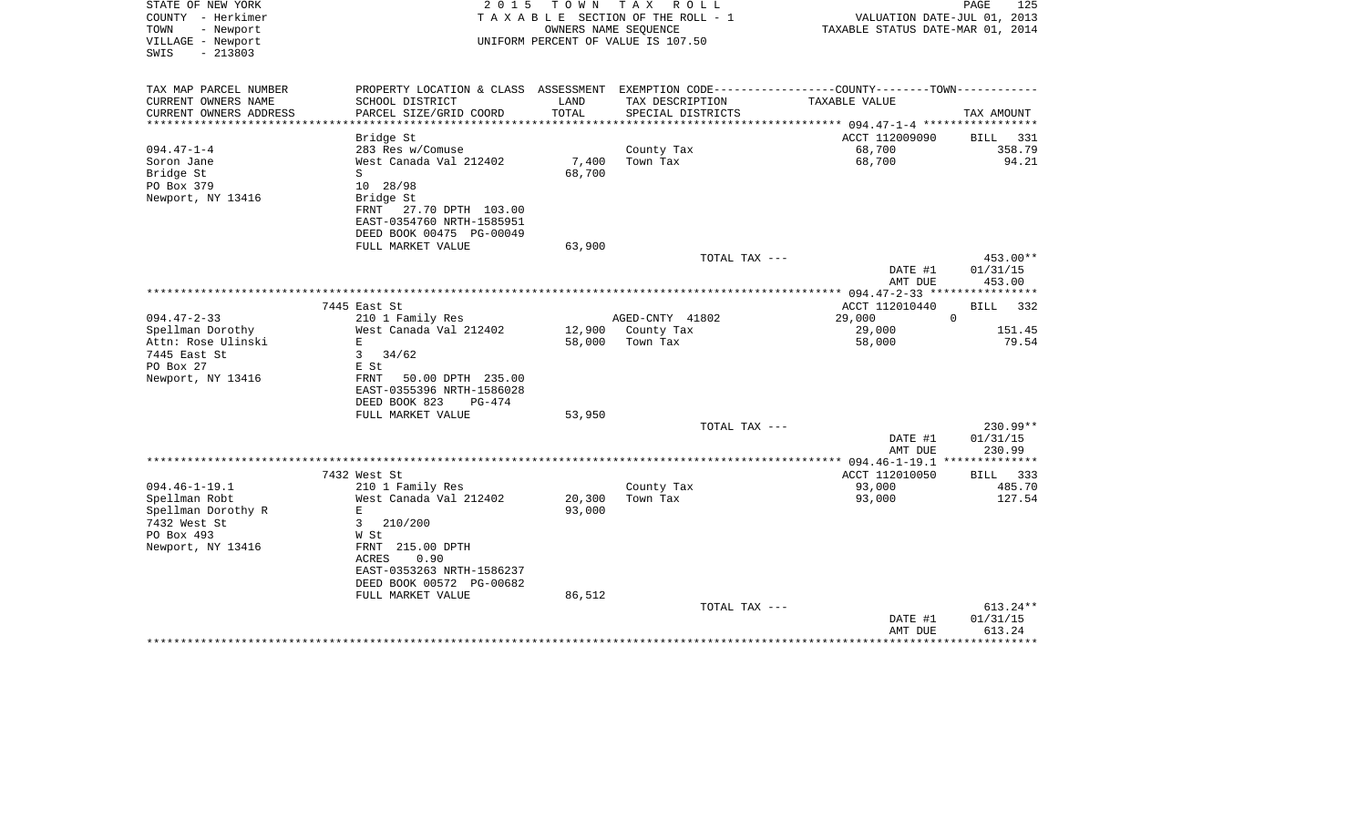STATE OF NEW YORK
COUNTY - Herkimer
TOWN - Newport
VILLAGE - Newport
SWIS - 213803

2 0 1 5 T O W N T A X R O L L
T A X A B L E SECTION OF THE ROLL - 1
OWNERS NAME SEQUENCE
UNIFORM PERCENT OF VALUE IS 107.50

VALUATION DATE-JUL 01, 2013
TAXABLE STATUS DATE-MAR 01, 2014

| TAX MAP PARCEL NUMBER<br>CURRENT OWNERS NAME<br>CURRENT OWNERS ADDRESS | PROPERTY LOCATION & CLASS<br>SCHOOL DISTRICT<br>PARCEL SIZE/GRID COORD | ASSESSMENT<br>LAND<br>TOTAL | EXEMPTION CODE<br>TAX DESCRIPTION<br>SPECIAL DISTRICTS | COUNTY--------TOWN<br>TAXABLE VALUE | TAX AMOUNT |
|---|---|---|---|---|---|
| 094.47-1-4 | Bridge St |  |  | ACCT 112009090 | BILL 331 |
|  | 283 Res w/Comuse |  | County Tax | 68,700 | 358.79 |
| Soron Jane | West Canada Val 212402 | 7,400 | Town Tax | 68,700 | 94.21 |
| Bridge St | S | 68,700 |  |  |  |
| PO Box 379 | 10 28/98 |  |  |  |  |
| Newport, NY 13416 | Bridge St |  |  |  |  |
|  | FRNT 27.70 DPTH 103.00 |  |  |  |  |
|  | EAST-0354760 NRTH-1585951 |  |  |  |  |
|  | DEED BOOK 00475 PG-00049 |  |  |  |  |
|  | FULL MARKET VALUE | 63,900 |  |  |  |
|  |  |  | TOTAL TAX --- |  | 453.00** |
|  |  |  |  | DATE #1 | 01/31/15 |
|  |  |  |  | AMT DUE | 453.00 |
| 094.47-2-33 | 7445 East St |  |  | ACCT 112010440 | BILL 332 |
|  | 210 1 Family Res |  | AGED-CNTY 41802 | 29,000 0 |  |
| Spellman Dorothy | West Canada Val 212402 | 12,900 | County Tax | 29,000 | 151.45 |
| Attn: Rose Ulinski | E | 58,000 | Town Tax | 58,000 | 79.54 |
| 7445 East St | 3 34/62 |  |  |  |  |
| PO Box 27 | E St |  |  |  |  |
| Newport, NY 13416 | FRNT 50.00 DPTH 235.00 |  |  |  |  |
|  | EAST-0355396 NRTH-1586028 |  |  |  |  |
|  | DEED BOOK 823 PG-474 |  |  |  |  |
|  | FULL MARKET VALUE | 53,950 |  |  |  |
|  |  |  | TOTAL TAX --- |  | 230.99** |
|  |  |  |  | DATE #1 | 01/31/15 |
|  |  |  |  | AMT DUE | 230.99 |
| 094.46-1-19.1 | 7432 West St |  |  | ACCT 112010050 | BILL 333 |
|  | 210 1 Family Res |  | County Tax | 93,000 | 485.70 |
| Spellman Robt | West Canada Val 212402 | 20,300 | Town Tax | 93,000 | 127.54 |
| Spellman Dorothy R | E | 93,000 |  |  |  |
| 7432 West St | 3 210/200 |  |  |  |  |
| PO Box 493 | W St |  |  |  |  |
| Newport, NY 13416 | FRNT 215.00 DPTH |  |  |  |  |
|  | ACRES 0.90 |  |  |  |  |
|  | EAST-0353263 NRTH-1586237 |  |  |  |  |
|  | DEED BOOK 00572 PG-00682 |  |  |  |  |
|  | FULL MARKET VALUE | 86,512 |  |  |  |
|  |  |  | TOTAL TAX --- |  | 613.24** |
|  |  |  |  | DATE #1 | 01/31/15 |
|  |  |  |  | AMT DUE | 613.24 |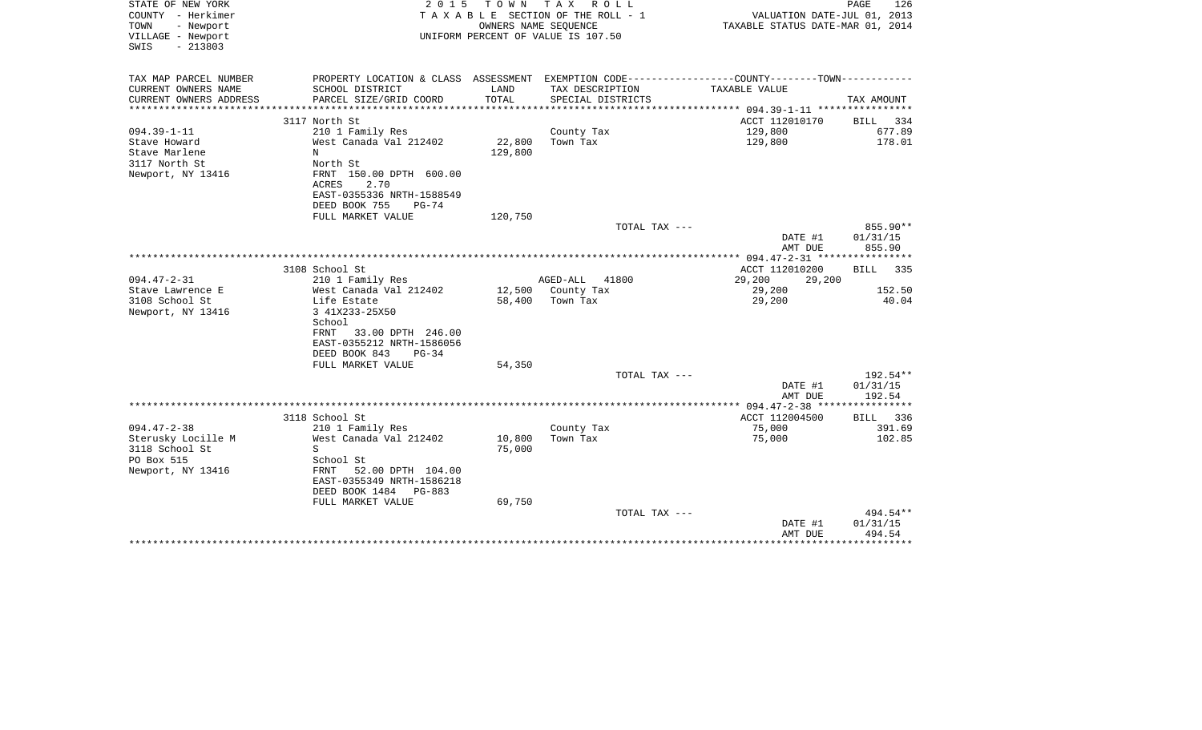STATE OF NEW YORK
COUNTY - Herkimer
TOWN - Newport
VILLAGE - Newport
SWIS - 213803

2 0 1 5 T O W N T A X R O L L
T A X A B L E SECTION OF THE ROLL - 1
OWNERS NAME SEQUENCE
UNIFORM PERCENT OF VALUE IS 107.50

VALUATION DATE-JUL 01, 2013
TAXABLE STATUS DATE-MAR 01, 2014

| TAX MAP PARCEL NUMBER / CURRENT OWNERS NAME / CURRENT OWNERS ADDRESS | PROPERTY LOCATION & CLASS / SCHOOL DISTRICT / PARCEL SIZE/GRID COORD | ASSESSMENT LAND / TOTAL | EXEMPTION CODE / TAX DESCRIPTION / SPECIAL DISTRICTS | COUNTY--------TOWN TAXABLE VALUE | TAX AMOUNT |
|---|---|---|---|---|---|
| ******** 094.39-1-11 ******** | | | | | |
| | 3117 North St | | | ACCT 112010170 | BILL 334 |
| 094.39-1-11 | 210 1 Family Res | | County Tax | 129,800 | 677.89 |
| Stave Howard | West Canada Val 212402 | 22,800 | Town Tax | 129,800 | 178.01 |
| Stave Marlene | N | 129,800 | | | |
| 3117 North St | North St | | | | |
| Newport, NY 13416 | FRNT 150.00 DPTH 600.00 | | | | |
| | ACRES 2.70 | | | | |
| | EAST-0355336 NRTH-1588549 | | | | |
| | DEED BOOK 755 PG-74 | | | | |
| | FULL MARKET VALUE | 120,750 | | | |
| | | | TOTAL TAX --- | | 855.90** |
| | | | | DATE #1 | 01/31/15 |
| | | | | AMT DUE | 855.90 |
| ******** 094.47-2-31 ******** | | | | | |
| | 3108 School St | | | ACCT 112010200 | BILL 335 |
| 094.47-2-31 | 210 1 Family Res | | AGED-ALL 41800 | 29,200 29,200 | |
| Stave Lawrence E | West Canada Val 212402 | 12,500 | County Tax | 29,200 | 152.50 |
| 3108 School St | Life Estate | 58,400 | Town Tax | 29,200 | 40.04 |
| Newport, NY 13416 | 3 41X233-25X50 | | | | |
| | School | | | | |
| | FRNT 33.00 DPTH 246.00 | | | | |
| | EAST-0355212 NRTH-1586056 | | | | |
| | DEED BOOK 843 PG-34 | | | | |
| | FULL MARKET VALUE | 54,350 | | | |
| | | | TOTAL TAX --- | | 192.54** |
| | | | | DATE #1 | 01/31/15 |
| | | | | AMT DUE | 192.54 |
| ******** 094.47-2-38 ******** | | | | | |
| | 3118 School St | | | ACCT 112004500 | BILL 336 |
| 094.47-2-38 | 210 1 Family Res | | County Tax | 75,000 | 391.69 |
| Sterusky Locille M | West Canada Val 212402 | 10,800 | Town Tax | 75,000 | 102.85 |
| 3118 School St | S | 75,000 | | | |
| PO Box 515 | School St | | | | |
| Newport, NY 13416 | FRNT 52.00 DPTH 104.00 | | | | |
| | EAST-0355349 NRTH-1586218 | | | | |
| | DEED BOOK 1484 PG-883 | | | | |
| | FULL MARKET VALUE | 69,750 | | | |
| | | | TOTAL TAX --- | | 494.54** |
| | | | | DATE #1 | 01/31/15 |
| | | | | AMT DUE | 494.54 |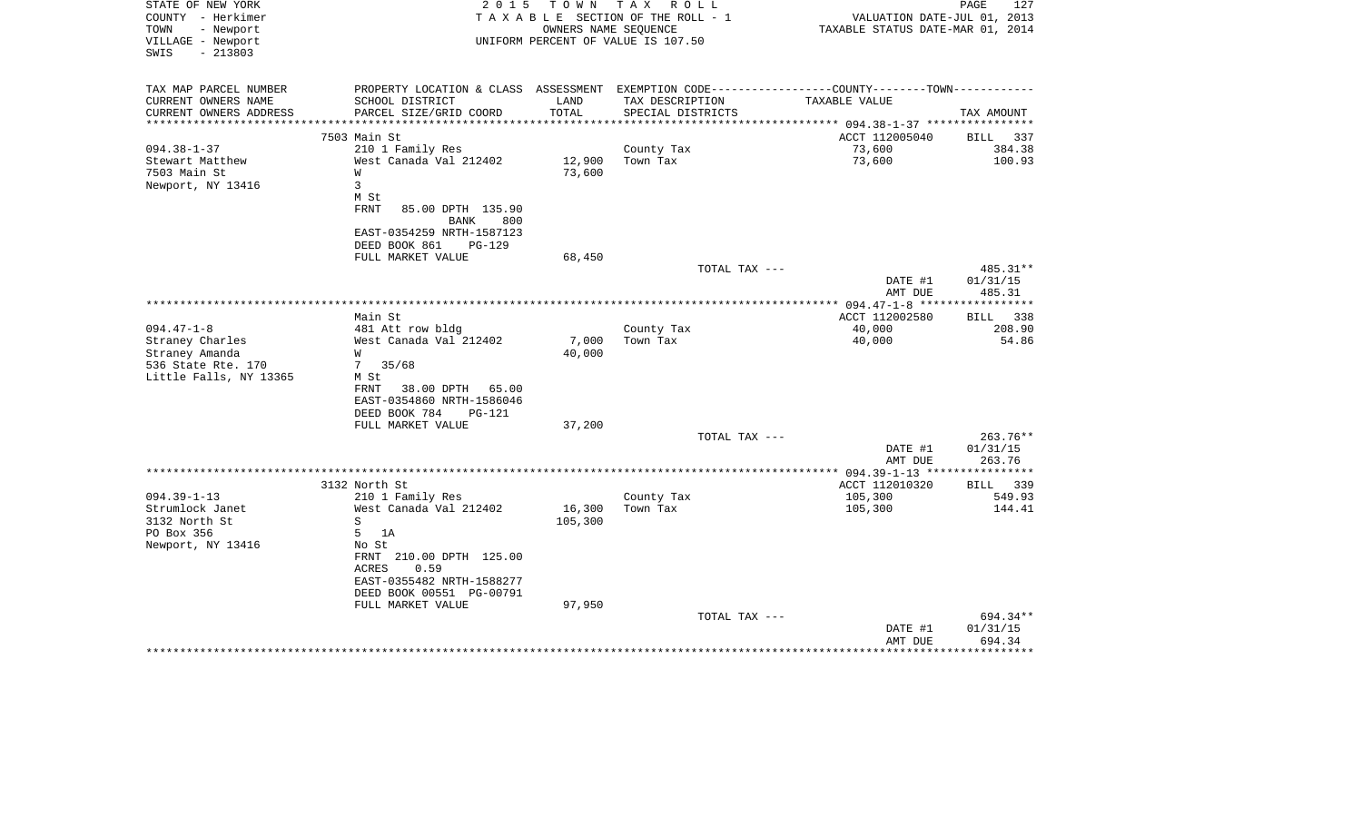STATE OF NEW YORK — 2015 TOWN TAX ROLL — PAGE 127
COUNTY - Herkimer — TAXABLE SECTION OF THE ROLL - 1 — VALUATION DATE-JUL 01, 2013
TOWN - Newport — OWNERS NAME SEQUENCE — TAXABLE STATUS DATE-MAR 01, 2014
VILLAGE - Newport — UNIFORM PERCENT OF VALUE IS 107.50
SWIS - 213803

| TAX MAP PARCEL NUMBER / CURRENT OWNERS NAME / CURRENT OWNERS ADDRESS | PROPERTY LOCATION & CLASS / SCHOOL DISTRICT / PARCEL SIZE/GRID COORD | ASSESSMENT LAND / TOTAL | EXEMPTION CODE / TAX DESCRIPTION / SPECIAL DISTRICTS | COUNTY--------TOWN / TAXABLE VALUE | TAX AMOUNT |
|---|---|---|---|---|---|
| | 7503 Main St | | | ACCT 112005040 | BILL 337 |
| 094.38-1-37 | 210 1 Family Res | | County Tax | 73,600 | 384.38 |
| Stewart Matthew | West Canada Val 212402 | 12,900 | Town Tax | 73,600 | 100.93 |
| 7503 Main St | W | 73,600 | | | |
| Newport, NY 13416 | 3 | | | | |
| | M St | | | | |
| | FRNT 85.00 DPTH 135.90 | | | | |
| | BANK 800 | | | | |
| | EAST-0354259 NRTH-1587123 | | | | |
| | DEED BOOK 861 PG-129 | | | | |
| | FULL MARKET VALUE | 68,450 | | | |
| | | | TOTAL TAX --- | | 485.31** |
| | | | | DATE #1 | 01/31/15 |
| | | | | AMT DUE | 485.31 |
| | Main St | | | ACCT 112002580 | BILL 338 |
| 094.47-1-8 | 481 Att row bldg | | County Tax | 40,000 | 208.90 |
| Straney Charles | West Canada Val 212402 | 7,000 | Town Tax | 40,000 | 54.86 |
| Straney Amanda | W | 40,000 | | | |
| 536 State Rte. 170 | 7 35/68 | | | | |
| Little Falls, NY 13365 | M St | | | | |
| | FRNT 38.00 DPTH 65.00 | | | | |
| | EAST-0354860 NRTH-1586046 | | | | |
| | DEED BOOK 784 PG-121 | | | | |
| | FULL MARKET VALUE | 37,200 | | | |
| | | | TOTAL TAX --- | | 263.76** |
| | | | | DATE #1 | 01/31/15 |
| | | | | AMT DUE | 263.76 |
| | 3132 North St | | | ACCT 112010320 | BILL 339 |
| 094.39-1-13 | 210 1 Family Res | | County Tax | 105,300 | 549.93 |
| Strumlock Janet | West Canada Val 212402 | 16,300 | Town Tax | 105,300 | 144.41 |
| 3132 North St | S | 105,300 | | | |
| PO Box 356 | 5 1A | | | | |
| Newport, NY 13416 | No St | | | | |
| | FRNT 210.00 DPTH 125.00 | | | | |
| | ACRES 0.59 | | | | |
| | EAST-0355482 NRTH-1588277 | | | | |
| | DEED BOOK 00551 PG-00791 | | | | |
| | FULL MARKET VALUE | 97,950 | | | |
| | | | TOTAL TAX --- | | 694.34** |
| | | | | DATE #1 | 01/31/15 |
| | | | | AMT DUE | 694.34 |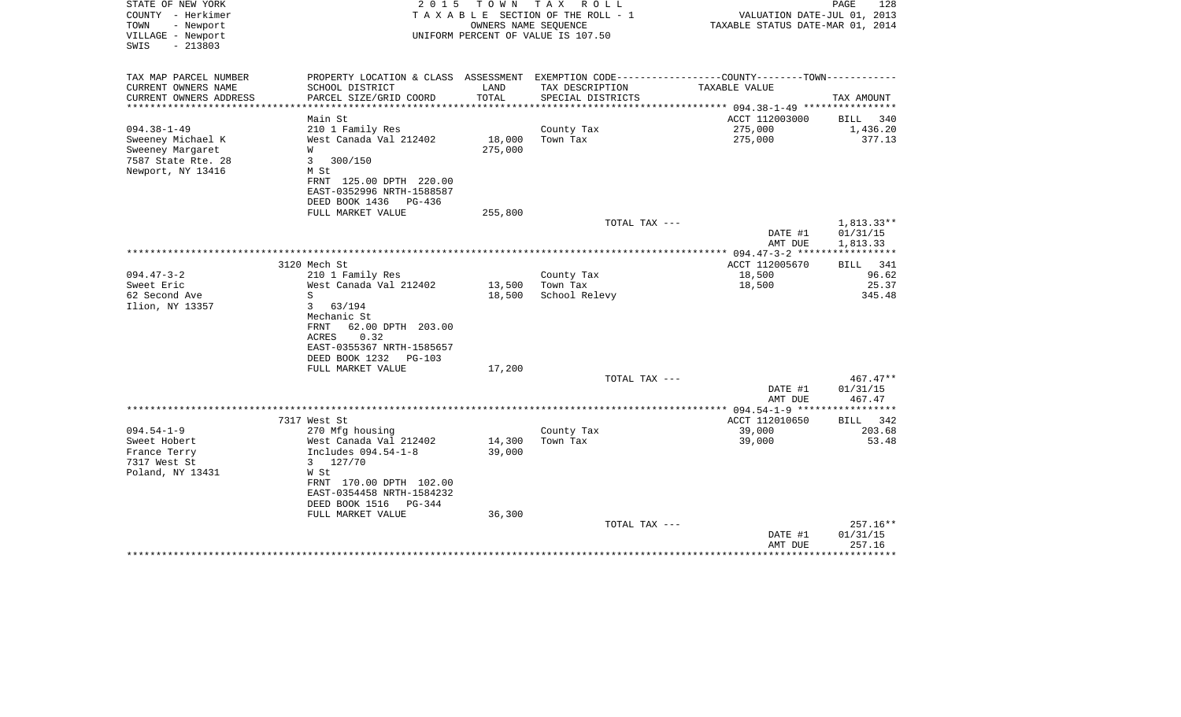STATE OF NEW YORK
COUNTY - Herkimer
TOWN - Newport
VILLAGE - Newport
SWIS - 213803

2 0 1 5 T O W N T A X R O L L
T A X A B L E SECTION OF THE ROLL - 1
OWNERS NAME SEQUENCE
UNIFORM PERCENT OF VALUE IS 107.50

VALUATION DATE-JUL 01, 2013
TAXABLE STATUS DATE-MAR 01, 2014

| TAX MAP PARCEL NUMBER<br>CURRENT OWNERS NAME<br>CURRENT OWNERS ADDRESS | PROPERTY LOCATION & CLASS<br>SCHOOL DISTRICT<br>PARCEL SIZE/GRID COORD | ASSESSMENT<br>LAND<br>TOTAL | EXEMPTION CODE----COUNTY----TOWN----<br>TAX DESCRIPTION<br>SPECIAL DISTRICTS | TAXABLE VALUE | TAX AMOUNT |
|---|---|---|---|---|---|
| | Main St | | | ACCT 112003000 | BILL 340 |
| 094.38-1-49 | 210 1 Family Res | | County Tax | 275,000 | 1,436.20 |
| Sweeney Michael K | West Canada Val 212402 | 18,000 | Town Tax | 275,000 | 377.13 |
| Sweeney Margaret | W | 275,000 | | | |
| 7587 State Rte. 28 | 3 300/150 | | | | |
| Newport, NY 13416 | M St | | | | |
| | FRNT 125.00 DPTH 220.00 | | | | |
| | EAST-0352996 NRTH-1588587 | | | | |
| | DEED BOOK 1436 PG-436 | | | | |
| | FULL MARKET VALUE | 255,800 | | | |
| | | | TOTAL TAX --- | | 1,813.33** |
| | | | | DATE #1 | 01/31/15 |
| | | | | AMT DUE | 1,813.33 |
| | 3120 Mech St | | | ACCT 112005670 | BILL 341 |
| 094.47-3-2 | 210 1 Family Res | | County Tax | 18,500 | 96.62 |
| Sweet Eric | West Canada Val 212402 | 13,500 | Town Tax | 18,500 | 25.37 |
| 62 Second Ave | S | 18,500 | School Relevy | | 345.48 |
| Ilion, NY 13357 | 3 63/194 | | | | |
| | Mechanic St | | | | |
| | FRNT 62.00 DPTH 203.00 | | | | |
| | ACRES 0.32 | | | | |
| | EAST-0355367 NRTH-1585657 | | | | |
| | DEED BOOK 1232 PG-103 | | | | |
| | FULL MARKET VALUE | 17,200 | | | |
| | | | TOTAL TAX --- | | 467.47** |
| | | | | DATE #1 | 01/31/15 |
| | | | | AMT DUE | 467.47 |
| | 7317 West St | | | ACCT 112010650 | BILL 342 |
| 094.54-1-9 | 270 Mfg housing | | County Tax | 39,000 | 203.68 |
| Sweet Hobert | West Canada Val 212402 | 14,300 | Town Tax | 39,000 | 53.48 |
| France Terry | Includes 094.54-1-8 | 39,000 | | | |
| 7317 West St | 3 127/70 | | | | |
| Poland, NY 13431 | W St | | | | |
| | FRNT 170.00 DPTH 102.00 | | | | |
| | EAST-0354458 NRTH-1584232 | | | | |
| | DEED BOOK 1516 PG-344 | | | | |
| | FULL MARKET VALUE | 36,300 | | | |
| | | | TOTAL TAX --- | | 257.16** |
| | | | | DATE #1 | 01/31/15 |
| | | | | AMT DUE | 257.16 |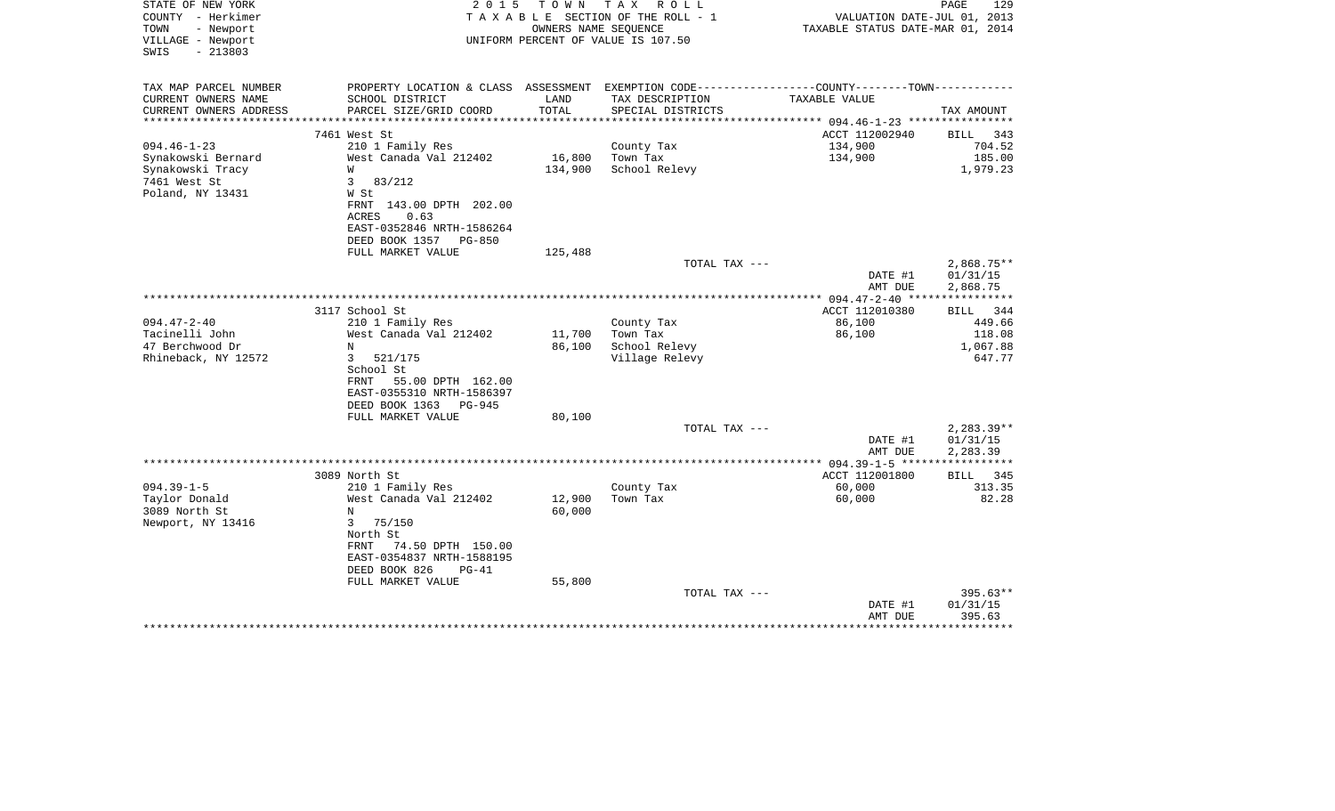STATE OF NEW YORK
COUNTY - Herkimer
TOWN - Newport
VILLAGE - Newport
SWIS - 213803

2 0 1 5 T O W N T A X R O L L
T A X A B L E SECTION OF THE ROLL - 1
OWNERS NAME SEQUENCE
UNIFORM PERCENT OF VALUE IS 107.50

VALUATION DATE-JUL 01, 2013
TAXABLE STATUS DATE-MAR 01, 2014

| TAX MAP PARCEL NUMBER<br>CURRENT OWNERS NAME<br>CURRENT OWNERS ADDRESS | PROPERTY LOCATION & CLASS<br>SCHOOL DISTRICT<br>PARCEL SIZE/GRID COORD | ASSESSMENT<br>LAND<br>TOTAL | EXEMPTION CODE-----COUNTY-----TOWN-----<br>TAX DESCRIPTION<br>SPECIAL DISTRICTS | TAXABLE VALUE | TAX AMOUNT |
|---|---|---|---|---|---|
| | 7461 West St | | | ACCT 112002940 | BILL 343 |
| 094.46-1-23 | 210 1 Family Res | | County Tax | 134,900 | 704.52 |
| Synakowski Bernard | West Canada Val 212402 | 16,800 | Town Tax | 134,900 | 185.00 |
| Synakowski Tracy | W | 134,900 | School Relevy | | 1,979.23 |
| 7461 West St | 3 83/212 | | | | |
| Poland, NY 13431 | W St | | | | |
| | FRNT 143.00 DPTH 202.00 | | | | |
| | ACRES 0.63 | | | | |
| | EAST-0352846 NRTH-1586264 | | | | |
| | DEED BOOK 1357 PG-850 | | | | |
| | FULL MARKET VALUE | 125,488 | | | |
| | | | TOTAL TAX --- | | 2,868.75** |
| | | | | DATE #1 | 01/31/15 |
| | | | | AMT DUE | 2,868.75 |
| | 3117 School St | | | ACCT 112010380 | BILL 344 |
| 094.47-2-40 | 210 1 Family Res | | County Tax | 86,100 | 449.66 |
| Tacinelli John | West Canada Val 212402 | 11,700 | Town Tax | 86,100 | 118.08 |
| 47 Berchwood Dr | N | 86,100 | School Relevy | | 1,067.88 |
| Rhineback, NY 12572 | 3 521/175 | | Village Relevy | | 647.77 |
| | School St | | | | |
| | FRNT 55.00 DPTH 162.00 | | | | |
| | EAST-0355310 NRTH-1586397 | | | | |
| | DEED BOOK 1363 PG-945 | | | | |
| | FULL MARKET VALUE | 80,100 | | | |
| | | | TOTAL TAX --- | | 2,283.39** |
| | | | | DATE #1 | 01/31/15 |
| | | | | AMT DUE | 2,283.39 |
| | 3089 North St | | | ACCT 112001800 | BILL 345 |
| 094.39-1-5 | 210 1 Family Res | | County Tax | 60,000 | 313.35 |
| Taylor Donald | West Canada Val 212402 | 12,900 | Town Tax | 60,000 | 82.28 |
| 3089 North St | N | 60,000 | | | |
| Newport, NY 13416 | 3 75/150 | | | | |
| | North St | | | | |
| | FRNT 74.50 DPTH 150.00 | | | | |
| | EAST-0354837 NRTH-1588195 | | | | |
| | DEED BOOK 826 PG-41 | | | | |
| | FULL MARKET VALUE | 55,800 | | | |
| | | | TOTAL TAX --- | | 395.63** |
| | | | | DATE #1 | 01/31/15 |
| | | | | AMT DUE | 395.63 |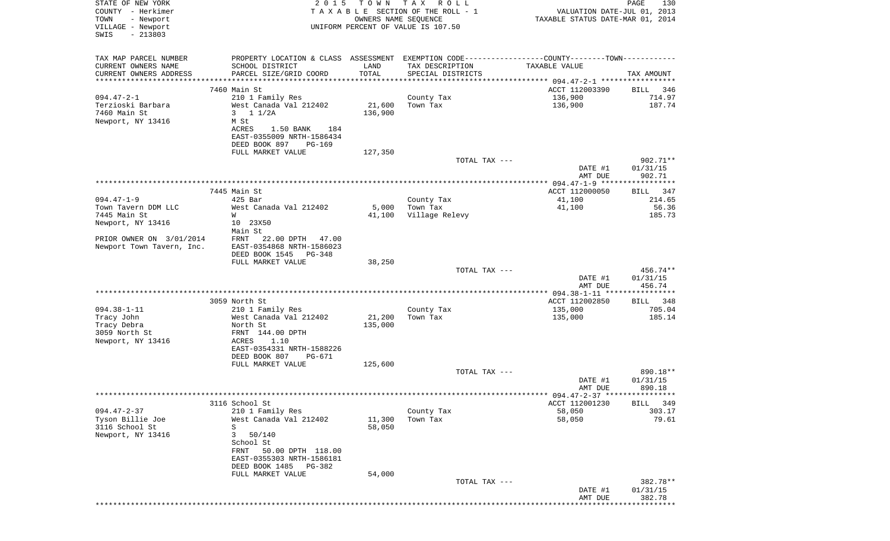STATE OF NEW YORK
COUNTY - Herkimer
TOWN - Newport
VILLAGE - Newport
SWIS - 213803

2 0 1 5 T O W N T A X R O L L
T A X A B L E SECTION OF THE ROLL - 1
OWNERS NAME SEQUENCE
UNIFORM PERCENT OF VALUE IS 107.50

VALUATION DATE-JUL 01, 2013
TAXABLE STATUS DATE-MAR 01, 2014

| TAX MAP PARCEL NUMBER / CURRENT OWNERS NAME / CURRENT OWNERS ADDRESS | PROPERTY LOCATION & CLASS / SCHOOL DISTRICT / PARCEL SIZE/GRID COORD | ASSESSMENT LAND | TOTAL | EXEMPTION CODE / TAX DESCRIPTION / SPECIAL DISTRICTS | TAXABLE VALUE (COUNTY--TOWN) | TAX AMOUNT |
|---|---|---|---|---|---|---|
| | 7460 Main St | | | | ACCT 112003390 | BILL 346 |
| 094.47-2-1 | 210 1 Family Res | | | County Tax | 136,900 | 714.97 |
| Terzioski Barbara | West Canada Val 212402 | 21,600 | | Town Tax | 136,900 | 187.74 |
| 7460 Main St | 3 1 1/2A | | 136,900 | | | |
| Newport, NY 13416 | M St | | | | | |
| | ACRES 1.50 BANK 184 | | | | | |
| | EAST-0355009 NRTH-1586434 | | | | | |
| | DEED BOOK 897 PG-169 | | | | | |
| | FULL MARKET VALUE | | 127,350 | | | |
| | | | | TOTAL TAX --- | | 902.71** |
| | | | | | DATE #1 | 01/31/15 |
| | | | | | AMT DUE | 902.71 |
| | 7445 Main St | | | | ACCT 112000050 | BILL 347 |
| 094.47-1-9 | 425 Bar | | | County Tax | 41,100 | 214.65 |
| Town Tavern DDM LLC | West Canada Val 212402 | 5,000 | | Town Tax | 41,100 | 56.36 |
| 7445 Main St | W | | 41,100 | Village Relevy | | 185.73 |
| Newport, NY 13416 | 10 23X50 | | | | | |
| | Main St | | | | | |
| PRIOR OWNER ON 3/01/2014 | FRNT 22.00 DPTH 47.00 | | | | | |
| Newport Town Tavern, Inc. | EAST-0354868 NRTH-1586023 | | | | | |
| | DEED BOOK 1545 PG-348 | | | | | |
| | FULL MARKET VALUE | | 38,250 | | | |
| | | | | TOTAL TAX --- | | 456.74** |
| | | | | | DATE #1 | 01/31/15 |
| | | | | | AMT DUE | 456.74 |
| | 3059 North St | | | | ACCT 112002850 | BILL 348 |
| 094.38-1-11 | 210 1 Family Res | | | County Tax | 135,000 | 705.04 |
| Tracy John | West Canada Val 212402 | 21,200 | | Town Tax | 135,000 | 185.14 |
| Tracy Debra | North St | | 135,000 | | | |
| 3059 North St | FRNT 144.00 DPTH | | | | | |
| Newport, NY 13416 | ACRES 1.10 | | | | | |
| | EAST-0354331 NRTH-1588226 | | | | | |
| | DEED BOOK 807 PG-671 | | | | | |
| | FULL MARKET VALUE | | 125,600 | | | |
| | | | | TOTAL TAX --- | | 890.18** |
| | | | | | DATE #1 | 01/31/15 |
| | | | | | AMT DUE | 890.18 |
| | 3116 School St | | | | ACCT 112001230 | BILL 349 |
| 094.47-2-37 | 210 1 Family Res | | | County Tax | 58,050 | 303.17 |
| Tyson Billie Joe | West Canada Val 212402 | 11,300 | | Town Tax | 58,050 | 79.61 |
| 3116 School St | S | | 58,050 | | | |
| Newport, NY 13416 | 3 50/140 | | | | | |
| | School St | | | | | |
| | FRNT 50.00 DPTH 118.00 | | | | | |
| | EAST-0355303 NRTH-1586181 | | | | | |
| | DEED BOOK 1485 PG-382 | | | | | |
| | FULL MARKET VALUE | | 54,000 | | | |
| | | | | TOTAL TAX --- | | 382.78** |
| | | | | | DATE #1 | 01/31/15 |
| | | | | | AMT DUE | 382.78 |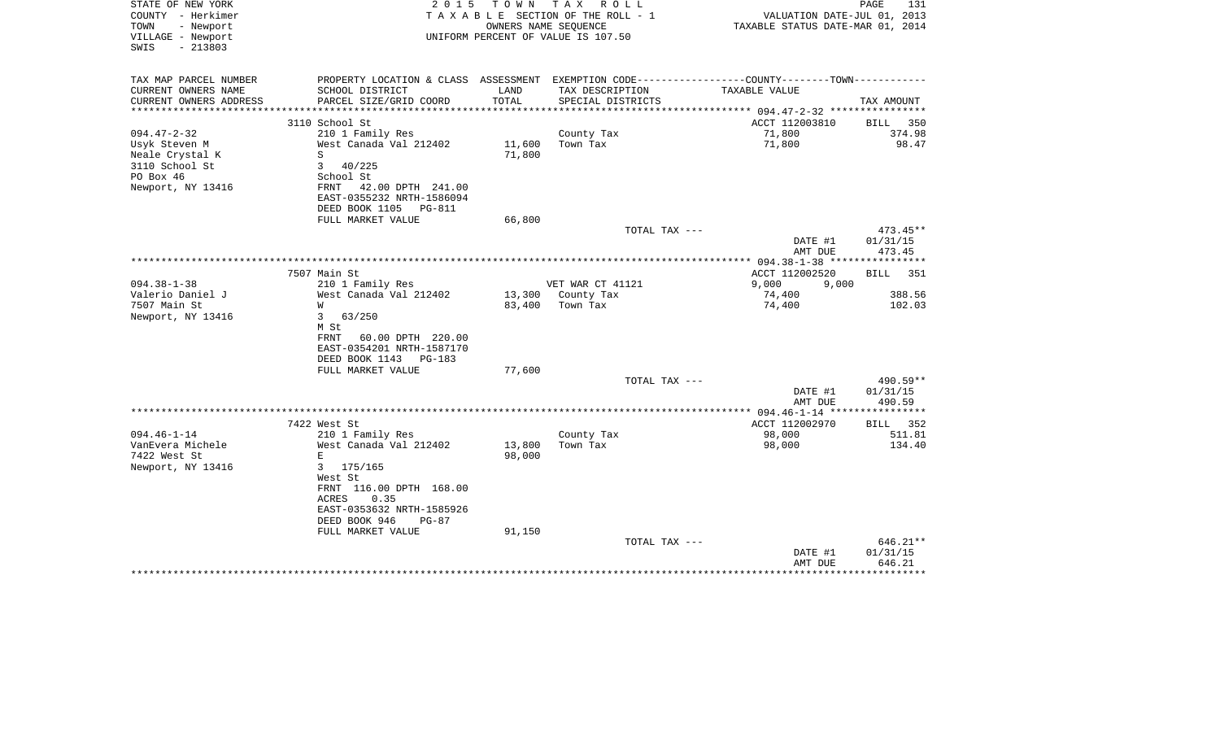STATE OF NEW YORK
COUNTY - Herkimer
TOWN - Newport
VILLAGE - Newport
SWIS - 213803

2015 TOWN TAX ROLL
TAXABLE SECTION OF THE ROLL - 1
OWNERS NAME SEQUENCE
UNIFORM PERCENT OF VALUE IS 107.50

VALUATION DATE-JUL 01, 2013
TAXABLE STATUS DATE-MAR 01, 2014

| TAX MAP PARCEL NUMBER / CURRENT OWNERS NAME / CURRENT OWNERS ADDRESS | PROPERTY LOCATION & CLASS / SCHOOL DISTRICT / PARCEL SIZE/GRID COORD | ASSESSMENT LAND / TOTAL | EXEMPTION CODE / TAX DESCRIPTION / SPECIAL DISTRICTS | COUNTY / TOWN TAXABLE VALUE | TAX AMOUNT |
|---|---|---|---|---|---|
| **094.47-2-32** | 3110 School St | | | ACCT 112003810 | BILL 350 |
| Usyk Steven M | 210 1 Family Res | | County Tax | 71,800 | 374.98 |
| Neale Crystal K | West Canada Val 212402 | 11,600 | Town Tax | 71,800 | 98.47 |
| 3110 School St | S | 71,800 | | | |
| PO Box 46 | 3 40/225 | | | | |
| Newport, NY 13416 | School St | | | | |
| | FRNT 42.00 DPTH 241.00 | | | | |
| | EAST-0355232 NRTH-1586094 | | | | |
| | DEED BOOK 1105 PG-811 | | | | |
| | FULL MARKET VALUE | 66,800 | | | |
| | | | TOTAL TAX --- | | 473.45** |
| | | | | DATE #1 | 01/31/15 |
| | | | | AMT DUE | 473.45 |
| **094.38-1-38** | 7507 Main St | | | ACCT 112002520 | BILL 351 |
| Valerio Daniel J | 210 1 Family Res | | VET WAR CT 41121 | 9,000 9,000 | |
| 7507 Main St | West Canada Val 212402 | 13,300 | County Tax | 74,400 | 388.56 |
| Newport, NY 13416 | W | 83,400 | Town Tax | 74,400 | 102.03 |
| | 3 63/250 | | | | |
| | M St | | | | |
| | FRNT 60.00 DPTH 220.00 | | | | |
| | EAST-0354201 NRTH-1587170 | | | | |
| | DEED BOOK 1143 PG-183 | | | | |
| | FULL MARKET VALUE | 77,600 | | | |
| | | | TOTAL TAX --- | | 490.59** |
| | | | | DATE #1 | 01/31/15 |
| | | | | AMT DUE | 490.59 |
| **094.46-1-14** | 7422 West St | | | ACCT 112002970 | BILL 352 |
| VanEvera Michele | 210 1 Family Res | | County Tax | 98,000 | 511.81 |
| 7422 West St | West Canada Val 212402 | 13,800 | Town Tax | 98,000 | 134.40 |
| Newport, NY 13416 | E | 98,000 | | | |
| | 3 175/165 | | | | |
| | West St | | | | |
| | FRNT 116.00 DPTH 168.00 | | | | |
| | ACRES 0.35 | | | | |
| | EAST-0353632 NRTH-1585926 | | | | |
| | DEED BOOK 946 PG-87 | | | | |
| | FULL MARKET VALUE | 91,150 | | | |
| | | | TOTAL TAX --- | | 646.21** |
| | | | | DATE #1 | 01/31/15 |
| | | | | AMT DUE | 646.21 |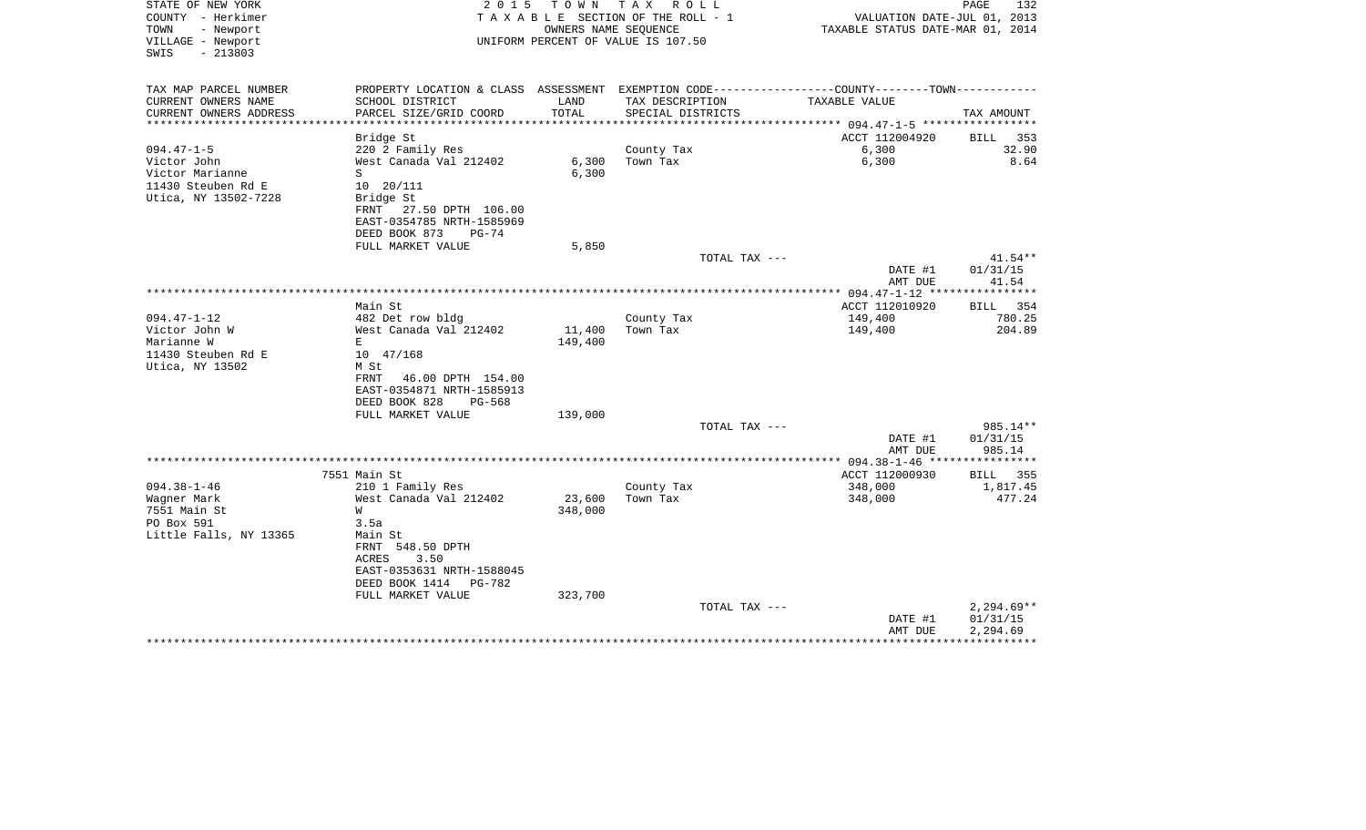STATE OF NEW YORK
COUNTY - Herkimer
TOWN - Newport
VILLAGE - Newport
SWIS - 213803

2 0 1 5 T O W N T A X R O L L
T A X A B L E SECTION OF THE ROLL - 1
OWNERS NAME SEQUENCE
UNIFORM PERCENT OF VALUE IS 107.50

VALUATION DATE-JUL 01, 2013
TAXABLE STATUS DATE-MAR 01, 2014

| TAX MAP PARCEL NUMBER<br>CURRENT OWNERS NAME<br>CURRENT OWNERS ADDRESS | PROPERTY LOCATION & CLASS<br>SCHOOL DISTRICT<br>PARCEL SIZE/GRID COORD | ASSESSMENT<br>LAND<br>TOTAL | EXEMPTION CODE-----COUNTY-----TOWN-----<br>TAX DESCRIPTION<br>SPECIAL DISTRICTS | TAXABLE VALUE | TAX AMOUNT |
|---|---|---|---|---|---|
| | Bridge St | | | ACCT 112004920 | BILL 353 |
| 094.47-1-5 | 220 2 Family Res | | County Tax | 6,300 | 32.90 |
| Victor John | West Canada Val 212402 | 6,300 | Town Tax | 6,300 | 8.64 |
| Victor Marianne | S | 6,300 | | | |
| 11430 Steuben Rd E | 10 20/111 | | | | |
| Utica, NY 13502-7228 | Bridge St | | | | |
| | FRNT 27.50 DPTH 106.00 | | | | |
| | EAST-0354785 NRTH-1585969 | | | | |
| | DEED BOOK 873 PG-74 | | | | |
| | FULL MARKET VALUE | 5,850 | | | |
| | | | TOTAL TAX --- | | 41.54** |
| | | | | DATE #1 | 01/31/15 |
| | | | | AMT DUE | 41.54 |
| | Main St | | | ACCT 112010920 | BILL 354 |
| 094.47-1-12 | 482 Det row bldg | | County Tax | 149,400 | 780.25 |
| Victor John W | West Canada Val 212402 | 11,400 | Town Tax | 149,400 | 204.89 |
| Marianne W | E | 149,400 | | | |
| 11430 Steuben Rd E | 10 47/168 | | | | |
| Utica, NY 13502 | M St | | | | |
| | FRNT 46.00 DPTH 154.00 | | | | |
| | EAST-0354871 NRTH-1585913 | | | | |
| | DEED BOOK 828 PG-568 | | | | |
| | FULL MARKET VALUE | 139,000 | | | |
| | | | TOTAL TAX --- | | 985.14** |
| | | | | DATE #1 | 01/31/15 |
| | | | | AMT DUE | 985.14 |
| | 7551 Main St | | | ACCT 112000930 | BILL 355 |
| 094.38-1-46 | 210 1 Family Res | | County Tax | 348,000 | 1,817.45 |
| Wagner Mark | West Canada Val 212402 | 23,600 | Town Tax | 348,000 | 477.24 |
| 7551 Main St | W | 348,000 | | | |
| PO Box 591 | 3.5a | | | | |
| Little Falls, NY 13365 | Main St | | | | |
| | FRNT 548.50 DPTH | | | | |
| | ACRES 3.50 | | | | |
| | EAST-0353631 NRTH-1588045 | | | | |
| | DEED BOOK 1414 PG-782 | | | | |
| | FULL MARKET VALUE | 323,700 | | | |
| | | | TOTAL TAX --- | | 2,294.69** |
| | | | | DATE #1 | 01/31/15 |
| | | | | AMT DUE | 2,294.69 |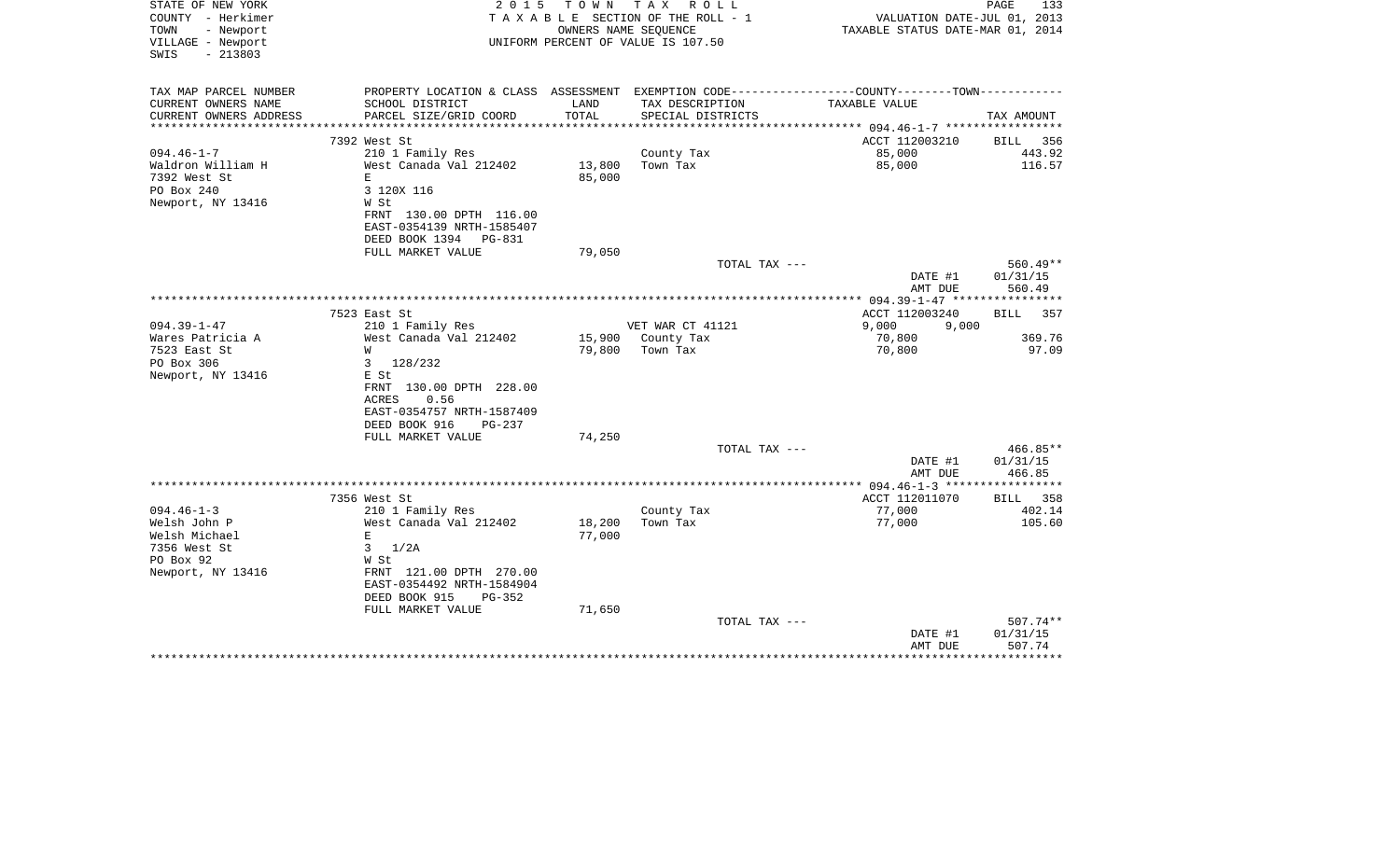STATE OF NEW YORK
COUNTY - Herkimer
TOWN - Newport
VILLAGE - Newport
SWIS - 213803

2 0 1 5 T O W N T A X R O L L
T A X A B L E SECTION OF THE ROLL - 1
OWNERS NAME SEQUENCE
UNIFORM PERCENT OF VALUE IS 107.50

VALUATION DATE-JUL 01, 2013
TAXABLE STATUS DATE-MAR 01, 2014

```
TAX MAP PARCEL NUMBER     PROPERTY LOCATION & CLASS  ASSESSMENT  EXEMPTION CODE------------------COUNTY--------TOWN-----------
CURRENT OWNERS NAME       SCHOOL DISTRICT             LAND       TAX DESCRIPTION             TAXABLE VALUE
CURRENT OWNERS ADDRESS    PARCEL SIZE/GRID COORD      TOTAL      SPECIAL DISTRICTS                                      TAX AMOUNT
****************************************************************************************** 094.46-1-7 *****************
                          7392 West St                                                   ACCT 112003210         BILL   356
094.46-1-7                210 1 Family Res                      County Tax                   85,000                443.92
Waldron William H         West Canada Val 212402     13,800     Town Tax                     85,000                116.57
7392 West St              E                          85,000
PO Box 240                3 120X 116
Newport, NY 13416         W St
                          FRNT 130.00 DPTH 116.00
                          EAST-0354139 NRTH-1585407
                          DEED BOOK 1394   PG-831
                          FULL MARKET VALUE          79,050
                                                                TOTAL TAX ---                                  560.49**
                                                                                         DATE #1             01/31/15
                                                                                         AMT DUE               560.49
****************************************************************************************** 094.39-1-47 ****************
                          7523 East St                                                   ACCT 112003240         BILL   357
094.39-1-47               210 1 Family Res                      VET WAR CT 41121              9,000     9,000
Wares Patricia A          West Canada Val 212402     15,900     County Tax                   70,800                369.76
7523 East St              W                          79,800     Town Tax                     70,800                 97.09
PO Box 306                3  128/232
Newport, NY 13416         E St
                          FRNT 130.00 DPTH 228.00
                          ACRES    0.56
                          EAST-0354757 NRTH-1587409
                          DEED BOOK 916    PG-237
                          FULL MARKET VALUE          74,250
                                                                TOTAL TAX ---                                  466.85**
                                                                                         DATE #1             01/31/15
                                                                                         AMT DUE               466.85
****************************************************************************************** 094.46-1-3 *****************
                          7356 West St                                                   ACCT 112011070         BILL   358
094.46-1-3                210 1 Family Res                      County Tax                   77,000                402.14
Welsh John P              West Canada Val 212402     18,200     Town Tax                     77,000                105.60
Welsh Michael             E                          77,000
7356 West St              3  1/2A
PO Box 92                 W St
Newport, NY 13416         FRNT 121.00 DPTH 270.00
                          EAST-0354492 NRTH-1584904
                          DEED BOOK 915    PG-352
                          FULL MARKET VALUE          71,650
                                                                TOTAL TAX ---                                  507.74**
                                                                                         DATE #1             01/31/15
                                                                                         AMT DUE               507.74
************************************************************************************************************************
```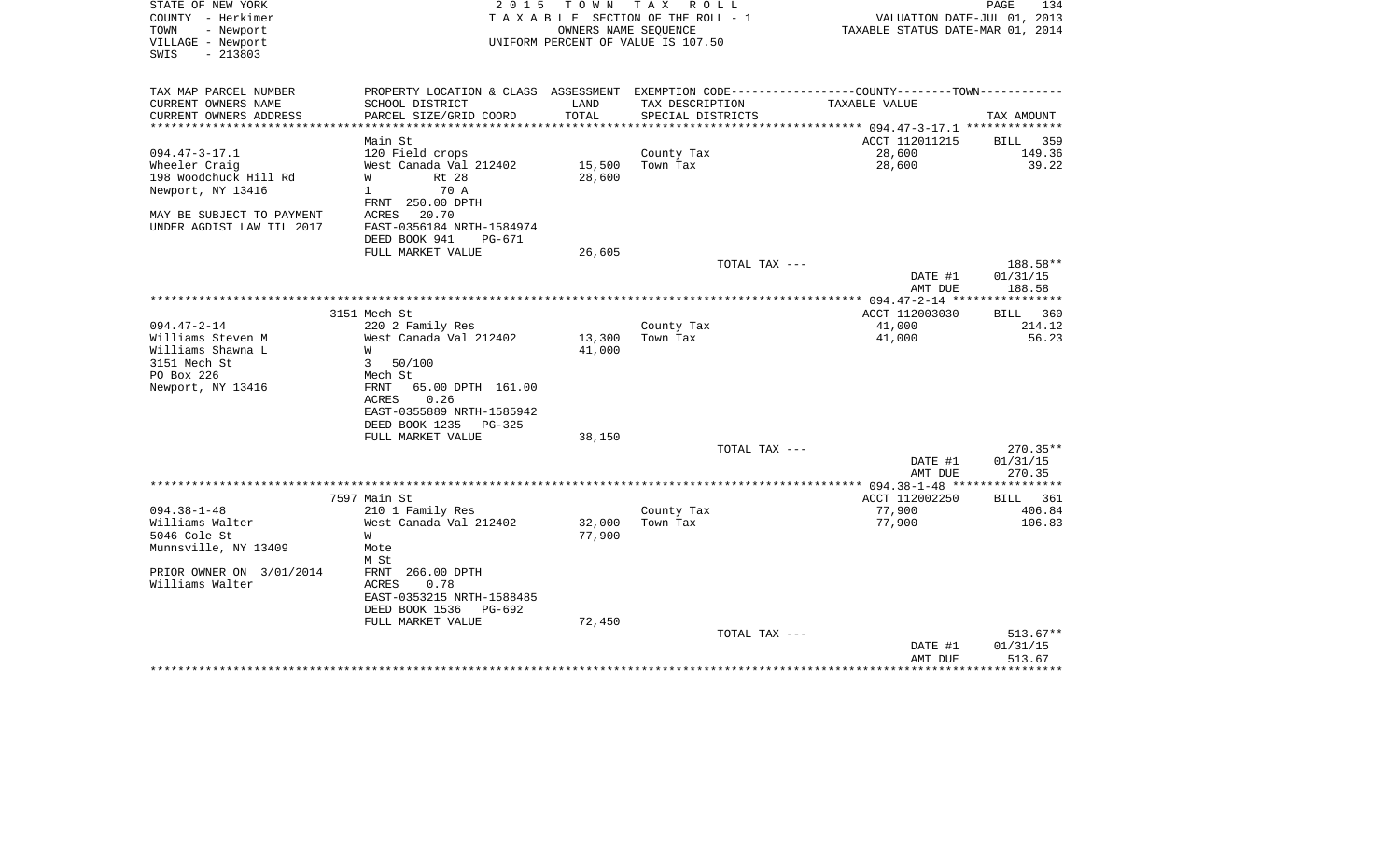STATE OF NEW YORK — 2015 TOWN TAX ROLL
COUNTY - Herkimer — TAXABLE SECTION OF THE ROLL - 1 — VALUATION DATE-JUL 01, 2013
TOWN - Newport — OWNERS NAME SEQUENCE — TAXABLE STATUS DATE-MAR 01, 2014
VILLAGE - Newport — UNIFORM PERCENT OF VALUE IS 107.50
SWIS - 213803

| TAX MAP PARCEL NUMBER / CURRENT OWNERS NAME / CURRENT OWNERS ADDRESS | PROPERTY LOCATION & CLASS / SCHOOL DISTRICT / PARCEL SIZE/GRID COORD | ASSESSMENT LAND / TOTAL | EXEMPTION CODE / TAX DESCRIPTION / SPECIAL DISTRICTS | COUNTY--------TOWN / TAXABLE VALUE | TAX AMOUNT |
|---|---|---|---|---|---|
| | Main St | | | ACCT 112011215 | BILL 359 |
| 094.47-3-17.1 | 120 Field crops | | County Tax | 28,600 | 149.36 |
| Wheeler Craig | West Canada Val 212402 | 15,500 | Town Tax | 28,600 | 39.22 |
| 198 Woodchuck Hill Rd | W Rt 28 | 28,600 | | | |
| Newport, NY 13416 | 1 70 A | | | | |
| | FRNT 250.00 DPTH | | | | |
| MAY BE SUBJECT TO PAYMENT | ACRES 20.70 | | | | |
| UNDER AGDIST LAW TIL 2017 | EAST-0356184 NRTH-1584974 | | | | |
| | DEED BOOK 941 PG-671 | | | | |
| | FULL MARKET VALUE | 26,605 | | | |
| | | | TOTAL TAX --- | | 188.58** |
| | | | | DATE #1 | 01/31/15 |
| | | | | AMT DUE | 188.58 |
| | 3151 Mech St | | | ACCT 112003030 | BILL 360 |
| 094.47-2-14 | 220 2 Family Res | | County Tax | 41,000 | 214.12 |
| Williams Steven M | West Canada Val 212402 | 13,300 | Town Tax | 41,000 | 56.23 |
| Williams Shawna L | W | 41,000 | | | |
| 3151 Mech St | 3 50/100 | | | | |
| PO Box 226 | Mech St | | | | |
| Newport, NY 13416 | FRNT 65.00 DPTH 161.00 | | | | |
| | ACRES 0.26 | | | | |
| | EAST-0355889 NRTH-1585942 | | | | |
| | DEED BOOK 1235 PG-325 | | | | |
| | FULL MARKET VALUE | 38,150 | | | |
| | | | TOTAL TAX --- | | 270.35** |
| | | | | DATE #1 | 01/31/15 |
| | | | | AMT DUE | 270.35 |
| | 7597 Main St | | | ACCT 112002250 | BILL 361 |
| 094.38-1-48 | 210 1 Family Res | | County Tax | 77,900 | 406.84 |
| Williams Walter | West Canada Val 212402 | 32,000 | Town Tax | 77,900 | 106.83 |
| 5046 Cole St | W | 77,900 | | | |
| Munnsville, NY 13409 | Mote | | | | |
| | M St | | | | |
| PRIOR OWNER ON 3/01/2014 | FRNT 266.00 DPTH | | | | |
| Williams Walter | ACRES 0.78 | | | | |
| | EAST-0353215 NRTH-1588485 | | | | |
| | DEED BOOK 1536 PG-692 | | | | |
| | FULL MARKET VALUE | 72,450 | | | |
| | | | TOTAL TAX --- | | 513.67** |
| | | | | DATE #1 | 01/31/15 |
| | | | | AMT DUE | 513.67 |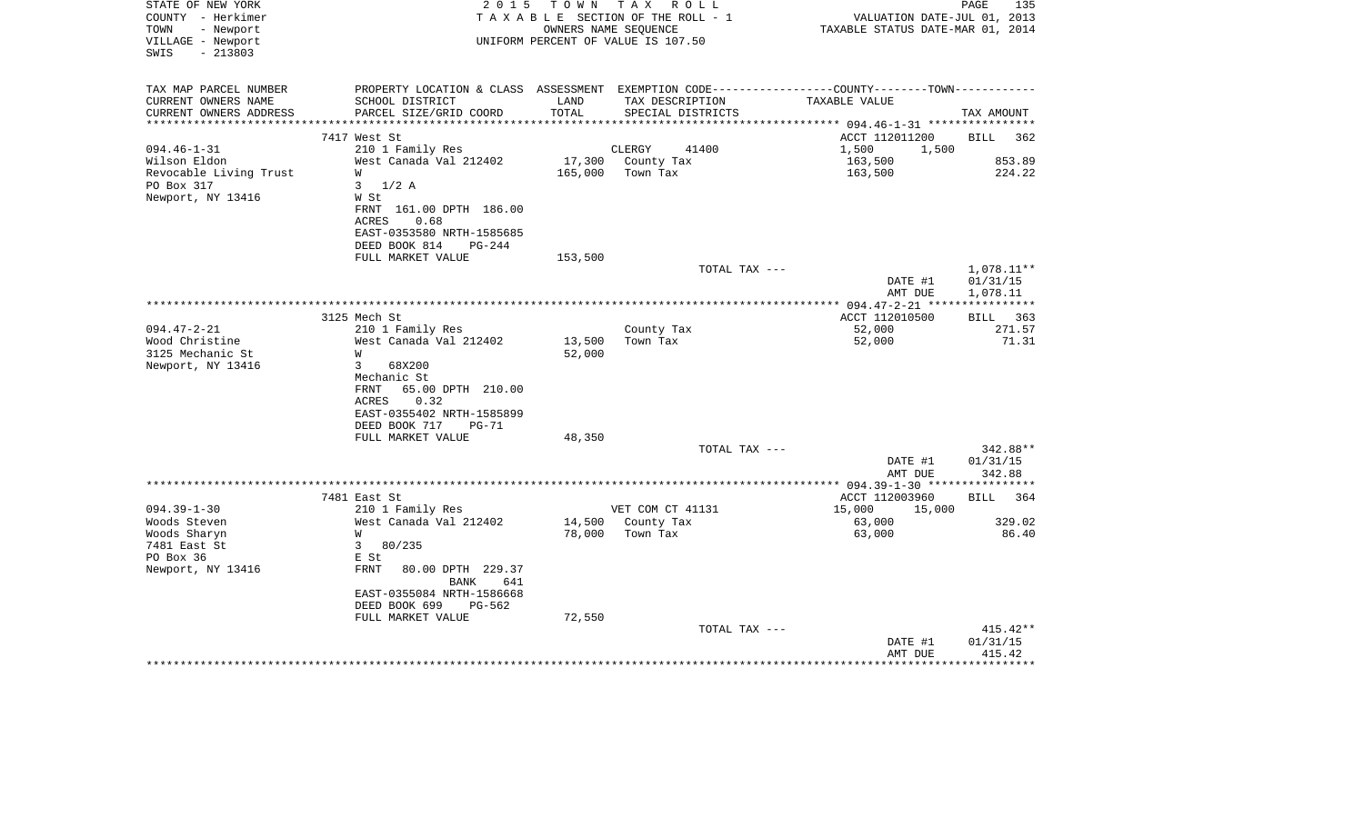STATE OF NEW YORK
COUNTY - Herkimer
TOWN - Newport
VILLAGE - Newport
SWIS - 213803

2 0 1 5 T O W N T A X R O L L
T A X A B L E SECTION OF THE ROLL - 1
OWNERS NAME SEQUENCE
UNIFORM PERCENT OF VALUE IS 107.50

VALUATION DATE-JUL 01, 2013
TAXABLE STATUS DATE-MAR 01, 2014

| TAX MAP PARCEL NUMBER<br>CURRENT OWNERS NAME<br>CURRENT OWNERS ADDRESS | PROPERTY LOCATION & CLASS<br>SCHOOL DISTRICT<br>PARCEL SIZE/GRID COORD | ASSESSMENT<br>LAND<br>TOTAL | EXEMPTION CODE<br>TAX DESCRIPTION<br>SPECIAL DISTRICTS | COUNTY--------TOWN<br>TAXABLE VALUE | TAX AMOUNT |
|---|---|---|---|---|---|
| | 7417 West St | | | ACCT 112011200 | BILL 362 |
| 094.46-1-31 | 210 1 Family Res | | CLERGY 41400 | 1,500 1,500 | |
| Wilson Eldon | West Canada Val 212402 | 17,300 | County Tax | 163,500 | 853.89 |
| Revocable Living Trust | W | 165,000 | Town Tax | 163,500 | 224.22 |
| PO Box 317 | 3 1/2 A | | | | |
| Newport, NY 13416 | W St | | | | |
| | FRNT 161.00 DPTH 186.00 | | | | |
| | ACRES 0.68 | | | | |
| | EAST-0353580 NRTH-1585685 | | | | |
| | DEED BOOK 814 PG-244 | | | | |
| | FULL MARKET VALUE | 153,500 | | | |
| | | | TOTAL TAX --- | | 1,078.11** |
| | | | | DATE #1 | 01/31/15 |
| | | | | AMT DUE | 1,078.11 |
| | 3125 Mech St | | | ACCT 112010500 | BILL 363 |
| 094.47-2-21 | 210 1 Family Res | | County Tax | 52,000 | 271.57 |
| Wood Christine | West Canada Val 212402 | 13,500 | Town Tax | 52,000 | 71.31 |
| 3125 Mechanic St | W | 52,000 | | | |
| Newport, NY 13416 | 3 68X200 | | | | |
| | Mechanic St | | | | |
| | FRNT 65.00 DPTH 210.00 | | | | |
| | ACRES 0.32 | | | | |
| | EAST-0355402 NRTH-1585899 | | | | |
| | DEED BOOK 717 PG-71 | | | | |
| | FULL MARKET VALUE | 48,350 | | | |
| | | | TOTAL TAX --- | | 342.88** |
| | | | | DATE #1 | 01/31/15 |
| | | | | AMT DUE | 342.88 |
| | 7481 East St | | | ACCT 112003960 | BILL 364 |
| 094.39-1-30 | 210 1 Family Res | | VET COM CT 41131 | 15,000 15,000 | |
| Woods Steven | West Canada Val 212402 | 14,500 | County Tax | 63,000 | 329.02 |
| Woods Sharyn | W | 78,000 | Town Tax | 63,000 | 86.40 |
| 7481 East St | 3 80/235 | | | | |
| PO Box 36 | E St | | | | |
| Newport, NY 13416 | FRNT 80.00 DPTH 229.37 | | | | |
| | BANK 641 | | | | |
| | EAST-0355084 NRTH-1586668 | | | | |
| | DEED BOOK 699 PG-562 | | | | |
| | FULL MARKET VALUE | 72,550 | | | |
| | | | TOTAL TAX --- | | 415.42** |
| | | | | DATE #1 | 01/31/15 |
| | | | | AMT DUE | 415.42 |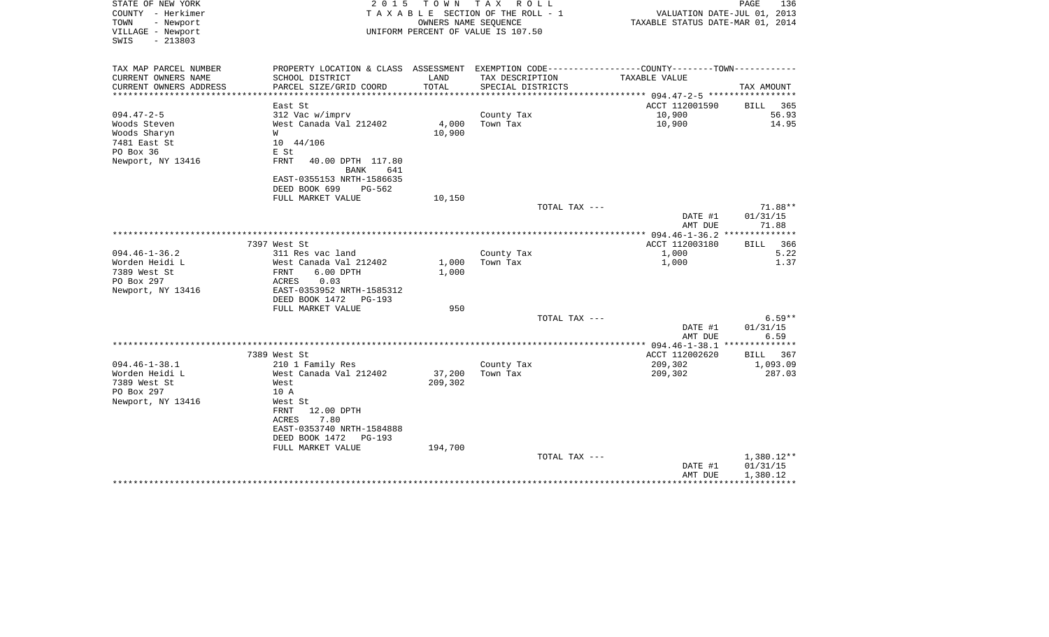STATE OF NEW YORK
COUNTY - Herkimer
TOWN - Newport
VILLAGE - Newport
SWIS - 213803

2 0 1 5 T O W N T A X R O L L
T A X A B L E SECTION OF THE ROLL - 1
OWNERS NAME SEQUENCE
UNIFORM PERCENT OF VALUE IS 107.50

VALUATION DATE-JUL 01, 2013
TAXABLE STATUS DATE-MAR 01, 2014

| TAX MAP PARCEL NUMBER<br>CURRENT OWNERS NAME<br>CURRENT OWNERS ADDRESS | PROPERTY LOCATION & CLASS<br>SCHOOL DISTRICT<br>PARCEL SIZE/GRID COORD | ASSESSMENT<br>LAND<br>TOTAL | EXEMPTION CODE<br>TAX DESCRIPTION<br>SPECIAL DISTRICTS | COUNTY--------TOWN<br>TAXABLE VALUE | TAX AMOUNT |
|---|---|---|---|---|---|
| 094.47-2-5 | East St | | | ACCT 112001590 | BILL 365 |
| 094.47-2-5 | 312 Vac w/imprv | | County Tax | 10,900 | 56.93 |
| Woods Steven | West Canada Val 212402 | 4,000 | Town Tax | 10,900 | 14.95 |
| Woods Sharyn | W | 10,900 | | | |
| 7481 East St | 10 44/106 | | | | |
| PO Box 36 | E St | | | | |
| Newport, NY 13416 | FRNT 40.00 DPTH 117.80 BANK 641 | | | | |
| | EAST-0355153 NRTH-1586635 | | | | |
| | DEED BOOK 699 PG-562 | | | | |
| | FULL MARKET VALUE | 10,150 | | | |
| | | | TOTAL TAX --- | | 71.88** |
| | | | | DATE #1 | 01/31/15 |
| | | | | AMT DUE | 71.88 |
| 094.46-1-36.2 | 7397 West St | | | ACCT 112003180 | BILL 366 |
| 094.46-1-36.2 | 311 Res vac land | | County Tax | 1,000 | 5.22 |
| Worden Heidi L | West Canada Val 212402 | 1,000 | Town Tax | 1,000 | 1.37 |
| 7389 West St | FRNT 6.00 DPTH | 1,000 | | | |
| PO Box 297 | ACRES 0.03 | | | | |
| Newport, NY 13416 | EAST-0353952 NRTH-1585312 | | | | |
| | DEED BOOK 1472 PG-193 | | | | |
| | FULL MARKET VALUE | 950 | | | |
| | | | TOTAL TAX --- | | 6.59** |
| | | | | DATE #1 | 01/31/15 |
| | | | | AMT DUE | 6.59 |
| 094.46-1-38.1 | 7389 West St | | | ACCT 112002620 | BILL 367 |
| 094.46-1-38.1 | 210 1 Family Res | | County Tax | 209,302 | 1,093.09 |
| Worden Heidi L | West Canada Val 212402 | 37,200 | Town Tax | 209,302 | 287.03 |
| 7389 West St | West | 209,302 | | | |
| PO Box 297 | 10 A | | | | |
| Newport, NY 13416 | West St | | | | |
| | FRNT 12.00 DPTH | | | | |
| | ACRES 7.80 | | | | |
| | EAST-0353740 NRTH-1584888 | | | | |
| | DEED BOOK 1472 PG-193 | | | | |
| | FULL MARKET VALUE | 194,700 | | | |
| | | | TOTAL TAX --- | | 1,380.12** |
| | | | | DATE #1 | 01/31/15 |
| | | | | AMT DUE | 1,380.12 |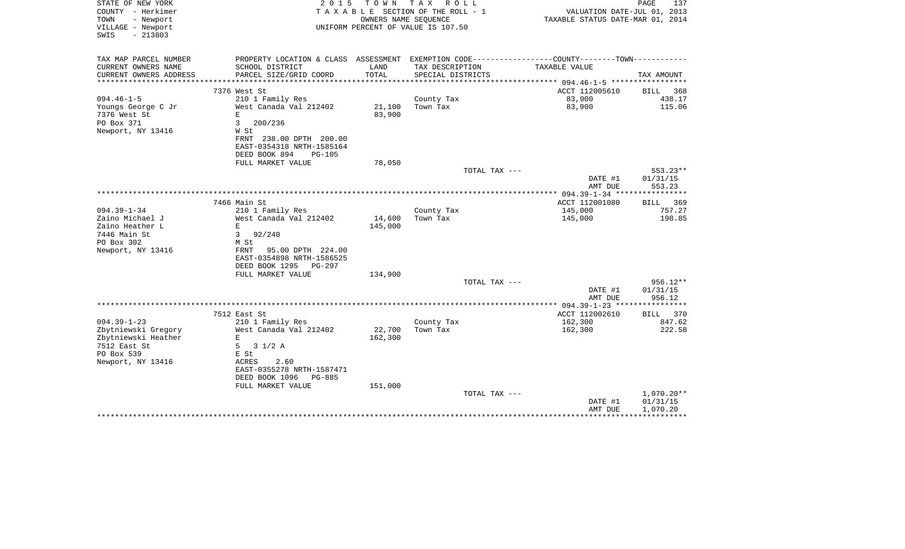STATE OF NEW YORK
COUNTY - Herkimer
TOWN - Newport
VILLAGE - Newport
SWIS - 213803

2 0 1 5 T O W N T A X R O L L
T A X A B L E SECTION OF THE ROLL - 1
OWNERS NAME SEQUENCE
UNIFORM PERCENT OF VALUE IS 107.50

VALUATION DATE-JUL 01, 2013
TAXABLE STATUS DATE-MAR 01, 2014

| TAX MAP PARCEL NUMBER<br>CURRENT OWNERS NAME<br>CURRENT OWNERS ADDRESS | PROPERTY LOCATION & CLASS<br>SCHOOL DISTRICT<br>PARCEL SIZE/GRID COORD | ASSESSMENT<br>LAND<br>TOTAL | EXEMPTION CODE<br>TAX DESCRIPTION<br>SPECIAL DISTRICTS | COUNTY--------TOWN<br>TAXABLE VALUE | <br><br>TAX AMOUNT |
|---|---|---|---|---|---|
| | 7376 West St | | | ACCT 112005610 | BILL 368 |
| 094.46-1-5 | 210 1 Family Res | | County Tax | 83,900 | 438.17 |
| Youngs George C Jr | West Canada Val 212402 | 21,100 | Town Tax | 83,900 | 115.06 |
| 7376 West St | E | 83,900 | | | |
| PO Box 371 | 3 200/236 | | | | |
| Newport, NY 13416 | W St | | | | |
| | FRNT 238.00 DPTH 200.00 | | | | |
| | EAST-0354318 NRTH-1585164 | | | | |
| | DEED BOOK 894 PG-105 | | | | |
| | FULL MARKET VALUE | 78,050 | | | |
| | | | TOTAL TAX --- | | 553.23** |
| | | | | DATE #1 | 01/31/15 |
| | | | | AMT DUE | 553.23 |
| | 7466 Main St | | | ACCT 112001080 | BILL 369 |
| 094.39-1-34 | 210 1 Family Res | | County Tax | 145,000 | 757.27 |
| Zaino Michael J | West Canada Val 212402 | 14,600 | Town Tax | 145,000 | 198.85 |
| Zaino Heather L | E | 145,000 | | | |
| 7446 Main St | 3 92/240 | | | | |
| PO Box 302 | M St | | | | |
| Newport, NY 13416 | FRNT 95.00 DPTH 224.00 | | | | |
| | EAST-0354898 NRTH-1586525 | | | | |
| | DEED BOOK 1295 PG-297 | | | | |
| | FULL MARKET VALUE | 134,900 | | | |
| | | | TOTAL TAX --- | | 956.12** |
| | | | | DATE #1 | 01/31/15 |
| | | | | AMT DUE | 956.12 |
| | 7512 East St | | | ACCT 112002610 | BILL 370 |
| 094.39-1-23 | 210 1 Family Res | | County Tax | 162,300 | 847.62 |
| Zbytniewski Gregory | West Canada Val 212402 | 22,700 | Town Tax | 162,300 | 222.58 |
| Zbytniewski Heather | E | 162,300 | | | |
| 7512 East St | 5 3 1/2 A | | | | |
| PO Box 539 | E St | | | | |
| Newport, NY 13416 | ACRES 2.60 | | | | |
| | EAST-0355278 NRTH-1587471 | | | | |
| | DEED BOOK 1096 PG-885 | | | | |
| | FULL MARKET VALUE | 151,000 | | | |
| | | | TOTAL TAX --- | | 1,070.20** |
| | | | | DATE #1 | 01/31/15 |
| | | | | AMT DUE | 1,070.20 |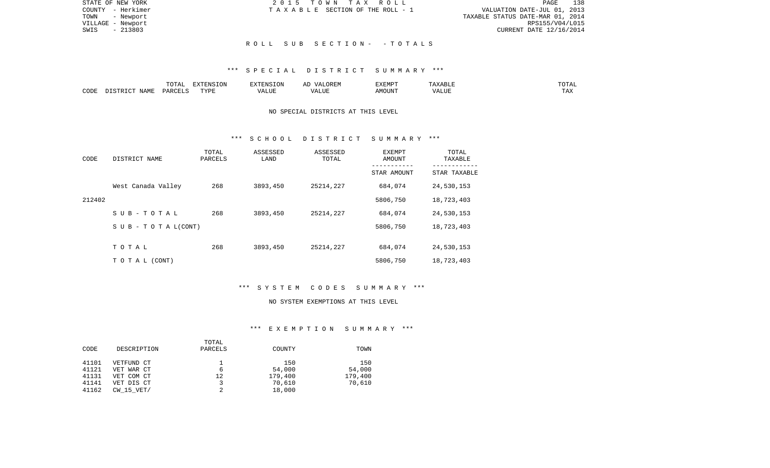STATE OF NEW YORK
COUNTY - Herkimer
TOWN - Newport
VILLAGE - Newport
SWIS - 213803

2015 TOWN TAX ROLL
TAXABLE SECTION OF THE ROLL - 1

VALUATION DATE-JUL 01, 2013
TAXABLE STATUS DATE-MAR 01, 2014
RPS155/V04/L015
CURRENT DATE 12/16/2014

## ROLL SUB SECTION- - TOTALS

### *** SPECIAL DISTRICT SUMMARY ***

| CODE | DISTRICT NAME | TOTAL PARCELS | EXTENSION TYPE | EXTENSION VALUE | AD VALOREM VALUE | EXEMPT AMOUNT | TAXABLE VALUE | TOTAL TAX |
|---|---|---|---|---|---|---|---|---|

NO SPECIAL DISTRICTS AT THIS LEVEL

### *** SCHOOL DISTRICT SUMMARY ***

| CODE | DISTRICT NAME | TOTAL PARCELS | ASSESSED LAND | ASSESSED TOTAL | EXEMPT AMOUNT / STAR AMOUNT | TOTAL TAXABLE / STAR TAXABLE |
|---|---|---|---|---|---|---|
| | West Canada Valley | 268 | 3893,450 | 25214,227 | 684,074 | 24,530,153 |
| 212402 | | | | | 5806,750 | 18,723,403 |
| | SUB-TOTAL | 268 | 3893,450 | 25214,227 | 684,074 | 24,530,153 |
| | SUB - TOTAL(CONT) | | | | 5806,750 | 18,723,403 |
| | TOTAL | 268 | 3893,450 | 25214,227 | 684,074 | 24,530,153 |
| | TOTAL (CONT) | | | | 5806,750 | 18,723,403 |

### *** SYSTEM CODES SUMMARY ***

NO SYSTEM EXEMPTIONS AT THIS LEVEL

### *** EXEMPTION SUMMARY ***

| CODE | DESCRIPTION | TOTAL PARCELS | COUNTY | TOWN |
|---|---|---|---|---|
| 41101 | VETFUND CT | 1 | 150 | 150 |
| 41121 | VET WAR CT | 6 | 54,000 | 54,000 |
| 41131 | VET COM CT | 12 | 179,400 | 179,400 |
| 41141 | VET DIS CT | 3 | 70,610 | 70,610 |
| 41162 | CW_15_VET/ | 2 | 18,000 | |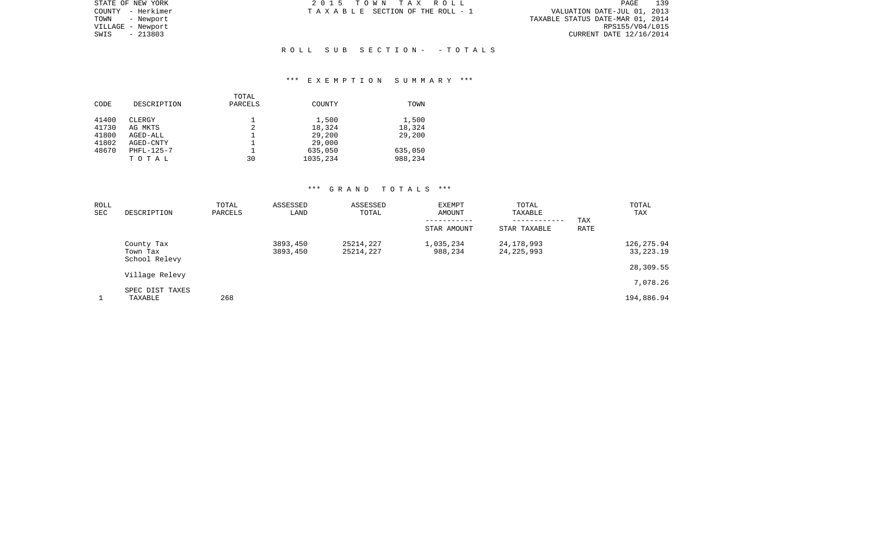STATE OF NEW YORK
COUNTY - Herkimer
TOWN - Newport
VILLAGE - Newport
SWIS - 213803

2 0 1 5 T O W N T A X R O L L
T A X A B L E SECTION OF THE ROLL - 1

VALUATION DATE-JUL 01, 2013
TAXABLE STATUS DATE-MAR 01, 2014
RPS155/V04/L015
CURRENT DATE 12/16/2014

## R O L L S U B S E C T I O N - - T O T A L S

### *** E X E M P T I O N S U M M A R Y ***

| CODE | DESCRIPTION | TOTAL PARCELS | COUNTY | TOWN |
|---|---|---|---|---|
| 41400 | CLERGY | 1 | 1,500 | 1,500 |
| 41730 | AG MKTS | 2 | 18,324 | 18,324 |
| 41800 | AGED-ALL | 1 | 29,200 | 29,200 |
| 41802 | AGED-CNTY | 1 | 29,000 | |
| 48670 | PHFL-125-7 | 1 | 635,050 | 635,050 |
| | T O T A L | 30 | 1035,234 | 988,234 |

### *** G R A N D T O T A L S ***

| ROLL SEC | DESCRIPTION | TOTAL PARCELS | ASSESSED LAND | ASSESSED TOTAL | EXEMPT AMOUNT / STAR AMOUNT | TOTAL TAXABLE / STAR TAXABLE | TAX RATE | TOTAL TAX |
|---|---|---|---|---|---|---|---|---|
| | County Tax | | 3893,450 | 25214,227 | 1,035,234 | 24,178,993 | | 126,275.94 |
| | Town Tax | | 3893,450 | 25214,227 | 988,234 | 24,225,993 | | 33,223.19 |
| | School Relevy | | | | | | | 28,309.55 |
| | Village Relevy | | | | | | | 7,078.26 |
| | SPEC DIST TAXES | | | | | | | |
| 1 | TAXABLE | 268 | | | | | | 194,886.94 |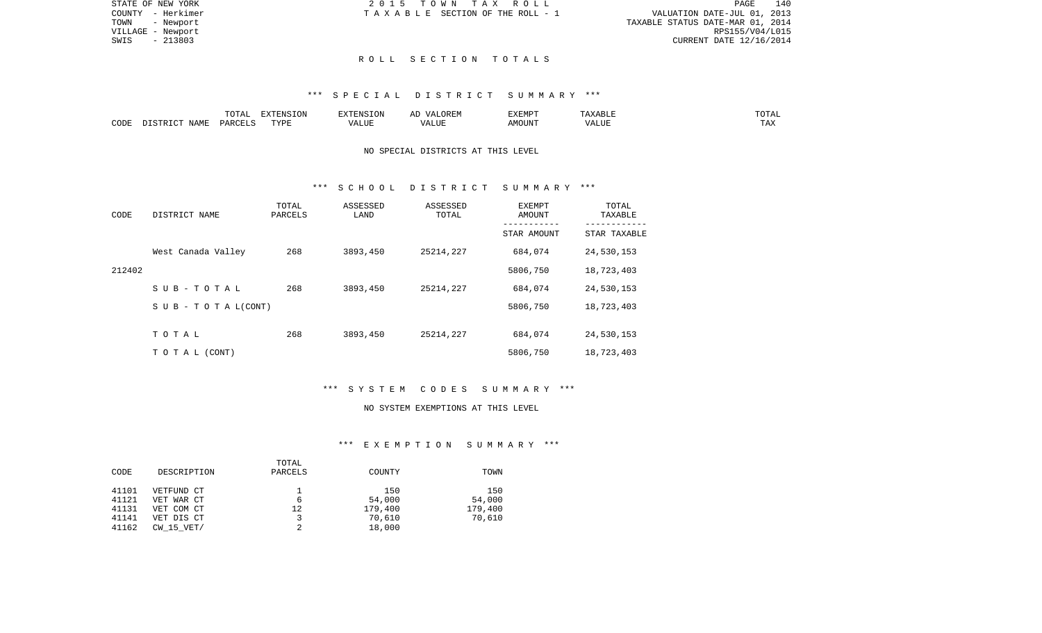## R O L L   S E C T I O N   T O T A L S

### \*\*\* S P E C I A L   D I S T R I C T   S U M M A R Y \*\*\*

| CODE | DISTRICT NAME | TOTAL PARCELS | EXTENSION TYPE | EXTENSION VALUE | AD VALOREM VALUE | EXEMPT AMOUNT | TAXABLE VALUE | TOTAL TAX |
|---|---|---|---|---|---|---|---|---|

NO SPECIAL DISTRICTS AT THIS LEVEL

### \*\*\* S C H O O L   D I S T R I C T   S U M M A R Y \*\*\*

| CODE | DISTRICT NAME | TOTAL PARCELS | ASSESSED LAND | ASSESSED TOTAL | EXEMPT AMOUNT / STAR AMOUNT | TOTAL TAXABLE / STAR TAXABLE |
|---|---|---|---|---|---|---|
| | West Canada Valley | 268 | 3893,450 | 25214,227 | 684,074 | 24,530,153 |
| 212402 | | | | | 5806,750 | 18,723,403 |
| | S U B - T O T A L | 268 | 3893,450 | 25214,227 | 684,074 | 24,530,153 |
| | S U B - T O T A L(CONT) | | | | 5806,750 | 18,723,403 |
| | T O T A L | 268 | 3893,450 | 25214,227 | 684,074 | 24,530,153 |
| | T O T A L (CONT) | | | | 5806,750 | 18,723,403 |

### \*\*\* S Y S T E M   C O D E S   S U M M A R Y \*\*\*

NO SYSTEM EXEMPTIONS AT THIS LEVEL

### \*\*\* E X E M P T I O N   S U M M A R Y \*\*\*

| CODE | DESCRIPTION | TOTAL PARCELS | COUNTY | TOWN |
|---|---|---|---|---|
| 41101 | VETFUND CT | 1 | 150 | 150 |
| 41121 | VET WAR CT | 6 | 54,000 | 54,000 |
| 41131 | VET COM CT | 12 | 179,400 | 179,400 |
| 41141 | VET DIS CT | 3 | 70,610 | 70,610 |
| 41162 | CW_15_VET/ | 2 | 18,000 | |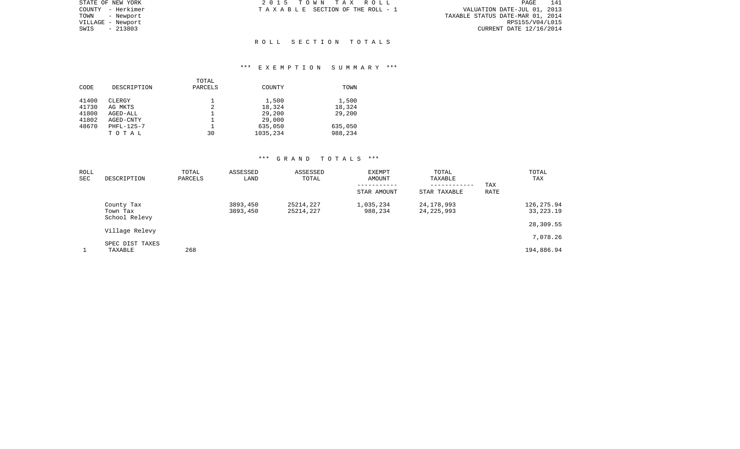STATE OF NEW YORK
COUNTY - Herkimer
TOWN - Newport
VILLAGE - Newport
SWIS - 213803

2 0 1 5 T O W N T A X R O L L
T A X A B L E SECTION OF THE ROLL - 1

VALUATION DATE-JUL 01, 2013
TAXABLE STATUS DATE-MAR 01, 2014
RPS155/V04/L015
CURRENT DATE 12/16/2014

## R O L L S E C T I O N T O T A L S

### *** E X E M P T I O N S U M M A R Y ***

| CODE | DESCRIPTION | TOTAL PARCELS | COUNTY | TOWN |
|---|---|---|---|---|
| 41400 | CLERGY | 1 | 1,500 | 1,500 |
| 41730 | AG MKTS | 2 | 18,324 | 18,324 |
| 41800 | AGED-ALL | 1 | 29,200 | 29,200 |
| 41802 | AGED-CNTY | 1 | 29,000 | |
| 48670 | PHFL-125-7 | 1 | 635,050 | 635,050 |
| | T O T A L | 30 | 1035,234 | 988,234 |

### *** G R A N D T O T A L S ***

| ROLL SEC | DESCRIPTION | TOTAL PARCELS | ASSESSED LAND | ASSESSED TOTAL | EXEMPT AMOUNT / STAR AMOUNT | TOTAL TAXABLE / STAR TAXABLE | TAX RATE | TOTAL TAX |
|---|---|---|---|---|---|---|---|---|
| | County Tax | | 3893,450 | 25214,227 | 1,035,234 | 24,178,993 | | 126,275.94 |
| | Town Tax | | 3893,450 | 25214,227 | 988,234 | 24,225,993 | | 33,223.19 |
| | School Relevy | | | | | | | 28,309.55 |
| | Village Relevy | | | | | | | 7,078.26 |
| | SPEC DIST TAXES | | | | | | | |
| 1 | TAXABLE | 268 | | | | | | 194,886.94 |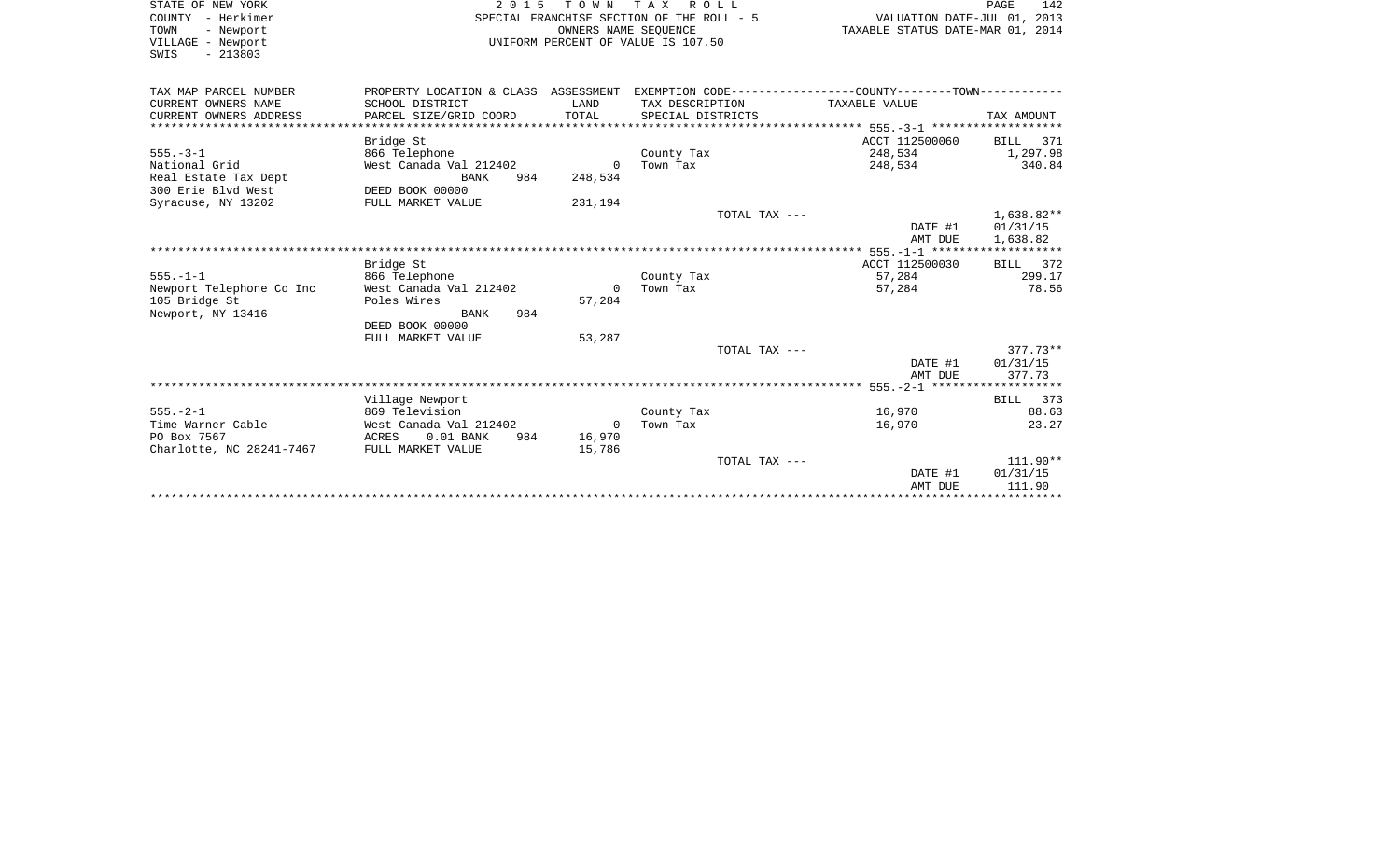STATE OF NEW YORK
COUNTY - Herkimer
TOWN - Newport
VILLAGE - Newport
SWIS - 213803

2 0 1 5 T O W N T A X R O L L
SPECIAL FRANCHISE SECTION OF THE ROLL - 5
OWNERS NAME SEQUENCE
UNIFORM PERCENT OF VALUE IS 107.50

VALUATION DATE-JUL 01, 2013
TAXABLE STATUS DATE-MAR 01, 2014

| TAX MAP PARCEL NUMBER<br>CURRENT OWNERS NAME<br>CURRENT OWNERS ADDRESS | PROPERTY LOCATION & CLASS<br>SCHOOL DISTRICT<br>PARCEL SIZE/GRID COORD | ASSESSMENT<br>LAND<br>TOTAL | EXEMPTION CODE<br>TAX DESCRIPTION<br>SPECIAL DISTRICTS | COUNTY--------TOWN<br>TAXABLE VALUE | TAX AMOUNT |
|---|---|---|---|---|---|
| | Bridge St | | | ACCT 112500060 | BILL 371 |
| 555.-3-1 | 866 Telephone | | County Tax | 248,534 | 1,297.98 |
| National Grid | West Canada Val 212402 | 0 | Town Tax | 248,534 | 340.84 |
| Real Estate Tax Dept | BANK 984 | 248,534 | | | |
| 300 Erie Blvd West | DEED BOOK 00000 | | | | |
| Syracuse, NY 13202 | FULL MARKET VALUE | 231,194 | | | |
| | | | TOTAL TAX --- | | 1,638.82** |
| | | | | DATE #1 | 01/31/15 |
| | | | | AMT DUE | 1,638.82 |
| | Bridge St | | | ACCT 112500030 | BILL 372 |
| 555.-1-1 | 866 Telephone | | County Tax | 57,284 | 299.17 |
| Newport Telephone Co Inc | West Canada Val 212402 | 0 | Town Tax | 57,284 | 78.56 |
| 105 Bridge St | Poles Wires | 57,284 | | | |
| Newport, NY 13416 | BANK 984 | | | | |
| | DEED BOOK 00000 | | | | |
| | FULL MARKET VALUE | 53,287 | | | |
| | | | TOTAL TAX --- | | 377.73** |
| | | | | DATE #1 | 01/31/15 |
| | | | | AMT DUE | 377.73 |
| | Village Newport | | | | BILL 373 |
| 555.-2-1 | 869 Television | | County Tax | 16,970 | 88.63 |
| Time Warner Cable | West Canada Val 212402 | 0 | Town Tax | 16,970 | 23.27 |
| PO Box 7567 | ACRES 0.01 BANK 984 | 16,970 | | | |
| Charlotte, NC 28241-7467 | FULL MARKET VALUE | 15,786 | | | |
| | | | TOTAL TAX --- | | 111.90** |
| | | | | DATE #1 | 01/31/15 |
| | | | | AMT DUE | 111.90 |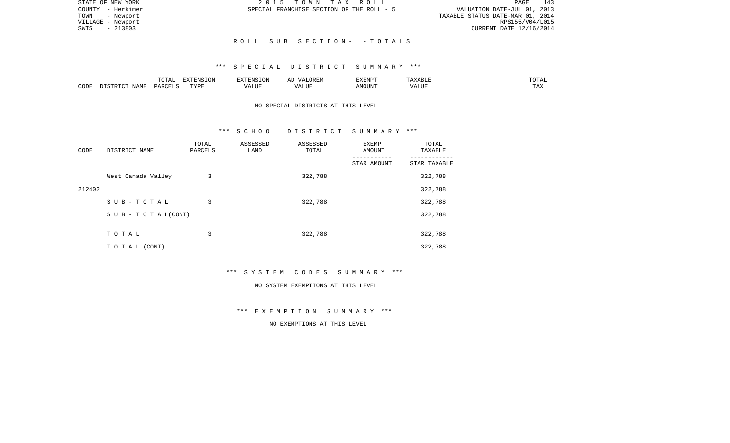STATE OF NEW YORK | COUNTY - Herkimer | TOWN - Newport | VILLAGE - Newport | SWIS - 213803

2 0 1 5 T O W N T A X R O L L
SPECIAL FRANCHISE SECTION OF THE ROLL - 5

VALUATION DATE-JUL 01, 2013
TAXABLE STATUS DATE-MAR 01, 2014
RPS155/V04/L015
CURRENT DATE 12/16/2014

## R O L L S U B S E C T I O N - - T O T A L S

### *** S P E C I A L D I S T R I C T S U M M A R Y ***

| CODE | DISTRICT NAME | TOTAL PARCELS | EXTENSION TYPE | EXTENSION VALUE | AD VALOREM VALUE | EXEMPT AMOUNT | TAXABLE VALUE | TOTAL TAX |
|---|---|---|---|---|---|---|---|---|

NO SPECIAL DISTRICTS AT THIS LEVEL

### *** S C H O O L D I S T R I C T S U M M A R Y ***

| CODE | DISTRICT NAME | TOTAL PARCELS | ASSESSED LAND | ASSESSED TOTAL | EXEMPT AMOUNT / STAR AMOUNT | TOTAL TAXABLE / STAR TAXABLE |
|---|---|---|---|---|---|---|
| 212402 | West Canada Valley | 3 | | 322,788 | | 322,788 |
| | | | | | | 322,788 |
| | S U B - T O T A L | 3 | | 322,788 | | 322,788 |
| | S U B - T O T A L(CONT) | | | | | 322,788 |
| | T O T A L | 3 | | 322,788 | | 322,788 |
| | T O T A L (CONT) | | | | | 322,788 |

### *** S Y S T E M C O D E S S U M M A R Y ***

NO SYSTEM EXEMPTIONS AT THIS LEVEL

### *** E X E M P T I O N S U M M A R Y ***

NO EXEMPTIONS AT THIS LEVEL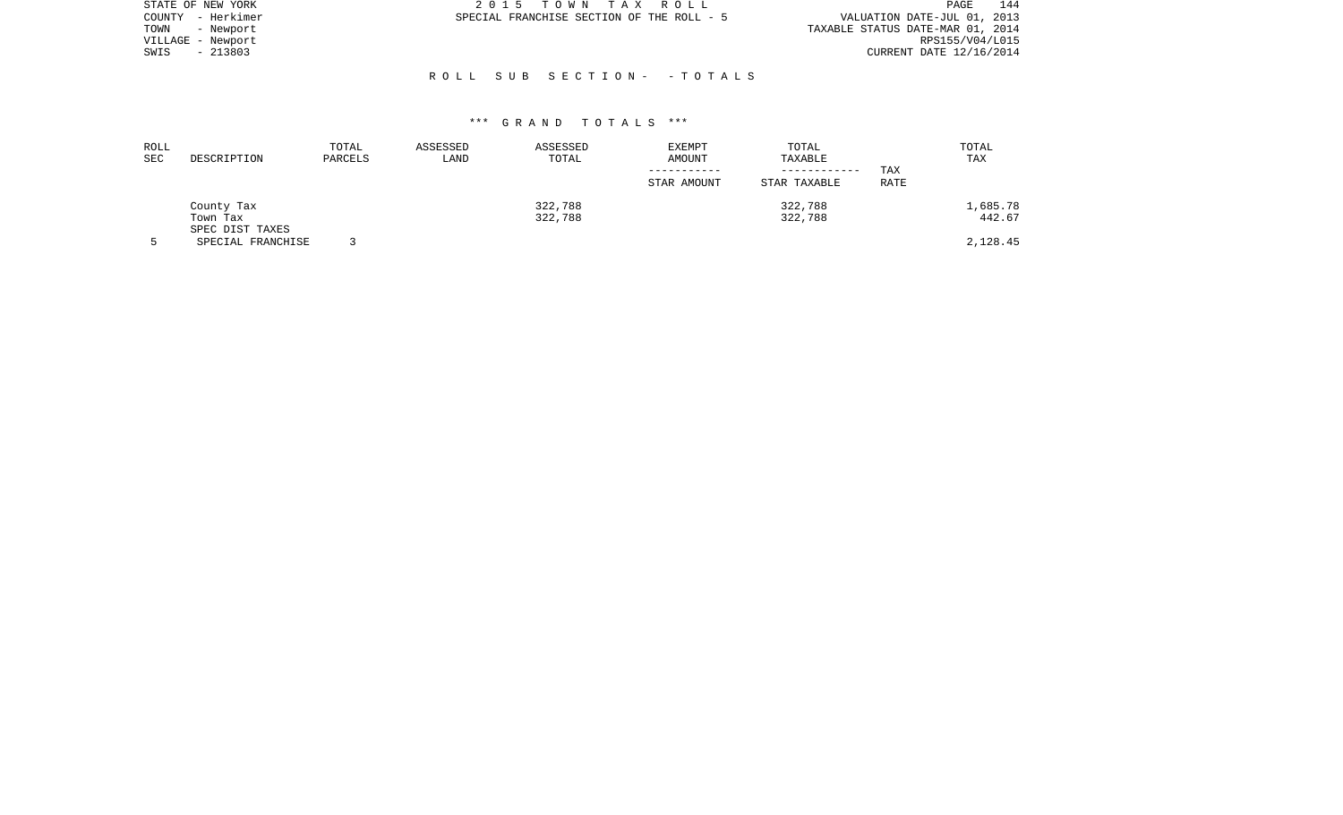STATE OF NEW YORK
COUNTY - Herkimer
TOWN - Newport
VILLAGE - Newport
SWIS - 213803

2 0 1 5 T O W N T A X R O L L
SPECIAL FRANCHISE SECTION OF THE ROLL - 5

VALUATION DATE-JUL 01, 2013
TAXABLE STATUS DATE-MAR 01, 2014
RPS155/V04/L015
CURRENT DATE 12/16/2014

R O L L S U B S E C T I O N - - T O T A L S

*** G R A N D T O T A L S ***

| ROLL SEC | DESCRIPTION | TOTAL PARCELS | ASSESSED LAND | ASSESSED TOTAL | EXEMPT AMOUNT / STAR AMOUNT | TOTAL TAXABLE / STAR TAXABLE | TAX RATE | TOTAL TAX |
|---|---|---|---|---|---|---|---|---|
| | County Tax | | | 322,788 | | 322,788 | | 1,685.78 |
| | Town Tax | | | 322,788 | | 322,788 | | 442.67 |
| | SPEC DIST TAXES | | | | | | | |
| 5 | SPECIAL FRANCHISE | 3 | | | | | | 2,128.45 |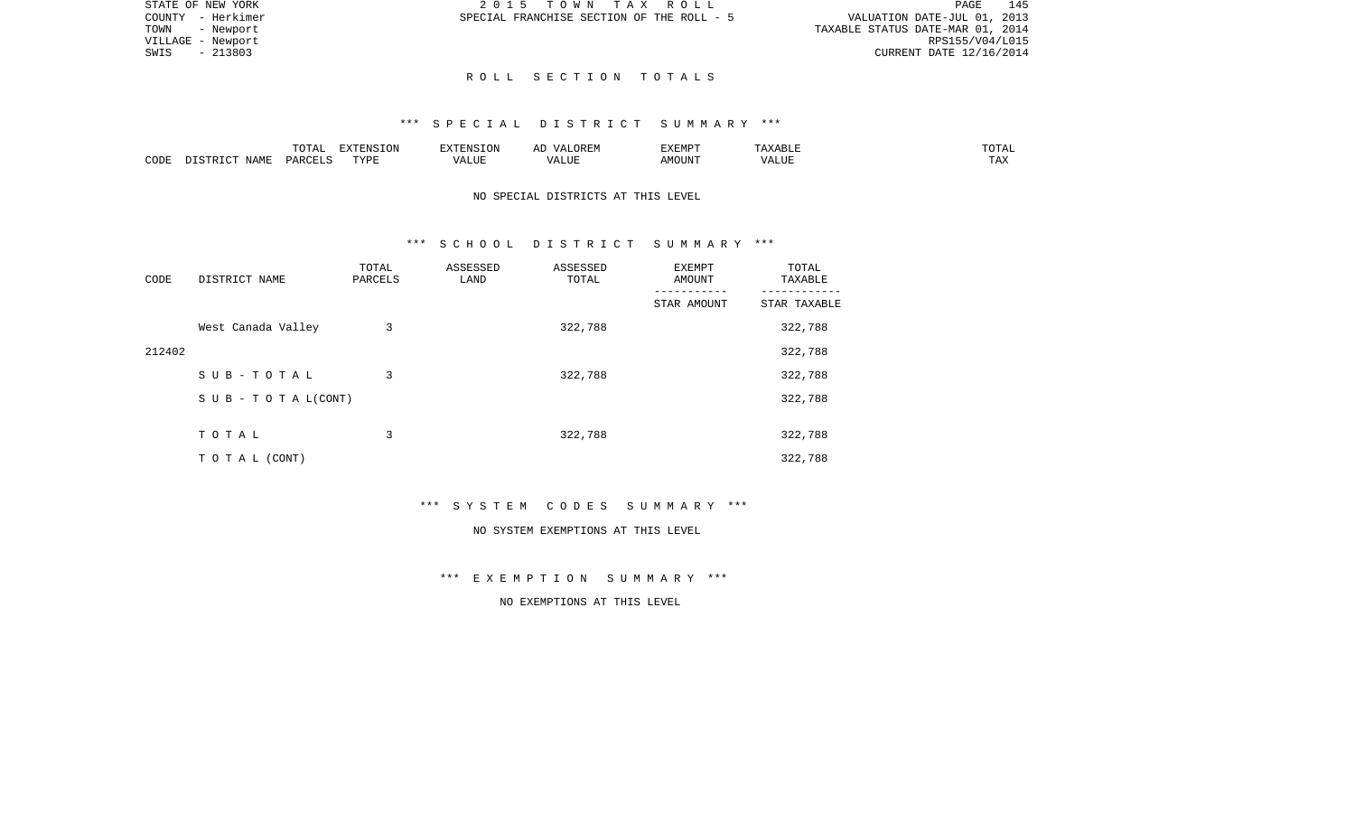STATE OF NEW YORK
COUNTY - Herkimer
TOWN - Newport
VILLAGE - Newport
SWIS - 213803

2 0 1 5 T O W N T A X R O L L
SPECIAL FRANCHISE SECTION OF THE ROLL - 5

VALUATION DATE-JUL 01, 2013
TAXABLE STATUS DATE-MAR 01, 2014
RPS155/V04/L015
CURRENT DATE 12/16/2014

## R O L L S E C T I O N T O T A L S

### *** S P E C I A L D I S T R I C T S U M M A R Y ***

| CODE | DISTRICT NAME | TOTAL PARCELS | EXTENSION TYPE | EXTENSION VALUE | AD VALOREM VALUE | EXEMPT AMOUNT | TAXABLE VALUE | TOTAL TAX |
|---|---|---|---|---|---|---|---|---|

NO SPECIAL DISTRICTS AT THIS LEVEL

### *** S C H O O L D I S T R I C T S U M M A R Y ***

| CODE | DISTRICT NAME | TOTAL PARCELS | ASSESSED LAND | ASSESSED TOTAL | EXEMPT AMOUNT / STAR AMOUNT | TOTAL TAXABLE / STAR TAXABLE |
|---|---|---|---|---|---|---|
| | West Canada Valley | 3 | | 322,788 | | 322,788 |
| 212402 | | | | | | 322,788 |
| | S U B - T O T A L | 3 | | 322,788 | | 322,788 |
| | S U B - T O T A L(CONT) | | | | | 322,788 |
| | T O T A L | 3 | | 322,788 | | 322,788 |
| | T O T A L (CONT) | | | | | 322,788 |

### *** S Y S T E M C O D E S S U M M A R Y ***

NO SYSTEM EXEMPTIONS AT THIS LEVEL

### *** E X E M P T I O N S U M M A R Y ***

NO EXEMPTIONS AT THIS LEVEL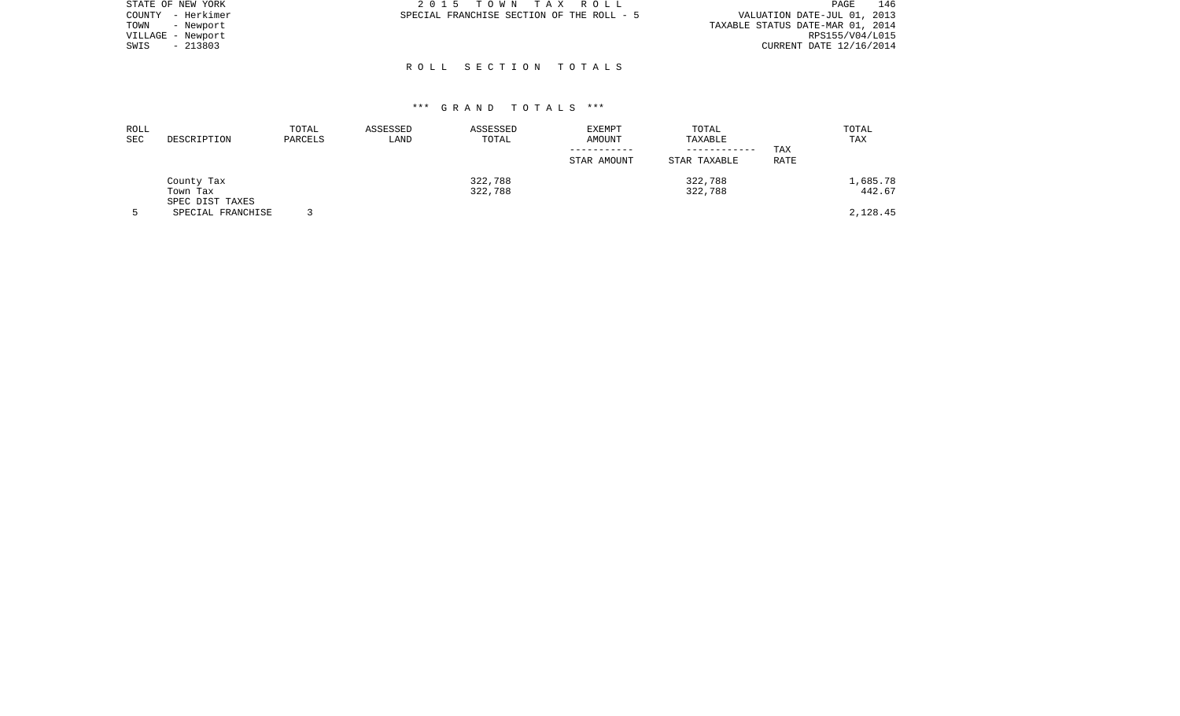STATE OF NEW YORK
COUNTY - Herkimer
TOWN - Newport
VILLAGE - Newport
SWIS - 213803

2 0 1 5 T O W N T A X R O L L
SPECIAL FRANCHISE SECTION OF THE ROLL - 5

VALUATION DATE-JUL 01, 2013
TAXABLE STATUS DATE-MAR 01, 2014
RPS155/V04/L015
CURRENT DATE 12/16/2014

# R O L L S E C T I O N T O T A L S

## *** G R A N D T O T A L S ***

| ROLL SEC | DESCRIPTION | TOTAL PARCELS | ASSESSED LAND | ASSESSED TOTAL | EXEMPT AMOUNT / STAR AMOUNT | TOTAL TAXABLE / STAR TAXABLE | TAX RATE | TOTAL TAX |
|---|---|---|---|---|---|---|---|---|
| | County Tax | | | 322,788 | | 322,788 | | 1,685.78 |
| | Town Tax | | | 322,788 | | 322,788 | | 442.67 |
| | SPEC DIST TAXES | | | | | | | |
| 5 | SPECIAL FRANCHISE | 3 | | | | | | 2,128.45 |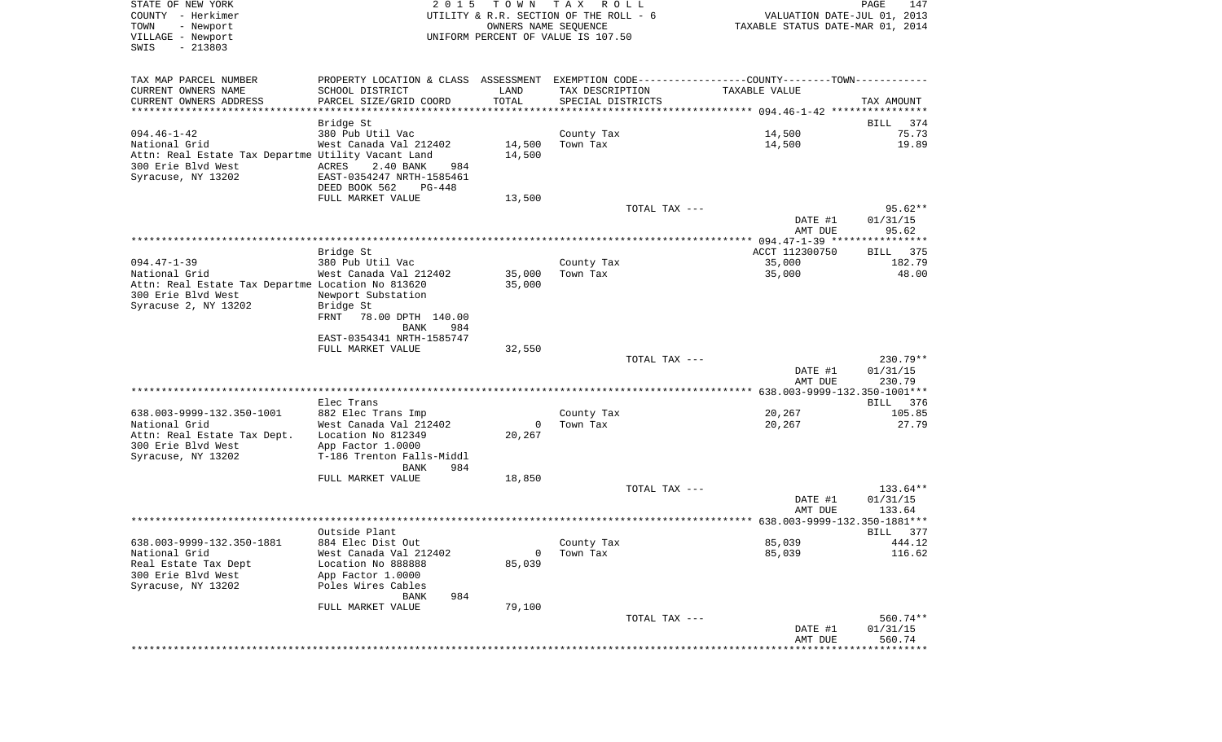STATE OF NEW YORK
COUNTY - Herkimer
TOWN - Newport
VILLAGE - Newport
SWIS - 213803

2 0 1 5 T O W N T A X R O L L
UTILITY & R.R. SECTION OF THE ROLL - 6
OWNERS NAME SEQUENCE
UNIFORM PERCENT OF VALUE IS 107.50

VALUATION DATE-JUL 01, 2013
TAXABLE STATUS DATE-MAR 01, 2014

| TAX MAP PARCEL NUMBER / CURRENT OWNERS NAME / CURRENT OWNERS ADDRESS | PROPERTY LOCATION & CLASS / SCHOOL DISTRICT / PARCEL SIZE/GRID COORD | ASSESSMENT LAND / TOTAL | EXEMPTION CODE / TAX DESCRIPTION / SPECIAL DISTRICTS | TAXABLE VALUE | TAX AMOUNT |
|---|---|---|---|---|---|
| **094.46-1-42** | Bridge St | | | | BILL 374 |
| 094.46-1-42 | 380 Pub Util Vac | | County Tax | 14,500 | 75.73 |
| National Grid | West Canada Val 212402 | 14,500 | Town Tax | 14,500 | 19.89 |
| Attn: Real Estate Tax Departme | Utility Vacant Land | 14,500 | | | |
| 300 Erie Blvd West | ACRES 2.40 BANK 984 | | | | |
| Syracuse, NY 13202 | EAST-0354247 NRTH-1585461 | | | | |
| | DEED BOOK 562 PG-448 | | | | |
| | FULL MARKET VALUE | 13,500 | | | |
| | | | TOTAL TAX --- | | 95.62** |
| | | | | DATE #1 | 01/31/15 |
| | | | | AMT DUE | 95.62 |
| **094.47-1-39** | Bridge St | | | ACCT 112300750 | BILL 375 |
| 094.47-1-39 | 380 Pub Util Vac | | County Tax | 35,000 | 182.79 |
| National Grid | West Canada Val 212402 | 35,000 | Town Tax | 35,000 | 48.00 |
| Attn: Real Estate Tax Departme | Location No 813620 | 35,000 | | | |
| 300 Erie Blvd West | Newport Substation | | | | |
| Syracuse 2, NY 13202 | Bridge St | | | | |
| | FRNT 78.00 DPTH 140.00 | | | | |
| | BANK 984 | | | | |
| | EAST-0354341 NRTH-1585747 | | | | |
| | FULL MARKET VALUE | 32,550 | | | |
| | | | TOTAL TAX --- | | 230.79** |
| | | | | DATE #1 | 01/31/15 |
| | | | | AMT DUE | 230.79 |
| **638.003-9999-132.350-1001** | Elec Trans | | | | BILL 376 |
| 638.003-9999-132.350-1001 | 882 Elec Trans Imp | | County Tax | 20,267 | 105.85 |
| National Grid | West Canada Val 212402 | 0 | Town Tax | 20,267 | 27.79 |
| Attn: Real Estate Tax Dept. | Location No 812349 | 20,267 | | | |
| 300 Erie Blvd West | App Factor 1.0000 | | | | |
| Syracuse, NY 13202 | T-186 Trenton Falls-Middl | | | | |
| | BANK 984 | | | | |
| | FULL MARKET VALUE | 18,850 | | | |
| | | | TOTAL TAX --- | | 133.64** |
| | | | | DATE #1 | 01/31/15 |
| | | | | AMT DUE | 133.64 |
| **638.003-9999-132.350-1881** | Outside Plant | | | | BILL 377 |
| 638.003-9999-132.350-1881 | 884 Elec Dist Out | | County Tax | 85,039 | 444.12 |
| National Grid | West Canada Val 212402 | 0 | Town Tax | 85,039 | 116.62 |
| Real Estate Tax Dept | Location No 888888 | 85,039 | | | |
| 300 Erie Blvd West | App Factor 1.0000 | | | | |
| Syracuse, NY 13202 | Poles Wires Cables | | | | |
| | BANK 984 | | | | |
| | FULL MARKET VALUE | 79,100 | | | |
| | | | TOTAL TAX --- | | 560.74** |
| | | | | DATE #1 | 01/31/15 |
| | | | | AMT DUE | 560.74 |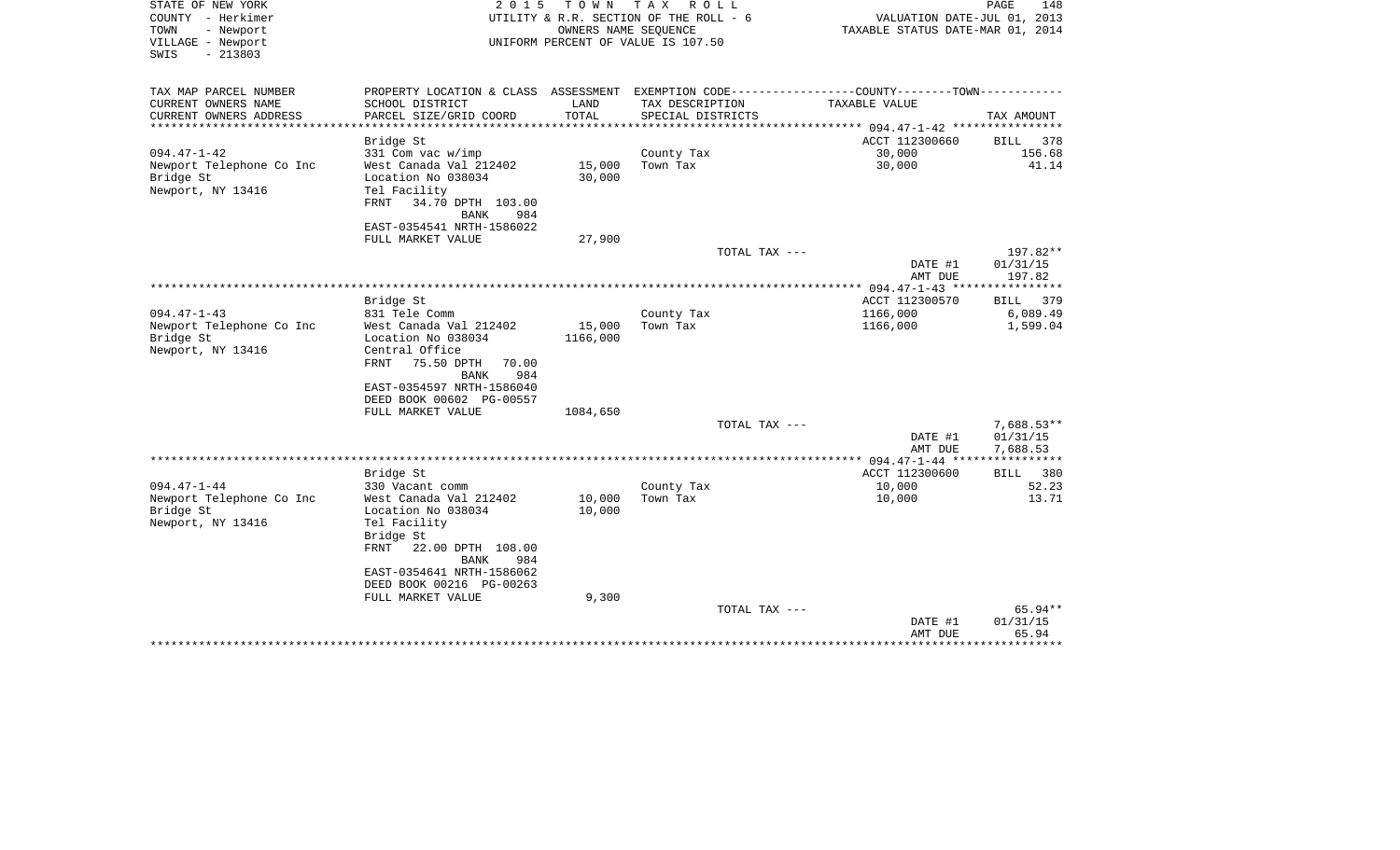STATE OF NEW YORK
COUNTY - Herkimer
TOWN - Newport
VILLAGE - Newport
SWIS - 213803

2 0 1 5 T O W N T A X R O L L
UTILITY & R.R. SECTION OF THE ROLL - 6
OWNERS NAME SEQUENCE
UNIFORM PERCENT OF VALUE IS 107.50

VALUATION DATE-JUL 01, 2013
TAXABLE STATUS DATE-MAR 01, 2014

| TAX MAP PARCEL NUMBER<br>CURRENT OWNERS NAME<br>CURRENT OWNERS ADDRESS | PROPERTY LOCATION & CLASS<br>SCHOOL DISTRICT<br>PARCEL SIZE/GRID COORD | ASSESSMENT<br>LAND<br>TOTAL | EXEMPTION CODE<br>TAX DESCRIPTION<br>SPECIAL DISTRICTS | COUNTY--------TOWN<br>TAXABLE VALUE | TAX AMOUNT |
|---|---|---|---|---|---|
| ******** 094.47-1-42 ******** | | | | | |
| | Bridge St | | | ACCT 112300660 | BILL 378 |
| 094.47-1-42 | 331 Com vac w/imp | | County Tax | 30,000 | 156.68 |
| Newport Telephone Co Inc | West Canada Val 212402 | 15,000 | Town Tax | 30,000 | 41.14 |
| Bridge St | Location No 038034 | 30,000 | | | |
| Newport, NY 13416 | Tel Facility | | | | |
| | FRNT 34.70 DPTH 103.00 | | | | |
| | BANK 984 | | | | |
| | EAST-0354541 NRTH-1586022 | | | | |
| | FULL MARKET VALUE | 27,900 | | | |
| | | | TOTAL TAX --- | | 197.82** |
| | | | | DATE #1 | 01/31/15 |
| | | | | AMT DUE | 197.82 |
| ******** 094.47-1-43 ******** | | | | | |
| | Bridge St | | | ACCT 112300570 | BILL 379 |
| 094.47-1-43 | 831 Tele Comm | | County Tax | 1166,000 | 6,089.49 |
| Newport Telephone Co Inc | West Canada Val 212402 | 15,000 | Town Tax | 1166,000 | 1,599.04 |
| Bridge St | Location No 038034 | 1166,000 | | | |
| Newport, NY 13416 | Central Office | | | | |
| | FRNT 75.50 DPTH 70.00 | | | | |
| | BANK 984 | | | | |
| | EAST-0354597 NRTH-1586040 | | | | |
| | DEED BOOK 00602 PG-00557 | | | | |
| | FULL MARKET VALUE | 1084,650 | | | |
| | | | TOTAL TAX --- | | 7,688.53** |
| | | | | DATE #1 | 01/31/15 |
| | | | | AMT DUE | 7,688.53 |
| ******** 094.47-1-44 ******** | | | | | |
| | Bridge St | | | ACCT 112300600 | BILL 380 |
| 094.47-1-44 | 330 Vacant comm | | County Tax | 10,000 | 52.23 |
| Newport Telephone Co Inc | West Canada Val 212402 | 10,000 | Town Tax | 10,000 | 13.71 |
| Bridge St | Location No 038034 | 10,000 | | | |
| Newport, NY 13416 | Tel Facility | | | | |
| | Bridge St | | | | |
| | FRNT 22.00 DPTH 108.00 | | | | |
| | BANK 984 | | | | |
| | EAST-0354641 NRTH-1586062 | | | | |
| | DEED BOOK 00216 PG-00263 | | | | |
| | FULL MARKET VALUE | 9,300 | | | |
| | | | TOTAL TAX --- | | 65.94** |
| | | | | DATE #1 | 01/31/15 |
| | | | | AMT DUE | 65.94 |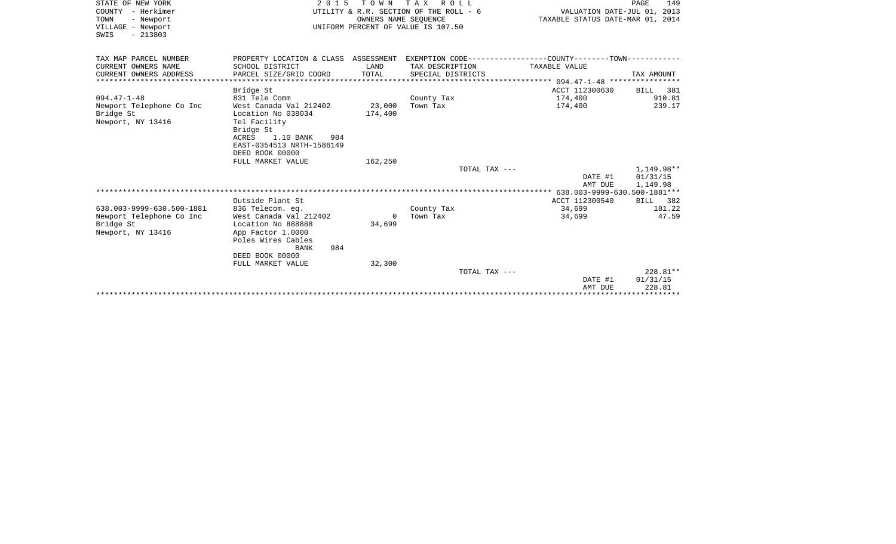STATE OF NEW YORK
COUNTY - Herkimer
TOWN - Newport
VILLAGE - Newport
SWIS - 213803

2 0 1 5 T O W N T A X R O L L
UTILITY & R.R. SECTION OF THE ROLL - 6
OWNERS NAME SEQUENCE
UNIFORM PERCENT OF VALUE IS 107.50

VALUATION DATE-JUL 01, 2013
TAXABLE STATUS DATE-MAR 01, 2014

| TAX MAP PARCEL NUMBER<br>CURRENT OWNERS NAME<br>CURRENT OWNERS ADDRESS | PROPERTY LOCATION & CLASS<br>SCHOOL DISTRICT<br>PARCEL SIZE/GRID COORD | ASSESSMENT<br>LAND<br>TOTAL | EXEMPTION CODE<br>TAX DESCRIPTION<br>SPECIAL DISTRICTS | COUNTY--------TOWN<br>TAXABLE VALUE | TAX AMOUNT |
|---|---|---|---|---|---|
| **094.47-1-48** | | | | | |
| | Bridge St | | | ACCT 112300630 | BILL 381 |
| 094.47-1-48 | 831 Tele Comm | | County Tax | 174,400 | 910.81 |
| Newport Telephone Co Inc | West Canada Val 212402 | 23,000 | Town Tax | 174,400 | 239.17 |
| Bridge St | Location No 038034 | 174,400 | | | |
| Newport, NY 13416 | Tel Facility | | | | |
| | Bridge St | | | | |
| | ACRES 1.10 BANK 984 | | | | |
| | EAST-0354513 NRTH-1586149 | | | | |
| | DEED BOOK 00000 | | | | |
| | FULL MARKET VALUE | 162,250 | | | |
| | | | TOTAL TAX --- | | 1,149.98** |
| | | | | DATE #1 | 01/31/15 |
| | | | | AMT DUE | 1,149.98 |
| **638.003-9999-630.500-1881** | | | | | |
| | Outside Plant St | | | ACCT 112300540 | BILL 382 |
| 638.003-9999-630.500-1881 | 836 Telecom. eq. | | County Tax | 34,699 | 181.22 |
| Newport Telephone Co Inc | West Canada Val 212402 | 0 | Town Tax | 34,699 | 47.59 |
| Bridge St | Location No 888888 | 34,699 | | | |
| Newport, NY 13416 | App Factor 1.0000 | | | | |
| | Poles Wires Cables | | | | |
| | BANK 984 | | | | |
| | DEED BOOK 00000 | | | | |
| | FULL MARKET VALUE | 32,300 | | | |
| | | | TOTAL TAX --- | | 228.81** |
| | | | | DATE #1 | 01/31/15 |
| | | | | AMT DUE | 228.81 |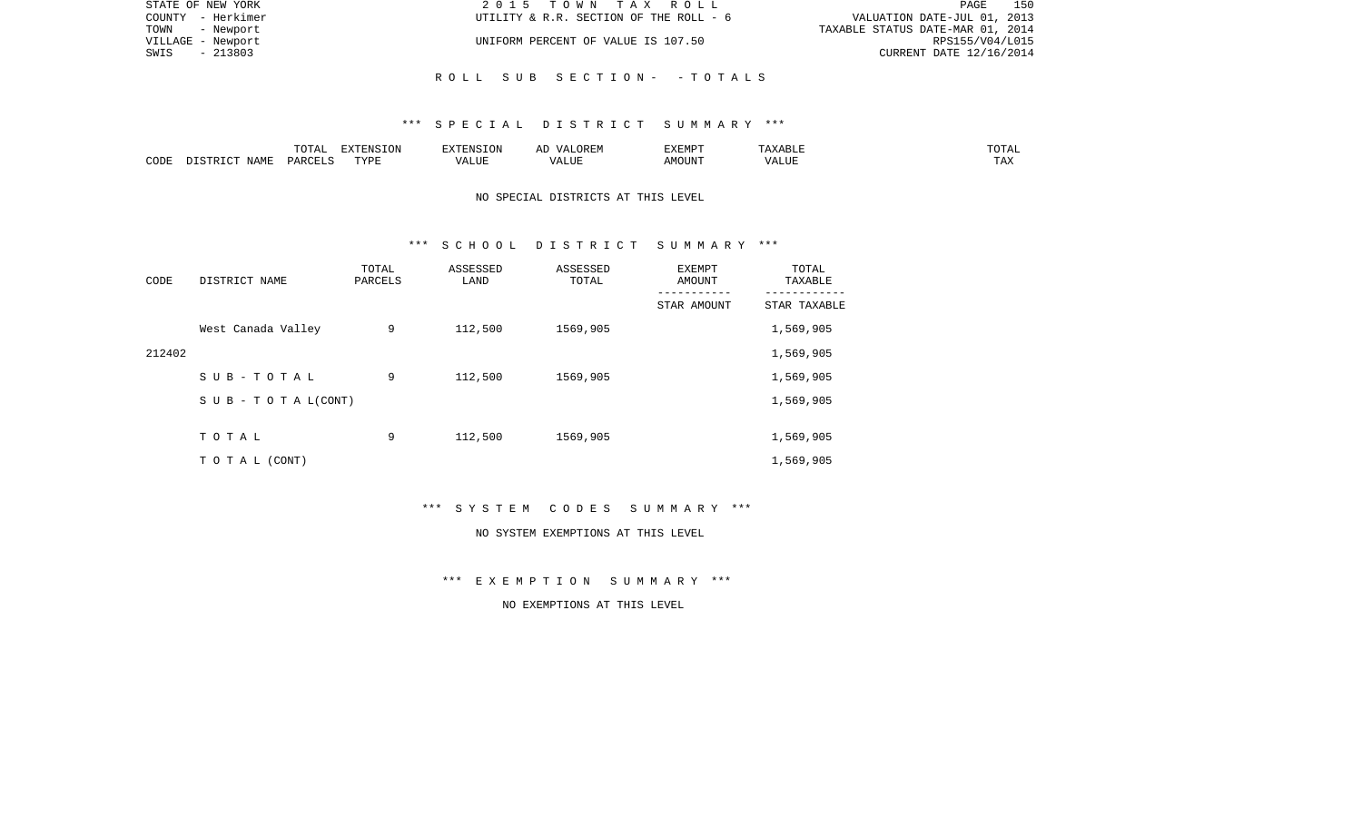STATE OF NEW YORK
COUNTY - Herkimer
TOWN - Newport
VILLAGE - Newport
SWIS - 213803

2015 TOWN TAX ROLL
UTILITY & R.R. SECTION OF THE ROLL - 6
UNIFORM PERCENT OF VALUE IS 107.50

VALUATION DATE-JUL 01, 2013
TAXABLE STATUS DATE-MAR 01, 2014
RPS155/V04/L015
CURRENT DATE 12/16/2014

## ROLL SUB SECTION- - TOTALS

### *** SPECIAL DISTRICT SUMMARY ***

| CODE | DISTRICT NAME | TOTAL PARCELS | EXTENSION TYPE | EXTENSION VALUE | AD VALOREM VALUE | EXEMPT AMOUNT | TAXABLE VALUE | TOTAL TAX |
|---|---|---|---|---|---|---|---|---|

NO SPECIAL DISTRICTS AT THIS LEVEL

### *** SCHOOL DISTRICT SUMMARY ***

| CODE | DISTRICT NAME | TOTAL PARCELS | ASSESSED LAND | ASSESSED TOTAL | EXEMPT AMOUNT / STAR AMOUNT | TOTAL TAXABLE / STAR TAXABLE |
|---|---|---|---|---|---|---|
| | West Canada Valley | 9 | 112,500 | 1569,905 | | 1,569,905 |
| 212402 | | | | | | 1,569,905 |
| | SUB-TOTAL | 9 | 112,500 | 1569,905 | | 1,569,905 |
| | SUB-TOTAL(CONT) | | | | | 1,569,905 |
| | TOTAL | 9 | 112,500 | 1569,905 | | 1,569,905 |
| | TOTAL (CONT) | | | | | 1,569,905 |

### *** SYSTEM CODES SUMMARY ***

NO SYSTEM EXEMPTIONS AT THIS LEVEL

### *** EXEMPTION SUMMARY ***

NO EXEMPTIONS AT THIS LEVEL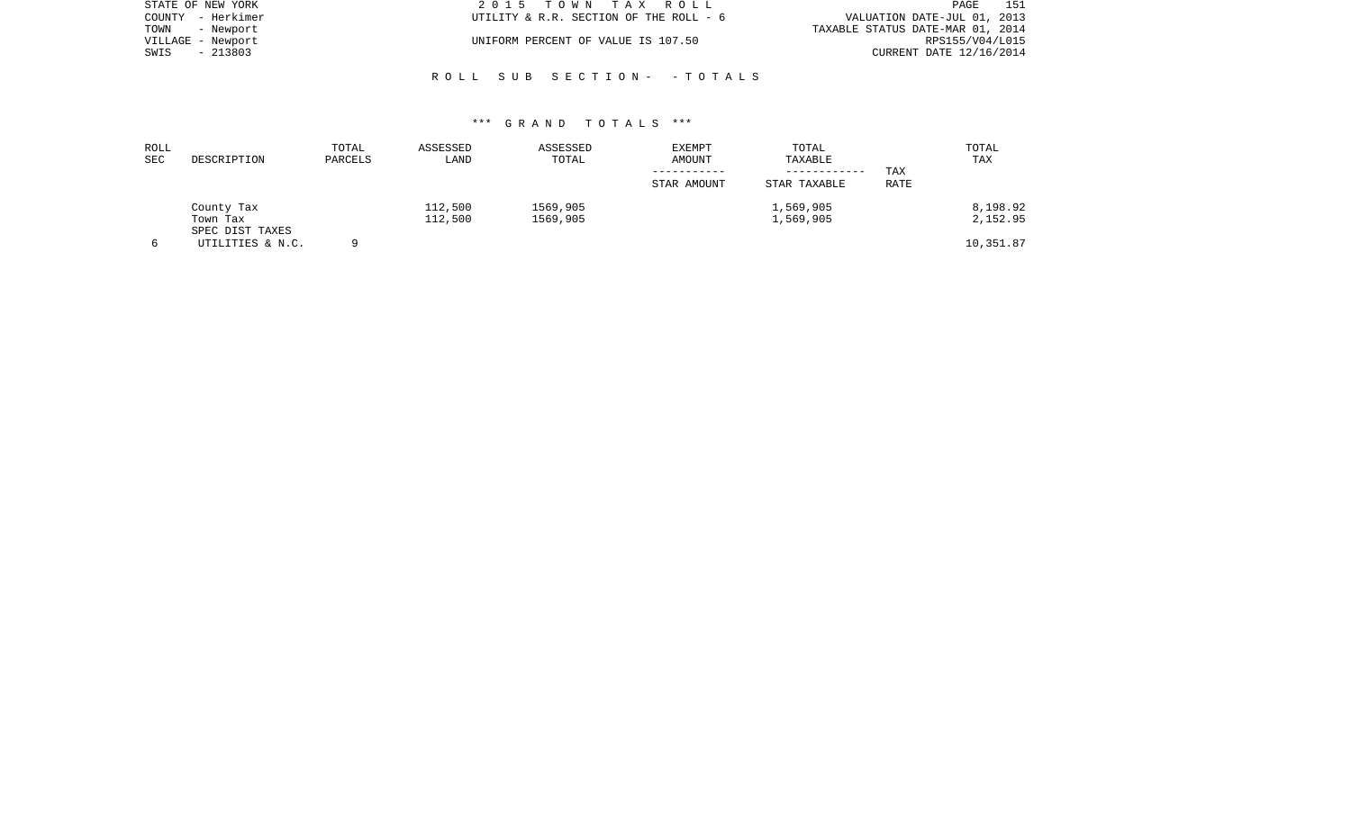STATE OF NEW YORK | 2 0 1 5 T O W N T A X R O L L
COUNTY - Herkimer | UTILITY & R.R. SECTION OF THE ROLL - 6 | VALUATION DATE-JUL 01, 2013
TOWN - Newport | TAXABLE STATUS DATE-MAR 01, 2014
VILLAGE - Newport | UNIFORM PERCENT OF VALUE IS 107.50 | RPS155/V04/L015
SWIS - 213803 | CURRENT DATE 12/16/2014

## R O L L S U B S E C T I O N - - T O T A L S

### *** G R A N D T O T A L S ***

| ROLL SEC | DESCRIPTION | TOTAL PARCELS | ASSESSED LAND | ASSESSED TOTAL | EXEMPT AMOUNT / STAR AMOUNT | TOTAL TAXABLE / STAR TAXABLE | TAX RATE | TOTAL TAX |
|---|---|---|---|---|---|---|---|---|
| | County Tax | | 112,500 | 1569,905 | | 1,569,905 | | 8,198.92 |
| | Town Tax | | 112,500 | 1569,905 | | 1,569,905 | | 2,152.95 |
| | SPEC DIST TAXES | | | | | | | |
| 6 | UTILITIES & N.C. | 9 | | | | | | 10,351.87 |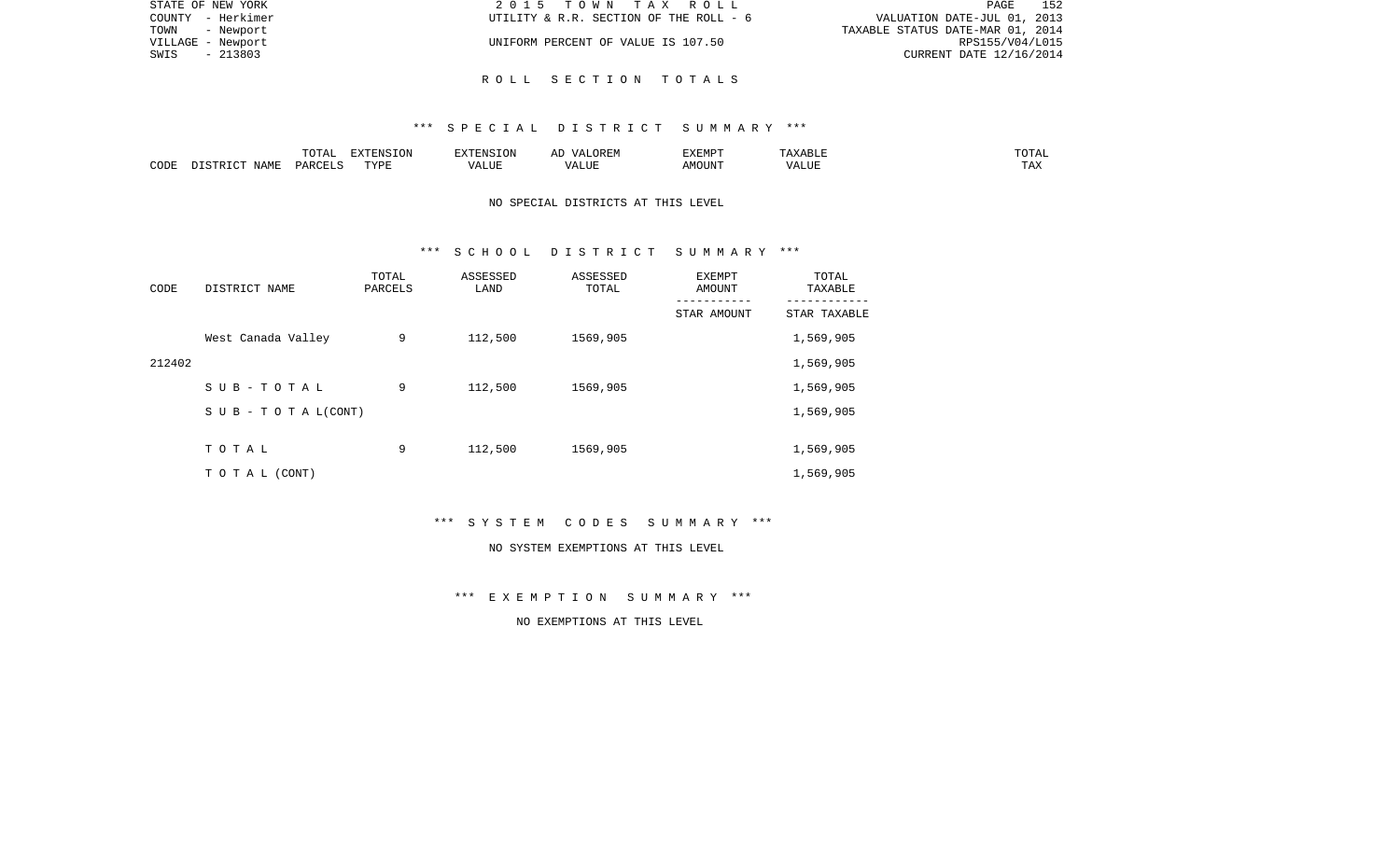STATE OF NEW YORK | 2 0 1 5 T O W N T A X R O L L | PAGE 152
COUNTY - Herkimer | UTILITY & R.R. SECTION OF THE ROLL - 6 | VALUATION DATE-JUL 01, 2013
TOWN - Newport | | TAXABLE STATUS DATE-MAR 01, 2014
VILLAGE - Newport | UNIFORM PERCENT OF VALUE IS 107.50 | RPS155/V04/L015
SWIS - 213803 | | CURRENT DATE 12/16/2014

# R O L L S E C T I O N T O T A L S

## *** S P E C I A L D I S T R I C T S U M M A R Y ***

| CODE | DISTRICT NAME | TOTAL PARCELS | EXTENSION TYPE | EXTENSION VALUE | AD VALOREM VALUE | EXEMPT AMOUNT | TAXABLE VALUE | TOTAL TAX |
|---|---|---|---|---|---|---|---|---|

NO SPECIAL DISTRICTS AT THIS LEVEL

## *** S C H O O L D I S T R I C T S U M M A R Y ***

| CODE | DISTRICT NAME | TOTAL PARCELS | ASSESSED LAND | ASSESSED TOTAL | EXEMPT AMOUNT / STAR AMOUNT | TOTAL TAXABLE / STAR TAXABLE |
|---|---|---|---|---|---|---|
| 212402 | West Canada Valley | 9 | 112,500 | 1569,905 | | 1,569,905 |
| | | | | | | 1,569,905 |
| | S U B - T O T A L | 9 | 112,500 | 1569,905 | | 1,569,905 |
| | S U B - T O T A L(CONT) | | | | | 1,569,905 |
| | T O T A L | 9 | 112,500 | 1569,905 | | 1,569,905 |
| | T O T A L (CONT) | | | | | 1,569,905 |

## *** S Y S T E M C O D E S S U M M A R Y ***

NO SYSTEM EXEMPTIONS AT THIS LEVEL

## *** E X E M P T I O N S U M M A R Y ***

NO EXEMPTIONS AT THIS LEVEL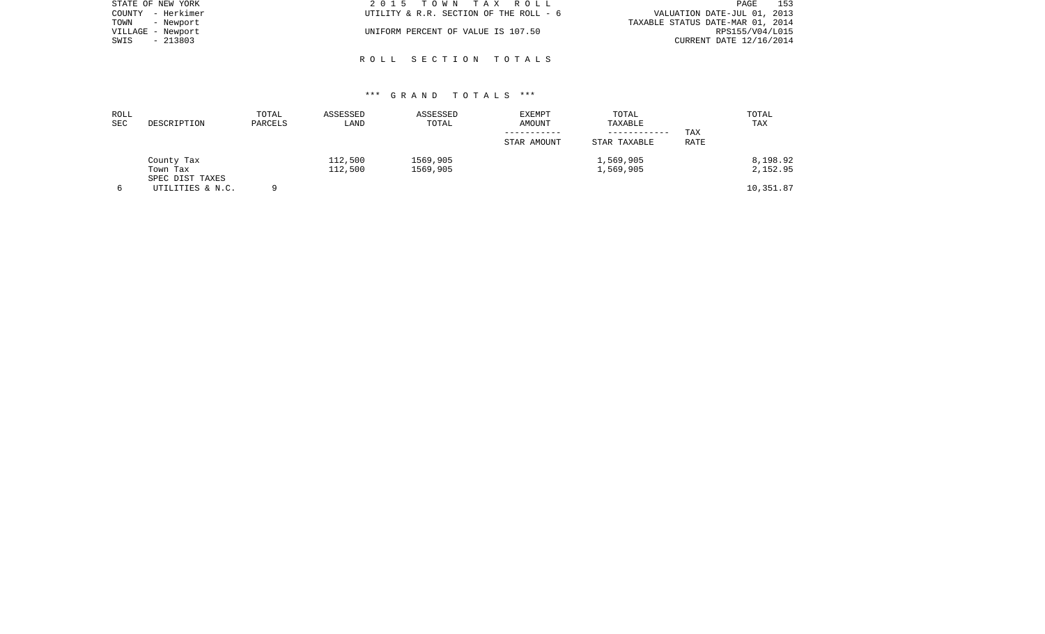STATE OF NEW YORK
COUNTY - Herkimer
TOWN - Newport
VILLAGE - Newport
SWIS - 213803

2 0 1 5 T O W N T A X R O L L
UTILITY & R.R. SECTION OF THE ROLL - 6
UNIFORM PERCENT OF VALUE IS 107.50

VALUATION DATE-JUL 01, 2013
TAXABLE STATUS DATE-MAR 01, 2014
RPS155/V04/L015
CURRENT DATE 12/16/2014

## R O L L S E C T I O N T O T A L S

### *** G R A N D T O T A L S ***

| ROLL SEC | DESCRIPTION | TOTAL PARCELS | ASSESSED LAND | ASSESSED TOTAL | EXEMPT AMOUNT / STAR AMOUNT | TOTAL TAXABLE / STAR TAXABLE | TAX RATE | TOTAL TAX |
|---|---|---|---|---|---|---|---|---|
| | County Tax | | 112,500 | 1569,905 | | 1,569,905 | | 8,198.92 |
| | Town Tax | | 112,500 | 1569,905 | | 1,569,905 | | 2,152.95 |
| | SPEC DIST TAXES | | | | | | | |
| 6 | UTILITIES & N.C. | 9 | | | | | | 10,351.87 |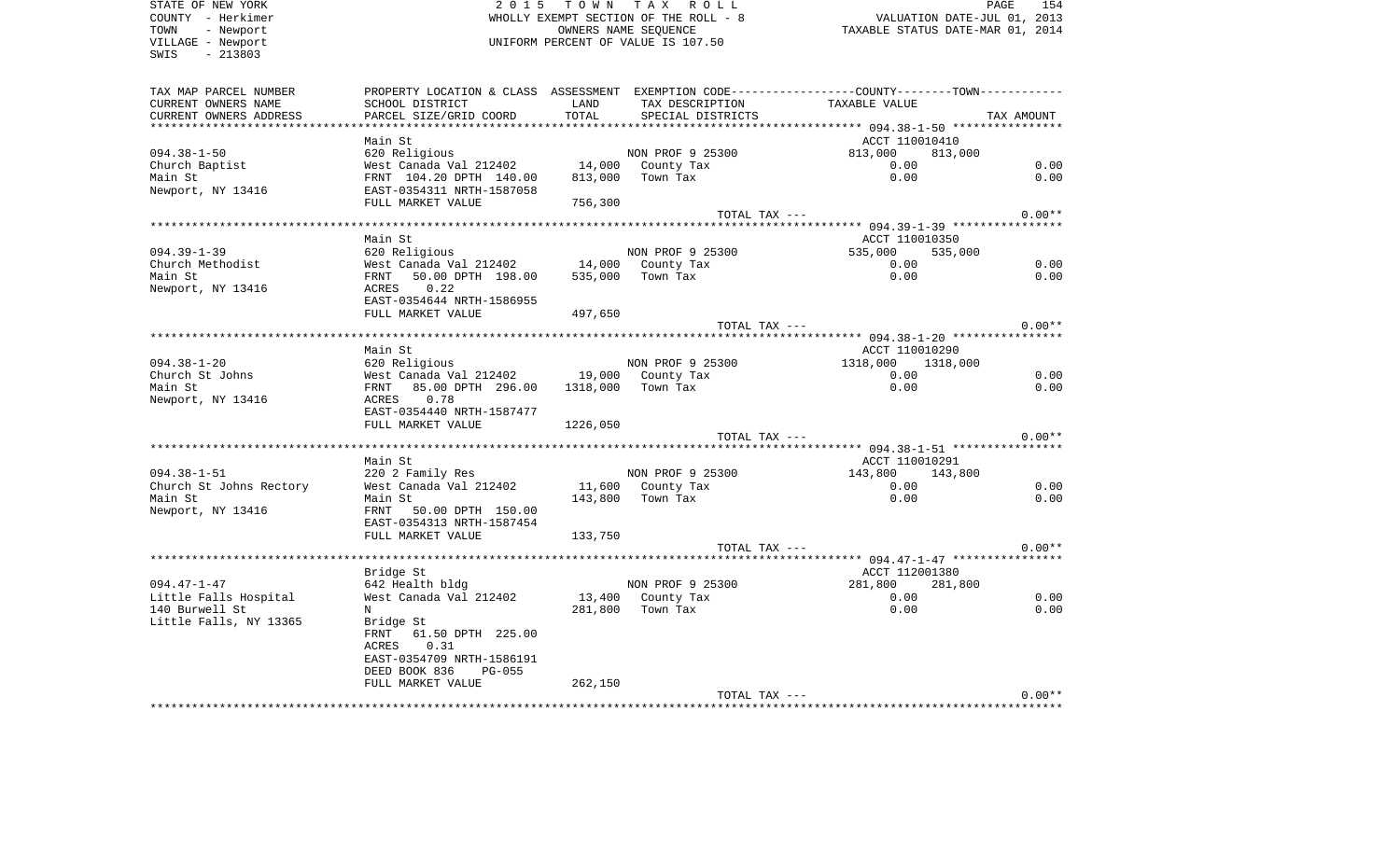STATE OF NEW YORK | 2 0 1 5 T O W N T A X R O L L | VALUATION DATE-JUL 01, 2013
COUNTY - Herkimer | WHOLLY EXEMPT SECTION OF THE ROLL - 8 | TAXABLE STATUS DATE-MAR 01, 2014
TOWN - Newport | OWNERS NAME SEQUENCE
VILLAGE - Newport | UNIFORM PERCENT OF VALUE IS 107.50
SWIS - 213803

| TAX MAP PARCEL NUMBER / CURRENT OWNERS NAME / CURRENT OWNERS ADDRESS | PROPERTY LOCATION & CLASS / SCHOOL DISTRICT / PARCEL SIZE/GRID COORD | ASSESSMENT LAND / TOTAL | EXEMPTION CODE / TAX DESCRIPTION / SPECIAL DISTRICTS | COUNTY / TAXABLE VALUE | TOWN | TAX AMOUNT |
|---|---|---|---|---|---|---|
| 094.38-1-50 | Main St | | | ACCT 110010410 | | |
| | 620 Religious | | NON PROF 9 25300 | 813,000 | 813,000 | |
| Church Baptist | West Canada Val 212402 | 14,000 | County Tax | 0.00 | | 0.00 |
| Main St | FRNT 104.20 DPTH 140.00 | 813,000 | Town Tax | 0.00 | | 0.00 |
| Newport, NY 13416 | EAST-0354311 NRTH-1587058 | | | | | |
| | FULL MARKET VALUE | 756,300 | | | | |
| | | | TOTAL TAX --- | | | 0.00** |
| 094.39-1-39 | Main St | | | ACCT 110010350 | | |
| | 620 Religious | | NON PROF 9 25300 | 535,000 | 535,000 | |
| Church Methodist | West Canada Val 212402 | 14,000 | County Tax | 0.00 | | 0.00 |
| Main St | FRNT 50.00 DPTH 198.00 | 535,000 | Town Tax | 0.00 | | 0.00 |
| Newport, NY 13416 | ACRES 0.22 | | | | | |
| | EAST-0354644 NRTH-1586955 | | | | | |
| | FULL MARKET VALUE | 497,650 | | | | |
| | | | TOTAL TAX --- | | | 0.00** |
| 094.38-1-20 | Main St | | | ACCT 110010290 | | |
| | 620 Religious | | NON PROF 9 25300 | 1318,000 | 1318,000 | |
| Church St Johns | West Canada Val 212402 | 19,000 | County Tax | 0.00 | | 0.00 |
| Main St | FRNT 85.00 DPTH 296.00 | 1318,000 | Town Tax | 0.00 | | 0.00 |
| Newport, NY 13416 | ACRES 0.78 | | | | | |
| | EAST-0354440 NRTH-1587477 | | | | | |
| | FULL MARKET VALUE | 1226,050 | | | | |
| | | | TOTAL TAX --- | | | 0.00** |
| 094.38-1-51 | Main St | | | ACCT 110010291 | | |
| | 220 2 Family Res | | NON PROF 9 25300 | 143,800 | 143,800 | |
| Church St Johns Rectory | West Canada Val 212402 | 11,600 | County Tax | 0.00 | | 0.00 |
| Main St | Main St | 143,800 | Town Tax | 0.00 | | 0.00 |
| Newport, NY 13416 | FRNT 50.00 DPTH 150.00 | | | | | |
| | EAST-0354313 NRTH-1587454 | | | | | |
| | FULL MARKET VALUE | 133,750 | | | | |
| | | | TOTAL TAX --- | | | 0.00** |
| 094.47-1-47 | Bridge St | | | ACCT 112001380 | | |
| | 642 Health bldg | | NON PROF 9 25300 | 281,800 | 281,800 | |
| Little Falls Hospital | West Canada Val 212402 | 13,400 | County Tax | 0.00 | | 0.00 |
| 140 Burwell St | N | 281,800 | Town Tax | 0.00 | | 0.00 |
| Little Falls, NY 13365 | Bridge St | | | | | |
| | FRNT 61.50 DPTH 225.00 | | | | | |
| | ACRES 0.31 | | | | | |
| | EAST-0354709 NRTH-1586191 | | | | | |
| | DEED BOOK 836 PG-055 | | | | | |
| | FULL MARKET VALUE | 262,150 | | | | |
| | | | TOTAL TAX --- | | | 0.00** |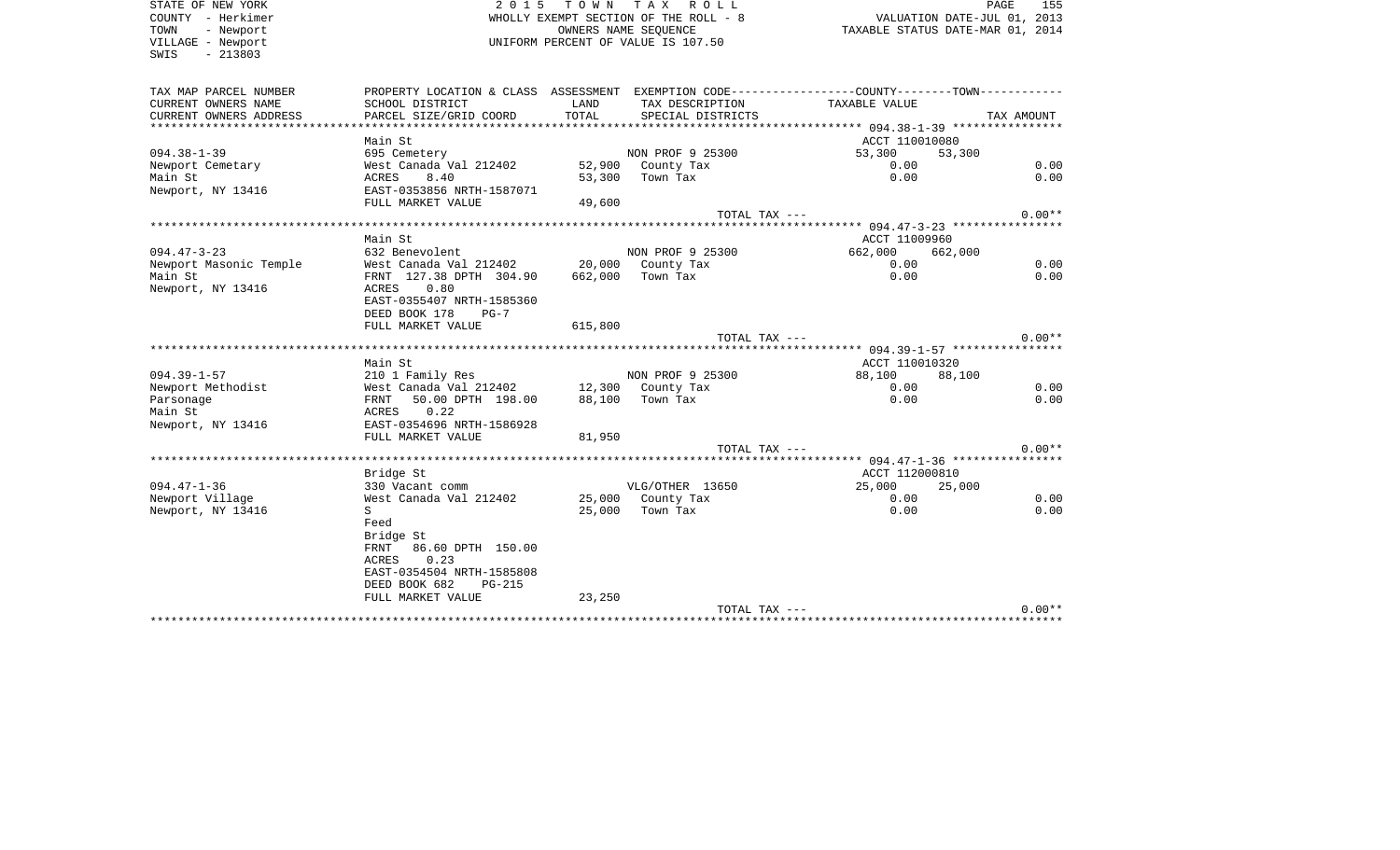STATE OF NEW YORK
COUNTY - Herkimer
TOWN - Newport
VILLAGE - Newport
SWIS - 213803

2 0 1 5 T O W N T A X R O L L
WHOLLY EXEMPT SECTION OF THE ROLL - 8
OWNERS NAME SEQUENCE
UNIFORM PERCENT OF VALUE IS 107.50

VALUATION DATE-JUL 01, 2013
TAXABLE STATUS DATE-MAR 01, 2014

| TAX MAP PARCEL NUMBER / CURRENT OWNERS NAME / CURRENT OWNERS ADDRESS | PROPERTY LOCATION & CLASS / SCHOOL DISTRICT / PARCEL SIZE/GRID COORD | ASSESSMENT LAND / TOTAL | EXEMPTION CODE / TAX DESCRIPTION / SPECIAL DISTRICTS | COUNTY / TAXABLE VALUE | TOWN | TAX AMOUNT |
|---|---|---|---|---|---|---|
| | Main St | | | ACCT 110010080 | | |
| 094.38-1-39 | 695 Cemetery | | NON PROF 9 25300 | 53,300 | 53,300 | |
| Newport Cemetary | West Canada Val 212402 | 52,900 | County Tax | 0.00 | | 0.00 |
| Main St | ACRES 8.40 | 53,300 | Town Tax | 0.00 | | 0.00 |
| Newport, NY 13416 | EAST-0353856 NRTH-1587071 | | | | | |
| | FULL MARKET VALUE | 49,600 | | | | |
| | | | TOTAL TAX --- | | | 0.00** |
| | Main St | | | ACCT 11009960 | | |
| 094.47-3-23 | 632 Benevolent | | NON PROF 9 25300 | 662,000 | 662,000 | |
| Newport Masonic Temple | West Canada Val 212402 | 20,000 | County Tax | 0.00 | | 0.00 |
| Main St | FRNT 127.38 DPTH 304.90 | 662,000 | Town Tax | 0.00 | | 0.00 |
| Newport, NY 13416 | ACRES 0.80 | | | | | |
| | EAST-0355407 NRTH-1585360 | | | | | |
| | DEED BOOK 178 PG-7 | | | | | |
| | FULL MARKET VALUE | 615,800 | | | | |
| | | | TOTAL TAX --- | | | 0.00** |
| | Main St | | | ACCT 110010320 | | |
| 094.39-1-57 | 210 1 Family Res | | NON PROF 9 25300 | 88,100 | 88,100 | |
| Newport Methodist | West Canada Val 212402 | 12,300 | County Tax | 0.00 | | 0.00 |
| Parsonage | FRNT 50.00 DPTH 198.00 | 88,100 | Town Tax | 0.00 | | 0.00 |
| Main St | ACRES 0.22 | | | | | |
| Newport, NY 13416 | EAST-0354696 NRTH-1586928 | | | | | |
| | FULL MARKET VALUE | 81,950 | | | | |
| | | | TOTAL TAX --- | | | 0.00** |
| | Bridge St | | | ACCT 112000810 | | |
| 094.47-1-36 | 330 Vacant comm | | VLG/OTHER 13650 | 25,000 | 25,000 | |
| Newport Village | West Canada Val 212402 | 25,000 | County Tax | 0.00 | | 0.00 |
| Newport, NY 13416 | S | 25,000 | Town Tax | 0.00 | | 0.00 |
| | Feed | | | | | |
| | Bridge St | | | | | |
| | FRNT 86.60 DPTH 150.00 | | | | | |
| | ACRES 0.23 | | | | | |
| | EAST-0354504 NRTH-1585808 | | | | | |
| | DEED BOOK 682 PG-215 | | | | | |
| | FULL MARKET VALUE | 23,250 | | | | |
| | | | TOTAL TAX --- | | | 0.00** |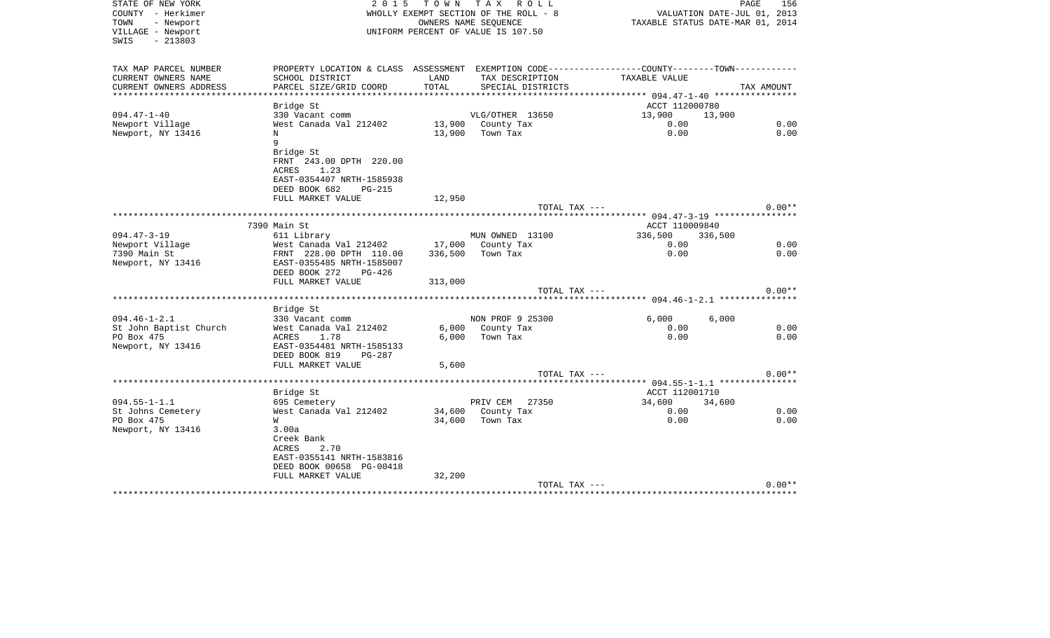STATE OF NEW YORK
COUNTY - Herkimer
TOWN - Newport
VILLAGE - Newport
SWIS - 213803

2015 TOWN TAX ROLL
WHOLLY EXEMPT SECTION OF THE ROLL - 8
OWNERS NAME SEQUENCE
UNIFORM PERCENT OF VALUE IS 107.50

VALUATION DATE-JUL 01, 2013
TAXABLE STATUS DATE-MAR 01, 2014

| TAX MAP PARCEL NUMBER / CURRENT OWNERS NAME / CURRENT OWNERS ADDRESS | PROPERTY LOCATION & CLASS / SCHOOL DISTRICT / PARCEL SIZE/GRID COORD | ASSESSMENT LAND / TOTAL | EXEMPTION CODE / TAX DESCRIPTION / SPECIAL DISTRICTS | COUNTY TAXABLE VALUE | TOWN TAXABLE VALUE | TAX AMOUNT |
|---|---|---|---|---|---|---|
| **094.47-1-40** | Bridge St | | | ACCT 112000780 | | |
| 094.47-1-40 | 330 Vacant comm | | VLG/OTHER 13650 | 13,900 | 13,900 | |
| Newport Village | West Canada Val 212402 | 13,900 | County Tax | 0.00 | | 0.00 |
| Newport, NY 13416 | N | 13,900 | Town Tax | 0.00 | | 0.00 |
| | 9 | | | | | |
| | Bridge St | | | | | |
| | FRNT 243.00 DPTH 220.00 | | | | | |
| | ACRES 1.23 | | | | | |
| | EAST-0354407 NRTH-1585938 | | | | | |
| | DEED BOOK 682 PG-215 | | | | | |
| | FULL MARKET VALUE | 12,950 | | | | |
| | | | TOTAL TAX --- | | | 0.00** |
| **094.47-3-19** | 7390 Main St | | | ACCT 110009840 | | |
| 094.47-3-19 | 611 Library | | MUN OWNED 13100 | 336,500 | 336,500 | |
| Newport Village | West Canada Val 212402 | 17,000 | County Tax | 0.00 | | 0.00 |
| 7390 Main St | FRNT 228.00 DPTH 110.00 | 336,500 | Town Tax | 0.00 | | 0.00 |
| Newport, NY 13416 | EAST-0355485 NRTH-1585007 | | | | | |
| | DEED BOOK 272 PG-426 | | | | | |
| | FULL MARKET VALUE | 313,000 | | | | |
| | | | TOTAL TAX --- | | | 0.00** |
| **094.46-1-2.1** | Bridge St | | | | | |
| 094.46-1-2.1 | 330 Vacant comm | | NON PROF 9 25300 | 6,000 | 6,000 | |
| St John Baptist Church | West Canada Val 212402 | 6,000 | County Tax | 0.00 | | 0.00 |
| PO Box 475 | ACRES 1.78 | 6,000 | Town Tax | 0.00 | | 0.00 |
| Newport, NY 13416 | EAST-0354481 NRTH-1585133 | | | | | |
| | DEED BOOK 819 PG-287 | | | | | |
| | FULL MARKET VALUE | 5,600 | | | | |
| | | | TOTAL TAX --- | | | 0.00** |
| **094.55-1-1.1** | Bridge St | | | ACCT 112001710 | | |
| 094.55-1-1.1 | 695 Cemetery | | PRIV CEM 27350 | 34,600 | 34,600 | |
| St Johns Cemetery | West Canada Val 212402 | 34,600 | County Tax | 0.00 | | 0.00 |
| PO Box 475 | W | 34,600 | Town Tax | 0.00 | | 0.00 |
| Newport, NY 13416 | 3.00a | | | | | |
| | Creek Bank | | | | | |
| | ACRES 2.70 | | | | | |
| | EAST-0355141 NRTH-1583816 | | | | | |
| | DEED BOOK 00658 PG-00418 | | | | | |
| | FULL MARKET VALUE | 32,200 | | | | |
| | | | TOTAL TAX --- | | | 0.00** |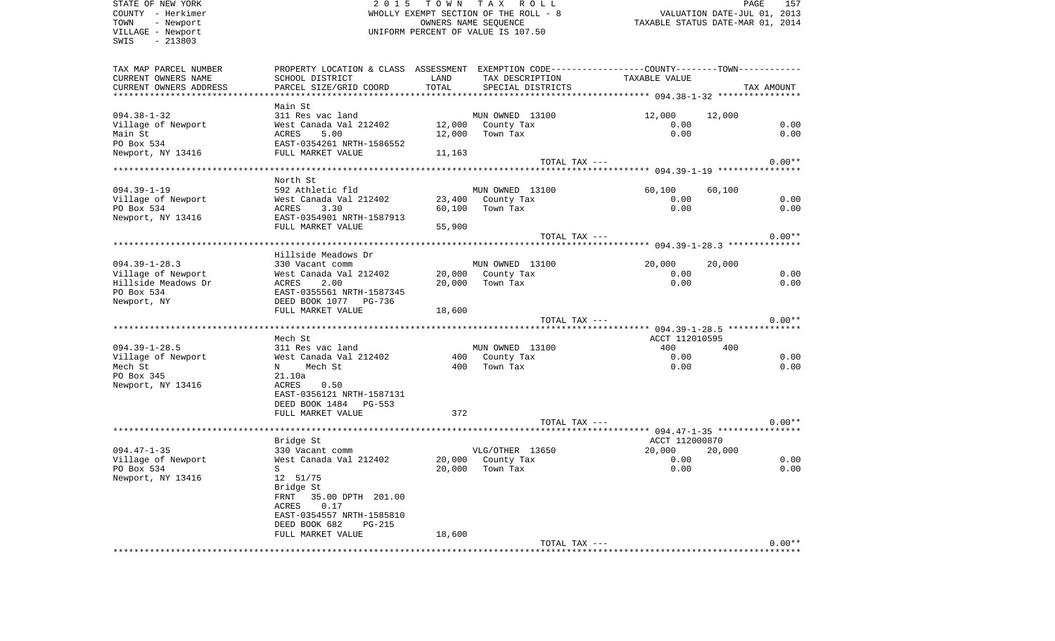STATE OF NEW YORK
COUNTY - Herkimer
TOWN - Newport
VILLAGE - Newport
SWIS - 213803

2015 TOWN TAX ROLL
WHOLLY EXEMPT SECTION OF THE ROLL - 8
OWNERS NAME SEQUENCE
UNIFORM PERCENT OF VALUE IS 107.50

VALUATION DATE-JUL 01, 2013
TAXABLE STATUS DATE-MAR 01, 2014

| TAX MAP PARCEL NUMBER / CURRENT OWNERS NAME / CURRENT OWNERS ADDRESS | PROPERTY LOCATION & CLASS / SCHOOL DISTRICT / PARCEL SIZE/GRID COORD | ASSESSMENT LAND / TOTAL | EXEMPTION CODE / TAX DESCRIPTION / SPECIAL DISTRICTS | COUNTY TAXABLE VALUE | TOWN TAXABLE VALUE | TAX AMOUNT |
|---|---|---|---|---|---|---|
| **094.38-1-32** | Main St | | | | | |
| 094.38-1-32 | 311 Res vac land | | MUN OWNED 13100 | 12,000 | 12,000 | |
| Village of Newport | West Canada Val 212402 | 12,000 | County Tax | 0.00 | | 0.00 |
| Main St | ACRES 5.00 | 12,000 | Town Tax | 0.00 | | 0.00 |
| PO Box 534 | EAST-0354261 NRTH-1586552 | | | | | |
| Newport, NY 13416 | FULL MARKET VALUE | 11,163 | | | | |
| | | | TOTAL TAX --- | | | 0.00** |
| **094.39-1-19** | North St | | | | | |
| 094.39-1-19 | 592 Athletic fld | | MUN OWNED 13100 | 60,100 | 60,100 | |
| Village of Newport | West Canada Val 212402 | 23,400 | County Tax | 0.00 | | 0.00 |
| PO Box 534 | ACRES 3.30 | 60,100 | Town Tax | 0.00 | | 0.00 |
| Newport, NY 13416 | EAST-0354901 NRTH-1587913 | | | | | |
| | FULL MARKET VALUE | 55,900 | | | | |
| | | | TOTAL TAX --- | | | 0.00** |
| **094.39-1-28.3** | Hillside Meadows Dr | | | | | |
| 094.39-1-28.3 | 330 Vacant comm | | MUN OWNED 13100 | 20,000 | 20,000 | |
| Village of Newport | West Canada Val 212402 | 20,000 | County Tax | 0.00 | | 0.00 |
| Hillside Meadows Dr | ACRES 2.00 | 20,000 | Town Tax | 0.00 | | 0.00 |
| PO Box 534 | EAST-0355561 NRTH-1587345 | | | | | |
| Newport, NY | DEED BOOK 1077 PG-736 | | | | | |
| | FULL MARKET VALUE | 18,600 | | | | |
| | | | TOTAL TAX --- | | | 0.00** |
| **094.39-1-28.5** | Mech St | | | ACCT 112010595 | | |
| 094.39-1-28.5 | 311 Res vac land | | MUN OWNED 13100 | 400 | 400 | |
| Village of Newport | West Canada Val 212402 | 400 | County Tax | 0.00 | | 0.00 |
| Mech St | N Mech St | 400 | Town Tax | 0.00 | | 0.00 |
| PO Box 345 | 21.10a | | | | | |
| Newport, NY 13416 | ACRES 0.50 | | | | | |
| | EAST-0356121 NRTH-1587131 | | | | | |
| | DEED BOOK 1484 PG-553 | | | | | |
| | FULL MARKET VALUE | 372 | | | | |
| | | | TOTAL TAX --- | | | 0.00** |
| **094.47-1-35** | Bridge St | | | ACCT 112000870 | | |
| 094.47-1-35 | 330 Vacant comm | | VLG/OTHER 13650 | 20,000 | 20,000 | |
| Village of Newport | West Canada Val 212402 | 20,000 | County Tax | 0.00 | | 0.00 |
| PO Box 534 | S | 20,000 | Town Tax | 0.00 | | 0.00 |
| Newport, NY 13416 | 12 51/75 | | | | | |
| | Bridge St | | | | | |
| | FRNT 35.00 DPTH 201.00 | | | | | |
| | ACRES 0.17 | | | | | |
| | EAST-0354557 NRTH-1585810 | | | | | |
| | DEED BOOK 682 PG-215 | | | | | |
| | FULL MARKET VALUE | 18,600 | | | | |
| | | | TOTAL TAX --- | | | 0.00** |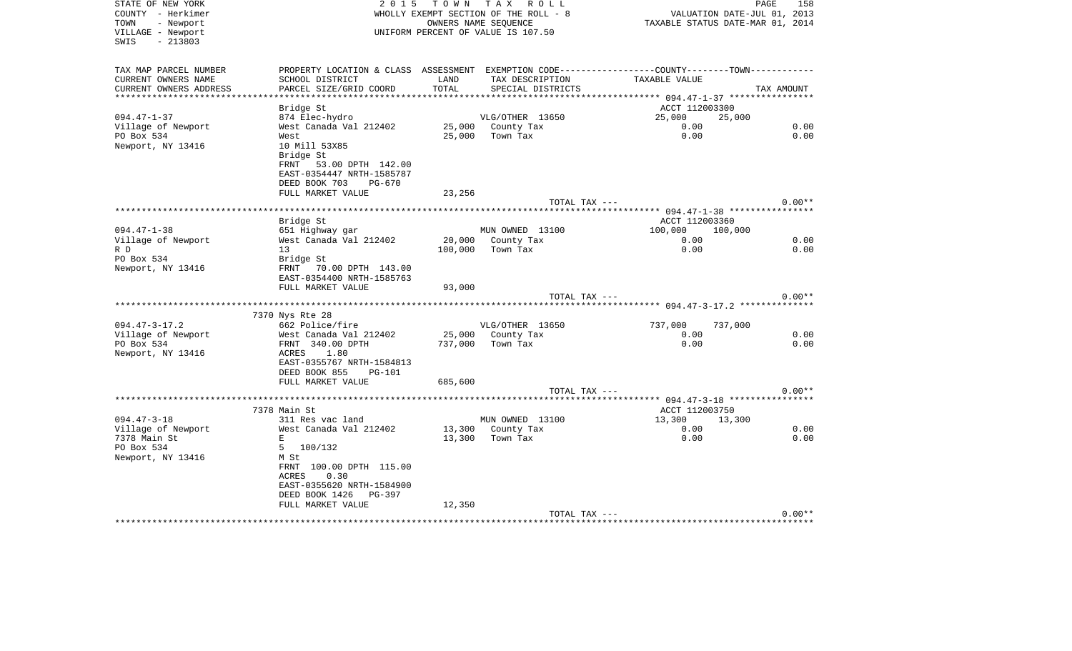STATE OF NEW YORK
COUNTY - Herkimer
TOWN - Newport
VILLAGE - Newport
SWIS - 213803

2 0 1 5 T O W N T A X R O L L
WHOLLY EXEMPT SECTION OF THE ROLL - 8
OWNERS NAME SEQUENCE
UNIFORM PERCENT OF VALUE IS 107.50

VALUATION DATE-JUL 01, 2013
TAXABLE STATUS DATE-MAR 01, 2014

| TAX MAP PARCEL NUMBER / CURRENT OWNERS NAME / CURRENT OWNERS ADDRESS | PROPERTY LOCATION & CLASS / SCHOOL DISTRICT / PARCEL SIZE/GRID COORD | ASSESSMENT LAND | TOTAL | EXEMPTION CODE / TAX DESCRIPTION / SPECIAL DISTRICTS | COUNTY TAXABLE VALUE | TOWN TAXABLE VALUE | TAX AMOUNT |
|---|---|---|---|---|---|---|---|
| 094.47-1-37 | Bridge St | | | | ACCT 112003300 | | |
| | 874 Elec-hydro | | | VLG/OTHER 13650 | 25,000 | 25,000 | |
| Village of Newport | West Canada Val 212402 | 25,000 | | County Tax | 0.00 | | 0.00 |
| PO Box 534 | West | | 25,000 | Town Tax | 0.00 | | 0.00 |
| Newport, NY 13416 | 10 Mill 53X85 | | | | | | |
| | Bridge St | | | | | | |
| | FRNT 53.00 DPTH 142.00 | | | | | | |
| | EAST-0354447 NRTH-1585787 | | | | | | |
| | DEED BOOK 703 PG-670 | | | | | | |
| | FULL MARKET VALUE | | 23,256 | | | | |
| | | | | TOTAL TAX --- | | | 0.00** |
| 094.47-1-38 | Bridge St | | | | ACCT 112003360 | | |
| | 651 Highway gar | | | MUN OWNED 13100 | 100,000 | 100,000 | |
| Village of Newport | West Canada Val 212402 | 20,000 | | County Tax | 0.00 | | 0.00 |
| R D | 13 | | 100,000 | Town Tax | 0.00 | | 0.00 |
| PO Box 534 | Bridge St | | | | | | |
| Newport, NY 13416 | FRNT 70.00 DPTH 143.00 | | | | | | |
| | EAST-0354400 NRTH-1585763 | | | | | | |
| | FULL MARKET VALUE | | 93,000 | | | | |
| | | | | TOTAL TAX --- | | | 0.00** |
| 094.47-3-17.2 | 7370 Nys Rte 28 | | | | | | |
| | 662 Police/fire | | | VLG/OTHER 13650 | 737,000 | 737,000 | |
| Village of Newport | West Canada Val 212402 | 25,000 | | County Tax | 0.00 | | 0.00 |
| PO Box 534 | FRNT 340.00 DPTH | | 737,000 | Town Tax | 0.00 | | 0.00 |
| Newport, NY 13416 | ACRES 1.80 | | | | | | |
| | EAST-0355767 NRTH-1584813 | | | | | | |
| | DEED BOOK 855 PG-101 | | | | | | |
| | FULL MARKET VALUE | | 685,600 | | | | |
| | | | | TOTAL TAX --- | | | 0.00** |
| 094.47-3-18 | 7378 Main St | | | | ACCT 112003750 | | |
| | 311 Res vac land | | | MUN OWNED 13100 | 13,300 | 13,300 | |
| Village of Newport | West Canada Val 212402 | 13,300 | | County Tax | 0.00 | | 0.00 |
| 7378 Main St | E | | 13,300 | Town Tax | 0.00 | | 0.00 |
| PO Box 534 | 5 100/132 | | | | | | |
| Newport, NY 13416 | M St | | | | | | |
| | FRNT 100.00 DPTH 115.00 | | | | | | |
| | ACRES 0.30 | | | | | | |
| | EAST-0355620 NRTH-1584900 | | | | | | |
| | DEED BOOK 1426 PG-397 | | | | | | |
| | FULL MARKET VALUE | | 12,350 | | | | |
| | | | | TOTAL TAX --- | | | 0.00** |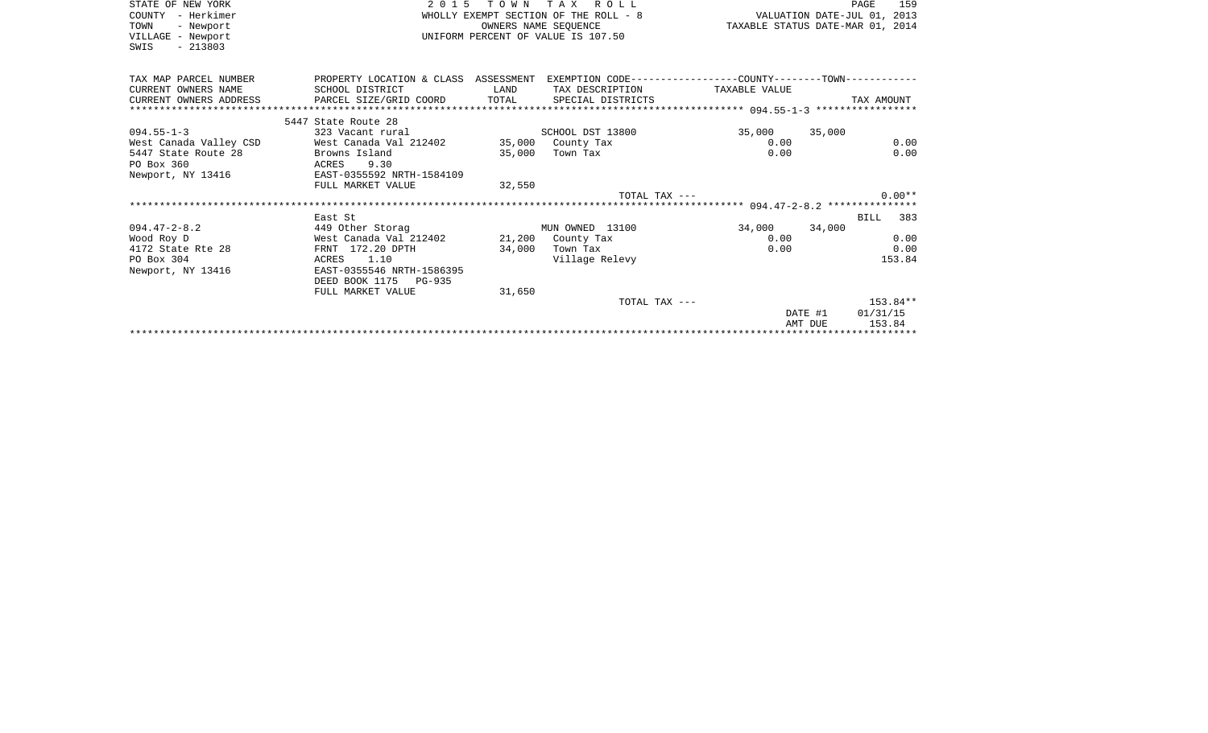STATE OF NEW YORK
COUNTY - Herkimer
TOWN - Newport
VILLAGE - Newport
SWIS - 213803

2 0 1 5 T O W N T A X R O L L
WHOLLY EXEMPT SECTION OF THE ROLL - 8
OWNERS NAME SEQUENCE
UNIFORM PERCENT OF VALUE IS 107.50

VALUATION DATE-JUL 01, 2013
TAXABLE STATUS DATE-MAR 01, 2014

| TAX MAP PARCEL NUMBER / CURRENT OWNERS NAME / CURRENT OWNERS ADDRESS | PROPERTY LOCATION & CLASS / SCHOOL DISTRICT / PARCEL SIZE/GRID COORD | ASSESSMENT LAND / TOTAL | EXEMPTION CODE / TAX DESCRIPTION / SPECIAL DISTRICTS | COUNTY TAXABLE VALUE | TOWN | TAX AMOUNT |
|---|---|---|---|---|---|---|
| ***** 094.55-1-3 ***** | | | | | | |
| | 5447 State Route 28 | | | | | |
| 094.55-1-3 | 323 Vacant rural | | SCHOOL DST 13800 | 35,000 | 35,000 | |
| West Canada Valley CSD | West Canada Val 212402 | 35,000 | County Tax | 0.00 | | 0.00 |
| 5447 State Route 28 | Browns Island | 35,000 | Town Tax | 0.00 | | 0.00 |
| PO Box 360 | ACRES 9.30 | | | | | |
| Newport, NY 13416 | EAST-0355592 NRTH-1584109 | | | | | |
| | FULL MARKET VALUE | 32,550 | | | | |
| | | | TOTAL TAX --- | | | 0.00** |
| ***** 094.47-2-8.2 ***** | | | | | | |
| | East St | | | | | BILL 383 |
| 094.47-2-8.2 | 449 Other Storag | | MUN OWNED 13100 | 34,000 | 34,000 | |
| Wood Roy D | West Canada Val 212402 | 21,200 | County Tax | 0.00 | | 0.00 |
| 4172 State Rte 28 | FRNT 172.20 DPTH | 34,000 | Town Tax | 0.00 | | 0.00 |
| PO Box 304 | ACRES 1.10 | | Village Relevy | | | 153.84 |
| Newport, NY 13416 | EAST-0355546 NRTH-1586395 | | | | | |
| | DEED BOOK 1175 PG-935 | | | | | |
| | FULL MARKET VALUE | 31,650 | | | | |
| | | | TOTAL TAX --- | | | 153.84** |
| | | | | | DATE #1 | 01/31/15 |
| | | | | | AMT DUE | 153.84 |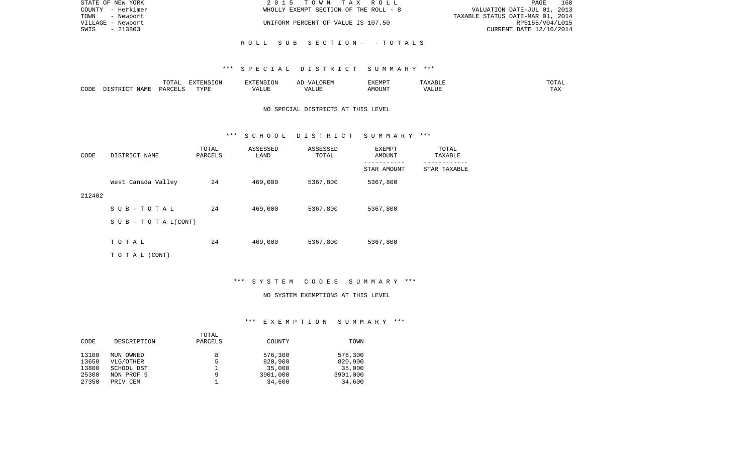STATE OF NEW YORK | 2 0 1 5 T O W N T A X R O L L
COUNTY - Herkimer | WHOLLY EXEMPT SECTION OF THE ROLL - 8 | VALUATION DATE-JUL 01, 2013
TOWN - Newport | TAXABLE STATUS DATE-MAR 01, 2014
VILLAGE - Newport | UNIFORM PERCENT OF VALUE IS 107.50 | RPS155/V04/L015
SWIS - 213803 | CURRENT DATE 12/16/2014

## R O L L S U B S E C T I O N - - T O T A L S

### *** S P E C I A L D I S T R I C T S U M M A R Y ***

| CODE | DISTRICT NAME | TOTAL PARCELS | EXTENSION TYPE | EXTENSION VALUE | AD VALOREM VALUE | EXEMPT AMOUNT | TAXABLE VALUE | TOTAL TAX |
|---|---|---|---|---|---|---|---|---|

NO SPECIAL DISTRICTS AT THIS LEVEL

### *** S C H O O L D I S T R I C T S U M M A R Y ***

| CODE | DISTRICT NAME | TOTAL PARCELS | ASSESSED LAND | ASSESSED TOTAL | EXEMPT AMOUNT / STAR AMOUNT | TOTAL TAXABLE / STAR TAXABLE |
|---|---|---|---|---|---|---|
| 212402 | West Canada Valley | 24 | 469,000 | 5367,800 | 5367,800 | |
| | S U B - T O T A L | 24 | 469,000 | 5367,800 | 5367,800 | |
| | S U B - T O T A L(CONT) | | | | | |
| | T O T A L | 24 | 469,000 | 5367,800 | 5367,800 | |
| | T O T A L (CONT) | | | | | |

### *** S Y S T E M C O D E S S U M M A R Y ***

NO SYSTEM EXEMPTIONS AT THIS LEVEL

### *** E X E M P T I O N S U M M A R Y ***

| CODE | DESCRIPTION | TOTAL PARCELS | COUNTY | TOWN |
|---|---|---|---|---|
| 13100 | MUN OWNED | 8 | 576,300 | 576,300 |
| 13650 | VLG/OTHER | 5 | 820,900 | 820,900 |
| 13800 | SCHOOL DST | 1 | 35,000 | 35,000 |
| 25300 | NON PROF 9 | 9 | 3901,000 | 3901,000 |
| 27350 | PRIV CEM | 1 | 34,600 | 34,600 |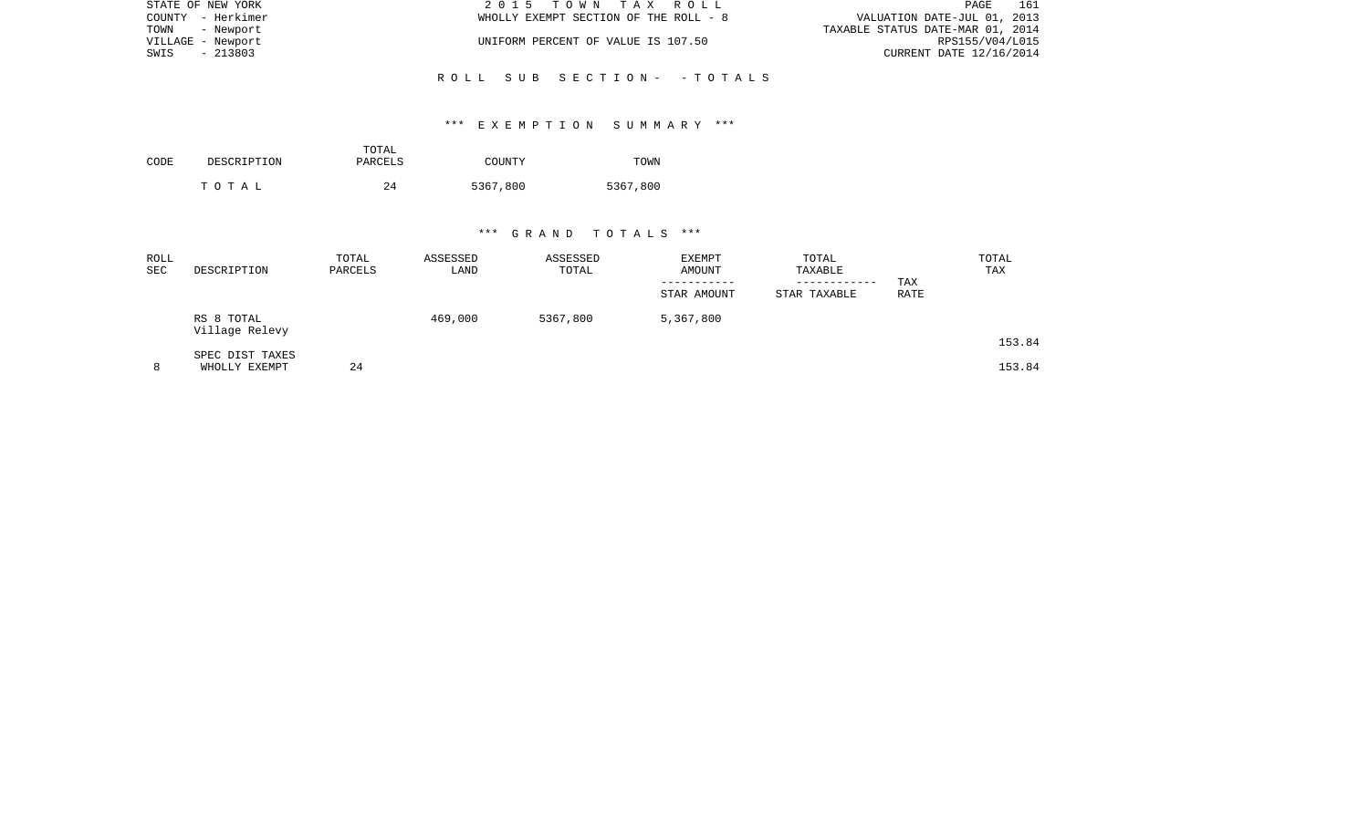ROLL SUB SECTION- - TOTALS

*** EXEMPTION SUMMARY ***

| CODE | DESCRIPTION | TOTAL PARCELS | COUNTY | TOWN |
|---|---|---|---|---|
| | T O T A L | 24 | 5367,800 | 5367,800 |

*** GRAND TOTALS ***

| ROLL SEC | DESCRIPTION | TOTAL PARCELS | ASSESSED LAND | ASSESSED TOTAL | EXEMPT AMOUNT<br>-----------<br>STAR AMOUNT | TOTAL TAXABLE<br>------------<br>STAR TAXABLE | TAX RATE | TOTAL TAX |
|---|---|---|---|---|---|---|---|---|
| | RS 8 TOTAL<br>Village Relevy | | 469,000 | 5367,800 | 5,367,800 | | | 153.84 |
| 8 | SPEC DIST TAXES<br>WHOLLY EXEMPT | 24 | | | | | | 153.84 |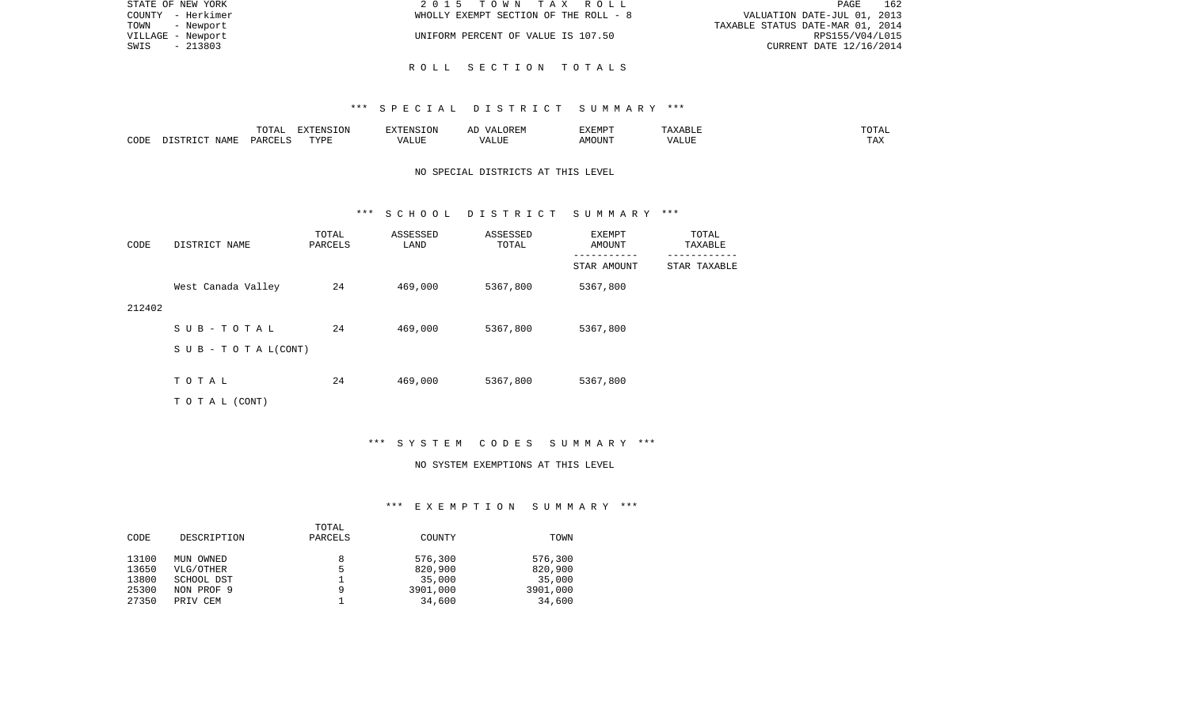# ROLL SECTION TOTALS

## *** SPECIAL DISTRICT SUMMARY ***

| CODE | DISTRICT NAME | TOTAL PARCELS | EXTENSION TYPE | EXTENSION VALUE | AD VALOREM VALUE | EXEMPT AMOUNT | TAXABLE VALUE | TOTAL TAX |
|---|---|---|---|---|---|---|---|---|

NO SPECIAL DISTRICTS AT THIS LEVEL

## *** SCHOOL DISTRICT SUMMARY ***

| CODE | DISTRICT NAME | TOTAL PARCELS | ASSESSED LAND | ASSESSED TOTAL | EXEMPT AMOUNT / STAR AMOUNT | TOTAL TAXABLE / STAR TAXABLE |
|---|---|---|---|---|---|---|
| 212402 | West Canada Valley | 24 | 469,000 | 5367,800 | 5367,800 | |
| | S U B - T O T A L | 24 | 469,000 | 5367,800 | 5367,800 | |
| | S U B - T O T A L(CONT) | | | | | |
| | T O T A L | 24 | 469,000 | 5367,800 | 5367,800 | |
| | T O T A L (CONT) | | | | | |

## *** SYSTEM CODES SUMMARY ***

NO SYSTEM EXEMPTIONS AT THIS LEVEL

## *** EXEMPTION SUMMARY ***

| CODE | DESCRIPTION | TOTAL PARCELS | COUNTY | TOWN |
|---|---|---|---|---|
| 13100 | MUN OWNED | 8 | 576,300 | 576,300 |
| 13650 | VLG/OTHER | 5 | 820,900 | 820,900 |
| 13800 | SCHOOL DST | 1 | 35,000 | 35,000 |
| 25300 | NON PROF 9 | 9 | 3901,000 | 3901,000 |
| 27350 | PRIV CEM | 1 | 34,600 | 34,600 |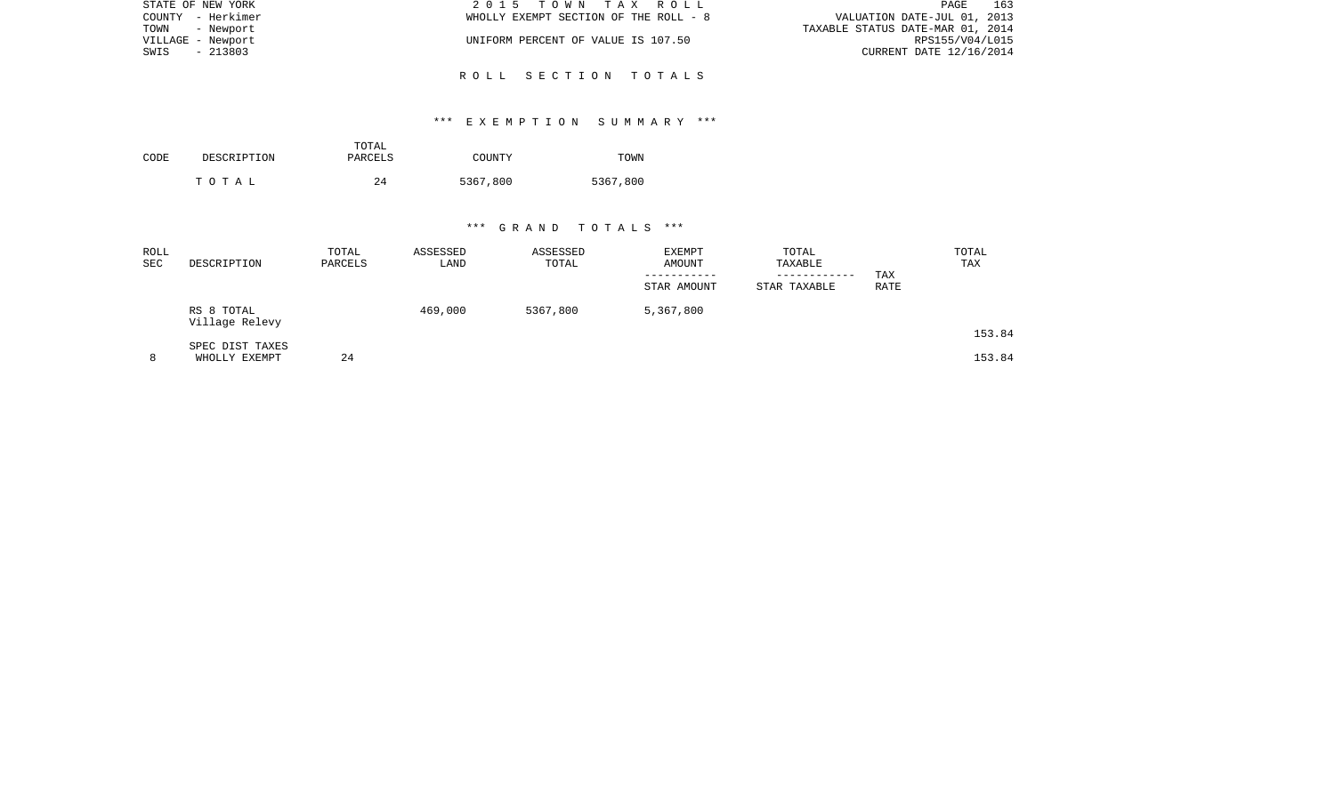STATE OF NEW YORK | 2 0 1 5 T O W N T A X R O L L | PAGE 163
COUNTY - Herkimer | WHOLLY EXEMPT SECTION OF THE ROLL - 8 | VALUATION DATE-JUL 01, 2013
TOWN - Newport | | TAXABLE STATUS DATE-MAR 01, 2014
VILLAGE - Newport | UNIFORM PERCENT OF VALUE IS 107.50 | RPS155/V04/L015
SWIS - 213803 | | CURRENT DATE 12/16/2014

## R O L L S E C T I O N T O T A L S

### *** E X E M P T I O N S U M M A R Y ***

| CODE | DESCRIPTION | TOTAL PARCELS | COUNTY | TOWN |
|---|---|---|---|---|
| | T O T A L | 24 | 5367,800 | 5367,800 |

### *** G R A N D T O T A L S ***

| ROLL SEC | DESCRIPTION | TOTAL PARCELS | ASSESSED LAND | ASSESSED TOTAL | EXEMPT AMOUNT<br>-----------<br>STAR AMOUNT | TOTAL TAXABLE<br>------------<br>STAR TAXABLE | TAX RATE | TOTAL TAX |
|---|---|---|---|---|---|---|---|---|
| | RS 8 TOTAL | | 469,000 | 5367,800 | 5,367,800 | | | |
| | Village Relevy | | | | | | | 153.84 |
| | SPEC DIST TAXES | | | | | | | |
| 8 | WHOLLY EXEMPT | 24 | | | | | | 153.84 |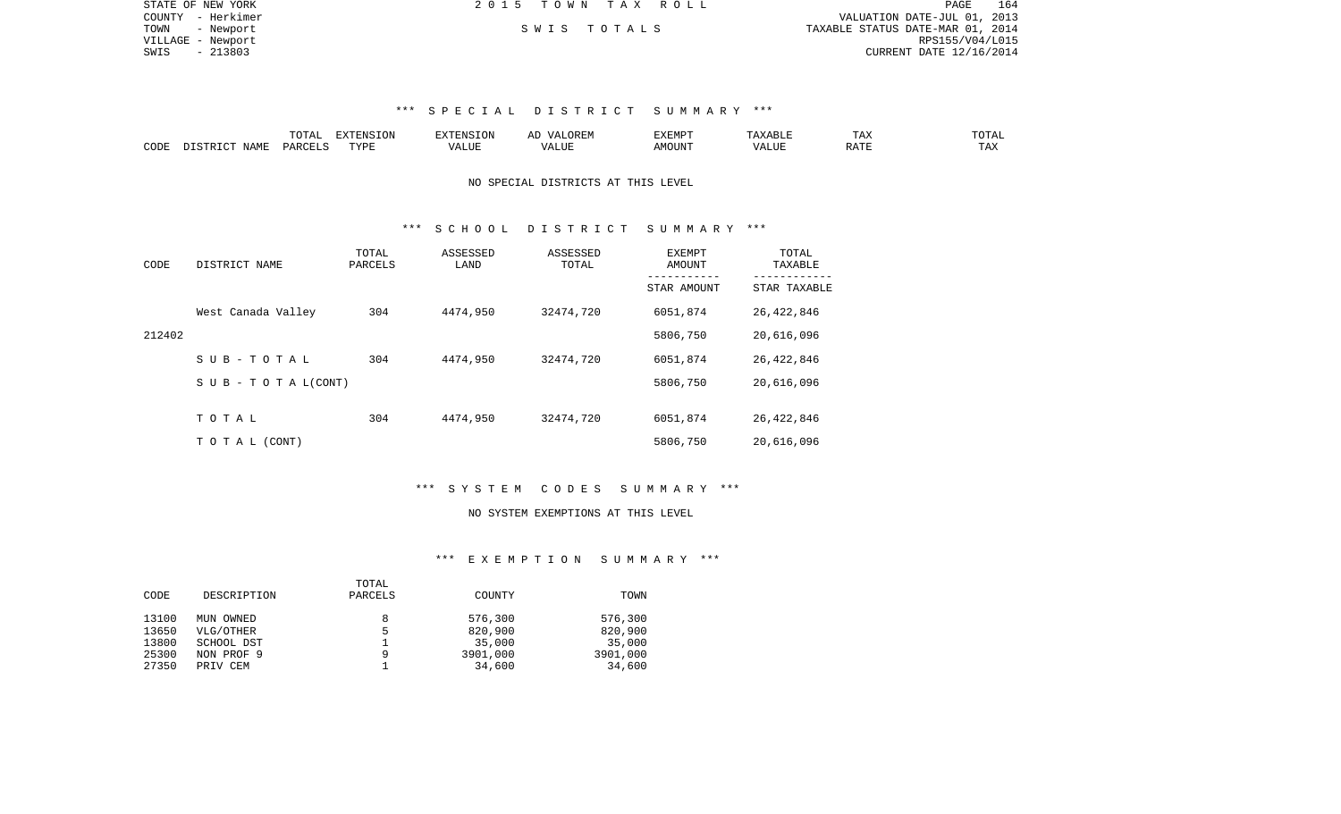STATE OF NEW YORK
COUNTY - Herkimer
TOWN - Newport
VILLAGE - Newport
SWIS - 213803

2015 TOWN TAX ROLL

SWIS TOTALS

VALUATION DATE-JUL 01, 2013
TAXABLE STATUS DATE-MAR 01, 2014
RPS155/V04/L015
CURRENT DATE 12/16/2014

*** SPECIAL DISTRICT SUMMARY ***

| CODE | DISTRICT NAME | TOTAL PARCELS | EXTENSION TYPE | EXTENSION VALUE | AD VALOREM VALUE | EXEMPT AMOUNT | TAXABLE VALUE | TAX RATE | TOTAL TAX |
|---|---|---|---|---|---|---|---|---|---|

NO SPECIAL DISTRICTS AT THIS LEVEL

*** SCHOOL DISTRICT SUMMARY ***

| CODE | DISTRICT NAME | TOTAL PARCELS | ASSESSED LAND | ASSESSED TOTAL | EXEMPT AMOUNT / STAR AMOUNT | TOTAL TAXABLE / STAR TAXABLE |
|---|---|---|---|---|---|---|
| | West Canada Valley | 304 | 4474,950 | 32474,720 | 6051,874 | 26,422,846 |
| 212402 | | | | | 5806,750 | 20,616,096 |
| | S U B - T O T A L | 304 | 4474,950 | 32474,720 | 6051,874 | 26,422,846 |
| | S U B - T O T A L(CONT) | | | | 5806,750 | 20,616,096 |
| | T O T A L | 304 | 4474,950 | 32474,720 | 6051,874 | 26,422,846 |
| | T O T A L (CONT) | | | | 5806,750 | 20,616,096 |

*** SYSTEM CODES SUMMARY ***

NO SYSTEM EXEMPTIONS AT THIS LEVEL

*** EXEMPTION SUMMARY ***

| CODE | DESCRIPTION | TOTAL PARCELS | COUNTY | TOWN |
|---|---|---|---|---|
| 13100 | MUN OWNED | 8 | 576,300 | 576,300 |
| 13650 | VLG/OTHER | 5 | 820,900 | 820,900 |
| 13800 | SCHOOL DST | 1 | 35,000 | 35,000 |
| 25300 | NON PROF 9 | 9 | 3901,000 | 3901,000 |
| 27350 | PRIV CEM | 1 | 34,600 | 34,600 |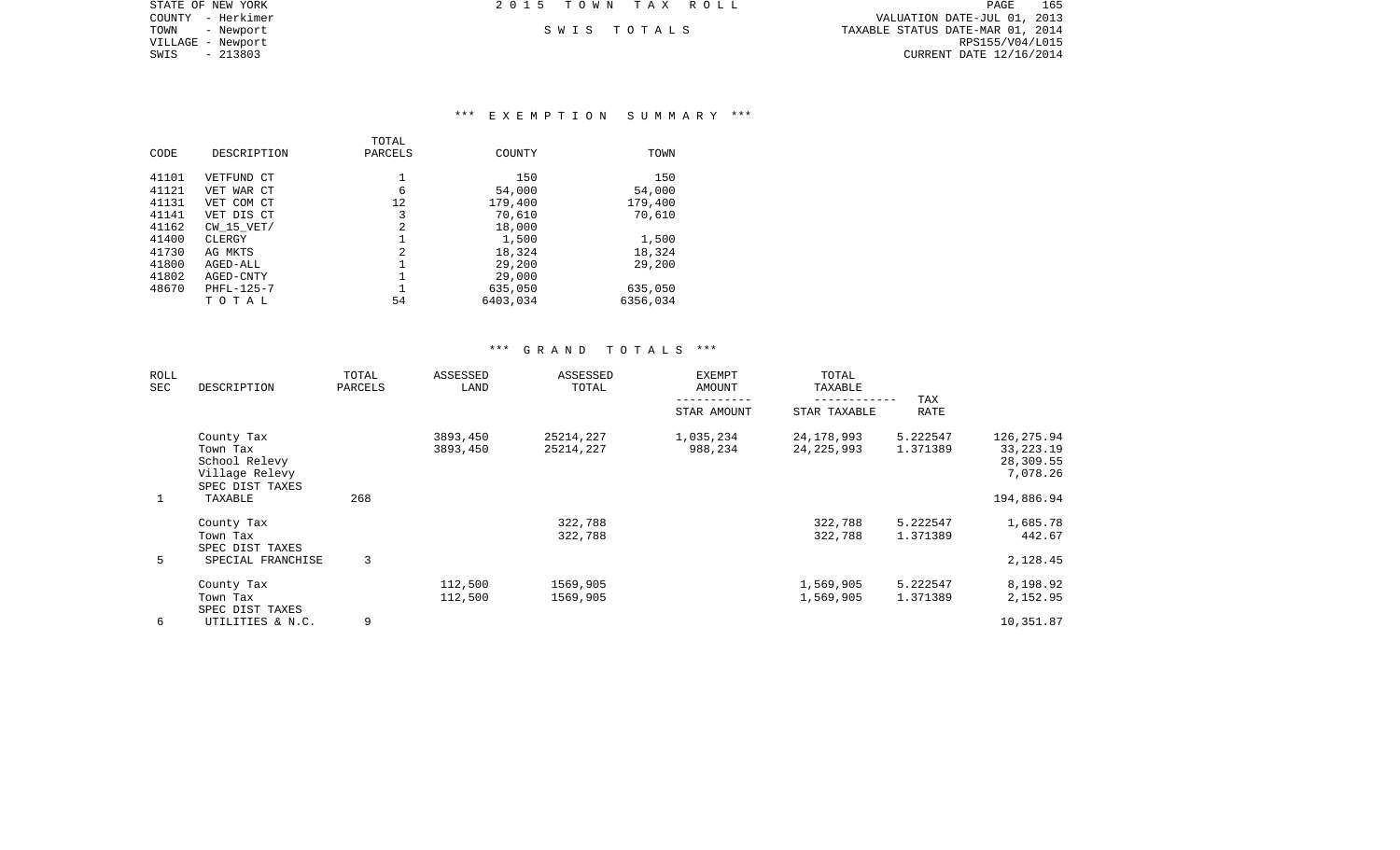STATE OF NEW YORK
COUNTY - Herkimer
TOWN - Newport
VILLAGE - Newport
SWIS - 213803

2 0 1 5 T O W N T A X R O L L

S W I S T O T A L S

VALUATION DATE-JUL 01, 2013
TAXABLE STATUS DATE-MAR 01, 2014
RPS155/V04/L015
CURRENT DATE 12/16/2014

### \*\*\* E X E M P T I O N S U M M A R Y \*\*\*

| CODE | DESCRIPTION | TOTAL PARCELS | COUNTY | TOWN |
|---|---|---|---|---|
| 41101 | VETFUND CT | 1 | 150 | 150 |
| 41121 | VET WAR CT | 6 | 54,000 | 54,000 |
| 41131 | VET COM CT | 12 | 179,400 | 179,400 |
| 41141 | VET DIS CT | 3 | 70,610 | 70,610 |
| 41162 | CW_15_VET/ | 2 | 18,000 | |
| 41400 | CLERGY | 1 | 1,500 | 1,500 |
| 41730 | AG MKTS | 2 | 18,324 | 18,324 |
| 41800 | AGED-ALL | 1 | 29,200 | 29,200 |
| 41802 | AGED-CNTY | 1 | 29,000 | |
| 48670 | PHFL-125-7 | 1 | 635,050 | 635,050 |
| | T O T A L | 54 | 6403,034 | 6356,034 |

### \*\*\* G R A N D T O T A L S \*\*\*

| ROLL SEC | DESCRIPTION | TOTAL PARCELS | ASSESSED LAND | ASSESSED TOTAL | EXEMPT AMOUNT / STAR AMOUNT | TOTAL TAXABLE / STAR TAXABLE | TAX RATE | |
|---|---|---|---|---|---|---|---|---|
| | County Tax | | 3893,450 | 25214,227 | 1,035,234 | 24,178,993 | 5.222547 | 126,275.94 |
| | Town Tax | | 3893,450 | 25214,227 | 988,234 | 24,225,993 | 1.371389 | 33,223.19 |
| | School Relevy | | | | | | | 28,309.55 |
| | Village Relevy | | | | | | | 7,078.26 |
| | SPEC DIST TAXES | | | | | | | |
| 1 | TAXABLE | 268 | | | | | | 194,886.94 |
| | County Tax | | | 322,788 | | 322,788 | 5.222547 | 1,685.78 |
| | Town Tax | | | 322,788 | | 322,788 | 1.371389 | 442.67 |
| | SPEC DIST TAXES | | | | | | | |
| 5 | SPECIAL FRANCHISE | 3 | | | | | | 2,128.45 |
| | County Tax | | 112,500 | 1569,905 | | 1,569,905 | 5.222547 | 8,198.92 |
| | Town Tax | | 112,500 | 1569,905 | | 1,569,905 | 1.371389 | 2,152.95 |
| | SPEC DIST TAXES | | | | | | | |
| 6 | UTILITIES & N.C. | 9 | | | | | | 10,351.87 |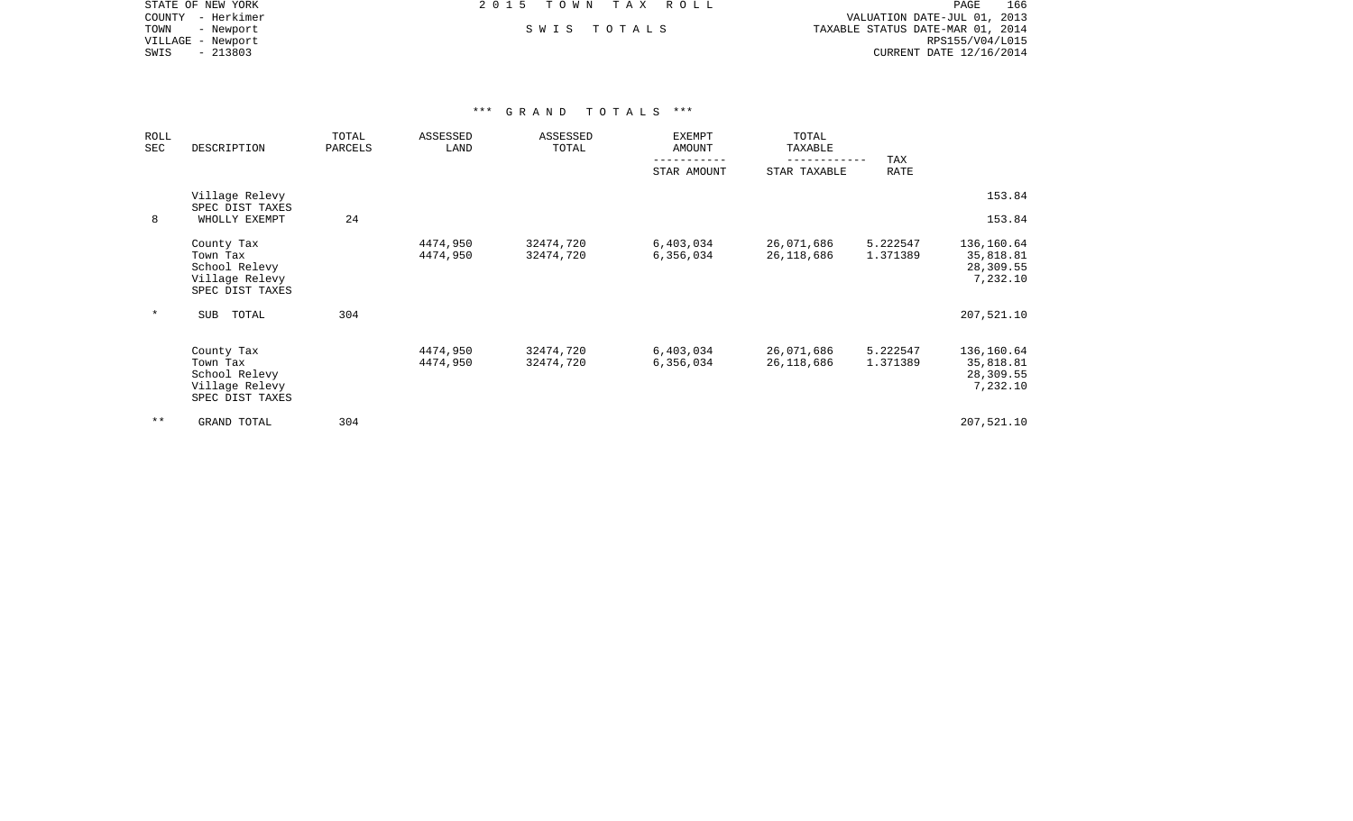STATE OF NEW YORK
COUNTY - Herkimer
TOWN - Newport
VILLAGE - Newport
SWIS - 213803

2015 TOWN TAX ROLL

SWIS TOTALS

VALUATION DATE-JUL 01, 2013
TAXABLE STATUS DATE-MAR 01, 2014
RPS155/V04/L015
CURRENT DATE 12/16/2014

### *** GRAND TOTALS ***

| ROLL SEC | DESCRIPTION | TOTAL PARCELS | ASSESSED LAND | ASSESSED TOTAL | EXEMPT AMOUNT / STAR AMOUNT | TOTAL TAXABLE / STAR TAXABLE | TAX RATE | |
|---|---|---|---|---|---|---|---|---|
| | Village Relevy | | | | | | | 153.84 |
| | SPEC DIST TAXES | | | | | | | |
| 8 | WHOLLY EXEMPT | 24 | | | | | | 153.84 |
| | County Tax | | 4474,950 | 32474,720 | 6,403,034 | 26,071,686 | 5.222547 | 136,160.64 |
| | Town Tax | | 4474,950 | 32474,720 | 6,356,034 | 26,118,686 | 1.371389 | 35,818.81 |
| | School Relevy | | | | | | | 28,309.55 |
| | Village Relevy | | | | | | | 7,232.10 |
| | SPEC DIST TAXES | | | | | | | |
| * | SUB TOTAL | 304 | | | | | | 207,521.10 |
| | County Tax | | 4474,950 | 32474,720 | 6,403,034 | 26,071,686 | 5.222547 | 136,160.64 |
| | Town Tax | | 4474,950 | 32474,720 | 6,356,034 | 26,118,686 | 1.371389 | 35,818.81 |
| | School Relevy | | | | | | | 28,309.55 |
| | Village Relevy | | | | | | | 7,232.10 |
| | SPEC DIST TAXES | | | | | | | |
| ** | GRAND TOTAL | 304 | | | | | | 207,521.10 |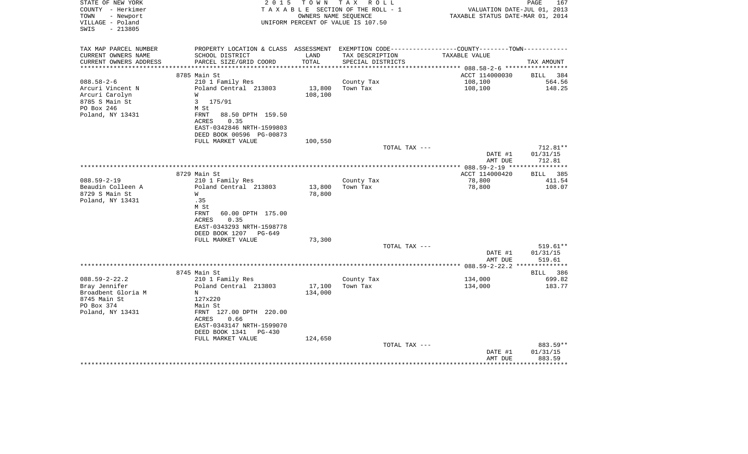STATE OF NEW YORK
COUNTY - Herkimer
TOWN - Newport
VILLAGE - Poland
SWIS - 213805

2015 TOWN TAX ROLL
TAXABLE SECTION OF THE ROLL - 1
OWNERS NAME SEQUENCE
UNIFORM PERCENT OF VALUE IS 107.50

VALUATION DATE-JUL 01, 2013
TAXABLE STATUS DATE-MAR 01, 2014

| TAX MAP PARCEL NUMBER / CURRENT OWNERS NAME / CURRENT OWNERS ADDRESS | PROPERTY LOCATION & CLASS / SCHOOL DISTRICT / PARCEL SIZE/GRID COORD | ASSESSMENT LAND / TOTAL | EXEMPTION CODE / TAX DESCRIPTION / SPECIAL DISTRICTS | COUNTY--------TOWN TAXABLE VALUE | TAX AMOUNT |
|---|---|---|---|---|---|
| **088.58-2-6** | 8785 Main St | | | ACCT 114000030 | BILL 384 |
| Arcuri Vincent N | 210 1 Family Res | | County Tax | 108,100 | 564.56 |
| Arcuri Carolyn | Poland Central 213803 | 13,800 | Town Tax | 108,100 | 148.25 |
| 8785 S Main St | W | 108,100 | | | |
| PO Box 246 | 3 175/91 | | | | |
| Poland, NY 13431 | M St | | | | |
| | FRNT 88.50 DPTH 159.50 | | | | |
| | ACRES 0.35 | | | | |
| | EAST-0342846 NRTH-1599803 | | | | |
| | DEED BOOK 00596 PG-00873 | | | | |
| | FULL MARKET VALUE | 100,550 | | | |
| | | | TOTAL TAX --- | | 712.81** |
| | | | | DATE #1 | 01/31/15 |
| | | | | AMT DUE | 712.81 |
| **088.59-2-19** | 8729 Main St | | | ACCT 114000420 | BILL 385 |
| Beaudin Colleen A | 210 1 Family Res | | County Tax | 78,800 | 411.54 |
| 8729 S Main St | Poland Central 213803 | 13,800 | Town Tax | 78,800 | 108.07 |
| Poland, NY 13431 | W | 78,800 | | | |
| | .35 | | | | |
| | M St | | | | |
| | FRNT 60.00 DPTH 175.00 | | | | |
| | ACRES 0.35 | | | | |
| | EAST-0343293 NRTH-1598778 | | | | |
| | DEED BOOK 1207 PG-649 | | | | |
| | FULL MARKET VALUE | 73,300 | | | |
| | | | TOTAL TAX --- | | 519.61** |
| | | | | DATE #1 | 01/31/15 |
| | | | | AMT DUE | 519.61 |
| **088.59-2-22.2** | 8745 Main St | | | | BILL 386 |
| Bray Jennifer | 210 1 Family Res | | County Tax | 134,000 | 699.82 |
| Broadbent Gloria M | Poland Central 213803 | 17,100 | Town Tax | 134,000 | 183.77 |
| 8745 Main St | N | 134,000 | | | |
| PO Box 374 | 127x220 | | | | |
| Poland, NY 13431 | Main St | | | | |
| | FRNT 127.00 DPTH 220.00 | | | | |
| | ACRES 0.66 | | | | |
| | EAST-0343147 NRTH-1599070 | | | | |
| | DEED BOOK 1341 PG-430 | | | | |
| | FULL MARKET VALUE | 124,650 | | | |
| | | | TOTAL TAX --- | | 883.59** |
| | | | | DATE #1 | 01/31/15 |
| | | | | AMT DUE | 883.59 |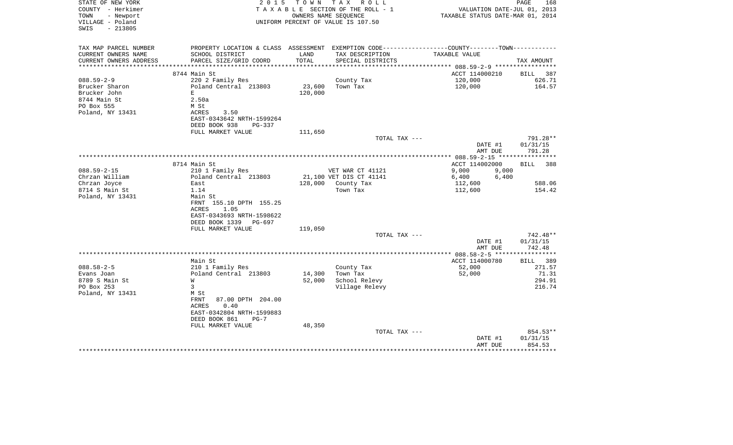STATE OF NEW YORK | 2 0 1 5 T O W N T A X R O L L | PAGE 168
COUNTY - Herkimer | T A X A B L E SECTION OF THE ROLL - 1 | VALUATION DATE-JUL 01, 2013
TOWN - Newport | OWNERS NAME SEQUENCE | TAXABLE STATUS DATE-MAR 01, 2014
VILLAGE - Poland | UNIFORM PERCENT OF VALUE IS 107.50
SWIS - 213805

| TAX MAP PARCEL NUMBER<br>CURRENT OWNERS NAME<br>CURRENT OWNERS ADDRESS | PROPERTY LOCATION & CLASS<br>SCHOOL DISTRICT<br>PARCEL SIZE/GRID COORD | ASSESSMENT<br>LAND<br>TOTAL | EXEMPTION CODE-----COUNTY--------TOWN------<br>TAX DESCRIPTION<br>SPECIAL DISTRICTS | TAXABLE VALUE | TAX AMOUNT |
|---|---|---|---|---|---|
| **088.59-2-9** | 8744 Main St | | | ACCT 114000210 | BILL 387 |
| 088.59-2-9 | 220 2 Family Res | | County Tax | 120,000 | 626.71 |
| Brucker Sharon | Poland Central 213803 | 23,600 | Town Tax | 120,000 | 164.57 |
| Brucker John | E | 120,000 | | | |
| 8744 Main St | 2.50a | | | | |
| PO Box 555 | M St | | | | |
| Poland, NY 13431 | ACRES 3.50 | | | | |
| | EAST-0343642 NRTH-1599264 | | | | |
| | DEED BOOK 938 PG-337 | | | | |
| | FULL MARKET VALUE | 111,650 | | | |
| | | | TOTAL TAX --- | | 791.28** |
| | | | | DATE #1 | 01/31/15 |
| | | | | AMT DUE | 791.28 |
| **088.59-2-15** | 8714 Main St | | | ACCT 114002000 | BILL 388 |
| 088.59-2-15 | 210 1 Family Res | | VET WAR CT 41121 | 9,000 9,000 | |
| Chrzan William | Poland Central 213803 | 21,100 | VET DIS CT 41141 | 6,400 6,400 | |
| Chrzan Joyce | East | 128,000 | County Tax | 112,600 | 588.06 |
| 8714 S Main St | 1.14 | | Town Tax | 112,600 | 154.42 |
| Poland, NY 13431 | Main St | | | | |
| | FRNT 155.10 DPTH 155.25 | | | | |
| | ACRES 1.05 | | | | |
| | EAST-0343693 NRTH-1598622 | | | | |
| | DEED BOOK 1339 PG-697 | | | | |
| | FULL MARKET VALUE | 119,050 | | | |
| | | | TOTAL TAX --- | | 742.48** |
| | | | | DATE #1 | 01/31/15 |
| | | | | AMT DUE | 742.48 |
| **088.58-2-5** | Main St | | | ACCT 114000780 | BILL 389 |
| 088.58-2-5 | 210 1 Family Res | | County Tax | 52,000 | 271.57 |
| Evans Joan | Poland Central 213803 | 14,300 | Town Tax | 52,000 | 71.31 |
| 8789 S Main St | W | 52,000 | School Relevy | | 294.91 |
| PO Box 253 | 3 | | Village Relevy | | 216.74 |
| Poland, NY 13431 | M St | | | | |
| | FRNT 87.00 DPTH 204.00 | | | | |
| | ACRES 0.40 | | | | |
| | EAST-0342804 NRTH-1599883 | | | | |
| | DEED BOOK 861 PG-7 | | | | |
| | FULL MARKET VALUE | 48,350 | | | |
| | | | TOTAL TAX --- | | 854.53** |
| | | | | DATE #1 | 01/31/15 |
| | | | | AMT DUE | 854.53 |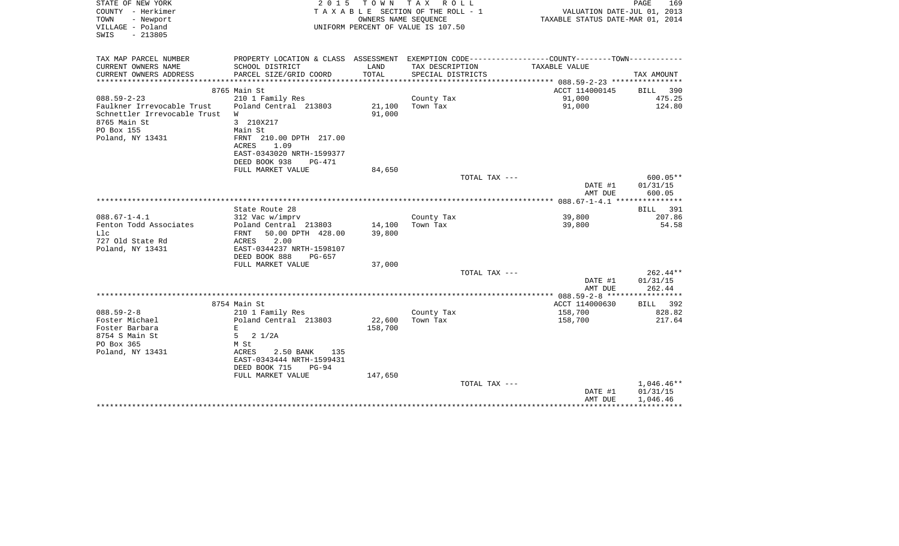STATE OF NEW YORK
COUNTY - Herkimer
TOWN - Newport
VILLAGE - Poland
SWIS - 213805

2015 TOWN TAX ROLL
TAXABLE SECTION OF THE ROLL - 1
OWNERS NAME SEQUENCE
UNIFORM PERCENT OF VALUE IS 107.50

VALUATION DATE-JUL 01, 2013
TAXABLE STATUS DATE-MAR 01, 2014

| TAX MAP PARCEL NUMBER / CURRENT OWNERS NAME / CURRENT OWNERS ADDRESS | PROPERTY LOCATION & CLASS / SCHOOL DISTRICT / PARCEL SIZE/GRID COORD | ASSESSMENT LAND / TOTAL | EXEMPTION CODE / TAX DESCRIPTION / SPECIAL DISTRICTS | TAXABLE VALUE | TAX AMOUNT |
|---|---|---|---|---|---|
| | 8765 Main St | | | ACCT 114000145 | BILL 390 |
| 088.59-2-23 | 210 1 Family Res | | County Tax | 91,000 | 475.25 |
| Faulkner Irrevocable Trust | Poland Central 213803 | 21,100 | Town Tax | 91,000 | 124.80 |
| Schnettler Irrevocable Trust | W | 91,000 | | | |
| 8765 Main St | 3 210X217 | | | | |
| PO Box 155 | Main St | | | | |
| Poland, NY 13431 | FRNT 210.00 DPTH 217.00 | | | | |
| | ACRES 1.09 | | | | |
| | EAST-0343020 NRTH-1599377 | | | | |
| | DEED BOOK 938 PG-471 | | | | |
| | FULL MARKET VALUE | 84,650 | | | |
| | | | TOTAL TAX --- | | 600.05** |
| | | | | DATE #1 | 01/31/15 |
| | | | | AMT DUE | 600.05 |
| | State Route 28 | | | | BILL 391 |
| 088.67-1-4.1 | 312 Vac w/imprv | | County Tax | 39,800 | 207.86 |
| Fenton Todd Associates | Poland Central 213803 | 14,100 | Town Tax | 39,800 | 54.58 |
| Llc | FRNT 50.00 DPTH 428.00 | 39,800 | | | |
| 727 Old State Rd | ACRES 2.00 | | | | |
| Poland, NY 13431 | EAST-0344237 NRTH-1598107 | | | | |
| | DEED BOOK 888 PG-657 | | | | |
| | FULL MARKET VALUE | 37,000 | | | |
| | | | TOTAL TAX --- | | 262.44** |
| | | | | DATE #1 | 01/31/15 |
| | | | | AMT DUE | 262.44 |
| | 8754 Main St | | | ACCT 114000630 | BILL 392 |
| 088.59-2-8 | 210 1 Family Res | | County Tax | 158,700 | 828.82 |
| Foster Michael | Poland Central 213803 | 22,600 | Town Tax | 158,700 | 217.64 |
| Foster Barbara | E | 158,700 | | | |
| 8754 S Main St | 5 2 1/2A | | | | |
| PO Box 365 | M St | | | | |
| Poland, NY 13431 | ACRES 2.50 BANK 135 | | | | |
| | EAST-0343444 NRTH-1599431 | | | | |
| | DEED BOOK 715 PG-94 | | | | |
| | FULL MARKET VALUE | 147,650 | | | |
| | | | TOTAL TAX --- | | 1,046.46** |
| | | | | DATE #1 | 01/31/15 |
| | | | | AMT DUE | 1,046.46 |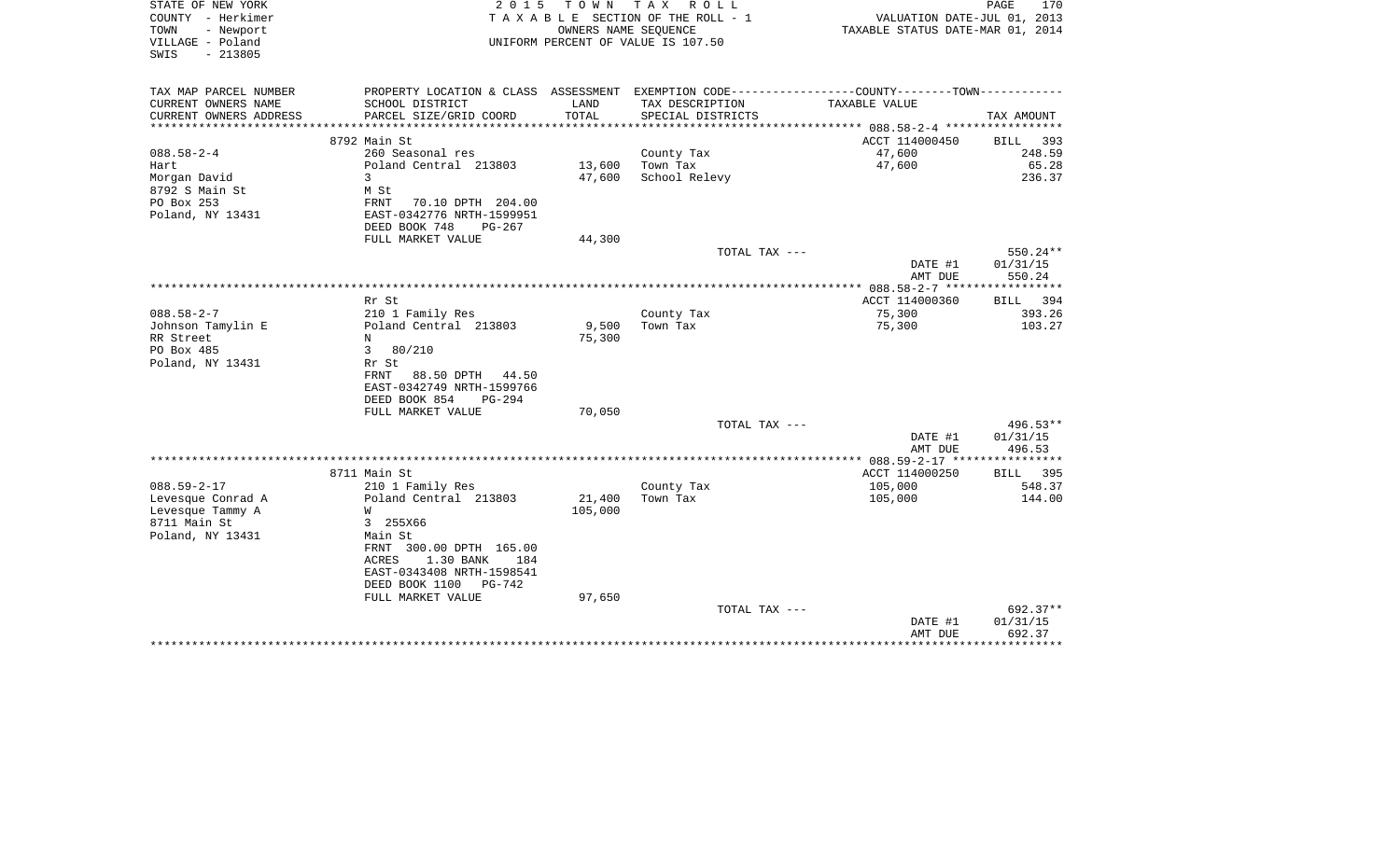STATE OF NEW YORK
COUNTY - Herkimer
TOWN - Newport
VILLAGE - Poland
SWIS - 213805

2 0 1 5 T O W N T A X R O L L
T A X A B L E SECTION OF THE ROLL - 1
OWNERS NAME SEQUENCE
UNIFORM PERCENT OF VALUE IS 107.50

VALUATION DATE-JUL 01, 2013
TAXABLE STATUS DATE-MAR 01, 2014

| TAX MAP PARCEL NUMBER<br>CURRENT OWNERS NAME<br>CURRENT OWNERS ADDRESS | PROPERTY LOCATION & CLASS<br>SCHOOL DISTRICT<br>PARCEL SIZE/GRID COORD | ASSESSMENT<br>LAND<br>TOTAL | EXEMPTION CODE<br>TAX DESCRIPTION<br>SPECIAL DISTRICTS | COUNTY--------TOWN<br>TAXABLE VALUE | TAX AMOUNT |
|---|---|---|---|---|---|
| | 8792 Main St | | | ACCT 114000450 | BILL 393 |
| 088.58-2-4 | 260 Seasonal res | | County Tax | 47,600 | 248.59 |
| Hart | Poland Central 213803 | 13,600 | Town Tax | 47,600 | 65.28 |
| Morgan David | 3 | 47,600 | School Relevy | | 236.37 |
| 8792 S Main St | M St | | | | |
| PO Box 253 | FRNT 70.10 DPTH 204.00 | | | | |
| Poland, NY 13431 | EAST-0342776 NRTH-1599951 | | | | |
| | DEED BOOK 748 PG-267 | | | | |
| | FULL MARKET VALUE | 44,300 | | | |
| | | | TOTAL TAX --- | | 550.24** |
| | | | | DATE #1 | 01/31/15 |
| | | | | AMT DUE | 550.24 |
| | Rr St | | | ACCT 114000360 | BILL 394 |
| 088.58-2-7 | 210 1 Family Res | | County Tax | 75,300 | 393.26 |
| Johnson Tamylin E | Poland Central 213803 | 9,500 | Town Tax | 75,300 | 103.27 |
| RR Street | N | 75,300 | | | |
| PO Box 485 | 3 80/210 | | | | |
| Poland, NY 13431 | Rr St | | | | |
| | FRNT 88.50 DPTH 44.50 | | | | |
| | EAST-0342749 NRTH-1599766 | | | | |
| | DEED BOOK 854 PG-294 | | | | |
| | FULL MARKET VALUE | 70,050 | | | |
| | | | TOTAL TAX --- | | 496.53** |
| | | | | DATE #1 | 01/31/15 |
| | | | | AMT DUE | 496.53 |
| | 8711 Main St | | | ACCT 114000250 | BILL 395 |
| 088.59-2-17 | 210 1 Family Res | | County Tax | 105,000 | 548.37 |
| Levesque Conrad A | Poland Central 213803 | 21,400 | Town Tax | 105,000 | 144.00 |
| Levesque Tammy A | W | 105,000 | | | |
| 8711 Main St | 3 255X66 | | | | |
| Poland, NY 13431 | Main St | | | | |
| | FRNT 300.00 DPTH 165.00 | | | | |
| | ACRES 1.30 BANK 184 | | | | |
| | EAST-0343408 NRTH-1598541 | | | | |
| | DEED BOOK 1100 PG-742 | | | | |
| | FULL MARKET VALUE | 97,650 | | | |
| | | | TOTAL TAX --- | | 692.37** |
| | | | | DATE #1 | 01/31/15 |
| | | | | AMT DUE | 692.37 |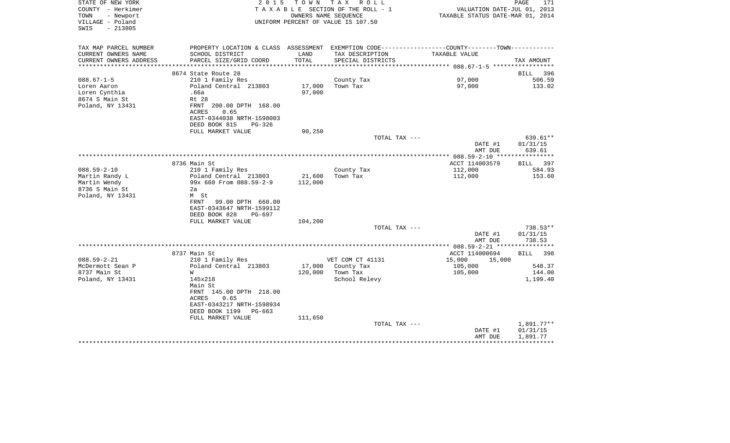STATE OF NEW YORK
COUNTY - Herkimer
TOWN - Newport
VILLAGE - Poland
SWIS - 213805

2015 TOWN TAX ROLL
TAXABLE SECTION OF THE ROLL - 1
OWNERS NAME SEQUENCE
UNIFORM PERCENT OF VALUE IS 107.50

VALUATION DATE-JUL 01, 2013
TAXABLE STATUS DATE-MAR 01, 2014

| TAX MAP PARCEL NUMBER / CURRENT OWNERS NAME / CURRENT OWNERS ADDRESS | PROPERTY LOCATION & CLASS / SCHOOL DISTRICT / PARCEL SIZE/GRID COORD | ASSESSMENT LAND | TOTAL | EXEMPTION CODE / TAX DESCRIPTION / SPECIAL DISTRICTS | COUNTY/TOWN TAXABLE VALUE | TAX AMOUNT |
|---|---|---|---|---|---|---|
| **088.67-1-5** | 8674 State Route 28 | | | | | BILL 396 |
| 088.67-1-5 | 210 1 Family Res | | | County Tax | 97,000 | 506.59 |
| Loren Aaron | Poland Central 213803 | 17,000 | | Town Tax | 97,000 | 133.02 |
| Loren Cynthia | .66a | | 97,000 | | | |
| 8674 S Main St | Rt 28 | | | | | |
| Poland, NY 13431 | FRNT 200.00 DPTH 168.00 | | | | | |
| | ACRES 0.65 | | | | | |
| | EAST-0344038 NRTH-1598003 | | | | | |
| | DEED BOOK 815 PG-326 | | | | | |
| | FULL MARKET VALUE | | 90,250 | | | |
| | | | | TOTAL TAX --- | | 639.61** |
| | | | | | DATE #1 | 01/31/15 |
| | | | | | AMT DUE | 639.61 |
| **088.59-2-10** | 8736 Main St | | | | ACCT 114003579 | BILL 397 |
| 088.59-2-10 | 210 1 Family Res | | | County Tax | 112,000 | 584.93 |
| Martin Randy L | Poland Central 213803 | 21,600 | | Town Tax | 112,000 | 153.60 |
| Martin Wendy | 99x 660 From 088.59-2-9 | | 112,000 | | | |
| 8736 S Main St | 2a | | | | | |
| Poland, NY 13431 | M St | | | | | |
| | FRNT 99.00 DPTH 660.00 | | | | | |
| | EAST-0343647 NRTH-1599112 | | | | | |
| | DEED BOOK 828 PG-697 | | | | | |
| | FULL MARKET VALUE | | 104,200 | | | |
| | | | | TOTAL TAX --- | | 738.53** |
| | | | | | DATE #1 | 01/31/15 |
| | | | | | AMT DUE | 738.53 |
| **088.59-2-21** | 8737 Main St | | | | ACCT 114000694 | BILL 398 |
| 088.59-2-21 | 210 1 Family Res | | | VET COM CT 41131 | 15,000 15,000 | |
| McDermott Sean P | Poland Central 213803 | 17,000 | | County Tax | 105,000 | 548.37 |
| 8737 Main St | W | | 120,000 | Town Tax | 105,000 | 144.00 |
| Poland, NY 13431 | 145x218 | | | School Relevy | | 1,199.40 |
| | Main St | | | | | |
| | FRNT 145.00 DPTH 218.00 | | | | | |
| | ACRES 0.65 | | | | | |
| | EAST-0343217 NRTH-1598934 | | | | | |
| | DEED BOOK 1199 PG-663 | | | | | |
| | FULL MARKET VALUE | | 111,650 | | | |
| | | | | TOTAL TAX --- | | 1,891.77** |
| | | | | | DATE #1 | 01/31/15 |
| | | | | | AMT DUE | 1,891.77 |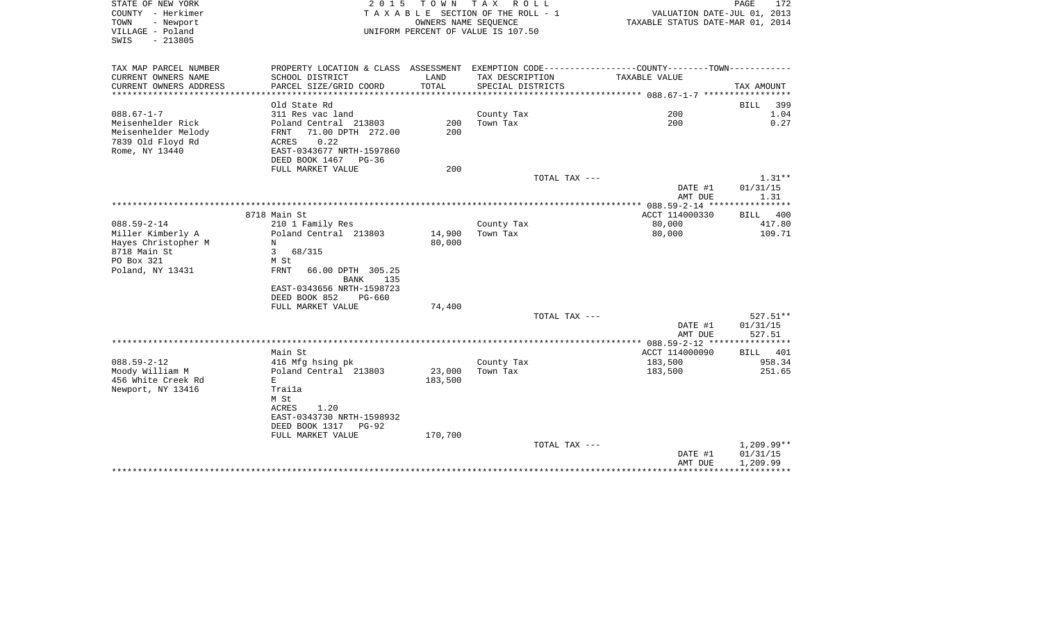STATE OF NEW YORK
COUNTY - Herkimer
TOWN - Newport
VILLAGE - Poland
SWIS - 213805

2015 TOWN TAX ROLL
TAXABLE SECTION OF THE ROLL - 1
OWNERS NAME SEQUENCE
UNIFORM PERCENT OF VALUE IS 107.50

VALUATION DATE-JUL 01, 2013
TAXABLE STATUS DATE-MAR 01, 2014

| TAX MAP PARCEL NUMBER / CURRENT OWNERS NAME / CURRENT OWNERS ADDRESS | PROPERTY LOCATION & CLASS / SCHOOL DISTRICT / PARCEL SIZE/GRID COORD | ASSESSMENT LAND / TOTAL | EXEMPTION CODE / TAX DESCRIPTION / SPECIAL DISTRICTS | TAXABLE VALUE | TAX AMOUNT |
|---|---|---|---|---|---|
| 088.67-1-7 | Old State Rd | | | | BILL 399 |
| Meisenhelder Rick | 311 Res vac land | | County Tax | 200 | 1.04 |
| Meisenhelder Melody | Poland Central 213803 | 200 | Town Tax | 200 | 0.27 |
| 7839 Old Floyd Rd | FRNT 71.00 DPTH 272.00 | 200 | | | |
| Rome, NY 13440 | ACRES 0.22 | | | | |
| | EAST-0343677 NRTH-1597860 | | | | |
| | DEED BOOK 1467 PG-36 | | | | |
| | FULL MARKET VALUE | 200 | | | |
| | | | TOTAL TAX --- | | 1.31** |
| | | | | DATE #1 | 01/31/15 |
| | | | | AMT DUE | 1.31 |
| 088.59-2-14 | 8718 Main St | | | ACCT 114000330 | BILL 400 |
| Miller Kimberly A | 210 1 Family Res | | County Tax | 80,000 | 417.80 |
| Hayes Christopher M | Poland Central 213803 | 14,900 | Town Tax | 80,000 | 109.71 |
| 8718 Main St | N | 80,000 | | | |
| PO Box 321 | 3 68/315 | | | | |
| Poland, NY 13431 | M St | | | | |
| | FRNT 66.00 DPTH 305.25 | | | | |
| | BANK 135 | | | | |
| | EAST-0343656 NRTH-1598723 | | | | |
| | DEED BOOK 852 PG-660 | | | | |
| | FULL MARKET VALUE | 74,400 | | | |
| | | | TOTAL TAX --- | | 527.51** |
| | | | | DATE #1 | 01/31/15 |
| | | | | AMT DUE | 527.51 |
| 088.59-2-12 | Main St | | | ACCT 114000090 | BILL 401 |
| Moody William M | 416 Mfg hsing pk | | County Tax | 183,500 | 958.34 |
| 456 White Creek Rd | Poland Central 213803 | 23,000 | Town Tax | 183,500 | 251.65 |
| Newport, NY 13416 | E | 183,500 | | | |
| | Traila | | | | |
| | M St | | | | |
| | ACRES 1.20 | | | | |
| | EAST-0343730 NRTH-1598932 | | | | |
| | DEED BOOK 1317 PG-92 | | | | |
| | FULL MARKET VALUE | 170,700 | | | |
| | | | TOTAL TAX --- | | 1,209.99** |
| | | | | DATE #1 | 01/31/15 |
| | | | | AMT DUE | 1,209.99 |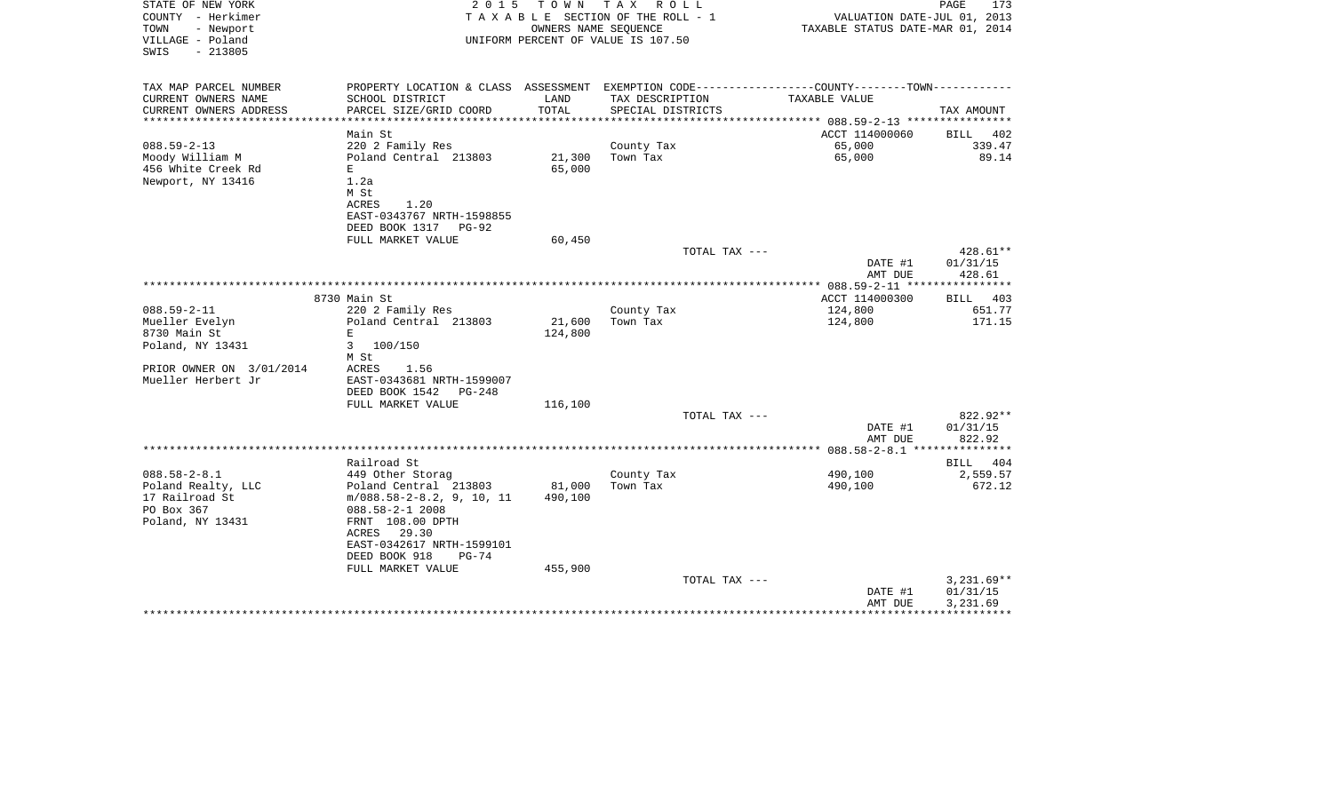STATE OF NEW YORK — 2015 TOWN TAX ROLL — PAGE 173
COUNTY - Herkimer — TAXABLE SECTION OF THE ROLL - 1 — VALUATION DATE-JUL 01, 2013
TOWN - Newport — OWNERS NAME SEQUENCE — TAXABLE STATUS DATE-MAR 01, 2014
VILLAGE - Poland — UNIFORM PERCENT OF VALUE IS 107.50
SWIS - 213805

| TAX MAP PARCEL NUMBER / CURRENT OWNERS NAME / CURRENT OWNERS ADDRESS | PROPERTY LOCATION & CLASS / SCHOOL DISTRICT / PARCEL SIZE/GRID COORD | ASSESSMENT LAND / TOTAL | EXEMPTION CODE / TAX DESCRIPTION / SPECIAL DISTRICTS | COUNTY--TOWN TAXABLE VALUE | TAX AMOUNT |
|---|---|---|---|---|---|
| 088.59-2-13 | Main St | | | ACCT 114000060 | BILL 402 |
| Moody William M | 220 2 Family Res | | County Tax | 65,000 | 339.47 |
| 456 White Creek Rd | Poland Central 213803 | 21,300 | Town Tax | 65,000 | 89.14 |
| Newport, NY 13416 | E | 65,000 | | | |
| | 1.2a | | | | |
| | M St | | | | |
| | ACRES 1.20 | | | | |
| | EAST-0343767 NRTH-1598855 | | | | |
| | DEED BOOK 1317 PG-92 | | | | |
| | FULL MARKET VALUE | 60,450 | | | |
| | | | TOTAL TAX --- | | 428.61** |
| | | | | DATE #1 | 01/31/15 |
| | | | | AMT DUE | 428.61 |
| 088.59-2-11 | 8730 Main St | | | ACCT 114000300 | BILL 403 |
| Mueller Evelyn | 220 2 Family Res | | County Tax | 124,800 | 651.77 |
| 8730 Main St | Poland Central 213803 | 21,600 | Town Tax | 124,800 | 171.15 |
| Poland, NY 13431 | E | 124,800 | | | |
| | 3 100/150 | | | | |
| PRIOR OWNER ON 3/01/2014 | M St | | | | |
| Mueller Herbert Jr | ACRES 1.56 | | | | |
| | EAST-0343681 NRTH-1599007 | | | | |
| | DEED BOOK 1542 PG-248 | | | | |
| | FULL MARKET VALUE | 116,100 | | | |
| | | | TOTAL TAX --- | | 822.92** |
| | | | | DATE #1 | 01/31/15 |
| | | | | AMT DUE | 822.92 |
| 088.58-2-8.1 | Railroad St | | | | BILL 404 |
| Poland Realty, LLC | 449 Other Storag | | County Tax | 490,100 | 2,559.57 |
| 17 Railroad St | Poland Central 213803 | 81,000 | Town Tax | 490,100 | 672.12 |
| PO Box 367 | m/088.58-2-8.2, 9, 10, 11 | 490,100 | | | |
| Poland, NY 13431 | 088.58-2-1 2008 | | | | |
| | FRNT 108.00 DPTH | | | | |
| | ACRES 29.30 | | | | |
| | EAST-0342617 NRTH-1599101 | | | | |
| | DEED BOOK 918 PG-74 | | | | |
| | FULL MARKET VALUE | 455,900 | | | |
| | | | TOTAL TAX --- | | 3,231.69** |
| | | | | DATE #1 | 01/31/15 |
| | | | | AMT DUE | 3,231.69 |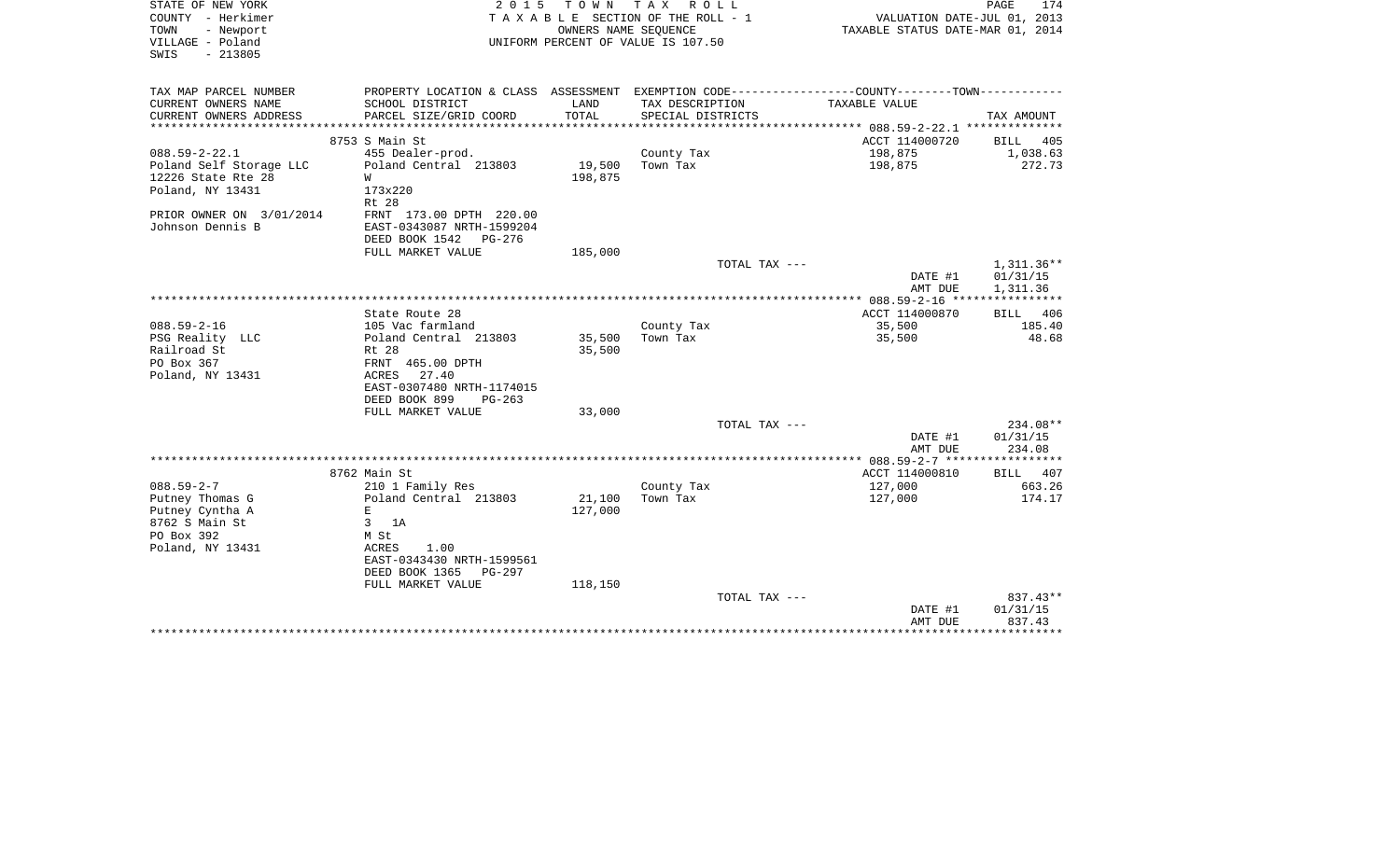STATE OF NEW YORK
COUNTY - Herkimer
TOWN - Newport
VILLAGE - Poland
SWIS - 213805

2 0 1 5 T O W N T A X R O L L
T A X A B L E SECTION OF THE ROLL - 1
OWNERS NAME SEQUENCE
UNIFORM PERCENT OF VALUE IS 107.50

VALUATION DATE-JUL 01, 2013
TAXABLE STATUS DATE-MAR 01, 2014

| TAX MAP PARCEL NUMBER<br>CURRENT OWNERS NAME<br>CURRENT OWNERS ADDRESS | PROPERTY LOCATION & CLASS<br>SCHOOL DISTRICT<br>PARCEL SIZE/GRID COORD | ASSESSMENT<br>LAND<br>TOTAL | EXEMPTION CODE<br>TAX DESCRIPTION<br>SPECIAL DISTRICTS | COUNTY--------TOWN<br>TAXABLE VALUE | TAX AMOUNT |
|---|---|---|---|---|---|
| | 8753 S Main St | | | ACCT 114000720 | BILL 405 |
| 088.59-2-22.1 | 455 Dealer-prod. | | County Tax | 198,875 | 1,038.63 |
| Poland Self Storage LLC | Poland Central 213803 | 19,500 | Town Tax | 198,875 | 272.73 |
| 12226 State Rte 28 | W | 198,875 | | | |
| Poland, NY 13431 | 173x220 | | | | |
| | Rt 28 | | | | |
| PRIOR OWNER ON 3/01/2014 | FRNT 173.00 DPTH 220.00 | | | | |
| Johnson Dennis B | EAST-0343087 NRTH-1599204 | | | | |
| | DEED BOOK 1542 PG-276 | | | | |
| | FULL MARKET VALUE | 185,000 | | | |
| | | | TOTAL TAX --- | | 1,311.36** |
| | | | | DATE #1 | 01/31/15 |
| | | | | AMT DUE | 1,311.36 |
| | State Route 28 | | | ACCT 114000870 | BILL 406 |
| 088.59-2-16 | 105 Vac farmland | | County Tax | 35,500 | 185.40 |
| PSG Reality LLC | Poland Central 213803 | 35,500 | Town Tax | 35,500 | 48.68 |
| Railroad St | Rt 28 | 35,500 | | | |
| PO Box 367 | FRNT 465.00 DPTH | | | | |
| Poland, NY 13431 | ACRES 27.40 | | | | |
| | EAST-0307480 NRTH-1174015 | | | | |
| | DEED BOOK 899 PG-263 | | | | |
| | FULL MARKET VALUE | 33,000 | | | |
| | | | TOTAL TAX --- | | 234.08** |
| | | | | DATE #1 | 01/31/15 |
| | | | | AMT DUE | 234.08 |
| | 8762 Main St | | | ACCT 114000810 | BILL 407 |
| 088.59-2-7 | 210 1 Family Res | | County Tax | 127,000 | 663.26 |
| Putney Thomas G | Poland Central 213803 | 21,100 | Town Tax | 127,000 | 174.17 |
| Putney Cyntha A | E | 127,000 | | | |
| 8762 S Main St | 3 1A | | | | |
| PO Box 392 | M St | | | | |
| Poland, NY 13431 | ACRES 1.00 | | | | |
| | EAST-0343430 NRTH-1599561 | | | | |
| | DEED BOOK 1365 PG-297 | | | | |
| | FULL MARKET VALUE | 118,150 | | | |
| | | | TOTAL TAX --- | | 837.43** |
| | | | | DATE #1 | 01/31/15 |
| | | | | AMT DUE | 837.43 |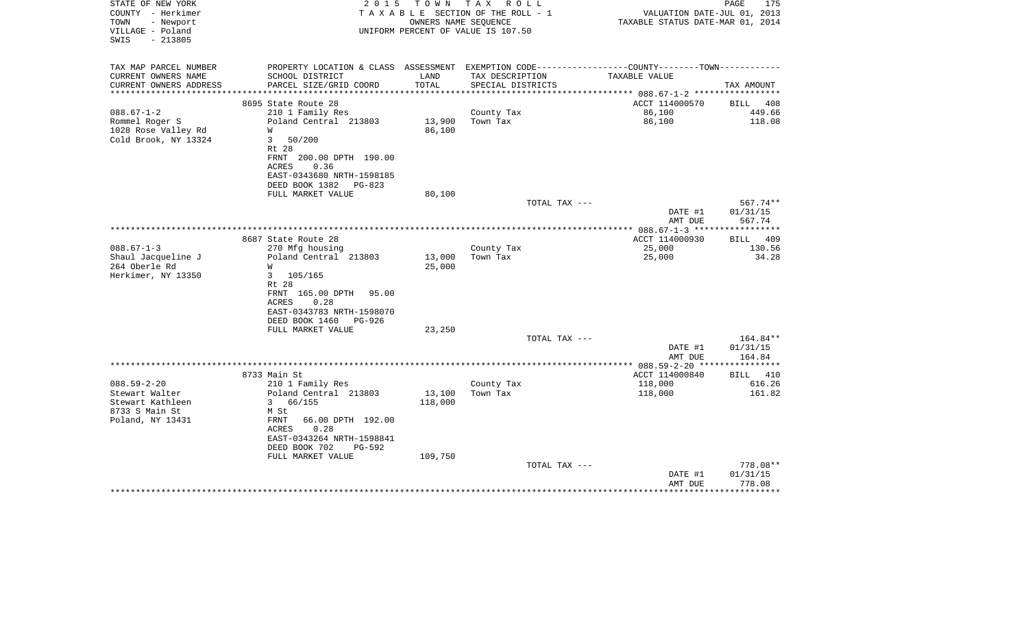STATE OF NEW YORK
COUNTY - Herkimer
TOWN - Newport
VILLAGE - Poland
SWIS - 213805

2015 TOWN TAX ROLL
TAXABLE SECTION OF THE ROLL - 1
OWNERS NAME SEQUENCE
UNIFORM PERCENT OF VALUE IS 107.50

VALUATION DATE-JUL 01, 2013
TAXABLE STATUS DATE-MAR 01, 2014

| TAX MAP PARCEL NUMBER<br>CURRENT OWNERS NAME<br>CURRENT OWNERS ADDRESS | PROPERTY LOCATION & CLASS<br>SCHOOL DISTRICT<br>PARCEL SIZE/GRID COORD | ASSESSMENT<br>LAND<br>TOTAL | EXEMPTION CODE-----COUNTY-----TOWN<br>TAX DESCRIPTION<br>SPECIAL DISTRICTS | TAXABLE VALUE | TAX AMOUNT |
|---|---|---|---|---|---|
| | 8695 State Route 28 | | | ACCT 114000570 | BILL 408 |
| 088.67-1-2 | 210 1 Family Res | | County Tax | 86,100 | 449.66 |
| Rommel Roger S | Poland Central 213803 | 13,900 | Town Tax | 86,100 | 118.08 |
| 1028 Rose Valley Rd | W | 86,100 | | | |
| Cold Brook, NY 13324 | 3 50/200 | | | | |
| | Rt 28 | | | | |
| | FRNT 200.00 DPTH 190.00 | | | | |
| | ACRES 0.36 | | | | |
| | EAST-0343680 NRTH-1598185 | | | | |
| | DEED BOOK 1382 PG-823 | | | | |
| | FULL MARKET VALUE | 80,100 | | | |
| | | | TOTAL TAX --- | | 567.74** |
| | | | | DATE #1 | 01/31/15 |
| | | | | AMT DUE | 567.74 |
| | 8687 State Route 28 | | | ACCT 114000930 | BILL 409 |
| 088.67-1-3 | 270 Mfg housing | | County Tax | 25,000 | 130.56 |
| Shaul Jacqueline J | Poland Central 213803 | 13,000 | Town Tax | 25,000 | 34.28 |
| 264 Oberle Rd | W | 25,000 | | | |
| Herkimer, NY 13350 | 3 105/165 | | | | |
| | Rt 28 | | | | |
| | FRNT 165.00 DPTH 95.00 | | | | |
| | ACRES 0.28 | | | | |
| | EAST-0343783 NRTH-1598070 | | | | |
| | DEED BOOK 1460 PG-926 | | | | |
| | FULL MARKET VALUE | 23,250 | | | |
| | | | TOTAL TAX --- | | 164.84** |
| | | | | DATE #1 | 01/31/15 |
| | | | | AMT DUE | 164.84 |
| | 8733 Main St | | | ACCT 114000840 | BILL 410 |
| 088.59-2-20 | 210 1 Family Res | | County Tax | 118,000 | 616.26 |
| Stewart Walter | Poland Central 213803 | 13,100 | Town Tax | 118,000 | 161.82 |
| Stewart Kathleen | 3 66/155 | 118,000 | | | |
| 8733 S Main St | M St | | | | |
| Poland, NY 13431 | FRNT 66.00 DPTH 192.00 | | | | |
| | ACRES 0.28 | | | | |
| | EAST-0343264 NRTH-1598841 | | | | |
| | DEED BOOK 702 PG-592 | | | | |
| | FULL MARKET VALUE | 109,750 | | | |
| | | | TOTAL TAX --- | | 778.08** |
| | | | | DATE #1 | 01/31/15 |
| | | | | AMT DUE | 778.08 |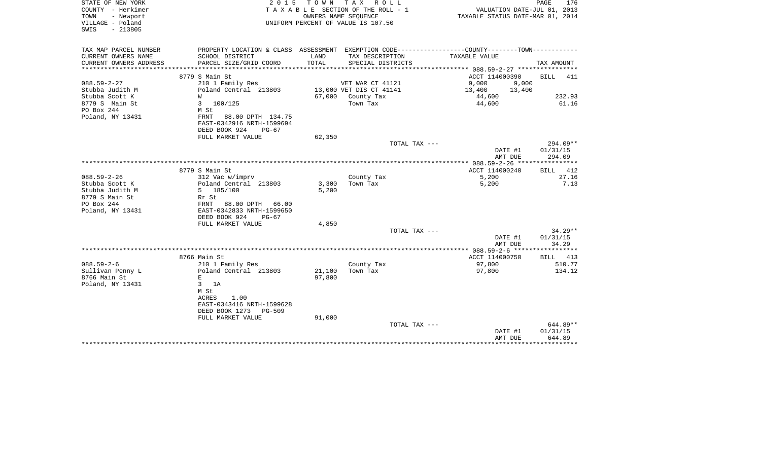STATE OF NEW YORK
COUNTY - Herkimer
TOWN - Newport
VILLAGE - Poland
SWIS - 213805

2015 TOWN TAX ROLL
TAXABLE SECTION OF THE ROLL - 1
OWNERS NAME SEQUENCE
UNIFORM PERCENT OF VALUE IS 107.50

VALUATION DATE-JUL 01, 2013
TAXABLE STATUS DATE-MAR 01, 2014

| TAX MAP PARCEL NUMBER / CURRENT OWNERS NAME / CURRENT OWNERS ADDRESS | PROPERTY LOCATION & CLASS / SCHOOL DISTRICT / PARCEL SIZE/GRID COORD | ASSESSMENT LAND / TOTAL | EXEMPTION CODE / TAX DESCRIPTION / SPECIAL DISTRICTS | COUNTY / TOWN TAXABLE VALUE | TAX AMOUNT |
|---|---|---|---|---|---|
| **088.59-2-27** | 8779 S Main St | | | ACCT 114000390 | BILL 411 |
| 088.59-2-27 | 210 1 Family Res | | VET WAR CT 41121 | 9,000 9,000 | |
| Stubba Judith M | Poland Central 213803 | 13,000 | VET DIS CT 41141 | 13,400 13,400 | |
| Stubba Scott K | W | 67,000 | County Tax | 44,600 | 232.93 |
| 8779 S Main St | 3 100/125 | | Town Tax | 44,600 | 61.16 |
| PO Box 244 | M St | | | | |
| Poland, NY 13431 | FRNT 88.00 DPTH 134.75 | | | | |
| | EAST-0342916 NRTH-1599694 | | | | |
| | DEED BOOK 924 PG-67 | | | | |
| | FULL MARKET VALUE | 62,350 | | | |
| | | | TOTAL TAX --- | | 294.09** |
| | | | | DATE #1 | 01/31/15 |
| | | | | AMT DUE | 294.09 |
| **088.59-2-26** | 8779 S Main St | | | ACCT 114000240 | BILL 412 |
| 088.59-2-26 | 312 Vac w/imprv | | County Tax | 5,200 | 27.16 |
| Stubba Scott K | Poland Central 213803 | 3,300 | Town Tax | 5,200 | 7.13 |
| Stubba Judith M | 5 185/100 | 5,200 | | | |
| 8779 S Main St | Rr St | | | | |
| PO Box 244 | FRNT 88.00 DPTH 66.00 | | | | |
| Poland, NY 13431 | EAST-0342833 NRTH-1599650 | | | | |
| | DEED BOOK 924 PG-67 | | | | |
| | FULL MARKET VALUE | 4,850 | | | |
| | | | TOTAL TAX --- | | 34.29** |
| | | | | DATE #1 | 01/31/15 |
| | | | | AMT DUE | 34.29 |
| **088.59-2-6** | 8766 Main St | | | ACCT 114000750 | BILL 413 |
| 088.59-2-6 | 210 1 Family Res | | County Tax | 97,800 | 510.77 |
| Sullivan Penny L | Poland Central 213803 | 21,100 | Town Tax | 97,800 | 134.12 |
| 8766 Main St | E | 97,800 | | | |
| Poland, NY 13431 | 3 1A | | | | |
| | M St | | | | |
| | ACRES 1.00 | | | | |
| | EAST-0343416 NRTH-1599628 | | | | |
| | DEED BOOK 1273 PG-509 | | | | |
| | FULL MARKET VALUE | 91,000 | | | |
| | | | TOTAL TAX --- | | 644.89** |
| | | | | DATE #1 | 01/31/15 |
| | | | | AMT DUE | 644.89 |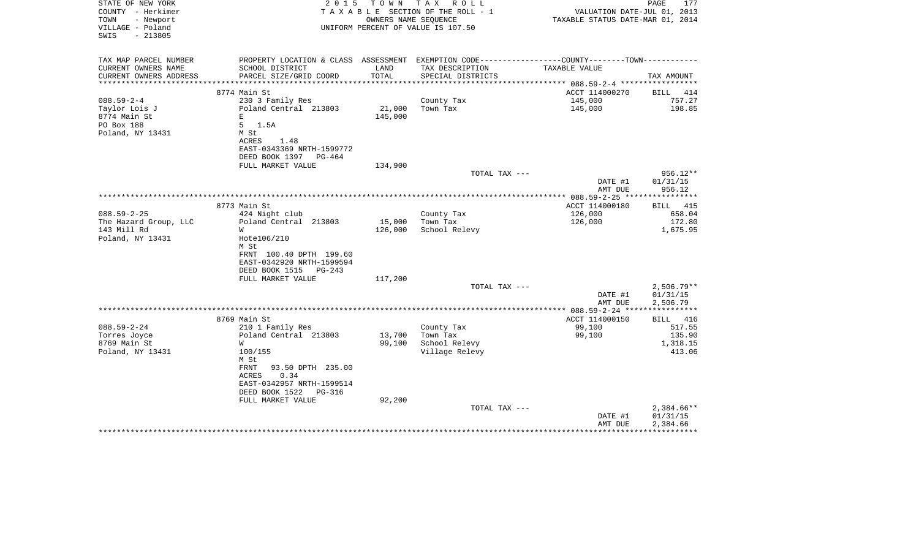STATE OF NEW YORK
COUNTY - Herkimer
TOWN - Newport
VILLAGE - Poland
SWIS - 213805

2015 TOWN TAX ROLL
TAXABLE SECTION OF THE ROLL - 1
OWNERS NAME SEQUENCE
UNIFORM PERCENT OF VALUE IS 107.50

VALUATION DATE-JUL 01, 2013
TAXABLE STATUS DATE-MAR 01, 2014

| TAX MAP PARCEL NUMBER / CURRENT OWNERS NAME / CURRENT OWNERS ADDRESS | PROPERTY LOCATION & CLASS / SCHOOL DISTRICT / PARCEL SIZE/GRID COORD | ASSESSMENT LAND / TOTAL | EXEMPTION CODE / TAX DESCRIPTION / SPECIAL DISTRICTS | COUNTY--------TOWN / TAXABLE VALUE | TAX AMOUNT |
|---|---|---|---|---|---|
| | 8774 Main St | | | ACCT 114000270 | BILL 414 |
| 088.59-2-4 | 230 3 Family Res | | County Tax | 145,000 | 757.27 |
| Taylor Lois J | Poland Central 213803 | 21,000 | Town Tax | 145,000 | 198.85 |
| 8774 Main St | E | 145,000 | | | |
| PO Box 188 | 5 1.5A | | | | |
| Poland, NY 13431 | M St | | | | |
| | ACRES 1.48 | | | | |
| | EAST-0343369 NRTH-1599772 | | | | |
| | DEED BOOK 1397 PG-464 | | | | |
| | FULL MARKET VALUE | 134,900 | | | |
| | | | TOTAL TAX --- | | 956.12** |
| | | | | DATE #1 | 01/31/15 |
| | | | | AMT DUE | 956.12 |
| | 8773 Main St | | | ACCT 114000180 | BILL 415 |
| 088.59-2-25 | 424 Night club | | County Tax | 126,000 | 658.04 |
| The Hazard Group, LLC | Poland Central 213803 | 15,000 | Town Tax | 126,000 | 172.80 |
| 143 Mill Rd | W | 126,000 | School Relevy | | 1,675.95 |
| Poland, NY 13431 | Hote106/210 | | | | |
| | M St | | | | |
| | FRNT 100.40 DPTH 199.60 | | | | |
| | EAST-0342920 NRTH-1599594 | | | | |
| | DEED BOOK 1515 PG-243 | | | | |
| | FULL MARKET VALUE | 117,200 | | | |
| | | | TOTAL TAX --- | | 2,506.79** |
| | | | | DATE #1 | 01/31/15 |
| | | | | AMT DUE | 2,506.79 |
| | 8769 Main St | | | ACCT 114000150 | BILL 416 |
| 088.59-2-24 | 210 1 Family Res | | County Tax | 99,100 | 517.55 |
| Torres Joyce | Poland Central 213803 | 13,700 | Town Tax | 99,100 | 135.90 |
| 8769 Main St | W | 99,100 | School Relevy | | 1,318.15 |
| Poland, NY 13431 | 100/155 | | Village Relevy | | 413.06 |
| | M St | | | | |
| | FRNT 93.50 DPTH 235.00 | | | | |
| | ACRES 0.34 | | | | |
| | EAST-0342957 NRTH-1599514 | | | | |
| | DEED BOOK 1522 PG-316 | | | | |
| | FULL MARKET VALUE | 92,200 | | | |
| | | | TOTAL TAX --- | | 2,384.66** |
| | | | | DATE #1 | 01/31/15 |
| | | | | AMT DUE | 2,384.66 |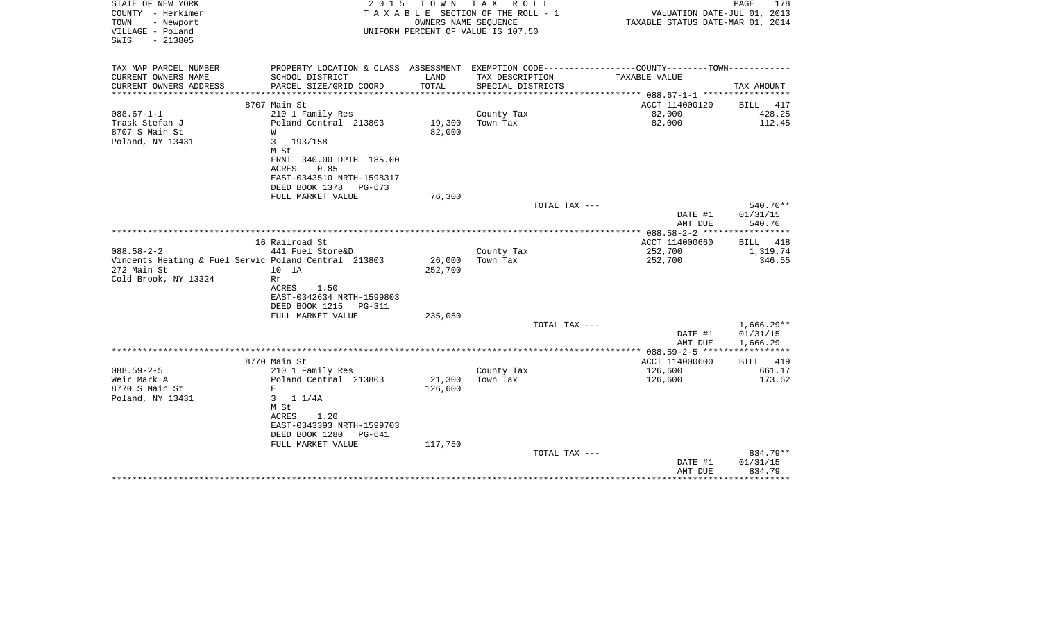STATE OF NEW YORK
COUNTY - Herkimer
TOWN - Newport
VILLAGE - Poland
SWIS - 213805

2 0 1 5 T O W N T A X R O L L
T A X A B L E SECTION OF THE ROLL - 1
OWNERS NAME SEQUENCE
UNIFORM PERCENT OF VALUE IS 107.50

VALUATION DATE-JUL 01, 2013
TAXABLE STATUS DATE-MAR 01, 2014

| TAX MAP PARCEL NUMBER / CURRENT OWNERS NAME / CURRENT OWNERS ADDRESS | PROPERTY LOCATION & CLASS / SCHOOL DISTRICT / PARCEL SIZE/GRID COORD | ASSESSMENT LAND / TOTAL | EXEMPTION CODE / TAX DESCRIPTION / SPECIAL DISTRICTS | COUNTY/TOWN TAXABLE VALUE | TAX AMOUNT |
|---|---|---|---|---|---|
| **088.67-1-1** | 8707 Main St | | | ACCT 114000120 | BILL 417 |
| Trask Stefan J | 210 1 Family Res | | County Tax | 82,000 | 428.25 |
| 8707 S Main St | Poland Central 213803 | 19,300 | Town Tax | 82,000 | 112.45 |
| Poland, NY 13431 | W | 82,000 | | | |
| | 3 193/158 | | | | |
| | M St | | | | |
| | FRNT 340.00 DPTH 185.00 | | | | |
| | ACRES 0.85 | | | | |
| | EAST-0343510 NRTH-1598317 | | | | |
| | DEED BOOK 1378 PG-673 | | | | |
| | FULL MARKET VALUE | 76,300 | | | |
| | | | TOTAL TAX --- | | 540.70** |
| | | | | DATE #1 | 01/31/15 |
| | | | | AMT DUE | 540.70 |
| **088.58-2-2** | 16 Railroad St | | | ACCT 114000660 | BILL 418 |
| Vincents Heating & Fuel Servic | 441 Fuel Store&D | | County Tax | 252,700 | 1,319.74 |
| 272 Main St | Poland Central 213803 | 26,000 | Town Tax | 252,700 | 346.55 |
| Cold Brook, NY 13324 | 10 1A | 252,700 | | | |
| | Rr | | | | |
| | ACRES 1.50 | | | | |
| | EAST-0342634 NRTH-1599803 | | | | |
| | DEED BOOK 1215 PG-311 | | | | |
| | FULL MARKET VALUE | 235,050 | | | |
| | | | TOTAL TAX --- | | 1,666.29** |
| | | | | DATE #1 | 01/31/15 |
| | | | | AMT DUE | 1,666.29 |
| **088.59-2-5** | 8770 Main St | | | ACCT 114000600 | BILL 419 |
| Weir Mark A | 210 1 Family Res | | County Tax | 126,600 | 661.17 |
| 8770 S Main St | Poland Central 213803 | 21,300 | Town Tax | 126,600 | 173.62 |
| Poland, NY 13431 | E | 126,600 | | | |
| | 3 1 1/4A | | | | |
| | M St | | | | |
| | ACRES 1.20 | | | | |
| | EAST-0343393 NRTH-1599703 | | | | |
| | DEED BOOK 1280 PG-641 | | | | |
| | FULL MARKET VALUE | 117,750 | | | |
| | | | TOTAL TAX --- | | 834.79** |
| | | | | DATE #1 | 01/31/15 |
| | | | | AMT DUE | 834.79 |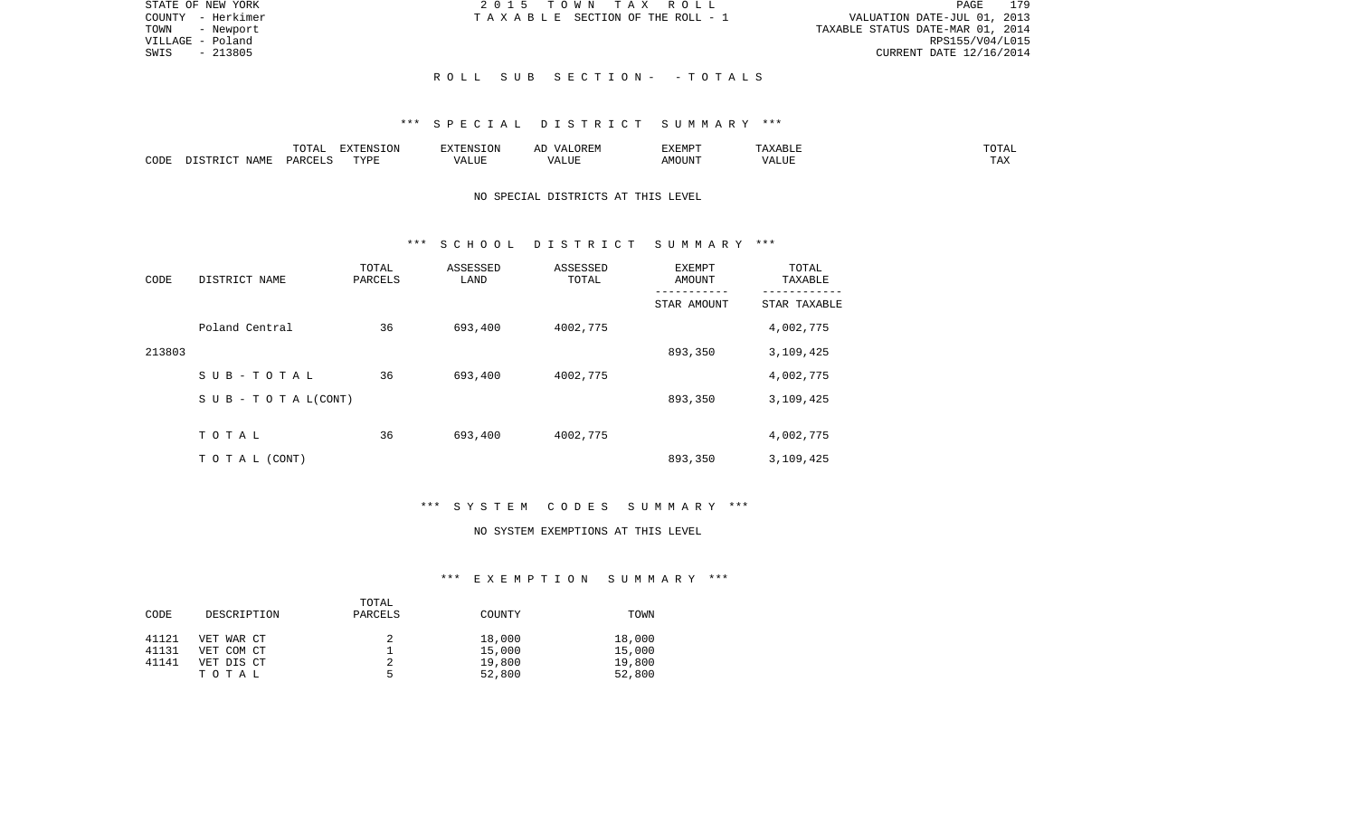STATE OF NEW YORK
COUNTY - Herkimer
TOWN - Newport
VILLAGE - Poland
SWIS - 213805

2 0 1 5 T O W N T A X R O L L
T A X A B L E SECTION OF THE ROLL - 1

VALUATION DATE-JUL 01, 2013
TAXABLE STATUS DATE-MAR 01, 2014
RPS155/V04/L015
CURRENT DATE 12/16/2014

## R O L L S U B S E C T I O N - - T O T A L S

### *** S P E C I A L D I S T R I C T S U M M A R Y ***

| CODE | DISTRICT NAME | TOTAL PARCELS | EXTENSION TYPE | EXTENSION VALUE | AD VALOREM VALUE | EXEMPT AMOUNT | TAXABLE VALUE | TOTAL TAX |
|---|---|---|---|---|---|---|---|---|

NO SPECIAL DISTRICTS AT THIS LEVEL

### *** S C H O O L D I S T R I C T S U M M A R Y ***

| CODE | DISTRICT NAME | TOTAL PARCELS | ASSESSED LAND | ASSESSED TOTAL | EXEMPT AMOUNT / STAR AMOUNT | TOTAL TAXABLE / STAR TAXABLE |
|---|---|---|---|---|---|---|
| | Poland Central | 36 | 693,400 | 4002,775 | | 4,002,775 |
| 213803 | | | | | 893,350 | 3,109,425 |
| | S U B - T O T A L | 36 | 693,400 | 4002,775 | | 4,002,775 |
| | S U B - T O T A L(CONT) | | | | 893,350 | 3,109,425 |
| | T O T A L | 36 | 693,400 | 4002,775 | | 4,002,775 |
| | T O T A L (CONT) | | | | 893,350 | 3,109,425 |

### *** S Y S T E M C O D E S S U M M A R Y ***

NO SYSTEM EXEMPTIONS AT THIS LEVEL

### *** E X E M P T I O N S U M M A R Y ***

| CODE | DESCRIPTION | TOTAL PARCELS | COUNTY | TOWN |
|---|---|---|---|---|
| 41121 | VET WAR CT | 2 | 18,000 | 18,000 |
| 41131 | VET COM CT | 1 | 15,000 | 15,000 |
| 41141 | VET DIS CT | 2 | 19,800 | 19,800 |
| | T O T A L | 5 | 52,800 | 52,800 |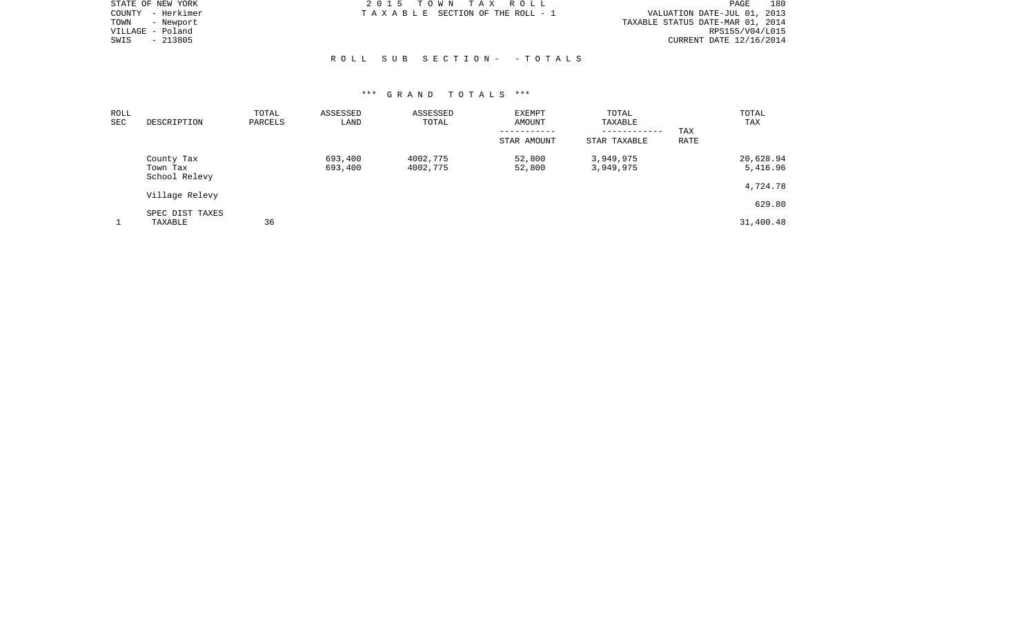STATE OF NEW YORK
COUNTY - Herkimer
TOWN - Newport
VILLAGE - Poland
SWIS - 213805

2 0 1 5 T O W N T A X R O L L
T A X A B L E SECTION OF THE ROLL - 1

VALUATION DATE-JUL 01, 2013
TAXABLE STATUS DATE-MAR 01, 2014
RPS155/V04/L015
CURRENT DATE 12/16/2014

R O L L S U B S E C T I O N - - T O T A L S

*** G R A N D T O T A L S ***

| ROLL SEC | DESCRIPTION | TOTAL PARCELS | ASSESSED LAND | ASSESSED TOTAL | EXEMPT AMOUNT / STAR AMOUNT | TOTAL TAXABLE / STAR TAXABLE | TAX RATE | TOTAL TAX |
|---|---|---|---|---|---|---|---|---|
| | County Tax | | 693,400 | 4002,775 | 52,800 | 3,949,975 | | 20,628.94 |
| | Town Tax | | 693,400 | 4002,775 | 52,800 | 3,949,975 | | 5,416.96 |
| | School Relevy | | | | | | | 4,724.78 |
| | Village Relevy | | | | | | | 629.80 |
| | SPEC DIST TAXES | | | | | | | |
| 1 | TAXABLE | 36 | | | | | | 31,400.48 |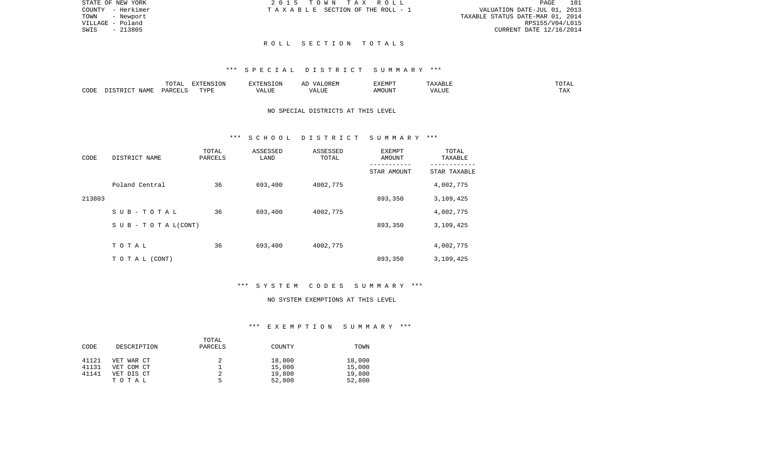# ROLL SECTION TOTALS

## *** SPECIAL DISTRICT SUMMARY ***

| CODE | DISTRICT NAME | TOTAL PARCELS | EXTENSION TYPE | EXTENSION VALUE | AD VALOREM VALUE | EXEMPT AMOUNT | TAXABLE VALUE | TOTAL TAX |
|---|---|---|---|---|---|---|---|---|

NO SPECIAL DISTRICTS AT THIS LEVEL

## *** SCHOOL DISTRICT SUMMARY ***

| CODE | DISTRICT NAME | TOTAL PARCELS | ASSESSED LAND | ASSESSED TOTAL | EXEMPT AMOUNT / STAR AMOUNT | TOTAL TAXABLE / STAR TAXABLE |
|---|---|---|---|---|---|---|
| | Poland Central | 36 | 693,400 | 4002,775 | | 4,002,775 |
| 213803 | | | | | 893,350 | 3,109,425 |
| | SUB-TOTAL | 36 | 693,400 | 4002,775 | | 4,002,775 |
| | SUB-TOTAL(CONT) | | | | 893,350 | 3,109,425 |
| | TOTAL | 36 | 693,400 | 4002,775 | | 4,002,775 |
| | TOTAL (CONT) | | | | 893,350 | 3,109,425 |

## *** SYSTEM CODES SUMMARY ***

NO SYSTEM EXEMPTIONS AT THIS LEVEL

## *** EXEMPTION SUMMARY ***

| CODE | DESCRIPTION | TOTAL PARCELS | COUNTY | TOWN |
|---|---|---|---|---|
| 41121 | VET WAR CT | 2 | 18,000 | 18,000 |
| 41131 | VET COM CT | 1 | 15,000 | 15,000 |
| 41141 | VET DIS CT | 2 | 19,800 | 19,800 |
| | TOTAL | 5 | 52,800 | 52,800 |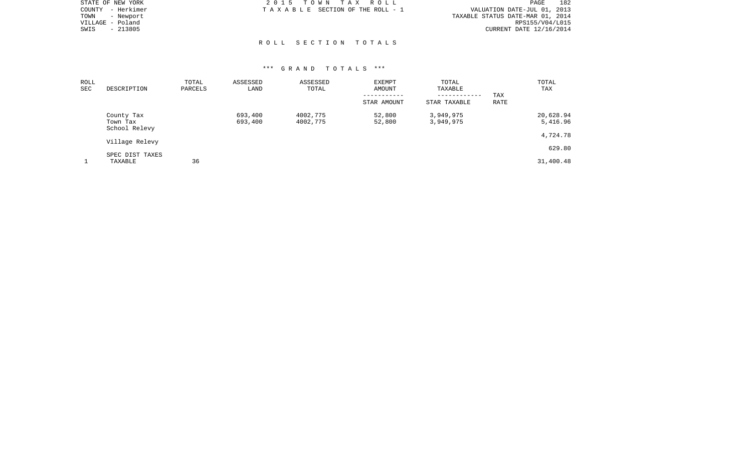STATE OF NEW YORK
COUNTY - Herkimer
TOWN - Newport
VILLAGE - Poland
SWIS - 213805

2 0 1 5 T O W N T A X R O L L
T A X A B L E SECTION OF THE ROLL - 1

VALUATION DATE-JUL 01, 2013
TAXABLE STATUS DATE-MAR 01, 2014
RPS155/V04/L015
CURRENT DATE 12/16/2014

## R O L L S E C T I O N T O T A L S

### *** G R A N D T O T A L S ***

| ROLL SEC | DESCRIPTION | TOTAL PARCELS | ASSESSED LAND | ASSESSED TOTAL | EXEMPT AMOUNT / STAR AMOUNT | TOTAL TAXABLE / STAR TAXABLE | TAX RATE | TOTAL TAX |
|---|---|---|---|---|---|---|---|---|
| | County Tax | | 693,400 | 4002,775 | 52,800 | 3,949,975 | | 20,628.94 |
| | Town Tax | | 693,400 | 4002,775 | 52,800 | 3,949,975 | | 5,416.96 |
| | School Relevy | | | | | | | 4,724.78 |
| | Village Relevy | | | | | | | 629.80 |
| | SPEC DIST TAXES | | | | | | | |
| 1 | TAXABLE | 36 | | | | | | 31,400.48 |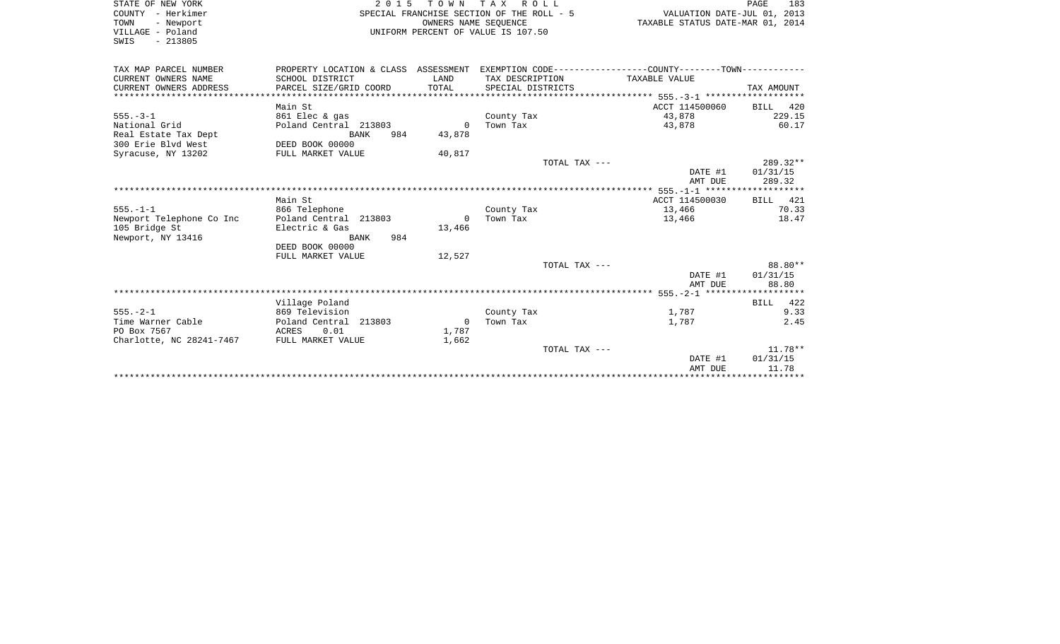STATE OF NEW YORK
COUNTY - Herkimer
TOWN - Newport
VILLAGE - Poland
SWIS - 213805

2 0 1 5 T O W N T A X R O L L
SPECIAL FRANCHISE SECTION OF THE ROLL - 5
OWNERS NAME SEQUENCE
UNIFORM PERCENT OF VALUE IS 107.50

VALUATION DATE-JUL 01, 2013
TAXABLE STATUS DATE-MAR 01, 2014

| TAX MAP PARCEL NUMBER / CURRENT OWNERS NAME / CURRENT OWNERS ADDRESS | PROPERTY LOCATION & CLASS / SCHOOL DISTRICT / PARCEL SIZE/GRID COORD | ASSESSMENT LAND / TOTAL | EXEMPTION CODE / TAX DESCRIPTION / SPECIAL DISTRICTS | COUNTY/TOWN TAXABLE VALUE | TAX AMOUNT |
|---|---|---|---|---|---|
| **555.-3-1** | Main St | | | ACCT 114500060 | BILL 420 |
| 555.-3-1 | 861 Elec & gas | | County Tax | 43,878 | 229.15 |
| National Grid | Poland Central 213803 | 0 | Town Tax | 43,878 | 60.17 |
| Real Estate Tax Dept | BANK 984 | 43,878 | | | |
| 300 Erie Blvd West | DEED BOOK 00000 | | | | |
| Syracuse, NY 13202 | FULL MARKET VALUE | 40,817 | | | |
| | | | TOTAL TAX --- | | 289.32** |
| | | | | DATE #1 | 01/31/15 |
| | | | | AMT DUE | 289.32 |
| **555.-1-1** | Main St | | | ACCT 114500030 | BILL 421 |
| 555.-1-1 | 866 Telephone | | County Tax | 13,466 | 70.33 |
| Newport Telephone Co Inc | Poland Central 213803 | 0 | Town Tax | 13,466 | 18.47 |
| 105 Bridge St | Electric & Gas | 13,466 | | | |
| Newport, NY 13416 | BANK 984 | | | | |
| | DEED BOOK 00000 | | | | |
| | FULL MARKET VALUE | 12,527 | | | |
| | | | TOTAL TAX --- | | 88.80** |
| | | | | DATE #1 | 01/31/15 |
| | | | | AMT DUE | 88.80 |
| **555.-2-1** | Village Poland | | | | BILL 422 |
| 555.-2-1 | 869 Television | | County Tax | 1,787 | 9.33 |
| Time Warner Cable | Poland Central 213803 | 0 | Town Tax | 1,787 | 2.45 |
| PO Box 7567 | ACRES 0.01 | 1,787 | | | |
| Charlotte, NC 28241-7467 | FULL MARKET VALUE | 1,662 | | | |
| | | | TOTAL TAX --- | | 11.78** |
| | | | | DATE #1 | 01/31/15 |
| | | | | AMT DUE | 11.78 |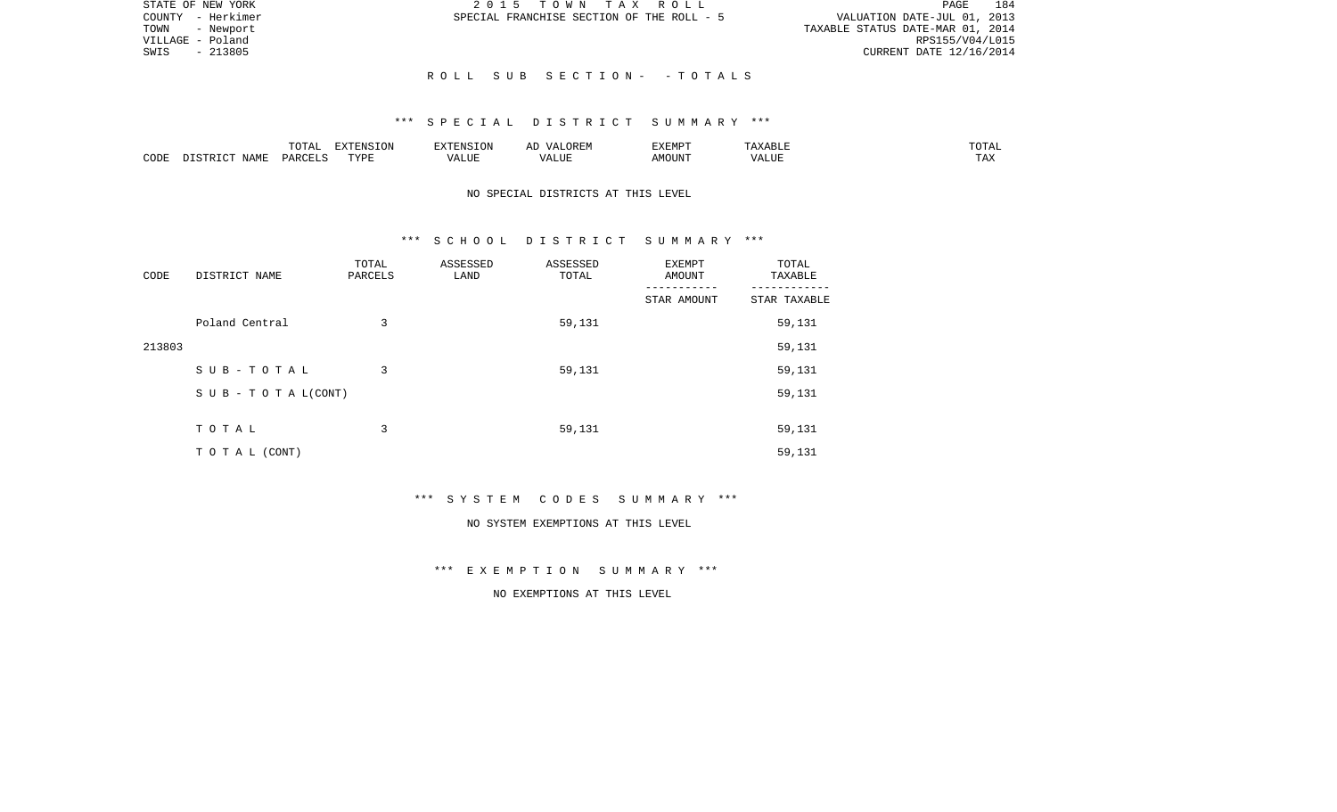STATE OF NEW YORK
COUNTY - Herkimer
TOWN - Newport
VILLAGE - Poland
SWIS - 213805

2015 TOWN TAX ROLL
SPECIAL FRANCHISE SECTION OF THE ROLL - 5

VALUATION DATE-JUL 01, 2013
TAXABLE STATUS DATE-MAR 01, 2014
RPS155/V04/L015
CURRENT DATE 12/16/2014

## ROLL SUB SECTION- - TOTALS

### *** SPECIAL DISTRICT SUMMARY ***

| CODE | DISTRICT NAME | TOTAL PARCELS | EXTENSION TYPE | EXTENSION VALUE | AD VALOREM VALUE | EXEMPT AMOUNT | TAXABLE VALUE | TOTAL TAX |
|---|---|---|---|---|---|---|---|---|

NO SPECIAL DISTRICTS AT THIS LEVEL

### *** SCHOOL DISTRICT SUMMARY ***

| CODE | DISTRICT NAME | TOTAL PARCELS | ASSESSED LAND | ASSESSED TOTAL | EXEMPT AMOUNT / STAR AMOUNT | TOTAL TAXABLE / STAR TAXABLE |
|---|---|---|---|---|---|---|
| 213803 | Poland Central | 3 | | 59,131 | | 59,131 |
| | | | | | | 59,131 |
| | S U B - T O T A L | 3 | | 59,131 | | 59,131 |
| | S U B - T O T A L(CONT) | | | | | 59,131 |
| | T O T A L | 3 | | 59,131 | | 59,131 |
| | T O T A L (CONT) | | | | | 59,131 |

### *** SYSTEM CODES SUMMARY ***

NO SYSTEM EXEMPTIONS AT THIS LEVEL

### *** EXEMPTION SUMMARY ***

NO EXEMPTIONS AT THIS LEVEL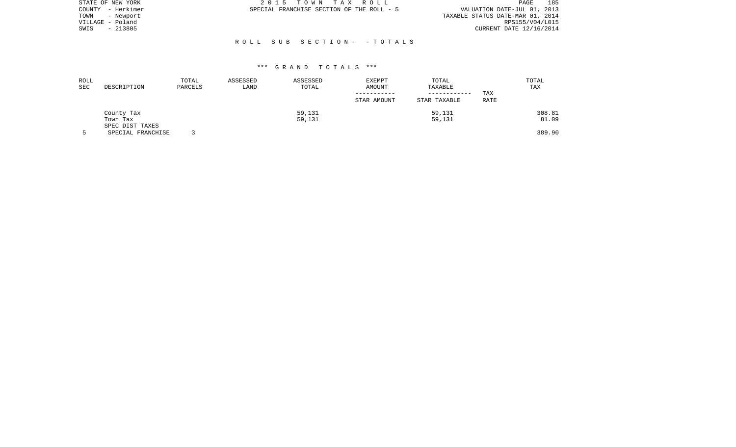STATE OF NEW YORK
COUNTY - Herkimer
TOWN - Newport
VILLAGE - Poland
SWIS - 213805

2 0 1 5 T O W N T A X R O L L
SPECIAL FRANCHISE SECTION OF THE ROLL - 5

VALUATION DATE-JUL 01, 2013
TAXABLE STATUS DATE-MAR 01, 2014
RPS155/V04/L015
CURRENT DATE 12/16/2014

R O L L S U B S E C T I O N - - T O T A L S

*** G R A N D T O T A L S ***

| ROLL SEC | DESCRIPTION | TOTAL PARCELS | ASSESSED LAND | ASSESSED TOTAL | EXEMPT AMOUNT ----------- STAR AMOUNT | TOTAL TAXABLE ------------ STAR TAXABLE | TAX RATE | TOTAL TAX |
|---|---|---|---|---|---|---|---|---|
| | County Tax | | | 59,131 | | 59,131 | | 308.81 |
| | Town Tax | | | 59,131 | | 59,131 | | 81.09 |
| | SPEC DIST TAXES | | | | | | | |
| 5 | SPECIAL FRANCHISE | 3 | | | | | | 389.90 |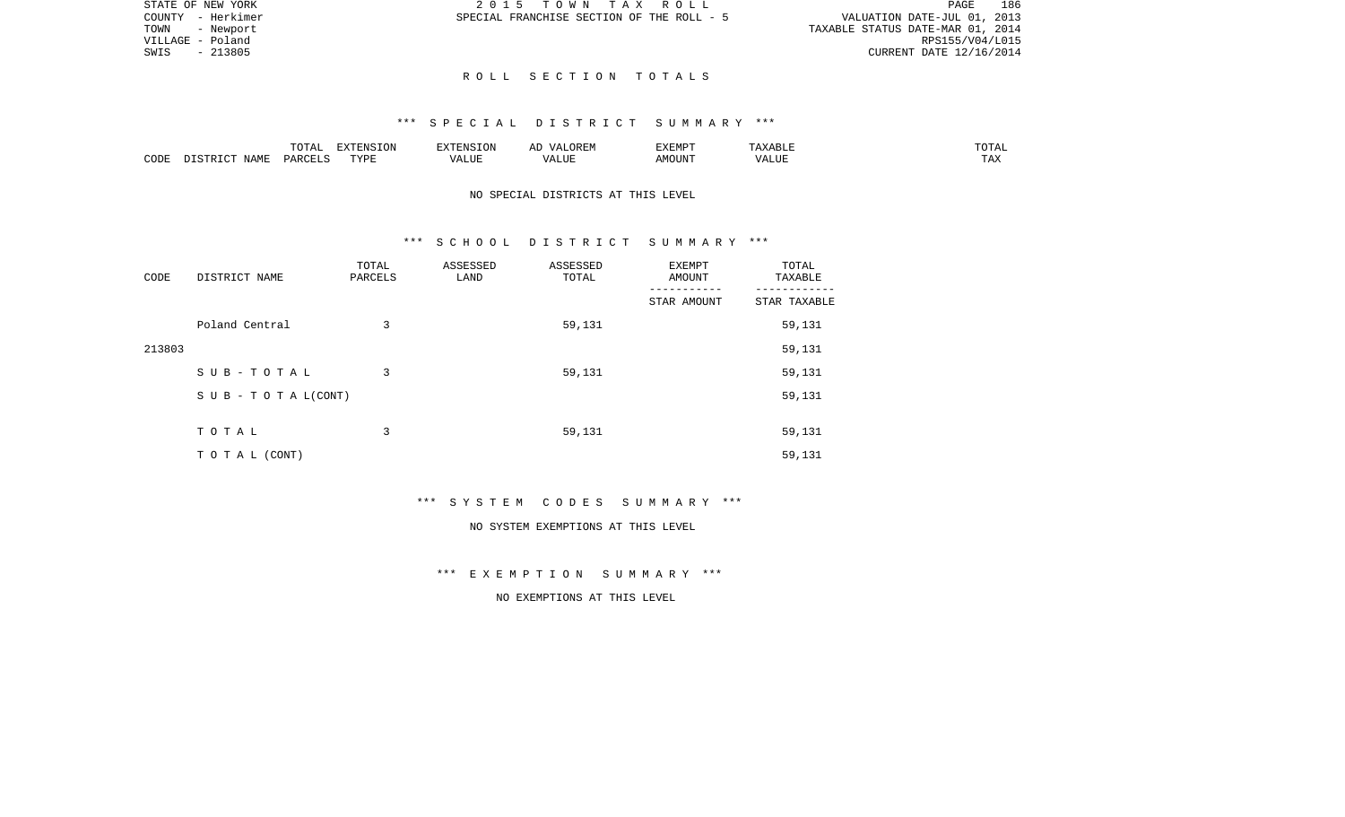STATE OF NEW YORK
COUNTY - Herkimer
TOWN - Newport
VILLAGE - Poland
SWIS - 213805

2 0 1 5 T O W N T A X R O L L
SPECIAL FRANCHISE SECTION OF THE ROLL - 5

VALUATION DATE-JUL 01, 2013
TAXABLE STATUS DATE-MAR 01, 2014
RPS155/V04/L015
CURRENT DATE 12/16/2014

## R O L L S E C T I O N T O T A L S

### *** S P E C I A L D I S T R I C T S U M M A R Y ***

| CODE | DISTRICT NAME | TOTAL PARCELS | EXTENSION TYPE | EXTENSION VALUE | AD VALOREM VALUE | EXEMPT AMOUNT | TAXABLE VALUE | TOTAL TAX |
|---|---|---|---|---|---|---|---|---|

NO SPECIAL DISTRICTS AT THIS LEVEL

### *** S C H O O L D I S T R I C T S U M M A R Y ***

| CODE | DISTRICT NAME | TOTAL PARCELS | ASSESSED LAND | ASSESSED TOTAL | EXEMPT AMOUNT / STAR AMOUNT | TOTAL TAXABLE / STAR TAXABLE |
|---|---|---|---|---|---|---|
| | Poland Central | 3 | | 59,131 | | 59,131 |
| 213803 | | | | | | 59,131 |
| | S U B - T O T A L | 3 | | 59,131 | | 59,131 |
| | S U B - T O T A L(CONT) | | | | | 59,131 |
| | T O T A L | 3 | | 59,131 | | 59,131 |
| | T O T A L (CONT) | | | | | 59,131 |

### *** S Y S T E M C O D E S S U M M A R Y ***

NO SYSTEM EXEMPTIONS AT THIS LEVEL

### *** E X E M P T I O N S U M M A R Y ***

NO EXEMPTIONS AT THIS LEVEL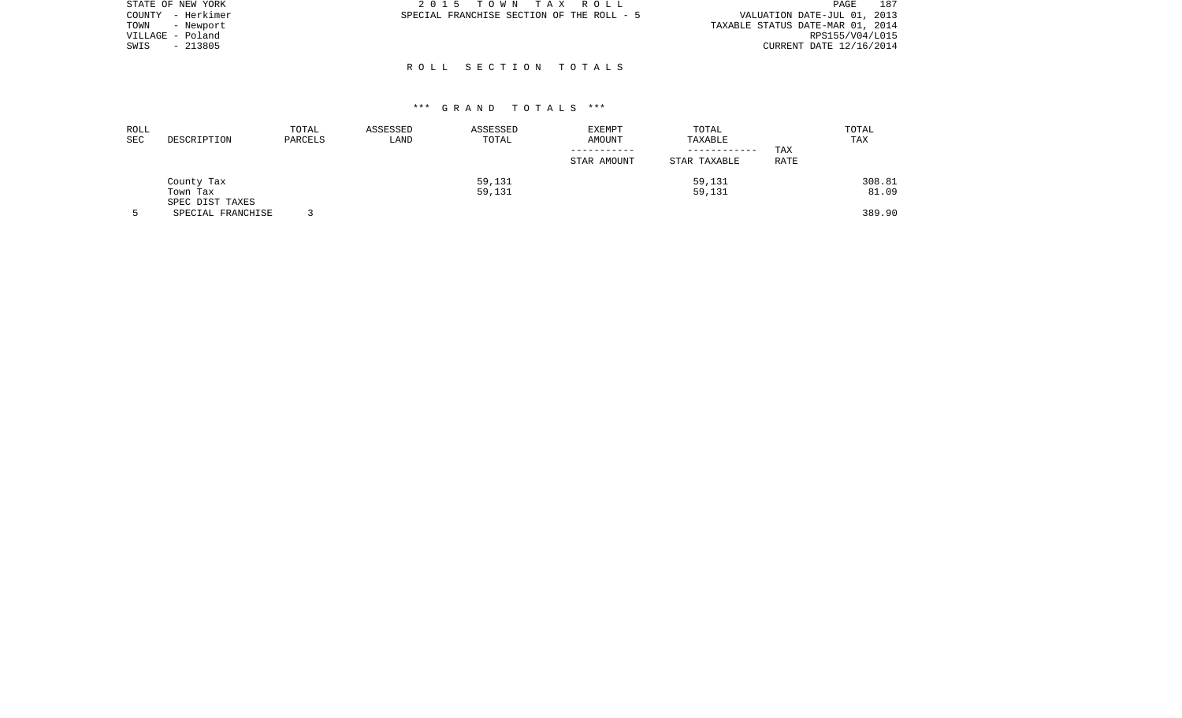STATE OF NEW YORK
COUNTY - Herkimer
TOWN - Newport
VILLAGE - Poland
SWIS - 213805

# 2015 TOWN TAX ROLL

SPECIAL FRANCHISE SECTION OF THE ROLL - 5

VALUATION DATE-JUL 01, 2013
TAXABLE STATUS DATE-MAR 01, 2014
RPS155/V04/L015
CURRENT DATE 12/16/2014

## ROLL SECTION TOTALS

### *** GRAND TOTALS ***

| ROLL SEC | DESCRIPTION | TOTAL PARCELS | ASSESSED LAND | ASSESSED TOTAL | EXEMPT AMOUNT / STAR AMOUNT | TOTAL TAXABLE / STAR TAXABLE | TAX RATE | TOTAL TAX |
|---|---|---|---|---|---|---|---|---|
| | County Tax | | | 59,131 | | 59,131 | | 308.81 |
| | Town Tax | | | 59,131 | | 59,131 | | 81.09 |
| | SPEC DIST TAXES | | | | | | | |
| 5 | SPECIAL FRANCHISE | 3 | | | | | | 389.90 |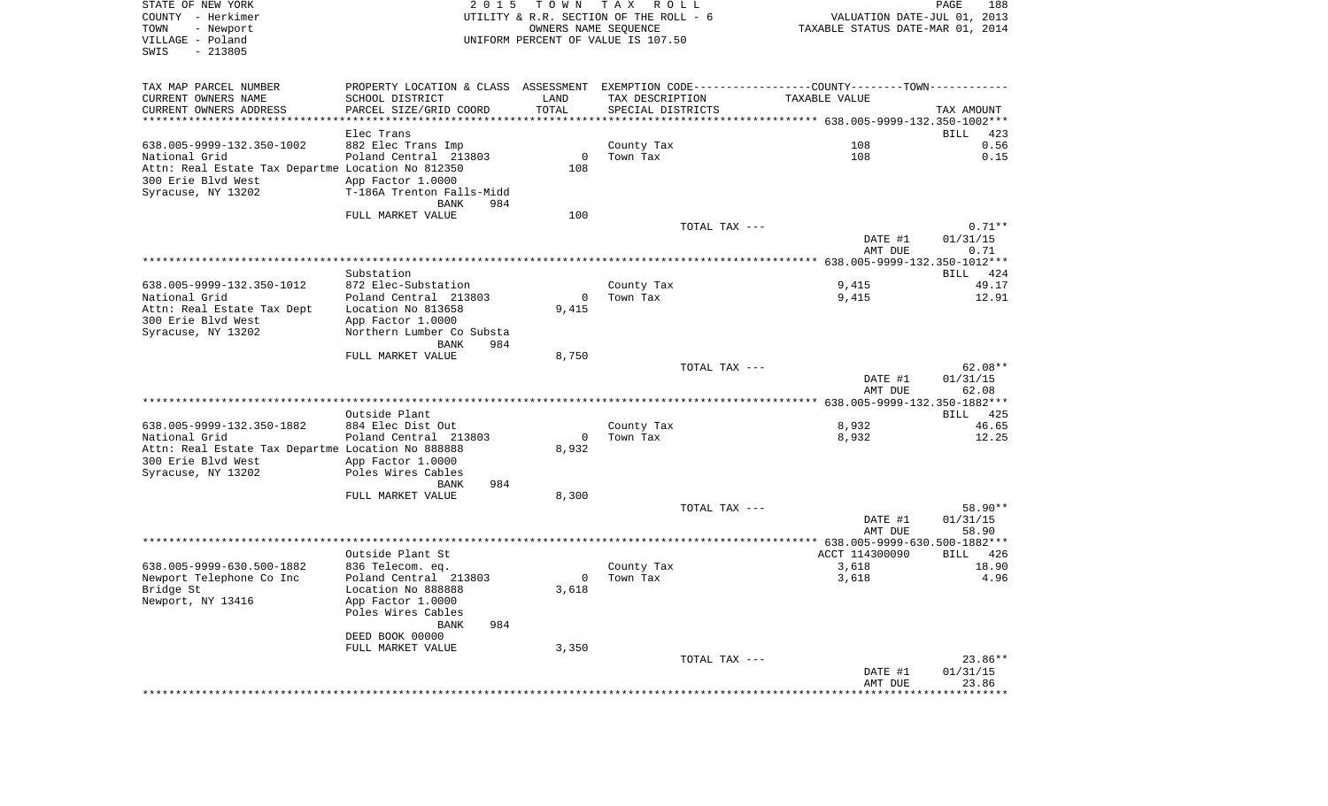STATE OF NEW YORK — 2015 TOWN TAX ROLL
COUNTY - Herkimer — UTILITY & R.R. SECTION OF THE ROLL - 6 — VALUATION DATE-JUL 01, 2013
TOWN - Newport — OWNERS NAME SEQUENCE — TAXABLE STATUS DATE-MAR 01, 2014
VILLAGE - Poland — UNIFORM PERCENT OF VALUE IS 107.50
SWIS - 213805

| TAX MAP PARCEL NUMBER / CURRENT OWNERS NAME / CURRENT OWNERS ADDRESS | PROPERTY LOCATION & CLASS / SCHOOL DISTRICT / PARCEL SIZE/GRID COORD | ASSESSMENT LAND / TOTAL | EXEMPTION CODE / TAX DESCRIPTION / SPECIAL DISTRICTS | COUNTY / TOWN TAXABLE VALUE | TAX AMOUNT |
|---|---|---|---|---|---|
| **638.005-9999-132.350-1002** | Elec Trans | | | | BILL 423 |
| 638.005-9999-132.350-1002 | 882 Elec Trans Imp | | County Tax | 108 | 0.56 |
| National Grid | Poland Central 213803 | 0 | Town Tax | 108 | 0.15 |
| Attn: Real Estate Tax Departme | Location No 812350 | 108 | | | |
| 300 Erie Blvd West | App Factor 1.0000 | | | | |
| Syracuse, NY 13202 | T-186A Trenton Falls-Midd | | | | |
| | BANK 984 | | | | |
| | FULL MARKET VALUE | 100 | | | |
| | | | TOTAL TAX --- | | 0.71** |
| | | | | DATE #1 | 01/31/15 |
| | | | | AMT DUE | 0.71 |
| **638.005-9999-132.350-1012** | Substation | | | | BILL 424 |
| 638.005-9999-132.350-1012 | 872 Elec-Substation | | County Tax | 9,415 | 49.17 |
| National Grid | Poland Central 213803 | 0 | Town Tax | 9,415 | 12.91 |
| Attn: Real Estate Tax Dept | Location No 813658 | 9,415 | | | |
| 300 Erie Blvd West | App Factor 1.0000 | | | | |
| Syracuse, NY 13202 | Northern Lumber Co Substa | | | | |
| | BANK 984 | | | | |
| | FULL MARKET VALUE | 8,750 | | | |
| | | | TOTAL TAX --- | | 62.08** |
| | | | | DATE #1 | 01/31/15 |
| | | | | AMT DUE | 62.08 |
| **638.005-9999-132.350-1882** | Outside Plant | | | | BILL 425 |
| 638.005-9999-132.350-1882 | 884 Elec Dist Out | | County Tax | 8,932 | 46.65 |
| National Grid | Poland Central 213803 | 0 | Town Tax | 8,932 | 12.25 |
| Attn: Real Estate Tax Departme | Location No 888888 | 8,932 | | | |
| 300 Erie Blvd West | App Factor 1.0000 | | | | |
| Syracuse, NY 13202 | Poles Wires Cables | | | | |
| | BANK 984 | | | | |
| | FULL MARKET VALUE | 8,300 | | | |
| | | | TOTAL TAX --- | | 58.90** |
| | | | | DATE #1 | 01/31/15 |
| | | | | AMT DUE | 58.90 |
| **638.005-9999-630.500-1882** | Outside Plant St | | | ACCT 114300090 | BILL 426 |
| 638.005-9999-630.500-1882 | 836 Telecom. eq. | | County Tax | 3,618 | 18.90 |
| Newport Telephone Co Inc | Poland Central 213803 | 0 | Town Tax | 3,618 | 4.96 |
| Bridge St | Location No 888888 | 3,618 | | | |
| Newport, NY 13416 | App Factor 1.0000 | | | | |
| | Poles Wires Cables | | | | |
| | BANK 984 | | | | |
| | DEED BOOK 00000 | | | | |
| | FULL MARKET VALUE | 3,350 | | | |
| | | | TOTAL TAX --- | | 23.86** |
| | | | | DATE #1 | 01/31/15 |
| | | | | AMT DUE | 23.86 |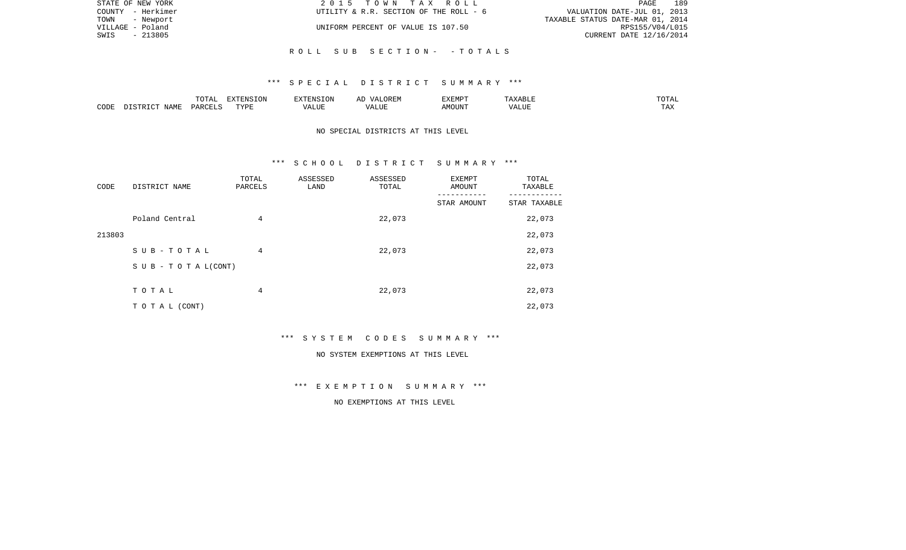STATE OF NEW YORK
COUNTY - Herkimer
TOWN - Newport
VILLAGE - Poland
SWIS - 213805

2015 TOWN TAX ROLL
UTILITY & R.R. SECTION OF THE ROLL - 6
UNIFORM PERCENT OF VALUE IS 107.50

VALUATION DATE-JUL 01, 2013
TAXABLE STATUS DATE-MAR 01, 2014
RPS155/V04/L015
CURRENT DATE 12/16/2014

ROLL SUB SECTION- - TOTALS

*** SPECIAL DISTRICT SUMMARY ***

| CODE | DISTRICT NAME | TOTAL PARCELS | EXTENSION TYPE | EXTENSION VALUE | AD VALOREM VALUE | EXEMPT AMOUNT | TAXABLE VALUE | TOTAL TAX |
|---|---|---|---|---|---|---|---|---|

NO SPECIAL DISTRICTS AT THIS LEVEL

*** SCHOOL DISTRICT SUMMARY ***

| CODE | DISTRICT NAME | TOTAL PARCELS | ASSESSED LAND | ASSESSED TOTAL | EXEMPT AMOUNT / STAR AMOUNT | TOTAL TAXABLE / STAR TAXABLE |
|---|---|---|---|---|---|---|
| | Poland Central | 4 | | 22,073 | | 22,073 |
| 213803 | | | | | | 22,073 |
| | SUB-TOTAL | 4 | | 22,073 | | 22,073 |
| | SUB-TOTAL(CONT) | | | | | 22,073 |
| | TOTAL | 4 | | 22,073 | | 22,073 |
| | TOTAL (CONT) | | | | | 22,073 |

*** SYSTEM CODES SUMMARY ***

NO SYSTEM EXEMPTIONS AT THIS LEVEL

*** EXEMPTION SUMMARY ***

NO EXEMPTIONS AT THIS LEVEL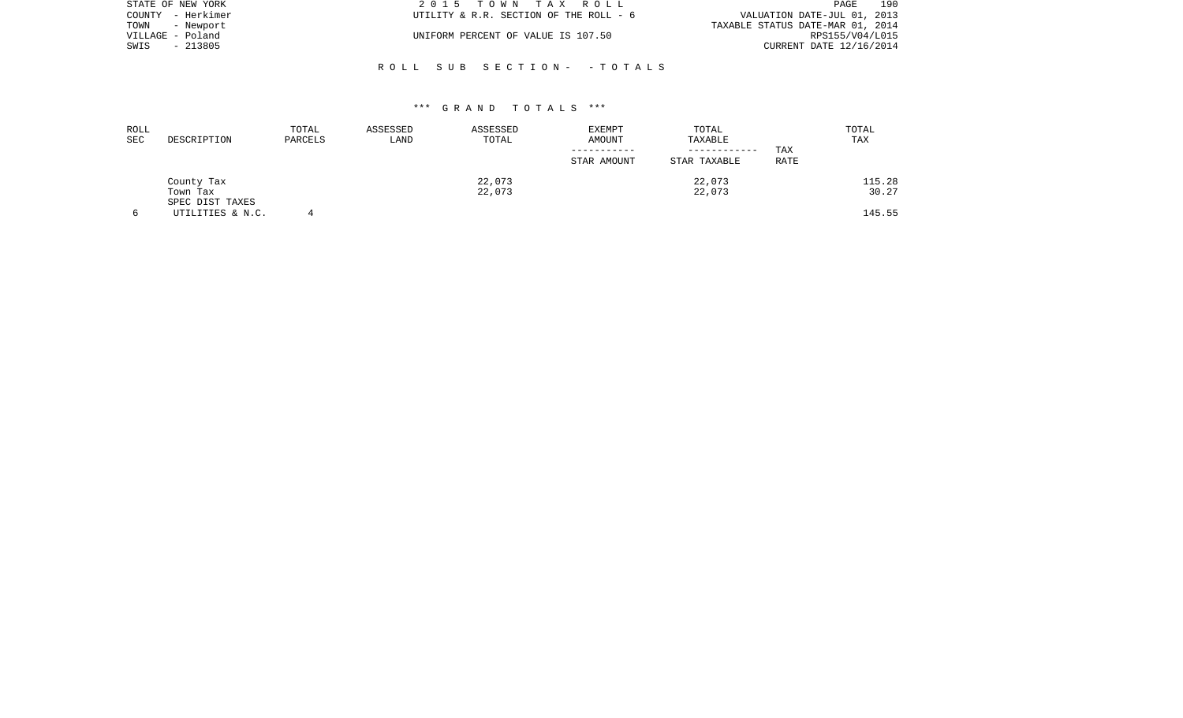STATE OF NEW YORK
COUNTY - Herkimer
TOWN - Newport
VILLAGE - Poland
SWIS - 213805

2 0 1 5 T O W N T A X R O L L
UTILITY & R.R. SECTION OF THE ROLL - 6
UNIFORM PERCENT OF VALUE IS 107.50

VALUATION DATE-JUL 01, 2013
TAXABLE STATUS DATE-MAR 01, 2014
RPS155/V04/L015
CURRENT DATE 12/16/2014

R O L L S U B S E C T I O N - - T O T A L S

\*\*\* G R A N D T O T A L S \*\*\*

| ROLL SEC | DESCRIPTION | TOTAL PARCELS | ASSESSED LAND | ASSESSED TOTAL | EXEMPT AMOUNT / STAR AMOUNT | TOTAL TAXABLE / STAR TAXABLE | TAX RATE | TOTAL TAX |
|---|---|---|---|---|---|---|---|---|
| | County Tax | | | 22,073 | | 22,073 | | 115.28 |
| | Town Tax | | | 22,073 | | 22,073 | | 30.27 |
| | SPEC DIST TAXES | | | | | | | |
| 6 | UTILITIES & N.C. | 4 | | | | | | 145.55 |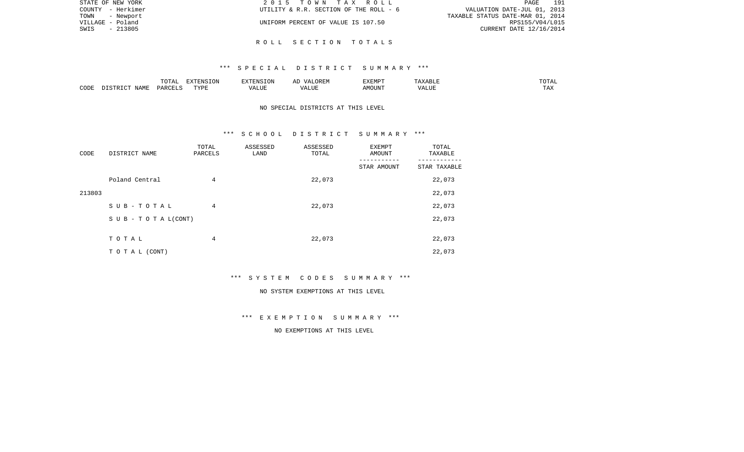STATE OF NEW YORK | 2 0 1 5 T O W N T A X R O L L | PAGE 191
COUNTY - Herkimer | UTILITY & R.R. SECTION OF THE ROLL - 6 | VALUATION DATE-JUL 01, 2013
TOWN - Newport | | TAXABLE STATUS DATE-MAR 01, 2014
VILLAGE - Poland | UNIFORM PERCENT OF VALUE IS 107.50 | RPS155/V04/L015
SWIS - 213805 | | CURRENT DATE 12/16/2014

# R O L L S E C T I O N T O T A L S

## *** S P E C I A L D I S T R I C T S U M M A R Y ***

| CODE | DISTRICT NAME | TOTAL PARCELS | EXTENSION TYPE | EXTENSION VALUE | AD VALOREM VALUE | EXEMPT AMOUNT | TAXABLE VALUE | TOTAL TAX |
|---|---|---|---|---|---|---|---|---|

NO SPECIAL DISTRICTS AT THIS LEVEL

## *** S C H O O L D I S T R I C T S U M M A R Y ***

| CODE | DISTRICT NAME | TOTAL PARCELS | ASSESSED LAND | ASSESSED TOTAL | EXEMPT AMOUNT / STAR AMOUNT | TOTAL TAXABLE / STAR TAXABLE |
|---|---|---|---|---|---|---|
| | Poland Central | 4 | | 22,073 | | 22,073 |
| 213803 | | | | | | 22,073 |
| | S U B - T O T A L | 4 | | 22,073 | | 22,073 |
| | S U B - T O T A L(CONT) | | | | | 22,073 |
| | T O T A L | 4 | | 22,073 | | 22,073 |
| | T O T A L (CONT) | | | | | 22,073 |

## *** S Y S T E M C O D E S S U M M A R Y ***

NO SYSTEM EXEMPTIONS AT THIS LEVEL

## *** E X E M P T I O N S U M M A R Y ***

NO EXEMPTIONS AT THIS LEVEL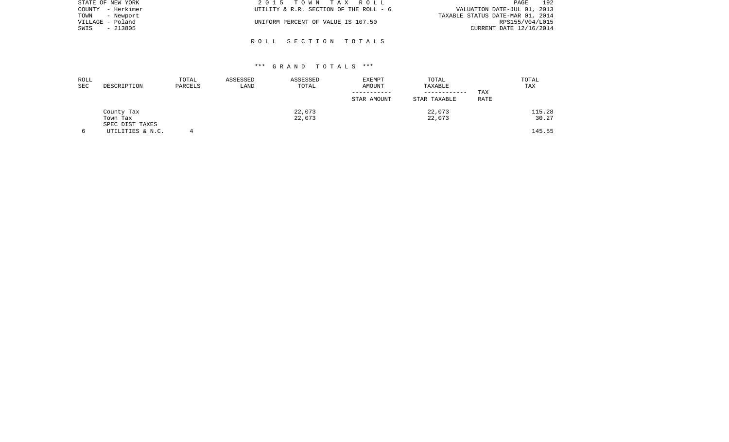STATE OF NEW YORK
COUNTY - Herkimer
TOWN - Newport
VILLAGE - Poland
SWIS - 213805

2015 TOWN TAX ROLL
UTILITY & R.R. SECTION OF THE ROLL - 6
UNIFORM PERCENT OF VALUE IS 107.50

VALUATION DATE-JUL 01, 2013
TAXABLE STATUS DATE-MAR 01, 2014
RPS155/V04/L015
CURRENT DATE 12/16/2014

## ROLL SECTION TOTALS

### *** GRAND TOTALS ***

| ROLL SEC | DESCRIPTION | TOTAL PARCELS | ASSESSED LAND | ASSESSED TOTAL | EXEMPT AMOUNT / STAR AMOUNT | TOTAL TAXABLE / STAR TAXABLE | TAX RATE | TOTAL TAX |
|---|---|---|---|---|---|---|---|---|
| | County Tax | | | 22,073 | | 22,073 | | 115.28 |
| | Town Tax | | | 22,073 | | 22,073 | | 30.27 |
| | SPEC DIST TAXES | | | | | | | |
| 6 | UTILITIES & N.C. | 4 | | | | | | 145.55 |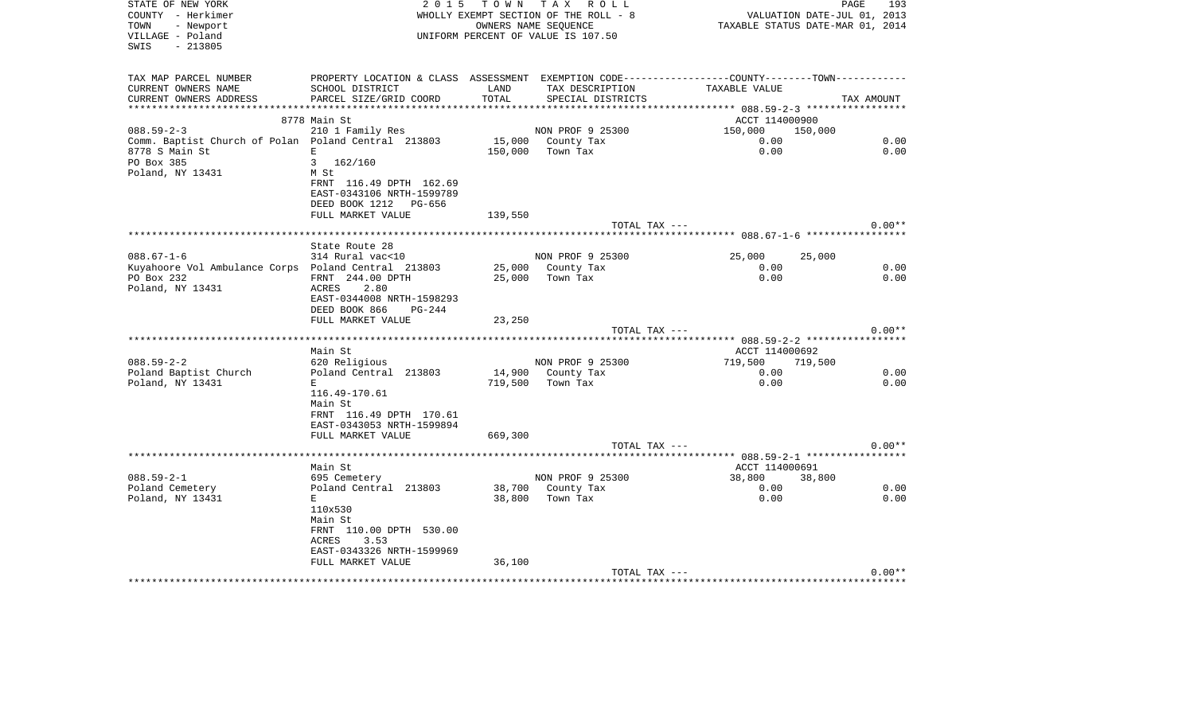STATE OF NEW YORK
COUNTY - Herkimer
TOWN - Newport
VILLAGE - Poland
SWIS - 213805

2 0 1 5 T O W N T A X R O L L
WHOLLY EXEMPT SECTION OF THE ROLL - 8
OWNERS NAME SEQUENCE
UNIFORM PERCENT OF VALUE IS 107.50

VALUATION DATE-JUL 01, 2013
TAXABLE STATUS DATE-MAR 01, 2014

| TAX MAP PARCEL NUMBER<br>CURRENT OWNERS NAME<br>CURRENT OWNERS ADDRESS | PROPERTY LOCATION & CLASS<br>SCHOOL DISTRICT<br>PARCEL SIZE/GRID COORD | ASSESSMENT<br>LAND<br>TOTAL | EXEMPTION CODE<br>TAX DESCRIPTION<br>SPECIAL DISTRICTS | COUNTY<br>TAXABLE VALUE | TOWN | TAX AMOUNT |
|---|---|---|---|---|---|---|
| **088.59-2-3** | 8778 Main St | | | ACCT 114000900 | | |
| 088.59-2-3 | 210 1 Family Res | | NON PROF 9 25300 | 150,000 | 150,000 | |
| Comm. Baptist Church of Polan | Poland Central 213803 | 15,000 | County Tax | 0.00 | | 0.00 |
| 8778 S Main St | E | 150,000 | Town Tax | 0.00 | | 0.00 |
| PO Box 385 | 3 162/160 | | | | | |
| Poland, NY 13431 | M St | | | | | |
| | FRNT 116.49 DPTH 162.69 | | | | | |
| | EAST-0343106 NRTH-1599789 | | | | | |
| | DEED BOOK 1212 PG-656 | | | | | |
| | FULL MARKET VALUE | 139,550 | | | | |
| | | | TOTAL TAX --- | | | 0.00** |
| **088.67-1-6** | State Route 28 | | | | | |
| 088.67-1-6 | 314 Rural vac<10 | | NON PROF 9 25300 | 25,000 | 25,000 | |
| Kuyahoore Vol Ambulance Corps | Poland Central 213803 | 25,000 | County Tax | 0.00 | | 0.00 |
| PO Box 232 | FRNT 244.00 DPTH | 25,000 | Town Tax | 0.00 | | 0.00 |
| Poland, NY 13431 | ACRES 2.80 | | | | | |
| | EAST-0344008 NRTH-1598293 | | | | | |
| | DEED BOOK 866 PG-244 | | | | | |
| | FULL MARKET VALUE | 23,250 | | | | |
| | | | TOTAL TAX --- | | | 0.00** |
| **088.59-2-2** | Main St | | | ACCT 114000692 | | |
| 088.59-2-2 | 620 Religious | | NON PROF 9 25300 | 719,500 | 719,500 | |
| Poland Baptist Church | Poland Central 213803 | 14,900 | County Tax | 0.00 | | 0.00 |
| Poland, NY 13431 | E | 719,500 | Town Tax | 0.00 | | 0.00 |
| | 116.49-170.61 | | | | | |
| | Main St | | | | | |
| | FRNT 116.49 DPTH 170.61 | | | | | |
| | EAST-0343053 NRTH-1599894 | | | | | |
| | FULL MARKET VALUE | 669,300 | | | | |
| | | | TOTAL TAX --- | | | 0.00** |
| **088.59-2-1** | Main St | | | ACCT 114000691 | | |
| 088.59-2-1 | 695 Cemetery | | NON PROF 9 25300 | 38,800 | 38,800 | |
| Poland Cemetery | Poland Central 213803 | 38,700 | County Tax | 0.00 | | 0.00 |
| Poland, NY 13431 | E | 38,800 | Town Tax | 0.00 | | 0.00 |
| | 110x530 | | | | | |
| | Main St | | | | | |
| | FRNT 110.00 DPTH 530.00 | | | | | |
| | ACRES 3.53 | | | | | |
| | EAST-0343326 NRTH-1599969 | | | | | |
| | FULL MARKET VALUE | 36,100 | | | | |
| | | | TOTAL TAX --- | | | 0.00** |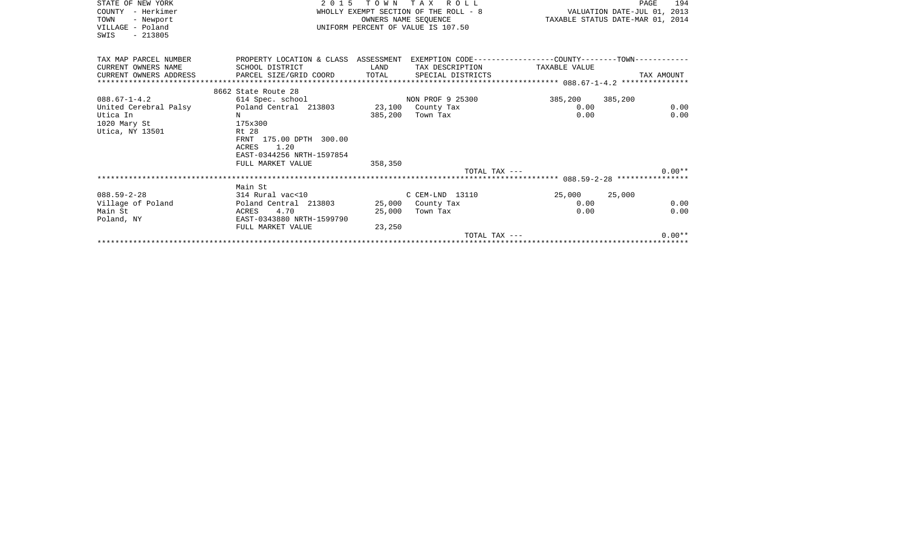STATE OF NEW YORK
COUNTY - Herkimer
TOWN - Newport
VILLAGE - Poland
SWIS - 213805

2015 TOWN TAX ROLL
WHOLLY EXEMPT SECTION OF THE ROLL - 8
OWNERS NAME SEQUENCE
UNIFORM PERCENT OF VALUE IS 107.50

VALUATION DATE-JUL 01, 2013
TAXABLE STATUS DATE-MAR 01, 2014

| TAX MAP PARCEL NUMBER / CURRENT OWNERS NAME / CURRENT OWNERS ADDRESS | PROPERTY LOCATION & CLASS / SCHOOL DISTRICT / PARCEL SIZE/GRID COORD | ASSESSMENT LAND / TOTAL | EXEMPTION CODE / TAX DESCRIPTION / SPECIAL DISTRICTS | COUNTY TAXABLE VALUE | TOWN | TAX AMOUNT |
|---|---|---|---|---|---|---|
| ********** 088.67-1-4.2 ********** | | | | | | |
| | 8662 State Route 28 | | | | | |
| 088.67-1-4.2 | 614 Spec. school | | NON PROF 9 25300 | 385,200 | 385,200 | |
| United Cerebral Palsy | Poland Central 213803 | 23,100 | County Tax | 0.00 | | 0.00 |
| Utica In | N | 385,200 | Town Tax | 0.00 | | 0.00 |
| 1020 Mary St | 175x300 | | | | | |
| Utica, NY 13501 | Rt 28 | | | | | |
| | FRNT 175.00 DPTH 300.00 | | | | | |
| | ACRES 1.20 | | | | | |
| | EAST-0344256 NRTH-1597854 | | | | | |
| | FULL MARKET VALUE | 358,350 | | | | |
| | | | TOTAL TAX --- | | | 0.00** |
| ********** 088.59-2-28 ********** | | | | | | |
| | Main St | | | | | |
| 088.59-2-28 | 314 Rural vac<10 | | C CEM-LND 13110 | 25,000 | 25,000 | |
| Village of Poland | Poland Central 213803 | 25,000 | County Tax | 0.00 | | 0.00 |
| Main St | ACRES 4.70 | 25,000 | Town Tax | 0.00 | | 0.00 |
| Poland, NY | EAST-0343880 NRTH-1599790 | | | | | |
| | FULL MARKET VALUE | 23,250 | | | | |
| | | | TOTAL TAX --- | | | 0.00** |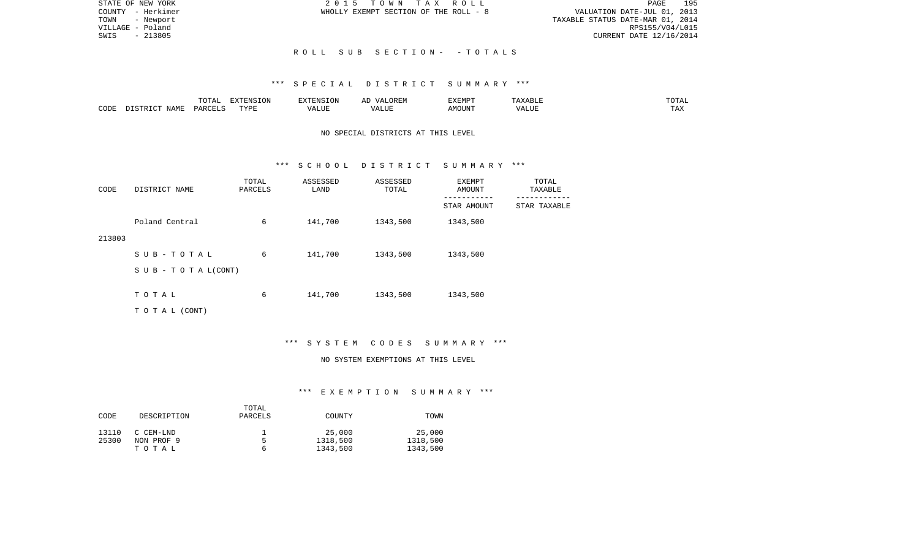STATE OF NEW YORK
COUNTY - Herkimer
TOWN - Newport
VILLAGE - Poland
SWIS - 213805

2 0 1 5 T O W N T A X R O L L
WHOLLY EXEMPT SECTION OF THE ROLL - 8

VALUATION DATE-JUL 01, 2013
TAXABLE STATUS DATE-MAR 01, 2014
RPS155/V04/L015
CURRENT DATE 12/16/2014

R O L L S U B S E C T I O N - - T O T A L S

*** S P E C I A L D I S T R I C T S U M M A R Y ***

| CODE | DISTRICT NAME | TOTAL PARCELS | EXTENSION TYPE | EXTENSION VALUE | AD VALOREM VALUE | EXEMPT AMOUNT | TAXABLE VALUE | TOTAL TAX |
|---|---|---|---|---|---|---|---|---|

NO SPECIAL DISTRICTS AT THIS LEVEL

*** S C H O O L D I S T R I C T S U M M A R Y ***

| CODE | DISTRICT NAME | TOTAL PARCELS | ASSESSED LAND | ASSESSED TOTAL | EXEMPT AMOUNT / STAR AMOUNT | TOTAL TAXABLE / STAR TAXABLE |
|---|---|---|---|---|---|---|
| 213803 | Poland Central | 6 | 141,700 | 1343,500 | 1343,500 | |
| | S U B - T O T A L | 6 | 141,700 | 1343,500 | 1343,500 | |
| | S U B - T O T A L(CONT) | | | | | |
| | T O T A L | 6 | 141,700 | 1343,500 | 1343,500 | |
| | T O T A L (CONT) | | | | | |

*** S Y S T E M C O D E S S U M M A R Y ***

NO SYSTEM EXEMPTIONS AT THIS LEVEL

*** E X E M P T I O N S U M M A R Y ***

| CODE | DESCRIPTION | TOTAL PARCELS | COUNTY | TOWN |
|---|---|---|---|---|
| 13110 | C CEM-LND | 1 | 25,000 | 25,000 |
| 25300 | NON PROF 9 | 5 | 1318,500 | 1318,500 |
| | T O T A L | 6 | 1343,500 | 1343,500 |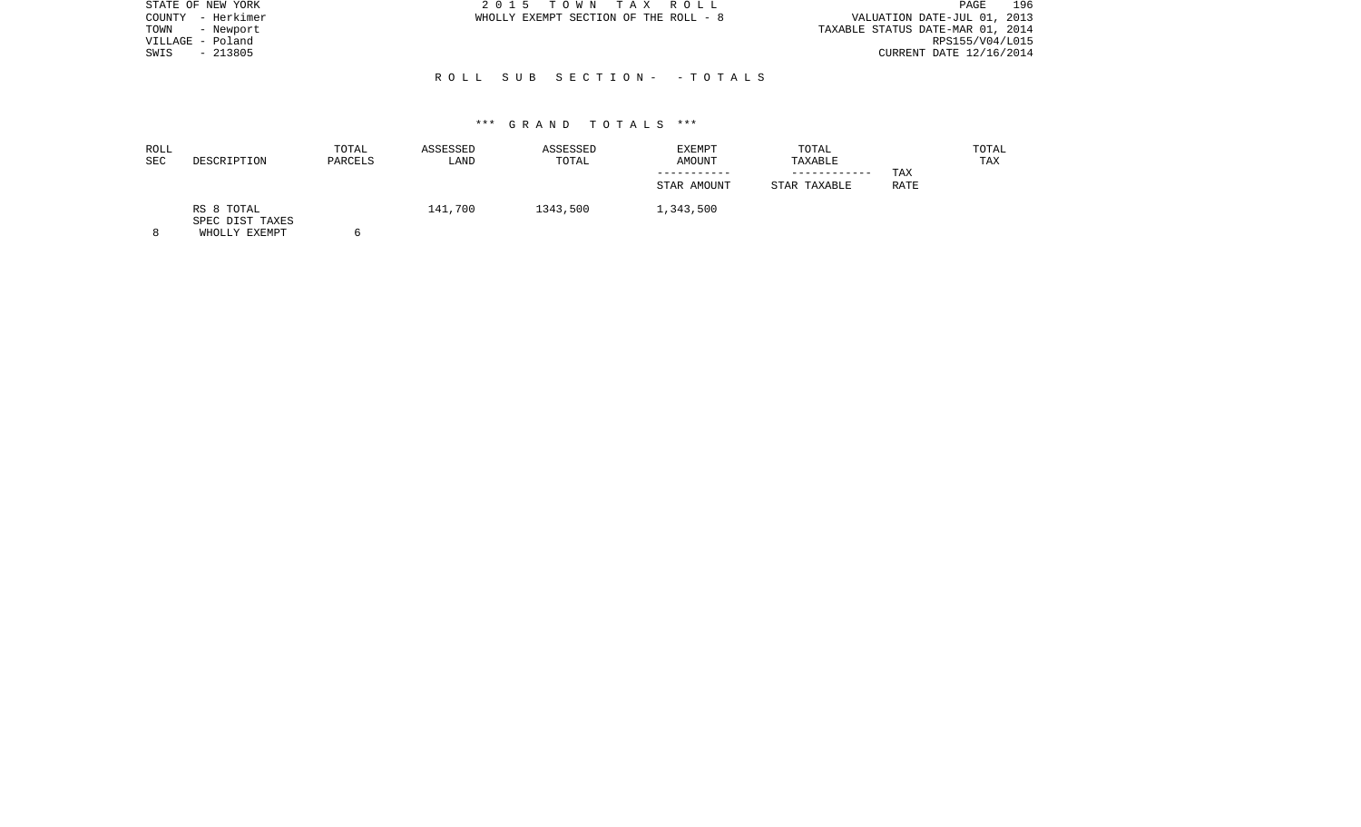STATE OF NEW YORK
COUNTY - Herkimer
TOWN - Newport
VILLAGE - Poland
SWIS - 213805

2 0 1 5 T O W N T A X R O L L
WHOLLY EXEMPT SECTION OF THE ROLL - 8

VALUATION DATE-JUL 01, 2013
TAXABLE STATUS DATE-MAR 01, 2014
RPS155/V04/L015
CURRENT DATE 12/16/2014

R O L L S U B S E C T I O N - - T O T A L S

\*\*\* G R A N D T O T A L S \*\*\*

| ROLL SEC | DESCRIPTION | TOTAL PARCELS | ASSESSED LAND | ASSESSED TOTAL | EXEMPT AMOUNT / STAR AMOUNT | TOTAL TAXABLE / STAR TAXABLE | TAX RATE | TOTAL TAX |
|---|---|---|---|---|---|---|---|---|
| | RS 8 TOTAL | | 141,700 | 1343,500 | 1,343,500 | | | |
| | SPEC DIST TAXES | | | | | | | |
| 8 | WHOLLY EXEMPT | 6 | | | | | | |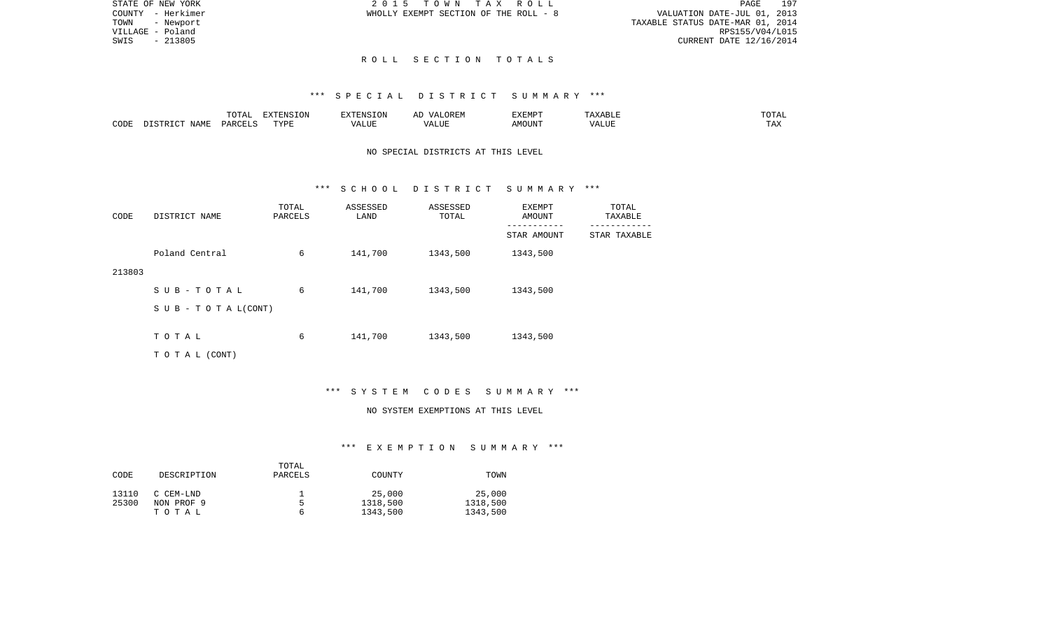STATE OF NEW YORK
COUNTY - Herkimer
TOWN - Newport
VILLAGE - Poland
SWIS - 213805

2 0 1 5 T O W N T A X R O L L
WHOLLY EXEMPT SECTION OF THE ROLL - 8

VALUATION DATE-JUL 01, 2013
TAXABLE STATUS DATE-MAR 01, 2014
RPS155/V04/L015
CURRENT DATE 12/16/2014

## R O L L S E C T I O N T O T A L S

### *** S P E C I A L D I S T R I C T S U M M A R Y ***

| CODE | DISTRICT NAME | TOTAL PARCELS | EXTENSION TYPE | EXTENSION VALUE | AD VALOREM VALUE | EXEMPT AMOUNT | TAXABLE VALUE | TOTAL TAX |
|---|---|---|---|---|---|---|---|---|

NO SPECIAL DISTRICTS AT THIS LEVEL

### *** S C H O O L D I S T R I C T S U M M A R Y ***

| CODE | DISTRICT NAME | TOTAL PARCELS | ASSESSED LAND | ASSESSED TOTAL | EXEMPT AMOUNT / STAR AMOUNT | TOTAL TAXABLE / STAR TAXABLE |
|---|---|---|---|---|---|---|
| 213803 | Poland Central | 6 | 141,700 | 1343,500 | 1343,500 | |
| | S U B - T O T A L | 6 | 141,700 | 1343,500 | 1343,500 | |
| | S U B - T O T A L(CONT) | | | | | |
| | T O T A L | 6 | 141,700 | 1343,500 | 1343,500 | |
| | T O T A L (CONT) | | | | | |

### *** S Y S T E M C O D E S S U M M A R Y ***

NO SYSTEM EXEMPTIONS AT THIS LEVEL

### *** E X E M P T I O N S U M M A R Y ***

| CODE | DESCRIPTION | TOTAL PARCELS | COUNTY | TOWN |
|---|---|---|---|---|
| 13110 | C CEM-LND | 1 | 25,000 | 25,000 |
| 25300 | NON PROF 9 | 5 | 1318,500 | 1318,500 |
| | T O T A L | 6 | 1343,500 | 1343,500 |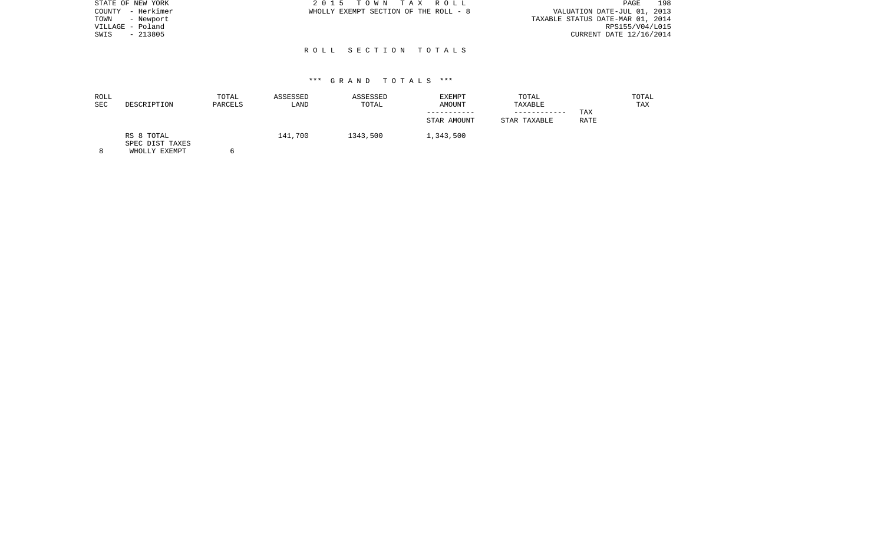STATE OF NEW YORK
COUNTY - Herkimer
TOWN - Newport
VILLAGE - Poland
SWIS - 213805

2 0 1 5 T O W N T A X R O L L
WHOLLY EXEMPT SECTION OF THE ROLL - 8

VALUATION DATE-JUL 01, 2013
TAXABLE STATUS DATE-MAR 01, 2014
RPS155/V04/L015
CURRENT DATE 12/16/2014

## R O L L S E C T I O N T O T A L S

### *** G R A N D T O T A L S ***

| ROLL SEC | DESCRIPTION | TOTAL PARCELS | ASSESSED LAND | ASSESSED TOTAL | EXEMPT AMOUNT / STAR AMOUNT | TOTAL TAXABLE / STAR TAXABLE | TAX RATE | TOTAL TAX |
|---|---|---|---|---|---|---|---|---|
| 8 | RS 8 TOTAL SPEC DIST TAXES WHOLLY EXEMPT | 6 | 141,700 | 1343,500 | 1,343,500 | | | |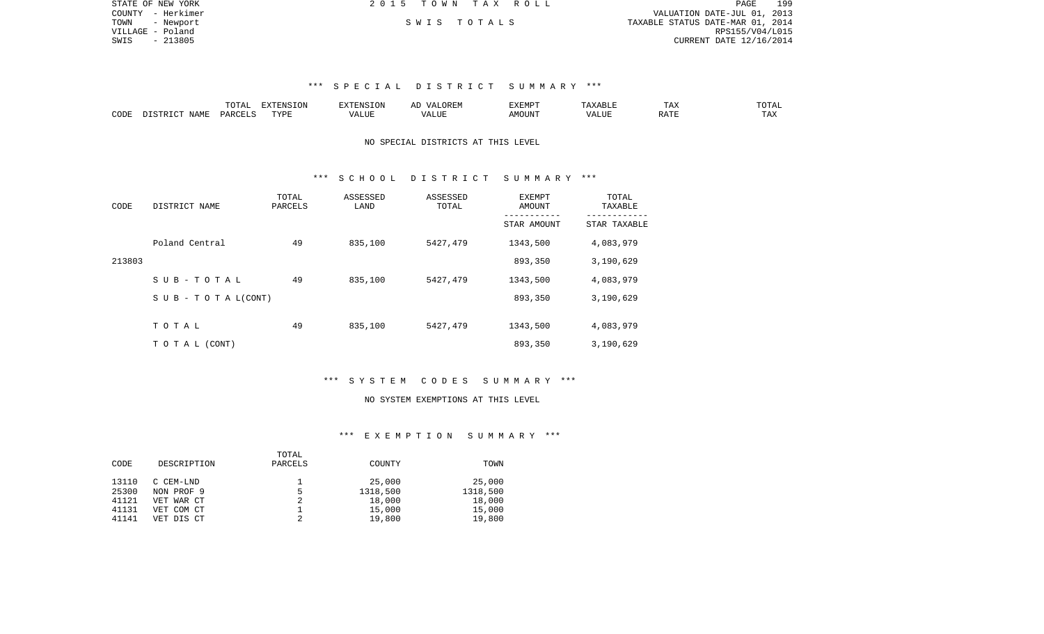STATE OF NEW YORK
COUNTY - Herkimer
TOWN - Newport
VILLAGE - Poland
SWIS - 213805

2 0 1 5 T O W N T A X R O L L

S W I S T O T A L S

VALUATION DATE-JUL 01, 2013
TAXABLE STATUS DATE-MAR 01, 2014
RPS155/V04/L015
CURRENT DATE 12/16/2014

### \*\*\* S P E C I A L D I S T R I C T S U M M A R Y \*\*\*

| CODE | DISTRICT NAME | TOTAL PARCELS | EXTENSION TYPE | EXTENSION VALUE | AD VALOREM VALUE | EXEMPT AMOUNT | TAXABLE VALUE | TAX RATE | TOTAL TAX |
|---|---|---|---|---|---|---|---|---|---|

NO SPECIAL DISTRICTS AT THIS LEVEL

### \*\*\* S C H O O L D I S T R I C T S U M M A R Y \*\*\*

| CODE | DISTRICT NAME | TOTAL PARCELS | ASSESSED LAND | ASSESSED TOTAL | EXEMPT AMOUNT / STAR AMOUNT | TOTAL TAXABLE / STAR TAXABLE |
|---|---|---|---|---|---|---|
| | Poland Central | 49 | 835,100 | 5427,479 | 1343,500 | 4,083,979 |
| 213803 | | | | | 893,350 | 3,190,629 |
| | S U B - T O T A L | 49 | 835,100 | 5427,479 | 1343,500 | 4,083,979 |
| | S U B - T O T A L(CONT) | | | | 893,350 | 3,190,629 |
| | T O T A L | 49 | 835,100 | 5427,479 | 1343,500 | 4,083,979 |
| | T O T A L (CONT) | | | | 893,350 | 3,190,629 |

### \*\*\* S Y S T E M C O D E S S U M M A R Y \*\*\*

NO SYSTEM EXEMPTIONS AT THIS LEVEL

### \*\*\* E X E M P T I O N S U M M A R Y \*\*\*

| CODE | DESCRIPTION | TOTAL PARCELS | COUNTY | TOWN |
|---|---|---|---|---|
| 13110 | C CEM-LND | 1 | 25,000 | 25,000 |
| 25300 | NON PROF 9 | 5 | 1318,500 | 1318,500 |
| 41121 | VET WAR CT | 2 | 18,000 | 18,000 |
| 41131 | VET COM CT | 1 | 15,000 | 15,000 |
| 41141 | VET DIS CT | 2 | 19,800 | 19,800 |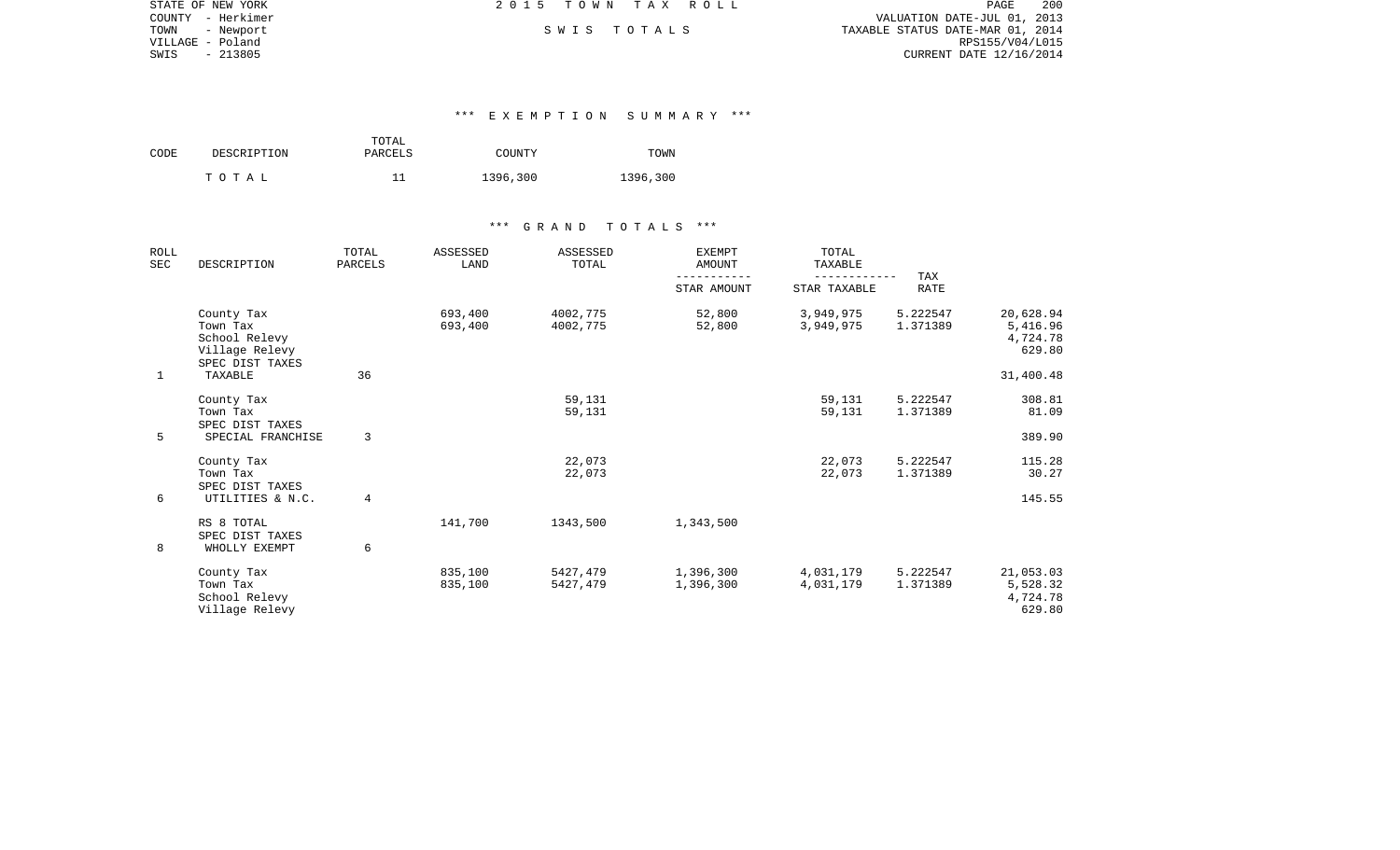STATE OF NEW YORK
COUNTY - Herkimer
TOWN - Newport
VILLAGE - Poland
SWIS - 213805

2015 TOWN TAX ROLL

SWIS TOTALS

VALUATION DATE-JUL 01, 2013
TAXABLE STATUS DATE-MAR 01, 2014
RPS155/V04/L015
CURRENT DATE 12/16/2014

### *** EXEMPTION SUMMARY ***

| CODE | DESCRIPTION | TOTAL PARCELS | COUNTY | TOWN |
|---|---|---|---|---|
| | TOTAL | 11 | 1396,300 | 1396,300 |

### *** GRAND TOTALS ***

| ROLL SEC | DESCRIPTION | TOTAL PARCELS | ASSESSED LAND | ASSESSED TOTAL | EXEMPT AMOUNT / STAR AMOUNT | TOTAL TAXABLE / STAR TAXABLE | TAX RATE | |
|---|---|---|---|---|---|---|---|---|
| | County Tax | | 693,400 | 4002,775 | 52,800 | 3,949,975 | 5.222547 | 20,628.94 |
| | Town Tax | | 693,400 | 4002,775 | 52,800 | 3,949,975 | 1.371389 | 5,416.96 |
| | School Relevy | | | | | | | 4,724.78 |
| | Village Relevy | | | | | | | 629.80 |
| | SPEC DIST TAXES | | | | | | | |
| 1 | TAXABLE | 36 | | | | | | 31,400.48 |
| | County Tax | | | 59,131 | | 59,131 | 5.222547 | 308.81 |
| | Town Tax | | | 59,131 | | 59,131 | 1.371389 | 81.09 |
| | SPEC DIST TAXES | | | | | | | |
| 5 | SPECIAL FRANCHISE | 3 | | | | | | 389.90 |
| | County Tax | | | 22,073 | | 22,073 | 5.222547 | 115.28 |
| | Town Tax | | | 22,073 | | 22,073 | 1.371389 | 30.27 |
| | SPEC DIST TAXES | | | | | | | |
| 6 | UTILITIES & N.C. | 4 | | | | | | 145.55 |
| | RS 8 TOTAL | | 141,700 | 1343,500 | 1,343,500 | | | |
| | SPEC DIST TAXES | | | | | | | |
| 8 | WHOLLY EXEMPT | 6 | | | | | | |
| | County Tax | | 835,100 | 5427,479 | 1,396,300 | 4,031,179 | 5.222547 | 21,053.03 |
| | Town Tax | | 835,100 | 5427,479 | 1,396,300 | 4,031,179 | 1.371389 | 5,528.32 |
| | School Relevy | | | | | | | 4,724.78 |
| | Village Relevy | | | | | | | 629.80 |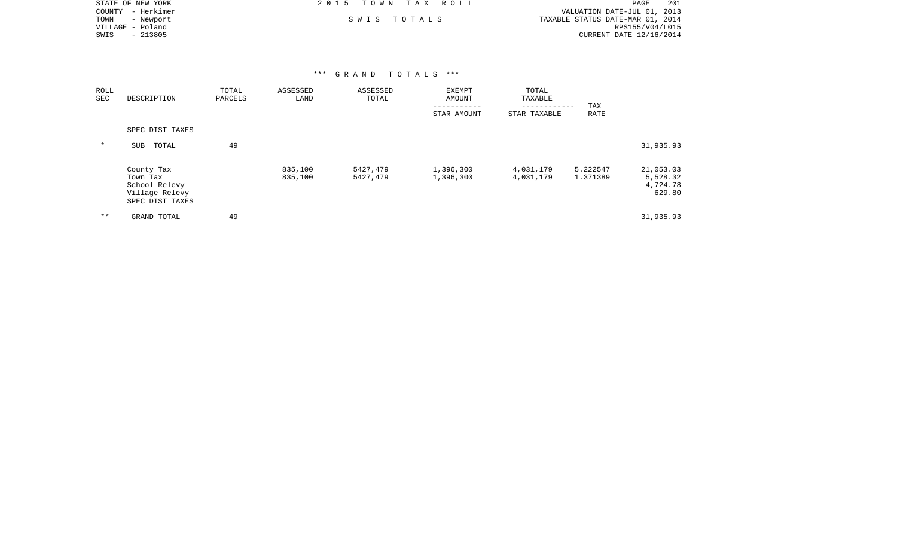STATE OF NEW YORK
COUNTY - Herkimer
TOWN - Newport
VILLAGE - Poland
SWIS - 213805

2 0 1 5 T O W N T A X R O L L

S W I S T O T A L S

VALUATION DATE-JUL 01, 2013
TAXABLE STATUS DATE-MAR 01, 2014
RPS155/V04/L015
CURRENT DATE 12/16/2014

## *** G R A N D T O T A L S ***

| ROLL SEC | DESCRIPTION | TOTAL PARCELS | ASSESSED LAND | ASSESSED TOTAL | EXEMPT AMOUNT / STAR AMOUNT | TOTAL TAXABLE / STAR TAXABLE | TAX RATE | |
|---|---|---|---|---|---|---|---|---|
| | SPEC DIST TAXES | | | | | | | |
| * | SUB TOTAL | 49 | | | | | | 31,935.93 |
| | County Tax | | 835,100 | 5427,479 | 1,396,300 | 4,031,179 | 5.222547 | 21,053.03 |
| | Town Tax | | 835,100 | 5427,479 | 1,396,300 | 4,031,179 | 1.371389 | 5,528.32 |
| | School Relevy | | | | | | | 4,724.78 |
| | Village Relevy | | | | | | | 629.80 |
| | SPEC DIST TAXES | | | | | | | |
| ** | GRAND TOTAL | 49 | | | | | | 31,935.93 |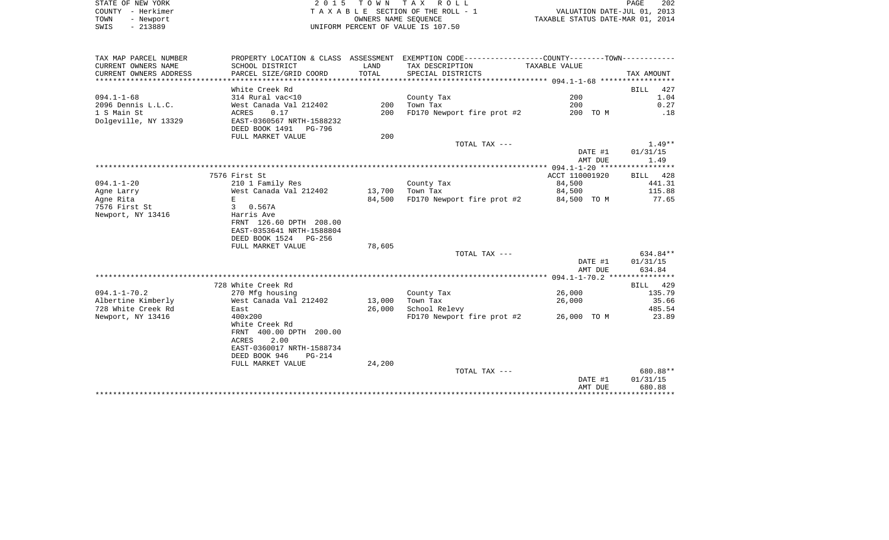STATE OF NEW YORK
COUNTY - Herkimer
TOWN - Newport
SWIS - 213889

2 0 1 5 T O W N T A X R O L L
T A X A B L E SECTION OF THE ROLL - 1
OWNERS NAME SEQUENCE
UNIFORM PERCENT OF VALUE IS 107.50

VALUATION DATE-JUL 01, 2013
TAXABLE STATUS DATE-MAR 01, 2014

| TAX MAP PARCEL NUMBER / CURRENT OWNERS NAME / CURRENT OWNERS ADDRESS | PROPERTY LOCATION & CLASS / SCHOOL DISTRICT / PARCEL SIZE/GRID COORD | ASSESSMENT LAND | TOTAL | EXEMPTION CODE / TAX DESCRIPTION / SPECIAL DISTRICTS | TAXABLE VALUE | TAX AMOUNT |
|---|---|---|---|---|---|---|
| | White Creek Rd | | | | | BILL 427 |
| 094.1-1-68 | 314 Rural vac<10 | | | County Tax | 200 | 1.04 |
| 2096 Dennis L.L.C. | West Canada Val 212402 | 200 | | Town Tax | 200 | 0.27 |
| 1 S Main St | ACRES 0.17 | | 200 | FD170 Newport fire prot #2 | 200 TO M | .18 |
| Dolgeville, NY 13329 | EAST-0360567 NRTH-1588232 | | | | | |
| | DEED BOOK 1491 PG-796 | | | | | |
| | FULL MARKET VALUE | 200 | | | | |
| | | | | TOTAL TAX --- | | 1.49** |
| | | | | | DATE #1 | 01/31/15 |
| | | | | | AMT DUE | 1.49 |
| | 7576 First St | | | | ACCT 110001920 | BILL 428 |
| 094.1-1-20 | 210 1 Family Res | | | County Tax | 84,500 | 441.31 |
| Agne Larry | West Canada Val 212402 | 13,700 | | Town Tax | 84,500 | 115.88 |
| Agne Rita | E | | 84,500 | FD170 Newport fire prot #2 | 84,500 TO M | 77.65 |
| 7576 First St | 3 0.567A | | | | | |
| Newport, NY 13416 | Harris Ave | | | | | |
| | FRNT 126.60 DPTH 208.00 | | | | | |
| | EAST-0353641 NRTH-1588804 | | | | | |
| | DEED BOOK 1524 PG-256 | | | | | |
| | FULL MARKET VALUE | 78,605 | | | | |
| | | | | TOTAL TAX --- | | 634.84** |
| | | | | | DATE #1 | 01/31/15 |
| | | | | | AMT DUE | 634.84 |
| | 728 White Creek Rd | | | | | BILL 429 |
| 094.1-1-70.2 | 270 Mfg housing | | | County Tax | 26,000 | 135.79 |
| Albertine Kimberly | West Canada Val 212402 | 13,000 | | Town Tax | 26,000 | 35.66 |
| 728 White Creek Rd | East | | 26,000 | School Relevy | | 485.54 |
| Newport, NY 13416 | 400x200 | | | FD170 Newport fire prot #2 | 26,000 TO M | 23.89 |
| | White Creek Rd | | | | | |
| | FRNT 400.00 DPTH 200.00 | | | | | |
| | ACRES 2.00 | | | | | |
| | EAST-0360017 NRTH-1588734 | | | | | |
| | DEED BOOK 946 PG-214 | | | | | |
| | FULL MARKET VALUE | 24,200 | | | | |
| | | | | TOTAL TAX --- | | 680.88** |
| | | | | | DATE #1 | 01/31/15 |
| | | | | | AMT DUE | 680.88 |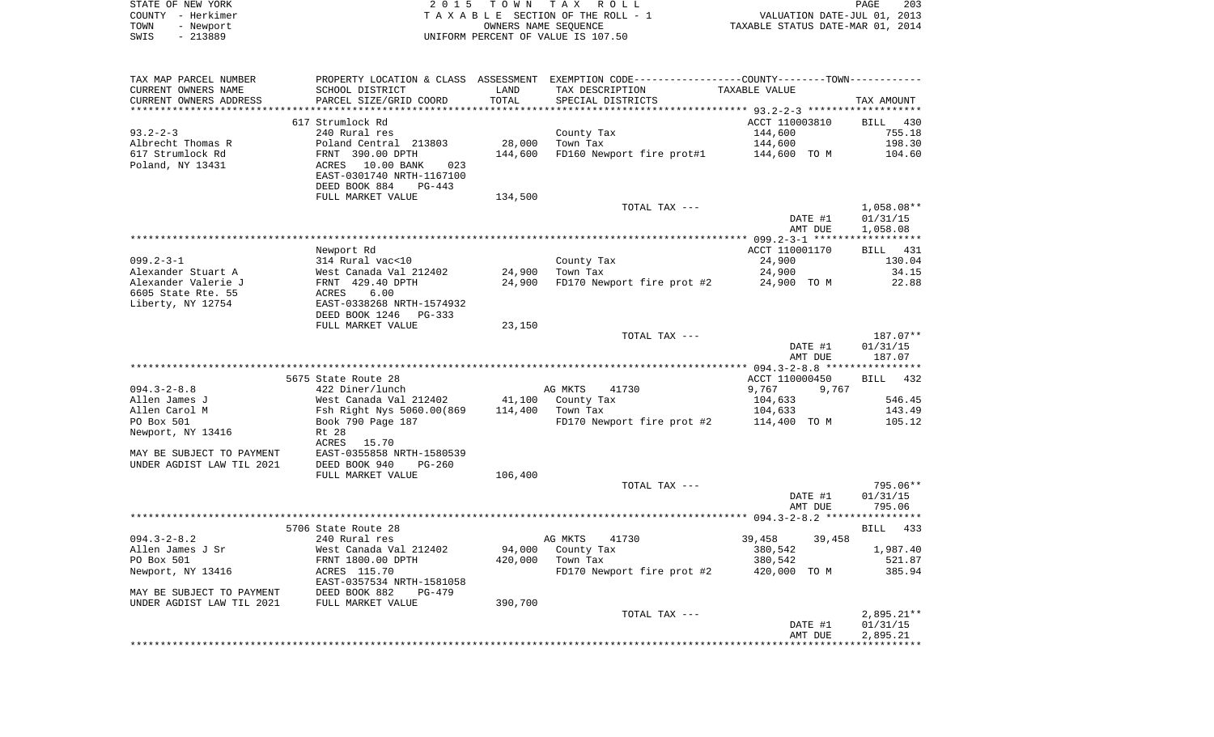STATE OF NEW YORK · 2015 TOWN TAX ROLL · COUNTY - Herkimer · TAXABLE SECTION OF THE ROLL - 1 · VALUATION DATE-JUL 01, 2013 · TOWN - Newport · OWNERS NAME SEQUENCE · TAXABLE STATUS DATE-MAR 01, 2014 · SWIS - 213889 · UNIFORM PERCENT OF VALUE IS 107.50

| TAX MAP PARCEL NUMBER / CURRENT OWNERS NAME / CURRENT OWNERS ADDRESS | PROPERTY LOCATION & CLASS / SCHOOL DISTRICT / PARCEL SIZE/GRID COORD | ASSESSMENT LAND / TOTAL | EXEMPTION CODE / TAX DESCRIPTION / SPECIAL DISTRICTS | TAXABLE VALUE (COUNTY / TOWN) | TAX AMOUNT |
|---|---|---|---|---|---|
| | 617 Strumlock Rd | | | ACCT 110003810 | BILL 430 |
| 93.2-2-3 | 240 Rural res | | County Tax | 144,600 | 755.18 |
| Albrecht Thomas R | Poland Central 213803 | 28,000 | Town Tax | 144,600 | 198.30 |
| 617 Strumlock Rd | FRNT 390.00 DPTH | 144,600 | FD160 Newport fire prot#1 | 144,600 TO M | 104.60 |
| Poland, NY 13431 | ACRES 10.00 BANK 023 | | | | |
| | EAST-0301740 NRTH-1167100 | | | | |
| | DEED BOOK 884 PG-443 | | | | |
| | FULL MARKET VALUE | 134,500 | | | |
| | | | TOTAL TAX --- | | 1,058.08** |
| | | | | DATE #1 | 01/31/15 |
| | | | | AMT DUE | 1,058.08 |
| | Newport Rd | | | ACCT 110001170 | BILL 431 |
| 099.2-3-1 | 314 Rural vac<10 | | County Tax | 24,900 | 130.04 |
| Alexander Stuart A | West Canada Val 212402 | 24,900 | Town Tax | 24,900 | 34.15 |
| Alexander Valerie J | FRNT 429.40 DPTH | 24,900 | FD170 Newport fire prot #2 | 24,900 TO M | 22.88 |
| 6605 State Rte. 55 | ACRES 6.00 | | | | |
| Liberty, NY 12754 | EAST-0338268 NRTH-1574932 | | | | |
| | DEED BOOK 1246 PG-333 | | | | |
| | FULL MARKET VALUE | 23,150 | | | |
| | | | TOTAL TAX --- | | 187.07** |
| | | | | DATE #1 | 01/31/15 |
| | | | | AMT DUE | 187.07 |
| | 5675 State Route 28 | | | ACCT 110000450 | BILL 432 |
| 094.3-2-8.8 | 422 Diner/lunch | | AG MKTS 41730 | 9,767 9,767 | |
| Allen James J | West Canada Val 212402 | 41,100 | County Tax | 104,633 | 546.45 |
| Allen Carol M | Fsh Right Nys 5060.00(869 | 114,400 | Town Tax | 104,633 | 143.49 |
| PO Box 501 | Book 790 Page 187 | | FD170 Newport fire prot #2 | 114,400 TO M | 105.12 |
| Newport, NY 13416 | Rt 28 | | | | |
| | ACRES 15.70 | | | | |
| MAY BE SUBJECT TO PAYMENT | EAST-0355858 NRTH-1580539 | | | | |
| UNDER AGDIST LAW TIL 2021 | DEED BOOK 940 PG-260 | | | | |
| | FULL MARKET VALUE | 106,400 | | | |
| | | | TOTAL TAX --- | | 795.06** |
| | | | | DATE #1 | 01/31/15 |
| | | | | AMT DUE | 795.06 |
| | 5706 State Route 28 | | | | BILL 433 |
| 094.3-2-8.2 | 240 Rural res | | AG MKTS 41730 | 39,458 39,458 | |
| Allen James J Sr | West Canada Val 212402 | 94,000 | County Tax | 380,542 | 1,987.40 |
| PO Box 501 | FRNT 1800.00 DPTH | 420,000 | Town Tax | 380,542 | 521.87 |
| Newport, NY 13416 | ACRES 115.70 | | FD170 Newport fire prot #2 | 420,000 TO M | 385.94 |
| | EAST-0357534 NRTH-1581058 | | | | |
| MAY BE SUBJECT TO PAYMENT | DEED BOOK 882 PG-479 | | | | |
| UNDER AGDIST LAW TIL 2021 | FULL MARKET VALUE | 390,700 | | | |
| | | | TOTAL TAX --- | | 2,895.21** |
| | | | | DATE #1 | 01/31/15 |
| | | | | AMT DUE | 2,895.21 |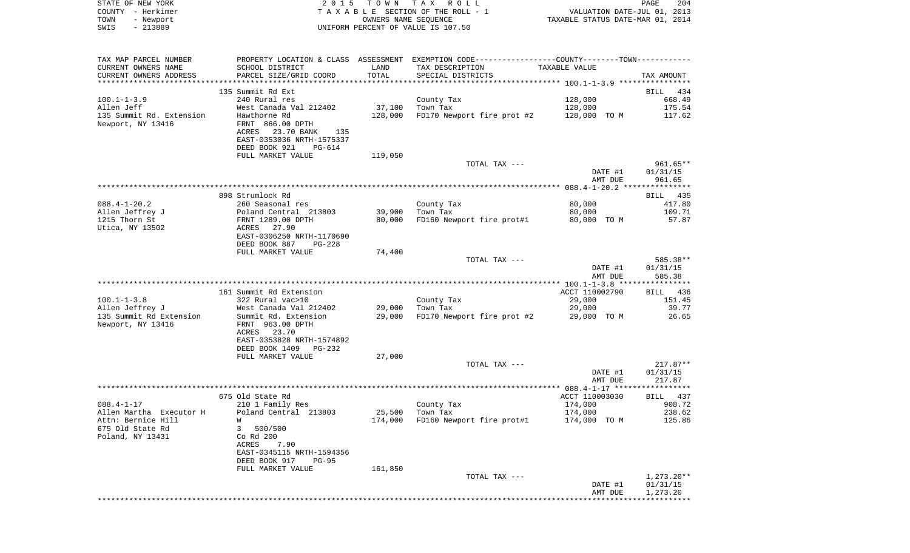STATE OF NEW YORK — 2015 TOWN TAX ROLL
COUNTY - Herkimer — TAXABLE SECTION OF THE ROLL - 1 — VALUATION DATE-JUL 01, 2013
TOWN - Newport — OWNERS NAME SEQUENCE — TAXABLE STATUS DATE-MAR 01, 2014
SWIS - 213889 — UNIFORM PERCENT OF VALUE IS 107.50

| TAX MAP PARCEL NUMBER / CURRENT OWNERS NAME / CURRENT OWNERS ADDRESS | PROPERTY LOCATION & CLASS / SCHOOL DISTRICT / PARCEL SIZE/GRID COORD | ASSESSMENT LAND / TOTAL | EXEMPTION CODE / TAX DESCRIPTION / SPECIAL DISTRICTS | COUNTY--------TOWN / TAXABLE VALUE | TAX AMOUNT |
|---|---|---|---|---|---|
| **100.1-1-3.9** | 135 Summit Rd Ext | | | | BILL 434 |
| 100.1-1-3.9 | 240 Rural res | | County Tax | 128,000 | 668.49 |
| Allen Jeff | West Canada Val 212402 | 37,100 | Town Tax | 128,000 | 175.54 |
| 135 Summit Rd. Extension | Hawthorne Rd | 128,000 | FD170 Newport fire prot #2 | 128,000 TO M | 117.62 |
| Newport, NY 13416 | FRNT 866.00 DPTH | | | | |
| | ACRES 23.70 BANK 135 | | | | |
| | EAST-0353036 NRTH-1575337 | | | | |
| | DEED BOOK 921 PG-614 | | | | |
| | FULL MARKET VALUE | 119,050 | | | |
| | | | TOTAL TAX --- | | 961.65** |
| | | | | DATE #1 | 01/31/15 |
| | | | | AMT DUE | 961.65 |
| **088.4-1-20.2** | 898 Strumlock Rd | | | | BILL 435 |
| 088.4-1-20.2 | 260 Seasonal res | | County Tax | 80,000 | 417.80 |
| Allen Jeffrey J | Poland Central 213803 | 39,900 | Town Tax | 80,000 | 109.71 |
| 1215 Thorn St | FRNT 1289.00 DPTH | 80,000 | FD160 Newport fire prot#1 | 80,000 TO M | 57.87 |
| Utica, NY 13502 | ACRES 27.90 | | | | |
| | EAST-0306250 NRTH-1170690 | | | | |
| | DEED BOOK 887 PG-228 | | | | |
| | FULL MARKET VALUE | 74,400 | | | |
| | | | TOTAL TAX --- | | 585.38** |
| | | | | DATE #1 | 01/31/15 |
| | | | | AMT DUE | 585.38 |
| **100.1-1-3.8** | 161 Summit Rd Extension | | | ACCT 110002790 | BILL 436 |
| 100.1-1-3.8 | 322 Rural vac>10 | | County Tax | 29,000 | 151.45 |
| Allen Jeffrey J | West Canada Val 212402 | 29,000 | Town Tax | 29,000 | 39.77 |
| 135 Summit Rd Extension | Summit Rd. Extension | 29,000 | FD170 Newport fire prot #2 | 29,000 TO M | 26.65 |
| Newport, NY 13416 | FRNT 963.00 DPTH | | | | |
| | ACRES 23.70 | | | | |
| | EAST-0353828 NRTH-1574892 | | | | |
| | DEED BOOK 1409 PG-232 | | | | |
| | FULL MARKET VALUE | 27,000 | | | |
| | | | TOTAL TAX --- | | 217.87** |
| | | | | DATE #1 | 01/31/15 |
| | | | | AMT DUE | 217.87 |
| **088.4-1-17** | 675 Old State Rd | | | ACCT 110003030 | BILL 437 |
| 088.4-1-17 | 210 1 Family Res | | County Tax | 174,000 | 908.72 |
| Allen Martha Executor H | Poland Central 213803 | 25,500 | Town Tax | 174,000 | 238.62 |
| Attn: Bernice Hill | W | 174,000 | FD160 Newport fire prot#1 | 174,000 TO M | 125.86 |
| 675 Old State Rd | 3 500/500 | | | | |
| Poland, NY 13431 | Co Rd 200 | | | | |
| | ACRES 7.90 | | | | |
| | EAST-0345115 NRTH-1594356 | | | | |
| | DEED BOOK 917 PG-95 | | | | |
| | FULL MARKET VALUE | 161,850 | | | |
| | | | TOTAL TAX --- | | 1,273.20** |
| | | | | DATE #1 | 01/31/15 |
| | | | | AMT DUE | 1,273.20 |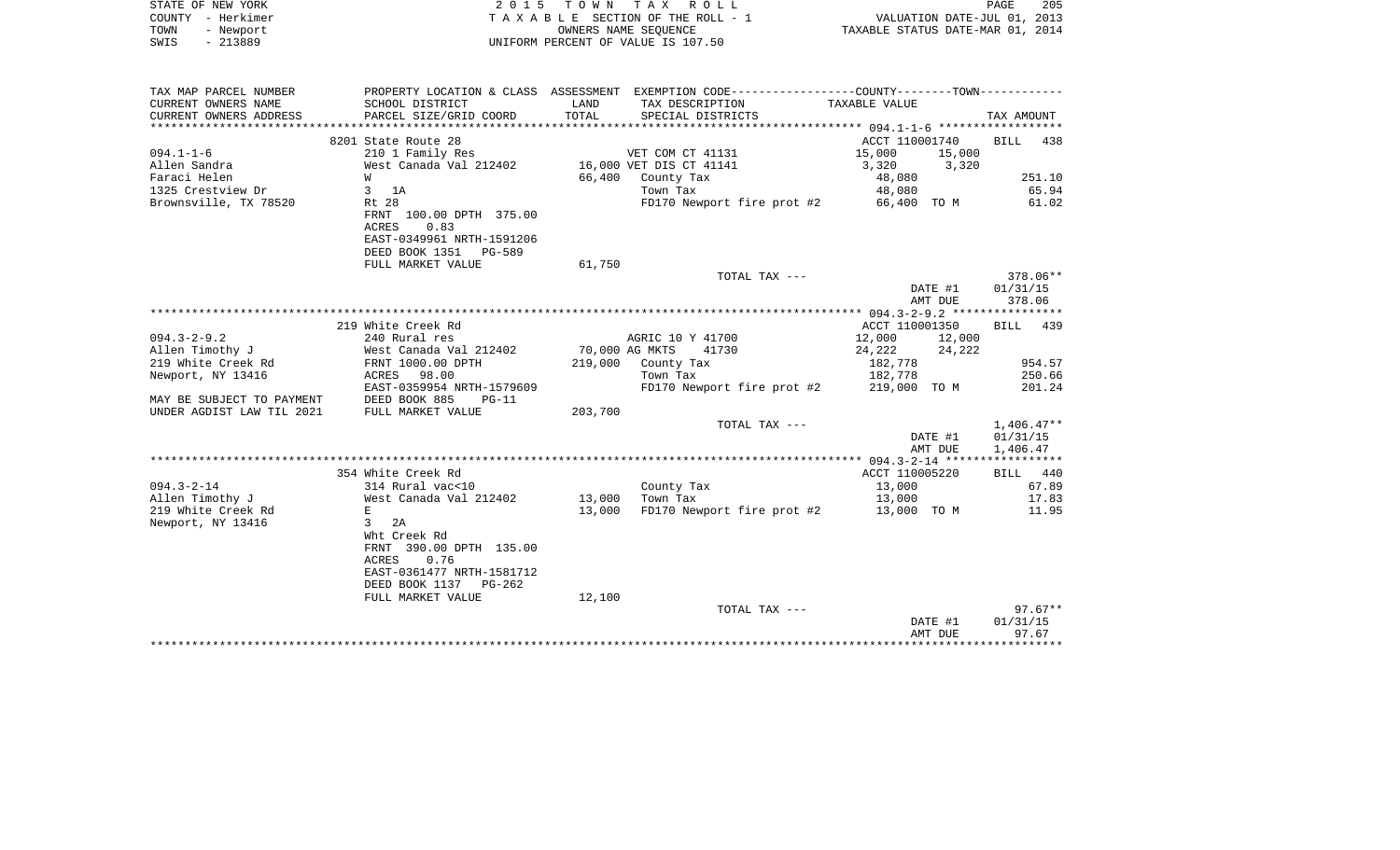STATE OF NEW YORK
COUNTY - Herkimer
TOWN - Newport
SWIS - 213889

2 0 1 5 T O W N T A X R O L L
T A X A B L E SECTION OF THE ROLL - 1
OWNERS NAME SEQUENCE
UNIFORM PERCENT OF VALUE IS 107.50

VALUATION DATE-JUL 01, 2013
TAXABLE STATUS DATE-MAR 01, 2014

| TAX MAP PARCEL NUMBER / CURRENT OWNERS NAME / CURRENT OWNERS ADDRESS | PROPERTY LOCATION & CLASS / SCHOOL DISTRICT / PARCEL SIZE/GRID COORD | ASSESSMENT LAND / TOTAL | EXEMPTION CODE / TAX DESCRIPTION / SPECIAL DISTRICTS | COUNTY TAXABLE VALUE | TOWN TAXABLE VALUE | TAX AMOUNT |
|---|---|---|---|---|---|---|
| 094.1-1-6 | 8201 State Route 28 | | | ACCT 110001740 | | BILL 438 |
| | 210 1 Family Res | | VET COM CT 41131 | 15,000 | 15,000 | |
| Allen Sandra | West Canada Val 212402 | 16,000 | VET DIS CT 41141 | 3,320 | 3,320 | |
| Faraci Helen | W | 66,400 | County Tax | 48,080 | | 251.10 |
| 1325 Crestview Dr | 3 1A | | Town Tax | 48,080 | | 65.94 |
| Brownsville, TX 78520 | Rt 28 | | FD170 Newport fire prot #2 | 66,400 TO M | | 61.02 |
| | FRNT 100.00 DPTH 375.00 | | | | | |
| | ACRES 0.83 | | | | | |
| | EAST-0349961 NRTH-1591206 | | | | | |
| | DEED BOOK 1351 PG-589 | | | | | |
| | FULL MARKET VALUE | 61,750 | | | | |
| | | | TOTAL TAX --- | | | 378.06** |
| | | | | | DATE #1 | 01/31/15 |
| | | | | | AMT DUE | 378.06 |
| 094.3-2-9.2 | 219 White Creek Rd | | | ACCT 110001350 | | BILL 439 |
| | 240 Rural res | | AGRIC 10 Y 41700 | 12,000 | 12,000 | |
| Allen Timothy J | West Canada Val 212402 | 70,000 | AG MKTS 41730 | 24,222 | 24,222 | |
| 219 White Creek Rd | FRNT 1000.00 DPTH | 219,000 | County Tax | 182,778 | | 954.57 |
| Newport, NY 13416 | ACRES 98.00 | | Town Tax | 182,778 | | 250.66 |
| | EAST-0359954 NRTH-1579609 | | FD170 Newport fire prot #2 | 219,000 TO M | | 201.24 |
| MAY BE SUBJECT TO PAYMENT | DEED BOOK 885 PG-11 | | | | | |
| UNDER AGDIST LAW TIL 2021 | FULL MARKET VALUE | 203,700 | | | | |
| | | | TOTAL TAX --- | | | 1,406.47** |
| | | | | | DATE #1 | 01/31/15 |
| | | | | | AMT DUE | 1,406.47 |
| 094.3-2-14 | 354 White Creek Rd | | | ACCT 110005220 | | BILL 440 |
| | 314 Rural vac<10 | | County Tax | 13,000 | | 67.89 |
| Allen Timothy J | West Canada Val 212402 | 13,000 | Town Tax | 13,000 | | 17.83 |
| 219 White Creek Rd | E | 13,000 | FD170 Newport fire prot #2 | 13,000 TO M | | 11.95 |
| Newport, NY 13416 | 3 2A | | | | | |
| | Wht Creek Rd | | | | | |
| | FRNT 390.00 DPTH 135.00 | | | | | |
| | ACRES 0.76 | | | | | |
| | EAST-0361477 NRTH-1581712 | | | | | |
| | DEED BOOK 1137 PG-262 | | | | | |
| | FULL MARKET VALUE | 12,100 | | | | |
| | | | TOTAL TAX --- | | | 97.67** |
| | | | | | DATE #1 | 01/31/15 |
| | | | | | AMT DUE | 97.67 |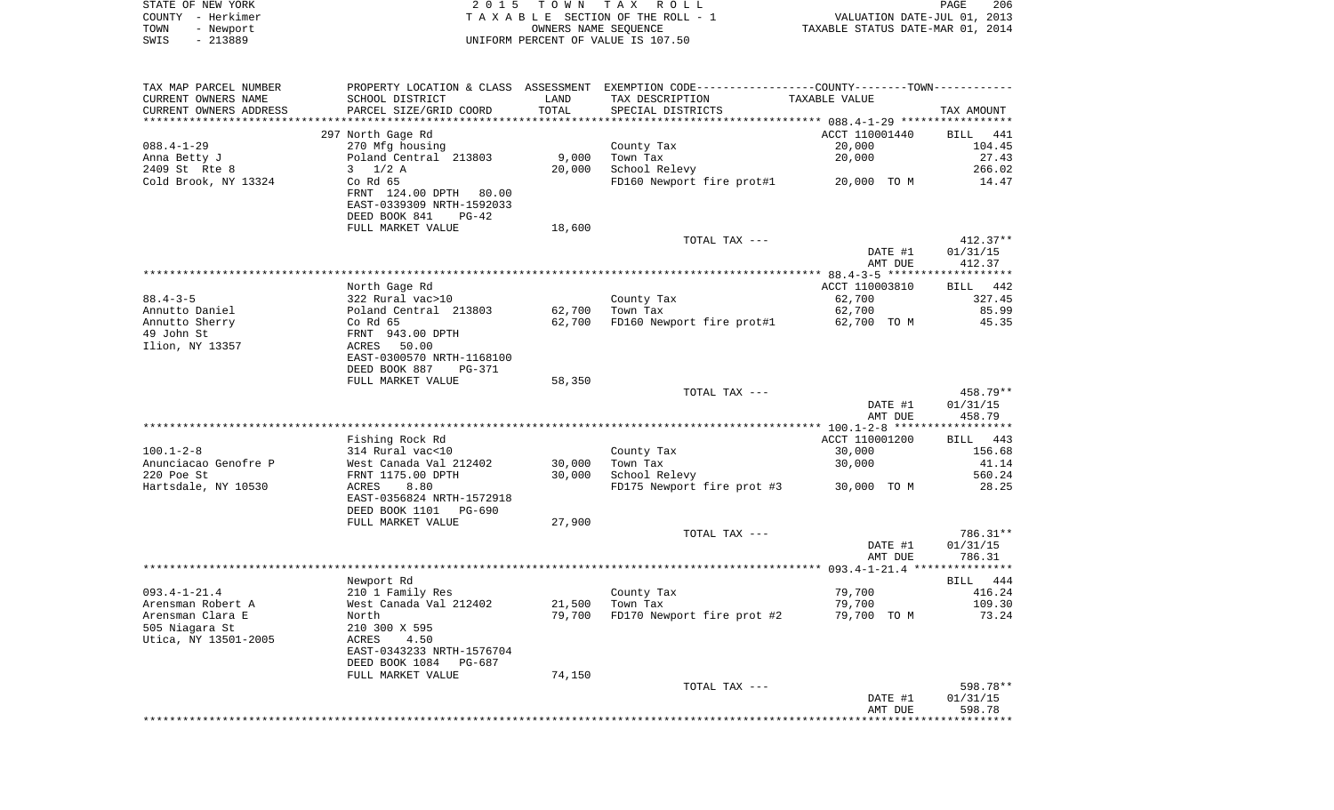STATE OF NEW YORK
COUNTY - Herkimer
TOWN - Newport
SWIS - 213889

2 0 1 5 T O W N T A X R O L L
T A X A B L E SECTION OF THE ROLL - 1
OWNERS NAME SEQUENCE
UNIFORM PERCENT OF VALUE IS 107.50

VALUATION DATE-JUL 01, 2013
TAXABLE STATUS DATE-MAR 01, 2014

| TAX MAP PARCEL NUMBER<br>CURRENT OWNERS NAME<br>CURRENT OWNERS ADDRESS | PROPERTY LOCATION & CLASS<br>SCHOOL DISTRICT<br>PARCEL SIZE/GRID COORD | ASSESSMENT<br>LAND<br>TOTAL | EXEMPTION CODE<br>TAX DESCRIPTION<br>SPECIAL DISTRICTS | COUNTY--------TOWN<br>TAXABLE VALUE | TAX AMOUNT |
|---|---|---|---|---|---|
| | 297 North Gage Rd | | | ACCT 110001440 | BILL 441 |
| 088.4-1-29 | 270 Mfg housing | | County Tax | 20,000 | 104.45 |
| Anna Betty J | Poland Central 213803 | 9,000 | Town Tax | 20,000 | 27.43 |
| 2409 St Rte 8 | 3 1/2 A | 20,000 | School Relevy | | 266.02 |
| Cold Brook, NY 13324 | Co Rd 65 | | FD160 Newport fire prot#1 | 20,000 TO M | 14.47 |
| | FRNT 124.00 DPTH 80.00 | | | | |
| | EAST-0339309 NRTH-1592033 | | | | |
| | DEED BOOK 841 PG-42 | | | | |
| | FULL MARKET VALUE | 18,600 | | | |
| | | | TOTAL TAX --- | | 412.37** |
| | | | | DATE #1 | 01/31/15 |
| | | | | AMT DUE | 412.37 |
| | North Gage Rd | | | ACCT 110003810 | BILL 442 |
| 88.4-3-5 | 322 Rural vac>10 | | County Tax | 62,700 | 327.45 |
| Annutto Daniel | Poland Central 213803 | 62,700 | Town Tax | 62,700 | 85.99 |
| Annutto Sherry | Co Rd 65 | 62,700 | FD160 Newport fire prot#1 | 62,700 TO M | 45.35 |
| 49 John St | FRNT 943.00 DPTH | | | | |
| Ilion, NY 13357 | ACRES 50.00 | | | | |
| | EAST-0300570 NRTH-1168100 | | | | |
| | DEED BOOK 887 PG-371 | | | | |
| | FULL MARKET VALUE | 58,350 | | | |
| | | | TOTAL TAX --- | | 458.79** |
| | | | | DATE #1 | 01/31/15 |
| | | | | AMT DUE | 458.79 |
| | Fishing Rock Rd | | | ACCT 110001200 | BILL 443 |
| 100.1-2-8 | 314 Rural vac<10 | | County Tax | 30,000 | 156.68 |
| Anunciacao Genofre P | West Canada Val 212402 | 30,000 | Town Tax | 30,000 | 41.14 |
| 220 Poe St | FRNT 1175.00 DPTH | 30,000 | School Relevy | | 560.24 |
| Hartsdale, NY 10530 | ACRES 8.80 | | FD175 Newport fire prot #3 | 30,000 TO M | 28.25 |
| | EAST-0356824 NRTH-1572918 | | | | |
| | DEED BOOK 1101 PG-690 | | | | |
| | FULL MARKET VALUE | 27,900 | | | |
| | | | TOTAL TAX --- | | 786.31** |
| | | | | DATE #1 | 01/31/15 |
| | | | | AMT DUE | 786.31 |
| | Newport Rd | | | | BILL 444 |
| 093.4-1-21.4 | 210 1 Family Res | | County Tax | 79,700 | 416.24 |
| Arensman Robert A | West Canada Val 212402 | 21,500 | Town Tax | 79,700 | 109.30 |
| Arensman Clara E | North | 79,700 | FD170 Newport fire prot #2 | 79,700 TO M | 73.24 |
| 505 Niagara St | 210 300 X 595 | | | | |
| Utica, NY 13501-2005 | ACRES 4.50 | | | | |
| | EAST-0343233 NRTH-1576704 | | | | |
| | DEED BOOK 1084 PG-687 | | | | |
| | FULL MARKET VALUE | 74,150 | | | |
| | | | TOTAL TAX --- | | 598.78** |
| | | | | DATE #1 | 01/31/15 |
| | | | | AMT DUE | 598.78 |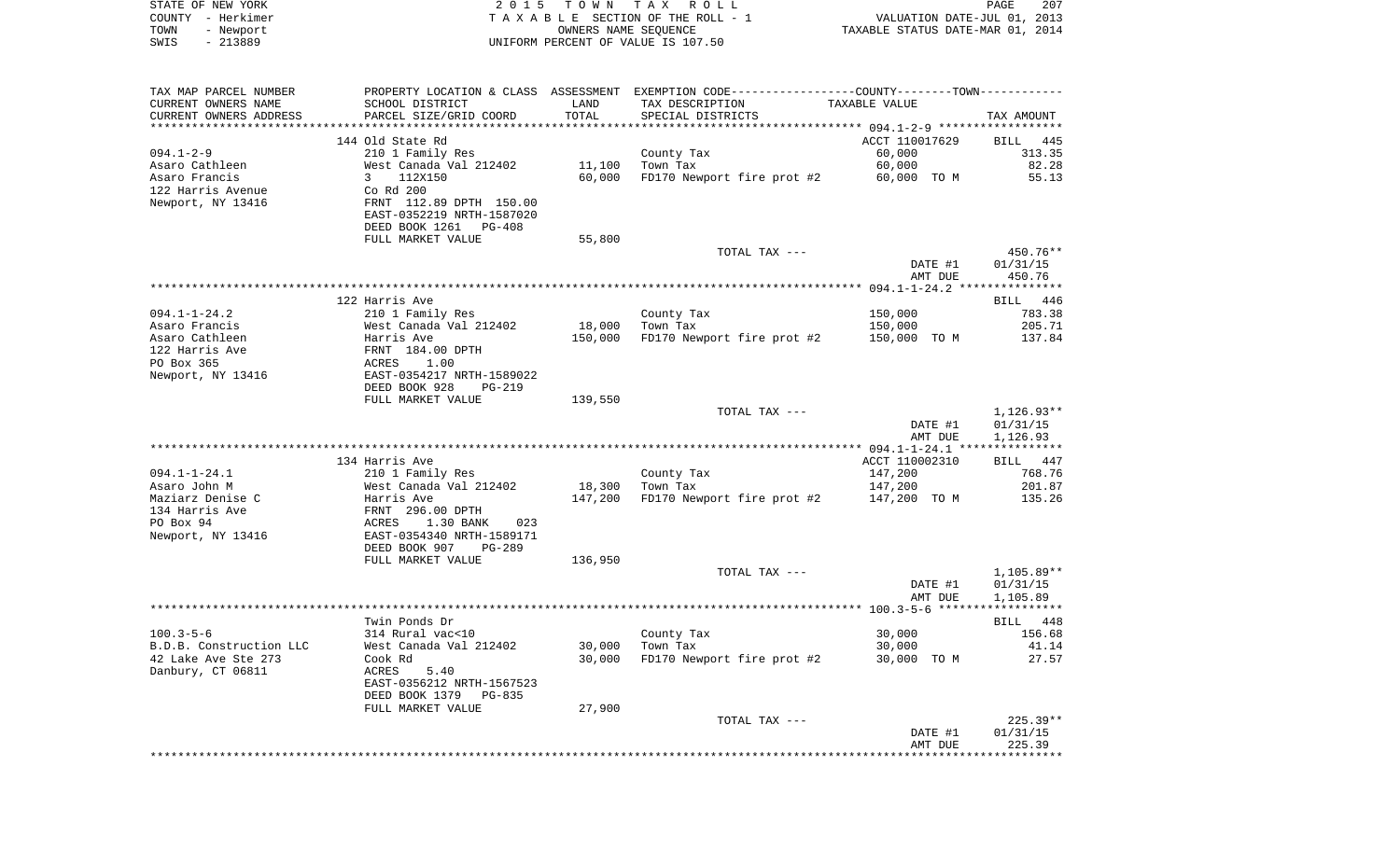STATE OF NEW YORK
COUNTY - Herkimer
TOWN - Newport
SWIS - 213889

2 0 1 5 T O W N T A X R O L L
T A X A B L E SECTION OF THE ROLL - 1
OWNERS NAME SEQUENCE
UNIFORM PERCENT OF VALUE IS 107.50

VALUATION DATE-JUL 01, 2013
TAXABLE STATUS DATE-MAR 01, 2014

| TAX MAP PARCEL NUMBER / CURRENT OWNERS NAME / CURRENT OWNERS ADDRESS | PROPERTY LOCATION & CLASS / SCHOOL DISTRICT / PARCEL SIZE/GRID COORD | ASSESSMENT LAND / TOTAL | EXEMPTION CODE / TAX DESCRIPTION / SPECIAL DISTRICTS | COUNTY--------TOWN / TAXABLE VALUE | TAX AMOUNT |
|---|---|---|---|---|---|
| | 144 Old State Rd | | | ACCT 110017629 | BILL 445 |
| 094.1-2-9 | 210 1 Family Res | | County Tax | 60,000 | 313.35 |
| Asaro Cathleen | West Canada Val 212402 | 11,100 | Town Tax | 60,000 | 82.28 |
| Asaro Francis | 3 112X150 | 60,000 | FD170 Newport fire prot #2 | 60,000 TO M | 55.13 |
| 122 Harris Avenue | Co Rd 200 | | | | |
| Newport, NY 13416 | FRNT 112.89 DPTH 150.00 | | | | |
| | EAST-0352219 NRTH-1587020 | | | | |
| | DEED BOOK 1261 PG-408 | | | | |
| | FULL MARKET VALUE | 55,800 | | | |
| | | | TOTAL TAX --- | | 450.76** |
| | | | | DATE #1 | 01/31/15 |
| | | | | AMT DUE | 450.76 |
| | 122 Harris Ave | | | | BILL 446 |
| 094.1-1-24.2 | 210 1 Family Res | | County Tax | 150,000 | 783.38 |
| Asaro Francis | West Canada Val 212402 | 18,000 | Town Tax | 150,000 | 205.71 |
| Asaro Cathleen | Harris Ave | 150,000 | FD170 Newport fire prot #2 | 150,000 TO M | 137.84 |
| 122 Harris Ave | FRNT 184.00 DPTH | | | | |
| PO Box 365 | ACRES 1.00 | | | | |
| Newport, NY 13416 | EAST-0354217 NRTH-1589022 | | | | |
| | DEED BOOK 928 PG-219 | | | | |
| | FULL MARKET VALUE | 139,550 | | | |
| | | | TOTAL TAX --- | | 1,126.93** |
| | | | | DATE #1 | 01/31/15 |
| | | | | AMT DUE | 1,126.93 |
| | 134 Harris Ave | | | ACCT 110002310 | BILL 447 |
| 094.1-1-24.1 | 210 1 Family Res | | County Tax | 147,200 | 768.76 |
| Asaro John M | West Canada Val 212402 | 18,300 | Town Tax | 147,200 | 201.87 |
| Maziarz Denise C | Harris Ave | 147,200 | FD170 Newport fire prot #2 | 147,200 TO M | 135.26 |
| 134 Harris Ave | FRNT 296.00 DPTH | | | | |
| PO Box 94 | ACRES 1.30 BANK 023 | | | | |
| Newport, NY 13416 | EAST-0354340 NRTH-1589171 | | | | |
| | DEED BOOK 907 PG-289 | | | | |
| | FULL MARKET VALUE | 136,950 | | | |
| | | | TOTAL TAX --- | | 1,105.89** |
| | | | | DATE #1 | 01/31/15 |
| | | | | AMT DUE | 1,105.89 |
| | Twin Ponds Dr | | | | BILL 448 |
| 100.3-5-6 | 314 Rural vac<10 | | County Tax | 30,000 | 156.68 |
| B.D.B. Construction LLC | West Canada Val 212402 | 30,000 | Town Tax | 30,000 | 41.14 |
| 42 Lake Ave Ste 273 | Cook Rd | 30,000 | FD170 Newport fire prot #2 | 30,000 TO M | 27.57 |
| Danbury, CT 06811 | ACRES 5.40 | | | | |
| | EAST-0356212 NRTH-1567523 | | | | |
| | DEED BOOK 1379 PG-835 | | | | |
| | FULL MARKET VALUE | 27,900 | | | |
| | | | TOTAL TAX --- | | 225.39** |
| | | | | DATE #1 | 01/31/15 |
| | | | | AMT DUE | 225.39 |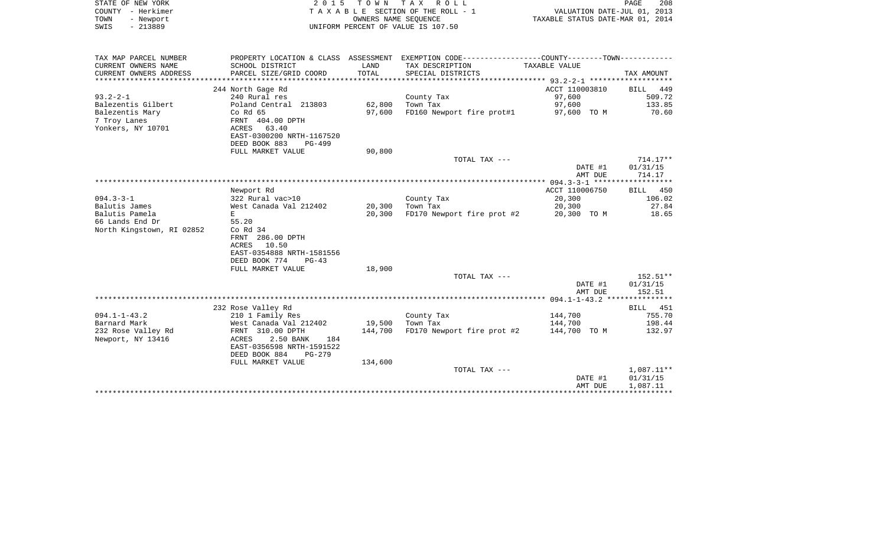STATE OF NEW YORK
COUNTY - Herkimer
TOWN - Newport
SWIS - 213889

2 0 1 5 T O W N T A X R O L L
T A X A B L E SECTION OF THE ROLL - 1
OWNERS NAME SEQUENCE
UNIFORM PERCENT OF VALUE IS 107.50

VALUATION DATE-JUL 01, 2013
TAXABLE STATUS DATE-MAR 01, 2014

| TAX MAP PARCEL NUMBER / CURRENT OWNERS NAME / CURRENT OWNERS ADDRESS | PROPERTY LOCATION & CLASS / SCHOOL DISTRICT / PARCEL SIZE/GRID COORD | ASSESSMENT LAND / TOTAL | EXEMPTION CODE / TAX DESCRIPTION / SPECIAL DISTRICTS | COUNTY--------TOWN TAXABLE VALUE | TAX AMOUNT |
|---|---|---|---|---|---|
| **93.2-2-1** | 244 North Gage Rd | | | ACCT 110003810 | BILL 449 |
| | 240 Rural res | | County Tax | 97,600 | 509.72 |
| Balezentis Gilbert | Poland Central 213803 | 62,800 | Town Tax | 97,600 | 133.85 |
| Balezentis Mary | Co Rd 65 | 97,600 | FD160 Newport fire prot#1 | 97,600 TO M | 70.60 |
| 7 Troy Lanes | FRNT 404.00 DPTH | | | | |
| Yonkers, NY 10701 | ACRES 63.40 | | | | |
| | EAST-0300200 NRTH-1167520 | | | | |
| | DEED BOOK 883 PG-499 | | | | |
| | FULL MARKET VALUE | 90,800 | | | |
| | | | TOTAL TAX --- | | 714.17** |
| | | | | DATE #1 | 01/31/15 |
| | | | | AMT DUE | 714.17 |
| **094.3-3-1** | Newport Rd | | | ACCT 110006750 | BILL 450 |
| | 322 Rural vac>10 | | County Tax | 20,300 | 106.02 |
| Balutis James | West Canada Val 212402 | 20,300 | Town Tax | 20,300 | 27.84 |
| Balutis Pamela | E | 20,300 | FD170 Newport fire prot #2 | 20,300 TO M | 18.65 |
| 66 Lands End Dr | 55.20 | | | | |
| North Kingstown, RI 02852 | Co Rd 34 | | | | |
| | FRNT 286.00 DPTH | | | | |
| | ACRES 10.50 | | | | |
| | EAST-0354888 NRTH-1581556 | | | | |
| | DEED BOOK 774 PG-43 | | | | |
| | FULL MARKET VALUE | 18,900 | | | |
| | | | TOTAL TAX --- | | 152.51** |
| | | | | DATE #1 | 01/31/15 |
| | | | | AMT DUE | 152.51 |
| **094.1-1-43.2** | 232 Rose Valley Rd | | | | BILL 451 |
| | 210 1 Family Res | | County Tax | 144,700 | 755.70 |
| Barnard Mark | West Canada Val 212402 | 19,500 | Town Tax | 144,700 | 198.44 |
| 232 Rose Valley Rd | FRNT 310.00 DPTH | 144,700 | FD170 Newport fire prot #2 | 144,700 TO M | 132.97 |
| Newport, NY 13416 | ACRES 2.50 BANK 184 | | | | |
| | EAST-0356598 NRTH-1591522 | | | | |
| | DEED BOOK 884 PG-279 | | | | |
| | FULL MARKET VALUE | 134,600 | | | |
| | | | TOTAL TAX --- | | 1,087.11** |
| | | | | DATE #1 | 01/31/15 |
| | | | | AMT DUE | 1,087.11 |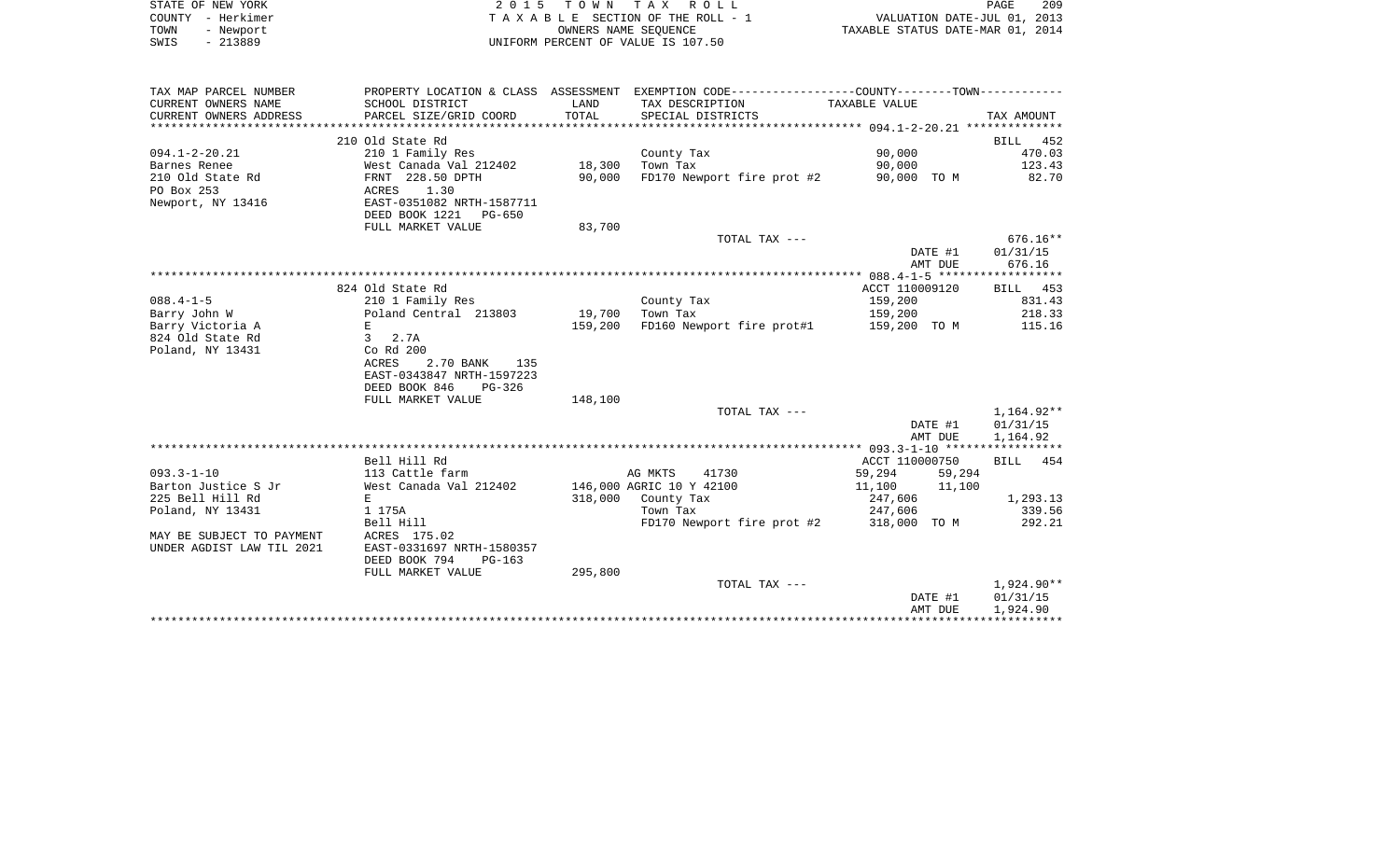STATE OF NEW YORK — COUNTY - Herkimer — TOWN - Newport — SWIS - 213889

2015 TOWN TAX ROLL
TAXABLE SECTION OF THE ROLL - 1
OWNERS NAME SEQUENCE
UNIFORM PERCENT OF VALUE IS 107.50

VALUATION DATE-JUL 01, 2013
TAXABLE STATUS DATE-MAR 01, 2014

| TAX MAP PARCEL NUMBER / CURRENT OWNERS NAME / CURRENT OWNERS ADDRESS | PROPERTY LOCATION & CLASS / SCHOOL DISTRICT / PARCEL SIZE/GRID COORD | ASSESSMENT LAND / TOTAL | EXEMPTION CODE / TAX DESCRIPTION / SPECIAL DISTRICTS | TAXABLE VALUE (COUNTY--------TOWN) | TAX AMOUNT |
|---|---|---|---|---|---|
| **094.1-2-20.21** | 210 Old State Rd | | | | BILL 452 |
| | 210 1 Family Res | | County Tax | 90,000 | 470.03 |
| Barnes Renee | West Canada Val 212402 | 18,300 | Town Tax | 90,000 | 123.43 |
| 210 Old State Rd | FRNT 228.50 DPTH | 90,000 | FD170 Newport fire prot #2 | 90,000 TO M | 82.70 |
| PO Box 253 | ACRES 1.30 | | | | |
| Newport, NY 13416 | EAST-0351082 NRTH-1587711 | | | | |
| | DEED BOOK 1221 PG-650 | | | | |
| | FULL MARKET VALUE | 83,700 | | | |
| | | | TOTAL TAX --- | | 676.16** |
| | | | | DATE #1 | 01/31/15 |
| | | | | AMT DUE | 676.16 |
| **088.4-1-5** | 824 Old State Rd | | | ACCT 110009120 | BILL 453 |
| | 210 1 Family Res | | County Tax | 159,200 | 831.43 |
| Barry John W | Poland Central 213803 | 19,700 | Town Tax | 159,200 | 218.33 |
| Barry Victoria A | E | 159,200 | FD160 Newport fire prot#1 | 159,200 TO M | 115.16 |
| 824 Old State Rd | 3 2.7A | | | | |
| Poland, NY 13431 | Co Rd 200 | | | | |
| | ACRES 2.70 BANK 135 | | | | |
| | EAST-0343847 NRTH-1597223 | | | | |
| | DEED BOOK 846 PG-326 | | | | |
| | FULL MARKET VALUE | 148,100 | | | |
| | | | TOTAL TAX --- | | 1,164.92** |
| | | | | DATE #1 | 01/31/15 |
| | | | | AMT DUE | 1,164.92 |
| **093.3-1-10** | Bell Hill Rd | | | ACCT 110000750 | BILL 454 |
| | 113 Cattle farm | | AG MKTS 41730 | 59,294 59,294 | |
| Barton Justice S Jr | West Canada Val 212402 | 146,000 | AGRIC 10 Y 42100 | 11,100 11,100 | |
| 225 Bell Hill Rd | E | 318,000 | County Tax | 247,606 | 1,293.13 |
| Poland, NY 13431 | 1 175A | | Town Tax | 247,606 | 339.56 |
| | Bell Hill | | FD170 Newport fire prot #2 | 318,000 TO M | 292.21 |
| MAY BE SUBJECT TO PAYMENT | ACRES 175.02 | | | | |
| UNDER AGDIST LAW TIL 2021 | EAST-0331697 NRTH-1580357 | | | | |
| | DEED BOOK 794 PG-163 | | | | |
| | FULL MARKET VALUE | 295,800 | | | |
| | | | TOTAL TAX --- | | 1,924.90** |
| | | | | DATE #1 | 01/31/15 |
| | | | | AMT DUE | 1,924.90 |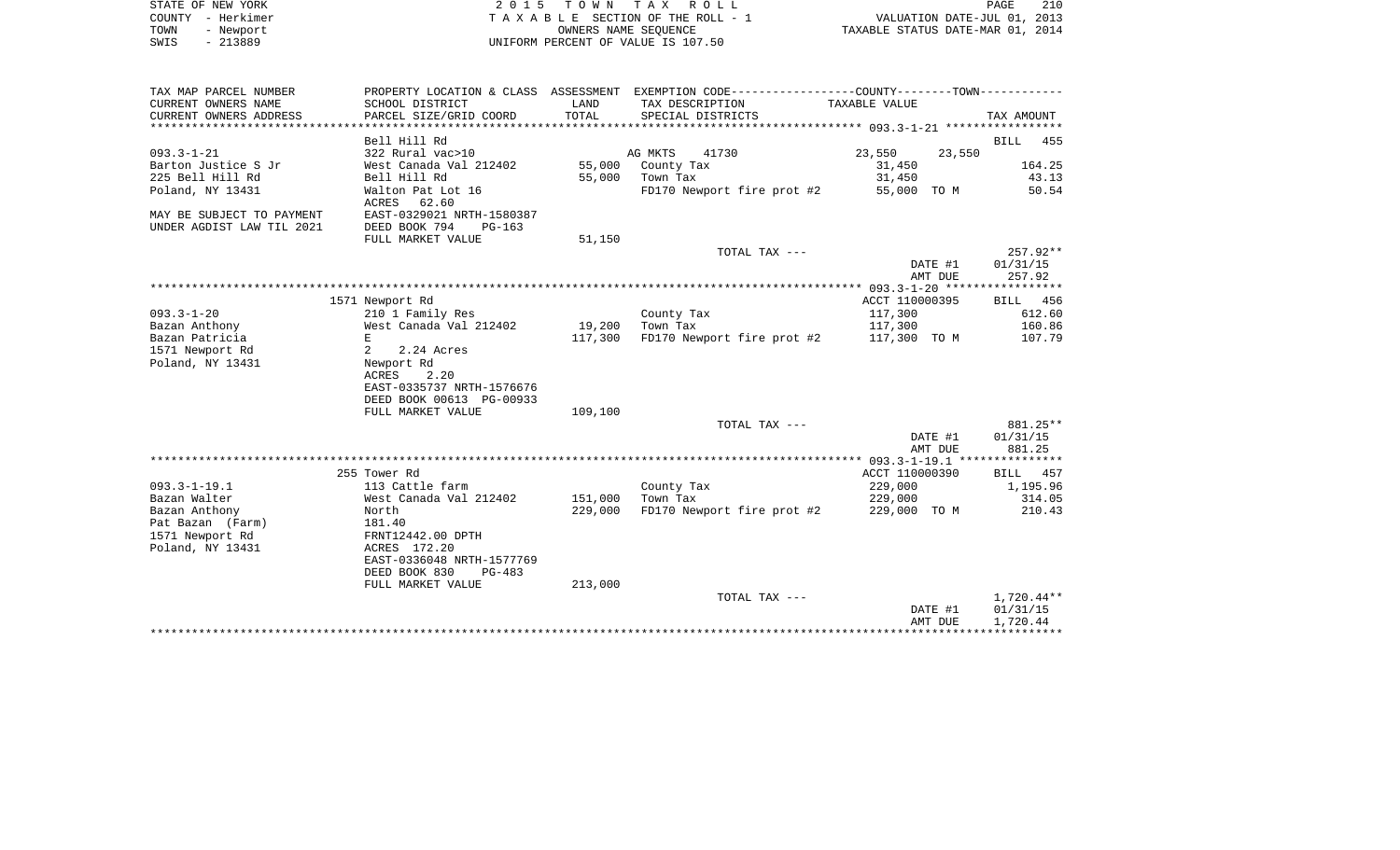STATE OF NEW YORK | 2015 TOWN TAX ROLL
COUNTY - Herkimer | TAXABLE SECTION OF THE ROLL - 1 | VALUATION DATE-JUL 01, 2013
TOWN - Newport | OWNERS NAME SEQUENCE | TAXABLE STATUS DATE-MAR 01, 2014
SWIS - 213889 | UNIFORM PERCENT OF VALUE IS 107.50

| TAX MAP PARCEL NUMBER / CURRENT OWNERS NAME / CURRENT OWNERS ADDRESS | PROPERTY LOCATION & CLASS / SCHOOL DISTRICT / PARCEL SIZE/GRID COORD | ASSESSMENT LAND / TOTAL | EXEMPTION CODE / TAX DESCRIPTION / SPECIAL DISTRICTS | COUNTY TAXABLE VALUE | TOWN TAXABLE VALUE | TAX AMOUNT |
|---|---|---|---|---|---|---|
| | Bell Hill Rd | | | | | BILL 455 |
| 093.3-1-21 | 322 Rural vac>10 | | AG MKTS 41730 | 23,550 | 23,550 | |
| Barton Justice S Jr | West Canada Val 212402 | 55,000 | County Tax | 31,450 | | 164.25 |
| 225 Bell Hill Rd | Bell Hill Rd | 55,000 | Town Tax | 31,450 | | 43.13 |
| Poland, NY 13431 | Walton Pat Lot 16 | | FD170 Newport fire prot #2 | 55,000 TO M | | 50.54 |
| | ACRES 62.60 | | | | | |
| MAY BE SUBJECT TO PAYMENT | EAST-0329021 NRTH-1580387 | | | | | |
| UNDER AGDIST LAW TIL 2021 | DEED BOOK 794 PG-163 | | | | | |
| | FULL MARKET VALUE | 51,150 | | | | |
| | | | TOTAL TAX --- | | | 257.92** |
| | | | | | DATE #1 | 01/31/15 |
| | | | | | AMT DUE | 257.92 |
| | 1571 Newport Rd | | | ACCT 110000395 | | BILL 456 |
| 093.3-1-20 | 210 1 Family Res | | County Tax | 117,300 | | 612.60 |
| Bazan Anthony | West Canada Val 212402 | 19,200 | Town Tax | 117,300 | | 160.86 |
| Bazan Patricia | E | 117,300 | FD170 Newport fire prot #2 | 117,300 TO M | | 107.79 |
| 1571 Newport Rd | 2 2.24 Acres | | | | | |
| Poland, NY 13431 | Newport Rd | | | | | |
| | ACRES 2.20 | | | | | |
| | EAST-0335737 NRTH-1576676 | | | | | |
| | DEED BOOK 00613 PG-00933 | | | | | |
| | FULL MARKET VALUE | 109,100 | | | | |
| | | | TOTAL TAX --- | | | 881.25** |
| | | | | | DATE #1 | 01/31/15 |
| | | | | | AMT DUE | 881.25 |
| | 255 Tower Rd | | | ACCT 110000390 | | BILL 457 |
| 093.3-1-19.1 | 113 Cattle farm | | County Tax | 229,000 | | 1,195.96 |
| Bazan Walter | West Canada Val 212402 | 151,000 | Town Tax | 229,000 | | 314.05 |
| Bazan Anthony | North | 229,000 | FD170 Newport fire prot #2 | 229,000 TO M | | 210.43 |
| Pat Bazan (Farm) | 181.40 | | | | | |
| 1571 Newport Rd | FRNT12442.00 DPTH | | | | | |
| Poland, NY 13431 | ACRES 172.20 | | | | | |
| | EAST-0336048 NRTH-1577769 | | | | | |
| | DEED BOOK 830 PG-483 | | | | | |
| | FULL MARKET VALUE | 213,000 | | | | |
| | | | TOTAL TAX --- | | | 1,720.44** |
| | | | | | DATE #1 | 01/31/15 |
| | | | | | AMT DUE | 1,720.44 |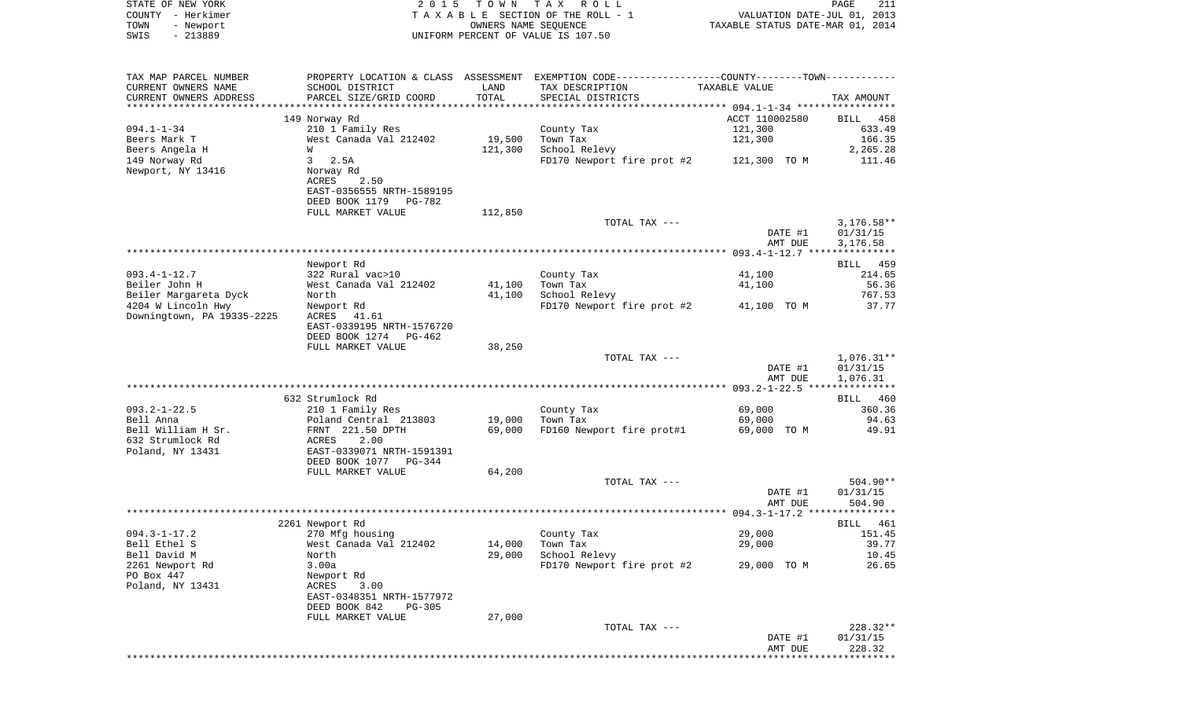STATE OF NEW YORK
COUNTY - Herkimer
TOWN - Newport
SWIS - 213889

2 0 1 5 T O W N T A X R O L L
T A X A B L E SECTION OF THE ROLL - 1
OWNERS NAME SEQUENCE
UNIFORM PERCENT OF VALUE IS 107.50

VALUATION DATE-JUL 01, 2013
TAXABLE STATUS DATE-MAR 01, 2014

| TAX MAP PARCEL NUMBER<br>CURRENT OWNERS NAME<br>CURRENT OWNERS ADDRESS | PROPERTY LOCATION & CLASS<br>SCHOOL DISTRICT<br>PARCEL SIZE/GRID COORD | ASSESSMENT<br>LAND<br>TOTAL | EXEMPTION CODE<br>TAX DESCRIPTION<br>SPECIAL DISTRICTS | COUNTY--------TOWN<br>TAXABLE VALUE | TAX AMOUNT |
|---|---|---|---|---|---|
| | 149 Norway Rd | | | ACCT 110002580 | BILL 458 |
| 094.1-1-34 | 210 1 Family Res | | County Tax | 121,300 | 633.49 |
| Beers Mark T | West Canada Val 212402 | 19,500 | Town Tax | 121,300 | 166.35 |
| Beers Angela H | W | 121,300 | School Relevy | | 2,265.28 |
| 149 Norway Rd | 3 2.5A | | FD170 Newport fire prot #2 | 121,300 TO M | 111.46 |
| Newport, NY 13416 | Norway Rd | | | | |
| | ACRES 2.50 | | | | |
| | EAST-0356555 NRTH-1589195 | | | | |
| | DEED BOOK 1179 PG-782 | | | | |
| | FULL MARKET VALUE | 112,850 | | | |
| | | | TOTAL TAX --- | | 3,176.58** |
| | | | | DATE #1 | 01/31/15 |
| | | | | AMT DUE | 3,176.58 |
| | Newport Rd | | | | BILL 459 |
| 093.4-1-12.7 | 322 Rural vac>10 | | County Tax | 41,100 | 214.65 |
| Beiler John H | West Canada Val 212402 | 41,100 | Town Tax | 41,100 | 56.36 |
| Beiler Margareta Dyck | North | 41,100 | School Relevy | | 767.53 |
| 4204 W Lincoln Hwy | Newport Rd | | FD170 Newport fire prot #2 | 41,100 TO M | 37.77 |
| Downingtown, PA 19335-2225 | ACRES 41.61 | | | | |
| | EAST-0339195 NRTH-1576720 | | | | |
| | DEED BOOK 1274 PG-462 | | | | |
| | FULL MARKET VALUE | 38,250 | | | |
| | | | TOTAL TAX --- | | 1,076.31** |
| | | | | DATE #1 | 01/31/15 |
| | | | | AMT DUE | 1,076.31 |
| | 632 Strumlock Rd | | | | BILL 460 |
| 093.2-1-22.5 | 210 1 Family Res | | County Tax | 69,000 | 360.36 |
| Bell Anna | Poland Central 213803 | 19,000 | Town Tax | 69,000 | 94.63 |
| Bell William H Sr. | FRNT 221.50 DPTH | 69,000 | FD160 Newport fire prot#1 | 69,000 TO M | 49.91 |
| 632 Strumlock Rd | ACRES 2.00 | | | | |
| Poland, NY 13431 | EAST-0339071 NRTH-1591391 | | | | |
| | DEED BOOK 1077 PG-344 | | | | |
| | FULL MARKET VALUE | 64,200 | | | |
| | | | TOTAL TAX --- | | 504.90** |
| | | | | DATE #1 | 01/31/15 |
| | | | | AMT DUE | 504.90 |
| | 2261 Newport Rd | | | | BILL 461 |
| 094.3-1-17.2 | 270 Mfg housing | | County Tax | 29,000 | 151.45 |
| Bell Ethel S | West Canada Val 212402 | 14,000 | Town Tax | 29,000 | 39.77 |
| Bell David M | North | 29,000 | School Relevy | | 10.45 |
| 2261 Newport Rd | 3.00a | | FD170 Newport fire prot #2 | 29,000 TO M | 26.65 |
| PO Box 447 | Newport Rd | | | | |
| Poland, NY 13431 | ACRES 3.00 | | | | |
| | EAST-0348351 NRTH-1577972 | | | | |
| | DEED BOOK 842 PG-305 | | | | |
| | FULL MARKET VALUE | 27,000 | | | |
| | | | TOTAL TAX --- | | 228.32** |
| | | | | DATE #1 | 01/31/15 |
| | | | | AMT DUE | 228.32 |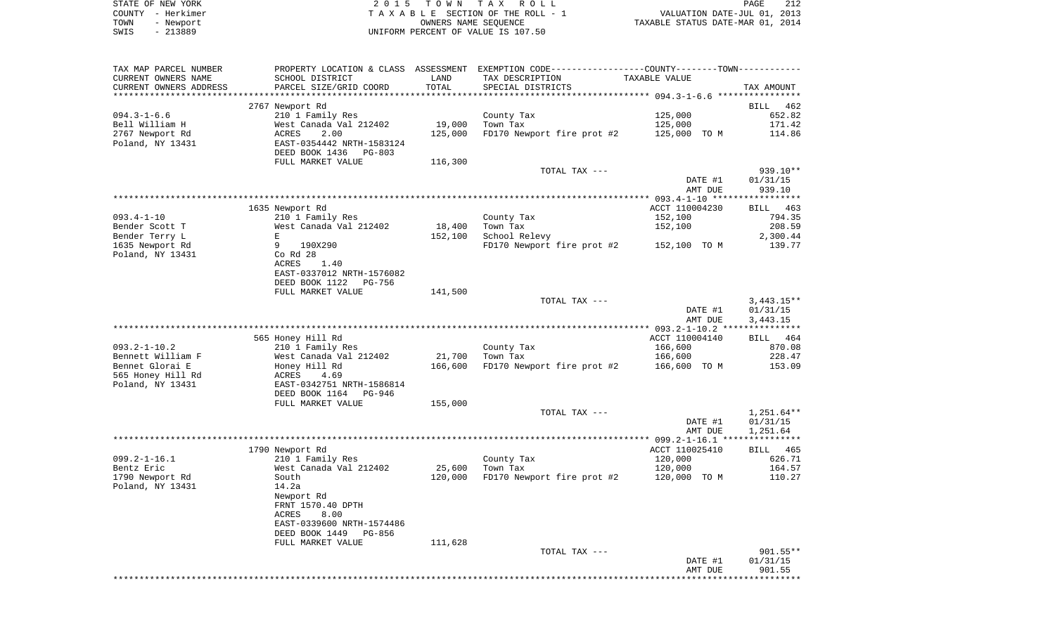STATE OF NEW YORK
COUNTY - Herkimer
TOWN - Newport
SWIS - 213889

2 0 1 5 T O W N T A X R O L L
T A X A B L E SECTION OF THE ROLL - 1
OWNERS NAME SEQUENCE
UNIFORM PERCENT OF VALUE IS 107.50

VALUATION DATE-JUL 01, 2013
TAXABLE STATUS DATE-MAR 01, 2014

| TAX MAP PARCEL NUMBER / CURRENT OWNERS NAME / CURRENT OWNERS ADDRESS | PROPERTY LOCATION & CLASS / SCHOOL DISTRICT / PARCEL SIZE/GRID COORD | ASSESSMENT LAND / TOTAL | EXEMPTION CODE / TAX DESCRIPTION / SPECIAL DISTRICTS | COUNTY--------TOWN TAXABLE VALUE | TAX AMOUNT |
|---|---|---|---|---|---|
| | 2767 Newport Rd | | | | BILL 462 |
| 094.3-1-6.6 | 210 1 Family Res | | County Tax | 125,000 | 652.82 |
| Bell William H | West Canada Val 212402 | 19,000 | Town Tax | 125,000 | 171.42 |
| 2767 Newport Rd | ACRES 2.00 | 125,000 | FD170 Newport fire prot #2 | 125,000 TO M | 114.86 |
| Poland, NY 13431 | EAST-0354442 NRTH-1583124 | | | | |
| | DEED BOOK 1436 PG-803 | | | | |
| | FULL MARKET VALUE | 116,300 | | | |
| | | | TOTAL TAX --- | | 939.10** |
| | | | | DATE #1 | 01/31/15 |
| | | | | AMT DUE | 939.10 |
| | 1635 Newport Rd | | | ACCT 110004230 | BILL 463 |
| 093.4-1-10 | 210 1 Family Res | | County Tax | 152,100 | 794.35 |
| Bender Scott T | West Canada Val 212402 | 18,400 | Town Tax | 152,100 | 208.59 |
| Bender Terry L | E | 152,100 | School Relevy | | 2,300.44 |
| 1635 Newport Rd | 9 190X290 | | FD170 Newport fire prot #2 | 152,100 TO M | 139.77 |
| Poland, NY 13431 | Co Rd 28 | | | | |
| | ACRES 1.40 | | | | |
| | EAST-0337012 NRTH-1576082 | | | | |
| | DEED BOOK 1122 PG-756 | | | | |
| | FULL MARKET VALUE | 141,500 | | | |
| | | | TOTAL TAX --- | | 3,443.15** |
| | | | | DATE #1 | 01/31/15 |
| | | | | AMT DUE | 3,443.15 |
| | 565 Honey Hill Rd | | | ACCT 110004140 | BILL 464 |
| 093.2-1-10.2 | 210 1 Family Res | | County Tax | 166,600 | 870.08 |
| Bennett William F | West Canada Val 212402 | 21,700 | Town Tax | 166,600 | 228.47 |
| Bennet Glorai E | Honey Hill Rd | 166,600 | FD170 Newport fire prot #2 | 166,600 TO M | 153.09 |
| 565 Honey Hill Rd | ACRES 4.69 | | | | |
| Poland, NY 13431 | EAST-0342751 NRTH-1586814 | | | | |
| | DEED BOOK 1164 PG-946 | | | | |
| | FULL MARKET VALUE | 155,000 | | | |
| | | | TOTAL TAX --- | | 1,251.64** |
| | | | | DATE #1 | 01/31/15 |
| | | | | AMT DUE | 1,251.64 |
| | 1790 Newport Rd | | | ACCT 110025410 | BILL 465 |
| 099.2-1-16.1 | 210 1 Family Res | | County Tax | 120,000 | 626.71 |
| Bentz Eric | West Canada Val 212402 | 25,600 | Town Tax | 120,000 | 164.57 |
| 1790 Newport Rd | South | 120,000 | FD170 Newport fire prot #2 | 120,000 TO M | 110.27 |
| Poland, NY 13431 | 14.2a | | | | |
| | Newport Rd | | | | |
| | FRNT 1570.40 DPTH | | | | |
| | ACRES 8.00 | | | | |
| | EAST-0339600 NRTH-1574486 | | | | |
| | DEED BOOK 1449 PG-856 | | | | |
| | FULL MARKET VALUE | 111,628 | | | |
| | | | TOTAL TAX --- | | 901.55** |
| | | | | DATE #1 | 01/31/15 |
| | | | | AMT DUE | 901.55 |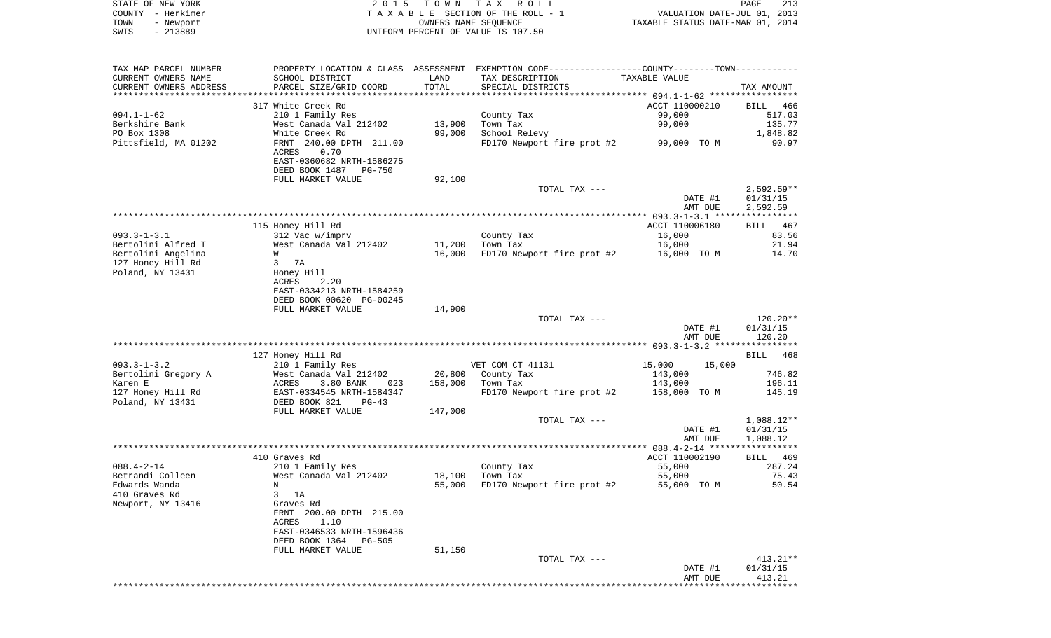STATE OF NEW YORK
COUNTY - Herkimer
TOWN - Newport
SWIS - 213889

2 0 1 5 T O W N T A X R O L L
T A X A B L E SECTION OF THE ROLL - 1
OWNERS NAME SEQUENCE
UNIFORM PERCENT OF VALUE IS 107.50

VALUATION DATE-JUL 01, 2013
TAXABLE STATUS DATE-MAR 01, 2014

| TAX MAP PARCEL NUMBER / CURRENT OWNERS NAME / CURRENT OWNERS ADDRESS | PROPERTY LOCATION & CLASS / SCHOOL DISTRICT / PARCEL SIZE/GRID COORD | ASSESSMENT LAND / TOTAL | EXEMPTION CODE / TAX DESCRIPTION / SPECIAL DISTRICTS | COUNTY / TOWN TAXABLE VALUE | TAX AMOUNT |
|---|---|---|---|---|---|
| 094.1-1-62 | 317 White Creek Rd | | | ACCT 110000210 | BILL 466 |
| | 210 1 Family Res | | County Tax | 99,000 | 517.03 |
| Berkshire Bank | West Canada Val 212402 | 13,900 | Town Tax | 99,000 | 135.77 |
| PO Box 1308 | White Creek Rd | 99,000 | School Relevy | | 1,848.82 |
| Pittsfield, MA 01202 | FRNT 240.00 DPTH 211.00 | | FD170 Newport fire prot #2 | 99,000 TO M | 90.97 |
| | ACRES 0.70 | | | | |
| | EAST-0360682 NRTH-1586275 | | | | |
| | DEED BOOK 1487 PG-750 | | | | |
| | FULL MARKET VALUE | 92,100 | | | |
| | | | TOTAL TAX --- | | 2,592.59** |
| | | | | DATE #1 | 01/31/15 |
| | | | | AMT DUE | 2,592.59 |
| 093.3-1-3.1 | 115 Honey Hill Rd | | | ACCT 110006180 | BILL 467 |
| | 312 Vac w/imprv | | County Tax | 16,000 | 83.56 |
| Bertolini Alfred T | West Canada Val 212402 | 11,200 | Town Tax | 16,000 | 21.94 |
| Bertolini Angelina | W | 16,000 | FD170 Newport fire prot #2 | 16,000 TO M | 14.70 |
| 127 Honey Hill Rd | 3 7A | | | | |
| Poland, NY 13431 | Honey Hill | | | | |
| | ACRES 2.20 | | | | |
| | EAST-0334213 NRTH-1584259 | | | | |
| | DEED BOOK 00620 PG-00245 | | | | |
| | FULL MARKET VALUE | 14,900 | | | |
| | | | TOTAL TAX --- | | 120.20** |
| | | | | DATE #1 | 01/31/15 |
| | | | | AMT DUE | 120.20 |
| 093.3-1-3.2 | 127 Honey Hill Rd | | | | BILL 468 |
| | 210 1 Family Res | | VET COM CT 41131 | 15,000 15,000 | |
| Bertolini Gregory A | West Canada Val 212402 | 20,800 | County Tax | 143,000 | 746.82 |
| Karen E | ACRES 3.80 BANK 023 | 158,000 | Town Tax | 143,000 | 196.11 |
| 127 Honey Hill Rd | EAST-0334545 NRTH-1584347 | | FD170 Newport fire prot #2 | 158,000 TO M | 145.19 |
| Poland, NY 13431 | DEED BOOK 821 PG-43 | | | | |
| | FULL MARKET VALUE | 147,000 | | | |
| | | | TOTAL TAX --- | | 1,088.12** |
| | | | | DATE #1 | 01/31/15 |
| | | | | AMT DUE | 1,088.12 |
| 088.4-2-14 | 410 Graves Rd | | | ACCT 110002190 | BILL 469 |
| | 210 1 Family Res | | County Tax | 55,000 | 287.24 |
| Betrandi Colleen | West Canada Val 212402 | 18,100 | Town Tax | 55,000 | 75.43 |
| Edwards Wanda | N | 55,000 | FD170 Newport fire prot #2 | 55,000 TO M | 50.54 |
| 410 Graves Rd | 3 1A | | | | |
| Newport, NY 13416 | Graves Rd | | | | |
| | FRNT 200.00 DPTH 215.00 | | | | |
| | ACRES 1.10 | | | | |
| | EAST-0346533 NRTH-1596436 | | | | |
| | DEED BOOK 1364 PG-505 | | | | |
| | FULL MARKET VALUE | 51,150 | | | |
| | | | TOTAL TAX --- | | 413.21** |
| | | | | DATE #1 | 01/31/15 |
| | | | | AMT DUE | 413.21 |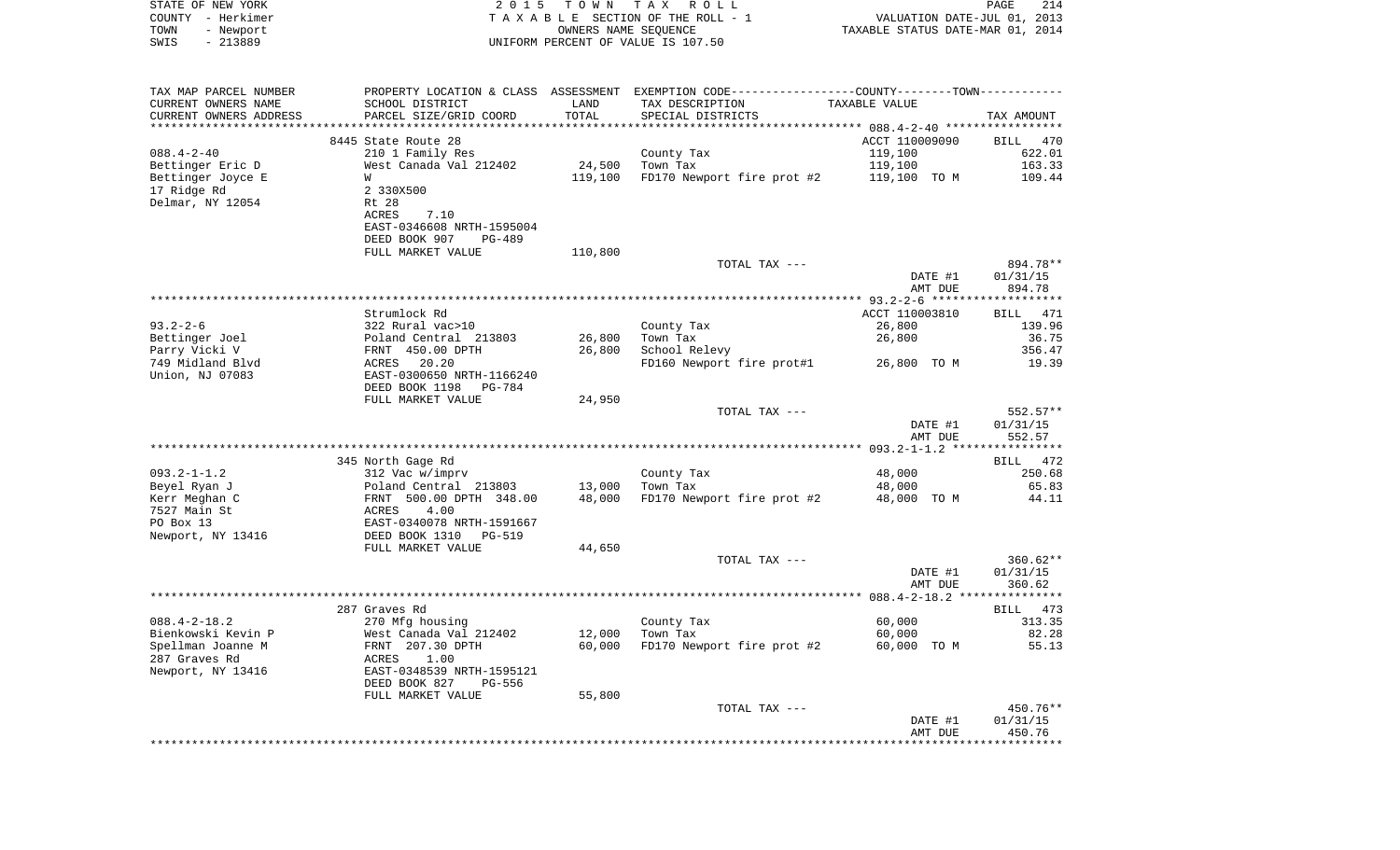STATE OF NEW YORK  
COUNTY - Herkimer  
TOWN - Newport  
SWIS - 213889

2 0 1 5 T O W N T A X R O L L  
T A X A B L E SECTION OF THE ROLL - 1  
OWNERS NAME SEQUENCE  
UNIFORM PERCENT OF VALUE IS 107.50

VALUATION DATE-JUL 01, 2013  
TAXABLE STATUS DATE-MAR 01, 2014

| TAX MAP PARCEL NUMBER / CURRENT OWNERS NAME / CURRENT OWNERS ADDRESS | PROPERTY LOCATION & CLASS / SCHOOL DISTRICT / PARCEL SIZE/GRID COORD | ASSESSMENT LAND / TOTAL | EXEMPTION CODE / TAX DESCRIPTION / SPECIAL DISTRICTS | TAXABLE VALUE | TAX AMOUNT |
|---|---|---|---|---|---|
| **088.4-2-40** | 8445 State Route 28 | | | ACCT 110009090 | BILL 470 |
| Bettinger Eric D | 210 1 Family Res | | County Tax | 119,100 | 622.01 |
| Bettinger Joyce E | West Canada Val 212402 | 24,500 | Town Tax | 119,100 | 163.33 |
| 17 Ridge Rd | W | 119,100 | FD170 Newport fire prot #2 | 119,100 TO M | 109.44 |
| Delmar, NY 12054 | 2 330X500 | | | | |
| | Rt 28 | | | | |
| | ACRES 7.10 | | | | |
| | EAST-0346608 NRTH-1595004 | | | | |
| | DEED BOOK 907 PG-489 | | | | |
| | FULL MARKET VALUE | 110,800 | | | |
| | | | TOTAL TAX --- | | 894.78** |
| | | | | DATE #1 | 01/31/15 |
| | | | | AMT DUE | 894.78 |
| **93.2-2-6** | Strumlock Rd | | | ACCT 110003810 | BILL 471 |
| Bettinger Joel | 322 Rural vac>10 | | County Tax | 26,800 | 139.96 |
| Parry Vicki V | Poland Central 213803 | 26,800 | Town Tax | 26,800 | 36.75 |
| 749 Midland Blvd | FRNT 450.00 DPTH | 26,800 | School Relevy | | 356.47 |
| Union, NJ 07083 | ACRES 20.20 | | FD160 Newport fire prot#1 | 26,800 TO M | 19.39 |
| | EAST-0300650 NRTH-1166240 | | | | |
| | DEED BOOK 1198 PG-784 | | | | |
| | FULL MARKET VALUE | 24,950 | | | |
| | | | TOTAL TAX --- | | 552.57** |
| | | | | DATE #1 | 01/31/15 |
| | | | | AMT DUE | 552.57 |
| **093.2-1-1.2** | 345 North Gage Rd | | | | BILL 472 |
| Beyel Ryan J | 312 Vac w/imprv | | County Tax | 48,000 | 250.68 |
| Kerr Meghan C | Poland Central 213803 | 13,000 | Town Tax | 48,000 | 65.83 |
| 7527 Main St | FRNT 500.00 DPTH 348.00 | 48,000 | FD170 Newport fire prot #2 | 48,000 TO M | 44.11 |
| PO Box 13 | ACRES 4.00 | | | | |
| Newport, NY 13416 | EAST-0340078 NRTH-1591667 | | | | |
| | DEED BOOK 1310 PG-519 | | | | |
| | FULL MARKET VALUE | 44,650 | | | |
| | | | TOTAL TAX --- | | 360.62** |
| | | | | DATE #1 | 01/31/15 |
| | | | | AMT DUE | 360.62 |
| **088.4-2-18.2** | 287 Graves Rd | | | | BILL 473 |
| Bienkowski Kevin P | 270 Mfg housing | | County Tax | 60,000 | 313.35 |
| Spellman Joanne M | West Canada Val 212402 | 12,000 | Town Tax | 60,000 | 82.28 |
| 287 Graves Rd | FRNT 207.30 DPTH | 60,000 | FD170 Newport fire prot #2 | 60,000 TO M | 55.13 |
| Newport, NY 13416 | ACRES 1.00 | | | | |
| | EAST-0348539 NRTH-1595121 | | | | |
| | DEED BOOK 827 PG-556 | | | | |
| | FULL MARKET VALUE | 55,800 | | | |
| | | | TOTAL TAX --- | | 450.76** |
| | | | | DATE #1 | 01/31/15 |
| | | | | AMT DUE | 450.76 |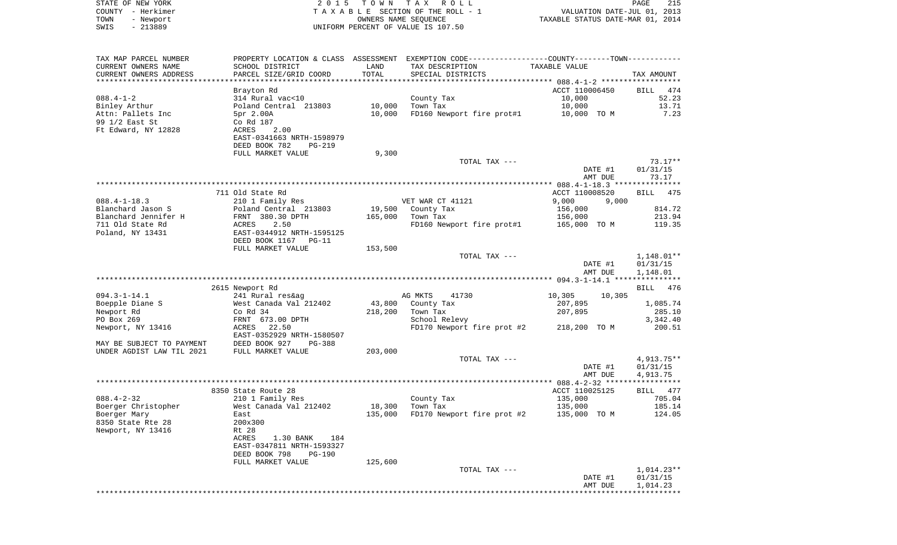STATE OF NEW YORK | 2 0 1 5 T O W N T A X R O L L | PAGE 215
COUNTY - Herkimer | T A X A B L E SECTION OF THE ROLL - 1 | VALUATION DATE-JUL 01, 2013
TOWN - Newport | OWNERS NAME SEQUENCE | TAXABLE STATUS DATE-MAR 01, 2014
SWIS - 213889 | UNIFORM PERCENT OF VALUE IS 107.50

| TAX MAP PARCEL NUMBER / CURRENT OWNERS NAME / CURRENT OWNERS ADDRESS | PROPERTY LOCATION & CLASS / SCHOOL DISTRICT / PARCEL SIZE/GRID COORD | ASSESSMENT LAND / TOTAL | EXEMPTION CODE / TAX DESCRIPTION / SPECIAL DISTRICTS | TAXABLE VALUE (COUNTY / TOWN) | TAX AMOUNT |
|---|---|---|---|---|---|
| **088.4-1-2** | Brayton Rd | | | ACCT 110006450 | BILL 474 |
| | 314 Rural vac<10 | | County Tax | 10,000 | 52.23 |
| Binley Arthur | Poland Central 213803 | 10,000 | Town Tax | 10,000 | 13.71 |
| Attn: Pallets Inc | 5pr 2.00A | 10,000 | FD160 Newport fire prot#1 | 10,000 TO M | 7.23 |
| 99 1/2 East St | Co Rd 187 | | | | |
| Ft Edward, NY 12828 | ACRES 2.00 | | | | |
| | EAST-0341663 NRTH-1598979 | | | | |
| | DEED BOOK 782 PG-219 | | | | |
| | FULL MARKET VALUE | 9,300 | | | |
| | | | TOTAL TAX --- | | 73.17** |
| | | | | DATE #1 | 01/31/15 |
| | | | | AMT DUE | 73.17 |
| **088.4-1-18.3** | 711 Old State Rd | | | ACCT 110008520 | BILL 475 |
| | 210 1 Family Res | | VET WAR CT 41121 | 9,000 / 9,000 | |
| Blanchard Jason S | Poland Central 213803 | 19,500 | County Tax | 156,000 | 814.72 |
| Blanchard Jennifer H | FRNT 380.30 DPTH | 165,000 | Town Tax | 156,000 | 213.94 |
| 711 Old State Rd | ACRES 2.50 | | FD160 Newport fire prot#1 | 165,000 TO M | 119.35 |
| Poland, NY 13431 | EAST-0344912 NRTH-1595125 | | | | |
| | DEED BOOK 1167 PG-11 | | | | |
| | FULL MARKET VALUE | 153,500 | | | |
| | | | TOTAL TAX --- | | 1,148.01** |
| | | | | DATE #1 | 01/31/15 |
| | | | | AMT DUE | 1,148.01 |
| **094.3-1-14.1** | 2615 Newport Rd | | | | BILL 476 |
| | 241 Rural res&ag | | AG MKTS 41730 | 10,305 / 10,305 | |
| Boepple Diane S | West Canada Val 212402 | 43,800 | County Tax | 207,895 | 1,085.74 |
| Newport Rd | Co Rd 34 | 218,200 | Town Tax | 207,895 | 285.10 |
| PO Box 269 | FRNT 673.00 DPTH | | School Relevy | | 3,342.40 |
| Newport, NY 13416 | ACRES 22.50 | | FD170 Newport fire prot #2 | 218,200 TO M | 200.51 |
| | EAST-0352929 NRTH-1580507 | | | | |
| MAY BE SUBJECT TO PAYMENT | DEED BOOK 927 PG-388 | | | | |
| UNDER AGDIST LAW TIL 2021 | FULL MARKET VALUE | 203,000 | | | |
| | | | TOTAL TAX --- | | 4,913.75** |
| | | | | DATE #1 | 01/31/15 |
| | | | | AMT DUE | 4,913.75 |
| **088.4-2-32** | 8350 State Route 28 | | | ACCT 110025125 | BILL 477 |
| | 210 1 Family Res | | County Tax | 135,000 | 705.04 |
| Boerger Christopher | West Canada Val 212402 | 18,300 | Town Tax | 135,000 | 185.14 |
| Boerger Mary | East | 135,000 | FD170 Newport fire prot #2 | 135,000 TO M | 124.05 |
| 8350 State Rte 28 | 200x300 | | | | |
| Newport, NY 13416 | Rt 28 | | | | |
| | ACRES 1.30 BANK 184 | | | | |
| | EAST-0347811 NRTH-1593327 | | | | |
| | DEED BOOK 798 PG-190 | | | | |
| | FULL MARKET VALUE | 125,600 | | | |
| | | | TOTAL TAX --- | | 1,014.23** |
| | | | | DATE #1 | 01/31/15 |
| | | | | AMT DUE | 1,014.23 |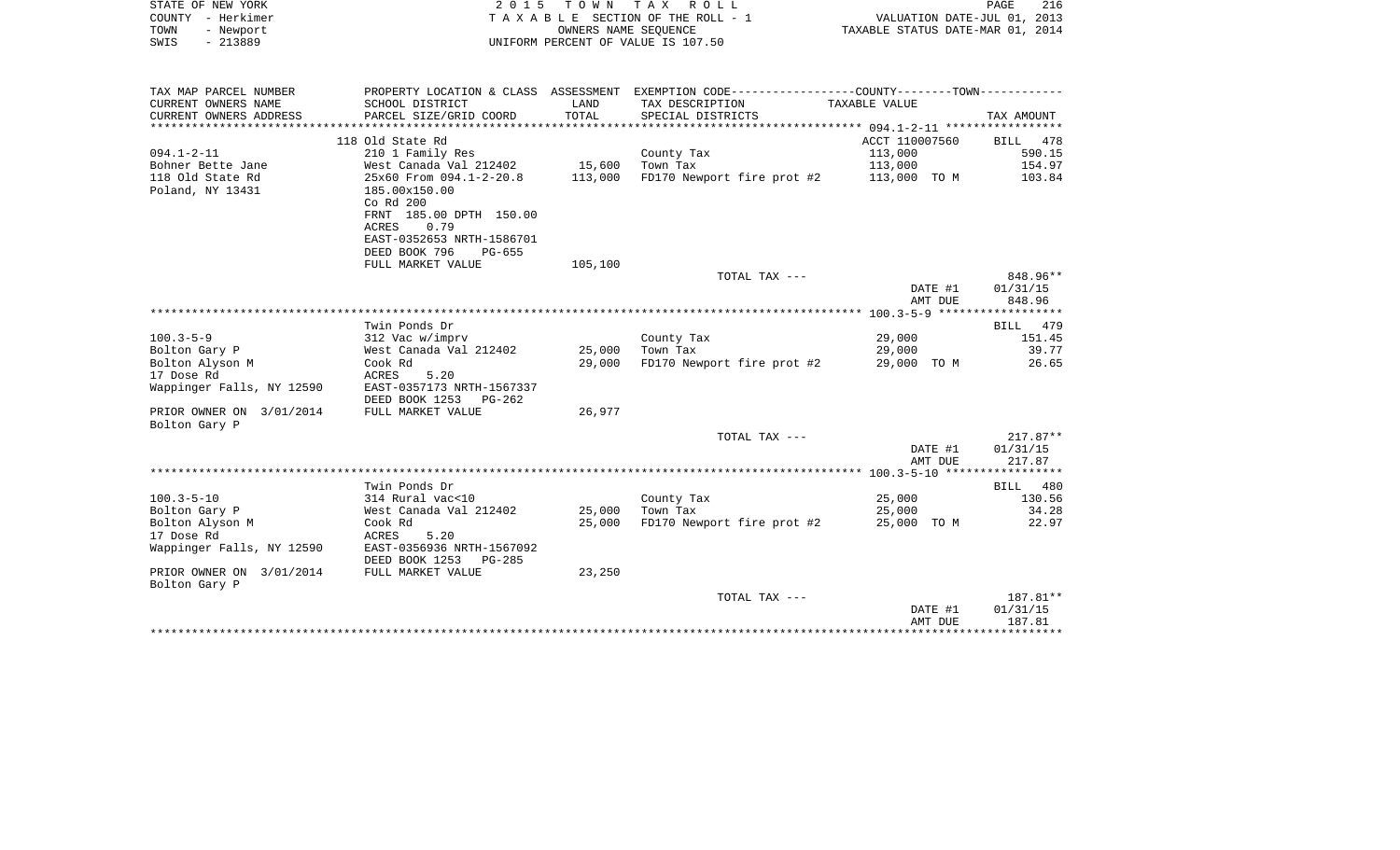STATE OF NEW YORK | 2015 TOWN TAX ROLL | VALUATION DATE-JUL 01, 2013
COUNTY - Herkimer | TAXABLE SECTION OF THE ROLL - 1 | TAXABLE STATUS DATE-MAR 01, 2014
TOWN - Newport | OWNERS NAME SEQUENCE
SWIS - 213889 | UNIFORM PERCENT OF VALUE IS 107.50

| TAX MAP PARCEL NUMBER / CURRENT OWNERS NAME / CURRENT OWNERS ADDRESS | PROPERTY LOCATION & CLASS / SCHOOL DISTRICT / PARCEL SIZE/GRID COORD | ASSESSMENT LAND / TOTAL | EXEMPTION CODE / TAX DESCRIPTION / SPECIAL DISTRICTS | TAXABLE VALUE | TAX AMOUNT |
|---|---|---|---|---|---|
| | 118 Old State Rd | | | ACCT 110007560 | BILL 478 |
| 094.1-2-11 | 210 1 Family Res | | County Tax | 113,000 | 590.15 |
| Bohner Bette Jane | West Canada Val 212402 | 15,600 | Town Tax | 113,000 | 154.97 |
| 118 Old State Rd | 25x60 From 094.1-2-20.8 | 113,000 | FD170 Newport fire prot #2 | 113,000 TO M | 103.84 |
| Poland, NY 13431 | 185.00x150.00 | | | | |
| | Co Rd 200 | | | | |
| | FRNT 185.00 DPTH 150.00 | | | | |
| | ACRES 0.79 | | | | |
| | EAST-0352653 NRTH-1586701 | | | | |
| | DEED BOOK 796 PG-655 | | | | |
| | FULL MARKET VALUE | 105,100 | | | |
| | | | TOTAL TAX --- | | 848.96** |
| | | | | DATE #1 | 01/31/15 |
| | | | | AMT DUE | 848.96 |
| | Twin Ponds Dr | | | | BILL 479 |
| 100.3-5-9 | 312 Vac w/imprv | | County Tax | 29,000 | 151.45 |
| Bolton Gary P | West Canada Val 212402 | 25,000 | Town Tax | 29,000 | 39.77 |
| Bolton Alyson M | Cook Rd | 29,000 | FD170 Newport fire prot #2 | 29,000 TO M | 26.65 |
| 17 Dose Rd | ACRES 5.20 | | | | |
| Wappinger Falls, NY 12590 | EAST-0357173 NRTH-1567337 | | | | |
| | DEED BOOK 1253 PG-262 | | | | |
| PRIOR OWNER ON 3/01/2014 | FULL MARKET VALUE | 26,977 | | | |
| Bolton Gary P | | | | | |
| | | | TOTAL TAX --- | | 217.87** |
| | | | | DATE #1 | 01/31/15 |
| | | | | AMT DUE | 217.87 |
| | Twin Ponds Dr | | | | BILL 480 |
| 100.3-5-10 | 314 Rural vac<10 | | County Tax | 25,000 | 130.56 |
| Bolton Gary P | West Canada Val 212402 | 25,000 | Town Tax | 25,000 | 34.28 |
| Bolton Alyson M | Cook Rd | 25,000 | FD170 Newport fire prot #2 | 25,000 TO M | 22.97 |
| 17 Dose Rd | ACRES 5.20 | | | | |
| Wappinger Falls, NY 12590 | EAST-0356936 NRTH-1567092 | | | | |
| | DEED BOOK 1253 PG-285 | | | | |
| PRIOR OWNER ON 3/01/2014 | FULL MARKET VALUE | 23,250 | | | |
| Bolton Gary P | | | | | |
| | | | TOTAL TAX --- | | 187.81** |
| | | | | DATE #1 | 01/31/15 |
| | | | | AMT DUE | 187.81 |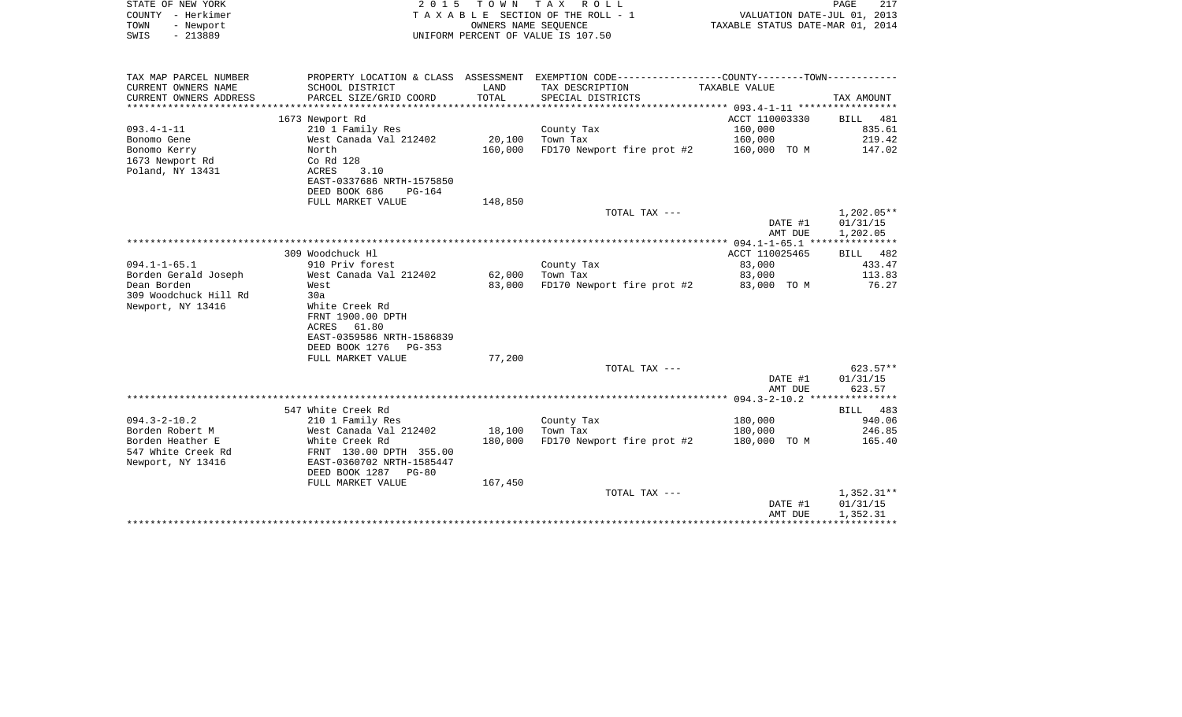STATE OF NEW YORK
COUNTY - Herkimer
TOWN - Newport
SWIS - 213889

2 0 1 5 T O W N T A X R O L L
T A X A B L E SECTION OF THE ROLL - 1
OWNERS NAME SEQUENCE
UNIFORM PERCENT OF VALUE IS 107.50

VALUATION DATE-JUL 01, 2013
TAXABLE STATUS DATE-MAR 01, 2014

| TAX MAP PARCEL NUMBER / CURRENT OWNERS NAME / CURRENT OWNERS ADDRESS | PROPERTY LOCATION & CLASS / SCHOOL DISTRICT / PARCEL SIZE/GRID COORD | ASSESSMENT LAND / TOTAL | EXEMPTION CODE / TAX DESCRIPTION / SPECIAL DISTRICTS | TAXABLE VALUE | TAX AMOUNT |
|---|---|---|---|---|---|
| **093.4-1-11** | 1673 Newport Rd | | | ACCT 110003330 | BILL 481 |
| 093.4-1-11 | 210 1 Family Res | | County Tax | 160,000 | 835.61 |
| Bonomo Gene | West Canada Val 212402 | 20,100 | Town Tax | 160,000 | 219.42 |
| Bonomo Kerry | North | 160,000 | FD170 Newport fire prot #2 | 160,000 TO M | 147.02 |
| 1673 Newport Rd | Co Rd 128 | | | | |
| Poland, NY 13431 | ACRES 3.10 | | | | |
| | EAST-0337686 NRTH-1575850 | | | | |
| | DEED BOOK 686 PG-164 | | | | |
| | FULL MARKET VALUE | 148,850 | | | |
| | | | TOTAL TAX --- | | 1,202.05** |
| | | | | DATE #1 | 01/31/15 |
| | | | | AMT DUE | 1,202.05 |
| **094.1-1-65.1** | 309 Woodchuck Hl | | | ACCT 110025465 | BILL 482 |
| 094.1-1-65.1 | 910 Priv forest | | County Tax | 83,000 | 433.47 |
| Borden Gerald Joseph | West Canada Val 212402 | 62,000 | Town Tax | 83,000 | 113.83 |
| Dean Borden | West | 83,000 | FD170 Newport fire prot #2 | 83,000 TO M | 76.27 |
| 309 Woodchuck Hill Rd | 30a | | | | |
| Newport, NY 13416 | White Creek Rd | | | | |
| | FRNT 1900.00 DPTH | | | | |
| | ACRES 61.80 | | | | |
| | EAST-0359586 NRTH-1586839 | | | | |
| | DEED BOOK 1276 PG-353 | | | | |
| | FULL MARKET VALUE | 77,200 | | | |
| | | | TOTAL TAX --- | | 623.57** |
| | | | | DATE #1 | 01/31/15 |
| | | | | AMT DUE | 623.57 |
| **094.3-2-10.2** | 547 White Creek Rd | | | | BILL 483 |
| 094.3-2-10.2 | 210 1 Family Res | | County Tax | 180,000 | 940.06 |
| Borden Robert M | West Canada Val 212402 | 18,100 | Town Tax | 180,000 | 246.85 |
| Borden Heather E | White Creek Rd | 180,000 | FD170 Newport fire prot #2 | 180,000 TO M | 165.40 |
| 547 White Creek Rd | FRNT 130.00 DPTH 355.00 | | | | |
| Newport, NY 13416 | EAST-0360702 NRTH-1585447 | | | | |
| | DEED BOOK 1287 PG-80 | | | | |
| | FULL MARKET VALUE | 167,450 | | | |
| | | | TOTAL TAX --- | | 1,352.31** |
| | | | | DATE #1 | 01/31/15 |
| | | | | AMT DUE | 1,352.31 |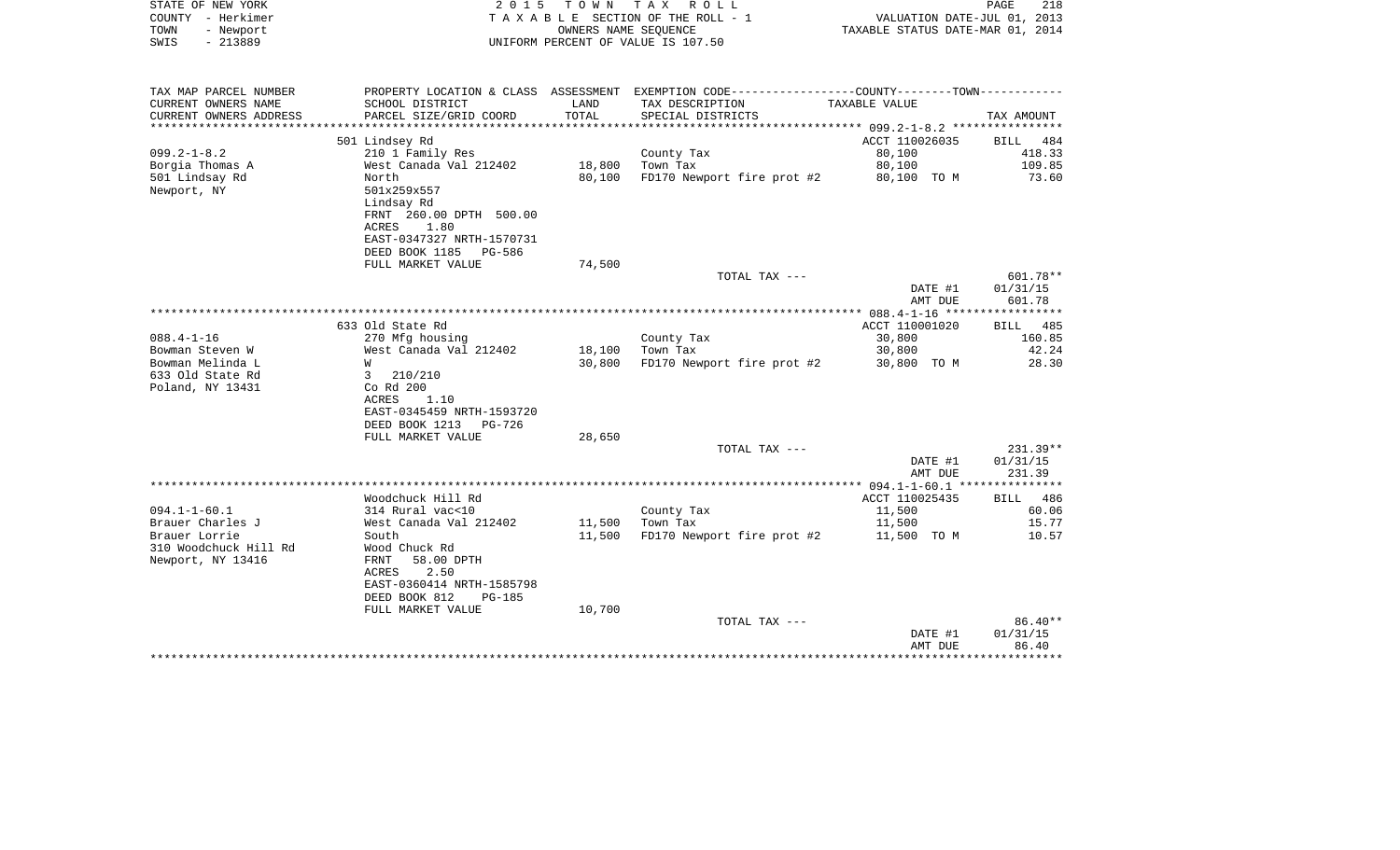STATE OF NEW YORK
COUNTY - Herkimer
TOWN - Newport
SWIS - 213889

2 0 1 5 T O W N T A X R O L L
T A X A B L E SECTION OF THE ROLL - 1
OWNERS NAME SEQUENCE
UNIFORM PERCENT OF VALUE IS 107.50

VALUATION DATE-JUL 01, 2013
TAXABLE STATUS DATE-MAR 01, 2014

| TAX MAP PARCEL NUMBER / CURRENT OWNERS NAME / CURRENT OWNERS ADDRESS | PROPERTY LOCATION & CLASS / SCHOOL DISTRICT / PARCEL SIZE/GRID COORD | ASSESSMENT LAND / TOTAL | EXEMPTION CODE / TAX DESCRIPTION / SPECIAL DISTRICTS | COUNTY--------TOWN / TAXABLE VALUE | TAX AMOUNT |
|---|---|---|---|---|---|
| 099.2-1-8.2 | 501 Lindsey Rd | | | ACCT 110026035 | BILL 484 |
| | 210 1 Family Res | | County Tax | 80,100 | 418.33 |
| Borgia Thomas A | West Canada Val 212402 | 18,800 | Town Tax | 80,100 | 109.85 |
| 501 Lindsay Rd | North | 80,100 | FD170 Newport fire prot #2 | 80,100 TO M | 73.60 |
| Newport, NY | 501x259x557 | | | | |
| | Lindsay Rd | | | | |
| | FRNT 260.00 DPTH 500.00 | | | | |
| | ACRES 1.80 | | | | |
| | EAST-0347327 NRTH-1570731 | | | | |
| | DEED BOOK 1185 PG-586 | | | | |
| | FULL MARKET VALUE | 74,500 | | | |
| | | | TOTAL TAX --- | | 601.78** |
| | | | | DATE #1 | 01/31/15 |
| | | | | AMT DUE | 601.78 |
| 088.4-1-16 | 633 Old State Rd | | | ACCT 110001020 | BILL 485 |
| | 270 Mfg housing | | County Tax | 30,800 | 160.85 |
| Bowman Steven W | West Canada Val 212402 | 18,100 | Town Tax | 30,800 | 42.24 |
| Bowman Melinda L | W | 30,800 | FD170 Newport fire prot #2 | 30,800 TO M | 28.30 |
| 633 Old State Rd | 3 210/210 | | | | |
| Poland, NY 13431 | Co Rd 200 | | | | |
| | ACRES 1.10 | | | | |
| | EAST-0345459 NRTH-1593720 | | | | |
| | DEED BOOK 1213 PG-726 | | | | |
| | FULL MARKET VALUE | 28,650 | | | |
| | | | TOTAL TAX --- | | 231.39** |
| | | | | DATE #1 | 01/31/15 |
| | | | | AMT DUE | 231.39 |
| 094.1-1-60.1 | Woodchuck Hill Rd | | | ACCT 110025435 | BILL 486 |
| | 314 Rural vac<10 | | County Tax | 11,500 | 60.06 |
| Brauer Charles J | West Canada Val 212402 | 11,500 | Town Tax | 11,500 | 15.77 |
| Brauer Lorrie | South | 11,500 | FD170 Newport fire prot #2 | 11,500 TO M | 10.57 |
| 310 Woodchuck Hill Rd | Wood Chuck Rd | | | | |
| Newport, NY 13416 | FRNT 58.00 DPTH | | | | |
| | ACRES 2.50 | | | | |
| | EAST-0360414 NRTH-1585798 | | | | |
| | DEED BOOK 812 PG-185 | | | | |
| | FULL MARKET VALUE | 10,700 | | | |
| | | | TOTAL TAX --- | | 86.40** |
| | | | | DATE #1 | 01/31/15 |
| | | | | AMT DUE | 86.40 |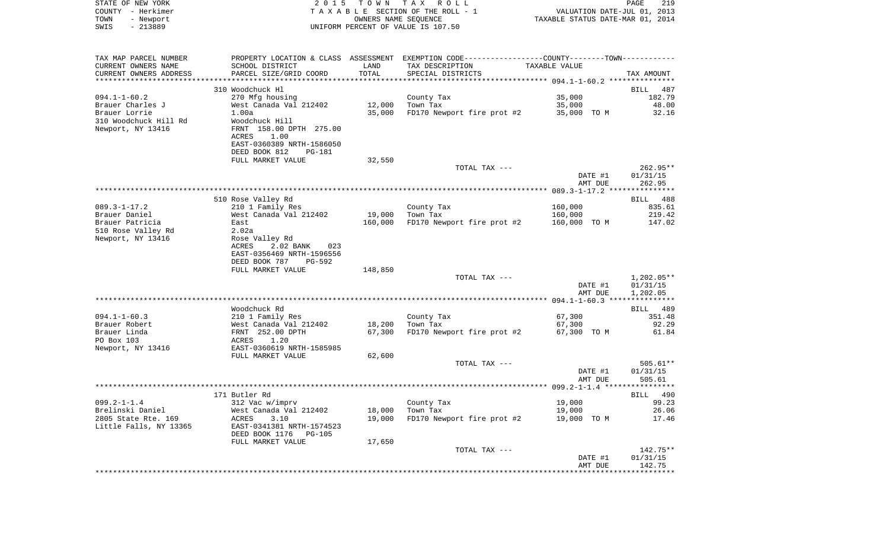STATE OF NEW YORK | 2015 TOWN TAX ROLL | PAGE 219
COUNTY - Herkimer | TAXABLE SECTION OF THE ROLL - 1 | VALUATION DATE-JUL 01, 2013
TOWN - Newport | OWNERS NAME SEQUENCE | TAXABLE STATUS DATE-MAR 01, 2014
SWIS - 213889 | UNIFORM PERCENT OF VALUE IS 107.50

| TAX MAP PARCEL NUMBER<br>CURRENT OWNERS NAME<br>CURRENT OWNERS ADDRESS | PROPERTY LOCATION & CLASS<br>SCHOOL DISTRICT<br>PARCEL SIZE/GRID COORD | ASSESSMENT<br>LAND<br>TOTAL | EXEMPTION CODE-----COUNTY-----TOWN-----<br>TAX DESCRIPTION<br>SPECIAL DISTRICTS | TAXABLE VALUE | TAX AMOUNT |
|---|---|---|---|---|---|
| | 310 Woodchuck Hl | | | | BILL 487 |
| 094.1-1-60.2 | 270 Mfg housing | | County Tax | 35,000 | 182.79 |
| Brauer Charles J | West Canada Val 212402 | 12,000 | Town Tax | 35,000 | 48.00 |
| Brauer Lorrie | 1.00a | 35,000 | FD170 Newport fire prot #2 | 35,000 TO M | 32.16 |
| 310 Woodchuck Hill Rd | Woodchuck Hill | | | | |
| Newport, NY 13416 | FRNT 158.00 DPTH 275.00 | | | | |
| | ACRES 1.00 | | | | |
| | EAST-0360389 NRTH-1586050 | | | | |
| | DEED BOOK 812 PG-181 | | | | |
| | FULL MARKET VALUE | 32,550 | | | |
| | | | TOTAL TAX --- | | 262.95** |
| | | | | DATE #1 | 01/31/15 |
| | | | | AMT DUE | 262.95 |
| | 510 Rose Valley Rd | | | | BILL 488 |
| 089.3-1-17.2 | 210 1 Family Res | | County Tax | 160,000 | 835.61 |
| Brauer Daniel | West Canada Val 212402 | 19,000 | Town Tax | 160,000 | 219.42 |
| Brauer Patricia | East | 160,000 | FD170 Newport fire prot #2 | 160,000 TO M | 147.02 |
| 510 Rose Valley Rd | 2.02a | | | | |
| Newport, NY 13416 | Rose Valley Rd | | | | |
| | ACRES 2.02 BANK 023 | | | | |
| | EAST-0356469 NRTH-1596556 | | | | |
| | DEED BOOK 787 PG-592 | | | | |
| | FULL MARKET VALUE | 148,850 | | | |
| | | | TOTAL TAX --- | | 1,202.05** |
| | | | | DATE #1 | 01/31/15 |
| | | | | AMT DUE | 1,202.05 |
| | Woodchuck Rd | | | | BILL 489 |
| 094.1-1-60.3 | 210 1 Family Res | | County Tax | 67,300 | 351.48 |
| Brauer Robert | West Canada Val 212402 | 18,200 | Town Tax | 67,300 | 92.29 |
| Brauer Linda | FRNT 252.00 DPTH | 67,300 | FD170 Newport fire prot #2 | 67,300 TO M | 61.84 |
| PO Box 103 | ACRES 1.20 | | | | |
| Newport, NY 13416 | EAST-0360619 NRTH-1585985 | | | | |
| | FULL MARKET VALUE | 62,600 | | | |
| | | | TOTAL TAX --- | | 505.61** |
| | | | | DATE #1 | 01/31/15 |
| | | | | AMT DUE | 505.61 |
| | 171 Butler Rd | | | | BILL 490 |
| 099.2-1-1.4 | 312 Vac w/imprv | | County Tax | 19,000 | 99.23 |
| Brelinski Daniel | West Canada Val 212402 | 18,000 | Town Tax | 19,000 | 26.06 |
| 2805 State Rte. 169 | ACRES 3.10 | 19,000 | FD170 Newport fire prot #2 | 19,000 TO M | 17.46 |
| Little Falls, NY 13365 | EAST-0341381 NRTH-1574523 | | | | |
| | DEED BOOK 1176 PG-105 | | | | |
| | FULL MARKET VALUE | 17,650 | | | |
| | | | TOTAL TAX --- | | 142.75** |
| | | | | DATE #1 | 01/31/15 |
| | | | | AMT DUE | 142.75 |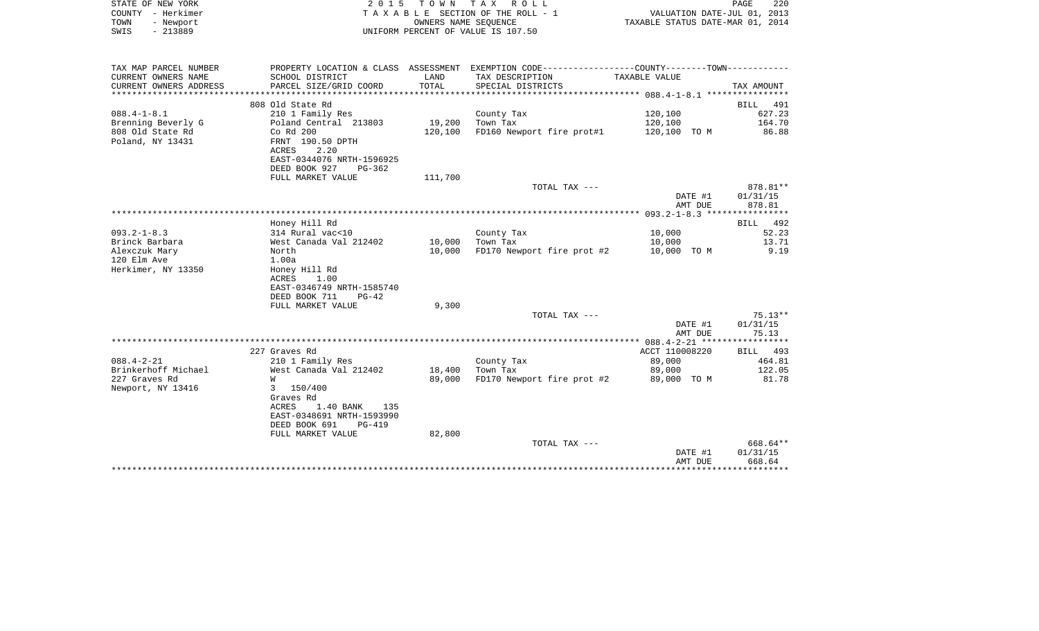STATE OF NEW YORK
COUNTY - Herkimer
TOWN - Newport
SWIS - 213889

2 0 1 5 T O W N T A X R O L L
T A X A B L E SECTION OF THE ROLL - 1
OWNERS NAME SEQUENCE
UNIFORM PERCENT OF VALUE IS 107.50

VALUATION DATE-JUL 01, 2013
TAXABLE STATUS DATE-MAR 01, 2014

| TAX MAP PARCEL NUMBER / CURRENT OWNERS NAME / CURRENT OWNERS ADDRESS | PROPERTY LOCATION & CLASS / SCHOOL DISTRICT / PARCEL SIZE/GRID COORD | ASSESSMENT LAND / TOTAL | EXEMPTION CODE / TAX DESCRIPTION / SPECIAL DISTRICTS | COUNTY--------TOWN / TAXABLE VALUE | TAX AMOUNT |
|---|---|---|---|---|---|
| 088.4-1-8.1 | 808 Old State Rd | | | | BILL 491 |
| Brenning Beverly G | 210 1 Family Res | | County Tax | 120,100 | 627.23 |
| 808 Old State Rd | Poland Central 213803 | 19,200 | Town Tax | 120,100 | 164.70 |
| Poland, NY 13431 | Co Rd 200 | 120,100 | FD160 Newport fire prot#1 | 120,100 TO M | 86.88 |
| | FRNT 190.50 DPTH | | | | |
| | ACRES 2.20 | | | | |
| | EAST-0344076 NRTH-1596925 | | | | |
| | DEED BOOK 927 PG-362 | | | | |
| | FULL MARKET VALUE | 111,700 | | | |
| | | | TOTAL TAX --- | | 878.81** |
| | | | | DATE #1 | 01/31/15 |
| | | | | AMT DUE | 878.81 |
| 093.2-1-8.3 | Honey Hill Rd | | | | BILL 492 |
| Brinck Barbara | 314 Rural vac<10 | | County Tax | 10,000 | 52.23 |
| Alexczuk Mary | West Canada Val 212402 | 10,000 | Town Tax | 10,000 | 13.71 |
| 120 Elm Ave | North | 10,000 | FD170 Newport fire prot #2 | 10,000 TO M | 9.19 |
| Herkimer, NY 13350 | 1.00a | | | | |
| | Honey Hill Rd | | | | |
| | ACRES 1.00 | | | | |
| | EAST-0346749 NRTH-1585740 | | | | |
| | DEED BOOK 711 PG-42 | | | | |
| | FULL MARKET VALUE | 9,300 | | | |
| | | | TOTAL TAX --- | | 75.13** |
| | | | | DATE #1 | 01/31/15 |
| | | | | AMT DUE | 75.13 |
| 088.4-2-21 | 227 Graves Rd | | | ACCT 110008220 | BILL 493 |
| Brinkerhoff Michael | 210 1 Family Res | | County Tax | 89,000 | 464.81 |
| 227 Graves Rd | West Canada Val 212402 | 18,400 | Town Tax | 89,000 | 122.05 |
| Newport, NY 13416 | W | 89,000 | FD170 Newport fire prot #2 | 89,000 TO M | 81.78 |
| | 3 150/400 | | | | |
| | Graves Rd | | | | |
| | ACRES 1.40 BANK 135 | | | | |
| | EAST-0348691 NRTH-1593990 | | | | |
| | DEED BOOK 691 PG-419 | | | | |
| | FULL MARKET VALUE | 82,800 | | | |
| | | | TOTAL TAX --- | | 668.64** |
| | | | | DATE #1 | 01/31/15 |
| | | | | AMT DUE | 668.64 |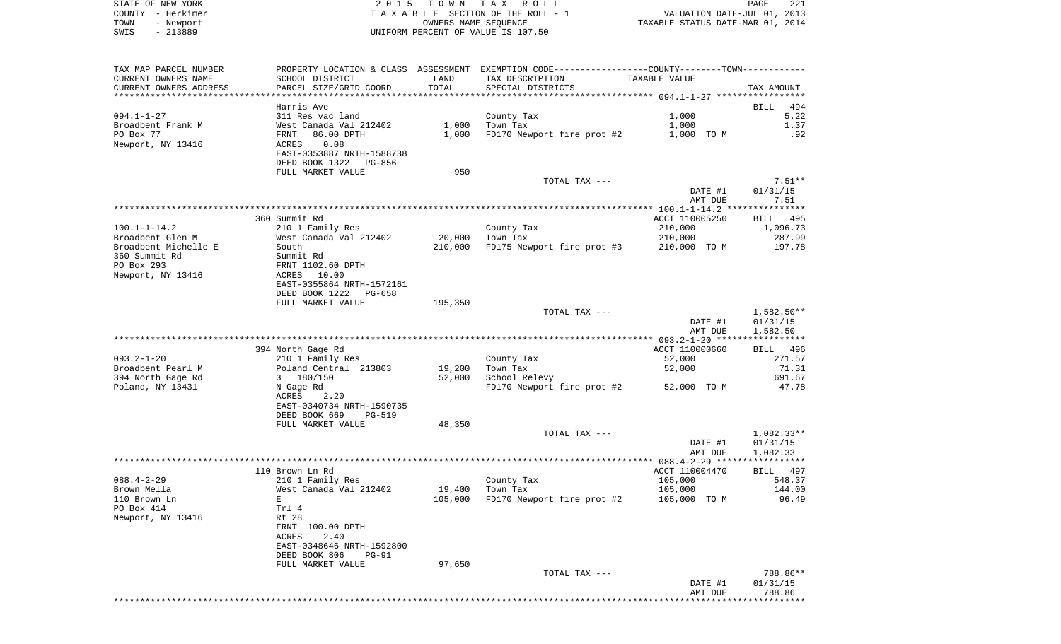STATE OF NEW YORK
COUNTY - Herkimer
TOWN - Newport
SWIS - 213889

2 0 1 5 T O W N T A X R O L L
T A X A B L E SECTION OF THE ROLL - 1
OWNERS NAME SEQUENCE
UNIFORM PERCENT OF VALUE IS 107.50

VALUATION DATE-JUL 01, 2013
TAXABLE STATUS DATE-MAR 01, 2014

| TAX MAP PARCEL NUMBER / CURRENT OWNERS NAME / CURRENT OWNERS ADDRESS | PROPERTY LOCATION & CLASS / SCHOOL DISTRICT / PARCEL SIZE/GRID COORD | ASSESSMENT LAND / TOTAL | EXEMPTION CODE / TAX DESCRIPTION / SPECIAL DISTRICTS | TAXABLE VALUE | TAX AMOUNT |
|---|---|---|---|---|---|
| | Harris Ave | | | | BILL 494 |
| 094.1-1-27 | 311 Res vac land | | County Tax | 1,000 | 5.22 |
| Broadbent Frank M | West Canada Val 212402 | 1,000 | Town Tax | 1,000 | 1.37 |
| PO Box 77 | FRNT 86.00 DPTH | 1,000 | FD170 Newport fire prot #2 | 1,000 TO M | .92 |
| Newport, NY 13416 | ACRES 0.08 | | | | |
| | EAST-0353887 NRTH-1588738 | | | | |
| | DEED BOOK 1322 PG-856 | | | | |
| | FULL MARKET VALUE | 950 | | | |
| | | | TOTAL TAX --- | | 7.51** |
| | | | | DATE #1 | 01/31/15 |
| | | | | AMT DUE | 7.51 |
| | 360 Summit Rd | | | ACCT 110005250 | BILL 495 |
| 100.1-1-14.2 | 210 1 Family Res | | County Tax | 210,000 | 1,096.73 |
| Broadbent Glen M | West Canada Val 212402 | 20,000 | Town Tax | 210,000 | 287.99 |
| Broadbent Michelle E | South | 210,000 | FD175 Newport fire prot #3 | 210,000 TO M | 197.78 |
| 360 Summit Rd | Summit Rd | | | | |
| PO Box 293 | FRNT 1102.60 DPTH | | | | |
| Newport, NY 13416 | ACRES 10.00 | | | | |
| | EAST-0355864 NRTH-1572161 | | | | |
| | DEED BOOK 1222 PG-658 | | | | |
| | FULL MARKET VALUE | 195,350 | | | |
| | | | TOTAL TAX --- | | 1,582.50** |
| | | | | DATE #1 | 01/31/15 |
| | | | | AMT DUE | 1,582.50 |
| | 394 North Gage Rd | | | ACCT 110000660 | BILL 496 |
| 093.2-1-20 | 210 1 Family Res | | County Tax | 52,000 | 271.57 |
| Broadbent Pearl M | Poland Central 213803 | 19,200 | Town Tax | 52,000 | 71.31 |
| 394 North Gage Rd | 3 180/150 | 52,000 | School Relevy | | 691.67 |
| Poland, NY 13431 | N Gage Rd | | FD170 Newport fire prot #2 | 52,000 TO M | 47.78 |
| | ACRES 2.20 | | | | |
| | EAST-0340734 NRTH-1590735 | | | | |
| | DEED BOOK 669 PG-519 | | | | |
| | FULL MARKET VALUE | 48,350 | | | |
| | | | TOTAL TAX --- | | 1,082.33** |
| | | | | DATE #1 | 01/31/15 |
| | | | | AMT DUE | 1,082.33 |
| | 110 Brown Ln Rd | | | ACCT 110004470 | BILL 497 |
| 088.4-2-29 | 210 1 Family Res | | County Tax | 105,000 | 548.37 |
| Brown Mella | West Canada Val 212402 | 19,400 | Town Tax | 105,000 | 144.00 |
| 110 Brown Ln | E | 105,000 | FD170 Newport fire prot #2 | 105,000 TO M | 96.49 |
| PO Box 414 | Trl 4 | | | | |
| Newport, NY 13416 | Rt 28 | | | | |
| | FRNT 100.00 DPTH | | | | |
| | ACRES 2.40 | | | | |
| | EAST-0348646 NRTH-1592800 | | | | |
| | DEED BOOK 806 PG-91 | | | | |
| | FULL MARKET VALUE | 97,650 | | | |
| | | | TOTAL TAX --- | | 788.86** |
| | | | | DATE #1 | 01/31/15 |
| | | | | AMT DUE | 788.86 |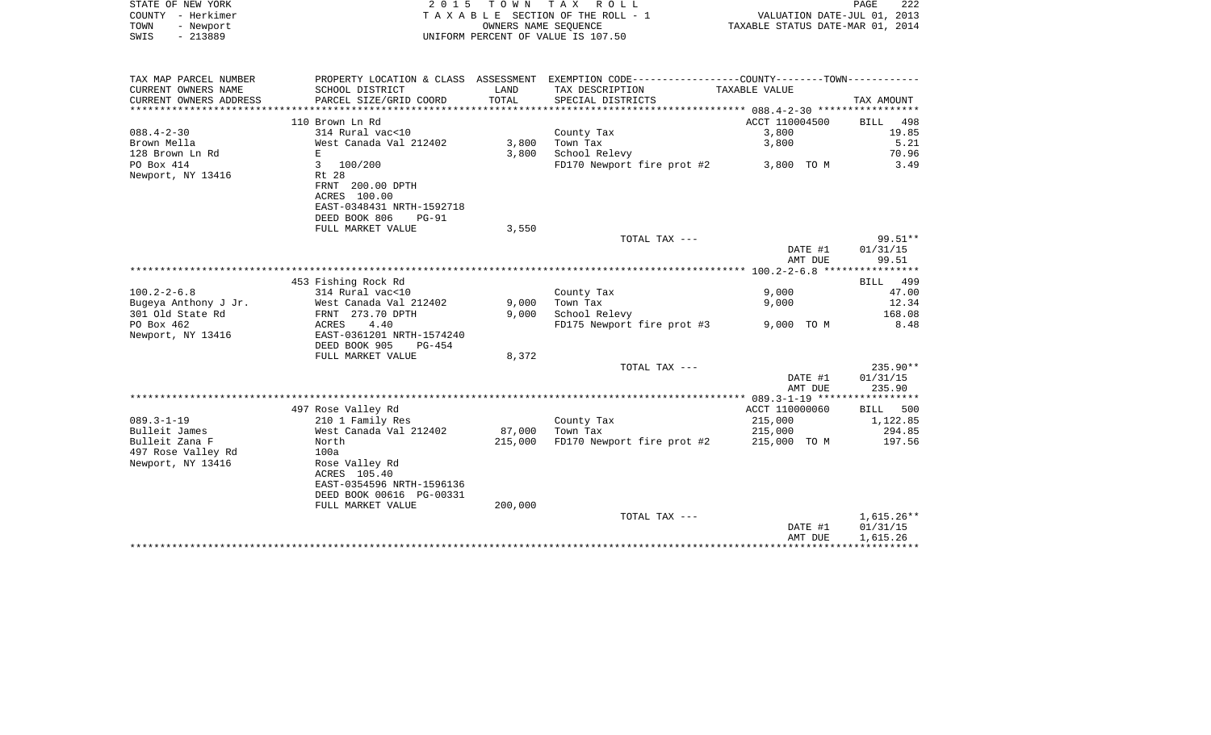STATE OF NEW YORK
COUNTY - Herkimer
TOWN - Newport
SWIS - 213889

2 0 1 5 T O W N T A X R O L L
T A X A B L E SECTION OF THE ROLL - 1
OWNERS NAME SEQUENCE
UNIFORM PERCENT OF VALUE IS 107.50

VALUATION DATE-JUL 01, 2013
TAXABLE STATUS DATE-MAR 01, 2014

| TAX MAP PARCEL NUMBER<br>CURRENT OWNERS NAME<br>CURRENT OWNERS ADDRESS | PROPERTY LOCATION & CLASS<br>SCHOOL DISTRICT<br>PARCEL SIZE/GRID COORD | ASSESSMENT<br>LAND<br>TOTAL | EXEMPTION CODE------COUNTY--------TOWN------<br>TAX DESCRIPTION<br>SPECIAL DISTRICTS | TAXABLE VALUE | TAX AMOUNT |
|---|---|---|---|---|---|
| | 110 Brown Ln Rd | | | ACCT 110004500 | BILL 498 |
| 088.4-2-30 | 314 Rural vac<10 | | County Tax | 3,800 | 19.85 |
| Brown Mella | West Canada Val 212402 | 3,800 | Town Tax | 3,800 | 5.21 |
| 128 Brown Ln Rd | E | 3,800 | School Relevy | | 70.96 |
| PO Box 414 | 3 100/200 | | FD170 Newport fire prot #2 | 3,800 TO M | 3.49 |
| Newport, NY 13416 | Rt 28 | | | | |
| | FRNT 200.00 DPTH | | | | |
| | ACRES 100.00 | | | | |
| | EAST-0348431 NRTH-1592718 | | | | |
| | DEED BOOK 806 PG-91 | | | | |
| | FULL MARKET VALUE | 3,550 | | | |
| | | | TOTAL TAX --- | | 99.51** |
| | | | | DATE #1 | 01/31/15 |
| | | | | AMT DUE | 99.51 |
| | 453 Fishing Rock Rd | | | | BILL 499 |
| 100.2-2-6.8 | 314 Rural vac<10 | | County Tax | 9,000 | 47.00 |
| Bugeya Anthony J Jr. | West Canada Val 212402 | 9,000 | Town Tax | 9,000 | 12.34 |
| 301 Old State Rd | FRNT 273.70 DPTH | 9,000 | School Relevy | | 168.08 |
| PO Box 462 | ACRES 4.40 | | FD175 Newport fire prot #3 | 9,000 TO M | 8.48 |
| Newport, NY 13416 | EAST-0361201 NRTH-1574240 | | | | |
| | DEED BOOK 905 PG-454 | | | | |
| | FULL MARKET VALUE | 8,372 | | | |
| | | | TOTAL TAX --- | | 235.90** |
| | | | | DATE #1 | 01/31/15 |
| | | | | AMT DUE | 235.90 |
| | 497 Rose Valley Rd | | | ACCT 110000060 | BILL 500 |
| 089.3-1-19 | 210 1 Family Res | | County Tax | 215,000 | 1,122.85 |
| Bulleit James | West Canada Val 212402 | 87,000 | Town Tax | 215,000 | 294.85 |
| Bulleit Zana F | North | 215,000 | FD170 Newport fire prot #2 | 215,000 TO M | 197.56 |
| 497 Rose Valley Rd | 100a | | | | |
| Newport, NY 13416 | Rose Valley Rd | | | | |
| | ACRES 105.40 | | | | |
| | EAST-0354596 NRTH-1596136 | | | | |
| | DEED BOOK 00616 PG-00331 | | | | |
| | FULL MARKET VALUE | 200,000 | | | |
| | | | TOTAL TAX --- | | 1,615.26** |
| | | | | DATE #1 | 01/31/15 |
| | | | | AMT DUE | 1,615.26 |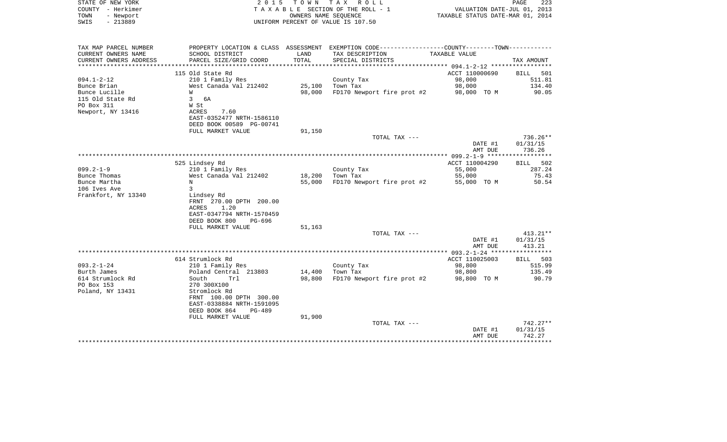STATE OF NEW YORK — 2015 TOWN TAX ROLL — TAXABLE SECTION OF THE ROLL - 1 — VALUATION DATE-JUL 01, 2013
COUNTY - Herkimer — OWNERS NAME SEQUENCE — TAXABLE STATUS DATE-MAR 01, 2014
TOWN - Newport — UNIFORM PERCENT OF VALUE IS 107.50
SWIS - 213889

| TAX MAP PARCEL NUMBER / CURRENT OWNERS NAME / CURRENT OWNERS ADDRESS | PROPERTY LOCATION & CLASS / SCHOOL DISTRICT / PARCEL SIZE/GRID COORD | ASSESSMENT LAND / TOTAL | EXEMPTION CODE / TAX DESCRIPTION / SPECIAL DISTRICTS | COUNTY--------TOWN / TAXABLE VALUE | TAX AMOUNT |
|---|---|---|---|---|---|
| 094.1-2-12 | 115 Old State Rd | | | ACCT 110000690 | BILL 501 |
| | 210 1 Family Res | | County Tax | 98,000 | 511.81 |
| Bunce Brian | West Canada Val 212402 | 25,100 | Town Tax | 98,000 | 134.40 |
| Bunce Lucille | W | 98,000 | FD170 Newport fire prot #2 | 98,000 TO M | 90.05 |
| 115 Old State Rd | 3 6A | | | | |
| PO Box 311 | W St | | | | |
| Newport, NY 13416 | ACRES 7.60 | | | | |
| | EAST-0352477 NRTH-1586110 | | | | |
| | DEED BOOK 00589 PG-00741 | | | | |
| | FULL MARKET VALUE | 91,150 | | | |
| | | | TOTAL TAX --- | | 736.26** |
| | | | | DATE #1 | 01/31/15 |
| | | | | AMT DUE | 736.26 |
| 099.2-1-9 | 525 Lindsey Rd | | | ACCT 110004290 | BILL 502 |
| | 210 1 Family Res | | County Tax | 55,000 | 287.24 |
| Bunce Thomas | West Canada Val 212402 | 18,200 | Town Tax | 55,000 | 75.43 |
| Bunce Martha | N | 55,000 | FD170 Newport fire prot #2 | 55,000 TO M | 50.54 |
| 106 Ives Ave | 3 | | | | |
| Frankfort, NY 13340 | Lindsey Rd | | | | |
| | FRNT 270.00 DPTH 200.00 | | | | |
| | ACRES 1.20 | | | | |
| | EAST-0347794 NRTH-1570459 | | | | |
| | DEED BOOK 800 PG-696 | | | | |
| | FULL MARKET VALUE | 51,163 | | | |
| | | | TOTAL TAX --- | | 413.21** |
| | | | | DATE #1 | 01/31/15 |
| | | | | AMT DUE | 413.21 |
| 093.2-1-24 | 614 Strumlock Rd | | | ACCT 110025003 | BILL 503 |
| | 210 1 Family Res | | County Tax | 98,800 | 515.99 |
| Burth James | Poland Central 213803 | 14,400 | Town Tax | 98,800 | 135.49 |
| 614 Strumlock Rd | South Trl | 98,800 | FD170 Newport fire prot #2 | 98,800 TO M | 90.79 |
| PO Box 153 | 270 300X100 | | | | |
| Poland, NY 13431 | Stromlock Rd | | | | |
| | FRNT 100.00 DPTH 300.00 | | | | |
| | EAST-0338884 NRTH-1591095 | | | | |
| | DEED BOOK 864 PG-489 | | | | |
| | FULL MARKET VALUE | 91,900 | | | |
| | | | TOTAL TAX --- | | 742.27** |
| | | | | DATE #1 | 01/31/15 |
| | | | | AMT DUE | 742.27 |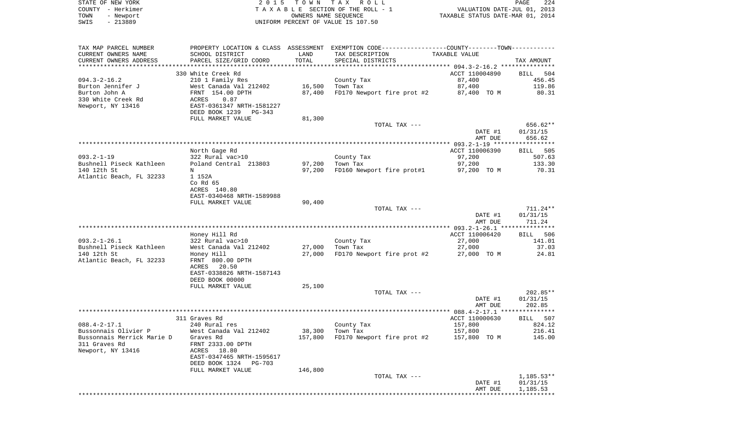STATE OF NEW YORK | 2015 TOWN TAX ROLL | PAGE 224
COUNTY - Herkimer | TAXABLE SECTION OF THE ROLL - 1 | VALUATION DATE-JUL 01, 2013
TOWN - Newport | OWNERS NAME SEQUENCE | TAXABLE STATUS DATE-MAR 01, 2014
SWIS - 213889 | UNIFORM PERCENT OF VALUE IS 107.50

| TAX MAP PARCEL NUMBER / CURRENT OWNERS NAME / CURRENT OWNERS ADDRESS | PROPERTY LOCATION & CLASS / SCHOOL DISTRICT / PARCEL SIZE/GRID COORD | ASSESSMENT LAND / TOTAL | EXEMPTION CODE / TAX DESCRIPTION / SPECIAL DISTRICTS | TAXABLE VALUE | TAX AMOUNT |
|---|---|---|---|---|---|
| | 330 White Creek Rd | | | ACCT 110004890 | BILL 504 |
| 094.3-2-16.2 | 210 1 Family Res | | County Tax | 87,400 | 456.45 |
| Burton Jennifer J | West Canada Val 212402 | 16,500 | Town Tax | 87,400 | 119.86 |
| Burton John A | FRNT 154.00 DPTH | 87,400 | FD170 Newport fire prot #2 | 87,400 TO M | 80.31 |
| 330 White Creek Rd | ACRES 0.87 | | | | |
| Newport, NY 13416 | EAST-0361347 NRTH-1581227 | | | | |
| | DEED BOOK 1239 PG-343 | | | | |
| | FULL MARKET VALUE | 81,300 | | | |
| | | | TOTAL TAX --- | | 656.62** |
| | | | | DATE #1 | 01/31/15 |
| | | | | AMT DUE | 656.62 |
| | North Gage Rd | | | ACCT 110006390 | BILL 505 |
| 093.2-1-19 | 322 Rural vac>10 | | County Tax | 97,200 | 507.63 |
| Bushnell Piseck Kathleen | Poland Central 213803 | 97,200 | Town Tax | 97,200 | 133.30 |
| 140 12th St | N | 97,200 | FD160 Newport fire prot#1 | 97,200 TO M | 70.31 |
| Atlantic Beach, FL 32233 | 1 152A | | | | |
| | Co Rd 65 | | | | |
| | ACRES 140.80 | | | | |
| | EAST-0340468 NRTH-1589988 | | | | |
| | FULL MARKET VALUE | 90,400 | | | |
| | | | TOTAL TAX --- | | 711.24** |
| | | | | DATE #1 | 01/31/15 |
| | | | | AMT DUE | 711.24 |
| | Honey Hill Rd | | | ACCT 110006420 | BILL 506 |
| 093.2-1-26.1 | 322 Rural vac>10 | | County Tax | 27,000 | 141.01 |
| Bushnell Piseck Kathleen | West Canada Val 212402 | 27,000 | Town Tax | 27,000 | 37.03 |
| 140 12th St | Honey Hill | 27,000 | FD170 Newport fire prot #2 | 27,000 TO M | 24.81 |
| Atlantic Beach, FL 32233 | FRNT 800.00 DPTH | | | | |
| | ACRES 20.50 | | | | |
| | EAST-0338826 NRTH-1587143 | | | | |
| | DEED BOOK 00000 | | | | |
| | FULL MARKET VALUE | 25,100 | | | |
| | | | TOTAL TAX --- | | 202.85** |
| | | | | DATE #1 | 01/31/15 |
| | | | | AMT DUE | 202.85 |
| | 311 Graves Rd | | | ACCT 110000630 | BILL 507 |
| 088.4-2-17.1 | 240 Rural res | | County Tax | 157,800 | 824.12 |
| Bussonnais Olivier P | West Canada Val 212402 | 38,300 | Town Tax | 157,800 | 216.41 |
| Bussonnais Merrick Marie D | Graves Rd | 157,800 | FD170 Newport fire prot #2 | 157,800 TO M | 145.00 |
| 311 Graves Rd | FRNT 2333.00 DPTH | | | | |
| Newport, NY 13416 | ACRES 18.80 | | | | |
| | EAST-0347465 NRTH-1595617 | | | | |
| | DEED BOOK 1324 PG-703 | | | | |
| | FULL MARKET VALUE | 146,800 | | | |
| | | | TOTAL TAX --- | | 1,185.53** |
| | | | | DATE #1 | 01/31/15 |
| | | | | AMT DUE | 1,185.53 |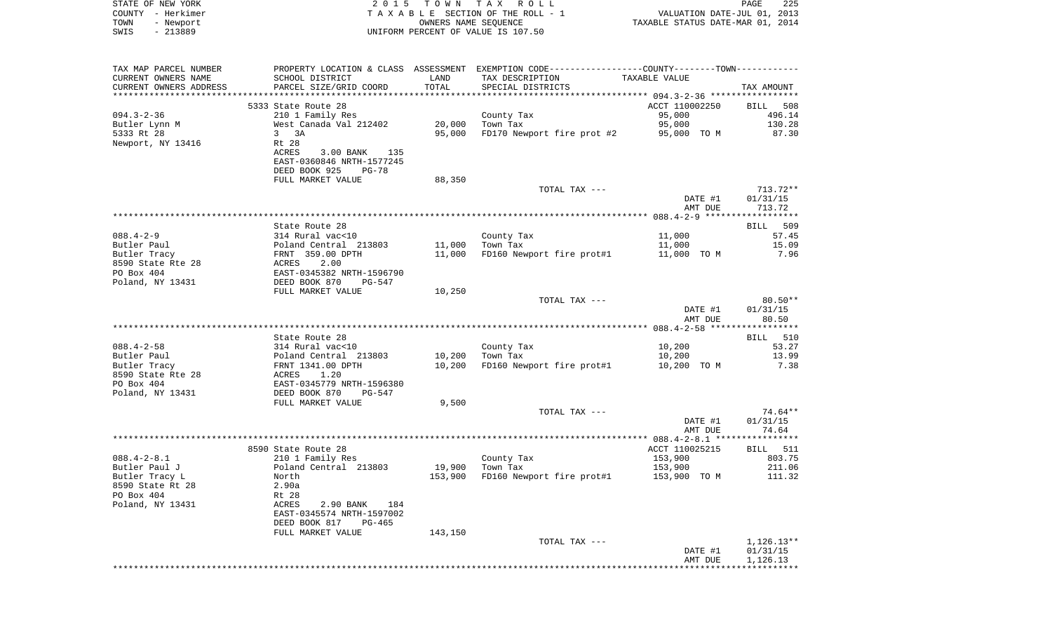STATE OF NEW YORK — COUNTY - Herkimer — TOWN - Newport — SWIS - 213889

2 0 1 5 T O W N T A X R O L L
T A X A B L E SECTION OF THE ROLL - 1
OWNERS NAME SEQUENCE
UNIFORM PERCENT OF VALUE IS 107.50

VALUATION DATE-JUL 01, 2013
TAXABLE STATUS DATE-MAR 01, 2014

| TAX MAP PARCEL NUMBER / CURRENT OWNERS NAME / CURRENT OWNERS ADDRESS | PROPERTY LOCATION & CLASS / SCHOOL DISTRICT / PARCEL SIZE/GRID COORD | ASSESSMENT LAND / TOTAL | EXEMPTION CODE / TAX DESCRIPTION / SPECIAL DISTRICTS | TAXABLE VALUE | TAX AMOUNT |
|---|---|---|---|---|---|
| 094.3-2-36 | 5333 State Route 28 | | | ACCT 110002250 | BILL 508 |
| | 210 1 Family Res | | County Tax | 95,000 | 496.14 |
| Butler Lynn M | West Canada Val 212402 | 20,000 | Town Tax | 95,000 | 130.28 |
| 5333 Rt 28 | 3 3A | 95,000 | FD170 Newport fire prot #2 | 95,000 TO M | 87.30 |
| Newport, NY 13416 | Rt 28 | | | | |
| | ACRES 3.00 BANK 135 | | | | |
| | EAST-0360846 NRTH-1577245 | | | | |
| | DEED BOOK 925 PG-78 | | | | |
| | FULL MARKET VALUE | 88,350 | | | |
| | | | TOTAL TAX --- | | 713.72** |
| | | | | DATE #1 | 01/31/15 |
| | | | | AMT DUE | 713.72 |
| 088.4-2-9 | State Route 28 | | | | BILL 509 |
| | 314 Rural vac<10 | | County Tax | 11,000 | 57.45 |
| Butler Paul | Poland Central 213803 | 11,000 | Town Tax | 11,000 | 15.09 |
| Butler Tracy | FRNT 359.00 DPTH | 11,000 | FD160 Newport fire prot#1 | 11,000 TO M | 7.96 |
| 8590 State Rte 28 | ACRES 2.00 | | | | |
| PO Box 404 | EAST-0345382 NRTH-1596790 | | | | |
| Poland, NY 13431 | DEED BOOK 870 PG-547 | | | | |
| | FULL MARKET VALUE | 10,250 | | | |
| | | | TOTAL TAX --- | | 80.50** |
| | | | | DATE #1 | 01/31/15 |
| | | | | AMT DUE | 80.50 |
| 088.4-2-58 | State Route 28 | | | | BILL 510 |
| | 314 Rural vac<10 | | County Tax | 10,200 | 53.27 |
| Butler Paul | Poland Central 213803 | 10,200 | Town Tax | 10,200 | 13.99 |
| Butler Tracy | FRNT 1341.00 DPTH | 10,200 | FD160 Newport fire prot#1 | 10,200 TO M | 7.38 |
| 8590 State Rte 28 | ACRES 1.20 | | | | |
| PO Box 404 | EAST-0345779 NRTH-1596380 | | | | |
| Poland, NY 13431 | DEED BOOK 870 PG-547 | | | | |
| | FULL MARKET VALUE | 9,500 | | | |
| | | | TOTAL TAX --- | | 74.64** |
| | | | | DATE #1 | 01/31/15 |
| | | | | AMT DUE | 74.64 |
| 088.4-2-8.1 | 8590 State Route 28 | | | ACCT 110025215 | BILL 511 |
| | 210 1 Family Res | | County Tax | 153,900 | 803.75 |
| Butler Paul J | Poland Central 213803 | 19,900 | Town Tax | 153,900 | 211.06 |
| Butler Tracy L | North | 153,900 | FD160 Newport fire prot#1 | 153,900 TO M | 111.32 |
| 8590 State Rt 28 | 2.90a | | | | |
| PO Box 404 | Rt 28 | | | | |
| Poland, NY 13431 | ACRES 2.90 BANK 184 | | | | |
| | EAST-0345574 NRTH-1597002 | | | | |
| | DEED BOOK 817 PG-465 | | | | |
| | FULL MARKET VALUE | 143,150 | | | |
| | | | TOTAL TAX --- | | 1,126.13** |
| | | | | DATE #1 | 01/31/15 |
| | | | | AMT DUE | 1,126.13 |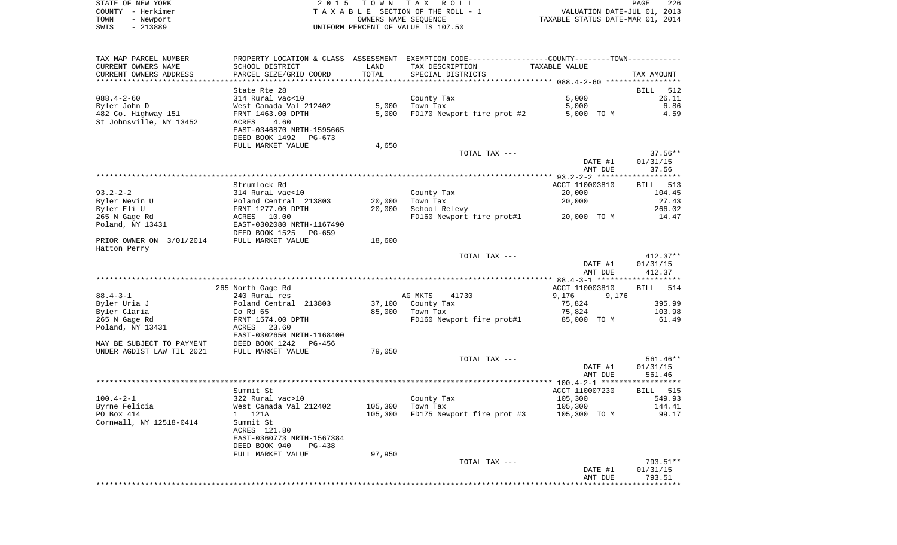STATE OF NEW YORK — COUNTY - Herkimer — TOWN - Newport — SWIS - 213889

2015 TOWN TAX ROLL
TAXABLE SECTION OF THE ROLL - 1
OWNERS NAME SEQUENCE
UNIFORM PERCENT OF VALUE IS 107.50

VALUATION DATE-JUL 01, 2013
TAXABLE STATUS DATE-MAR 01, 2014

| TAX MAP PARCEL NUMBER / CURRENT OWNERS NAME / CURRENT OWNERS ADDRESS | PROPERTY LOCATION & CLASS / SCHOOL DISTRICT / PARCEL SIZE/GRID COORD | ASSESSMENT LAND | TOTAL | EXEMPTION CODE / TAX DESCRIPTION / SPECIAL DISTRICTS | COUNTY--------TOWN TAXABLE VALUE | TAX AMOUNT |
|---|---|---|---|---|---|---|
| **088.4-2-60** | State Rte 28 | | | | | BILL 512 |
| 088.4-2-60 | 314 Rural vac<10 | | | County Tax | 5,000 | 26.11 |
| Byler John D | West Canada Val 212402 | 5,000 | | Town Tax | 5,000 | 6.86 |
| 482 Co. Highway 151 | FRNT 1463.00 DPTH | | 5,000 | FD170 Newport fire prot #2 | 5,000 TO M | 4.59 |
| St Johnsville, NY 13452 | ACRES 4.60 | | | | | |
| | EAST-0346870 NRTH-1595665 | | | | | |
| | DEED BOOK 1492 PG-673 | | | | | |
| | FULL MARKET VALUE | 4,650 | | | | |
| | | | | TOTAL TAX --- | | 37.56** |
| | | | | | DATE #1 | 01/31/15 |
| | | | | | AMT DUE | 37.56 |
| **93.2-2-2** | Strumlock Rd | | | | ACCT 110003810 | BILL 513 |
| 93.2-2-2 | 314 Rural vac<10 | | | County Tax | 20,000 | 104.45 |
| Byler Nevin U | Poland Central 213803 | 20,000 | | Town Tax | 20,000 | 27.43 |
| Byler Eli U | FRNT 1277.00 DPTH | | 20,000 | School Relevy | | 266.02 |
| 265 N Gage Rd | ACRES 10.00 | | | FD160 Newport fire prot#1 | 20,000 TO M | 14.47 |
| Poland, NY 13431 | EAST-0302080 NRTH-1167490 | | | | | |
| | DEED BOOK 1525 PG-659 | | | | | |
| PRIOR OWNER ON 3/01/2014 | FULL MARKET VALUE | 18,600 | | | | |
| Hatton Perry | | | | | | |
| | | | | TOTAL TAX --- | | 412.37** |
| | | | | | DATE #1 | 01/31/15 |
| | | | | | AMT DUE | 412.37 |
| **88.4-3-1** | 265 North Gage Rd | | | | ACCT 110003810 | BILL 514 |
| 88.4-3-1 | 240 Rural res | | | AG MKTS 41730 | 9,176 9,176 | |
| Byler Uria J | Poland Central 213803 | 37,100 | | County Tax | 75,824 | 395.99 |
| Byler Claria | Co Rd 65 | | 85,000 | Town Tax | 75,824 | 103.98 |
| 265 N Gage Rd | FRNT 1574.00 DPTH | | | FD160 Newport fire prot#1 | 85,000 TO M | 61.49 |
| Poland, NY 13431 | ACRES 23.60 | | | | | |
| | EAST-0302650 NRTH-1168400 | | | | | |
| MAY BE SUBJECT TO PAYMENT | DEED BOOK 1242 PG-456 | | | | | |
| UNDER AGDIST LAW TIL 2021 | FULL MARKET VALUE | 79,050 | | | | |
| | | | | TOTAL TAX --- | | 561.46** |
| | | | | | DATE #1 | 01/31/15 |
| | | | | | AMT DUE | 561.46 |
| **100.4-2-1** | Summit St | | | | ACCT 110007230 | BILL 515 |
| 100.4-2-1 | 322 Rural vac>10 | | | County Tax | 105,300 | 549.93 |
| Byrne Felicia | West Canada Val 212402 | 105,300 | | Town Tax | 105,300 | 144.41 |
| PO Box 414 | 1 121A | | 105,300 | FD175 Newport fire prot #3 | 105,300 TO M | 99.17 |
| Cornwall, NY 12518-0414 | Summit St | | | | | |
| | ACRES 121.80 | | | | | |
| | EAST-0360773 NRTH-1567384 | | | | | |
| | DEED BOOK 940 PG-438 | | | | | |
| | FULL MARKET VALUE | 97,950 | | | | |
| | | | | TOTAL TAX --- | | 793.51** |
| | | | | | DATE #1 | 01/31/15 |
| | | | | | AMT DUE | 793.51 |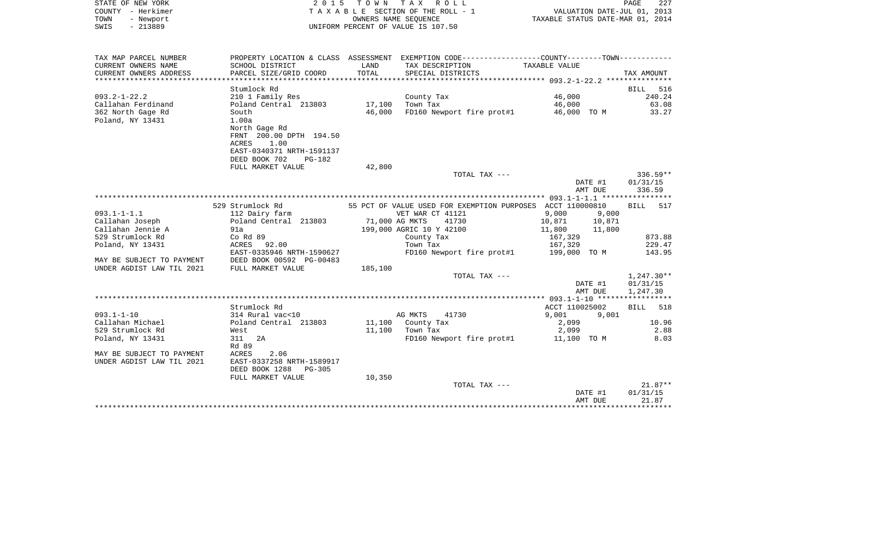STATE OF NEW YORK | 2015 TOWN TAX ROLL | PAGE 227
COUNTY - Herkimer | TAXABLE SECTION OF THE ROLL - 1 | VALUATION DATE-JUL 01, 2013
TOWN - Newport | OWNERS NAME SEQUENCE | TAXABLE STATUS DATE-MAR 01, 2014
SWIS - 213889 | UNIFORM PERCENT OF VALUE IS 107.50

```
TAX MAP PARCEL NUMBER      PROPERTY LOCATION & CLASS  ASSESSMENT  EXEMPTION CODE-----------------COUNTY--------TOWN-----------
CURRENT OWNERS NAME        SCHOOL DISTRICT               LAND      TAX DESCRIPTION                TAXABLE VALUE
CURRENT OWNERS ADDRESS     PARCEL SIZE/GRID COORD        TOTAL     SPECIAL DISTRICTS                                      TAX AMOUNT
*********************************************************************************************** 093.2-1-22.2 ***************
                           Stumlock Rd                                                                              BILL  516
093.2-1-22.2               210 1 Family Res                        County Tax                       46,000                240.24
Callahan Ferdinand         Poland Central  213803       17,100     Town Tax                         46,000                 63.08
362 North Gage Rd          South                        46,000     FD160 Newport fire prot#1        46,000 TO M            33.27
Poland, NY 13431           1.00a
                           North Gage Rd
                           FRNT 200.00 DPTH 194.50
                           ACRES    1.00
                           EAST-0340371 NRTH-1591137
                           DEED BOOK 702    PG-182
                           FULL MARKET VALUE            42,800
                                                                   TOTAL TAX ---                                        336.59**
                                                                                                  DATE #1             01/31/15
                                                                                                  AMT DUE               336.59
*********************************************************************************************** 093.1-1-1.1 ****************
                           529 Strumlock Rd                  55 PCT OF VALUE USED FOR EXEMPTION PURPOSES  ACCT 110000810   BILL  517
093.1-1-1.1                112 Dairy farm                          VET WAR CT 41121                  9,000       9,000
Callahan Joseph            Poland Central  213803       71,000 AG MKTS     41730                    10,871      10,871
Callahan Jennie A          91a                         199,000 AGRIC 10 Y 42100                     11,800      11,800
529 Strumlock Rd           Co Rd 89                                County Tax                      167,329                873.88
Poland, NY 13431           ACRES   92.00                           Town Tax                        167,329                229.47
                           EAST-0335946 NRTH-1590627               FD160 Newport fire prot#1       199,000 TO M           143.95
MAY BE SUBJECT TO PAYMENT  DEED BOOK 00592 PG-00483
UNDER AGDIST LAW TIL 2021  FULL MARKET VALUE           185,100
                                                                   TOTAL TAX ---                                      1,247.30**
                                                                                                  DATE #1             01/31/15
                                                                                                  AMT DUE             1,247.30
*********************************************************************************************** 093.1-1-10 *****************
                           Strumlock Rd                                                         ACCT 110025002      BILL  518
093.1-1-10                 314 Rural vac<10                        AG MKTS     41730                 9,001       9,001
Callahan Michael           Poland Central  213803       11,100     County Tax                        2,099                 10.96
529 Strumlock Rd           West                         11,100     Town Tax                          2,099                  2.88
Poland, NY 13431           311  2A                                 FD160 Newport fire prot#1        11,100 TO M             8.03
                           Rd 89
MAY BE SUBJECT TO PAYMENT  ACRES    2.06
UNDER AGDIST LAW TIL 2021  EAST-0337258 NRTH-1589917
                           DEED BOOK 1288   PG-305
                           FULL MARKET VALUE            10,350
                                                                   TOTAL TAX ---                                         21.87**
                                                                                                  DATE #1             01/31/15
                                                                                                  AMT DUE                21.87
****************************************************************************************************************************
```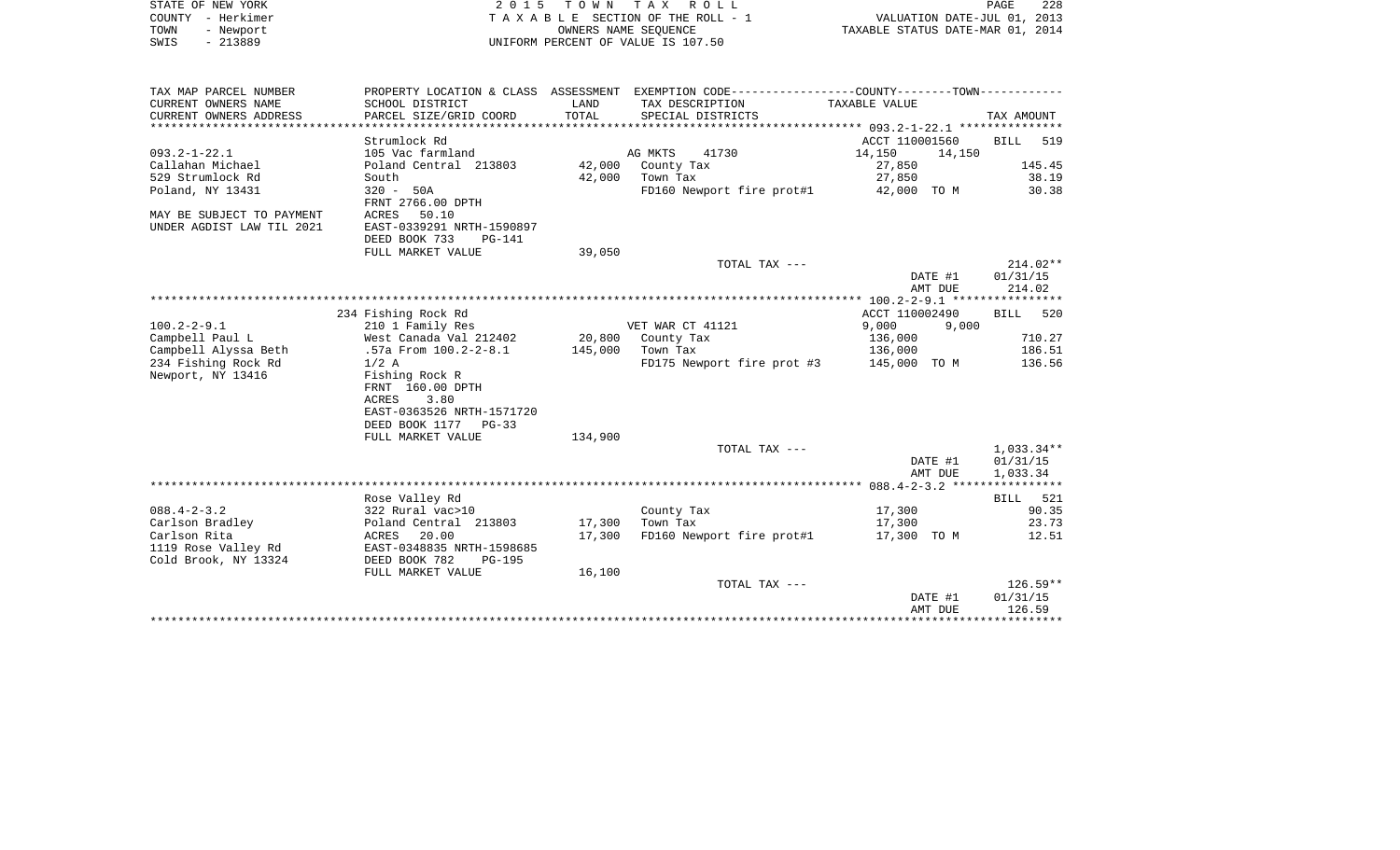| TAX MAP PARCEL NUMBER<br>CURRENT OWNERS NAME<br>CURRENT OWNERS ADDRESS | PROPERTY LOCATION & CLASS<br>SCHOOL DISTRICT<br>PARCEL SIZE/GRID COORD | ASSESSMENT<br>LAND<br>TOTAL | EXEMPTION CODE-----COUNTY-----TOWN-----<br>TAX DESCRIPTION<br>SPECIAL DISTRICTS | TAXABLE VALUE | TAX AMOUNT |
|---|---|---|---|---|---|
| **093.2-1-22.1** | | | | | |
| | Strumlock Rd | | | ACCT 110001560 | BILL 519 |
| 093.2-1-22.1 | 105 Vac farmland | | AG MKTS 41730 | 14,150 14,150 | |
| Callahan Michael | Poland Central 213803 | 42,000 | County Tax | 27,850 | 145.45 |
| 529 Strumlock Rd | South | 42,000 | Town Tax | 27,850 | 38.19 |
| Poland, NY 13431 | 320 - 50A | | FD160 Newport fire prot#1 | 42,000 TO M | 30.38 |
| | FRNT 2766.00 DPTH | | | | |
| MAY BE SUBJECT TO PAYMENT | ACRES 50.10 | | | | |
| UNDER AGDIST LAW TIL 2021 | EAST-0339291 NRTH-1590897 | | | | |
| | DEED BOOK 733 PG-141 | | | | |
| | FULL MARKET VALUE | 39,050 | | | |
| | | | TOTAL TAX --- | | 214.02** |
| | | | | DATE #1 | 01/31/15 |
| | | | | AMT DUE | 214.02 |
| **100.2-2-9.1** | | | | | |
| | 234 Fishing Rock Rd | | | ACCT 110002490 | BILL 520 |
| 100.2-2-9.1 | 210 1 Family Res | | VET WAR CT 41121 | 9,000 9,000 | |
| Campbell Paul L | West Canada Val 212402 | 20,800 | County Tax | 136,000 | 710.27 |
| Campbell Alyssa Beth | .57a From 100.2-2-8.1 | 145,000 | Town Tax | 136,000 | 186.51 |
| 234 Fishing Rock Rd | 1/2 A | | FD175 Newport fire prot #3 | 145,000 TO M | 136.56 |
| Newport, NY 13416 | Fishing Rock R | | | | |
| | FRNT 160.00 DPTH | | | | |
| | ACRES 3.80 | | | | |
| | EAST-0363526 NRTH-1571720 | | | | |
| | DEED BOOK 1177 PG-33 | | | | |
| | FULL MARKET VALUE | 134,900 | | | |
| | | | TOTAL TAX --- | | 1,033.34** |
| | | | | DATE #1 | 01/31/15 |
| | | | | AMT DUE | 1,033.34 |
| **088.4-2-3.2** | | | | | |
| | Rose Valley Rd | | | | BILL 521 |
| 088.4-2-3.2 | 322 Rural vac>10 | | County Tax | 17,300 | 90.35 |
| Carlson Bradley | Poland Central 213803 | 17,300 | Town Tax | 17,300 | 23.73 |
| Carlson Rita | ACRES 20.00 | 17,300 | FD160 Newport fire prot#1 | 17,300 TO M | 12.51 |
| 1119 Rose Valley Rd | EAST-0348835 NRTH-1598685 | | | | |
| Cold Brook, NY 13324 | DEED BOOK 782 PG-195 | | | | |
| | FULL MARKET VALUE | 16,100 | | | |
| | | | TOTAL TAX --- | | 126.59** |
| | | | | DATE #1 | 01/31/15 |
| | | | | AMT DUE | 126.59 |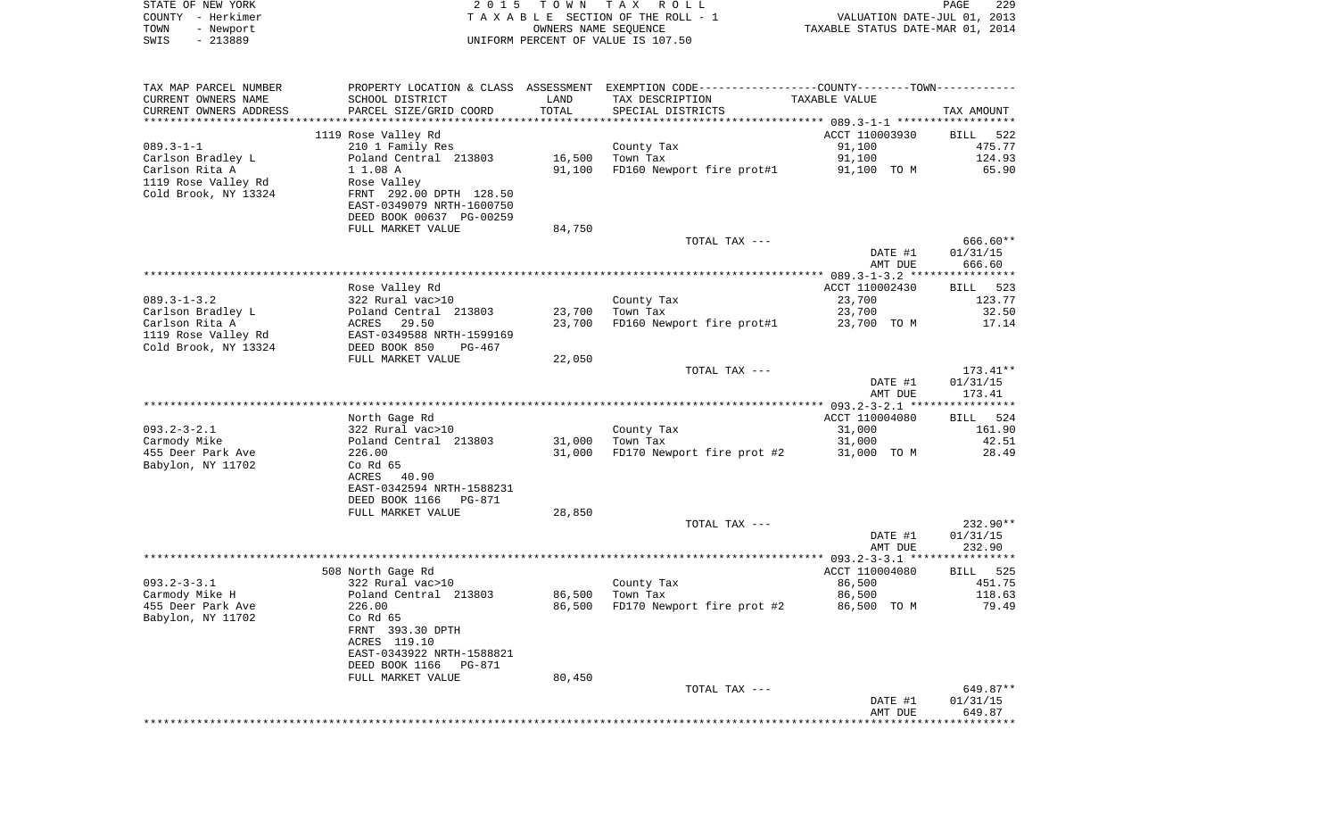STATE OF NEW YORK | 2015 TOWN TAX ROLL
COUNTY - Herkimer | TAXABLE SECTION OF THE ROLL - 1 | VALUATION DATE-JUL 01, 2013
TOWN - Newport | OWNERS NAME SEQUENCE | TAXABLE STATUS DATE-MAR 01, 2014
SWIS - 213889 | UNIFORM PERCENT OF VALUE IS 107.50

| TAX MAP PARCEL NUMBER / CURRENT OWNERS NAME / CURRENT OWNERS ADDRESS | PROPERTY LOCATION & CLASS / SCHOOL DISTRICT / PARCEL SIZE/GRID COORD | ASSESSMENT LAND / TOTAL | EXEMPTION CODE / TAX DESCRIPTION / SPECIAL DISTRICTS | COUNTY--------TOWN / TAXABLE VALUE | TAX AMOUNT |
|---|---|---|---|---|---|
| ****** 089.3-1-1 ****** | | | | | |
| | 1119 Rose Valley Rd | | | ACCT 110003930 | BILL 522 |
| 089.3-1-1 | 210 1 Family Res | | County Tax | 91,100 | 475.77 |
| Carlson Bradley L | Poland Central 213803 | 16,500 | Town Tax | 91,100 | 124.93 |
| Carlson Rita A | 1 1.08 A | 91,100 | FD160 Newport fire prot#1 | 91,100 TO M | 65.90 |
| 1119 Rose Valley Rd | Rose Valley | | | | |
| Cold Brook, NY 13324 | FRNT 292.00 DPTH 128.50 | | | | |
| | EAST-0349079 NRTH-1600750 | | | | |
| | DEED BOOK 00637 PG-00259 | | | | |
| | FULL MARKET VALUE | 84,750 | | | |
| | | | TOTAL TAX --- | | 666.60** |
| | | | | DATE #1 | 01/31/15 |
| | | | | AMT DUE | 666.60 |
| ****** 089.3-1-3.2 ****** | | | | | |
| | Rose Valley Rd | | | ACCT 110002430 | BILL 523 |
| 089.3-1-3.2 | 322 Rural vac>10 | | County Tax | 23,700 | 123.77 |
| Carlson Bradley L | Poland Central 213803 | 23,700 | Town Tax | 23,700 | 32.50 |
| Carlson Rita A | ACRES 29.50 | 23,700 | FD160 Newport fire prot#1 | 23,700 TO M | 17.14 |
| 1119 Rose Valley Rd | EAST-0349588 NRTH-1599169 | | | | |
| Cold Brook, NY 13324 | DEED BOOK 850 PG-467 | | | | |
| | FULL MARKET VALUE | 22,050 | | | |
| | | | TOTAL TAX --- | | 173.41** |
| | | | | DATE #1 | 01/31/15 |
| | | | | AMT DUE | 173.41 |
| ****** 093.2-3-2.1 ****** | | | | | |
| | North Gage Rd | | | ACCT 110004080 | BILL 524 |
| 093.2-3-2.1 | 322 Rural vac>10 | | County Tax | 31,000 | 161.90 |
| Carmody Mike | Poland Central 213803 | 31,000 | Town Tax | 31,000 | 42.51 |
| 455 Deer Park Ave | 226.00 | 31,000 | FD170 Newport fire prot #2 | 31,000 TO M | 28.49 |
| Babylon, NY 11702 | Co Rd 65 | | | | |
| | ACRES 40.90 | | | | |
| | EAST-0342594 NRTH-1588231 | | | | |
| | DEED BOOK 1166 PG-871 | | | | |
| | FULL MARKET VALUE | 28,850 | | | |
| | | | TOTAL TAX --- | | 232.90** |
| | | | | DATE #1 | 01/31/15 |
| | | | | AMT DUE | 232.90 |
| ****** 093.2-3-3.1 ****** | | | | | |
| | 508 North Gage Rd | | | ACCT 110004080 | BILL 525 |
| 093.2-3-3.1 | 322 Rural vac>10 | | County Tax | 86,500 | 451.75 |
| Carmody Mike H | Poland Central 213803 | 86,500 | Town Tax | 86,500 | 118.63 |
| 455 Deer Park Ave | 226.00 | 86,500 | FD170 Newport fire prot #2 | 86,500 TO M | 79.49 |
| Babylon, NY 11702 | Co Rd 65 | | | | |
| | FRNT 393.30 DPTH | | | | |
| | ACRES 119.10 | | | | |
| | EAST-0343922 NRTH-1588821 | | | | |
| | DEED BOOK 1166 PG-871 | | | | |
| | FULL MARKET VALUE | 80,450 | | | |
| | | | TOTAL TAX --- | | 649.87** |
| | | | | DATE #1 | 01/31/15 |
| | | | | AMT DUE | 649.87 |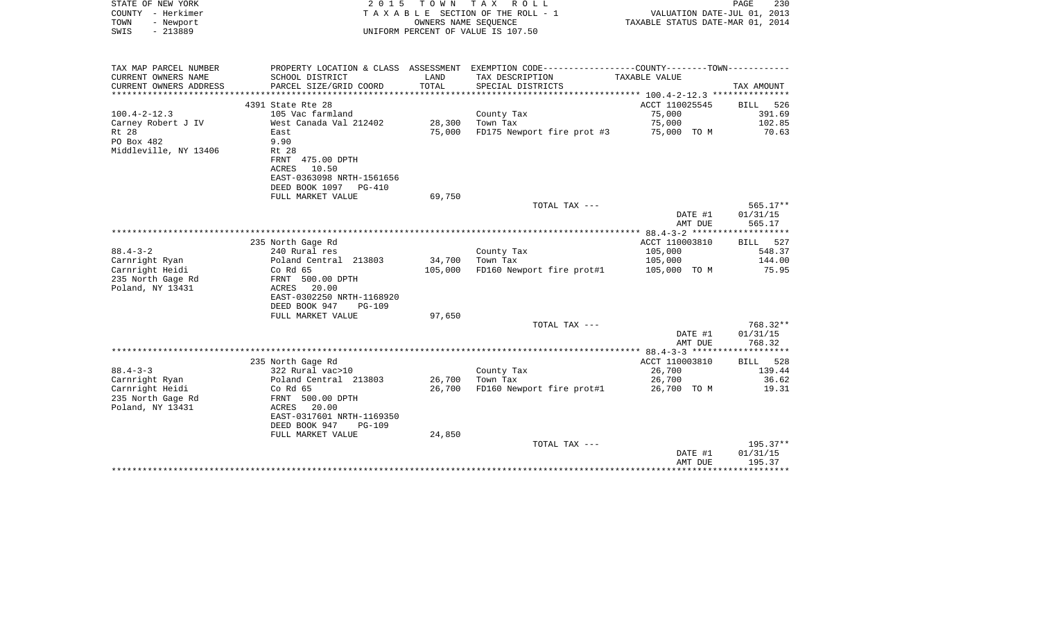STATE OF NEW YORK — 2 0 1 5 T O W N T A X R O L L — VALUATION DATE-JUL 01, 2013
COUNTY - Herkimer — T A X A B L E SECTION OF THE ROLL - 1 — TAXABLE STATUS DATE-MAR 01, 2014
TOWN - Newport — OWNERS NAME SEQUENCE
SWIS - 213889 — UNIFORM PERCENT OF VALUE IS 107.50

| TAX MAP PARCEL NUMBER / CURRENT OWNERS NAME / CURRENT OWNERS ADDRESS | PROPERTY LOCATION & CLASS / SCHOOL DISTRICT / PARCEL SIZE/GRID COORD | ASSESSMENT LAND / TOTAL | EXEMPTION CODE / TAX DESCRIPTION / SPECIAL DISTRICTS | COUNTY--------TOWN TAXABLE VALUE | TAX AMOUNT |
|---|---|---|---|---|---|
| 100.4-2-12.3 | 4391 State Rte 28 | | | ACCT 110025545 | BILL 526 |
| | 105 Vac farmland | | County Tax | 75,000 | 391.69 |
| Carney Robert J IV | West Canada Val 212402 | 28,300 | Town Tax | 75,000 | 102.85 |
| Rt 28 | East | 75,000 | FD175 Newport fire prot #3 | 75,000 TO M | 70.63 |
| PO Box 482 | 9.90 | | | | |
| Middleville, NY 13406 | Rt 28 | | | | |
| | FRNT 475.00 DPTH | | | | |
| | ACRES 10.50 | | | | |
| | EAST-0363098 NRTH-1561656 | | | | |
| | DEED BOOK 1097 PG-410 | | | | |
| | FULL MARKET VALUE | 69,750 | | | |
| | | | TOTAL TAX --- | | 565.17** |
| | | | | DATE #1 | 01/31/15 |
| | | | | AMT DUE | 565.17 |
| 88.4-3-2 | 235 North Gage Rd | | | ACCT 110003810 | BILL 527 |
| | 240 Rural res | | County Tax | 105,000 | 548.37 |
| Carnright Ryan | Poland Central 213803 | 34,700 | Town Tax | 105,000 | 144.00 |
| Carnright Heidi | Co Rd 65 | 105,000 | FD160 Newport fire prot#1 | 105,000 TO M | 75.95 |
| 235 North Gage Rd | FRNT 500.00 DPTH | | | | |
| Poland, NY 13431 | ACRES 20.00 | | | | |
| | EAST-0302250 NRTH-1168920 | | | | |
| | DEED BOOK 947 PG-109 | | | | |
| | FULL MARKET VALUE | 97,650 | | | |
| | | | TOTAL TAX --- | | 768.32** |
| | | | | DATE #1 | 01/31/15 |
| | | | | AMT DUE | 768.32 |
| 88.4-3-3 | 235 North Gage Rd | | | ACCT 110003810 | BILL 528 |
| | 322 Rural vac>10 | | County Tax | 26,700 | 139.44 |
| Carnright Ryan | Poland Central 213803 | 26,700 | Town Tax | 26,700 | 36.62 |
| Carnright Heidi | Co Rd 65 | 26,700 | FD160 Newport fire prot#1 | 26,700 TO M | 19.31 |
| 235 North Gage Rd | FRNT 500.00 DPTH | | | | |
| Poland, NY 13431 | ACRES 20.00 | | | | |
| | EAST-0317601 NRTH-1169350 | | | | |
| | DEED BOOK 947 PG-109 | | | | |
| | FULL MARKET VALUE | 24,850 | | | |
| | | | TOTAL TAX --- | | 195.37** |
| | | | | DATE #1 | 01/31/15 |
| | | | | AMT DUE | 195.37 |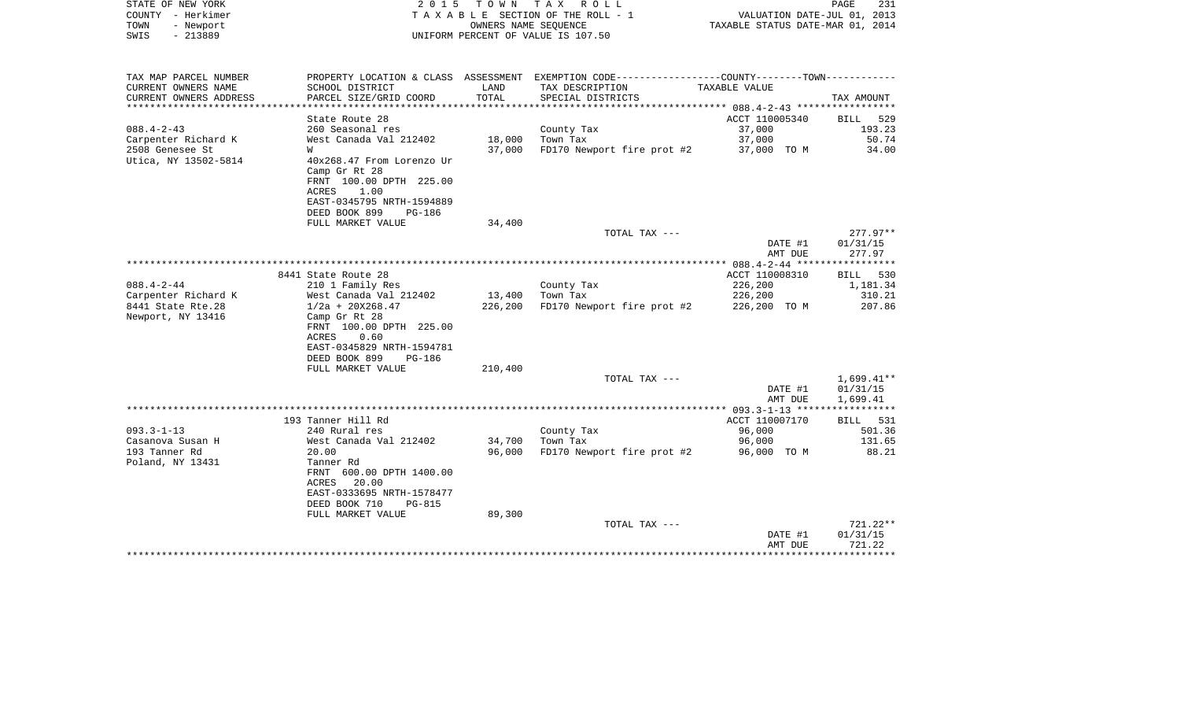STATE OF NEW YORK
COUNTY - Herkimer
TOWN - Newport
SWIS - 213889

2015 TOWN TAX ROLL
TAXABLE SECTION OF THE ROLL - 1
OWNERS NAME SEQUENCE
UNIFORM PERCENT OF VALUE IS 107.50

VALUATION DATE-JUL 01, 2013
TAXABLE STATUS DATE-MAR 01, 2014

| TAX MAP PARCEL NUMBER / CURRENT OWNERS NAME / CURRENT OWNERS ADDRESS | PROPERTY LOCATION & CLASS / SCHOOL DISTRICT / PARCEL SIZE/GRID COORD | ASSESSMENT LAND / TOTAL | EXEMPTION CODE / TAX DESCRIPTION / SPECIAL DISTRICTS | COUNTY--------TOWN / TAXABLE VALUE | TAX AMOUNT |
|---|---|---|---|---|---|
| | State Route 28 | | | ACCT 110005340 | BILL 529 |
| 088.4-2-43 | 260 Seasonal res | | County Tax | 37,000 | 193.23 |
| Carpenter Richard K | West Canada Val 212402 | 18,000 | Town Tax | 37,000 | 50.74 |
| 2508 Genesee St | W | 37,000 | FD170 Newport fire prot #2 | 37,000 TO M | 34.00 |
| Utica, NY 13502-5814 | 40x268.47 From Lorenzo Ur | | | | |
| | Camp Gr Rt 28 | | | | |
| | FRNT 100.00 DPTH 225.00 | | | | |
| | ACRES 1.00 | | | | |
| | EAST-0345795 NRTH-1594889 | | | | |
| | DEED BOOK 899 PG-186 | | | | |
| | FULL MARKET VALUE | 34,400 | | | |
| | | | TOTAL TAX --- | | 277.97** |
| | | | | DATE #1 | 01/31/15 |
| | | | | AMT DUE | 277.97 |
| | 8441 State Route 28 | | | ACCT 110008310 | BILL 530 |
| 088.4-2-44 | 210 1 Family Res | | County Tax | 226,200 | 1,181.34 |
| Carpenter Richard K | West Canada Val 212402 | 13,400 | Town Tax | 226,200 | 310.21 |
| 8441 State Rte.28 | 1/2a + 20X268.47 | 226,200 | FD170 Newport fire prot #2 | 226,200 TO M | 207.86 |
| Newport, NY 13416 | Camp Gr Rt 28 | | | | |
| | FRNT 100.00 DPTH 225.00 | | | | |
| | ACRES 0.60 | | | | |
| | EAST-0345829 NRTH-1594781 | | | | |
| | DEED BOOK 899 PG-186 | | | | |
| | FULL MARKET VALUE | 210,400 | | | |
| | | | TOTAL TAX --- | | 1,699.41** |
| | | | | DATE #1 | 01/31/15 |
| | | | | AMT DUE | 1,699.41 |
| | 193 Tanner Hill Rd | | | ACCT 110007170 | BILL 531 |
| 093.3-1-13 | 240 Rural res | | County Tax | 96,000 | 501.36 |
| Casanova Susan H | West Canada Val 212402 | 34,700 | Town Tax | 96,000 | 131.65 |
| 193 Tanner Rd | 20.00 | 96,000 | FD170 Newport fire prot #2 | 96,000 TO M | 88.21 |
| Poland, NY 13431 | Tanner Rd | | | | |
| | FRNT 600.00 DPTH 1400.00 | | | | |
| | ACRES 20.00 | | | | |
| | EAST-0333695 NRTH-1578477 | | | | |
| | DEED BOOK 710 PG-815 | | | | |
| | FULL MARKET VALUE | 89,300 | | | |
| | | | TOTAL TAX --- | | 721.22** |
| | | | | DATE #1 | 01/31/15 |
| | | | | AMT DUE | 721.22 |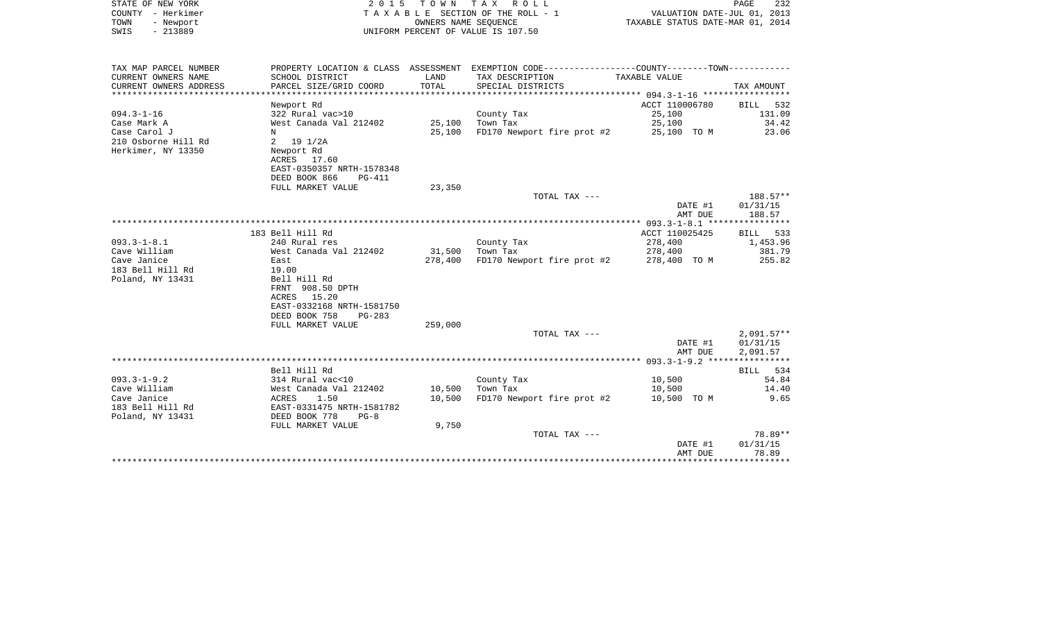STATE OF NEW YORK 2 0 1 5 T O W N T A X R O L L
COUNTY - Herkimer T A X A B L E SECTION OF THE ROLL - 1 VALUATION DATE-JUL 01, 2013
TOWN - Newport OWNERS NAME SEQUENCE TAXABLE STATUS DATE-MAR 01, 2014
SWIS - 213889 UNIFORM PERCENT OF VALUE IS 107.50

| TAX MAP PARCEL NUMBER / CURRENT OWNERS NAME / CURRENT OWNERS ADDRESS | PROPERTY LOCATION & CLASS / SCHOOL DISTRICT / PARCEL SIZE/GRID COORD | ASSESSMENT LAND / TOTAL | EXEMPTION CODE / TAX DESCRIPTION / SPECIAL DISTRICTS | COUNTY--------TOWN / TAXABLE VALUE | TAX AMOUNT |
|---|---|---|---|---|---|
| 094.3-1-16 | Newport Rd | | | ACCT 110006780 | BILL 532 |
| 094.3-1-16 | 322 Rural vac>10 | | County Tax | 25,100 | 131.09 |
| Case Mark A | West Canada Val 212402 | 25,100 | Town Tax | 25,100 | 34.42 |
| Case Carol J | N | 25,100 | FD170 Newport fire prot #2 | 25,100 TO M | 23.06 |
| 210 Osborne Hill Rd | 2 19 1/2A | | | | |
| Herkimer, NY 13350 | Newport Rd | | | | |
| | ACRES 17.60 | | | | |
| | EAST-0350357 NRTH-1578348 | | | | |
| | DEED BOOK 866 PG-411 | | | | |
| | FULL MARKET VALUE | 23,350 | | | |
| | | | TOTAL TAX --- | | 188.57** |
| | | | | DATE #1 | 01/31/15 |
| | | | | AMT DUE | 188.57 |
| 093.3-1-8.1 | 183 Bell Hill Rd | | | ACCT 110025425 | BILL 533 |
| 093.3-1-8.1 | 240 Rural res | | County Tax | 278,400 | 1,453.96 |
| Cave William | West Canada Val 212402 | 31,500 | Town Tax | 278,400 | 381.79 |
| Cave Janice | East | 278,400 | FD170 Newport fire prot #2 | 278,400 TO M | 255.82 |
| 183 Bell Hill Rd | 19.00 | | | | |
| Poland, NY 13431 | Bell Hill Rd | | | | |
| | FRNT 908.50 DPTH | | | | |
| | ACRES 15.20 | | | | |
| | EAST-0332168 NRTH-1581750 | | | | |
| | DEED BOOK 758 PG-283 | | | | |
| | FULL MARKET VALUE | 259,000 | | | |
| | | | TOTAL TAX --- | | 2,091.57** |
| | | | | DATE #1 | 01/31/15 |
| | | | | AMT DUE | 2,091.57 |
| 093.3-1-9.2 | Bell Hill Rd | | | | BILL 534 |
| 093.3-1-9.2 | 314 Rural vac<10 | | County Tax | 10,500 | 54.84 |
| Cave William | West Canada Val 212402 | 10,500 | Town Tax | 10,500 | 14.40 |
| Cave Janice | ACRES 1.50 | 10,500 | FD170 Newport fire prot #2 | 10,500 TO M | 9.65 |
| 183 Bell Hill Rd | EAST-0331475 NRTH-1581782 | | | | |
| Poland, NY 13431 | DEED BOOK 778 PG-8 | | | | |
| | FULL MARKET VALUE | 9,750 | | | |
| | | | TOTAL TAX --- | | 78.89** |
| | | | | DATE #1 | 01/31/15 |
| | | | | AMT DUE | 78.89 |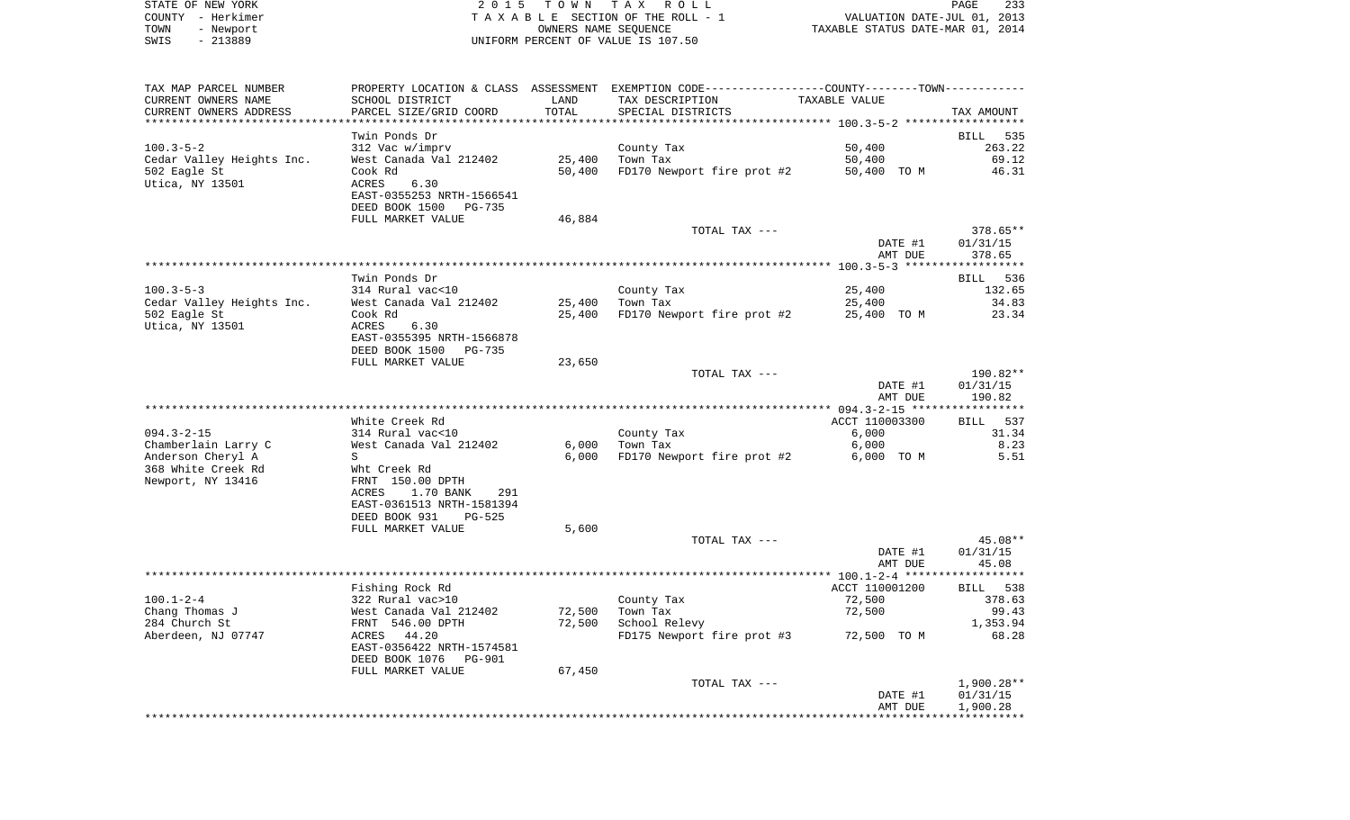STATE OF NEW YORK
COUNTY - Herkimer
TOWN - Newport
SWIS - 213889

2 0 1 5 T O W N T A X R O L L
T A X A B L E SECTION OF THE ROLL - 1
OWNERS NAME SEQUENCE
UNIFORM PERCENT OF VALUE IS 107.50

VALUATION DATE-JUL 01, 2013
TAXABLE STATUS DATE-MAR 01, 2014

| TAX MAP PARCEL NUMBER / CURRENT OWNERS NAME / CURRENT OWNERS ADDRESS | PROPERTY LOCATION & CLASS / SCHOOL DISTRICT / PARCEL SIZE/GRID COORD | ASSESSMENT LAND / TOTAL | EXEMPTION CODE / TAX DESCRIPTION / SPECIAL DISTRICTS | COUNTY--------TOWN TAXABLE VALUE | TAX AMOUNT |
|---|---|---|---|---|---|
| 100.3-5-2 | Twin Ponds Dr | | | | BILL 535 |
| | 312 Vac w/imprv | | County Tax | 50,400 | 263.22 |
| Cedar Valley Heights Inc. | West Canada Val 212402 | 25,400 | Town Tax | 50,400 | 69.12 |
| 502 Eagle St | Cook Rd | 50,400 | FD170 Newport fire prot #2 | 50,400 TO M | 46.31 |
| Utica, NY 13501 | ACRES 6.30 | | | | |
| | EAST-0355253 NRTH-1566541 | | | | |
| | DEED BOOK 1500 PG-735 | | | | |
| | FULL MARKET VALUE | 46,884 | | | |
| | | | TOTAL TAX --- | | 378.65** |
| | | | | DATE #1 | 01/31/15 |
| | | | | AMT DUE | 378.65 |
| 100.3-5-3 | Twin Ponds Dr | | | | BILL 536 |
| | 314 Rural vac<10 | | County Tax | 25,400 | 132.65 |
| Cedar Valley Heights Inc. | West Canada Val 212402 | 25,400 | Town Tax | 25,400 | 34.83 |
| 502 Eagle St | Cook Rd | 25,400 | FD170 Newport fire prot #2 | 25,400 TO M | 23.34 |
| Utica, NY 13501 | ACRES 6.30 | | | | |
| | EAST-0355395 NRTH-1566878 | | | | |
| | DEED BOOK 1500 PG-735 | | | | |
| | FULL MARKET VALUE | 23,650 | | | |
| | | | TOTAL TAX --- | | 190.82** |
| | | | | DATE #1 | 01/31/15 |
| | | | | AMT DUE | 190.82 |
| 094.3-2-15 | White Creek Rd | | | ACCT 110003300 | BILL 537 |
| | 314 Rural vac<10 | | County Tax | 6,000 | 31.34 |
| Chamberlain Larry C | West Canada Val 212402 | 6,000 | Town Tax | 6,000 | 8.23 |
| Anderson Cheryl A | S | 6,000 | FD170 Newport fire prot #2 | 6,000 TO M | 5.51 |
| 368 White Creek Rd | Wht Creek Rd | | | | |
| Newport, NY 13416 | FRNT 150.00 DPTH | | | | |
| | ACRES 1.70 BANK 291 | | | | |
| | EAST-0361513 NRTH-1581394 | | | | |
| | DEED BOOK 931 PG-525 | | | | |
| | FULL MARKET VALUE | 5,600 | | | |
| | | | TOTAL TAX --- | | 45.08** |
| | | | | DATE #1 | 01/31/15 |
| | | | | AMT DUE | 45.08 |
| 100.1-2-4 | Fishing Rock Rd | | | ACCT 110001200 | BILL 538 |
| | 322 Rural vac>10 | | County Tax | 72,500 | 378.63 |
| Chang Thomas J | West Canada Val 212402 | 72,500 | Town Tax | 72,500 | 99.43 |
| 284 Church St | FRNT 546.00 DPTH | 72,500 | School Relevy | | 1,353.94 |
| Aberdeen, NJ 07747 | ACRES 44.20 | | FD175 Newport fire prot #3 | 72,500 TO M | 68.28 |
| | EAST-0356422 NRTH-1574581 | | | | |
| | DEED BOOK 1076 PG-901 | | | | |
| | FULL MARKET VALUE | 67,450 | | | |
| | | | TOTAL TAX --- | | 1,900.28** |
| | | | | DATE #1 | 01/31/15 |
| | | | | AMT DUE | 1,900.28 |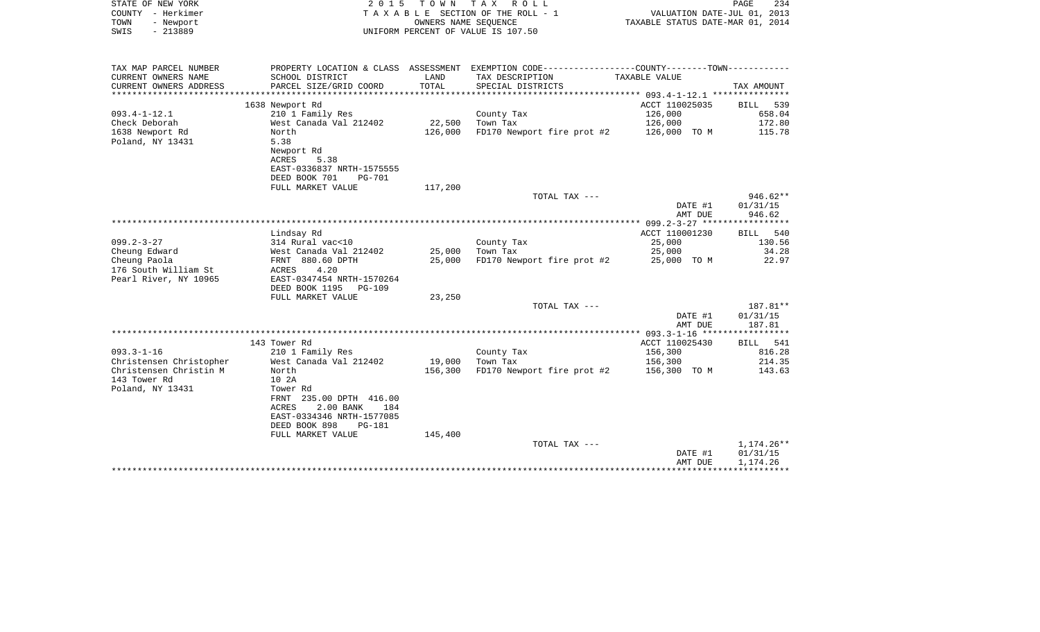STATE OF NEW YORK | COUNTY - Herkimer | TOWN - Newport | SWIS - 213889

**2015 TOWN TAX ROLL**
TAXABLE SECTION OF THE ROLL - 1
OWNERS NAME SEQUENCE
UNIFORM PERCENT OF VALUE IS 107.50

VALUATION DATE-JUL 01, 2013
TAXABLE STATUS DATE-MAR 01, 2014

| TAX MAP PARCEL NUMBER / CURRENT OWNERS NAME / CURRENT OWNERS ADDRESS | PROPERTY LOCATION & CLASS / SCHOOL DISTRICT / PARCEL SIZE/GRID COORD | ASSESSMENT LAND / TOTAL | EXEMPTION CODE / TAX DESCRIPTION / SPECIAL DISTRICTS | TAXABLE VALUE | TAX AMOUNT |
|---|---|---|---|---|---|
| **093.4-1-12.1** | 1638 Newport Rd | | | ACCT 110025035 | BILL 539 |
| 093.4-1-12.1 | 210 1 Family Res | | County Tax | 126,000 | 658.04 |
| Check Deborah | West Canada Val 212402 | 22,500 | Town Tax | 126,000 | 172.80 |
| 1638 Newport Rd | North | 126,000 | FD170 Newport fire prot #2 | 126,000 TO M | 115.78 |
| Poland, NY 13431 | 5.38 | | | | |
| | Newport Rd | | | | |
| | ACRES 5.38 | | | | |
| | EAST-0336837 NRTH-1575555 | | | | |
| | DEED BOOK 701 PG-701 | | | | |
| | FULL MARKET VALUE | 117,200 | | | |
| | | | TOTAL TAX --- | | 946.62** |
| | | | | DATE #1 | 01/31/15 |
| | | | | AMT DUE | 946.62 |
| **099.2-3-27** | Lindsay Rd | | | ACCT 110001230 | BILL 540 |
| 099.2-3-27 | 314 Rural vac<10 | | County Tax | 25,000 | 130.56 |
| Cheung Edward | West Canada Val 212402 | 25,000 | Town Tax | 25,000 | 34.28 |
| Cheung Paola | FRNT 880.60 DPTH | 25,000 | FD170 Newport fire prot #2 | 25,000 TO M | 22.97 |
| 176 South William St | ACRES 4.20 | | | | |
| Pearl River, NY 10965 | EAST-0347454 NRTH-1570264 | | | | |
| | DEED BOOK 1195 PG-109 | | | | |
| | FULL MARKET VALUE | 23,250 | | | |
| | | | TOTAL TAX --- | | 187.81** |
| | | | | DATE #1 | 01/31/15 |
| | | | | AMT DUE | 187.81 |
| **093.3-1-16** | 143 Tower Rd | | | ACCT 110025430 | BILL 541 |
| 093.3-1-16 | 210 1 Family Res | | County Tax | 156,300 | 816.28 |
| Christensen Christopher | West Canada Val 212402 | 19,000 | Town Tax | 156,300 | 214.35 |
| Christensen Christin M | North | 156,300 | FD170 Newport fire prot #2 | 156,300 TO M | 143.63 |
| 143 Tower Rd | 10 2A | | | | |
| Poland, NY 13431 | Tower Rd | | | | |
| | FRNT 235.00 DPTH 416.00 | | | | |
| | ACRES 2.00 BANK 184 | | | | |
| | EAST-0334346 NRTH-1577085 | | | | |
| | DEED BOOK 898 PG-181 | | | | |
| | FULL MARKET VALUE | 145,400 | | | |
| | | | TOTAL TAX --- | | 1,174.26** |
| | | | | DATE #1 | 01/31/15 |
| | | | | AMT DUE | 1,174.26 |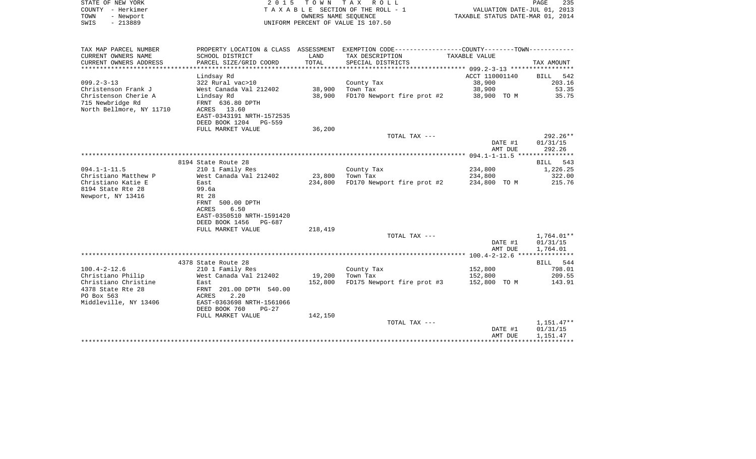STATE OF NEW YORK — 2 0 1 5 T O W N T A X R O L L
COUNTY - Herkimer — T A X A B L E SECTION OF THE ROLL - 1 — VALUATION DATE-JUL 01, 2013
TOWN - Newport — OWNERS NAME SEQUENCE — TAXABLE STATUS DATE-MAR 01, 2014
SWIS - 213889 — UNIFORM PERCENT OF VALUE IS 107.50

| TAX MAP PARCEL NUMBER<br>CURRENT OWNERS NAME<br>CURRENT OWNERS ADDRESS | PROPERTY LOCATION & CLASS<br>SCHOOL DISTRICT<br>PARCEL SIZE/GRID COORD | ASSESSMENT<br>LAND<br>TOTAL | EXEMPTION CODE<br>TAX DESCRIPTION<br>SPECIAL DISTRICTS | COUNTY--------TOWN<br>TAXABLE VALUE | TAX AMOUNT |
|---|---|---|---|---|---|
| | Lindsay Rd | | | ACCT 110001140 | BILL 542 |
| 099.2-3-13 | 322 Rural vac>10 | | County Tax | 38,900 | 203.16 |
| Christenson Frank J | West Canada Val 212402 | 38,900 | Town Tax | 38,900 | 53.35 |
| Christenson Cherie A | Lindsay Rd | 38,900 | FD170 Newport fire prot #2 | 38,900 TO M | 35.75 |
| 715 Newbridge Rd | FRNT 636.80 DPTH | | | | |
| North Bellmore, NY 11710 | ACRES 13.60 | | | | |
| | EAST-0343191 NRTH-1572535 | | | | |
| | DEED BOOK 1204 PG-559 | | | | |
| | FULL MARKET VALUE | 36,200 | | | |
| | | | TOTAL TAX --- | | 292.26** |
| | | | | DATE #1 | 01/31/15 |
| | | | | AMT DUE | 292.26 |
| | 8194 State Route 28 | | | | BILL 543 |
| 094.1-1-11.5 | 210 1 Family Res | | County Tax | 234,800 | 1,226.25 |
| Christiano Matthew P | West Canada Val 212402 | 23,800 | Town Tax | 234,800 | 322.00 |
| Christiano Katie E | East | 234,800 | FD170 Newport fire prot #2 | 234,800 TO M | 215.76 |
| 8194 State Rte 28 | 99.6a | | | | |
| Newport, NY 13416 | Rt 28 | | | | |
| | FRNT 500.00 DPTH | | | | |
| | ACRES 6.50 | | | | |
| | EAST-0350510 NRTH-1591420 | | | | |
| | DEED BOOK 1456 PG-687 | | | | |
| | FULL MARKET VALUE | 218,419 | | | |
| | | | TOTAL TAX --- | | 1,764.01** |
| | | | | DATE #1 | 01/31/15 |
| | | | | AMT DUE | 1,764.01 |
| | 4378 State Route 28 | | | | BILL 544 |
| 100.4-2-12.6 | 210 1 Family Res | | County Tax | 152,800 | 798.01 |
| Christiano Philip | West Canada Val 212402 | 19,200 | Town Tax | 152,800 | 209.55 |
| Christiano Christine | East | 152,800 | FD175 Newport fire prot #3 | 152,800 TO M | 143.91 |
| 4378 State Rte 28 | FRNT 201.00 DPTH 540.00 | | | | |
| PO Box 563 | ACRES 2.20 | | | | |
| Middleville, NY 13406 | EAST-0363698 NRTH-1561066 | | | | |
| | DEED BOOK 760 PG-27 | | | | |
| | FULL MARKET VALUE | 142,150 | | | |
| | | | TOTAL TAX --- | | 1,151.47** |
| | | | | DATE #1 | 01/31/15 |
| | | | | AMT DUE | 1,151.47 |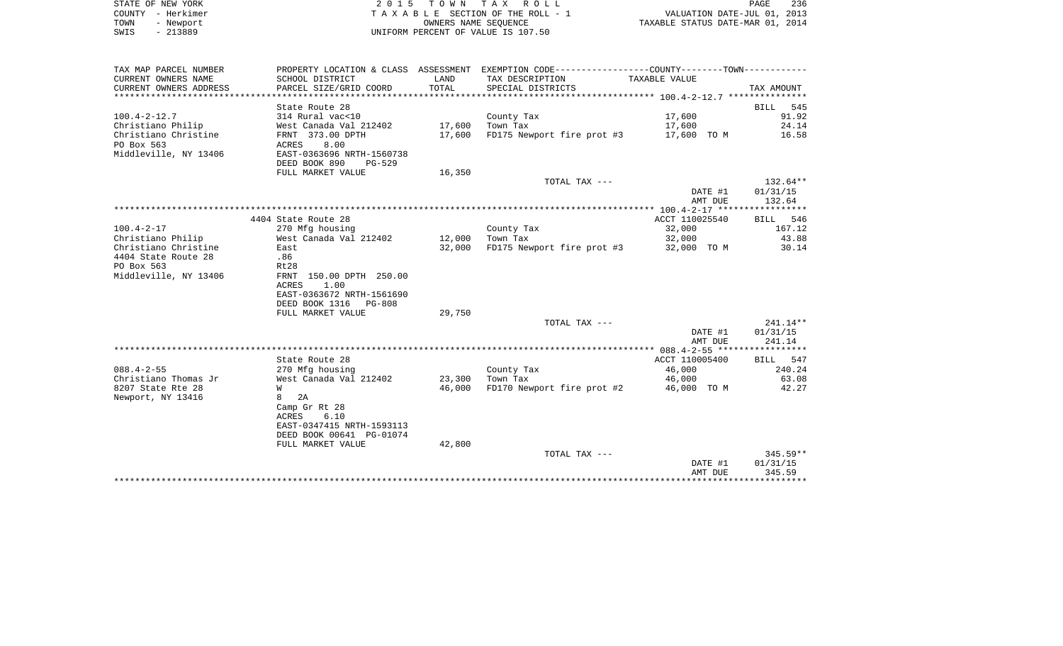STATE OF NEW YORK
COUNTY - Herkimer
TOWN - Newport
SWIS - 213889

2 0 1 5 T O W N T A X R O L L
T A X A B L E SECTION OF THE ROLL - 1
OWNERS NAME SEQUENCE
UNIFORM PERCENT OF VALUE IS 107.50

VALUATION DATE-JUL 01, 2013
TAXABLE STATUS DATE-MAR 01, 2014

| TAX MAP PARCEL NUMBER<br>CURRENT OWNERS NAME<br>CURRENT OWNERS ADDRESS | PROPERTY LOCATION & CLASS<br>SCHOOL DISTRICT<br>PARCEL SIZE/GRID COORD | ASSESSMENT<br>LAND<br>TOTAL | EXEMPTION CODE<br>TAX DESCRIPTION<br>SPECIAL DISTRICTS | COUNTY--------TOWN<br>TAXABLE VALUE | <br><br>TAX AMOUNT |
|---|---|---|---|---|---|
| **100.4-2-12.7** | | | | | |
| | State Route 28 | | | | BILL 545 |
| 100.4-2-12.7 | 314 Rural vac<10 | | County Tax | 17,600 | 91.92 |
| Christiano Philip | West Canada Val 212402 | 17,600 | Town Tax | 17,600 | 24.14 |
| Christiano Christine | FRNT 373.00 DPTH | 17,600 | FD175 Newport fire prot #3 | 17,600 TO M | 16.58 |
| PO Box 563 | ACRES 8.00 | | | | |
| Middleville, NY 13406 | EAST-0363696 NRTH-1560738 | | | | |
| | DEED BOOK 890 PG-529 | | | | |
| | FULL MARKET VALUE | 16,350 | | | |
| | | | TOTAL TAX --- | | 132.64** |
| | | | | DATE #1 | 01/31/15 |
| | | | | AMT DUE | 132.64 |
| **100.4-2-17** | | | | | |
| | 4404 State Route 28 | | | ACCT 110025540 | BILL 546 |
| 100.4-2-17 | 270 Mfg housing | | County Tax | 32,000 | 167.12 |
| Christiano Philip | West Canada Val 212402 | 12,000 | Town Tax | 32,000 | 43.88 |
| Christiano Christine | East | 32,000 | FD175 Newport fire prot #3 | 32,000 TO M | 30.14 |
| 4404 State Route 28 | .86 | | | | |
| PO Box 563 | Rt28 | | | | |
| Middleville, NY 13406 | FRNT 150.00 DPTH 250.00 | | | | |
| | ACRES 1.00 | | | | |
| | EAST-0363672 NRTH-1561690 | | | | |
| | DEED BOOK 1316 PG-808 | | | | |
| | FULL MARKET VALUE | 29,750 | | | |
| | | | TOTAL TAX --- | | 241.14** |
| | | | | DATE #1 | 01/31/15 |
| | | | | AMT DUE | 241.14 |
| **088.4-2-55** | | | | | |
| | State Route 28 | | | ACCT 110005400 | BILL 547 |
| 088.4-2-55 | 270 Mfg housing | | County Tax | 46,000 | 240.24 |
| Christiano Thomas Jr | West Canada Val 212402 | 23,300 | Town Tax | 46,000 | 63.08 |
| 8207 State Rte 28 | W | 46,000 | FD170 Newport fire prot #2 | 46,000 TO M | 42.27 |
| Newport, NY 13416 | 8 2A | | | | |
| | Camp Gr Rt 28 | | | | |
| | ACRES 6.10 | | | | |
| | EAST-0347415 NRTH-1593113 | | | | |
| | DEED BOOK 00641 PG-01074 | | | | |
| | FULL MARKET VALUE | 42,800 | | | |
| | | | TOTAL TAX --- | | 345.59** |
| | | | | DATE #1 | 01/31/15 |
| | | | | AMT DUE | 345.59 |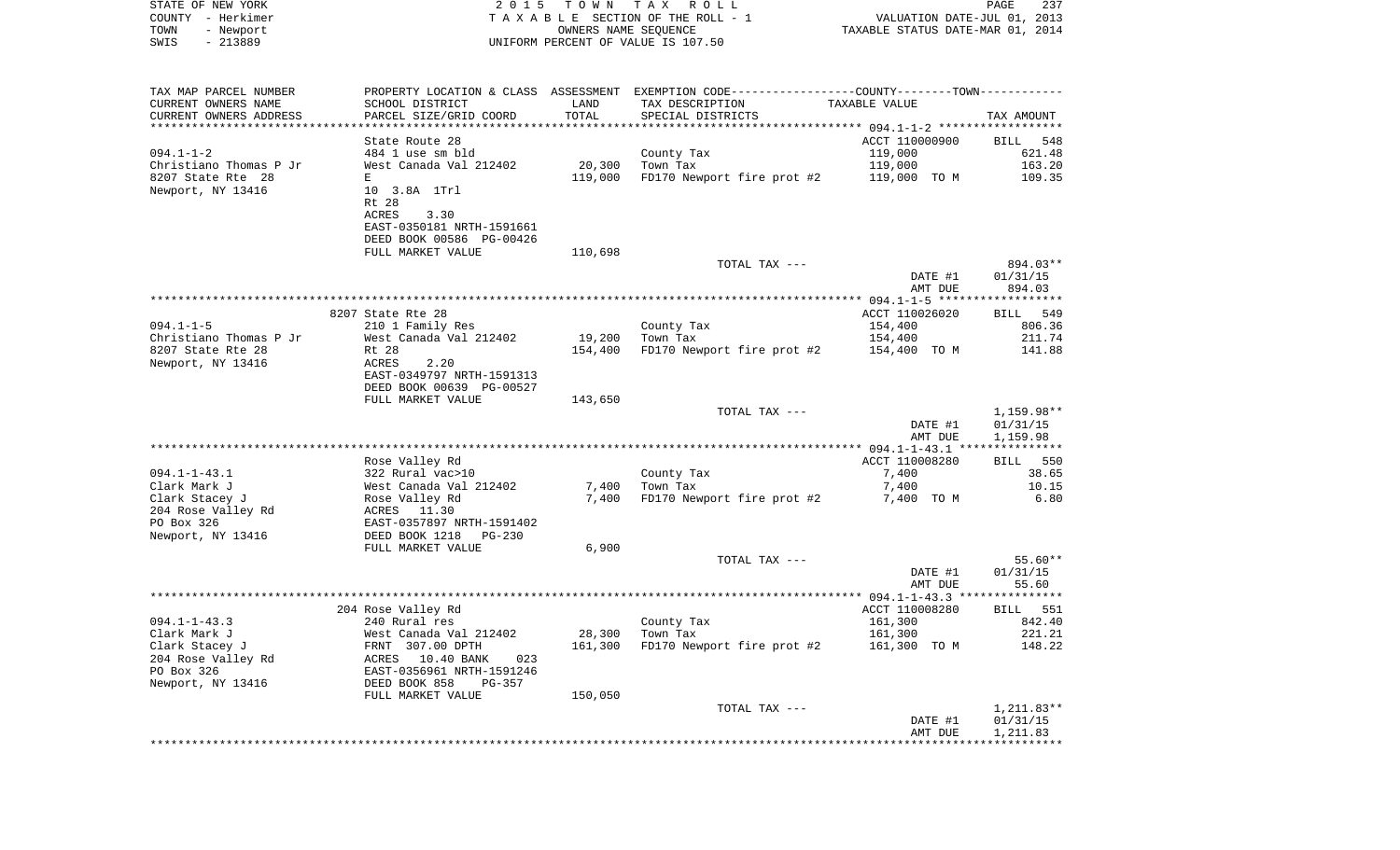STATE OF NEW YORK
COUNTY - Herkimer
TOWN - Newport
SWIS - 213889

2015 TOWN TAX ROLL
TAXABLE SECTION OF THE ROLL - 1
OWNERS NAME SEQUENCE
UNIFORM PERCENT OF VALUE IS 107.50

VALUATION DATE-JUL 01, 2013
TAXABLE STATUS DATE-MAR 01, 2014

| TAX MAP PARCEL NUMBER / CURRENT OWNERS NAME / CURRENT OWNERS ADDRESS | PROPERTY LOCATION & CLASS / SCHOOL DISTRICT / PARCEL SIZE/GRID COORD | ASSESSMENT LAND / TOTAL | EXEMPTION CODE / TAX DESCRIPTION / SPECIAL DISTRICTS | TAXABLE VALUE | TAX AMOUNT |
|---|---|---|---|---|---|
| ******** 094.1-1-2 ******** | | | | | |
| | State Route 28 | | | ACCT 110000900 | BILL 548 |
| 094.1-1-2 | 484 1 use sm bld | | County Tax | 119,000 | 621.48 |
| Christiano Thomas P Jr | West Canada Val 212402 | 20,300 | Town Tax | 119,000 | 163.20 |
| 8207 State Rte 28 | E | 119,000 | FD170 Newport fire prot #2 | 119,000 TO M | 109.35 |
| Newport, NY 13416 | 10 3.8A 1Trl | | | | |
| | Rt 28 | | | | |
| | ACRES 3.30 | | | | |
| | EAST-0350181 NRTH-1591661 | | | | |
| | DEED BOOK 00586 PG-00426 | | | | |
| | FULL MARKET VALUE | 110,698 | | | |
| | | | TOTAL TAX --- | | 894.03** |
| | | | | DATE #1 | 01/31/15 |
| | | | | AMT DUE | 894.03 |
| ******** 094.1-1-5 ******** | | | | | |
| | 8207 State Rte 28 | | | ACCT 110026020 | BILL 549 |
| 094.1-1-5 | 210 1 Family Res | | County Tax | 154,400 | 806.36 |
| Christiano Thomas P Jr | West Canada Val 212402 | 19,200 | Town Tax | 154,400 | 211.74 |
| 8207 State Rte 28 | Rt 28 | 154,400 | FD170 Newport fire prot #2 | 154,400 TO M | 141.88 |
| Newport, NY 13416 | ACRES 2.20 | | | | |
| | EAST-0349797 NRTH-1591313 | | | | |
| | DEED BOOK 00639 PG-00527 | | | | |
| | FULL MARKET VALUE | 143,650 | | | |
| | | | TOTAL TAX --- | | 1,159.98** |
| | | | | DATE #1 | 01/31/15 |
| | | | | AMT DUE | 1,159.98 |
| ******** 094.1-1-43.1 ******** | | | | | |
| | Rose Valley Rd | | | ACCT 110008280 | BILL 550 |
| 094.1-1-43.1 | 322 Rural vac>10 | | County Tax | 7,400 | 38.65 |
| Clark Mark J | West Canada Val 212402 | 7,400 | Town Tax | 7,400 | 10.15 |
| Clark Stacey J | Rose Valley Rd | 7,400 | FD170 Newport fire prot #2 | 7,400 TO M | 6.80 |
| 204 Rose Valley Rd | ACRES 11.30 | | | | |
| PO Box 326 | EAST-0357897 NRTH-1591402 | | | | |
| Newport, NY 13416 | DEED BOOK 1218 PG-230 | | | | |
| | FULL MARKET VALUE | 6,900 | | | |
| | | | TOTAL TAX --- | | 55.60** |
| | | | | DATE #1 | 01/31/15 |
| | | | | AMT DUE | 55.60 |
| ******** 094.1-1-43.3 ******** | | | | | |
| | 204 Rose Valley Rd | | | ACCT 110008280 | BILL 551 |
| 094.1-1-43.3 | 240 Rural res | | County Tax | 161,300 | 842.40 |
| Clark Mark J | West Canada Val 212402 | 28,300 | Town Tax | 161,300 | 221.21 |
| Clark Stacey J | FRNT 307.00 DPTH | 161,300 | FD170 Newport fire prot #2 | 161,300 TO M | 148.22 |
| 204 Rose Valley Rd | ACRES 10.40 BANK 023 | | | | |
| PO Box 326 | EAST-0356961 NRTH-1591246 | | | | |
| Newport, NY 13416 | DEED BOOK 858 PG-357 | | | | |
| | FULL MARKET VALUE | 150,050 | | | |
| | | | TOTAL TAX --- | | 1,211.83** |
| | | | | DATE #1 | 01/31/15 |
| | | | | AMT DUE | 1,211.83 |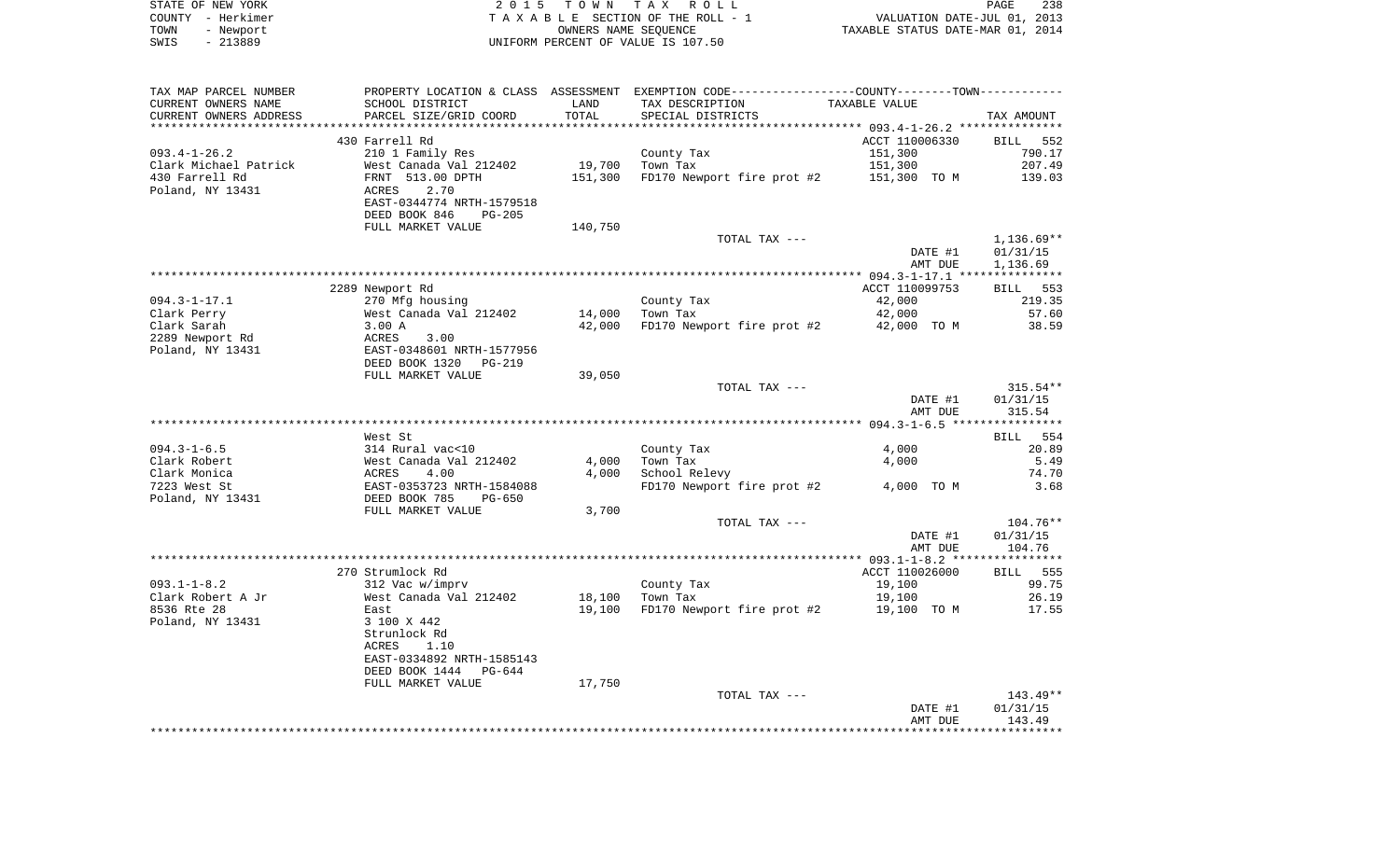STATE OF NEW YORK | 2 0 1 5 T O W N T A X R O L L
COUNTY - Herkimer | T A X A B L E SECTION OF THE ROLL - 1 | VALUATION DATE-JUL 01, 2013
TOWN - Newport | OWNERS NAME SEQUENCE | TAXABLE STATUS DATE-MAR 01, 2014
SWIS - 213889 | UNIFORM PERCENT OF VALUE IS 107.50

| TAX MAP PARCEL NUMBER<br>CURRENT OWNERS NAME<br>CURRENT OWNERS ADDRESS | PROPERTY LOCATION & CLASS<br>SCHOOL DISTRICT<br>PARCEL SIZE/GRID COORD | ASSESSMENT<br>LAND<br>TOTAL | EXEMPTION CODE<br>TAX DESCRIPTION<br>SPECIAL DISTRICTS | COUNTY--------TOWN<br>TAXABLE VALUE | TAX AMOUNT |
|---|---|---|---|---|---|
| **093.4-1-26.2** | 430 Farrell Rd | | | ACCT 110006330 | BILL 552 |
| Clark Michael Patrick | 210 1 Family Res | | County Tax | 151,300 | 790.17 |
| 430 Farrell Rd | West Canada Val 212402 | 19,700 | Town Tax | 151,300 | 207.49 |
| Poland, NY 13431 | FRNT 513.00 DPTH | 151,300 | FD170 Newport fire prot #2 | 151,300 TO M | 139.03 |
| | ACRES 2.70 | | | | |
| | EAST-0344774 NRTH-1579518 | | | | |
| | DEED BOOK 846 PG-205 | | | | |
| | FULL MARKET VALUE | 140,750 | | | |
| | | | TOTAL TAX --- | | 1,136.69** |
| | | | | DATE #1 | 01/31/15 |
| | | | | AMT DUE | 1,136.69 |
| **094.3-1-17.1** | 2289 Newport Rd | | | ACCT 110099753 | BILL 553 |
| Clark Perry | 270 Mfg housing | | County Tax | 42,000 | 219.35 |
| Clark Sarah | West Canada Val 212402 | 14,000 | Town Tax | 42,000 | 57.60 |
| 2289 Newport Rd | 3.00 A | 42,000 | FD170 Newport fire prot #2 | 42,000 TO M | 38.59 |
| Poland, NY 13431 | ACRES 3.00 | | | | |
| | EAST-0348601 NRTH-1577956 | | | | |
| | DEED BOOK 1320 PG-219 | | | | |
| | FULL MARKET VALUE | 39,050 | | | |
| | | | TOTAL TAX --- | | 315.54** |
| | | | | DATE #1 | 01/31/15 |
| | | | | AMT DUE | 315.54 |
| **094.3-1-6.5** | West St | | | | BILL 554 |
| Clark Robert | 314 Rural vac<10 | | County Tax | 4,000 | 20.89 |
| Clark Monica | West Canada Val 212402 | 4,000 | Town Tax | 4,000 | 5.49 |
| 7223 West St | ACRES 4.00 | 4,000 | School Relevy | | 74.70 |
| Poland, NY 13431 | EAST-0353723 NRTH-1584088 | | FD170 Newport fire prot #2 | 4,000 TO M | 3.68 |
| | DEED BOOK 785 PG-650 | | | | |
| | FULL MARKET VALUE | 3,700 | | | |
| | | | TOTAL TAX --- | | 104.76** |
| | | | | DATE #1 | 01/31/15 |
| | | | | AMT DUE | 104.76 |
| **093.1-1-8.2** | 270 Strumlock Rd | | | ACCT 110026000 | BILL 555 |
| Clark Robert A Jr | 312 Vac w/imprv | | County Tax | 19,100 | 99.75 |
| 8536 Rte 28 | West Canada Val 212402 | 18,100 | Town Tax | 19,100 | 26.19 |
| Poland, NY 13431 | East | 19,100 | FD170 Newport fire prot #2 | 19,100 TO M | 17.55 |
| | 3 100 X 442 | | | | |
| | Strunlock Rd | | | | |
| | ACRES 1.10 | | | | |
| | EAST-0334892 NRTH-1585143 | | | | |
| | DEED BOOK 1444 PG-644 | | | | |
| | FULL MARKET VALUE | 17,750 | | | |
| | | | TOTAL TAX --- | | 143.49** |
| | | | | DATE #1 | 01/31/15 |
| | | | | AMT DUE | 143.49 |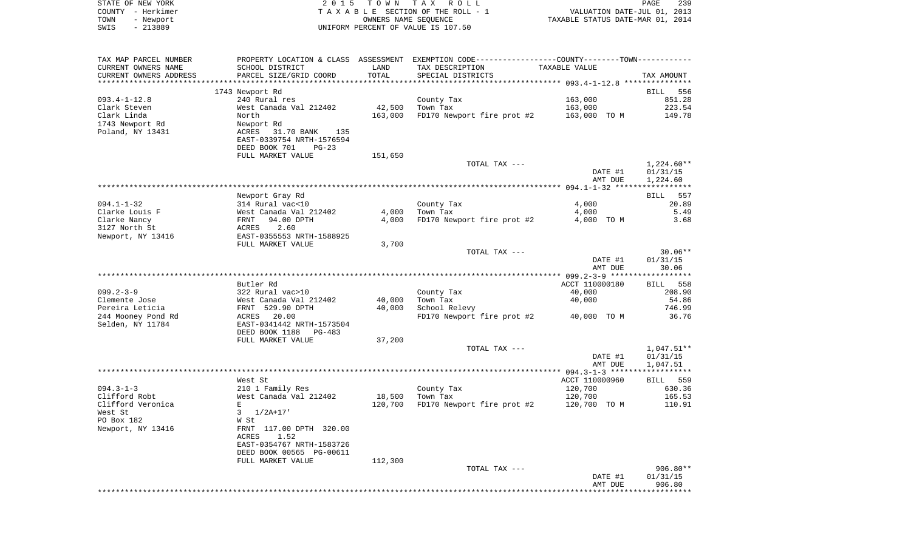STATE OF NEW YORK — 2015 TOWN TAX ROLL
COUNTY - Herkimer — TAXABLE SECTION OF THE ROLL - 1 — VALUATION DATE-JUL 01, 2013
TOWN - Newport — OWNERS NAME SEQUENCE — TAXABLE STATUS DATE-MAR 01, 2014
SWIS - 213889 — UNIFORM PERCENT OF VALUE IS 107.50

| TAX MAP PARCEL NUMBER / CURRENT OWNERS NAME / CURRENT OWNERS ADDRESS | PROPERTY LOCATION & CLASS / SCHOOL DISTRICT / PARCEL SIZE/GRID COORD | ASSESSMENT LAND | TOTAL | EXEMPTION CODE / TAX DESCRIPTION / SPECIAL DISTRICTS | TAXABLE VALUE | TAX AMOUNT |
|---|---|---|---|---|---|---|
| | 1743 Newport Rd | | | | | BILL 556 |
| 093.4-1-12.8 | 240 Rural res | | | County Tax | 163,000 | 851.28 |
| Clark Steven | West Canada Val 212402 | 42,500 | | Town Tax | 163,000 | 223.54 |
| Clark Linda | North | | 163,000 | FD170 Newport fire prot #2 | 163,000 TO M | 149.78 |
| 1743 Newport Rd | Newport Rd | | | | | |
| Poland, NY 13431 | ACRES 31.70 BANK 135 | | | | | |
| | EAST-0339754 NRTH-1576594 | | | | | |
| | DEED BOOK 701 PG-23 | | | | | |
| | FULL MARKET VALUE | 151,650 | | | | |
| | | | | TOTAL TAX --- | | 1,224.60** |
| | | | | | DATE #1 | 01/31/15 |
| | | | | | AMT DUE | 1,224.60 |
| | Newport Gray Rd | | | | | BILL 557 |
| 094.1-1-32 | 314 Rural vac<10 | | | County Tax | 4,000 | 20.89 |
| Clarke Louis F | West Canada Val 212402 | 4,000 | | Town Tax | 4,000 | 5.49 |
| Clarke Nancy | FRNT 94.00 DPTH | | 4,000 | FD170 Newport fire prot #2 | 4,000 TO M | 3.68 |
| 3127 North St | ACRES 2.60 | | | | | |
| Newport, NY 13416 | EAST-0355553 NRTH-1588925 | | | | | |
| | FULL MARKET VALUE | 3,700 | | | | |
| | | | | TOTAL TAX --- | | 30.06** |
| | | | | | DATE #1 | 01/31/15 |
| | | | | | AMT DUE | 30.06 |
| | Butler Rd | | | | ACCT 110000180 | BILL 558 |
| 099.2-3-9 | 322 Rural vac>10 | | | County Tax | 40,000 | 208.90 |
| Clemente Jose | West Canada Val 212402 | 40,000 | | Town Tax | 40,000 | 54.86 |
| Pereira Leticia | FRNT 529.90 DPTH | | 40,000 | School Relevy | | 746.99 |
| 244 Mooney Pond Rd | ACRES 20.00 | | | FD170 Newport fire prot #2 | 40,000 TO M | 36.76 |
| Selden, NY 11784 | EAST-0341442 NRTH-1573504 | | | | | |
| | DEED BOOK 1188 PG-483 | | | | | |
| | FULL MARKET VALUE | 37,200 | | | | |
| | | | | TOTAL TAX --- | | 1,047.51** |
| | | | | | DATE #1 | 01/31/15 |
| | | | | | AMT DUE | 1,047.51 |
| | West St | | | | ACCT 110000960 | BILL 559 |
| 094.3-1-3 | 210 1 Family Res | | | County Tax | 120,700 | 630.36 |
| Clifford Robt | West Canada Val 212402 | 18,500 | | Town Tax | 120,700 | 165.53 |
| Clifford Veronica | E | | 120,700 | FD170 Newport fire prot #2 | 120,700 TO M | 110.91 |
| West St | 3 1/2A+17' | | | | | |
| PO Box 182 | W St | | | | | |
| Newport, NY 13416 | FRNT 117.00 DPTH 320.00 | | | | | |
| | ACRES 1.52 | | | | | |
| | EAST-0354767 NRTH-1583726 | | | | | |
| | DEED BOOK 00565 PG-00611 | | | | | |
| | FULL MARKET VALUE | 112,300 | | | | |
| | | | | TOTAL TAX --- | | 906.80** |
| | | | | | DATE #1 | 01/31/15 |
| | | | | | AMT DUE | 906.80 |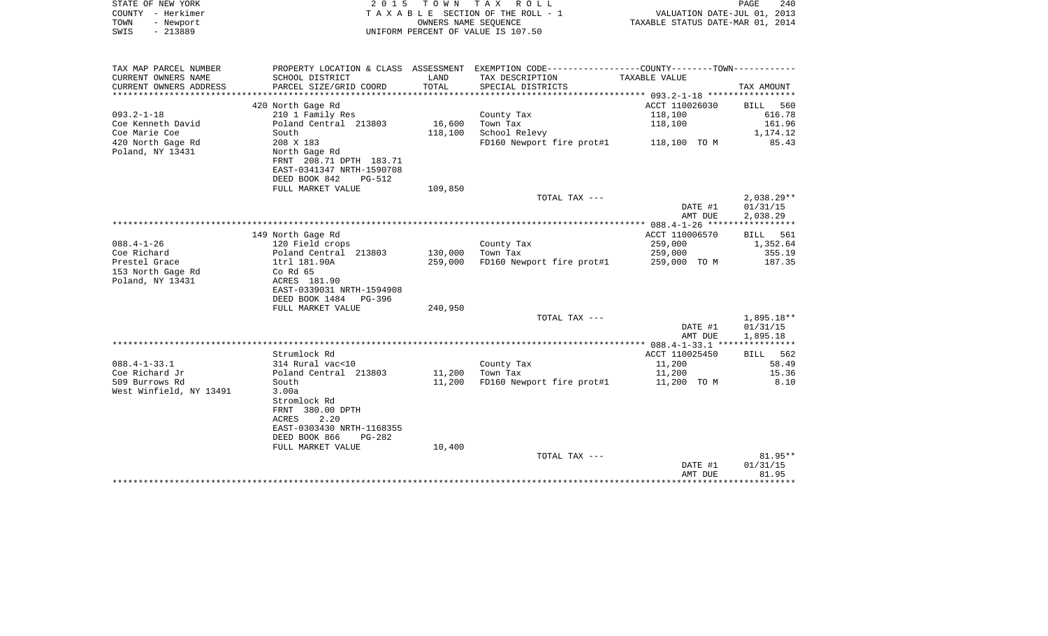STATE OF NEW YORK
COUNTY - Herkimer
TOWN - Newport
SWIS - 213889

2 0 1 5 T O W N T A X R O L L
T A X A B L E SECTION OF THE ROLL - 1
OWNERS NAME SEQUENCE
UNIFORM PERCENT OF VALUE IS 107.50

VALUATION DATE-JUL 01, 2013
TAXABLE STATUS DATE-MAR 01, 2014

| TAX MAP PARCEL NUMBER / CURRENT OWNERS NAME / CURRENT OWNERS ADDRESS | PROPERTY LOCATION & CLASS / SCHOOL DISTRICT / PARCEL SIZE/GRID COORD | ASSESSMENT LAND / TOTAL | EXEMPTION CODE / TAX DESCRIPTION / SPECIAL DISTRICTS | COUNTY--------TOWN / TAXABLE VALUE | TAX AMOUNT |
|---|---|---|---|---|---|
| | 420 North Gage Rd | | | ACCT 110026030 | BILL 560 |
| 093.2-1-18 | 210 1 Family Res | | County Tax | 118,100 | 616.78 |
| Coe Kenneth David | Poland Central 213803 | 16,600 | Town Tax | 118,100 | 161.96 |
| Coe Marie Coe | South | 118,100 | School Relevy | | 1,174.12 |
| 420 North Gage Rd | 208 X 183 | | FD160 Newport fire prot#1 | 118,100 TO M | 85.43 |
| Poland, NY 13431 | North Gage Rd | | | | |
| | FRNT 208.71 DPTH 183.71 | | | | |
| | EAST-0341347 NRTH-1590708 | | | | |
| | DEED BOOK 842 PG-512 | | | | |
| | FULL MARKET VALUE | 109,850 | | | |
| | | | TOTAL TAX --- | | 2,038.29** |
| | | | | DATE #1 | 01/31/15 |
| | | | | AMT DUE | 2,038.29 |
| | 149 North Gage Rd | | | ACCT 110006570 | BILL 561 |
| 088.4-1-26 | 120 Field crops | | County Tax | 259,000 | 1,352.64 |
| Coe Richard | Poland Central 213803 | 130,000 | Town Tax | 259,000 | 355.19 |
| Prestel Grace | 1trl 181.90A | 259,000 | FD160 Newport fire prot#1 | 259,000 TO M | 187.35 |
| 153 North Gage Rd | Co Rd 65 | | | | |
| Poland, NY 13431 | ACRES 181.90 | | | | |
| | EAST-0339031 NRTH-1594908 | | | | |
| | DEED BOOK 1484 PG-396 | | | | |
| | FULL MARKET VALUE | 240,950 | | | |
| | | | TOTAL TAX --- | | 1,895.18** |
| | | | | DATE #1 | 01/31/15 |
| | | | | AMT DUE | 1,895.18 |
| | Strumlock Rd | | | ACCT 110025450 | BILL 562 |
| 088.4-1-33.1 | 314 Rural vac<10 | | County Tax | 11,200 | 58.49 |
| Coe Richard Jr | Poland Central 213803 | 11,200 | Town Tax | 11,200 | 15.36 |
| 509 Burrows Rd | South | 11,200 | FD160 Newport fire prot#1 | 11,200 TO M | 8.10 |
| West Winfield, NY 13491 | 3.00a | | | | |
| | Stromlock Rd | | | | |
| | FRNT 380.00 DPTH | | | | |
| | ACRES 2.20 | | | | |
| | EAST-0303430 NRTH-1168355 | | | | |
| | DEED BOOK 866 PG-282 | | | | |
| | FULL MARKET VALUE | 10,400 | | | |
| | | | TOTAL TAX --- | | 81.95** |
| | | | | DATE #1 | 01/31/15 |
| | | | | AMT DUE | 81.95 |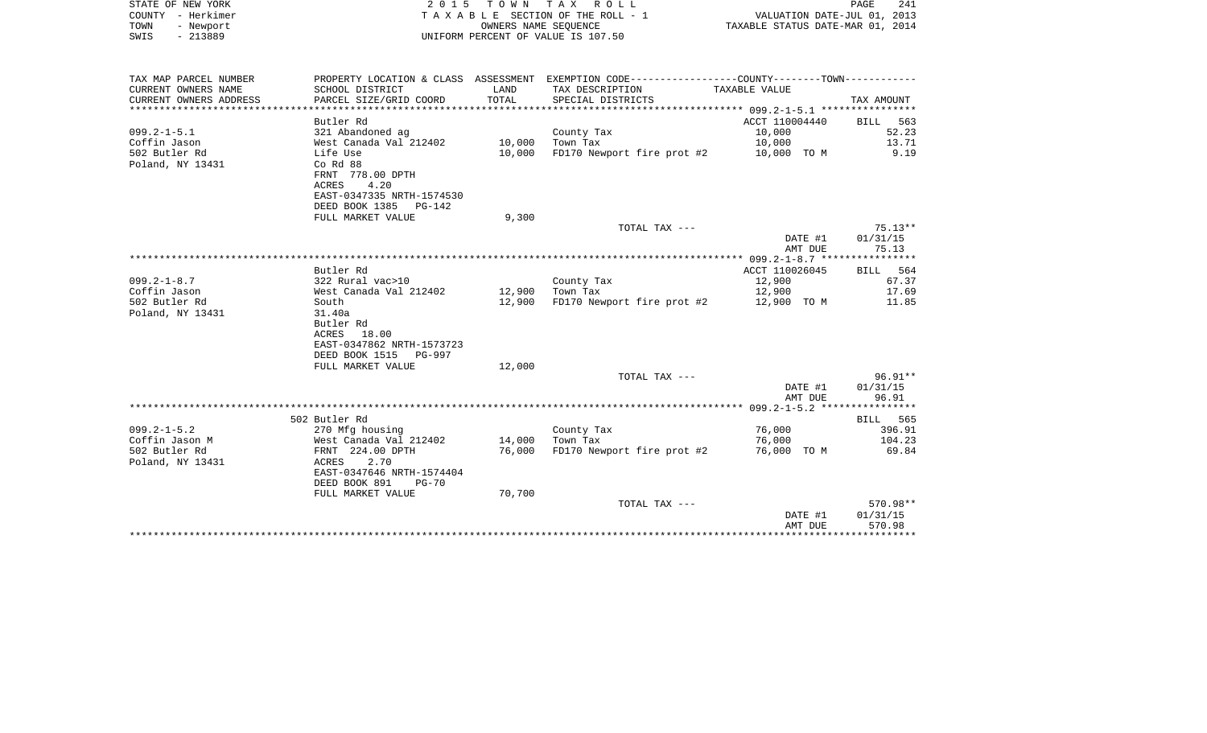STATE OF NEW YORK
COUNTY - Herkimer
TOWN - Newport
SWIS - 213889

2 0 1 5 T O W N T A X R O L L
T A X A B L E SECTION OF THE ROLL - 1
OWNERS NAME SEQUENCE
UNIFORM PERCENT OF VALUE IS 107.50

VALUATION DATE-JUL 01, 2013
TAXABLE STATUS DATE-MAR 01, 2014

| TAX MAP PARCEL NUMBER<br>CURRENT OWNERS NAME<br>CURRENT OWNERS ADDRESS | PROPERTY LOCATION & CLASS<br>SCHOOL DISTRICT<br>PARCEL SIZE/GRID COORD | ASSESSMENT<br>LAND<br>TOTAL | EXEMPTION CODE-----COUNTY-----TOWN-----<br>TAX DESCRIPTION<br>SPECIAL DISTRICTS | TAXABLE VALUE | TAX AMOUNT |
|---|---|---|---|---|---|
| **099.2-1-5.1** | Butler Rd | | | ACCT 110004440 | BILL 563 |
| 099.2-1-5.1 | 321 Abandoned ag | | County Tax | 10,000 | 52.23 |
| Coffin Jason | West Canada Val 212402 | 10,000 | Town Tax | 10,000 | 13.71 |
| 502 Butler Rd | Life Use | 10,000 | FD170 Newport fire prot #2 | 10,000 TO M | 9.19 |
| Poland, NY 13431 | Co Rd 88 | | | | |
| | FRNT 778.00 DPTH | | | | |
| | ACRES 4.20 | | | | |
| | EAST-0347335 NRTH-1574530 | | | | |
| | DEED BOOK 1385 PG-142 | | | | |
| | FULL MARKET VALUE | 9,300 | | | |
| | | | TOTAL TAX --- | | 75.13** |
| | | | | DATE #1 | 01/31/15 |
| | | | | AMT DUE | 75.13 |
| **099.2-1-8.7** | Butler Rd | | | ACCT 110026045 | BILL 564 |
| 099.2-1-8.7 | 322 Rural vac>10 | | County Tax | 12,900 | 67.37 |
| Coffin Jason | West Canada Val 212402 | 12,900 | Town Tax | 12,900 | 17.69 |
| 502 Butler Rd | South | 12,900 | FD170 Newport fire prot #2 | 12,900 TO M | 11.85 |
| Poland, NY 13431 | 31.40a | | | | |
| | Butler Rd | | | | |
| | ACRES 18.00 | | | | |
| | EAST-0347862 NRTH-1573723 | | | | |
| | DEED BOOK 1515 PG-997 | | | | |
| | FULL MARKET VALUE | 12,000 | | | |
| | | | TOTAL TAX --- | | 96.91** |
| | | | | DATE #1 | 01/31/15 |
| | | | | AMT DUE | 96.91 |
| **099.2-1-5.2** | 502 Butler Rd | | | | BILL 565 |
| 099.2-1-5.2 | 270 Mfg housing | | County Tax | 76,000 | 396.91 |
| Coffin Jason M | West Canada Val 212402 | 14,000 | Town Tax | 76,000 | 104.23 |
| 502 Butler Rd | FRNT 224.00 DPTH | 76,000 | FD170 Newport fire prot #2 | 76,000 TO M | 69.84 |
| Poland, NY 13431 | ACRES 2.70 | | | | |
| | EAST-0347646 NRTH-1574404 | | | | |
| | DEED BOOK 891 PG-70 | | | | |
| | FULL MARKET VALUE | 70,700 | | | |
| | | | TOTAL TAX --- | | 570.98** |
| | | | | DATE #1 | 01/31/15 |
| | | | | AMT DUE | 570.98 |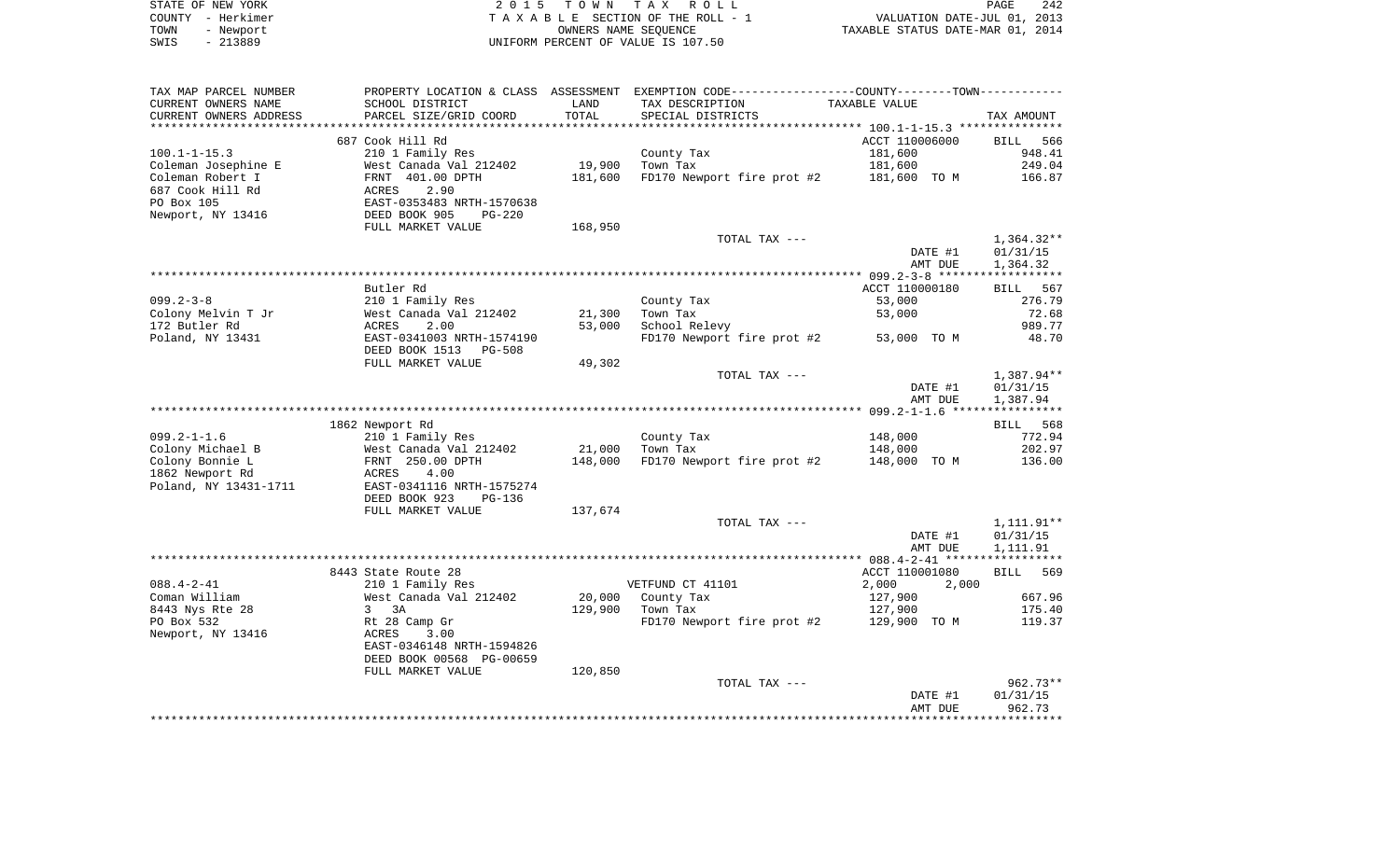STATE OF NEW YORK
COUNTY - Herkimer
TOWN - Newport
SWIS - 213889

2 0 1 5 T O W N T A X R O L L
T A X A B L E SECTION OF THE ROLL - 1
OWNERS NAME SEQUENCE
UNIFORM PERCENT OF VALUE IS 107.50

VALUATION DATE-JUL 01, 2013
TAXABLE STATUS DATE-MAR 01, 2014

| TAX MAP PARCEL NUMBER / CURRENT OWNERS NAME / CURRENT OWNERS ADDRESS | PROPERTY LOCATION & CLASS / SCHOOL DISTRICT / PARCEL SIZE/GRID COORD | ASSESSMENT LAND / TOTAL | EXEMPTION CODE / TAX DESCRIPTION / SPECIAL DISTRICTS | COUNTY / TOWN TAXABLE VALUE | TAX AMOUNT |
|---|---|---|---|---|---|
| | 687 Cook Hill Rd | | | ACCT 110006000 | BILL 566 |
| 100.1-1-15.3 | 210 1 Family Res | | County Tax | 181,600 | 948.41 |
| Coleman Josephine E | West Canada Val 212402 | 19,900 | Town Tax | 181,600 | 249.04 |
| Coleman Robert I | FRNT 401.00 DPTH | 181,600 | FD170 Newport fire prot #2 | 181,600 TO M | 166.87 |
| 687 Cook Hill Rd | ACRES 2.90 | | | | |
| PO Box 105 | EAST-0353483 NRTH-1570638 | | | | |
| Newport, NY 13416 | DEED BOOK 905 PG-220 | | | | |
| | FULL MARKET VALUE | 168,950 | | | |
| | | | TOTAL TAX --- | | 1,364.32** |
| | | | | DATE #1 | 01/31/15 |
| | | | | AMT DUE | 1,364.32 |
| | Butler Rd | | | ACCT 110000180 | BILL 567 |
| 099.2-3-8 | 210 1 Family Res | | County Tax | 53,000 | 276.79 |
| Colony Melvin T Jr | West Canada Val 212402 | 21,300 | Town Tax | 53,000 | 72.68 |
| 172 Butler Rd | ACRES 2.00 | 53,000 | School Relevy | | 989.77 |
| Poland, NY 13431 | EAST-0341003 NRTH-1574190 | | FD170 Newport fire prot #2 | 53,000 TO M | 48.70 |
| | DEED BOOK 1513 PG-508 | | | | |
| | FULL MARKET VALUE | 49,302 | | | |
| | | | TOTAL TAX --- | | 1,387.94** |
| | | | | DATE #1 | 01/31/15 |
| | | | | AMT DUE | 1,387.94 |
| | 1862 Newport Rd | | | | BILL 568 |
| 099.2-1-1.6 | 210 1 Family Res | | County Tax | 148,000 | 772.94 |
| Colony Michael B | West Canada Val 212402 | 21,000 | Town Tax | 148,000 | 202.97 |
| Colony Bonnie L | FRNT 250.00 DPTH | 148,000 | FD170 Newport fire prot #2 | 148,000 TO M | 136.00 |
| 1862 Newport Rd | ACRES 4.00 | | | | |
| Poland, NY 13431-1711 | EAST-0341116 NRTH-1575274 | | | | |
| | DEED BOOK 923 PG-136 | | | | |
| | FULL MARKET VALUE | 137,674 | | | |
| | | | TOTAL TAX --- | | 1,111.91** |
| | | | | DATE #1 | 01/31/15 |
| | | | | AMT DUE | 1,111.91 |
| | 8443 State Route 28 | | | ACCT 110001080 | BILL 569 |
| 088.4-2-41 | 210 1 Family Res | | VETFUND CT 41101 | 2,000 2,000 | |
| Coman William | West Canada Val 212402 | 20,000 | County Tax | 127,900 | 667.96 |
| 8443 Nys Rte 28 | 3 3A | 129,900 | Town Tax | 127,900 | 175.40 |
| PO Box 532 | Rt 28 Camp Gr | | FD170 Newport fire prot #2 | 129,900 TO M | 119.37 |
| Newport, NY 13416 | ACRES 3.00 | | | | |
| | EAST-0346148 NRTH-1594826 | | | | |
| | DEED BOOK 00568 PG-00659 | | | | |
| | FULL MARKET VALUE | 120,850 | | | |
| | | | TOTAL TAX --- | | 962.73** |
| | | | | DATE #1 | 01/31/15 |
| | | | | AMT DUE | 962.73 |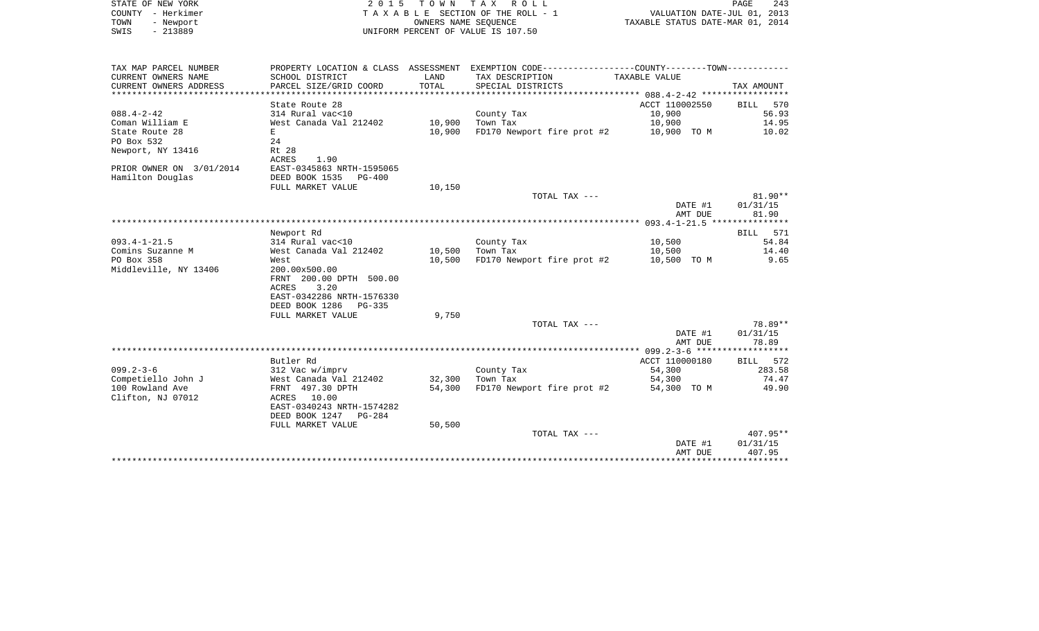STATE OF NEW YORK | 2015 TOWN TAX ROLL | PAGE 243
COUNTY - Herkimer | TAXABLE SECTION OF THE ROLL - 1 | VALUATION DATE-JUL 01, 2013
TOWN - Newport | OWNERS NAME SEQUENCE | TAXABLE STATUS DATE-MAR 01, 2014
SWIS - 213889 | UNIFORM PERCENT OF VALUE IS 107.50

| TAX MAP PARCEL NUMBER<br>CURRENT OWNERS NAME<br>CURRENT OWNERS ADDRESS | PROPERTY LOCATION & CLASS<br>SCHOOL DISTRICT<br>PARCEL SIZE/GRID COORD | ASSESSMENT<br>LAND<br>TOTAL | EXEMPTION CODE----COUNTY----TOWN----<br>TAX DESCRIPTION<br>SPECIAL DISTRICTS | TAXABLE VALUE | TAX AMOUNT |
|---|---|---|---|---|---|
| | State Route 28 | | | ACCT 110002550 | BILL 570 |
| 088.4-2-42 | 314 Rural vac<10 | | County Tax | 10,900 | 56.93 |
| Coman William E | West Canada Val 212402 | 10,900 | Town Tax | 10,900 | 14.95 |
| State Route 28 | E | 10,900 | FD170 Newport fire prot #2 | 10,900 TO M | 10.02 |
| PO Box 532 | 24 | | | | |
| Newport, NY 13416 | Rt 28 | | | | |
| | ACRES 1.90 | | | | |
| PRIOR OWNER ON 3/01/2014 | EAST-0345863 NRTH-1595065 | | | | |
| Hamilton Douglas | DEED BOOK 1535 PG-400 | | | | |
| | FULL MARKET VALUE | 10,150 | | | |
| | | | TOTAL TAX --- | | 81.90** |
| | | | | DATE #1 | 01/31/15 |
| | | | | AMT DUE | 81.90 |
| | Newport Rd | | | | BILL 571 |
| 093.4-1-21.5 | 314 Rural vac<10 | | County Tax | 10,500 | 54.84 |
| Comins Suzanne M | West Canada Val 212402 | 10,500 | Town Tax | 10,500 | 14.40 |
| PO Box 358 | West | 10,500 | FD170 Newport fire prot #2 | 10,500 TO M | 9.65 |
| Middleville, NY 13406 | 200.00x500.00 | | | | |
| | FRNT 200.00 DPTH 500.00 | | | | |
| | ACRES 3.20 | | | | |
| | EAST-0342286 NRTH-1576330 | | | | |
| | DEED BOOK 1286 PG-335 | | | | |
| | FULL MARKET VALUE | 9,750 | | | |
| | | | TOTAL TAX --- | | 78.89** |
| | | | | DATE #1 | 01/31/15 |
| | | | | AMT DUE | 78.89 |
| | Butler Rd | | | ACCT 110000180 | BILL 572 |
| 099.2-3-6 | 312 Vac w/imprv | | County Tax | 54,300 | 283.58 |
| Competiello John J | West Canada Val 212402 | 32,300 | Town Tax | 54,300 | 74.47 |
| 100 Rowland Ave | FRNT 497.30 DPTH | 54,300 | FD170 Newport fire prot #2 | 54,300 TO M | 49.90 |
| Clifton, NJ 07012 | ACRES 10.00 | | | | |
| | EAST-0340243 NRTH-1574282 | | | | |
| | DEED BOOK 1247 PG-284 | | | | |
| | FULL MARKET VALUE | 50,500 | | | |
| | | | TOTAL TAX --- | | 407.95** |
| | | | | DATE #1 | 01/31/15 |
| | | | | AMT DUE | 407.95 |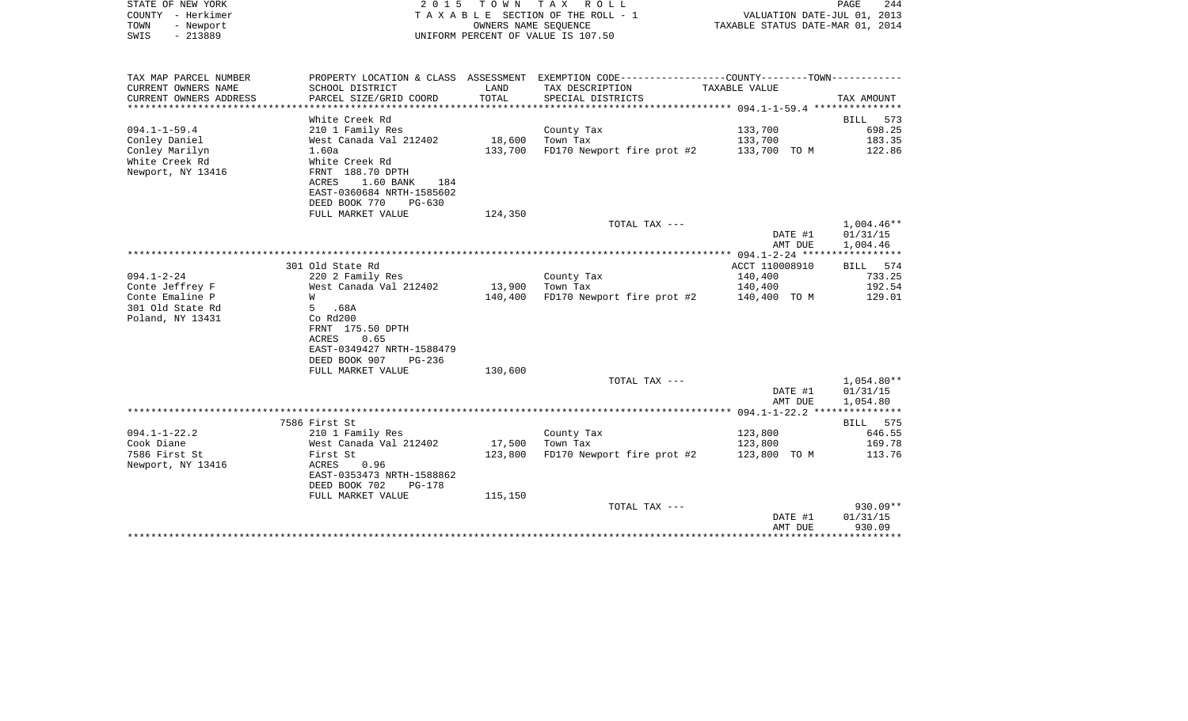STATE OF NEW YORK 2 0 1 5 T O W N T A X R O L L
COUNTY - Herkimer T A X A B L E SECTION OF THE ROLL - 1 VALUATION DATE-JUL 01, 2013
TOWN - Newport OWNERS NAME SEQUENCE TAXABLE STATUS DATE-MAR 01, 2014
SWIS - 213889 UNIFORM PERCENT OF VALUE IS 107.50

| TAX MAP PARCEL NUMBER / CURRENT OWNERS NAME / CURRENT OWNERS ADDRESS | PROPERTY LOCATION & CLASS / SCHOOL DISTRICT / PARCEL SIZE/GRID COORD | ASSESSMENT LAND / TOTAL | EXEMPTION CODE / TAX DESCRIPTION / SPECIAL DISTRICTS | COUNTY--------TOWN / TAXABLE VALUE | TAX AMOUNT |
|---|---|---|---|---|---|
| **094.1-1-59.4** | White Creek Rd | | | | BILL 573 |
| 094.1-1-59.4 | 210 1 Family Res | | County Tax | 133,700 | 698.25 |
| Conley Daniel | West Canada Val 212402 | 18,600 | Town Tax | 133,700 | 183.35 |
| Conley Marilyn | 1.60a | 133,700 | FD170 Newport fire prot #2 | 133,700 TO M | 122.86 |
| White Creek Rd | White Creek Rd | | | | |
| Newport, NY 13416 | FRNT 188.70 DPTH | | | | |
| | ACRES 1.60 BANK 184 | | | | |
| | EAST-0360684 NRTH-1585602 | | | | |
| | DEED BOOK 770 PG-630 | | | | |
| | FULL MARKET VALUE | 124,350 | | | |
| | | | TOTAL TAX --- | | 1,004.46** |
| | | | | DATE #1 | 01/31/15 |
| | | | | AMT DUE | 1,004.46 |
| **094.1-2-24** | 301 Old State Rd | | | ACCT 110008910 | BILL 574 |
| 094.1-2-24 | 220 2 Family Res | | County Tax | 140,400 | 733.25 |
| Conte Jeffrey F | West Canada Val 212402 | 13,900 | Town Tax | 140,400 | 192.54 |
| Conte Emaline P | W | 140,400 | FD170 Newport fire prot #2 | 140,400 TO M | 129.01 |
| 301 Old State Rd | 5 .68A | | | | |
| Poland, NY 13431 | Co Rd200 | | | | |
| | FRNT 175.50 DPTH | | | | |
| | ACRES 0.65 | | | | |
| | EAST-0349427 NRTH-1588479 | | | | |
| | DEED BOOK 907 PG-236 | | | | |
| | FULL MARKET VALUE | 130,600 | | | |
| | | | TOTAL TAX --- | | 1,054.80** |
| | | | | DATE #1 | 01/31/15 |
| | | | | AMT DUE | 1,054.80 |
| **094.1-1-22.2** | 7586 First St | | | | BILL 575 |
| 094.1-1-22.2 | 210 1 Family Res | | County Tax | 123,800 | 646.55 |
| Cook Diane | West Canada Val 212402 | 17,500 | Town Tax | 123,800 | 169.78 |
| 7586 First St | First St | 123,800 | FD170 Newport fire prot #2 | 123,800 TO M | 113.76 |
| Newport, NY 13416 | ACRES 0.96 | | | | |
| | EAST-0353473 NRTH-1588862 | | | | |
| | DEED BOOK 702 PG-178 | | | | |
| | FULL MARKET VALUE | 115,150 | | | |
| | | | TOTAL TAX --- | | 930.09** |
| | | | | DATE #1 | 01/31/15 |
| | | | | AMT DUE | 930.09 |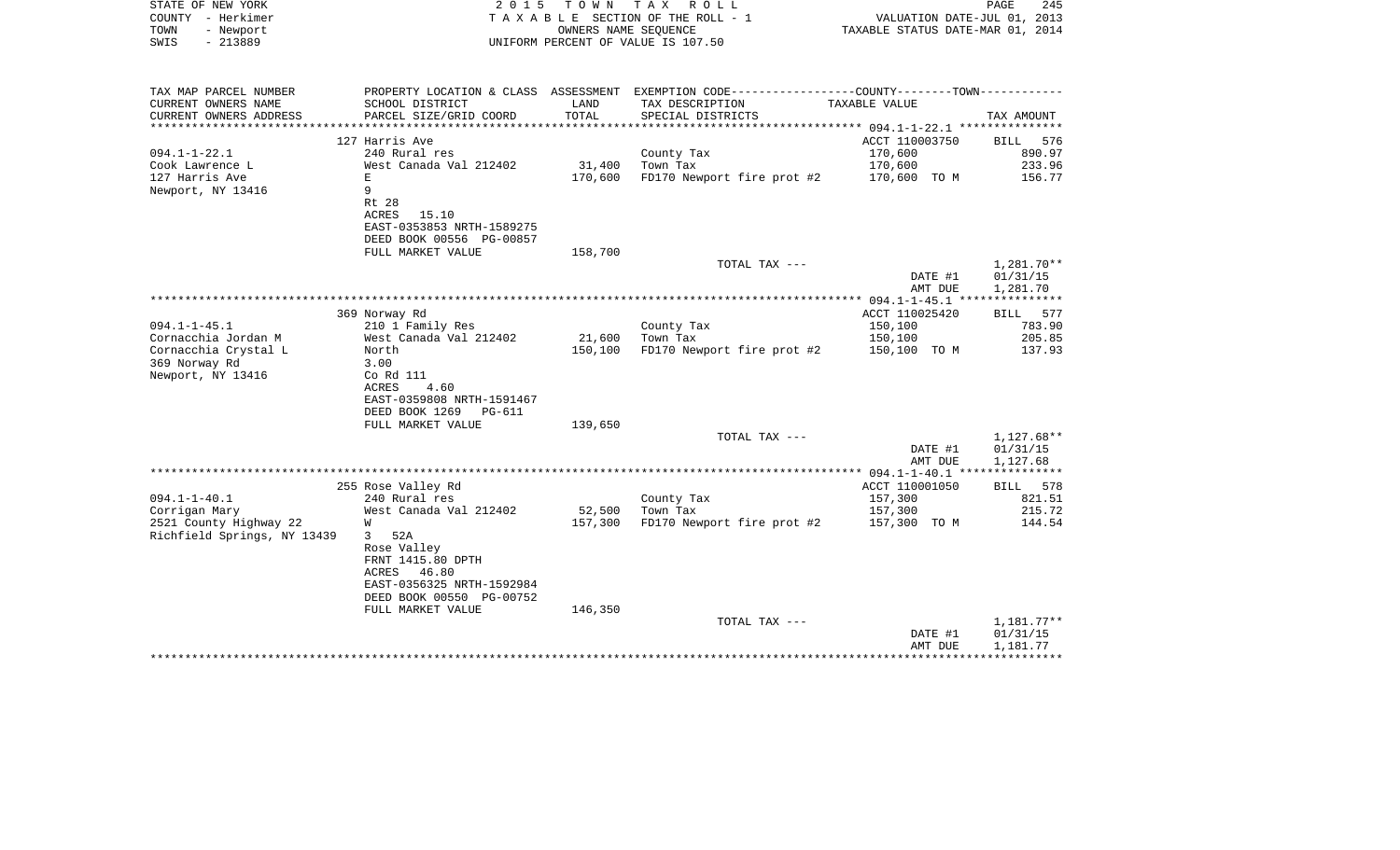STATE OF NEW YORK
COUNTY - Herkimer
TOWN - Newport
SWIS - 213889

2015 TOWN TAX ROLL
TAXABLE SECTION OF THE ROLL - 1
OWNERS NAME SEQUENCE
UNIFORM PERCENT OF VALUE IS 107.50

VALUATION DATE-JUL 01, 2013
TAXABLE STATUS DATE-MAR 01, 2014

| TAX MAP PARCEL NUMBER / CURRENT OWNERS NAME / CURRENT OWNERS ADDRESS | PROPERTY LOCATION & CLASS / SCHOOL DISTRICT / PARCEL SIZE/GRID COORD | ASSESSMENT LAND / TOTAL | EXEMPTION CODE / TAX DESCRIPTION / SPECIAL DISTRICTS | TAXABLE VALUE | TAX AMOUNT |
|---|---|---|---|---|---|
| **094.1-1-22.1** | 127 Harris Ave | | | ACCT 110003750 | BILL 576 |
| Cook Lawrence L | 240 Rural res | | County Tax | 170,600 | 890.97 |
| 127 Harris Ave | West Canada Val 212402 | 31,400 | Town Tax | 170,600 | 233.96 |
| Newport, NY 13416 | E | 170,600 | FD170 Newport fire prot #2 | 170,600 TO M | 156.77 |
| | 9 | | | | |
| | Rt 28 | | | | |
| | ACRES 15.10 | | | | |
| | EAST-0353853 NRTH-1589275 | | | | |
| | DEED BOOK 00556 PG-00857 | | | | |
| | FULL MARKET VALUE | 158,700 | | | |
| | | | TOTAL TAX --- | | 1,281.70** |
| | | | | DATE #1 | 01/31/15 |
| | | | | AMT DUE | 1,281.70 |
| **094.1-1-45.1** | 369 Norway Rd | | | ACCT 110025420 | BILL 577 |
| Cornacchia Jordan M | 210 1 Family Res | | County Tax | 150,100 | 783.90 |
| Cornacchia Crystal L | West Canada Val 212402 | 21,600 | Town Tax | 150,100 | 205.85 |
| 369 Norway Rd | North | 150,100 | FD170 Newport fire prot #2 | 150,100 TO M | 137.93 |
| Newport, NY 13416 | 3.00 | | | | |
| | Co Rd 111 | | | | |
| | ACRES 4.60 | | | | |
| | EAST-0359808 NRTH-1591467 | | | | |
| | DEED BOOK 1269 PG-611 | | | | |
| | FULL MARKET VALUE | 139,650 | | | |
| | | | TOTAL TAX --- | | 1,127.68** |
| | | | | DATE #1 | 01/31/15 |
| | | | | AMT DUE | 1,127.68 |
| **094.1-1-40.1** | 255 Rose Valley Rd | | | ACCT 110001050 | BILL 578 |
| Corrigan Mary | 240 Rural res | | County Tax | 157,300 | 821.51 |
| 2521 County Highway 22 | West Canada Val 212402 | 52,500 | Town Tax | 157,300 | 215.72 |
| Richfield Springs, NY 13439 | W | 157,300 | FD170 Newport fire prot #2 | 157,300 TO M | 144.54 |
| | 3 52A | | | | |
| | Rose Valley | | | | |
| | FRNT 1415.80 DPTH | | | | |
| | ACRES 46.80 | | | | |
| | EAST-0356325 NRTH-1592984 | | | | |
| | DEED BOOK 00550 PG-00752 | | | | |
| | FULL MARKET VALUE | 146,350 | | | |
| | | | TOTAL TAX --- | | 1,181.77** |
| | | | | DATE #1 | 01/31/15 |
| | | | | AMT DUE | 1,181.77 |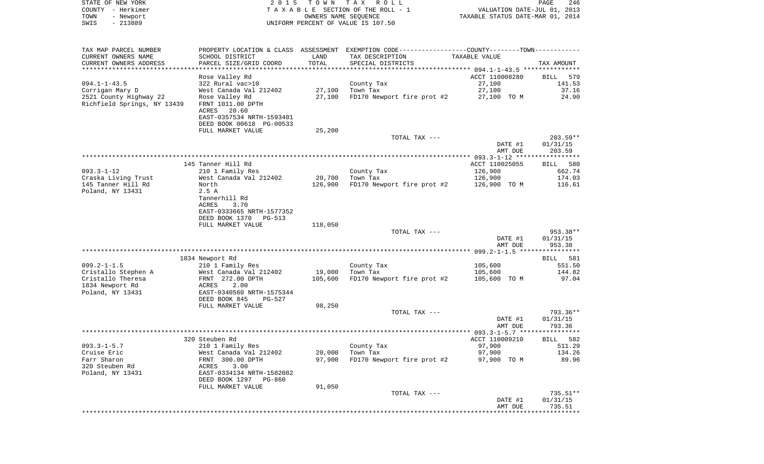STATE OF NEW YORK
COUNTY - Herkimer
TOWN - Newport
SWIS - 213889

2 0 1 5 T O W N T A X R O L L
T A X A B L E SECTION OF THE ROLL - 1
OWNERS NAME SEQUENCE
UNIFORM PERCENT OF VALUE IS 107.50

VALUATION DATE-JUL 01, 2013
TAXABLE STATUS DATE-MAR 01, 2014

| TAX MAP PARCEL NUMBER / CURRENT OWNERS NAME / CURRENT OWNERS ADDRESS | PROPERTY LOCATION & CLASS / SCHOOL DISTRICT / PARCEL SIZE/GRID COORD | ASSESSMENT LAND / TOTAL | EXEMPTION CODE / TAX DESCRIPTION / SPECIAL DISTRICTS | COUNTY--------TOWN TAXABLE VALUE | TAX AMOUNT |
|---|---|---|---|---|---|
| | Rose Valley Rd | | | ACCT 110008280 | BILL 579 |
| 094.1-1-43.5 | 322 Rural vac>10 | | County Tax | 27,100 | 141.53 |
| Corrigan Mary D | West Canada Val 212402 | 27,100 | Town Tax | 27,100 | 37.16 |
| 2521 County Highway 22 | Rose Valley Rd | 27,100 | FD170 Newport fire prot #2 | 27,100 TO M | 24.90 |
| Richfield Springs, NY 13439 | FRNT 1011.00 DPTH | | | | |
| | ACRES 20.60 | | | | |
| | EAST-0357534 NRTH-1593401 | | | | |
| | DEED BOOK 00618 PG-00533 | | | | |
| | FULL MARKET VALUE | 25,200 | | | |
| | | | TOTAL TAX --- | | 203.59** |
| | | | | DATE #1 | 01/31/15 |
| | | | | AMT DUE | 203.59 |
| | 145 Tanner Hill Rd | | | ACCT 110025055 | BILL 580 |
| 093.3-1-12 | 210 1 Family Res | | County Tax | 126,900 | 662.74 |
| Craska Living Trust | West Canada Val 212402 | 20,700 | Town Tax | 126,900 | 174.03 |
| 145 Tanner Hill Rd | North | 126,900 | FD170 Newport fire prot #2 | 126,900 TO M | 116.61 |
| Poland, NY 13431 | 2.5 A | | | | |
| | Tannerhill Rd | | | | |
| | ACRES 3.70 | | | | |
| | EAST-0333665 NRTH-1577352 | | | | |
| | DEED BOOK 1370 PG-513 | | | | |
| | FULL MARKET VALUE | 118,050 | | | |
| | | | TOTAL TAX --- | | 953.38** |
| | | | | DATE #1 | 01/31/15 |
| | | | | AMT DUE | 953.38 |
| | 1834 Newport Rd | | | | BILL 581 |
| 099.2-1-1.5 | 210 1 Family Res | | County Tax | 105,600 | 551.50 |
| Cristallo Stephen A | West Canada Val 212402 | 19,000 | Town Tax | 105,600 | 144.82 |
| Cristallo Theresa | FRNT 272.00 DPTH | 105,600 | FD170 Newport fire prot #2 | 105,600 TO M | 97.04 |
| 1834 Newport Rd | ACRES 2.00 | | | | |
| Poland, NY 13431 | EAST-0340560 NRTH-1575344 | | | | |
| | DEED BOOK 845 PG-527 | | | | |
| | FULL MARKET VALUE | 98,250 | | | |
| | | | TOTAL TAX --- | | 793.36** |
| | | | | DATE #1 | 01/31/15 |
| | | | | AMT DUE | 793.36 |
| | 320 Steuben Rd | | | ACCT 110009210 | BILL 582 |
| 093.3-1-5.7 | 210 1 Family Res | | County Tax | 97,900 | 511.29 |
| Cruise Eric | West Canada Val 212402 | 20,000 | Town Tax | 97,900 | 134.26 |
| Farr Sharon | FRNT 300.00 DPTH | 97,900 | FD170 Newport fire prot #2 | 97,900 TO M | 89.96 |
| 320 Steuben Rd | ACRES 3.00 | | | | |
| Poland, NY 13431 | EAST-0334134 NRTH-1582082 | | | | |
| | DEED BOOK 1297 PG-860 | | | | |
| | FULL MARKET VALUE | 91,050 | | | |
| | | | TOTAL TAX --- | | 735.51** |
| | | | | DATE #1 | 01/31/15 |
| | | | | AMT DUE | 735.51 |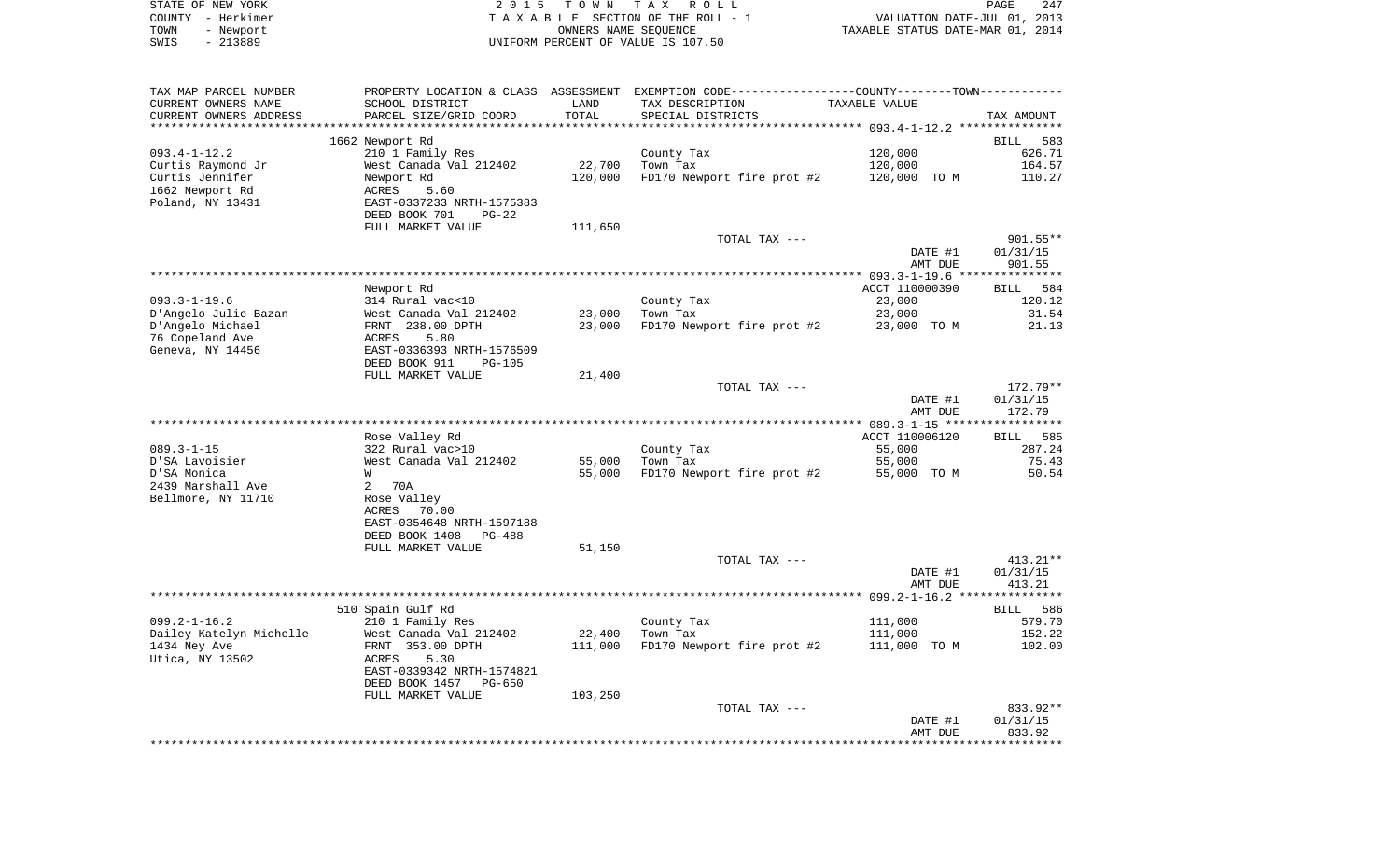STATE OF NEW YORK — COUNTY - Herkimer — TOWN - Newport — SWIS - 213889

2015 TOWN TAX ROLL
TAXABLE SECTION OF THE ROLL - 1
OWNERS NAME SEQUENCE
UNIFORM PERCENT OF VALUE IS 107.50

VALUATION DATE-JUL 01, 2013
TAXABLE STATUS DATE-MAR 01, 2014

| TAX MAP PARCEL NUMBER / CURRENT OWNERS NAME / CURRENT OWNERS ADDRESS | PROPERTY LOCATION & CLASS / SCHOOL DISTRICT / PARCEL SIZE/GRID COORD | ASSESSMENT LAND / TOTAL | EXEMPTION CODE / TAX DESCRIPTION / SPECIAL DISTRICTS | TAXABLE VALUE | TAX AMOUNT |
|---|---|---|---|---|---|
| | 1662 Newport Rd | | | | BILL 583 |
| 093.4-1-12.2 | 210 1 Family Res | | County Tax | 120,000 | 626.71 |
| Curtis Raymond Jr | West Canada Val 212402 | 22,700 | Town Tax | 120,000 | 164.57 |
| Curtis Jennifer | Newport Rd | 120,000 | FD170 Newport fire prot #2 | 120,000 TO M | 110.27 |
| 1662 Newport Rd | ACRES 5.60 | | | | |
| Poland, NY 13431 | EAST-0337233 NRTH-1575383 | | | | |
| | DEED BOOK 701 PG-22 | | | | |
| | FULL MARKET VALUE | 111,650 | | | |
| | | | TOTAL TAX --- | | 901.55** |
| | | | | DATE #1 | 01/31/15 |
| | | | | AMT DUE | 901.55 |
| | Newport Rd | | | ACCT 110000390 | BILL 584 |
| 093.3-1-19.6 | 314 Rural vac<10 | | County Tax | 23,000 | 120.12 |
| D'Angelo Julie Bazan | West Canada Val 212402 | 23,000 | Town Tax | 23,000 | 31.54 |
| D'Angelo Michael | FRNT 238.00 DPTH | 23,000 | FD170 Newport fire prot #2 | 23,000 TO M | 21.13 |
| 76 Copeland Ave | ACRES 5.80 | | | | |
| Geneva, NY 14456 | EAST-0336393 NRTH-1576509 | | | | |
| | DEED BOOK 911 PG-105 | | | | |
| | FULL MARKET VALUE | 21,400 | | | |
| | | | TOTAL TAX --- | | 172.79** |
| | | | | DATE #1 | 01/31/15 |
| | | | | AMT DUE | 172.79 |
| | Rose Valley Rd | | | ACCT 110006120 | BILL 585 |
| 089.3-1-15 | 322 Rural vac>10 | | County Tax | 55,000 | 287.24 |
| D'SA Lavoisier | West Canada Val 212402 | 55,000 | Town Tax | 55,000 | 75.43 |
| D'SA Monica | W | 55,000 | FD170 Newport fire prot #2 | 55,000 TO M | 50.54 |
| 2439 Marshall Ave | 2 70A | | | | |
| Bellmore, NY 11710 | Rose Valley | | | | |
| | ACRES 70.00 | | | | |
| | EAST-0354648 NRTH-1597188 | | | | |
| | DEED BOOK 1408 PG-488 | | | | |
| | FULL MARKET VALUE | 51,150 | | | |
| | | | TOTAL TAX --- | | 413.21** |
| | | | | DATE #1 | 01/31/15 |
| | | | | AMT DUE | 413.21 |
| | 510 Spain Gulf Rd | | | | BILL 586 |
| 099.2-1-16.2 | 210 1 Family Res | | County Tax | 111,000 | 579.70 |
| Dailey Katelyn Michelle | West Canada Val 212402 | 22,400 | Town Tax | 111,000 | 152.22 |
| 1434 Ney Ave | FRNT 353.00 DPTH | 111,000 | FD170 Newport fire prot #2 | 111,000 TO M | 102.00 |
| Utica, NY 13502 | ACRES 5.30 | | | | |
| | EAST-0339342 NRTH-1574821 | | | | |
| | DEED BOOK 1457 PG-650 | | | | |
| | FULL MARKET VALUE | 103,250 | | | |
| | | | TOTAL TAX --- | | 833.92** |
| | | | | DATE #1 | 01/31/15 |
| | | | | AMT DUE | 833.92 |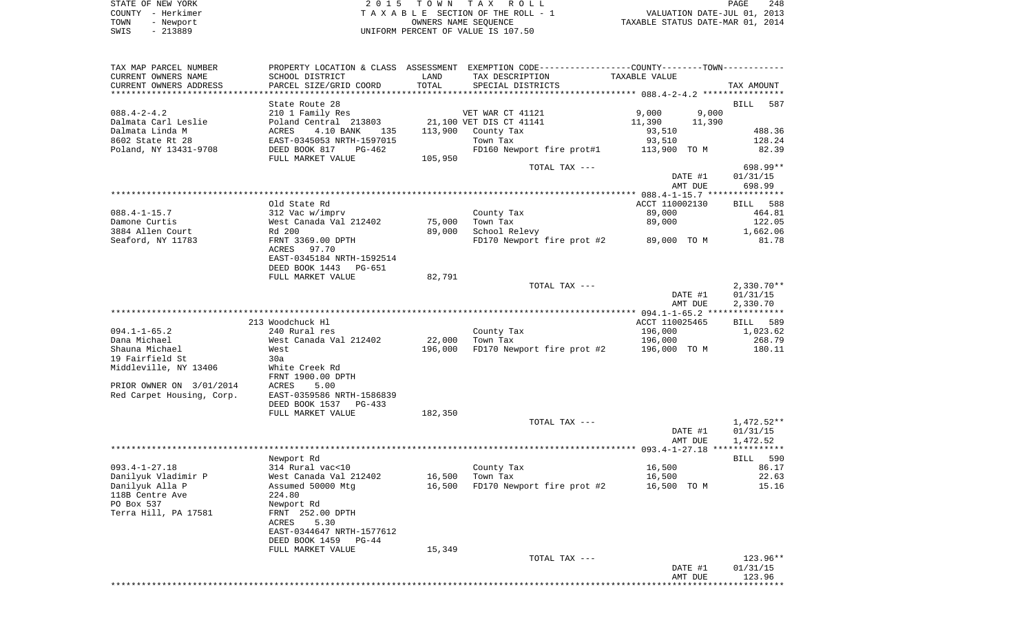STATE OF NEW YORK | 2015 TOWN TAX ROLL | PAGE 248
COUNTY - Herkimer | TAXABLE SECTION OF THE ROLL - 1 | VALUATION DATE-JUL 01, 2013
TOWN - Newport | OWNERS NAME SEQUENCE | TAXABLE STATUS DATE-MAR 01, 2014
SWIS - 213889 | UNIFORM PERCENT OF VALUE IS 107.50

| TAX MAP PARCEL NUMBER / CURRENT OWNERS NAME / CURRENT OWNERS ADDRESS | PROPERTY LOCATION & CLASS / SCHOOL DISTRICT / PARCEL SIZE/GRID COORD | ASSESSMENT LAND / TOTAL | EXEMPTION CODE / TAX DESCRIPTION / SPECIAL DISTRICTS | COUNTY TAXABLE VALUE | TOWN TAXABLE VALUE | TAX AMOUNT |
|---|---|---|---|---|---|---|
| 088.4-2-4.2 | State Route 28 | | | | | BILL 587 |
| 088.4-2-4.2 | 210 1 Family Res | | VET WAR CT 41121 | 9,000 | 9,000 | |
| Dalmata Carl Leslie | Poland Central 213803 | 21,100 | VET DIS CT 41141 | 11,390 | 11,390 | |
| Dalmata Linda M | ACRES 4.10 BANK 135 | 113,900 | County Tax | 93,510 | | 488.36 |
| 8602 State Rt 28 | EAST-0345053 NRTH-1597015 | | Town Tax | 93,510 | | 128.24 |
| Poland, NY 13431-9708 | DEED BOOK 817 PG-462 | | FD160 Newport fire prot#1 | 113,900 TO M | | 82.39 |
| | FULL MARKET VALUE | 105,950 | | | | |
| | | | TOTAL TAX --- | | | 698.99** |
| | | | | DATE #1 | | 01/31/15 |
| | | | | AMT DUE | | 698.99 |
| 088.4-1-15.7 | Old State Rd | | | ACCT 110002130 | | BILL 588 |
| 088.4-1-15.7 | 312 Vac w/imprv | | County Tax | 89,000 | | 464.81 |
| Damone Curtis | West Canada Val 212402 | 75,000 | Town Tax | 89,000 | | 122.05 |
| 3884 Allen Court | Rd 200 | 89,000 | School Relevy | | | 1,662.06 |
| Seaford, NY 11783 | FRNT 3369.00 DPTH | | FD170 Newport fire prot #2 | 89,000 TO M | | 81.78 |
| | ACRES 97.70 | | | | | |
| | EAST-0345184 NRTH-1592514 | | | | | |
| | DEED BOOK 1443 PG-651 | | | | | |
| | FULL MARKET VALUE | 82,791 | | | | |
| | | | TOTAL TAX --- | | | 2,330.70** |
| | | | | DATE #1 | | 01/31/15 |
| | | | | AMT DUE | | 2,330.70 |
| 094.1-1-65.2 | 213 Woodchuck Hl | | | ACCT 110025465 | | BILL 589 |
| 094.1-1-65.2 | 240 Rural res | | County Tax | 196,000 | | 1,023.62 |
| Dana Michael | West Canada Val 212402 | 22,000 | Town Tax | 196,000 | | 268.79 |
| Shauna Michael | West | 196,000 | FD170 Newport fire prot #2 | 196,000 TO M | | 180.11 |
| 19 Fairfield St | 30a | | | | | |
| Middleville, NY 13406 | White Creek Rd | | | | | |
| | FRNT 1900.00 DPTH | | | | | |
| PRIOR OWNER ON 3/01/2014 | ACRES 5.00 | | | | | |
| Red Carpet Housing, Corp. | EAST-0359586 NRTH-1586839 | | | | | |
| | DEED BOOK 1537 PG-433 | | | | | |
| | FULL MARKET VALUE | 182,350 | | | | |
| | | | TOTAL TAX --- | | | 1,472.52** |
| | | | | DATE #1 | | 01/31/15 |
| | | | | AMT DUE | | 1,472.52 |
| 093.4-1-27.18 | Newport Rd | | | | | BILL 590 |
| 093.4-1-27.18 | 314 Rural vac<10 | | County Tax | 16,500 | | 86.17 |
| Danilyuk Vladimir P | West Canada Val 212402 | 16,500 | Town Tax | 16,500 | | 22.63 |
| Danilyuk Alla P | Assumed 50000 Mtg | 16,500 | FD170 Newport fire prot #2 | 16,500 TO M | | 15.16 |
| 118B Centre Ave | 224.80 | | | | | |
| PO Box 537 | Newport Rd | | | | | |
| Terra Hill, PA 17581 | FRNT 252.00 DPTH | | | | | |
| | ACRES 5.30 | | | | | |
| | EAST-0344647 NRTH-1577612 | | | | | |
| | DEED BOOK 1459 PG-44 | | | | | |
| | FULL MARKET VALUE | 15,349 | | | | |
| | | | TOTAL TAX --- | | | 123.96** |
| | | | | DATE #1 | | 01/31/15 |
| | | | | AMT DUE | | 123.96 |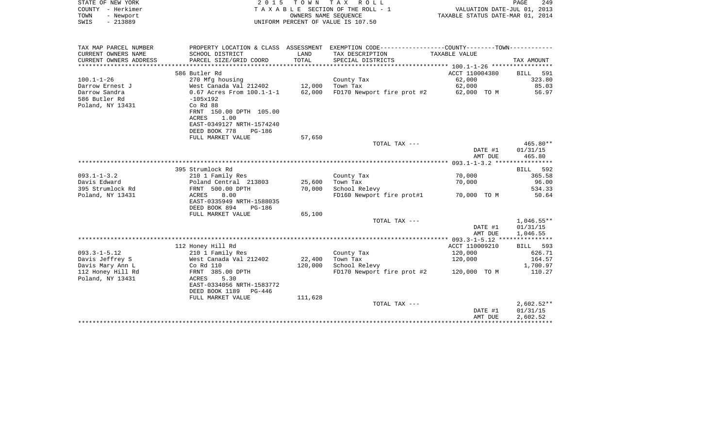STATE OF NEW YORK
COUNTY - Herkimer
TOWN - Newport
SWIS - 213889

2 0 1 5 T O W N T A X R O L L
T A X A B L E SECTION OF THE ROLL - 1
OWNERS NAME SEQUENCE
UNIFORM PERCENT OF VALUE IS 107.50

VALUATION DATE-JUL 01, 2013
TAXABLE STATUS DATE-MAR 01, 2014

| TAX MAP PARCEL NUMBER / CURRENT OWNERS NAME / CURRENT OWNERS ADDRESS | PROPERTY LOCATION & CLASS / SCHOOL DISTRICT / PARCEL SIZE/GRID COORD | ASSESSMENT LAND / TOTAL | EXEMPTION CODE / TAX DESCRIPTION / SPECIAL DISTRICTS | TAXABLE VALUE | TAX AMOUNT |
|---|---|---|---|---|---|
| **100.1-1-26** | 586 Butler Rd | | | ACCT 110004380 | BILL 591 |
| Darrow Ernest J | 270 Mfg housing | | County Tax | 62,000 | 323.80 |
| Darrow Sandra | West Canada Val 212402 | 12,000 | Town Tax | 62,000 | 85.03 |
| 586 Butler Rd | 0.67 Acres From 100.1-1-1 | 62,000 | FD170 Newport fire prot #2 | 62,000 TO M | 56.97 |
| Poland, NY 13431 | -105x192 | | | | |
| | Co Rd 88 | | | | |
| | FRNT 150.00 DPTH 105.00 | | | | |
| | ACRES 1.00 | | | | |
| | EAST-0349127 NRTH-1574240 | | | | |
| | DEED BOOK 778 PG-186 | | | | |
| | FULL MARKET VALUE | 57,650 | | | |
| | | | TOTAL TAX --- | | 465.80** |
| | | | | DATE #1 | 01/31/15 |
| | | | | AMT DUE | 465.80 |
| **093.1-1-3.2** | 395 Strumlock Rd | | | | BILL 592 |
| Davis Edward | 210 1 Family Res | | County Tax | 70,000 | 365.58 |
| 395 Strumlock Rd | Poland Central 213803 | 25,600 | Town Tax | 70,000 | 96.00 |
| Poland, NY 13431 | FRNT 500.00 DPTH | 70,000 | School Relevy | | 534.33 |
| | ACRES 8.00 | | FD160 Newport fire prot#1 | 70,000 TO M | 50.64 |
| | EAST-0335949 NRTH-1588035 | | | | |
| | DEED BOOK 894 PG-186 | | | | |
| | FULL MARKET VALUE | 65,100 | | | |
| | | | TOTAL TAX --- | | 1,046.55** |
| | | | | DATE #1 | 01/31/15 |
| | | | | AMT DUE | 1,046.55 |
| **093.3-1-5.12** | 112 Honey Hill Rd | | | ACCT 110009210 | BILL 593 |
| Davis Jeffrey S | 210 1 Family Res | | County Tax | 120,000 | 626.71 |
| Davis Mary Ann L | West Canada Val 212402 | 22,400 | Town Tax | 120,000 | 164.57 |
| 112 Honey Hill Rd | Co Rd 110 | 120,000 | School Relevy | | 1,700.97 |
| Poland, NY 13431 | FRNT 385.00 DPTH | | FD170 Newport fire prot #2 | 120,000 TO M | 110.27 |
| | ACRES 5.30 | | | | |
| | EAST-0334056 NRTH-1583772 | | | | |
| | DEED BOOK 1189 PG-446 | | | | |
| | FULL MARKET VALUE | 111,628 | | | |
| | | | TOTAL TAX --- | | 2,602.52** |
| | | | | DATE #1 | 01/31/15 |
| | | | | AMT DUE | 2,602.52 |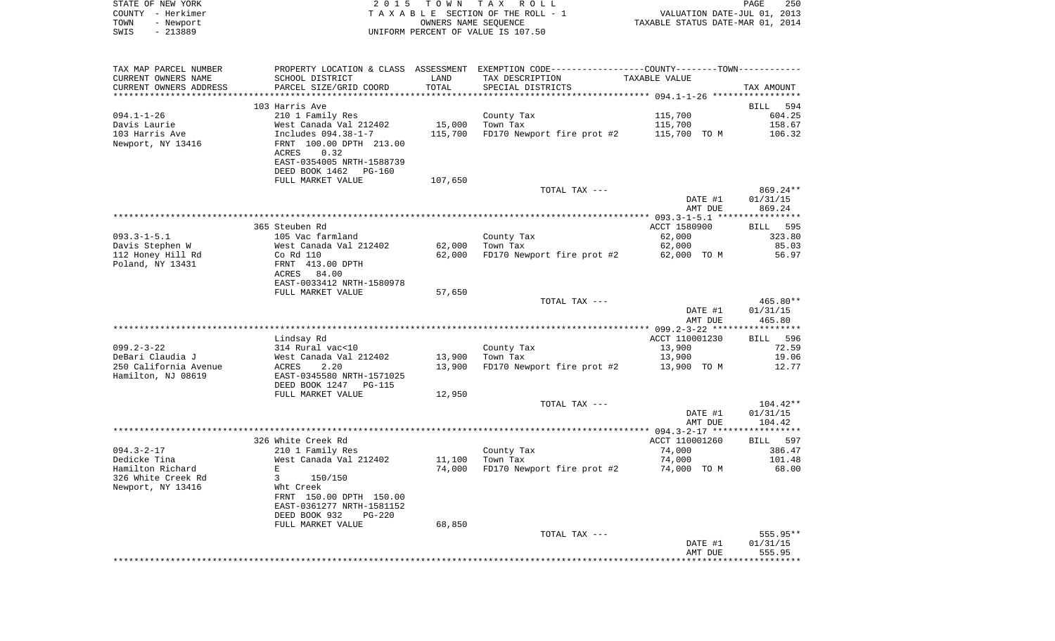STATE OF NEW YORK | COUNTY - Herkimer | TOWN - Newport | SWIS - 213889

2 0 1 5 T O W N T A X R O L L
T A X A B L E SECTION OF THE ROLL - 1
OWNERS NAME SEQUENCE
UNIFORM PERCENT OF VALUE IS 107.50

VALUATION DATE-JUL 01, 2013
TAXABLE STATUS DATE-MAR 01, 2014

| TAX MAP PARCEL NUMBER / CURRENT OWNERS NAME / CURRENT OWNERS ADDRESS | PROPERTY LOCATION & CLASS / SCHOOL DISTRICT / PARCEL SIZE/GRID COORD | ASSESSMENT LAND / TOTAL | EXEMPTION CODE / TAX DESCRIPTION / SPECIAL DISTRICTS | COUNTY--------TOWN / TAXABLE VALUE | TAX AMOUNT |
|---|---|---|---|---|---|
| 094.1-1-26 | 103 Harris Ave | | | | BILL 594 |
| 094.1-1-26 | 210 1 Family Res | | County Tax | 115,700 | 604.25 |
| Davis Laurie | West Canada Val 212402 | 15,000 | Town Tax | 115,700 | 158.67 |
| 103 Harris Ave | Includes 094.38-1-7 | 115,700 | FD170 Newport fire prot #2 | 115,700 TO M | 106.32 |
| Newport, NY 13416 | FRNT 100.00 DPTH 213.00 | | | | |
| | ACRES 0.32 | | | | |
| | EAST-0354005 NRTH-1588739 | | | | |
| | DEED BOOK 1462 PG-160 | | | | |
| | FULL MARKET VALUE | 107,650 | | | |
| | | | TOTAL TAX --- | | 869.24** |
| | | | | DATE #1 | 01/31/15 |
| | | | | AMT DUE | 869.24 |
| 093.3-1-5.1 | 365 Steuben Rd | | | ACCT 1580900 | BILL 595 |
| 093.3-1-5.1 | 105 Vac farmland | | County Tax | 62,000 | 323.80 |
| Davis Stephen W | West Canada Val 212402 | 62,000 | Town Tax | 62,000 | 85.03 |
| 112 Honey Hill Rd | Co Rd 110 | 62,000 | FD170 Newport fire prot #2 | 62,000 TO M | 56.97 |
| Poland, NY 13431 | FRNT 413.00 DPTH | | | | |
| | ACRES 84.00 | | | | |
| | EAST-0033412 NRTH-1580978 | | | | |
| | FULL MARKET VALUE | 57,650 | | | |
| | | | TOTAL TAX --- | | 465.80** |
| | | | | DATE #1 | 01/31/15 |
| | | | | AMT DUE | 465.80 |
| 099.2-3-22 | Lindsay Rd | | | ACCT 110001230 | BILL 596 |
| 099.2-3-22 | 314 Rural vac<10 | | County Tax | 13,900 | 72.59 |
| DeBari Claudia J | West Canada Val 212402 | 13,900 | Town Tax | 13,900 | 19.06 |
| 250 California Avenue | ACRES 2.20 | 13,900 | FD170 Newport fire prot #2 | 13,900 TO M | 12.77 |
| Hamilton, NJ 08619 | EAST-0345580 NRTH-1571025 | | | | |
| | DEED BOOK 1247 PG-115 | | | | |
| | FULL MARKET VALUE | 12,950 | | | |
| | | | TOTAL TAX --- | | 104.42** |
| | | | | DATE #1 | 01/31/15 |
| | | | | AMT DUE | 104.42 |
| 094.3-2-17 | 326 White Creek Rd | | | ACCT 110001260 | BILL 597 |
| 094.3-2-17 | 210 1 Family Res | | County Tax | 74,000 | 386.47 |
| Dedicke Tina | West Canada Val 212402 | 11,100 | Town Tax | 74,000 | 101.48 |
| Hamilton Richard | E | 74,000 | FD170 Newport fire prot #2 | 74,000 TO M | 68.00 |
| 326 White Creek Rd | 3 150/150 | | | | |
| Newport, NY 13416 | Wht Creek | | | | |
| | FRNT 150.00 DPTH 150.00 | | | | |
| | EAST-0361277 NRTH-1581152 | | | | |
| | DEED BOOK 932 PG-220 | | | | |
| | FULL MARKET VALUE | 68,850 | | | |
| | | | TOTAL TAX --- | | 555.95** |
| | | | | DATE #1 | 01/31/15 |
| | | | | AMT DUE | 555.95 |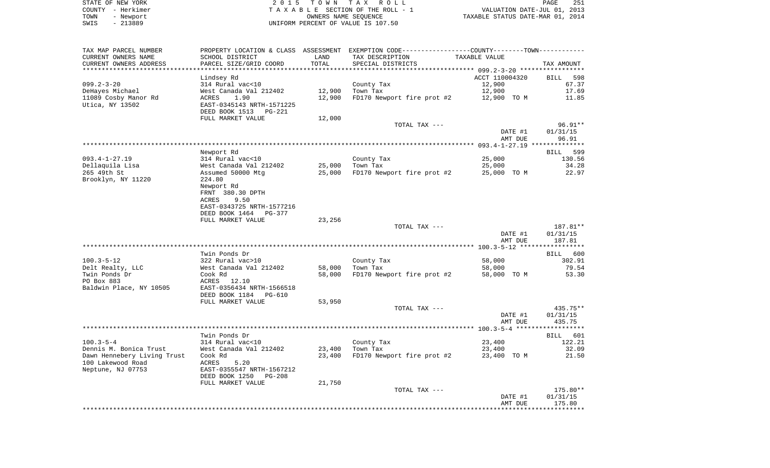STATE OF NEW YORK — 2015 TOWN TAX ROLL — PAGE 251
COUNTY - Herkimer — TAXABLE SECTION OF THE ROLL - 1 — VALUATION DATE-JUL 01, 2013
TOWN - Newport — OWNERS NAME SEQUENCE — TAXABLE STATUS DATE-MAR 01, 2014
SWIS - 213889 — UNIFORM PERCENT OF VALUE IS 107.50

| TAX MAP PARCEL NUMBER / CURRENT OWNERS NAME / CURRENT OWNERS ADDRESS | PROPERTY LOCATION & CLASS / SCHOOL DISTRICT / PARCEL SIZE/GRID COORD | ASSESSMENT LAND | TOTAL | EXEMPTION CODE / TAX DESCRIPTION / SPECIAL DISTRICTS | COUNTY--------TOWN TAXABLE VALUE | TAX AMOUNT |
|---|---|---|---|---|---|---|
| **099.2-3-20** | Lindsey Rd | | | | ACCT 110004320 | BILL 598 |
| 099.2-3-20 | 314 Rural vac<10 | | | County Tax | 12,900 | 67.37 |
| DeHayes Michael | West Canada Val 212402 | 12,900 | | Town Tax | 12,900 | 17.69 |
| 11089 Cosby Manor Rd | ACRES 1.90 | | 12,900 | FD170 Newport fire prot #2 | 12,900 TO M | 11.85 |
| Utica, NY 13502 | EAST-0345143 NRTH-1571225 | | | | | |
| | DEED BOOK 1513 PG-221 | | | | | |
| | FULL MARKET VALUE | 12,000 | | | | |
| | | | | TOTAL TAX --- | | 96.91** |
| | | | | | DATE #1 | 01/31/15 |
| | | | | | AMT DUE | 96.91 |
| **093.4-1-27.19** | Newport Rd | | | | | BILL 599 |
| 093.4-1-27.19 | 314 Rural vac<10 | | | County Tax | 25,000 | 130.56 |
| Dellaquila Lisa | West Canada Val 212402 | 25,000 | | Town Tax | 25,000 | 34.28 |
| 265 49th St | Assumed 50000 Mtg | | 25,000 | FD170 Newport fire prot #2 | 25,000 TO M | 22.97 |
| Brooklyn, NY 11220 | 224.80 | | | | | |
| | Newport Rd | | | | | |
| | FRNT 380.30 DPTH | | | | | |
| | ACRES 9.50 | | | | | |
| | EAST-0343725 NRTH-1577216 | | | | | |
| | DEED BOOK 1464 PG-377 | | | | | |
| | FULL MARKET VALUE | 23,256 | | | | |
| | | | | TOTAL TAX --- | | 187.81** |
| | | | | | DATE #1 | 01/31/15 |
| | | | | | AMT DUE | 187.81 |
| **100.3-5-12** | Twin Ponds Dr | | | | | BILL 600 |
| 100.3-5-12 | 322 Rural vac>10 | | | County Tax | 58,000 | 302.91 |
| Delt Realty, LLC | West Canada Val 212402 | 58,000 | | Town Tax | 58,000 | 79.54 |
| Twin Ponds Dr | Cook Rd | | 58,000 | FD170 Newport fire prot #2 | 58,000 TO M | 53.30 |
| PO Box 883 | ACRES 12.10 | | | | | |
| Baldwin Place, NY 10505 | EAST-0356434 NRTH-1566518 | | | | | |
| | DEED BOOK 1184 PG-610 | | | | | |
| | FULL MARKET VALUE | 53,950 | | | | |
| | | | | TOTAL TAX --- | | 435.75** |
| | | | | | DATE #1 | 01/31/15 |
| | | | | | AMT DUE | 435.75 |
| **100.3-5-4** | Twin Ponds Dr | | | | | BILL 601 |
| 100.3-5-4 | 314 Rural vac<10 | | | County Tax | 23,400 | 122.21 |
| Dennis M. Bonica Trust | West Canada Val 212402 | 23,400 | | Town Tax | 23,400 | 32.09 |
| Dawn Hennebery Living Trust | Cook Rd | | 23,400 | FD170 Newport fire prot #2 | 23,400 TO M | 21.50 |
| 100 Lakewood Road | ACRES 5.20 | | | | | |
| Neptune, NJ 07753 | EAST-0355547 NRTH-1567212 | | | | | |
| | DEED BOOK 1250 PG-208 | | | | | |
| | FULL MARKET VALUE | 21,750 | | | | |
| | | | | TOTAL TAX --- | | 175.80** |
| | | | | | DATE #1 | 01/31/15 |
| | | | | | AMT DUE | 175.80 |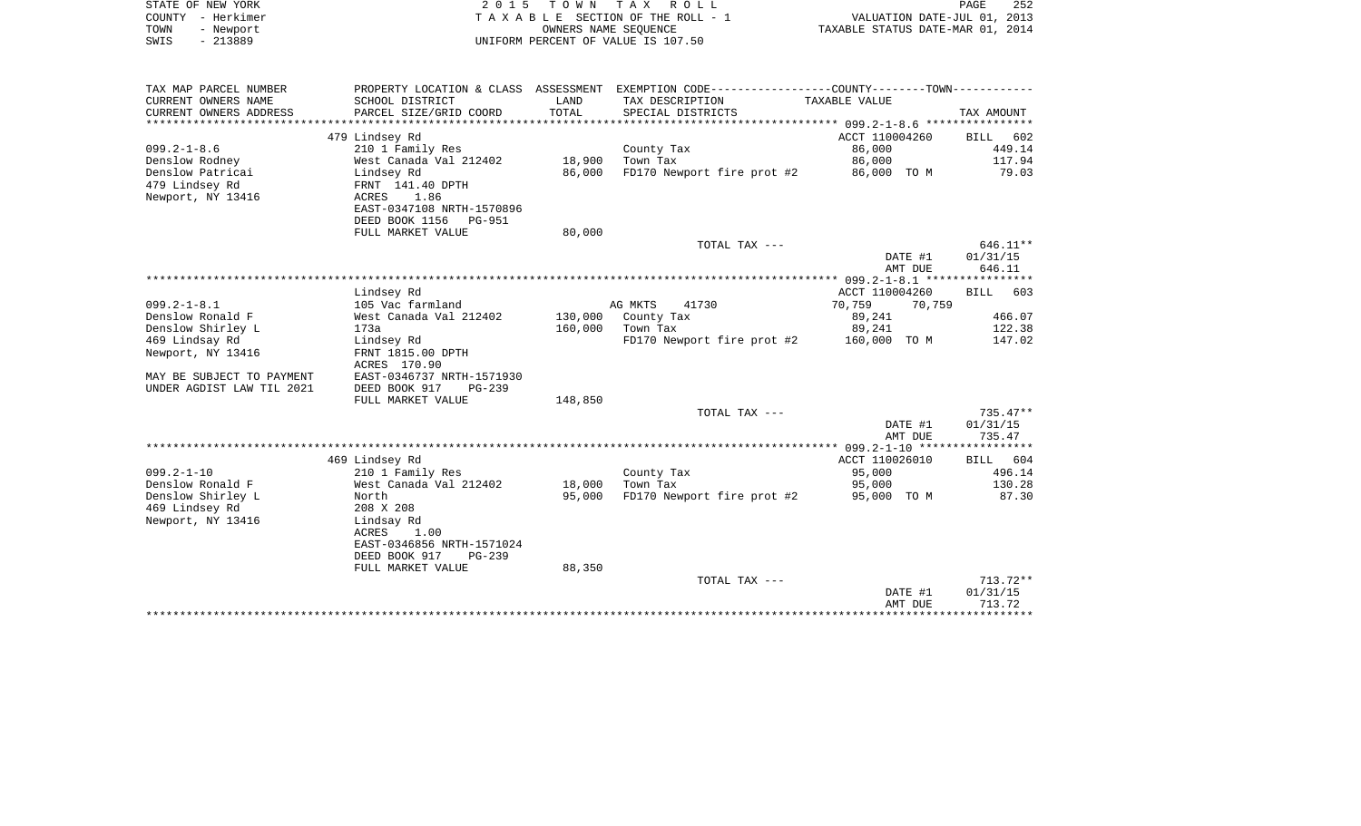STATE OF NEW YORK — 2015 TOWN TAX ROLL
COUNTY - Herkimer — TAXABLE SECTION OF THE ROLL - 1 — VALUATION DATE-JUL 01, 2013
TOWN - Newport — OWNERS NAME SEQUENCE — TAXABLE STATUS DATE-MAR 01, 2014
SWIS - 213889 — UNIFORM PERCENT OF VALUE IS 107.50

| TAX MAP PARCEL NUMBER / CURRENT OWNERS NAME / CURRENT OWNERS ADDRESS | PROPERTY LOCATION & CLASS / SCHOOL DISTRICT / PARCEL SIZE/GRID COORD | ASSESSMENT LAND / TOTAL | EXEMPTION CODE / TAX DESCRIPTION / SPECIAL DISTRICTS | COUNTY / TOWN TAXABLE VALUE | TAX AMOUNT |
|---|---|---|---|---|---|
| **099.2-1-8.6** | 479 Lindsey Rd | | | ACCT 110004260 | BILL 602 |
| 099.2-1-8.6 | 210 1 Family Res | | County Tax | 86,000 | 449.14 |
| Denslow Rodney | West Canada Val 212402 | 18,900 | Town Tax | 86,000 | 117.94 |
| Denslow Patricai | Lindsey Rd | 86,000 | FD170 Newport fire prot #2 | 86,000 TO M | 79.03 |
| 479 Lindsey Rd | FRNT 141.40 DPTH | | | | |
| Newport, NY 13416 | ACRES 1.86 | | | | |
| | EAST-0347108 NRTH-1570896 | | | | |
| | DEED BOOK 1156 PG-951 | | | | |
| | FULL MARKET VALUE | 80,000 | | | |
| | | | TOTAL TAX --- | | 646.11** |
| | | | | DATE #1 | 01/31/15 |
| | | | | AMT DUE | 646.11 |
| **099.2-1-8.1** | Lindsey Rd | | | ACCT 110004260 | BILL 603 |
| 099.2-1-8.1 | 105 Vac farmland | | AG MKTS 41730 | 70,759 70,759 | |
| Denslow Ronald F | West Canada Val 212402 | 130,000 | County Tax | 89,241 | 466.07 |
| Denslow Shirley L | 173a | 160,000 | Town Tax | 89,241 | 122.38 |
| 469 Lindsay Rd | Lindsey Rd | | FD170 Newport fire prot #2 | 160,000 TO M | 147.02 |
| Newport, NY 13416 | FRNT 1815.00 DPTH | | | | |
| | ACRES 170.90 | | | | |
| MAY BE SUBJECT TO PAYMENT | EAST-0346737 NRTH-1571930 | | | | |
| UNDER AGDIST LAW TIL 2021 | DEED BOOK 917 PG-239 | | | | |
| | FULL MARKET VALUE | 148,850 | | | |
| | | | TOTAL TAX --- | | 735.47** |
| | | | | DATE #1 | 01/31/15 |
| | | | | AMT DUE | 735.47 |
| **099.2-1-10** | 469 Lindsey Rd | | | ACCT 110026010 | BILL 604 |
| 099.2-1-10 | 210 1 Family Res | | County Tax | 95,000 | 496.14 |
| Denslow Ronald F | West Canada Val 212402 | 18,000 | Town Tax | 95,000 | 130.28 |
| Denslow Shirley L | North | 95,000 | FD170 Newport fire prot #2 | 95,000 TO M | 87.30 |
| 469 Lindsey Rd | 208 X 208 | | | | |
| Newport, NY 13416 | Lindsay Rd | | | | |
| | ACRES 1.00 | | | | |
| | EAST-0346856 NRTH-1571024 | | | | |
| | DEED BOOK 917 PG-239 | | | | |
| | FULL MARKET VALUE | 88,350 | | | |
| | | | TOTAL TAX --- | | 713.72** |
| | | | | DATE #1 | 01/31/15 |
| | | | | AMT DUE | 713.72 |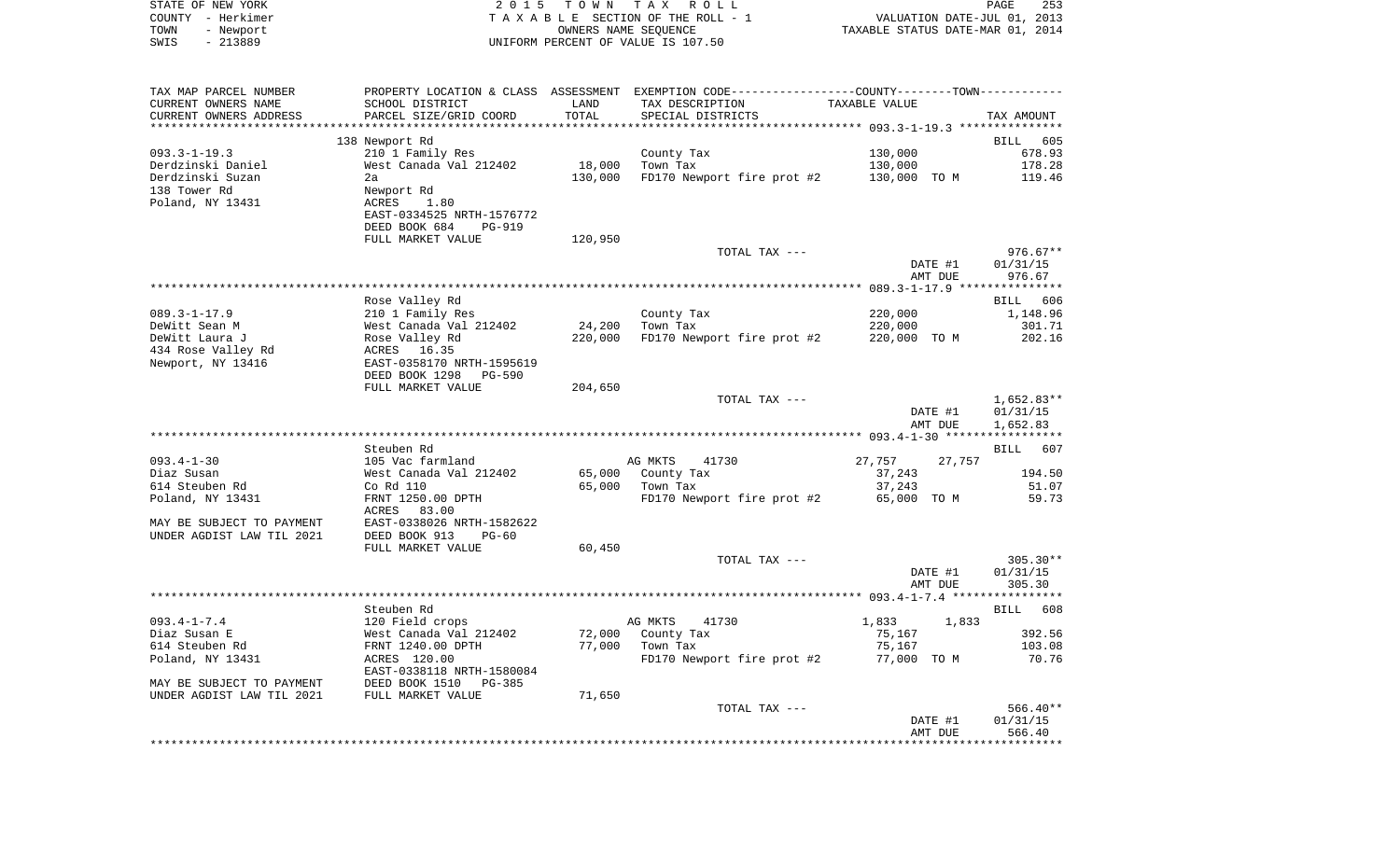STATE OF NEW YORK | 2 0 1 5 T O W N T A X R O L L
COUNTY - Herkimer | T A X A B L E SECTION OF THE ROLL - 1 | VALUATION DATE-JUL 01, 2013
TOWN - Newport | OWNERS NAME SEQUENCE | TAXABLE STATUS DATE-MAR 01, 2014
SWIS - 213889 | UNIFORM PERCENT OF VALUE IS 107.50

```
TAX MAP PARCEL NUMBER     PROPERTY LOCATION & CLASS  ASSESSMENT  EXEMPTION CODE------------------COUNTY--------TOWN-----------
CURRENT OWNERS NAME       SCHOOL DISTRICT              LAND      TAX DESCRIPTION                 TAXABLE VALUE
CURRENT OWNERS ADDRESS    PARCEL SIZE/GRID COORD       TOTAL     SPECIAL DISTRICTS                                         TAX AMOUNT
****************************************************************************************** 093.3-1-19.3 ***************
                          138 Newport Rd                                                                              BILL  605
093.3-1-19.3              210 1 Family Res                       County Tax                      130,000                  678.93
Derdzinski Daniel         West Canada Val 212402       18,000    Town Tax                        130,000                  178.28
Derdzinski Suzan          2a                          130,000    FD170 Newport fire prot #2      130,000 TO M             119.46
138 Tower Rd              Newport Rd
Poland, NY 13431          ACRES     1.80
                          EAST-0334525 NRTH-1576772
                          DEED BOOK 684    PG-919
                          FULL MARKET VALUE           120,950
                                                                 TOTAL TAX ---                                            976.67**
                                                                                                  DATE #1             01/31/15
                                                                                                  AMT DUE               976.67
****************************************************************************************** 089.3-1-17.9 ***************
                          Rose Valley Rd                                                                              BILL  606
089.3-1-17.9              210 1 Family Res                       County Tax                      220,000                1,148.96
DeWitt Sean M             West Canada Val 212402       24,200    Town Tax                        220,000                  301.71
DeWitt Laura J            Rose Valley Rd              220,000    FD170 Newport fire prot #2      220,000 TO M             202.16
434 Rose Valley Rd        ACRES    16.35
Newport, NY 13416         EAST-0358170 NRTH-1595619
                          DEED BOOK 1298   PG-590
                          FULL MARKET VALUE           204,650
                                                                 TOTAL TAX ---                                          1,652.83**
                                                                                                  DATE #1             01/31/15
                                                                                                  AMT DUE             1,652.83
****************************************************************************************** 093.4-1-30 *****************
                          Steuben Rd                                                                                  BILL  607
093.4-1-30                105 Vac farmland                       AG MKTS     41730                27,757       27,757
Diaz Susan                West Canada Val 212402       65,000    County Tax                       37,243                  194.50
614 Steuben Rd            Co Rd 110                    65,000    Town Tax                         37,243                   51.07
Poland, NY 13431          FRNT 1250.00 DPTH                      FD170 Newport fire prot #2       65,000 TO M              59.73
                          ACRES    83.00
MAY BE SUBJECT TO PAYMENT EAST-0338026 NRTH-1582622
UNDER AGDIST LAW TIL 2021 DEED BOOK 913    PG-60
                          FULL MARKET VALUE            60,450
                                                                 TOTAL TAX ---                                            305.30**
                                                                                                  DATE #1             01/31/15
                                                                                                  AMT DUE               305.30
****************************************************************************************** 093.4-1-7.4 ****************
                          Steuben Rd                                                                                  BILL  608
093.4-1-7.4               120 Field crops                        AG MKTS     41730                 1,833        1,833
Diaz Susan E              West Canada Val 212402       72,000    County Tax                       75,167                  392.56
614 Steuben Rd            FRNT 1240.00 DPTH            77,000    Town Tax                         75,167                  103.08
Poland, NY 13431          ACRES   120.00                         FD170 Newport fire prot #2       77,000 TO M              70.76
                          EAST-0338118 NRTH-1580084
MAY BE SUBJECT TO PAYMENT DEED BOOK 1510   PG-385
UNDER AGDIST LAW TIL 2021 FULL MARKET VALUE            71,650
                                                                 TOTAL TAX ---                                            566.40**
                                                                                                  DATE #1             01/31/15
                                                                                                  AMT DUE               566.40
************************************************************************************************************************
```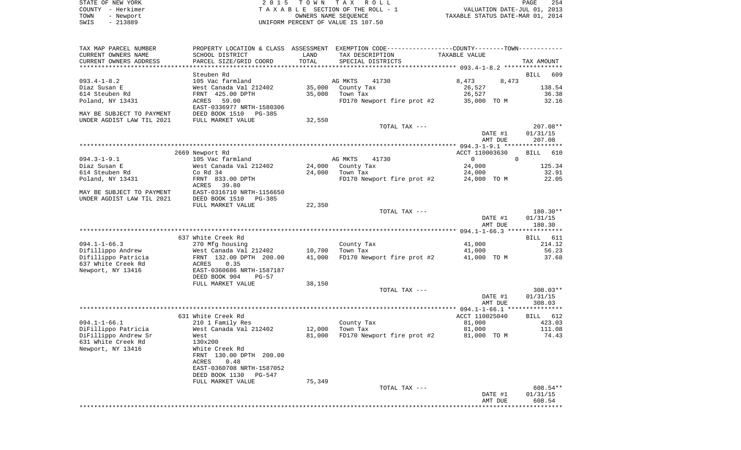STATE OF NEW YORK
COUNTY - Herkimer
TOWN - Newport
SWIS - 213889

2 0 1 5 T O W N T A X R O L L
T A X A B L E SECTION OF THE ROLL - 1
OWNERS NAME SEQUENCE
UNIFORM PERCENT OF VALUE IS 107.50

VALUATION DATE-JUL 01, 2013
TAXABLE STATUS DATE-MAR 01, 2014

| TAX MAP PARCEL NUMBER<br>CURRENT OWNERS NAME<br>CURRENT OWNERS ADDRESS | PROPERTY LOCATION & CLASS<br>SCHOOL DISTRICT<br>PARCEL SIZE/GRID COORD | ASSESSMENT<br>LAND<br>TOTAL | EXEMPTION CODE-----COUNTY-----TOWN-----<br>TAX DESCRIPTION<br>SPECIAL DISTRICTS | TAXABLE VALUE | TAX AMOUNT |
|---|---|---|---|---|---|
| **093.4-1-8.2** | Steuben Rd | | | | BILL 609 |
| 093.4-1-8.2 | 105 Vac farmland | | AG MKTS 41730 | 8,473 8,473 | |
| Diaz Susan E | West Canada Val 212402 | 35,000 | County Tax | 26,527 | 138.54 |
| 614 Steuben Rd | FRNT 425.00 DPTH | 35,000 | Town Tax | 26,527 | 36.38 |
| Poland, NY 13431 | ACRES 59.00 | | FD170 Newport fire prot #2 | 35,000 TO M | 32.16 |
| | EAST-0336977 NRTH-1580306 | | | | |
| MAY BE SUBJECT TO PAYMENT | DEED BOOK 1510 PG-385 | | | | |
| UNDER AGDIST LAW TIL 2021 | FULL MARKET VALUE | 32,550 | | | |
| | | | TOTAL TAX --- | | 207.08** |
| | | | | DATE #1 | 01/31/15 |
| | | | | AMT DUE | 207.08 |
| **094.3-1-9.1** | 2669 Newport Rd | | | ACCT 110003630 | BILL 610 |
| 094.3-1-9.1 | 105 Vac farmland | | AG MKTS 41730 | 0 0 | |
| Diaz Susan E | West Canada Val 212402 | 24,000 | County Tax | 24,000 | 125.34 |
| 614 Steuben Rd | Co Rd 34 | 24,000 | Town Tax | 24,000 | 32.91 |
| Poland, NY 13431 | FRNT 833.00 DPTH | | FD170 Newport fire prot #2 | 24,000 TO M | 22.05 |
| | ACRES 39.80 | | | | |
| MAY BE SUBJECT TO PAYMENT | EAST-0316710 NRTH-1156650 | | | | |
| UNDER AGDIST LAW TIL 2021 | DEED BOOK 1510 PG-385 | | | | |
| | FULL MARKET VALUE | 22,350 | | | |
| | | | TOTAL TAX --- | | 180.30** |
| | | | | DATE #1 | 01/31/15 |
| | | | | AMT DUE | 180.30 |
| **094.1-1-66.3** | 637 White Creek Rd | | | | BILL 611 |
| 094.1-1-66.3 | 270 Mfg housing | | County Tax | 41,000 | 214.12 |
| Difillippo Andrew | West Canada Val 212402 | 10,700 | Town Tax | 41,000 | 56.23 |
| Difillippo Patricia | FRNT 132.00 DPTH 200.00 | 41,000 | FD170 Newport fire prot #2 | 41,000 TO M | 37.68 |
| 637 White Creek Rd | ACRES 0.35 | | | | |
| Newport, NY 13416 | EAST-0360686 NRTH-1587187 | | | | |
| | DEED BOOK 904 PG-57 | | | | |
| | FULL MARKET VALUE | 38,150 | | | |
| | | | TOTAL TAX --- | | 308.03** |
| | | | | DATE #1 | 01/31/15 |
| | | | | AMT DUE | 308.03 |
| **094.1-1-66.1** | 631 White Creek Rd | | | ACCT 110025040 | BILL 612 |
| 094.1-1-66.1 | 210 1 Family Res | | County Tax | 81,000 | 423.03 |
| DiFillippo Patricia | West Canada Val 212402 | 12,000 | Town Tax | 81,000 | 111.08 |
| DiFillippo Andrew Sr | West | 81,000 | FD170 Newport fire prot #2 | 81,000 TO M | 74.43 |
| 631 White Creek Rd | 130x200 | | | | |
| Newport, NY 13416 | White Creek Rd | | | | |
| | FRNT 130.00 DPTH 200.00 | | | | |
| | ACRES 0.48 | | | | |
| | EAST-0360708 NRTH-1587052 | | | | |
| | DEED BOOK 1130 PG-547 | | | | |
| | FULL MARKET VALUE | 75,349 | | | |
| | | | TOTAL TAX --- | | 608.54** |
| | | | | DATE #1 | 01/31/15 |
| | | | | AMT DUE | 608.54 |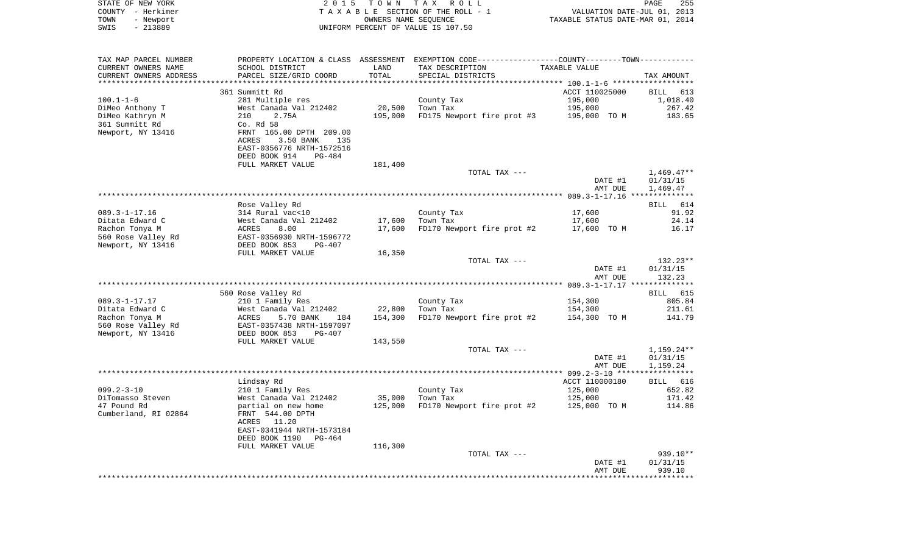STATE OF NEW YORK                    2 0 1 5   T O W N   T A X   R O L L                    PAGE 255
COUNTY - Herkimer                    T A X A B L E  SECTION OF THE ROLL - 1            VALUATION DATE-JUL 01, 2013
TOWN   - Newport                     OWNERS NAME SEQUENCE                        TAXABLE STATUS DATE-MAR 01, 2014
SWIS   - 213889                      UNIFORM PERCENT OF VALUE IS 107.50

| TAX MAP PARCEL NUMBER<br>CURRENT OWNERS NAME<br>CURRENT OWNERS ADDRESS | PROPERTY LOCATION & CLASS<br>SCHOOL DISTRICT<br>PARCEL SIZE/GRID COORD | ASSESSMENT<br>LAND<br>TOTAL | EXEMPTION CODE-----COUNTY-----TOWN-----<br>TAX DESCRIPTION<br>SPECIAL DISTRICTS | TAXABLE VALUE | TAX AMOUNT |
|---|---|---|---|---|---|
| | 361 Summitt Rd | | | ACCT 110025000 | BILL 613 |
| 100.1-1-6 | 281 Multiple res | | County Tax | 195,000 | 1,018.40 |
| DiMeo Anthony T | West Canada Val 212402 | 20,500 | Town Tax | 195,000 | 267.42 |
| DiMeo Kathryn M | 210 2.75A | 195,000 | FD175 Newport fire prot #3 | 195,000 TO M | 183.65 |
| 361 Summitt Rd | Co. Rd 58 | | | | |
| Newport, NY 13416 | FRNT 165.00 DPTH 209.00 | | | | |
| | ACRES 3.50 BANK 135 | | | | |
| | EAST-0356776 NRTH-1572516 | | | | |
| | DEED BOOK 914 PG-484 | | | | |
| | FULL MARKET VALUE | 181,400 | | | |
| | | | TOTAL TAX --- | | 1,469.47** |
| | | | | DATE #1 | 01/31/15 |
| | | | | AMT DUE | 1,469.47 |
| | Rose Valley Rd | | | | BILL 614 |
| 089.3-1-17.16 | 314 Rural vac<10 | | County Tax | 17,600 | 91.92 |
| Ditata Edward C | West Canada Val 212402 | 17,600 | Town Tax | 17,600 | 24.14 |
| Rachon Tonya M | ACRES 8.00 | 17,600 | FD170 Newport fire prot #2 | 17,600 TO M | 16.17 |
| 560 Rose Valley Rd | EAST-0356930 NRTH-1596772 | | | | |
| Newport, NY 13416 | DEED BOOK 853 PG-407 | | | | |
| | FULL MARKET VALUE | 16,350 | | | |
| | | | TOTAL TAX --- | | 132.23** |
| | | | | DATE #1 | 01/31/15 |
| | | | | AMT DUE | 132.23 |
| | 560 Rose Valley Rd | | | | BILL 615 |
| 089.3-1-17.17 | 210 1 Family Res | | County Tax | 154,300 | 805.84 |
| Ditata Edward C | West Canada Val 212402 | 22,800 | Town Tax | 154,300 | 211.61 |
| Rachon Tonya M | ACRES 5.70 BANK 184 | 154,300 | FD170 Newport fire prot #2 | 154,300 TO M | 141.79 |
| 560 Rose Valley Rd | EAST-0357438 NRTH-1597097 | | | | |
| Newport, NY 13416 | DEED BOOK 853 PG-407 | | | | |
| | FULL MARKET VALUE | 143,550 | | | |
| | | | TOTAL TAX --- | | 1,159.24** |
| | | | | DATE #1 | 01/31/15 |
| | | | | AMT DUE | 1,159.24 |
| | Lindsay Rd | | | ACCT 110000180 | BILL 616 |
| 099.2-3-10 | 210 1 Family Res | | County Tax | 125,000 | 652.82 |
| DiTomasso Steven | West Canada Val 212402 | 35,000 | Town Tax | 125,000 | 171.42 |
| 47 Pound Rd | partial on new home | 125,000 | FD170 Newport fire prot #2 | 125,000 TO M | 114.86 |
| Cumberland, RI 02864 | FRNT 544.00 DPTH | | | | |
| | ACRES 11.20 | | | | |
| | EAST-0341944 NRTH-1573184 | | | | |
| | DEED BOOK 1190 PG-464 | | | | |
| | FULL MARKET VALUE | 116,300 | | | |
| | | | TOTAL TAX --- | | 939.10** |
| | | | | DATE #1 | 01/31/15 |
| | | | | AMT DUE | 939.10 |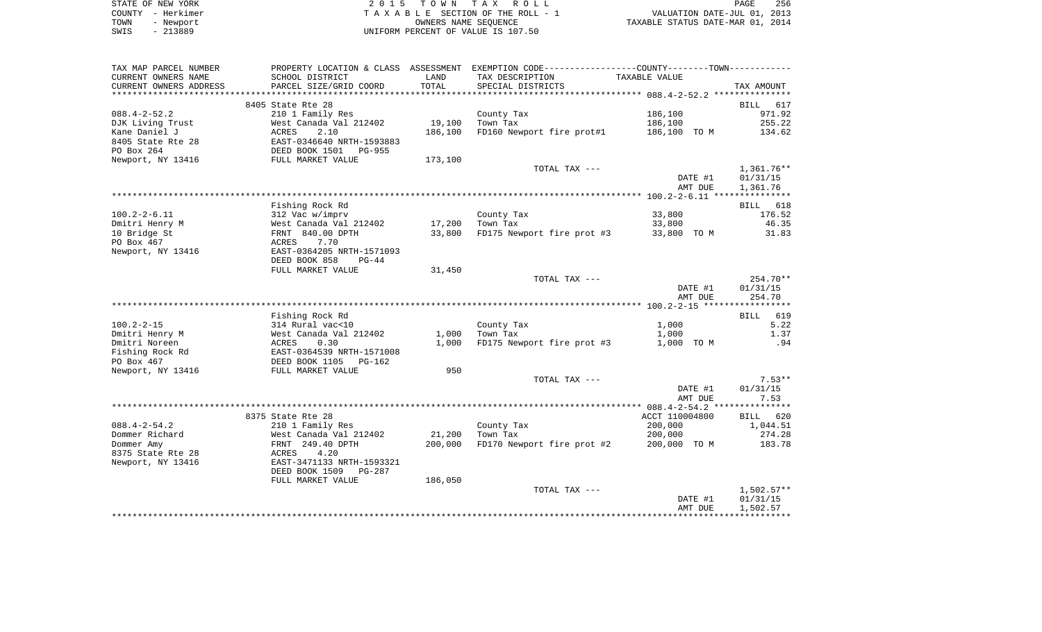STATE OF NEW YORK | 2 0 1 5 T O W N T A X R O L L
COUNTY - Herkimer | T A X A B L E SECTION OF THE ROLL - 1 | VALUATION DATE-JUL 01, 2013
TOWN - Newport | OWNERS NAME SEQUENCE | TAXABLE STATUS DATE-MAR 01, 2014
SWIS - 213889 | UNIFORM PERCENT OF VALUE IS 107.50

| TAX MAP PARCEL NUMBER / CURRENT OWNERS NAME / CURRENT OWNERS ADDRESS | PROPERTY LOCATION & CLASS / SCHOOL DISTRICT / PARCEL SIZE/GRID COORD | ASSESSMENT LAND / TOTAL | EXEMPTION CODE / TAX DESCRIPTION / SPECIAL DISTRICTS | TAXABLE VALUE | TAX AMOUNT |
|---|---|---|---|---|---|
| **088.4-2-52.2** | 8405 State Rte 28 | | | | BILL 617 |
| 088.4-2-52.2 | 210 1 Family Res | | County Tax | 186,100 | 971.92 |
| DJK Living Trust | West Canada Val 212402 | 19,100 | Town Tax | 186,100 | 255.22 |
| Kane Daniel J | ACRES 2.10 | 186,100 | FD160 Newport fire prot#1 | 186,100 TO M | 134.62 |
| 8405 State Rte 28 | EAST-0346640 NRTH-1593883 | | | | |
| PO Box 264 | DEED BOOK 1501 PG-955 | | | | |
| Newport, NY 13416 | FULL MARKET VALUE | 173,100 | | | |
| | | | TOTAL TAX --- | | 1,361.76** |
| | | | | DATE #1 | 01/31/15 |
| | | | | AMT DUE | 1,361.76 |
| **100.2-2-6.11** | Fishing Rock Rd | | | | BILL 618 |
| 100.2-2-6.11 | 312 Vac w/imprv | | County Tax | 33,800 | 176.52 |
| Dmitri Henry M | West Canada Val 212402 | 17,200 | Town Tax | 33,800 | 46.35 |
| 10 Bridge St | FRNT 840.00 DPTH | 33,800 | FD175 Newport fire prot #3 | 33,800 TO M | 31.83 |
| PO Box 467 | ACRES 7.70 | | | | |
| Newport, NY 13416 | EAST-0364205 NRTH-1571093 | | | | |
| | DEED BOOK 858 PG-44 | | | | |
| | FULL MARKET VALUE | 31,450 | | | |
| | | | TOTAL TAX --- | | 254.70** |
| | | | | DATE #1 | 01/31/15 |
| | | | | AMT DUE | 254.70 |
| **100.2-2-15** | Fishing Rock Rd | | | | BILL 619 |
| 100.2-2-15 | 314 Rural vac<10 | | County Tax | 1,000 | 5.22 |
| Dmitri Henry M | West Canada Val 212402 | 1,000 | Town Tax | 1,000 | 1.37 |
| Dmitri Noreen | ACRES 0.30 | 1,000 | FD175 Newport fire prot #3 | 1,000 TO M | .94 |
| Fishing Rock Rd | EAST-0364539 NRTH-1571008 | | | | |
| PO Box 467 | DEED BOOK 1105 PG-162 | | | | |
| Newport, NY 13416 | FULL MARKET VALUE | 950 | | | |
| | | | TOTAL TAX --- | | 7.53** |
| | | | | DATE #1 | 01/31/15 |
| | | | | AMT DUE | 7.53 |
| **088.4-2-54.2** | 8375 State Rte 28 | | | ACCT 110004800 | BILL 620 |
| 088.4-2-54.2 | 210 1 Family Res | | County Tax | 200,000 | 1,044.51 |
| Dommer Richard | West Canada Val 212402 | 21,200 | Town Tax | 200,000 | 274.28 |
| Dommer Amy | FRNT 249.40 DPTH | 200,000 | FD170 Newport fire prot #2 | 200,000 TO M | 183.78 |
| 8375 State Rte 28 | ACRES 4.20 | | | | |
| Newport, NY 13416 | EAST-3471133 NRTH-1593321 | | | | |
| | DEED BOOK 1509 PG-287 | | | | |
| | FULL MARKET VALUE | 186,050 | | | |
| | | | TOTAL TAX --- | | 1,502.57** |
| | | | | DATE #1 | 01/31/15 |
| | | | | AMT DUE | 1,502.57 |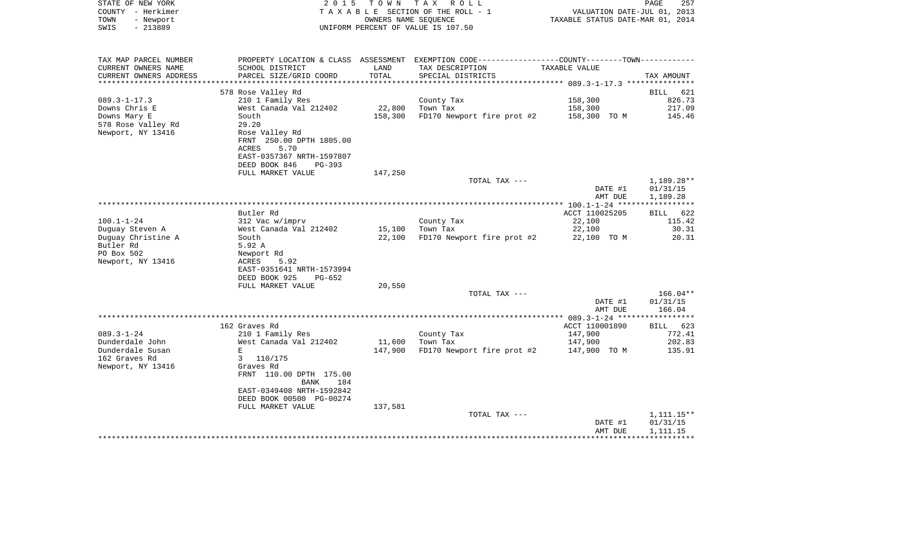STATE OF NEW YORK
COUNTY - Herkimer
TOWN - Newport
SWIS - 213889

2 0 1 5 T O W N T A X R O L L
T A X A B L E SECTION OF THE ROLL - 1
OWNERS NAME SEQUENCE
UNIFORM PERCENT OF VALUE IS 107.50

VALUATION DATE-JUL 01, 2013
TAXABLE STATUS DATE-MAR 01, 2014

| TAX MAP PARCEL NUMBER<br>CURRENT OWNERS NAME<br>CURRENT OWNERS ADDRESS | PROPERTY LOCATION & CLASS<br>SCHOOL DISTRICT<br>PARCEL SIZE/GRID COORD | ASSESSMENT<br>LAND<br>TOTAL | EXEMPTION CODE<br>TAX DESCRIPTION<br>SPECIAL DISTRICTS | COUNTY--------TOWN<br>TAXABLE VALUE | TAX AMOUNT |
|---|---|---|---|---|---|
| | 578 Rose Valley Rd | | | | BILL 621 |
| 089.3-1-17.3 | 210 1 Family Res | | County Tax | 158,300 | 826.73 |
| Downs Chris E | West Canada Val 212402 | 22,800 | Town Tax | 158,300 | 217.09 |
| Downs Mary E | South | 158,300 | FD170 Newport fire prot #2 | 158,300 TO M | 145.46 |
| 578 Rose Valley Rd | 29.20 | | | | |
| Newport, NY 13416 | Rose Valley Rd | | | | |
| | FRNT 250.00 DPTH 1805.00 | | | | |
| | ACRES 5.70 | | | | |
| | EAST-0357367 NRTH-1597807 | | | | |
| | DEED BOOK 846 PG-393 | | | | |
| | FULL MARKET VALUE | 147,250 | | | |
| | | | TOTAL TAX --- | | 1,189.28** |
| | | | | DATE #1 | 01/31/15 |
| | | | | AMT DUE | 1,189.28 |
| | Butler Rd | | | ACCT 110025205 | BILL 622 |
| 100.1-1-24 | 312 Vac w/imprv | | County Tax | 22,100 | 115.42 |
| Duguay Steven A | West Canada Val 212402 | 15,100 | Town Tax | 22,100 | 30.31 |
| Duguay Christine A | South | 22,100 | FD170 Newport fire prot #2 | 22,100 TO M | 20.31 |
| Butler Rd | 5.92 A | | | | |
| PO Box 502 | Newport Rd | | | | |
| Newport, NY 13416 | ACRES 5.92 | | | | |
| | EAST-0351641 NRTH-1573994 | | | | |
| | DEED BOOK 925 PG-652 | | | | |
| | FULL MARKET VALUE | 20,550 | | | |
| | | | TOTAL TAX --- | | 166.04** |
| | | | | DATE #1 | 01/31/15 |
| | | | | AMT DUE | 166.04 |
| | 162 Graves Rd | | | ACCT 110001890 | BILL 623 |
| 089.3-1-24 | 210 1 Family Res | | County Tax | 147,900 | 772.41 |
| Dunderdale John | West Canada Val 212402 | 11,600 | Town Tax | 147,900 | 202.83 |
| Dunderdale Susan | E | 147,900 | FD170 Newport fire prot #2 | 147,900 TO M | 135.91 |
| 162 Graves Rd | 3 110/175 | | | | |
| Newport, NY 13416 | Graves Rd | | | | |
| | FRNT 110.00 DPTH 175.00 | | | | |
| | BANK 184 | | | | |
| | EAST-0349408 NRTH-1592842 | | | | |
| | DEED BOOK 00500 PG-00274 | | | | |
| | FULL MARKET VALUE | 137,581 | | | |
| | | | TOTAL TAX --- | | 1,111.15** |
| | | | | DATE #1 | 01/31/15 |
| | | | | AMT DUE | 1,111.15 |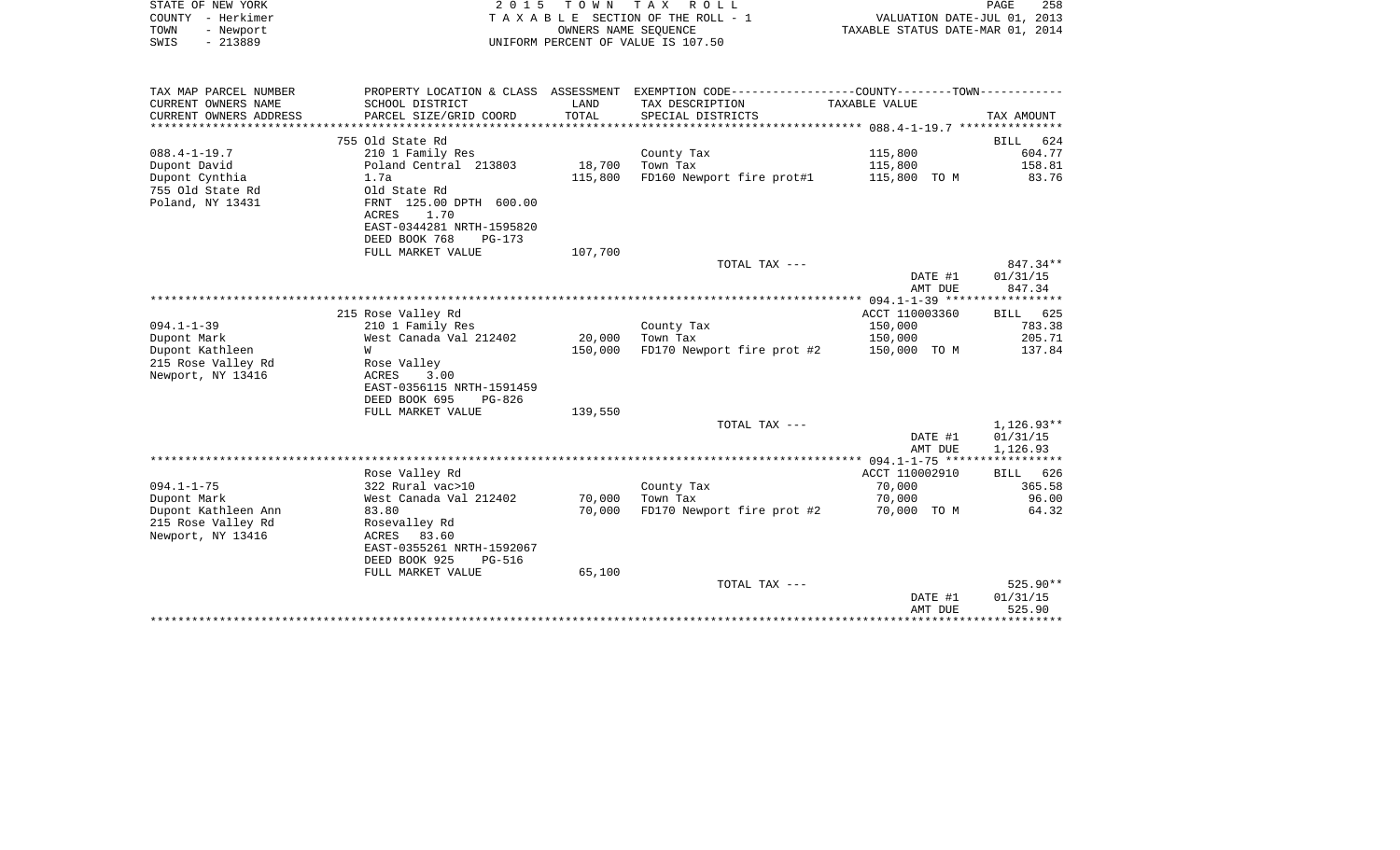STATE OF NEW YORK
COUNTY - Herkimer
TOWN - Newport
SWIS - 213889

2 0 1 5 T O W N T A X R O L L
T A X A B L E SECTION OF THE ROLL - 1
OWNERS NAME SEQUENCE
UNIFORM PERCENT OF VALUE IS 107.50

VALUATION DATE-JUL 01, 2013
TAXABLE STATUS DATE-MAR 01, 2014

| TAX MAP PARCEL NUMBER / CURRENT OWNERS NAME / CURRENT OWNERS ADDRESS | PROPERTY LOCATION & CLASS / SCHOOL DISTRICT / PARCEL SIZE/GRID COORD | ASSESSMENT LAND / TOTAL | EXEMPTION CODE / TAX DESCRIPTION / SPECIAL DISTRICTS | COUNTY--------TOWN / TAXABLE VALUE | TAX AMOUNT |
|---|---|---|---|---|---|
| 088.4-1-19.7 | 755 Old State Rd | | | | BILL 624 |
| | 210 1 Family Res | | County Tax | 115,800 | 604.77 |
| Dupont David | Poland Central 213803 | 18,700 | Town Tax | 115,800 | 158.81 |
| Dupont Cynthia | 1.7a | 115,800 | FD160 Newport fire prot#1 | 115,800 TO M | 83.76 |
| 755 Old State Rd | Old State Rd | | | | |
| Poland, NY 13431 | FRNT 125.00 DPTH 600.00 | | | | |
| | ACRES 1.70 | | | | |
| | EAST-0344281 NRTH-1595820 | | | | |
| | DEED BOOK 768 PG-173 | | | | |
| | FULL MARKET VALUE | 107,700 | | | |
| | | | TOTAL TAX --- | | 847.34** |
| | | | | DATE #1 | 01/31/15 |
| | | | | AMT DUE | 847.34 |
| 094.1-1-39 | 215 Rose Valley Rd | | | ACCT 110003360 | BILL 625 |
| | 210 1 Family Res | | County Tax | 150,000 | 783.38 |
| Dupont Mark | West Canada Val 212402 | 20,000 | Town Tax | 150,000 | 205.71 |
| Dupont Kathleen | W | 150,000 | FD170 Newport fire prot #2 | 150,000 TO M | 137.84 |
| 215 Rose Valley Rd | Rose Valley | | | | |
| Newport, NY 13416 | ACRES 3.00 | | | | |
| | EAST-0356115 NRTH-1591459 | | | | |
| | DEED BOOK 695 PG-826 | | | | |
| | FULL MARKET VALUE | 139,550 | | | |
| | | | TOTAL TAX --- | | 1,126.93** |
| | | | | DATE #1 | 01/31/15 |
| | | | | AMT DUE | 1,126.93 |
| 094.1-1-75 | Rose Valley Rd | | | ACCT 110002910 | BILL 626 |
| | 322 Rural vac>10 | | County Tax | 70,000 | 365.58 |
| Dupont Mark | West Canada Val 212402 | 70,000 | Town Tax | 70,000 | 96.00 |
| Dupont Kathleen Ann | 83.80 | 70,000 | FD170 Newport fire prot #2 | 70,000 TO M | 64.32 |
| 215 Rose Valley Rd | Rosevalley Rd | | | | |
| Newport, NY 13416 | ACRES 83.60 | | | | |
| | EAST-0355261 NRTH-1592067 | | | | |
| | DEED BOOK 925 PG-516 | | | | |
| | FULL MARKET VALUE | 65,100 | | | |
| | | | TOTAL TAX --- | | 525.90** |
| | | | | DATE #1 | 01/31/15 |
| | | | | AMT DUE | 525.90 |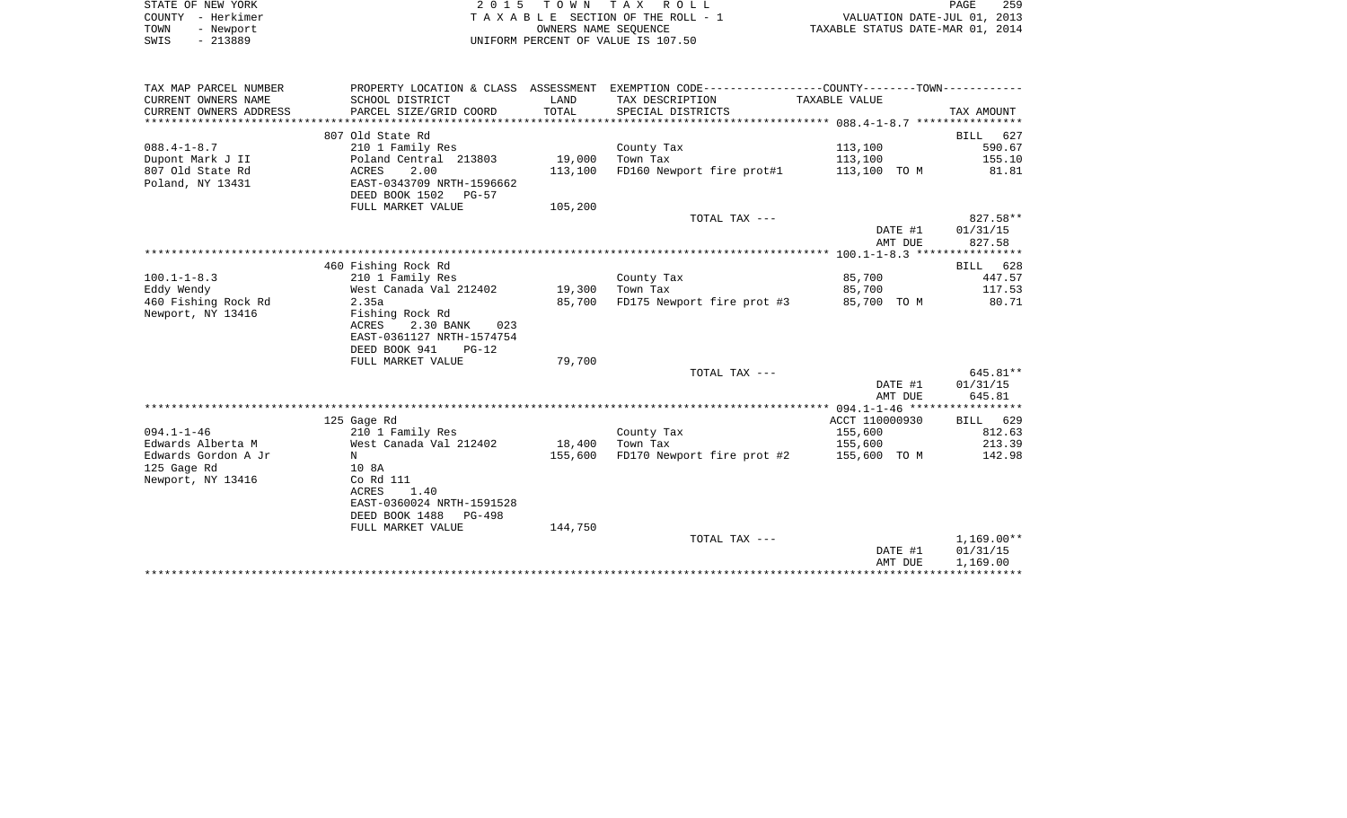| TAX MAP PARCEL NUMBER<br>CURRENT OWNERS NAME<br>CURRENT OWNERS ADDRESS | PROPERTY LOCATION & CLASS<br>SCHOOL DISTRICT<br>PARCEL SIZE/GRID COORD | ASSESSMENT<br>LAND<br>TOTAL | EXEMPTION CODE-----COUNTY-----TOWN-----<br>TAX DESCRIPTION<br>SPECIAL DISTRICTS | TAXABLE VALUE | TAX AMOUNT |
|---|---|---|---|---|---|
| **088.4-1-8.7** | 807 Old State Rd | | | | BILL 627 |
| 088.4-1-8.7 | 210 1 Family Res | | County Tax | 113,100 | 590.67 |
| Dupont Mark J II | Poland Central 213803 | 19,000 | Town Tax | 113,100 | 155.10 |
| 807 Old State Rd | ACRES 2.00 | 113,100 | FD160 Newport fire prot#1 | 113,100 TO M | 81.81 |
| Poland, NY 13431 | EAST-0343709 NRTH-1596662 | | | | |
| | DEED BOOK 1502 PG-57 | | | | |
| | FULL MARKET VALUE | 105,200 | | | |
| | | | TOTAL TAX --- | | 827.58** |
| | | | | DATE #1 | 01/31/15 |
| | | | | AMT DUE | 827.58 |
| **100.1-1-8.3** | 460 Fishing Rock Rd | | | | BILL 628 |
| 100.1-1-8.3 | 210 1 Family Res | | County Tax | 85,700 | 447.57 |
| Eddy Wendy | West Canada Val 212402 | 19,300 | Town Tax | 85,700 | 117.53 |
| 460 Fishing Rock Rd | 2.35a | 85,700 | FD175 Newport fire prot #3 | 85,700 TO M | 80.71 |
| Newport, NY 13416 | Fishing Rock Rd | | | | |
| | ACRES 2.30 BANK 023 | | | | |
| | EAST-0361127 NRTH-1574754 | | | | |
| | DEED BOOK 941 PG-12 | | | | |
| | FULL MARKET VALUE | 79,700 | | | |
| | | | TOTAL TAX --- | | 645.81** |
| | | | | DATE #1 | 01/31/15 |
| | | | | AMT DUE | 645.81 |
| **094.1-1-46** | 125 Gage Rd | | | ACCT 110000930 | BILL 629 |
| 094.1-1-46 | 210 1 Family Res | | County Tax | 155,600 | 812.63 |
| Edwards Alberta M | West Canada Val 212402 | 18,400 | Town Tax | 155,600 | 213.39 |
| Edwards Gordon A Jr | N | 155,600 | FD170 Newport fire prot #2 | 155,600 TO M | 142.98 |
| 125 Gage Rd | 10 8A | | | | |
| Newport, NY 13416 | Co Rd 111 | | | | |
| | ACRES 1.40 | | | | |
| | EAST-0360024 NRTH-1591528 | | | | |
| | DEED BOOK 1488 PG-498 | | | | |
| | FULL MARKET VALUE | 144,750 | | | |
| | | | TOTAL TAX --- | | 1,169.00** |
| | | | | DATE #1 | 01/31/15 |
| | | | | AMT DUE | 1,169.00 |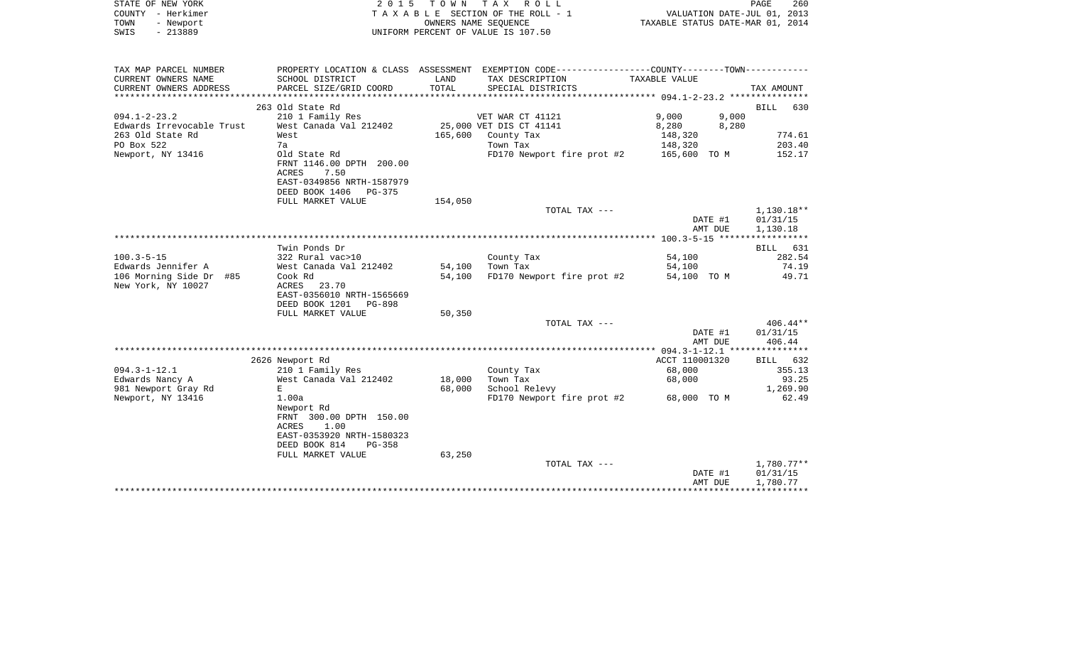STATE OF NEW YORK — 2015 TOWN TAX ROLL
COUNTY - Herkimer — TAXABLE SECTION OF THE ROLL - 1 — VALUATION DATE-JUL 01, 2013
TOWN - Newport — OWNERS NAME SEQUENCE — TAXABLE STATUS DATE-MAR 01, 2014
SWIS - 213889 — UNIFORM PERCENT OF VALUE IS 107.50

| TAX MAP PARCEL NUMBER / CURRENT OWNERS NAME / CURRENT OWNERS ADDRESS | PROPERTY LOCATION & CLASS / SCHOOL DISTRICT / PARCEL SIZE/GRID COORD | ASSESSMENT LAND / TOTAL | EXEMPTION CODE / TAX DESCRIPTION / SPECIAL DISTRICTS | COUNTY TAXABLE VALUE | TOWN | TAX AMOUNT |
|---|---|---|---|---|---|---|
| **094.1-2-23.2** | 263 Old State Rd | | | | | BILL 630 |
| Edwards Irrevocable Trust | 210 1 Family Res | | VET WAR CT 41121 | 9,000 | 9,000 | |
| 263 Old State Rd | West Canada Val 212402 | 25,000 | VET DIS CT 41141 | 8,280 | 8,280 | |
| PO Box 522 | West | 165,600 | County Tax | 148,320 | | 774.61 |
| Newport, NY 13416 | 7a | | Town Tax | 148,320 | | 203.40 |
| | Old State Rd | | FD170 Newport fire prot #2 | 165,600 TO M | | 152.17 |
| | FRNT 1146.00 DPTH 200.00 | | | | | |
| | ACRES 7.50 | | | | | |
| | EAST-0349856 NRTH-1587979 | | | | | |
| | DEED BOOK 1406 PG-375 | | | | | |
| | FULL MARKET VALUE | 154,050 | | | | |
| | | | TOTAL TAX --- | | | 1,130.18** |
| | | | | | DATE #1 | 01/31/15 |
| | | | | | AMT DUE | 1,130.18 |
| **100.3-5-15** | Twin Ponds Dr | | | | | BILL 631 |
| Edwards Jennifer A | 322 Rural vac>10 | | County Tax | 54,100 | | 282.54 |
| 106 Morning Side Dr #85 | West Canada Val 212402 | 54,100 | Town Tax | 54,100 | | 74.19 |
| New York, NY 10027 | Cook Rd | 54,100 | FD170 Newport fire prot #2 | 54,100 TO M | | 49.71 |
| | ACRES 23.70 | | | | | |
| | EAST-0356010 NRTH-1565669 | | | | | |
| | DEED BOOK 1201 PG-898 | | | | | |
| | FULL MARKET VALUE | 50,350 | | | | |
| | | | TOTAL TAX --- | | | 406.44** |
| | | | | | DATE #1 | 01/31/15 |
| | | | | | AMT DUE | 406.44 |
| **094.3-1-12.1** | 2626 Newport Rd | | | ACCT 110001320 | | BILL 632 |
| Edwards Nancy A | 210 1 Family Res | | County Tax | 68,000 | | 355.13 |
| 981 Newport Gray Rd | West Canada Val 212402 | 18,000 | Town Tax | 68,000 | | 93.25 |
| Newport, NY 13416 | E | 68,000 | School Relevy | | | 1,269.90 |
| | 1.00a | | FD170 Newport fire prot #2 | 68,000 TO M | | 62.49 |
| | Newport Rd | | | | | |
| | FRNT 300.00 DPTH 150.00 | | | | | |
| | ACRES 1.00 | | | | | |
| | EAST-0353920 NRTH-1580323 | | | | | |
| | DEED BOOK 814 PG-358 | | | | | |
| | FULL MARKET VALUE | 63,250 | | | | |
| | | | TOTAL TAX --- | | | 1,780.77** |
| | | | | | DATE #1 | 01/31/15 |
| | | | | | AMT DUE | 1,780.77 |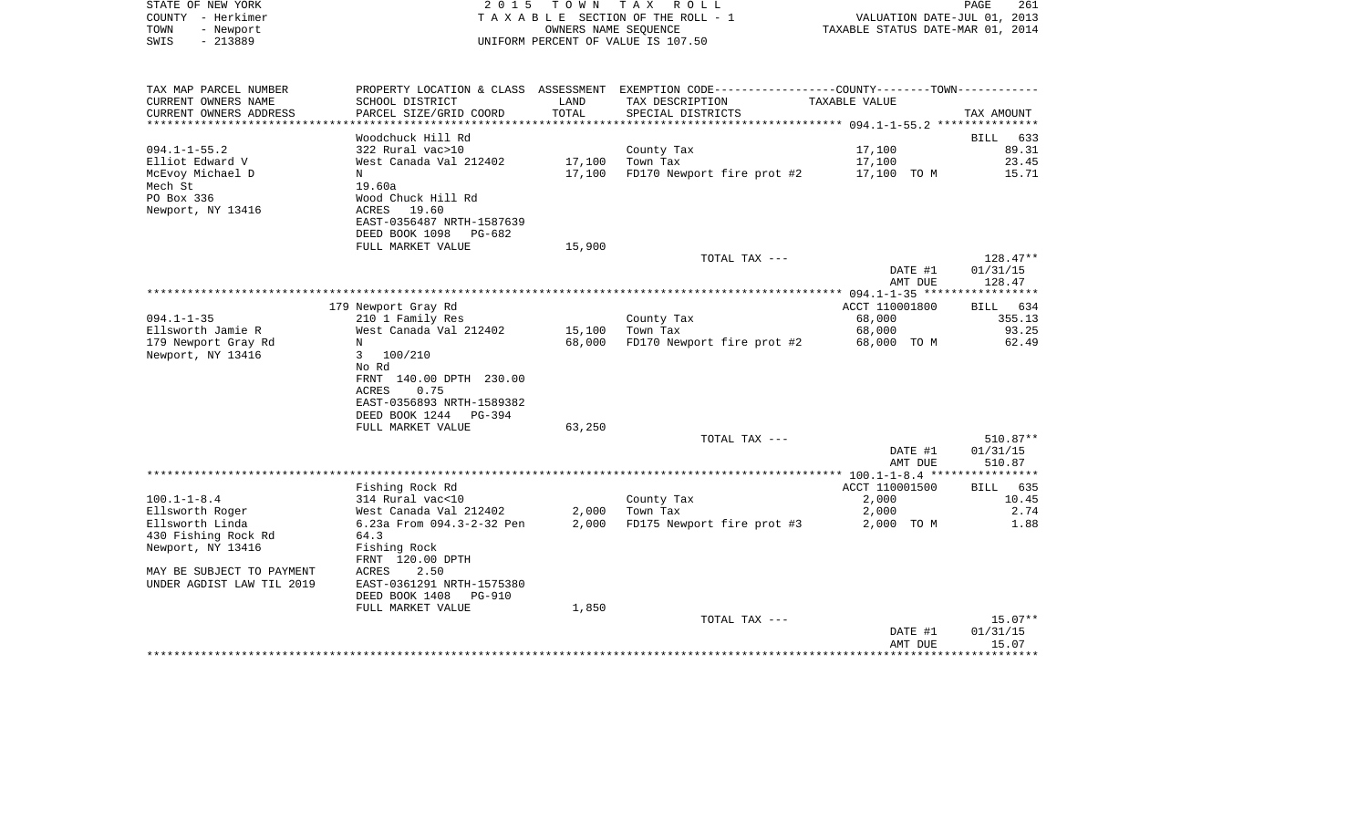STATE OF NEW YORK
COUNTY - Herkimer
TOWN - Newport
SWIS - 213889

2 0 1 5 T O W N T A X R O L L
T A X A B L E SECTION OF THE ROLL - 1
OWNERS NAME SEQUENCE
UNIFORM PERCENT OF VALUE IS 107.50

VALUATION DATE-JUL 01, 2013
TAXABLE STATUS DATE-MAR 01, 2014

| TAX MAP PARCEL NUMBER<br>CURRENT OWNERS NAME<br>CURRENT OWNERS ADDRESS | PROPERTY LOCATION & CLASS<br>SCHOOL DISTRICT<br>PARCEL SIZE/GRID COORD | ASSESSMENT<br>LAND<br>TOTAL | EXEMPTION CODE-----COUNTY--------TOWN------<br>TAX DESCRIPTION<br>SPECIAL DISTRICTS | TAXABLE VALUE | TAX AMOUNT |
|---|---|---|---|---|---|
| **094.1-1-55.2** | Woodchuck Hill Rd | | | | BILL 633 |
| 094.1-1-55.2 | 322 Rural vac>10 | | County Tax | 17,100 | 89.31 |
| Elliot Edward V | West Canada Val 212402 | 17,100 | Town Tax | 17,100 | 23.45 |
| McEvoy Michael D | N | 17,100 | FD170 Newport fire prot #2 | 17,100 TO M | 15.71 |
| Mech St | 19.60a | | | | |
| PO Box 336 | Wood Chuck Hill Rd | | | | |
| Newport, NY 13416 | ACRES 19.60 | | | | |
| | EAST-0356487 NRTH-1587639 | | | | |
| | DEED BOOK 1098 PG-682 | | | | |
| | FULL MARKET VALUE | 15,900 | | | |
| | | | TOTAL TAX --- | | 128.47** |
| | | | | DATE #1 | 01/31/15 |
| | | | | AMT DUE | 128.47 |
| **094.1-1-35** | 179 Newport Gray Rd | | | ACCT 110001800 | BILL 634 |
| 094.1-1-35 | 210 1 Family Res | | County Tax | 68,000 | 355.13 |
| Ellsworth Jamie R | West Canada Val 212402 | 15,100 | Town Tax | 68,000 | 93.25 |
| 179 Newport Gray Rd | N | 68,000 | FD170 Newport fire prot #2 | 68,000 TO M | 62.49 |
| Newport, NY 13416 | 3 100/210 | | | | |
| | No Rd | | | | |
| | FRNT 140.00 DPTH 230.00 | | | | |
| | ACRES 0.75 | | | | |
| | EAST-0356893 NRTH-1589382 | | | | |
| | DEED BOOK 1244 PG-394 | | | | |
| | FULL MARKET VALUE | 63,250 | | | |
| | | | TOTAL TAX --- | | 510.87** |
| | | | | DATE #1 | 01/31/15 |
| | | | | AMT DUE | 510.87 |
| **100.1-1-8.4** | Fishing Rock Rd | | | ACCT 110001500 | BILL 635 |
| 100.1-1-8.4 | 314 Rural vac<10 | | County Tax | 2,000 | 10.45 |
| Ellsworth Roger | West Canada Val 212402 | 2,000 | Town Tax | 2,000 | 2.74 |
| Ellsworth Linda | 6.23a From 094.3-2-32 Pen | 2,000 | FD175 Newport fire prot #3 | 2,000 TO M | 1.88 |
| 430 Fishing Rock Rd | 64.3 | | | | |
| Newport, NY 13416 | Fishing Rock | | | | |
| | FRNT 120.00 DPTH | | | | |
| MAY BE SUBJECT TO PAYMENT | ACRES 2.50 | | | | |
| UNDER AGDIST LAW TIL 2019 | EAST-0361291 NRTH-1575380 | | | | |
| | DEED BOOK 1408 PG-910 | | | | |
| | FULL MARKET VALUE | 1,850 | | | |
| | | | TOTAL TAX --- | | 15.07** |
| | | | | DATE #1 | 01/31/15 |
| | | | | AMT DUE | 15.07 |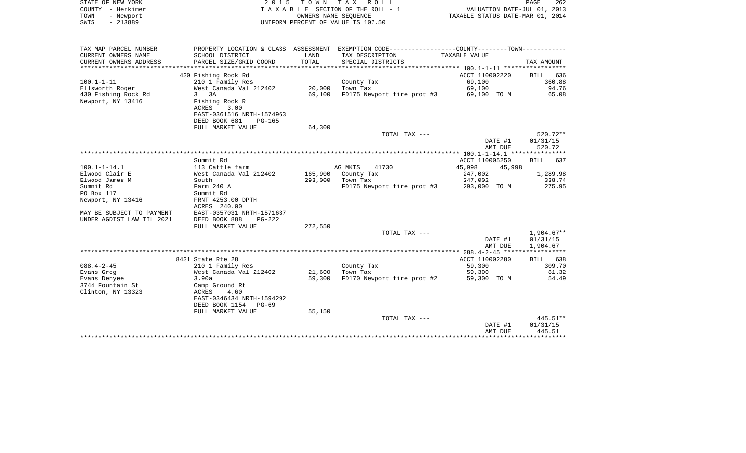STATE OF NEW YORK — 2 0 1 5 T O W N T A X R O L L
COUNTY - Herkimer — T A X A B L E SECTION OF THE ROLL - 1 — VALUATION DATE-JUL 01, 2013
TOWN - Newport — OWNERS NAME SEQUENCE — TAXABLE STATUS DATE-MAR 01, 2014
SWIS - 213889 — UNIFORM PERCENT OF VALUE IS 107.50

| TAX MAP PARCEL NUMBER<br>CURRENT OWNERS NAME<br>CURRENT OWNERS ADDRESS | PROPERTY LOCATION & CLASS<br>SCHOOL DISTRICT<br>PARCEL SIZE/GRID COORD | ASSESSMENT<br>LAND<br>TOTAL | EXEMPTION CODE<br>TAX DESCRIPTION<br>SPECIAL DISTRICTS | COUNTY<br>TAXABLE VALUE | TOWN | TAX AMOUNT |
|---|---|---|---|---|---|---|
| | 430 Fishing Rock Rd | | | ACCT 110002220 | | BILL 636 |
| 100.1-1-11 | 210 1 Family Res | | County Tax | 69,100 | | 360.88 |
| Ellsworth Roger | West Canada Val 212402 | 20,000 | Town Tax | 69,100 | | 94.76 |
| 430 Fishing Rock Rd | 3 3A | 69,100 | FD175 Newport fire prot #3 | 69,100 TO M | | 65.08 |
| Newport, NY 13416 | Fishing Rock R | | | | | |
| | ACRES 3.00 | | | | | |
| | EAST-0361516 NRTH-1574963 | | | | | |
| | DEED BOOK 681 PG-165 | | | | | |
| | FULL MARKET VALUE | 64,300 | | | | |
| | | | TOTAL TAX --- | | | 520.72** |
| | | | | | DATE #1 | 01/31/15 |
| | | | | | AMT DUE | 520.72 |
| | Summit Rd | | | ACCT 110005250 | | BILL 637 |
| 100.1-1-14.1 | 113 Cattle farm | | AG MKTS 41730 | 45,998 | 45,998 | |
| Elwood Clair E | West Canada Val 212402 | 165,900 | County Tax | 247,002 | | 1,289.98 |
| Elwood James M | South | 293,000 | Town Tax | 247,002 | | 338.74 |
| Summit Rd | Farm 240 A | | FD175 Newport fire prot #3 | 293,000 TO M | | 275.95 |
| PO Box 117 | Summit Rd | | | | | |
| Newport, NY 13416 | FRNT 4253.00 DPTH | | | | | |
| | ACRES 240.00 | | | | | |
| MAY BE SUBJECT TO PAYMENT | EAST-0357031 NRTH-1571637 | | | | | |
| UNDER AGDIST LAW TIL 2021 | DEED BOOK 888 PG-222 | | | | | |
| | FULL MARKET VALUE | 272,550 | | | | |
| | | | TOTAL TAX --- | | | 1,904.67** |
| | | | | | DATE #1 | 01/31/15 |
| | | | | | AMT DUE | 1,904.67 |
| | 8431 State Rte 28 | | | ACCT 110002280 | | BILL 638 |
| 088.4-2-45 | 210 1 Family Res | | County Tax | 59,300 | | 309.70 |
| Evans Greg | West Canada Val 212402 | 21,600 | Town Tax | 59,300 | | 81.32 |
| Evans Denyee | 3.90a | 59,300 | FD170 Newport fire prot #2 | 59,300 TO M | | 54.49 |
| 3744 Fountain St | Camp Ground Rt | | | | | |
| Clinton, NY 13323 | ACRES 4.60 | | | | | |
| | EAST-0346434 NRTH-1594292 | | | | | |
| | DEED BOOK 1154 PG-69 | | | | | |
| | FULL MARKET VALUE | 55,150 | | | | |
| | | | TOTAL TAX --- | | | 445.51** |
| | | | | | DATE #1 | 01/31/15 |
| | | | | | AMT DUE | 445.51 |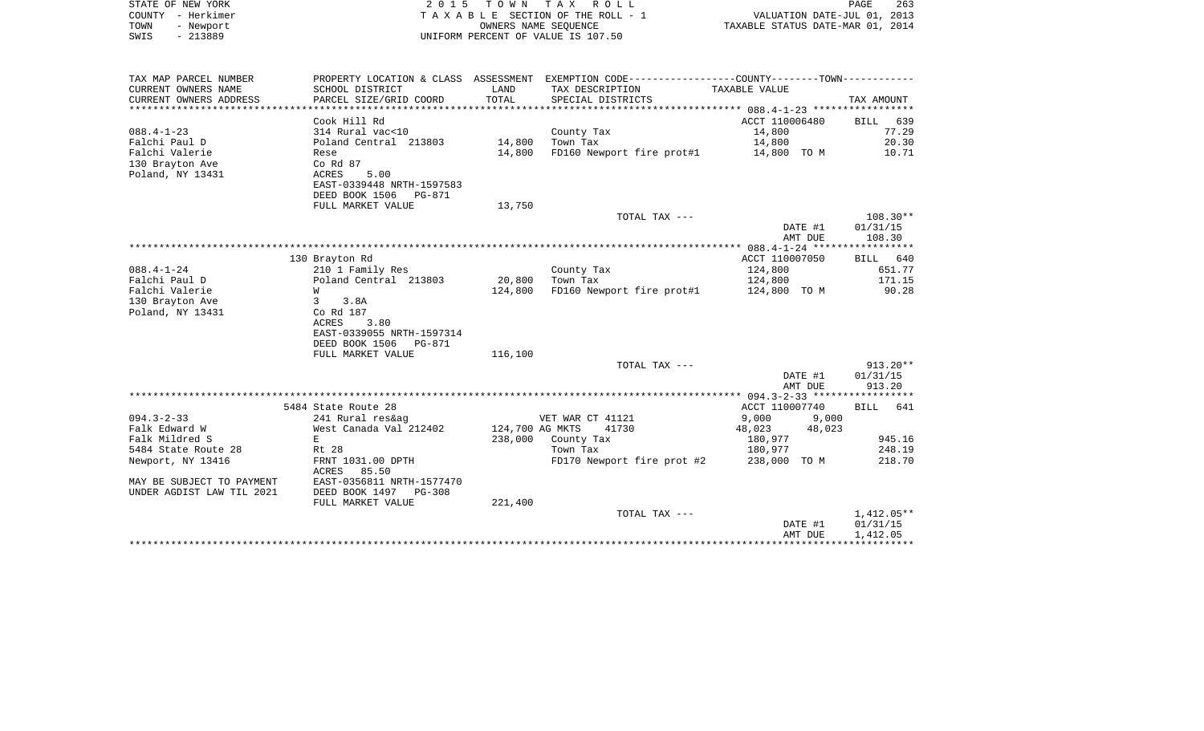STATE OF NEW YORK — 2 0 1 5 T O W N T A X R O L L

COUNTY - Herkimer — T A X A B L E SECTION OF THE ROLL - 1 — VALUATION DATE-JUL 01, 2013

TOWN - Newport — OWNERS NAME SEQUENCE — TAXABLE STATUS DATE-MAR 01, 2014

SWIS - 213889 — UNIFORM PERCENT OF VALUE IS 107.50

| TAX MAP PARCEL NUMBER / CURRENT OWNERS NAME / CURRENT OWNERS ADDRESS | PROPERTY LOCATION & CLASS / SCHOOL DISTRICT / PARCEL SIZE/GRID COORD | ASSESSMENT LAND / TOTAL | EXEMPTION CODE / TAX DESCRIPTION / SPECIAL DISTRICTS | COUNTY TAXABLE VALUE | TOWN TAXABLE VALUE | TAX AMOUNT |
|---|---|---|---|---|---|---|
| 088.4-1-23 | Cook Hill Rd | | | ACCT 110006480 | | BILL 639 |
| 088.4-1-23 | 314 Rural vac<10 | | County Tax | 14,800 | | 77.29 |
| Falchi Paul D | Poland Central 213803 | 14,800 | Town Tax | 14,800 | | 20.30 |
| Falchi Valerie | Rese | 14,800 | FD160 Newport fire prot#1 | 14,800 TO M | | 10.71 |
| 130 Brayton Ave | Co Rd 87 | | | | | |
| Poland, NY 13431 | ACRES 5.00 | | | | | |
| | EAST-0339448 NRTH-1597583 | | | | | |
| | DEED BOOK 1506 PG-871 | | | | | |
| | FULL MARKET VALUE | 13,750 | | | | |
| | | | TOTAL TAX --- | | | 108.30** |
| | | | | DATE #1 | | 01/31/15 |
| | | | | AMT DUE | | 108.30 |
| 088.4-1-24 | 130 Brayton Rd | | | ACCT 110007050 | | BILL 640 |
| 088.4-1-24 | 210 1 Family Res | | County Tax | 124,800 | | 651.77 |
| Falchi Paul D | Poland Central 213803 | 20,800 | Town Tax | 124,800 | | 171.15 |
| Falchi Valerie | W | 124,800 | FD160 Newport fire prot#1 | 124,800 TO M | | 90.28 |
| 130 Brayton Ave | 3 3.8A | | | | | |
| Poland, NY 13431 | Co Rd 187 | | | | | |
| | ACRES 3.80 | | | | | |
| | EAST-0339055 NRTH-1597314 | | | | | |
| | DEED BOOK 1506 PG-871 | | | | | |
| | FULL MARKET VALUE | 116,100 | | | | |
| | | | TOTAL TAX --- | | | 913.20** |
| | | | | DATE #1 | | 01/31/15 |
| | | | | AMT DUE | | 913.20 |
| 094.3-2-33 | 5484 State Route 28 | | | ACCT 110007740 | | BILL 641 |
| 094.3-2-33 | 241 Rural res&ag | | VET WAR CT 41121 | 9,000 | 9,000 | |
| Falk Edward W | West Canada Val 212402 | 124,700 | AG MKTS 41730 | 48,023 | 48,023 | |
| Falk Mildred S | E | 238,000 | County Tax | 180,977 | | 945.16 |
| 5484 State Route 28 | Rt 28 | | Town Tax | 180,977 | | 248.19 |
| Newport, NY 13416 | FRNT 1031.00 DPTH | | FD170 Newport fire prot #2 | 238,000 TO M | | 218.70 |
| | ACRES 85.50 | | | | | |
| MAY BE SUBJECT TO PAYMENT | EAST-0356811 NRTH-1577470 | | | | | |
| UNDER AGDIST LAW TIL 2021 | DEED BOOK 1497 PG-308 | | | | | |
| | FULL MARKET VALUE | 221,400 | | | | |
| | | | TOTAL TAX --- | | | 1,412.05** |
| | | | | DATE #1 | | 01/31/15 |
| | | | | AMT DUE | | 1,412.05 |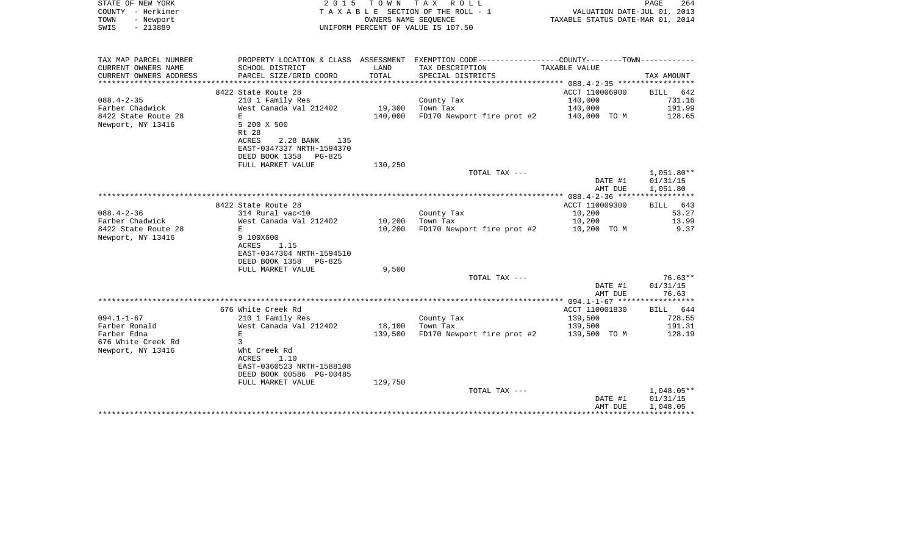STATE OF NEW YORK
COUNTY - Herkimer
TOWN - Newport
SWIS - 213889

2 0 1 5 T O W N T A X R O L L
T A X A B L E SECTION OF THE ROLL - 1
OWNERS NAME SEQUENCE
UNIFORM PERCENT OF VALUE IS 107.50

VALUATION DATE-JUL 01, 2013
TAXABLE STATUS DATE-MAR 01, 2014

| TAX MAP PARCEL NUMBER / CURRENT OWNERS NAME / CURRENT OWNERS ADDRESS | PROPERTY LOCATION & CLASS / SCHOOL DISTRICT / PARCEL SIZE/GRID COORD | ASSESSMENT LAND / TOTAL | EXEMPTION CODE / TAX DESCRIPTION / SPECIAL DISTRICTS | TAXABLE VALUE | TAX AMOUNT |
|---|---|---|---|---|---|
| | 8422 State Route 28 | | | ACCT 110006900 | BILL 642 |
| 088.4-2-35 | 210 1 Family Res | | County Tax | 140,000 | 731.16 |
| Farber Chadwick | West Canada Val 212402 | 19,300 | Town Tax | 140,000 | 191.99 |
| 8422 State Route 28 | E | 140,000 | FD170 Newport fire prot #2 | 140,000 TO M | 128.65 |
| Newport, NY 13416 | 5 200 X 500 | | | | |
| | Rt 28 | | | | |
| | ACRES 2.28 BANK 135 | | | | |
| | EAST-0347337 NRTH-1594370 | | | | |
| | DEED BOOK 1358 PG-825 | | | | |
| | FULL MARKET VALUE | 130,250 | | | |
| | | | TOTAL TAX --- | | 1,051.80** |
| | | | | DATE #1 | 01/31/15 |
| | | | | AMT DUE | 1,051.80 |
| | 8422 State Route 28 | | | ACCT 110009300 | BILL 643 |
| 088.4-2-36 | 314 Rural vac<10 | | County Tax | 10,200 | 53.27 |
| Farber Chadwick | West Canada Val 212402 | 10,200 | Town Tax | 10,200 | 13.99 |
| 8422 State Route 28 | E | 10,200 | FD170 Newport fire prot #2 | 10,200 TO M | 9.37 |
| Newport, NY 13416 | 9 100X600 | | | | |
| | ACRES 1.15 | | | | |
| | EAST-0347304 NRTH-1594510 | | | | |
| | DEED BOOK 1358 PG-825 | | | | |
| | FULL MARKET VALUE | 9,500 | | | |
| | | | TOTAL TAX --- | | 76.63** |
| | | | | DATE #1 | 01/31/15 |
| | | | | AMT DUE | 76.63 |
| | 676 White Creek Rd | | | ACCT 110001830 | BILL 644 |
| 094.1-1-67 | 210 1 Family Res | | County Tax | 139,500 | 728.55 |
| Farber Ronald | West Canada Val 212402 | 18,100 | Town Tax | 139,500 | 191.31 |
| Farber Edna | E | 139,500 | FD170 Newport fire prot #2 | 139,500 TO M | 128.19 |
| 676 White Creek Rd | 3 | | | | |
| Newport, NY 13416 | Wht Creek Rd | | | | |
| | ACRES 1.10 | | | | |
| | EAST-0360523 NRTH-1588108 | | | | |
| | DEED BOOK 00586 PG-00485 | | | | |
| | FULL MARKET VALUE | 129,750 | | | |
| | | | TOTAL TAX --- | | 1,048.05** |
| | | | | DATE #1 | 01/31/15 |
| | | | | AMT DUE | 1,048.05 |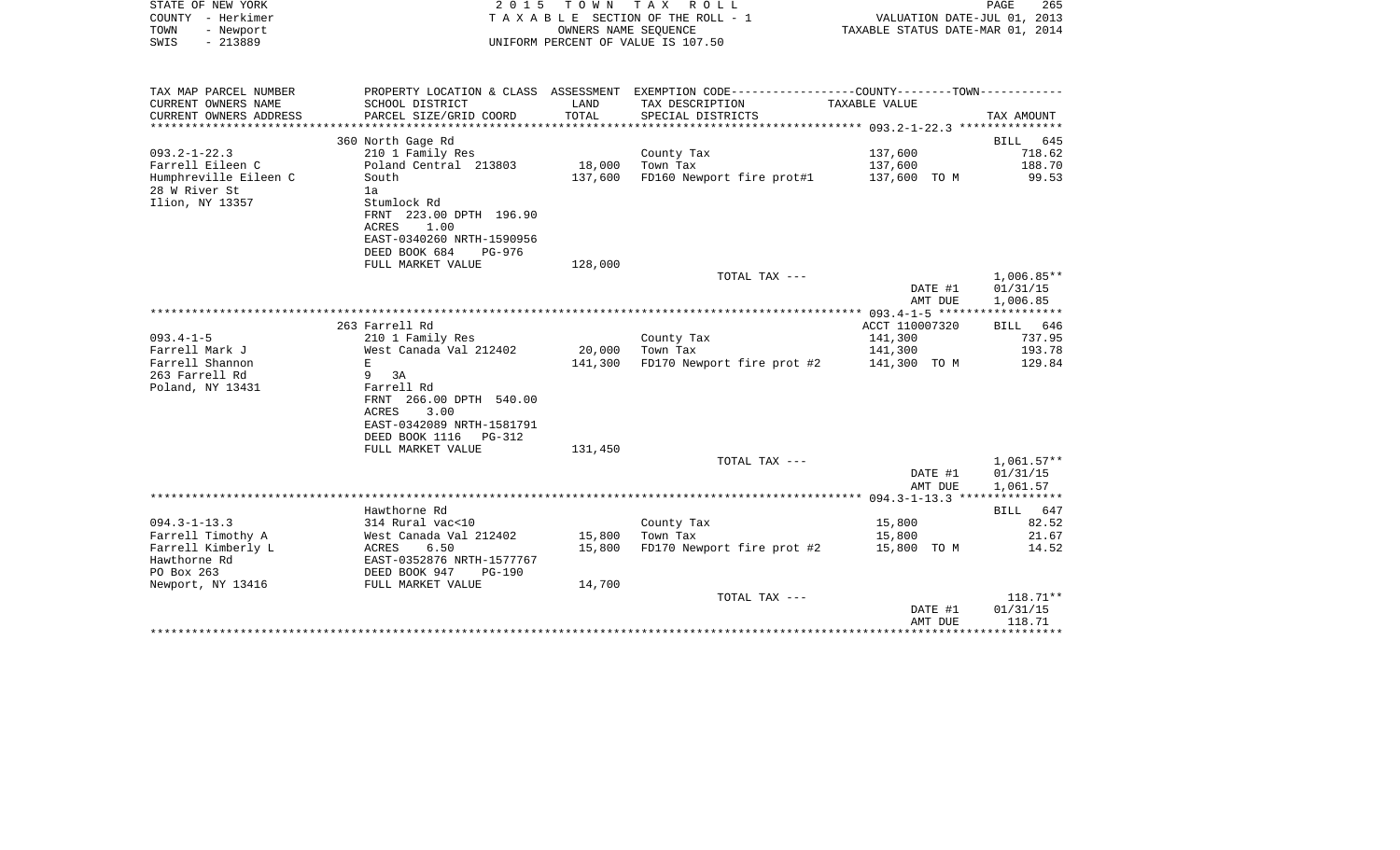STATE OF NEW YORK 2 0 1 5 T O W N T A X R O L L
COUNTY - Herkimer T A X A B L E SECTION OF THE ROLL - 1 VALUATION DATE-JUL 01, 2013
TOWN - Newport OWNERS NAME SEQUENCE TAXABLE STATUS DATE-MAR 01, 2014
SWIS - 213889 UNIFORM PERCENT OF VALUE IS 107.50

| TAX MAP PARCEL NUMBER<br>CURRENT OWNERS NAME<br>CURRENT OWNERS ADDRESS | PROPERTY LOCATION & CLASS<br>SCHOOL DISTRICT<br>PARCEL SIZE/GRID COORD | ASSESSMENT<br>LAND<br>TOTAL | EXEMPTION CODE-----COUNTY-----TOWN-----<br>TAX DESCRIPTION<br>SPECIAL DISTRICTS | TAXABLE VALUE | TAX AMOUNT |
|---|---|---|---|---|---|
| ****** 093.2-1-22.3 ****** | | | | | |
| | 360 North Gage Rd | | | | BILL 645 |
| 093.2-1-22.3 | 210 1 Family Res | | County Tax | 137,600 | 718.62 |
| Farrell Eileen C | Poland Central 213803 | 18,000 | Town Tax | 137,600 | 188.70 |
| Humphreville Eileen C | South | 137,600 | FD160 Newport fire prot#1 | 137,600 TO M | 99.53 |
| 28 W River St | 1a | | | | |
| Ilion, NY 13357 | Stumlock Rd | | | | |
| | FRNT 223.00 DPTH 196.90 | | | | |
| | ACRES 1.00 | | | | |
| | EAST-0340260 NRTH-1590956 | | | | |
| | DEED BOOK 684 PG-976 | | | | |
| | FULL MARKET VALUE | 128,000 | | | |
| | | | TOTAL TAX --- | | 1,006.85** |
| | | | | DATE #1 | 01/31/15 |
| | | | | AMT DUE | 1,006.85 |
| ****** 093.4-1-5 ****** | | | | | |
| | 263 Farrell Rd | | | ACCT 110007320 | BILL 646 |
| 093.4-1-5 | 210 1 Family Res | | County Tax | 141,300 | 737.95 |
| Farrell Mark J | West Canada Val 212402 | 20,000 | Town Tax | 141,300 | 193.78 |
| Farrell Shannon | E | 141,300 | FD170 Newport fire prot #2 | 141,300 TO M | 129.84 |
| 263 Farrell Rd | 9 3A | | | | |
| Poland, NY 13431 | Farrell Rd | | | | |
| | FRNT 266.00 DPTH 540.00 | | | | |
| | ACRES 3.00 | | | | |
| | EAST-0342089 NRTH-1581791 | | | | |
| | DEED BOOK 1116 PG-312 | | | | |
| | FULL MARKET VALUE | 131,450 | | | |
| | | | TOTAL TAX --- | | 1,061.57** |
| | | | | DATE #1 | 01/31/15 |
| | | | | AMT DUE | 1,061.57 |
| ****** 094.3-1-13.3 ****** | | | | | |
| | Hawthorne Rd | | | | BILL 647 |
| 094.3-1-13.3 | 314 Rural vac<10 | | County Tax | 15,800 | 82.52 |
| Farrell Timothy A | West Canada Val 212402 | 15,800 | Town Tax | 15,800 | 21.67 |
| Farrell Kimberly L | ACRES 6.50 | 15,800 | FD170 Newport fire prot #2 | 15,800 TO M | 14.52 |
| Hawthorne Rd | EAST-0352876 NRTH-1577767 | | | | |
| PO Box 263 | DEED BOOK 947 PG-190 | | | | |
| Newport, NY 13416 | FULL MARKET VALUE | 14,700 | | | |
| | | | TOTAL TAX --- | | 118.71** |
| | | | | DATE #1 | 01/31/15 |
| | | | | AMT DUE | 118.71 |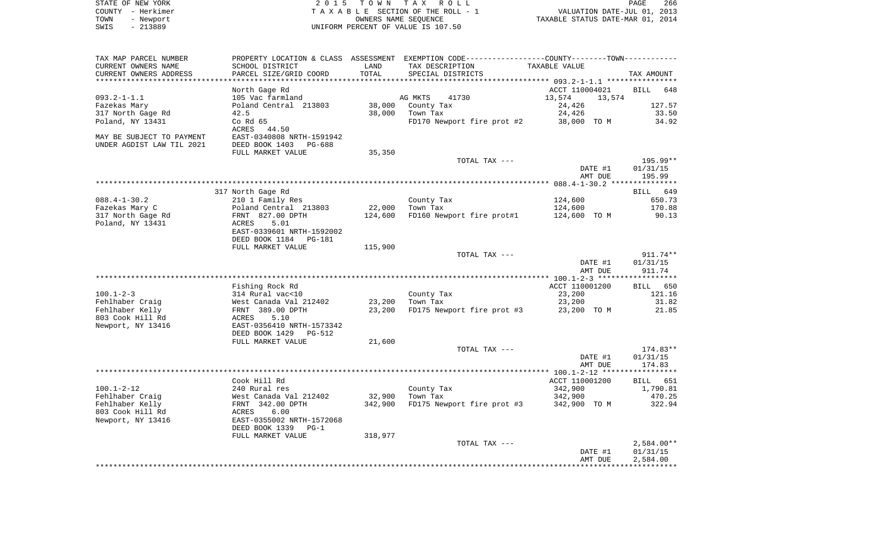STATE OF NEW YORK
COUNTY - Herkimer
TOWN - Newport
SWIS - 213889

2 0 1 5 T O W N T A X R O L L
T A X A B L E SECTION OF THE ROLL - 1
OWNERS NAME SEQUENCE
UNIFORM PERCENT OF VALUE IS 107.50

VALUATION DATE-JUL 01, 2013
TAXABLE STATUS DATE-MAR 01, 2014

| TAX MAP PARCEL NUMBER / CURRENT OWNERS NAME / CURRENT OWNERS ADDRESS | PROPERTY LOCATION & CLASS / SCHOOL DISTRICT / PARCEL SIZE/GRID COORD | ASSESSMENT LAND / TOTAL | EXEMPTION CODE / TAX DESCRIPTION / SPECIAL DISTRICTS | COUNTY / TOWN TAXABLE VALUE | TAX AMOUNT |
|---|---|---|---|---|---|
| 093.2-1-1.1 | North Gage Rd | | | ACCT 110004021 | BILL 648 |
| | 105 Vac farmland | | AG MKTS 41730 | 13,574 13,574 | |
| Fazekas Mary | Poland Central 213803 | 38,000 | County Tax | 24,426 | 127.57 |
| 317 North Gage Rd | 42.5 | 38,000 | Town Tax | 24,426 | 33.50 |
| Poland, NY 13431 | Co Rd 65 | | FD170 Newport fire prot #2 | 38,000 TO M | 34.92 |
| | ACRES 44.50 | | | | |
| MAY BE SUBJECT TO PAYMENT | EAST-0340808 NRTH-1591942 | | | | |
| UNDER AGDIST LAW TIL 2021 | DEED BOOK 1403 PG-688 | | | | |
| | FULL MARKET VALUE | 35,350 | | | |
| | | | TOTAL TAX --- | | 195.99** |
| | | | | DATE #1 | 01/31/15 |
| | | | | AMT DUE | 195.99 |
| 088.4-1-30.2 | 317 North Gage Rd | | | | BILL 649 |
| | 210 1 Family Res | | County Tax | 124,600 | 650.73 |
| Fazekas Mary C | Poland Central 213803 | 22,000 | Town Tax | 124,600 | 170.88 |
| 317 North Gage Rd | FRNT 827.00 DPTH | 124,600 | FD160 Newport fire prot#1 | 124,600 TO M | 90.13 |
| Poland, NY 13431 | ACRES 5.01 | | | | |
| | EAST-0339601 NRTH-1592002 | | | | |
| | DEED BOOK 1184 PG-181 | | | | |
| | FULL MARKET VALUE | 115,900 | | | |
| | | | TOTAL TAX --- | | 911.74** |
| | | | | DATE #1 | 01/31/15 |
| | | | | AMT DUE | 911.74 |
| 100.1-2-3 | Fishing Rock Rd | | | ACCT 110001200 | BILL 650 |
| | 314 Rural vac<10 | | County Tax | 23,200 | 121.16 |
| Fehlhaber Craig | West Canada Val 212402 | 23,200 | Town Tax | 23,200 | 31.82 |
| Fehlhaber Kelly | FRNT 389.00 DPTH | 23,200 | FD175 Newport fire prot #3 | 23,200 TO M | 21.85 |
| 803 Cook Hill Rd | ACRES 5.10 | | | | |
| Newport, NY 13416 | EAST-0356410 NRTH-1573342 | | | | |
| | DEED BOOK 1429 PG-512 | | | | |
| | FULL MARKET VALUE | 21,600 | | | |
| | | | TOTAL TAX --- | | 174.83** |
| | | | | DATE #1 | 01/31/15 |
| | | | | AMT DUE | 174.83 |
| 100.1-2-12 | Cook Hill Rd | | | ACCT 110001200 | BILL 651 |
| | 240 Rural res | | County Tax | 342,900 | 1,790.81 |
| Fehlhaber Craig | West Canada Val 212402 | 32,900 | Town Tax | 342,900 | 470.25 |
| Fehlhaber Kelly | FRNT 342.00 DPTH | 342,900 | FD175 Newport fire prot #3 | 342,900 TO M | 322.94 |
| 803 Cook Hill Rd | ACRES 6.00 | | | | |
| Newport, NY 13416 | EAST-0355002 NRTH-1572068 | | | | |
| | DEED BOOK 1339 PG-1 | | | | |
| | FULL MARKET VALUE | 318,977 | | | |
| | | | TOTAL TAX --- | | 2,584.00** |
| | | | | DATE #1 | 01/31/15 |
| | | | | AMT DUE | 2,584.00 |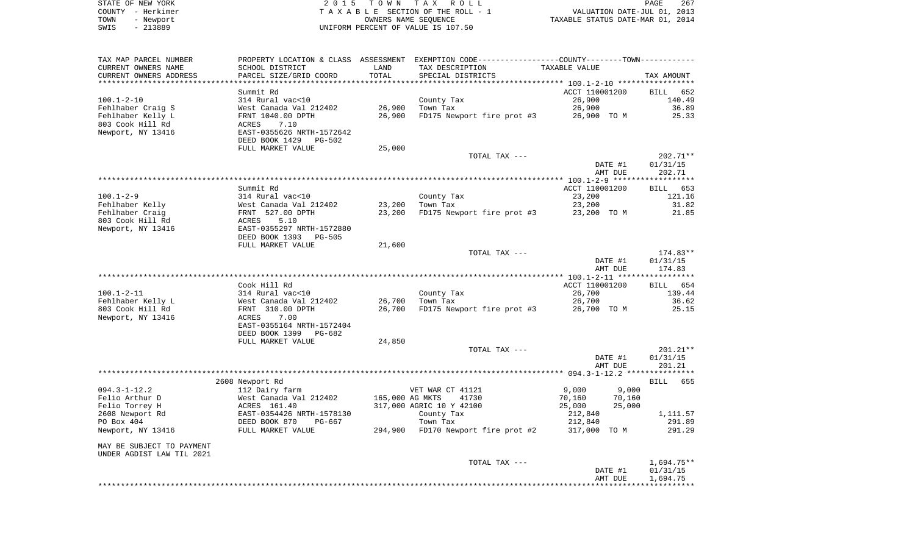STATE OF NEW YORK　　　　　　　　2015 TOWN TAX ROLL　　　　　　　　PAGE 267
COUNTY - Herkimer　　　　　　TAXABLE SECTION OF THE ROLL - 1　　　　VALUATION DATE-JUL 01, 2013
TOWN - Newport　　　　　　　　　　OWNERS NAME SEQUENCE　　　　TAXABLE STATUS DATE-MAR 01, 2014
SWIS - 213889　　　　　　　　UNIFORM PERCENT OF VALUE IS 107.50

| TAX MAP PARCEL NUMBER / CURRENT OWNERS NAME / CURRENT OWNERS ADDRESS | PROPERTY LOCATION & CLASS / SCHOOL DISTRICT / PARCEL SIZE/GRID COORD | ASSESSMENT LAND / TOTAL | EXEMPTION CODE / TAX DESCRIPTION / SPECIAL DISTRICTS | COUNTY--------TOWN / TAXABLE VALUE | TAX AMOUNT |
|---|---|---|---|---|---|
| | Summit Rd | | | ACCT 110001200 | BILL 652 |
| 100.1-2-10 | 314 Rural vac<10 | | County Tax | 26,900 | 140.49 |
| Fehlhaber Craig S | West Canada Val 212402 | 26,900 | Town Tax | 26,900 | 36.89 |
| Fehlhaber Kelly L | FRNT 1040.00 DPTH | 26,900 | FD175 Newport fire prot #3 | 26,900 TO M | 25.33 |
| 803 Cook Hill Rd | ACRES 7.10 | | | | |
| Newport, NY 13416 | EAST-0355626 NRTH-1572642 | | | | |
| | DEED BOOK 1429 PG-502 | | | | |
| | FULL MARKET VALUE | 25,000 | | | |
| | | | TOTAL TAX --- | | 202.71** |
| | | | | DATE #1 | 01/31/15 |
| | | | | AMT DUE | 202.71 |
| | Summit Rd | | | ACCT 110001200 | BILL 653 |
| 100.1-2-9 | 314 Rural vac<10 | | County Tax | 23,200 | 121.16 |
| Fehlhaber Kelly | West Canada Val 212402 | 23,200 | Town Tax | 23,200 | 31.82 |
| Fehlhaber Craig | FRNT 527.00 DPTH | 23,200 | FD175 Newport fire prot #3 | 23,200 TO M | 21.85 |
| 803 Cook Hill Rd | ACRES 5.10 | | | | |
| Newport, NY 13416 | EAST-0355297 NRTH-1572880 | | | | |
| | DEED BOOK 1393 PG-505 | | | | |
| | FULL MARKET VALUE | 21,600 | | | |
| | | | TOTAL TAX --- | | 174.83** |
| | | | | DATE #1 | 01/31/15 |
| | | | | AMT DUE | 174.83 |
| | Cook Hill Rd | | | ACCT 110001200 | BILL 654 |
| 100.1-2-11 | 314 Rural vac<10 | | County Tax | 26,700 | 139.44 |
| Fehlhaber Kelly L | West Canada Val 212402 | 26,700 | Town Tax | 26,700 | 36.62 |
| 803 Cook Hill Rd | FRNT 310.00 DPTH | 26,700 | FD175 Newport fire prot #3 | 26,700 TO M | 25.15 |
| Newport, NY 13416 | ACRES 7.00 | | | | |
| | EAST-0355164 NRTH-1572404 | | | | |
| | DEED BOOK 1399 PG-682 | | | | |
| | FULL MARKET VALUE | 24,850 | | | |
| | | | TOTAL TAX --- | | 201.21** |
| | | | | DATE #1 | 01/31/15 |
| | | | | AMT DUE | 201.21 |
| | 2608 Newport Rd | | | | BILL 655 |
| 094.3-1-12.2 | 112 Dairy farm | | VET WAR CT 41121 | 9,000 9,000 | |
| Felio Arthur D | West Canada Val 212402 | 165,000 | AG MKTS 41730 | 70,160 70,160 | |
| Felio Torrey H | ACRES 161.40 | 317,000 | AGRIC 10 Y 42100 | 25,000 25,000 | |
| 2608 Newport Rd | EAST-0354426 NRTH-1578130 | | County Tax | 212,840 | 1,111.57 |
| PO Box 404 | DEED BOOK 870 PG-667 | | Town Tax | 212,840 | 291.89 |
| Newport, NY 13416 | FULL MARKET VALUE | 294,900 | FD170 Newport fire prot #2 | 317,000 TO M | 291.29 |
| MAY BE SUBJECT TO PAYMENT | | | | | |
| UNDER AGDIST LAW TIL 2021 | | | | | |
| | | | TOTAL TAX --- | | 1,694.75** |
| | | | | DATE #1 | 01/31/15 |
| | | | | AMT DUE | 1,694.75 |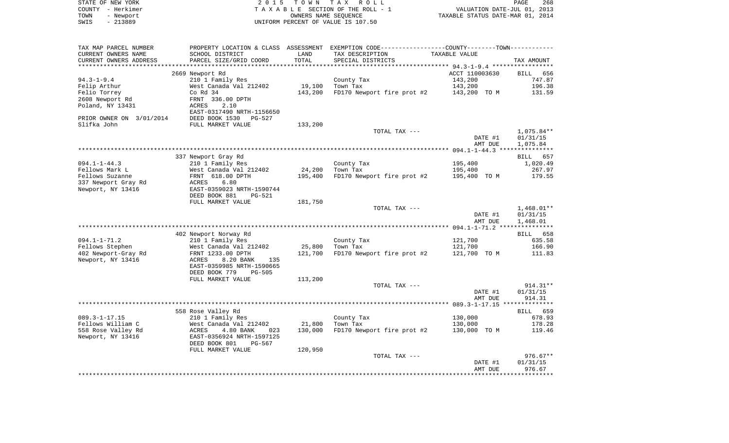STATE OF NEW YORK
COUNTY - Herkimer
TOWN - Newport
SWIS - 213889

2 0 1 5 T O W N T A X R O L L
T A X A B L E SECTION OF THE ROLL - 1
OWNERS NAME SEQUENCE
UNIFORM PERCENT OF VALUE IS 107.50

VALUATION DATE-JUL 01, 2013
TAXABLE STATUS DATE-MAR 01, 2014

| TAX MAP PARCEL NUMBER<br>CURRENT OWNERS NAME<br>CURRENT OWNERS ADDRESS | PROPERTY LOCATION & CLASS<br>SCHOOL DISTRICT<br>PARCEL SIZE/GRID COORD | ASSESSMENT<br>LAND<br>TOTAL | EXEMPTION CODE-----COUNTY-----TOWN-----<br>TAX DESCRIPTION<br>SPECIAL DISTRICTS | TAXABLE VALUE | TAX AMOUNT |
|---|---|---|---|---|---|
| | 2669 Newport Rd | | | ACCT 110003630 | BILL 656 |
| 94.3-1-9.4 | 210 1 Family Res | | County Tax | 143,200 | 747.87 |
| Felip Arthur | West Canada Val 212402 | 19,100 | Town Tax | 143,200 | 196.38 |
| Felio Torrey | Co Rd 34 | 143,200 | FD170 Newport fire prot #2 | 143,200 TO M | 131.59 |
| 2608 Newport Rd | FRNT 336.00 DPTH | | | | |
| Poland, NY 13431 | ACRES 2.10 | | | | |
| | EAST-0317490 NRTH-1156650 | | | | |
| PRIOR OWNER ON 3/01/2014 | DEED BOOK 1530 PG-527 | | | | |
| Slifka John | FULL MARKET VALUE | 133,200 | | | |
| | | | TOTAL TAX --- | | 1,075.84** |
| | | | | DATE #1 | 01/31/15 |
| | | | | AMT DUE | 1,075.84 |
| | 337 Newport Gray Rd | | | | BILL 657 |
| 094.1-1-44.3 | 210 1 Family Res | | County Tax | 195,400 | 1,020.49 |
| Fellows Mark L | West Canada Val 212402 | 24,200 | Town Tax | 195,400 | 267.97 |
| Fellows Suzanne | FRNT 618.00 DPTH | 195,400 | FD170 Newport fire prot #2 | 195,400 TO M | 179.55 |
| 337 Newport Gray Rd | ACRES 6.80 | | | | |
| Newport, NY 13416 | EAST-0359023 NRTH-1590744 | | | | |
| | DEED BOOK 881 PG-521 | | | | |
| | FULL MARKET VALUE | 181,750 | | | |
| | | | TOTAL TAX --- | | 1,468.01** |
| | | | | DATE #1 | 01/31/15 |
| | | | | AMT DUE | 1,468.01 |
| | 402 Newport Norway Rd | | | | BILL 658 |
| 094.1-1-71.2 | 210 1 Family Res | | County Tax | 121,700 | 635.58 |
| Fellows Stephen | West Canada Val 212402 | 25,800 | Town Tax | 121,700 | 166.90 |
| 402 Newport-Gray Rd | FRNT 1233.00 DPTH | 121,700 | FD170 Newport fire prot #2 | 121,700 TO M | 111.83 |
| Newport, NY 13416 | ACRES 8.20 BANK 135 | | | | |
| | EAST-0359985 NRTH-1590665 | | | | |
| | DEED BOOK 779 PG-505 | | | | |
| | FULL MARKET VALUE | 113,200 | | | |
| | | | TOTAL TAX --- | | 914.31** |
| | | | | DATE #1 | 01/31/15 |
| | | | | AMT DUE | 914.31 |
| | 558 Rose Valley Rd | | | | BILL 659 |
| 089.3-1-17.15 | 210 1 Family Res | | County Tax | 130,000 | 678.93 |
| Fellows William C | West Canada Val 212402 | 21,800 | Town Tax | 130,000 | 178.28 |
| 558 Rose Valley Rd | ACRES 4.80 BANK 023 | 130,000 | FD170 Newport fire prot #2 | 130,000 TO M | 119.46 |
| Newport, NY 13416 | EAST-0356924 NRTH-1597125 | | | | |
| | DEED BOOK 801 PG-567 | | | | |
| | FULL MARKET VALUE | 120,950 | | | |
| | | | TOTAL TAX --- | | 976.67** |
| | | | | DATE #1 | 01/31/15 |
| | | | | AMT DUE | 976.67 |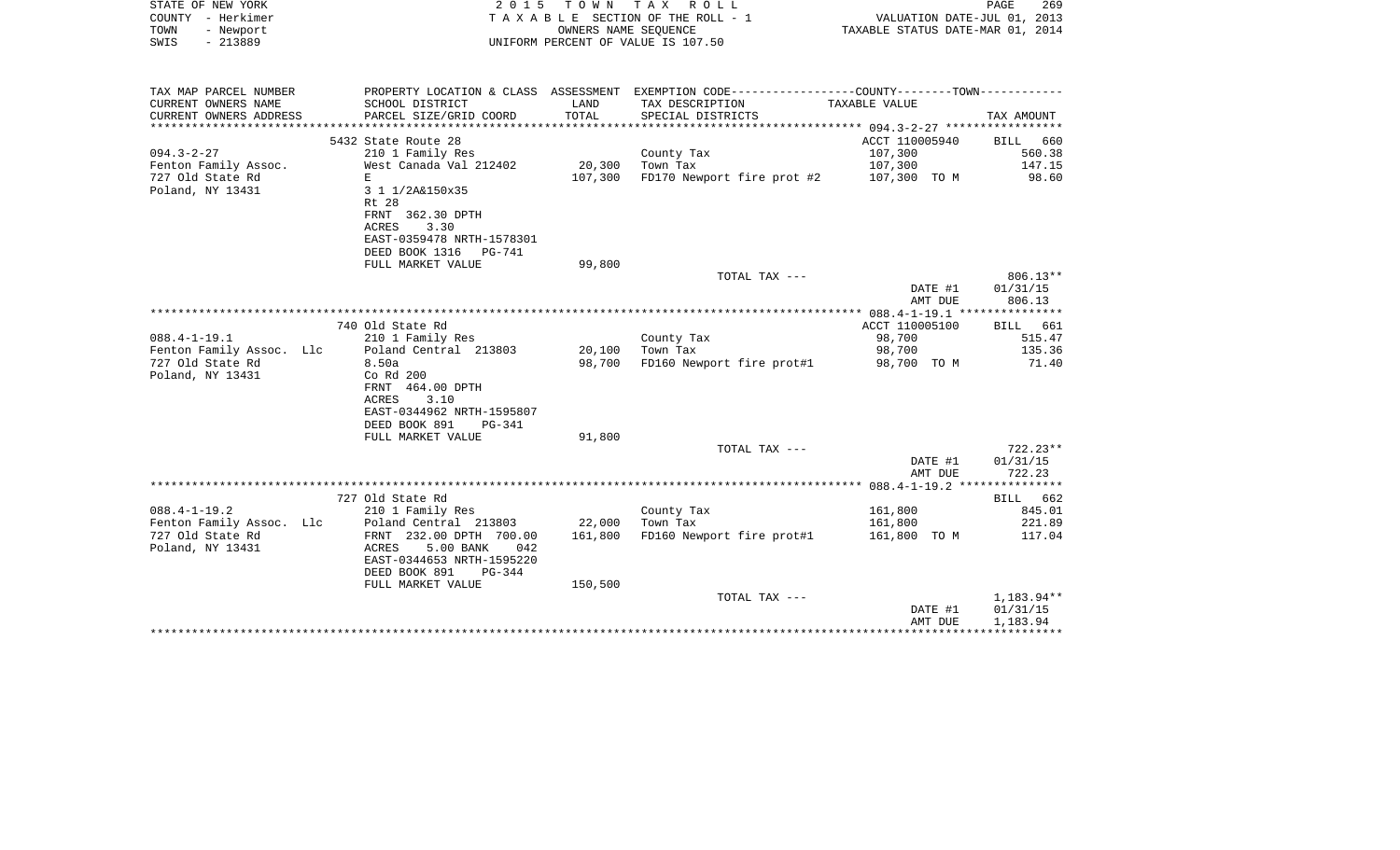STATE OF NEW YORK | 2015 TOWN TAX ROLL | VALUATION DATE-JUL 01, 2013
COUNTY - Herkimer | TAXABLE SECTION OF THE ROLL - 1 | TAXABLE STATUS DATE-MAR 01, 2014
TOWN - Newport | OWNERS NAME SEQUENCE
SWIS - 213889 | UNIFORM PERCENT OF VALUE IS 107.50

| TAX MAP PARCEL NUMBER<br>CURRENT OWNERS NAME<br>CURRENT OWNERS ADDRESS | PROPERTY LOCATION & CLASS<br>SCHOOL DISTRICT<br>PARCEL SIZE/GRID COORD | ASSESSMENT<br>LAND<br>TOTAL | EXEMPTION CODE-----COUNTY-----TOWN-----<br>TAX DESCRIPTION<br>SPECIAL DISTRICTS | TAXABLE VALUE | TAX AMOUNT |
|---|---|---|---|---|---|
| | 5432 State Route 28 | | | ACCT 110005940 | BILL 660 |
| 094.3-2-27 | 210 1 Family Res | | County Tax | 107,300 | 560.38 |
| Fenton Family Assoc. | West Canada Val 212402 | 20,300 | Town Tax | 107,300 | 147.15 |
| 727 Old State Rd | E | 107,300 | FD170 Newport fire prot #2 | 107,300 TO M | 98.60 |
| Poland, NY 13431 | 3 1 1/2A&150x35 | | | | |
| | Rt 28 | | | | |
| | FRNT 362.30 DPTH | | | | |
| | ACRES 3.30 | | | | |
| | EAST-0359478 NRTH-1578301 | | | | |
| | DEED BOOK 1316 PG-741 | | | | |
| | FULL MARKET VALUE | 99,800 | | | |
| | | | TOTAL TAX --- | | 806.13** |
| | | | | DATE #1 | 01/31/15 |
| | | | | AMT DUE | 806.13 |
| | 740 Old State Rd | | | ACCT 110005100 | BILL 661 |
| 088.4-1-19.1 | 210 1 Family Res | | County Tax | 98,700 | 515.47 |
| Fenton Family Assoc. Llc | Poland Central 213803 | 20,100 | Town Tax | 98,700 | 135.36 |
| 727 Old State Rd | 8.50a | 98,700 | FD160 Newport fire prot#1 | 98,700 TO M | 71.40 |
| Poland, NY 13431 | Co Rd 200 | | | | |
| | FRNT 464.00 DPTH | | | | |
| | ACRES 3.10 | | | | |
| | EAST-0344962 NRTH-1595807 | | | | |
| | DEED BOOK 891 PG-341 | | | | |
| | FULL MARKET VALUE | 91,800 | | | |
| | | | TOTAL TAX --- | | 722.23** |
| | | | | DATE #1 | 01/31/15 |
| | | | | AMT DUE | 722.23 |
| | 727 Old State Rd | | | | BILL 662 |
| 088.4-1-19.2 | 210 1 Family Res | | County Tax | 161,800 | 845.01 |
| Fenton Family Assoc. Llc | Poland Central 213803 | 22,000 | Town Tax | 161,800 | 221.89 |
| 727 Old State Rd | FRNT 232.00 DPTH 700.00 | 161,800 | FD160 Newport fire prot#1 | 161,800 TO M | 117.04 |
| Poland, NY 13431 | ACRES 5.00 BANK 042 | | | | |
| | EAST-0344653 NRTH-1595220 | | | | |
| | DEED BOOK 891 PG-344 | | | | |
| | FULL MARKET VALUE | 150,500 | | | |
| | | | TOTAL TAX --- | | 1,183.94** |
| | | | | DATE #1 | 01/31/15 |
| | | | | AMT DUE | 1,183.94 |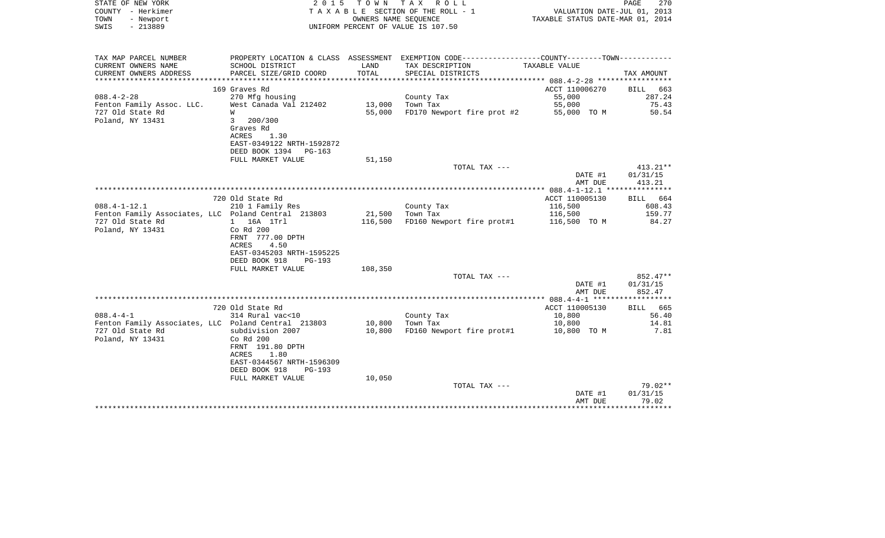| TAX MAP PARCEL NUMBER | PROPERTY LOCATION & CLASS | ASSESSMENT | EXEMPTION CODE-----COUNTY-----TOWN----- | | |
|---|---|---|---|---|---|
| CURRENT OWNERS NAME | SCHOOL DISTRICT | LAND | TAX DESCRIPTION | TAXABLE VALUE | |
| CURRENT OWNERS ADDRESS | PARCEL SIZE/GRID COORD | TOTAL | SPECIAL DISTRICTS | | TAX AMOUNT |
| ****** 088.4-2-28 ****** | | | | | |
| | 169 Graves Rd | | | ACCT 110006270 | BILL 663 |
| 088.4-2-28 | 270 Mfg housing | | County Tax | 55,000 | 287.24 |
| Fenton Family Assoc. LLC. | West Canada Val 212402 | 13,000 | Town Tax | 55,000 | 75.43 |
| 727 Old State Rd | W | 55,000 | FD170 Newport fire prot #2 | 55,000 TO M | 50.54 |
| Poland, NY 13431 | 3 200/300 | | | | |
| | Graves Rd | | | | |
| | ACRES 1.30 | | | | |
| | EAST-0349122 NRTH-1592872 | | | | |
| | DEED BOOK 1394 PG-163 | | | | |
| | FULL MARKET VALUE | 51,150 | | | |
| | | | TOTAL TAX --- | | 413.21** |
| | | | | DATE #1 | 01/31/15 |
| | | | | AMT DUE | 413.21 |
| ****** 088.4-1-12.1 ****** | | | | | |
| | 720 Old State Rd | | | ACCT 110005130 | BILL 664 |
| 088.4-1-12.1 | 210 1 Family Res | | County Tax | 116,500 | 608.43 |
| Fenton Family Associates, LLC | Poland Central 213803 | 21,500 | Town Tax | 116,500 | 159.77 |
| 727 Old State Rd | 1 16A 1Trl | 116,500 | FD160 Newport fire prot#1 | 116,500 TO M | 84.27 |
| Poland, NY 13431 | Co Rd 200 | | | | |
| | FRNT 777.00 DPTH | | | | |
| | ACRES 4.50 | | | | |
| | EAST-0345203 NRTH-1595225 | | | | |
| | DEED BOOK 918 PG-193 | | | | |
| | FULL MARKET VALUE | 108,350 | | | |
| | | | TOTAL TAX --- | | 852.47** |
| | | | | DATE #1 | 01/31/15 |
| | | | | AMT DUE | 852.47 |
| ****** 088.4-4-1 ****** | | | | | |
| | 720 Old State Rd | | | ACCT 110005130 | BILL 665 |
| 088.4-4-1 | 314 Rural vac<10 | | County Tax | 10,800 | 56.40 |
| Fenton Family Associates, LLC | Poland Central 213803 | 10,800 | Town Tax | 10,800 | 14.81 |
| 727 Old State Rd | subdivision 2007 | 10,800 | FD160 Newport fire prot#1 | 10,800 TO M | 7.81 |
| Poland, NY 13431 | Co Rd 200 | | | | |
| | FRNT 191.80 DPTH | | | | |
| | ACRES 1.80 | | | | |
| | EAST-0344567 NRTH-1596309 | | | | |
| | DEED BOOK 918 PG-193 | | | | |
| | FULL MARKET VALUE | 10,050 | | | |
| | | | TOTAL TAX --- | | 79.02** |
| | | | | DATE #1 | 01/31/15 |
| | | | | AMT DUE | 79.02 |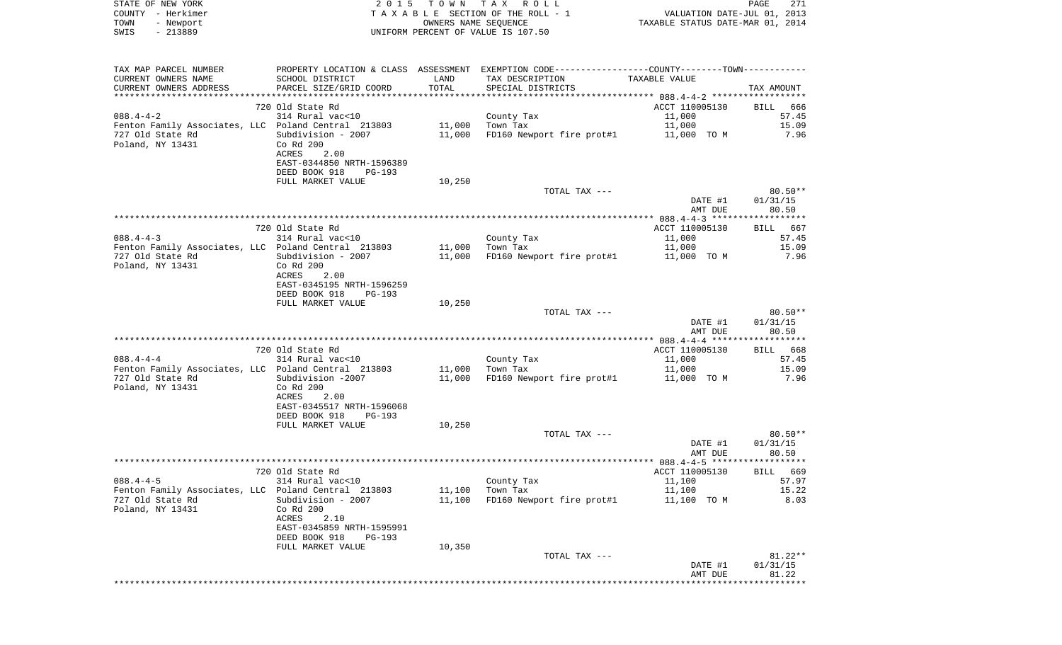STATE OF NEW YORK
COUNTY - Herkimer
TOWN - Newport
SWIS - 213889

2 0 1 5 T O W N T A X R O L L
T A X A B L E SECTION OF THE ROLL - 1
OWNERS NAME SEQUENCE
UNIFORM PERCENT OF VALUE IS 107.50

VALUATION DATE-JUL 01, 2013
TAXABLE STATUS DATE-MAR 01, 2014

| TAX MAP PARCEL NUMBER / CURRENT OWNERS NAME / CURRENT OWNERS ADDRESS | PROPERTY LOCATION & CLASS / SCHOOL DISTRICT / PARCEL SIZE/GRID COORD | ASSESSMENT LAND / TOTAL | EXEMPTION CODE / TAX DESCRIPTION / SPECIAL DISTRICTS | TAXABLE VALUE | TAX AMOUNT |
|---|---|---|---|---|---|
| 088.4-4-2 | 720 Old State Rd | | | ACCT 110005130 | BILL 666 |
| | 314 Rural vac<10 | | County Tax | 11,000 | 57.45 |
| Fenton Family Associates, LLC | Poland Central 213803 | 11,000 | Town Tax | 11,000 | 15.09 |
| 727 Old State Rd | Subdivision - 2007 | 11,000 | FD160 Newport fire prot#1 | 11,000 TO M | 7.96 |
| Poland, NY 13431 | Co Rd 200 | | | | |
| | ACRES 2.00 | | | | |
| | EAST-0344850 NRTH-1596389 | | | | |
| | DEED BOOK 918 PG-193 | | | | |
| | FULL MARKET VALUE | 10,250 | | | |
| | | | TOTAL TAX --- | | 80.50** |
| | | | | DATE #1 | 01/31/15 |
| | | | | AMT DUE | 80.50 |
| 088.4-4-3 | 720 Old State Rd | | | ACCT 110005130 | BILL 667 |
| | 314 Rural vac<10 | | County Tax | 11,000 | 57.45 |
| Fenton Family Associates, LLC | Poland Central 213803 | 11,000 | Town Tax | 11,000 | 15.09 |
| 727 Old State Rd | Subdivision - 2007 | 11,000 | FD160 Newport fire prot#1 | 11,000 TO M | 7.96 |
| Poland, NY 13431 | Co Rd 200 | | | | |
| | ACRES 2.00 | | | | |
| | EAST-0345195 NRTH-1596259 | | | | |
| | DEED BOOK 918 PG-193 | | | | |
| | FULL MARKET VALUE | 10,250 | | | |
| | | | TOTAL TAX --- | | 80.50** |
| | | | | DATE #1 | 01/31/15 |
| | | | | AMT DUE | 80.50 |
| 088.4-4-4 | 720 Old State Rd | | | ACCT 110005130 | BILL 668 |
| | 314 Rural vac<10 | | County Tax | 11,000 | 57.45 |
| Fenton Family Associates, LLC | Poland Central 213803 | 11,000 | Town Tax | 11,000 | 15.09 |
| 727 Old State Rd | Subdivision -2007 | 11,000 | FD160 Newport fire prot#1 | 11,000 TO M | 7.96 |
| Poland, NY 13431 | Co Rd 200 | | | | |
| | ACRES 2.00 | | | | |
| | EAST-0345517 NRTH-1596068 | | | | |
| | DEED BOOK 918 PG-193 | | | | |
| | FULL MARKET VALUE | 10,250 | | | |
| | | | TOTAL TAX --- | | 80.50** |
| | | | | DATE #1 | 01/31/15 |
| | | | | AMT DUE | 80.50 |
| 088.4-4-5 | 720 Old State Rd | | | ACCT 110005130 | BILL 669 |
| | 314 Rural vac<10 | | County Tax | 11,100 | 57.97 |
| Fenton Family Associates, LLC | Poland Central 213803 | 11,100 | Town Tax | 11,100 | 15.22 |
| 727 Old State Rd | Subdivision - 2007 | 11,100 | FD160 Newport fire prot#1 | 11,100 TO M | 8.03 |
| Poland, NY 13431 | Co Rd 200 | | | | |
| | ACRES 2.10 | | | | |
| | EAST-0345859 NRTH-1595991 | | | | |
| | DEED BOOK 918 PG-193 | | | | |
| | FULL MARKET VALUE | 10,350 | | | |
| | | | TOTAL TAX --- | | 81.22** |
| | | | | DATE #1 | 01/31/15 |
| | | | | AMT DUE | 81.22 |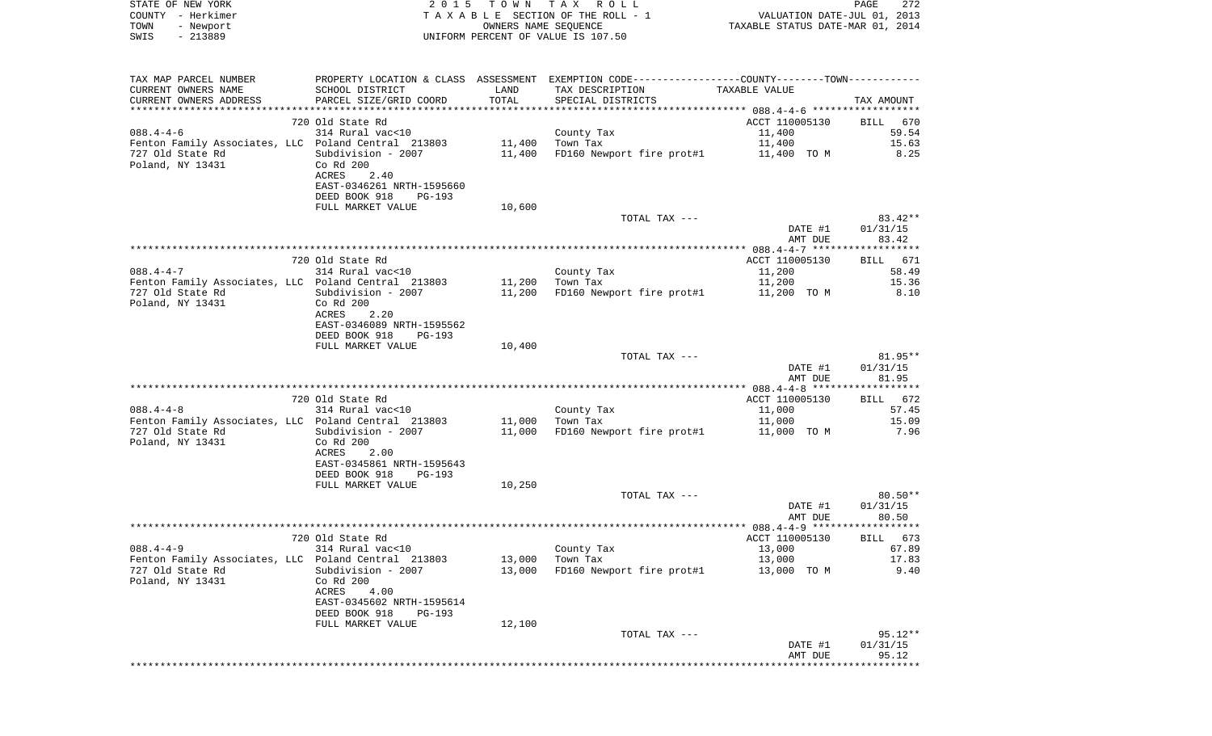STATE OF NEW YORK — 2015 TOWN TAX ROLL — PAGE 272
COUNTY - Herkimer — TAXABLE SECTION OF THE ROLL - 1 — VALUATION DATE-JUL 01, 2013
TOWN - Newport — OWNERS NAME SEQUENCE — TAXABLE STATUS DATE-MAR 01, 2014
SWIS - 213889 — UNIFORM PERCENT OF VALUE IS 107.50

| TAX MAP PARCEL NUMBER / CURRENT OWNERS NAME / CURRENT OWNERS ADDRESS | PROPERTY LOCATION & CLASS / SCHOOL DISTRICT / PARCEL SIZE/GRID COORD | ASSESSMENT LAND | TOTAL | EXEMPTION CODE / TAX DESCRIPTION / SPECIAL DISTRICTS | TAXABLE VALUE | TAX AMOUNT |
|---|---|---|---|---|---|---|
| 088.4-4-6 | 720 Old State Rd | | | | ACCT 110005130 | BILL 670 |
| | 314 Rural vac<10 | | | County Tax | 11,400 | 59.54 |
| Fenton Family Associates, LLC | Poland Central 213803 | 11,400 | | Town Tax | 11,400 | 15.63 |
| 727 Old State Rd | Subdivision - 2007 | | 11,400 | FD160 Newport fire prot#1 | 11,400 TO M | 8.25 |
| Poland, NY 13431 | Co Rd 200 | | | | | |
| | ACRES 2.40 | | | | | |
| | EAST-0346261 NRTH-1595660 | | | | | |
| | DEED BOOK 918 PG-193 | | | | | |
| | FULL MARKET VALUE | | 10,600 | | | |
| | | | | TOTAL TAX --- | | 83.42** |
| | | | | | DATE #1 | 01/31/15 |
| | | | | | AMT DUE | 83.42 |
| 088.4-4-7 | 720 Old State Rd | | | | ACCT 110005130 | BILL 671 |
| | 314 Rural vac<10 | | | County Tax | 11,200 | 58.49 |
| Fenton Family Associates, LLC | Poland Central 213803 | 11,200 | | Town Tax | 11,200 | 15.36 |
| 727 Old State Rd | Subdivision - 2007 | | 11,200 | FD160 Newport fire prot#1 | 11,200 TO M | 8.10 |
| Poland, NY 13431 | Co Rd 200 | | | | | |
| | ACRES 2.20 | | | | | |
| | EAST-0346089 NRTH-1595562 | | | | | |
| | DEED BOOK 918 PG-193 | | | | | |
| | FULL MARKET VALUE | | 10,400 | | | |
| | | | | TOTAL TAX --- | | 81.95** |
| | | | | | DATE #1 | 01/31/15 |
| | | | | | AMT DUE | 81.95 |
| 088.4-4-8 | 720 Old State Rd | | | | ACCT 110005130 | BILL 672 |
| | 314 Rural vac<10 | | | County Tax | 11,000 | 57.45 |
| Fenton Family Associates, LLC | Poland Central 213803 | 11,000 | | Town Tax | 11,000 | 15.09 |
| 727 Old State Rd | Subdivision - 2007 | | 11,000 | FD160 Newport fire prot#1 | 11,000 TO M | 7.96 |
| Poland, NY 13431 | Co Rd 200 | | | | | |
| | ACRES 2.00 | | | | | |
| | EAST-0345861 NRTH-1595643 | | | | | |
| | DEED BOOK 918 PG-193 | | | | | |
| | FULL MARKET VALUE | | 10,250 | | | |
| | | | | TOTAL TAX --- | | 80.50** |
| | | | | | DATE #1 | 01/31/15 |
| | | | | | AMT DUE | 80.50 |
| 088.4-4-9 | 720 Old State Rd | | | | ACCT 110005130 | BILL 673 |
| | 314 Rural vac<10 | | | County Tax | 13,000 | 67.89 |
| Fenton Family Associates, LLC | Poland Central 213803 | 13,000 | | Town Tax | 13,000 | 17.83 |
| 727 Old State Rd | Subdivision - 2007 | | 13,000 | FD160 Newport fire prot#1 | 13,000 TO M | 9.40 |
| Poland, NY 13431 | Co Rd 200 | | | | | |
| | ACRES 4.00 | | | | | |
| | EAST-0345602 NRTH-1595614 | | | | | |
| | DEED BOOK 918 PG-193 | | | | | |
| | FULL MARKET VALUE | | 12,100 | | | |
| | | | | TOTAL TAX --- | | 95.12** |
| | | | | | DATE #1 | 01/31/15 |
| | | | | | AMT DUE | 95.12 |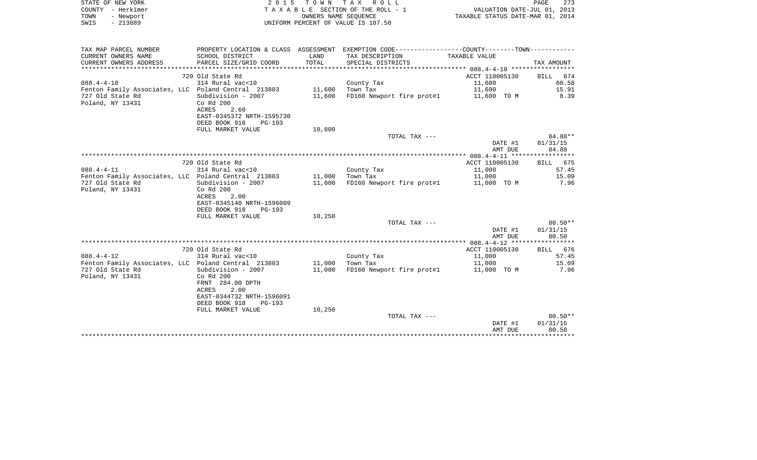STATE OF NEW YORK · COUNTY - Herkimer · TOWN - Newport · SWIS - 213889

**2015 TOWN TAX ROLL**
TAXABLE SECTION OF THE ROLL - 1
OWNERS NAME SEQUENCE
UNIFORM PERCENT OF VALUE IS 107.50

VALUATION DATE-JUL 01, 2013
TAXABLE STATUS DATE-MAR 01, 2014

| TAX MAP PARCEL NUMBER / CURRENT OWNERS NAME / CURRENT OWNERS ADDRESS | PROPERTY LOCATION & CLASS / SCHOOL DISTRICT / PARCEL SIZE/GRID COORD | ASSESSMENT LAND | TOTAL | EXEMPTION CODE / TAX DESCRIPTION / SPECIAL DISTRICTS | TAXABLE VALUE | TAX AMOUNT |
|---|---|---|---|---|---|---|
| **088.4-4-10** | 720 Old State Rd | | | | ACCT 110005130 | BILL 674 |
| 088.4-4-10 | 314 Rural vac<10 | | | County Tax | 11,600 | 60.58 |
| Fenton Family Associates, LLC | Poland Central 213803 | 11,600 | | Town Tax | 11,600 | 15.91 |
| 727 Old State Rd | Subdivision - 2007 | | 11,600 | FD160 Newport fire prot#1 | 11,600 TO M | 8.39 |
| Poland, NY 13431 | Co Rd 200 | | | | | |
| | ACRES 2.60 | | | | | |
| | EAST-0345372 NRTH-1595730 | | | | | |
| | DEED BOOK 918 PG-193 | | | | | |
| | FULL MARKET VALUE | | 10,800 | | | |
| | | | | TOTAL TAX --- | | 84.88** |
| | | | | | DATE #1 | 01/31/15 |
| | | | | | AMT DUE | 84.88 |
| **088.4-4-11** | 720 Old State Rd | | | | ACCT 110005130 | BILL 675 |
| 088.4-4-11 | 314 Rural vac<10 | | | County Tax | 11,000 | 57.45 |
| Fenton Family Associates, LLC | Poland Central 213803 | 11,000 | | Town Tax | 11,000 | 15.09 |
| 727 Old State Rd | Subdivision - 2007 | | 11,000 | FD160 Newport fire prot#1 | 11,000 TO M | 7.96 |
| Poland, NY 13431 | Co Rd 200 | | | | | |
| | ACRES 2.00 | | | | | |
| | EAST-0345140 NRTH-1596009 | | | | | |
| | DEED BOOK 918 PG-193 | | | | | |
| | FULL MARKET VALUE | | 10,250 | | | |
| | | | | TOTAL TAX --- | | 80.50** |
| | | | | | DATE #1 | 01/31/15 |
| | | | | | AMT DUE | 80.50 |
| **088.4-4-12** | 720 Old State Rd | | | | ACCT 110005130 | BILL 676 |
| 088.4-4-12 | 314 Rural vac<10 | | | County Tax | 11,000 | 57.45 |
| Fenton Family Associates, LLC | Poland Central 213803 | 11,000 | | Town Tax | 11,000 | 15.09 |
| 727 Old State Rd | Subdivision - 2007 | | 11,000 | FD160 Newport fire prot#1 | 11,000 TO M | 7.96 |
| Poland, NY 13431 | Co Rd 200 | | | | | |
| | FRNT 284.00 DPTH | | | | | |
| | ACRES 2.00 | | | | | |
| | EAST-0344732 NRTH-1596091 | | | | | |
| | DEED BOOK 918 PG-193 | | | | | |
| | FULL MARKET VALUE | | 10,250 | | | |
| | | | | TOTAL TAX --- | | 80.50** |
| | | | | | DATE #1 | 01/31/15 |
| | | | | | AMT DUE | 80.50 |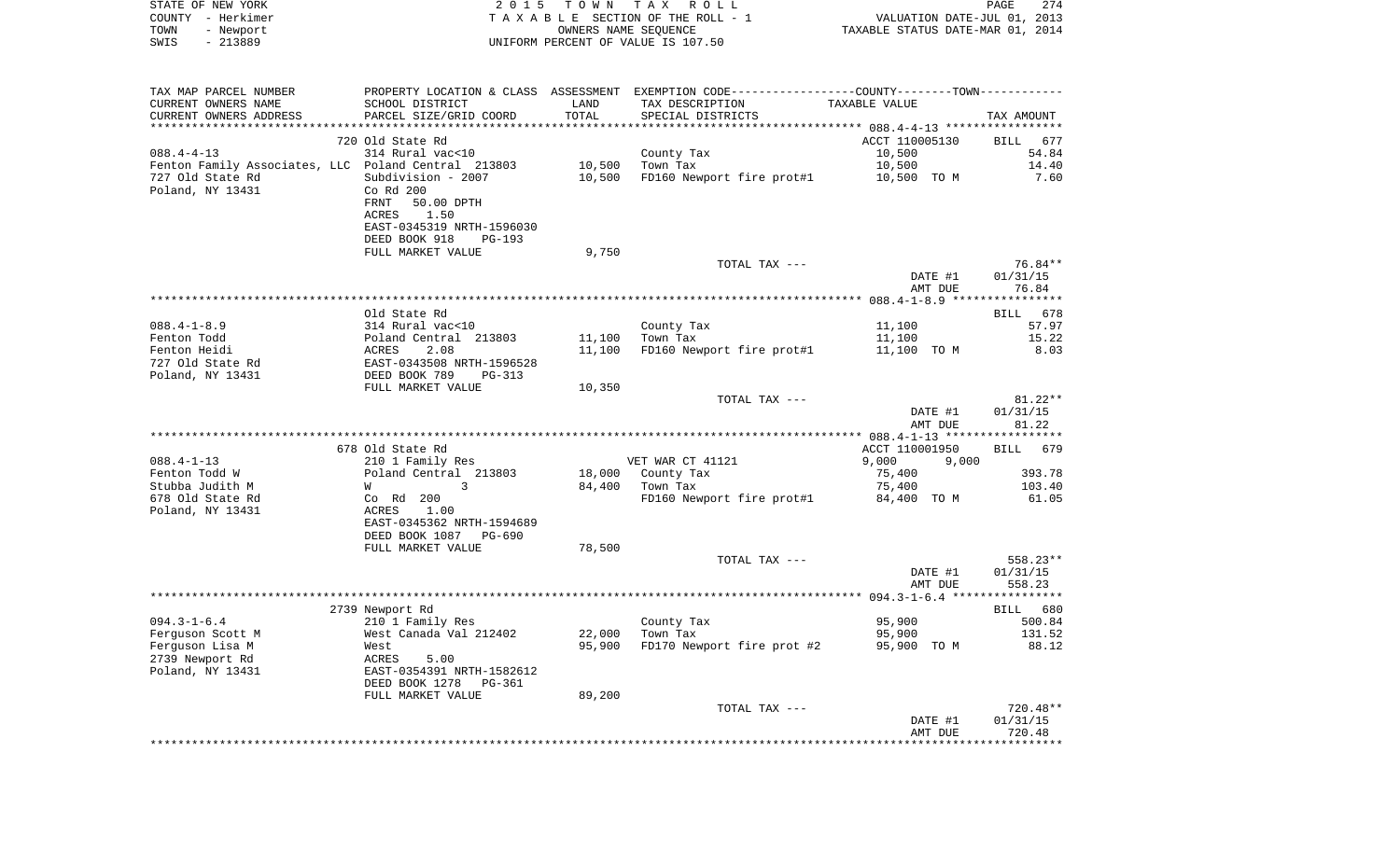STATE OF NEW YORK | 2015 TOWN TAX ROLL | PAGE 274
COUNTY - Herkimer | TAXABLE SECTION OF THE ROLL - 1 | VALUATION DATE-JUL 01, 2013
TOWN - Newport | OWNERS NAME SEQUENCE | TAXABLE STATUS DATE-MAR 01, 2014
SWIS - 213889 | UNIFORM PERCENT OF VALUE IS 107.50

| TAX MAP PARCEL NUMBER / CURRENT OWNERS NAME / CURRENT OWNERS ADDRESS | PROPERTY LOCATION & CLASS / SCHOOL DISTRICT / PARCEL SIZE/GRID COORD | ASSESSMENT LAND / TOTAL | EXEMPTION CODE / TAX DESCRIPTION / SPECIAL DISTRICTS | COUNTY--------TOWN TAXABLE VALUE | TAX AMOUNT |
|---|---|---|---|---|---|
| 088.4-4-13 | 720 Old State Rd | | | ACCT 110005130 | BILL 677 |
| | 314 Rural vac<10 | | County Tax | 10,500 | 54.84 |
| Fenton Family Associates, LLC | Poland Central 213803 | 10,500 | Town Tax | 10,500 | 14.40 |
| 727 Old State Rd | Subdivision - 2007 | 10,500 | FD160 Newport fire prot#1 | 10,500 TO M | 7.60 |
| Poland, NY 13431 | Co Rd 200 | | | | |
| | FRNT 50.00 DPTH | | | | |
| | ACRES 1.50 | | | | |
| | EAST-0345319 NRTH-1596030 | | | | |
| | DEED BOOK 918 PG-193 | | | | |
| | FULL MARKET VALUE | 9,750 | | | |
| | | | TOTAL TAX --- | | 76.84** |
| | | | | DATE #1 | 01/31/15 |
| | | | | AMT DUE | 76.84 |
| 088.4-1-8.9 | Old State Rd | | | | BILL 678 |
| | 314 Rural vac<10 | | County Tax | 11,100 | 57.97 |
| Fenton Todd | Poland Central 213803 | 11,100 | Town Tax | 11,100 | 15.22 |
| Fenton Heidi | ACRES 2.08 | 11,100 | FD160 Newport fire prot#1 | 11,100 TO M | 8.03 |
| 727 Old State Rd | EAST-0343508 NRTH-1596528 | | | | |
| Poland, NY 13431 | DEED BOOK 789 PG-313 | | | | |
| | FULL MARKET VALUE | 10,350 | | | |
| | | | TOTAL TAX --- | | 81.22** |
| | | | | DATE #1 | 01/31/15 |
| | | | | AMT DUE | 81.22 |
| 088.4-1-13 | 678 Old State Rd | | | ACCT 110001950 | BILL 679 |
| | 210 1 Family Res | | VET WAR CT 41121 | 9,000 9,000 | |
| Fenton Todd W | Poland Central 213803 | 18,000 | County Tax | 75,400 | 393.78 |
| Stubba Judith M | W 3 | 84,400 | Town Tax | 75,400 | 103.40 |
| 678 Old State Rd | Co Rd 200 | | FD160 Newport fire prot#1 | 84,400 TO M | 61.05 |
| Poland, NY 13431 | ACRES 1.00 | | | | |
| | EAST-0345362 NRTH-1594689 | | | | |
| | DEED BOOK 1087 PG-690 | | | | |
| | FULL MARKET VALUE | 78,500 | | | |
| | | | TOTAL TAX --- | | 558.23** |
| | | | | DATE #1 | 01/31/15 |
| | | | | AMT DUE | 558.23 |
| 094.3-1-6.4 | 2739 Newport Rd | | | | BILL 680 |
| | 210 1 Family Res | | County Tax | 95,900 | 500.84 |
| Ferguson Scott M | West Canada Val 212402 | 22,000 | Town Tax | 95,900 | 131.52 |
| Ferguson Lisa M | West | 95,900 | FD170 Newport fire prot #2 | 95,900 TO M | 88.12 |
| 2739 Newport Rd | ACRES 5.00 | | | | |
| Poland, NY 13431 | EAST-0354391 NRTH-1582612 | | | | |
| | DEED BOOK 1278 PG-361 | | | | |
| | FULL MARKET VALUE | 89,200 | | | |
| | | | TOTAL TAX --- | | 720.48** |
| | | | | DATE #1 | 01/31/15 |
| | | | | AMT DUE | 720.48 |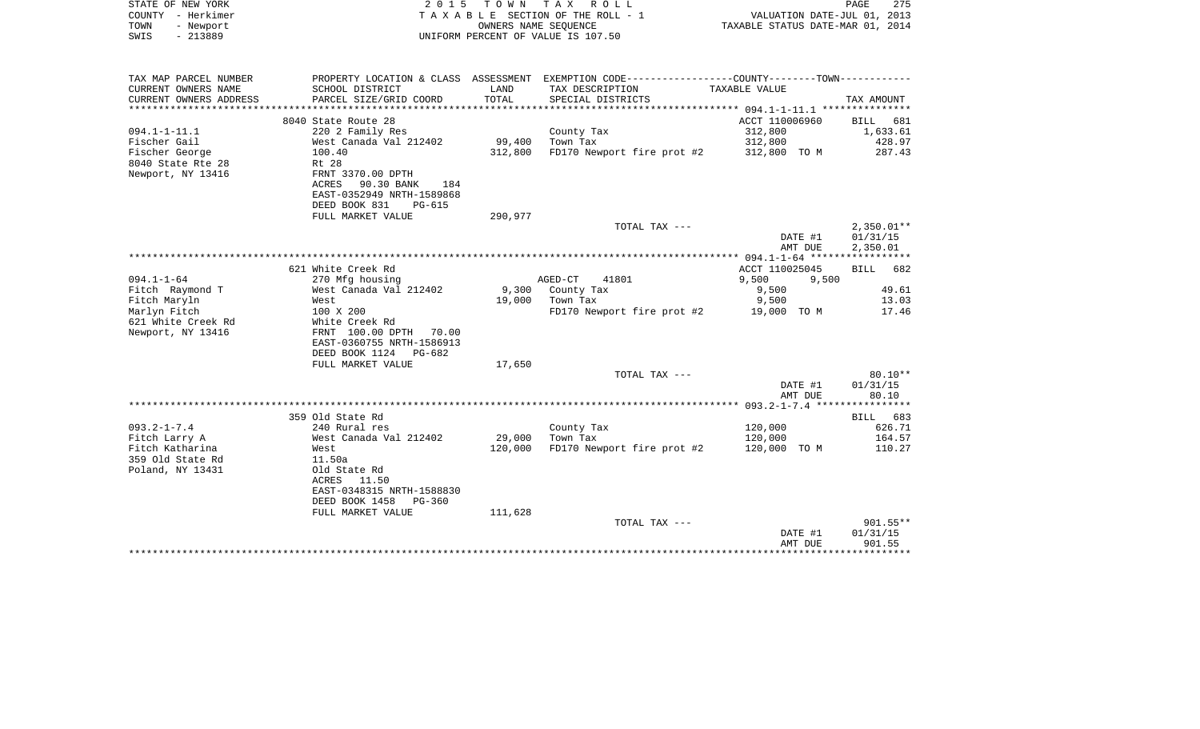STATE OF NEW YORK
COUNTY - Herkimer
TOWN - Newport
SWIS - 213889

2 0 1 5 T O W N T A X R O L L
T A X A B L E SECTION OF THE ROLL - 1
OWNERS NAME SEQUENCE
UNIFORM PERCENT OF VALUE IS 107.50

VALUATION DATE-JUL 01, 2013
TAXABLE STATUS DATE-MAR 01, 2014

| TAX MAP PARCEL NUMBER / CURRENT OWNERS NAME / CURRENT OWNERS ADDRESS | PROPERTY LOCATION & CLASS / SCHOOL DISTRICT / PARCEL SIZE/GRID COORD | ASSESSMENT LAND / TOTAL | EXEMPTION CODE / TAX DESCRIPTION / SPECIAL DISTRICTS | COUNTY--------TOWN TAXABLE VALUE | TAX AMOUNT |
|---|---|---|---|---|---|
| | 8040 State Route 28 | | | ACCT 110006960 | BILL 681 |
| 094.1-1-11.1 | 220 2 Family Res | | County Tax | 312,800 | 1,633.61 |
| Fischer Gail | West Canada Val 212402 | 99,400 | Town Tax | 312,800 | 428.97 |
| Fischer George | 100.40 | 312,800 | FD170 Newport fire prot #2 | 312,800 TO M | 287.43 |
| 8040 State Rte 28 | Rt 28 | | | | |
| Newport, NY 13416 | FRNT 3370.00 DPTH | | | | |
| | ACRES 90.30 BANK 184 | | | | |
| | EAST-0352949 NRTH-1589868 | | | | |
| | DEED BOOK 831 PG-615 | | | | |
| | FULL MARKET VALUE | 290,977 | | | |
| | | | TOTAL TAX --- | | 2,350.01** |
| | | | | DATE #1 | 01/31/15 |
| | | | | AMT DUE | 2,350.01 |
| | 621 White Creek Rd | | | ACCT 110025045 | BILL 682 |
| 094.1-1-64 | 270 Mfg housing | | AGED-CT 41801 | 9,500 9,500 | |
| Fitch Raymond T | West Canada Val 212402 | 9,300 | County Tax | 9,500 | 49.61 |
| Fitch Maryln | West | 19,000 | Town Tax | 9,500 | 13.03 |
| Marlyn Fitch | 100 X 200 | | FD170 Newport fire prot #2 | 19,000 TO M | 17.46 |
| 621 White Creek Rd | White Creek Rd | | | | |
| Newport, NY 13416 | FRNT 100.00 DPTH 70.00 | | | | |
| | EAST-0360755 NRTH-1586913 | | | | |
| | DEED BOOK 1124 PG-682 | | | | |
| | FULL MARKET VALUE | 17,650 | | | |
| | | | TOTAL TAX --- | | 80.10** |
| | | | | DATE #1 | 01/31/15 |
| | | | | AMT DUE | 80.10 |
| | 359 Old State Rd | | | | BILL 683 |
| 093.2-1-7.4 | 240 Rural res | | County Tax | 120,000 | 626.71 |
| Fitch Larry A | West Canada Val 212402 | 29,000 | Town Tax | 120,000 | 164.57 |
| Fitch Katharina | West | 120,000 | FD170 Newport fire prot #2 | 120,000 TO M | 110.27 |
| 359 Old State Rd | 11.50a | | | | |
| Poland, NY 13431 | Old State Rd | | | | |
| | ACRES 11.50 | | | | |
| | EAST-0348315 NRTH-1588830 | | | | |
| | DEED BOOK 1458 PG-360 | | | | |
| | FULL MARKET VALUE | 111,628 | | | |
| | | | TOTAL TAX --- | | 901.55** |
| | | | | DATE #1 | 01/31/15 |
| | | | | AMT DUE | 901.55 |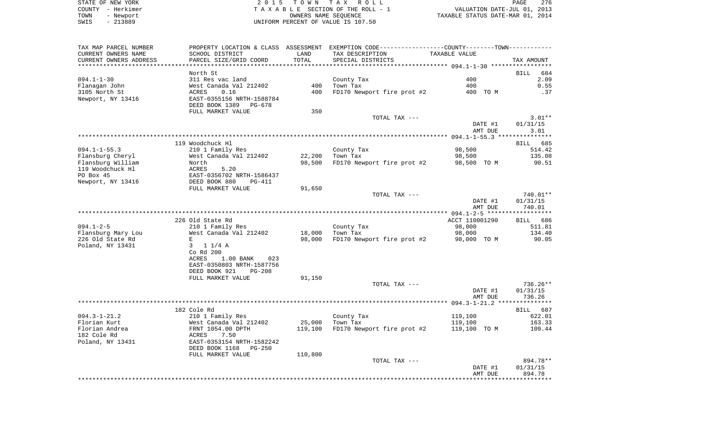STATE OF NEW YORK | COUNTY - Herkimer | TOWN - Newport | SWIS - 213889

2015 TOWN TAX ROLL
TAXABLE SECTION OF THE ROLL - 1
OWNERS NAME SEQUENCE
UNIFORM PERCENT OF VALUE IS 107.50

VALUATION DATE-JUL 01, 2013
TAXABLE STATUS DATE-MAR 01, 2014

| TAX MAP PARCEL NUMBER / CURRENT OWNERS NAME / CURRENT OWNERS ADDRESS | PROPERTY LOCATION & CLASS / SCHOOL DISTRICT / PARCEL SIZE/GRID COORD | ASSESSMENT LAND / TOTAL | EXEMPTION CODE / TAX DESCRIPTION / SPECIAL DISTRICTS | COUNTY--TOWN TAXABLE VALUE | TAX AMOUNT |
|---|---|---|---|---|---|
| **094.1-1-30** | North St | | | | BILL 684 |
| 094.1-1-30 | 311 Res vac land | | County Tax | 400 | 2.09 |
| Flanagan John | West Canada Val 212402 | 400 | Town Tax | 400 | 0.55 |
| 3105 North St | ACRES 0.16 | 400 | FD170 Newport fire prot #2 | 400 TO M | .37 |
| Newport, NY 13416 | EAST-0355156 NRTH-1588784 | | | | |
| | DEED BOOK 1389 PG-678 | | | | |
| | FULL MARKET VALUE | 350 | | | |
| | | | TOTAL TAX --- | | 3.01** |
| | | | | DATE #1 | 01/31/15 |
| | | | | AMT DUE | 3.01 |
| **094.1-1-55.3** | 119 Woodchuck Hl | | | | BILL 685 |
| 094.1-1-55.3 | 210 1 Family Res | | County Tax | 98,500 | 514.42 |
| Flansburg Cheryl | West Canada Val 212402 | 22,200 | Town Tax | 98,500 | 135.08 |
| Flansburg William | North | 98,500 | FD170 Newport fire prot #2 | 98,500 TO M | 90.51 |
| 119 Woodchuck Hl | ACRES 5.20 | | | | |
| PO Box 45 | EAST-0356702 NRTH-1586437 | | | | |
| Newport, NY 13416 | DEED BOOK 880 PG-411 | | | | |
| | FULL MARKET VALUE | 91,650 | | | |
| | | | TOTAL TAX --- | | 740.01** |
| | | | | DATE #1 | 01/31/15 |
| | | | | AMT DUE | 740.01 |
| **094.1-2-5** | 226 Old State Rd | | | ACCT 110001290 | BILL 686 |
| 094.1-2-5 | 210 1 Family Res | | County Tax | 98,000 | 511.81 |
| Flansburg Mary Lou | West Canada Val 212402 | 18,000 | Town Tax | 98,000 | 134.40 |
| 226 Old State Rd | E | 98,000 | FD170 Newport fire prot #2 | 98,000 TO M | 90.05 |
| Poland, NY 13431 | 3 1 1/4 A | | | | |
| | Co Rd 200 | | | | |
| | ACRES 1.00 BANK 023 | | | | |
| | EAST-0350803 NRTH-1587756 | | | | |
| | DEED BOOK 921 PG-208 | | | | |
| | FULL MARKET VALUE | 91,150 | | | |
| | | | TOTAL TAX --- | | 736.26** |
| | | | | DATE #1 | 01/31/15 |
| | | | | AMT DUE | 736.26 |
| **094.3-1-21.2** | 182 Cole Rd | | | | BILL 687 |
| 094.3-1-21.2 | 210 1 Family Res | | County Tax | 119,100 | 622.01 |
| Florian Kurt | West Canada Val 212402 | 25,000 | Town Tax | 119,100 | 163.33 |
| Florian Andrea | FRNT 1054.00 DPTH | 119,100 | FD170 Newport fire prot #2 | 119,100 TO M | 109.44 |
| 182 Cole Rd | ACRES 7.50 | | | | |
| Poland, NY 13431 | EAST-0353154 NRTH-1582242 | | | | |
| | DEED BOOK 1168 PG-250 | | | | |
| | FULL MARKET VALUE | 110,800 | | | |
| | | | TOTAL TAX --- | | 894.78** |
| | | | | DATE #1 | 01/31/15 |
| | | | | AMT DUE | 894.78 |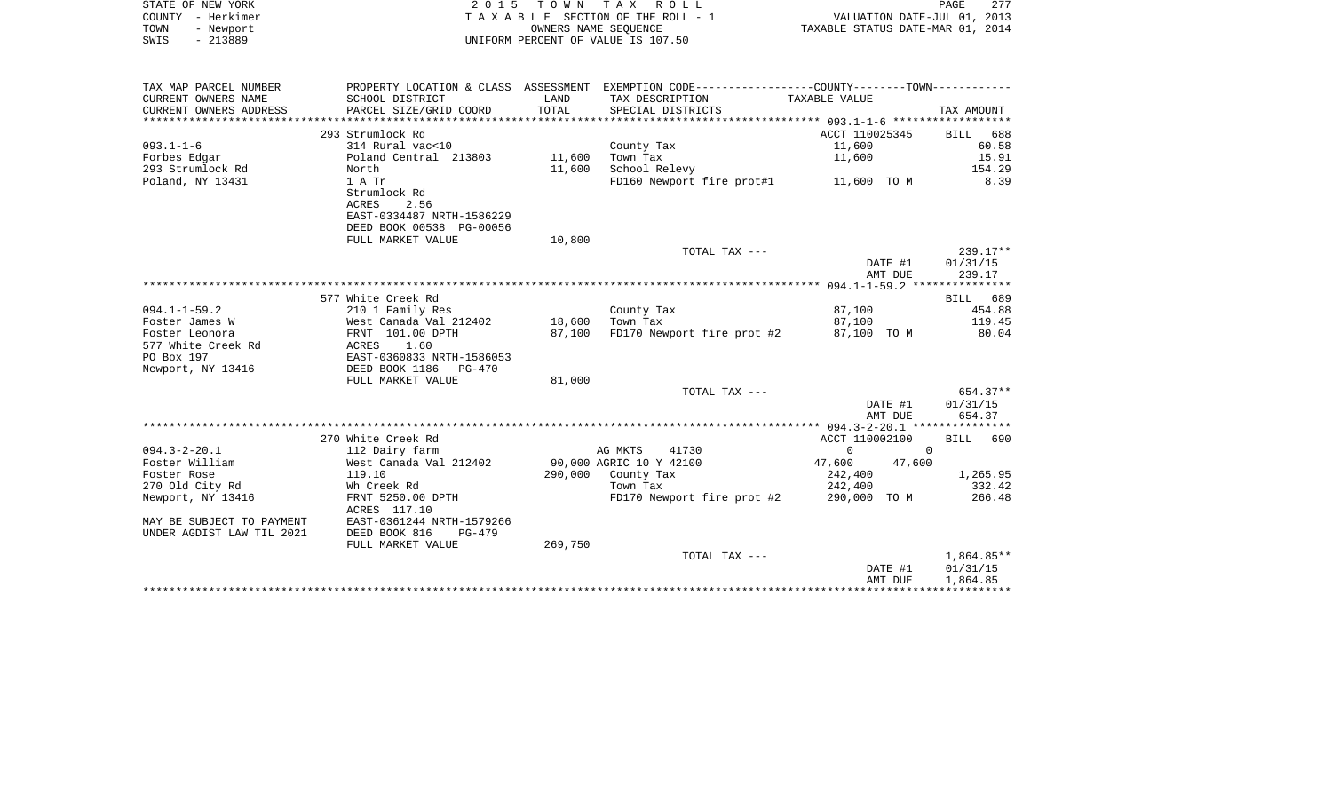STATE OF NEW YORK
COUNTY - Herkimer
TOWN - Newport
SWIS - 213889

2015 TOWN TAX ROLL
TAXABLE SECTION OF THE ROLL - 1
OWNERS NAME SEQUENCE
UNIFORM PERCENT OF VALUE IS 107.50

VALUATION DATE-JUL 01, 2013
TAXABLE STATUS DATE-MAR 01, 2014

| TAX MAP PARCEL NUMBER / CURRENT OWNERS NAME / CURRENT OWNERS ADDRESS | PROPERTY LOCATION & CLASS / SCHOOL DISTRICT / PARCEL SIZE/GRID COORD | ASSESSMENT LAND / TOTAL | EXEMPTION CODE / TAX DESCRIPTION / SPECIAL DISTRICTS | COUNTY TAXABLE VALUE | TOWN TAXABLE VALUE | TAX AMOUNT |
|---|---|---|---|---|---|---|
| | 293 Strumlock Rd | | | ACCT 110025345 | | BILL 688 |
| 093.1-1-6 | 314 Rural vac<10 | | County Tax | 11,600 | | 60.58 |
| Forbes Edgar | Poland Central 213803 | 11,600 | Town Tax | 11,600 | | 15.91 |
| 293 Strumlock Rd | North | 11,600 | School Relevy | | | 154.29 |
| Poland, NY 13431 | 1 A Tr | | FD160 Newport fire prot#1 | 11,600 TO M | | 8.39 |
| | Strumlock Rd | | | | | |
| | ACRES 2.56 | | | | | |
| | EAST-0334487 NRTH-1586229 | | | | | |
| | DEED BOOK 00538 PG-00056 | | | | | |
| | FULL MARKET VALUE | 10,800 | | | | |
| | | | TOTAL TAX --- | | | 239.17** |
| | | | | DATE #1 | | 01/31/15 |
| | | | | AMT DUE | | 239.17 |
| | 577 White Creek Rd | | | 094.1-1-59.2 | | BILL 689 |
| 094.1-1-59.2 | 210 1 Family Res | | County Tax | 87,100 | | 454.88 |
| Foster James W | West Canada Val 212402 | 18,600 | Town Tax | 87,100 | | 119.45 |
| Foster Leonora | FRNT 101.00 DPTH | 87,100 | FD170 Newport fire prot #2 | 87,100 TO M | | 80.04 |
| 577 White Creek Rd | ACRES 1.60 | | | | | |
| PO Box 197 | EAST-0360833 NRTH-1586053 | | | | | |
| Newport, NY 13416 | DEED BOOK 1186 PG-470 | | | | | |
| | FULL MARKET VALUE | 81,000 | | | | |
| | | | TOTAL TAX --- | | | 654.37** |
| | | | | DATE #1 | | 01/31/15 |
| | | | | AMT DUE | | 654.37 |
| | 270 White Creek Rd | | | ACCT 110002100 | | BILL 690 |
| 094.3-2-20.1 | 112 Dairy farm | | AG MKTS 41730 | 0 | 0 | |
| Foster William | West Canada Val 212402 | 90,000 | AGRIC 10 Y 42100 | 47,600 | 47,600 | |
| Foster Rose | 119.10 | 290,000 | County Tax | 242,400 | | 1,265.95 |
| 270 Old City Rd | Wh Creek Rd | | Town Tax | 242,400 | | 332.42 |
| Newport, NY 13416 | FRNT 5250.00 DPTH | | FD170 Newport fire prot #2 | 290,000 TO M | | 266.48 |
| | ACRES 117.10 | | | | | |
| MAY BE SUBJECT TO PAYMENT | EAST-0361244 NRTH-1579266 | | | | | |
| UNDER AGDIST LAW TIL 2021 | DEED BOOK 816 PG-479 | | | | | |
| | FULL MARKET VALUE | 269,750 | | | | |
| | | | TOTAL TAX --- | | | 1,864.85** |
| | | | | DATE #1 | | 01/31/15 |
| | | | | AMT DUE | | 1,864.85 |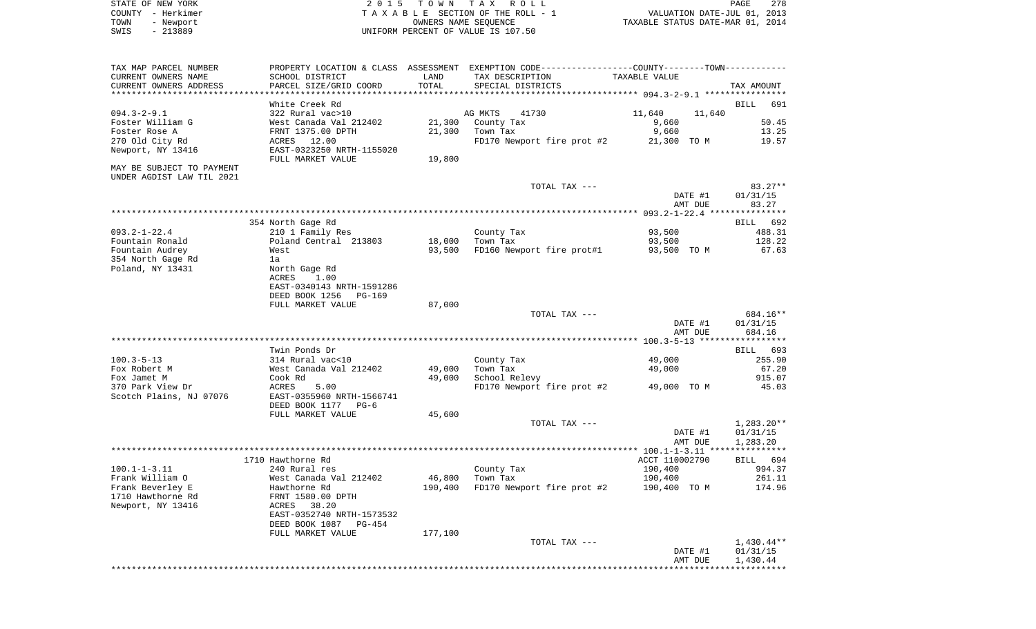STATE OF NEW YORK | COUNTY - Herkimer | TOWN - Newport | SWIS - 213889

2015 TOWN TAX ROLL
TAXABLE SECTION OF THE ROLL - 1
OWNERS NAME SEQUENCE
UNIFORM PERCENT OF VALUE IS 107.50

VALUATION DATE-JUL 01, 2013
TAXABLE STATUS DATE-MAR 01, 2014

| TAX MAP PARCEL NUMBER / CURRENT OWNERS NAME / CURRENT OWNERS ADDRESS | PROPERTY LOCATION & CLASS / SCHOOL DISTRICT / PARCEL SIZE/GRID COORD | ASSESSMENT LAND | ASSESSMENT TOTAL | EXEMPTION CODE / TAX DESCRIPTION / SPECIAL DISTRICTS | COUNTY TAXABLE VALUE | TOWN TAXABLE VALUE | TAX AMOUNT |
|---|---|---|---|---|---|---|---|
| **094.3-2-9.1** | White Creek Rd | | | | | | BILL 691 |
| 094.3-2-9.1 | 322 Rural vac>10 | | | AG MKTS 41730 | 11,640 | 11,640 | |
| Foster William G | West Canada Val 212402 | 21,300 | | County Tax | 9,660 | | 50.45 |
| Foster Rose A | FRNT 1375.00 DPTH | | 21,300 | Town Tax | 9,660 | | 13.25 |
| 270 Old City Rd | ACRES 12.00 | | | FD170 Newport fire prot #2 | 21,300 TO M | | 19.57 |
| Newport, NY 13416 | EAST-0323250 NRTH-1155020 | | | | | | |
| | FULL MARKET VALUE | 19,800 | | | | | |
| MAY BE SUBJECT TO PAYMENT UNDER AGDIST LAW TIL 2021 | | | | | | | |
| | | | | TOTAL TAX --- | | | 83.27** |
| | | | | | DATE #1 | | 01/31/15 |
| | | | | | AMT DUE | | 83.27 |
| **093.2-1-22.4** | 354 North Gage Rd | | | | | | BILL 692 |
| 093.2-1-22.4 | 210 1 Family Res | | | County Tax | 93,500 | | 488.31 |
| Fountain Ronald | Poland Central 213803 | 18,000 | | Town Tax | 93,500 | | 128.22 |
| Fountain Audrey | West | | 93,500 | FD160 Newport fire prot#1 | 93,500 TO M | | 67.63 |
| 354 North Gage Rd | 1a | | | | | | |
| Poland, NY 13431 | North Gage Rd | | | | | | |
| | ACRES 1.00 | | | | | | |
| | EAST-0340143 NRTH-1591286 | | | | | | |
| | DEED BOOK 1256 PG-169 | | | | | | |
| | FULL MARKET VALUE | 87,000 | | | | | |
| | | | | TOTAL TAX --- | | | 684.16** |
| | | | | | DATE #1 | | 01/31/15 |
| | | | | | AMT DUE | | 684.16 |
| **100.3-5-13** | Twin Ponds Dr | | | | | | BILL 693 |
| 100.3-5-13 | 314 Rural vac<10 | | | County Tax | 49,000 | | 255.90 |
| Fox Robert M | West Canada Val 212402 | 49,000 | | Town Tax | 49,000 | | 67.20 |
| Fox Jamet M | Cook Rd | | 49,000 | School Relevy | | | 915.07 |
| 370 Park View Dr | ACRES 5.00 | | | FD170 Newport fire prot #2 | 49,000 TO M | | 45.03 |
| Scotch Plains, NJ 07076 | EAST-0355960 NRTH-1566741 | | | | | | |
| | DEED BOOK 1177 PG-6 | | | | | | |
| | FULL MARKET VALUE | 45,600 | | | | | |
| | | | | TOTAL TAX --- | | | 1,283.20** |
| | | | | | DATE #1 | | 01/31/15 |
| | | | | | AMT DUE | | 1,283.20 |
| **100.1-1-3.11** | 1710 Hawthorne Rd | | | | ACCT 110002790 | | BILL 694 |
| 100.1-1-3.11 | 240 Rural res | | | County Tax | 190,400 | | 994.37 |
| Frank William O | West Canada Val 212402 | 46,800 | | Town Tax | 190,400 | | 261.11 |
| Frank Beverley E | Hawthorne Rd | | 190,400 | FD170 Newport fire prot #2 | 190,400 TO M | | 174.96 |
| 1710 Hawthorne Rd | FRNT 1580.00 DPTH | | | | | | |
| Newport, NY 13416 | ACRES 38.20 | | | | | | |
| | EAST-0352740 NRTH-1573532 | | | | | | |
| | DEED BOOK 1087 PG-454 | | | | | | |
| | FULL MARKET VALUE | 177,100 | | | | | |
| | | | | TOTAL TAX --- | | | 1,430.44** |
| | | | | | DATE #1 | | 01/31/15 |
| | | | | | AMT DUE | | 1,430.44 |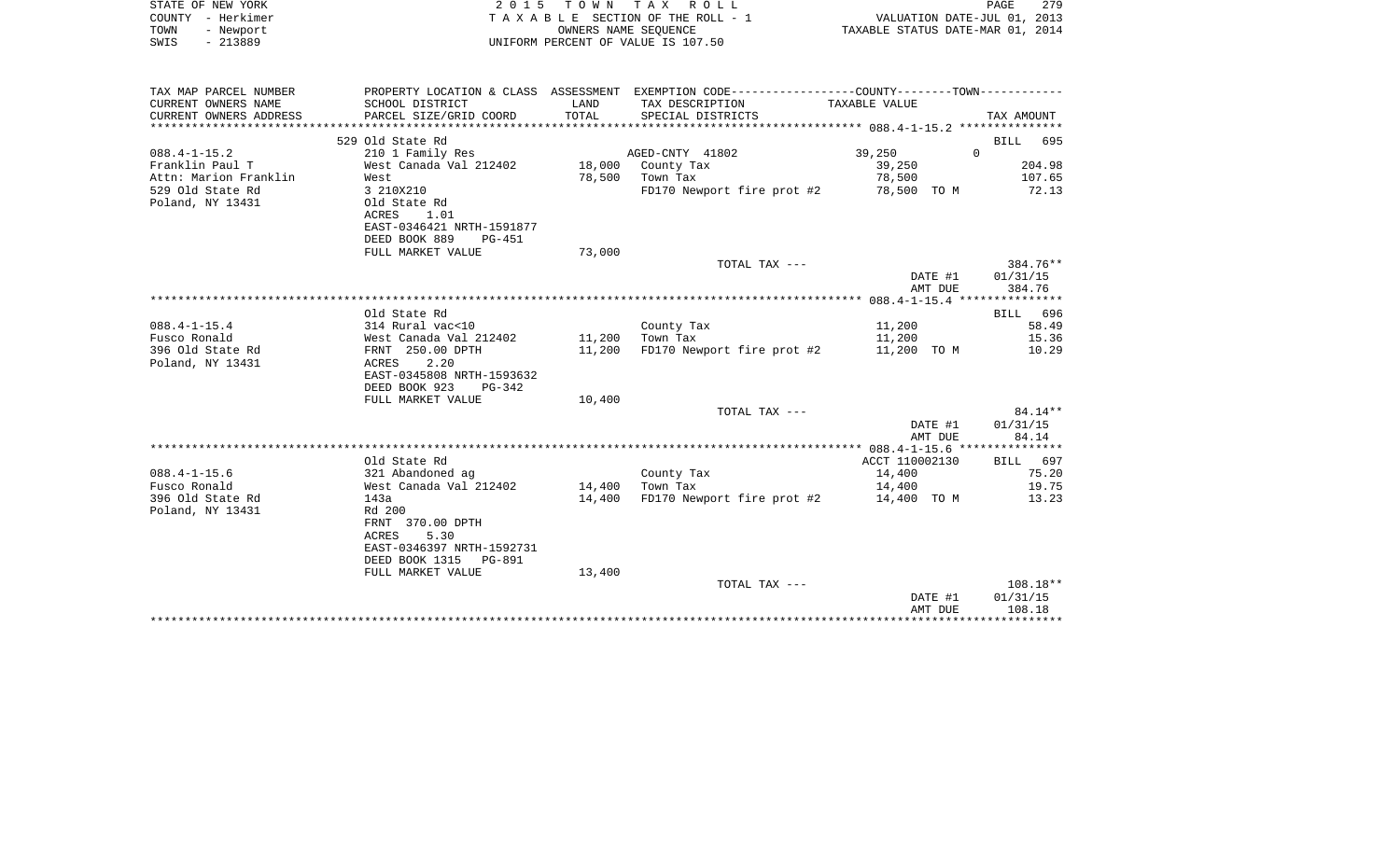STATE OF NEW YORK
COUNTY - Herkimer
TOWN - Newport
SWIS - 213889

2 0 1 5 T O W N T A X R O L L
T A X A B L E SECTION OF THE ROLL - 1
OWNERS NAME SEQUENCE
UNIFORM PERCENT OF VALUE IS 107.50

VALUATION DATE-JUL 01, 2013
TAXABLE STATUS DATE-MAR 01, 2014

| TAX MAP PARCEL NUMBER<br>CURRENT OWNERS NAME<br>CURRENT OWNERS ADDRESS | PROPERTY LOCATION & CLASS<br>SCHOOL DISTRICT<br>PARCEL SIZE/GRID COORD | ASSESSMENT<br>LAND<br>TOTAL | EXEMPTION CODE<br>TAX DESCRIPTION<br>SPECIAL DISTRICTS | COUNTY--------TOWN<br>TAXABLE VALUE | TAX AMOUNT |
|---|---|---|---|---|---|
| 088.4-1-15.2 | 529 Old State Rd | | | | BILL 695 |
| 088.4-1-15.2 | 210 1 Family Res | | AGED-CNTY 41802 | 39,250 0 | |
| Franklin Paul T | West Canada Val 212402 | 18,000 | County Tax | 39,250 | 204.98 |
| Attn: Marion Franklin | West | 78,500 | Town Tax | 78,500 | 107.65 |
| 529 Old State Rd | 3 210X210 | | FD170 Newport fire prot #2 | 78,500 TO M | 72.13 |
| Poland, NY 13431 | Old State Rd | | | | |
| | ACRES 1.01 | | | | |
| | EAST-0346421 NRTH-1591877 | | | | |
| | DEED BOOK 889 PG-451 | | | | |
| | FULL MARKET VALUE | 73,000 | | | |
| | | | TOTAL TAX --- | | 384.76** |
| | | | | DATE #1 | 01/31/15 |
| | | | | AMT DUE | 384.76 |
| 088.4-1-15.4 | Old State Rd | | | | BILL 696 |
| 088.4-1-15.4 | 314 Rural vac<10 | | County Tax | 11,200 | 58.49 |
| Fusco Ronald | West Canada Val 212402 | 11,200 | Town Tax | 11,200 | 15.36 |
| 396 Old State Rd | FRNT 250.00 DPTH | 11,200 | FD170 Newport fire prot #2 | 11,200 TO M | 10.29 |
| Poland, NY 13431 | ACRES 2.20 | | | | |
| | EAST-0345808 NRTH-1593632 | | | | |
| | DEED BOOK 923 PG-342 | | | | |
| | FULL MARKET VALUE | 10,400 | | | |
| | | | TOTAL TAX --- | | 84.14** |
| | | | | DATE #1 | 01/31/15 |
| | | | | AMT DUE | 84.14 |
| 088.4-1-15.6 | Old State Rd | | | ACCT 110002130 | BILL 697 |
| 088.4-1-15.6 | 321 Abandoned ag | | County Tax | 14,400 | 75.20 |
| Fusco Ronald | West Canada Val 212402 | 14,400 | Town Tax | 14,400 | 19.75 |
| 396 Old State Rd | 143a | 14,400 | FD170 Newport fire prot #2 | 14,400 TO M | 13.23 |
| Poland, NY 13431 | Rd 200 | | | | |
| | FRNT 370.00 DPTH | | | | |
| | ACRES 5.30 | | | | |
| | EAST-0346397 NRTH-1592731 | | | | |
| | DEED BOOK 1315 PG-891 | | | | |
| | FULL MARKET VALUE | 13,400 | | | |
| | | | TOTAL TAX --- | | 108.18** |
| | | | | DATE #1 | 01/31/15 |
| | | | | AMT DUE | 108.18 |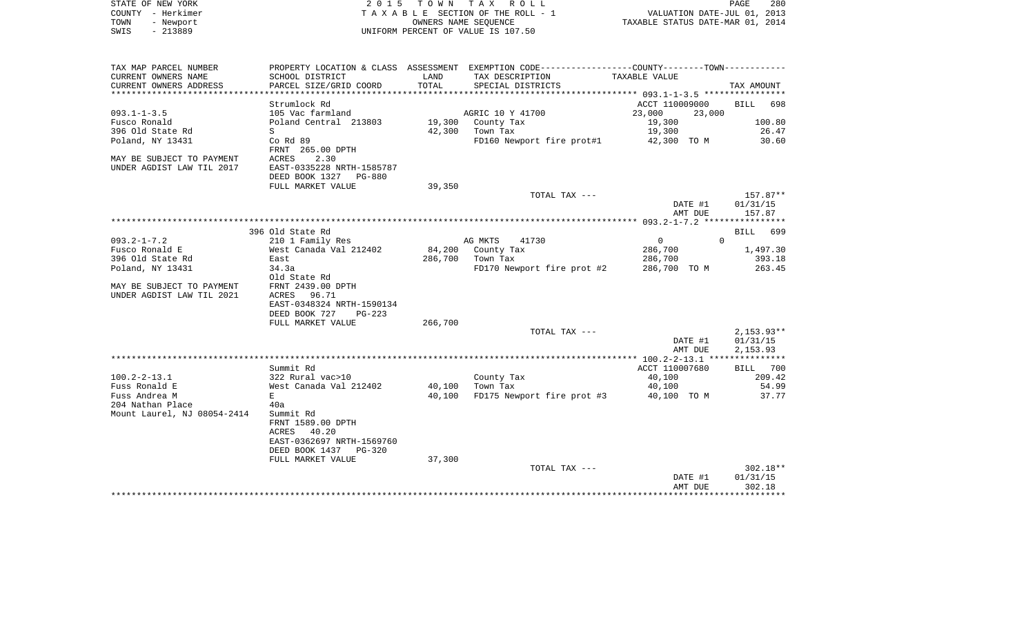STATE OF NEW YORK
COUNTY - Herkimer
TOWN - Newport
SWIS - 213889

2 0 1 5 T O W N T A X R O L L
T A X A B L E SECTION OF THE ROLL - 1
OWNERS NAME SEQUENCE
UNIFORM PERCENT OF VALUE IS 107.50

VALUATION DATE-JUL 01, 2013
TAXABLE STATUS DATE-MAR 01, 2014

| TAX MAP PARCEL NUMBER<br>CURRENT OWNERS NAME<br>CURRENT OWNERS ADDRESS | PROPERTY LOCATION & CLASS<br>SCHOOL DISTRICT<br>PARCEL SIZE/GRID COORD | ASSESSMENT<br>LAND<br>TOTAL | EXEMPTION CODE-----COUNTY-----TOWN-----<br>TAX DESCRIPTION<br>SPECIAL DISTRICTS | TAXABLE VALUE | | TAX AMOUNT |
|---|---|---|---|---|---|---|
| **093.1-1-3.5** | Strumlock Rd | | | ACCT 110009000 | | BILL 698 |
| 093.1-1-3.5 | 105 Vac farmland | | AGRIC 10 Y 41700 | 23,000 | 23,000 | |
| Fusco Ronald | Poland Central 213803 | 19,300 | County Tax | 19,300 | | 100.80 |
| 396 Old State Rd | S | 42,300 | Town Tax | 19,300 | | 26.47 |
| Poland, NY 13431 | Co Rd 89 | | FD160 Newport fire prot#1 | 42,300 | TO M | 30.60 |
| | FRNT 265.00 DPTH | | | | | |
| MAY BE SUBJECT TO PAYMENT | ACRES 2.30 | | | | | |
| UNDER AGDIST LAW TIL 2017 | EAST-0335228 NRTH-1585787 | | | | | |
| | DEED BOOK 1327 PG-880 | | | | | |
| | FULL MARKET VALUE | 39,350 | | | | |
| | | | TOTAL TAX --- | | | 157.87** |
| | | | | | DATE #1 | 01/31/15 |
| | | | | | AMT DUE | 157.87 |
| **093.2-1-7.2** | 396 Old State Rd | | | | | BILL 699 |
| 093.2-1-7.2 | 210 1 Family Res | | AG MKTS 41730 | 0 | 0 | |
| Fusco Ronald E | West Canada Val 212402 | 84,200 | County Tax | 286,700 | | 1,497.30 |
| 396 Old State Rd | East | 286,700 | Town Tax | 286,700 | | 393.18 |
| Poland, NY 13431 | 34.3a | | FD170 Newport fire prot #2 | 286,700 | TO M | 263.45 |
| | Old State Rd | | | | | |
| MAY BE SUBJECT TO PAYMENT | FRNT 2439.00 DPTH | | | | | |
| UNDER AGDIST LAW TIL 2021 | ACRES 96.71 | | | | | |
| | EAST-0348324 NRTH-1590134 | | | | | |
| | DEED BOOK 727 PG-223 | | | | | |
| | FULL MARKET VALUE | 266,700 | | | | |
| | | | TOTAL TAX --- | | | 2,153.93** |
| | | | | | DATE #1 | 01/31/15 |
| | | | | | AMT DUE | 2,153.93 |
| **100.2-2-13.1** | Summit Rd | | | ACCT 110007680 | | BILL 700 |
| 100.2-2-13.1 | 322 Rural vac>10 | | County Tax | 40,100 | | 209.42 |
| Fuss Ronald E | West Canada Val 212402 | 40,100 | Town Tax | 40,100 | | 54.99 |
| Fuss Andrea M | E | 40,100 | FD175 Newport fire prot #3 | 40,100 | TO M | 37.77 |
| 204 Nathan Place | 40a | | | | | |
| Mount Laurel, NJ 08054-2414 | Summit Rd | | | | | |
| | FRNT 1589.00 DPTH | | | | | |
| | ACRES 40.20 | | | | | |
| | EAST-0362697 NRTH-1569760 | | | | | |
| | DEED BOOK 1437 PG-320 | | | | | |
| | FULL MARKET VALUE | 37,300 | | | | |
| | | | TOTAL TAX --- | | | 302.18** |
| | | | | | DATE #1 | 01/31/15 |
| | | | | | AMT DUE | 302.18 |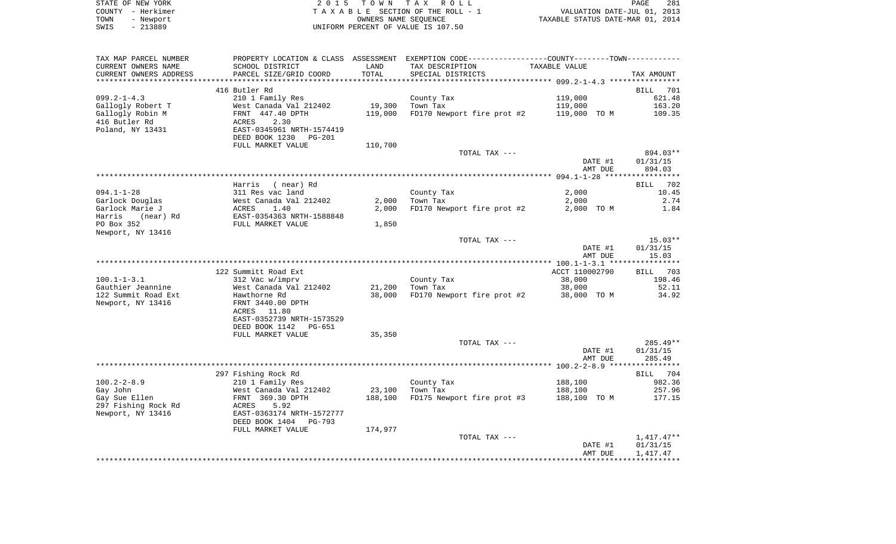STATE OF NEW YORK — 2 0 1 5 T O W N T A X R O L L
COUNTY - Herkimer — T A X A B L E SECTION OF THE ROLL - 1 — VALUATION DATE-JUL 01, 2013
TOWN - Newport — OWNERS NAME SEQUENCE — TAXABLE STATUS DATE-MAR 01, 2014
SWIS - 213889 — UNIFORM PERCENT OF VALUE IS 107.50

| TAX MAP PARCEL NUMBER / CURRENT OWNERS NAME / CURRENT OWNERS ADDRESS | PROPERTY LOCATION & CLASS / SCHOOL DISTRICT / PARCEL SIZE/GRID COORD | ASSESSMENT LAND / TOTAL | EXEMPTION CODE / TAX DESCRIPTION / SPECIAL DISTRICTS | COUNTY--------TOWN TAXABLE VALUE | TAX AMOUNT |
|---|---|---|---|---|---|
| **099.2-1-4.3** | 416 Butler Rd | | | | BILL 701 |
| 099.2-1-4.3 | 210 1 Family Res | | County Tax | 119,000 | 621.48 |
| Gallogly Robert T | West Canada Val 212402 | 19,300 | Town Tax | 119,000 | 163.20 |
| Gallogly Robin M | FRNT 447.40 DPTH | 119,000 | FD170 Newport fire prot #2 | 119,000 TO M | 109.35 |
| 416 Butler Rd | ACRES 2.30 | | | | |
| Poland, NY 13431 | EAST-0345961 NRTH-1574419 | | | | |
| | DEED BOOK 1230 PG-201 | | | | |
| | FULL MARKET VALUE | 110,700 | | | |
| | | | TOTAL TAX --- | | 894.03** |
| | | | | DATE #1 | 01/31/15 |
| | | | | AMT DUE | 894.03 |
| **094.1-1-28** | Harris (near) Rd | | | | BILL 702 |
| 094.1-1-28 | 311 Res vac land | | County Tax | 2,000 | 10.45 |
| Garlock Douglas | West Canada Val 212402 | 2,000 | Town Tax | 2,000 | 2.74 |
| Garlock Marie J | ACRES 1.40 | 2,000 | FD170 Newport fire prot #2 | 2,000 TO M | 1.84 |
| Harris (near) Rd | EAST-0354363 NRTH-1588848 | | | | |
| PO Box 352 | FULL MARKET VALUE | 1,850 | | | |
| Newport, NY 13416 | | | | | |
| | | | TOTAL TAX --- | | 15.03** |
| | | | | DATE #1 | 01/31/15 |
| | | | | AMT DUE | 15.03 |
| **100.1-1-3.1** | 122 Summitt Road Ext | | | ACCT 110002790 | BILL 703 |
| 100.1-1-3.1 | 312 Vac w/imprv | | County Tax | 38,000 | 198.46 |
| Gauthier Jeannine | West Canada Val 212402 | 21,200 | Town Tax | 38,000 | 52.11 |
| 122 Summit Road Ext | Hawthorne Rd | 38,000 | FD170 Newport fire prot #2 | 38,000 TO M | 34.92 |
| Newport, NY 13416 | FRNT 3440.00 DPTH | | | | |
| | ACRES 11.80 | | | | |
| | EAST-0352739 NRTH-1573529 | | | | |
| | DEED BOOK 1142 PG-651 | | | | |
| | FULL MARKET VALUE | 35,350 | | | |
| | | | TOTAL TAX --- | | 285.49** |
| | | | | DATE #1 | 01/31/15 |
| | | | | AMT DUE | 285.49 |
| **100.2-2-8.9** | 297 Fishing Rock Rd | | | | BILL 704 |
| 100.2-2-8.9 | 210 1 Family Res | | County Tax | 188,100 | 982.36 |
| Gay John | West Canada Val 212402 | 23,100 | Town Tax | 188,100 | 257.96 |
| Gay Sue Ellen | FRNT 369.30 DPTH | 188,100 | FD175 Newport fire prot #3 | 188,100 TO M | 177.15 |
| 297 Fishing Rock Rd | ACRES 5.92 | | | | |
| Newport, NY 13416 | EAST-0363174 NRTH-1572777 | | | | |
| | DEED BOOK 1404 PG-793 | | | | |
| | FULL MARKET VALUE | 174,977 | | | |
| | | | TOTAL TAX --- | | 1,417.47** |
| | | | | DATE #1 | 01/31/15 |
| | | | | AMT DUE | 1,417.47 |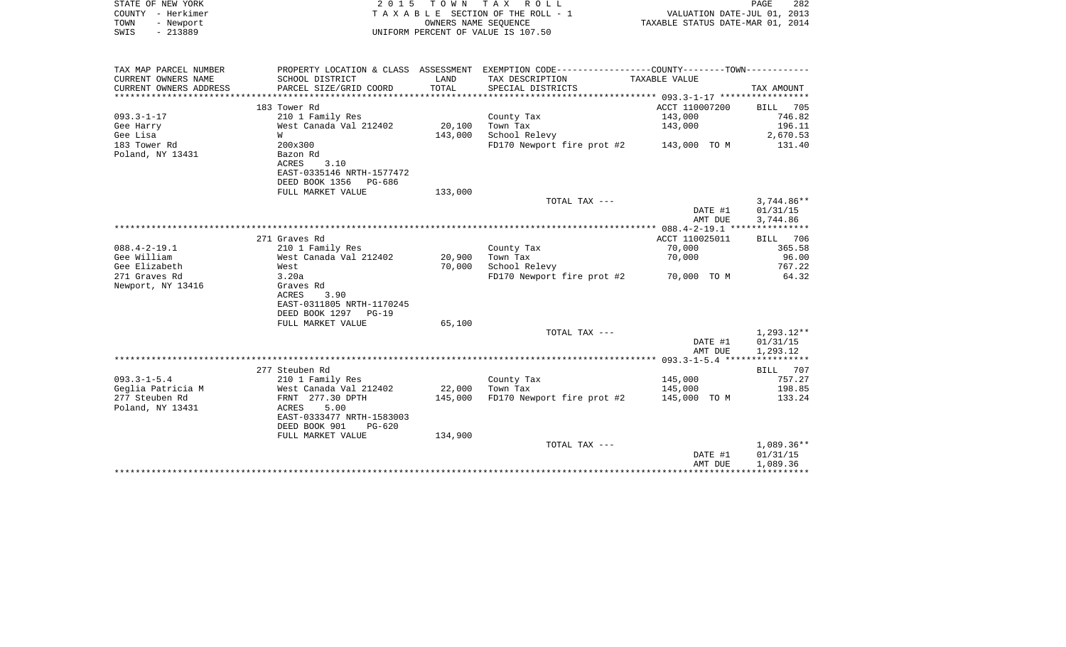STATE OF NEW YORK
COUNTY - Herkimer
TOWN - Newport
SWIS - 213889

2015 TOWN TAX ROLL
TAXABLE SECTION OF THE ROLL - 1
OWNERS NAME SEQUENCE
UNIFORM PERCENT OF VALUE IS 107.50

VALUATION DATE-JUL 01, 2013
TAXABLE STATUS DATE-MAR 01, 2014

| TAX MAP PARCEL NUMBER<br>CURRENT OWNERS NAME<br>CURRENT OWNERS ADDRESS | PROPERTY LOCATION & CLASS<br>SCHOOL DISTRICT<br>PARCEL SIZE/GRID COORD | ASSESSMENT<br>LAND<br>TOTAL | EXEMPTION CODE-----COUNTY-----TOWN-----<br>TAX DESCRIPTION<br>SPECIAL DISTRICTS | TAXABLE VALUE | TAX AMOUNT |
|---|---|---|---|---|---|
| 093.3-1-17 | 183 Tower Rd | | | ACCT 110007200 | BILL 705 |
| Gee Harry | 210 1 Family Res | | County Tax | 143,000 | 746.82 |
| Gee Lisa | West Canada Val 212402 | 20,100 | Town Tax | 143,000 | 196.11 |
| 183 Tower Rd | W | 143,000 | School Relevy | | 2,670.53 |
| Poland, NY 13431 | 200x300 | | FD170 Newport fire prot #2 | 143,000 TO M | 131.40 |
| | Bazon Rd | | | | |
| | ACRES 3.10 | | | | |
| | EAST-0335146 NRTH-1577472 | | | | |
| | DEED BOOK 1356 PG-686 | | | | |
| | FULL MARKET VALUE | 133,000 | | | |
| | | | TOTAL TAX --- | | 3,744.86** |
| | | | | DATE #1 | 01/31/15 |
| | | | | AMT DUE | 3,744.86 |
| 088.4-2-19.1 | 271 Graves Rd | | | ACCT 110025011 | BILL 706 |
| Gee William | 210 1 Family Res | | County Tax | 70,000 | 365.58 |
| Gee Elizabeth | West Canada Val 212402 | 20,900 | Town Tax | 70,000 | 96.00 |
| 271 Graves Rd | West | 70,000 | School Relevy | | 767.22 |
| Newport, NY 13416 | 3.20a | | FD170 Newport fire prot #2 | 70,000 TO M | 64.32 |
| | Graves Rd | | | | |
| | ACRES 3.90 | | | | |
| | EAST-0311805 NRTH-1170245 | | | | |
| | DEED BOOK 1297 PG-19 | | | | |
| | FULL MARKET VALUE | 65,100 | | | |
| | | | TOTAL TAX --- | | 1,293.12** |
| | | | | DATE #1 | 01/31/15 |
| | | | | AMT DUE | 1,293.12 |
| 093.3-1-5.4 | 277 Steuben Rd | | | | BILL 707 |
| Geglia Patricia M | 210 1 Family Res | | County Tax | 145,000 | 757.27 |
| 277 Steuben Rd | West Canada Val 212402 | 22,000 | Town Tax | 145,000 | 198.85 |
| Poland, NY 13431 | FRNT 277.30 DPTH | 145,000 | FD170 Newport fire prot #2 | 145,000 TO M | 133.24 |
| | ACRES 5.00 | | | | |
| | EAST-0333477 NRTH-1583003 | | | | |
| | DEED BOOK 901 PG-620 | | | | |
| | FULL MARKET VALUE | 134,900 | | | |
| | | | TOTAL TAX --- | | 1,089.36** |
| | | | | DATE #1 | 01/31/15 |
| | | | | AMT DUE | 1,089.36 |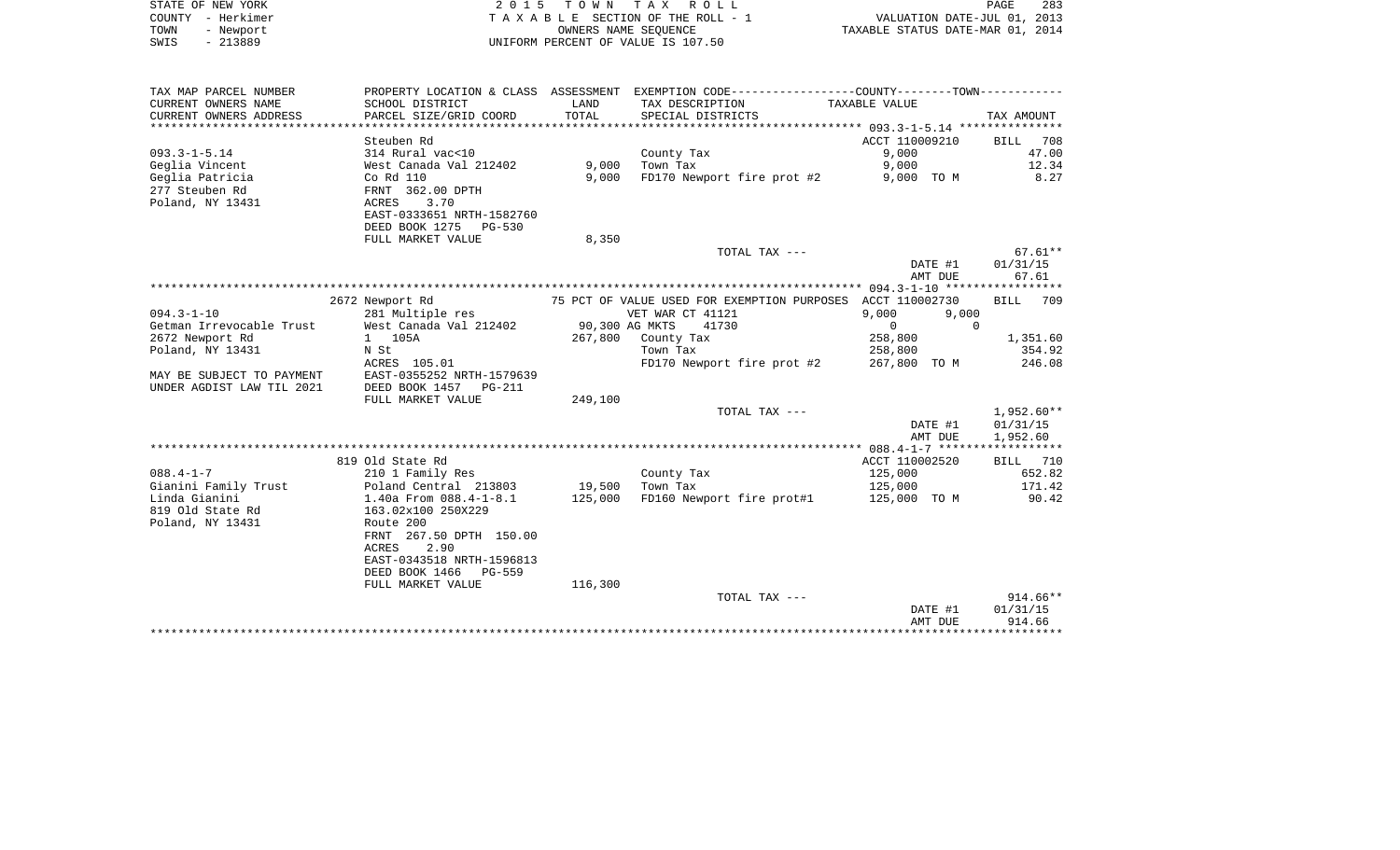STATE OF NEW YORK — 2015 TOWN TAX ROLL
COUNTY - Herkimer — TAXABLE SECTION OF THE ROLL - 1 — VALUATION DATE-JUL 01, 2013
TOWN - Newport — OWNERS NAME SEQUENCE — TAXABLE STATUS DATE-MAR 01, 2014
SWIS - 213889 — UNIFORM PERCENT OF VALUE IS 107.50

| TAX MAP PARCEL NUMBER / CURRENT OWNERS NAME / CURRENT OWNERS ADDRESS | PROPERTY LOCATION & CLASS / SCHOOL DISTRICT / PARCEL SIZE/GRID COORD | ASSESSMENT LAND / TOTAL | EXEMPTION CODE / TAX DESCRIPTION / SPECIAL DISTRICTS | COUNTY / TOWN TAXABLE VALUE | TAX AMOUNT |
|---|---|---|---|---|---|
| | Steuben Rd | | | ACCT 110009210 | BILL 708 |
| 093.3-1-5.14 | 314 Rural vac<10 | | County Tax | 9,000 | 47.00 |
| Geglia Vincent | West Canada Val 212402 | 9,000 | Town Tax | 9,000 | 12.34 |
| Geglia Patricia | Co Rd 110 | 9,000 | FD170 Newport fire prot #2 | 9,000 TO M | 8.27 |
| 277 Steuben Rd | FRNT 362.00 DPTH | | | | |
| Poland, NY 13431 | ACRES 3.70 | | | | |
| | EAST-0333651 NRTH-1582760 | | | | |
| | DEED BOOK 1275 PG-530 | | | | |
| | FULL MARKET VALUE | 8,350 | | | |
| | | | TOTAL TAX --- | | 67.61** |
| | | | | DATE #1 | 01/31/15 |
| | | | | AMT DUE | 67.61 |
| | 2672 Newport Rd | | 75 PCT OF VALUE USED FOR EXEMPTION PURPOSES | ACCT 110002730 | BILL 709 |
| 094.3-1-10 | 281 Multiple res | | VET WAR CT 41121 | 9,000 9,000 | |
| Getman Irrevocable Trust | West Canada Val 212402 | 90,300 | AG MKTS 41730 | 0 0 | |
| 2672 Newport Rd | 1 105A | 267,800 | County Tax | 258,800 | 1,351.60 |
| Poland, NY 13431 | N St | | Town Tax | 258,800 | 354.92 |
| | ACRES 105.01 | | FD170 Newport fire prot #2 | 267,800 TO M | 246.08 |
| MAY BE SUBJECT TO PAYMENT | EAST-0355252 NRTH-1579639 | | | | |
| UNDER AGDIST LAW TIL 2021 | DEED BOOK 1457 PG-211 | | | | |
| | FULL MARKET VALUE | 249,100 | | | |
| | | | TOTAL TAX --- | | 1,952.60** |
| | | | | DATE #1 | 01/31/15 |
| | | | | AMT DUE | 1,952.60 |
| | 819 Old State Rd | | | ACCT 110002520 | BILL 710 |
| 088.4-1-7 | 210 1 Family Res | | County Tax | 125,000 | 652.82 |
| Gianini Family Trust | Poland Central 213803 | 19,500 | Town Tax | 125,000 | 171.42 |
| Linda Gianini | 1.40a From 088.4-1-8.1 | 125,000 | FD160 Newport fire prot#1 | 125,000 TO M | 90.42 |
| 819 Old State Rd | 163.02x100 250X229 | | | | |
| Poland, NY 13431 | Route 200 | | | | |
| | FRNT 267.50 DPTH 150.00 | | | | |
| | ACRES 2.90 | | | | |
| | EAST-0343518 NRTH-1596813 | | | | |
| | DEED BOOK 1466 PG-559 | | | | |
| | FULL MARKET VALUE | 116,300 | | | |
| | | | TOTAL TAX --- | | 914.66** |
| | | | | DATE #1 | 01/31/15 |
| | | | | AMT DUE | 914.66 |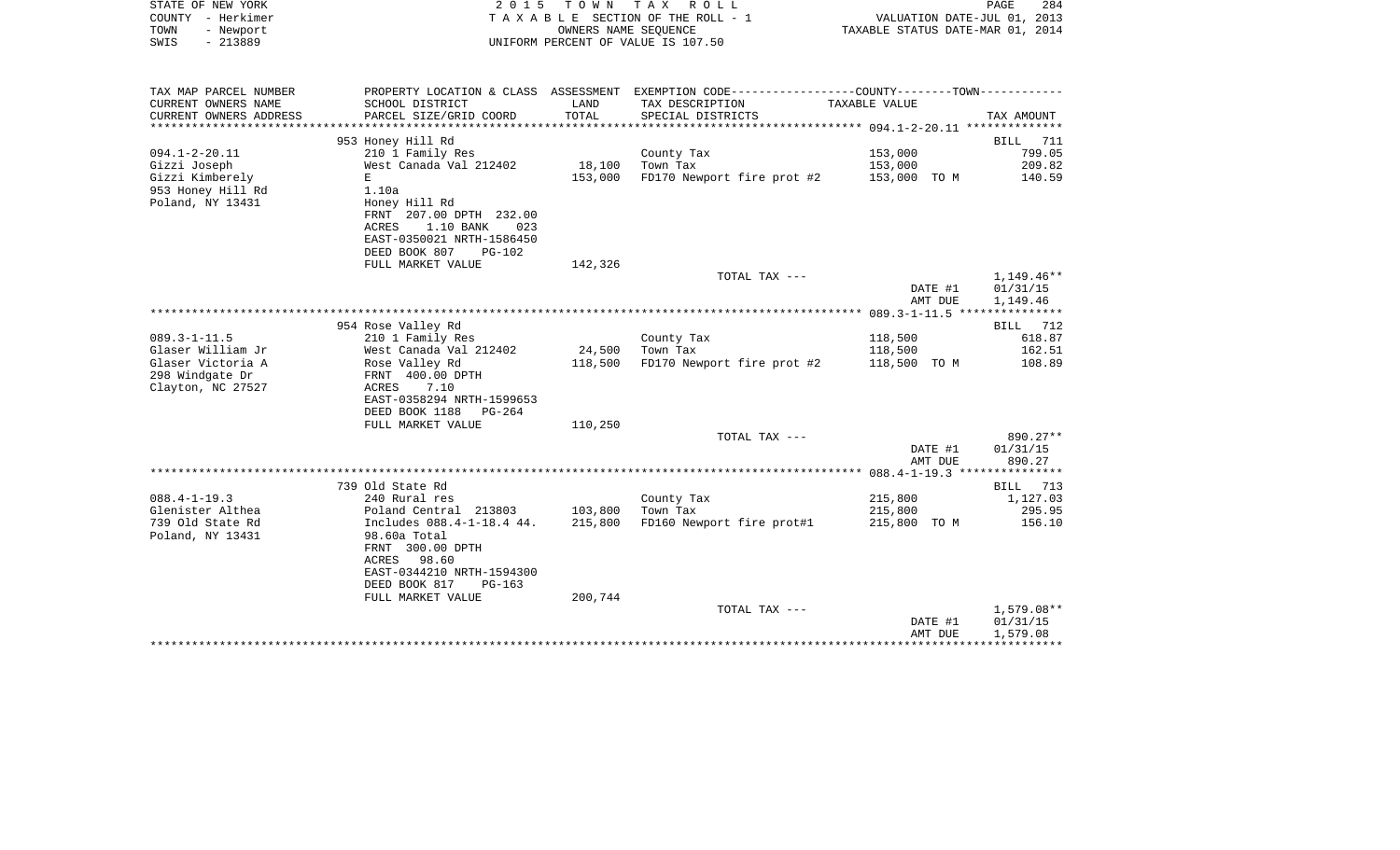STATE OF NEW YORK — 2015 TOWN TAX ROLL
COUNTY - Herkimer — TAXABLE SECTION OF THE ROLL - 1 — VALUATION DATE-JUL 01, 2013
TOWN - Newport — OWNERS NAME SEQUENCE — TAXABLE STATUS DATE-MAR 01, 2014
SWIS - 213889 — UNIFORM PERCENT OF VALUE IS 107.50

| TAX MAP PARCEL NUMBER / CURRENT OWNERS NAME / CURRENT OWNERS ADDRESS | PROPERTY LOCATION & CLASS / SCHOOL DISTRICT / PARCEL SIZE/GRID COORD | ASSESSMENT LAND / TOTAL | EXEMPTION CODE / TAX DESCRIPTION / SPECIAL DISTRICTS | COUNTY--TOWN TAXABLE VALUE | TAX AMOUNT |
|---|---|---|---|---|---|
| **094.1-2-20.11** | 953 Honey Hill Rd | | | | BILL 711 |
| 094.1-2-20.11 | 210 1 Family Res | | County Tax | 153,000 | 799.05 |
| Gizzi Joseph | West Canada Val 212402 | 18,100 | Town Tax | 153,000 | 209.82 |
| Gizzi Kimberely | E | 153,000 | FD170 Newport fire prot #2 | 153,000 TO M | 140.59 |
| 953 Honey Hill Rd | 1.10a | | | | |
| Poland, NY 13431 | Honey Hill Rd | | | | |
| | FRNT 207.00 DPTH 232.00 | | | | |
| | ACRES 1.10 BANK 023 | | | | |
| | EAST-0350021 NRTH-1586450 | | | | |
| | DEED BOOK 807 PG-102 | | | | |
| | FULL MARKET VALUE | 142,326 | | | |
| | | | TOTAL TAX --- | | 1,149.46** |
| | | | | DATE #1 | 01/31/15 |
| | | | | AMT DUE | 1,149.46 |
| **089.3-1-11.5** | 954 Rose Valley Rd | | | | BILL 712 |
| 089.3-1-11.5 | 210 1 Family Res | | County Tax | 118,500 | 618.87 |
| Glaser William Jr | West Canada Val 212402 | 24,500 | Town Tax | 118,500 | 162.51 |
| Glaser Victoria A | Rose Valley Rd | 118,500 | FD170 Newport fire prot #2 | 118,500 TO M | 108.89 |
| 298 Windgate Dr | FRNT 400.00 DPTH | | | | |
| Clayton, NC 27527 | ACRES 7.10 | | | | |
| | EAST-0358294 NRTH-1599653 | | | | |
| | DEED BOOK 1188 PG-264 | | | | |
| | FULL MARKET VALUE | 110,250 | | | |
| | | | TOTAL TAX --- | | 890.27** |
| | | | | DATE #1 | 01/31/15 |
| | | | | AMT DUE | 890.27 |
| **088.4-1-19.3** | 739 Old State Rd | | | | BILL 713 |
| 088.4-1-19.3 | 240 Rural res | | County Tax | 215,800 | 1,127.03 |
| Glenister Althea | Poland Central 213803 | 103,800 | Town Tax | 215,800 | 295.95 |
| 739 Old State Rd | Includes 088.4-1-18.4 44. | 215,800 | FD160 Newport fire prot#1 | 215,800 TO M | 156.10 |
| Poland, NY 13431 | 98.60a Total | | | | |
| | FRNT 300.00 DPTH | | | | |
| | ACRES 98.60 | | | | |
| | EAST-0344210 NRTH-1594300 | | | | |
| | DEED BOOK 817 PG-163 | | | | |
| | FULL MARKET VALUE | 200,744 | | | |
| | | | TOTAL TAX --- | | 1,579.08** |
| | | | | DATE #1 | 01/31/15 |
| | | | | AMT DUE | 1,579.08 |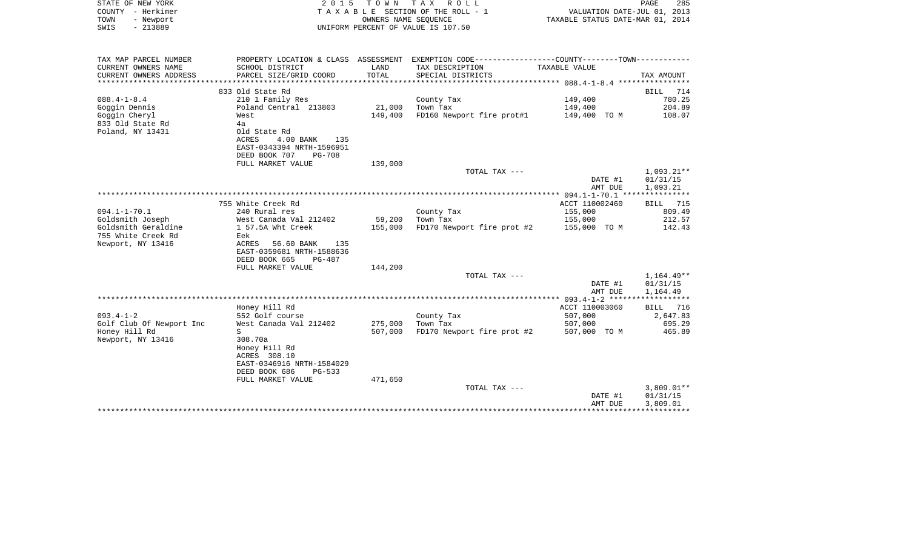STATE OF NEW YORK
COUNTY - Herkimer
TOWN - Newport
SWIS - 213889

2 0 1 5 T O W N T A X R O L L
T A X A B L E SECTION OF THE ROLL - 1
OWNERS NAME SEQUENCE
UNIFORM PERCENT OF VALUE IS 107.50

VALUATION DATE-JUL 01, 2013
TAXABLE STATUS DATE-MAR 01, 2014

```
TAX MAP PARCEL NUMBER          PROPERTY LOCATION & CLASS  ASSESSMENT  EXEMPTION CODE-----------------COUNTY--------TOWN-----------
CURRENT OWNERS NAME            SCHOOL DISTRICT            LAND        TAX DESCRIPTION                 TAXABLE VALUE
CURRENT OWNERS ADDRESS         PARCEL SIZE/GRID COORD     TOTAL       SPECIAL DISTRICTS                                    TAX AMOUNT
************************************************************************************************** 088.4-1-8.4 ****************
                               833 Old State Rd                                                                           BILL  714
088.4-1-8.4                    210 1 Family Res                       County Tax                      149,400                 780.25
Goggin Dennis                  Poland Central 213803       21,000     Town Tax                        149,400                 204.89
Goggin Cheryl                  West                       149,400     FD160 Newport fire prot#1       149,400 TO M            108.07
833 Old State Rd               4a
Poland, NY 13431               Old State Rd
                               ACRES     4.00 BANK    135
                               EAST-0343394 NRTH-1596951
                               DEED BOOK 707     PG-708
                               FULL MARKET VALUE          139,000
                                                                      TOTAL TAX ---                                         1,093.21**
                                                                                                      DATE #1            01/31/15
                                                                                                      AMT DUE            1,093.21
************************************************************************************************** 094.1-1-70.1 ***************
                               755 White Creek Rd                                                     ACCT 110002460      BILL  715
094.1-1-70.1                   240 Rural res                          County Tax                      155,000                 809.49
Goldsmith Joseph               West Canada Val 212402      59,200     Town Tax                        155,000                 212.57
Goldsmith Geraldine            1 57.5A Wht Creek          155,000     FD170 Newport fire prot #2      155,000 TO M            142.43
755 White Creek Rd             Eek
Newport, NY 13416              ACRES    56.60 BANK    135
                               EAST-0359681 NRTH-1588636
                               DEED BOOK 665     PG-487
                               FULL MARKET VALUE          144,200
                                                                      TOTAL TAX ---                                         1,164.49**
                                                                                                      DATE #1            01/31/15
                                                                                                      AMT DUE            1,164.49
************************************************************************************************** 093.4-1-2 ******************
                               Honey Hill Rd                                                          ACCT 110003060      BILL  716
093.4-1-2                      552 Golf course                        County Tax                      507,000               2,647.83
Golf Club Of Newport Inc       West Canada Val 212402     275,000     Town Tax                        507,000                 695.29
Honey Hill Rd                  S                          507,000     FD170 Newport fire prot #2      507,000 TO M            465.89
Newport, NY 13416              308.70a
                               Honey Hill Rd
                               ACRES  308.10
                               EAST-0346916 NRTH-1584029
                               DEED BOOK 686     PG-533
                               FULL MARKET VALUE          471,650
                                                                      TOTAL TAX ---                                         3,809.01**
                                                                                                      DATE #1            01/31/15
                                                                                                      AMT DUE            3,809.01
********************************************************************************************************************************
```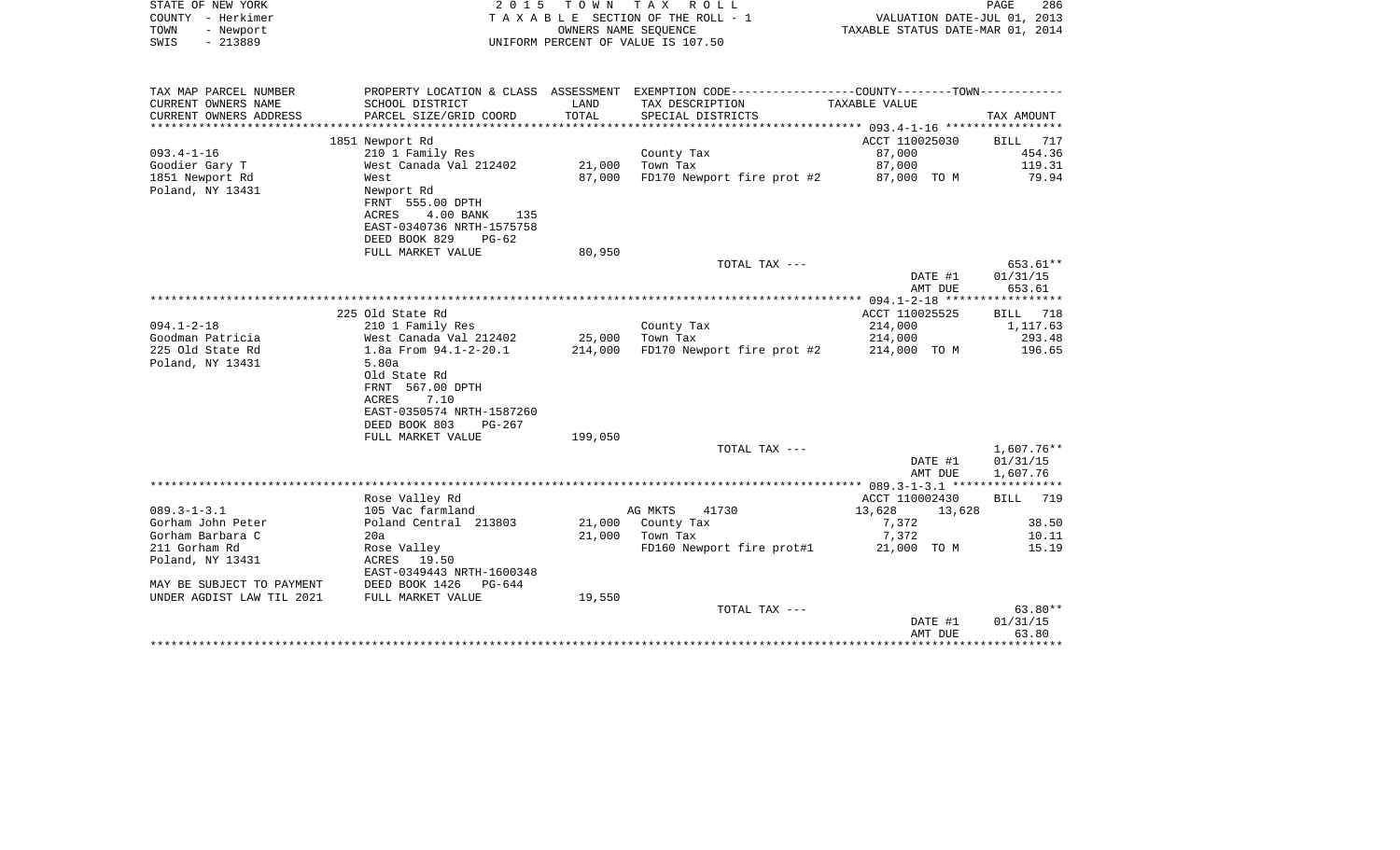STATE OF NEW YORK — 2015 TOWN TAX ROLL
COUNTY - Herkimer — TAXABLE SECTION OF THE ROLL - 1 — VALUATION DATE-JUL 01, 2013
TOWN - Newport — OWNERS NAME SEQUENCE — TAXABLE STATUS DATE-MAR 01, 2014
SWIS - 213889 — UNIFORM PERCENT OF VALUE IS 107.50

| TAX MAP PARCEL NUMBER / CURRENT OWNERS NAME / CURRENT OWNERS ADDRESS | PROPERTY LOCATION & CLASS / SCHOOL DISTRICT / PARCEL SIZE/GRID COORD | ASSESSMENT LAND | TOTAL | EXEMPTION CODE / TAX DESCRIPTION / SPECIAL DISTRICTS | TAXABLE VALUE | TAX AMOUNT |
|---|---|---|---|---|---|---|
| 093.4-1-16 | 1851 Newport Rd | | | | ACCT 110025030 | BILL 717 |
| 093.4-1-16 | 210 1 Family Res | | | County Tax | 87,000 | 454.36 |
| Goodier Gary T | West Canada Val 212402 | 21,000 | | Town Tax | 87,000 | 119.31 |
| 1851 Newport Rd | West | | 87,000 | FD170 Newport fire prot #2 | 87,000 TO M | 79.94 |
| Poland, NY 13431 | Newport Rd | | | | | |
| | FRNT 555.00 DPTH | | | | | |
| | ACRES 4.00 BANK 135 | | | | | |
| | EAST-0340736 NRTH-1575758 | | | | | |
| | DEED BOOK 829 PG-62 | | | | | |
| | FULL MARKET VALUE | | 80,950 | | | |
| | | | | TOTAL TAX --- | | 653.61** |
| | | | | | DATE #1 | 01/31/15 |
| | | | | | AMT DUE | 653.61 |
| 094.1-2-18 | 225 Old State Rd | | | | ACCT 110025525 | BILL 718 |
| 094.1-2-18 | 210 1 Family Res | | | County Tax | 214,000 | 1,117.63 |
| Goodman Patricia | West Canada Val 212402 | 25,000 | | Town Tax | 214,000 | 293.48 |
| 225 Old State Rd | 1.8a From 94.1-2-20.1 | | 214,000 | FD170 Newport fire prot #2 | 214,000 TO M | 196.65 |
| Poland, NY 13431 | 5.80a | | | | | |
| | Old State Rd | | | | | |
| | FRNT 567.00 DPTH | | | | | |
| | ACRES 7.10 | | | | | |
| | EAST-0350574 NRTH-1587260 | | | | | |
| | DEED BOOK 803 PG-267 | | | | | |
| | FULL MARKET VALUE | | 199,050 | | | |
| | | | | TOTAL TAX --- | | 1,607.76** |
| | | | | | DATE #1 | 01/31/15 |
| | | | | | AMT DUE | 1,607.76 |
| 089.3-1-3.1 | Rose Valley Rd | | | | ACCT 110002430 | BILL 719 |
| 089.3-1-3.1 | 105 Vac farmland | | | AG MKTS 41730 | 13,628 13,628 | |
| Gorham John Peter | Poland Central 213803 | 21,000 | | County Tax | 7,372 | 38.50 |
| Gorham Barbara C | 20a | | 21,000 | Town Tax | 7,372 | 10.11 |
| 211 Gorham Rd | Rose Valley | | | FD160 Newport fire prot#1 | 21,000 TO M | 15.19 |
| Poland, NY 13431 | ACRES 19.50 | | | | | |
| | EAST-0349443 NRTH-1600348 | | | | | |
| MAY BE SUBJECT TO PAYMENT | DEED BOOK 1426 PG-644 | | | | | |
| UNDER AGDIST LAW TIL 2021 | FULL MARKET VALUE | | 19,550 | | | |
| | | | | TOTAL TAX --- | | 63.80** |
| | | | | | DATE #1 | 01/31/15 |
| | | | | | AMT DUE | 63.80 |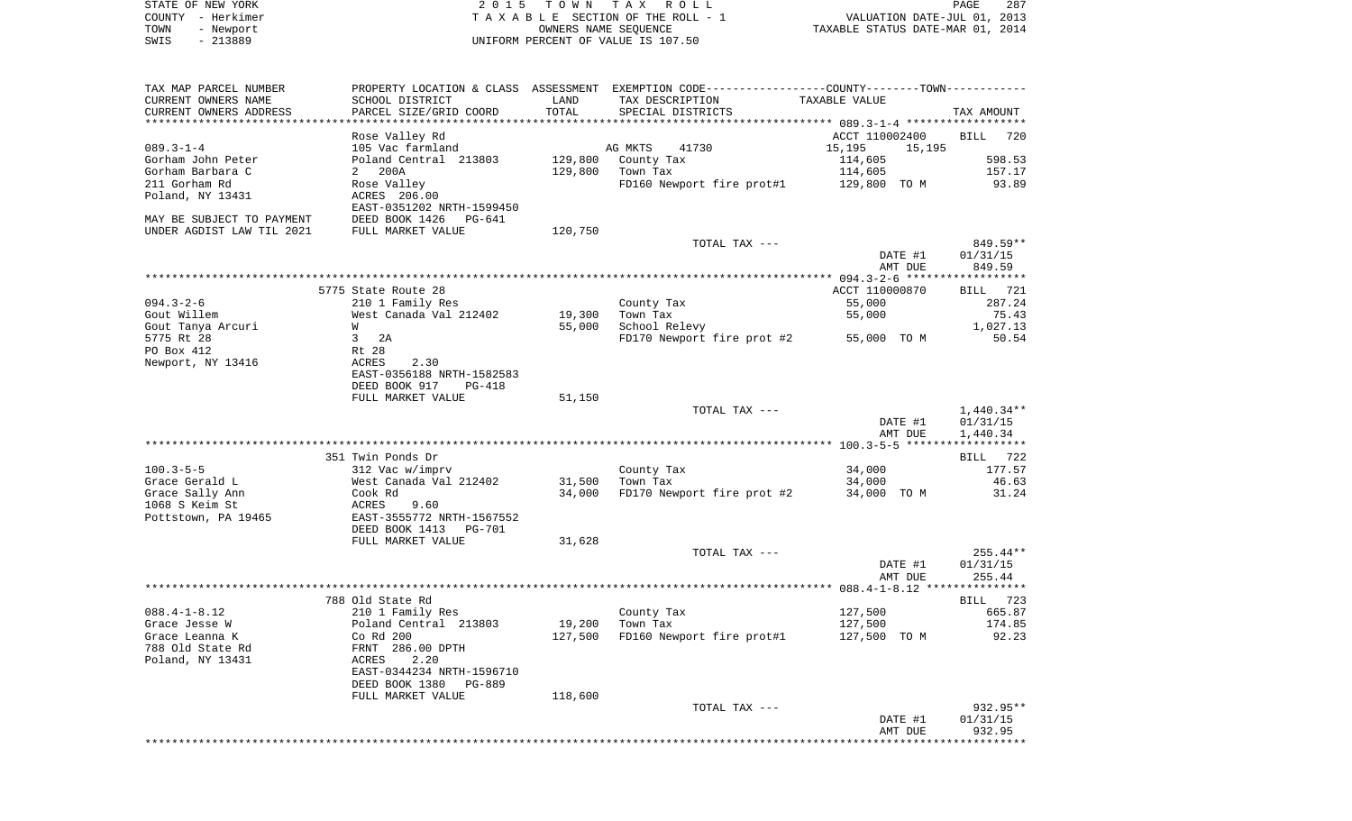STATE OF NEW YORK
COUNTY - Herkimer
TOWN - Newport
SWIS - 213889

2 0 1 5 T O W N T A X R O L L
T A X A B L E SECTION OF THE ROLL - 1
OWNERS NAME SEQUENCE
UNIFORM PERCENT OF VALUE IS 107.50

VALUATION DATE-JUL 01, 2013
TAXABLE STATUS DATE-MAR 01, 2014

| TAX MAP PARCEL NUMBER / CURRENT OWNERS NAME / CURRENT OWNERS ADDRESS | PROPERTY LOCATION & CLASS / SCHOOL DISTRICT / PARCEL SIZE/GRID COORD | ASSESSMENT LAND / TOTAL | EXEMPTION CODE / TAX DESCRIPTION / SPECIAL DISTRICTS | COUNTY / TOWN TAXABLE VALUE | TAX AMOUNT |
|---|---|---|---|---|---|
| **089.3-1-4** | Rose Valley Rd | | | ACCT 110002400 | BILL 720 |
| 089.3-1-4 | 105 Vac farmland | | AG MKTS 41730 | 15,195 15,195 | |
| Gorham John Peter | Poland Central 213803 | 129,800 | County Tax | 114,605 | 598.53 |
| Gorham Barbara C | 2 200A | 129,800 | Town Tax | 114,605 | 157.17 |
| 211 Gorham Rd | Rose Valley | | FD160 Newport fire prot#1 | 129,800 TO M | 93.89 |
| Poland, NY 13431 | ACRES 206.00 | | | | |
| | EAST-0351202 NRTH-1599450 | | | | |
| MAY BE SUBJECT TO PAYMENT | DEED BOOK 1426 PG-641 | | | | |
| UNDER AGDIST LAW TIL 2021 | FULL MARKET VALUE | 120,750 | | | |
| | | | TOTAL TAX --- | | 849.59** |
| | | | | DATE #1 | 01/31/15 |
| | | | | AMT DUE | 849.59 |
| **094.3-2-6** | 5775 State Route 28 | | | ACCT 110000870 | BILL 721 |
| 094.3-2-6 | 210 1 Family Res | | County Tax | 55,000 | 287.24 |
| Gout Willem | West Canada Val 212402 | 19,300 | Town Tax | 55,000 | 75.43 |
| Gout Tanya Arcuri | W | 55,000 | School Relevy | | 1,027.13 |
| 5775 Rt 28 | 3 2A | | FD170 Newport fire prot #2 | 55,000 TO M | 50.54 |
| PO Box 412 | Rt 28 | | | | |
| Newport, NY 13416 | ACRES 2.30 | | | | |
| | EAST-0356188 NRTH-1582583 | | | | |
| | DEED BOOK 917 PG-418 | | | | |
| | FULL MARKET VALUE | 51,150 | | | |
| | | | TOTAL TAX --- | | 1,440.34** |
| | | | | DATE #1 | 01/31/15 |
| | | | | AMT DUE | 1,440.34 |
| **100.3-5-5** | 351 Twin Ponds Dr | | | | BILL 722 |
| 100.3-5-5 | 312 Vac w/imprv | | County Tax | 34,000 | 177.57 |
| Grace Gerald L | West Canada Val 212402 | 31,500 | Town Tax | 34,000 | 46.63 |
| Grace Sally Ann | Cook Rd | 34,000 | FD170 Newport fire prot #2 | 34,000 TO M | 31.24 |
| 1068 S Keim St | ACRES 9.60 | | | | |
| Pottstown, PA 19465 | EAST-3555772 NRTH-1567552 | | | | |
| | DEED BOOK 1413 PG-701 | | | | |
| | FULL MARKET VALUE | 31,628 | | | |
| | | | TOTAL TAX --- | | 255.44** |
| | | | | DATE #1 | 01/31/15 |
| | | | | AMT DUE | 255.44 |
| **088.4-1-8.12** | 788 Old State Rd | | | | BILL 723 |
| 088.4-1-8.12 | 210 1 Family Res | | County Tax | 127,500 | 665.87 |
| Grace Jesse W | Poland Central 213803 | 19,200 | Town Tax | 127,500 | 174.85 |
| Grace Leanna K | Co Rd 200 | 127,500 | FD160 Newport fire prot#1 | 127,500 TO M | 92.23 |
| 788 Old State Rd | FRNT 286.00 DPTH | | | | |
| Poland, NY 13431 | ACRES 2.20 | | | | |
| | EAST-0344234 NRTH-1596710 | | | | |
| | DEED BOOK 1380 PG-889 | | | | |
| | FULL MARKET VALUE | 118,600 | | | |
| | | | TOTAL TAX --- | | 932.95** |
| | | | | DATE #1 | 01/31/15 |
| | | | | AMT DUE | 932.95 |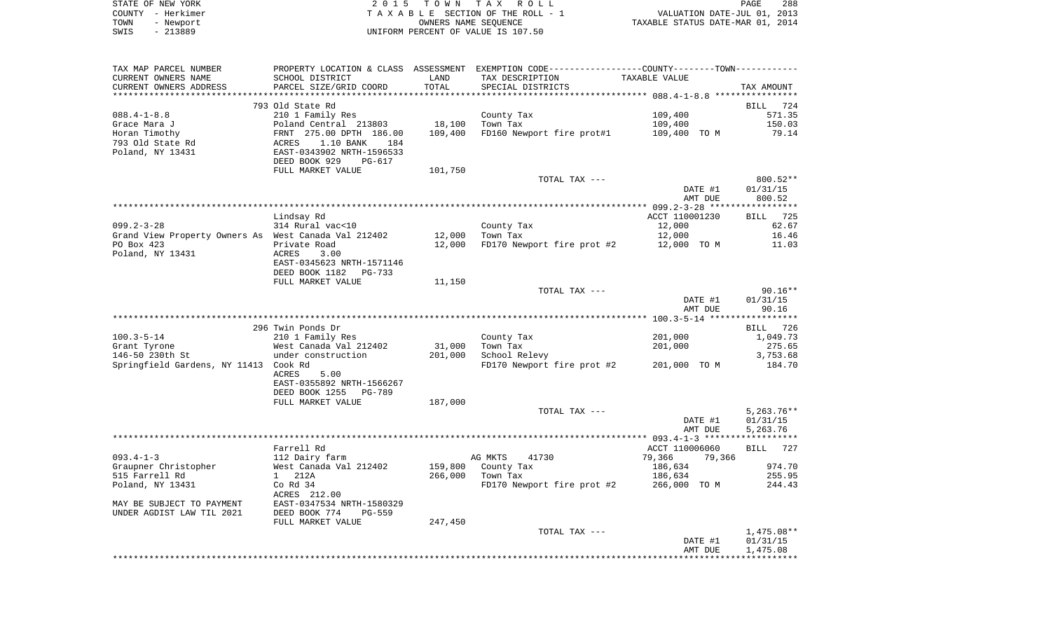STATE OF NEW YORK
COUNTY - Herkimer
TOWN - Newport
SWIS - 213889

2 0 1 5 T O W N T A X R O L L
T A X A B L E SECTION OF THE ROLL - 1
OWNERS NAME SEQUENCE
UNIFORM PERCENT OF VALUE IS 107.50

VALUATION DATE-JUL 01, 2013
TAXABLE STATUS DATE-MAR 01, 2014

| TAX MAP PARCEL NUMBER<br>CURRENT OWNERS NAME<br>CURRENT OWNERS ADDRESS | PROPERTY LOCATION & CLASS<br>SCHOOL DISTRICT<br>PARCEL SIZE/GRID COORD | ASSESSMENT<br>LAND<br>TOTAL | EXEMPTION CODE-----COUNTY-----TOWN-----<br>TAX DESCRIPTION<br>SPECIAL DISTRICTS | TAXABLE VALUE | TAX AMOUNT |
|---|---|---|---|---|---|
| | 793 Old State Rd | | | | BILL 724 |
| 088.4-1-8.8 | 210 1 Family Res | | County Tax | 109,400 | 571.35 |
| Grace Mara J | Poland Central 213803 | 18,100 | Town Tax | 109,400 | 150.03 |
| Horan Timothy | FRNT 275.00 DPTH 186.00 | 109,400 | FD160 Newport fire prot#1 | 109,400 TO M | 79.14 |
| 793 Old State Rd | ACRES 1.10 BANK 184 | | | | |
| Poland, NY 13431 | EAST-0343902 NRTH-1596533 | | | | |
| | DEED BOOK 929 PG-617 | | | | |
| | FULL MARKET VALUE | 101,750 | | | |
| | | | TOTAL TAX --- | | 800.52** |
| | | | | DATE #1 | 01/31/15 |
| | | | | AMT DUE | 800.52 |
| | Lindsay Rd | | | ACCT 110001230 | BILL 725 |
| 099.2-3-28 | 314 Rural vac<10 | | County Tax | 12,000 | 62.67 |
| Grand View Property Owners As | West Canada Val 212402 | 12,000 | Town Tax | 12,000 | 16.46 |
| PO Box 423 | Private Road | 12,000 | FD170 Newport fire prot #2 | 12,000 TO M | 11.03 |
| Poland, NY 13431 | ACRES 3.00 | | | | |
| | EAST-0345623 NRTH-1571146 | | | | |
| | DEED BOOK 1182 PG-733 | | | | |
| | FULL MARKET VALUE | 11,150 | | | |
| | | | TOTAL TAX --- | | 90.16** |
| | | | | DATE #1 | 01/31/15 |
| | | | | AMT DUE | 90.16 |
| | 296 Twin Ponds Dr | | | | BILL 726 |
| 100.3-5-14 | 210 1 Family Res | | County Tax | 201,000 | 1,049.73 |
| Grant Tyrone | West Canada Val 212402 | 31,000 | Town Tax | 201,000 | 275.65 |
| 146-50 230th St | under construction | 201,000 | School Relevy | | 3,753.68 |
| Springfield Gardens, NY 11413 | Cook Rd | | FD170 Newport fire prot #2 | 201,000 TO M | 184.70 |
| | ACRES 5.00 | | | | |
| | EAST-0355892 NRTH-1566267 | | | | |
| | DEED BOOK 1255 PG-789 | | | | |
| | FULL MARKET VALUE | 187,000 | | | |
| | | | TOTAL TAX --- | | 5,263.76** |
| | | | | DATE #1 | 01/31/15 |
| | | | | AMT DUE | 5,263.76 |
| | Farrell Rd | | | ACCT 110006060 | BILL 727 |
| 093.4-1-3 | 112 Dairy farm | | AG MKTS 41730 | 79,366 79,366 | |
| Graupner Christopher | West Canada Val 212402 | 159,800 | County Tax | 186,634 | 974.70 |
| 515 Farrell Rd | 1 212A | 266,000 | Town Tax | 186,634 | 255.95 |
| Poland, NY 13431 | Co Rd 34 | | FD170 Newport fire prot #2 | 266,000 TO M | 244.43 |
| | ACRES 212.00 | | | | |
| MAY BE SUBJECT TO PAYMENT | EAST-0347534 NRTH-1580329 | | | | |
| UNDER AGDIST LAW TIL 2021 | DEED BOOK 774 PG-559 | | | | |
| | FULL MARKET VALUE | 247,450 | | | |
| | | | TOTAL TAX --- | | 1,475.08** |
| | | | | DATE #1 | 01/31/15 |
| | | | | AMT DUE | 1,475.08 |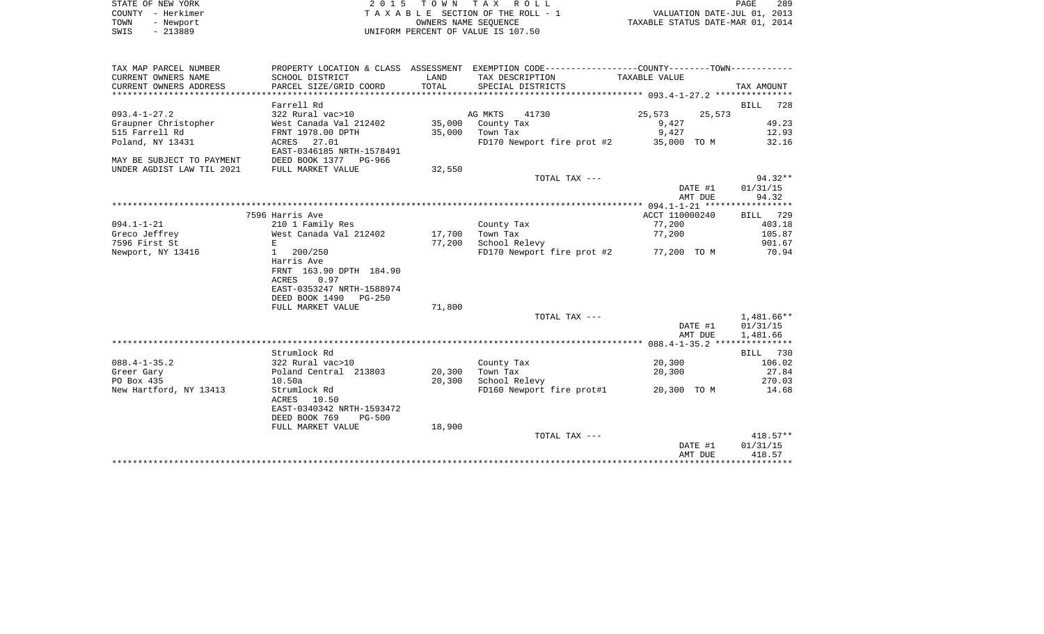STATE OF NEW YORK
COUNTY - Herkimer
TOWN - Newport
SWIS - 213889

2 0 1 5 T O W N T A X R O L L
T A X A B L E SECTION OF THE ROLL - 1
OWNERS NAME SEQUENCE
UNIFORM PERCENT OF VALUE IS 107.50

VALUATION DATE-JUL 01, 2013
TAXABLE STATUS DATE-MAR 01, 2014

| TAX MAP PARCEL NUMBER / CURRENT OWNERS NAME / CURRENT OWNERS ADDRESS | PROPERTY LOCATION & CLASS / SCHOOL DISTRICT / PARCEL SIZE/GRID COORD | ASSESSMENT LAND / TOTAL | EXEMPTION CODE / TAX DESCRIPTION / SPECIAL DISTRICTS | COUNTY / TOWN TAXABLE VALUE | TAX AMOUNT |
|---|---|---|---|---|---|
| | Farrell Rd | | | | BILL 728 |
| 093.4-1-27.2 | 322 Rural vac>10 | | AG MKTS 41730 | 25,573 25,573 | |
| Graupner Christopher | West Canada Val 212402 | 35,000 | County Tax | 9,427 | 49.23 |
| 515 Farrell Rd | FRNT 1978.00 DPTH | 35,000 | Town Tax | 9,427 | 12.93 |
| Poland, NY 13431 | ACRES 27.01 | | FD170 Newport fire prot #2 | 35,000 TO M | 32.16 |
| | EAST-0346185 NRTH-1578491 | | | | |
| MAY BE SUBJECT TO PAYMENT | DEED BOOK 1377 PG-966 | | | | |
| UNDER AGDIST LAW TIL 2021 | FULL MARKET VALUE | 32,550 | | | |
| | | | TOTAL TAX --- | | 94.32** |
| | | | | DATE #1 | 01/31/15 |
| | | | | AMT DUE | 94.32 |
| | 7596 Harris Ave | | | ACCT 110000240 | BILL 729 |
| 094.1-1-21 | 210 1 Family Res | | County Tax | 77,200 | 403.18 |
| Greco Jeffrey | West Canada Val 212402 | 17,700 | Town Tax | 77,200 | 105.87 |
| 7596 First St | E | 77,200 | School Relevy | | 901.67 |
| Newport, NY 13416 | 1 200/250 | | FD170 Newport fire prot #2 | 77,200 TO M | 70.94 |
| | Harris Ave | | | | |
| | FRNT 163.90 DPTH 184.90 | | | | |
| | ACRES 0.97 | | | | |
| | EAST-0353247 NRTH-1588974 | | | | |
| | DEED BOOK 1490 PG-250 | | | | |
| | FULL MARKET VALUE | 71,800 | | | |
| | | | TOTAL TAX --- | | 1,481.66** |
| | | | | DATE #1 | 01/31/15 |
| | | | | AMT DUE | 1,481.66 |
| | Strumlock Rd | | | | BILL 730 |
| 088.4-1-35.2 | 322 Rural vac>10 | | County Tax | 20,300 | 106.02 |
| Greer Gary | Poland Central 213803 | 20,300 | Town Tax | 20,300 | 27.84 |
| PO Box 435 | 10.50a | 20,300 | School Relevy | | 270.03 |
| New Hartford, NY 13413 | Strumlock Rd | | FD160 Newport fire prot#1 | 20,300 TO M | 14.68 |
| | ACRES 10.50 | | | | |
| | EAST-0340342 NRTH-1593472 | | | | |
| | DEED BOOK 769 PG-500 | | | | |
| | FULL MARKET VALUE | 18,900 | | | |
| | | | TOTAL TAX --- | | 418.57** |
| | | | | DATE #1 | 01/31/15 |
| | | | | AMT DUE | 418.57 |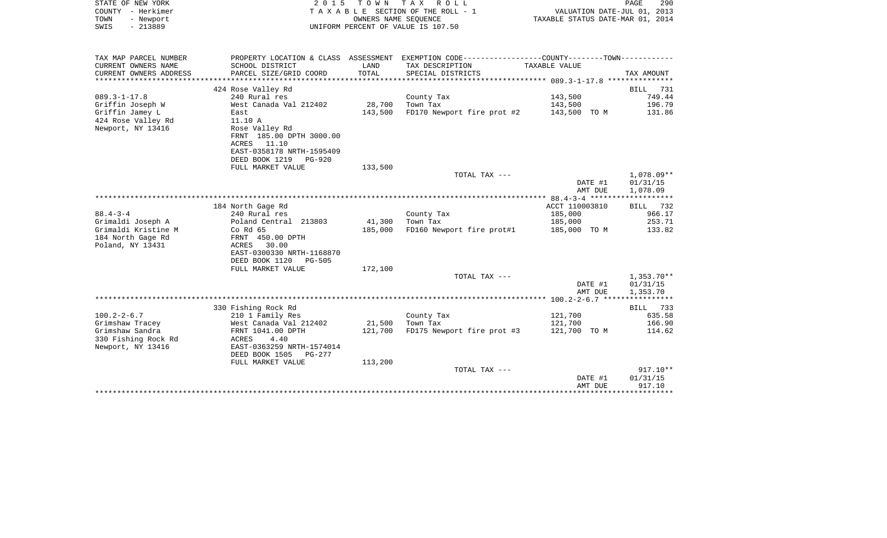STATE OF NEW YORK
COUNTY - Herkimer
TOWN - Newport
SWIS - 213889

2 0 1 5 T O W N T A X R O L L
T A X A B L E SECTION OF THE ROLL - 1
OWNERS NAME SEQUENCE
UNIFORM PERCENT OF VALUE IS 107.50

VALUATION DATE-JUL 01, 2013
TAXABLE STATUS DATE-MAR 01, 2014

| TAX MAP PARCEL NUMBER<br>CURRENT OWNERS NAME<br>CURRENT OWNERS ADDRESS | PROPERTY LOCATION & CLASS<br>SCHOOL DISTRICT<br>PARCEL SIZE/GRID COORD | ASSESSMENT<br>LAND<br>TOTAL | EXEMPTION CODE-----COUNTY-----TOWN-----<br>TAX DESCRIPTION<br>SPECIAL DISTRICTS | TAXABLE VALUE | TAX AMOUNT |
|---|---|---|---|---|---|
| 089.3-1-17.8 | 424 Rose Valley Rd | | | | BILL 731 |
| | 240 Rural res | | County Tax | 143,500 | 749.44 |
| Griffin Joseph W | West Canada Val 212402 | 28,700 | Town Tax | 143,500 | 196.79 |
| Griffin Jamey L | East | 143,500 | FD170 Newport fire prot #2 | 143,500 TO M | 131.86 |
| 424 Rose Valley Rd | 11.10 A | | | | |
| Newport, NY 13416 | Rose Valley Rd | | | | |
| | FRNT 185.00 DPTH 3000.00 | | | | |
| | ACRES 11.10 | | | | |
| | EAST-0358178 NRTH-1595409 | | | | |
| | DEED BOOK 1219 PG-920 | | | | |
| | FULL MARKET VALUE | 133,500 | | | |
| | | | TOTAL TAX --- | | 1,078.09** |
| | | | | DATE #1 | 01/31/15 |
| | | | | AMT DUE | 1,078.09 |
| 88.4-3-4 | 184 North Gage Rd | | | ACCT 110003810 | BILL 732 |
| | 240 Rural res | | County Tax | 185,000 | 966.17 |
| Grimaldi Joseph A | Poland Central 213803 | 41,300 | Town Tax | 185,000 | 253.71 |
| Grimaldi Kristine M | Co Rd 65 | 185,000 | FD160 Newport fire prot#1 | 185,000 TO M | 133.82 |
| 184 North Gage Rd | FRNT 450.00 DPTH | | | | |
| Poland, NY 13431 | ACRES 30.00 | | | | |
| | EAST-0300330 NRTH-1168870 | | | | |
| | DEED BOOK 1120 PG-505 | | | | |
| | FULL MARKET VALUE | 172,100 | | | |
| | | | TOTAL TAX --- | | 1,353.70** |
| | | | | DATE #1 | 01/31/15 |
| | | | | AMT DUE | 1,353.70 |
| 100.2-2-6.7 | 330 Fishing Rock Rd | | | | BILL 733 |
| | 210 1 Family Res | | County Tax | 121,700 | 635.58 |
| Grimshaw Tracey | West Canada Val 212402 | 21,500 | Town Tax | 121,700 | 166.90 |
| Grimshaw Sandra | FRNT 1041.00 DPTH | 121,700 | FD175 Newport fire prot #3 | 121,700 TO M | 114.62 |
| 330 Fishing Rock Rd | ACRES 4.40 | | | | |
| Newport, NY 13416 | EAST-0363259 NRTH-1574014 | | | | |
| | DEED BOOK 1505 PG-277 | | | | |
| | FULL MARKET VALUE | 113,200 | | | |
| | | | TOTAL TAX --- | | 917.10** |
| | | | | DATE #1 | 01/31/15 |
| | | | | AMT DUE | 917.10 |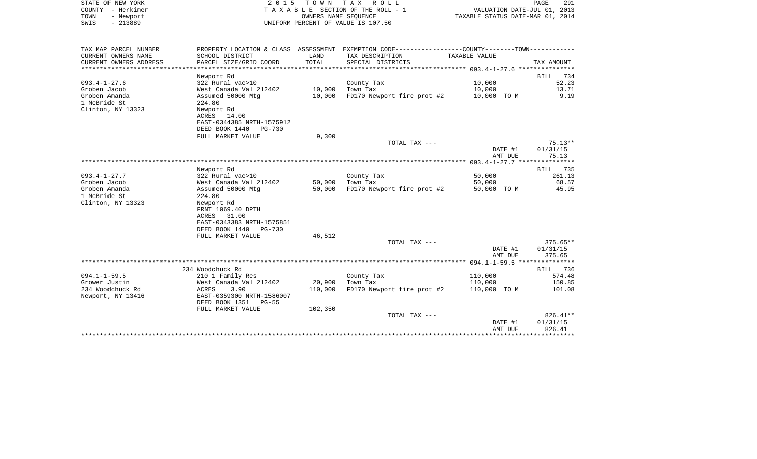STATE OF NEW YORK
COUNTY - Herkimer
TOWN - Newport
SWIS - 213889

2 0 1 5 T O W N T A X R O L L
T A X A B L E SECTION OF THE ROLL - 1
OWNERS NAME SEQUENCE
UNIFORM PERCENT OF VALUE IS 107.50

VALUATION DATE-JUL 01, 2013
TAXABLE STATUS DATE-MAR 01, 2014

| TAX MAP PARCEL NUMBER / CURRENT OWNERS NAME / CURRENT OWNERS ADDRESS | PROPERTY LOCATION & CLASS / SCHOOL DISTRICT / PARCEL SIZE/GRID COORD | ASSESSMENT LAND / TOTAL | EXEMPTION CODE / TAX DESCRIPTION / SPECIAL DISTRICTS | COUNTY--------TOWN / TAXABLE VALUE | TAX AMOUNT |
|---|---|---|---|---|---|
| **093.4-1-27.6** | Newport Rd | | | | BILL 734 |
| 093.4-1-27.6 | 322 Rural vac>10 | | County Tax | 10,000 | 52.23 |
| Groben Jacob | West Canada Val 212402 | 10,000 | Town Tax | 10,000 | 13.71 |
| Groben Amanda | Assumed 50000 Mtg | 10,000 | FD170 Newport fire prot #2 | 10,000 TO M | 9.19 |
| 1 McBride St | 224.80 | | | | |
| Clinton, NY 13323 | Newport Rd | | | | |
| | ACRES 14.00 | | | | |
| | EAST-0344385 NRTH-1575912 | | | | |
| | DEED BOOK 1440 PG-730 | | | | |
| | FULL MARKET VALUE | 9,300 | | | |
| | | | TOTAL TAX --- | | 75.13** |
| | | | | DATE #1 | 01/31/15 |
| | | | | AMT DUE | 75.13 |
| **093.4-1-27.7** | Newport Rd | | | | BILL 735 |
| 093.4-1-27.7 | 322 Rural vac>10 | | County Tax | 50,000 | 261.13 |
| Groben Jacob | West Canada Val 212402 | 50,000 | Town Tax | 50,000 | 68.57 |
| Groben Amanda | Assumed 50000 Mtg | 50,000 | FD170 Newport fire prot #2 | 50,000 TO M | 45.95 |
| 1 McBride St | 224.80 | | | | |
| Clinton, NY 13323 | Newport Rd | | | | |
| | FRNT 1069.40 DPTH | | | | |
| | ACRES 31.00 | | | | |
| | EAST-0343383 NRTH-1575851 | | | | |
| | DEED BOOK 1440 PG-730 | | | | |
| | FULL MARKET VALUE | 46,512 | | | |
| | | | TOTAL TAX --- | | 375.65** |
| | | | | DATE #1 | 01/31/15 |
| | | | | AMT DUE | 375.65 |
| **094.1-1-59.5** | 234 Woodchuck Rd | | | | BILL 736 |
| 094.1-1-59.5 | 210 1 Family Res | | County Tax | 110,000 | 574.48 |
| Grower Justin | West Canada Val 212402 | 20,900 | Town Tax | 110,000 | 150.85 |
| 234 Woodchuck Rd | ACRES 3.90 | 110,000 | FD170 Newport fire prot #2 | 110,000 TO M | 101.08 |
| Newport, NY 13416 | EAST-0359300 NRTH-1586007 | | | | |
| | DEED BOOK 1351 PG-55 | | | | |
| | FULL MARKET VALUE | 102,350 | | | |
| | | | TOTAL TAX --- | | 826.41** |
| | | | | DATE #1 | 01/31/15 |
| | | | | AMT DUE | 826.41 |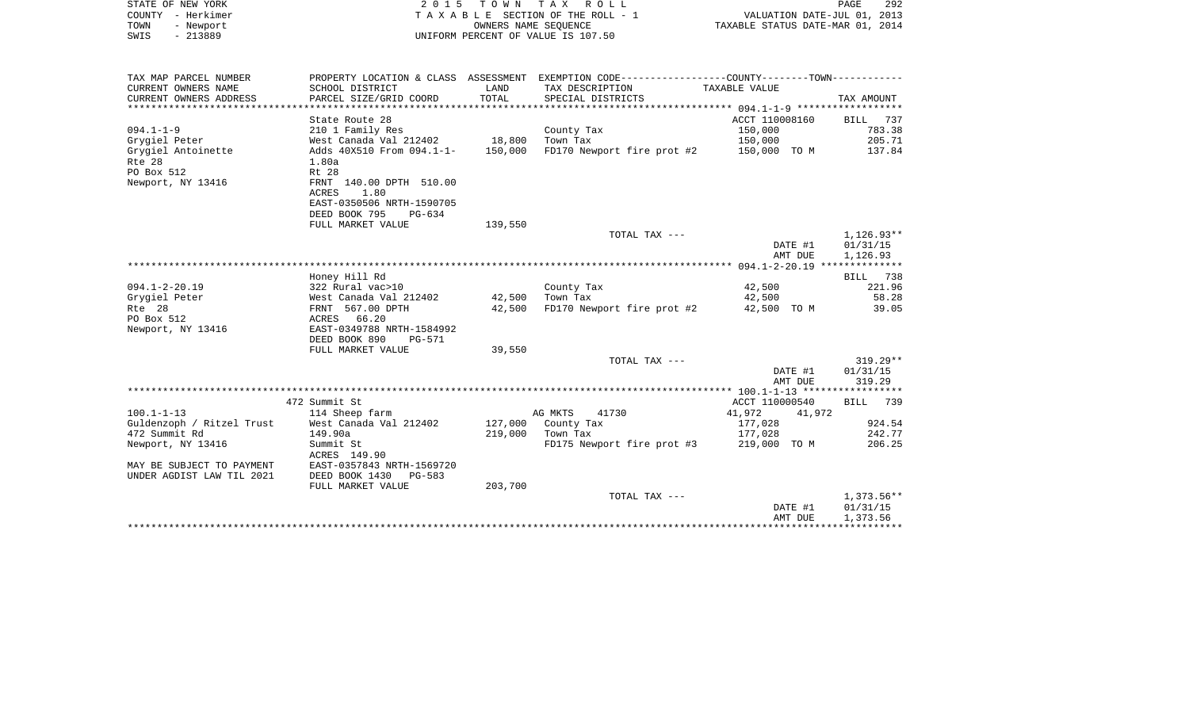STATE OF NEW YORK
COUNTY - Herkimer
TOWN - Newport
SWIS - 213889

2 0 1 5 T O W N T A X R O L L
T A X A B L E SECTION OF THE ROLL - 1
OWNERS NAME SEQUENCE
UNIFORM PERCENT OF VALUE IS 107.50

VALUATION DATE-JUL 01, 2013
TAXABLE STATUS DATE-MAR 01, 2014

| TAX MAP PARCEL NUMBER<br>CURRENT OWNERS NAME<br>CURRENT OWNERS ADDRESS | PROPERTY LOCATION & CLASS<br>SCHOOL DISTRICT<br>PARCEL SIZE/GRID COORD | ASSESSMENT<br>LAND<br>TOTAL | EXEMPTION CODE-----COUNTY-----TOWN-----<br>TAX DESCRIPTION<br>SPECIAL DISTRICTS | TAXABLE VALUE | TAX AMOUNT |
|---|---|---|---|---|---|
| ******** 094.1-1-9 ******** | | | | | |
| | State Route 28 | | | ACCT 110008160 | BILL 737 |
| 094.1-1-9 | 210 1 Family Res | | County Tax | 150,000 | 783.38 |
| Grygiel Peter | West Canada Val 212402 | 18,800 | Town Tax | 150,000 | 205.71 |
| Grygiel Antoinette | Adds 40X510 From 094.1-1- | 150,000 | FD170 Newport fire prot #2 | 150,000 TO M | 137.84 |
| Rte 28 | 1.80a | | | | |
| PO Box 512 | Rt 28 | | | | |
| Newport, NY 13416 | FRNT 140.00 DPTH 510.00 | | | | |
| | ACRES 1.80 | | | | |
| | EAST-0350506 NRTH-1590705 | | | | |
| | DEED BOOK 795 PG-634 | | | | |
| | FULL MARKET VALUE | 139,550 | | | |
| | | | TOTAL TAX --- | | 1,126.93** |
| | | | | DATE #1 | 01/31/15 |
| | | | | AMT DUE | 1,126.93 |
| ******** 094.1-2-20.19 ******** | | | | | |
| | Honey Hill Rd | | | | BILL 738 |
| 094.1-2-20.19 | 322 Rural vac>10 | | County Tax | 42,500 | 221.96 |
| Grygiel Peter | West Canada Val 212402 | 42,500 | Town Tax | 42,500 | 58.28 |
| Rte 28 | FRNT 567.00 DPTH | 42,500 | FD170 Newport fire prot #2 | 42,500 TO M | 39.05 |
| PO Box 512 | ACRES 66.20 | | | | |
| Newport, NY 13416 | EAST-0349788 NRTH-1584992 | | | | |
| | DEED BOOK 890 PG-571 | | | | |
| | FULL MARKET VALUE | 39,550 | | | |
| | | | TOTAL TAX --- | | 319.29** |
| | | | | DATE #1 | 01/31/15 |
| | | | | AMT DUE | 319.29 |
| ******** 100.1-1-13 ******** | | | | | |
| | 472 Summit St | | | ACCT 110000540 | BILL 739 |
| 100.1-1-13 | 114 Sheep farm | | AG MKTS 41730 | 41,972 41,972 | |
| Guldenzoph / Ritzel Trust | West Canada Val 212402 | 127,000 | County Tax | 177,028 | 924.54 |
| 472 Summit Rd | 149.90a | 219,000 | Town Tax | 177,028 | 242.77 |
| Newport, NY 13416 | Summit St | | FD175 Newport fire prot #3 | 219,000 TO M | 206.25 |
| | ACRES 149.90 | | | | |
| MAY BE SUBJECT TO PAYMENT | EAST-0357843 NRTH-1569720 | | | | |
| UNDER AGDIST LAW TIL 2021 | DEED BOOK 1430 PG-583 | | | | |
| | FULL MARKET VALUE | 203,700 | | | |
| | | | TOTAL TAX --- | | 1,373.56** |
| | | | | DATE #1 | 01/31/15 |
| | | | | AMT DUE | 1,373.56 |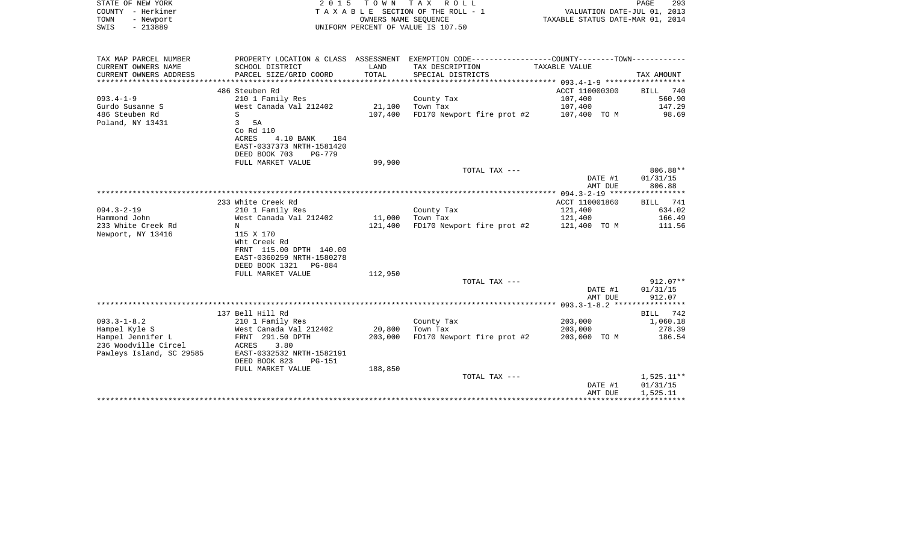STATE OF NEW YORK — 2015 TOWN TAX ROLL
COUNTY - Herkimer — TAXABLE SECTION OF THE ROLL - 1 — VALUATION DATE-JUL 01, 2013
TOWN - Newport — OWNERS NAME SEQUENCE — TAXABLE STATUS DATE-MAR 01, 2014
SWIS - 213889 — UNIFORM PERCENT OF VALUE IS 107.50

| TAX MAP PARCEL NUMBER / CURRENT OWNERS NAME / CURRENT OWNERS ADDRESS | PROPERTY LOCATION & CLASS / SCHOOL DISTRICT / PARCEL SIZE/GRID COORD | ASSESSMENT LAND / TOTAL | EXEMPTION CODE / TAX DESCRIPTION / SPECIAL DISTRICTS | COUNTY--------TOWN / TAXABLE VALUE | TAX AMOUNT |
|---|---|---|---|---|---|
| | 486 Steuben Rd | | | ACCT 110000300 | BILL 740 |
| 093.4-1-9 | 210 1 Family Res | | County Tax | 107,400 | 560.90 |
| Gurdo Susanne S | West Canada Val 212402 | 21,100 | Town Tax | 107,400 | 147.29 |
| 486 Steuben Rd | S | 107,400 | FD170 Newport fire prot #2 | 107,400 TO M | 98.69 |
| Poland, NY 13431 | 3 5A | | | | |
| | Co Rd 110 | | | | |
| | ACRES 4.10 BANK 184 | | | | |
| | EAST-0337373 NRTH-1581420 | | | | |
| | DEED BOOK 703 PG-779 | | | | |
| | FULL MARKET VALUE | 99,900 | | | |
| | | | TOTAL TAX --- | | 806.88** |
| | | | | DATE #1 | 01/31/15 |
| | | | | AMT DUE | 806.88 |
| | 233 White Creek Rd | | | ACCT 110001860 | BILL 741 |
| 094.3-2-19 | 210 1 Family Res | | County Tax | 121,400 | 634.02 |
| Hammond John | West Canada Val 212402 | 11,000 | Town Tax | 121,400 | 166.49 |
| 233 White Creek Rd | N | 121,400 | FD170 Newport fire prot #2 | 121,400 TO M | 111.56 |
| Newport, NY 13416 | 115 X 170 | | | | |
| | Wht Creek Rd | | | | |
| | FRNT 115.00 DPTH 140.00 | | | | |
| | EAST-0360259 NRTH-1580278 | | | | |
| | DEED BOOK 1321 PG-884 | | | | |
| | FULL MARKET VALUE | 112,950 | | | |
| | | | TOTAL TAX --- | | 912.07** |
| | | | | DATE #1 | 01/31/15 |
| | | | | AMT DUE | 912.07 |
| | 137 Bell Hill Rd | | | | BILL 742 |
| 093.3-1-8.2 | 210 1 Family Res | | County Tax | 203,000 | 1,060.18 |
| Hampel Kyle S | West Canada Val 212402 | 20,800 | Town Tax | 203,000 | 278.39 |
| Hampel Jennifer L | FRNT 291.50 DPTH | 203,000 | FD170 Newport fire prot #2 | 203,000 TO M | 186.54 |
| 236 Woodville Circel | ACRES 3.80 | | | | |
| Pawleys Island, SC 29585 | EAST-0332532 NRTH-1582191 | | | | |
| | DEED BOOK 823 PG-151 | | | | |
| | FULL MARKET VALUE | 188,850 | | | |
| | | | TOTAL TAX --- | | 1,525.11** |
| | | | | DATE #1 | 01/31/15 |
| | | | | AMT DUE | 1,525.11 |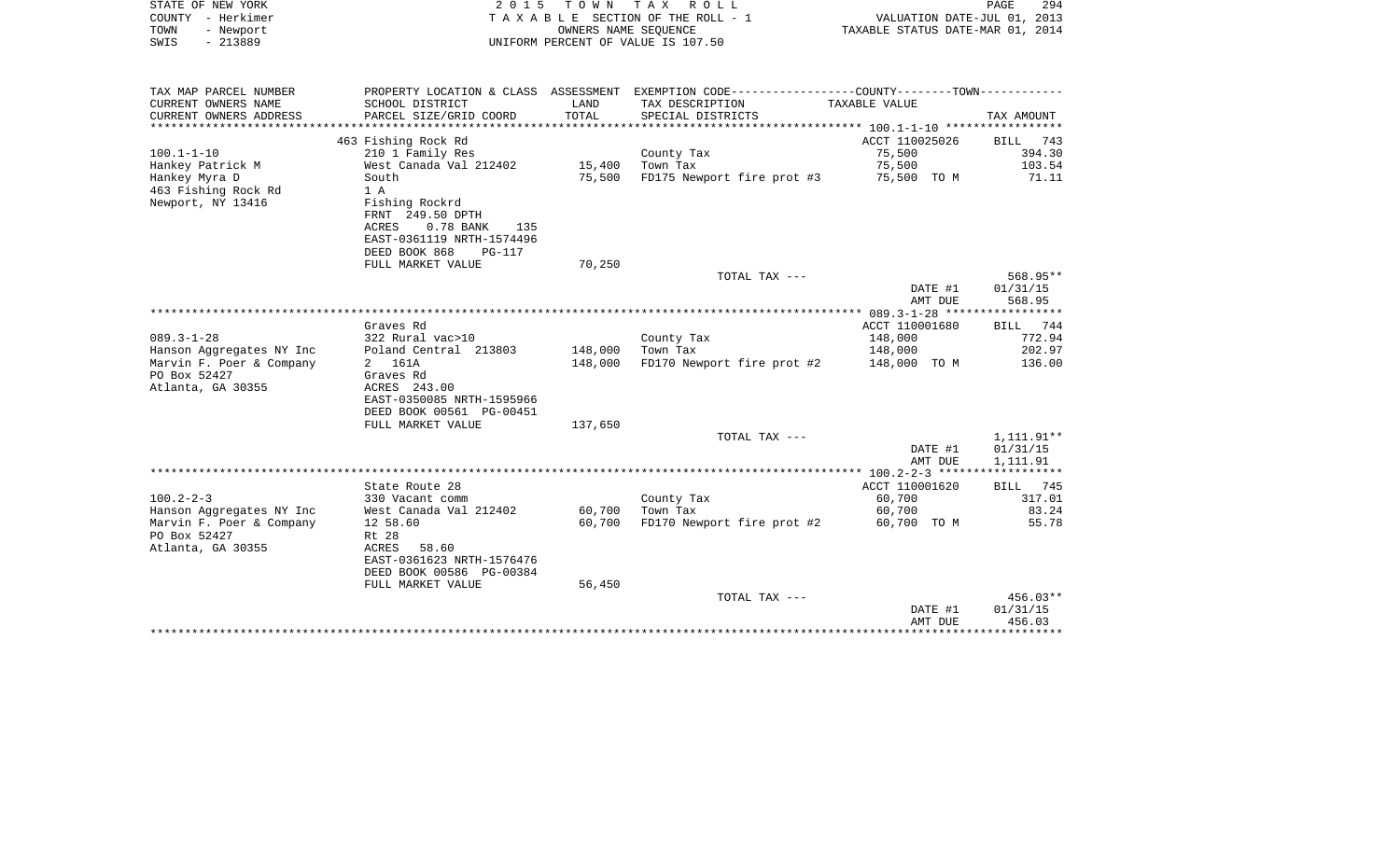STATE OF NEW YORK — COUNTY - Herkimer — TOWN - Newport — SWIS - 213889

2015 TOWN TAX ROLL
TAXABLE SECTION OF THE ROLL - 1
OWNERS NAME SEQUENCE
UNIFORM PERCENT OF VALUE IS 107.50

VALUATION DATE-JUL 01, 2013
TAXABLE STATUS DATE-MAR 01, 2014

| TAX MAP PARCEL NUMBER / CURRENT OWNERS NAME / CURRENT OWNERS ADDRESS | PROPERTY LOCATION & CLASS / SCHOOL DISTRICT / PARCEL SIZE/GRID COORD | ASSESSMENT LAND / TOTAL | EXEMPTION CODE / TAX DESCRIPTION / SPECIAL DISTRICTS | TAXABLE VALUE | TAX AMOUNT |
|---|---|---|---|---|---|
| 100.1-1-10 | 463 Fishing Rock Rd | | | ACCT 110025026 | BILL 743 |
| | 210 1 Family Res | | County Tax | 75,500 | 394.30 |
| Hankey Patrick M | West Canada Val 212402 | 15,400 | Town Tax | 75,500 | 103.54 |
| Hankey Myra D | South | 75,500 | FD175 Newport fire prot #3 | 75,500 TO M | 71.11 |
| 463 Fishing Rock Rd | 1 A | | | | |
| Newport, NY 13416 | Fishing Rockrd | | | | |
| | FRNT 249.50 DPTH | | | | |
| | ACRES 0.78 BANK 135 | | | | |
| | EAST-0361119 NRTH-1574496 | | | | |
| | DEED BOOK 868 PG-117 | | | | |
| | FULL MARKET VALUE | 70,250 | | | |
| | | | TOTAL TAX --- | | 568.95** |
| | | | | DATE #1 | 01/31/15 |
| | | | | AMT DUE | 568.95 |
| 089.3-1-28 | Graves Rd | | | ACCT 110001680 | BILL 744 |
| | 322 Rural vac>10 | | County Tax | 148,000 | 772.94 |
| Hanson Aggregates NY Inc | Poland Central 213803 | 148,000 | Town Tax | 148,000 | 202.97 |
| Marvin F. Poer & Company | 2 161A | 148,000 | FD170 Newport fire prot #2 | 148,000 TO M | 136.00 |
| PO Box 52427 | Graves Rd | | | | |
| Atlanta, GA 30355 | ACRES 243.00 | | | | |
| | EAST-0350085 NRTH-1595966 | | | | |
| | DEED BOOK 00561 PG-00451 | | | | |
| | FULL MARKET VALUE | 137,650 | | | |
| | | | TOTAL TAX --- | | 1,111.91** |
| | | | | DATE #1 | 01/31/15 |
| | | | | AMT DUE | 1,111.91 |
| 100.2-2-3 | State Route 28 | | | ACCT 110001620 | BILL 745 |
| | 330 Vacant comm | | County Tax | 60,700 | 317.01 |
| Hanson Aggregates NY Inc | West Canada Val 212402 | 60,700 | Town Tax | 60,700 | 83.24 |
| Marvin F. Poer & Company | 12 58.60 | 60,700 | FD170 Newport fire prot #2 | 60,700 TO M | 55.78 |
| PO Box 52427 | Rt 28 | | | | |
| Atlanta, GA 30355 | ACRES 58.60 | | | | |
| | EAST-0361623 NRTH-1576476 | | | | |
| | DEED BOOK 00586 PG-00384 | | | | |
| | FULL MARKET VALUE | 56,450 | | | |
| | | | TOTAL TAX --- | | 456.03** |
| | | | | DATE #1 | 01/31/15 |
| | | | | AMT DUE | 456.03 |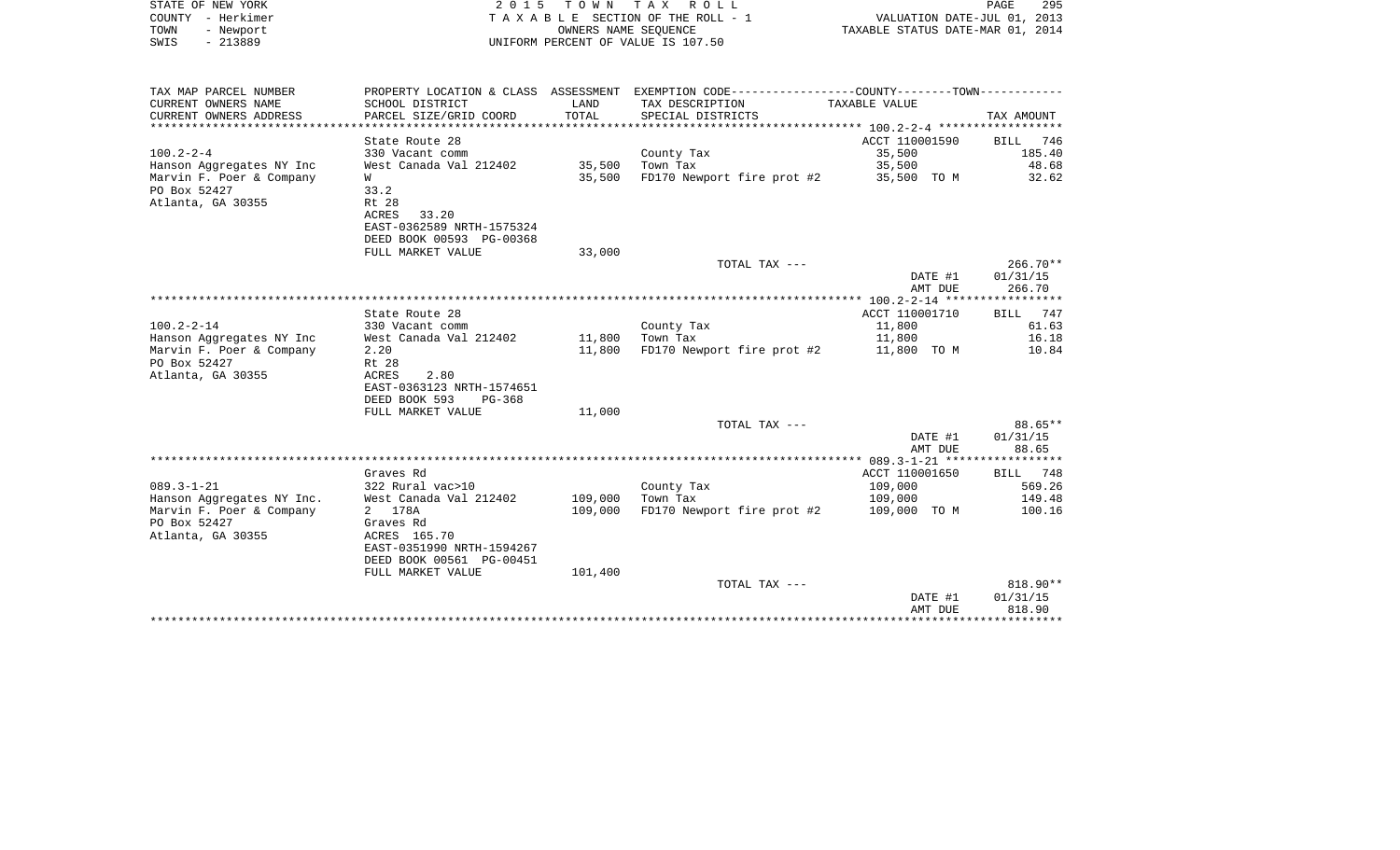STATE OF NEW YORK
COUNTY - Herkimer
TOWN - Newport
SWIS - 213889

2 0 1 5 T O W N T A X R O L L
T A X A B L E SECTION OF THE ROLL - 1
OWNERS NAME SEQUENCE
UNIFORM PERCENT OF VALUE IS 107.50

VALUATION DATE-JUL 01, 2013
TAXABLE STATUS DATE-MAR 01, 2014

| TAX MAP PARCEL NUMBER / CURRENT OWNERS NAME / CURRENT OWNERS ADDRESS | PROPERTY LOCATION & CLASS / SCHOOL DISTRICT / PARCEL SIZE/GRID COORD | ASSESSMENT LAND / TOTAL | EXEMPTION CODE / TAX DESCRIPTION / SPECIAL DISTRICTS | COUNTY--------TOWN TAXABLE VALUE | TAX AMOUNT |
|---|---|---|---|---|---|
| 100.2-2-4 | State Route 28 | | | ACCT 110001590 | BILL 746 |
| | 330 Vacant comm | | County Tax | 35,500 | 185.40 |
| Hanson Aggregates NY Inc | West Canada Val 212402 | 35,500 | Town Tax | 35,500 | 48.68 |
| Marvin F. Poer & Company | W | 35,500 | FD170 Newport fire prot #2 | 35,500 TO M | 32.62 |
| PO Box 52427 | 33.2 | | | | |
| Atlanta, GA 30355 | Rt 28 | | | | |
| | ACRES 33.20 | | | | |
| | EAST-0362589 NRTH-1575324 | | | | |
| | DEED BOOK 00593 PG-00368 | | | | |
| | FULL MARKET VALUE | 33,000 | | | |
| | | | TOTAL TAX --- | | 266.70** |
| | | | | DATE #1 | 01/31/15 |
| | | | | AMT DUE | 266.70 |
| 100.2-2-14 | State Route 28 | | | ACCT 110001710 | BILL 747 |
| | 330 Vacant comm | | County Tax | 11,800 | 61.63 |
| Hanson Aggregates NY Inc | West Canada Val 212402 | 11,800 | Town Tax | 11,800 | 16.18 |
| Marvin F. Poer & Company | 2.20 | 11,800 | FD170 Newport fire prot #2 | 11,800 TO M | 10.84 |
| PO Box 52427 | Rt 28 | | | | |
| Atlanta, GA 30355 | ACRES 2.80 | | | | |
| | EAST-0363123 NRTH-1574651 | | | | |
| | DEED BOOK 593 PG-368 | | | | |
| | FULL MARKET VALUE | 11,000 | | | |
| | | | TOTAL TAX --- | | 88.65** |
| | | | | DATE #1 | 01/31/15 |
| | | | | AMT DUE | 88.65 |
| 089.3-1-21 | Graves Rd | | | ACCT 110001650 | BILL 748 |
| | 322 Rural vac>10 | | County Tax | 109,000 | 569.26 |
| Hanson Aggregates NY Inc. | West Canada Val 212402 | 109,000 | Town Tax | 109,000 | 149.48 |
| Marvin F. Poer & Company | 2 178A | 109,000 | FD170 Newport fire prot #2 | 109,000 TO M | 100.16 |
| PO Box 52427 | Graves Rd | | | | |
| Atlanta, GA 30355 | ACRES 165.70 | | | | |
| | EAST-0351990 NRTH-1594267 | | | | |
| | DEED BOOK 00561 PG-00451 | | | | |
| | FULL MARKET VALUE | 101,400 | | | |
| | | | TOTAL TAX --- | | 818.90** |
| | | | | DATE #1 | 01/31/15 |
| | | | | AMT DUE | 818.90 |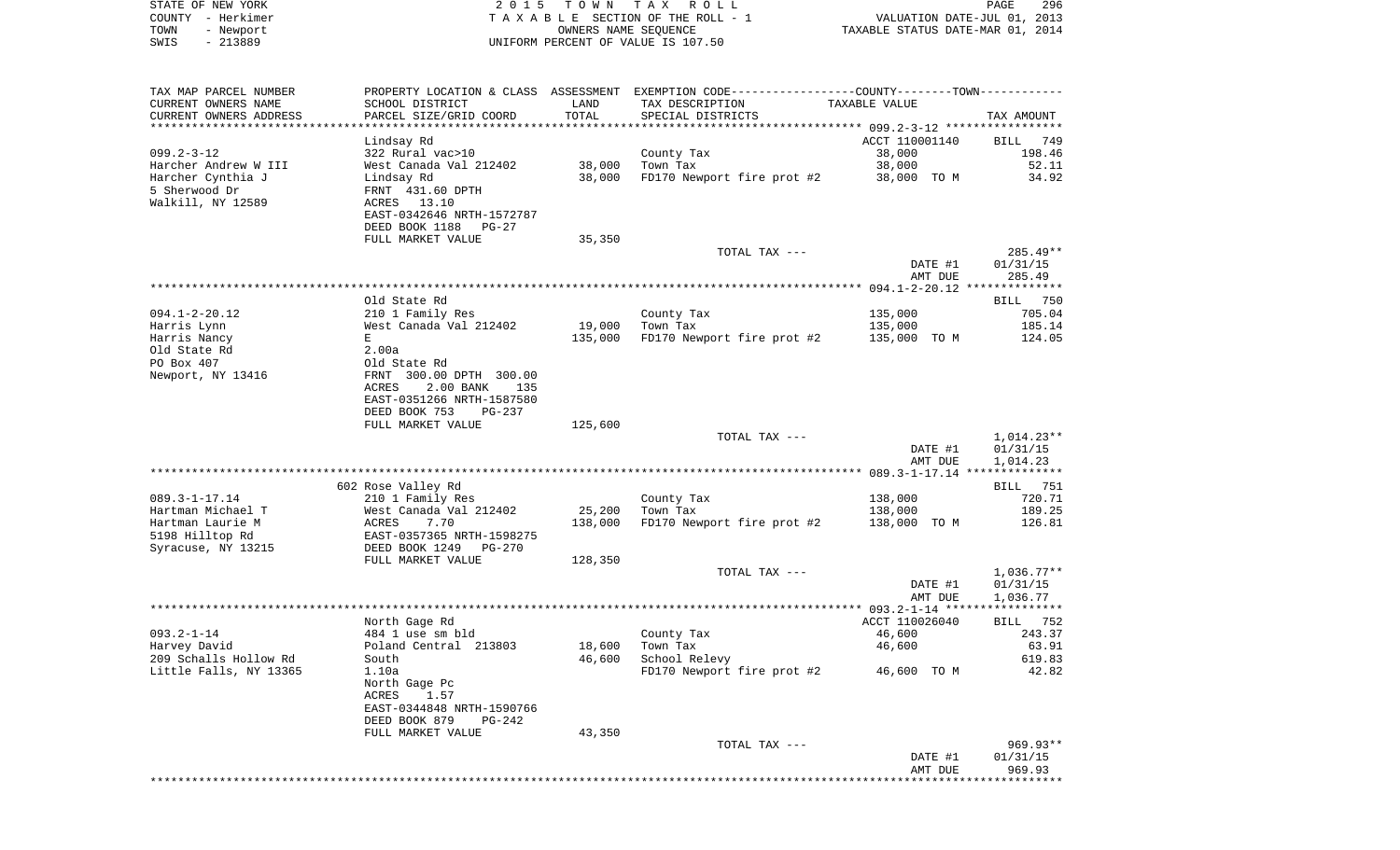STATE OF NEW YORK | 2015 TOWN TAX ROLL | PAGE 296
COUNTY - Herkimer | TAXABLE SECTION OF THE ROLL - 1 | VALUATION DATE-JUL 01, 2013
TOWN - Newport | OWNERS NAME SEQUENCE | TAXABLE STATUS DATE-MAR 01, 2014
SWIS - 213889 | UNIFORM PERCENT OF VALUE IS 107.50

| TAX MAP PARCEL NUMBER / CURRENT OWNERS NAME / CURRENT OWNERS ADDRESS | PROPERTY LOCATION & CLASS / SCHOOL DISTRICT / PARCEL SIZE/GRID COORD | ASSESSMENT LAND / TOTAL | EXEMPTION CODE / TAX DESCRIPTION / SPECIAL DISTRICTS | TAXABLE VALUE | TAX AMOUNT |
|---|---|---|---|---|---|
| **099.2-3-12** | Lindsay Rd | | | ACCT 110001140 | BILL 749 |
| 099.2-3-12 | 322 Rural vac>10 | | County Tax | 38,000 | 198.46 |
| Harcher Andrew W III | West Canada Val 212402 | 38,000 | Town Tax | 38,000 | 52.11 |
| Harcher Cynthia J | Lindsay Rd | 38,000 | FD170 Newport fire prot #2 | 38,000 TO M | 34.92 |
| 5 Sherwood Dr | FRNT 431.60 DPTH | | | | |
| Walkill, NY 12589 | ACRES 13.10 | | | | |
| | EAST-0342646 NRTH-1572787 | | | | |
| | DEED BOOK 1188 PG-27 | | | | |
| | FULL MARKET VALUE | 35,350 | | | |
| | | | TOTAL TAX --- | | 285.49** |
| | | | | DATE #1 | 01/31/15 |
| | | | | AMT DUE | 285.49 |
| **094.1-2-20.12** | Old State Rd | | | | BILL 750 |
| 094.1-2-20.12 | 210 1 Family Res | | County Tax | 135,000 | 705.04 |
| Harris Lynn | West Canada Val 212402 | 19,000 | Town Tax | 135,000 | 185.14 |
| Harris Nancy | E | 135,000 | FD170 Newport fire prot #2 | 135,000 TO M | 124.05 |
| Old State Rd | 2.00a | | | | |
| PO Box 407 | Old State Rd | | | | |
| Newport, NY 13416 | FRNT 300.00 DPTH 300.00 | | | | |
| | ACRES 2.00 BANK 135 | | | | |
| | EAST-0351266 NRTH-1587580 | | | | |
| | DEED BOOK 753 PG-237 | | | | |
| | FULL MARKET VALUE | 125,600 | | | |
| | | | TOTAL TAX --- | | 1,014.23** |
| | | | | DATE #1 | 01/31/15 |
| | | | | AMT DUE | 1,014.23 |
| **089.3-1-17.14** | 602 Rose Valley Rd | | | | BILL 751 |
| 089.3-1-17.14 | 210 1 Family Res | | County Tax | 138,000 | 720.71 |
| Hartman Michael T | West Canada Val 212402 | 25,200 | Town Tax | 138,000 | 189.25 |
| Hartman Laurie M | ACRES 7.70 | 138,000 | FD170 Newport fire prot #2 | 138,000 TO M | 126.81 |
| 5198 Hilltop Rd | EAST-0357365 NRTH-1598275 | | | | |
| Syracuse, NY 13215 | DEED BOOK 1249 PG-270 | | | | |
| | FULL MARKET VALUE | 128,350 | | | |
| | | | TOTAL TAX --- | | 1,036.77** |
| | | | | DATE #1 | 01/31/15 |
| | | | | AMT DUE | 1,036.77 |
| **093.2-1-14** | North Gage Rd | | | ACCT 110026040 | BILL 752 |
| 093.2-1-14 | 484 1 use sm bld | | County Tax | 46,600 | 243.37 |
| Harvey David | Poland Central 213803 | 18,600 | Town Tax | 46,600 | 63.91 |
| 209 Schalls Hollow Rd | South | 46,600 | School Relevy | | 619.83 |
| Little Falls, NY 13365 | 1.10a | | FD170 Newport fire prot #2 | 46,600 TO M | 42.82 |
| | North Gage Pc | | | | |
| | ACRES 1.57 | | | | |
| | EAST-0344848 NRTH-1590766 | | | | |
| | DEED BOOK 879 PG-242 | | | | |
| | FULL MARKET VALUE | 43,350 | | | |
| | | | TOTAL TAX --- | | 969.93** |
| | | | | DATE #1 | 01/31/15 |
| | | | | AMT DUE | 969.93 |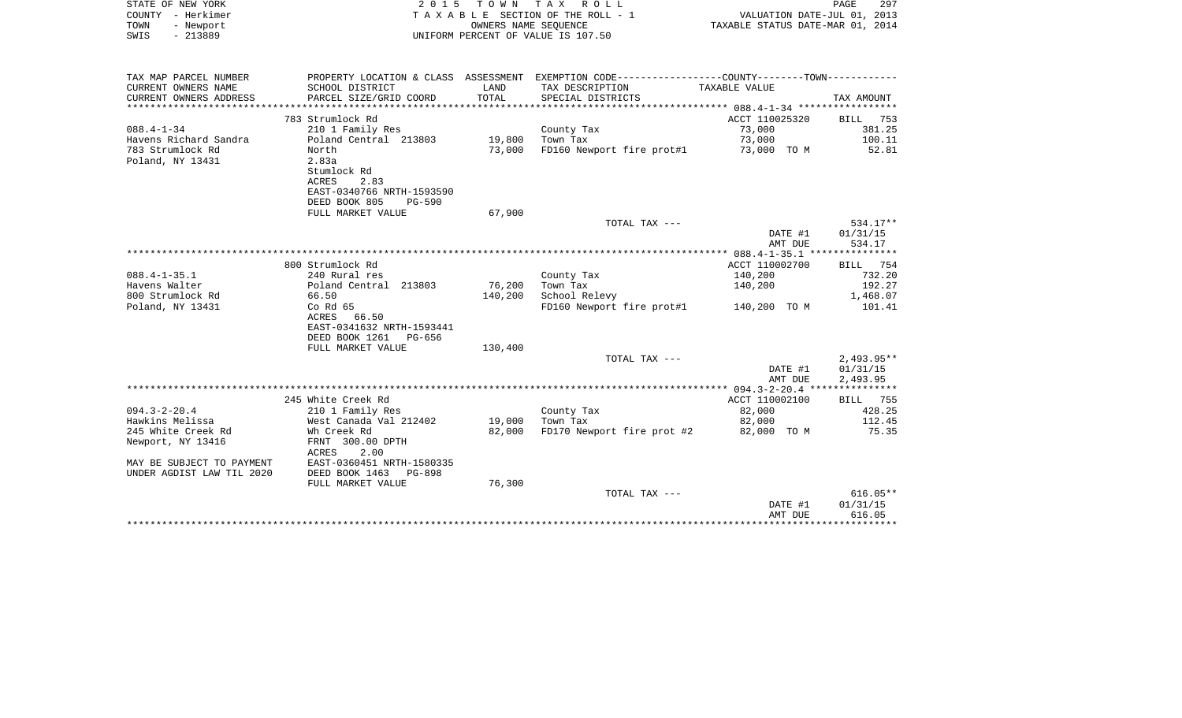STATE OF NEW YORK
COUNTY - Herkimer
TOWN - Newport
SWIS - 213889

2 0 1 5 T O W N T A X R O L L
T A X A B L E SECTION OF THE ROLL - 1
OWNERS NAME SEQUENCE
UNIFORM PERCENT OF VALUE IS 107.50

VALUATION DATE-JUL 01, 2013
TAXABLE STATUS DATE-MAR 01, 2014

| TAX MAP PARCEL NUMBER / CURRENT OWNERS NAME / CURRENT OWNERS ADDRESS | PROPERTY LOCATION & CLASS / SCHOOL DISTRICT / PARCEL SIZE/GRID COORD | ASSESSMENT LAND / TOTAL | EXEMPTION CODE / TAX DESCRIPTION / SPECIAL DISTRICTS | COUNTY--------TOWN TAXABLE VALUE | TAX AMOUNT |
|---|---|---|---|---|---|
| 088.4-1-34 | 783 Strumlock Rd | | | ACCT 110025320 | BILL 753 |
| Havens Richard Sandra | 210 1 Family Res | | County Tax | 73,000 | 381.25 |
| 783 Strumlock Rd | Poland Central 213803 | 19,800 | Town Tax | 73,000 | 100.11 |
| Poland, NY 13431 | North | 73,000 | FD160 Newport fire prot#1 | 73,000 TO M | 52.81 |
| | 2.83a | | | | |
| | Stumlock Rd | | | | |
| | ACRES 2.83 | | | | |
| | EAST-0340766 NRTH-1593590 | | | | |
| | DEED BOOK 805 PG-590 | | | | |
| | FULL MARKET VALUE | 67,900 | | | |
| | | | TOTAL TAX --- | | 534.17** |
| | | | | DATE #1 | 01/31/15 |
| | | | | AMT DUE | 534.17 |
| 088.4-1-35.1 | 800 Strumlock Rd | | | ACCT 110002700 | BILL 754 |
| Havens Walter | 240 Rural res | | County Tax | 140,200 | 732.20 |
| 800 Strumlock Rd | Poland Central 213803 | 76,200 | Town Tax | 140,200 | 192.27 |
| Poland, NY 13431 | 66.50 | 140,200 | School Relevy | | 1,468.07 |
| | Co Rd 65 | | FD160 Newport fire prot#1 | 140,200 TO M | 101.41 |
| | ACRES 66.50 | | | | |
| | EAST-0341632 NRTH-1593441 | | | | |
| | DEED BOOK 1261 PG-656 | | | | |
| | FULL MARKET VALUE | 130,400 | | | |
| | | | TOTAL TAX --- | | 2,493.95** |
| | | | | DATE #1 | 01/31/15 |
| | | | | AMT DUE | 2,493.95 |
| 094.3-2-20.4 | 245 White Creek Rd | | | ACCT 110002100 | BILL 755 |
| Hawkins Melissa | 210 1 Family Res | | County Tax | 82,000 | 428.25 |
| 245 White Creek Rd | West Canada Val 212402 | 19,000 | Town Tax | 82,000 | 112.45 |
| Newport, NY 13416 | Wh Creek Rd | 82,000 | FD170 Newport fire prot #2 | 82,000 TO M | 75.35 |
| | FRNT 300.00 DPTH | | | | |
| | ACRES 2.00 | | | | |
| MAY BE SUBJECT TO PAYMENT | EAST-0360451 NRTH-1580335 | | | | |
| UNDER AGDIST LAW TIL 2020 | DEED BOOK 1463 PG-898 | | | | |
| | FULL MARKET VALUE | 76,300 | | | |
| | | | TOTAL TAX --- | | 616.05** |
| | | | | DATE #1 | 01/31/15 |
| | | | | AMT DUE | 616.05 |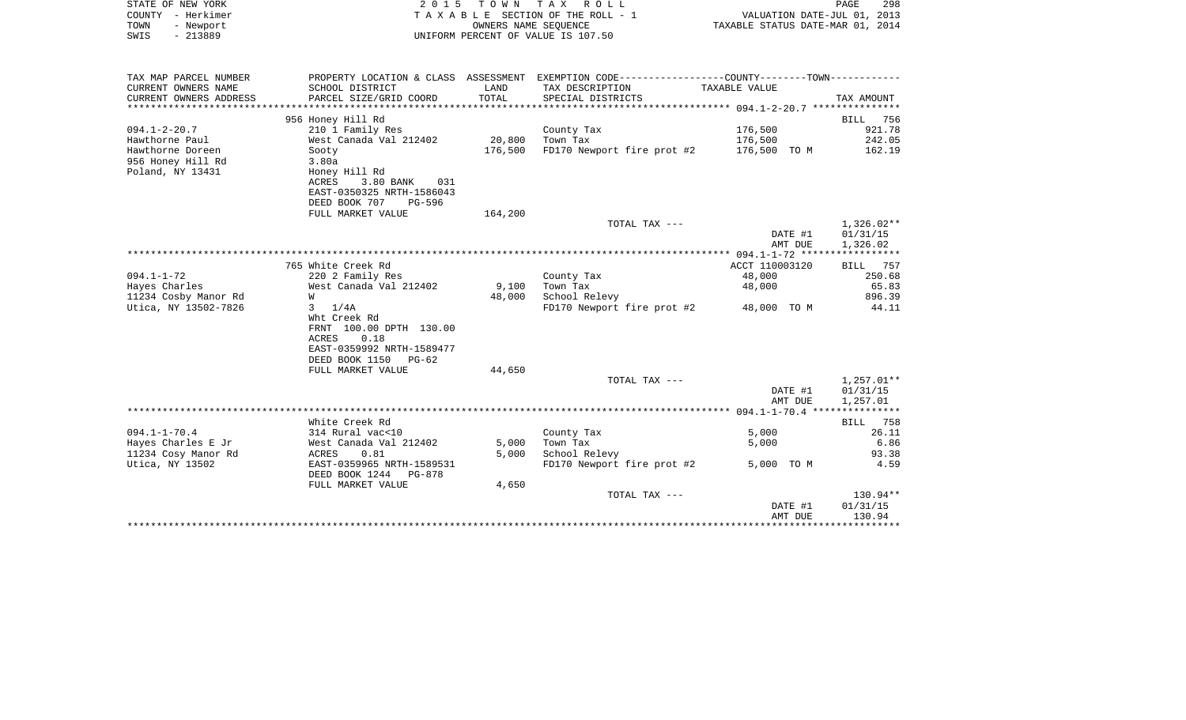STATE OF NEW YORK | 2015 TOWN TAX ROLL | VALUATION DATE-JUL 01, 2013
COUNTY - Herkimer | TAXABLE SECTION OF THE ROLL - 1 | TAXABLE STATUS DATE-MAR 01, 2014
TOWN - Newport | OWNERS NAME SEQUENCE
SWIS - 213889 | UNIFORM PERCENT OF VALUE IS 107.50

| TAX MAP PARCEL NUMBER / CURRENT OWNERS NAME / CURRENT OWNERS ADDRESS | PROPERTY LOCATION & CLASS / SCHOOL DISTRICT / PARCEL SIZE/GRID COORD | ASSESSMENT LAND / TOTAL | EXEMPTION CODE / TAX DESCRIPTION / SPECIAL DISTRICTS | TAXABLE VALUE | TAX AMOUNT |
|---|---|---|---|---|---|
| | 956 Honey Hill Rd | | | | BILL 756 |
| 094.1-2-20.7 | 210 1 Family Res | | County Tax | 176,500 | 921.78 |
| Hawthorne Paul | West Canada Val 212402 | 20,800 | Town Tax | 176,500 | 242.05 |
| Hawthorne Doreen | Sooty | 176,500 | FD170 Newport fire prot #2 | 176,500 TO M | 162.19 |
| 956 Honey Hill Rd | 3.80a | | | | |
| Poland, NY 13431 | Honey Hill Rd | | | | |
| | ACRES 3.80 BANK 031 | | | | |
| | EAST-0350325 NRTH-1586043 | | | | |
| | DEED BOOK 707 PG-596 | | | | |
| | FULL MARKET VALUE | 164,200 | | | |
| | | | TOTAL TAX --- | | 1,326.02** |
| | | | | DATE #1 | 01/31/15 |
| | | | | AMT DUE | 1,326.02 |
| | 765 White Creek Rd | | | ACCT 110003120 | BILL 757 |
| 094.1-1-72 | 220 2 Family Res | | County Tax | 48,000 | 250.68 |
| Hayes Charles | West Canada Val 212402 | 9,100 | Town Tax | 48,000 | 65.83 |
| 11234 Cosby Manor Rd | W | 48,000 | School Relevy | | 896.39 |
| Utica, NY 13502-7826 | 3 1/4A | | FD170 Newport fire prot #2 | 48,000 TO M | 44.11 |
| | Wht Creek Rd | | | | |
| | FRNT 100.00 DPTH 130.00 | | | | |
| | ACRES 0.18 | | | | |
| | EAST-0359992 NRTH-1589477 | | | | |
| | DEED BOOK 1150 PG-62 | | | | |
| | FULL MARKET VALUE | 44,650 | | | |
| | | | TOTAL TAX --- | | 1,257.01** |
| | | | | DATE #1 | 01/31/15 |
| | | | | AMT DUE | 1,257.01 |
| | White Creek Rd | | | | BILL 758 |
| 094.1-1-70.4 | 314 Rural vac<10 | | County Tax | 5,000 | 26.11 |
| Hayes Charles E Jr | West Canada Val 212402 | 5,000 | Town Tax | 5,000 | 6.86 |
| 11234 Cosy Manor Rd | ACRES 0.81 | 5,000 | School Relevy | | 93.38 |
| Utica, NY 13502 | EAST-0359965 NRTH-1589531 | | FD170 Newport fire prot #2 | 5,000 TO M | 4.59 |
| | DEED BOOK 1244 PG-878 | | | | |
| | FULL MARKET VALUE | 4,650 | | | |
| | | | TOTAL TAX --- | | 130.94** |
| | | | | DATE #1 | 01/31/15 |
| | | | | AMT DUE | 130.94 |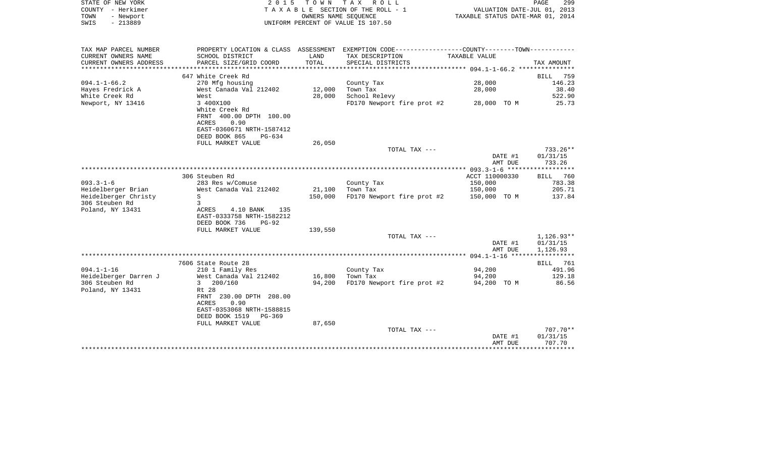STATE OF NEW YORK
COUNTY - Herkimer
TOWN - Newport
SWIS - 213889

2 0 1 5 T O W N T A X R O L L
T A X A B L E SECTION OF THE ROLL - 1
OWNERS NAME SEQUENCE
UNIFORM PERCENT OF VALUE IS 107.50

VALUATION DATE-JUL 01, 2013
TAXABLE STATUS DATE-MAR 01, 2014

| TAX MAP PARCEL NUMBER<br>CURRENT OWNERS NAME<br>CURRENT OWNERS ADDRESS | PROPERTY LOCATION & CLASS<br>SCHOOL DISTRICT<br>PARCEL SIZE/GRID COORD | ASSESSMENT<br>LAND<br>TOTAL | EXEMPTION CODE-----COUNTY-----TOWN-----<br>TAX DESCRIPTION<br>SPECIAL DISTRICTS | TAXABLE VALUE | TAX AMOUNT |
|---|---|---|---|---|---|
| ***** 094.1-1-66.2 ***** | | | | | |
| | 647 White Creek Rd | | | | BILL 759 |
| 094.1-1-66.2 | 270 Mfg housing | | County Tax | 28,000 | 146.23 |
| Hayes Fredrick A | West Canada Val 212402 | 12,000 | Town Tax | 28,000 | 38.40 |
| White Creek Rd | West | 28,000 | School Relevy | | 522.90 |
| Newport, NY 13416 | 3 400X100 | | FD170 Newport fire prot #2 | 28,000 TO M | 25.73 |
| | White Creek Rd | | | | |
| | FRNT 400.00 DPTH 100.00 | | | | |
| | ACRES 0.90 | | | | |
| | EAST-0360671 NRTH-1587412 | | | | |
| | DEED BOOK 865 PG-634 | | | | |
| | FULL MARKET VALUE | 26,050 | | | |
| | | | TOTAL TAX --- | | 733.26** |
| | | | | DATE #1 | 01/31/15 |
| | | | | AMT DUE | 733.26 |
| ***** 093.3-1-6 ***** | | | | | |
| | 306 Steuben Rd | | | ACCT 110000330 | BILL 760 |
| 093.3-1-6 | 283 Res w/Comuse | | County Tax | 150,000 | 783.38 |
| Heidelberger Brian | West Canada Val 212402 | 21,100 | Town Tax | 150,000 | 205.71 |
| Heidelberger Christy | S | 150,000 | FD170 Newport fire prot #2 | 150,000 TO M | 137.84 |
| 306 Steuben Rd | 3 | | | | |
| Poland, NY 13431 | ACRES 4.10 BANK 135 | | | | |
| | EAST-0333758 NRTH-1582212 | | | | |
| | DEED BOOK 736 PG-92 | | | | |
| | FULL MARKET VALUE | 139,550 | | | |
| | | | TOTAL TAX --- | | 1,126.93** |
| | | | | DATE #1 | 01/31/15 |
| | | | | AMT DUE | 1,126.93 |
| ***** 094.1-1-16 ***** | | | | | |
| | 7606 State Route 28 | | | | BILL 761 |
| 094.1-1-16 | 210 1 Family Res | | County Tax | 94,200 | 491.96 |
| Heidelberger Darren J | West Canada Val 212402 | 16,800 | Town Tax | 94,200 | 129.18 |
| 306 Steuben Rd | 3 200/160 | 94,200 | FD170 Newport fire prot #2 | 94,200 TO M | 86.56 |
| Poland, NY 13431 | Rt 28 | | | | |
| | FRNT 230.00 DPTH 208.00 | | | | |
| | ACRES 0.90 | | | | |
| | EAST-0353068 NRTH-1588815 | | | | |
| | DEED BOOK 1519 PG-369 | | | | |
| | FULL MARKET VALUE | 87,650 | | | |
| | | | TOTAL TAX --- | | 707.70** |
| | | | | DATE #1 | 01/31/15 |
| | | | | AMT DUE | 707.70 |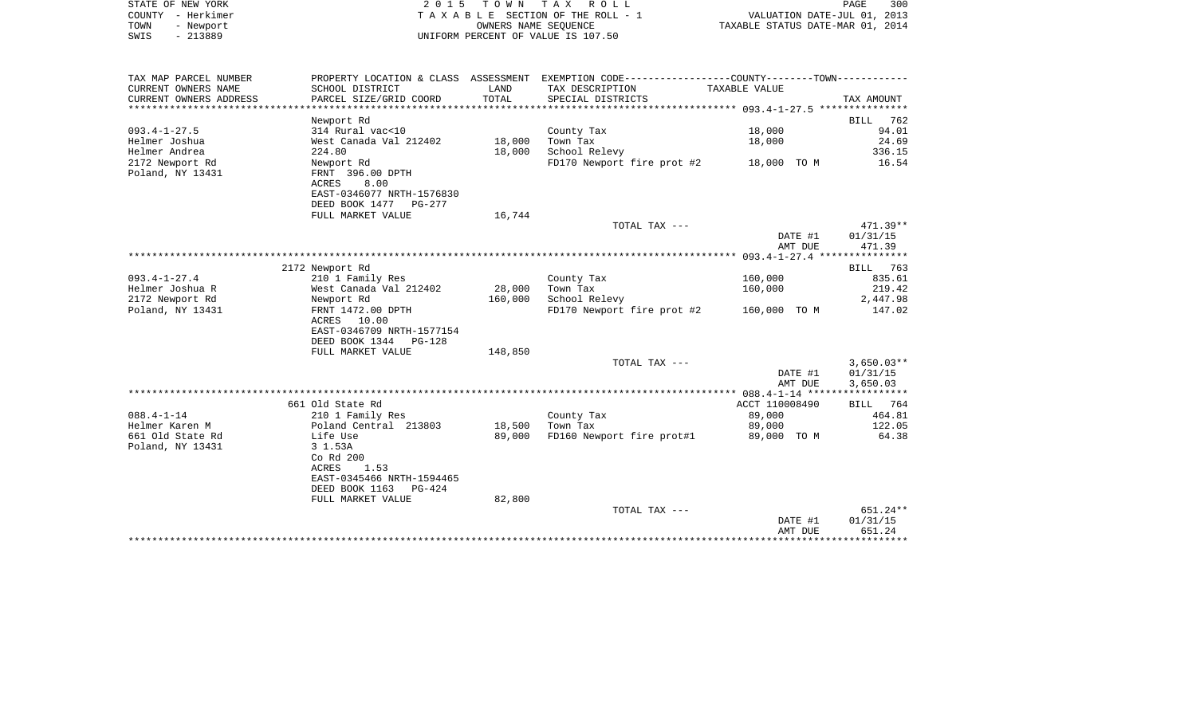STATE OF NEW YORK
COUNTY - Herkimer
TOWN - Newport
SWIS - 213889

2 0 1 5 T O W N T A X R O L L
T A X A B L E SECTION OF THE ROLL - 1
OWNERS NAME SEQUENCE
UNIFORM PERCENT OF VALUE IS 107.50

VALUATION DATE-JUL 01, 2013
TAXABLE STATUS DATE-MAR 01, 2014

| TAX MAP PARCEL NUMBER<br>CURRENT OWNERS NAME<br>CURRENT OWNERS ADDRESS | PROPERTY LOCATION & CLASS<br>SCHOOL DISTRICT<br>PARCEL SIZE/GRID COORD | ASSESSMENT<br>LAND<br>TOTAL | EXEMPTION CODE-----COUNTY-----TOWN-----<br>TAX DESCRIPTION<br>SPECIAL DISTRICTS | TAXABLE VALUE | TAX AMOUNT |
|---|---|---|---|---|---|
| ******** 093.4-1-27.5 ******** | | | | | |
| | Newport Rd | | | | BILL 762 |
| 093.4-1-27.5 | 314 Rural vac<10 | | County Tax | 18,000 | 94.01 |
| Helmer Joshua | West Canada Val 212402 | 18,000 | Town Tax | 18,000 | 24.69 |
| Helmer Andrea | 224.80 | 18,000 | School Relevy | | 336.15 |
| 2172 Newport Rd | Newport Rd | | FD170 Newport fire prot #2 | 18,000 TO M | 16.54 |
| Poland, NY 13431 | FRNT 396.00 DPTH | | | | |
| | ACRES 8.00 | | | | |
| | EAST-0346077 NRTH-1576830 | | | | |
| | DEED BOOK 1477 PG-277 | | | | |
| | FULL MARKET VALUE | 16,744 | | | |
| | | | TOTAL TAX --- | | 471.39** |
| | | | | DATE #1 | 01/31/15 |
| | | | | AMT DUE | 471.39 |
| ******** 093.4-1-27.4 ******** | | | | | |
| | 2172 Newport Rd | | | | BILL 763 |
| 093.4-1-27.4 | 210 1 Family Res | | County Tax | 160,000 | 835.61 |
| Helmer Joshua R | West Canada Val 212402 | 28,000 | Town Tax | 160,000 | 219.42 |
| 2172 Newport Rd | Newport Rd | 160,000 | School Relevy | | 2,447.98 |
| Poland, NY 13431 | FRNT 1472.00 DPTH | | FD170 Newport fire prot #2 | 160,000 TO M | 147.02 |
| | ACRES 10.00 | | | | |
| | EAST-0346709 NRTH-1577154 | | | | |
| | DEED BOOK 1344 PG-128 | | | | |
| | FULL MARKET VALUE | 148,850 | | | |
| | | | TOTAL TAX --- | | 3,650.03** |
| | | | | DATE #1 | 01/31/15 |
| | | | | AMT DUE | 3,650.03 |
| ******** 088.4-1-14 ******** | | | | | |
| | 661 Old State Rd | | | ACCT 110008490 | BILL 764 |
| 088.4-1-14 | 210 1 Family Res | | County Tax | 89,000 | 464.81 |
| Helmer Karen M | Poland Central 213803 | 18,500 | Town Tax | 89,000 | 122.05 |
| 661 Old State Rd | Life Use | 89,000 | FD160 Newport fire prot#1 | 89,000 TO M | 64.38 |
| Poland, NY 13431 | 3 1.53A | | | | |
| | Co Rd 200 | | | | |
| | ACRES 1.53 | | | | |
| | EAST-0345466 NRTH-1594465 | | | | |
| | DEED BOOK 1163 PG-424 | | | | |
| | FULL MARKET VALUE | 82,800 | | | |
| | | | TOTAL TAX --- | | 651.24** |
| | | | | DATE #1 | 01/31/15 |
| | | | | AMT DUE | 651.24 |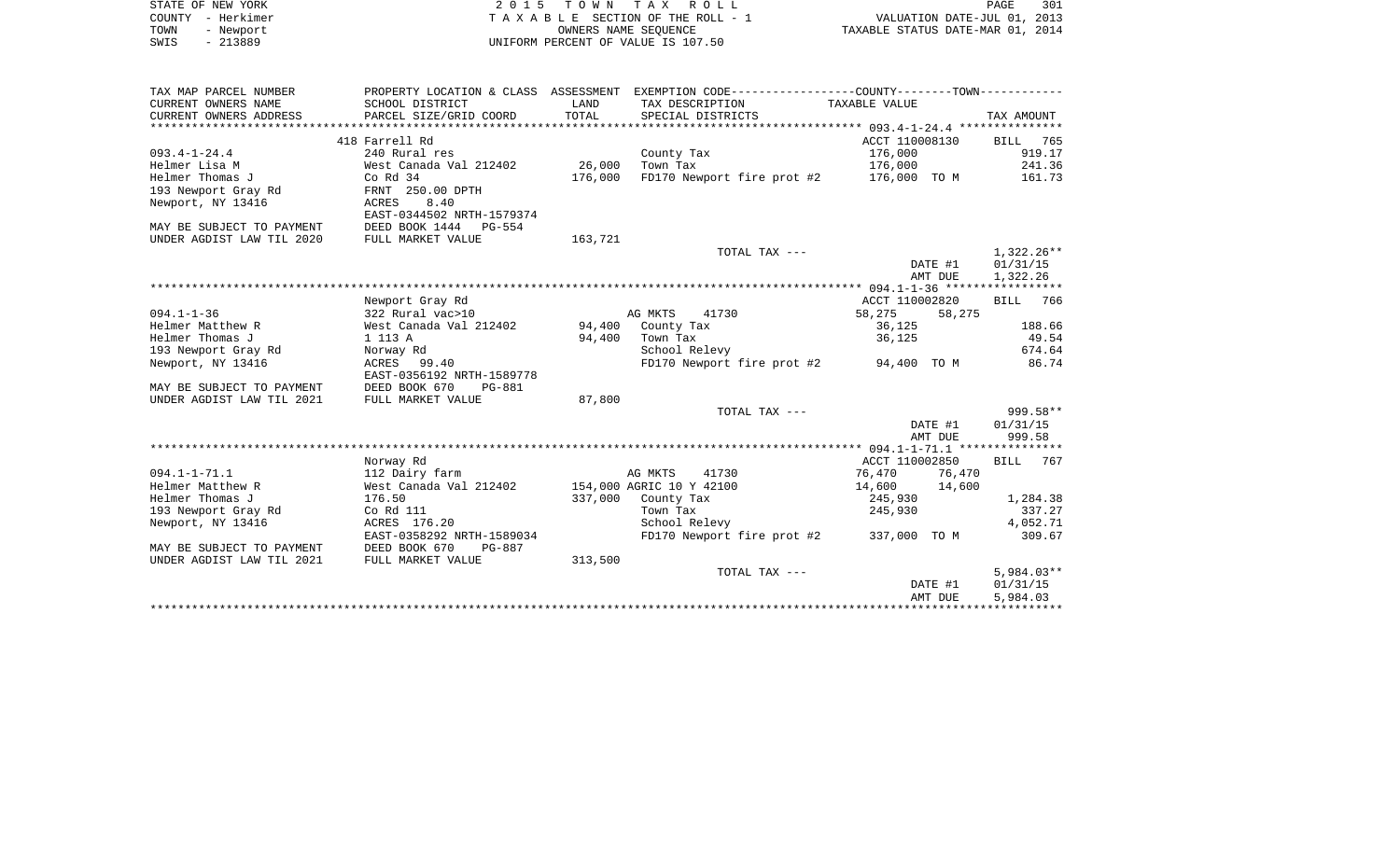STATE OF NEW YORK
COUNTY - Herkimer
TOWN - Newport
SWIS - 213889

2 0 1 5 T O W N T A X R O L L
T A X A B L E SECTION OF THE ROLL - 1
OWNERS NAME SEQUENCE
UNIFORM PERCENT OF VALUE IS 107.50

VALUATION DATE-JUL 01, 2013
TAXABLE STATUS DATE-MAR 01, 2014

```
TAX MAP PARCEL NUMBER      PROPERTY LOCATION & CLASS  ASSESSMENT  EXEMPTION CODE-----------------COUNTY--------TOWN-----------
CURRENT OWNERS NAME        SCHOOL DISTRICT            LAND        TAX DESCRIPTION                TAXABLE VALUE
CURRENT OWNERS ADDRESS     PARCEL SIZE/GRID COORD     TOTAL       SPECIAL DISTRICTS                                       TAX AMOUNT
******************************************************************************************** 093.4-1-24.4 ***************
                           418 Farrell Rd                                                    ACCT 110008130     BILL  765
093.4-1-24.4               240 Rural res                          County Tax                 176,000                 919.17
Helmer Lisa M              West Canada Val 212402       26,000    Town Tax                   176,000                 241.36
Helmer Thomas J            Co Rd 34                    176,000    FD170 Newport fire prot #2      176,000 TO M       161.73
193 Newport Gray Rd        FRNT 250.00 DPTH
Newport, NY 13416          ACRES    8.40
                           EAST-0344502 NRTH-1579374
MAY BE SUBJECT TO PAYMENT  DEED BOOK 1444   PG-554
UNDER AGDIST LAW TIL 2020  FULL MARKET VALUE           163,721
                                                                  TOTAL TAX ---                                  1,322.26**
                                                                                                DATE #1          01/31/15
                                                                                                AMT DUE          1,322.26
******************************************************************************************** 094.1-1-36 *****************
                           Newport Gray Rd                                                   ACCT 110002820     BILL  766
094.1-1-36                 322 Rural vac>10                       AG MKTS      41730         58,275      58,275
Helmer Matthew R           West Canada Val 212402       94,400    County Tax                 36,125                  188.66
Helmer Thomas J            1 113 A                      94,400    Town Tax                   36,125                   49.54
193 Newport Gray Rd        Norway Rd                              School Relevy                                      674.64
Newport, NY 13416          ACRES   99.40                          FD170 Newport fire prot #2       94,400 TO M        86.74
                           EAST-0356192 NRTH-1589778
MAY BE SUBJECT TO PAYMENT  DEED BOOK 670    PG-881
UNDER AGDIST LAW TIL 2021  FULL MARKET VALUE            87,800
                                                                  TOTAL TAX ---                                    999.58**
                                                                                                DATE #1          01/31/15
                                                                                                AMT DUE            999.58
******************************************************************************************** 094.1-1-71.1 ***************
                           Norway Rd                                                         ACCT 110002850     BILL  767
094.1-1-71.1               112 Dairy farm                         AG MKTS      41730         76,470      76,470
Helmer Matthew R           West Canada Val 212402      154,000 AGRIC 10 Y 42100              14,600      14,600
Helmer Thomas J            176.50                      337,000    County Tax                 245,930               1,284.38
193 Newport Gray Rd        Co Rd 111                              Town Tax                   245,930                 337.27
Newport, NY 13416          ACRES  176.20                          School Relevy                                    4,052.71
                           EAST-0358292 NRTH-1589034              FD170 Newport fire prot #2      337,000 TO M       309.67
MAY BE SUBJECT TO PAYMENT  DEED BOOK 670    PG-887
UNDER AGDIST LAW TIL 2021  FULL MARKET VALUE           313,500
                                                                  TOTAL TAX ---                                  5,984.03**
                                                                                                DATE #1          01/31/15
                                                                                                AMT DUE          5,984.03
************************************************************************************************************************
```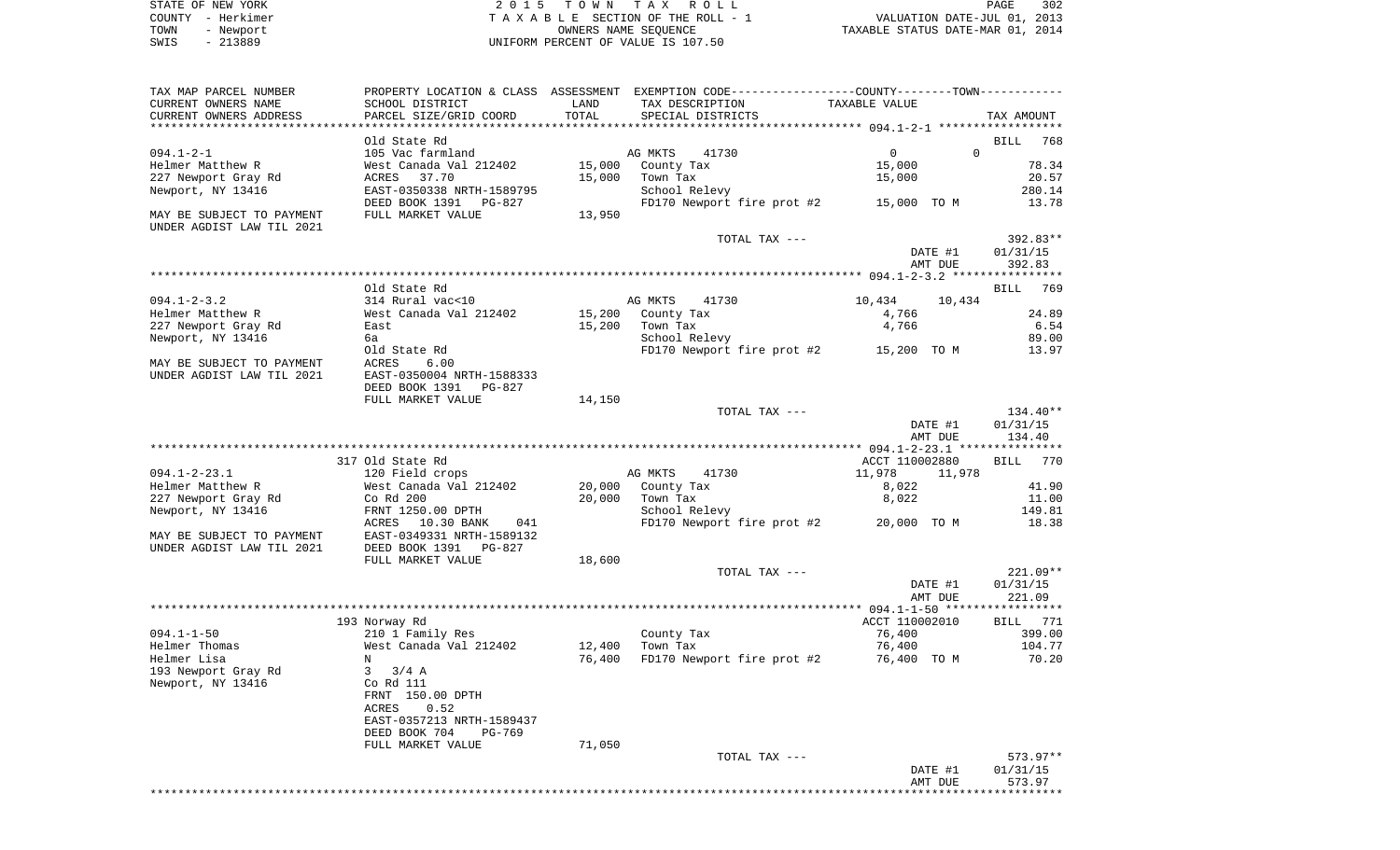STATE OF NEW YORK | 2 0 1 5 T O W N T A X R O L L | PAGE 302
COUNTY - Herkimer | T A X A B L E SECTION OF THE ROLL - 1 | VALUATION DATE-JUL 01, 2013
TOWN - Newport | OWNERS NAME SEQUENCE | TAXABLE STATUS DATE-MAR 01, 2014
SWIS - 213889 | UNIFORM PERCENT OF VALUE IS 107.50

| TAX MAP PARCEL NUMBER<br>CURRENT OWNERS NAME<br>CURRENT OWNERS ADDRESS | PROPERTY LOCATION & CLASS<br>SCHOOL DISTRICT<br>PARCEL SIZE/GRID COORD | ASSESSMENT<br>LAND<br>TOTAL | EXEMPTION CODE---COUNTY---TOWN---<br>TAX DESCRIPTION<br>SPECIAL DISTRICTS | TAXABLE VALUE | TAX AMOUNT |
|---|---|---|---|---|---|
| **094.1-2-1** | Old State Rd | | | | BILL 768 |
| 094.1-2-1 | 105 Vac farmland | | AG MKTS 41730 | 0 0 | |
| Helmer Matthew R | West Canada Val 212402 | 15,000 | County Tax | 15,000 | 78.34 |
| 227 Newport Gray Rd | ACRES 37.70 | 15,000 | Town Tax | 15,000 | 20.57 |
| Newport, NY 13416 | EAST-0350338 NRTH-1589795 | | School Relevy | | 280.14 |
| | DEED BOOK 1391 PG-827 | | FD170 Newport fire prot #2 | 15,000 TO M | 13.78 |
| MAY BE SUBJECT TO PAYMENT<br>UNDER AGDIST LAW TIL 2021 | FULL MARKET VALUE | 13,950 | | | |
| | | | TOTAL TAX --- | | 392.83** |
| | | | | DATE #1 | 01/31/15 |
| | | | | AMT DUE | 392.83 |
| **094.1-2-3.2** | Old State Rd | | | | BILL 769 |
| 094.1-2-3.2 | 314 Rural vac<10 | | AG MKTS 41730 | 10,434 10,434 | |
| Helmer Matthew R | West Canada Val 212402 | 15,200 | County Tax | 4,766 | 24.89 |
| 227 Newport Gray Rd | East | 15,200 | Town Tax | 4,766 | 6.54 |
| Newport, NY 13416 | 6a | | School Relevy | | 89.00 |
| | Old State Rd | | FD170 Newport fire prot #2 | 15,200 TO M | 13.97 |
| MAY BE SUBJECT TO PAYMENT | ACRES 6.00 | | | | |
| UNDER AGDIST LAW TIL 2021 | EAST-0350004 NRTH-1588333 | | | | |
| | DEED BOOK 1391 PG-827 | | | | |
| | FULL MARKET VALUE | 14,150 | | | |
| | | | TOTAL TAX --- | | 134.40** |
| | | | | DATE #1 | 01/31/15 |
| | | | | AMT DUE | 134.40 |
| **094.1-2-23.1** | 317 Old State Rd | | | ACCT 110002880 | BILL 770 |
| 094.1-2-23.1 | 120 Field crops | | AG MKTS 41730 | 11,978 11,978 | |
| Helmer Matthew R | West Canada Val 212402 | 20,000 | County Tax | 8,022 | 41.90 |
| 227 Newport Gray Rd | Co Rd 200 | 20,000 | Town Tax | 8,022 | 11.00 |
| Newport, NY 13416 | FRNT 1250.00 DPTH | | School Relevy | | 149.81 |
| | ACRES 10.30 BANK 041 | | FD170 Newport fire prot #2 | 20,000 TO M | 18.38 |
| MAY BE SUBJECT TO PAYMENT | EAST-0349331 NRTH-1589132 | | | | |
| UNDER AGDIST LAW TIL 2021 | DEED BOOK 1391 PG-827 | | | | |
| | FULL MARKET VALUE | 18,600 | | | |
| | | | TOTAL TAX --- | | 221.09** |
| | | | | DATE #1 | 01/31/15 |
| | | | | AMT DUE | 221.09 |
| **094.1-1-50** | 193 Norway Rd | | | ACCT 110002010 | BILL 771 |
| 094.1-1-50 | 210 1 Family Res | | County Tax | 76,400 | 399.00 |
| Helmer Thomas | West Canada Val 212402 | 12,400 | Town Tax | 76,400 | 104.77 |
| Helmer Lisa | N | 76,400 | FD170 Newport fire prot #2 | 76,400 TO M | 70.20 |
| 193 Newport Gray Rd | 3 3/4 A | | | | |
| Newport, NY 13416 | Co Rd 111 | | | | |
| | FRNT 150.00 DPTH | | | | |
| | ACRES 0.52 | | | | |
| | EAST-0357213 NRTH-1589437 | | | | |
| | DEED BOOK 704 PG-769 | | | | |
| | FULL MARKET VALUE | 71,050 | | | |
| | | | TOTAL TAX --- | | 573.97** |
| | | | | DATE #1 | 01/31/15 |
| | | | | AMT DUE | 573.97 |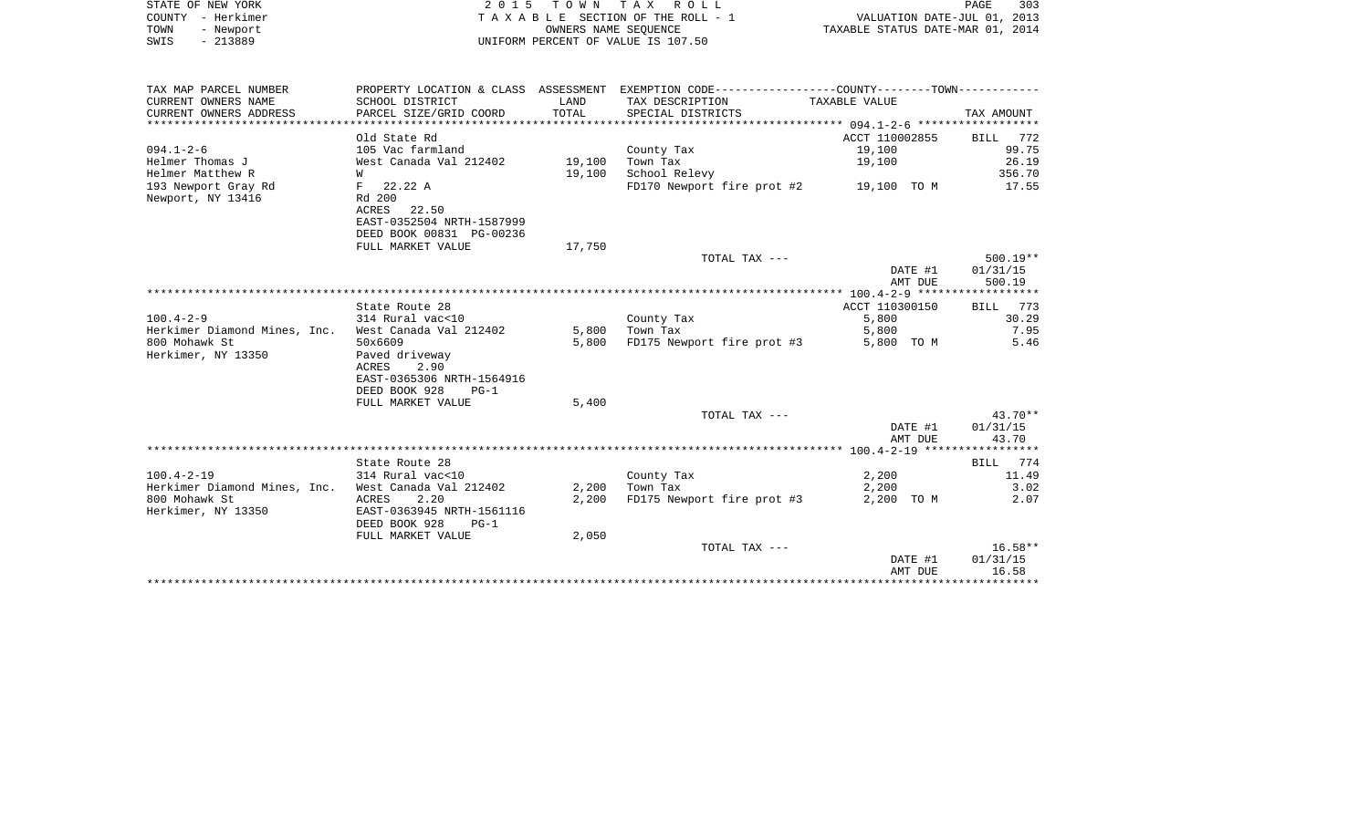STATE OF NEW YORK
COUNTY - Herkimer
TOWN - Newport
SWIS - 213889

2015 TOWN TAX ROLL
TAXABLE SECTION OF THE ROLL - 1
OWNERS NAME SEQUENCE
UNIFORM PERCENT OF VALUE IS 107.50

VALUATION DATE-JUL 01, 2013
TAXABLE STATUS DATE-MAR 01, 2014

| TAX MAP PARCEL NUMBER / CURRENT OWNERS NAME / CURRENT OWNERS ADDRESS | PROPERTY LOCATION & CLASS / SCHOOL DISTRICT / PARCEL SIZE/GRID COORD | ASSESSMENT LAND / TOTAL | EXEMPTION CODE / TAX DESCRIPTION / SPECIAL DISTRICTS | TAXABLE VALUE | TAX AMOUNT |
|---|---|---|---|---|---|
| **094.1-2-6** | Old State Rd | | | ACCT 110002855 | BILL 772 |
| Helmer Thomas J | 105 Vac farmland | | County Tax | 19,100 | 99.75 |
| Helmer Matthew R | West Canada Val 212402 | 19,100 | Town Tax | 19,100 | 26.19 |
| 193 Newport Gray Rd | W | 19,100 | School Relevy | | 356.70 |
| Newport, NY 13416 | F 22.22 A | | FD170 Newport fire prot #2 | 19,100 TO M | 17.55 |
| | Rd 200 | | | | |
| | ACRES 22.50 | | | | |
| | EAST-0352504 NRTH-1587999 | | | | |
| | DEED BOOK 00831 PG-00236 | | | | |
| | FULL MARKET VALUE | 17,750 | | | |
| | | | TOTAL TAX --- | | 500.19** |
| | | | | DATE #1 | 01/31/15 |
| | | | | AMT DUE | 500.19 |
| **100.4-2-9** | State Route 28 | | | ACCT 110300150 | BILL 773 |
| Herkimer Diamond Mines, Inc. | 314 Rural vac<10 | | County Tax | 5,800 | 30.29 |
| 800 Mohawk St | West Canada Val 212402 | 5,800 | Town Tax | 5,800 | 7.95 |
| Herkimer, NY 13350 | 50x6609 | 5,800 | FD175 Newport fire prot #3 | 5,800 TO M | 5.46 |
| | Paved driveway | | | | |
| | ACRES 2.90 | | | | |
| | EAST-0365306 NRTH-1564916 | | | | |
| | DEED BOOK 928 PG-1 | | | | |
| | FULL MARKET VALUE | 5,400 | | | |
| | | | TOTAL TAX --- | | 43.70** |
| | | | | DATE #1 | 01/31/15 |
| | | | | AMT DUE | 43.70 |
| **100.4-2-19** | State Route 28 | | | | BILL 774 |
| Herkimer Diamond Mines, Inc. | 314 Rural vac<10 | | County Tax | 2,200 | 11.49 |
| 800 Mohawk St | West Canada Val 212402 | 2,200 | Town Tax | 2,200 | 3.02 |
| Herkimer, NY 13350 | ACRES 2.20 | 2,200 | FD175 Newport fire prot #3 | 2,200 TO M | 2.07 |
| | EAST-0363945 NRTH-1561116 | | | | |
| | DEED BOOK 928 PG-1 | | | | |
| | FULL MARKET VALUE | 2,050 | | | |
| | | | TOTAL TAX --- | | 16.58** |
| | | | | DATE #1 | 01/31/15 |
| | | | | AMT DUE | 16.58 |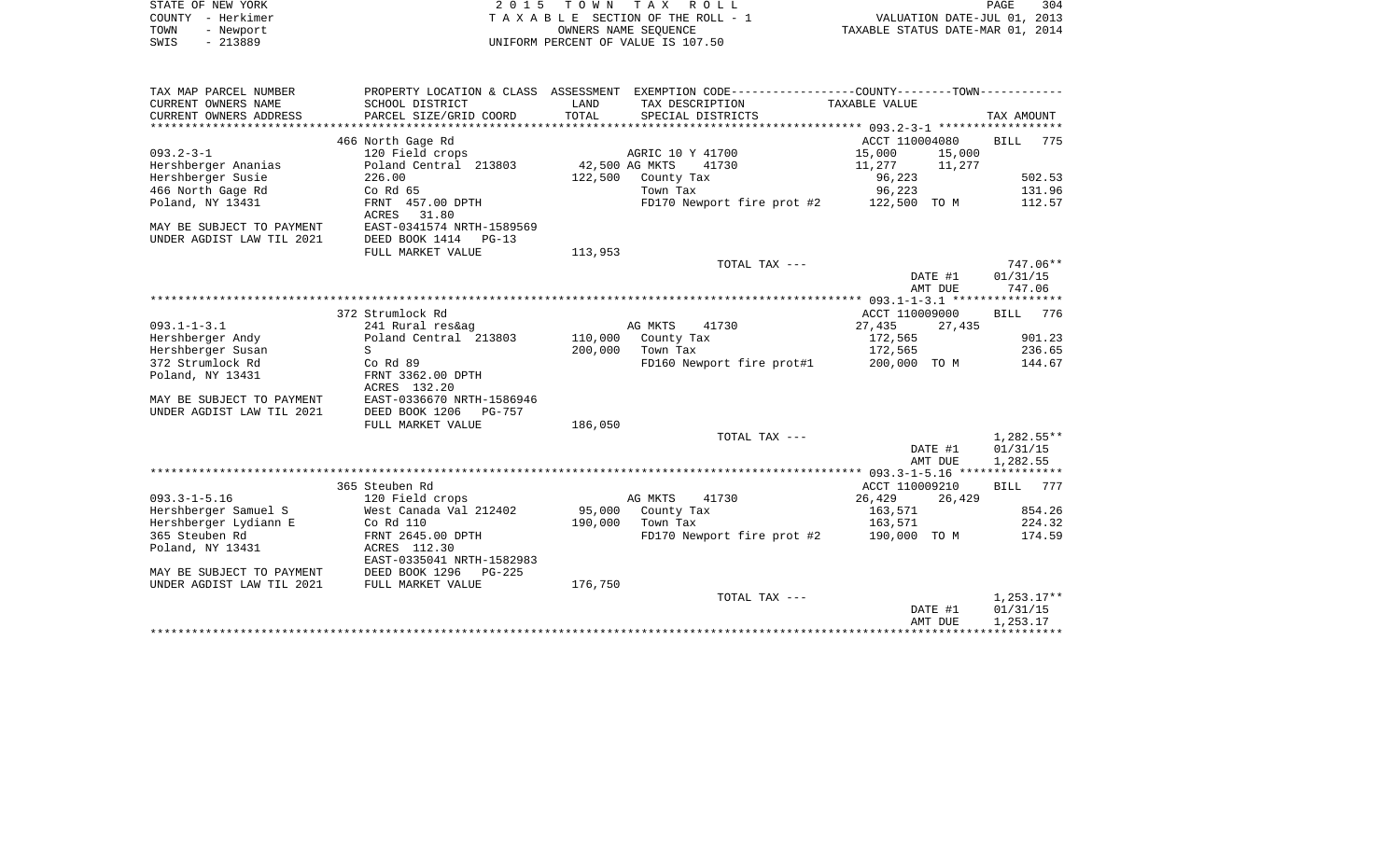STATE OF NEW YORK | 2 0 1 5   T O W N   T A X   R O L L | PAGE 304
COUNTY - Herkimer | T A X A B L E SECTION OF THE ROLL - 1 | VALUATION DATE-JUL 01, 2013
TOWN - Newport | OWNERS NAME SEQUENCE | TAXABLE STATUS DATE-MAR 01, 2014
SWIS - 213889 | UNIFORM PERCENT OF VALUE IS 107.50

| TAX MAP PARCEL NUMBER<br>CURRENT OWNERS NAME<br>CURRENT OWNERS ADDRESS | PROPERTY LOCATION & CLASS<br>SCHOOL DISTRICT<br>PARCEL SIZE/GRID COORD | ASSESSMENT<br>LAND<br>TOTAL | EXEMPTION CODE-----COUNTY-----TOWN-----<br>TAX DESCRIPTION<br>SPECIAL DISTRICTS | TAXABLE VALUE | | TAX AMOUNT |
|---|---|---|---|---|---|---|
| | 466 North Gage Rd | | | ACCT 110004080 | | BILL 775 |
| 093.2-3-1 | 120 Field crops | | AGRIC 10 Y 41700 | 15,000 | 15,000 | |
| Hershberger Ananias | Poland Central 213803 | 42,500 | AG MKTS 41730 | 11,277 | 11,277 | |
| Hershberger Susie | 226.00 | 122,500 | County Tax | 96,223 | | 502.53 |
| 466 North Gage Rd | Co Rd 65 | | Town Tax | 96,223 | | 131.96 |
| Poland, NY 13431 | FRNT 457.00 DPTH | | FD170 Newport fire prot #2 | 122,500 TO M | | 112.57 |
| | ACRES 31.80 | | | | | |
| MAY BE SUBJECT TO PAYMENT | EAST-0341574 NRTH-1589569 | | | | | |
| UNDER AGDIST LAW TIL 2021 | DEED BOOK 1414 PG-13 | | | | | |
| | FULL MARKET VALUE | 113,953 | | | | |
| | | | TOTAL TAX --- | | | 747.06** |
| | | | | | DATE #1 | 01/31/15 |
| | | | | | AMT DUE | 747.06 |
| | 372 Strumlock Rd | | | ACCT 110009000 | | BILL 776 |
| 093.1-1-3.1 | 241 Rural res&ag | | AG MKTS 41730 | 27,435 | 27,435 | |
| Hershberger Andy | Poland Central 213803 | 110,000 | County Tax | 172,565 | | 901.23 |
| Hershberger Susan | S | 200,000 | Town Tax | 172,565 | | 236.65 |
| 372 Strumlock Rd | Co Rd 89 | | FD160 Newport fire prot#1 | 200,000 TO M | | 144.67 |
| Poland, NY 13431 | FRNT 3362.00 DPTH | | | | | |
| | ACRES 132.20 | | | | | |
| MAY BE SUBJECT TO PAYMENT | EAST-0336670 NRTH-1586946 | | | | | |
| UNDER AGDIST LAW TIL 2021 | DEED BOOK 1206 PG-757 | | | | | |
| | FULL MARKET VALUE | 186,050 | | | | |
| | | | TOTAL TAX --- | | | 1,282.55** |
| | | | | | DATE #1 | 01/31/15 |
| | | | | | AMT DUE | 1,282.55 |
| | 365 Steuben Rd | | | ACCT 110009210 | | BILL 777 |
| 093.3-1-5.16 | 120 Field crops | | AG MKTS 41730 | 26,429 | 26,429 | |
| Hershberger Samuel S | West Canada Val 212402 | 95,000 | County Tax | 163,571 | | 854.26 |
| Hershberger Lydiann E | Co Rd 110 | 190,000 | Town Tax | 163,571 | | 224.32 |
| 365 Steuben Rd | FRNT 2645.00 DPTH | | FD170 Newport fire prot #2 | 190,000 TO M | | 174.59 |
| Poland, NY 13431 | ACRES 112.30 | | | | | |
| | EAST-0335041 NRTH-1582983 | | | | | |
| MAY BE SUBJECT TO PAYMENT | DEED BOOK 1296 PG-225 | | | | | |
| UNDER AGDIST LAW TIL 2021 | FULL MARKET VALUE | 176,750 | | | | |
| | | | TOTAL TAX --- | | | 1,253.17** |
| | | | | | DATE #1 | 01/31/15 |
| | | | | | AMT DUE | 1,253.17 |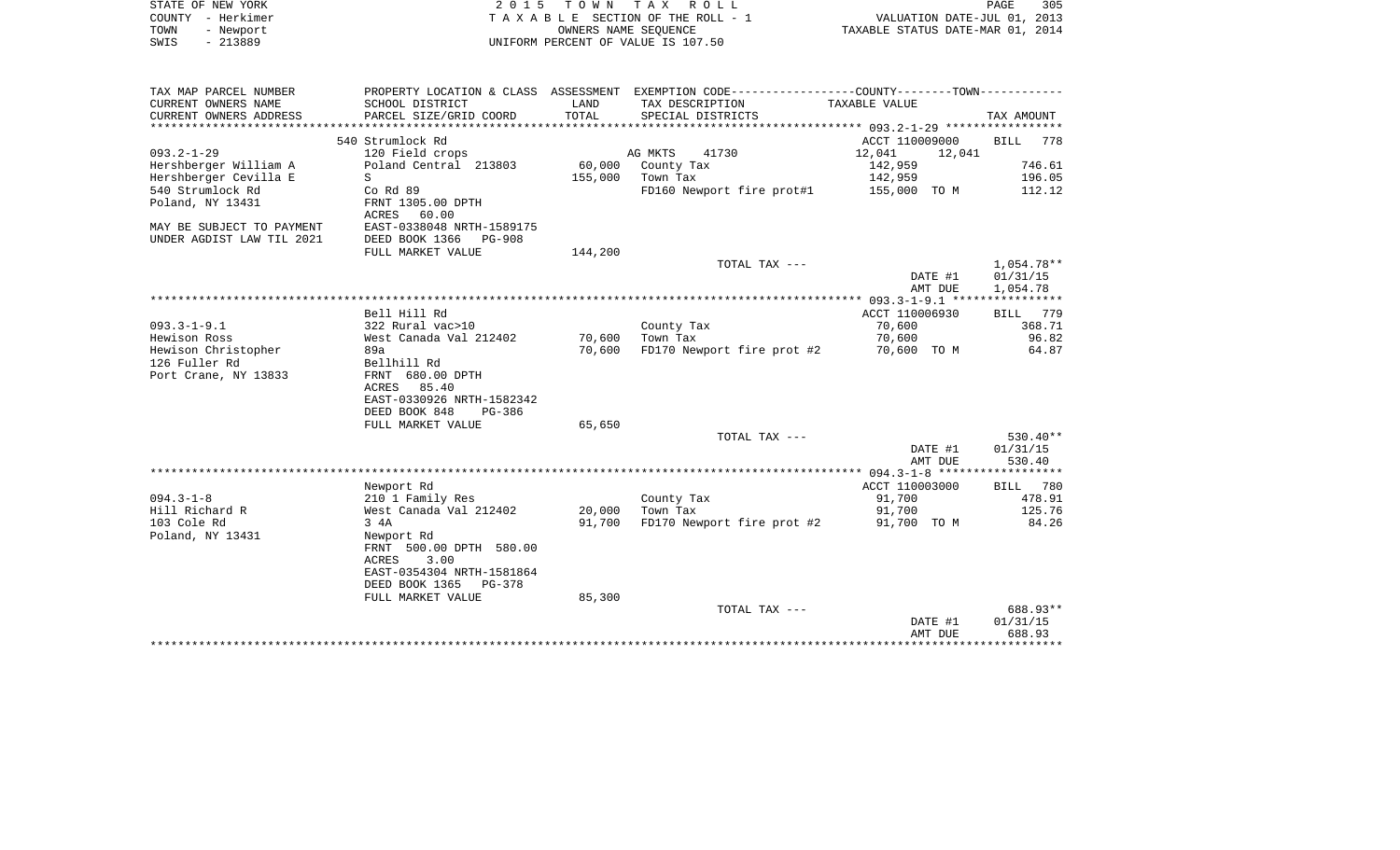STATE OF NEW YORK — 2015 TOWN TAX ROLL
COUNTY - Herkimer — TAXABLE SECTION OF THE ROLL - 1 — VALUATION DATE-JUL 01, 2013
TOWN - Newport — OWNERS NAME SEQUENCE — TAXABLE STATUS DATE-MAR 01, 2014
SWIS - 213889 — UNIFORM PERCENT OF VALUE IS 107.50

| TAX MAP PARCEL NUMBER / CURRENT OWNERS NAME / CURRENT OWNERS ADDRESS | PROPERTY LOCATION & CLASS / SCHOOL DISTRICT / PARCEL SIZE/GRID COORD | ASSESSMENT LAND / TOTAL | EXEMPTION CODE / TAX DESCRIPTION / SPECIAL DISTRICTS | COUNTY--------TOWN / TAXABLE VALUE | TAX AMOUNT |
|---|---|---|---|---|---|
| | 540 Strumlock Rd | | | ACCT 110009000 | BILL 778 |
| 093.2-1-29 | 120 Field crops | | AG MKTS 41730 | 12,041 12,041 | |
| Hershberger William A | Poland Central 213803 | 60,000 | County Tax | 142,959 | 746.61 |
| Hershberger Cevilla E | S | 155,000 | Town Tax | 142,959 | 196.05 |
| 540 Strumlock Rd | Co Rd 89 | | FD160 Newport fire prot#1 | 155,000 TO M | 112.12 |
| Poland, NY 13431 | FRNT 1305.00 DPTH | | | | |
| | ACRES 60.00 | | | | |
| MAY BE SUBJECT TO PAYMENT | EAST-0338048 NRTH-1589175 | | | | |
| UNDER AGDIST LAW TIL 2021 | DEED BOOK 1366 PG-908 | | | | |
| | FULL MARKET VALUE | 144,200 | | | |
| | | | TOTAL TAX --- | | 1,054.78** |
| | | | | DATE #1 | 01/31/15 |
| | | | | AMT DUE | 1,054.78 |
| | Bell Hill Rd | | | ACCT 110006930 | BILL 779 |
| 093.3-1-9.1 | 322 Rural vac>10 | | County Tax | 70,600 | 368.71 |
| Hewison Ross | West Canada Val 212402 | 70,600 | Town Tax | 70,600 | 96.82 |
| Hewison Christopher | 89a | 70,600 | FD170 Newport fire prot #2 | 70,600 TO M | 64.87 |
| 126 Fuller Rd | Bellhill Rd | | | | |
| Port Crane, NY 13833 | FRNT 680.00 DPTH | | | | |
| | ACRES 85.40 | | | | |
| | EAST-0330926 NRTH-1582342 | | | | |
| | DEED BOOK 848 PG-386 | | | | |
| | FULL MARKET VALUE | 65,650 | | | |
| | | | TOTAL TAX --- | | 530.40** |
| | | | | DATE #1 | 01/31/15 |
| | | | | AMT DUE | 530.40 |
| | Newport Rd | | | ACCT 110003000 | BILL 780 |
| 094.3-1-8 | 210 1 Family Res | | County Tax | 91,700 | 478.91 |
| Hill Richard R | West Canada Val 212402 | 20,000 | Town Tax | 91,700 | 125.76 |
| 103 Cole Rd | 3 4A | 91,700 | FD170 Newport fire prot #2 | 91,700 TO M | 84.26 |
| Poland, NY 13431 | Newport Rd | | | | |
| | FRNT 500.00 DPTH 580.00 | | | | |
| | ACRES 3.00 | | | | |
| | EAST-0354304 NRTH-1581864 | | | | |
| | DEED BOOK 1365 PG-378 | | | | |
| | FULL MARKET VALUE | 85,300 | | | |
| | | | TOTAL TAX --- | | 688.93** |
| | | | | DATE #1 | 01/31/15 |
| | | | | AMT DUE | 688.93 |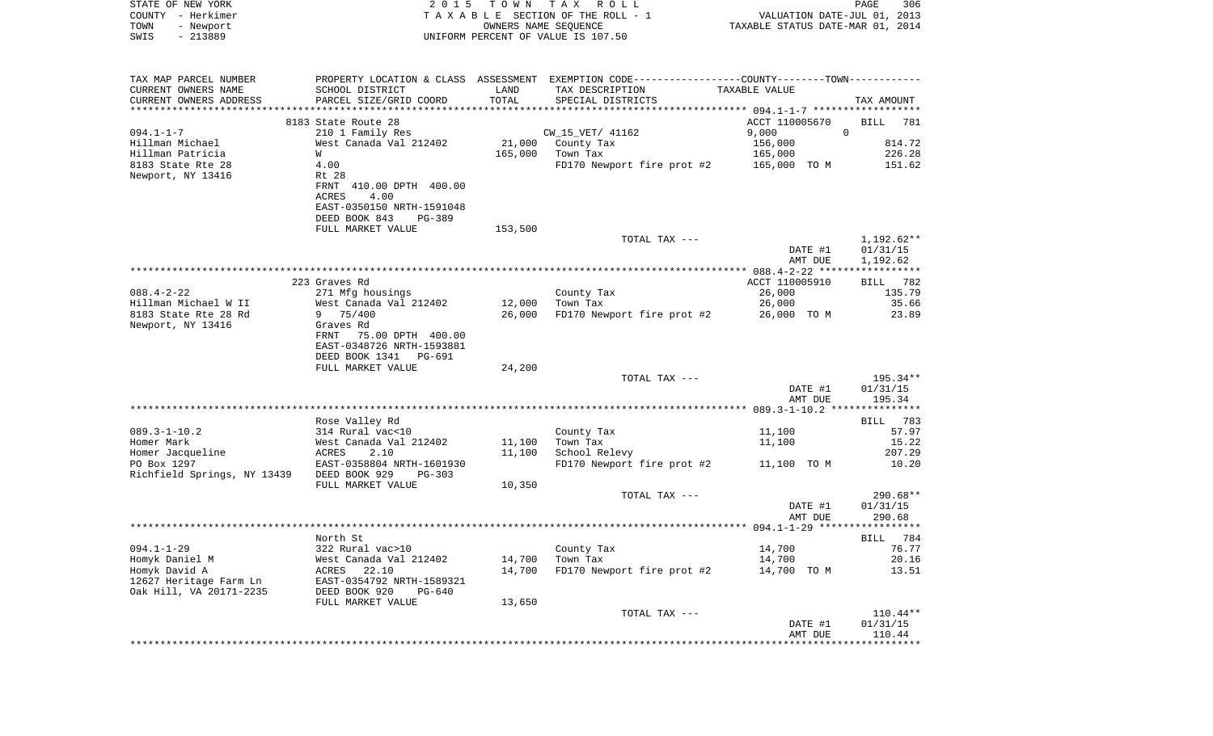STATE OF NEW YORK | 2015 TOWN TAX ROLL | | 
COUNTY - Herkimer | TAXABLE SECTION OF THE ROLL - 1 | VALUATION DATE-JUL 01, 2013
TOWN - Newport | OWNERS NAME SEQUENCE | TAXABLE STATUS DATE-MAR 01, 2014
SWIS - 213889 | UNIFORM PERCENT OF VALUE IS 107.50

| TAX MAP PARCEL NUMBER<br>CURRENT OWNERS NAME<br>CURRENT OWNERS ADDRESS | PROPERTY LOCATION & CLASS<br>SCHOOL DISTRICT<br>PARCEL SIZE/GRID COORD | ASSESSMENT<br>LAND<br>TOTAL | EXEMPTION CODE-----COUNTY-----TOWN<br>TAX DESCRIPTION<br>SPECIAL DISTRICTS | TAXABLE VALUE | TAX AMOUNT |
|---|---|---|---|---|---|
| | 8183 State Route 28 | | | ACCT 110005670 | BILL 781 |
| 094.1-1-7 | 210 1 Family Res | | CW_15_VET/ 41162 | 9,000 0 | |
| Hillman Michael | West Canada Val 212402 | 21,000 | County Tax | 156,000 | 814.72 |
| Hillman Patricia | W | 165,000 | Town Tax | 165,000 | 226.28 |
| 8183 State Rte 28 | 4.00 | | FD170 Newport fire prot #2 | 165,000 TO M | 151.62 |
| Newport, NY 13416 | Rt 28 | | | | |
| | FRNT 410.00 DPTH 400.00 | | | | |
| | ACRES 4.00 | | | | |
| | EAST-0350150 NRTH-1591048 | | | | |
| | DEED BOOK 843 PG-389 | | | | |
| | FULL MARKET VALUE | 153,500 | | | |
| | | | TOTAL TAX --- | | 1,192.62** |
| | | | | DATE #1 | 01/31/15 |
| | | | | AMT DUE | 1,192.62 |
| | 223 Graves Rd | | | ACCT 110005910 | BILL 782 |
| 088.4-2-22 | 271 Mfg housings | | County Tax | 26,000 | 135.79 |
| Hillman Michael W II | West Canada Val 212402 | 12,000 | Town Tax | 26,000 | 35.66 |
| 8183 State Rte 28 Rd | 9 75/400 | 26,000 | FD170 Newport fire prot #2 | 26,000 TO M | 23.89 |
| Newport, NY 13416 | Graves Rd | | | | |
| | FRNT 75.00 DPTH 400.00 | | | | |
| | EAST-0348726 NRTH-1593881 | | | | |
| | DEED BOOK 1341 PG-691 | | | | |
| | FULL MARKET VALUE | 24,200 | | | |
| | | | TOTAL TAX --- | | 195.34** |
| | | | | DATE #1 | 01/31/15 |
| | | | | AMT DUE | 195.34 |
| | Rose Valley Rd | | | | BILL 783 |
| 089.3-1-10.2 | 314 Rural vac<10 | | County Tax | 11,100 | 57.97 |
| Homer Mark | West Canada Val 212402 | 11,100 | Town Tax | 11,100 | 15.22 |
| Homer Jacqueline | ACRES 2.10 | 11,100 | School Relevy | | 207.29 |
| PO Box 1297 | EAST-0358804 NRTH-1601930 | | FD170 Newport fire prot #2 | 11,100 TO M | 10.20 |
| Richfield Springs, NY 13439 | DEED BOOK 929 PG-303 | | | | |
| | FULL MARKET VALUE | 10,350 | | | |
| | | | TOTAL TAX --- | | 290.68** |
| | | | | DATE #1 | 01/31/15 |
| | | | | AMT DUE | 290.68 |
| | North St | | | | BILL 784 |
| 094.1-1-29 | 322 Rural vac>10 | | County Tax | 14,700 | 76.77 |
| Homyk Daniel M | West Canada Val 212402 | 14,700 | Town Tax | 14,700 | 20.16 |
| Homyk David A | ACRES 22.10 | 14,700 | FD170 Newport fire prot #2 | 14,700 TO M | 13.51 |
| 12627 Heritage Farm Ln | EAST-0354792 NRTH-1589321 | | | | |
| Oak Hill, VA 20171-2235 | DEED BOOK 920 PG-640 | | | | |
| | FULL MARKET VALUE | 13,650 | | | |
| | | | TOTAL TAX --- | | 110.44** |
| | | | | DATE #1 | 01/31/15 |
| | | | | AMT DUE | 110.44 |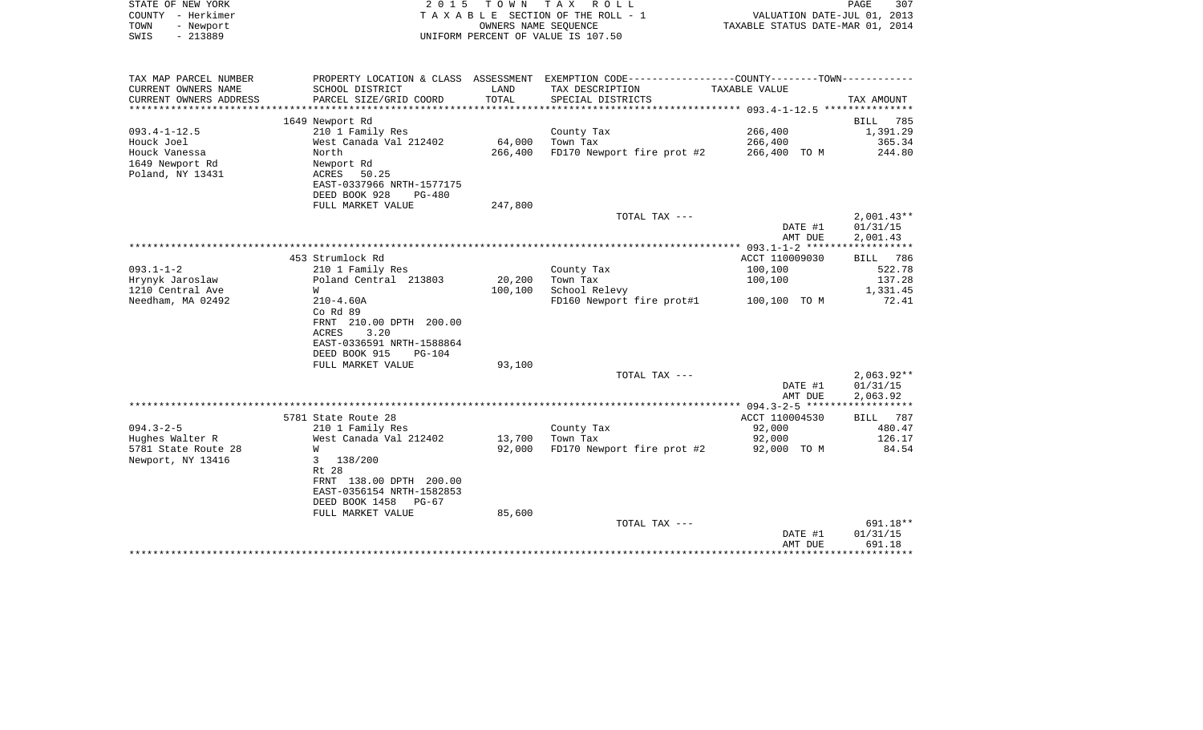STATE OF NEW YORK
COUNTY - Herkimer
TOWN - Newport
SWIS - 213889

2 0 1 5 T O W N T A X R O L L
T A X A B L E SECTION OF THE ROLL - 1
OWNERS NAME SEQUENCE
UNIFORM PERCENT OF VALUE IS 107.50

VALUATION DATE-JUL 01, 2013
TAXABLE STATUS DATE-MAR 01, 2014

| TAX MAP PARCEL NUMBER<br>CURRENT OWNERS NAME<br>CURRENT OWNERS ADDRESS | PROPERTY LOCATION & CLASS<br>SCHOOL DISTRICT<br>PARCEL SIZE/GRID COORD | ASSESSMENT<br>LAND<br>TOTAL | EXEMPTION CODE-----COUNTY-----TOWN-----<br>TAX DESCRIPTION<br>SPECIAL DISTRICTS | TAXABLE VALUE | TAX AMOUNT |
|---|---|---|---|---|---|
| ****** 093.4-1-12.5 ****** | | | | | |
| | 1649 Newport Rd | | | | BILL 785 |
| 093.4-1-12.5 | 210 1 Family Res | | County Tax | 266,400 | 1,391.29 |
| Houck Joel | West Canada Val 212402 | 64,000 | Town Tax | 266,400 | 365.34 |
| Houck Vanessa | North | 266,400 | FD170 Newport fire prot #2 | 266,400 TO M | 244.80 |
| 1649 Newport Rd | Newport Rd | | | | |
| Poland, NY 13431 | ACRES 50.25 | | | | |
| | EAST-0337966 NRTH-1577175 | | | | |
| | DEED BOOK 928 PG-480 | | | | |
| | FULL MARKET VALUE | 247,800 | | | |
| | | | TOTAL TAX --- | | 2,001.43** |
| | | | | DATE #1 | 01/31/15 |
| | | | | AMT DUE | 2,001.43 |
| ****** 093.1-1-2 ****** | | | | | |
| | 453 Strumlock Rd | | | ACCT 110009030 | BILL 786 |
| 093.1-1-2 | 210 1 Family Res | | County Tax | 100,100 | 522.78 |
| Hrynyk Jaroslaw | Poland Central 213803 | 20,200 | Town Tax | 100,100 | 137.28 |
| 1210 Central Ave | W | 100,100 | School Relevy | | 1,331.45 |
| Needham, MA 02492 | 210-4.60A | | FD160 Newport fire prot#1 | 100,100 TO M | 72.41 |
| | Co Rd 89 | | | | |
| | FRNT 210.00 DPTH 200.00 | | | | |
| | ACRES 3.20 | | | | |
| | EAST-0336591 NRTH-1588864 | | | | |
| | DEED BOOK 915 PG-104 | | | | |
| | FULL MARKET VALUE | 93,100 | | | |
| | | | TOTAL TAX --- | | 2,063.92** |
| | | | | DATE #1 | 01/31/15 |
| | | | | AMT DUE | 2,063.92 |
| ****** 094.3-2-5 ****** | | | | | |
| | 5781 State Route 28 | | | ACCT 110004530 | BILL 787 |
| 094.3-2-5 | 210 1 Family Res | | County Tax | 92,000 | 480.47 |
| Hughes Walter R | West Canada Val 212402 | 13,700 | Town Tax | 92,000 | 126.17 |
| 5781 State Route 28 | W | 92,000 | FD170 Newport fire prot #2 | 92,000 TO M | 84.54 |
| Newport, NY 13416 | 3 138/200 | | | | |
| | Rt 28 | | | | |
| | FRNT 138.00 DPTH 200.00 | | | | |
| | EAST-0356154 NRTH-1582853 | | | | |
| | DEED BOOK 1458 PG-67 | | | | |
| | FULL MARKET VALUE | 85,600 | | | |
| | | | TOTAL TAX --- | | 691.18** |
| | | | | DATE #1 | 01/31/15 |
| | | | | AMT DUE | 691.18 |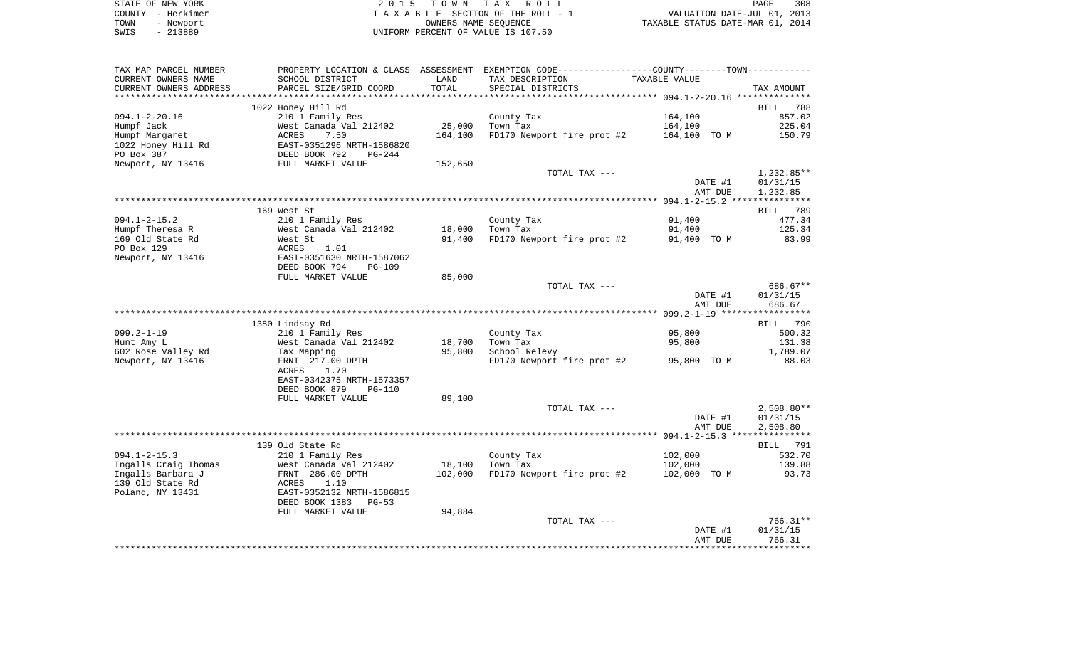STATE OF NEW YORK
COUNTY - Herkimer
TOWN - Newport
SWIS - 213889

2 0 1 5 T O W N T A X R O L L
T A X A B L E SECTION OF THE ROLL - 1
OWNERS NAME SEQUENCE
UNIFORM PERCENT OF VALUE IS 107.50

VALUATION DATE-JUL 01, 2013
TAXABLE STATUS DATE-MAR 01, 2014

| TAX MAP PARCEL NUMBER<br>CURRENT OWNERS NAME<br>CURRENT OWNERS ADDRESS | PROPERTY LOCATION & CLASS<br>SCHOOL DISTRICT<br>PARCEL SIZE/GRID COORD | ASSESSMENT<br>LAND<br>TOTAL | EXEMPTION CODE<br>TAX DESCRIPTION<br>SPECIAL DISTRICTS | COUNTY--------TOWN<br>TAXABLE VALUE | TAX AMOUNT |
|---|---|---|---|---|---|
| | 1022 Honey Hill Rd | | | 094.1-2-20.16 | BILL 788 |
| 094.1-2-20.16 | 210 1 Family Res | | County Tax | 164,100 | 857.02 |
| Humpf Jack | West Canada Val 212402 | 25,000 | Town Tax | 164,100 | 225.04 |
| Humpf Margaret | ACRES 7.50 | 164,100 | FD170 Newport fire prot #2 | 164,100 TO M | 150.79 |
| 1022 Honey Hill Rd | EAST-0351296 NRTH-1586820 | | | | |
| PO Box 387 | DEED BOOK 792 PG-244 | | | | |
| Newport, NY 13416 | FULL MARKET VALUE | 152,650 | | | |
| | | | TOTAL TAX --- | | 1,232.85** |
| | | | | DATE #1 | 01/31/15 |
| | | | | AMT DUE | 1,232.85 |
| | 169 West St | | | 094.1-2-15.2 | BILL 789 |
| 094.1-2-15.2 | 210 1 Family Res | | County Tax | 91,400 | 477.34 |
| Humpf Theresa R | West Canada Val 212402 | 18,000 | Town Tax | 91,400 | 125.34 |
| 169 Old State Rd | West St | 91,400 | FD170 Newport fire prot #2 | 91,400 TO M | 83.99 |
| PO Box 129 | ACRES 1.01 | | | | |
| Newport, NY 13416 | EAST-0351630 NRTH-1587062 | | | | |
| | DEED BOOK 794 PG-109 | | | | |
| | FULL MARKET VALUE | 85,000 | | | |
| | | | TOTAL TAX --- | | 686.67** |
| | | | | DATE #1 | 01/31/15 |
| | | | | AMT DUE | 686.67 |
| | 1380 Lindsay Rd | | | 099.2-1-19 | BILL 790 |
| 099.2-1-19 | 210 1 Family Res | | County Tax | 95,800 | 500.32 |
| Hunt Amy L | West Canada Val 212402 | 18,700 | Town Tax | 95,800 | 131.38 |
| 602 Rose Valley Rd | Tax Mapping | 95,800 | School Relevy | | 1,789.07 |
| Newport, NY 13416 | FRNT 217.00 DPTH | | FD170 Newport fire prot #2 | 95,800 TO M | 88.03 |
| | ACRES 1.70 | | | | |
| | EAST-0342375 NRTH-1573357 | | | | |
| | DEED BOOK 879 PG-110 | | | | |
| | FULL MARKET VALUE | 89,100 | | | |
| | | | TOTAL TAX --- | | 2,508.80** |
| | | | | DATE #1 | 01/31/15 |
| | | | | AMT DUE | 2,508.80 |
| | 139 Old State Rd | | | 094.1-2-15.3 | BILL 791 |
| 094.1-2-15.3 | 210 1 Family Res | | County Tax | 102,000 | 532.70 |
| Ingalls Craig Thomas | West Canada Val 212402 | 18,100 | Town Tax | 102,000 | 139.88 |
| Ingalls Barbara J | FRNT 286.00 DPTH | 102,000 | FD170 Newport fire prot #2 | 102,000 TO M | 93.73 |
| 139 Old State Rd | ACRES 1.10 | | | | |
| Poland, NY 13431 | EAST-0352132 NRTH-1586815 | | | | |
| | DEED BOOK 1383 PG-53 | | | | |
| | FULL MARKET VALUE | 94,884 | | | |
| | | | TOTAL TAX --- | | 766.31** |
| | | | | DATE #1 | 01/31/15 |
| | | | | AMT DUE | 766.31 |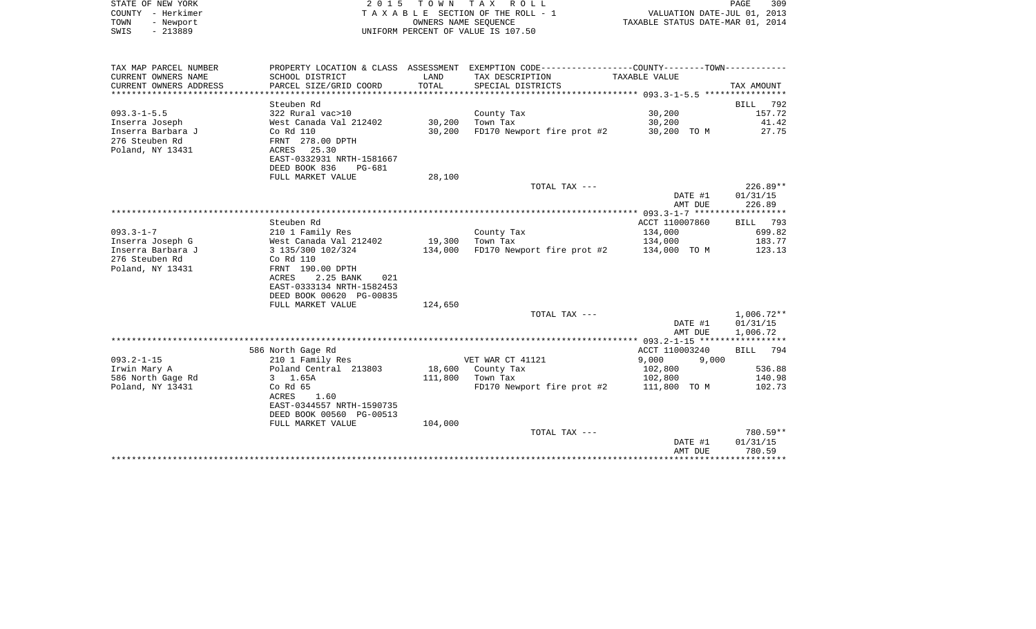STATE OF NEW YORK
COUNTY - Herkimer
TOWN - Newport
SWIS - 213889

2 0 1 5 T O W N T A X R O L L
T A X A B L E SECTION OF THE ROLL - 1
OWNERS NAME SEQUENCE
UNIFORM PERCENT OF VALUE IS 107.50

VALUATION DATE-JUL 01, 2013
TAXABLE STATUS DATE-MAR 01, 2014

| TAX MAP PARCEL NUMBER / CURRENT OWNERS NAME / CURRENT OWNERS ADDRESS | PROPERTY LOCATION & CLASS / SCHOOL DISTRICT / PARCEL SIZE/GRID COORD | ASSESSMENT LAND / TOTAL | EXEMPTION CODE / TAX DESCRIPTION / SPECIAL DISTRICTS | COUNTY TAXABLE VALUE | TOWN | TAX AMOUNT |
|---|---|---|---|---|---|---|
| **093.3-1-5.5** | Steuben Rd | | | | | BILL 792 |
| 093.3-1-5.5 | 322 Rural vac>10 | | County Tax | 30,200 | | 157.72 |
| Inserra Joseph | West Canada Val 212402 | 30,200 | Town Tax | 30,200 | | 41.42 |
| Inserra Barbara J | Co Rd 110 | 30,200 | FD170 Newport fire prot #2 | 30,200 TO M | | 27.75 |
| 276 Steuben Rd | FRNT 278.00 DPTH | | | | | |
| Poland, NY 13431 | ACRES 25.30 | | | | | |
| | EAST-0332931 NRTH-1581667 | | | | | |
| | DEED BOOK 836 PG-681 | | | | | |
| | FULL MARKET VALUE | 28,100 | | | | |
| | | | TOTAL TAX --- | | | 226.89** |
| | | | | DATE #1 | | 01/31/15 |
| | | | | AMT DUE | | 226.89 |
| **093.3-1-7** | Steuben Rd | | | ACCT 110007860 | | BILL 793 |
| 093.3-1-7 | 210 1 Family Res | | County Tax | 134,000 | | 699.82 |
| Inserra Joseph G | West Canada Val 212402 | 19,300 | Town Tax | 134,000 | | 183.77 |
| Inserra Barbara J | 3 135/300 102/324 | 134,000 | FD170 Newport fire prot #2 | 134,000 TO M | | 123.13 |
| 276 Steuben Rd | Co Rd 110 | | | | | |
| Poland, NY 13431 | FRNT 190.00 DPTH | | | | | |
| | ACRES 2.25 BANK 021 | | | | | |
| | EAST-0333134 NRTH-1582453 | | | | | |
| | DEED BOOK 00620 PG-00835 | | | | | |
| | FULL MARKET VALUE | 124,650 | | | | |
| | | | TOTAL TAX --- | | | 1,006.72** |
| | | | | DATE #1 | | 01/31/15 |
| | | | | AMT DUE | | 1,006.72 |
| **093.2-1-15** | 586 North Gage Rd | | | ACCT 110003240 | | BILL 794 |
| 093.2-1-15 | 210 1 Family Res | | VET WAR CT 41121 | 9,000 | 9,000 | |
| Irwin Mary A | Poland Central 213803 | 18,600 | County Tax | 102,800 | | 536.88 |
| 586 North Gage Rd | 3 1.65A | 111,800 | Town Tax | 102,800 | | 140.98 |
| Poland, NY 13431 | Co Rd 65 | | FD170 Newport fire prot #2 | 111,800 TO M | | 102.73 |
| | ACRES 1.60 | | | | | |
| | EAST-0344557 NRTH-1590735 | | | | | |
| | DEED BOOK 00560 PG-00513 | | | | | |
| | FULL MARKET VALUE | 104,000 | | | | |
| | | | TOTAL TAX --- | | | 780.59** |
| | | | | DATE #1 | | 01/31/15 |
| | | | | AMT DUE | | 780.59 |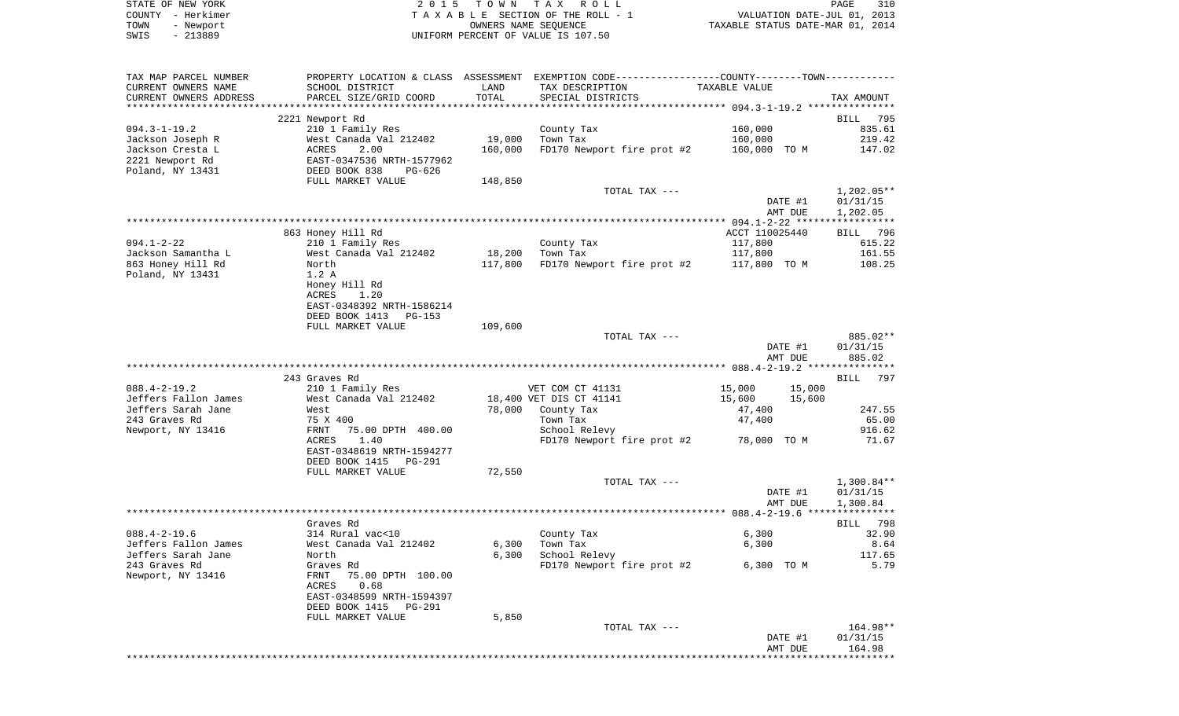STATE OF NEW YORK — 2015 TOWN TAX ROLL — PAGE 310
COUNTY - Herkimer — TAXABLE SECTION OF THE ROLL - 1 — VALUATION DATE-JUL 01, 2013
TOWN - Newport — OWNERS NAME SEQUENCE — TAXABLE STATUS DATE-MAR 01, 2014
SWIS - 213889 — UNIFORM PERCENT OF VALUE IS 107.50

| TAX MAP PARCEL NUMBER / CURRENT OWNERS NAME / CURRENT OWNERS ADDRESS | PROPERTY LOCATION & CLASS / SCHOOL DISTRICT / PARCEL SIZE/GRID COORD | ASSESSMENT LAND / TOTAL | EXEMPTION CODE / TAX DESCRIPTION / SPECIAL DISTRICTS | COUNTY / TOWN TAXABLE VALUE | TAX AMOUNT |
|---|---|---|---|---|---|
| 094.3-1-19.2 | 2221 Newport Rd | | | | BILL 795 |
| Jackson Joseph R | 210 1 Family Res | | County Tax | 160,000 | 835.61 |
| Jackson Cresta L | West Canada Val 212402 | 19,000 | Town Tax | 160,000 | 219.42 |
| 2221 Newport Rd | ACRES 2.00 | 160,000 | FD170 Newport fire prot #2 | 160,000 TO M | 147.02 |
| Poland, NY 13431 | EAST-0347536 NRTH-1577962 | | | | |
| | DEED BOOK 838 PG-626 | | | | |
| | FULL MARKET VALUE | 148,850 | | | |
| | | | TOTAL TAX --- | | 1,202.05** |
| | | | | DATE #1 | 01/31/15 |
| | | | | AMT DUE | 1,202.05 |
| 094.1-2-22 | 863 Honey Hill Rd | | | ACCT 110025440 | BILL 796 |
| Jackson Samantha L | 210 1 Family Res | | County Tax | 117,800 | 615.22 |
| 863 Honey Hill Rd | West Canada Val 212402 | 18,200 | Town Tax | 117,800 | 161.55 |
| Poland, NY 13431 | North | 117,800 | FD170 Newport fire prot #2 | 117,800 TO M | 108.25 |
| | 1.2 A | | | | |
| | Honey Hill Rd | | | | |
| | ACRES 1.20 | | | | |
| | EAST-0348392 NRTH-1586214 | | | | |
| | DEED BOOK 1413 PG-153 | | | | |
| | FULL MARKET VALUE | 109,600 | | | |
| | | | TOTAL TAX --- | | 885.02** |
| | | | | DATE #1 | 01/31/15 |
| | | | | AMT DUE | 885.02 |
| 088.4-2-19.2 | 243 Graves Rd | | | | BILL 797 |
| Jeffers Fallon James | 210 1 Family Res | | VET COM CT 41131 | 15,000 15,000 | |
| Jeffers Sarah Jane | West Canada Val 212402 | 18,400 | VET DIS CT 41141 | 15,600 15,600 | |
| 243 Graves Rd | West | 78,000 | County Tax | 47,400 | 247.55 |
| Newport, NY 13416 | 75 X 400 | | Town Tax | 47,400 | 65.00 |
| | FRNT 75.00 DPTH 400.00 | | School Relevy | | 916.62 |
| | ACRES 1.40 | | FD170 Newport fire prot #2 | 78,000 TO M | 71.67 |
| | EAST-0348619 NRTH-1594277 | | | | |
| | DEED BOOK 1415 PG-291 | | | | |
| | FULL MARKET VALUE | 72,550 | | | |
| | | | TOTAL TAX --- | | 1,300.84** |
| | | | | DATE #1 | 01/31/15 |
| | | | | AMT DUE | 1,300.84 |
| 088.4-2-19.6 | Graves Rd | | | | BILL 798 |
| Jeffers Fallon James | 314 Rural vac<10 | | County Tax | 6,300 | 32.90 |
| Jeffers Sarah Jane | West Canada Val 212402 | 6,300 | Town Tax | 6,300 | 8.64 |
| 243 Graves Rd | North | 6,300 | School Relevy | | 117.65 |
| Newport, NY 13416 | Graves Rd | | FD170 Newport fire prot #2 | 6,300 TO M | 5.79 |
| | FRNT 75.00 DPTH 100.00 | | | | |
| | ACRES 0.68 | | | | |
| | EAST-0348599 NRTH-1594397 | | | | |
| | DEED BOOK 1415 PG-291 | | | | |
| | FULL MARKET VALUE | 5,850 | | | |
| | | | TOTAL TAX --- | | 164.98** |
| | | | | DATE #1 | 01/31/15 |
| | | | | AMT DUE | 164.98 |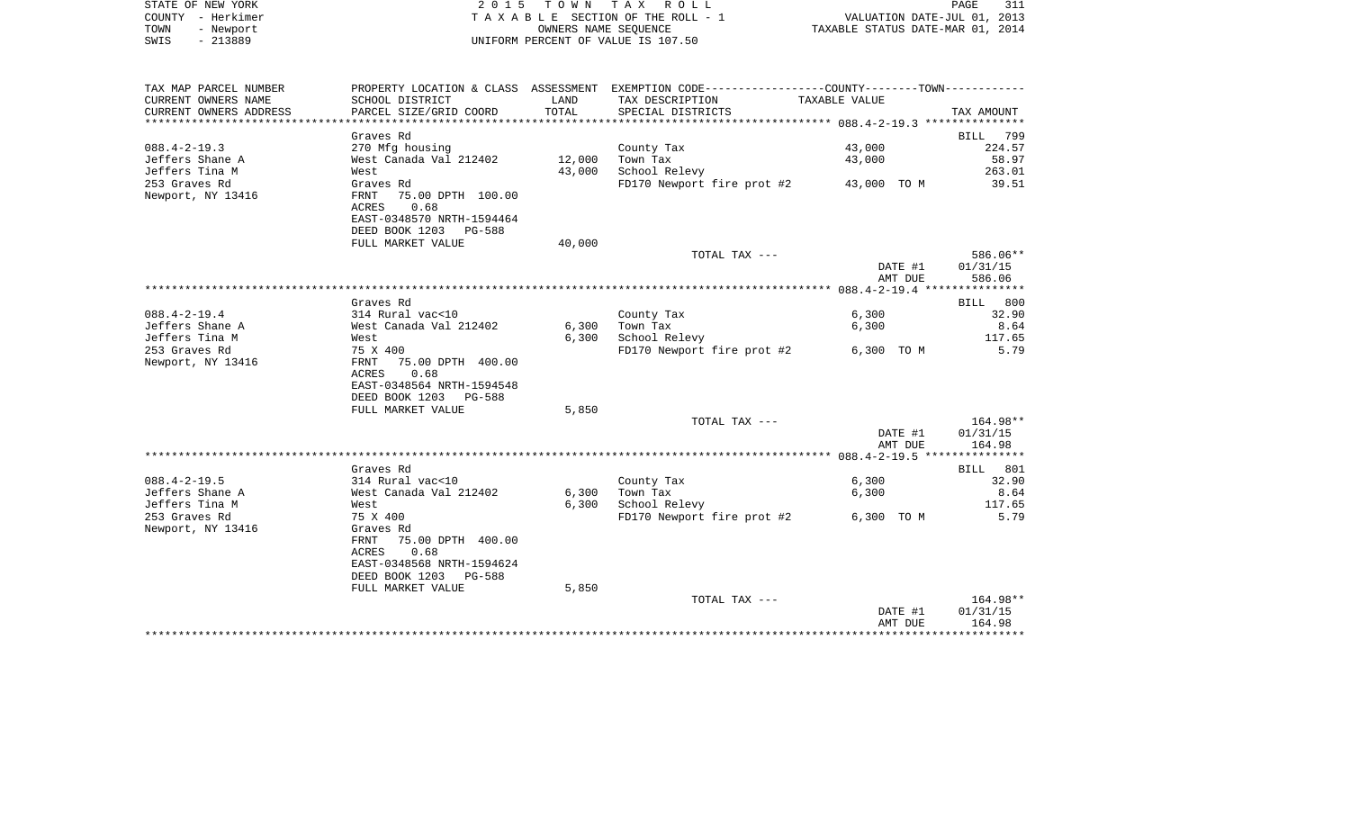STATE OF NEW YORK
COUNTY - Herkimer
TOWN - Newport
SWIS - 213889

2 0 1 5 T O W N T A X R O L L
T A X A B L E SECTION OF THE ROLL - 1
OWNERS NAME SEQUENCE
UNIFORM PERCENT OF VALUE IS 107.50

VALUATION DATE-JUL 01, 2013
TAXABLE STATUS DATE-MAR 01, 2014

| TAX MAP PARCEL NUMBER / CURRENT OWNERS NAME / CURRENT OWNERS ADDRESS | PROPERTY LOCATION & CLASS / SCHOOL DISTRICT / PARCEL SIZE/GRID COORD | ASSESSMENT LAND / TOTAL | EXEMPTION CODE / TAX DESCRIPTION / SPECIAL DISTRICTS | TAXABLE VALUE (COUNTY / TOWN) | TAX AMOUNT |
|---|---|---|---|---|---|
| **088.4-2-19.3** | Graves Rd | | | | BILL 799 |
| 088.4-2-19.3 | 270 Mfg housing | | County Tax | 43,000 | 224.57 |
| Jeffers Shane A | West Canada Val 212402 | 12,000 | Town Tax | 43,000 | 58.97 |
| Jeffers Tina M | West | 43,000 | School Relevy | | 263.01 |
| 253 Graves Rd | Graves Rd | | FD170 Newport fire prot #2 | 43,000 TO M | 39.51 |
| Newport, NY 13416 | FRNT 75.00 DPTH 100.00 | | | | |
| | ACRES 0.68 | | | | |
| | EAST-0348570 NRTH-1594464 | | | | |
| | DEED BOOK 1203 PG-588 | | | | |
| | FULL MARKET VALUE | 40,000 | | | |
| | | | TOTAL TAX --- | | 586.06** |
| | | | | DATE #1 | 01/31/15 |
| | | | | AMT DUE | 586.06 |
| **088.4-2-19.4** | Graves Rd | | | | BILL 800 |
| 088.4-2-19.4 | 314 Rural vac<10 | | County Tax | 6,300 | 32.90 |
| Jeffers Shane A | West Canada Val 212402 | 6,300 | Town Tax | 6,300 | 8.64 |
| Jeffers Tina M | West | 6,300 | School Relevy | | 117.65 |
| 253 Graves Rd | 75 X 400 | | FD170 Newport fire prot #2 | 6,300 TO M | 5.79 |
| Newport, NY 13416 | FRNT 75.00 DPTH 400.00 | | | | |
| | ACRES 0.68 | | | | |
| | EAST-0348564 NRTH-1594548 | | | | |
| | DEED BOOK 1203 PG-588 | | | | |
| | FULL MARKET VALUE | 5,850 | | | |
| | | | TOTAL TAX --- | | 164.98** |
| | | | | DATE #1 | 01/31/15 |
| | | | | AMT DUE | 164.98 |
| **088.4-2-19.5** | Graves Rd | | | | BILL 801 |
| 088.4-2-19.5 | 314 Rural vac<10 | | County Tax | 6,300 | 32.90 |
| Jeffers Shane A | West Canada Val 212402 | 6,300 | Town Tax | 6,300 | 8.64 |
| Jeffers Tina M | West | 6,300 | School Relevy | | 117.65 |
| 253 Graves Rd | 75 X 400 | | FD170 Newport fire prot #2 | 6,300 TO M | 5.79 |
| Newport, NY 13416 | Graves Rd | | | | |
| | FRNT 75.00 DPTH 400.00 | | | | |
| | ACRES 0.68 | | | | |
| | EAST-0348568 NRTH-1594624 | | | | |
| | DEED BOOK 1203 PG-588 | | | | |
| | FULL MARKET VALUE | 5,850 | | | |
| | | | TOTAL TAX --- | | 164.98** |
| | | | | DATE #1 | 01/31/15 |
| | | | | AMT DUE | 164.98 |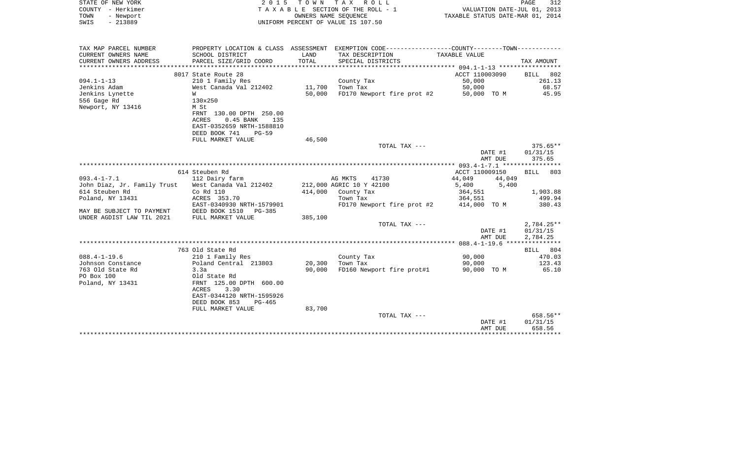STATE OF NEW YORK
COUNTY - Herkimer
TOWN - Newport
SWIS - 213889

2015 TOWN TAX ROLL
TAXABLE SECTION OF THE ROLL - 1
OWNERS NAME SEQUENCE
UNIFORM PERCENT OF VALUE IS 107.50

VALUATION DATE-JUL 01, 2013
TAXABLE STATUS DATE-MAR 01, 2014

| TAX MAP PARCEL NUMBER / CURRENT OWNERS NAME / CURRENT OWNERS ADDRESS | PROPERTY LOCATION & CLASS / SCHOOL DISTRICT / PARCEL SIZE/GRID COORD | ASSESSMENT LAND / TOTAL | EXEMPTION CODE / TAX DESCRIPTION / SPECIAL DISTRICTS | COUNTY / TOWN TAXABLE VALUE | TAX AMOUNT |
|---|---|---|---|---|---|
| ******** 094.1-1-13 ******** | | | | | |
| | 8017 State Route 28 | | | ACCT 110003090 | BILL 802 |
| 094.1-1-13 | 210 1 Family Res | | County Tax | 50,000 | 261.13 |
| Jenkins Adam | West Canada Val 212402 | 11,700 | Town Tax | 50,000 | 68.57 |
| Jenkins Lynette | W | 50,000 | FD170 Newport fire prot #2 | 50,000 TO M | 45.95 |
| 556 Gage Rd | 130x250 | | | | |
| Newport, NY 13416 | M St | | | | |
| | FRNT 130.00 DPTH 250.00 | | | | |
| | ACRES 0.45 BANK 135 | | | | |
| | EAST-0352659 NRTH-1588810 | | | | |
| | DEED BOOK 741 PG-59 | | | | |
| | FULL MARKET VALUE | 46,500 | | | |
| | | | TOTAL TAX --- | | 375.65** |
| | | | | DATE #1 | 01/31/15 |
| | | | | AMT DUE | 375.65 |
| ******** 093.4-1-7.1 ******** | | | | | |
| | 614 Steuben Rd | | | ACCT 110009150 | BILL 803 |
| 093.4-1-7.1 | 112 Dairy farm | | AG MKTS 41730 | 44,049 44,049 | |
| John Diaz, Jr. Family Trust | West Canada Val 212402 | 212,000 | AGRIC 10 Y 42100 | 5,400 5,400 | |
| 614 Steuben Rd | Co Rd 110 | 414,000 | County Tax | 364,551 | 1,903.88 |
| Poland, NY 13431 | ACRES 353.70 | | Town Tax | 364,551 | 499.94 |
| | EAST-0340930 NRTH-1579901 | | FD170 Newport fire prot #2 | 414,000 TO M | 380.43 |
| MAY BE SUBJECT TO PAYMENT | DEED BOOK 1510 PG-385 | | | | |
| UNDER AGDIST LAW TIL 2021 | FULL MARKET VALUE | 385,100 | | | |
| | | | TOTAL TAX --- | | 2,784.25** |
| | | | | DATE #1 | 01/31/15 |
| | | | | AMT DUE | 2,784.25 |
| ******** 088.4-1-19.6 ******** | | | | | |
| | 763 Old State Rd | | | | BILL 804 |
| 088.4-1-19.6 | 210 1 Family Res | | County Tax | 90,000 | 470.03 |
| Johnson Constance | Poland Central 213803 | 20,300 | Town Tax | 90,000 | 123.43 |
| 763 Old State Rd | 3.3a | 90,000 | FD160 Newport fire prot#1 | 90,000 TO M | 65.10 |
| PO Box 100 | Old State Rd | | | | |
| Poland, NY 13431 | FRNT 125.00 DPTH 600.00 | | | | |
| | ACRES 3.30 | | | | |
| | EAST-0344120 NRTH-1595926 | | | | |
| | DEED BOOK 853 PG-465 | | | | |
| | FULL MARKET VALUE | 83,700 | | | |
| | | | TOTAL TAX --- | | 658.56** |
| | | | | DATE #1 | 01/31/15 |
| | | | | AMT DUE | 658.56 |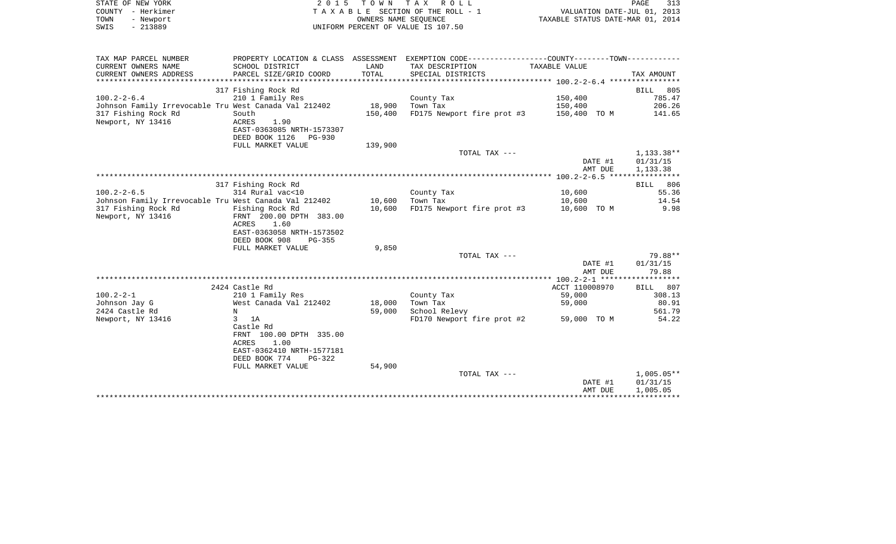STATE OF NEW YORK
COUNTY - Herkimer
TOWN - Newport
SWIS - 213889

2 0 1 5 T O W N T A X R O L L
T A X A B L E SECTION OF THE ROLL - 1
OWNERS NAME SEQUENCE
UNIFORM PERCENT OF VALUE IS 107.50

VALUATION DATE-JUL 01, 2013
TAXABLE STATUS DATE-MAR 01, 2014

| TAX MAP PARCEL NUMBER / CURRENT OWNERS NAME / CURRENT OWNERS ADDRESS | PROPERTY LOCATION & CLASS / SCHOOL DISTRICT / PARCEL SIZE/GRID COORD | ASSESSMENT LAND / TOTAL | EXEMPTION CODE / TAX DESCRIPTION / SPECIAL DISTRICTS | TAXABLE VALUE | TAX AMOUNT |
|---|---|---|---|---|---|
| | 317 Fishing Rock Rd | | | | BILL 805 |
| 100.2-2-6.4 | 210 1 Family Res | | County Tax | 150,400 | 785.47 |
| Johnson Family Irrevocable Tru | West Canada Val 212402 | 18,900 | Town Tax | 150,400 | 206.26 |
| 317 Fishing Rock Rd | South | 150,400 | FD175 Newport fire prot #3 | 150,400 TO M | 141.65 |
| Newport, NY 13416 | ACRES 1.90 | | | | |
| | EAST-0363085 NRTH-1573307 | | | | |
| | DEED BOOK 1126 PG-930 | | | | |
| | FULL MARKET VALUE | 139,900 | | | |
| | | | TOTAL TAX --- | | 1,133.38** |
| | | | | DATE #1 | 01/31/15 |
| | | | | AMT DUE | 1,133.38 |
| | 317 Fishing Rock Rd | | | | BILL 806 |
| 100.2-2-6.5 | 314 Rural vac<10 | | County Tax | 10,600 | 55.36 |
| Johnson Family Irrevocable Tru | West Canada Val 212402 | 10,600 | Town Tax | 10,600 | 14.54 |
| 317 Fishing Rock Rd | Fishing Rock Rd | 10,600 | FD175 Newport fire prot #3 | 10,600 TO M | 9.98 |
| Newport, NY 13416 | FRNT 200.00 DPTH 383.00 | | | | |
| | ACRES 1.60 | | | | |
| | EAST-0363058 NRTH-1573502 | | | | |
| | DEED BOOK 908 PG-355 | | | | |
| | FULL MARKET VALUE | 9,850 | | | |
| | | | TOTAL TAX --- | | 79.88** |
| | | | | DATE #1 | 01/31/15 |
| | | | | AMT DUE | 79.88 |
| | 2424 Castle Rd | | | ACCT 110008970 | BILL 807 |
| 100.2-2-1 | 210 1 Family Res | | County Tax | 59,000 | 308.13 |
| Johnson Jay G | West Canada Val 212402 | 18,000 | Town Tax | 59,000 | 80.91 |
| 2424 Castle Rd | N | 59,000 | School Relevy | | 561.79 |
| Newport, NY 13416 | 3 1A | | FD170 Newport fire prot #2 | 59,000 TO M | 54.22 |
| | Castle Rd | | | | |
| | FRNT 100.00 DPTH 335.00 | | | | |
| | ACRES 1.00 | | | | |
| | EAST-0362410 NRTH-1577181 | | | | |
| | DEED BOOK 774 PG-322 | | | | |
| | FULL MARKET VALUE | 54,900 | | | |
| | | | TOTAL TAX --- | | 1,005.05** |
| | | | | DATE #1 | 01/31/15 |
| | | | | AMT DUE | 1,005.05 |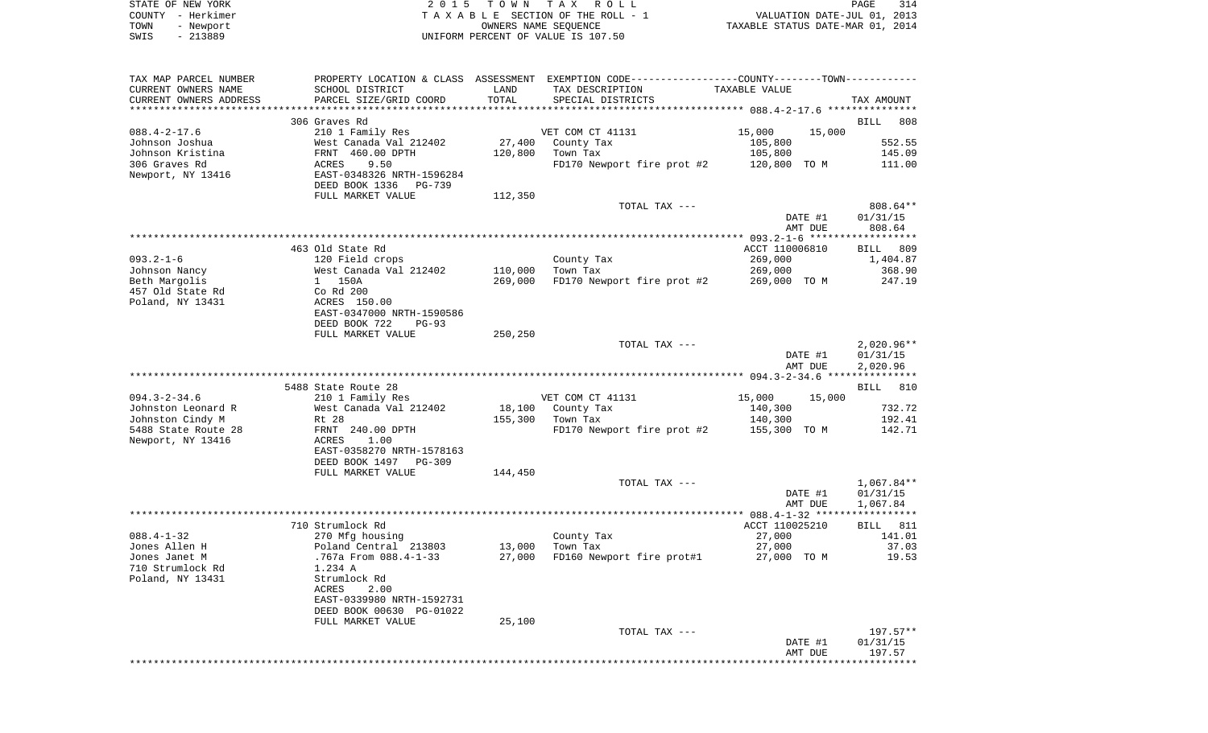STATE OF NEW YORK — 2015 TOWN TAX ROLL — PAGE 314
COUNTY - Herkimer — TAXABLE SECTION OF THE ROLL - 1 — VALUATION DATE-JUL 01, 2013
TOWN - Newport — OWNERS NAME SEQUENCE — TAXABLE STATUS DATE-MAR 01, 2014
SWIS - 213889 — UNIFORM PERCENT OF VALUE IS 107.50

| TAX MAP PARCEL NUMBER / CURRENT OWNERS NAME / CURRENT OWNERS ADDRESS | PROPERTY LOCATION & CLASS / SCHOOL DISTRICT / PARCEL SIZE/GRID COORD | ASSESSMENT LAND / TOTAL | EXEMPTION CODE / TAX DESCRIPTION / SPECIAL DISTRICTS | COUNTY / TOWN TAXABLE VALUE | TAX AMOUNT |
|---|---|---|---|---|---|
| | 306 Graves Rd | | | | BILL 808 |
| 088.4-2-17.6 | 210 1 Family Res | | VET COM CT 41131 | 15,000 15,000 | |
| Johnson Joshua | West Canada Val 212402 | 27,400 | County Tax | 105,800 | 552.55 |
| Johnson Kristina | FRNT 460.00 DPTH | 120,800 | Town Tax | 105,800 | 145.09 |
| 306 Graves Rd | ACRES 9.50 | | FD170 Newport fire prot #2 | 120,800 TO M | 111.00 |
| Newport, NY 13416 | EAST-0348326 NRTH-1596284 | | | | |
| | DEED BOOK 1336 PG-739 | | | | |
| | FULL MARKET VALUE | 112,350 | | | |
| | | | TOTAL TAX --- | | 808.64** |
| | | | | DATE #1 | 01/31/15 |
| | | | | AMT DUE | 808.64 |
| | 463 Old State Rd | | | ACCT 110006810 | BILL 809 |
| 093.2-1-6 | 120 Field crops | | County Tax | 269,000 | 1,404.87 |
| Johnson Nancy | West Canada Val 212402 | 110,000 | Town Tax | 269,000 | 368.90 |
| Beth Margolis | 1 150A | 269,000 | FD170 Newport fire prot #2 | 269,000 TO M | 247.19 |
| 457 Old State Rd | Co Rd 200 | | | | |
| Poland, NY 13431 | ACRES 150.00 | | | | |
| | EAST-0347000 NRTH-1590586 | | | | |
| | DEED BOOK 722 PG-93 | | | | |
| | FULL MARKET VALUE | 250,250 | | | |
| | | | TOTAL TAX --- | | 2,020.96** |
| | | | | DATE #1 | 01/31/15 |
| | | | | AMT DUE | 2,020.96 |
| | 5488 State Route 28 | | | | BILL 810 |
| 094.3-2-34.6 | 210 1 Family Res | | VET COM CT 41131 | 15,000 15,000 | |
| Johnston Leonard R | West Canada Val 212402 | 18,100 | County Tax | 140,300 | 732.72 |
| Johnston Cindy M | Rt 28 | 155,300 | Town Tax | 140,300 | 192.41 |
| 5488 State Route 28 | FRNT 240.00 DPTH | | FD170 Newport fire prot #2 | 155,300 TO M | 142.71 |
| Newport, NY 13416 | ACRES 1.00 | | | | |
| | EAST-0358270 NRTH-1578163 | | | | |
| | DEED BOOK 1497 PG-309 | | | | |
| | FULL MARKET VALUE | 144,450 | | | |
| | | | TOTAL TAX --- | | 1,067.84** |
| | | | | DATE #1 | 01/31/15 |
| | | | | AMT DUE | 1,067.84 |
| | 710 Strumlock Rd | | | ACCT 110025210 | BILL 811 |
| 088.4-1-32 | 270 Mfg housing | | County Tax | 27,000 | 141.01 |
| Jones Allen H | Poland Central 213803 | 13,000 | Town Tax | 27,000 | 37.03 |
| Jones Janet M | .767a From 088.4-1-33 | 27,000 | FD160 Newport fire prot#1 | 27,000 TO M | 19.53 |
| 710 Strumlock Rd | 1.234 A | | | | |
| Poland, NY 13431 | Strumlock Rd | | | | |
| | ACRES 2.00 | | | | |
| | EAST-0339980 NRTH-1592731 | | | | |
| | DEED BOOK 00630 PG-01022 | | | | |
| | FULL MARKET VALUE | 25,100 | | | |
| | | | TOTAL TAX --- | | 197.57** |
| | | | | DATE #1 | 01/31/15 |
| | | | | AMT DUE | 197.57 |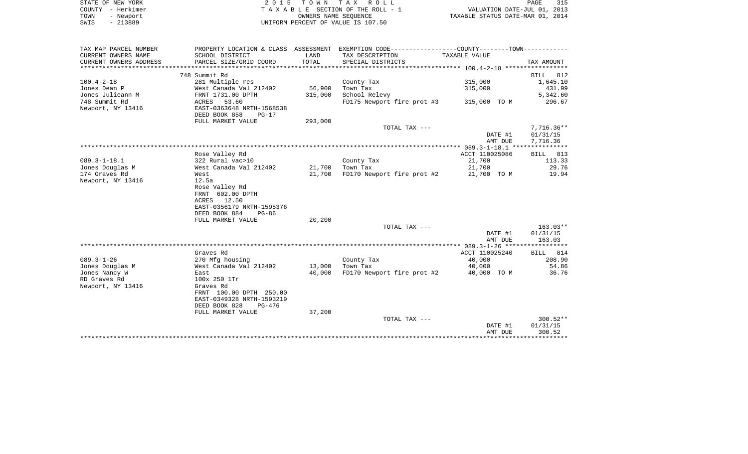STATE OF NEW YORK | 2 0 1 5 T O W N T A X R O L L
COUNTY - Herkimer | T A X A B L E SECTION OF THE ROLL - 1 | VALUATION DATE-JUL 01, 2013
TOWN - Newport | OWNERS NAME SEQUENCE | TAXABLE STATUS DATE-MAR 01, 2014
SWIS - 213889 | UNIFORM PERCENT OF VALUE IS 107.50

| TAX MAP PARCEL NUMBER<br>CURRENT OWNERS NAME<br>CURRENT OWNERS ADDRESS | PROPERTY LOCATION & CLASS<br>SCHOOL DISTRICT<br>PARCEL SIZE/GRID COORD | ASSESSMENT<br>LAND<br>TOTAL | EXEMPTION CODE-----COUNTY-----TOWN-----<br>TAX DESCRIPTION<br>SPECIAL DISTRICTS | TAXABLE VALUE | TAX AMOUNT |
|---|---|---|---|---|---|
| | 748 Summit Rd | | | | BILL 812 |
| 100.4-2-18 | 281 Multiple res | | County Tax | 315,000 | 1,645.10 |
| Jones Dean P | West Canada Val 212402 | 56,900 | Town Tax | 315,000 | 431.99 |
| Jones Julieann M | FRNT 1731.00 DPTH | 315,000 | School Relevy | | 5,342.60 |
| 748 Summit Rd | ACRES 53.60 | | FD175 Newport fire prot #3 | 315,000 TO M | 296.67 |
| Newport, NY 13416 | EAST-0363648 NRTH-1568538 | | | | |
| | DEED BOOK 858 PG-17 | | | | |
| | FULL MARKET VALUE | 293,000 | | | |
| | | | TOTAL TAX --- | | 7,716.36** |
| | | | | DATE #1 | 01/31/15 |
| | | | | AMT DUE | 7,716.36 |
| | Rose Valley Rd | | | ACCT 110025086 | BILL 813 |
| 089.3-1-18.1 | 322 Rural vac>10 | | County Tax | 21,700 | 113.33 |
| Jones Douglas M | West Canada Val 212402 | 21,700 | Town Tax | 21,700 | 29.76 |
| 174 Graves Rd | West | 21,700 | FD170 Newport fire prot #2 | 21,700 TO M | 19.94 |
| Newport, NY 13416 | 12.5a | | | | |
| | Rose Valley Rd | | | | |
| | FRNT 602.00 DPTH | | | | |
| | ACRES 12.50 | | | | |
| | EAST-0356179 NRTH-1595376 | | | | |
| | DEED BOOK 884 PG-86 | | | | |
| | FULL MARKET VALUE | 20,200 | | | |
| | | | TOTAL TAX --- | | 163.03** |
| | | | | DATE #1 | 01/31/15 |
| | | | | AMT DUE | 163.03 |
| | Graves Rd | | | ACCT 110025240 | BILL 814 |
| 089.3-1-26 | 270 Mfg housing | | County Tax | 40,000 | 208.90 |
| Jones Douglas M | West Canada Val 212402 | 13,000 | Town Tax | 40,000 | 54.86 |
| Jones Nancy W | East | 40,000 | FD170 Newport fire prot #2 | 40,000 TO M | 36.76 |
| RD Graves Rd | 100x 250 1Tr | | | | |
| Newport, NY 13416 | Graves Rd | | | | |
| | FRNT 100.00 DPTH 250.00 | | | | |
| | EAST-0349328 NRTH-1593219 | | | | |
| | DEED BOOK 828 PG-476 | | | | |
| | FULL MARKET VALUE | 37,200 | | | |
| | | | TOTAL TAX --- | | 300.52** |
| | | | | DATE #1 | 01/31/15 |
| | | | | AMT DUE | 300.52 |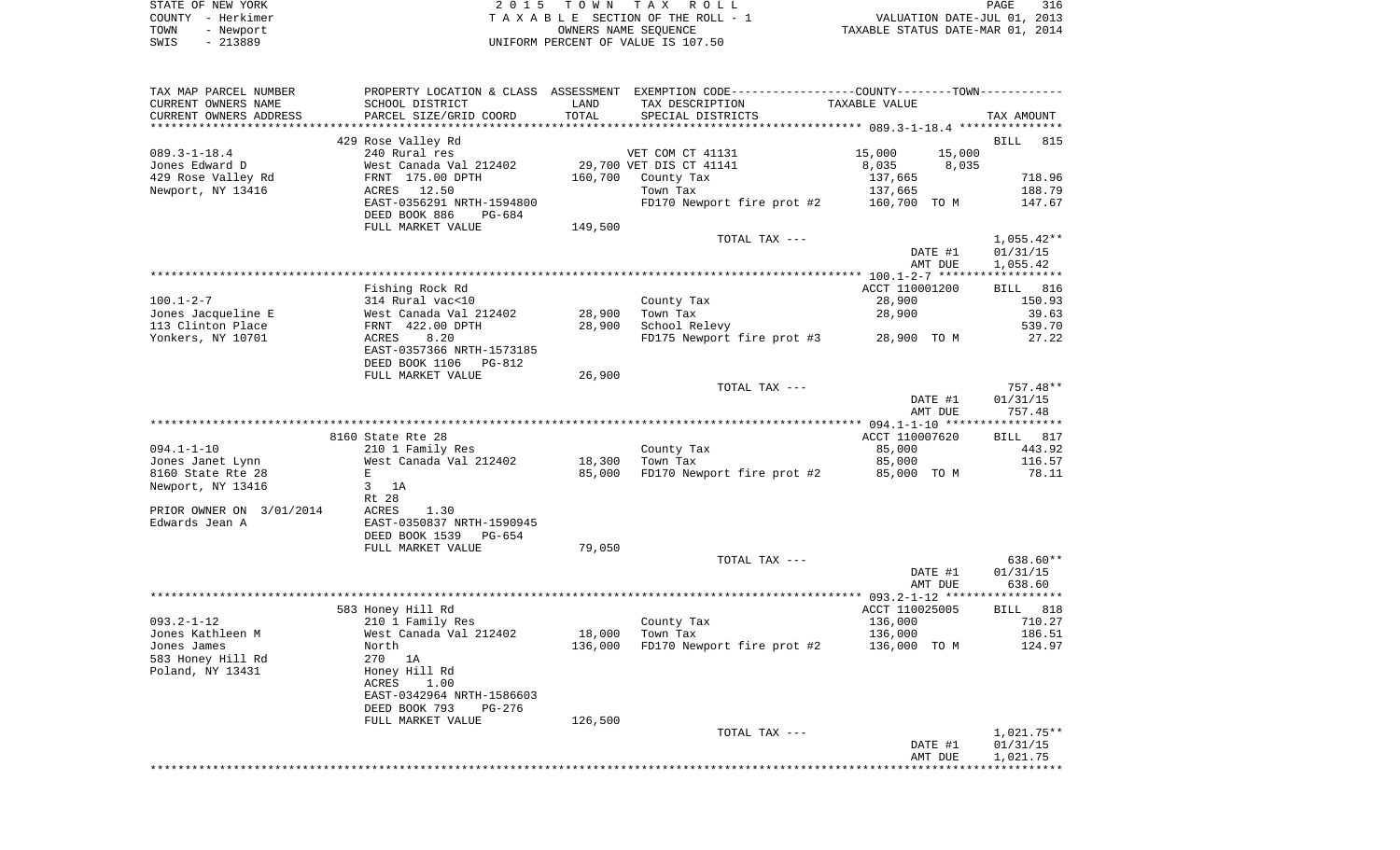STATE OF NEW YORK | COUNTY - Herkimer | TOWN - Newport | SWIS - 213889

**2015 TOWN TAX ROLL**
TAXABLE SECTION OF THE ROLL - 1
OWNERS NAME SEQUENCE
UNIFORM PERCENT OF VALUE IS 107.50

VALUATION DATE-JUL 01, 2013
TAXABLE STATUS DATE-MAR 01, 2014

| TAX MAP PARCEL NUMBER / CURRENT OWNERS NAME / CURRENT OWNERS ADDRESS | PROPERTY LOCATION & CLASS / SCHOOL DISTRICT / PARCEL SIZE/GRID COORD | ASSESSMENT LAND | TOTAL | EXEMPTION CODE / TAX DESCRIPTION / SPECIAL DISTRICTS | COUNTY TAXABLE VALUE | TOWN | TAX AMOUNT |
|---|---|---|---|---|---|---|---|
| 089.3-1-18.4 | 429 Rose Valley Rd | | | | | | BILL 815 |
| 089.3-1-18.4 | 240 Rural res | | | VET COM CT 41131 | 15,000 | 15,000 | |
| Jones Edward D | West Canada Val 212402 | 29,700 | | VET DIS CT 41141 | 8,035 | 8,035 | |
| 429 Rose Valley Rd | FRNT 175.00 DPTH | | 160,700 | County Tax | 137,665 | | 718.96 |
| Newport, NY 13416 | ACRES 12.50 | | | Town Tax | 137,665 | | 188.79 |
| | EAST-0356291 NRTH-1594800 | | | FD170 Newport fire prot #2 | 160,700 TO M | | 147.67 |
| | DEED BOOK 886 PG-684 | | | | | | |
| | FULL MARKET VALUE | 149,500 | | | | | |
| | | | | TOTAL TAX --- | | | 1,055.42** |
| | | | | | DATE #1 | | 01/31/15 |
| | | | | | AMT DUE | | 1,055.42 |
| 100.1-2-7 | Fishing Rock Rd | | | | ACCT 110001200 | | BILL 816 |
| 100.1-2-7 | 314 Rural vac<10 | | | County Tax | 28,900 | | 150.93 |
| Jones Jacqueline E | West Canada Val 212402 | 28,900 | | Town Tax | 28,900 | | 39.63 |
| 113 Clinton Place | FRNT 422.00 DPTH | | 28,900 | School Relevy | | | 539.70 |
| Yonkers, NY 10701 | ACRES 8.20 | | | FD175 Newport fire prot #3 | 28,900 TO M | | 27.22 |
| | EAST-0357366 NRTH-1573185 | | | | | | |
| | DEED BOOK 1106 PG-812 | | | | | | |
| | FULL MARKET VALUE | 26,900 | | | | | |
| | | | | TOTAL TAX --- | | | 757.48** |
| | | | | | DATE #1 | | 01/31/15 |
| | | | | | AMT DUE | | 757.48 |
| 094.1-1-10 | 8160 State Rte 28 | | | | ACCT 110007620 | | BILL 817 |
| 094.1-1-10 | 210 1 Family Res | | | County Tax | 85,000 | | 443.92 |
| Jones Janet Lynn | West Canada Val 212402 | 18,300 | | Town Tax | 85,000 | | 116.57 |
| 8160 State Rte 28 | E | | 85,000 | FD170 Newport fire prot #2 | 85,000 TO M | | 78.11 |
| Newport, NY 13416 | 3 1A | | | | | | |
| | Rt 28 | | | | | | |
| PRIOR OWNER ON 3/01/2014 | ACRES 1.30 | | | | | | |
| Edwards Jean A | EAST-0350837 NRTH-1590945 | | | | | | |
| | DEED BOOK 1539 PG-654 | | | | | | |
| | FULL MARKET VALUE | 79,050 | | | | | |
| | | | | TOTAL TAX --- | | | 638.60** |
| | | | | | DATE #1 | | 01/31/15 |
| | | | | | AMT DUE | | 638.60 |
| 093.2-1-12 | 583 Honey Hill Rd | | | | ACCT 110025005 | | BILL 818 |
| 093.2-1-12 | 210 1 Family Res | | | County Tax | 136,000 | | 710.27 |
| Jones Kathleen M | West Canada Val 212402 | 18,000 | | Town Tax | 136,000 | | 186.51 |
| Jones James | North | | 136,000 | FD170 Newport fire prot #2 | 136,000 TO M | | 124.97 |
| 583 Honey Hill Rd | 270 1A | | | | | | |
| Poland, NY 13431 | Honey Hill Rd | | | | | | |
| | ACRES 1.00 | | | | | | |
| | EAST-0342964 NRTH-1586603 | | | | | | |
| | DEED BOOK 793 PG-276 | | | | | | |
| | FULL MARKET VALUE | 126,500 | | | | | |
| | | | | TOTAL TAX --- | | | 1,021.75** |
| | | | | | DATE #1 | | 01/31/15 |
| | | | | | AMT DUE | | 1,021.75 |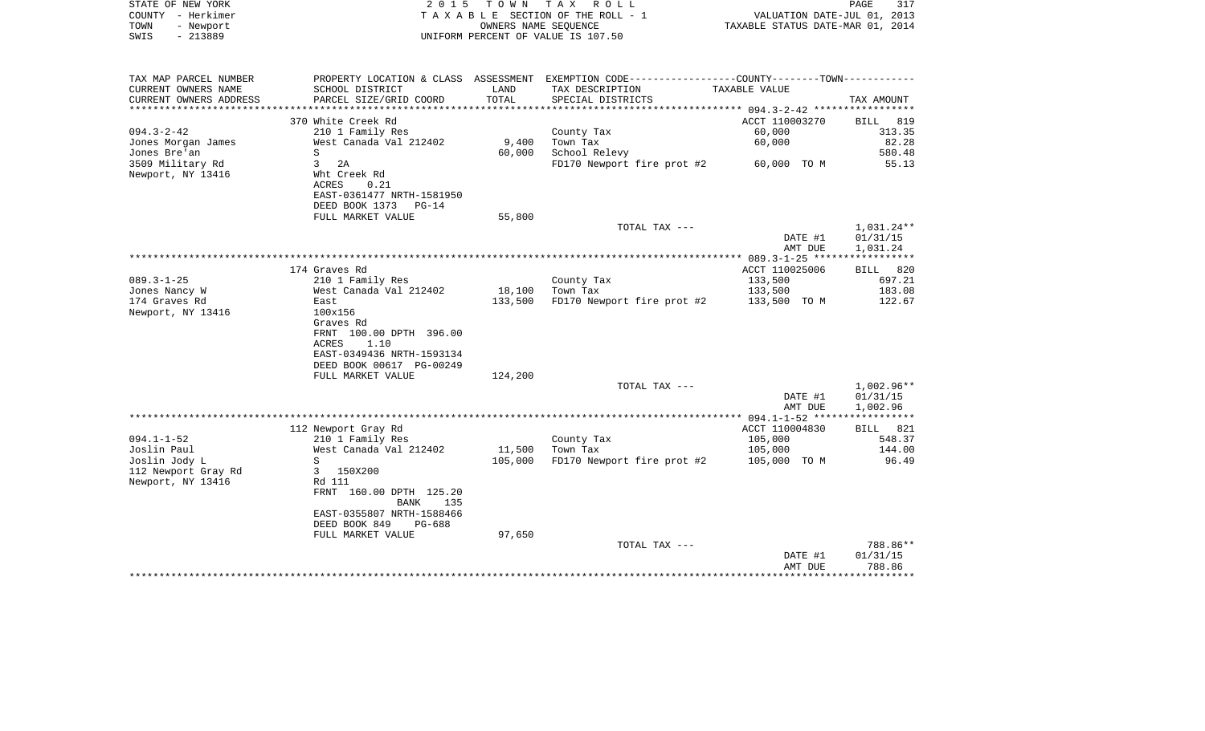STATE OF NEW YORK
COUNTY - Herkimer
TOWN - Newport
SWIS - 213889

2015 TOWN TAX ROLL
TAXABLE SECTION OF THE ROLL - 1
OWNERS NAME SEQUENCE
UNIFORM PERCENT OF VALUE IS 107.50

VALUATION DATE-JUL 01, 2013
TAXABLE STATUS DATE-MAR 01, 2014

| TAX MAP PARCEL NUMBER / CURRENT OWNERS NAME / CURRENT OWNERS ADDRESS | PROPERTY LOCATION & CLASS / SCHOOL DISTRICT / PARCEL SIZE/GRID COORD | ASSESSMENT LAND / TOTAL | EXEMPTION CODE / TAX DESCRIPTION / SPECIAL DISTRICTS | TAXABLE VALUE | TAX AMOUNT |
|---|---|---|---|---|---|
| | 370 White Creek Rd | | | ACCT 110003270 | BILL 819 |
| 094.3-2-42 | 210 1 Family Res | | County Tax | 60,000 | 313.35 |
| Jones Morgan James | West Canada Val 212402 | 9,400 | Town Tax | 60,000 | 82.28 |
| Jones Bre'an | S | 60,000 | School Relevy | | 580.48 |
| 3509 Military Rd | 3 2A | | FD170 Newport fire prot #2 | 60,000 TO M | 55.13 |
| Newport, NY 13416 | Wht Creek Rd | | | | |
| | ACRES 0.21 | | | | |
| | EAST-0361477 NRTH-1581950 | | | | |
| | DEED BOOK 1373 PG-14 | | | | |
| | FULL MARKET VALUE | 55,800 | | | |
| | | | TOTAL TAX --- | | 1,031.24** |
| | | | | DATE #1 | 01/31/15 |
| | | | | AMT DUE | 1,031.24 |
| | 174 Graves Rd | | | ACCT 110025006 | BILL 820 |
| 089.3-1-25 | 210 1 Family Res | | County Tax | 133,500 | 697.21 |
| Jones Nancy W | West Canada Val 212402 | 18,100 | Town Tax | 133,500 | 183.08 |
| 174 Graves Rd | East | 133,500 | FD170 Newport fire prot #2 | 133,500 TO M | 122.67 |
| Newport, NY 13416 | 100x156 | | | | |
| | Graves Rd | | | | |
| | FRNT 100.00 DPTH 396.00 | | | | |
| | ACRES 1.10 | | | | |
| | EAST-0349436 NRTH-1593134 | | | | |
| | DEED BOOK 00617 PG-00249 | | | | |
| | FULL MARKET VALUE | 124,200 | | | |
| | | | TOTAL TAX --- | | 1,002.96** |
| | | | | DATE #1 | 01/31/15 |
| | | | | AMT DUE | 1,002.96 |
| | 112 Newport Gray Rd | | | ACCT 110004830 | BILL 821 |
| 094.1-1-52 | 210 1 Family Res | | County Tax | 105,000 | 548.37 |
| Joslin Paul | West Canada Val 212402 | 11,500 | Town Tax | 105,000 | 144.00 |
| Joslin Jody L | S | 105,000 | FD170 Newport fire prot #2 | 105,000 TO M | 96.49 |
| 112 Newport Gray Rd | 3 150X200 | | | | |
| Newport, NY 13416 | Rd 111 | | | | |
| | FRNT 160.00 DPTH 125.20 | | | | |
| | BANK 135 | | | | |
| | EAST-0355807 NRTH-1588466 | | | | |
| | DEED BOOK 849 PG-688 | | | | |
| | FULL MARKET VALUE | 97,650 | | | |
| | | | TOTAL TAX --- | | 788.86** |
| | | | | DATE #1 | 01/31/15 |
| | | | | AMT DUE | 788.86 |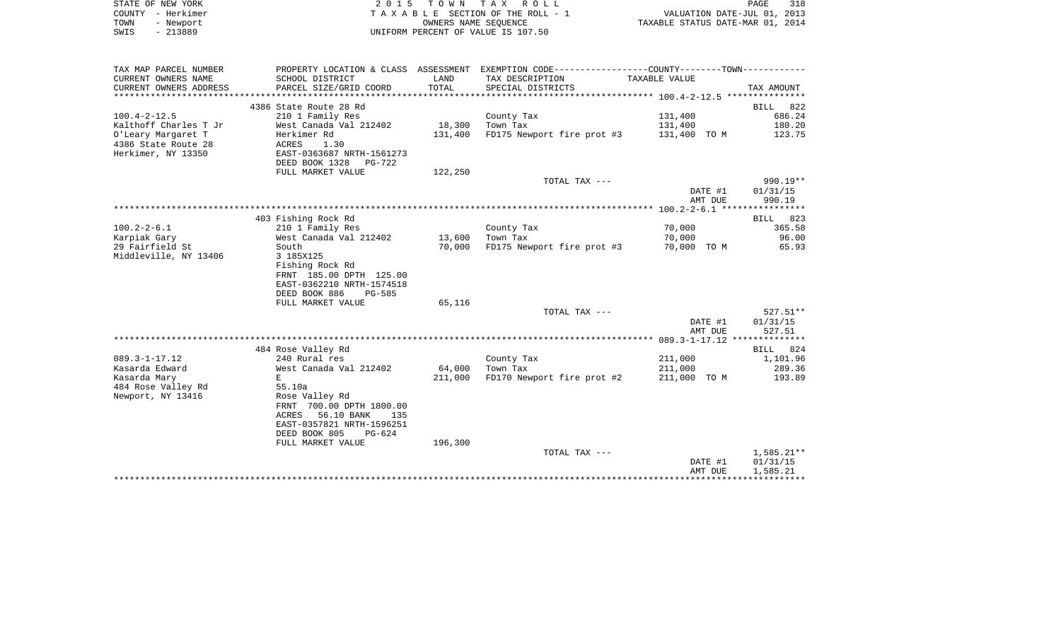STATE OF NEW YORK — COUNTY - Herkimer — TOWN - Newport — SWIS - 213889

2015 TOWN TAX ROLL
TAXABLE SECTION OF THE ROLL - 1
OWNERS NAME SEQUENCE
UNIFORM PERCENT OF VALUE IS 107.50

VALUATION DATE-JUL 01, 2013
TAXABLE STATUS DATE-MAR 01, 2014

| TAX MAP PARCEL NUMBER / CURRENT OWNERS NAME / CURRENT OWNERS ADDRESS | PROPERTY LOCATION & CLASS / SCHOOL DISTRICT / PARCEL SIZE/GRID COORD | ASSESSMENT LAND / TOTAL | EXEMPTION CODE / TAX DESCRIPTION / SPECIAL DISTRICTS | TAXABLE VALUE | TAX AMOUNT |
|---|---|---|---|---|---|
| | 4386 State Route 28 Rd | | | | BILL 822 |
| 100.4-2-12.5 | 210 1 Family Res | | County Tax | 131,400 | 686.24 |
| Kalthoff Charles T Jr | West Canada Val 212402 | 18,300 | Town Tax | 131,400 | 180.20 |
| O'Leary Margaret T | Herkimer Rd | 131,400 | FD175 Newport fire prot #3 | 131,400 TO M | 123.75 |
| 4386 State Route 28 | ACRES 1.30 | | | | |
| Herkimer, NY 13350 | EAST-0363687 NRTH-1561273 | | | | |
| | DEED BOOK 1328 PG-722 | | | | |
| | FULL MARKET VALUE | 122,250 | | | |
| | | | TOTAL TAX --- | | 990.19** |
| | | | | DATE #1 | 01/31/15 |
| | | | | AMT DUE | 990.19 |
| | 403 Fishing Rock Rd | | | | BILL 823 |
| 100.2-2-6.1 | 210 1 Family Res | | County Tax | 70,000 | 365.58 |
| Karpiak Gary | West Canada Val 212402 | 13,600 | Town Tax | 70,000 | 96.00 |
| 29 Fairfield St | South | 70,000 | FD175 Newport fire prot #3 | 70,000 TO M | 65.93 |
| Middleville, NY 13406 | 3 185X125 | | | | |
| | Fishing Rock Rd | | | | |
| | FRNT 185.00 DPTH 125.00 | | | | |
| | EAST-0362210 NRTH-1574518 | | | | |
| | DEED BOOK 886 PG-585 | | | | |
| | FULL MARKET VALUE | 65,116 | | | |
| | | | TOTAL TAX --- | | 527.51** |
| | | | | DATE #1 | 01/31/15 |
| | | | | AMT DUE | 527.51 |
| | 484 Rose Valley Rd | | | | BILL 824 |
| 089.3-1-17.12 | 240 Rural res | | County Tax | 211,000 | 1,101.96 |
| Kasarda Edward | West Canada Val 212402 | 64,000 | Town Tax | 211,000 | 289.36 |
| Kasarda Mary | E | 211,000 | FD170 Newport fire prot #2 | 211,000 TO M | 193.89 |
| 484 Rose Valley Rd | 55.10a | | | | |
| Newport, NY 13416 | Rose Valley Rd | | | | |
| | FRNT 700.00 DPTH 1800.00 | | | | |
| | ACRES 56.10 BANK 135 | | | | |
| | EAST-0357821 NRTH-1596251 | | | | |
| | DEED BOOK 805 PG-624 | | | | |
| | FULL MARKET VALUE | 196,300 | | | |
| | | | TOTAL TAX --- | | 1,585.21** |
| | | | | DATE #1 | 01/31/15 |
| | | | | AMT DUE | 1,585.21 |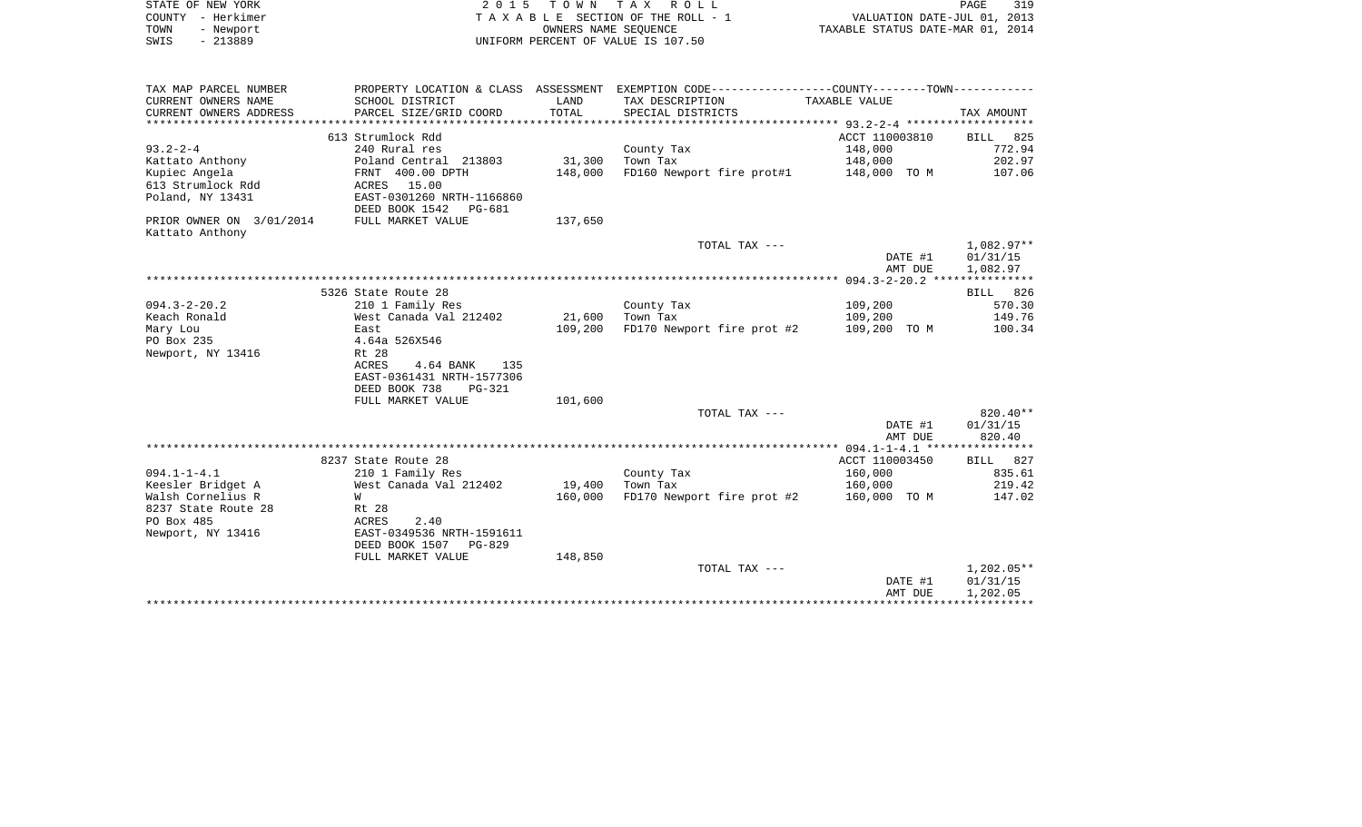STATE OF NEW YORK
COUNTY - Herkimer
TOWN - Newport
SWIS - 213889

2 0 1 5 T O W N T A X R O L L
T A X A B L E SECTION OF THE ROLL - 1
OWNERS NAME SEQUENCE
UNIFORM PERCENT OF VALUE IS 107.50

VALUATION DATE-JUL 01, 2013
TAXABLE STATUS DATE-MAR 01, 2014

| TAX MAP PARCEL NUMBER<br>CURRENT OWNERS NAME<br>CURRENT OWNERS ADDRESS | PROPERTY LOCATION & CLASS<br>SCHOOL DISTRICT<br>PARCEL SIZE/GRID COORD | ASSESSMENT<br>LAND<br>TOTAL | EXEMPTION CODE-----COUNTY-----TOWN-----<br>TAX DESCRIPTION<br>SPECIAL DISTRICTS | TAXABLE VALUE | TAX AMOUNT |
|---|---|---|---|---|---|
| | 613 Strumlock Rdd | | | ACCT 110003810 | BILL 825 |
| 93.2-2-4 | 240 Rural res | | County Tax | 148,000 | 772.94 |
| Kattato Anthony | Poland Central 213803 | 31,300 | Town Tax | 148,000 | 202.97 |
| Kupiec Angela | FRNT 400.00 DPTH | 148,000 | FD160 Newport fire prot#1 | 148,000 TO M | 107.06 |
| 613 Strumlock Rdd | ACRES 15.00 | | | | |
| Poland, NY 13431 | EAST-0301260 NRTH-1166860 | | | | |
| | DEED BOOK 1542 PG-681 | | | | |
| PRIOR OWNER ON 3/01/2014 | FULL MARKET VALUE | 137,650 | | | |
| Kattato Anthony | | | | | |
| | | | TOTAL TAX --- | | 1,082.97** |
| | | | | DATE #1 | 01/31/15 |
| | | | | AMT DUE | 1,082.97 |
| | 5326 State Route 28 | | | | BILL 826 |
| 094.3-2-20.2 | 210 1 Family Res | | County Tax | 109,200 | 570.30 |
| Keach Ronald | West Canada Val 212402 | 21,600 | Town Tax | 109,200 | 149.76 |
| Mary Lou | East | 109,200 | FD170 Newport fire prot #2 | 109,200 TO M | 100.34 |
| PO Box 235 | 4.64a 526X546 | | | | |
| Newport, NY 13416 | Rt 28 | | | | |
| | ACRES 4.64 BANK 135 | | | | |
| | EAST-0361431 NRTH-1577306 | | | | |
| | DEED BOOK 738 PG-321 | | | | |
| | FULL MARKET VALUE | 101,600 | | | |
| | | | TOTAL TAX --- | | 820.40** |
| | | | | DATE #1 | 01/31/15 |
| | | | | AMT DUE | 820.40 |
| | 8237 State Route 28 | | | ACCT 110003450 | BILL 827 |
| 094.1-1-4.1 | 210 1 Family Res | | County Tax | 160,000 | 835.61 |
| Keesler Bridget A | West Canada Val 212402 | 19,400 | Town Tax | 160,000 | 219.42 |
| Walsh Cornelius R | W | 160,000 | FD170 Newport fire prot #2 | 160,000 TO M | 147.02 |
| 8237 State Route 28 | Rt 28 | | | | |
| PO Box 485 | ACRES 2.40 | | | | |
| Newport, NY 13416 | EAST-0349536 NRTH-1591611 | | | | |
| | DEED BOOK 1507 PG-829 | | | | |
| | FULL MARKET VALUE | 148,850 | | | |
| | | | TOTAL TAX --- | | 1,202.05** |
| | | | | DATE #1 | 01/31/15 |
| | | | | AMT DUE | 1,202.05 |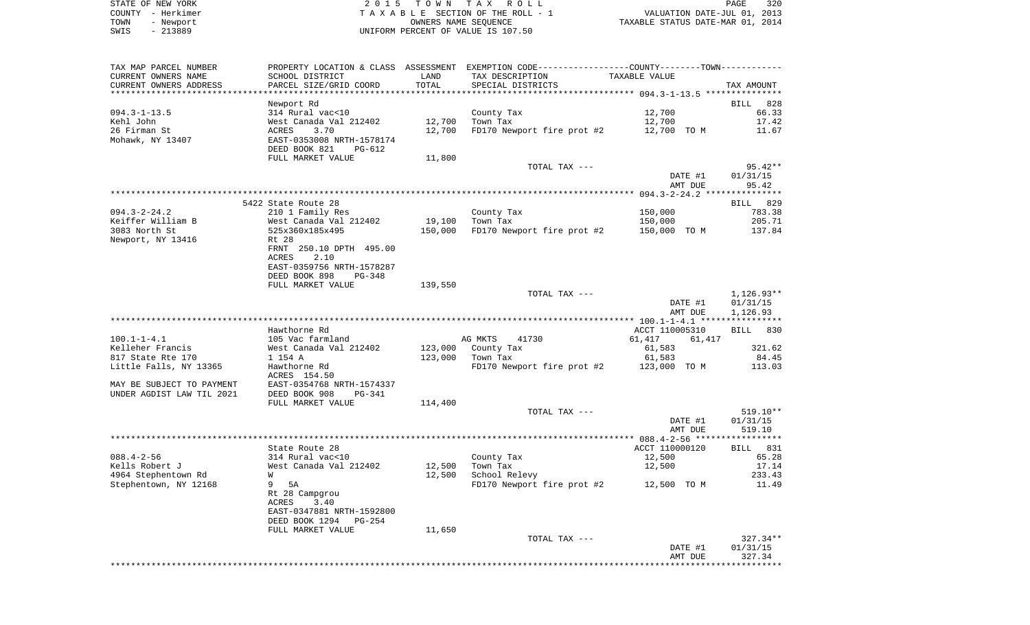STATE OF NEW YORK                2 0 1 5   T O W N   T A X   R O L L
COUNTY - Herkimer                T A X A B L E  SECTION OF THE ROLL - 1                VALUATION DATE-JUL 01, 2013
TOWN   - Newport                 OWNERS NAME SEQUENCE                                  TAXABLE STATUS DATE-MAR 01, 2014
SWIS   - 213889                  UNIFORM PERCENT OF VALUE IS 107.50

| TAX MAP PARCEL NUMBER / CURRENT OWNERS NAME / CURRENT OWNERS ADDRESS | PROPERTY LOCATION & CLASS / SCHOOL DISTRICT / PARCEL SIZE/GRID COORD | ASSESSMENT LAND / TOTAL | EXEMPTION CODE / TAX DESCRIPTION / SPECIAL DISTRICTS | COUNTY / TOWN TAXABLE VALUE | TAX AMOUNT |
|---|---|---|---|---|---|
| **094.3-1-13.5** | Newport Rd | | | | BILL 828 |
| | 314 Rural vac<10 | | County Tax | 12,700 | 66.33 |
| Kehl John | West Canada Val 212402 | 12,700 | Town Tax | 12,700 | 17.42 |
| 26 Firman St | ACRES 3.70 | 12,700 | FD170 Newport fire prot #2 | 12,700 TO M | 11.67 |
| Mohawk, NY 13407 | EAST-0353008 NRTH-1578174 | | | | |
| | DEED BOOK 821 PG-612 | | | | |
| | FULL MARKET VALUE | 11,800 | | | |
| | | | TOTAL TAX --- | | 95.42** |
| | | | | DATE #1 | 01/31/15 |
| | | | | AMT DUE | 95.42 |
| **094.3-2-24.2** | 5422 State Route 28 | | | | BILL 829 |
| | 210 1 Family Res | | County Tax | 150,000 | 783.38 |
| Keiffer William B | West Canada Val 212402 | 19,100 | Town Tax | 150,000 | 205.71 |
| 3083 North St | 525x360x185x495 | 150,000 | FD170 Newport fire prot #2 | 150,000 TO M | 137.84 |
| Newport, NY 13416 | Rt 28 | | | | |
| | FRNT 250.10 DPTH 495.00 | | | | |
| | ACRES 2.10 | | | | |
| | EAST-0359756 NRTH-1578287 | | | | |
| | DEED BOOK 898 PG-348 | | | | |
| | FULL MARKET VALUE | 139,550 | | | |
| | | | TOTAL TAX --- | | 1,126.93** |
| | | | | DATE #1 | 01/31/15 |
| | | | | AMT DUE | 1,126.93 |
| **100.1-1-4.1** | Hawthorne Rd | | | ACCT 110005310 | BILL 830 |
| | 105 Vac farmland | | AG MKTS 41730 | 61,417 61,417 | |
| Kelleher Francis | West Canada Val 212402 | 123,000 | County Tax | 61,583 | 321.62 |
| 817 State Rte 170 | 1 154 A | 123,000 | Town Tax | 61,583 | 84.45 |
| Little Falls, NY 13365 | Hawthorne Rd | | FD170 Newport fire prot #2 | 123,000 TO M | 113.03 |
| | ACRES 154.50 | | | | |
| MAY BE SUBJECT TO PAYMENT | EAST-0354768 NRTH-1574337 | | | | |
| UNDER AGDIST LAW TIL 2021 | DEED BOOK 908 PG-341 | | | | |
| | FULL MARKET VALUE | 114,400 | | | |
| | | | TOTAL TAX --- | | 519.10** |
| | | | | DATE #1 | 01/31/15 |
| | | | | AMT DUE | 519.10 |
| **088.4-2-56** | State Route 28 | | | ACCT 110000120 | BILL 831 |
| | 314 Rural vac<10 | | County Tax | 12,500 | 65.28 |
| Kells Robert J | West Canada Val 212402 | 12,500 | Town Tax | 12,500 | 17.14 |
| 4964 Stephentown Rd | W | 12,500 | School Relevy | | 233.43 |
| Stephentown, NY 12168 | 9 5A | | FD170 Newport fire prot #2 | 12,500 TO M | 11.49 |
| | Rt 28 Campgrou | | | | |
| | ACRES 3.40 | | | | |
| | EAST-0347881 NRTH-1592800 | | | | |
| | DEED BOOK 1294 PG-254 | | | | |
| | FULL MARKET VALUE | 11,650 | | | |
| | | | TOTAL TAX --- | | 327.34** |
| | | | | DATE #1 | 01/31/15 |
| | | | | AMT DUE | 327.34 |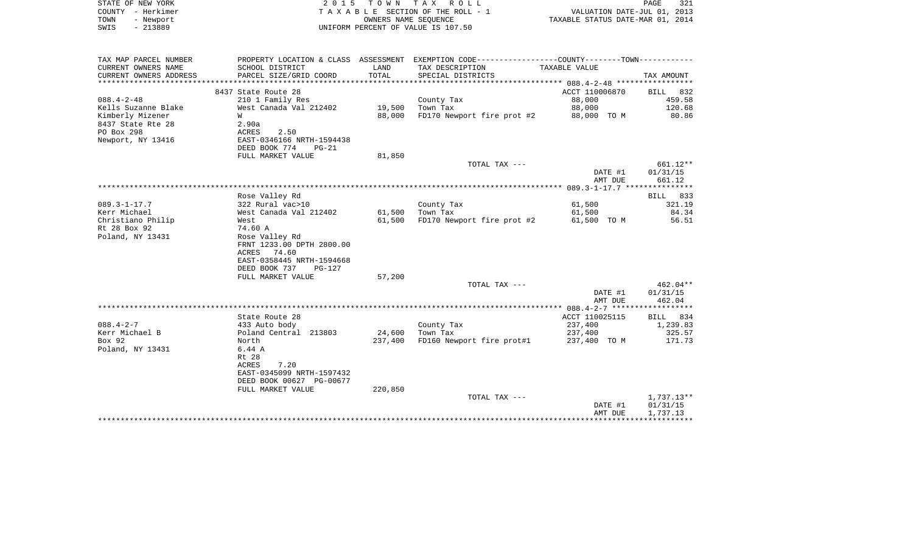STATE OF NEW YORK — 2015 TOWN TAX ROLL — PAGE 321
COUNTY - Herkimer — TAXABLE SECTION OF THE ROLL - 1 — VALUATION DATE-JUL 01, 2013
TOWN - Newport — OWNERS NAME SEQUENCE — TAXABLE STATUS DATE-MAR 01, 2014
SWIS - 213889 — UNIFORM PERCENT OF VALUE IS 107.50

| TAX MAP PARCEL NUMBER<br>CURRENT OWNERS NAME<br>CURRENT OWNERS ADDRESS | PROPERTY LOCATION & CLASS<br>SCHOOL DISTRICT<br>PARCEL SIZE/GRID COORD | ASSESSMENT<br>LAND<br>TOTAL | EXEMPTION CODE-----COUNTY-----TOWN-----<br>TAX DESCRIPTION<br>SPECIAL DISTRICTS | TAXABLE VALUE | TAX AMOUNT |
|---|---|---|---|---|---|
| **088.4-2-48** | 8437 State Route 28 | | | ACCT 110006870 | BILL 832 |
| 088.4-2-48 | 210 1 Family Res | | County Tax | 88,000 | 459.58 |
| Kells Suzanne Blake | West Canada Val 212402 | 19,500 | Town Tax | 88,000 | 120.68 |
| Kimberly Mizener | W | 88,000 | FD170 Newport fire prot #2 | 88,000 TO M | 80.86 |
| 8437 State Rte 28 | 2.90a | | | | |
| PO Box 298 | ACRES 2.50 | | | | |
| Newport, NY 13416 | EAST-0346166 NRTH-1594438 | | | | |
| | DEED BOOK 774 PG-21 | | | | |
| | FULL MARKET VALUE | 81,850 | | | |
| | | | TOTAL TAX --- | | 661.12** |
| | | | | DATE #1 | 01/31/15 |
| | | | | AMT DUE | 661.12 |
| **089.3-1-17.7** | Rose Valley Rd | | | | BILL 833 |
| 089.3-1-17.7 | 322 Rural vac>10 | | County Tax | 61,500 | 321.19 |
| Kerr Michael | West Canada Val 212402 | 61,500 | Town Tax | 61,500 | 84.34 |
| Christiano Philip | West | 61,500 | FD170 Newport fire prot #2 | 61,500 TO M | 56.51 |
| Rt 28 Box 92 | 74.60 A | | | | |
| Poland, NY 13431 | Rose Valley Rd | | | | |
| | FRNT 1233.00 DPTH 2800.00 | | | | |
| | ACRES 74.60 | | | | |
| | EAST-0358445 NRTH-1594668 | | | | |
| | DEED BOOK 737 PG-127 | | | | |
| | FULL MARKET VALUE | 57,200 | | | |
| | | | TOTAL TAX --- | | 462.04** |
| | | | | DATE #1 | 01/31/15 |
| | | | | AMT DUE | 462.04 |
| **088.4-2-7** | State Route 28 | | | ACCT 110025115 | BILL 834 |
| 088.4-2-7 | 433 Auto body | | County Tax | 237,400 | 1,239.83 |
| Kerr Michael B | Poland Central 213803 | 24,600 | Town Tax | 237,400 | 325.57 |
| Box 92 | North | 237,400 | FD160 Newport fire prot#1 | 237,400 TO M | 171.73 |
| Poland, NY 13431 | 6.44 A | | | | |
| | Rt 28 | | | | |
| | ACRES 7.20 | | | | |
| | EAST-0345099 NRTH-1597432 | | | | |
| | DEED BOOK 00627 PG-00677 | | | | |
| | FULL MARKET VALUE | 220,850 | | | |
| | | | TOTAL TAX --- | | 1,737.13** |
| | | | | DATE #1 | 01/31/15 |
| | | | | AMT DUE | 1,737.13 |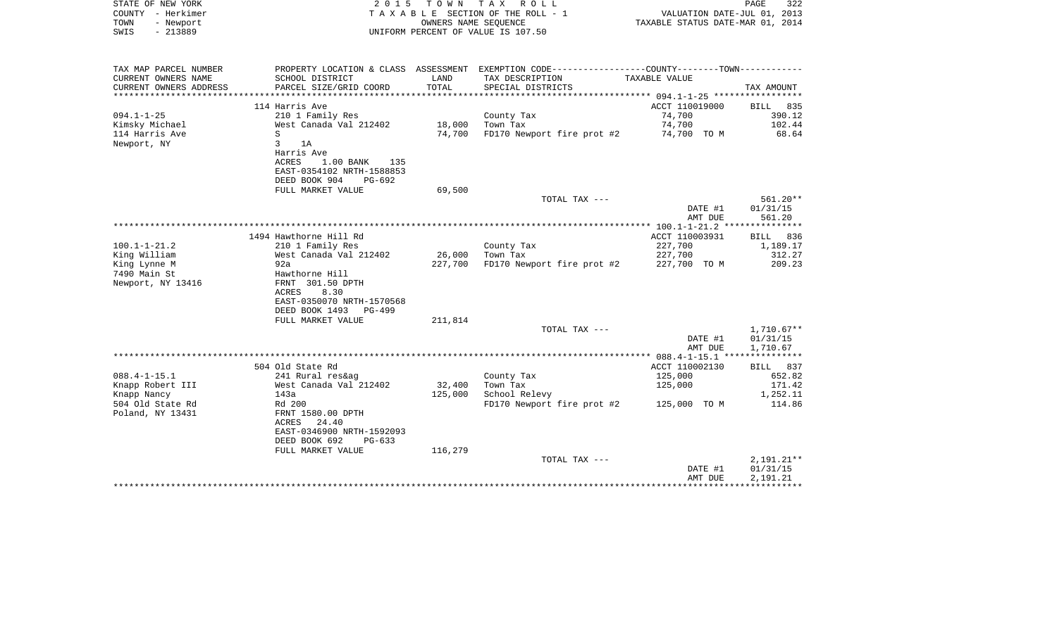STATE OF NEW YORK · COUNTY - Herkimer · TOWN - Newport · SWIS - 213889

2 0 1 5 T O W N T A X R O L L
T A X A B L E SECTION OF THE ROLL - 1
OWNERS NAME SEQUENCE
UNIFORM PERCENT OF VALUE IS 107.50

VALUATION DATE-JUL 01, 2013
TAXABLE STATUS DATE-MAR 01, 2014

| TAX MAP PARCEL NUMBER / CURRENT OWNERS NAME / CURRENT OWNERS ADDRESS | PROPERTY LOCATION & CLASS / SCHOOL DISTRICT / PARCEL SIZE/GRID COORD | ASSESSMENT LAND / TOTAL | EXEMPTION CODE / TAX DESCRIPTION / SPECIAL DISTRICTS | TAXABLE VALUE | TAX AMOUNT |
|---|---|---|---|---|---|
| **094.1-1-25** | 114 Harris Ave | | | ACCT 110019000 | BILL 835 |
| Kimsky Michael | 210 1 Family Res | | County Tax | 74,700 | 390.12 |
| 114 Harris Ave | West Canada Val 212402 | 18,000 | Town Tax | 74,700 | 102.44 |
| Newport, NY | S | 74,700 | FD170 Newport fire prot #2 | 74,700 TO M | 68.64 |
| | 3 1A | | | | |
| | Harris Ave | | | | |
| | ACRES 1.00 BANK 135 | | | | |
| | EAST-0354102 NRTH-1588853 | | | | |
| | DEED BOOK 904 PG-692 | | | | |
| | FULL MARKET VALUE | 69,500 | | | |
| | | | TOTAL TAX --- | | 561.20** |
| | | | | DATE #1 | 01/31/15 |
| | | | | AMT DUE | 561.20 |
| **100.1-1-21.2** | 1494 Hawthorne Hill Rd | | | ACCT 110003931 | BILL 836 |
| King William | 210 1 Family Res | | County Tax | 227,700 | 1,189.17 |
| King Lynne M | West Canada Val 212402 | 26,000 | Town Tax | 227,700 | 312.27 |
| 7490 Main St | 92a | 227,700 | FD170 Newport fire prot #2 | 227,700 TO M | 209.23 |
| Newport, NY 13416 | Hawthorne Hill | | | | |
| | FRNT 301.50 DPTH | | | | |
| | ACRES 8.30 | | | | |
| | EAST-0350070 NRTH-1570568 | | | | |
| | DEED BOOK 1493 PG-499 | | | | |
| | FULL MARKET VALUE | 211,814 | | | |
| | | | TOTAL TAX --- | | 1,710.67** |
| | | | | DATE #1 | 01/31/15 |
| | | | | AMT DUE | 1,710.67 |
| **088.4-1-15.1** | 504 Old State Rd | | | ACCT 110002130 | BILL 837 |
| Knapp Robert III | 241 Rural res&ag | | County Tax | 125,000 | 652.82 |
| Knapp Nancy | West Canada Val 212402 | 32,400 | Town Tax | 125,000 | 171.42 |
| 504 Old State Rd | 143a | 125,000 | School Relevy | | 1,252.11 |
| Poland, NY 13431 | Rd 200 | | FD170 Newport fire prot #2 | 125,000 TO M | 114.86 |
| | FRNT 1580.00 DPTH | | | | |
| | ACRES 24.40 | | | | |
| | EAST-0346900 NRTH-1592093 | | | | |
| | DEED BOOK 692 PG-633 | | | | |
| | FULL MARKET VALUE | 116,279 | | | |
| | | | TOTAL TAX --- | | 2,191.21** |
| | | | | DATE #1 | 01/31/15 |
| | | | | AMT DUE | 2,191.21 |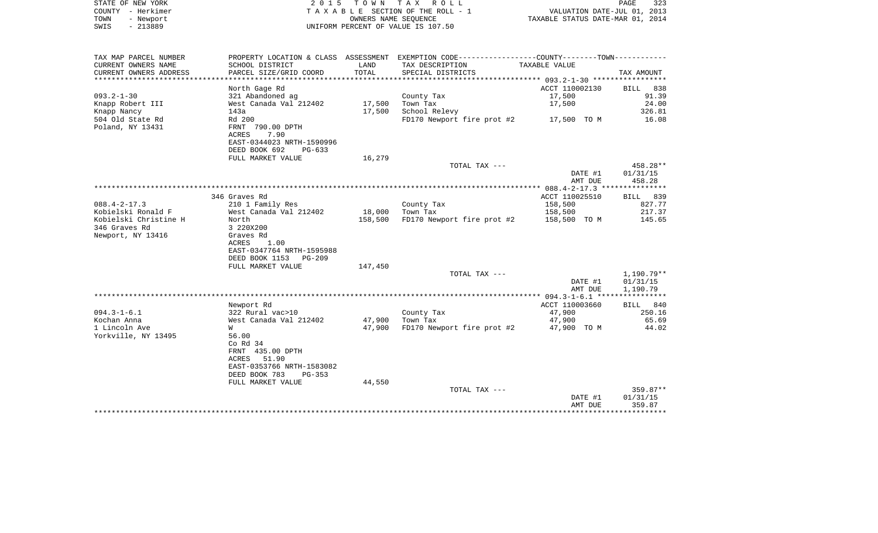STATE OF NEW YORK | COUNTY - Herkimer | TOWN - Newport | SWIS - 213889

2 0 1 5 T O W N T A X R O L L
T A X A B L E SECTION OF THE ROLL - 1
OWNERS NAME SEQUENCE
UNIFORM PERCENT OF VALUE IS 107.50

VALUATION DATE-JUL 01, 2013
TAXABLE STATUS DATE-MAR 01, 2014

| TAX MAP PARCEL NUMBER / CURRENT OWNERS NAME / CURRENT OWNERS ADDRESS | PROPERTY LOCATION & CLASS / SCHOOL DISTRICT / PARCEL SIZE/GRID COORD | ASSESSMENT LAND / TOTAL | EXEMPTION CODE / TAX DESCRIPTION / SPECIAL DISTRICTS | TAXABLE VALUE | TAX AMOUNT |
|---|---|---|---|---|---|
| | North Gage Rd | | | ACCT 110002130 | BILL 838 |
| 093.2-1-30 | 321 Abandoned ag | | County Tax | 17,500 | 91.39 |
| Knapp Robert III | West Canada Val 212402 | 17,500 | Town Tax | 17,500 | 24.00 |
| Knapp Nancy | 143a | 17,500 | School Relevy | | 326.81 |
| 504 Old State Rd | Rd 200 | | FD170 Newport fire prot #2 | 17,500 TO M | 16.08 |
| Poland, NY 13431 | FRNT 790.00 DPTH | | | | |
| | ACRES 7.90 | | | | |
| | EAST-0344023 NRTH-1590996 | | | | |
| | DEED BOOK 692 PG-633 | | | | |
| | FULL MARKET VALUE | 16,279 | | | |
| | | | TOTAL TAX --- | | 458.28** |
| | | | | DATE #1 | 01/31/15 |
| | | | | AMT DUE | 458.28 |
| | 346 Graves Rd | | | ACCT 110025510 | BILL 839 |
| 088.4-2-17.3 | 210 1 Family Res | | County Tax | 158,500 | 827.77 |
| Kobielski Ronald F | West Canada Val 212402 | 18,000 | Town Tax | 158,500 | 217.37 |
| Kobielski Christine H | North | 158,500 | FD170 Newport fire prot #2 | 158,500 TO M | 145.65 |
| 346 Graves Rd | 3 220X200 | | | | |
| Newport, NY 13416 | Graves Rd | | | | |
| | ACRES 1.00 | | | | |
| | EAST-0347764 NRTH-1595988 | | | | |
| | DEED BOOK 1153 PG-209 | | | | |
| | FULL MARKET VALUE | 147,450 | | | |
| | | | TOTAL TAX --- | | 1,190.79** |
| | | | | DATE #1 | 01/31/15 |
| | | | | AMT DUE | 1,190.79 |
| | Newport Rd | | | ACCT 110003660 | BILL 840 |
| 094.3-1-6.1 | 322 Rural vac>10 | | County Tax | 47,900 | 250.16 |
| Kochan Anna | West Canada Val 212402 | 47,900 | Town Tax | 47,900 | 65.69 |
| 1 Lincoln Ave | W | 47,900 | FD170 Newport fire prot #2 | 47,900 TO M | 44.02 |
| Yorkville, NY 13495 | 56.00 | | | | |
| | Co Rd 34 | | | | |
| | FRNT 435.00 DPTH | | | | |
| | ACRES 51.90 | | | | |
| | EAST-0353766 NRTH-1583082 | | | | |
| | DEED BOOK 783 PG-353 | | | | |
| | FULL MARKET VALUE | 44,550 | | | |
| | | | TOTAL TAX --- | | 359.87** |
| | | | | DATE #1 | 01/31/15 |
| | | | | AMT DUE | 359.87 |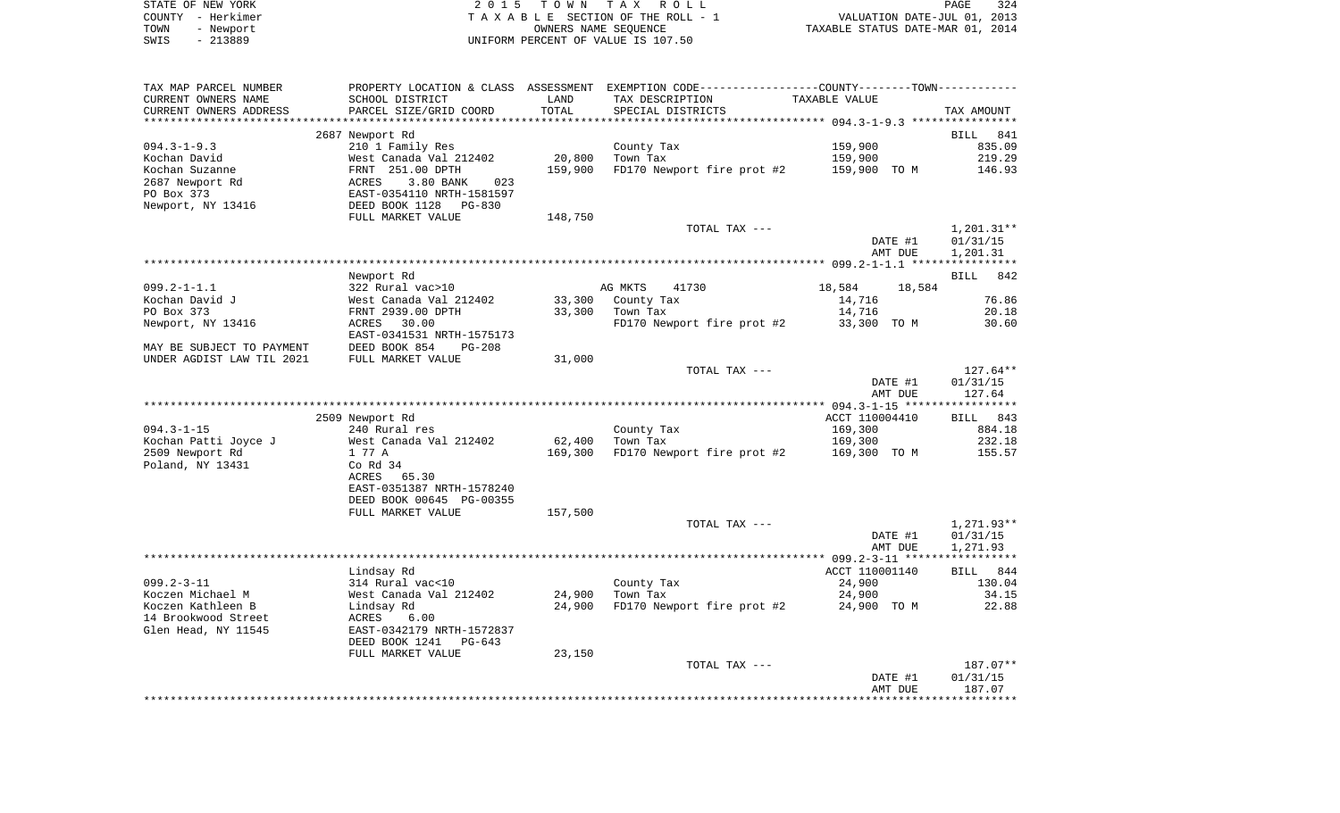STATE OF NEW YORK | 2015 TOWN TAX ROLL | VALUATION DATE-JUL 01, 2013
COUNTY - Herkimer | TAXABLE SECTION OF THE ROLL - 1 | TAXABLE STATUS DATE-MAR 01, 2014
TOWN - Newport | OWNERS NAME SEQUENCE
SWIS - 213889 | UNIFORM PERCENT OF VALUE IS 107.50

| TAX MAP PARCEL NUMBER / CURRENT OWNERS NAME / CURRENT OWNERS ADDRESS | PROPERTY LOCATION & CLASS / SCHOOL DISTRICT / PARCEL SIZE/GRID COORD | ASSESSMENT LAND / TOTAL | EXEMPTION CODE / TAX DESCRIPTION / SPECIAL DISTRICTS | COUNTY / TOWN TAXABLE VALUE | TAX AMOUNT |
|---|---|---|---|---|---|
| | 2687 Newport Rd | | | | BILL 841 |
| 094.3-1-9.3 | 210 1 Family Res | | County Tax | 159,900 | 835.09 |
| Kochan David | West Canada Val 212402 | 20,800 | Town Tax | 159,900 | 219.29 |
| Kochan Suzanne | FRNT 251.00 DPTH | 159,900 | FD170 Newport fire prot #2 | 159,900 TO M | 146.93 |
| 2687 Newport Rd | ACRES 3.80 BANK 023 | | | | |
| PO Box 373 | EAST-0354110 NRTH-1581597 | | | | |
| Newport, NY 13416 | DEED BOOK 1128 PG-830 | | | | |
| | FULL MARKET VALUE | 148,750 | | | |
| | | | TOTAL TAX --- | | 1,201.31** |
| | | | | DATE #1 | 01/31/15 |
| | | | | AMT DUE | 1,201.31 |
| | Newport Rd | | | | BILL 842 |
| 099.2-1-1.1 | 322 Rural vac>10 | | AG MKTS 41730 | 18,584 18,584 | |
| Kochan David J | West Canada Val 212402 | 33,300 | County Tax | 14,716 | 76.86 |
| PO Box 373 | FRNT 2939.00 DPTH | 33,300 | Town Tax | 14,716 | 20.18 |
| Newport, NY 13416 | ACRES 30.00 | | FD170 Newport fire prot #2 | 33,300 TO M | 30.60 |
| | EAST-0341531 NRTH-1575173 | | | | |
| MAY BE SUBJECT TO PAYMENT | DEED BOOK 854 PG-208 | | | | |
| UNDER AGDIST LAW TIL 2021 | FULL MARKET VALUE | 31,000 | | | |
| | | | TOTAL TAX --- | | 127.64** |
| | | | | DATE #1 | 01/31/15 |
| | | | | AMT DUE | 127.64 |
| | 2509 Newport Rd | | | ACCT 110004410 | BILL 843 |
| 094.3-1-15 | 240 Rural res | | County Tax | 169,300 | 884.18 |
| Kochan Patti Joyce J | West Canada Val 212402 | 62,400 | Town Tax | 169,300 | 232.18 |
| 2509 Newport Rd | 1 77 A | 169,300 | FD170 Newport fire prot #2 | 169,300 TO M | 155.57 |
| Poland, NY 13431 | Co Rd 34 | | | | |
| | ACRES 65.30 | | | | |
| | EAST-0351387 NRTH-1578240 | | | | |
| | DEED BOOK 00645 PG-00355 | | | | |
| | FULL MARKET VALUE | 157,500 | | | |
| | | | TOTAL TAX --- | | 1,271.93** |
| | | | | DATE #1 | 01/31/15 |
| | | | | AMT DUE | 1,271.93 |
| | Lindsay Rd | | | ACCT 110001140 | BILL 844 |
| 099.2-3-11 | 314 Rural vac<10 | | County Tax | 24,900 | 130.04 |
| Koczen Michael M | West Canada Val 212402 | 24,900 | Town Tax | 24,900 | 34.15 |
| Koczen Kathleen B | Lindsay Rd | 24,900 | FD170 Newport fire prot #2 | 24,900 TO M | 22.88 |
| 14 Brookwood Street | ACRES 6.00 | | | | |
| Glen Head, NY 11545 | EAST-0342179 NRTH-1572837 | | | | |
| | DEED BOOK 1241 PG-643 | | | | |
| | FULL MARKET VALUE | 23,150 | | | |
| | | | TOTAL TAX --- | | 187.07** |
| | | | | DATE #1 | 01/31/15 |
| | | | | AMT DUE | 187.07 |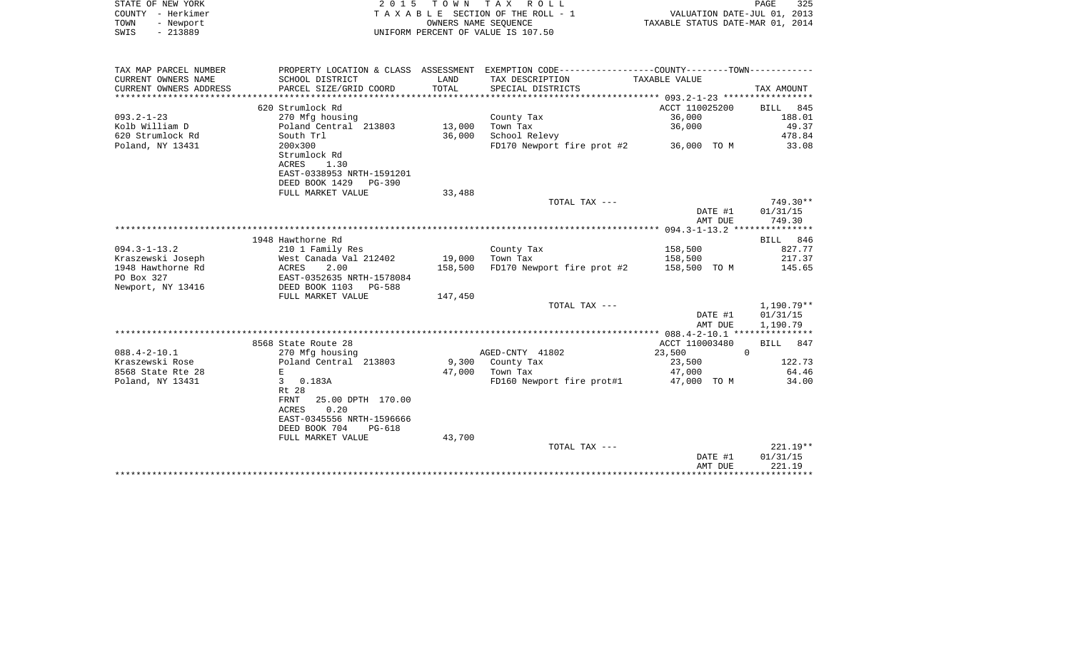STATE OF NEW YORK
COUNTY - Herkimer
TOWN - Newport
SWIS - 213889

2 0 1 5 T O W N T A X R O L L
T A X A B L E SECTION OF THE ROLL - 1
OWNERS NAME SEQUENCE
UNIFORM PERCENT OF VALUE IS 107.50

VALUATION DATE-JUL 01, 2013
TAXABLE STATUS DATE-MAR 01, 2014

| TAX MAP PARCEL NUMBER / CURRENT OWNERS NAME / CURRENT OWNERS ADDRESS | PROPERTY LOCATION & CLASS / SCHOOL DISTRICT / PARCEL SIZE/GRID COORD | ASSESSMENT LAND / TOTAL | EXEMPTION CODE / TAX DESCRIPTION / SPECIAL DISTRICTS | COUNTY / TOWN TAXABLE VALUE | TAX AMOUNT |
|---|---|---|---|---|---|
| | 620 Strumlock Rd | | | ACCT 110025200 | BILL 845 |
| 093.2-1-23 | 270 Mfg housing | | County Tax | 36,000 | 188.01 |
| Kolb William D | Poland Central 213803 | 13,000 | Town Tax | 36,000 | 49.37 |
| 620 Strumlock Rd | South Trl | 36,000 | School Relevy | | 478.84 |
| Poland, NY 13431 | 200x300 | | FD170 Newport fire prot #2 | 36,000 TO M | 33.08 |
| | Strumlock Rd | | | | |
| | ACRES 1.30 | | | | |
| | EAST-0338953 NRTH-1591201 | | | | |
| | DEED BOOK 1429 PG-390 | | | | |
| | FULL MARKET VALUE | 33,488 | | | |
| | | | TOTAL TAX --- | | 749.30** |
| | | | | DATE #1 | 01/31/15 |
| | | | | AMT DUE | 749.30 |
| | 1948 Hawthorne Rd | | | | BILL 846 |
| 094.3-1-13.2 | 210 1 Family Res | | County Tax | 158,500 | 827.77 |
| Kraszewski Joseph | West Canada Val 212402 | 19,000 | Town Tax | 158,500 | 217.37 |
| 1948 Hawthorne Rd | ACRES 2.00 | 158,500 | FD170 Newport fire prot #2 | 158,500 TO M | 145.65 |
| PO Box 327 | EAST-0352635 NRTH-1578084 | | | | |
| Newport, NY 13416 | DEED BOOK 1103 PG-588 | | | | |
| | FULL MARKET VALUE | 147,450 | | | |
| | | | TOTAL TAX --- | | 1,190.79** |
| | | | | DATE #1 | 01/31/15 |
| | | | | AMT DUE | 1,190.79 |
| | 8568 State Route 28 | | | ACCT 110003480 | BILL 847 |
| 088.4-2-10.1 | 270 Mfg housing | | AGED-CNTY 41802 | 23,500 0 | |
| Kraszewski Rose | Poland Central 213803 | 9,300 | County Tax | 23,500 | 122.73 |
| 8568 State Rte 28 | E | 47,000 | Town Tax | 47,000 | 64.46 |
| Poland, NY 13431 | 3 0.183A | | FD160 Newport fire prot#1 | 47,000 TO M | 34.00 |
| | Rt 28 | | | | |
| | FRNT 25.00 DPTH 170.00 | | | | |
| | ACRES 0.20 | | | | |
| | EAST-0345556 NRTH-1596666 | | | | |
| | DEED BOOK 704 PG-618 | | | | |
| | FULL MARKET VALUE | 43,700 | | | |
| | | | TOTAL TAX --- | | 221.19** |
| | | | | DATE #1 | 01/31/15 |
| | | | | AMT DUE | 221.19 |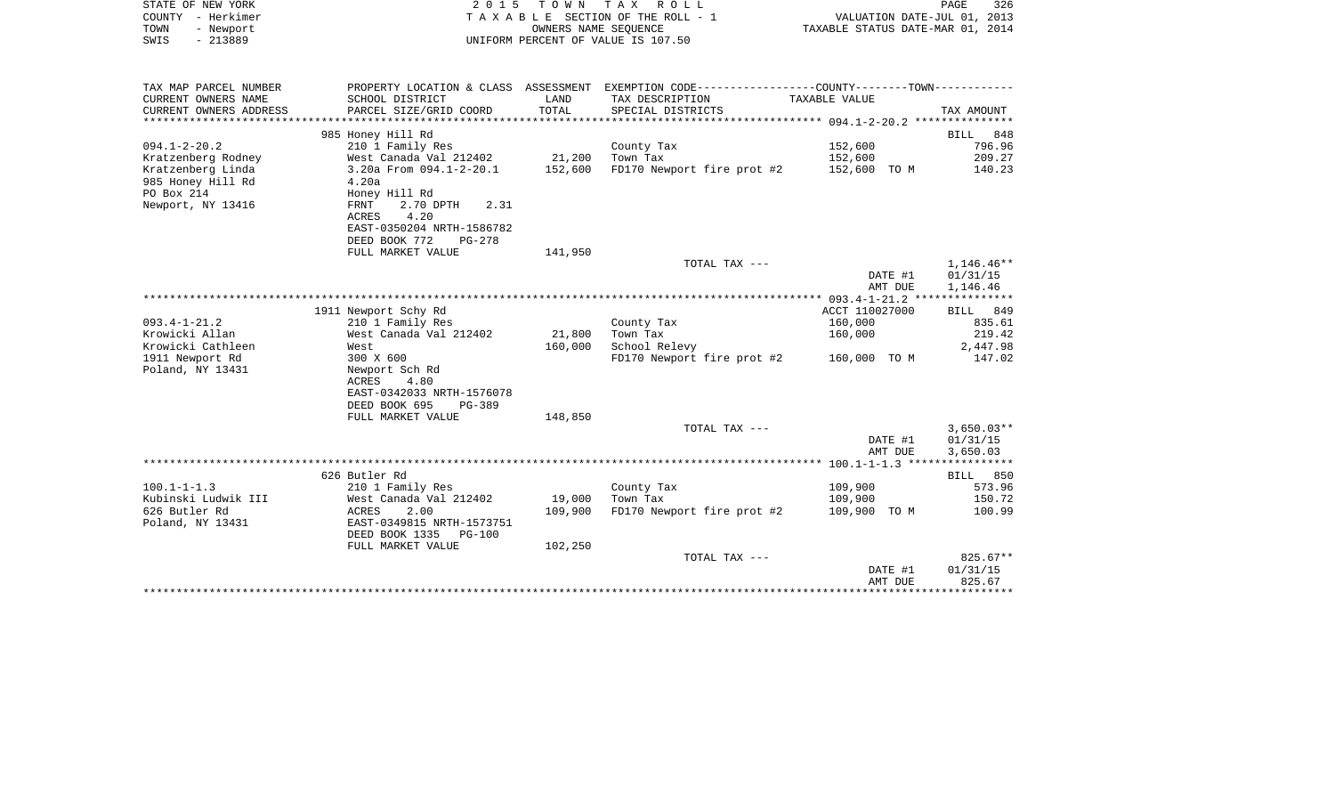STATE OF NEW YORK | 2 0 1 5 T O W N T A X R O L L | PAGE 326
COUNTY - Herkimer | T A X A B L E SECTION OF THE ROLL - 1 | VALUATION DATE-JUL 01, 2013
TOWN - Newport | OWNERS NAME SEQUENCE | TAXABLE STATUS DATE-MAR 01, 2014
SWIS - 213889 | UNIFORM PERCENT OF VALUE IS 107.50

| TAX MAP PARCEL NUMBER / CURRENT OWNERS NAME / CURRENT OWNERS ADDRESS | PROPERTY LOCATION & CLASS / SCHOOL DISTRICT / PARCEL SIZE/GRID COORD | ASSESSMENT LAND / TOTAL | EXEMPTION CODE / TAX DESCRIPTION / SPECIAL DISTRICTS | TAXABLE VALUE | TAX AMOUNT |
|---|---|---|---|---|---|
| | 985 Honey Hill Rd | | | | BILL 848 |
| 094.1-2-20.2 | 210 1 Family Res | | County Tax | 152,600 | 796.96 |
| Kratzenberg Rodney | West Canada Val 212402 | 21,200 | Town Tax | 152,600 | 209.27 |
| Kratzenberg Linda | 3.20a From 094.1-2-20.1 | 152,600 | FD170 Newport fire prot #2 | 152,600 TO M | 140.23 |
| 985 Honey Hill Rd | 4.20a | | | | |
| PO Box 214 | Honey Hill Rd | | | | |
| Newport, NY 13416 | FRNT 2.70 DPTH 2.31 | | | | |
| | ACRES 4.20 | | | | |
| | EAST-0350204 NRTH-1586782 | | | | |
| | DEED BOOK 772 PG-278 | | | | |
| | FULL MARKET VALUE | 141,950 | | | |
| | | | TOTAL TAX --- | | 1,146.46** |
| | | | | DATE #1 | 01/31/15 |
| | | | | AMT DUE | 1,146.46 |
| | 1911 Newport Schy Rd | | | ACCT 110027000 | BILL 849 |
| 093.4-1-21.2 | 210 1 Family Res | | County Tax | 160,000 | 835.61 |
| Krowicki Allan | West Canada Val 212402 | 21,800 | Town Tax | 160,000 | 219.42 |
| Krowicki Cathleen | West | 160,000 | School Relevy | | 2,447.98 |
| 1911 Newport Rd | 300 X 600 | | FD170 Newport fire prot #2 | 160,000 TO M | 147.02 |
| Poland, NY 13431 | Newport Sch Rd | | | | |
| | ACRES 4.80 | | | | |
| | EAST-0342033 NRTH-1576078 | | | | |
| | DEED BOOK 695 PG-389 | | | | |
| | FULL MARKET VALUE | 148,850 | | | |
| | | | TOTAL TAX --- | | 3,650.03** |
| | | | | DATE #1 | 01/31/15 |
| | | | | AMT DUE | 3,650.03 |
| | 626 Butler Rd | | | | BILL 850 |
| 100.1-1-1.3 | 210 1 Family Res | | County Tax | 109,900 | 573.96 |
| Kubinski Ludwik III | West Canada Val 212402 | 19,000 | Town Tax | 109,900 | 150.72 |
| 626 Butler Rd | ACRES 2.00 | 109,900 | FD170 Newport fire prot #2 | 109,900 TO M | 100.99 |
| Poland, NY 13431 | EAST-0349815 NRTH-1573751 | | | | |
| | DEED BOOK 1335 PG-100 | | | | |
| | FULL MARKET VALUE | 102,250 | | | |
| | | | TOTAL TAX --- | | 825.67** |
| | | | | DATE #1 | 01/31/15 |
| | | | | AMT DUE | 825.67 |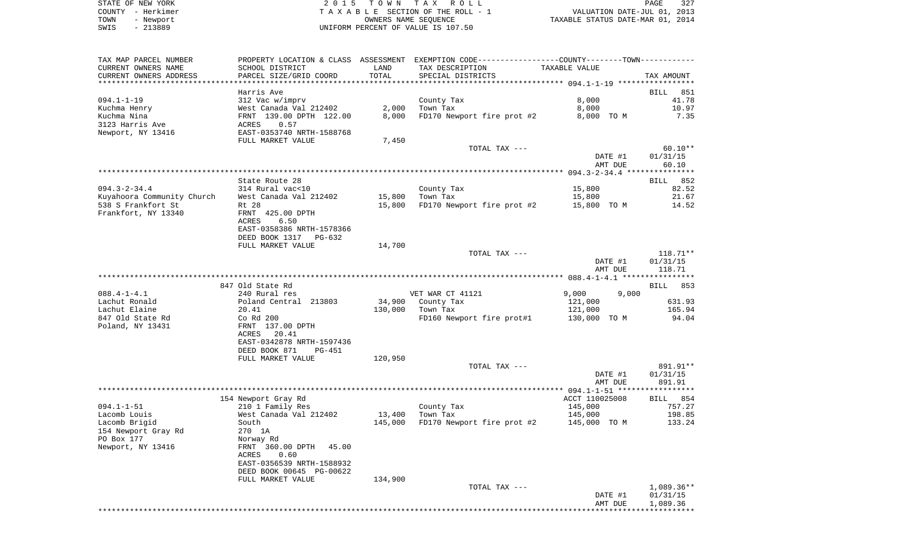STATE OF NEW YORK — COUNTY - Herkimer — TOWN - Newport — SWIS - 213889

2015 TOWN TAX ROLL
TAXABLE SECTION OF THE ROLL - 1
OWNERS NAME SEQUENCE
UNIFORM PERCENT OF VALUE IS 107.50

VALUATION DATE-JUL 01, 2013
TAXABLE STATUS DATE-MAR 01, 2014

| TAX MAP PARCEL NUMBER / CURRENT OWNERS NAME / CURRENT OWNERS ADDRESS | PROPERTY LOCATION & CLASS / SCHOOL DISTRICT / PARCEL SIZE/GRID COORD | ASSESSMENT LAND | TOTAL | EXEMPTION CODE / TAX DESCRIPTION / SPECIAL DISTRICTS | TAXABLE VALUE | TAX AMOUNT |
|---|---|---|---|---|---|---|
| **094.1-1-19** | Harris Ave | | | | | BILL 851 |
| Kuchma Henry | 312 Vac w/imprv | | | County Tax | 8,000 | 41.78 |
| Kuchma Nina | West Canada Val 212402 | 2,000 | | Town Tax | 8,000 | 10.97 |
| 3123 Harris Ave | FRNT 139.00 DPTH 122.00 | | 8,000 | FD170 Newport fire prot #2 | 8,000 TO M | 7.35 |
| Newport, NY 13416 | ACRES 0.57 | | | | | |
| | EAST-0353740 NRTH-1588768 | | | | | |
| | FULL MARKET VALUE | | 7,450 | | | |
| | | | | TOTAL TAX --- | | 60.10** |
| | | | | | DATE #1 | 01/31/15 |
| | | | | | AMT DUE | 60.10 |
| **094.3-2-34.4** | State Route 28 | | | | | BILL 852 |
| Kuyahoora Community Church | 314 Rural vac<10 | | | County Tax | 15,800 | 82.52 |
| 538 S Frankfort St | West Canada Val 212402 | 15,800 | | Town Tax | 15,800 | 21.67 |
| Frankfort, NY 13340 | Rt 28 | | 15,800 | FD170 Newport fire prot #2 | 15,800 TO M | 14.52 |
| | FRNT 425.00 DPTH | | | | | |
| | ACRES 6.50 | | | | | |
| | EAST-0358386 NRTH-1578366 | | | | | |
| | DEED BOOK 1317 PG-632 | | | | | |
| | FULL MARKET VALUE | | 14,700 | | | |
| | | | | TOTAL TAX --- | | 118.71** |
| | | | | | DATE #1 | 01/31/15 |
| | | | | | AMT DUE | 118.71 |
| **088.4-1-4.1** | 847 Old State Rd | | | | | BILL 853 |
| Lachut Ronald | 240 Rural res | | | VET WAR CT 41121 | 9,000 9,000 | |
| Lachut Elaine | Poland Central 213803 | 34,900 | | County Tax | 121,000 | 631.93 |
| 847 Old State Rd | 20.41 | | 130,000 | Town Tax | 121,000 | 165.94 |
| Poland, NY 13431 | Co Rd 200 | | | FD160 Newport fire prot#1 | 130,000 TO M | 94.04 |
| | FRNT 137.00 DPTH | | | | | |
| | ACRES 20.41 | | | | | |
| | EAST-0342878 NRTH-1597436 | | | | | |
| | DEED BOOK 871 PG-451 | | | | | |
| | FULL MARKET VALUE | | 120,950 | | | |
| | | | | TOTAL TAX --- | | 891.91** |
| | | | | | DATE #1 | 01/31/15 |
| | | | | | AMT DUE | 891.91 |
| **094.1-1-51** | 154 Newport Gray Rd | | | | ACCT 110025008 | BILL 854 |
| Lacomb Louis | 210 1 Family Res | | | County Tax | 145,000 | 757.27 |
| Lacomb Brigid | West Canada Val 212402 | 13,400 | | Town Tax | 145,000 | 198.85 |
| 154 Newport Gray Rd | South | | 145,000 | FD170 Newport fire prot #2 | 145,000 TO M | 133.24 |
| PO Box 177 | 270 1A | | | | | |
| Newport, NY 13416 | Norway Rd | | | | | |
| | FRNT 360.00 DPTH 45.00 | | | | | |
| | ACRES 0.60 | | | | | |
| | EAST-0356539 NRTH-1588932 | | | | | |
| | DEED BOOK 00645 PG-00622 | | | | | |
| | FULL MARKET VALUE | | 134,900 | | | |
| | | | | TOTAL TAX --- | | 1,089.36** |
| | | | | | DATE #1 | 01/31/15 |
| | | | | | AMT DUE | 1,089.36 |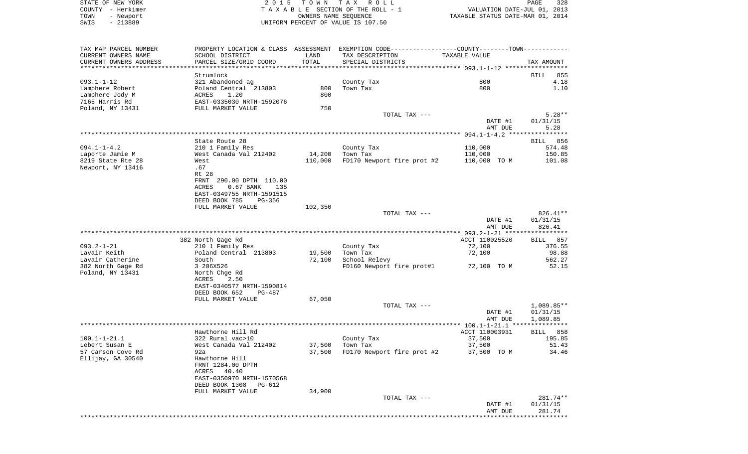STATE OF NEW YORK — 2015 TOWN TAX ROLL — PAGE 328
COUNTY - Herkimer — TAXABLE SECTION OF THE ROLL - 1 — VALUATION DATE-JUL 01, 2013
TOWN - Newport — OWNERS NAME SEQUENCE — TAXABLE STATUS DATE-MAR 01, 2014
SWIS - 213889 — UNIFORM PERCENT OF VALUE IS 107.50

| TAX MAP PARCEL NUMBER / CURRENT OWNERS NAME / CURRENT OWNERS ADDRESS | PROPERTY LOCATION & CLASS / SCHOOL DISTRICT / PARCEL SIZE/GRID COORD | ASSESSMENT LAND | TOTAL | EXEMPTION CODE / TAX DESCRIPTION / SPECIAL DISTRICTS | COUNTY--------TOWN TAXABLE VALUE | TAX AMOUNT |
|---|---|---|---|---|---|---|
| **093.1-1-12** | Strumlock | | | | | BILL 855 |
| 093.1-1-12 | 321 Abandoned ag | | | County Tax | 800 | 4.18 |
| Lamphere Robert | Poland Central 213803 | 800 | | Town Tax | 800 | 1.10 |
| Lamphere Jody M | ACRES 1.20 | | 800 | | | |
| 7165 Harris Rd | EAST-0335030 NRTH-1592076 | | | | | |
| Poland, NY 13431 | FULL MARKET VALUE | | 750 | | | |
| | | | | TOTAL TAX --- | | 5.28** |
| | | | | | DATE #1 | 01/31/15 |
| | | | | | AMT DUE | 5.28 |
| **094.1-1-4.2** | State Route 28 | | | | | BILL 856 |
| 094.1-1-4.2 | 210 1 Family Res | | | County Tax | 110,000 | 574.48 |
| Laporte Jamie M | West Canada Val 212402 | 14,200 | | Town Tax | 110,000 | 150.85 |
| 8219 State Rte 28 | West | | 110,000 | FD170 Newport fire prot #2 | 110,000 TO M | 101.08 |
| Newport, NY 13416 | .67 | | | | | |
| | Rt 28 | | | | | |
| | FRNT 290.00 DPTH 110.00 | | | | | |
| | ACRES 0.67 BANK 135 | | | | | |
| | EAST-0349755 NRTH-1591515 | | | | | |
| | DEED BOOK 785 PG-356 | | | | | |
| | FULL MARKET VALUE | | 102,350 | | | |
| | | | | TOTAL TAX --- | | 826.41** |
| | | | | | DATE #1 | 01/31/15 |
| | | | | | AMT DUE | 826.41 |
| **093.2-1-21** | 382 North Gage Rd | | | | ACCT 110025520 | BILL 857 |
| 093.2-1-21 | 210 1 Family Res | | | County Tax | 72,100 | 376.55 |
| Lavair Keith | Poland Central 213803 | 19,500 | | Town Tax | 72,100 | 98.88 |
| Lavair Catherine | South | | 72,100 | School Relevy | | 562.27 |
| 382 North Gage Rd | 3 206X526 | | | FD160 Newport fire prot#1 | 72,100 TO M | 52.15 |
| Poland, NY 13431 | North Chge Rd | | | | | |
| | ACRES 2.50 | | | | | |
| | EAST-0340577 NRTH-1590814 | | | | | |
| | DEED BOOK 652 PG-487 | | | | | |
| | FULL MARKET VALUE | | 67,050 | | | |
| | | | | TOTAL TAX --- | | 1,089.85** |
| | | | | | DATE #1 | 01/31/15 |
| | | | | | AMT DUE | 1,089.85 |
| **100.1-1-21.1** | Hawthorne Hill Rd | | | | ACCT 110003931 | BILL 858 |
| 100.1-1-21.1 | 322 Rural vac>10 | | | County Tax | 37,500 | 195.85 |
| Lebert Susan E | West Canada Val 212402 | 37,500 | | Town Tax | 37,500 | 51.43 |
| 57 Carson Cove Rd | 92a | | 37,500 | FD170 Newport fire prot #2 | 37,500 TO M | 34.46 |
| Ellijay, GA 30540 | Hawthorne Hill | | | | | |
| | FRNT 1284.00 DPTH | | | | | |
| | ACRES 40.40 | | | | | |
| | EAST-0350970 NRTH-1570568 | | | | | |
| | DEED BOOK 1308 PG-612 | | | | | |
| | FULL MARKET VALUE | | 34,900 | | | |
| | | | | TOTAL TAX --- | | 281.74** |
| | | | | | DATE #1 | 01/31/15 |
| | | | | | AMT DUE | 281.74 |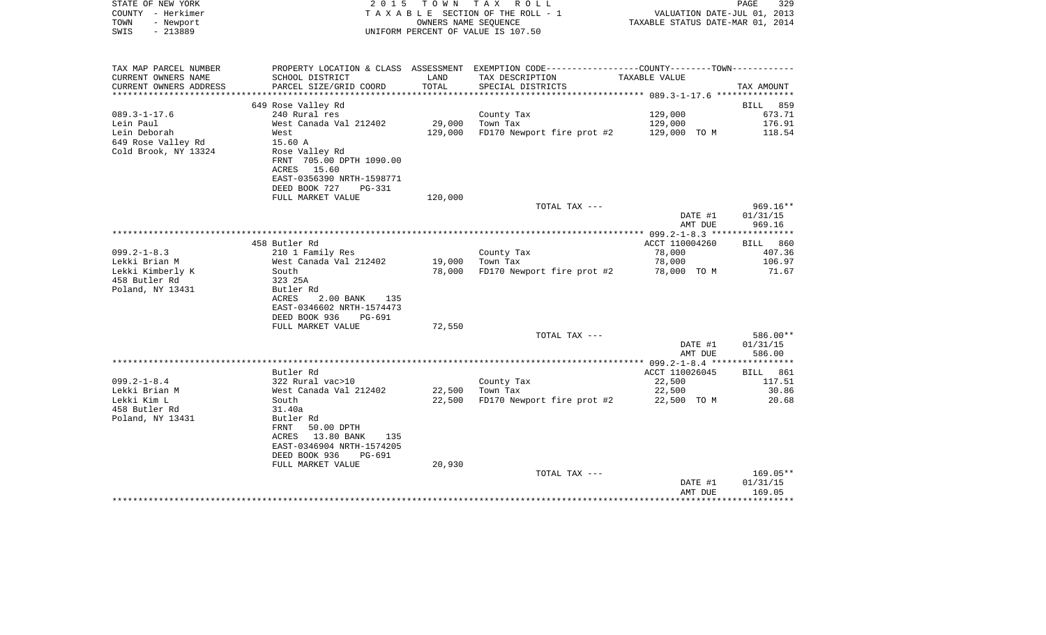STATE OF NEW YORK | 2 0 1 5 T O W N T A X R O L L | PAGE 329
COUNTY - Herkimer | T A X A B L E SECTION OF THE ROLL - 1 | VALUATION DATE-JUL 01, 2013
TOWN - Newport | OWNERS NAME SEQUENCE | TAXABLE STATUS DATE-MAR 01, 2014
SWIS - 213889 | UNIFORM PERCENT OF VALUE IS 107.50

| TAX MAP PARCEL NUMBER / CURRENT OWNERS NAME / CURRENT OWNERS ADDRESS | PROPERTY LOCATION & CLASS / SCHOOL DISTRICT / PARCEL SIZE/GRID COORD | ASSESSMENT LAND / TOTAL | EXEMPTION CODE / TAX DESCRIPTION / SPECIAL DISTRICTS | TAXABLE VALUE | TAX AMOUNT |
|---|---|---|---|---|---|
| 089.3-1-17.6 | 649 Rose Valley Rd | | | | BILL 859 |
| 089.3-1-17.6 | 240 Rural res | | County Tax | 129,000 | 673.71 |
| Lein Paul | West Canada Val 212402 | 29,000 | Town Tax | 129,000 | 176.91 |
| Lein Deborah | West | 129,000 | FD170 Newport fire prot #2 | 129,000 TO M | 118.54 |
| 649 Rose Valley Rd | 15.60 A | | | | |
| Cold Brook, NY 13324 | Rose Valley Rd | | | | |
| | FRNT 705.00 DPTH 1090.00 | | | | |
| | ACRES 15.60 | | | | |
| | EAST-0356390 NRTH-1598771 | | | | |
| | DEED BOOK 727 PG-331 | | | | |
| | FULL MARKET VALUE | 120,000 | | | |
| | | | TOTAL TAX --- | | 969.16** |
| | | | | DATE #1 | 01/31/15 |
| | | | | AMT DUE | 969.16 |
| 099.2-1-8.3 | 458 Butler Rd | | | ACCT 110004260 | BILL 860 |
| 099.2-1-8.3 | 210 1 Family Res | | County Tax | 78,000 | 407.36 |
| Lekki Brian M | West Canada Val 212402 | 19,000 | Town Tax | 78,000 | 106.97 |
| Lekki Kimberly K | South | 78,000 | FD170 Newport fire prot #2 | 78,000 TO M | 71.67 |
| 458 Butler Rd | 323 25A | | | | |
| Poland, NY 13431 | Butler Rd | | | | |
| | ACRES 2.00 BANK 135 | | | | |
| | EAST-0346602 NRTH-1574473 | | | | |
| | DEED BOOK 936 PG-691 | | | | |
| | FULL MARKET VALUE | 72,550 | | | |
| | | | TOTAL TAX --- | | 586.00** |
| | | | | DATE #1 | 01/31/15 |
| | | | | AMT DUE | 586.00 |
| 099.2-1-8.4 | Butler Rd | | | ACCT 110026045 | BILL 861 |
| 099.2-1-8.4 | 322 Rural vac>10 | | County Tax | 22,500 | 117.51 |
| Lekki Brian M | West Canada Val 212402 | 22,500 | Town Tax | 22,500 | 30.86 |
| Lekki Kim L | South | 22,500 | FD170 Newport fire prot #2 | 22,500 TO M | 20.68 |
| 458 Butler Rd | 31.40a | | | | |
| Poland, NY 13431 | Butler Rd | | | | |
| | FRNT 50.00 DPTH | | | | |
| | ACRES 13.80 BANK 135 | | | | |
| | EAST-0346904 NRTH-1574205 | | | | |
| | DEED BOOK 936 PG-691 | | | | |
| | FULL MARKET VALUE | 20,930 | | | |
| | | | TOTAL TAX --- | | 169.05** |
| | | | | DATE #1 | 01/31/15 |
| | | | | AMT DUE | 169.05 |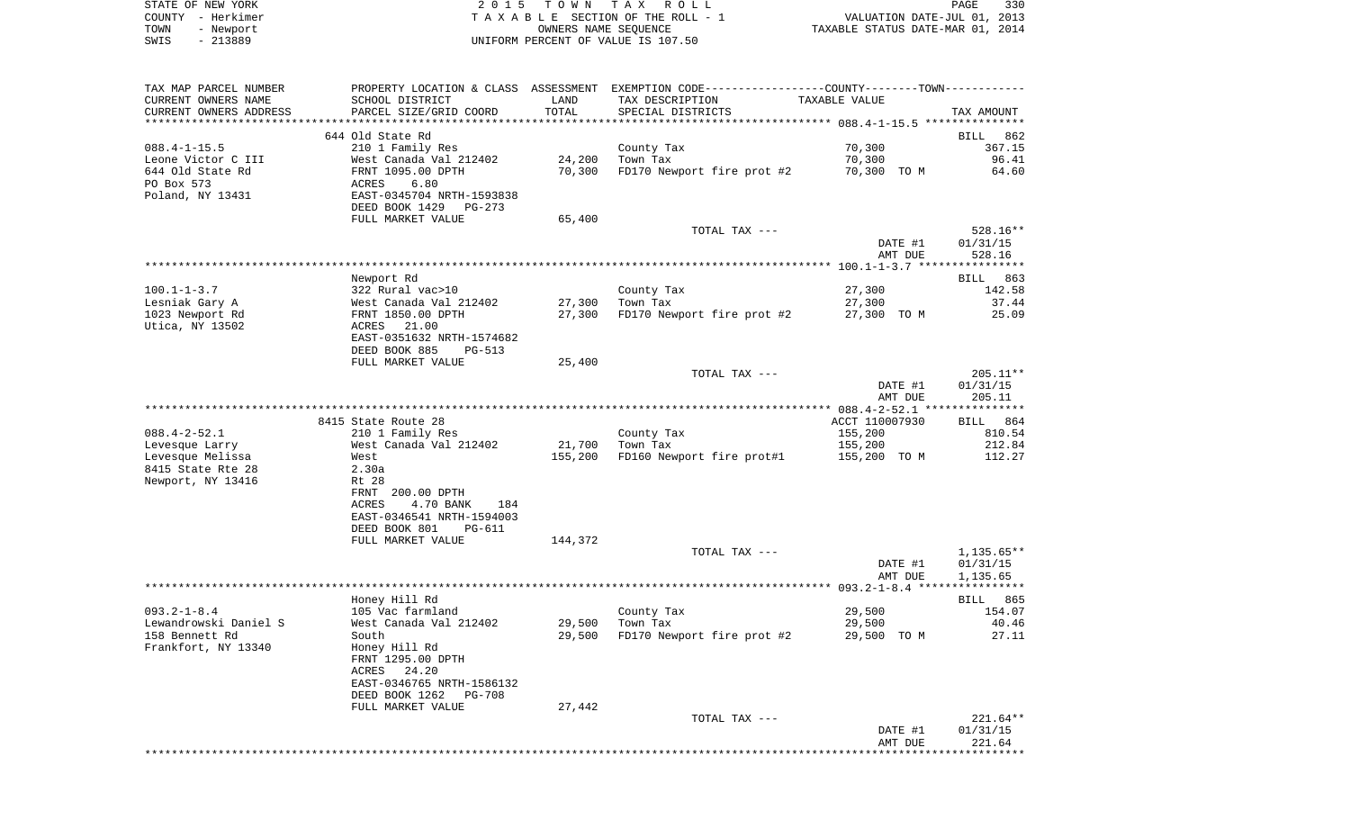STATE OF NEW YORK — COUNTY - Herkimer — TOWN - Newport — SWIS - 213889

2015 TOWN TAX ROLL
TAXABLE SECTION OF THE ROLL - 1
OWNERS NAME SEQUENCE
UNIFORM PERCENT OF VALUE IS 107.50

VALUATION DATE-JUL 01, 2013
TAXABLE STATUS DATE-MAR 01, 2014

| TAX MAP PARCEL NUMBER / CURRENT OWNERS NAME / CURRENT OWNERS ADDRESS | PROPERTY LOCATION & CLASS / SCHOOL DISTRICT / PARCEL SIZE/GRID COORD | ASSESSMENT LAND / TOTAL | EXEMPTION CODE / TAX DESCRIPTION / SPECIAL DISTRICTS | COUNTY--TOWN TAXABLE VALUE | TAX AMOUNT |
|---|---|---|---|---|---|
| **088.4-1-15.5** | 644 Old State Rd | | | | BILL 862 |
| 088.4-1-15.5 | 210 1 Family Res | | County Tax | 70,300 | 367.15 |
| Leone Victor C III | West Canada Val 212402 | 24,200 | Town Tax | 70,300 | 96.41 |
| 644 Old State Rd | FRNT 1095.00 DPTH | 70,300 | FD170 Newport fire prot #2 | 70,300 TO M | 64.60 |
| PO Box 573 | ACRES 6.80 | | | | |
| Poland, NY 13431 | EAST-0345704 NRTH-1593838 | | | | |
| | DEED BOOK 1429 PG-273 | | | | |
| | FULL MARKET VALUE | 65,400 | | | |
| | | | TOTAL TAX --- | | 528.16** |
| | | | | DATE #1 | 01/31/15 |
| | | | | AMT DUE | 528.16 |
| **100.1-1-3.7** | Newport Rd | | | | BILL 863 |
| 100.1-1-3.7 | 322 Rural vac>10 | | County Tax | 27,300 | 142.58 |
| Lesniak Gary A | West Canada Val 212402 | 27,300 | Town Tax | 27,300 | 37.44 |
| 1023 Newport Rd | FRNT 1850.00 DPTH | 27,300 | FD170 Newport fire prot #2 | 27,300 TO M | 25.09 |
| Utica, NY 13502 | ACRES 21.00 | | | | |
| | EAST-0351632 NRTH-1574682 | | | | |
| | DEED BOOK 885 PG-513 | | | | |
| | FULL MARKET VALUE | 25,400 | | | |
| | | | TOTAL TAX --- | | 205.11** |
| | | | | DATE #1 | 01/31/15 |
| | | | | AMT DUE | 205.11 |
| **088.4-2-52.1** | 8415 State Route 28 | | | ACCT 110007930 | BILL 864 |
| 088.4-2-52.1 | 210 1 Family Res | | County Tax | 155,200 | 810.54 |
| Levesque Larry | West Canada Val 212402 | 21,700 | Town Tax | 155,200 | 212.84 |
| Levesque Melissa | West | 155,200 | FD160 Newport fire prot#1 | 155,200 TO M | 112.27 |
| 8415 State Rte 28 | 2.30a | | | | |
| Newport, NY 13416 | Rt 28 | | | | |
| | FRNT 200.00 DPTH | | | | |
| | ACRES 4.70 BANK 184 | | | | |
| | EAST-0346541 NRTH-1594003 | | | | |
| | DEED BOOK 801 PG-611 | | | | |
| | FULL MARKET VALUE | 144,372 | | | |
| | | | TOTAL TAX --- | | 1,135.65** |
| | | | | DATE #1 | 01/31/15 |
| | | | | AMT DUE | 1,135.65 |
| **093.2-1-8.4** | Honey Hill Rd | | | | BILL 865 |
| 093.2-1-8.4 | 105 Vac farmland | | County Tax | 29,500 | 154.07 |
| Lewandrowski Daniel S | West Canada Val 212402 | 29,500 | Town Tax | 29,500 | 40.46 |
| 158 Bennett Rd | South | 29,500 | FD170 Newport fire prot #2 | 29,500 TO M | 27.11 |
| Frankfort, NY 13340 | Honey Hill Rd | | | | |
| | FRNT 1295.00 DPTH | | | | |
| | ACRES 24.20 | | | | |
| | EAST-0346765 NRTH-1586132 | | | | |
| | DEED BOOK 1262 PG-708 | | | | |
| | FULL MARKET VALUE | 27,442 | | | |
| | | | TOTAL TAX --- | | 221.64** |
| | | | | DATE #1 | 01/31/15 |
| | | | | AMT DUE | 221.64 |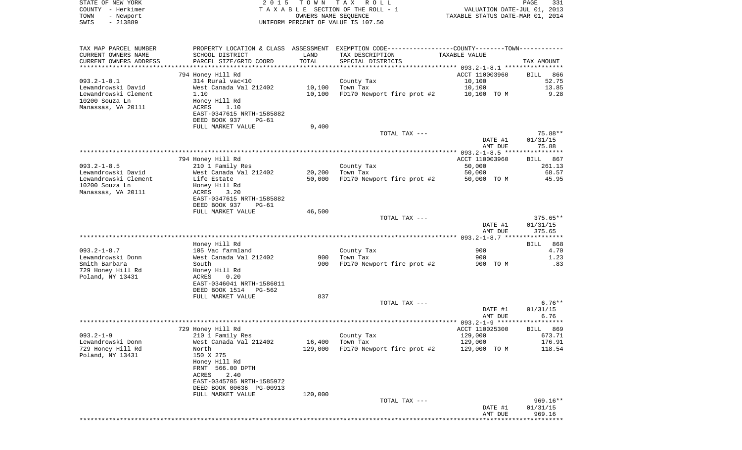STATE OF NEW YORK
COUNTY - Herkimer
TOWN - Newport
SWIS - 213889

2 0 1 5 T O W N T A X R O L L
T A X A B L E SECTION OF THE ROLL - 1
OWNERS NAME SEQUENCE
UNIFORM PERCENT OF VALUE IS 107.50

VALUATION DATE-JUL 01, 2013
TAXABLE STATUS DATE-MAR 01, 2014

| TAX MAP PARCEL NUMBER / CURRENT OWNERS NAME / CURRENT OWNERS ADDRESS | PROPERTY LOCATION & CLASS / SCHOOL DISTRICT / PARCEL SIZE/GRID COORD | ASSESSMENT LAND / TOTAL | EXEMPTION CODE / TAX DESCRIPTION / SPECIAL DISTRICTS | TAXABLE VALUE | TAX AMOUNT |
|---|---|---|---|---|---|
| | 794 Honey Hill Rd | | | ACCT 110003960 | BILL 866 |
| 093.2-1-8.1 | 314 Rural vac<10 | | County Tax | 10,100 | 52.75 |
| Lewandrowski David | West Canada Val 212402 | 10,100 | Town Tax | 10,100 | 13.85 |
| Lewandrowski Clement | 1.10 | 10,100 | FD170 Newport fire prot #2 | 10,100 TO M | 9.28 |
| 10200 Souza Ln | Honey Hill Rd | | | | |
| Manassas, VA 20111 | ACRES 1.10 | | | | |
| | EAST-0347615 NRTH-1585882 | | | | |
| | DEED BOOK 937 PG-61 | | | | |
| | FULL MARKET VALUE | 9,400 | | | |
| | | | TOTAL TAX --- | | 75.88** |
| | | | | DATE #1 | 01/31/15 |
| | | | | AMT DUE | 75.88 |
| | 794 Honey Hill Rd | | | ACCT 110003960 | BILL 867 |
| 093.2-1-8.5 | 210 1 Family Res | | County Tax | 50,000 | 261.13 |
| Lewandrowski David | West Canada Val 212402 | 20,200 | Town Tax | 50,000 | 68.57 |
| Lewandrowski Clement | Life Estate | 50,000 | FD170 Newport fire prot #2 | 50,000 TO M | 45.95 |
| 10200 Souza Ln | Honey Hill Rd | | | | |
| Manassas, VA 20111 | ACRES 3.20 | | | | |
| | EAST-0347615 NRTH-1585882 | | | | |
| | DEED BOOK 937 PG-61 | | | | |
| | FULL MARKET VALUE | 46,500 | | | |
| | | | TOTAL TAX --- | | 375.65** |
| | | | | DATE #1 | 01/31/15 |
| | | | | AMT DUE | 375.65 |
| | Honey Hill Rd | | | | BILL 868 |
| 093.2-1-8.7 | 105 Vac farmland | | County Tax | 900 | 4.70 |
| Lewandrowski Donn | West Canada Val 212402 | 900 | Town Tax | 900 | 1.23 |
| Smith Barbara | South | 900 | FD170 Newport fire prot #2 | 900 TO M | .83 |
| 729 Honey Hill Rd | Honey Hill Rd | | | | |
| Poland, NY 13431 | ACRES 0.20 | | | | |
| | EAST-0346041 NRTH-1586011 | | | | |
| | DEED BOOK 1514 PG-562 | | | | |
| | FULL MARKET VALUE | 837 | | | |
| | | | TOTAL TAX --- | | 6.76** |
| | | | | DATE #1 | 01/31/15 |
| | | | | AMT DUE | 6.76 |
| | 729 Honey Hill Rd | | | ACCT 110025300 | BILL 869 |
| 093.2-1-9 | 210 1 Family Res | | County Tax | 129,000 | 673.71 |
| Lewandrowski Donn | West Canada Val 212402 | 16,400 | Town Tax | 129,000 | 176.91 |
| 729 Honey Hill Rd | North | 129,000 | FD170 Newport fire prot #2 | 129,000 TO M | 118.54 |
| Poland, NY 13431 | 150 X 275 | | | | |
| | Honey Hill Rd | | | | |
| | FRNT 566.00 DPTH | | | | |
| | ACRES 2.40 | | | | |
| | EAST-0345705 NRTH-1585972 | | | | |
| | DEED BOOK 00636 PG-00913 | | | | |
| | FULL MARKET VALUE | 120,000 | | | |
| | | | TOTAL TAX --- | | 969.16** |
| | | | | DATE #1 | 01/31/15 |
| | | | | AMT DUE | 969.16 |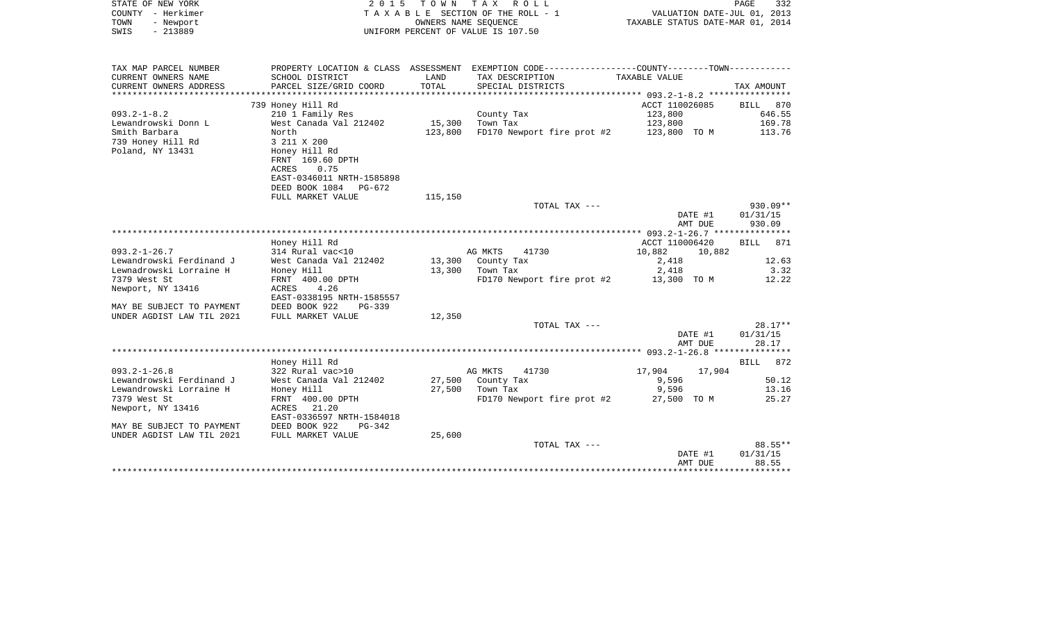STATE OF NEW YORK
COUNTY - Herkimer
TOWN - Newport
SWIS - 213889

2 0 1 5 T O W N T A X R O L L
T A X A B L E SECTION OF THE ROLL - 1
OWNERS NAME SEQUENCE
UNIFORM PERCENT OF VALUE IS 107.50

VALUATION DATE-JUL 01, 2013
TAXABLE STATUS DATE-MAR 01, 2014

```
TAX MAP PARCEL NUMBER     PROPERTY LOCATION & CLASS  ASSESSMENT  EXEMPTION CODE-----------------COUNTY--------TOWN-----------
CURRENT OWNERS NAME       SCHOOL DISTRICT              LAND      TAX DESCRIPTION              TAXABLE VALUE
CURRENT OWNERS ADDRESS    PARCEL SIZE/GRID COORD       TOTAL     SPECIAL DISTRICTS                                      TAX AMOUNT
******************************************************************************************** 093.2-1-8.2 ****************
                          739 Honey Hill Rd                                                  ACCT 110026085      BILL  870
093.2-1-8.2               210 1 Family Res                       County Tax                  123,800                 646.55
Lewandrowski Donn L       West Canada Val 212402      15,300     Town Tax                    123,800                 169.78
Smith Barbara             North                      123,800     FD170 Newport fire prot #2  123,800 TO M            113.76
739 Honey Hill Rd         3 211 X 200
Poland, NY 13431          Honey Hill Rd
                          FRNT 169.60 DPTH
                          ACRES     0.75
                          EAST-0346011 NRTH-1585898
                          DEED BOOK 1084   PG-672
                          FULL MARKET VALUE          115,150
                                                                 TOTAL TAX ---                                     930.09**
                                                                                             DATE #1           01/31/15
                                                                                             AMT DUE             930.09
******************************************************************************************** 093.2-1-26.7 ***************
                          Honey Hill Rd                                                      ACCT 110006420      BILL  871
093.2-1-26.7              314 Rural vac<10                       AG MKTS     41730           10,882        10,882
Lewandrowski Ferdinand J  West Canada Val 212402      13,300     County Tax                   2,418                   12.63
Lewnadrowski Lorraine H   Honey Hill                  13,300     Town Tax                     2,418                    3.32
7379 West St              FRNT 400.00 DPTH                       FD170 Newport fire prot #2   13,300 TO M             12.22
Newport, NY 13416         ACRES     4.26
                          EAST-0338195 NRTH-1585557
MAY BE SUBJECT TO PAYMENT DEED BOOK 922    PG-339
UNDER AGDIST LAW TIL 2021 FULL MARKET VALUE           12,350
                                                                 TOTAL TAX ---                                      28.17**
                                                                                             DATE #1           01/31/15
                                                                                             AMT DUE              28.17
******************************************************************************************** 093.2-1-26.8 ***************
                          Honey Hill Rd                                                                          BILL  872
093.2-1-26.8              322 Rural vac>10                       AG MKTS     41730           17,904        17,904
Lewandrowski Ferdinand J  West Canada Val 212402      27,500     County Tax                   9,596                   50.12
Lewandrowski Lorraine H   Honey Hill                  27,500     Town Tax                     9,596                   13.16
7379 West St              FRNT 400.00 DPTH                       FD170 Newport fire prot #2   27,500 TO M             25.27
Newport, NY 13416         ACRES    21.20
                          EAST-0336597 NRTH-1584018
MAY BE SUBJECT TO PAYMENT DEED BOOK 922    PG-342
UNDER AGDIST LAW TIL 2021 FULL MARKET VALUE           25,600
                                                                 TOTAL TAX ---                                      88.55**
                                                                                             DATE #1           01/31/15
                                                                                             AMT DUE              88.55
***************************************************************************************************************************
```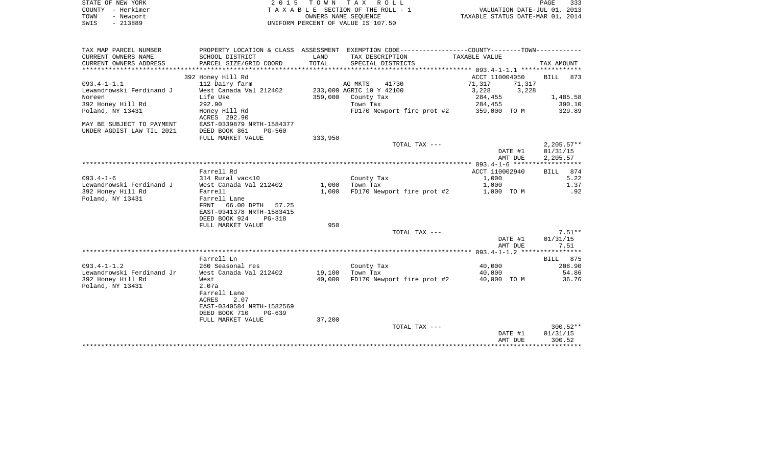STATE OF NEW YORK — 2015 TOWN TAX ROLL
COUNTY - Herkimer — TAXABLE SECTION OF THE ROLL - 1 — VALUATION DATE-JUL 01, 2013
TOWN - Newport — OWNERS NAME SEQUENCE — TAXABLE STATUS DATE-MAR 01, 2014
SWIS - 213889 — UNIFORM PERCENT OF VALUE IS 107.50

| TAX MAP PARCEL NUMBER / CURRENT OWNERS NAME / CURRENT OWNERS ADDRESS | PROPERTY LOCATION & CLASS / SCHOOL DISTRICT / PARCEL SIZE/GRID COORD | ASSESSMENT LAND / TOTAL | EXEMPTION CODE / TAX DESCRIPTION / SPECIAL DISTRICTS | COUNTY TAXABLE VALUE | TOWN | TAX AMOUNT |
|---|---|---|---|---|---|---|
| | 392 Honey Hill Rd | | | ACCT 110004050 | | BILL 873 |
| 093.4-1-1.1 | 112 Dairy farm | | AG MKTS 41730 | 71,317 | 71,317 | |
| Lewandrowski Ferdinand J | West Canada Val 212402 | 233,000 | AGRIC 10 Y 42100 | 3,228 | 3,228 | |
| Noreen | Life Use | 359,000 | County Tax | 284,455 | | 1,485.58 |
| 392 Honey Hill Rd | 292.90 | | Town Tax | 284,455 | | 390.10 |
| Poland, NY 13431 | Honey Hill Rd | | FD170 Newport fire prot #2 | 359,000 TO M | | 329.89 |
| | ACRES 292.90 | | | | | |
| MAY BE SUBJECT TO PAYMENT | EAST-0339879 NRTH-1584377 | | | | | |
| UNDER AGDIST LAW TIL 2021 | DEED BOOK 861 PG-560 | | | | | |
| | FULL MARKET VALUE | 333,950 | | | | |
| | | | TOTAL TAX --- | | | 2,205.57** |
| | | | | | DATE #1 | 01/31/15 |
| | | | | | AMT DUE | 2,205.57 |
| | Farrell Rd | | | ACCT 110002940 | | BILL 874 |
| 093.4-1-6 | 314 Rural vac<10 | | County Tax | 1,000 | | 5.22 |
| Lewandrowski Ferdinand J | West Canada Val 212402 | 1,000 | Town Tax | 1,000 | | 1.37 |
| 392 Honey Hill Rd | Farrell | 1,000 | FD170 Newport fire prot #2 | 1,000 TO M | | .92 |
| Poland, NY 13431 | Farrell Lane | | | | | |
| | FRNT 66.00 DPTH 57.25 | | | | | |
| | EAST-0341378 NRTH-1583415 | | | | | |
| | DEED BOOK 924 PG-318 | | | | | |
| | FULL MARKET VALUE | 950 | | | | |
| | | | TOTAL TAX --- | | | 7.51** |
| | | | | | DATE #1 | 01/31/15 |
| | | | | | AMT DUE | 7.51 |
| | Farrell Ln | | | | | BILL 875 |
| 093.4-1-1.2 | 260 Seasonal res | | County Tax | 40,000 | | 208.90 |
| Lewandrowski Ferdinand Jr | West Canada Val 212402 | 19,100 | Town Tax | 40,000 | | 54.86 |
| 392 Honey Hill Rd | West | 40,000 | FD170 Newport fire prot #2 | 40,000 TO M | | 36.76 |
| Poland, NY 13431 | 2.07a | | | | | |
| | Farrell Lane | | | | | |
| | ACRES 2.07 | | | | | |
| | EAST-0340584 NRTH-1582569 | | | | | |
| | DEED BOOK 710 PG-639 | | | | | |
| | FULL MARKET VALUE | 37,200 | | | | |
| | | | TOTAL TAX --- | | | 300.52** |
| | | | | | DATE #1 | 01/31/15 |
| | | | | | AMT DUE | 300.52 |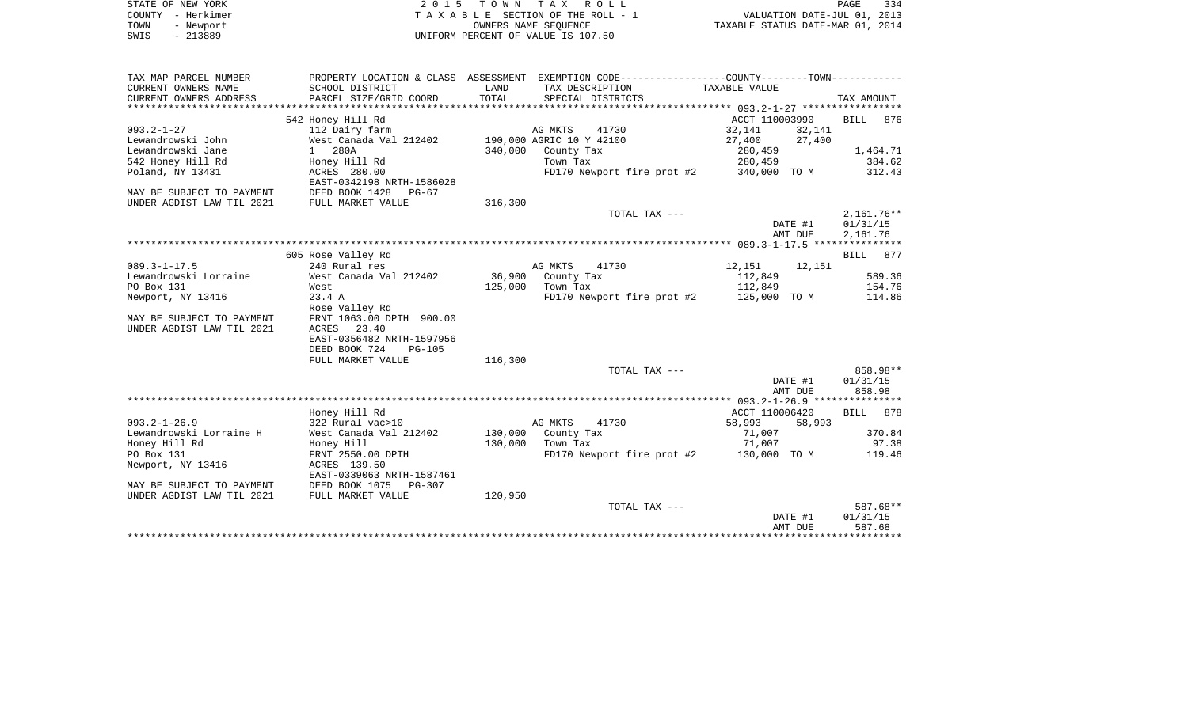STATE OF NEW YORK | 2015 TOWN TAX ROLL
COUNTY - Herkimer | TAXABLE SECTION OF THE ROLL - 1 | VALUATION DATE-JUL 01, 2013
TOWN - Newport | OWNERS NAME SEQUENCE | TAXABLE STATUS DATE-MAR 01, 2014
SWIS - 213889 | UNIFORM PERCENT OF VALUE IS 107.50

| TAX MAP PARCEL NUMBER<br>CURRENT OWNERS NAME<br>CURRENT OWNERS ADDRESS | PROPERTY LOCATION & CLASS<br>SCHOOL DISTRICT<br>PARCEL SIZE/GRID COORD | ASSESSMENT<br>LAND<br>TOTAL | EXEMPTION CODE / TAX DESCRIPTION / SPECIAL DISTRICTS | COUNTY TAXABLE VALUE | TOWN | TAX AMOUNT |
|---|---|---|---|---|---|---|
| | 542 Honey Hill Rd | | | ACCT 110003990 | | BILL 876 |
| 093.2-1-27 | 112 Dairy farm | | AG MKTS 41730 | 32,141 | 32,141 | |
| Lewandrowski John | West Canada Val 212402 | 190,000 | AGRIC 10 Y 42100 | 27,400 | 27,400 | |
| Lewandrowski Jane | 1 280A | 340,000 | County Tax | 280,459 | | 1,464.71 |
| 542 Honey Hill Rd | Honey Hill Rd | | Town Tax | 280,459 | | 384.62 |
| Poland, NY 13431 | ACRES 280.00 | | FD170 Newport fire prot #2 | 340,000 TO M | | 312.43 |
| | EAST-0342198 NRTH-1586028 | | | | | |
| MAY BE SUBJECT TO PAYMENT | DEED BOOK 1428 PG-67 | | | | | |
| UNDER AGDIST LAW TIL 2021 | FULL MARKET VALUE | 316,300 | | | | |
| | | | TOTAL TAX --- | | | 2,161.76** |
| | | | | | DATE #1 | 01/31/15 |
| | | | | | AMT DUE | 2,161.76 |
| | 605 Rose Valley Rd | | | | | BILL 877 |
| 089.3-1-17.5 | 240 Rural res | | AG MKTS 41730 | 12,151 | 12,151 | |
| Lewandrowski Lorraine | West Canada Val 212402 | 36,900 | County Tax | 112,849 | | 589.36 |
| PO Box 131 | West | 125,000 | Town Tax | 112,849 | | 154.76 |
| Newport, NY 13416 | 23.4 A | | FD170 Newport fire prot #2 | 125,000 TO M | | 114.86 |
| | Rose Valley Rd | | | | | |
| MAY BE SUBJECT TO PAYMENT | FRNT 1063.00 DPTH 900.00 | | | | | |
| UNDER AGDIST LAW TIL 2021 | ACRES 23.40 | | | | | |
| | EAST-0356482 NRTH-1597956 | | | | | |
| | DEED BOOK 724 PG-105 | | | | | |
| | FULL MARKET VALUE | 116,300 | | | | |
| | | | TOTAL TAX --- | | | 858.98** |
| | | | | | DATE #1 | 01/31/15 |
| | | | | | AMT DUE | 858.98 |
| | Honey Hill Rd | | | ACCT 110006420 | | BILL 878 |
| 093.2-1-26.9 | 322 Rural vac>10 | | AG MKTS 41730 | 58,993 | 58,993 | |
| Lewandrowski Lorraine H | West Canada Val 212402 | 130,000 | County Tax | 71,007 | | 370.84 |
| Honey Hill Rd | Honey Hill | 130,000 | Town Tax | 71,007 | | 97.38 |
| PO Box 131 | FRNT 2550.00 DPTH | | FD170 Newport fire prot #2 | 130,000 TO M | | 119.46 |
| Newport, NY 13416 | ACRES 139.50 | | | | | |
| | EAST-0339063 NRTH-1587461 | | | | | |
| MAY BE SUBJECT TO PAYMENT | DEED BOOK 1075 PG-307 | | | | | |
| UNDER AGDIST LAW TIL 2021 | FULL MARKET VALUE | 120,950 | | | | |
| | | | TOTAL TAX --- | | | 587.68** |
| | | | | | DATE #1 | 01/31/15 |
| | | | | | AMT DUE | 587.68 |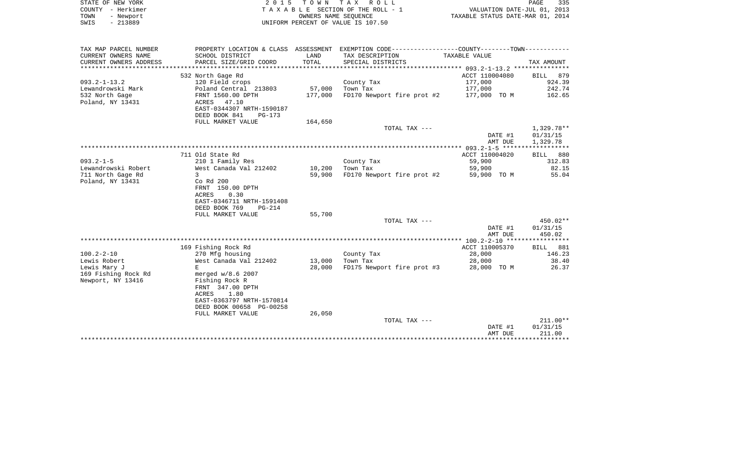STATE OF NEW YORK
COUNTY - Herkimer
TOWN - Newport
SWIS - 213889

2 0 1 5 T O W N T A X R O L L
T A X A B L E SECTION OF THE ROLL - 1
OWNERS NAME SEQUENCE
UNIFORM PERCENT OF VALUE IS 107.50

VALUATION DATE-JUL 01, 2013
TAXABLE STATUS DATE-MAR 01, 2014

| TAX MAP PARCEL NUMBER / CURRENT OWNERS NAME / CURRENT OWNERS ADDRESS | PROPERTY LOCATION & CLASS / SCHOOL DISTRICT / PARCEL SIZE/GRID COORD | ASSESSMENT LAND / TOTAL | EXEMPTION CODE / TAX DESCRIPTION / SPECIAL DISTRICTS | TAXABLE VALUE | TAX AMOUNT |
|---|---|---|---|---|---|
| | 532 North Gage Rd | | | ACCT 110004080 | BILL 879 |
| 093.2-1-13.2 | 120 Field crops | | County Tax | 177,000 | 924.39 |
| Lewandrowski Mark | Poland Central 213803 | 57,000 | Town Tax | 177,000 | 242.74 |
| 532 North Gage | FRNT 1560.00 DPTH | 177,000 | FD170 Newport fire prot #2 | 177,000 TO M | 162.65 |
| Poland, NY 13431 | ACRES 47.10 | | | | |
| | EAST-0344307 NRTH-1590187 | | | | |
| | DEED BOOK 841 PG-173 | | | | |
| | FULL MARKET VALUE | 164,650 | | | |
| | | | TOTAL TAX --- | | 1,329.78** |
| | | | | DATE #1 | 01/31/15 |
| | | | | AMT DUE | 1,329.78 |
| | 711 Old State Rd | | | ACCT 110004020 | BILL 880 |
| 093.2-1-5 | 210 1 Family Res | | County Tax | 59,900 | 312.83 |
| Lewandrowski Robert | West Canada Val 212402 | 10,200 | Town Tax | 59,900 | 82.15 |
| 711 North Gage Rd | 3 | 59,900 | FD170 Newport fire prot #2 | 59,900 TO M | 55.04 |
| Poland, NY 13431 | Co Rd 200 | | | | |
| | FRNT 150.00 DPTH | | | | |
| | ACRES 0.30 | | | | |
| | EAST-0346711 NRTH-1591408 | | | | |
| | DEED BOOK 769 PG-214 | | | | |
| | FULL MARKET VALUE | 55,700 | | | |
| | | | TOTAL TAX --- | | 450.02** |
| | | | | DATE #1 | 01/31/15 |
| | | | | AMT DUE | 450.02 |
| | 169 Fishing Rock Rd | | | ACCT 110005370 | BILL 881 |
| 100.2-2-10 | 270 Mfg housing | | County Tax | 28,000 | 146.23 |
| Lewis Robert | West Canada Val 212402 | 13,000 | Town Tax | 28,000 | 38.40 |
| Lewis Mary J | E | 28,000 | FD175 Newport fire prot #3 | 28,000 TO M | 26.37 |
| 169 Fishing Rock Rd | merged w/8.6 2007 | | | | |
| Newport, NY 13416 | Fishing Rock R | | | | |
| | FRNT 347.00 DPTH | | | | |
| | ACRES 1.80 | | | | |
| | EAST-0363797 NRTH-1570814 | | | | |
| | DEED BOOK 00658 PG-00258 | | | | |
| | FULL MARKET VALUE | 26,050 | | | |
| | | | TOTAL TAX --- | | 211.00** |
| | | | | DATE #1 | 01/31/15 |
| | | | | AMT DUE | 211.00 |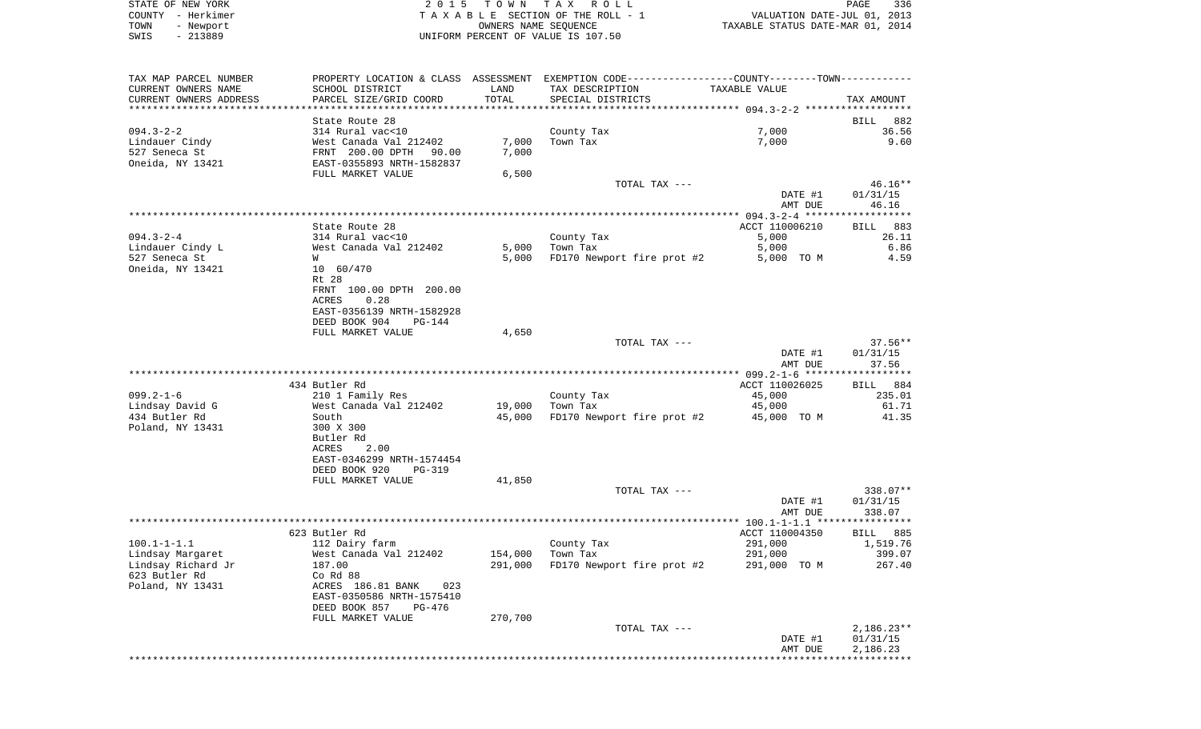STATE OF NEW YORK 2015 TOWN TAX ROLL
COUNTY - Herkimer T A X A B L E SECTION OF THE ROLL - 1 VALUATION DATE-JUL 01, 2013
TOWN - Newport OWNERS NAME SEQUENCE TAXABLE STATUS DATE-MAR 01, 2014
SWIS - 213889 UNIFORM PERCENT OF VALUE IS 107.50

| TAX MAP PARCEL NUMBER / CURRENT OWNERS NAME / CURRENT OWNERS ADDRESS | PROPERTY LOCATION & CLASS / SCHOOL DISTRICT / PARCEL SIZE/GRID COORD | ASSESSMENT LAND / TOTAL | EXEMPTION CODE / TAX DESCRIPTION / SPECIAL DISTRICTS | COUNTY--------TOWN / TAXABLE VALUE | TAX AMOUNT |
|---|---|---|---|---|---|
| **094.3-2-2** | State Route 28 | | | | BILL 882 |
| 094.3-2-2 | 314 Rural vac<10 | | County Tax | 7,000 | 36.56 |
| Lindauer Cindy | West Canada Val 212402 | 7,000 | Town Tax | 7,000 | 9.60 |
| 527 Seneca St | FRNT 200.00 DPTH 90.00 | 7,000 | | | |
| Oneida, NY 13421 | EAST-0355893 NRTH-1582837 | | | | |
| | FULL MARKET VALUE | 6,500 | | | |
| | | | TOTAL TAX --- | | 46.16** |
| | | | | DATE #1 | 01/31/15 |
| | | | | AMT DUE | 46.16 |
| **094.3-2-4** | State Route 28 | | | ACCT 110006210 | BILL 883 |
| 094.3-2-4 | 314 Rural vac<10 | | County Tax | 5,000 | 26.11 |
| Lindauer Cindy L | West Canada Val 212402 | 5,000 | Town Tax | 5,000 | 6.86 |
| 527 Seneca St | W | 5,000 | FD170 Newport fire prot #2 | 5,000 TO M | 4.59 |
| Oneida, NY 13421 | 10 60/470 | | | | |
| | Rt 28 | | | | |
| | FRNT 100.00 DPTH 200.00 | | | | |
| | ACRES 0.28 | | | | |
| | EAST-0356139 NRTH-1582928 | | | | |
| | DEED BOOK 904 PG-144 | | | | |
| | FULL MARKET VALUE | 4,650 | | | |
| | | | TOTAL TAX --- | | 37.56** |
| | | | | DATE #1 | 01/31/15 |
| | | | | AMT DUE | 37.56 |
| **099.2-1-6** | 434 Butler Rd | | | ACCT 110026025 | BILL 884 |
| 099.2-1-6 | 210 1 Family Res | | County Tax | 45,000 | 235.01 |
| Lindsay David G | West Canada Val 212402 | 19,000 | Town Tax | 45,000 | 61.71 |
| 434 Butler Rd | South | 45,000 | FD170 Newport fire prot #2 | 45,000 TO M | 41.35 |
| Poland, NY 13431 | 300 X 300 | | | | |
| | Butler Rd | | | | |
| | ACRES 2.00 | | | | |
| | EAST-0346299 NRTH-1574454 | | | | |
| | DEED BOOK 920 PG-319 | | | | |
| | FULL MARKET VALUE | 41,850 | | | |
| | | | TOTAL TAX --- | | 338.07** |
| | | | | DATE #1 | 01/31/15 |
| | | | | AMT DUE | 338.07 |
| **100.1-1-1.1** | 623 Butler Rd | | | ACCT 110004350 | BILL 885 |
| 100.1-1-1.1 | 112 Dairy farm | | County Tax | 291,000 | 1,519.76 |
| Lindsay Margaret | West Canada Val 212402 | 154,000 | Town Tax | 291,000 | 399.07 |
| Lindsay Richard Jr | 187.00 | 291,000 | FD170 Newport fire prot #2 | 291,000 TO M | 267.40 |
| 623 Butler Rd | Co Rd 88 | | | | |
| Poland, NY 13431 | ACRES 186.81 BANK 023 | | | | |
| | EAST-0350586 NRTH-1575410 | | | | |
| | DEED BOOK 857 PG-476 | | | | |
| | FULL MARKET VALUE | 270,700 | | | |
| | | | TOTAL TAX --- | | 2,186.23** |
| | | | | DATE #1 | 01/31/15 |
| | | | | AMT DUE | 2,186.23 |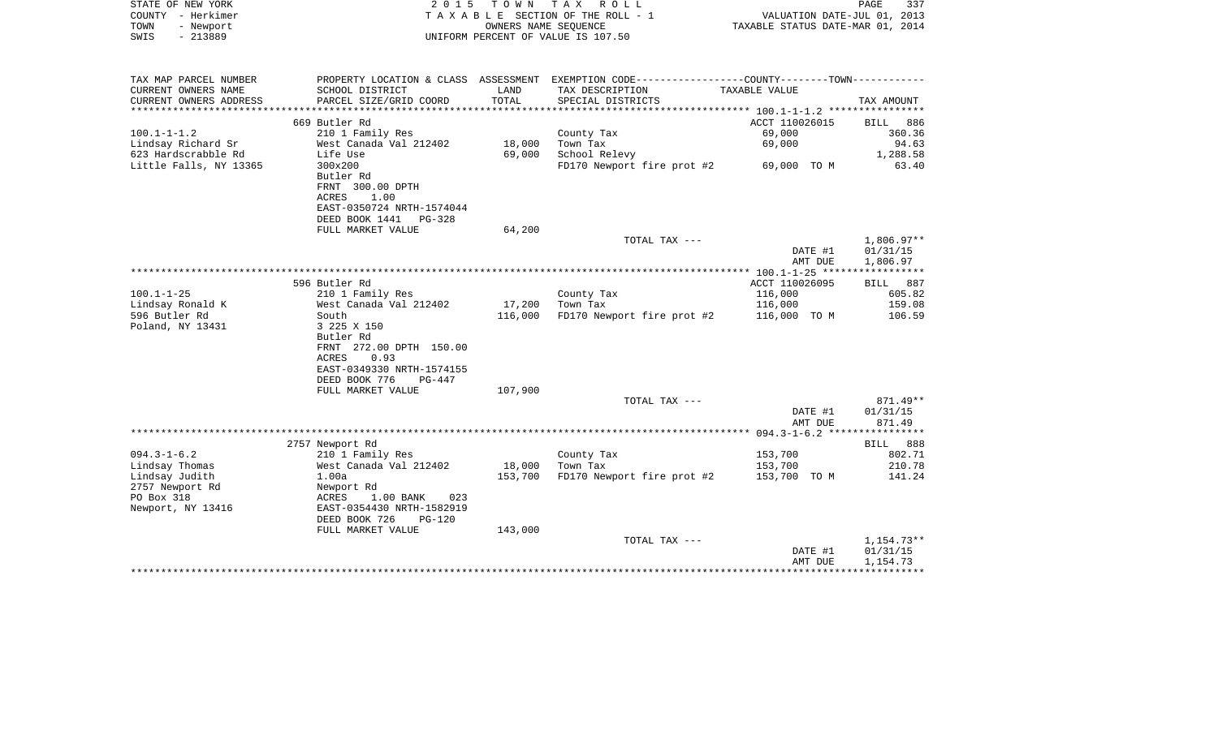STATE OF NEW YORK — 2015 TOWN TAX ROLL
COUNTY - Herkimer — TAXABLE SECTION OF THE ROLL - 1 — VALUATION DATE-JUL 01, 2013
TOWN - Newport — OWNERS NAME SEQUENCE — TAXABLE STATUS DATE-MAR 01, 2014
SWIS - 213889 — UNIFORM PERCENT OF VALUE IS 107.50

| TAX MAP PARCEL NUMBER<br>CURRENT OWNERS NAME<br>CURRENT OWNERS ADDRESS | PROPERTY LOCATION & CLASS<br>SCHOOL DISTRICT<br>PARCEL SIZE/GRID COORD | ASSESSMENT<br>LAND<br>TOTAL | EXEMPTION CODE---COUNTY----TOWN---<br>TAX DESCRIPTION<br>SPECIAL DISTRICTS | TAXABLE VALUE | TAX AMOUNT |
|---|---|---|---|---|---|
| | 669 Butler Rd | | | ACCT 110026015 | BILL 886 |
| 100.1-1-1.2 | 210 1 Family Res | | County Tax | 69,000 | 360.36 |
| Lindsay Richard Sr | West Canada Val 212402 | 18,000 | Town Tax | 69,000 | 94.63 |
| 623 Hardscrabble Rd | Life Use | 69,000 | School Relevy | | 1,288.58 |
| Little Falls, NY 13365 | 300x200 | | FD170 Newport fire prot #2 | 69,000 TO M | 63.40 |
| | Butler Rd | | | | |
| | FRNT 300.00 DPTH | | | | |
| | ACRES 1.00 | | | | |
| | EAST-0350724 NRTH-1574044 | | | | |
| | DEED BOOK 1441 PG-328 | | | | |
| | FULL MARKET VALUE | 64,200 | | | |
| | | | TOTAL TAX --- | | 1,806.97** |
| | | | | DATE #1 | 01/31/15 |
| | | | | AMT DUE | 1,806.97 |
| | 596 Butler Rd | | | ACCT 110026095 | BILL 887 |
| 100.1-1-25 | 210 1 Family Res | | County Tax | 116,000 | 605.82 |
| Lindsay Ronald K | West Canada Val 212402 | 17,200 | Town Tax | 116,000 | 159.08 |
| 596 Butler Rd | South | 116,000 | FD170 Newport fire prot #2 | 116,000 TO M | 106.59 |
| Poland, NY 13431 | 3 225 X 150 | | | | |
| | Butler Rd | | | | |
| | FRNT 272.00 DPTH 150.00 | | | | |
| | ACRES 0.93 | | | | |
| | EAST-0349330 NRTH-1574155 | | | | |
| | DEED BOOK 776 PG-447 | | | | |
| | FULL MARKET VALUE | 107,900 | | | |
| | | | TOTAL TAX --- | | 871.49** |
| | | | | DATE #1 | 01/31/15 |
| | | | | AMT DUE | 871.49 |
| | 2757 Newport Rd | | | | BILL 888 |
| 094.3-1-6.2 | 210 1 Family Res | | County Tax | 153,700 | 802.71 |
| Lindsay Thomas | West Canada Val 212402 | 18,000 | Town Tax | 153,700 | 210.78 |
| Lindsay Judith | 1.00a | 153,700 | FD170 Newport fire prot #2 | 153,700 TO M | 141.24 |
| 2757 Newport Rd | Newport Rd | | | | |
| PO Box 318 | ACRES 1.00 BANK 023 | | | | |
| Newport, NY 13416 | EAST-0354430 NRTH-1582919 | | | | |
| | DEED BOOK 726 PG-120 | | | | |
| | FULL MARKET VALUE | 143,000 | | | |
| | | | TOTAL TAX --- | | 1,154.73** |
| | | | | DATE #1 | 01/31/15 |
| | | | | AMT DUE | 1,154.73 |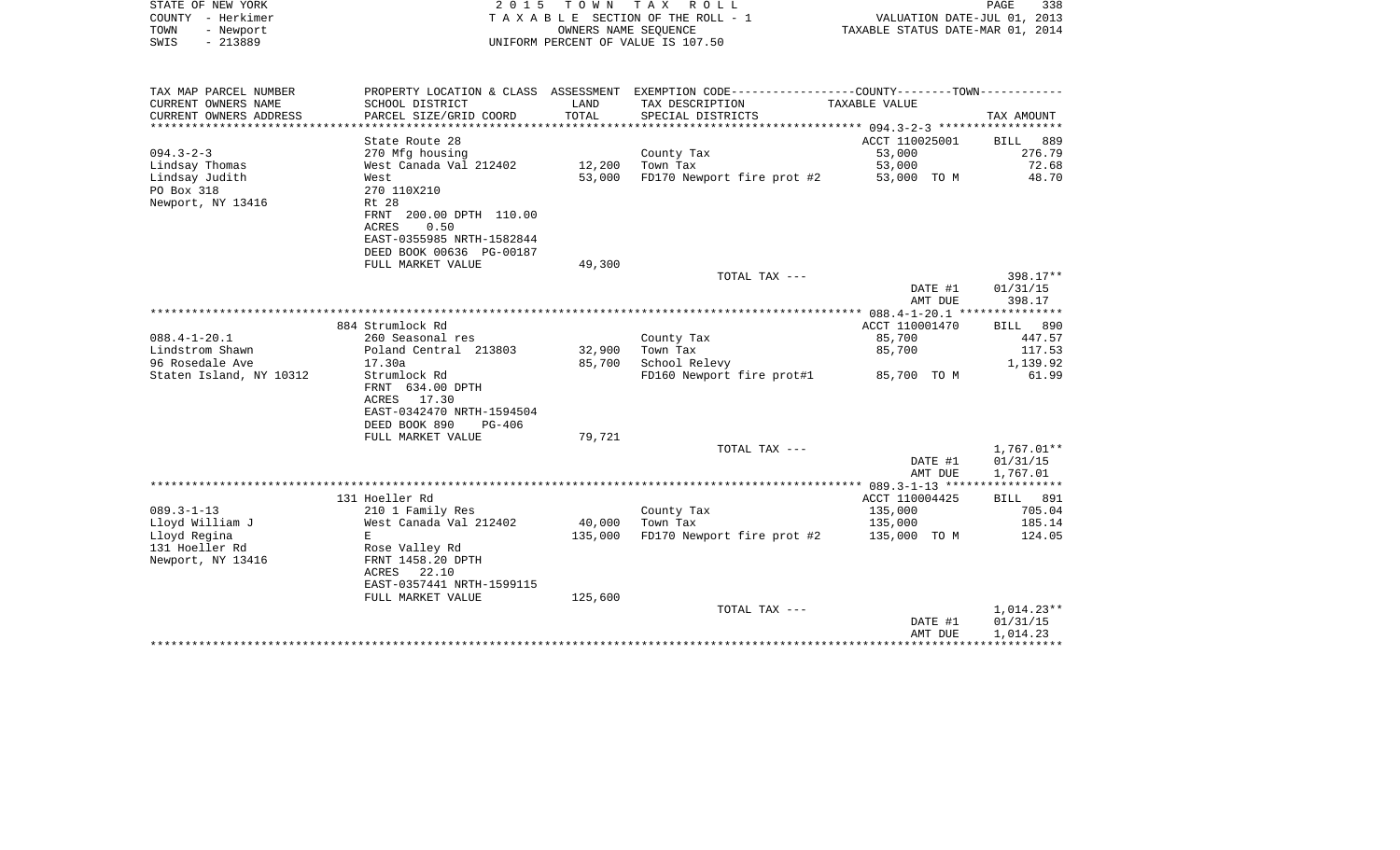STATE OF NEW YORK — COUNTY - Herkimer — TOWN - Newport — SWIS - 213889

2015 TOWN TAX ROLL
TAXABLE SECTION OF THE ROLL - 1
OWNERS NAME SEQUENCE
UNIFORM PERCENT OF VALUE IS 107.50

VALUATION DATE-JUL 01, 2013
TAXABLE STATUS DATE-MAR 01, 2014

| TAX MAP PARCEL NUMBER / CURRENT OWNERS NAME / CURRENT OWNERS ADDRESS | PROPERTY LOCATION & CLASS / SCHOOL DISTRICT / PARCEL SIZE/GRID COORD | ASSESSMENT LAND / TOTAL | EXEMPTION CODE / TAX DESCRIPTION / SPECIAL DISTRICTS | TAXABLE VALUE | TAX AMOUNT |
|---|---|---|---|---|---|
| 094.3-2-3 | State Route 28 | | | ACCT 110025001 | BILL 889 |
| 094.3-2-3 | 270 Mfg housing | | County Tax | 53,000 | 276.79 |
| Lindsay Thomas | West Canada Val 212402 | 12,200 | Town Tax | 53,000 | 72.68 |
| Lindsay Judith | West | 53,000 | FD170 Newport fire prot #2 | 53,000 TO M | 48.70 |
| PO Box 318 | 270 110X210 | | | | |
| Newport, NY 13416 | Rt 28 | | | | |
| | FRNT 200.00 DPTH 110.00 | | | | |
| | ACRES 0.50 | | | | |
| | EAST-0355985 NRTH-1582844 | | | | |
| | DEED BOOK 00636 PG-00187 | | | | |
| | FULL MARKET VALUE | 49,300 | | | |
| | | | TOTAL TAX --- | | 398.17** |
| | | | | DATE #1 | 01/31/15 |
| | | | | AMT DUE | 398.17 |
| 088.4-1-20.1 | 884 Strumlock Rd | | | ACCT 110001470 | BILL 890 |
| 088.4-1-20.1 | 260 Seasonal res | | County Tax | 85,700 | 447.57 |
| Lindstrom Shawn | Poland Central 213803 | 32,900 | Town Tax | 85,700 | 117.53 |
| 96 Rosedale Ave | 17.30a | 85,700 | School Relevy | | 1,139.92 |
| Staten Island, NY 10312 | Strumlock Rd | | FD160 Newport fire prot#1 | 85,700 TO M | 61.99 |
| | FRNT 634.00 DPTH | | | | |
| | ACRES 17.30 | | | | |
| | EAST-0342470 NRTH-1594504 | | | | |
| | DEED BOOK 890 PG-406 | | | | |
| | FULL MARKET VALUE | 79,721 | | | |
| | | | TOTAL TAX --- | | 1,767.01** |
| | | | | DATE #1 | 01/31/15 |
| | | | | AMT DUE | 1,767.01 |
| 089.3-1-13 | 131 Hoeller Rd | | | ACCT 110004425 | BILL 891 |
| 089.3-1-13 | 210 1 Family Res | | County Tax | 135,000 | 705.04 |
| Lloyd William J | West Canada Val 212402 | 40,000 | Town Tax | 135,000 | 185.14 |
| Lloyd Regina | E | 135,000 | FD170 Newport fire prot #2 | 135,000 TO M | 124.05 |
| 131 Hoeller Rd | Rose Valley Rd | | | | |
| Newport, NY 13416 | FRNT 1458.20 DPTH | | | | |
| | ACRES 22.10 | | | | |
| | EAST-0357441 NRTH-1599115 | | | | |
| | FULL MARKET VALUE | 125,600 | | | |
| | | | TOTAL TAX --- | | 1,014.23** |
| | | | | DATE #1 | 01/31/15 |
| | | | | AMT DUE | 1,014.23 |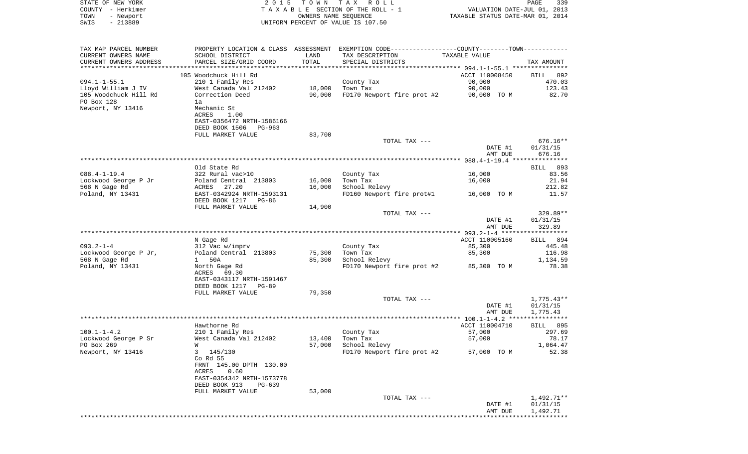STATE OF NEW YORK
COUNTY - Herkimer
TOWN - Newport
SWIS - 213889

2015 TOWN TAX ROLL
TAXABLE SECTION OF THE ROLL - 1
OWNERS NAME SEQUENCE
UNIFORM PERCENT OF VALUE IS 107.50

VALUATION DATE-JUL 01, 2013
TAXABLE STATUS DATE-MAR 01, 2014

| TAX MAP PARCEL NUMBER / CURRENT OWNERS NAME / CURRENT OWNERS ADDRESS | PROPERTY LOCATION & CLASS / SCHOOL DISTRICT / PARCEL SIZE/GRID COORD | ASSESSMENT LAND / TOTAL | EXEMPTION CODE / TAX DESCRIPTION / SPECIAL DISTRICTS | TAXABLE VALUE | TAX AMOUNT |
|---|---|---|---|---|---|
| | 105 Woodchuck Hill Rd | | | ACCT 110008450 | BILL 892 |
| 094.1-1-55.1 | 210 1 Family Res | | County Tax | 90,000 | 470.03 |
| Lloyd William J IV | West Canada Val 212402 | 18,000 | Town Tax | 90,000 | 123.43 |
| 105 Woodchuck Hill Rd | Correction Deed | 90,000 | FD170 Newport fire prot #2 | 90,000 TO M | 82.70 |
| PO Box 128 | 1a | | | | |
| Newport, NY 13416 | Mechanic St | | | | |
| | ACRES 1.00 | | | | |
| | EAST-0356472 NRTH-1586166 | | | | |
| | DEED BOOK 1506 PG-963 | | | | |
| | FULL MARKET VALUE | 83,700 | | | |
| | | | TOTAL TAX --- | | 676.16** |
| | | | | DATE #1 | 01/31/15 |
| | | | | AMT DUE | 676.16 |
| | Old State Rd | | | | BILL 893 |
| 088.4-1-19.4 | 322 Rural vac>10 | | County Tax | 16,000 | 83.56 |
| Lockwood George P Jr | Poland Central 213803 | 16,000 | Town Tax | 16,000 | 21.94 |
| 568 N Gage Rd | ACRES 27.20 | 16,000 | School Relevy | | 212.82 |
| Poland, NY 13431 | EAST-0342924 NRTH-1593131 | | FD160 Newport fire prot#1 | 16,000 TO M | 11.57 |
| | DEED BOOK 1217 PG-86 | | | | |
| | FULL MARKET VALUE | 14,900 | | | |
| | | | TOTAL TAX --- | | 329.89** |
| | | | | DATE #1 | 01/31/15 |
| | | | | AMT DUE | 329.89 |
| | N Gage Rd | | | ACCT 110005160 | BILL 894 |
| 093.2-1-4 | 312 Vac w/imprv | | County Tax | 85,300 | 445.48 |
| Lockwood George P Jr, | Poland Central 213803 | 75,300 | Town Tax | 85,300 | 116.98 |
| 568 N Gage Rd | 1 50A | 85,300 | School Relevy | | 1,134.59 |
| Poland, NY 13431 | North Gage Rd | | FD170 Newport fire prot #2 | 85,300 TO M | 78.38 |
| | ACRES 69.30 | | | | |
| | EAST-0343117 NRTH-1591467 | | | | |
| | DEED BOOK 1217 PG-89 | | | | |
| | FULL MARKET VALUE | 79,350 | | | |
| | | | TOTAL TAX --- | | 1,775.43** |
| | | | | DATE #1 | 01/31/15 |
| | | | | AMT DUE | 1,775.43 |
| | Hawthorne Rd | | | ACCT 110004710 | BILL 895 |
| 100.1-1-4.2 | 210 1 Family Res | | County Tax | 57,000 | 297.69 |
| Lockwood George P Sr | West Canada Val 212402 | 13,400 | Town Tax | 57,000 | 78.17 |
| PO Box 269 | W | 57,000 | School Relevy | | 1,064.47 |
| Newport, NY 13416 | 3 145/130 | | FD170 Newport fire prot #2 | 57,000 TO M | 52.38 |
| | Co Rd 55 | | | | |
| | FRNT 145.00 DPTH 130.00 | | | | |
| | ACRES 0.60 | | | | |
| | EAST-0354342 NRTH-1573778 | | | | |
| | DEED BOOK 913 PG-639 | | | | |
| | FULL MARKET VALUE | 53,000 | | | |
| | | | TOTAL TAX --- | | 1,492.71** |
| | | | | DATE #1 | 01/31/15 |
| | | | | AMT DUE | 1,492.71 |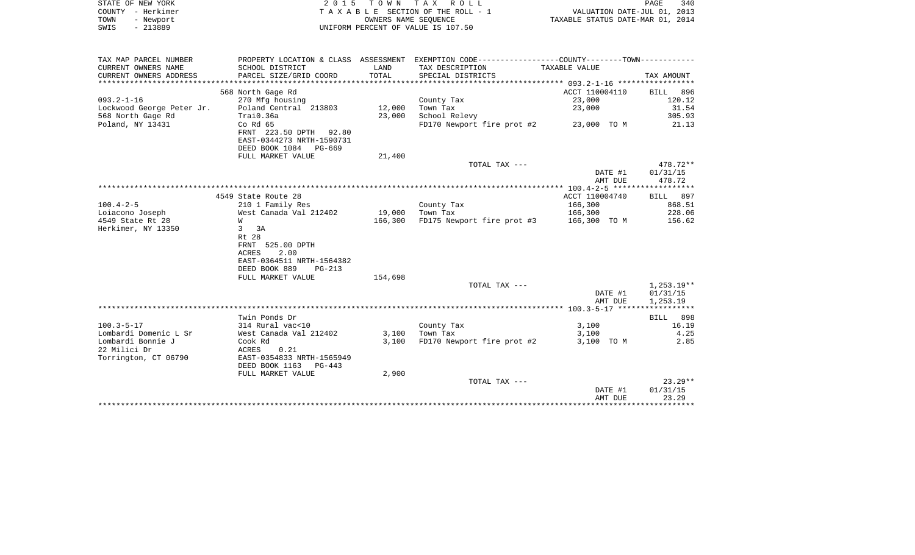STATE OF NEW YORK — COUNTY - Herkimer — TOWN - Newport — SWIS - 213889

2015 TOWN TAX ROLL — TAXABLE SECTION OF THE ROLL - 1 — OWNERS NAME SEQUENCE — UNIFORM PERCENT OF VALUE IS 107.50

VALUATION DATE-JUL 01, 2013 — TAXABLE STATUS DATE-MAR 01, 2014

| TAX MAP PARCEL NUMBER / CURRENT OWNERS NAME / CURRENT OWNERS ADDRESS | PROPERTY LOCATION & CLASS / SCHOOL DISTRICT / PARCEL SIZE/GRID COORD | ASSESSMENT LAND / TOTAL | EXEMPTION CODE / TAX DESCRIPTION / SPECIAL DISTRICTS | COUNTY--------TOWN / TAXABLE VALUE | TAX AMOUNT |
|---|---|---|---|---|---|
| **093.2-1-16** | 568 North Gage Rd | | | ACCT 110004110 | BILL 896 |
| 093.2-1-16 | 270 Mfg housing | | County Tax | 23,000 | 120.12 |
| Lockwood George Peter Jr. | Poland Central 213803 | 12,000 | Town Tax | 23,000 | 31.54 |
| 568 North Gage Rd | Trai0.36a | 23,000 | School Relevy | | 305.93 |
| Poland, NY 13431 | Co Rd 65 | | FD170 Newport fire prot #2 | 23,000 TO M | 21.13 |
| | FRNT 223.50 DPTH 92.80 | | | | |
| | EAST-0344273 NRTH-1590731 | | | | |
| | DEED BOOK 1084 PG-669 | | | | |
| | FULL MARKET VALUE | 21,400 | | | |
| | | | TOTAL TAX --- | | 478.72** |
| | | | | DATE #1 | 01/31/15 |
| | | | | AMT DUE | 478.72 |
| **100.4-2-5** | 4549 State Route 28 | | | ACCT 110004740 | BILL 897 |
| 100.4-2-5 | 210 1 Family Res | | County Tax | 166,300 | 868.51 |
| Loiacono Joseph | West Canada Val 212402 | 19,000 | Town Tax | 166,300 | 228.06 |
| 4549 State Rt 28 | W | 166,300 | FD175 Newport fire prot #3 | 166,300 TO M | 156.62 |
| Herkimer, NY 13350 | 3 3A | | | | |
| | Rt 28 | | | | |
| | FRNT 525.00 DPTH | | | | |
| | ACRES 2.00 | | | | |
| | EAST-0364511 NRTH-1564382 | | | | |
| | DEED BOOK 889 PG-213 | | | | |
| | FULL MARKET VALUE | 154,698 | | | |
| | | | TOTAL TAX --- | | 1,253.19** |
| | | | | DATE #1 | 01/31/15 |
| | | | | AMT DUE | 1,253.19 |
| **100.3-5-17** | Twin Ponds Dr | | | | BILL 898 |
| 100.3-5-17 | 314 Rural vac<10 | | County Tax | 3,100 | 16.19 |
| Lombardi Domenic L Sr | West Canada Val 212402 | 3,100 | Town Tax | 3,100 | 4.25 |
| Lombardi Bonnie J | Cook Rd | 3,100 | FD170 Newport fire prot #2 | 3,100 TO M | 2.85 |
| 22 Milici Dr | ACRES 0.21 | | | | |
| Torrington, CT 06790 | EAST-0354833 NRTH-1565949 | | | | |
| | DEED BOOK 1163 PG-443 | | | | |
| | FULL MARKET VALUE | 2,900 | | | |
| | | | TOTAL TAX --- | | 23.29** |
| | | | | DATE #1 | 01/31/15 |
| | | | | AMT DUE | 23.29 |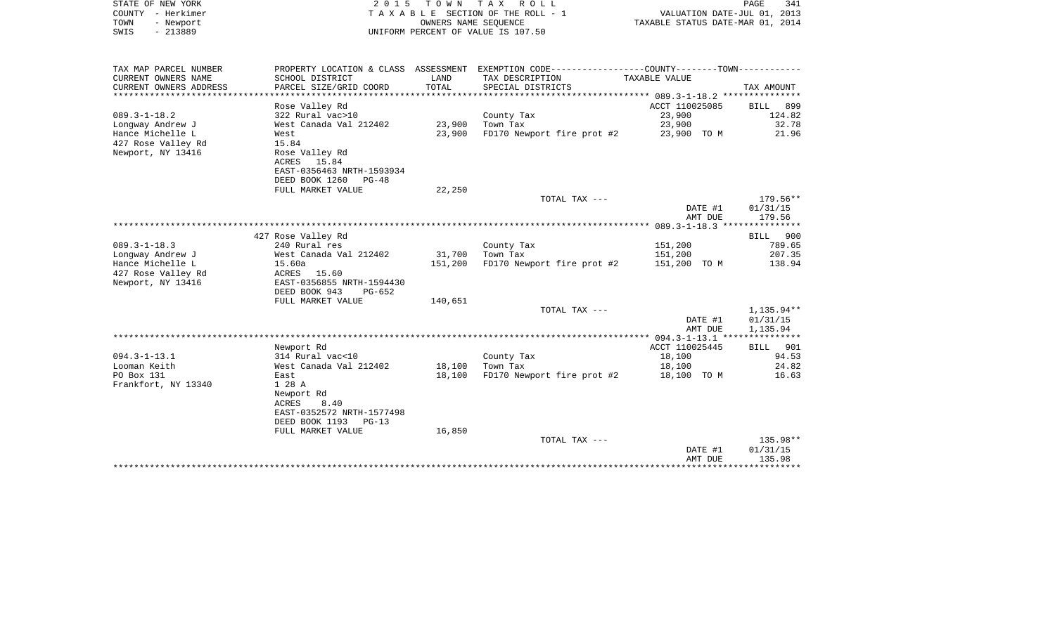STATE OF NEW YORK
COUNTY - Herkimer
TOWN - Newport
SWIS - 213889

2 0 1 5 T O W N T A X R O L L
T A X A B L E SECTION OF THE ROLL - 1
OWNERS NAME SEQUENCE
UNIFORM PERCENT OF VALUE IS 107.50

VALUATION DATE-JUL 01, 2013
TAXABLE STATUS DATE-MAR 01, 2014

| TAX MAP PARCEL NUMBER<br>CURRENT OWNERS NAME<br>CURRENT OWNERS ADDRESS | PROPERTY LOCATION & CLASS<br>SCHOOL DISTRICT<br>PARCEL SIZE/GRID COORD | ASSESSMENT<br>LAND<br>TOTAL | EXEMPTION CODE-----COUNTY-----TOWN-----<br>TAX DESCRIPTION<br>SPECIAL DISTRICTS | TAXABLE VALUE | TAX AMOUNT |
|---|---|---|---|---|---|
| 089.3-1-18.2 | Rose Valley Rd | | | ACCT 110025085 | BILL 899 |
| 089.3-1-18.2 | 322 Rural vac>10 | | County Tax | 23,900 | 124.82 |
| Longway Andrew J | West Canada Val 212402 | 23,900 | Town Tax | 23,900 | 32.78 |
| Hance Michelle L | West | 23,900 | FD170 Newport fire prot #2 | 23,900 TO M | 21.96 |
| 427 Rose Valley Rd | 15.84 | | | | |
| Newport, NY 13416 | Rose Valley Rd | | | | |
| | ACRES 15.84 | | | | |
| | EAST-0356463 NRTH-1593934 | | | | |
| | DEED BOOK 1260 PG-48 | | | | |
| | FULL MARKET VALUE | 22,250 | | | |
| | | | TOTAL TAX --- | | 179.56** |
| | | | | DATE #1 | 01/31/15 |
| | | | | AMT DUE | 179.56 |
| 089.3-1-18.3 | 427 Rose Valley Rd | | | | BILL 900 |
| 089.3-1-18.3 | 240 Rural res | | County Tax | 151,200 | 789.65 |
| Longway Andrew J | West Canada Val 212402 | 31,700 | Town Tax | 151,200 | 207.35 |
| Hance Michelle L | 15.60a | 151,200 | FD170 Newport fire prot #2 | 151,200 TO M | 138.94 |
| 427 Rose Valley Rd | ACRES 15.60 | | | | |
| Newport, NY 13416 | EAST-0356855 NRTH-1594430 | | | | |
| | DEED BOOK 943 PG-652 | | | | |
| | FULL MARKET VALUE | 140,651 | | | |
| | | | TOTAL TAX --- | | 1,135.94** |
| | | | | DATE #1 | 01/31/15 |
| | | | | AMT DUE | 1,135.94 |
| 094.3-1-13.1 | Newport Rd | | | ACCT 110025445 | BILL 901 |
| 094.3-1-13.1 | 314 Rural vac<10 | | County Tax | 18,100 | 94.53 |
| Looman Keith | West Canada Val 212402 | 18,100 | Town Tax | 18,100 | 24.82 |
| PO Box 131 | East | 18,100 | FD170 Newport fire prot #2 | 18,100 TO M | 16.63 |
| Frankfort, NY 13340 | 1 28 A | | | | |
| | Newport Rd | | | | |
| | ACRES 8.40 | | | | |
| | EAST-0352572 NRTH-1577498 | | | | |
| | DEED BOOK 1193 PG-13 | | | | |
| | FULL MARKET VALUE | 16,850 | | | |
| | | | TOTAL TAX --- | | 135.98** |
| | | | | DATE #1 | 01/31/15 |
| | | | | AMT DUE | 135.98 |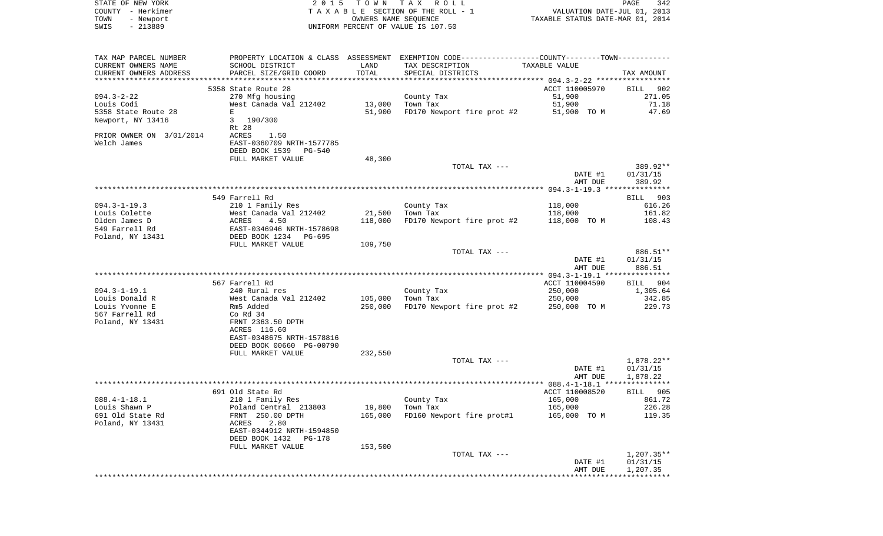STATE OF NEW YORK — 2015 TOWN TAX ROLL — PAGE 342
COUNTY - Herkimer — TAXABLE SECTION OF THE ROLL - 1 — VALUATION DATE-JUL 01, 2013
TOWN - Newport — OWNERS NAME SEQUENCE — TAXABLE STATUS DATE-MAR 01, 2014
SWIS - 213889 — UNIFORM PERCENT OF VALUE IS 107.50

| TAX MAP PARCEL NUMBER / CURRENT OWNERS NAME / CURRENT OWNERS ADDRESS | PROPERTY LOCATION & CLASS / SCHOOL DISTRICT / PARCEL SIZE/GRID COORD | ASSESSMENT LAND | TOTAL | EXEMPTION CODE / TAX DESCRIPTION / SPECIAL DISTRICTS | TAXABLE VALUE | TAX AMOUNT |
|---|---|---|---|---|---|---|
| | 5358 State Route 28 | | | | ACCT 110005970 | BILL 902 |
| 094.3-2-22 | 270 Mfg housing | | | County Tax | 51,900 | 271.05 |
| Louis Codi | West Canada Val 212402 | 13,000 | | Town Tax | 51,900 | 71.18 |
| 5358 State Route 28 | E | | 51,900 | FD170 Newport fire prot #2 | 51,900 TO M | 47.69 |
| Newport, NY 13416 | 3 190/300 | | | | | |
| | Rt 28 | | | | | |
| PRIOR OWNER ON 3/01/2014 | ACRES 1.50 | | | | | |
| Welch James | EAST-0360709 NRTH-1577785 | | | | | |
| | DEED BOOK 1539 PG-540 | | | | | |
| | FULL MARKET VALUE | | 48,300 | | | |
| | | | | TOTAL TAX --- | | 389.92** |
| | | | | | DATE #1 | 01/31/15 |
| | | | | | AMT DUE | 389.92 |
| | 549 Farrell Rd | | | | | BILL 903 |
| 094.3-1-19.3 | 210 1 Family Res | | | County Tax | 118,000 | 616.26 |
| Louis Colette | West Canada Val 212402 | 21,500 | | Town Tax | 118,000 | 161.82 |
| Olden James D | ACRES 4.50 | | 118,000 | FD170 Newport fire prot #2 | 118,000 TO M | 108.43 |
| 549 Farrell Rd | EAST-0346946 NRTH-1578698 | | | | | |
| Poland, NY 13431 | DEED BOOK 1234 PG-695 | | | | | |
| | FULL MARKET VALUE | | 109,750 | | | |
| | | | | TOTAL TAX --- | | 886.51** |
| | | | | | DATE #1 | 01/31/15 |
| | | | | | AMT DUE | 886.51 |
| | 567 Farrell Rd | | | | ACCT 110004590 | BILL 904 |
| 094.3-1-19.1 | 240 Rural res | | | County Tax | 250,000 | 1,305.64 |
| Louis Donald R | West Canada Val 212402 | 105,000 | | Town Tax | 250,000 | 342.85 |
| Louis Yvonne E | Rm5 Added | | 250,000 | FD170 Newport fire prot #2 | 250,000 TO M | 229.73 |
| 567 Farrell Rd | Co Rd 34 | | | | | |
| Poland, NY 13431 | FRNT 2363.50 DPTH | | | | | |
| | ACRES 116.60 | | | | | |
| | EAST-0348675 NRTH-1578816 | | | | | |
| | DEED BOOK 00660 PG-00790 | | | | | |
| | FULL MARKET VALUE | | 232,550 | | | |
| | | | | TOTAL TAX --- | | 1,878.22** |
| | | | | | DATE #1 | 01/31/15 |
| | | | | | AMT DUE | 1,878.22 |
| | 691 Old State Rd | | | | ACCT 110008520 | BILL 905 |
| 088.4-1-18.1 | 210 1 Family Res | | | County Tax | 165,000 | 861.72 |
| Louis Shawn P | Poland Central 213803 | 19,800 | | Town Tax | 165,000 | 226.28 |
| 691 Old State Rd | FRNT 250.00 DPTH | | 165,000 | FD160 Newport fire prot#1 | 165,000 TO M | 119.35 |
| Poland, NY 13431 | ACRES 2.80 | | | | | |
| | EAST-0344912 NRTH-1594850 | | | | | |
| | DEED BOOK 1432 PG-178 | | | | | |
| | FULL MARKET VALUE | | 153,500 | | | |
| | | | | TOTAL TAX --- | | 1,207.35** |
| | | | | | DATE #1 | 01/31/15 |
| | | | | | AMT DUE | 1,207.35 |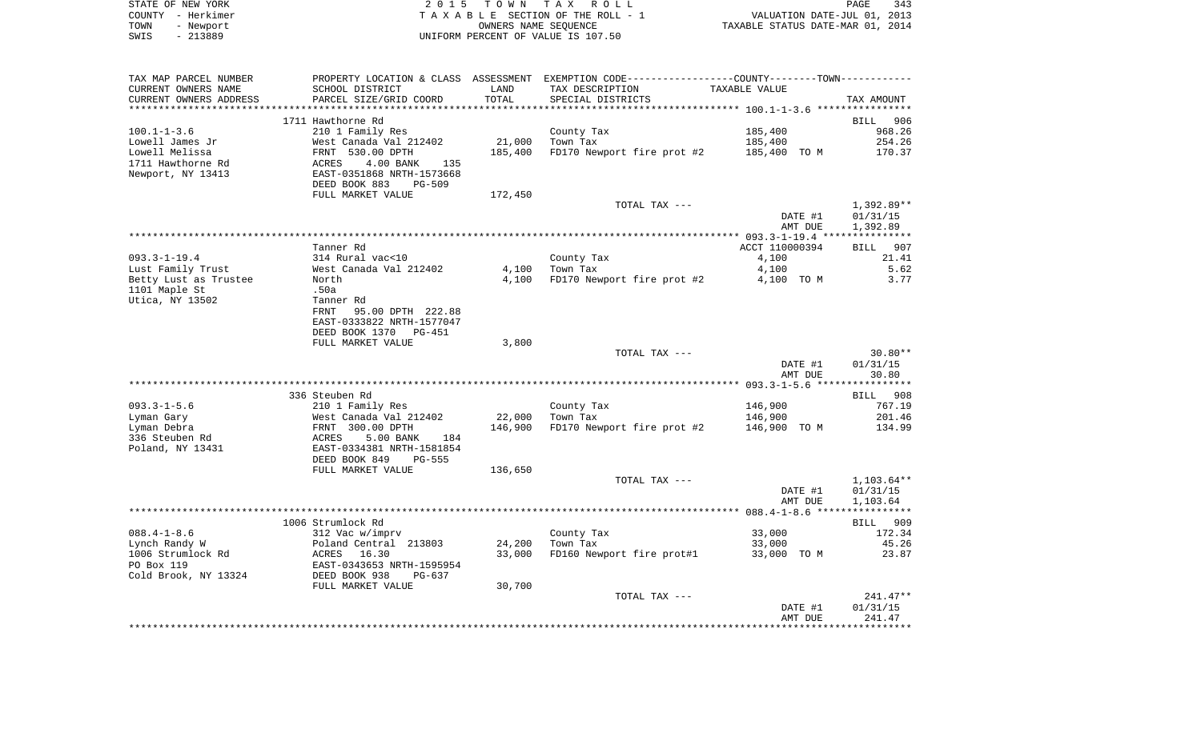STATE OF NEW YORK 2015 TOWN TAX ROLL
COUNTY - Herkimer TAXABLE SECTION OF THE ROLL - 1 VALUATION DATE-JUL 01, 2013
TOWN - Newport OWNERS NAME SEQUENCE TAXABLE STATUS DATE-MAR 01, 2014
SWIS - 213889 UNIFORM PERCENT OF VALUE IS 107.50

| TAX MAP PARCEL NUMBER / CURRENT OWNERS NAME / CURRENT OWNERS ADDRESS | PROPERTY LOCATION & CLASS / SCHOOL DISTRICT / PARCEL SIZE/GRID COORD | ASSESSMENT LAND / TOTAL | EXEMPTION CODE / TAX DESCRIPTION / SPECIAL DISTRICTS | COUNTY--TOWN TAXABLE VALUE | TAX AMOUNT |
|---|---|---|---|---|---|
| **100.1-1-3.6** | 1711 Hawthorne Rd | | | | BILL 906 |
| 100.1-1-3.6 | 210 1 Family Res | | County Tax | 185,400 | 968.26 |
| Lowell James Jr | West Canada Val 212402 | 21,000 | Town Tax | 185,400 | 254.26 |
| Lowell Melissa | FRNT 530.00 DPTH | 185,400 | FD170 Newport fire prot #2 | 185,400 TO M | 170.37 |
| 1711 Hawthorne Rd | ACRES 4.00 BANK 135 | | | | |
| Newport, NY 13413 | EAST-0351868 NRTH-1573668 | | | | |
| | DEED BOOK 883 PG-509 | | | | |
| | FULL MARKET VALUE | 172,450 | | | |
| | | | TOTAL TAX --- | | 1,392.89** |
| | | | | DATE #1 | 01/31/15 |
| | | | | AMT DUE | 1,392.89 |
| **093.3-1-19.4** | Tanner Rd | | | ACCT 110000394 | BILL 907 |
| 093.3-1-19.4 | 314 Rural vac<10 | | County Tax | 4,100 | 21.41 |
| Lust Family Trust | West Canada Val 212402 | 4,100 | Town Tax | 4,100 | 5.62 |
| Betty Lust as Trustee | North | 4,100 | FD170 Newport fire prot #2 | 4,100 TO M | 3.77 |
| 1101 Maple St | .50a | | | | |
| Utica, NY 13502 | Tanner Rd | | | | |
| | FRNT 95.00 DPTH 222.88 | | | | |
| | EAST-0333822 NRTH-1577047 | | | | |
| | DEED BOOK 1370 PG-451 | | | | |
| | FULL MARKET VALUE | 3,800 | | | |
| | | | TOTAL TAX --- | | 30.80** |
| | | | | DATE #1 | 01/31/15 |
| | | | | AMT DUE | 30.80 |
| **093.3-1-5.6** | 336 Steuben Rd | | | | BILL 908 |
| 093.3-1-5.6 | 210 1 Family Res | | County Tax | 146,900 | 767.19 |
| Lyman Gary | West Canada Val 212402 | 22,000 | Town Tax | 146,900 | 201.46 |
| Lyman Debra | FRNT 300.00 DPTH | 146,900 | FD170 Newport fire prot #2 | 146,900 TO M | 134.99 |
| 336 Steuben Rd | ACRES 5.00 BANK 184 | | | | |
| Poland, NY 13431 | EAST-0334381 NRTH-1581854 | | | | |
| | DEED BOOK 849 PG-555 | | | | |
| | FULL MARKET VALUE | 136,650 | | | |
| | | | TOTAL TAX --- | | 1,103.64** |
| | | | | DATE #1 | 01/31/15 |
| | | | | AMT DUE | 1,103.64 |
| **088.4-1-8.6** | 1006 Strumlock Rd | | | | BILL 909 |
| 088.4-1-8.6 | 312 Vac w/imprv | | County Tax | 33,000 | 172.34 |
| Lynch Randy W | Poland Central 213803 | 24,200 | Town Tax | 33,000 | 45.26 |
| 1006 Strumlock Rd | ACRES 16.30 | 33,000 | FD160 Newport fire prot#1 | 33,000 TO M | 23.87 |
| PO Box 119 | EAST-0343653 NRTH-1595954 | | | | |
| Cold Brook, NY 13324 | DEED BOOK 938 PG-637 | | | | |
| | FULL MARKET VALUE | 30,700 | | | |
| | | | TOTAL TAX --- | | 241.47** |
| | | | | DATE #1 | 01/31/15 |
| | | | | AMT DUE | 241.47 |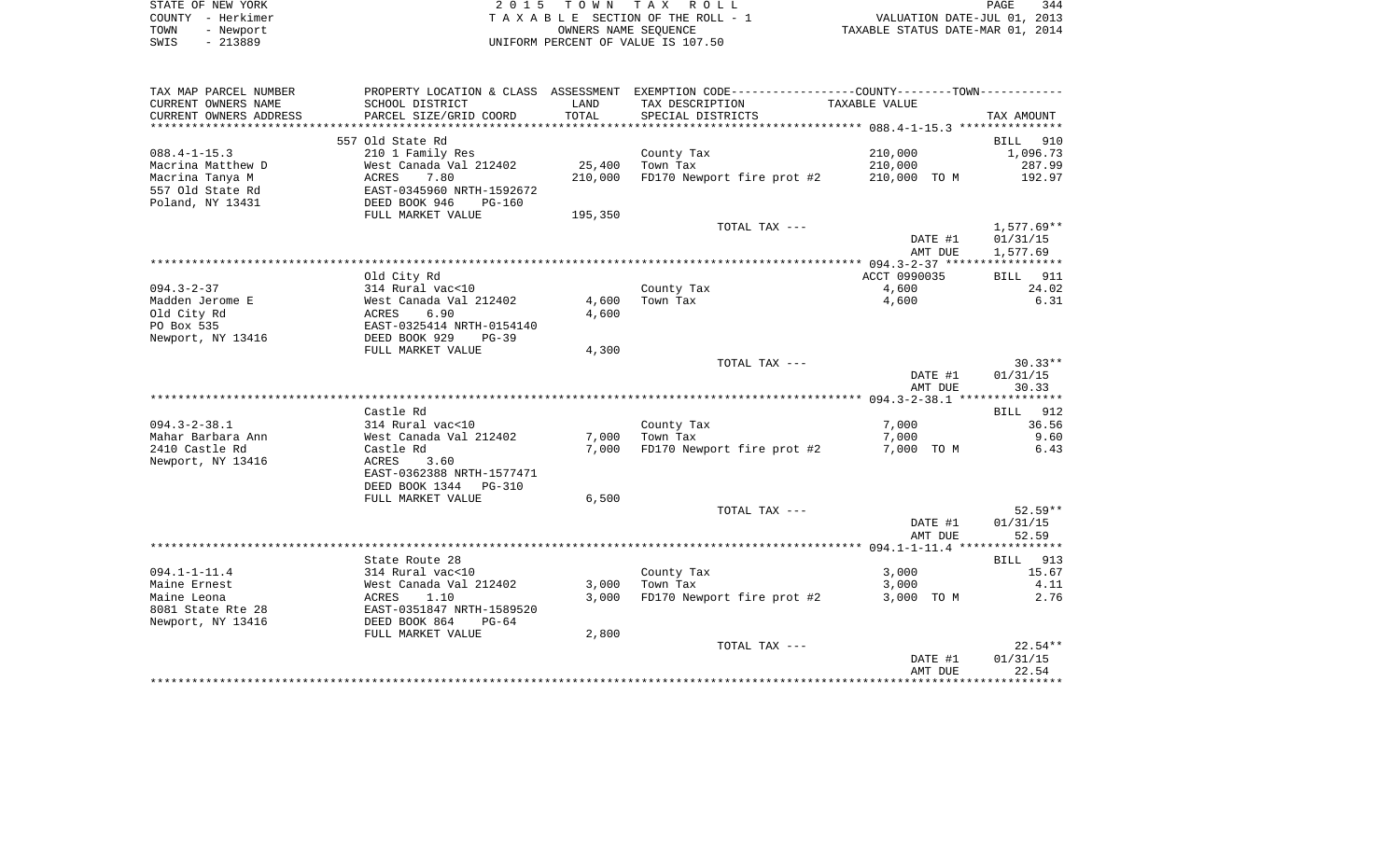STATE OF NEW YORK | COUNTY - Herkimer | TOWN - Newport | SWIS - 213889

2015 TOWN TAX ROLL
TAXABLE SECTION OF THE ROLL - 1
OWNERS NAME SEQUENCE
UNIFORM PERCENT OF VALUE IS 107.50

VALUATION DATE-JUL 01, 2013
TAXABLE STATUS DATE-MAR 01, 2014

| TAX MAP PARCEL NUMBER / CURRENT OWNERS NAME / CURRENT OWNERS ADDRESS | PROPERTY LOCATION & CLASS / SCHOOL DISTRICT / PARCEL SIZE/GRID COORD | ASSESSMENT LAND / TOTAL | EXEMPTION CODE / TAX DESCRIPTION / SPECIAL DISTRICTS | TAXABLE VALUE | TAX AMOUNT |
|---|---|---|---|---|---|
| **088.4-1-15.3** | 557 Old State Rd | | | | BILL 910 |
| 088.4-1-15.3 | 210 1 Family Res | | County Tax | 210,000 | 1,096.73 |
| Macrina Matthew D | West Canada Val 212402 | 25,400 | Town Tax | 210,000 | 287.99 |
| Macrina Tanya M | ACRES 7.80 | 210,000 | FD170 Newport fire prot #2 | 210,000 TO M | 192.97 |
| 557 Old State Rd | EAST-0345960 NRTH-1592672 | | | | |
| Poland, NY 13431 | DEED BOOK 946 PG-160 | | | | |
| | FULL MARKET VALUE | 195,350 | | | |
| | | | TOTAL TAX --- | | 1,577.69** |
| | | | | DATE #1 | 01/31/15 |
| | | | | AMT DUE | 1,577.69 |
| **094.3-2-37** | Old City Rd | | | ACCT 0990035 | BILL 911 |
| 094.3-2-37 | 314 Rural vac<10 | | County Tax | 4,600 | 24.02 |
| Madden Jerome E | West Canada Val 212402 | 4,600 | Town Tax | 4,600 | 6.31 |
| Old City Rd | ACRES 6.90 | 4,600 | | | |
| PO Box 535 | EAST-0325414 NRTH-0154140 | | | | |
| Newport, NY 13416 | DEED BOOK 929 PG-39 | | | | |
| | FULL MARKET VALUE | 4,300 | | | |
| | | | TOTAL TAX --- | | 30.33** |
| | | | | DATE #1 | 01/31/15 |
| | | | | AMT DUE | 30.33 |
| **094.3-2-38.1** | Castle Rd | | | | BILL 912 |
| 094.3-2-38.1 | 314 Rural vac<10 | | County Tax | 7,000 | 36.56 |
| Mahar Barbara Ann | West Canada Val 212402 | 7,000 | Town Tax | 7,000 | 9.60 |
| 2410 Castle Rd | Castle Rd | 7,000 | FD170 Newport fire prot #2 | 7,000 TO M | 6.43 |
| Newport, NY 13416 | ACRES 3.60 | | | | |
| | EAST-0362388 NRTH-1577471 | | | | |
| | DEED BOOK 1344 PG-310 | | | | |
| | FULL MARKET VALUE | 6,500 | | | |
| | | | TOTAL TAX --- | | 52.59** |
| | | | | DATE #1 | 01/31/15 |
| | | | | AMT DUE | 52.59 |
| **094.1-1-11.4** | State Route 28 | | | | BILL 913 |
| 094.1-1-11.4 | 314 Rural vac<10 | | County Tax | 3,000 | 15.67 |
| Maine Ernest | West Canada Val 212402 | 3,000 | Town Tax | 3,000 | 4.11 |
| Maine Leona | ACRES 1.10 | 3,000 | FD170 Newport fire prot #2 | 3,000 TO M | 2.76 |
| 8081 State Rte 28 | EAST-0351847 NRTH-1589520 | | | | |
| Newport, NY 13416 | DEED BOOK 864 PG-64 | | | | |
| | FULL MARKET VALUE | 2,800 | | | |
| | | | TOTAL TAX --- | | 22.54** |
| | | | | DATE #1 | 01/31/15 |
| | | | | AMT DUE | 22.54 |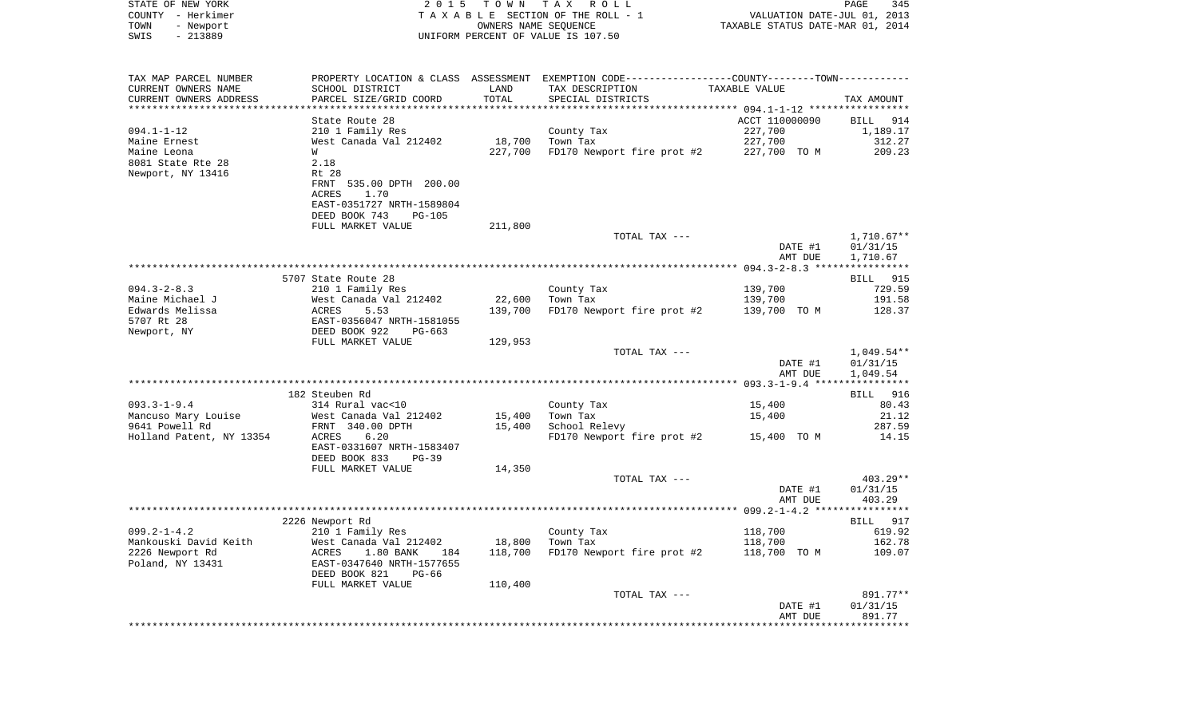STATE OF NEW YORK 2 0 1 5 T O W N T A X R O L L
COUNTY - Herkimer T A X A B L E SECTION OF THE ROLL - 1 VALUATION DATE-JUL 01, 2013
TOWN - Newport OWNERS NAME SEQUENCE TAXABLE STATUS DATE-MAR 01, 2014
SWIS - 213889 UNIFORM PERCENT OF VALUE IS 107.50

| TAX MAP PARCEL NUMBER<br>CURRENT OWNERS NAME<br>CURRENT OWNERS ADDRESS | PROPERTY LOCATION & CLASS<br>SCHOOL DISTRICT<br>PARCEL SIZE/GRID COORD | ASSESSMENT<br>LAND<br>TOTAL | EXEMPTION CODE-----COUNTY--------TOWN-----------<br>TAX DESCRIPTION<br>SPECIAL DISTRICTS | TAXABLE VALUE | TAX AMOUNT |
|---|---|---|---|---|---|
| ******** 094.1-1-12 ******** | | | | | |
| | State Route 28 | | | ACCT 110000090 | BILL 914 |
| 094.1-1-12 | 210 1 Family Res | | County Tax | 227,700 | 1,189.17 |
| Maine Ernest | West Canada Val 212402 | 18,700 | Town Tax | 227,700 | 312.27 |
| Maine Leona | W | 227,700 | FD170 Newport fire prot #2 | 227,700 TO M | 209.23 |
| 8081 State Rte 28 | 2.18 | | | | |
| Newport, NY 13416 | Rt 28 | | | | |
| | FRNT 535.00 DPTH 200.00 | | | | |
| | ACRES 1.70 | | | | |
| | EAST-0351727 NRTH-1589804 | | | | |
| | DEED BOOK 743 PG-105 | | | | |
| | FULL MARKET VALUE | 211,800 | | | |
| | | | TOTAL TAX --- | | 1,710.67** |
| | | | | DATE #1 | 01/31/15 |
| | | | | AMT DUE | 1,710.67 |
| ******** 094.3-2-8.3 ******** | | | | | |
| | 5707 State Route 28 | | | | BILL 915 |
| 094.3-2-8.3 | 210 1 Family Res | | County Tax | 139,700 | 729.59 |
| Maine Michael J | West Canada Val 212402 | 22,600 | Town Tax | 139,700 | 191.58 |
| Edwards Melissa | ACRES 5.53 | 139,700 | FD170 Newport fire prot #2 | 139,700 TO M | 128.37 |
| 5707 Rt 28 | EAST-0356047 NRTH-1581055 | | | | |
| Newport, NY | DEED BOOK 922 PG-663 | | | | |
| | FULL MARKET VALUE | 129,953 | | | |
| | | | TOTAL TAX --- | | 1,049.54** |
| | | | | DATE #1 | 01/31/15 |
| | | | | AMT DUE | 1,049.54 |
| ******** 093.3-1-9.4 ******** | | | | | |
| | 182 Steuben Rd | | | | BILL 916 |
| 093.3-1-9.4 | 314 Rural vac<10 | | County Tax | 15,400 | 80.43 |
| Mancuso Mary Louise | West Canada Val 212402 | 15,400 | Town Tax | 15,400 | 21.12 |
| 9641 Powell Rd | FRNT 340.00 DPTH | 15,400 | School Relevy | | 287.59 |
| Holland Patent, NY 13354 | ACRES 6.20 | | FD170 Newport fire prot #2 | 15,400 TO M | 14.15 |
| | EAST-0331607 NRTH-1583407 | | | | |
| | DEED BOOK 833 PG-39 | | | | |
| | FULL MARKET VALUE | 14,350 | | | |
| | | | TOTAL TAX --- | | 403.29** |
| | | | | DATE #1 | 01/31/15 |
| | | | | AMT DUE | 403.29 |
| ******** 099.2-1-4.2 ******** | | | | | |
| | 2226 Newport Rd | | | | BILL 917 |
| 099.2-1-4.2 | 210 1 Family Res | | County Tax | 118,700 | 619.92 |
| Mankouski David Keith | West Canada Val 212402 | 18,800 | Town Tax | 118,700 | 162.78 |
| 2226 Newport Rd | ACRES 1.80 BANK 184 | 118,700 | FD170 Newport fire prot #2 | 118,700 TO M | 109.07 |
| Poland, NY 13431 | EAST-0347640 NRTH-1577655 | | | | |
| | DEED BOOK 821 PG-66 | | | | |
| | FULL MARKET VALUE | 110,400 | | | |
| | | | TOTAL TAX --- | | 891.77** |
| | | | | DATE #1 | 01/31/15 |
| | | | | AMT DUE | 891.77 |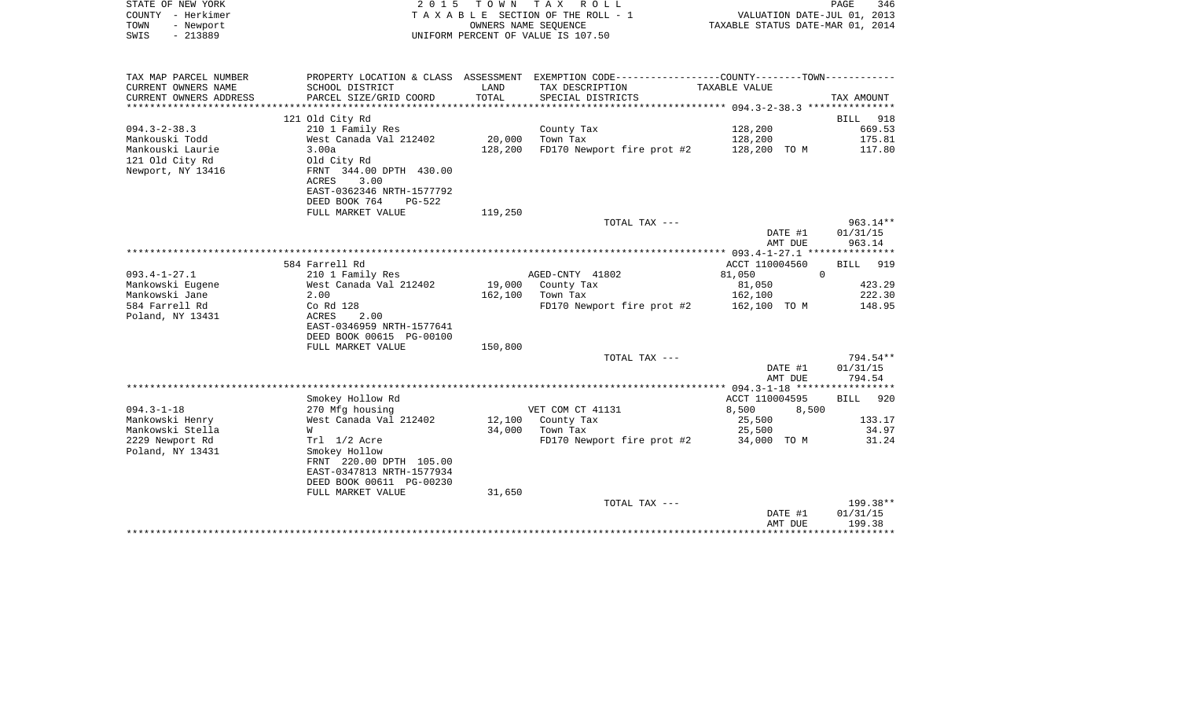STATE OF NEW YORK
COUNTY - Herkimer
TOWN - Newport
SWIS - 213889

2 0 1 5 T O W N T A X R O L L
T A X A B L E SECTION OF THE ROLL - 1
OWNERS NAME SEQUENCE
UNIFORM PERCENT OF VALUE IS 107.50

VALUATION DATE-JUL 01, 2013
TAXABLE STATUS DATE-MAR 01, 2014

```
TAX MAP PARCEL NUMBER     PROPERTY LOCATION & CLASS  ASSESSMENT  EXEMPTION CODE-----------------COUNTY--------TOWN-----------
CURRENT OWNERS NAME       SCHOOL DISTRICT               LAND      TAX DESCRIPTION               TAXABLE VALUE
CURRENT OWNERS ADDRESS    PARCEL SIZE/GRID COORD        TOTAL     SPECIAL DISTRICTS                                    TAX AMOUNT
******************************************************************************************** 094.3-2-38.3 ***************
                          121 Old City Rd                                                                         BILL  918
094.3-2-38.3              210 1 Family Res                        County Tax                    128,200              669.53
Mankouski Todd            West Canada Val 212402      20,000      Town Tax                      128,200              175.81
Mankouski Laurie          3.00a                      128,200      FD170 Newport fire prot #2    128,200 TO M         117.80
121 Old City Rd           Old City Rd
Newport, NY 13416         FRNT 344.00 DPTH 430.00
                          ACRES     3.00
                          EAST-0362346 NRTH-1577792
                          DEED BOOK 764    PG-522
                          FULL MARKET VALUE          119,250
                                                                  TOTAL TAX ---                                      963.14**
                                                                                                DATE #1           01/31/15
                                                                                                AMT DUE             963.14
******************************************************************************************** 093.4-1-27.1 ***************
                          584 Farrell Rd                                                        ACCT 110004560    BILL  919
093.4-1-27.1              210 1 Family Res                        AGED-CNTY  41802              81,050           0
Mankowski Eugene          West Canada Val 212402      19,000      County Tax                    81,050               423.29
Mankowski Jane            2.00                       162,100      Town Tax                      162,100              222.30
584 Farrell Rd            Co Rd 128                               FD170 Newport fire prot #2    162,100 TO M         148.95
Poland, NY 13431          ACRES     2.00
                          EAST-0346959 NRTH-1577641
                          DEED BOOK 00615 PG-00100
                          FULL MARKET VALUE          150,800
                                                                  TOTAL TAX ---                                      794.54**
                                                                                                DATE #1           01/31/15
                                                                                                AMT DUE             794.54
******************************************************************************************** 094.3-1-18 *****************
                          Smokey Hollow Rd                                                      ACCT 110004595    BILL  920
094.3-1-18                270 Mfg housing                         VET COM CT 41131              8,500        8,500
Mankowski Henry           West Canada Val 212402      12,100      County Tax                    25,500               133.17
Mankowski Stella          W                           34,000      Town Tax                      25,500                34.97
2229 Newport Rd           Trl  1/2 Acre                           FD170 Newport fire prot #2    34,000 TO M           31.24
Poland, NY 13431          Smokey Hollow
                          FRNT 220.00 DPTH 105.00
                          EAST-0347813 NRTH-1577934
                          DEED BOOK 00611 PG-00230
                          FULL MARKET VALUE           31,650
                                                                  TOTAL TAX ---                                      199.38**
                                                                                                DATE #1           01/31/15
                                                                                                AMT DUE             199.38
****************************************************************************************************************************
```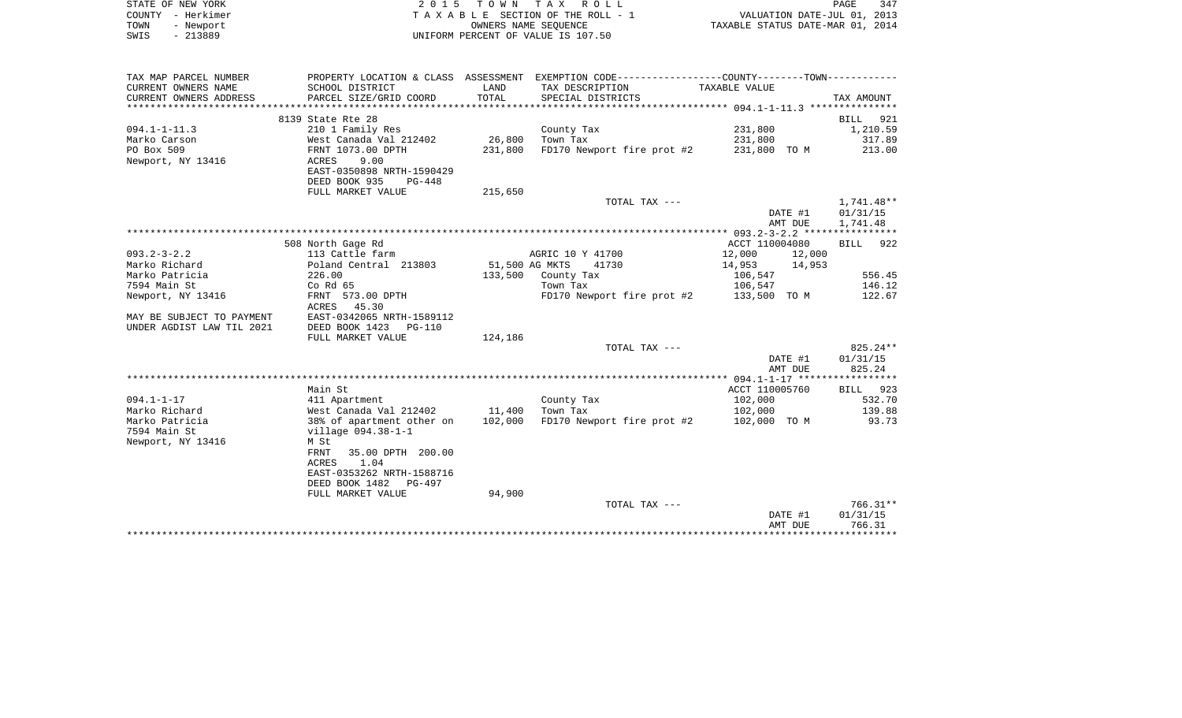STATE OF NEW YORK
COUNTY - Herkimer
TOWN - Newport
SWIS - 213889

2 0 1 5 T O W N T A X R O L L
T A X A B L E SECTION OF THE ROLL - 1
OWNERS NAME SEQUENCE
UNIFORM PERCENT OF VALUE IS 107.50

VALUATION DATE-JUL 01, 2013
TAXABLE STATUS DATE-MAR 01, 2014

| TAX MAP PARCEL NUMBER / CURRENT OWNERS NAME / CURRENT OWNERS ADDRESS | PROPERTY LOCATION & CLASS / SCHOOL DISTRICT / PARCEL SIZE/GRID COORD | ASSESSMENT LAND / TOTAL | EXEMPTION CODE / TAX DESCRIPTION / SPECIAL DISTRICTS | COUNTY / TOWN TAXABLE VALUE | TAX AMOUNT |
|---|---|---|---|---|---|
| **094.1-1-11.3** | 8139 State Rte 28 | | | | BILL 921 |
| Marko Carson | 210 1 Family Res | | County Tax | 231,800 | 1,210.59 |
| PO Box 509 | West Canada Val 212402 | 26,800 | Town Tax | 231,800 | 317.89 |
| Newport, NY 13416 | FRNT 1073.00 DPTH | 231,800 | FD170 Newport fire prot #2 | 231,800 TO M | 213.00 |
| | ACRES 9.00 | | | | |
| | EAST-0350898 NRTH-1590429 | | | | |
| | DEED BOOK 935 PG-448 | | | | |
| | FULL MARKET VALUE | 215,650 | | | |
| | | | TOTAL TAX --- | | 1,741.48** |
| | | | | DATE #1 | 01/31/15 |
| | | | | AMT DUE | 1,741.48 |
| **093.2-3-2.2** | 508 North Gage Rd | | | ACCT 110004080 | BILL 922 |
| Marko Richard | 113 Cattle farm | | AGRIC 10 Y 41700 | 12,000 12,000 | |
| Marko Patricia | Poland Central 213803 | 51,500 | AG MKTS 41730 | 14,953 14,953 | |
| 7594 Main St | 226.00 | 133,500 | County Tax | 106,547 | 556.45 |
| Newport, NY 13416 | Co Rd 65 | | Town Tax | 106,547 | 146.12 |
| | FRNT 573.00 DPTH | | FD170 Newport fire prot #2 | 133,500 TO M | 122.67 |
| | ACRES 45.30 | | | | |
| MAY BE SUBJECT TO PAYMENT | EAST-0342065 NRTH-1589112 | | | | |
| UNDER AGDIST LAW TIL 2021 | DEED BOOK 1423 PG-110 | | | | |
| | FULL MARKET VALUE | 124,186 | | | |
| | | | TOTAL TAX --- | | 825.24** |
| | | | | DATE #1 | 01/31/15 |
| | | | | AMT DUE | 825.24 |
| **094.1-1-17** | Main St | | | ACCT 110005760 | BILL 923 |
| Marko Richard | 411 Apartment | | County Tax | 102,000 | 532.70 |
| Marko Patricia | West Canada Val 212402 | 11,400 | Town Tax | 102,000 | 139.88 |
| 7594 Main St | 38% of apartment other on | 102,000 | FD170 Newport fire prot #2 | 102,000 TO M | 93.73 |
| Newport, NY 13416 | village 094.38-1-1 | | | | |
| | M St | | | | |
| | FRNT 35.00 DPTH 200.00 | | | | |
| | ACRES 1.04 | | | | |
| | EAST-0353262 NRTH-1588716 | | | | |
| | DEED BOOK 1482 PG-497 | | | | |
| | FULL MARKET VALUE | 94,900 | | | |
| | | | TOTAL TAX --- | | 766.31** |
| | | | | DATE #1 | 01/31/15 |
| | | | | AMT DUE | 766.31 |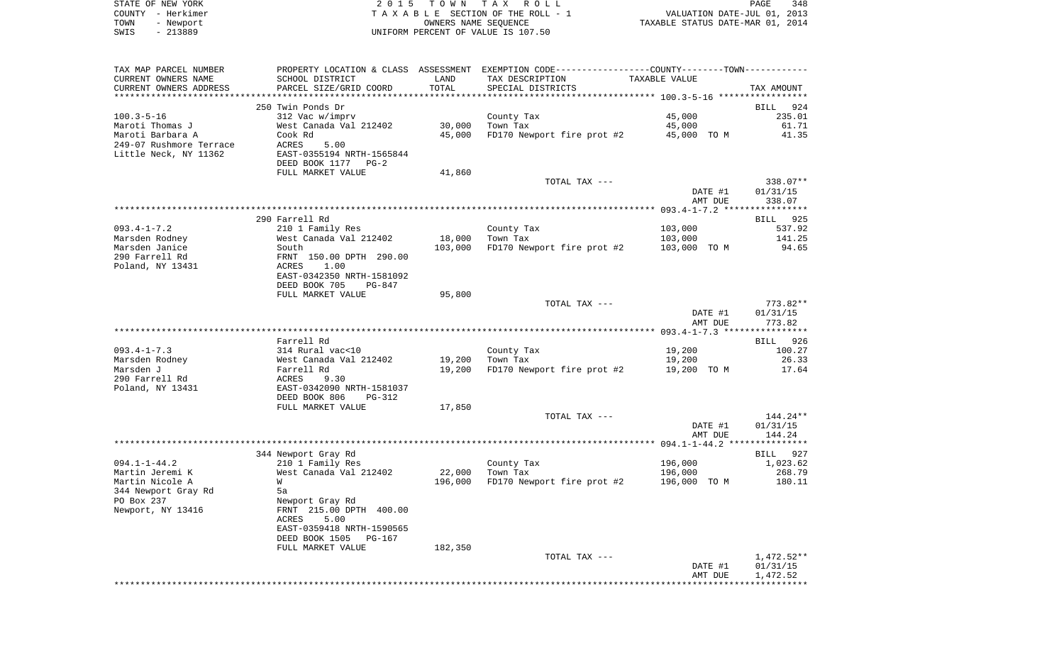STATE OF NEW YORK | COUNTY - Herkimer | TOWN - Newport | SWIS - 213889

2015 TOWN TAX ROLL
TAXABLE SECTION OF THE ROLL - 1
OWNERS NAME SEQUENCE
UNIFORM PERCENT OF VALUE IS 107.50

VALUATION DATE-JUL 01, 2013
TAXABLE STATUS DATE-MAR 01, 2014

| TAX MAP PARCEL NUMBER / CURRENT OWNERS NAME / CURRENT OWNERS ADDRESS | PROPERTY LOCATION & CLASS / SCHOOL DISTRICT / PARCEL SIZE/GRID COORD | ASSESSMENT LAND | ASSESSMENT TOTAL | EXEMPTION CODE / TAX DESCRIPTION / SPECIAL DISTRICTS | TAXABLE VALUE | TAX AMOUNT |
|---|---|---|---|---|---|---|
| 100.3-5-16 | 250 Twin Ponds Dr | | | | | BILL 924 |
| Maroti Thomas J | 312 Vac w/imprv | | | County Tax | 45,000 | 235.01 |
| Maroti Barbara A | West Canada Val 212402 | 30,000 | | Town Tax | 45,000 | 61.71 |
| 249-07 Rushmore Terrace | Cook Rd | | 45,000 | FD170 Newport fire prot #2 | 45,000 TO M | 41.35 |
| Little Neck, NY 11362 | ACRES 5.00 | | | | | |
| | EAST-0355194 NRTH-1565844 | | | | | |
| | DEED BOOK 1177 PG-2 | | | | | |
| | FULL MARKET VALUE | 41,860 | | | | |
| | | | | TOTAL TAX --- | | 338.07** |
| | | | | | DATE #1 | 01/31/15 |
| | | | | | AMT DUE | 338.07 |
| 093.4-1-7.2 | 290 Farrell Rd | | | | | BILL 925 |
| Marsden Rodney | 210 1 Family Res | | | County Tax | 103,000 | 537.92 |
| Marsden Janice | West Canada Val 212402 | 18,000 | | Town Tax | 103,000 | 141.25 |
| 290 Farrell Rd | South | | 103,000 | FD170 Newport fire prot #2 | 103,000 TO M | 94.65 |
| Poland, NY 13431 | FRNT 150.00 DPTH 290.00 | | | | | |
| | ACRES 1.00 | | | | | |
| | EAST-0342350 NRTH-1581092 | | | | | |
| | DEED BOOK 705 PG-847 | | | | | |
| | FULL MARKET VALUE | 95,800 | | | | |
| | | | | TOTAL TAX --- | | 773.82** |
| | | | | | DATE #1 | 01/31/15 |
| | | | | | AMT DUE | 773.82 |
| 093.4-1-7.3 | Farrell Rd | | | | | BILL 926 |
| Marsden Rodney | 314 Rural vac<10 | | | County Tax | 19,200 | 100.27 |
| Marsden J | West Canada Val 212402 | 19,200 | | Town Tax | 19,200 | 26.33 |
| 290 Farrell Rd | Farrell Rd | | 19,200 | FD170 Newport fire prot #2 | 19,200 TO M | 17.64 |
| Poland, NY 13431 | ACRES 9.30 | | | | | |
| | EAST-0342090 NRTH-1581037 | | | | | |
| | DEED BOOK 806 PG-312 | | | | | |
| | FULL MARKET VALUE | 17,850 | | | | |
| | | | | TOTAL TAX --- | | 144.24** |
| | | | | | DATE #1 | 01/31/15 |
| | | | | | AMT DUE | 144.24 |
| 094.1-1-44.2 | 344 Newport Gray Rd | | | | | BILL 927 |
| Martin Jeremi K | 210 1 Family Res | | | County Tax | 196,000 | 1,023.62 |
| Martin Nicole A | West Canada Val 212402 | 22,000 | | Town Tax | 196,000 | 268.79 |
| 344 Newport Gray Rd | W | | 196,000 | FD170 Newport fire prot #2 | 196,000 TO M | 180.11 |
| PO Box 237 | 5a | | | | | |
| Newport, NY 13416 | Newport Gray Rd | | | | | |
| | FRNT 215.00 DPTH 400.00 | | | | | |
| | ACRES 5.00 | | | | | |
| | EAST-0359418 NRTH-1590565 | | | | | |
| | DEED BOOK 1505 PG-167 | | | | | |
| | FULL MARKET VALUE | 182,350 | | | | |
| | | | | TOTAL TAX --- | | 1,472.52** |
| | | | | | DATE #1 | 01/31/15 |
| | | | | | AMT DUE | 1,472.52 |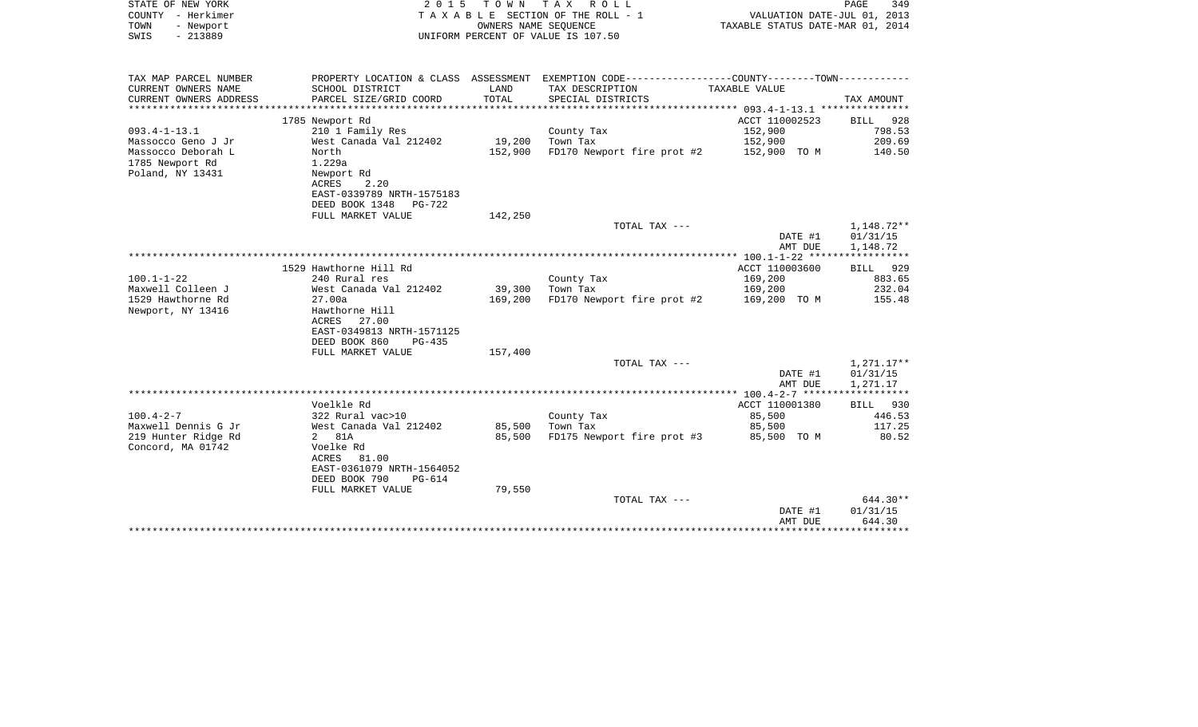STATE OF NEW YORK
COUNTY - Herkimer
TOWN - Newport
SWIS - 213889

2 0 1 5 T O W N T A X R O L L
T A X A B L E SECTION OF THE ROLL - 1
OWNERS NAME SEQUENCE
UNIFORM PERCENT OF VALUE IS 107.50

VALUATION DATE-JUL 01, 2013
TAXABLE STATUS DATE-MAR 01, 2014

| TAX MAP PARCEL NUMBER<br>CURRENT OWNERS NAME<br>CURRENT OWNERS ADDRESS | PROPERTY LOCATION & CLASS<br>SCHOOL DISTRICT<br>PARCEL SIZE/GRID COORD | ASSESSMENT<br>LAND<br>TOTAL | EXEMPTION CODE-----COUNTY-----TOWN-----<br>TAX DESCRIPTION<br>SPECIAL DISTRICTS | TAXABLE VALUE | TAX AMOUNT |
|---|---|---|---|---|---|
| | 1785 Newport Rd | | | ACCT 110002523 | BILL 928 |
| 093.4-1-13.1 | 210 1 Family Res | | County Tax | 152,900 | 798.53 |
| Massocco Geno J Jr | West Canada Val 212402 | 19,200 | Town Tax | 152,900 | 209.69 |
| Massocco Deborah L | North | 152,900 | FD170 Newport fire prot #2 | 152,900 TO M | 140.50 |
| 1785 Newport Rd | 1.229a | | | | |
| Poland, NY 13431 | Newport Rd | | | | |
| | ACRES 2.20 | | | | |
| | EAST-0339789 NRTH-1575183 | | | | |
| | DEED BOOK 1348 PG-722 | | | | |
| | FULL MARKET VALUE | 142,250 | | | |
| | | | TOTAL TAX --- | | 1,148.72** |
| | | | | DATE #1 | 01/31/15 |
| | | | | AMT DUE | 1,148.72 |
| | 1529 Hawthorne Hill Rd | | | ACCT 110003600 | BILL 929 |
| 100.1-1-22 | 240 Rural res | | County Tax | 169,200 | 883.65 |
| Maxwell Colleen J | West Canada Val 212402 | 39,300 | Town Tax | 169,200 | 232.04 |
| 1529 Hawthorne Rd | 27.00a | 169,200 | FD170 Newport fire prot #2 | 169,200 TO M | 155.48 |
| Newport, NY 13416 | Hawthorne Hill | | | | |
| | ACRES 27.00 | | | | |
| | EAST-0349813 NRTH-1571125 | | | | |
| | DEED BOOK 860 PG-435 | | | | |
| | FULL MARKET VALUE | 157,400 | | | |
| | | | TOTAL TAX --- | | 1,271.17** |
| | | | | DATE #1 | 01/31/15 |
| | | | | AMT DUE | 1,271.17 |
| | Voelkle Rd | | | ACCT 110001380 | BILL 930 |
| 100.4-2-7 | 322 Rural vac>10 | | County Tax | 85,500 | 446.53 |
| Maxwell Dennis G Jr | West Canada Val 212402 | 85,500 | Town Tax | 85,500 | 117.25 |
| 219 Hunter Ridge Rd | 2 81A | 85,500 | FD175 Newport fire prot #3 | 85,500 TO M | 80.52 |
| Concord, MA 01742 | Voelke Rd | | | | |
| | ACRES 81.00 | | | | |
| | EAST-0361079 NRTH-1564052 | | | | |
| | DEED BOOK 790 PG-614 | | | | |
| | FULL MARKET VALUE | 79,550 | | | |
| | | | TOTAL TAX --- | | 644.30** |
| | | | | DATE #1 | 01/31/15 |
| | | | | AMT DUE | 644.30 |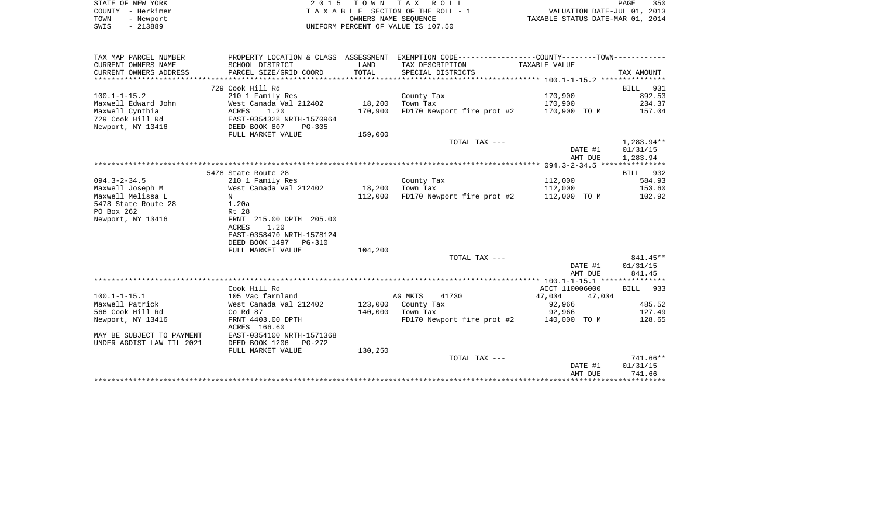STATE OF NEW YORK | 2 0 1 5   T O W N   T A X   R O L L | PAGE 350
COUNTY - Herkimer | T A X A B L E SECTION OF THE ROLL - 1 | VALUATION DATE-JUL 01, 2013
TOWN - Newport | OWNERS NAME SEQUENCE | TAXABLE STATUS DATE-MAR 01, 2014
SWIS - 213889 | UNIFORM PERCENT OF VALUE IS 107.50

| TAX MAP PARCEL NUMBER<br>CURRENT OWNERS NAME<br>CURRENT OWNERS ADDRESS | PROPERTY LOCATION & CLASS<br>SCHOOL DISTRICT<br>PARCEL SIZE/GRID COORD | ASSESSMENT<br>LAND<br>TOTAL | EXEMPTION CODE<br>TAX DESCRIPTION<br>SPECIAL DISTRICTS | COUNTY--------TOWN<br>TAXABLE VALUE | TAX AMOUNT |
|---|---|---|---|---|---|
| 100.1-1-15.2 | 729 Cook Hill Rd |  |  |  | BILL 931 |
| 100.1-1-15.2 | 210 1 Family Res |  | County Tax | 170,900 | 892.53 |
| Maxwell Edward John | West Canada Val 212402 | 18,200 | Town Tax | 170,900 | 234.37 |
| Maxwell Cynthia | ACRES 1.20 | 170,900 | FD170 Newport fire prot #2 | 170,900 TO M | 157.04 |
| 729 Cook Hill Rd | EAST-0354328 NRTH-1570964 |  |  |  |  |
| Newport, NY 13416 | DEED BOOK 807 PG-305 |  |  |  |  |
|  | FULL MARKET VALUE | 159,000 |  |  |  |
|  |  |  | TOTAL TAX --- |  | 1,283.94** |
|  |  |  |  | DATE #1 | 01/31/15 |
|  |  |  |  | AMT DUE | 1,283.94 |
| 094.3-2-34.5 | 5478 State Route 28 |  |  |  | BILL 932 |
| 094.3-2-34.5 | 210 1 Family Res |  | County Tax | 112,000 | 584.93 |
| Maxwell Joseph M | West Canada Val 212402 | 18,200 | Town Tax | 112,000 | 153.60 |
| Maxwell Melissa L | N | 112,000 | FD170 Newport fire prot #2 | 112,000 TO M | 102.92 |
| 5478 State Route 28 | 1.20a |  |  |  |  |
| PO Box 262 | Rt 28 |  |  |  |  |
| Newport, NY 13416 | FRNT 215.00 DPTH 205.00 |  |  |  |  |
|  | ACRES 1.20 |  |  |  |  |
|  | EAST-0358470 NRTH-1578124 |  |  |  |  |
|  | DEED BOOK 1497 PG-310 |  |  |  |  |
|  | FULL MARKET VALUE | 104,200 |  |  |  |
|  |  |  | TOTAL TAX --- |  | 841.45** |
|  |  |  |  | DATE #1 | 01/31/15 |
|  |  |  |  | AMT DUE | 841.45 |
| 100.1-1-15.1 | Cook Hill Rd |  |  | ACCT 110006000 | BILL 933 |
| 100.1-1-15.1 | 105 Vac farmland |  | AG MKTS 41730 | 47,034 47,034 |  |
| Maxwell Patrick | West Canada Val 212402 | 123,000 | County Tax | 92,966 | 485.52 |
| 566 Cook Hill Rd | Co Rd 87 | 140,000 | Town Tax | 92,966 | 127.49 |
| Newport, NY 13416 | FRNT 4403.00 DPTH |  | FD170 Newport fire prot #2 | 140,000 TO M | 128.65 |
|  | ACRES 166.60 |  |  |  |  |
| MAY BE SUBJECT TO PAYMENT | EAST-0354100 NRTH-1571368 |  |  |  |  |
| UNDER AGDIST LAW TIL 2021 | DEED BOOK 1206 PG-272 |  |  |  |  |
|  | FULL MARKET VALUE | 130,250 |  |  |  |
|  |  |  | TOTAL TAX --- |  | 741.66** |
|  |  |  |  | DATE #1 | 01/31/15 |
|  |  |  |  | AMT DUE | 741.66 |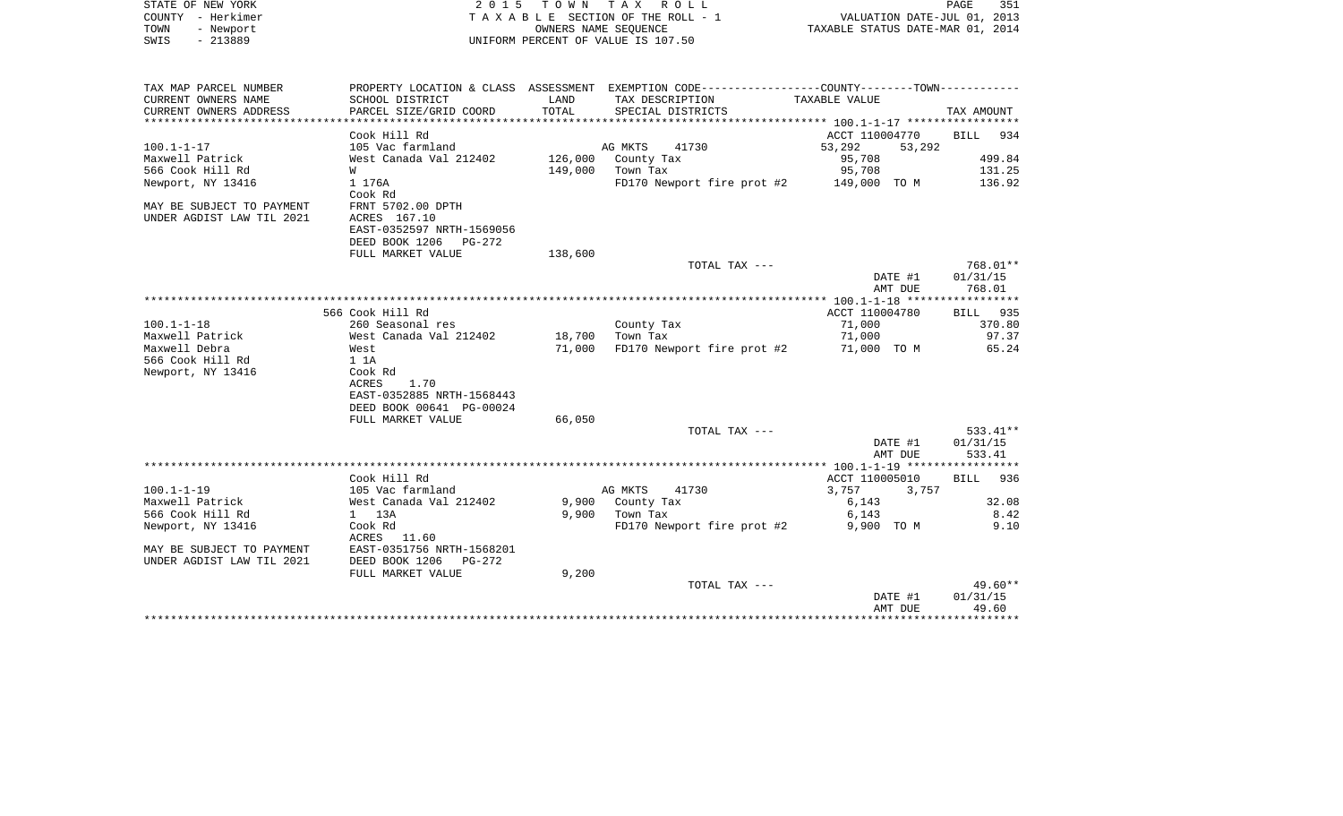STATE OF NEW YORK — 2015 TOWN TAX ROLL
COUNTY - Herkimer — TAXABLE SECTION OF THE ROLL - 1 — VALUATION DATE-JUL 01, 2013
TOWN - Newport — OWNERS NAME SEQUENCE — TAXABLE STATUS DATE-MAR 01, 2014
SWIS - 213889 — UNIFORM PERCENT OF VALUE IS 107.50

| TAX MAP PARCEL NUMBER / CURRENT OWNERS NAME / CURRENT OWNERS ADDRESS | PROPERTY LOCATION & CLASS / SCHOOL DISTRICT / PARCEL SIZE/GRID COORD | ASSESSMENT LAND / TOTAL | EXEMPTION CODE / TAX DESCRIPTION / SPECIAL DISTRICTS | COUNTY / TAXABLE VALUE | TOWN | TAX AMOUNT |
|---|---|---|---|---|---|---|
| | Cook Hill Rd | | | ACCT 110004770 | | BILL 934 |
| 100.1-1-17 | 105 Vac farmland | | AG MKTS 41730 | 53,292 | 53,292 | |
| Maxwell Patrick | West Canada Val 212402 | 126,000 | County Tax | 95,708 | | 499.84 |
| 566 Cook Hill Rd | W | 149,000 | Town Tax | 95,708 | | 131.25 |
| Newport, NY 13416 | 1 176A | | FD170 Newport fire prot #2 | 149,000 TO M | | 136.92 |
| | Cook Rd | | | | | |
| MAY BE SUBJECT TO PAYMENT | FRNT 5702.00 DPTH | | | | | |
| UNDER AGDIST LAW TIL 2021 | ACRES 167.10 | | | | | |
| | EAST-0352597 NRTH-1569056 | | | | | |
| | DEED BOOK 1206 PG-272 | | | | | |
| | FULL MARKET VALUE | 138,600 | | | | |
| | | | TOTAL TAX --- | | | 768.01** |
| | | | | | DATE #1 | 01/31/15 |
| | | | | | AMT DUE | 768.01 |
| | 566 Cook Hill Rd | | | ACCT 110004780 | | BILL 935 |
| 100.1-1-18 | 260 Seasonal res | | County Tax | 71,000 | | 370.80 |
| Maxwell Patrick | West Canada Val 212402 | 18,700 | Town Tax | 71,000 | | 97.37 |
| Maxwell Debra | West | 71,000 | FD170 Newport fire prot #2 | 71,000 TO M | | 65.24 |
| 566 Cook Hill Rd | 1 1A | | | | | |
| Newport, NY 13416 | Cook Rd | | | | | |
| | ACRES 1.70 | | | | | |
| | EAST-0352885 NRTH-1568443 | | | | | |
| | DEED BOOK 00641 PG-00024 | | | | | |
| | FULL MARKET VALUE | 66,050 | | | | |
| | | | TOTAL TAX --- | | | 533.41** |
| | | | | | DATE #1 | 01/31/15 |
| | | | | | AMT DUE | 533.41 |
| | Cook Hill Rd | | | ACCT 110005010 | | BILL 936 |
| 100.1-1-19 | 105 Vac farmland | | AG MKTS 41730 | 3,757 | 3,757 | |
| Maxwell Patrick | West Canada Val 212402 | 9,900 | County Tax | 6,143 | | 32.08 |
| 566 Cook Hill Rd | 1 13A | 9,900 | Town Tax | 6,143 | | 8.42 |
| Newport, NY 13416 | Cook Rd | | FD170 Newport fire prot #2 | 9,900 TO M | | 9.10 |
| | ACRES 11.60 | | | | | |
| MAY BE SUBJECT TO PAYMENT | EAST-0351756 NRTH-1568201 | | | | | |
| UNDER AGDIST LAW TIL 2021 | DEED BOOK 1206 PG-272 | | | | | |
| | FULL MARKET VALUE | 9,200 | | | | |
| | | | TOTAL TAX --- | | | 49.60** |
| | | | | | DATE #1 | 01/31/15 |
| | | | | | AMT DUE | 49.60 |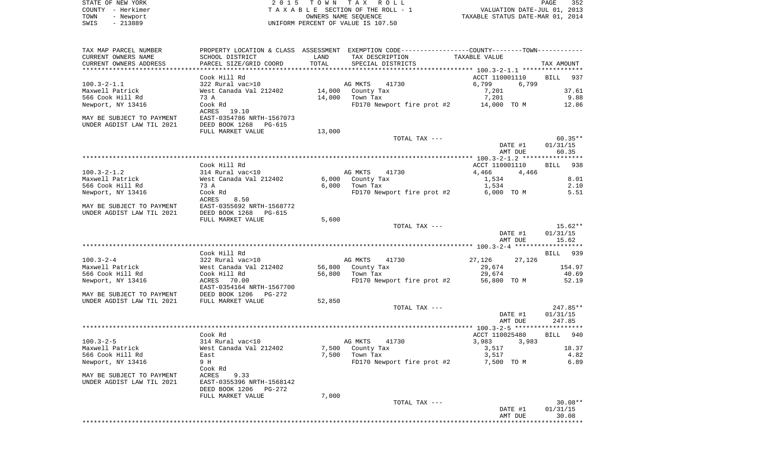STATE OF NEW YORK  
COUNTY - Herkimer  
TOWN - Newport  
SWIS - 213889

2015 TOWN TAX ROLL  
TAXABLE SECTION OF THE ROLL - 1  
OWNERS NAME SEQUENCE  
UNIFORM PERCENT OF VALUE IS 107.50

VALUATION DATE-JUL 01, 2013  
TAXABLE STATUS DATE-MAR 01, 2014

| TAX MAP PARCEL NUMBER / CURRENT OWNERS NAME / CURRENT OWNERS ADDRESS | PROPERTY LOCATION & CLASS / SCHOOL DISTRICT / PARCEL SIZE/GRID COORD | ASSESSMENT LAND / TOTAL | EXEMPTION CODE / TAX DESCRIPTION / SPECIAL DISTRICTS | COUNTY / TOWN TAXABLE VALUE | TAX AMOUNT |
|---|---|---|---|---|---|
| | Cook Hill Rd | | | ACCT 110001110 | BILL 937 |
| 100.3-2-1.1 | 322 Rural vac>10 | | AG MKTS 41730 | 6,799 6,799 | |
| Maxwell Patrick | West Canada Val 212402 | 14,000 | County Tax | 7,201 | 37.61 |
| 566 Cook Hill Rd | 73 A | 14,000 | Town Tax | 7,201 | 9.88 |
| Newport, NY 13416 | Cook Rd | | FD170 Newport fire prot #2 | 14,000 TO M | 12.86 |
| | ACRES 19.10 | | | | |
| MAY BE SUBJECT TO PAYMENT | EAST-0354786 NRTH-1567073 | | | | |
| UNDER AGDIST LAW TIL 2021 | DEED BOOK 1268 PG-615 | | | | |
| | FULL MARKET VALUE | 13,000 | | | |
| | | | TOTAL TAX --- | | 60.35** |
| | | | | DATE #1 | 01/31/15 |
| | | | | AMT DUE | 60.35 |
| | Cook Hill Rd | | | ACCT 110001110 | BILL 938 |
| 100.3-2-1.2 | 314 Rural vac<10 | | AG MKTS 41730 | 4,466 4,466 | |
| Maxwell Patrick | West Canada Val 212402 | 6,000 | County Tax | 1,534 | 8.01 |
| 566 Cook Hill Rd | 73 A | 6,000 | Town Tax | 1,534 | 2.10 |
| Newport, NY 13416 | Cook Rd | | FD170 Newport fire prot #2 | 6,000 TO M | 5.51 |
| | ACRES 8.50 | | | | |
| MAY BE SUBJECT TO PAYMENT | EAST-0355692 NRTH-1568772 | | | | |
| UNDER AGDIST LAW TIL 2021 | DEED BOOK 1268 PG-615 | | | | |
| | FULL MARKET VALUE | 5,600 | | | |
| | | | TOTAL TAX --- | | 15.62** |
| | | | | DATE #1 | 01/31/15 |
| | | | | AMT DUE | 15.62 |
| | Cook Hill Rd | | | | BILL 939 |
| 100.3-2-4 | 322 Rural vac>10 | | AG MKTS 41730 | 27,126 27,126 | |
| Maxwell Patrick | West Canada Val 212402 | 56,800 | County Tax | 29,674 | 154.97 |
| 566 Cook Hill Rd | Cook Hill Rd | 56,800 | Town Tax | 29,674 | 40.69 |
| Newport, NY 13416 | ACRES 70.00 | | FD170 Newport fire prot #2 | 56,800 TO M | 52.19 |
| | EAST-0354164 NRTH-1567700 | | | | |
| MAY BE SUBJECT TO PAYMENT | DEED BOOK 1206 PG-272 | | | | |
| UNDER AGDIST LAW TIL 2021 | FULL MARKET VALUE | 52,850 | | | |
| | | | TOTAL TAX --- | | 247.85** |
| | | | | DATE #1 | 01/31/15 |
| | | | | AMT DUE | 247.85 |
| | Cook Rd | | | ACCT 110025480 | BILL 940 |
| 100.3-2-5 | 314 Rural vac<10 | | AG MKTS 41730 | 3,983 3,983 | |
| Maxwell Patrick | West Canada Val 212402 | 7,500 | County Tax | 3,517 | 18.37 |
| 566 Cook Hill Rd | East | 7,500 | Town Tax | 3,517 | 4.82 |
| Newport, NY 13416 | 9 H | | FD170 Newport fire prot #2 | 7,500 TO M | 6.89 |
| | Cook Rd | | | | |
| MAY BE SUBJECT TO PAYMENT | ACRES 9.33 | | | | |
| UNDER AGDIST LAW TIL 2021 | EAST-0355396 NRTH-1568142 | | | | |
| | DEED BOOK 1206 PG-272 | | | | |
| | FULL MARKET VALUE | 7,000 | | | |
| | | | TOTAL TAX --- | | 30.08** |
| | | | | DATE #1 | 01/31/15 |
| | | | | AMT DUE | 30.08 |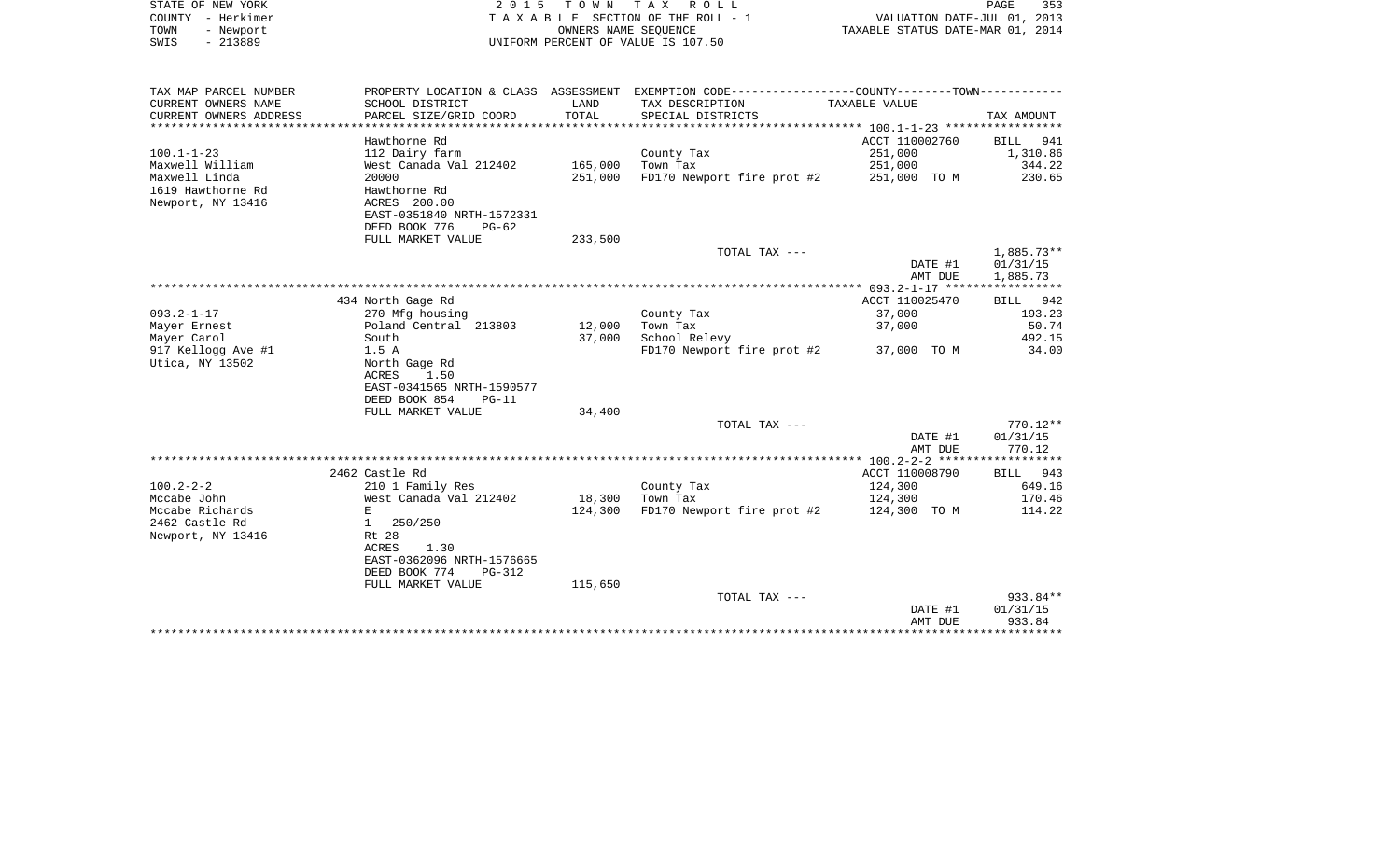STATE OF NEW YORK — 2015 TOWN TAX ROLL
COUNTY - Herkimer — TAXABLE SECTION OF THE ROLL - 1 — VALUATION DATE-JUL 01, 2013
TOWN - Newport — OWNERS NAME SEQUENCE — TAXABLE STATUS DATE-MAR 01, 2014
SWIS - 213889 — UNIFORM PERCENT OF VALUE IS 107.50

| TAX MAP PARCEL NUMBER / CURRENT OWNERS NAME / CURRENT OWNERS ADDRESS | PROPERTY LOCATION & CLASS / SCHOOL DISTRICT / PARCEL SIZE/GRID COORD | ASSESSMENT LAND / TOTAL | EXEMPTION CODE / TAX DESCRIPTION / SPECIAL DISTRICTS | COUNTY--------TOWN TAXABLE VALUE | TAX AMOUNT |
|---|---|---|---|---|---|
| | Hawthorne Rd | | | ACCT 110002760 | BILL 941 |
| 100.1-1-23 | 112 Dairy farm | | County Tax | 251,000 | 1,310.86 |
| Maxwell William | West Canada Val 212402 | 165,000 | Town Tax | 251,000 | 344.22 |
| Maxwell Linda | 20000 | 251,000 | FD170 Newport fire prot #2 | 251,000 TO M | 230.65 |
| 1619 Hawthorne Rd | Hawthorne Rd | | | | |
| Newport, NY 13416 | ACRES 200.00 | | | | |
| | EAST-0351840 NRTH-1572331 | | | | |
| | DEED BOOK 776 PG-62 | | | | |
| | FULL MARKET VALUE | 233,500 | | | |
| | | | TOTAL TAX --- | | 1,885.73** |
| | | | | DATE #1 | 01/31/15 |
| | | | | AMT DUE | 1,885.73 |
| | 434 North Gage Rd | | | ACCT 110025470 | BILL 942 |
| 093.2-1-17 | 270 Mfg housing | | County Tax | 37,000 | 193.23 |
| Mayer Ernest | Poland Central 213803 | 12,000 | Town Tax | 37,000 | 50.74 |
| Mayer Carol | South | 37,000 | School Relevy | | 492.15 |
| 917 Kellogg Ave #1 | 1.5 A | | FD170 Newport fire prot #2 | 37,000 TO M | 34.00 |
| Utica, NY 13502 | North Gage Rd | | | | |
| | ACRES 1.50 | | | | |
| | EAST-0341565 NRTH-1590577 | | | | |
| | DEED BOOK 854 PG-11 | | | | |
| | FULL MARKET VALUE | 34,400 | | | |
| | | | TOTAL TAX --- | | 770.12** |
| | | | | DATE #1 | 01/31/15 |
| | | | | AMT DUE | 770.12 |
| | 2462 Castle Rd | | | ACCT 110008790 | BILL 943 |
| 100.2-2-2 | 210 1 Family Res | | County Tax | 124,300 | 649.16 |
| Mccabe John | West Canada Val 212402 | 18,300 | Town Tax | 124,300 | 170.46 |
| Mccabe Richards | E | 124,300 | FD170 Newport fire prot #2 | 124,300 TO M | 114.22 |
| 2462 Castle Rd | 1 250/250 | | | | |
| Newport, NY 13416 | Rt 28 | | | | |
| | ACRES 1.30 | | | | |
| | EAST-0362096 NRTH-1576665 | | | | |
| | DEED BOOK 774 PG-312 | | | | |
| | FULL MARKET VALUE | 115,650 | | | |
| | | | TOTAL TAX --- | | 933.84** |
| | | | | DATE #1 | 01/31/15 |
| | | | | AMT DUE | 933.84 |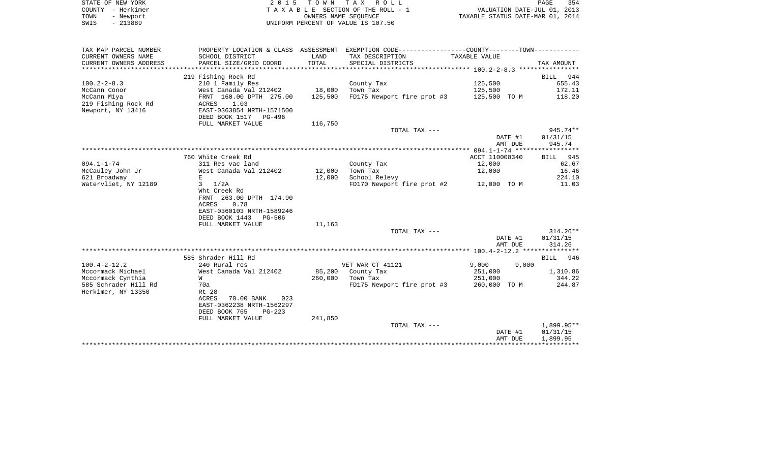STATE OF NEW YORK — COUNTY - Herkimer — TOWN - Newport — SWIS - 213889

2 0 1 5 T O W N T A X R O L L
T A X A B L E SECTION OF THE ROLL - 1
OWNERS NAME SEQUENCE
UNIFORM PERCENT OF VALUE IS 107.50

VALUATION DATE-JUL 01, 2013
TAXABLE STATUS DATE-MAR 01, 2014

| TAX MAP PARCEL NUMBER / CURRENT OWNERS NAME / CURRENT OWNERS ADDRESS | PROPERTY LOCATION & CLASS / SCHOOL DISTRICT / PARCEL SIZE/GRID COORD | ASSESSMENT LAND / TOTAL | EXEMPTION CODE / TAX DESCRIPTION / SPECIAL DISTRICTS | COUNTY / TOWN TAXABLE VALUE | TAX AMOUNT |
|---|---|---|---|---|---|
| 100.2-2-8.3 | 219 Fishing Rock Rd | | | | BILL 944 |
| 100.2-2-8.3 | 210 1 Family Res | | County Tax | 125,500 | 655.43 |
| McCann Conor | West Canada Val 212402 | 18,000 | Town Tax | 125,500 | 172.11 |
| McCann Miya | FRNT 160.00 DPTH 275.00 | 125,500 | FD175 Newport fire prot #3 | 125,500 TO M | 118.20 |
| 219 Fishing Rock Rd | ACRES 1.03 | | | | |
| Newport, NY 13416 | EAST-0363854 NRTH-1571500 | | | | |
| | DEED BOOK 1517 PG-496 | | | | |
| | FULL MARKET VALUE | 116,750 | | | |
| | | | TOTAL TAX --- | | 945.74** |
| | | | | DATE #1 | 01/31/15 |
| | | | | AMT DUE | 945.74 |
| 094.1-1-74 | 760 White Creek Rd | | | ACCT 110008340 | BILL 945 |
| 094.1-1-74 | 311 Res vac land | | County Tax | 12,000 | 62.67 |
| McCauley John Jr | West Canada Val 212402 | 12,000 | Town Tax | 12,000 | 16.46 |
| 621 Broadway | E | 12,000 | School Relevy | | 224.10 |
| Watervliet, NY 12189 | 3 1/2A | | FD170 Newport fire prot #2 | 12,000 TO M | 11.03 |
| | Wht Creek Rd | | | | |
| | FRNT 263.00 DPTH 174.90 | | | | |
| | ACRES 0.78 | | | | |
| | EAST-0360103 NRTH-1589246 | | | | |
| | DEED BOOK 1443 PG-506 | | | | |
| | FULL MARKET VALUE | 11,163 | | | |
| | | | TOTAL TAX --- | | 314.26** |
| | | | | DATE #1 | 01/31/15 |
| | | | | AMT DUE | 314.26 |
| 100.4-2-12.2 | 585 Shrader Hill Rd | | | | BILL 946 |
| 100.4-2-12.2 | 240 Rural res | | VET WAR CT 41121 | 9,000 9,000 | |
| Mccormack Michael | West Canada Val 212402 | 85,200 | County Tax | 251,000 | 1,310.86 |
| Mccormack Cynthia | W | 260,000 | Town Tax | 251,000 | 344.22 |
| 585 Schrader Hill Rd | 70a | | FD175 Newport fire prot #3 | 260,000 TO M | 244.87 |
| Herkimer, NY 13350 | Rt 28 | | | | |
| | ACRES 70.00 BANK 023 | | | | |
| | EAST-0362238 NRTH-1562297 | | | | |
| | DEED BOOK 765 PG-223 | | | | |
| | FULL MARKET VALUE | 241,850 | | | |
| | | | TOTAL TAX --- | | 1,899.95** |
| | | | | DATE #1 | 01/31/15 |
| | | | | AMT DUE | 1,899.95 |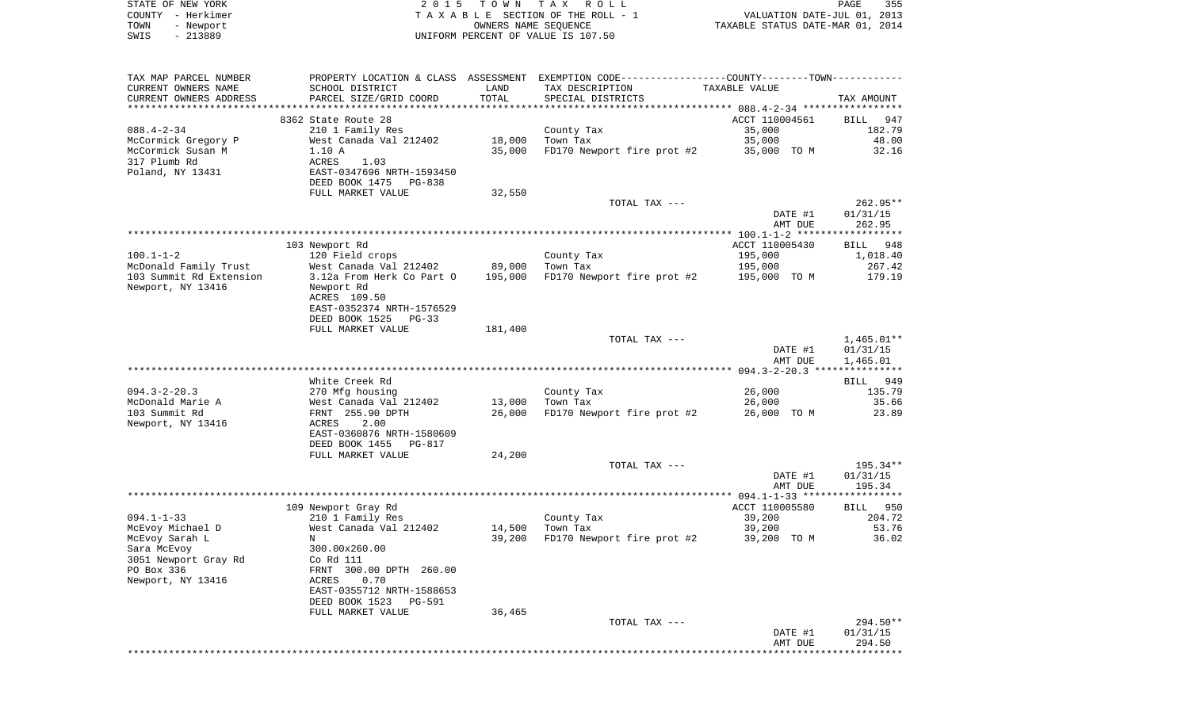STATE OF NEW YORK
COUNTY - Herkimer
TOWN - Newport
SWIS - 213889

2015 TOWN TAX ROLL
TAXABLE SECTION OF THE ROLL - 1
OWNERS NAME SEQUENCE
UNIFORM PERCENT OF VALUE IS 107.50

VALUATION DATE-JUL 01, 2013
TAXABLE STATUS DATE-MAR 01, 2014

| TAX MAP PARCEL NUMBER / CURRENT OWNERS NAME / CURRENT OWNERS ADDRESS | PROPERTY LOCATION & CLASS / SCHOOL DISTRICT / PARCEL SIZE/GRID COORD | ASSESSMENT LAND / TOTAL | EXEMPTION CODE / TAX DESCRIPTION / SPECIAL DISTRICTS | TAXABLE VALUE | TAX AMOUNT |
|---|---|---|---|---|---|
| 088.4-2-34 | 8362 State Route 28 | | | ACCT 110004561 | BILL 947 |
| 088.4-2-34 | 210 1 Family Res | | County Tax | 35,000 | 182.79 |
| McCormick Gregory P | West Canada Val 212402 | 18,000 | Town Tax | 35,000 | 48.00 |
| McCormick Susan M | 1.10 A | 35,000 | FD170 Newport fire prot #2 | 35,000 TO M | 32.16 |
| 317 Plumb Rd | ACRES 1.03 | | | | |
| Poland, NY 13431 | EAST-0347696 NRTH-1593450 | | | | |
| | DEED BOOK 1475 PG-838 | | | | |
| | FULL MARKET VALUE | 32,550 | | | |
| | | | TOTAL TAX --- | | 262.95** |
| | | | | DATE #1 | 01/31/15 |
| | | | | AMT DUE | 262.95 |
| 100.1-1-2 | 103 Newport Rd | | | ACCT 110005430 | BILL 948 |
| 100.1-1-2 | 120 Field crops | | County Tax | 195,000 | 1,018.40 |
| McDonald Family Trust | West Canada Val 212402 | 89,000 | Town Tax | 195,000 | 267.42 |
| 103 Summit Rd Extension | 3.12a From Herk Co Part O | 195,000 | FD170 Newport fire prot #2 | 195,000 TO M | 179.19 |
| Newport, NY 13416 | Newport Rd | | | | |
| | ACRES 109.50 | | | | |
| | EAST-0352374 NRTH-1576529 | | | | |
| | DEED BOOK 1525 PG-33 | | | | |
| | FULL MARKET VALUE | 181,400 | | | |
| | | | TOTAL TAX --- | | 1,465.01** |
| | | | | DATE #1 | 01/31/15 |
| | | | | AMT DUE | 1,465.01 |
| 094.3-2-20.3 | White Creek Rd | | | | BILL 949 |
| 094.3-2-20.3 | 270 Mfg housing | | County Tax | 26,000 | 135.79 |
| McDonald Marie A | West Canada Val 212402 | 13,000 | Town Tax | 26,000 | 35.66 |
| 103 Summit Rd | FRNT 255.90 DPTH | 26,000 | FD170 Newport fire prot #2 | 26,000 TO M | 23.89 |
| Newport, NY 13416 | ACRES 2.00 | | | | |
| | EAST-0360876 NRTH-1580609 | | | | |
| | DEED BOOK 1455 PG-817 | | | | |
| | FULL MARKET VALUE | 24,200 | | | |
| | | | TOTAL TAX --- | | 195.34** |
| | | | | DATE #1 | 01/31/15 |
| | | | | AMT DUE | 195.34 |
| 094.1-1-33 | 109 Newport Gray Rd | | | ACCT 110005580 | BILL 950 |
| 094.1-1-33 | 210 1 Family Res | | County Tax | 39,200 | 204.72 |
| McEvoy Michael D | West Canada Val 212402 | 14,500 | Town Tax | 39,200 | 53.76 |
| McEvoy Sarah L | N | 39,200 | FD170 Newport fire prot #2 | 39,200 TO M | 36.02 |
| Sara McEvoy | 300.00x260.00 | | | | |
| 3051 Newport Gray Rd | Co Rd 111 | | | | |
| PO Box 336 | FRNT 300.00 DPTH 260.00 | | | | |
| Newport, NY 13416 | ACRES 0.70 | | | | |
| | EAST-0355712 NRTH-1588653 | | | | |
| | DEED BOOK 1523 PG-591 | | | | |
| | FULL MARKET VALUE | 36,465 | | | |
| | | | TOTAL TAX --- | | 294.50** |
| | | | | DATE #1 | 01/31/15 |
| | | | | AMT DUE | 294.50 |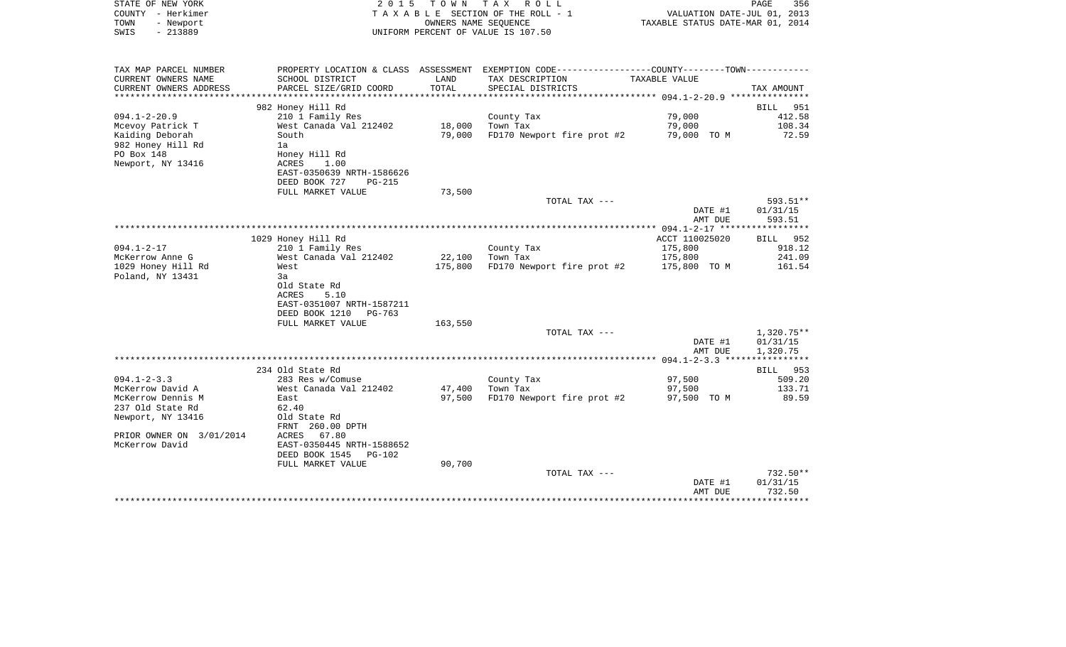STATE OF NEW YORK
COUNTY - Herkimer
TOWN - Newport
SWIS - 213889

2 0 1 5 T O W N T A X R O L L
T A X A B L E SECTION OF THE ROLL - 1
OWNERS NAME SEQUENCE
UNIFORM PERCENT OF VALUE IS 107.50

VALUATION DATE-JUL 01, 2013
TAXABLE STATUS DATE-MAR 01, 2014

| TAX MAP PARCEL NUMBER<br>CURRENT OWNERS NAME<br>CURRENT OWNERS ADDRESS | PROPERTY LOCATION & CLASS<br>SCHOOL DISTRICT<br>PARCEL SIZE/GRID COORD | ASSESSMENT<br>LAND<br>TOTAL | EXEMPTION CODE-----COUNTY-----TOWN-----<br>TAX DESCRIPTION<br>SPECIAL DISTRICTS | TAXABLE VALUE | TAX AMOUNT |
|---|---|---|---|---|---|
| | 982 Honey Hill Rd | | | 094.1-2-20.9 | BILL 951 |
| 094.1-2-20.9 | 210 1 Family Res | | County Tax | 79,000 | 412.58 |
| Mcevoy Patrick T | West Canada Val 212402 | 18,000 | Town Tax | 79,000 | 108.34 |
| Kaiding Deborah | South | 79,000 | FD170 Newport fire prot #2 | 79,000 TO M | 72.59 |
| 982 Honey Hill Rd | 1a | | | | |
| PO Box 148 | Honey Hill Rd | | | | |
| Newport, NY 13416 | ACRES 1.00 | | | | |
| | EAST-0350639 NRTH-1586626 | | | | |
| | DEED BOOK 727 PG-215 | | | | |
| | FULL MARKET VALUE | 73,500 | | | |
| | | | TOTAL TAX --- | | 593.51** |
| | | | | DATE #1 | 01/31/15 |
| | | | | AMT DUE | 593.51 |
| | 1029 Honey Hill Rd | | | ACCT 110025020 | BILL 952 |
| 094.1-2-17 | 210 1 Family Res | | County Tax | 175,800 | 918.12 |
| McKerrow Anne G | West Canada Val 212402 | 22,100 | Town Tax | 175,800 | 241.09 |
| 1029 Honey Hill Rd | West | 175,800 | FD170 Newport fire prot #2 | 175,800 TO M | 161.54 |
| Poland, NY 13431 | 3a | | | | |
| | Old State Rd | | | | |
| | ACRES 5.10 | | | | |
| | EAST-0351007 NRTH-1587211 | | | | |
| | DEED BOOK 1210 PG-763 | | | | |
| | FULL MARKET VALUE | 163,550 | | | |
| | | | TOTAL TAX --- | | 1,320.75** |
| | | | | DATE #1 | 01/31/15 |
| | | | | AMT DUE | 1,320.75 |
| | 234 Old State Rd | | | 094.1-2-3.3 | BILL 953 |
| 094.1-2-3.3 | 283 Res w/Comuse | | County Tax | 97,500 | 509.20 |
| McKerrow David A | West Canada Val 212402 | 47,400 | Town Tax | 97,500 | 133.71 |
| McKerrow Dennis M | East | 97,500 | FD170 Newport fire prot #2 | 97,500 TO M | 89.59 |
| 237 Old State Rd | 62.40 | | | | |
| Newport, NY 13416 | Old State Rd | | | | |
| | FRNT 260.00 DPTH | | | | |
| PRIOR OWNER ON 3/01/2014 | ACRES 67.80 | | | | |
| McKerrow David | EAST-0350445 NRTH-1588652 | | | | |
| | DEED BOOK 1545 PG-102 | | | | |
| | FULL MARKET VALUE | 90,700 | | | |
| | | | TOTAL TAX --- | | 732.50** |
| | | | | DATE #1 | 01/31/15 |
| | | | | AMT DUE | 732.50 |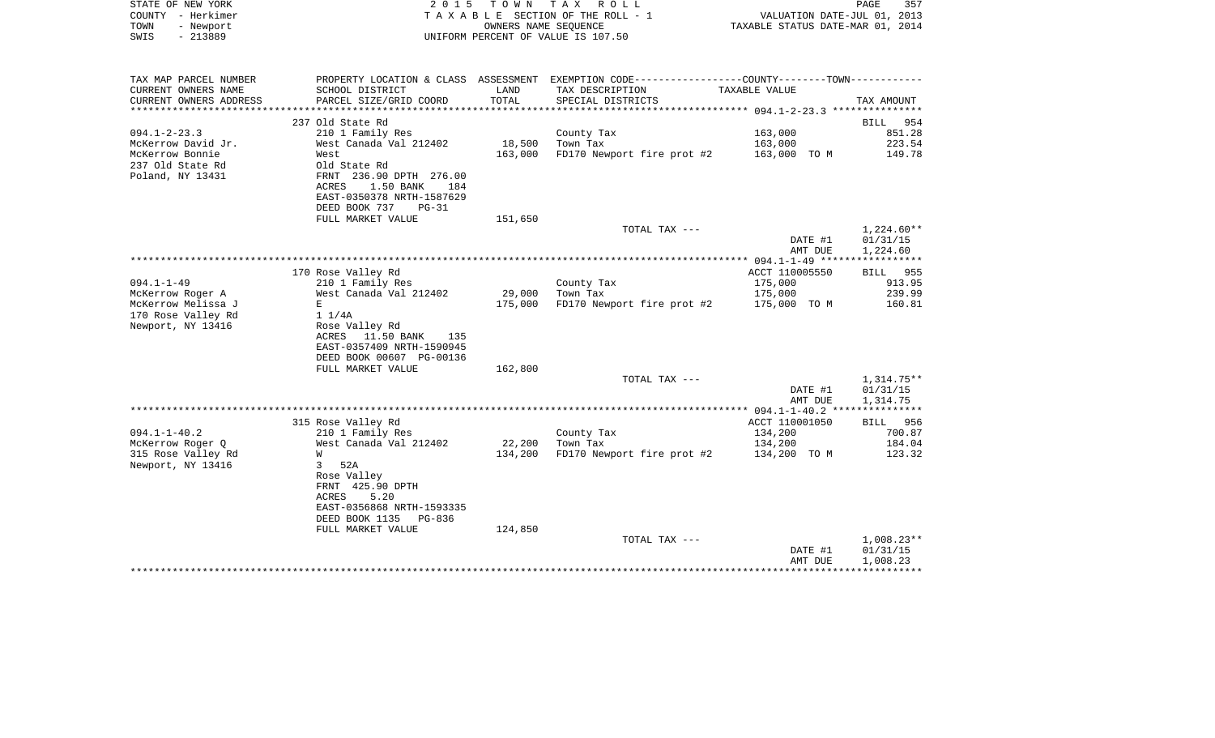STATE OF NEW YORK — COUNTY - Herkimer — TOWN - Newport — SWIS - 213889

2015 TOWN TAX ROLL
TAXABLE SECTION OF THE ROLL - 1
OWNERS NAME SEQUENCE
UNIFORM PERCENT OF VALUE IS 107.50

VALUATION DATE-JUL 01, 2013
TAXABLE STATUS DATE-MAR 01, 2014

| TAX MAP PARCEL NUMBER / CURRENT OWNERS NAME / CURRENT OWNERS ADDRESS | PROPERTY LOCATION & CLASS / SCHOOL DISTRICT / PARCEL SIZE/GRID COORD | ASSESSMENT LAND / TOTAL | EXEMPTION CODE / TAX DESCRIPTION / SPECIAL DISTRICTS | TAXABLE VALUE (COUNTY / TOWN) | TAX AMOUNT |
|---|---|---|---|---|---|
| 094.1-2-23.3 | 237 Old State Rd | | | | BILL 954 |
| | 210 1 Family Res | | County Tax | 163,000 | 851.28 |
| McKerrow David Jr. | West Canada Val 212402 | 18,500 | Town Tax | 163,000 | 223.54 |
| McKerrow Bonnie | West | 163,000 | FD170 Newport fire prot #2 | 163,000 TO M | 149.78 |
| 237 Old State Rd | Old State Rd | | | | |
| Poland, NY 13431 | FRNT 236.90 DPTH 276.00 | | | | |
| | ACRES 1.50 BANK 184 | | | | |
| | EAST-0350378 NRTH-1587629 | | | | |
| | DEED BOOK 737 PG-31 | | | | |
| | FULL MARKET VALUE | 151,650 | | | |
| | | | TOTAL TAX --- | | 1,224.60** |
| | | | | DATE #1 | 01/31/15 |
| | | | | AMT DUE | 1,224.60 |
| 094.1-1-49 | 170 Rose Valley Rd | | | ACCT 110005550 | BILL 955 |
| | 210 1 Family Res | | County Tax | 175,000 | 913.95 |
| McKerrow Roger A | West Canada Val 212402 | 29,000 | Town Tax | 175,000 | 239.99 |
| McKerrow Melissa J | E | 175,000 | FD170 Newport fire prot #2 | 175,000 TO M | 160.81 |
| 170 Rose Valley Rd | 1 1/4A | | | | |
| Newport, NY 13416 | Rose Valley Rd | | | | |
| | ACRES 11.50 BANK 135 | | | | |
| | EAST-0357409 NRTH-1590945 | | | | |
| | DEED BOOK 00607 PG-00136 | | | | |
| | FULL MARKET VALUE | 162,800 | | | |
| | | | TOTAL TAX --- | | 1,314.75** |
| | | | | DATE #1 | 01/31/15 |
| | | | | AMT DUE | 1,314.75 |
| 094.1-1-40.2 | 315 Rose Valley Rd | | | ACCT 110001050 | BILL 956 |
| | 210 1 Family Res | | County Tax | 134,200 | 700.87 |
| McKerrow Roger Q | West Canada Val 212402 | 22,200 | Town Tax | 134,200 | 184.04 |
| 315 Rose Valley Rd | W | 134,200 | FD170 Newport fire prot #2 | 134,200 TO M | 123.32 |
| Newport, NY 13416 | 3 52A | | | | |
| | Rose Valley | | | | |
| | FRNT 425.90 DPTH | | | | |
| | ACRES 5.20 | | | | |
| | EAST-0356868 NRTH-1593335 | | | | |
| | DEED BOOK 1135 PG-836 | | | | |
| | FULL MARKET VALUE | 124,850 | | | |
| | | | TOTAL TAX --- | | 1,008.23** |
| | | | | DATE #1 | 01/31/15 |
| | | | | AMT DUE | 1,008.23 |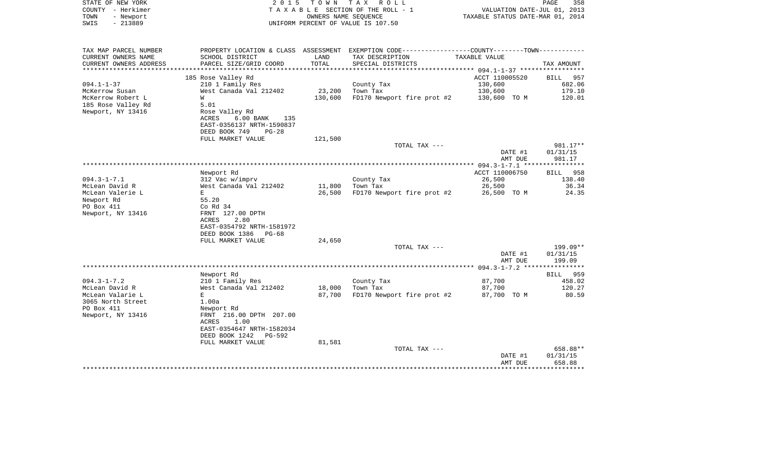STATE OF NEW YORK
COUNTY - Herkimer
TOWN - Newport
SWIS - 213889

2 0 1 5   T O W N   T A X   R O L L
T A X A B L E SECTION OF THE ROLL - 1
OWNERS NAME SEQUENCE
UNIFORM PERCENT OF VALUE IS 107.50

VALUATION DATE-JUL 01, 2013
TAXABLE STATUS DATE-MAR 01, 2014

| TAX MAP PARCEL NUMBER / CURRENT OWNERS NAME / CURRENT OWNERS ADDRESS | PROPERTY LOCATION & CLASS / SCHOOL DISTRICT / PARCEL SIZE/GRID COORD | ASSESSMENT LAND / TOTAL | EXEMPTION CODE / TAX DESCRIPTION / SPECIAL DISTRICTS | COUNTY--------TOWN / TAXABLE VALUE | TAX AMOUNT |
|---|---|---|---|---|---|
| | 185 Rose Valley Rd | | | ACCT 110005520 | BILL 957 |
| 094.1-1-37 | 210 1 Family Res | | County Tax | 130,600 | 682.06 |
| McKerrow Susan | West Canada Val 212402 | 23,200 | Town Tax | 130,600 | 179.10 |
| McKerrow Robert L | W | 130,600 | FD170 Newport fire prot #2 | 130,600 TO M | 120.01 |
| 185 Rose Valley Rd | 5.01 | | | | |
| Newport, NY 13416 | Rose Valley Rd | | | | |
| | ACRES 6.00 BANK 135 | | | | |
| | EAST-0356137 NRTH-1590837 | | | | |
| | DEED BOOK 749 PG-28 | | | | |
| | FULL MARKET VALUE | 121,500 | | | |
| | | | TOTAL TAX --- | | 981.17** |
| | | | | DATE #1 | 01/31/15 |
| | | | | AMT DUE | 981.17 |
| | Newport Rd | | | ACCT 110006750 | BILL 958 |
| 094.3-1-7.1 | 312 Vac w/imprv | | County Tax | 26,500 | 138.40 |
| McLean David R | West Canada Val 212402 | 11,800 | Town Tax | 26,500 | 36.34 |
| McLean Valerie L | E | 26,500 | FD170 Newport fire prot #2 | 26,500 TO M | 24.35 |
| Newport Rd | 55.20 | | | | |
| PO Box 411 | Co Rd 34 | | | | |
| Newport, NY 13416 | FRNT 127.00 DPTH | | | | |
| | ACRES 2.80 | | | | |
| | EAST-0354792 NRTH-1581972 | | | | |
| | DEED BOOK 1386 PG-68 | | | | |
| | FULL MARKET VALUE | 24,650 | | | |
| | | | TOTAL TAX --- | | 199.09** |
| | | | | DATE #1 | 01/31/15 |
| | | | | AMT DUE | 199.09 |
| | Newport Rd | | | | BILL 959 |
| 094.3-1-7.2 | 210 1 Family Res | | County Tax | 87,700 | 458.02 |
| McLean David R | West Canada Val 212402 | 18,000 | Town Tax | 87,700 | 120.27 |
| McLean Valarie L | E | 87,700 | FD170 Newport fire prot #2 | 87,700 TO M | 80.59 |
| 3065 North Street | 1.00a | | | | |
| PO Box 411 | Newport Rd | | | | |
| Newport, NY 13416 | FRNT 216.00 DPTH 207.00 | | | | |
| | ACRES 1.00 | | | | |
| | EAST-0354647 NRTH-1582034 | | | | |
| | DEED BOOK 1242 PG-592 | | | | |
| | FULL MARKET VALUE | 81,581 | | | |
| | | | TOTAL TAX --- | | 658.88** |
| | | | | DATE #1 | 01/31/15 |
| | | | | AMT DUE | 658.88 |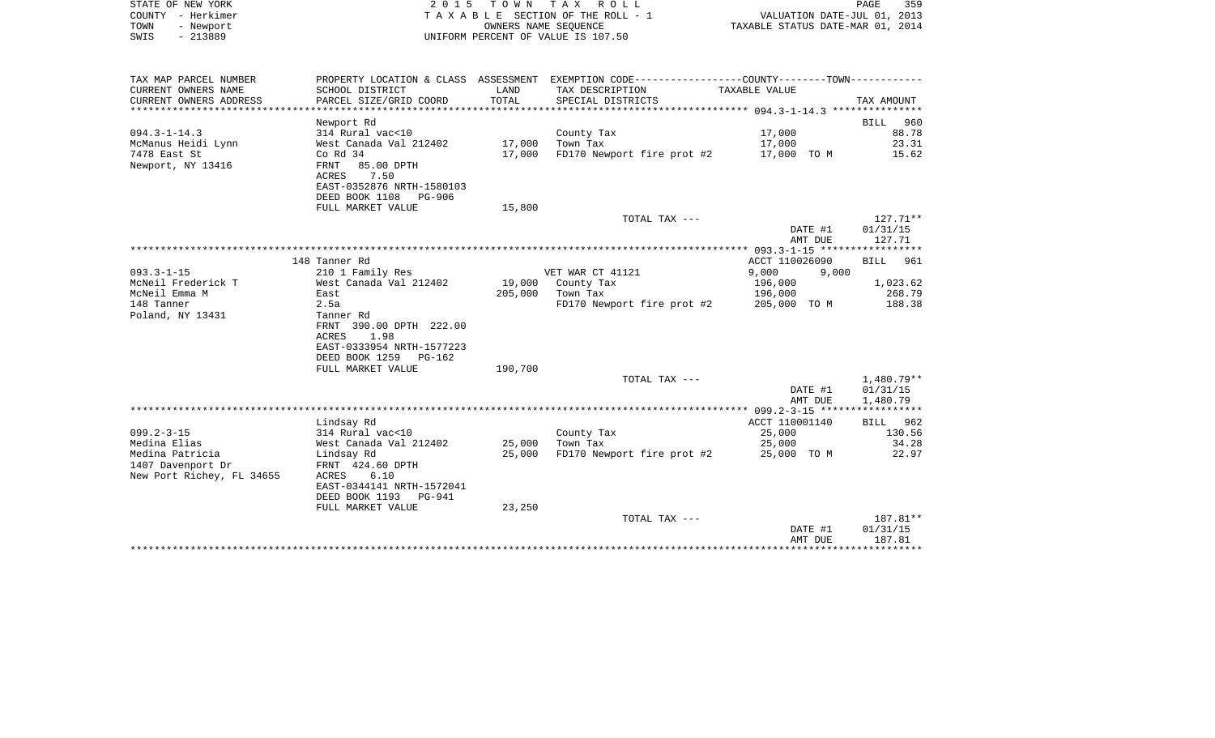STATE OF NEW YORK | 2 0 1 5 T O W N T A X R O L L
COUNTY - Herkimer | T A X A B L E SECTION OF THE ROLL - 1 | VALUATION DATE-JUL 01, 2013
TOWN - Newport | OWNERS NAME SEQUENCE | TAXABLE STATUS DATE-MAR 01, 2014
SWIS - 213889 | UNIFORM PERCENT OF VALUE IS 107.50

| TAX MAP PARCEL NUMBER / CURRENT OWNERS NAME / CURRENT OWNERS ADDRESS | PROPERTY LOCATION & CLASS / SCHOOL DISTRICT / PARCEL SIZE/GRID COORD | ASSESSMENT LAND / TOTAL | EXEMPTION CODE / TAX DESCRIPTION / SPECIAL DISTRICTS | COUNTY / TOWN TAXABLE VALUE | TAX AMOUNT |
|---|---|---|---|---|---|
| **094.3-1-14.3** | Newport Rd | | | | BILL 960 |
| 094.3-1-14.3 | 314 Rural vac<10 | | County Tax | 17,000 | 88.78 |
| McManus Heidi Lynn | West Canada Val 212402 | 17,000 | Town Tax | 17,000 | 23.31 |
| 7478 East St | Co Rd 34 | 17,000 | FD170 Newport fire prot #2 | 17,000 TO M | 15.62 |
| Newport, NY 13416 | FRNT 85.00 DPTH | | | | |
| | ACRES 7.50 | | | | |
| | EAST-0352876 NRTH-1580103 | | | | |
| | DEED BOOK 1108 PG-906 | | | | |
| | FULL MARKET VALUE | 15,800 | | | |
| | | | TOTAL TAX --- | | 127.71** |
| | | | | DATE #1 | 01/31/15 |
| | | | | AMT DUE | 127.71 |
| **093.3-1-15** | 148 Tanner Rd | | | ACCT 110026090 | BILL 961 |
| 093.3-1-15 | 210 1 Family Res | | VET WAR CT 41121 | 9,000 9,000 | |
| McNeil Frederick T | West Canada Val 212402 | 19,000 | County Tax | 196,000 | 1,023.62 |
| McNeil Emma M | East | 205,000 | Town Tax | 196,000 | 268.79 |
| 148 Tanner | 2.5a | | FD170 Newport fire prot #2 | 205,000 TO M | 188.38 |
| Poland, NY 13431 | Tanner Rd | | | | |
| | FRNT 390.00 DPTH 222.00 | | | | |
| | ACRES 1.98 | | | | |
| | EAST-0333954 NRTH-1577223 | | | | |
| | DEED BOOK 1259 PG-162 | | | | |
| | FULL MARKET VALUE | 190,700 | | | |
| | | | TOTAL TAX --- | | 1,480.79** |
| | | | | DATE #1 | 01/31/15 |
| | | | | AMT DUE | 1,480.79 |
| **099.2-3-15** | Lindsay Rd | | | ACCT 110001140 | BILL 962 |
| 099.2-3-15 | 314 Rural vac<10 | | County Tax | 25,000 | 130.56 |
| Medina Elias | West Canada Val 212402 | 25,000 | Town Tax | 25,000 | 34.28 |
| Medina Patricia | Lindsay Rd | 25,000 | FD170 Newport fire prot #2 | 25,000 TO M | 22.97 |
| 1407 Davenport Dr | FRNT 424.60 DPTH | | | | |
| New Port Richey, FL 34655 | ACRES 6.10 | | | | |
| | EAST-0344141 NRTH-1572041 | | | | |
| | DEED BOOK 1193 PG-941 | | | | |
| | FULL MARKET VALUE | 23,250 | | | |
| | | | TOTAL TAX --- | | 187.81** |
| | | | | DATE #1 | 01/31/15 |
| | | | | AMT DUE | 187.81 |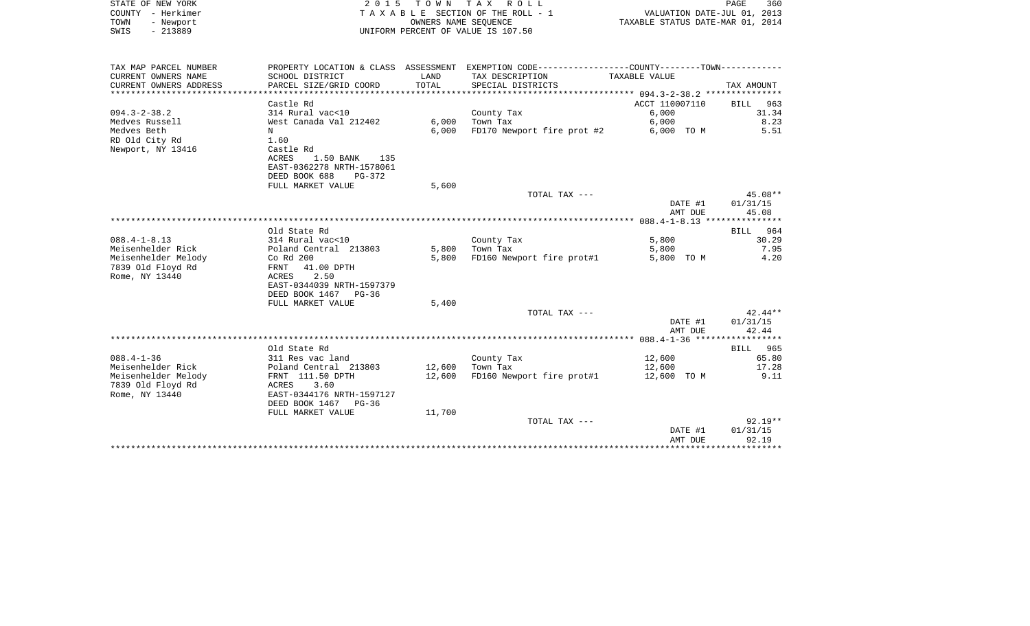STATE OF NEW YORK
COUNTY - Herkimer
TOWN - Newport
SWIS - 213889

2 0 1 5 T O W N T A X R O L L
T A X A B L E SECTION OF THE ROLL - 1
OWNERS NAME SEQUENCE
UNIFORM PERCENT OF VALUE IS 107.50

VALUATION DATE-JUL 01, 2013
TAXABLE STATUS DATE-MAR 01, 2014

| TAX MAP PARCEL NUMBER / CURRENT OWNERS NAME / CURRENT OWNERS ADDRESS | PROPERTY LOCATION & CLASS / SCHOOL DISTRICT / PARCEL SIZE/GRID COORD | ASSESSMENT LAND / TOTAL | EXEMPTION CODE / TAX DESCRIPTION / SPECIAL DISTRICTS | COUNTY--------TOWN TAXABLE VALUE | TAX AMOUNT |
|---|---|---|---|---|---|
| 094.3-2-38.2 | Castle Rd | | | ACCT 110007110 | BILL 963 |
| | 314 Rural vac<10 | | County Tax | 6,000 | 31.34 |
| Medves Russell | West Canada Val 212402 | 6,000 | Town Tax | 6,000 | 8.23 |
| Medves Beth | N | 6,000 | FD170 Newport fire prot #2 | 6,000 TO M | 5.51 |
| RD Old City Rd | 1.60 | | | | |
| Newport, NY 13416 | Castle Rd | | | | |
| | ACRES 1.50 BANK 135 | | | | |
| | EAST-0362278 NRTH-1578061 | | | | |
| | DEED BOOK 688 PG-372 | | | | |
| | FULL MARKET VALUE | 5,600 | | | |
| | | | TOTAL TAX --- | | 45.08** |
| | | | | DATE #1 | 01/31/15 |
| | | | | AMT DUE | 45.08 |
| 088.4-1-8.13 | Old State Rd | | | | BILL 964 |
| | 314 Rural vac<10 | | County Tax | 5,800 | 30.29 |
| Meisenhelder Rick | Poland Central 213803 | 5,800 | Town Tax | 5,800 | 7.95 |
| Meisenhelder Melody | Co Rd 200 | 5,800 | FD160 Newport fire prot#1 | 5,800 TO M | 4.20 |
| 7839 Old Floyd Rd | FRNT 41.00 DPTH | | | | |
| Rome, NY 13440 | ACRES 2.50 | | | | |
| | EAST-0344039 NRTH-1597379 | | | | |
| | DEED BOOK 1467 PG-36 | | | | |
| | FULL MARKET VALUE | 5,400 | | | |
| | | | TOTAL TAX --- | | 42.44** |
| | | | | DATE #1 | 01/31/15 |
| | | | | AMT DUE | 42.44 |
| 088.4-1-36 | Old State Rd | | | | BILL 965 |
| | 311 Res vac land | | County Tax | 12,600 | 65.80 |
| Meisenhelder Rick | Poland Central 213803 | 12,600 | Town Tax | 12,600 | 17.28 |
| Meisenhelder Melody | FRNT 111.50 DPTH | 12,600 | FD160 Newport fire prot#1 | 12,600 TO M | 9.11 |
| 7839 Old Floyd Rd | ACRES 3.60 | | | | |
| Rome, NY 13440 | EAST-0344176 NRTH-1597127 | | | | |
| | DEED BOOK 1467 PG-36 | | | | |
| | FULL MARKET VALUE | 11,700 | | | |
| | | | TOTAL TAX --- | | 92.19** |
| | | | | DATE #1 | 01/31/15 |
| | | | | AMT DUE | 92.19 |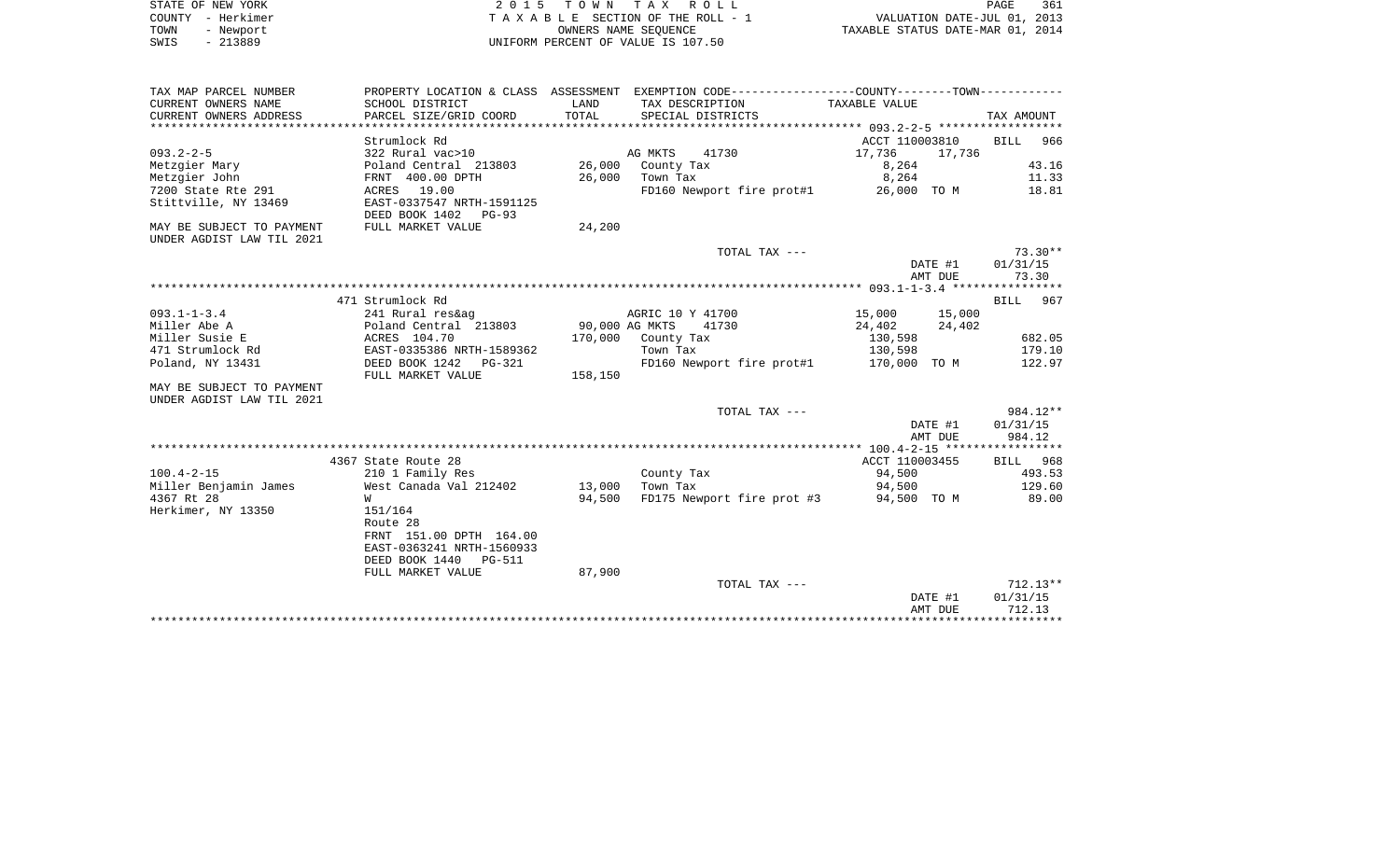STATE OF NEW YORK — 2 0 1 5 T O W N T A X R O L L
COUNTY - Herkimer — T A X A B L E SECTION OF THE ROLL - 1 — VALUATION DATE-JUL 01, 2013
TOWN - Newport — OWNERS NAME SEQUENCE — TAXABLE STATUS DATE-MAR 01, 2014
SWIS - 213889 — UNIFORM PERCENT OF VALUE IS 107.50

| TAX MAP PARCEL NUMBER / CURRENT OWNERS NAME / CURRENT OWNERS ADDRESS | PROPERTY LOCATION & CLASS / SCHOOL DISTRICT / PARCEL SIZE/GRID COORD | ASSESSMENT LAND / TOTAL | EXEMPTION CODE / TAX DESCRIPTION / SPECIAL DISTRICTS | COUNTY TAXABLE VALUE | TOWN | TAX AMOUNT |
|---|---|---|---|---|---|---|
| ***** 093.2-2-5 ***** | | | | | | |
| | Strumlock Rd | | | ACCT 110003810 | | BILL 966 |
| 093.2-2-5 | 322 Rural vac>10 | | AG MKTS 41730 | 17,736 | 17,736 | |
| Metzgier Mary | Poland Central 213803 | 26,000 | County Tax | 8,264 | | 43.16 |
| Metzgier John | FRNT 400.00 DPTH | 26,000 | Town Tax | 8,264 | | 11.33 |
| 7200 State Rte 291 | ACRES 19.00 | | FD160 Newport fire prot#1 | 26,000 TO M | | 18.81 |
| Stittville, NY 13469 | EAST-0337547 NRTH-1591125 | | | | | |
| | DEED BOOK 1402 PG-93 | | | | | |
| MAY BE SUBJECT TO PAYMENT | FULL MARKET VALUE | 24,200 | | | | |
| UNDER AGDIST LAW TIL 2021 | | | | | | |
| | | | TOTAL TAX --- | | | 73.30** |
| | | | | | DATE #1 | 01/31/15 |
| | | | | | AMT DUE | 73.30 |
| ***** 093.1-1-3.4 ***** | | | | | | |
| | 471 Strumlock Rd | | | | | BILL 967 |
| 093.1-1-3.4 | 241 Rural res&ag | | AGRIC 10 Y 41700 | 15,000 | 15,000 | |
| Miller Abe A | Poland Central 213803 | 90,000 | AG MKTS 41730 | 24,402 | 24,402 | |
| Miller Susie E | ACRES 104.70 | 170,000 | County Tax | 130,598 | | 682.05 |
| 471 Strumlock Rd | EAST-0335386 NRTH-1589362 | | Town Tax | 130,598 | | 179.10 |
| Poland, NY 13431 | DEED BOOK 1242 PG-321 | | FD160 Newport fire prot#1 | 170,000 TO M | | 122.97 |
| | FULL MARKET VALUE | 158,150 | | | | |
| MAY BE SUBJECT TO PAYMENT | | | | | | |
| UNDER AGDIST LAW TIL 2021 | | | | | | |
| | | | TOTAL TAX --- | | | 984.12** |
| | | | | | DATE #1 | 01/31/15 |
| | | | | | AMT DUE | 984.12 |
| ***** 100.4-2-15 ***** | | | | | | |
| | 4367 State Route 28 | | | ACCT 110003455 | | BILL 968 |
| 100.4-2-15 | 210 1 Family Res | | County Tax | 94,500 | | 493.53 |
| Miller Benjamin James | West Canada Val 212402 | 13,000 | Town Tax | 94,500 | | 129.60 |
| 4367 Rt 28 | W | 94,500 | FD175 Newport fire prot #3 | 94,500 TO M | | 89.00 |
| Herkimer, NY 13350 | 151/164 | | | | | |
| | Route 28 | | | | | |
| | FRNT 151.00 DPTH 164.00 | | | | | |
| | EAST-0363241 NRTH-1560933 | | | | | |
| | DEED BOOK 1440 PG-511 | | | | | |
| | FULL MARKET VALUE | 87,900 | | | | |
| | | | TOTAL TAX --- | | | 712.13** |
| | | | | | DATE #1 | 01/31/15 |
| | | | | | AMT DUE | 712.13 |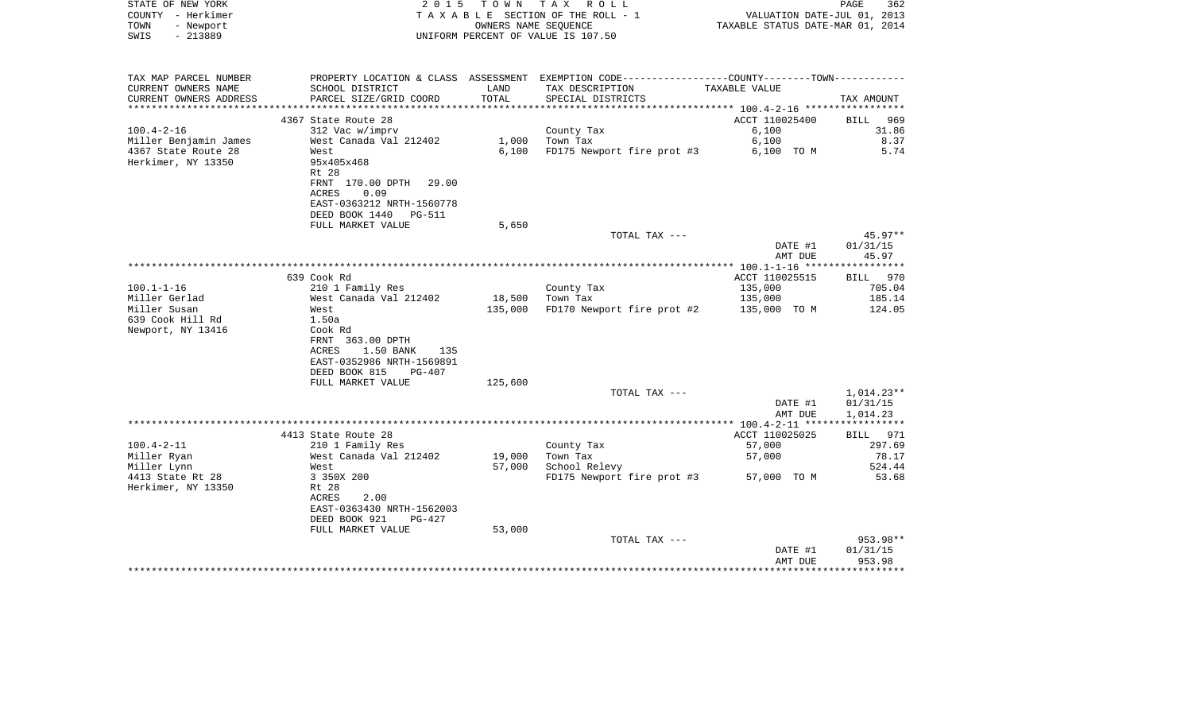STATE OF NEW YORK — 2015 TOWN TAX ROLL

COUNTY - Herkimer — TAXABLE SECTION OF THE ROLL - 1 — VALUATION DATE-JUL 01, 2013

TOWN - Newport — OWNERS NAME SEQUENCE — TAXABLE STATUS DATE-MAR 01, 2014

SWIS - 213889 — UNIFORM PERCENT OF VALUE IS 107.50

| TAX MAP PARCEL NUMBER / CURRENT OWNERS NAME / CURRENT OWNERS ADDRESS | PROPERTY LOCATION & CLASS / SCHOOL DISTRICT / PARCEL SIZE/GRID COORD | ASSESSMENT LAND | ASSESSMENT TOTAL | EXEMPTION CODE / TAX DESCRIPTION / SPECIAL DISTRICTS | TAXABLE VALUE (COUNTY--TOWN) | TAX AMOUNT |
|---|---|---|---|---|---|---|
| | 4367 State Route 28 | | | | ACCT 110025400 | BILL 969 |
| 100.4-2-16 | 312 Vac w/imprv | | | County Tax | 6,100 | 31.86 |
| Miller Benjamin James | West Canada Val 212402 | 1,000 | | Town Tax | 6,100 | 8.37 |
| 4367 State Route 28 | West | | 6,100 | FD175 Newport fire prot #3 | 6,100 TO M | 5.74 |
| Herkimer, NY 13350 | 95x405x468 | | | | | |
| | Rt 28 | | | | | |
| | FRNT 170.00 DPTH 29.00 | | | | | |
| | ACRES 0.09 | | | | | |
| | EAST-0363212 NRTH-1560778 | | | | | |
| | DEED BOOK 1440 PG-511 | | | | | |
| | FULL MARKET VALUE | 5,650 | | | | |
| | | | | TOTAL TAX --- | | 45.97** |
| | | | | | DATE #1 | 01/31/15 |
| | | | | | AMT DUE | 45.97 |
| | 639 Cook Rd | | | | ACCT 110025515 | BILL 970 |
| 100.1-1-16 | 210 1 Family Res | | | County Tax | 135,000 | 705.04 |
| Miller Gerlad | West Canada Val 212402 | 18,500 | | Town Tax | 135,000 | 185.14 |
| Miller Susan | West | | 135,000 | FD170 Newport fire prot #2 | 135,000 TO M | 124.05 |
| 639 Cook Hill Rd | 1.50a | | | | | |
| Newport, NY 13416 | Cook Rd | | | | | |
| | FRNT 363.00 DPTH | | | | | |
| | ACRES 1.50 BANK 135 | | | | | |
| | EAST-0352986 NRTH-1569891 | | | | | |
| | DEED BOOK 815 PG-407 | | | | | |
| | FULL MARKET VALUE | 125,600 | | | | |
| | | | | TOTAL TAX --- | | 1,014.23** |
| | | | | | DATE #1 | 01/31/15 |
| | | | | | AMT DUE | 1,014.23 |
| | 4413 State Route 28 | | | | ACCT 110025025 | BILL 971 |
| 100.4-2-11 | 210 1 Family Res | | | County Tax | 57,000 | 297.69 |
| Miller Ryan | West Canada Val 212402 | 19,000 | | Town Tax | 57,000 | 78.17 |
| Miller Lynn | West | | 57,000 | School Relevy | | 524.44 |
| 4413 State Rt 28 | 3 350X 200 | | | FD175 Newport fire prot #3 | 57,000 TO M | 53.68 |
| Herkimer, NY 13350 | Rt 28 | | | | | |
| | ACRES 2.00 | | | | | |
| | EAST-0363430 NRTH-1562003 | | | | | |
| | DEED BOOK 921 PG-427 | | | | | |
| | FULL MARKET VALUE | 53,000 | | | | |
| | | | | TOTAL TAX --- | | 953.98** |
| | | | | | DATE #1 | 01/31/15 |
| | | | | | AMT DUE | 953.98 |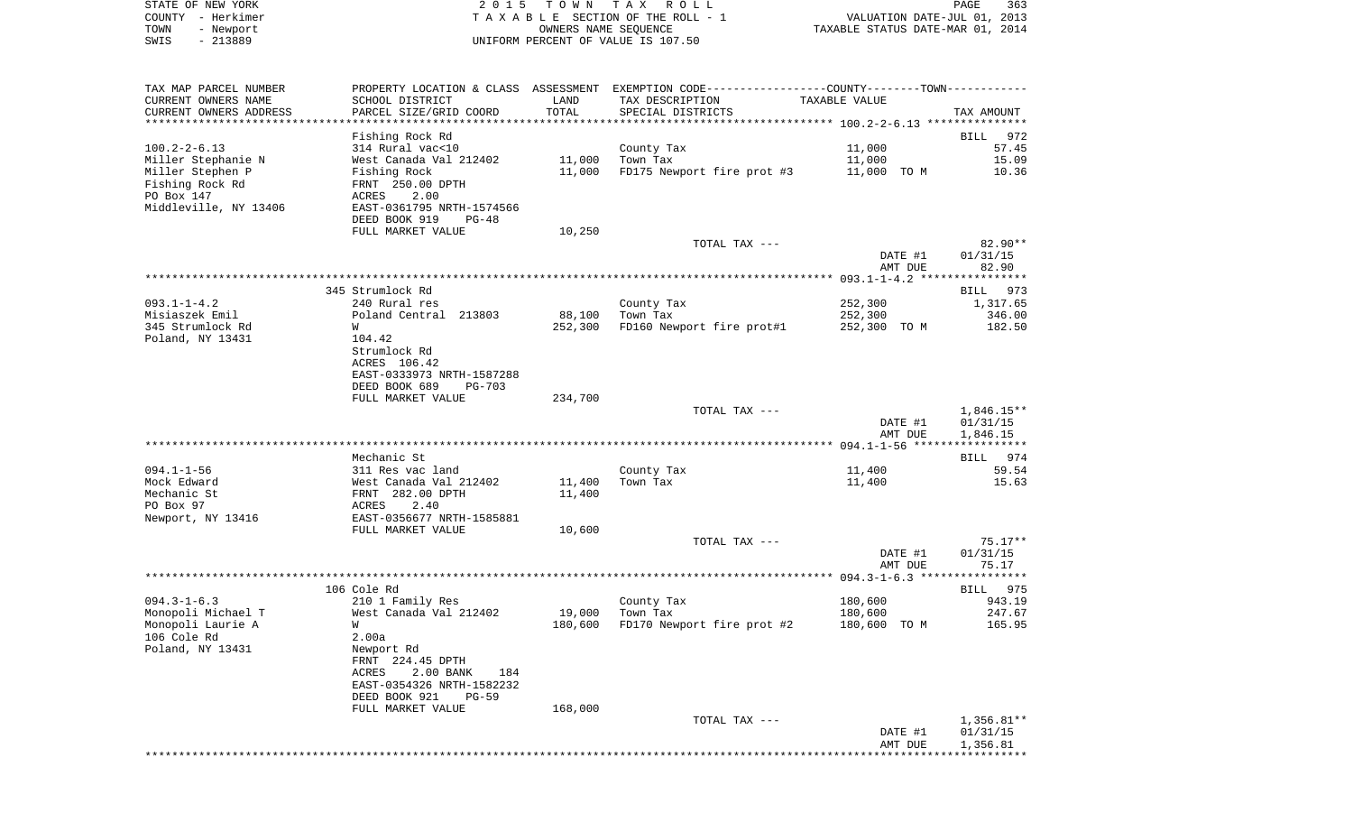STATE OF NEW YORK — 2015 TOWN TAX ROLL
COUNTY - Herkimer — TAXABLE SECTION OF THE ROLL - 1 — VALUATION DATE-JUL 01, 2013
TOWN - Newport — OWNERS NAME SEQUENCE — TAXABLE STATUS DATE-MAR 01, 2014
SWIS - 213889 — UNIFORM PERCENT OF VALUE IS 107.50

| TAX MAP PARCEL NUMBER / CURRENT OWNERS NAME / CURRENT OWNERS ADDRESS | PROPERTY LOCATION & CLASS / SCHOOL DISTRICT / PARCEL SIZE/GRID COORD | ASSESSMENT LAND / TOTAL | EXEMPTION CODE / TAX DESCRIPTION / SPECIAL DISTRICTS | COUNTY--------TOWN / TAXABLE VALUE | TAX AMOUNT |
|---|---|---|---|---|---|
| **100.2-2-6.13** | Fishing Rock Rd | | | | BILL 972 |
| 100.2-2-6.13 | 314 Rural vac<10 | | County Tax | 11,000 | 57.45 |
| Miller Stephanie N | West Canada Val 212402 | 11,000 | Town Tax | 11,000 | 15.09 |
| Miller Stephen P | Fishing Rock | 11,000 | FD175 Newport fire prot #3 | 11,000 TO M | 10.36 |
| Fishing Rock Rd | FRNT 250.00 DPTH | | | | |
| PO Box 147 | ACRES 2.00 | | | | |
| Middleville, NY 13406 | EAST-0361795 NRTH-1574566 | | | | |
| | DEED BOOK 919 PG-48 | | | | |
| | FULL MARKET VALUE | 10,250 | | | |
| | | | TOTAL TAX --- | | 82.90** |
| | | | | DATE #1 | 01/31/15 |
| | | | | AMT DUE | 82.90 |
| **093.1-1-4.2** | 345 Strumlock Rd | | | | BILL 973 |
| 093.1-1-4.2 | 240 Rural res | | County Tax | 252,300 | 1,317.65 |
| Misiaszek Emil | Poland Central 213803 | 88,100 | Town Tax | 252,300 | 346.00 |
| 345 Strumlock Rd | W | 252,300 | FD160 Newport fire prot#1 | 252,300 TO M | 182.50 |
| Poland, NY 13431 | 104.42 | | | | |
| | Strumlock Rd | | | | |
| | ACRES 106.42 | | | | |
| | EAST-0333973 NRTH-1587288 | | | | |
| | DEED BOOK 689 PG-703 | | | | |
| | FULL MARKET VALUE | 234,700 | | | |
| | | | TOTAL TAX --- | | 1,846.15** |
| | | | | DATE #1 | 01/31/15 |
| | | | | AMT DUE | 1,846.15 |
| **094.1-1-56** | Mechanic St | | | | BILL 974 |
| 094.1-1-56 | 311 Res vac land | | County Tax | 11,400 | 59.54 |
| Mock Edward | West Canada Val 212402 | 11,400 | Town Tax | 11,400 | 15.63 |
| Mechanic St | FRNT 282.00 DPTH | 11,400 | | | |
| PO Box 97 | ACRES 2.40 | | | | |
| Newport, NY 13416 | EAST-0356677 NRTH-1585881 | | | | |
| | FULL MARKET VALUE | 10,600 | | | |
| | | | TOTAL TAX --- | | 75.17** |
| | | | | DATE #1 | 01/31/15 |
| | | | | AMT DUE | 75.17 |
| **094.3-1-6.3** | 106 Cole Rd | | | | BILL 975 |
| 094.3-1-6.3 | 210 1 Family Res | | County Tax | 180,600 | 943.19 |
| Monopoli Michael T | West Canada Val 212402 | 19,000 | Town Tax | 180,600 | 247.67 |
| Monopoli Laurie A | W | 180,600 | FD170 Newport fire prot #2 | 180,600 TO M | 165.95 |
| 106 Cole Rd | 2.00a | | | | |
| Poland, NY 13431 | Newport Rd | | | | |
| | FRNT 224.45 DPTH | | | | |
| | ACRES 2.00 BANK 184 | | | | |
| | EAST-0354326 NRTH-1582232 | | | | |
| | DEED BOOK 921 PG-59 | | | | |
| | FULL MARKET VALUE | 168,000 | | | |
| | | | TOTAL TAX --- | | 1,356.81** |
| | | | | DATE #1 | 01/31/15 |
| | | | | AMT DUE | 1,356.81 |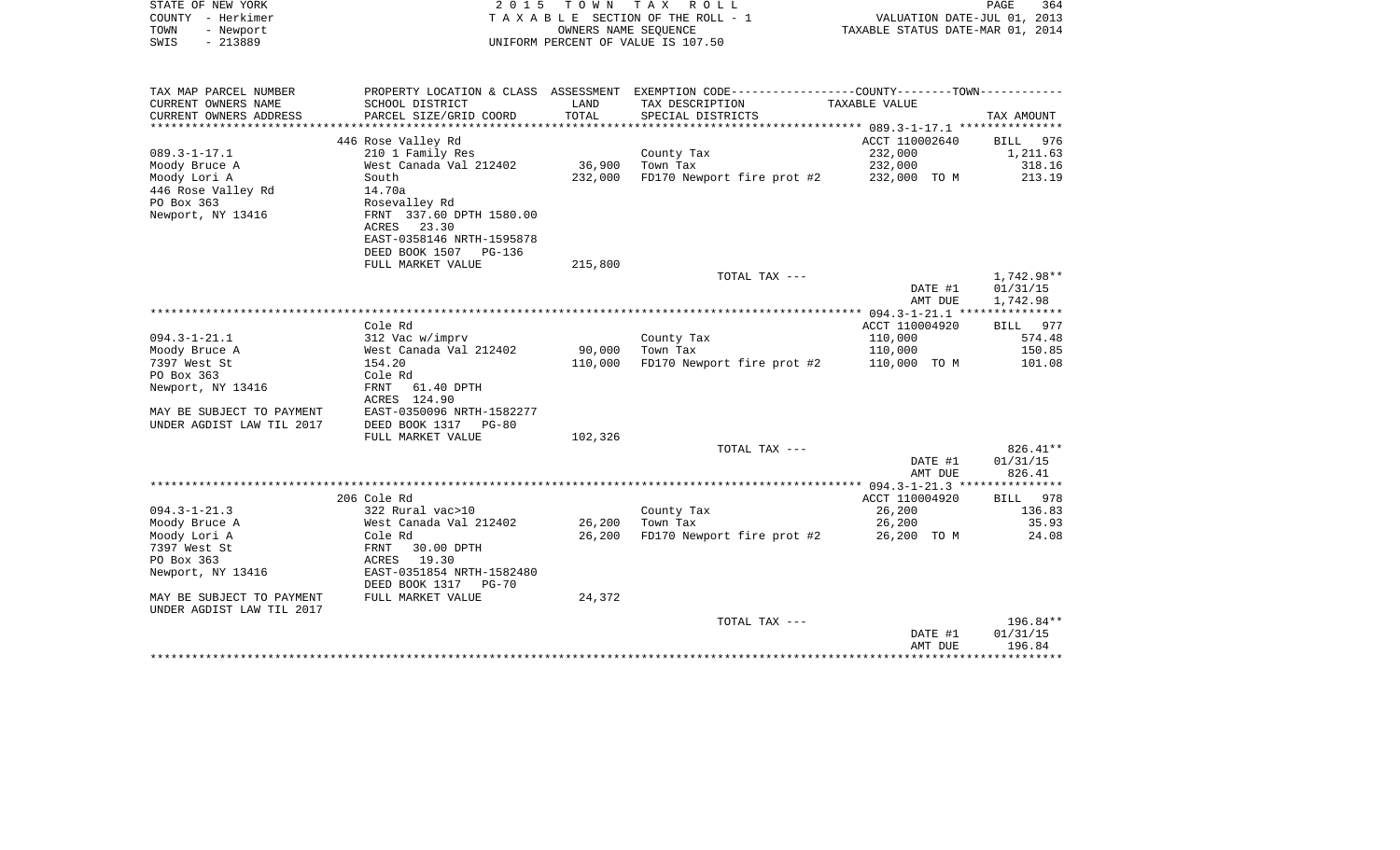STATE OF NEW YORK — 2015 TOWN TAX ROLL — PAGE 364
COUNTY - Herkimer — TAXABLE SECTION OF THE ROLL - 1 — VALUATION DATE-JUL 01, 2013
TOWN - Newport — OWNERS NAME SEQUENCE — TAXABLE STATUS DATE-MAR 01, 2014
SWIS - 213889 — UNIFORM PERCENT OF VALUE IS 107.50

| TAX MAP PARCEL NUMBER<br>CURRENT OWNERS NAME<br>CURRENT OWNERS ADDRESS | PROPERTY LOCATION & CLASS<br>SCHOOL DISTRICT<br>PARCEL SIZE/GRID COORD | ASSESSMENT<br>LAND<br>TOTAL | EXEMPTION CODE-----COUNTY-----TOWN-----<br>TAX DESCRIPTION<br>SPECIAL DISTRICTS | TAXABLE VALUE | TAX AMOUNT |
|---|---|---|---|---|---|
| **089.3-1-17.1** | 446 Rose Valley Rd | | | ACCT 110002640 | BILL 976 |
| 089.3-1-17.1 | 210 1 Family Res | | County Tax | 232,000 | 1,211.63 |
| Moody Bruce A | West Canada Val 212402 | 36,900 | Town Tax | 232,000 | 318.16 |
| Moody Lori A | South | 232,000 | FD170 Newport fire prot #2 | 232,000 TO M | 213.19 |
| 446 Rose Valley Rd | 14.70a | | | | |
| PO Box 363 | Rosevalley Rd | | | | |
| Newport, NY 13416 | FRNT 337.60 DPTH 1580.00 | | | | |
| | ACRES 23.30 | | | | |
| | EAST-0358146 NRTH-1595878 | | | | |
| | DEED BOOK 1507 PG-136 | | | | |
| | FULL MARKET VALUE | 215,800 | | | |
| | | | TOTAL TAX --- | | 1,742.98** |
| | | | | DATE #1 | 01/31/15 |
| | | | | AMT DUE | 1,742.98 |
| **094.3-1-21.1** | Cole Rd | | | ACCT 110004920 | BILL 977 |
| 094.3-1-21.1 | 312 Vac w/imprv | | County Tax | 110,000 | 574.48 |
| Moody Bruce A | West Canada Val 212402 | 90,000 | Town Tax | 110,000 | 150.85 |
| 7397 West St | 154.20 | 110,000 | FD170 Newport fire prot #2 | 110,000 TO M | 101.08 |
| PO Box 363 | Cole Rd | | | | |
| Newport, NY 13416 | FRNT 61.40 DPTH | | | | |
| | ACRES 124.90 | | | | |
| MAY BE SUBJECT TO PAYMENT | EAST-0350096 NRTH-1582277 | | | | |
| UNDER AGDIST LAW TIL 2017 | DEED BOOK 1317 PG-80 | | | | |
| | FULL MARKET VALUE | 102,326 | | | |
| | | | TOTAL TAX --- | | 826.41** |
| | | | | DATE #1 | 01/31/15 |
| | | | | AMT DUE | 826.41 |
| **094.3-1-21.3** | 206 Cole Rd | | | ACCT 110004920 | BILL 978 |
| 094.3-1-21.3 | 322 Rural vac>10 | | County Tax | 26,200 | 136.83 |
| Moody Bruce A | West Canada Val 212402 | 26,200 | Town Tax | 26,200 | 35.93 |
| Moody Lori A | Cole Rd | 26,200 | FD170 Newport fire prot #2 | 26,200 TO M | 24.08 |
| 7397 West St | FRNT 30.00 DPTH | | | | |
| PO Box 363 | ACRES 19.30 | | | | |
| Newport, NY 13416 | EAST-0351854 NRTH-1582480 | | | | |
| | DEED BOOK 1317 PG-70 | | | | |
| MAY BE SUBJECT TO PAYMENT | FULL MARKET VALUE | 24,372 | | | |
| UNDER AGDIST LAW TIL 2017 | | | | | |
| | | | TOTAL TAX --- | | 196.84** |
| | | | | DATE #1 | 01/31/15 |
| | | | | AMT DUE | 196.84 |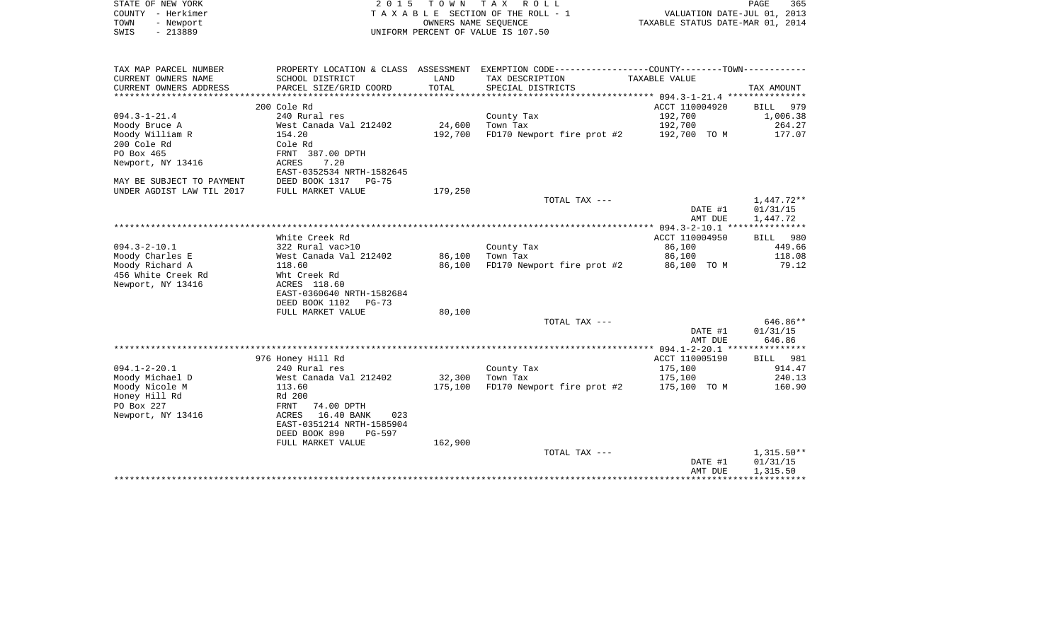STATE OF NEW YORK
COUNTY - Herkimer
TOWN - Newport
SWIS - 213889

2 0 1 5 T O W N T A X R O L L
T A X A B L E SECTION OF THE ROLL - 1
OWNERS NAME SEQUENCE
UNIFORM PERCENT OF VALUE IS 107.50

VALUATION DATE-JUL 01, 2013
TAXABLE STATUS DATE-MAR 01, 2014

| TAX MAP PARCEL NUMBER / CURRENT OWNERS NAME / CURRENT OWNERS ADDRESS | PROPERTY LOCATION & CLASS / SCHOOL DISTRICT / PARCEL SIZE/GRID COORD | ASSESSMENT LAND / TOTAL | EXEMPTION CODE / TAX DESCRIPTION / SPECIAL DISTRICTS | COUNTY--------TOWN / TAXABLE VALUE | TAX AMOUNT |
|---|---|---|---|---|---|
| **094.3-1-21.4** | 200 Cole Rd | | | ACCT 110004920 | BILL 979 |
| 094.3-1-21.4 | 240 Rural res | | County Tax | 192,700 | 1,006.38 |
| Moody Bruce A | West Canada Val 212402 | 24,600 | Town Tax | 192,700 | 264.27 |
| Moody William R | 154.20 | 192,700 | FD170 Newport fire prot #2 | 192,700 TO M | 177.07 |
| 200 Cole Rd | Cole Rd | | | | |
| PO Box 465 | FRNT 387.00 DPTH | | | | |
| Newport, NY 13416 | ACRES 7.20 | | | | |
| | EAST-0352534 NRTH-1582645 | | | | |
| MAY BE SUBJECT TO PAYMENT | DEED BOOK 1317 PG-75 | | | | |
| UNDER AGDIST LAW TIL 2017 | FULL MARKET VALUE | 179,250 | | | |
| | | | TOTAL TAX --- | | 1,447.72** |
| | | | | DATE #1 | 01/31/15 |
| | | | | AMT DUE | 1,447.72 |
| **094.3-2-10.1** | White Creek Rd | | | ACCT 110004950 | BILL 980 |
| 094.3-2-10.1 | 322 Rural vac>10 | | County Tax | 86,100 | 449.66 |
| Moody Charles E | West Canada Val 212402 | 86,100 | Town Tax | 86,100 | 118.08 |
| Moody Richard A | 118.60 | 86,100 | FD170 Newport fire prot #2 | 86,100 TO M | 79.12 |
| 456 White Creek Rd | Wht Creek Rd | | | | |
| Newport, NY 13416 | ACRES 118.60 | | | | |
| | EAST-0360640 NRTH-1582684 | | | | |
| | DEED BOOK 1102 PG-73 | | | | |
| | FULL MARKET VALUE | 80,100 | | | |
| | | | TOTAL TAX --- | | 646.86** |
| | | | | DATE #1 | 01/31/15 |
| | | | | AMT DUE | 646.86 |
| **094.1-2-20.1** | 976 Honey Hill Rd | | | ACCT 110005190 | BILL 981 |
| 094.1-2-20.1 | 240 Rural res | | County Tax | 175,100 | 914.47 |
| Moody Michael D | West Canada Val 212402 | 32,300 | Town Tax | 175,100 | 240.13 |
| Moody Nicole M | 113.60 | 175,100 | FD170 Newport fire prot #2 | 175,100 TO M | 160.90 |
| Honey Hill Rd | Rd 200 | | | | |
| PO Box 227 | FRNT 74.00 DPTH | | | | |
| Newport, NY 13416 | ACRES 16.40 BANK 023 | | | | |
| | EAST-0351214 NRTH-1585904 | | | | |
| | DEED BOOK 890 PG-597 | | | | |
| | FULL MARKET VALUE | 162,900 | | | |
| | | | TOTAL TAX --- | | 1,315.50** |
| | | | | DATE #1 | 01/31/15 |
| | | | | AMT DUE | 1,315.50 |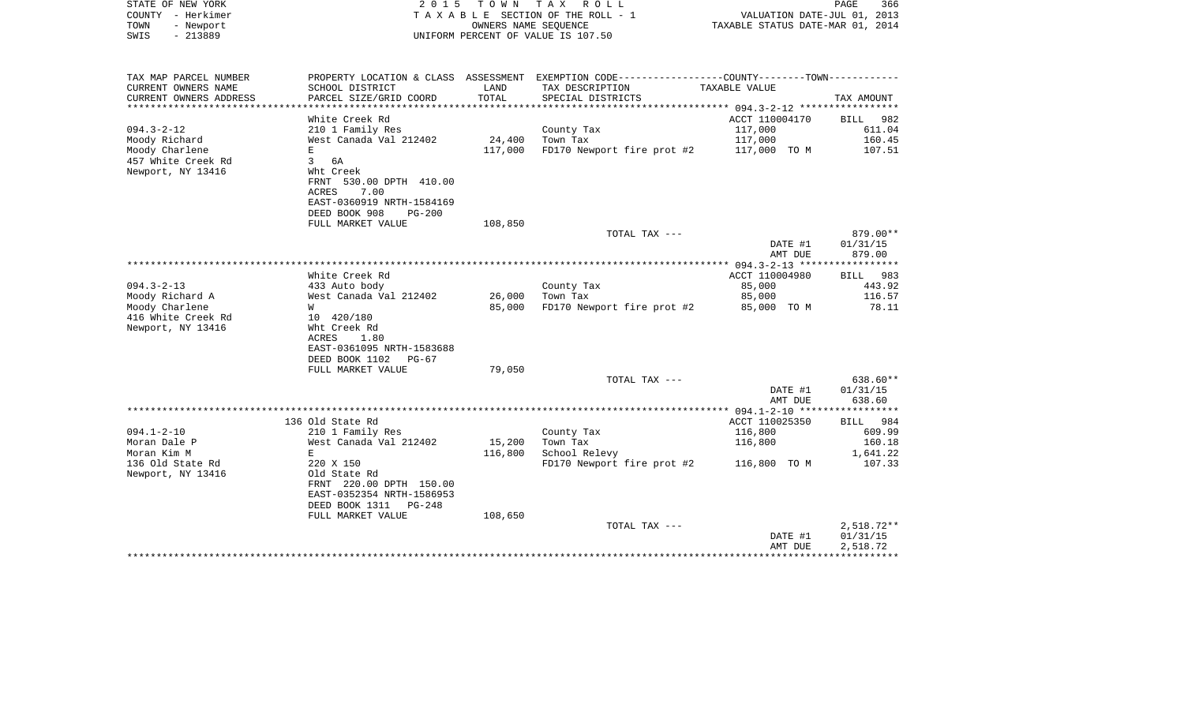STATE OF NEW YORK
COUNTY - Herkimer
TOWN - Newport
SWIS - 213889

2 0 1 5 T O W N T A X R O L L
T A X A B L E SECTION OF THE ROLL - 1
OWNERS NAME SEQUENCE
UNIFORM PERCENT OF VALUE IS 107.50

VALUATION DATE-JUL 01, 2013
TAXABLE STATUS DATE-MAR 01, 2014

| TAX MAP PARCEL NUMBER<br>CURRENT OWNERS NAME<br>CURRENT OWNERS ADDRESS | PROPERTY LOCATION & CLASS<br>SCHOOL DISTRICT<br>PARCEL SIZE/GRID COORD | ASSESSMENT<br>LAND<br>TOTAL | EXEMPTION CODE----COUNTY----TOWN----<br>TAX DESCRIPTION<br>SPECIAL DISTRICTS | TAXABLE VALUE | TAX AMOUNT |
|---|---|---|---|---|---|
| | White Creek Rd | | | ACCT 110004170 | BILL 982 |
| 094.3-2-12 | 210 1 Family Res | | County Tax | 117,000 | 611.04 |
| Moody Richard | West Canada Val 212402 | 24,400 | Town Tax | 117,000 | 160.45 |
| Moody Charlene | E | 117,000 | FD170 Newport fire prot #2 | 117,000 TO M | 107.51 |
| 457 White Creek Rd | 3 6A | | | | |
| Newport, NY 13416 | Wht Creek | | | | |
| | FRNT 530.00 DPTH 410.00 | | | | |
| | ACRES 7.00 | | | | |
| | EAST-0360919 NRTH-1584169 | | | | |
| | DEED BOOK 908 PG-200 | | | | |
| | FULL MARKET VALUE | 108,850 | | | |
| | | | TOTAL TAX --- | | 879.00** |
| | | | | DATE #1 | 01/31/15 |
| | | | | AMT DUE | 879.00 |
| | White Creek Rd | | | ACCT 110004980 | BILL 983 |
| 094.3-2-13 | 433 Auto body | | County Tax | 85,000 | 443.92 |
| Moody Richard A | West Canada Val 212402 | 26,000 | Town Tax | 85,000 | 116.57 |
| Moody Charlene | W | 85,000 | FD170 Newport fire prot #2 | 85,000 TO M | 78.11 |
| 416 White Creek Rd | 10 420/180 | | | | |
| Newport, NY 13416 | Wht Creek Rd | | | | |
| | ACRES 1.80 | | | | |
| | EAST-0361095 NRTH-1583688 | | | | |
| | DEED BOOK 1102 PG-67 | | | | |
| | FULL MARKET VALUE | 79,050 | | | |
| | | | TOTAL TAX --- | | 638.60** |
| | | | | DATE #1 | 01/31/15 |
| | | | | AMT DUE | 638.60 |
| | 136 Old State Rd | | | ACCT 110025350 | BILL 984 |
| 094.1-2-10 | 210 1 Family Res | | County Tax | 116,800 | 609.99 |
| Moran Dale P | West Canada Val 212402 | 15,200 | Town Tax | 116,800 | 160.18 |
| Moran Kim M | E | 116,800 | School Relevy | | 1,641.22 |
| 136 Old State Rd | 220 X 150 | | FD170 Newport fire prot #2 | 116,800 TO M | 107.33 |
| Newport, NY 13416 | Old State Rd | | | | |
| | FRNT 220.00 DPTH 150.00 | | | | |
| | EAST-0352354 NRTH-1586953 | | | | |
| | DEED BOOK 1311 PG-248 | | | | |
| | FULL MARKET VALUE | 108,650 | | | |
| | | | TOTAL TAX --- | | 2,518.72** |
| | | | | DATE #1 | 01/31/15 |
| | | | | AMT DUE | 2,518.72 |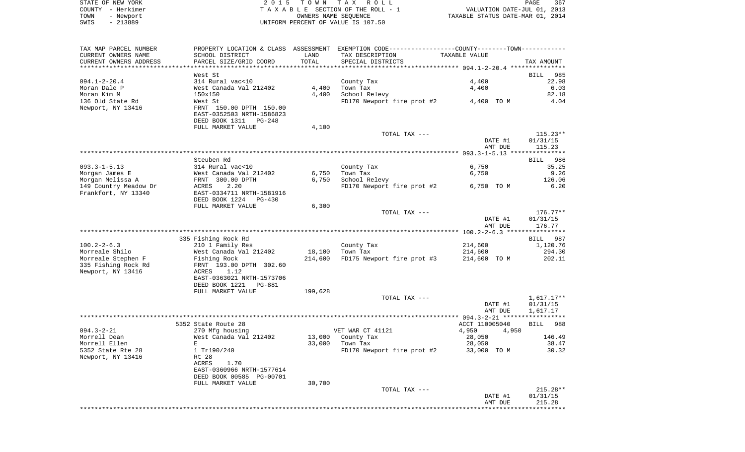STATE OF NEW YORK
COUNTY - Herkimer
TOWN - Newport
SWIS - 213889

2 0 1 5 T O W N T A X R O L L
T A X A B L E SECTION OF THE ROLL - 1
OWNERS NAME SEQUENCE
UNIFORM PERCENT OF VALUE IS 107.50

VALUATION DATE-JUL 01, 2013
TAXABLE STATUS DATE-MAR 01, 2014

```
TAX MAP PARCEL NUMBER     PROPERTY LOCATION & CLASS  ASSESSMENT  EXEMPTION CODE------------------COUNTY--------TOWN-----------
CURRENT OWNERS NAME       SCHOOL DISTRICT               LAND      TAX DESCRIPTION                  TAXABLE VALUE
CURRENT OWNERS ADDRESS    PARCEL SIZE/GRID COORD        TOTAL     SPECIAL DISTRICTS                                      TAX AMOUNT
******************************************************************************************** 094.1-2-20.4 ***************
                          West St                                                                                  BILL  985
094.1-2-20.4              314 Rural vac<10                        County Tax                         4,400                22.98
Moran Dale P              West Canada Val 212402       4,400      Town Tax                           4,400                 6.03
Moran Kim M               150x150                      4,400      School Relevy                                           82.18
136 Old State Rd          West St                                 FD170 Newport fire prot #2         4,400 TO M            4.04
Newport, NY 13416         FRNT 150.00 DPTH 150.00
                          EAST-0352503 NRTH-1586823
                          DEED BOOK 1311   PG-248
                          FULL MARKET VALUE            4,100
                                                                  TOTAL TAX ---                                          115.23**
                                                                                                     DATE #1           01/31/15
                                                                                                     AMT DUE             115.23
******************************************************************************************** 093.3-1-5.13 ***************
                          Steuben Rd                                                                               BILL  986
093.3-1-5.13              314 Rural vac<10                        County Tax                         6,750                35.25
Morgan James E            West Canada Val 212402       6,750      Town Tax                           6,750                 9.26
Morgan Melissa A          FRNT 300.00 DPTH             6,750      School Relevy                                          126.06
149 Country Meadow Dr     ACRES     2.20                          FD170 Newport fire prot #2         6,750 TO M            6.20
Frankfort, NY 13340       EAST-0334711 NRTH-1581916
                          DEED BOOK 1224   PG-430
                          FULL MARKET VALUE            6,300
                                                                  TOTAL TAX ---                                          176.77**
                                                                                                     DATE #1           01/31/15
                                                                                                     AMT DUE             176.77
******************************************************************************************** 100.2-2-6.3 ****************
                          335 Fishing Rock Rd                                                                      BILL  987
100.2-2-6.3               210 1 Family Res                        County Tax                       214,600             1,120.76
Morreale Shilo            West Canada Val 212402      18,100      Town Tax                         214,600               294.30
Morreale Stephen F        Fishing Rock               214,600      FD175 Newport fire prot #3       214,600 TO M          202.11
335 Fishing Rock Rd       FRNT 193.00 DPTH 302.60
Newport, NY 13416         ACRES     1.12
                          EAST-0363021 NRTH-1573706
                          DEED BOOK 1221   PG-881
                          FULL MARKET VALUE          199,628
                                                                  TOTAL TAX ---                                        1,617.17**
                                                                                                     DATE #1           01/31/15
                                                                                                     AMT DUE           1,617.17
******************************************************************************************** 094.3-2-21 *****************
                          5352 State Route 28                                                ACCT 110005040        BILL  988
094.3-2-21                270 Mfg housing                         VET WAR CT 41121           4,950         4,950
Morrell Dean              West Canada Val 212402      13,000      County Tax                        28,050               146.49
Morrell Ellen             E                           33,000      Town Tax                          28,050                38.47
5352 State Rte 28         1 Tr190/240                             FD170 Newport fire prot #2        33,000 TO M           30.32
Newport, NY 13416         Rt 28
                          ACRES     1.70
                          EAST-0360966 NRTH-1577614
                          DEED BOOK 00585  PG-00701
                          FULL MARKET VALUE           30,700
                                                                  TOTAL TAX ---                                          215.28**
                                                                                                     DATE #1           01/31/15
                                                                                                     AMT DUE             215.28
************************************************************************************************************************
```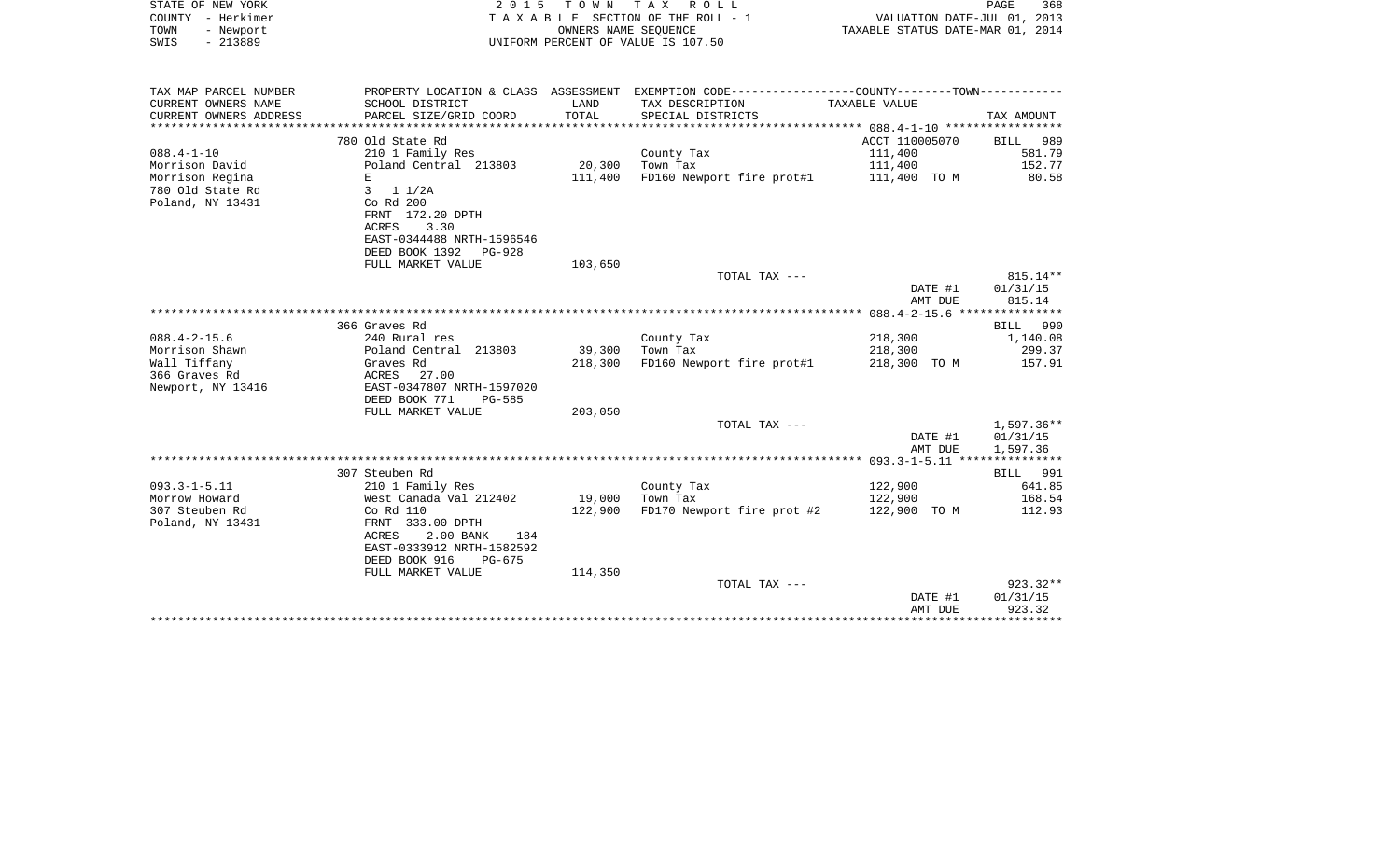STATE OF NEW YORK — COUNTY - Herkimer — TOWN - Newport — SWIS - 213889

2015 TOWN TAX ROLL
TAXABLE SECTION OF THE ROLL - 1
OWNERS NAME SEQUENCE
UNIFORM PERCENT OF VALUE IS 107.50

VALUATION DATE-JUL 01, 2013
TAXABLE STATUS DATE-MAR 01, 2014

| TAX MAP PARCEL NUMBER / CURRENT OWNERS NAME / CURRENT OWNERS ADDRESS | PROPERTY LOCATION & CLASS / SCHOOL DISTRICT / PARCEL SIZE/GRID COORD | ASSESSMENT LAND / TOTAL | EXEMPTION CODE / TAX DESCRIPTION / SPECIAL DISTRICTS | COUNTY-TOWN TAXABLE VALUE | TAX AMOUNT |
|---|---|---|---|---|---|
| 088.4-1-10 | 780 Old State Rd | | | ACCT 110005070 | BILL 989 |
| Morrison David | 210 1 Family Res | | County Tax | 111,400 | 581.79 |
| Morrison Regina | Poland Central 213803 | 20,300 | Town Tax | 111,400 | 152.77 |
| 780 Old State Rd | E | 111,400 | FD160 Newport fire prot#1 | 111,400 TO M | 80.58 |
| Poland, NY 13431 | 3 1 1/2A | | | | |
| | Co Rd 200 | | | | |
| | FRNT 172.20 DPTH | | | | |
| | ACRES 3.30 | | | | |
| | EAST-0344488 NRTH-1596546 | | | | |
| | DEED BOOK 1392 PG-928 | | | | |
| | FULL MARKET VALUE | 103,650 | | | |
| | | | TOTAL TAX --- | | 815.14** |
| | | | | DATE #1 | 01/31/15 |
| | | | | AMT DUE | 815.14 |
| 088.4-2-15.6 | 366 Graves Rd | | | | BILL 990 |
| Morrison Shawn | 240 Rural res | | County Tax | 218,300 | 1,140.08 |
| Wall Tiffany | Poland Central 213803 | 39,300 | Town Tax | 218,300 | 299.37 |
| 366 Graves Rd | Graves Rd | 218,300 | FD160 Newport fire prot#1 | 218,300 TO M | 157.91 |
| Newport, NY 13416 | ACRES 27.00 | | | | |
| | EAST-0347807 NRTH-1597020 | | | | |
| | DEED BOOK 771 PG-585 | | | | |
| | FULL MARKET VALUE | 203,050 | | | |
| | | | TOTAL TAX --- | | 1,597.36** |
| | | | | DATE #1 | 01/31/15 |
| | | | | AMT DUE | 1,597.36 |
| 093.3-1-5.11 | 307 Steuben Rd | | | | BILL 991 |
| Morrow Howard | 210 1 Family Res | | County Tax | 122,900 | 641.85 |
| 307 Steuben Rd | West Canada Val 212402 | 19,000 | Town Tax | 122,900 | 168.54 |
| Poland, NY 13431 | Co Rd 110 | 122,900 | FD170 Newport fire prot #2 | 122,900 TO M | 112.93 |
| | FRNT 333.00 DPTH | | | | |
| | ACRES 2.00 BANK 184 | | | | |
| | EAST-0333912 NRTH-1582592 | | | | |
| | DEED BOOK 916 PG-675 | | | | |
| | FULL MARKET VALUE | 114,350 | | | |
| | | | TOTAL TAX --- | | 923.32** |
| | | | | DATE #1 | 01/31/15 |
| | | | | AMT DUE | 923.32 |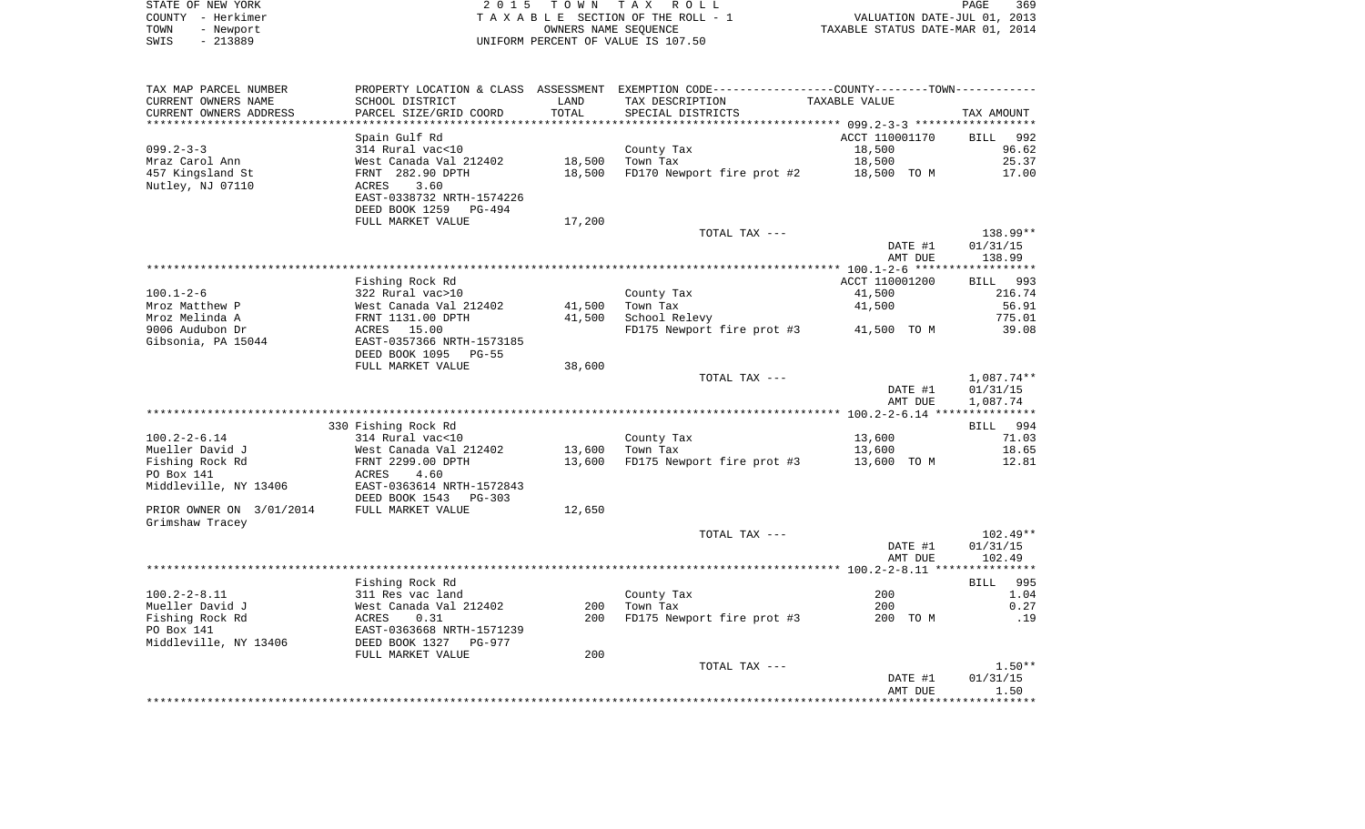STATE OF NEW YORK
COUNTY - Herkimer
TOWN - Newport
SWIS - 213889

2 0 1 5 T O W N T A X R O L L
T A X A B L E SECTION OF THE ROLL - 1
OWNERS NAME SEQUENCE
UNIFORM PERCENT OF VALUE IS 107.50

VALUATION DATE-JUL 01, 2013
TAXABLE STATUS DATE-MAR 01, 2014

| TAX MAP PARCEL NUMBER / CURRENT OWNERS NAME / CURRENT OWNERS ADDRESS | PROPERTY LOCATION & CLASS / SCHOOL DISTRICT / PARCEL SIZE/GRID COORD | ASSESSMENT LAND | TOTAL | EXEMPTION CODE / TAX DESCRIPTION / SPECIAL DISTRICTS | COUNTY--------TOWN TAXABLE VALUE | TAX AMOUNT |
|---|---|---|---|---|---|---|
| **099.2-3-3** | Spain Gulf Rd | | | | ACCT 110001170 | BILL 992 |
| 099.2-3-3 | 314 Rural vac<10 | | | County Tax | 18,500 | 96.62 |
| Mraz Carol Ann | West Canada Val 212402 | 18,500 | | Town Tax | 18,500 | 25.37 |
| 457 Kingsland St | FRNT 282.90 DPTH | | 18,500 | FD170 Newport fire prot #2 | 18,500 TO M | 17.00 |
| Nutley, NJ 07110 | ACRES 3.60 | | | | | |
| | EAST-0338732 NRTH-1574226 | | | | | |
| | DEED BOOK 1259 PG-494 | | | | | |
| | FULL MARKET VALUE | 17,200 | | | | |
| | | | | TOTAL TAX --- | | 138.99** |
| | | | | | DATE #1 | 01/31/15 |
| | | | | | AMT DUE | 138.99 |
| **100.1-2-6** | Fishing Rock Rd | | | | ACCT 110001200 | BILL 993 |
| 100.1-2-6 | 322 Rural vac>10 | | | County Tax | 41,500 | 216.74 |
| Mroz Matthew P | West Canada Val 212402 | 41,500 | | Town Tax | 41,500 | 56.91 |
| Mroz Melinda A | FRNT 1131.00 DPTH | | 41,500 | School Relevy | | 775.01 |
| 9006 Audubon Dr | ACRES 15.00 | | | FD175 Newport fire prot #3 | 41,500 TO M | 39.08 |
| Gibsonia, PA 15044 | EAST-0357366 NRTH-1573185 | | | | | |
| | DEED BOOK 1095 PG-55 | | | | | |
| | FULL MARKET VALUE | 38,600 | | | | |
| | | | | TOTAL TAX --- | | 1,087.74** |
| | | | | | DATE #1 | 01/31/15 |
| | | | | | AMT DUE | 1,087.74 |
| **100.2-2-6.14** | 330 Fishing Rock Rd | | | | | BILL 994 |
| 100.2-2-6.14 | 314 Rural vac<10 | | | County Tax | 13,600 | 71.03 |
| Mueller David J | West Canada Val 212402 | 13,600 | | Town Tax | 13,600 | 18.65 |
| Fishing Rock Rd | FRNT 2299.00 DPTH | | 13,600 | FD175 Newport fire prot #3 | 13,600 TO M | 12.81 |
| PO Box 141 | ACRES 4.60 | | | | | |
| Middleville, NY 13406 | EAST-0363614 NRTH-1572843 | | | | | |
| | DEED BOOK 1543 PG-303 | | | | | |
| PRIOR OWNER ON 3/01/2014 | FULL MARKET VALUE | 12,650 | | | | |
| Grimshaw Tracey | | | | | | |
| | | | | TOTAL TAX --- | | 102.49** |
| | | | | | DATE #1 | 01/31/15 |
| | | | | | AMT DUE | 102.49 |
| **100.2-2-8.11** | Fishing Rock Rd | | | | | BILL 995 |
| 100.2-2-8.11 | 311 Res vac land | | | County Tax | 200 | 1.04 |
| Mueller David J | West Canada Val 212402 | 200 | | Town Tax | 200 | 0.27 |
| Fishing Rock Rd | ACRES 0.31 | | 200 | FD175 Newport fire prot #3 | 200 TO M | .19 |
| PO Box 141 | EAST-0363668 NRTH-1571239 | | | | | |
| Middleville, NY 13406 | DEED BOOK 1327 PG-977 | | | | | |
| | FULL MARKET VALUE | 200 | | | | |
| | | | | TOTAL TAX --- | | 1.50** |
| | | | | | DATE #1 | 01/31/15 |
| | | | | | AMT DUE | 1.50 |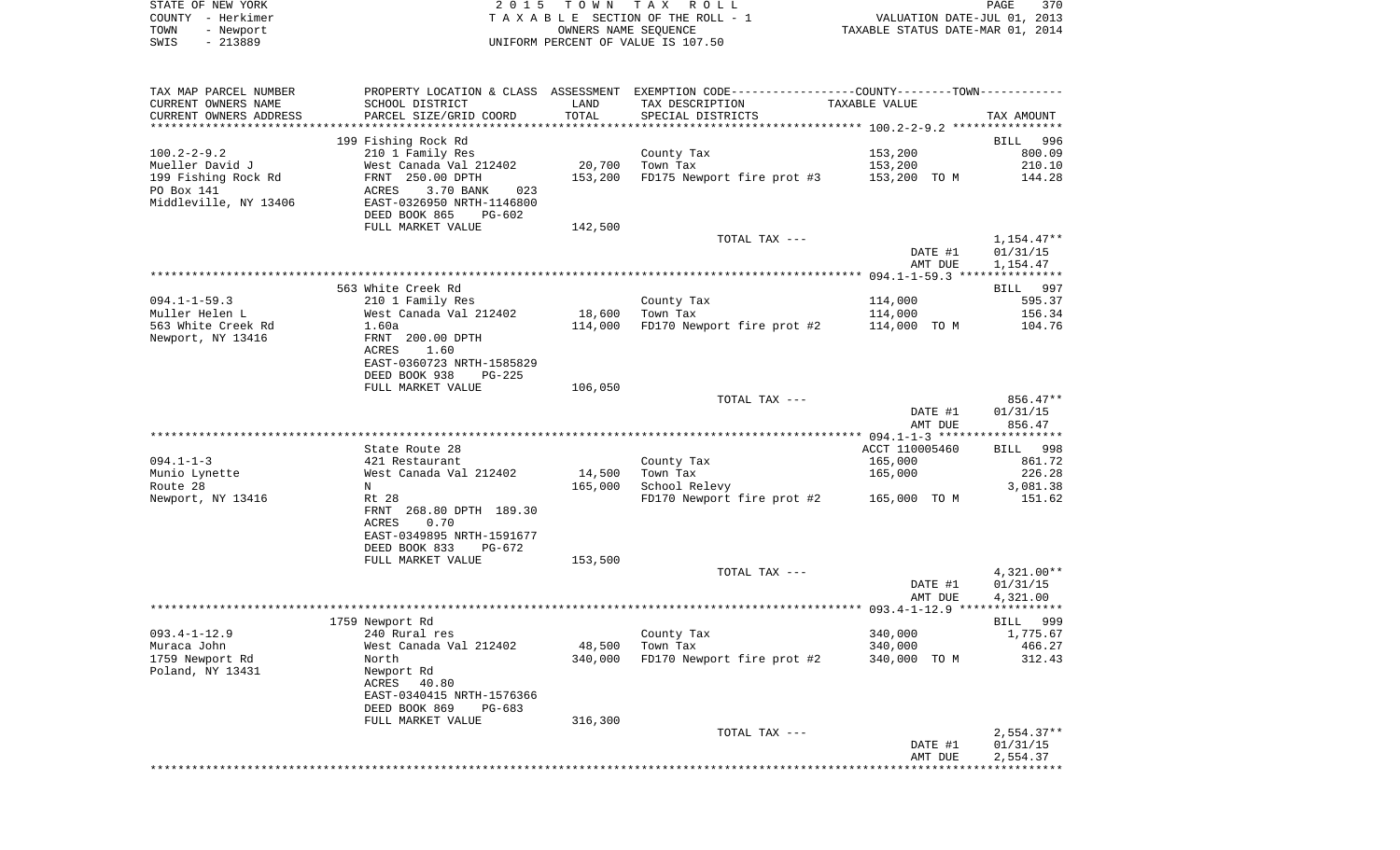STATE OF NEW YORK | 2015 TOWN TAX ROLL
COUNTY - Herkimer | TAXABLE SECTION OF THE ROLL - 1 | VALUATION DATE-JUL 01, 2013
TOWN - Newport | OWNERS NAME SEQUENCE | TAXABLE STATUS DATE-MAR 01, 2014
SWIS - 213889 | UNIFORM PERCENT OF VALUE IS 107.50

| TAX MAP PARCEL NUMBER / CURRENT OWNERS NAME / CURRENT OWNERS ADDRESS | PROPERTY LOCATION & CLASS / SCHOOL DISTRICT / PARCEL SIZE/GRID COORD | ASSESSMENT LAND / TOTAL | EXEMPTION CODE / TAX DESCRIPTION / SPECIAL DISTRICTS | TAXABLE VALUE | TAX AMOUNT |
|---|---|---|---|---|---|
| ******** 100.2-2-9.2 ******** | | | | | |
| | 199 Fishing Rock Rd | | | | BILL 996 |
| 100.2-2-9.2 | 210 1 Family Res | | County Tax | 153,200 | 800.09 |
| Mueller David J | West Canada Val 212402 | 20,700 | Town Tax | 153,200 | 210.10 |
| 199 Fishing Rock Rd | FRNT 250.00 DPTH | 153,200 | FD175 Newport fire prot #3 | 153,200 TO M | 144.28 |
| PO Box 141 | ACRES 3.70 BANK 023 | | | | |
| Middleville, NY 13406 | EAST-0326950 NRTH-1146800 | | | | |
| | DEED BOOK 865 PG-602 | | | | |
| | FULL MARKET VALUE | 142,500 | | | |
| | | | TOTAL TAX --- | | 1,154.47** |
| | | | | DATE #1 | 01/31/15 |
| | | | | AMT DUE | 1,154.47 |
| ******** 094.1-1-59.3 ******** | | | | | |
| | 563 White Creek Rd | | | | BILL 997 |
| 094.1-1-59.3 | 210 1 Family Res | | County Tax | 114,000 | 595.37 |
| Muller Helen L | West Canada Val 212402 | 18,600 | Town Tax | 114,000 | 156.34 |
| 563 White Creek Rd | 1.60a | 114,000 | FD170 Newport fire prot #2 | 114,000 TO M | 104.76 |
| Newport, NY 13416 | FRNT 200.00 DPTH | | | | |
| | ACRES 1.60 | | | | |
| | EAST-0360723 NRTH-1585829 | | | | |
| | DEED BOOK 938 PG-225 | | | | |
| | FULL MARKET VALUE | 106,050 | | | |
| | | | TOTAL TAX --- | | 856.47** |
| | | | | DATE #1 | 01/31/15 |
| | | | | AMT DUE | 856.47 |
| ******** 094.1-1-3 ******** | | | | | |
| | State Route 28 | | | ACCT 110005460 | BILL 998 |
| 094.1-1-3 | 421 Restaurant | | County Tax | 165,000 | 861.72 |
| Munio Lynette | West Canada Val 212402 | 14,500 | Town Tax | 165,000 | 226.28 |
| Route 28 | N | 165,000 | School Relevy | | 3,081.38 |
| Newport, NY 13416 | Rt 28 | | FD170 Newport fire prot #2 | 165,000 TO M | 151.62 |
| | FRNT 268.80 DPTH 189.30 | | | | |
| | ACRES 0.70 | | | | |
| | EAST-0349895 NRTH-1591677 | | | | |
| | DEED BOOK 833 PG-672 | | | | |
| | FULL MARKET VALUE | 153,500 | | | |
| | | | TOTAL TAX --- | | 4,321.00** |
| | | | | DATE #1 | 01/31/15 |
| | | | | AMT DUE | 4,321.00 |
| ******** 093.4-1-12.9 ******** | | | | | |
| | 1759 Newport Rd | | | | BILL 999 |
| 093.4-1-12.9 | 240 Rural res | | County Tax | 340,000 | 1,775.67 |
| Muraca John | West Canada Val 212402 | 48,500 | Town Tax | 340,000 | 466.27 |
| 1759 Newport Rd | North | 340,000 | FD170 Newport fire prot #2 | 340,000 TO M | 312.43 |
| Poland, NY 13431 | Newport Rd | | | | |
| | ACRES 40.80 | | | | |
| | EAST-0340415 NRTH-1576366 | | | | |
| | DEED BOOK 869 PG-683 | | | | |
| | FULL MARKET VALUE | 316,300 | | | |
| | | | TOTAL TAX --- | | 2,554.37** |
| | | | | DATE #1 | 01/31/15 |
| | | | | AMT DUE | 2,554.37 |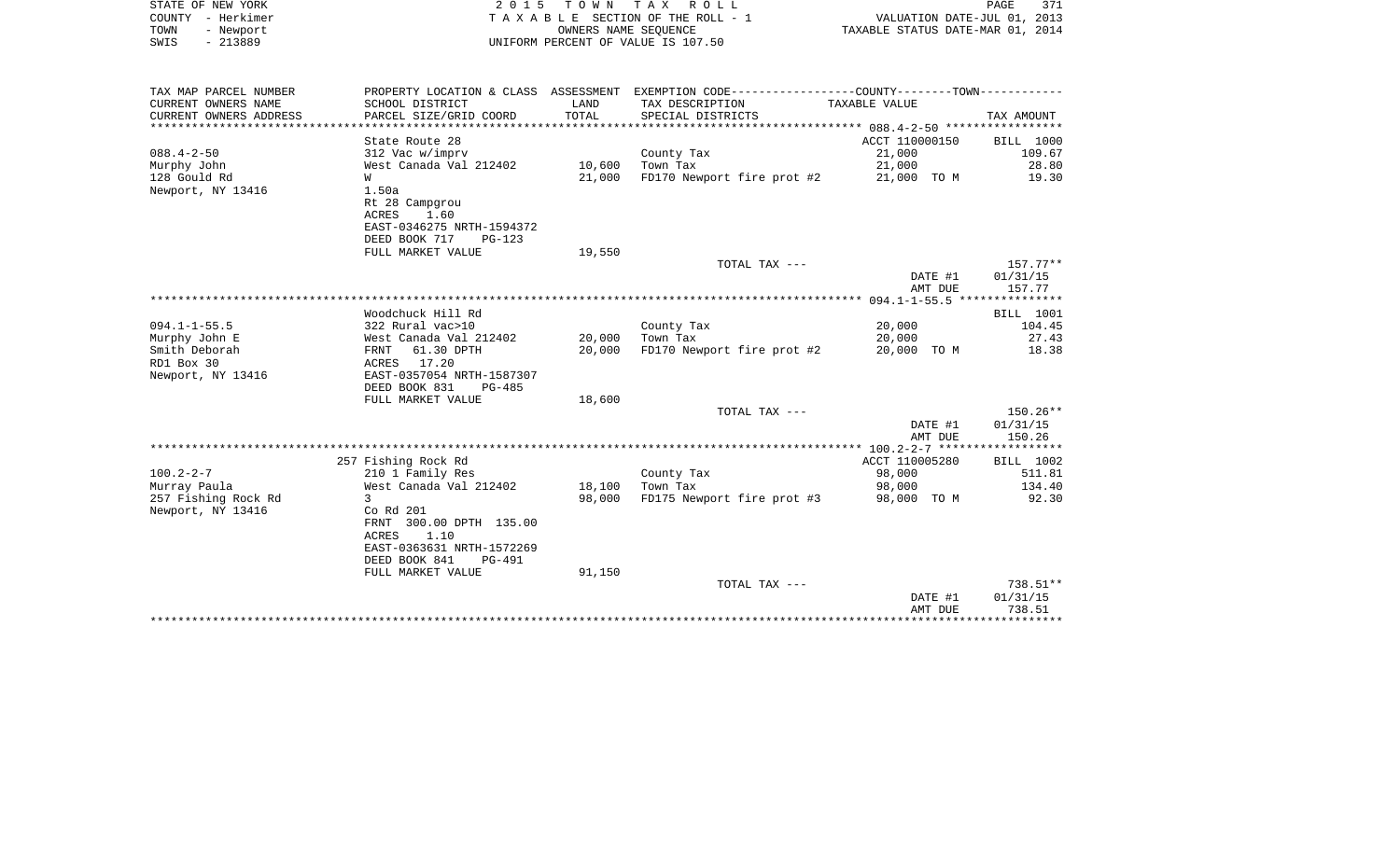STATE OF NEW YORK — 2015 TOWN TAX ROLL
COUNTY - Herkimer — TAXABLE SECTION OF THE ROLL - 1 — VALUATION DATE-JUL 01, 2013
TOWN - Newport — OWNERS NAME SEQUENCE — TAXABLE STATUS DATE-MAR 01, 2014
SWIS - 213889 — UNIFORM PERCENT OF VALUE IS 107.50

| TAX MAP PARCEL NUMBER / CURRENT OWNERS NAME / CURRENT OWNERS ADDRESS | PROPERTY LOCATION & CLASS / SCHOOL DISTRICT / PARCEL SIZE/GRID COORD | ASSESSMENT LAND / TOTAL | EXEMPTION CODE / TAX DESCRIPTION / SPECIAL DISTRICTS | TAXABLE VALUE (COUNTY--------TOWN) | TAX AMOUNT |
|---|---|---|---|---|---|
| 088.4-2-50 | State Route 28 | | | ACCT 110000150 | BILL 1000 |
| | 312 Vac w/imprv | | County Tax | 21,000 | 109.67 |
| Murphy John | West Canada Val 212402 | 10,600 | Town Tax | 21,000 | 28.80 |
| 128 Gould Rd | W | 21,000 | FD170 Newport fire prot #2 | 21,000 TO M | 19.30 |
| Newport, NY 13416 | 1.50a | | | | |
| | Rt 28 Campgrou | | | | |
| | ACRES 1.60 | | | | |
| | EAST-0346275 NRTH-1594372 | | | | |
| | DEED BOOK 717 PG-123 | | | | |
| | FULL MARKET VALUE | 19,550 | | | |
| | | | TOTAL TAX --- | | 157.77** |
| | | | | DATE #1 | 01/31/15 |
| | | | | AMT DUE | 157.77 |
| 094.1-1-55.5 | Woodchuck Hill Rd | | | | BILL 1001 |
| | 322 Rural vac>10 | | County Tax | 20,000 | 104.45 |
| Murphy John E | West Canada Val 212402 | 20,000 | Town Tax | 20,000 | 27.43 |
| Smith Deborah | FRNT 61.30 DPTH | 20,000 | FD170 Newport fire prot #2 | 20,000 TO M | 18.38 |
| RD1 Box 30 | ACRES 17.20 | | | | |
| Newport, NY 13416 | EAST-0357054 NRTH-1587307 | | | | |
| | DEED BOOK 831 PG-485 | | | | |
| | FULL MARKET VALUE | 18,600 | | | |
| | | | TOTAL TAX --- | | 150.26** |
| | | | | DATE #1 | 01/31/15 |
| | | | | AMT DUE | 150.26 |
| 100.2-2-7 | 257 Fishing Rock Rd | | | ACCT 110005280 | BILL 1002 |
| | 210 1 Family Res | | County Tax | 98,000 | 511.81 |
| Murray Paula | West Canada Val 212402 | 18,100 | Town Tax | 98,000 | 134.40 |
| 257 Fishing Rock Rd | 3 | 98,000 | FD175 Newport fire prot #3 | 98,000 TO M | 92.30 |
| Newport, NY 13416 | Co Rd 201 | | | | |
| | FRNT 300.00 DPTH 135.00 | | | | |
| | ACRES 1.10 | | | | |
| | EAST-0363631 NRTH-1572269 | | | | |
| | DEED BOOK 841 PG-491 | | | | |
| | FULL MARKET VALUE | 91,150 | | | |
| | | | TOTAL TAX --- | | 738.51** |
| | | | | DATE #1 | 01/31/15 |
| | | | | AMT DUE | 738.51 |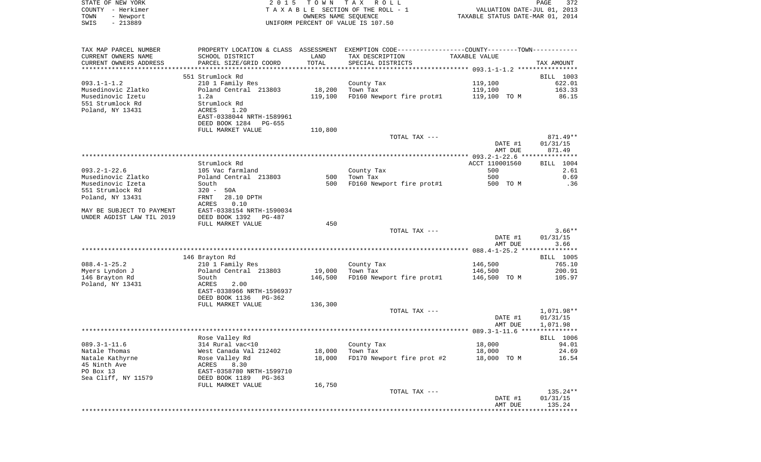STATE OF NEW YORK
COUNTY - Herkimer
TOWN - Newport
SWIS - 213889

2 0 1 5   T O W N   T A X   R O L L
T A X A B L E  SECTION OF THE ROLL - 1
OWNERS NAME SEQUENCE
UNIFORM PERCENT OF VALUE IS 107.50

VALUATION DATE-JUL 01, 2013
TAXABLE STATUS DATE-MAR 01, 2014

| TAX MAP PARCEL NUMBER<br>CURRENT OWNERS NAME<br>CURRENT OWNERS ADDRESS | PROPERTY LOCATION & CLASS<br>SCHOOL DISTRICT<br>PARCEL SIZE/GRID COORD | ASSESSMENT<br>LAND<br>TOTAL | EXEMPTION CODE-----COUNTY-----TOWN-----<br>TAX DESCRIPTION<br>SPECIAL DISTRICTS | TAXABLE VALUE | TAX AMOUNT |
|---|---|---|---|---|---|
| | 551 Strumlock Rd | | | | BILL 1003 |
| 093.1-1-1.2 | 210 1 Family Res | | County Tax | 119,100 | 622.01 |
| Musedinovic Zlatko | Poland Central 213803 | 18,200 | Town Tax | 119,100 | 163.33 |
| Musedinovic Izetu | 1.2a | 119,100 | FD160 Newport fire prot#1 | 119,100 TO M | 86.15 |
| 551 Strumlock Rd | Strumlock Rd | | | | |
| Poland, NY 13431 | ACRES 1.20 | | | | |
| | EAST-0338044 NRTH-1589961 | | | | |
| | DEED BOOK 1284 PG-655 | | | | |
| | FULL MARKET VALUE | 110,800 | | | |
| | | | TOTAL TAX --- | | 871.49** |
| | | | | DATE #1 | 01/31/15 |
| | | | | AMT DUE | 871.49 |
| | Strumlock Rd | | | ACCT 110001560 | BILL 1004 |
| 093.2-1-22.6 | 105 Vac farmland | | County Tax | 500 | 2.61 |
| Musedinovic Zlatko | Poland Central 213803 | 500 | Town Tax | 500 | 0.69 |
| Musedinovic Izeta | South | 500 | FD160 Newport fire prot#1 | 500 TO M | .36 |
| 551 Strumlock Rd | 320 - 50A | | | | |
| Poland, NY 13431 | FRNT 28.10 DPTH | | | | |
| | ACRES 0.10 | | | | |
| MAY BE SUBJECT TO PAYMENT | EAST-0338154 NRTH-1590034 | | | | |
| UNDER AGDIST LAW TIL 2019 | DEED BOOK 1392 PG-487 | | | | |
| | FULL MARKET VALUE | 450 | | | |
| | | | TOTAL TAX --- | | 3.66** |
| | | | | DATE #1 | 01/31/15 |
| | | | | AMT DUE | 3.66 |
| | 146 Brayton Rd | | | | BILL 1005 |
| 088.4-1-25.2 | 210 1 Family Res | | County Tax | 146,500 | 765.10 |
| Myers Lyndon J | Poland Central 213803 | 19,000 | Town Tax | 146,500 | 200.91 |
| 146 Brayton Rd | South | 146,500 | FD160 Newport fire prot#1 | 146,500 TO M | 105.97 |
| Poland, NY 13431 | ACRES 2.00 | | | | |
| | EAST-0338966 NRTH-1596937 | | | | |
| | DEED BOOK 1136 PG-362 | | | | |
| | FULL MARKET VALUE | 136,300 | | | |
| | | | TOTAL TAX --- | | 1,071.98** |
| | | | | DATE #1 | 01/31/15 |
| | | | | AMT DUE | 1,071.98 |
| | Rose Valley Rd | | | | BILL 1006 |
| 089.3-1-11.6 | 314 Rural vac<10 | | County Tax | 18,000 | 94.01 |
| Natale Thomas | West Canada Val 212402 | 18,000 | Town Tax | 18,000 | 24.69 |
| Natale Kathyrne | Rose Valley Rd | 18,000 | FD170 Newport fire prot #2 | 18,000 TO M | 16.54 |
| 45 Ninth Ave | ACRES 8.30 | | | | |
| PO Box 13 | EAST-0358780 NRTH-1599710 | | | | |
| Sea Cliff, NY 11579 | DEED BOOK 1189 PG-363 | | | | |
| | FULL MARKET VALUE | 16,750 | | | |
| | | | TOTAL TAX --- | | 135.24** |
| | | | | DATE #1 | 01/31/15 |
| | | | | AMT DUE | 135.24 |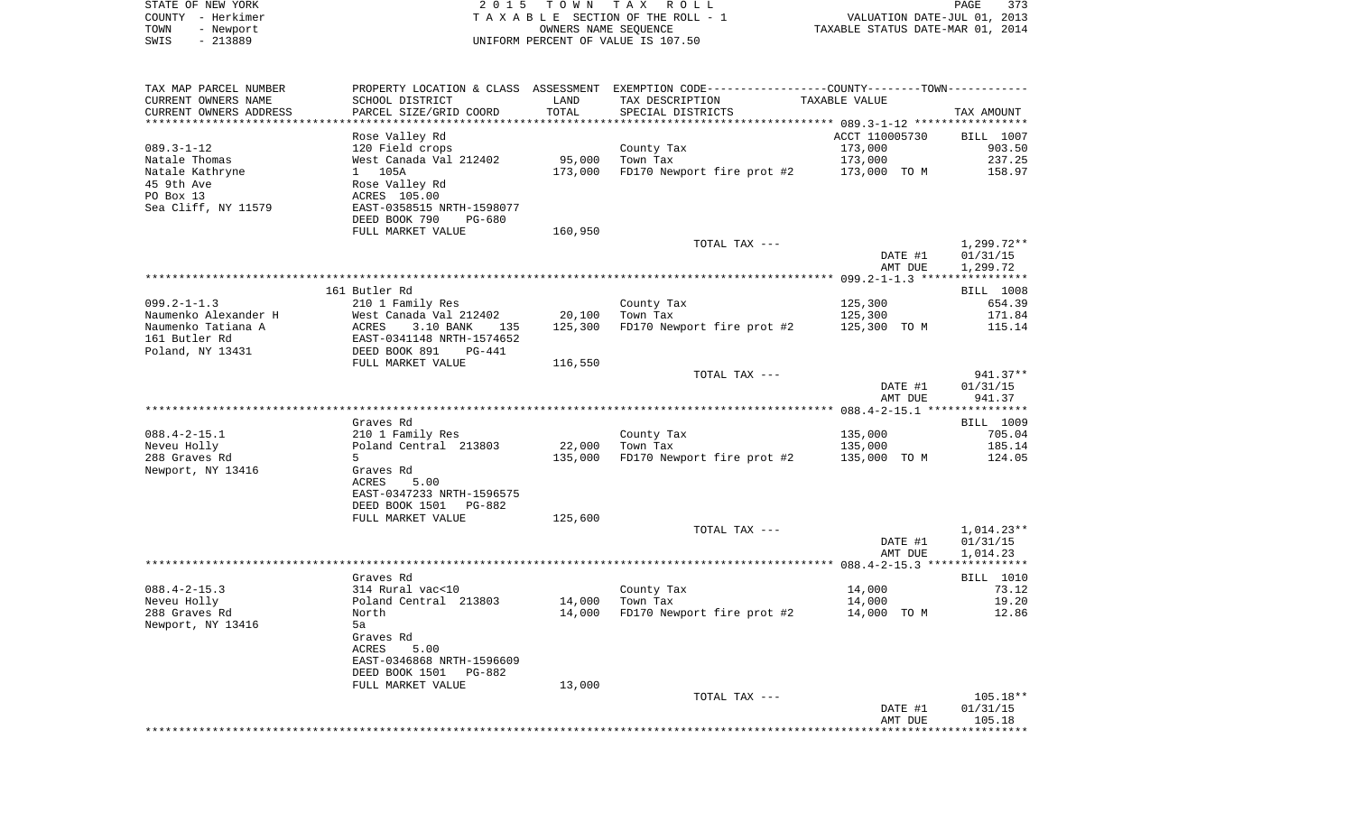STATE OF NEW YORK
COUNTY - Herkimer
TOWN - Newport
SWIS - 213889

2 0 1 5 T O W N T A X R O L L
T A X A B L E SECTION OF THE ROLL - 1
OWNERS NAME SEQUENCE
UNIFORM PERCENT OF VALUE IS 107.50

VALUATION DATE-JUL 01, 2013
TAXABLE STATUS DATE-MAR 01, 2014

| TAX MAP PARCEL NUMBER<br>CURRENT OWNERS NAME<br>CURRENT OWNERS ADDRESS | PROPERTY LOCATION & CLASS<br>SCHOOL DISTRICT<br>PARCEL SIZE/GRID COORD | ASSESSMENT<br>LAND<br>TOTAL | EXEMPTION CODE<br>TAX DESCRIPTION<br>SPECIAL DISTRICTS | COUNTY--------TOWN<br>TAXABLE VALUE | TAX AMOUNT |
|---|---|---|---|---|---|
| 089.3-1-12 | Rose Valley Rd | | | ACCT 110005730 | BILL 1007 |
| | 120 Field crops | | County Tax | 173,000 | 903.50 |
| Natale Thomas | West Canada Val 212402 | 95,000 | Town Tax | 173,000 | 237.25 |
| Natale Kathryne | 1 105A | 173,000 | FD170 Newport fire prot #2 | 173,000 TO M | 158.97 |
| 45 9th Ave | Rose Valley Rd | | | | |
| PO Box 13 | ACRES 105.00 | | | | |
| Sea Cliff, NY 11579 | EAST-0358515 NRTH-1598077 | | | | |
| | DEED BOOK 790 PG-680 | | | | |
| | FULL MARKET VALUE | 160,950 | | | |
| | | | TOTAL TAX --- | | 1,299.72** |
| | | | | DATE #1 | 01/31/15 |
| | | | | AMT DUE | 1,299.72 |
| 099.2-1-1.3 | 161 Butler Rd | | | | BILL 1008 |
| | 210 1 Family Res | | County Tax | 125,300 | 654.39 |
| Naumenko Alexander H | West Canada Val 212402 | 20,100 | Town Tax | 125,300 | 171.84 |
| Naumenko Tatiana A | ACRES 3.10 BANK 135 | 125,300 | FD170 Newport fire prot #2 | 125,300 TO M | 115.14 |
| 161 Butler Rd | EAST-0341148 NRTH-1574652 | | | | |
| Poland, NY 13431 | DEED BOOK 891 PG-441 | | | | |
| | FULL MARKET VALUE | 116,550 | | | |
| | | | TOTAL TAX --- | | 941.37** |
| | | | | DATE #1 | 01/31/15 |
| | | | | AMT DUE | 941.37 |
| 088.4-2-15.1 | Graves Rd | | | | BILL 1009 |
| | 210 1 Family Res | | County Tax | 135,000 | 705.04 |
| Neveu Holly | Poland Central 213803 | 22,000 | Town Tax | 135,000 | 185.14 |
| 288 Graves Rd | 5 | 135,000 | FD170 Newport fire prot #2 | 135,000 TO M | 124.05 |
| Newport, NY 13416 | Graves Rd | | | | |
| | ACRES 5.00 | | | | |
| | EAST-0347233 NRTH-1596575 | | | | |
| | DEED BOOK 1501 PG-882 | | | | |
| | FULL MARKET VALUE | 125,600 | | | |
| | | | TOTAL TAX --- | | 1,014.23** |
| | | | | DATE #1 | 01/31/15 |
| | | | | AMT DUE | 1,014.23 |
| 088.4-2-15.3 | Graves Rd | | | | BILL 1010 |
| | 314 Rural vac<10 | | County Tax | 14,000 | 73.12 |
| Neveu Holly | Poland Central 213803 | 14,000 | Town Tax | 14,000 | 19.20 |
| 288 Graves Rd | North | 14,000 | FD170 Newport fire prot #2 | 14,000 TO M | 12.86 |
| Newport, NY 13416 | 5a | | | | |
| | Graves Rd | | | | |
| | ACRES 5.00 | | | | |
| | EAST-0346868 NRTH-1596609 | | | | |
| | DEED BOOK 1501 PG-882 | | | | |
| | FULL MARKET VALUE | 13,000 | | | |
| | | | TOTAL TAX --- | | 105.18** |
| | | | | DATE #1 | 01/31/15 |
| | | | | AMT DUE | 105.18 |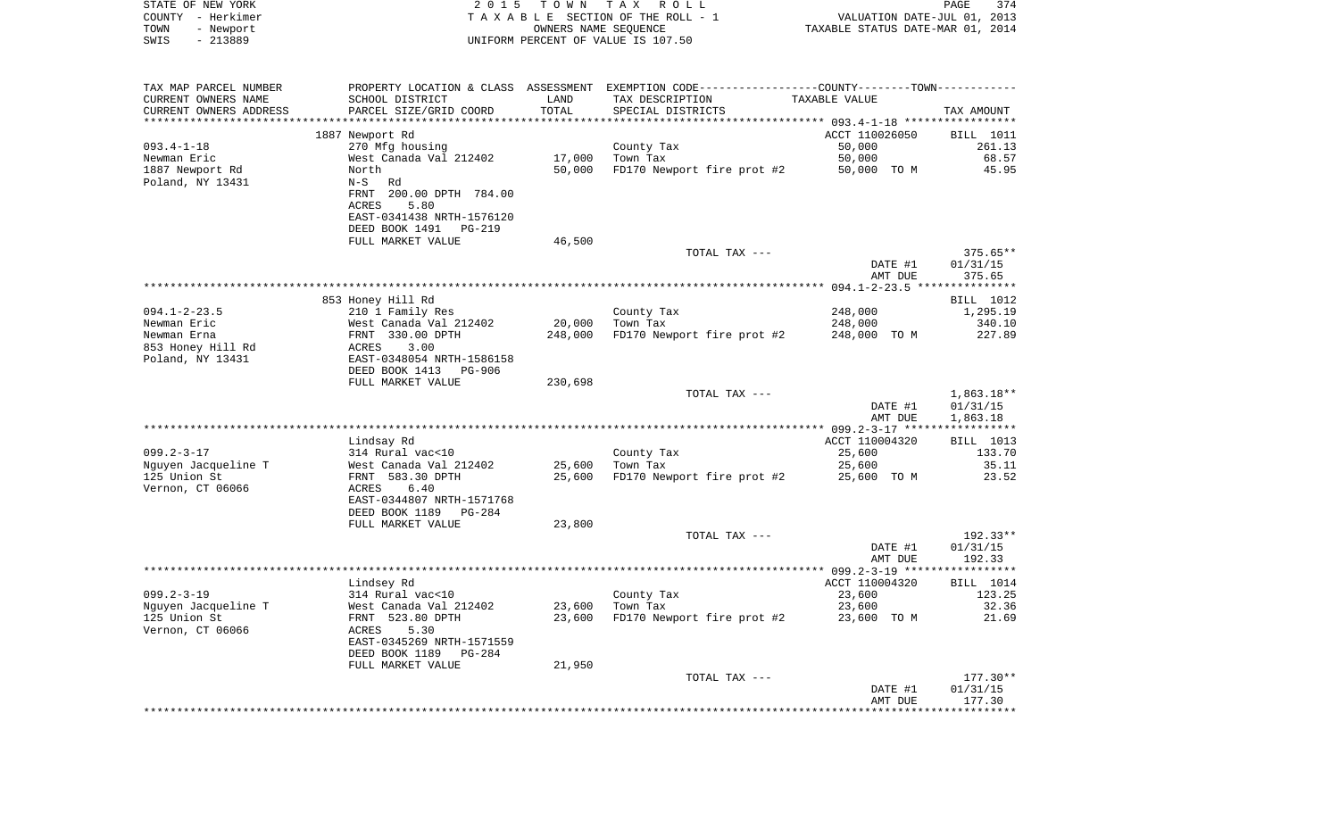STATE OF NEW YORK
COUNTY - Herkimer
TOWN - Newport
SWIS - 213889

2 0 1 5 T O W N T A X R O L L
T A X A B L E SECTION OF THE ROLL - 1
OWNERS NAME SEQUENCE
UNIFORM PERCENT OF VALUE IS 107.50

VALUATION DATE-JUL 01, 2013
TAXABLE STATUS DATE-MAR 01, 2014

| TAX MAP PARCEL NUMBER / CURRENT OWNERS NAME / CURRENT OWNERS ADDRESS | PROPERTY LOCATION & CLASS / SCHOOL DISTRICT / PARCEL SIZE/GRID COORD | ASSESSMENT LAND / TOTAL | EXEMPTION CODE / TAX DESCRIPTION / SPECIAL DISTRICTS | COUNTY / TOWN TAXABLE VALUE | TAX AMOUNT |
|---|---|---|---|---|---|
| **093.4-1-18** | 1887 Newport Rd | | | ACCT 110026050 | BILL 1011 |
| Newman Eric | 270 Mfg housing | | County Tax | 50,000 | 261.13 |
| 1887 Newport Rd | West Canada Val 212402 | 17,000 | Town Tax | 50,000 | 68.57 |
| Poland, NY 13431 | North | 50,000 | FD170 Newport fire prot #2 | 50,000 TO M | 45.95 |
| | N-S Rd | | | | |
| | FRNT 200.00 DPTH 784.00 | | | | |
| | ACRES 5.80 | | | | |
| | EAST-0341438 NRTH-1576120 | | | | |
| | DEED BOOK 1491 PG-219 | | | | |
| | FULL MARKET VALUE | 46,500 | | | |
| | | | TOTAL TAX --- | | 375.65** |
| | | | | DATE #1 | 01/31/15 |
| | | | | AMT DUE | 375.65 |
| **094.1-2-23.5** | 853 Honey Hill Rd | | | | BILL 1012 |
| Newman Eric | 210 1 Family Res | | County Tax | 248,000 | 1,295.19 |
| Newman Erna | West Canada Val 212402 | 20,000 | Town Tax | 248,000 | 340.10 |
| 853 Honey Hill Rd | FRNT 330.00 DPTH | 248,000 | FD170 Newport fire prot #2 | 248,000 TO M | 227.89 |
| Poland, NY 13431 | ACRES 3.00 | | | | |
| | EAST-0348054 NRTH-1586158 | | | | |
| | DEED BOOK 1413 PG-906 | | | | |
| | FULL MARKET VALUE | 230,698 | | | |
| | | | TOTAL TAX --- | | 1,863.18** |
| | | | | DATE #1 | 01/31/15 |
| | | | | AMT DUE | 1,863.18 |
| **099.2-3-17** | Lindsay Rd | | | ACCT 110004320 | BILL 1013 |
| Nguyen Jacqueline T | 314 Rural vac<10 | | County Tax | 25,600 | 133.70 |
| 125 Union St | West Canada Val 212402 | 25,600 | Town Tax | 25,600 | 35.11 |
| Vernon, CT 06066 | FRNT 583.30 DPTH | 25,600 | FD170 Newport fire prot #2 | 25,600 TO M | 23.52 |
| | ACRES 6.40 | | | | |
| | EAST-0344807 NRTH-1571768 | | | | |
| | DEED BOOK 1189 PG-284 | | | | |
| | FULL MARKET VALUE | 23,800 | | | |
| | | | TOTAL TAX --- | | 192.33** |
| | | | | DATE #1 | 01/31/15 |
| | | | | AMT DUE | 192.33 |
| **099.2-3-19** | Lindsey Rd | | | ACCT 110004320 | BILL 1014 |
| Nguyen Jacqueline T | 314 Rural vac<10 | | County Tax | 23,600 | 123.25 |
| 125 Union St | West Canada Val 212402 | 23,600 | Town Tax | 23,600 | 32.36 |
| Vernon, CT 06066 | FRNT 523.80 DPTH | 23,600 | FD170 Newport fire prot #2 | 23,600 TO M | 21.69 |
| | ACRES 5.30 | | | | |
| | EAST-0345269 NRTH-1571559 | | | | |
| | DEED BOOK 1189 PG-284 | | | | |
| | FULL MARKET VALUE | 21,950 | | | |
| | | | TOTAL TAX --- | | 177.30** |
| | | | | DATE #1 | 01/31/15 |
| | | | | AMT DUE | 177.30 |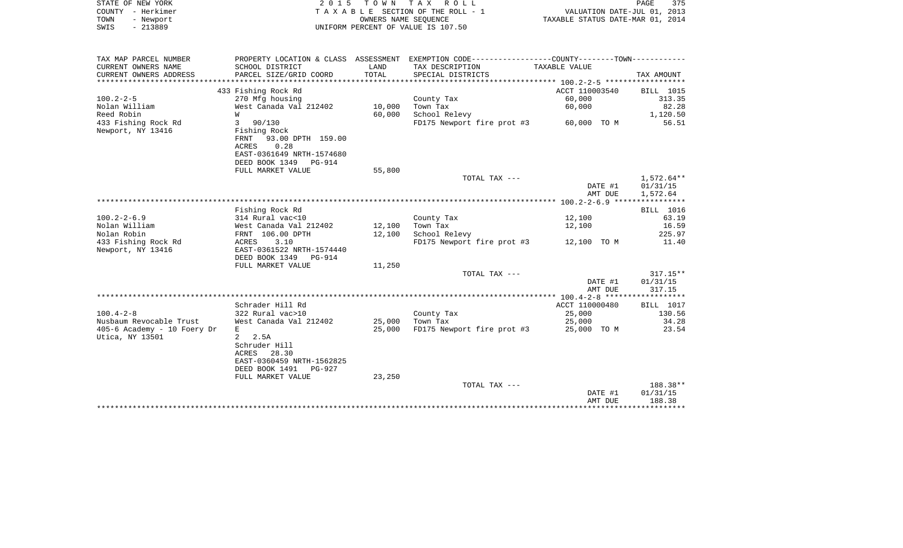STATE OF NEW YORK  
COUNTY - Herkimer  
TOWN - Newport  
SWIS - 213889

2 0 1 5 T O W N T A X R O L L  
T A X A B L E SECTION OF THE ROLL - 1  
OWNERS NAME SEQUENCE  
UNIFORM PERCENT OF VALUE IS 107.50

VALUATION DATE-JUL 01, 2013  
TAXABLE STATUS DATE-MAR 01, 2014

| TAX MAP PARCEL NUMBER / CURRENT OWNERS NAME / CURRENT OWNERS ADDRESS | PROPERTY LOCATION & CLASS / SCHOOL DISTRICT / PARCEL SIZE/GRID COORD | ASSESSMENT LAND / TOTAL | EXEMPTION CODE / TAX DESCRIPTION / SPECIAL DISTRICTS | COUNTY--------TOWN / TAXABLE VALUE | TAX AMOUNT |
|---|---|---|---|---|---|
| ******** 100.2-2-5 ******** | | | | | |
| | 433 Fishing Rock Rd | | | ACCT 110003540 | BILL 1015 |
| 100.2-2-5 | 270 Mfg housing | | County Tax | 60,000 | 313.35 |
| Nolan William | West Canada Val 212402 | 10,000 | Town Tax | 60,000 | 82.28 |
| Reed Robin | W | 60,000 | School Relevy | | 1,120.50 |
| 433 Fishing Rock Rd | 3 90/130 | | FD175 Newport fire prot #3 | 60,000 TO M | 56.51 |
| Newport, NY 13416 | Fishing Rock | | | | |
| | FRNT 93.00 DPTH 159.00 | | | | |
| | ACRES 0.28 | | | | |
| | EAST-0361649 NRTH-1574680 | | | | |
| | DEED BOOK 1349 PG-914 | | | | |
| | FULL MARKET VALUE | 55,800 | | | |
| | | | TOTAL TAX --- | | 1,572.64** |
| | | | | DATE #1 | 01/31/15 |
| | | | | AMT DUE | 1,572.64 |
| ******** 100.2-2-6.9 ******** | | | | | |
| | Fishing Rock Rd | | | | BILL 1016 |
| 100.2-2-6.9 | 314 Rural vac<10 | | County Tax | 12,100 | 63.19 |
| Nolan William | West Canada Val 212402 | 12,100 | Town Tax | 12,100 | 16.59 |
| Nolan Robin | FRNT 106.00 DPTH | 12,100 | School Relevy | | 225.97 |
| 433 Fishing Rock Rd | ACRES 3.10 | | FD175 Newport fire prot #3 | 12,100 TO M | 11.40 |
| Newport, NY 13416 | EAST-0361522 NRTH-1574440 | | | | |
| | DEED BOOK 1349 PG-914 | | | | |
| | FULL MARKET VALUE | 11,250 | | | |
| | | | TOTAL TAX --- | | 317.15** |
| | | | | DATE #1 | 01/31/15 |
| | | | | AMT DUE | 317.15 |
| ******** 100.4-2-8 ******** | | | | | |
| | Schrader Hill Rd | | | ACCT 110000480 | BILL 1017 |
| 100.4-2-8 | 322 Rural vac>10 | | County Tax | 25,000 | 130.56 |
| Nusbaum Revocable Trust | West Canada Val 212402 | 25,000 | Town Tax | 25,000 | 34.28 |
| 405-6 Academy - 10 Foery Dr | E | 25,000 | FD175 Newport fire prot #3 | 25,000 TO M | 23.54 |
| Utica, NY 13501 | 2 2.5A | | | | |
| | Schruder Hill | | | | |
| | ACRES 28.30 | | | | |
| | EAST-0360459 NRTH-1562825 | | | | |
| | DEED BOOK 1491 PG-927 | | | | |
| | FULL MARKET VALUE | 23,250 | | | |
| | | | TOTAL TAX --- | | 188.38** |
| | | | | DATE #1 | 01/31/15 |
| | | | | AMT DUE | 188.38 |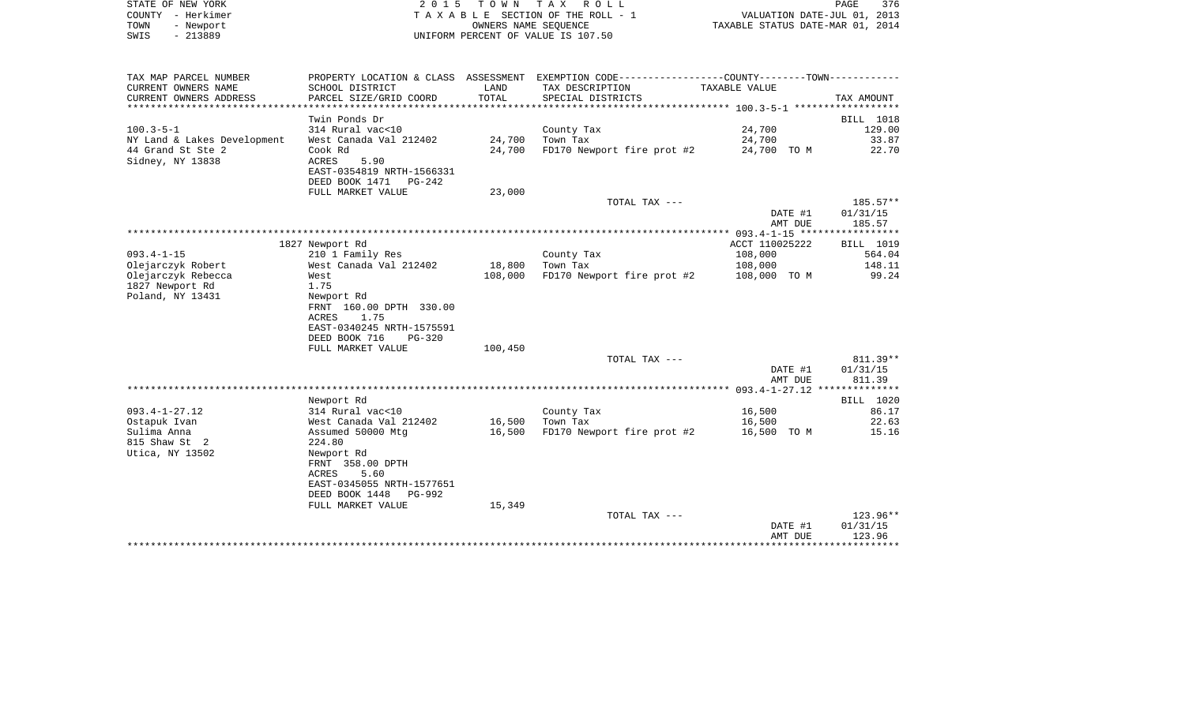STATE OF NEW YORK
COUNTY - Herkimer
TOWN - Newport
SWIS - 213889

2 0 1 5 T O W N T A X R O L L
T A X A B L E SECTION OF THE ROLL - 1
OWNERS NAME SEQUENCE
UNIFORM PERCENT OF VALUE IS 107.50

VALUATION DATE-JUL 01, 2013
TAXABLE STATUS DATE-MAR 01, 2014

| TAX MAP PARCEL NUMBER / CURRENT OWNERS NAME / CURRENT OWNERS ADDRESS | PROPERTY LOCATION & CLASS / SCHOOL DISTRICT / PARCEL SIZE/GRID COORD | ASSESSMENT LAND / TOTAL | EXEMPTION CODE / TAX DESCRIPTION / SPECIAL DISTRICTS | TAXABLE VALUE | TAX AMOUNT |
|---|---|---|---|---|---|
| 100.3-5-1 | Twin Ponds Dr | | | | BILL 1018 |
| NY Land & Lakes Development | 314 Rural vac<10 | | County Tax | 24,700 | 129.00 |
| 44 Grand St Ste 2 | West Canada Val 212402 | 24,700 | Town Tax | 24,700 | 33.87 |
| Sidney, NY 13838 | Cook Rd | 24,700 | FD170 Newport fire prot #2 | 24,700 TO M | 22.70 |
| | ACRES 5.90 | | | | |
| | EAST-0354819 NRTH-1566331 | | | | |
| | DEED BOOK 1471 PG-242 | | | | |
| | FULL MARKET VALUE | 23,000 | | | |
| | | | TOTAL TAX --- | | 185.57** |
| | | | | DATE #1 | 01/31/15 |
| | | | | AMT DUE | 185.57 |
| 093.4-1-15 | 1827 Newport Rd | | | ACCT 110025222 | BILL 1019 |
| Olejarczyk Robert | 210 1 Family Res | | County Tax | 108,000 | 564.04 |
| Olejarczyk Rebecca | West Canada Val 212402 | 18,800 | Town Tax | 108,000 | 148.11 |
| 1827 Newport Rd | West | 108,000 | FD170 Newport fire prot #2 | 108,000 TO M | 99.24 |
| Poland, NY 13431 | 1.75 | | | | |
| | Newport Rd | | | | |
| | FRNT 160.00 DPTH 330.00 | | | | |
| | ACRES 1.75 | | | | |
| | EAST-0340245 NRTH-1575591 | | | | |
| | DEED BOOK 716 PG-320 | | | | |
| | FULL MARKET VALUE | 100,450 | | | |
| | | | TOTAL TAX --- | | 811.39** |
| | | | | DATE #1 | 01/31/15 |
| | | | | AMT DUE | 811.39 |
| 093.4-1-27.12 | Newport Rd | | | | BILL 1020 |
| Ostapuk Ivan | 314 Rural vac<10 | | County Tax | 16,500 | 86.17 |
| Sulima Anna | West Canada Val 212402 | 16,500 | Town Tax | 16,500 | 22.63 |
| 815 Shaw St 2 | Assumed 50000 Mtg | 16,500 | FD170 Newport fire prot #2 | 16,500 TO M | 15.16 |
| Utica, NY 13502 | 224.80 | | | | |
| | Newport Rd | | | | |
| | FRNT 358.00 DPTH | | | | |
| | ACRES 5.60 | | | | |
| | EAST-0345055 NRTH-1577651 | | | | |
| | DEED BOOK 1448 PG-992 | | | | |
| | FULL MARKET VALUE | 15,349 | | | |
| | | | TOTAL TAX --- | | 123.96** |
| | | | | DATE #1 | 01/31/15 |
| | | | | AMT DUE | 123.96 |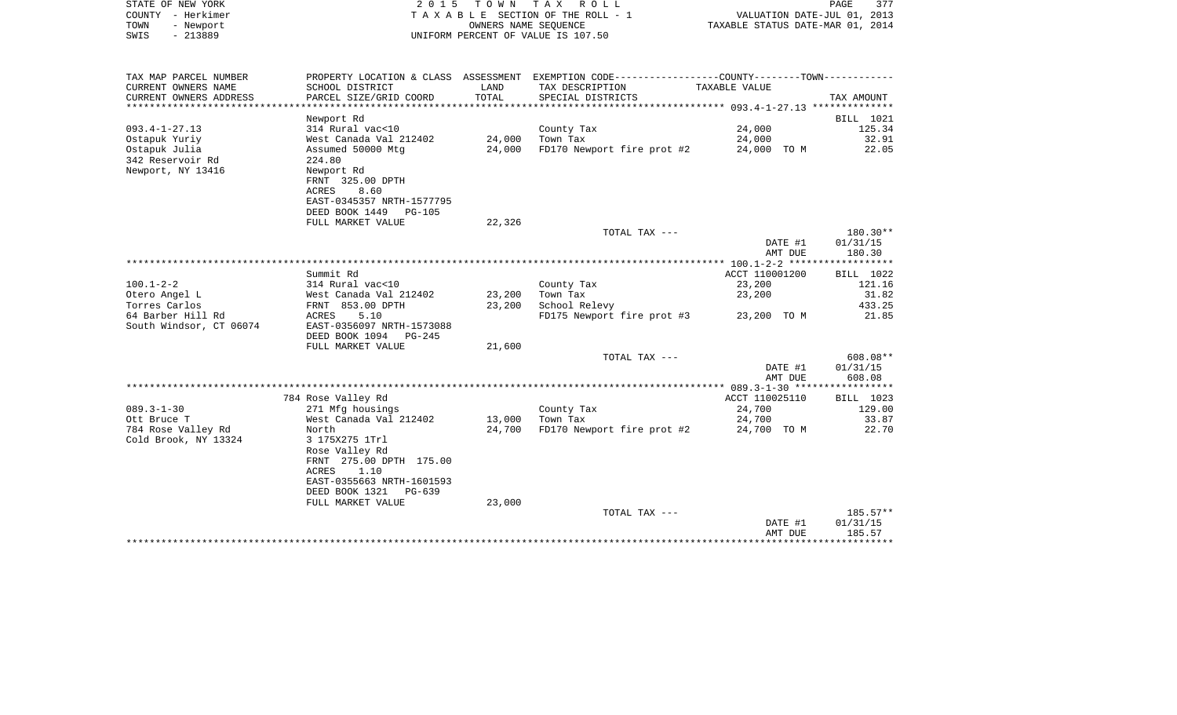STATE OF NEW YORK
COUNTY - Herkimer
TOWN - Newport
SWIS - 213889

2 0 1 5 T O W N T A X R O L L
T A X A B L E SECTION OF THE ROLL - 1
OWNERS NAME SEQUENCE
UNIFORM PERCENT OF VALUE IS 107.50

VALUATION DATE-JUL 01, 2013
TAXABLE STATUS DATE-MAR 01, 2014

| TAX MAP PARCEL NUMBER<br>CURRENT OWNERS NAME<br>CURRENT OWNERS ADDRESS | PROPERTY LOCATION & CLASS<br>SCHOOL DISTRICT<br>PARCEL SIZE/GRID COORD | ASSESSMENT<br>LAND<br>TOTAL | EXEMPTION CODE----COUNTY----TOWN----<br>TAX DESCRIPTION<br>SPECIAL DISTRICTS | TAXABLE VALUE | TAX AMOUNT |
|---|---|---|---|---|---|
| **093.4-1-27.13** | Newport Rd | | | | BILL 1021 |
| 093.4-1-27.13 | 314 Rural vac<10 | | County Tax | 24,000 | 125.34 |
| Ostapuk Yuriy | West Canada Val 212402 | 24,000 | Town Tax | 24,000 | 32.91 |
| Ostapuk Julia | Assumed 50000 Mtg | 24,000 | FD170 Newport fire prot #2 | 24,000 TO M | 22.05 |
| 342 Reservoir Rd | 224.80 | | | | |
| Newport, NY 13416 | Newport Rd | | | | |
| | FRNT 325.00 DPTH | | | | |
| | ACRES 8.60 | | | | |
| | EAST-0345357 NRTH-1577795 | | | | |
| | DEED BOOK 1449 PG-105 | | | | |
| | FULL MARKET VALUE | 22,326 | | | |
| | | | TOTAL TAX --- | | 180.30** |
| | | | | DATE #1 | 01/31/15 |
| | | | | AMT DUE | 180.30 |
| **100.1-2-2** | Summit Rd | | | ACCT 110001200 | BILL 1022 |
| 100.1-2-2 | 314 Rural vac<10 | | County Tax | 23,200 | 121.16 |
| Otero Angel L | West Canada Val 212402 | 23,200 | Town Tax | 23,200 | 31.82 |
| Torres Carlos | FRNT 853.00 DPTH | 23,200 | School Relevy | | 433.25 |
| 64 Barber Hill Rd | ACRES 5.10 | | FD175 Newport fire prot #3 | 23,200 TO M | 21.85 |
| South Windsor, CT 06074 | EAST-0356097 NRTH-1573088 | | | | |
| | DEED BOOK 1094 PG-245 | | | | |
| | FULL MARKET VALUE | 21,600 | | | |
| | | | TOTAL TAX --- | | 608.08** |
| | | | | DATE #1 | 01/31/15 |
| | | | | AMT DUE | 608.08 |
| **089.3-1-30** | 784 Rose Valley Rd | | | ACCT 110025110 | BILL 1023 |
| 089.3-1-30 | 271 Mfg housings | | County Tax | 24,700 | 129.00 |
| Ott Bruce T | West Canada Val 212402 | 13,000 | Town Tax | 24,700 | 33.87 |
| 784 Rose Valley Rd | North | 24,700 | FD170 Newport fire prot #2 | 24,700 TO M | 22.70 |
| Cold Brook, NY 13324 | 3 175X275 1Trl | | | | |
| | Rose Valley Rd | | | | |
| | FRNT 275.00 DPTH 175.00 | | | | |
| | ACRES 1.10 | | | | |
| | EAST-0355663 NRTH-1601593 | | | | |
| | DEED BOOK 1321 PG-639 | | | | |
| | FULL MARKET VALUE | 23,000 | | | |
| | | | TOTAL TAX --- | | 185.57** |
| | | | | DATE #1 | 01/31/15 |
| | | | | AMT DUE | 185.57 |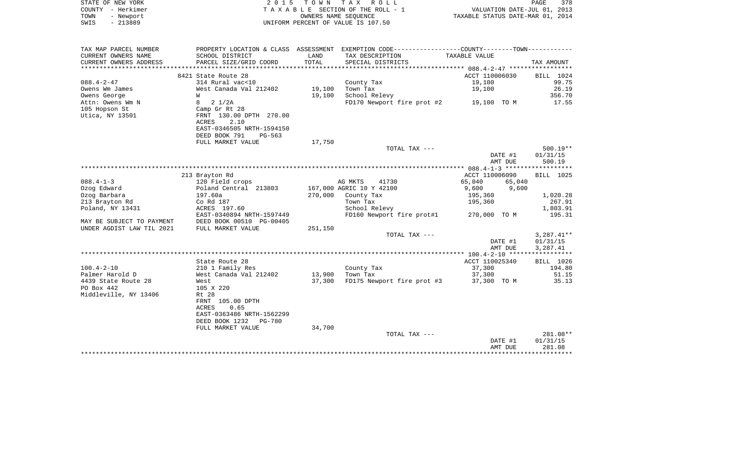STATE OF NEW YORK
COUNTY - Herkimer
TOWN - Newport
SWIS - 213889

2 0 1 5 T O W N T A X R O L L
T A X A B L E SECTION OF THE ROLL - 1
OWNERS NAME SEQUENCE
UNIFORM PERCENT OF VALUE IS 107.50

VALUATION DATE-JUL 01, 2013
TAXABLE STATUS DATE-MAR 01, 2014

| TAX MAP PARCEL NUMBER<br>CURRENT OWNERS NAME<br>CURRENT OWNERS ADDRESS | PROPERTY LOCATION & CLASS<br>SCHOOL DISTRICT<br>PARCEL SIZE/GRID COORD | ASSESSMENT<br>LAND<br>TOTAL | EXEMPTION CODE-----COUNTY-----TOWN-----<br>TAX DESCRIPTION<br>SPECIAL DISTRICTS | TAXABLE VALUE | TAX AMOUNT |
|---|---|---|---|---|---|
| | 8421 State Route 28 | | | ACCT 110006030 | BILL 1024 |
| 088.4-2-47 | 314 Rural vac<10 | | County Tax | 19,100 | 99.75 |
| Owens Wm James | West Canada Val 212402 | 19,100 | Town Tax | 19,100 | 26.19 |
| Owens George | W | 19,100 | School Relevy | | 356.70 |
| Attn: Owens Wm N | 8 2 1/2A | | FD170 Newport fire prot #2 | 19,100 TO M | 17.55 |
| 105 Hopson St | Camp Gr Rt 28 | | | | |
| Utica, NY 13501 | FRNT 130.00 DPTH 270.00 | | | | |
| | ACRES 2.10 | | | | |
| | EAST-0346505 NRTH-1594150 | | | | |
| | DEED BOOK 791 PG-563 | | | | |
| | FULL MARKET VALUE | 17,750 | | | |
| | | | TOTAL TAX --- | | 500.19** |
| | | | | DATE #1 | 01/31/15 |
| | | | | AMT DUE | 500.19 |
| | 213 Brayton Rd | | | ACCT 110006090 | BILL 1025 |
| 088.4-1-3 | 120 Field crops | | AG MKTS 41730 | 65,040 65,040 | |
| Ozog Edward | Poland Central 213803 | 167,000 | AGRIC 10 Y 42100 | 9,600 9,600 | |
| Ozog Barbara | 197.60a | 270,000 | County Tax | 195,360 | 1,020.28 |
| 213 Brayton Rd | Co Rd 187 | | Town Tax | 195,360 | 267.91 |
| Poland, NY 13431 | ACRES 197.60 | | School Relevy | | 1,803.91 |
| | EAST-0340894 NRTH-1597449 | | FD160 Newport fire prot#1 | 270,000 TO M | 195.31 |
| MAY BE SUBJECT TO PAYMENT | DEED BOOK 00510 PG-00405 | | | | |
| UNDER AGDIST LAW TIL 2021 | FULL MARKET VALUE | 251,150 | | | |
| | | | TOTAL TAX --- | | 3,287.41** |
| | | | | DATE #1 | 01/31/15 |
| | | | | AMT DUE | 3,287.41 |
| | State Route 28 | | | ACCT 110025340 | BILL 1026 |
| 100.4-2-10 | 210 1 Family Res | | County Tax | 37,300 | 194.80 |
| Palmer Harold D | West Canada Val 212402 | 13,900 | Town Tax | 37,300 | 51.15 |
| 4439 State Route 28 | West | 37,300 | FD175 Newport fire prot #3 | 37,300 TO M | 35.13 |
| PO Box 442 | 105 X 220 | | | | |
| Middleville, NY 13406 | Rt 28 | | | | |
| | FRNT 105.00 DPTH | | | | |
| | ACRES 0.65 | | | | |
| | EAST-0363486 NRTH-1562299 | | | | |
| | DEED BOOK 1232 PG-780 | | | | |
| | FULL MARKET VALUE | 34,700 | | | |
| | | | TOTAL TAX --- | | 281.08** |
| | | | | DATE #1 | 01/31/15 |
| | | | | AMT DUE | 281.08 |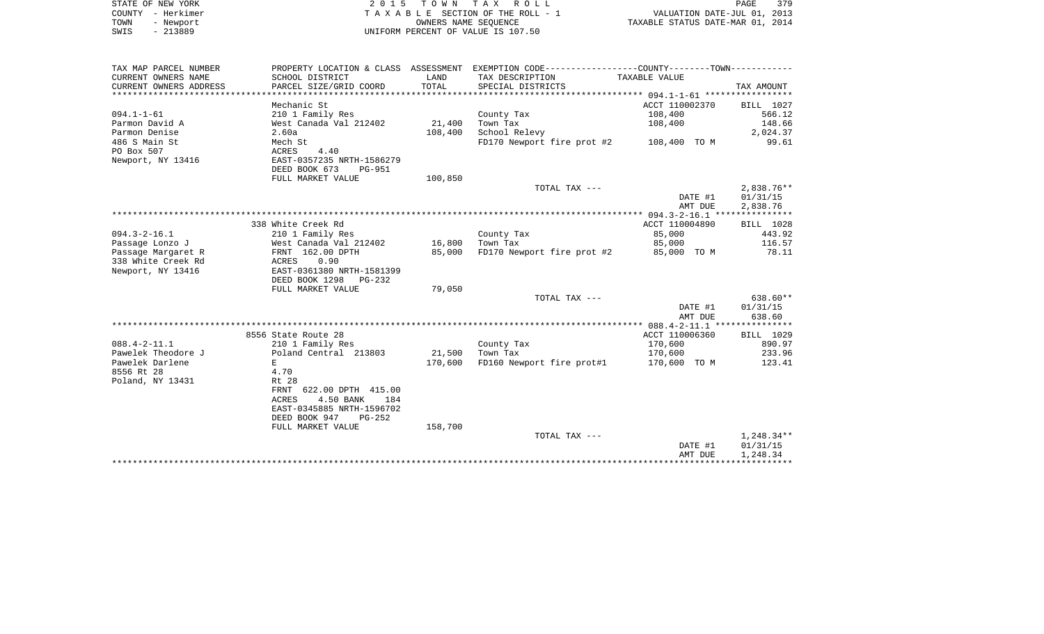STATE OF NEW YORK — 2015 TOWN TAX ROLL
COUNTY - Herkimer — TAXABLE SECTION OF THE ROLL - 1 — VALUATION DATE-JUL 01, 2013
TOWN - Newport — OWNERS NAME SEQUENCE — TAXABLE STATUS DATE-MAR 01, 2014
SWIS - 213889 — UNIFORM PERCENT OF VALUE IS 107.50

| TAX MAP PARCEL NUMBER / CURRENT OWNERS NAME / CURRENT OWNERS ADDRESS | PROPERTY LOCATION & CLASS / SCHOOL DISTRICT / PARCEL SIZE/GRID COORD | ASSESSMENT LAND / TOTAL | EXEMPTION CODE / TAX DESCRIPTION / SPECIAL DISTRICTS | COUNTY--------TOWN / TAXABLE VALUE | TAX AMOUNT |
|---|---|---|---|---|---|
| **094.1-1-61** | Mechanic St | | | ACCT 110002370 | BILL 1027 |
| 094.1-1-61 | 210 1 Family Res | | County Tax | 108,400 | 566.12 |
| Parmon David A | West Canada Val 212402 | 21,400 | Town Tax | 108,400 | 148.66 |
| Parmon Denise | 2.60a | 108,400 | School Relevy | | 2,024.37 |
| 486 S Main St | Mech St | | FD170 Newport fire prot #2 | 108,400 TO M | 99.61 |
| PO Box 507 | ACRES 4.40 | | | | |
| Newport, NY 13416 | EAST-0357235 NRTH-1586279 | | | | |
| | DEED BOOK 673 PG-951 | | | | |
| | FULL MARKET VALUE | 100,850 | | | |
| | | | TOTAL TAX --- | | 2,838.76** |
| | | | | DATE #1 | 01/31/15 |
| | | | | AMT DUE | 2,838.76 |
| **094.3-2-16.1** | 338 White Creek Rd | | | ACCT 110004890 | BILL 1028 |
| 094.3-2-16.1 | 210 1 Family Res | | County Tax | 85,000 | 443.92 |
| Passage Lonzo J | West Canada Val 212402 | 16,800 | Town Tax | 85,000 | 116.57 |
| Passage Margaret R | FRNT 162.00 DPTH | 85,000 | FD170 Newport fire prot #2 | 85,000 TO M | 78.11 |
| 338 White Creek Rd | ACRES 0.90 | | | | |
| Newport, NY 13416 | EAST-0361380 NRTH-1581399 | | | | |
| | DEED BOOK 1298 PG-232 | | | | |
| | FULL MARKET VALUE | 79,050 | | | |
| | | | TOTAL TAX --- | | 638.60** |
| | | | | DATE #1 | 01/31/15 |
| | | | | AMT DUE | 638.60 |
| **088.4-2-11.1** | 8556 State Route 28 | | | ACCT 110006360 | BILL 1029 |
| 088.4-2-11.1 | 210 1 Family Res | | County Tax | 170,600 | 890.97 |
| Pawelek Theodore J | Poland Central 213803 | 21,500 | Town Tax | 170,600 | 233.96 |
| Pawelek Darlene | E | 170,600 | FD160 Newport fire prot#1 | 170,600 TO M | 123.41 |
| 8556 Rt 28 | 4.70 | | | | |
| Poland, NY 13431 | Rt 28 | | | | |
| | FRNT 622.00 DPTH 415.00 | | | | |
| | ACRES 4.50 BANK 184 | | | | |
| | EAST-0345885 NRTH-1596702 | | | | |
| | DEED BOOK 947 PG-252 | | | | |
| | FULL MARKET VALUE | 158,700 | | | |
| | | | TOTAL TAX --- | | 1,248.34** |
| | | | | DATE #1 | 01/31/15 |
| | | | | AMT DUE | 1,248.34 |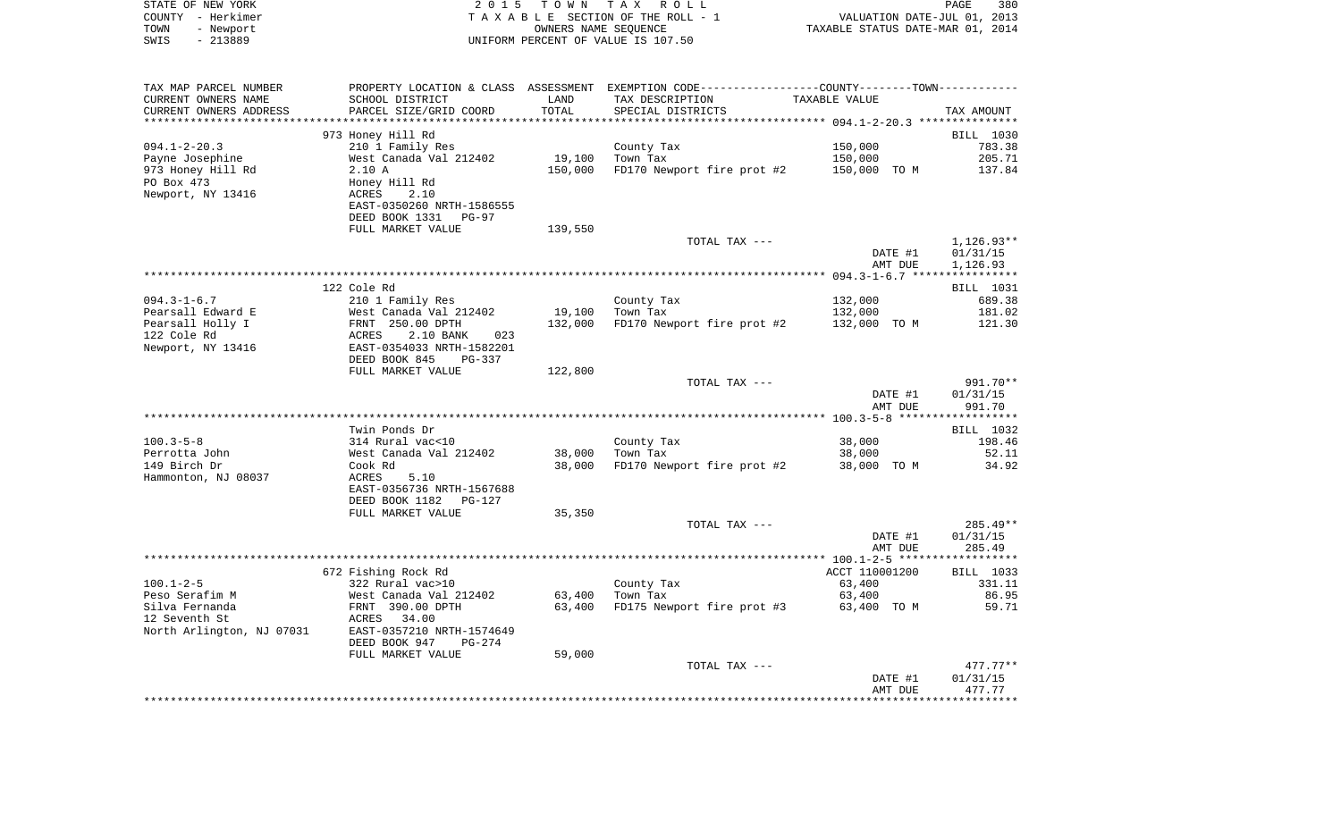STATE OF NEW YORK
COUNTY - Herkimer
TOWN - Newport
SWIS - 213889

2015 TOWN TAX ROLL
TAXABLE SECTION OF THE ROLL - 1
OWNERS NAME SEQUENCE
UNIFORM PERCENT OF VALUE IS 107.50

VALUATION DATE-JUL 01, 2013
TAXABLE STATUS DATE-MAR 01, 2014

| TAX MAP PARCEL NUMBER / CURRENT OWNERS NAME / CURRENT OWNERS ADDRESS | PROPERTY LOCATION & CLASS / SCHOOL DISTRICT / PARCEL SIZE/GRID COORD | ASSESSMENT LAND | TOTAL | EXEMPTION CODE / TAX DESCRIPTION / SPECIAL DISTRICTS | TAXABLE VALUE | TAX AMOUNT |
|---|---|---|---|---|---|---|
| | 973 Honey Hill Rd | | | | | BILL 1030 |
| 094.1-2-20.3 | 210 1 Family Res | | | County Tax | 150,000 | 783.38 |
| Payne Josephine | West Canada Val 212402 | 19,100 | | Town Tax | 150,000 | 205.71 |
| 973 Honey Hill Rd | 2.10 A | | 150,000 | FD170 Newport fire prot #2 | 150,000 TO M | 137.84 |
| PO Box 473 | Honey Hill Rd | | | | | |
| Newport, NY 13416 | ACRES 2.10 | | | | | |
| | EAST-0350260 NRTH-1586555 | | | | | |
| | DEED BOOK 1331 PG-97 | | | | | |
| | FULL MARKET VALUE | 139,550 | | | | |
| | | | | TOTAL TAX --- | | 1,126.93** |
| | | | | | DATE #1 | 01/31/15 |
| | | | | | AMT DUE | 1,126.93 |
| | 122 Cole Rd | | | | | BILL 1031 |
| 094.3-1-6.7 | 210 1 Family Res | | | County Tax | 132,000 | 689.38 |
| Pearsall Edward E | West Canada Val 212402 | 19,100 | | Town Tax | 132,000 | 181.02 |
| Pearsall Holly I | FRNT 250.00 DPTH | | 132,000 | FD170 Newport fire prot #2 | 132,000 TO M | 121.30 |
| 122 Cole Rd | ACRES 2.10 BANK 023 | | | | | |
| Newport, NY 13416 | EAST-0354033 NRTH-1582201 | | | | | |
| | DEED BOOK 845 PG-337 | | | | | |
| | FULL MARKET VALUE | 122,800 | | | | |
| | | | | TOTAL TAX --- | | 991.70** |
| | | | | | DATE #1 | 01/31/15 |
| | | | | | AMT DUE | 991.70 |
| | Twin Ponds Dr | | | | | BILL 1032 |
| 100.3-5-8 | 314 Rural vac<10 | | | County Tax | 38,000 | 198.46 |
| Perrotta John | West Canada Val 212402 | 38,000 | | Town Tax | 38,000 | 52.11 |
| 149 Birch Dr | Cook Rd | | 38,000 | FD170 Newport fire prot #2 | 38,000 TO M | 34.92 |
| Hammonton, NJ 08037 | ACRES 5.10 | | | | | |
| | EAST-0356736 NRTH-1567688 | | | | | |
| | DEED BOOK 1182 PG-127 | | | | | |
| | FULL MARKET VALUE | 35,350 | | | | |
| | | | | TOTAL TAX --- | | 285.49** |
| | | | | | DATE #1 | 01/31/15 |
| | | | | | AMT DUE | 285.49 |
| | 672 Fishing Rock Rd | | | | ACCT 110001200 | BILL 1033 |
| 100.1-2-5 | 322 Rural vac>10 | | | County Tax | 63,400 | 331.11 |
| Peso Serafim M | West Canada Val 212402 | 63,400 | | Town Tax | 63,400 | 86.95 |
| Silva Fernanda | FRNT 390.00 DPTH | | 63,400 | FD175 Newport fire prot #3 | 63,400 TO M | 59.71 |
| 12 Seventh St | ACRES 34.00 | | | | | |
| North Arlington, NJ 07031 | EAST-0357210 NRTH-1574649 | | | | | |
| | DEED BOOK 947 PG-274 | | | | | |
| | FULL MARKET VALUE | 59,000 | | | | |
| | | | | TOTAL TAX --- | | 477.77** |
| | | | | | DATE #1 | 01/31/15 |
| | | | | | AMT DUE | 477.77 |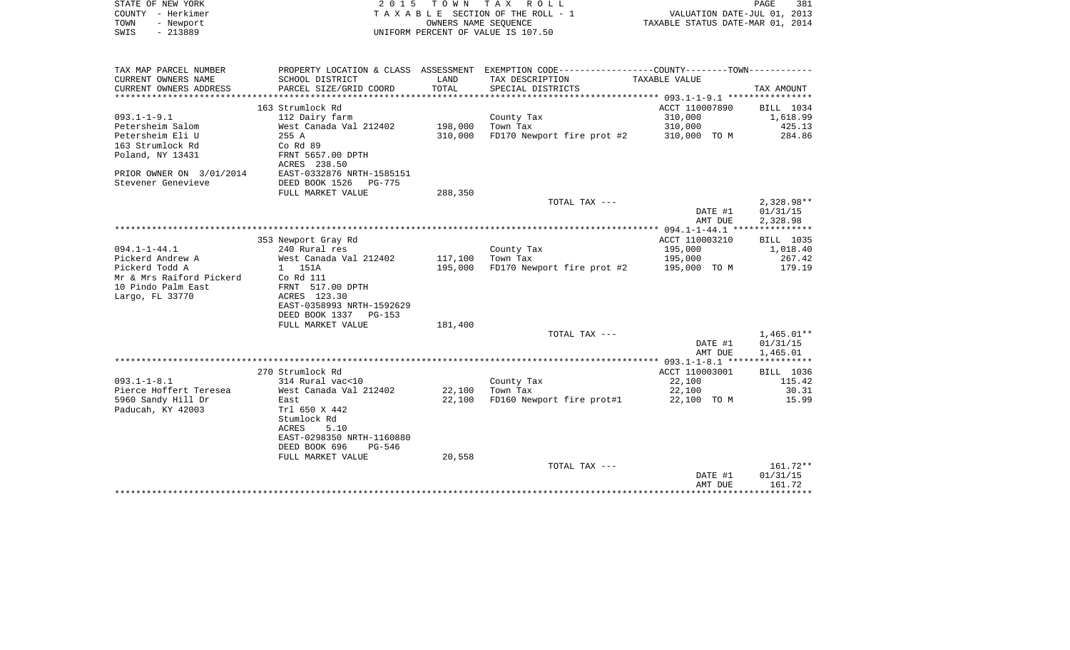STATE OF NEW YORK — 2015 TOWN TAX ROLL — PAGE 381
COUNTY - Herkimer — TAXABLE SECTION OF THE ROLL - 1 — VALUATION DATE-JUL 01, 2013
TOWN - Newport — OWNERS NAME SEQUENCE — TAXABLE STATUS DATE-MAR 01, 2014
SWIS - 213889 — UNIFORM PERCENT OF VALUE IS 107.50

| TAX MAP PARCEL NUMBER / CURRENT OWNERS NAME / CURRENT OWNERS ADDRESS | PROPERTY LOCATION & CLASS / SCHOOL DISTRICT / PARCEL SIZE/GRID COORD | ASSESSMENT LAND / TOTAL | EXEMPTION CODE / TAX DESCRIPTION / SPECIAL DISTRICTS | COUNTY--------TOWN TAXABLE VALUE | TAX AMOUNT |
|---|---|---|---|---|---|
| **093.1-1-9.1** | 163 Strumlock Rd | | | ACCT 110007890 | BILL 1034 |
| 093.1-1-9.1 | 112 Dairy farm | | County Tax | 310,000 | 1,618.99 |
| Petersheim Salom | West Canada Val 212402 | 198,000 | Town Tax | 310,000 | 425.13 |
| Petersheim Eli U | 255 A | 310,000 | FD170 Newport fire prot #2 | 310,000 TO M | 284.86 |
| 163 Strumlock Rd | Co Rd 89 | | | | |
| Poland, NY 13431 | FRNT 5657.00 DPTH | | | | |
| | ACRES 238.50 | | | | |
| PRIOR OWNER ON 3/01/2014 | EAST-0332876 NRTH-1585151 | | | | |
| Stevener Genevieve | DEED BOOK 1526 PG-775 | | | | |
| | FULL MARKET VALUE | 288,350 | | | |
| | | | TOTAL TAX --- | | 2,328.98** |
| | | | | DATE #1 | 01/31/15 |
| | | | | AMT DUE | 2,328.98 |
| **094.1-1-44.1** | 353 Newport Gray Rd | | | ACCT 110003210 | BILL 1035 |
| 094.1-1-44.1 | 240 Rural res | | County Tax | 195,000 | 1,018.40 |
| Pickerd Andrew A | West Canada Val 212402 | 117,100 | Town Tax | 195,000 | 267.42 |
| Pickerd Todd A | 1 151A | 195,000 | FD170 Newport fire prot #2 | 195,000 TO M | 179.19 |
| Mr & Mrs Raiford Pickerd | Co Rd 111 | | | | |
| 10 Pindo Palm East | FRNT 517.00 DPTH | | | | |
| Largo, FL 33770 | ACRES 123.30 | | | | |
| | EAST-0358993 NRTH-1592629 | | | | |
| | DEED BOOK 1337 PG-153 | | | | |
| | FULL MARKET VALUE | 181,400 | | | |
| | | | TOTAL TAX --- | | 1,465.01** |
| | | | | DATE #1 | 01/31/15 |
| | | | | AMT DUE | 1,465.01 |
| **093.1-1-8.1** | 270 Strumlock Rd | | | ACCT 110003001 | BILL 1036 |
| 093.1-1-8.1 | 314 Rural vac<10 | | County Tax | 22,100 | 115.42 |
| Pierce Hoffert Teresea | West Canada Val 212402 | 22,100 | Town Tax | 22,100 | 30.31 |
| 5960 Sandy Hill Dr | East | 22,100 | FD160 Newport fire prot#1 | 22,100 TO M | 15.99 |
| Paducah, KY 42003 | Trl 650 X 442 | | | | |
| | Stumlock Rd | | | | |
| | ACRES 5.10 | | | | |
| | EAST-0298350 NRTH-1160880 | | | | |
| | DEED BOOK 696 PG-546 | | | | |
| | FULL MARKET VALUE | 20,558 | | | |
| | | | TOTAL TAX --- | | 161.72** |
| | | | | DATE #1 | 01/31/15 |
| | | | | AMT DUE | 161.72 |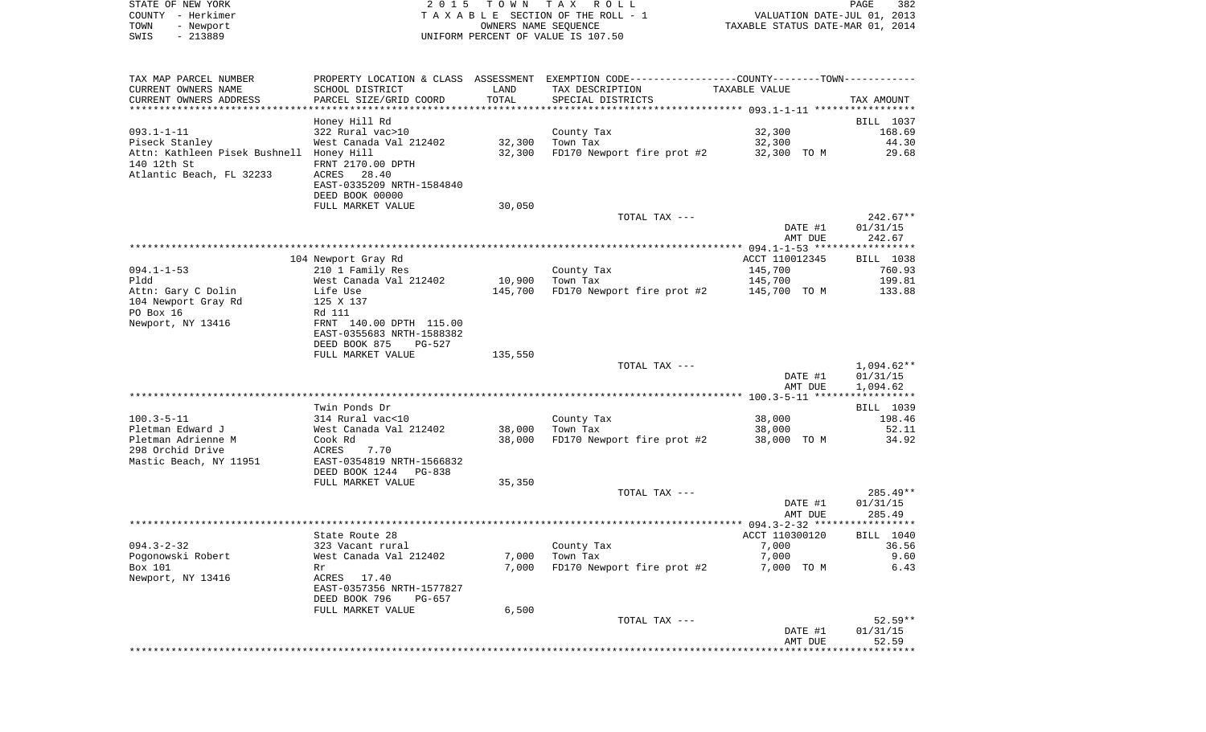STATE OF NEW YORK — 2015 TOWN TAX ROLL — PAGE 382
COUNTY - Herkimer — TAXABLE SECTION OF THE ROLL - 1 — VALUATION DATE-JUL 01, 2013
TOWN - Newport — OWNERS NAME SEQUENCE — TAXABLE STATUS DATE-MAR 01, 2014
SWIS - 213889 — UNIFORM PERCENT OF VALUE IS 107.50

| TAX MAP PARCEL NUMBER / CURRENT OWNERS NAME / CURRENT OWNERS ADDRESS | PROPERTY LOCATION & CLASS / SCHOOL DISTRICT / PARCEL SIZE/GRID COORD | ASSESSMENT LAND / TOTAL | EXEMPTION CODE / TAX DESCRIPTION / SPECIAL DISTRICTS | TAXABLE VALUE | TAX AMOUNT |
|---|---|---|---|---|---|
| | Honey Hill Rd | | | | BILL 1037 |
| 093.1-1-11 | 322 Rural vac>10 | | County Tax | 32,300 | 168.69 |
| Piseck Stanley | West Canada Val 212402 | 32,300 | Town Tax | 32,300 | 44.30 |
| Attn: Kathleen Pisek Bushnell | Honey Hill | 32,300 | FD170 Newport fire prot #2 | 32,300 TO M | 29.68 |
| 140 12th St | FRNT 2170.00 DPTH | | | | |
| Atlantic Beach, FL 32233 | ACRES 28.40 | | | | |
| | EAST-0335209 NRTH-1584840 | | | | |
| | DEED BOOK 00000 | | | | |
| | FULL MARKET VALUE | 30,050 | | | |
| | | | TOTAL TAX --- | | 242.67** |
| | | | | DATE #1 | 01/31/15 |
| | | | | AMT DUE | 242.67 |
| | 104 Newport Gray Rd | | | ACCT 110012345 | BILL 1038 |
| 094.1-1-53 | 210 1 Family Res | | County Tax | 145,700 | 760.93 |
| Pldd | West Canada Val 212402 | 10,900 | Town Tax | 145,700 | 199.81 |
| Attn: Gary C Dolin | Life Use | 145,700 | FD170 Newport fire prot #2 | 145,700 TO M | 133.88 |
| 104 Newport Gray Rd | 125 X 137 | | | | |
| PO Box 16 | Rd 111 | | | | |
| Newport, NY 13416 | FRNT 140.00 DPTH 115.00 | | | | |
| | EAST-0355683 NRTH-1588382 | | | | |
| | DEED BOOK 875 PG-527 | | | | |
| | FULL MARKET VALUE | 135,550 | | | |
| | | | TOTAL TAX --- | | 1,094.62** |
| | | | | DATE #1 | 01/31/15 |
| | | | | AMT DUE | 1,094.62 |
| | Twin Ponds Dr | | | | BILL 1039 |
| 100.3-5-11 | 314 Rural vac<10 | | County Tax | 38,000 | 198.46 |
| Pletman Edward J | West Canada Val 212402 | 38,000 | Town Tax | 38,000 | 52.11 |
| Pletman Adrienne M | Cook Rd | 38,000 | FD170 Newport fire prot #2 | 38,000 TO M | 34.92 |
| 298 Orchid Drive | ACRES 7.70 | | | | |
| Mastic Beach, NY 11951 | EAST-0354819 NRTH-1566832 | | | | |
| | DEED BOOK 1244 PG-838 | | | | |
| | FULL MARKET VALUE | 35,350 | | | |
| | | | TOTAL TAX --- | | 285.49** |
| | | | | DATE #1 | 01/31/15 |
| | | | | AMT DUE | 285.49 |
| | State Route 28 | | | ACCT 110300120 | BILL 1040 |
| 094.3-2-32 | 323 Vacant rural | | County Tax | 7,000 | 36.56 |
| Pogonowski Robert | West Canada Val 212402 | 7,000 | Town Tax | 7,000 | 9.60 |
| Box 101 | Rr | 7,000 | FD170 Newport fire prot #2 | 7,000 TO M | 6.43 |
| Newport, NY 13416 | ACRES 17.40 | | | | |
| | EAST-0357356 NRTH-1577827 | | | | |
| | DEED BOOK 796 PG-657 | | | | |
| | FULL MARKET VALUE | 6,500 | | | |
| | | | TOTAL TAX --- | | 52.59** |
| | | | | DATE #1 | 01/31/15 |
| | | | | AMT DUE | 52.59 |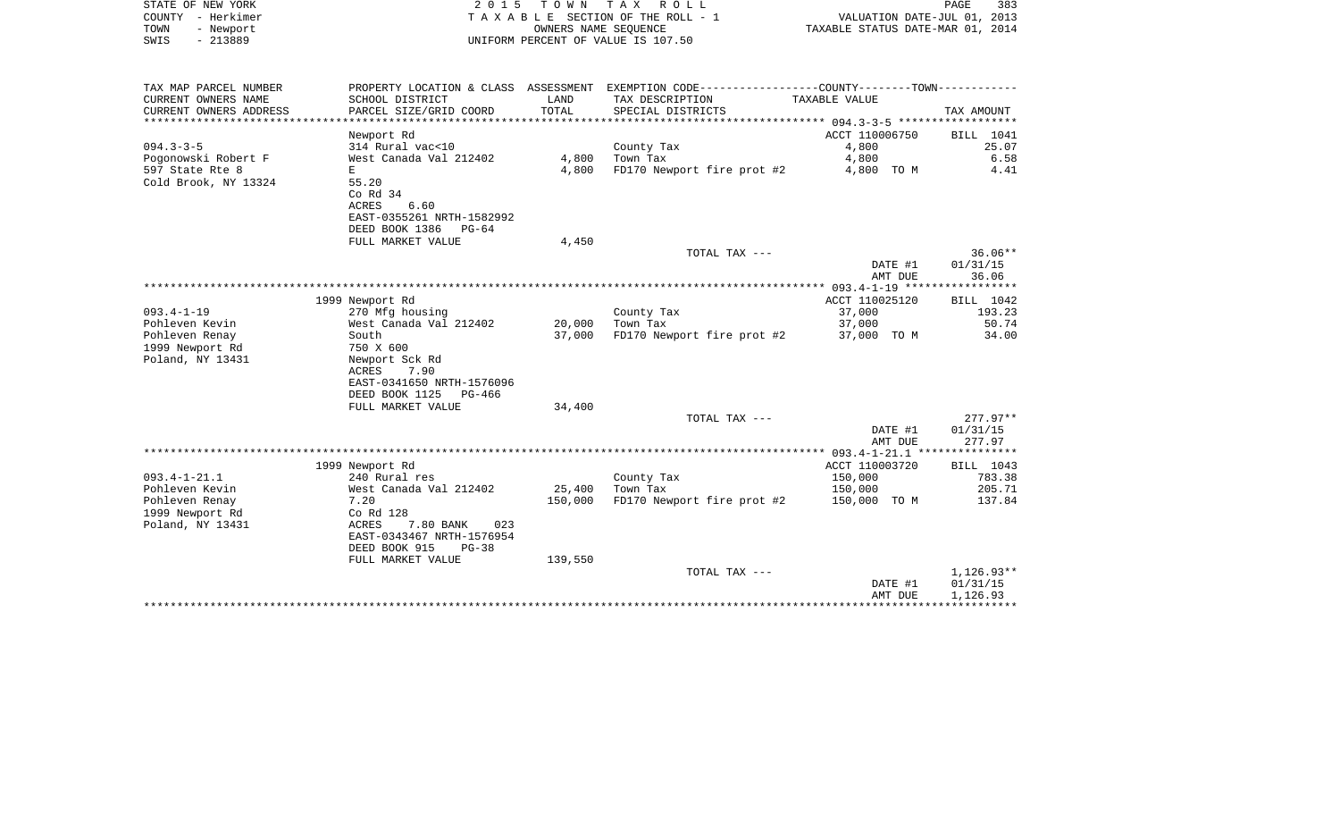STATE OF NEW YORK
COUNTY - Herkimer
TOWN - Newport
SWIS - 213889

2 0 1 5 T O W N T A X R O L L
T A X A B L E SECTION OF THE ROLL - 1
OWNERS NAME SEQUENCE
UNIFORM PERCENT OF VALUE IS 107.50

VALUATION DATE-JUL 01, 2013
TAXABLE STATUS DATE-MAR 01, 2014

| TAX MAP PARCEL NUMBER / CURRENT OWNERS NAME / CURRENT OWNERS ADDRESS | PROPERTY LOCATION & CLASS / SCHOOL DISTRICT / PARCEL SIZE/GRID COORD | ASSESSMENT LAND / TOTAL | EXEMPTION CODE / TAX DESCRIPTION / SPECIAL DISTRICTS | COUNTY--------TOWN TAXABLE VALUE | TAX AMOUNT |
|---|---|---|---|---|---|
| **094.3-3-5** | Newport Rd | | | ACCT 110006750 | BILL 1041 |
| 094.3-3-5 | 314 Rural vac<10 | | County Tax | 4,800 | 25.07 |
| Pogonowski Robert F | West Canada Val 212402 | 4,800 | Town Tax | 4,800 | 6.58 |
| 597 State Rte 8 | E | 4,800 | FD170 Newport fire prot #2 | 4,800 TO M | 4.41 |
| Cold Brook, NY 13324 | 55.20 | | | | |
| | Co Rd 34 | | | | |
| | ACRES 6.60 | | | | |
| | EAST-0355261 NRTH-1582992 | | | | |
| | DEED BOOK 1386 PG-64 | | | | |
| | FULL MARKET VALUE | 4,450 | | | |
| | | | TOTAL TAX --- | | 36.06** |
| | | | | DATE #1 | 01/31/15 |
| | | | | AMT DUE | 36.06 |
| **093.4-1-19** | 1999 Newport Rd | | | ACCT 110025120 | BILL 1042 |
| 093.4-1-19 | 270 Mfg housing | | County Tax | 37,000 | 193.23 |
| Pohleven Kevin | West Canada Val 212402 | 20,000 | Town Tax | 37,000 | 50.74 |
| Pohleven Renay | South | 37,000 | FD170 Newport fire prot #2 | 37,000 TO M | 34.00 |
| 1999 Newport Rd | 750 X 600 | | | | |
| Poland, NY 13431 | Newport Sck Rd | | | | |
| | ACRES 7.90 | | | | |
| | EAST-0341650 NRTH-1576096 | | | | |
| | DEED BOOK 1125 PG-466 | | | | |
| | FULL MARKET VALUE | 34,400 | | | |
| | | | TOTAL TAX --- | | 277.97** |
| | | | | DATE #1 | 01/31/15 |
| | | | | AMT DUE | 277.97 |
| **093.4-1-21.1** | 1999 Newport Rd | | | ACCT 110003720 | BILL 1043 |
| 093.4-1-21.1 | 240 Rural res | | County Tax | 150,000 | 783.38 |
| Pohleven Kevin | West Canada Val 212402 | 25,400 | Town Tax | 150,000 | 205.71 |
| Pohleven Renay | 7.20 | 150,000 | FD170 Newport fire prot #2 | 150,000 TO M | 137.84 |
| 1999 Newport Rd | Co Rd 128 | | | | |
| Poland, NY 13431 | ACRES 7.80 BANK 023 | | | | |
| | EAST-0343467 NRTH-1576954 | | | | |
| | DEED BOOK 915 PG-38 | | | | |
| | FULL MARKET VALUE | 139,550 | | | |
| | | | TOTAL TAX --- | | 1,126.93** |
| | | | | DATE #1 | 01/31/15 |
| | | | | AMT DUE | 1,126.93 |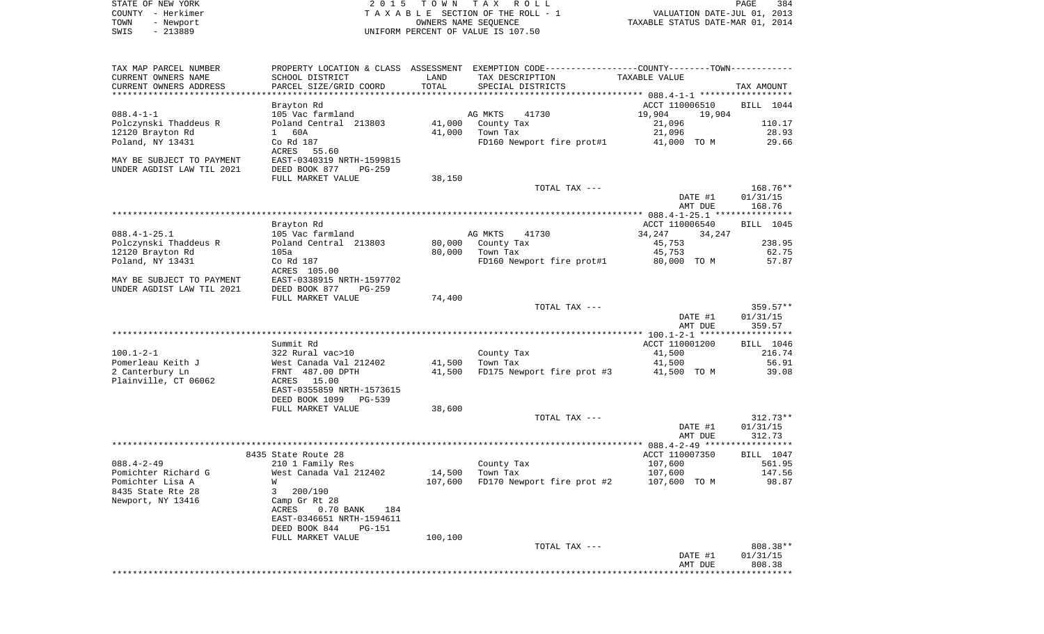STATE OF NEW YORK
COUNTY - Herkimer
TOWN - Newport
SWIS - 213889

2 0 1 5 T O W N T A X R O L L
T A X A B L E SECTION OF THE ROLL - 1
OWNERS NAME SEQUENCE
UNIFORM PERCENT OF VALUE IS 107.50

VALUATION DATE-JUL 01, 2013
TAXABLE STATUS DATE-MAR 01, 2014

| TAX MAP PARCEL NUMBER<br>CURRENT OWNERS NAME<br>CURRENT OWNERS ADDRESS | PROPERTY LOCATION & CLASS<br>SCHOOL DISTRICT<br>PARCEL SIZE/GRID COORD | ASSESSMENT<br>LAND<br>TOTAL | EXEMPTION CODE-----COUNTY-----TOWN-----<br>TAX DESCRIPTION<br>SPECIAL DISTRICTS | TAXABLE VALUE | TAX AMOUNT |
|---|---|---|---|---|---|
| **088.4-1-1** | Brayton Rd | | | ACCT 110006510 | BILL 1044 |
| 088.4-1-1 | 105 Vac farmland | | AG MKTS 41730 | 19,904 19,904 | |
| Polczynski Thaddeus R | Poland Central 213803 | 41,000 | County Tax | 21,096 | 110.17 |
| 12120 Brayton Rd | 1 60A | 41,000 | Town Tax | 21,096 | 28.93 |
| Poland, NY 13431 | Co Rd 187 | | FD160 Newport fire prot#1 | 41,000 TO M | 29.66 |
| | ACRES 55.60 | | | | |
| MAY BE SUBJECT TO PAYMENT | EAST-0340319 NRTH-1599815 | | | | |
| UNDER AGDIST LAW TIL 2021 | DEED BOOK 877 PG-259 | | | | |
| | FULL MARKET VALUE | 38,150 | | | |
| | | | TOTAL TAX --- | | 168.76** |
| | | | | DATE #1 | 01/31/15 |
| | | | | AMT DUE | 168.76 |
| **088.4-1-25.1** | Brayton Rd | | | ACCT 110006540 | BILL 1045 |
| 088.4-1-25.1 | 105 Vac farmland | | AG MKTS 41730 | 34,247 34,247 | |
| Polczynski Thaddeus R | Poland Central 213803 | 80,000 | County Tax | 45,753 | 238.95 |
| 12120 Brayton Rd | 105a | 80,000 | Town Tax | 45,753 | 62.75 |
| Poland, NY 13431 | Co Rd 187 | | FD160 Newport fire prot#1 | 80,000 TO M | 57.87 |
| | ACRES 105.00 | | | | |
| MAY BE SUBJECT TO PAYMENT | EAST-0338915 NRTH-1597702 | | | | |
| UNDER AGDIST LAW TIL 2021 | DEED BOOK 877 PG-259 | | | | |
| | FULL MARKET VALUE | 74,400 | | | |
| | | | TOTAL TAX --- | | 359.57** |
| | | | | DATE #1 | 01/31/15 |
| | | | | AMT DUE | 359.57 |
| **100.1-2-1** | Summit Rd | | | ACCT 110001200 | BILL 1046 |
| 100.1-2-1 | 322 Rural vac>10 | | County Tax | 41,500 | 216.74 |
| Pomerleau Keith J | West Canada Val 212402 | 41,500 | Town Tax | 41,500 | 56.91 |
| 2 Canterbury Ln | FRNT 487.00 DPTH | 41,500 | FD175 Newport fire prot #3 | 41,500 TO M | 39.08 |
| Plainville, CT 06062 | ACRES 15.00 | | | | |
| | EAST-0355859 NRTH-1573615 | | | | |
| | DEED BOOK 1099 PG-539 | | | | |
| | FULL MARKET VALUE | 38,600 | | | |
| | | | TOTAL TAX --- | | 312.73** |
| | | | | DATE #1 | 01/31/15 |
| | | | | AMT DUE | 312.73 |
| **088.4-2-49** | 8435 State Route 28 | | | ACCT 110007350 | BILL 1047 |
| 088.4-2-49 | 210 1 Family Res | | County Tax | 107,600 | 561.95 |
| Pomichter Richard G | West Canada Val 212402 | 14,500 | Town Tax | 107,600 | 147.56 |
| Pomichter Lisa A | W | 107,600 | FD170 Newport fire prot #2 | 107,600 TO M | 98.87 |
| 8435 State Rte 28 | 3 200/190 | | | | |
| Newport, NY 13416 | Camp Gr Rt 28 | | | | |
| | ACRES 0.70 BANK 184 | | | | |
| | EAST-0346651 NRTH-1594611 | | | | |
| | DEED BOOK 844 PG-151 | | | | |
| | FULL MARKET VALUE | 100,100 | | | |
| | | | TOTAL TAX --- | | 808.38** |
| | | | | DATE #1 | 01/31/15 |
| | | | | AMT DUE | 808.38 |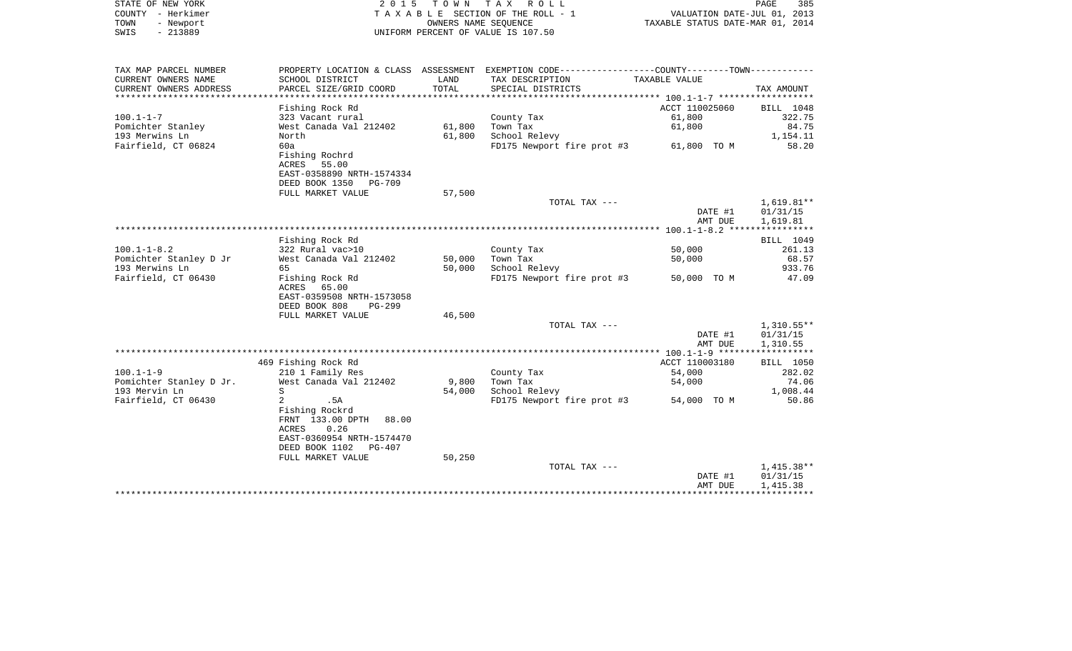STATE OF NEW YORK
COUNTY - Herkimer
TOWN - Newport
SWIS - 213889

2 0 1 5 T O W N T A X R O L L
T A X A B L E SECTION OF THE ROLL - 1
OWNERS NAME SEQUENCE
UNIFORM PERCENT OF VALUE IS 107.50

VALUATION DATE-JUL 01, 2013
TAXABLE STATUS DATE-MAR 01, 2014

| TAX MAP PARCEL NUMBER / CURRENT OWNERS NAME / CURRENT OWNERS ADDRESS | PROPERTY LOCATION & CLASS / SCHOOL DISTRICT / PARCEL SIZE/GRID COORD | ASSESSMENT LAND / TOTAL | EXEMPTION CODE / TAX DESCRIPTION / SPECIAL DISTRICTS | TAXABLE VALUE (COUNTY--------TOWN) | TAX AMOUNT |
|---|---|---|---|---|---|
| 100.1-1-7 | Fishing Rock Rd | | | ACCT 110025060 | BILL 1048 |
| | 323 Vacant rural | | County Tax | 61,800 | 322.75 |
| Pomichter Stanley | West Canada Val 212402 | 61,800 | Town Tax | 61,800 | 84.75 |
| 193 Merwins Ln | North | 61,800 | School Relevy | | 1,154.11 |
| Fairfield, CT 06824 | 60a | | FD175 Newport fire prot #3 | 61,800 TO M | 58.20 |
| | Fishing Rochrd | | | | |
| | ACRES 55.00 | | | | |
| | EAST-0358890 NRTH-1574334 | | | | |
| | DEED BOOK 1350 PG-709 | | | | |
| | FULL MARKET VALUE | 57,500 | | | |
| | | | TOTAL TAX --- | | 1,619.81** |
| | | | | DATE #1 | 01/31/15 |
| | | | | AMT DUE | 1,619.81 |
| 100.1-1-8.2 | Fishing Rock Rd | | | | BILL 1049 |
| | 322 Rural vac>10 | | County Tax | 50,000 | 261.13 |
| Pomichter Stanley D Jr | West Canada Val 212402 | 50,000 | Town Tax | 50,000 | 68.57 |
| 193 Merwins Ln | 65 | 50,000 | School Relevy | | 933.76 |
| Fairfield, CT 06430 | Fishing Rock Rd | | FD175 Newport fire prot #3 | 50,000 TO M | 47.09 |
| | ACRES 65.00 | | | | |
| | EAST-0359508 NRTH-1573058 | | | | |
| | DEED BOOK 808 PG-299 | | | | |
| | FULL MARKET VALUE | 46,500 | | | |
| | | | TOTAL TAX --- | | 1,310.55** |
| | | | | DATE #1 | 01/31/15 |
| | | | | AMT DUE | 1,310.55 |
| 100.1-1-9 | 469 Fishing Rock Rd | | | ACCT 110003180 | BILL 1050 |
| | 210 1 Family Res | | County Tax | 54,000 | 282.02 |
| Pomichter Stanley D Jr. | West Canada Val 212402 | 9,800 | Town Tax | 54,000 | 74.06 |
| 193 Mervin Ln | S | 54,000 | School Relevy | | 1,008.44 |
| Fairfield, CT 06430 | 2 .5A | | FD175 Newport fire prot #3 | 54,000 TO M | 50.86 |
| | Fishing Rockrd | | | | |
| | FRNT 133.00 DPTH 88.00 | | | | |
| | ACRES 0.26 | | | | |
| | EAST-0360954 NRTH-1574470 | | | | |
| | DEED BOOK 1102 PG-407 | | | | |
| | FULL MARKET VALUE | 50,250 | | | |
| | | | TOTAL TAX --- | | 1,415.38** |
| | | | | DATE #1 | 01/31/15 |
| | | | | AMT DUE | 1,415.38 |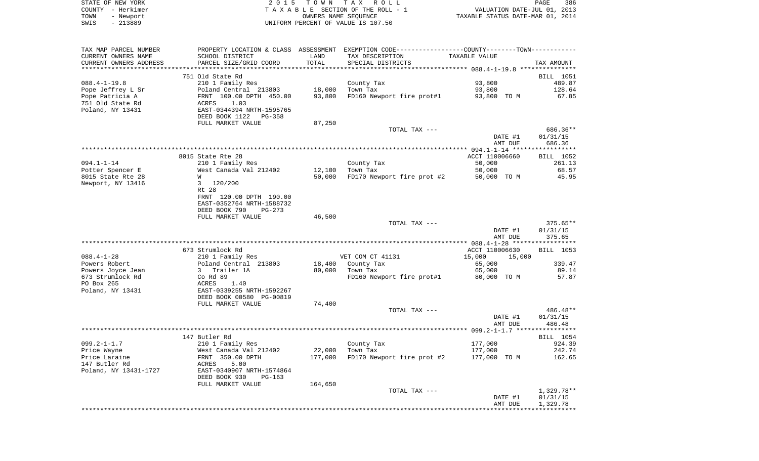STATE OF NEW YORK
COUNTY - Herkimer
TOWN - Newport
SWIS - 213889

2015 TOWN TAX ROLL
TAXABLE SECTION OF THE ROLL - 1
OWNERS NAME SEQUENCE
UNIFORM PERCENT OF VALUE IS 107.50

VALUATION DATE-JUL 01, 2013
TAXABLE STATUS DATE-MAR 01, 2014

| TAX MAP PARCEL NUMBER<br>CURRENT OWNERS NAME<br>CURRENT OWNERS ADDRESS | PROPERTY LOCATION & CLASS<br>SCHOOL DISTRICT<br>PARCEL SIZE/GRID COORD | ASSESSMENT<br>LAND<br>TOTAL | EXEMPTION CODE-----COUNTY-----TOWN-----<br>TAX DESCRIPTION<br>SPECIAL DISTRICTS | TAXABLE VALUE | TAX AMOUNT |
|---|---|---|---|---|---|
| 088.4-1-19.8 | 751 Old State Rd | | | | BILL 1051 |
| 088.4-1-19.8 | 210 1 Family Res | | County Tax | 93,800 | 489.87 |
| Pope Jeffrey L Sr | Poland Central 213803 | 18,000 | Town Tax | 93,800 | 128.64 |
| Pope Patricia A | FRNT 100.00 DPTH 450.00 | 93,800 | FD160 Newport fire prot#1 | 93,800 TO M | 67.85 |
| 751 Old State Rd | ACRES 1.03 | | | | |
| Poland, NY 13431 | EAST-0344394 NRTH-1595765 | | | | |
| | DEED BOOK 1122 PG-358 | | | | |
| | FULL MARKET VALUE | 87,250 | | | |
| | | | TOTAL TAX --- | | 686.36** |
| | | | | DATE #1 | 01/31/15 |
| | | | | AMT DUE | 686.36 |
| 094.1-1-14 | 8015 State Rte 28 | | | ACCT 110006660 | BILL 1052 |
| 094.1-1-14 | 210 1 Family Res | | County Tax | 50,000 | 261.13 |
| Potter Spencer E | West Canada Val 212402 | 12,100 | Town Tax | 50,000 | 68.57 |
| 8015 State Rte 28 | W | 50,000 | FD170 Newport fire prot #2 | 50,000 TO M | 45.95 |
| Newport, NY 13416 | 3 120/200 | | | | |
| | Rt 28 | | | | |
| | FRNT 120.00 DPTH 190.00 | | | | |
| | EAST-0352764 NRTH-1588732 | | | | |
| | DEED BOOK 790 PG-273 | | | | |
| | FULL MARKET VALUE | 46,500 | | | |
| | | | TOTAL TAX --- | | 375.65** |
| | | | | DATE #1 | 01/31/15 |
| | | | | AMT DUE | 375.65 |
| 088.4-1-28 | 673 Strumlock Rd | | | ACCT 110006630 | BILL 1053 |
| 088.4-1-28 | 210 1 Family Res | | VET COM CT 41131 | 15,000 15,000 | |
| Powers Robert | Poland Central 213803 | 18,400 | County Tax | 65,000 | 339.47 |
| Powers Joyce Jean | 3 Trailer 1A | 80,000 | Town Tax | 65,000 | 89.14 |
| 673 Strumlock Rd | Co Rd 89 | | FD160 Newport fire prot#1 | 80,000 TO M | 57.87 |
| PO Box 265 | ACRES 1.40 | | | | |
| Poland, NY 13431 | EAST-0339255 NRTH-1592267 | | | | |
| | DEED BOOK 00580 PG-00819 | | | | |
| | FULL MARKET VALUE | 74,400 | | | |
| | | | TOTAL TAX --- | | 486.48** |
| | | | | DATE #1 | 01/31/15 |
| | | | | AMT DUE | 486.48 |
| 099.2-1-1.7 | 147 Butler Rd | | | | BILL 1054 |
| 099.2-1-1.7 | 210 1 Family Res | | County Tax | 177,000 | 924.39 |
| Price Wayne | West Canada Val 212402 | 22,000 | Town Tax | 177,000 | 242.74 |
| Price Laraine | FRNT 350.00 DPTH | 177,000 | FD170 Newport fire prot #2 | 177,000 TO M | 162.65 |
| 147 Butler Rd | ACRES 5.00 | | | | |
| Poland, NY 13431-1727 | EAST-0340907 NRTH-1574864 | | | | |
| | DEED BOOK 930 PG-163 | | | | |
| | FULL MARKET VALUE | 164,650 | | | |
| | | | TOTAL TAX --- | | 1,329.78** |
| | | | | DATE #1 | 01/31/15 |
| | | | | AMT DUE | 1,329.78 |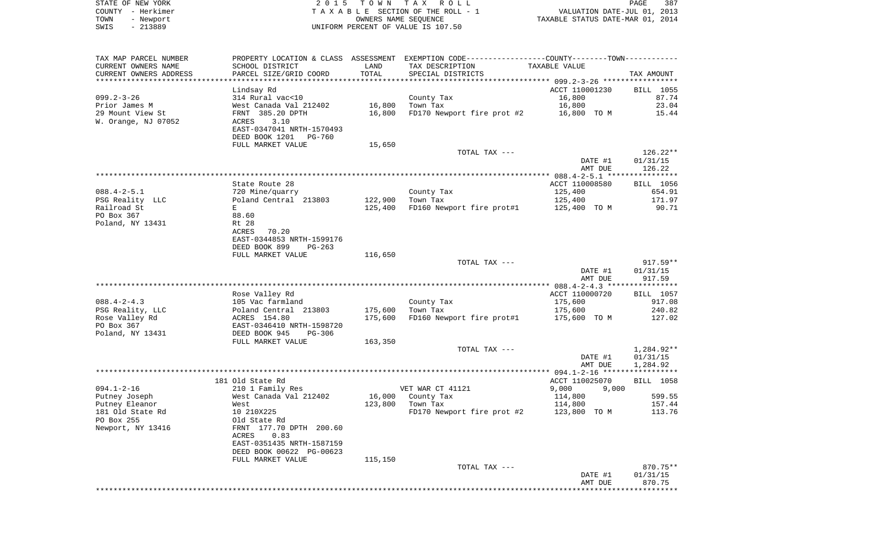STATE OF NEW YORK — 2015 TOWN TAX ROLL
COUNTY - Herkimer — TAXABLE SECTION OF THE ROLL - 1 — VALUATION DATE-JUL 01, 2013
TOWN - Newport — OWNERS NAME SEQUENCE — TAXABLE STATUS DATE-MAR 01, 2014
SWIS - 213889 — UNIFORM PERCENT OF VALUE IS 107.50

| TAX MAP PARCEL NUMBER / CURRENT OWNERS NAME / CURRENT OWNERS ADDRESS | PROPERTY LOCATION & CLASS / SCHOOL DISTRICT / PARCEL SIZE/GRID COORD | ASSESSMENT LAND | TOTAL | EXEMPTION CODE / TAX DESCRIPTION / SPECIAL DISTRICTS | TAXABLE VALUE | TAX AMOUNT |
|---|---|---|---|---|---|---|
| **099.2-3-26** | Lindsay Rd | | | | ACCT 110001230 | BILL 1055 |
| | 314 Rural vac<10 | | | County Tax | 16,800 | 87.74 |
| Prior James M | West Canada Val 212402 | 16,800 | | Town Tax | 16,800 | 23.04 |
| 29 Mount View St | FRNT 385.20 DPTH | | 16,800 | FD170 Newport fire prot #2 | 16,800 TO M | 15.44 |
| W. Orange, NJ 07052 | ACRES 3.10 | | | | | |
| | EAST-0347041 NRTH-1570493 | | | | | |
| | DEED BOOK 1201 PG-760 | | | | | |
| | FULL MARKET VALUE | 15,650 | | | | |
| | | | | TOTAL TAX --- | | 126.22** |
| | | | | | DATE #1 | 01/31/15 |
| | | | | | AMT DUE | 126.22 |
| **088.4-2-5.1** | State Route 28 | | | | ACCT 110008580 | BILL 1056 |
| | 720 Mine/quarry | | | County Tax | 125,400 | 654.91 |
| PSG Reality LLC | Poland Central 213803 | 122,900 | | Town Tax | 125,400 | 171.97 |
| Railroad St | E | | 125,400 | FD160 Newport fire prot#1 | 125,400 TO M | 90.71 |
| PO Box 367 | 88.60 | | | | | |
| Poland, NY 13431 | Rt 28 | | | | | |
| | ACRES 70.20 | | | | | |
| | EAST-0344853 NRTH-1599176 | | | | | |
| | DEED BOOK 899 PG-263 | | | | | |
| | FULL MARKET VALUE | 116,650 | | | | |
| | | | | TOTAL TAX --- | | 917.59** |
| | | | | | DATE #1 | 01/31/15 |
| | | | | | AMT DUE | 917.59 |
| **088.4-2-4.3** | Rose Valley Rd | | | | ACCT 110000720 | BILL 1057 |
| | 105 Vac farmland | | | County Tax | 175,600 | 917.08 |
| PSG Reality, LLC | Poland Central 213803 | 175,600 | | Town Tax | 175,600 | 240.82 |
| Rose Valley Rd | ACRES 154.80 | | 175,600 | FD160 Newport fire prot#1 | 175,600 TO M | 127.02 |
| PO Box 367 | EAST-0346410 NRTH-1598720 | | | | | |
| Poland, NY 13431 | DEED BOOK 945 PG-306 | | | | | |
| | FULL MARKET VALUE | 163,350 | | | | |
| | | | | TOTAL TAX --- | | 1,284.92** |
| | | | | | DATE #1 | 01/31/15 |
| | | | | | AMT DUE | 1,284.92 |
| **094.1-2-16** | 181 Old State Rd | | | | ACCT 110025070 | BILL 1058 |
| | 210 1 Family Res | | | VET WAR CT 41121 | 9,000 9,000 | |
| Putney Joseph | West Canada Val 212402 | 16,000 | | County Tax | 114,800 | 599.55 |
| Putney Eleanor | West | | 123,800 | Town Tax | 114,800 | 157.44 |
| 181 Old State Rd | 10 210X225 | | | FD170 Newport fire prot #2 | 123,800 TO M | 113.76 |
| PO Box 255 | Old State Rd | | | | | |
| Newport, NY 13416 | FRNT 177.70 DPTH 200.60 | | | | | |
| | ACRES 0.83 | | | | | |
| | EAST-0351435 NRTH-1587159 | | | | | |
| | DEED BOOK 00622 PG-00623 | | | | | |
| | FULL MARKET VALUE | 115,150 | | | | |
| | | | | TOTAL TAX --- | | 870.75** |
| | | | | | DATE #1 | 01/31/15 |
| | | | | | AMT DUE | 870.75 |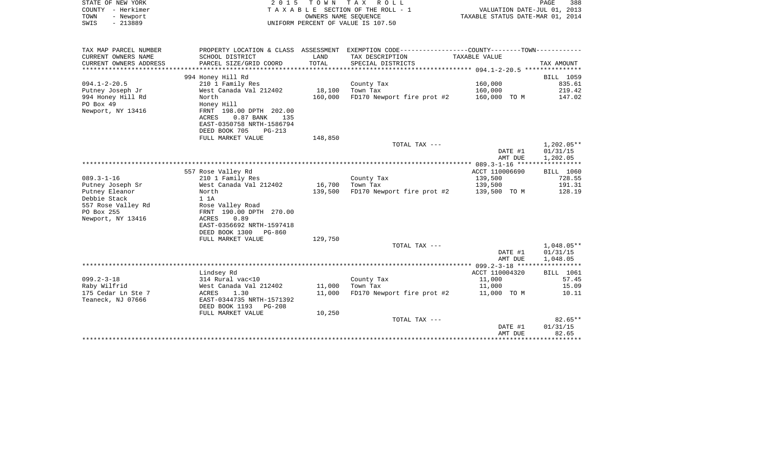STATE OF NEW YORK
COUNTY - Herkimer
TOWN - Newport
SWIS - 213889

2 0 1 5 T O W N T A X R O L L
T A X A B L E SECTION OF THE ROLL - 1
OWNERS NAME SEQUENCE
UNIFORM PERCENT OF VALUE IS 107.50

VALUATION DATE-JUL 01, 2013
TAXABLE STATUS DATE-MAR 01, 2014

| TAX MAP PARCEL NUMBER / CURRENT OWNERS NAME / CURRENT OWNERS ADDRESS | PROPERTY LOCATION & CLASS / SCHOOL DISTRICT / PARCEL SIZE/GRID COORD | ASSESSMENT LAND / TOTAL | EXEMPTION CODE / TAX DESCRIPTION / SPECIAL DISTRICTS | TAXABLE VALUE | TAX AMOUNT |
|---|---|---|---|---|---|
| 094.1-2-20.5 | 994 Honey Hill Rd | | | | BILL 1059 |
| | 210 1 Family Res | | County Tax | 160,000 | 835.61 |
| Putney Joseph Jr | West Canada Val 212402 | 18,100 | Town Tax | 160,000 | 219.42 |
| 994 Honey Hill Rd | North | 160,000 | FD170 Newport fire prot #2 | 160,000 TO M | 147.02 |
| PO Box 49 | Honey Hill | | | | |
| Newport, NY 13416 | FRNT 198.00 DPTH 202.00 | | | | |
| | ACRES 0.87 BANK 135 | | | | |
| | EAST-0350758 NRTH-1586794 | | | | |
| | DEED BOOK 705 PG-213 | | | | |
| | FULL MARKET VALUE | 148,850 | | | |
| | | | TOTAL TAX --- | | 1,202.05** |
| | | | | DATE #1 | 01/31/15 |
| | | | | AMT DUE | 1,202.05 |
| 089.3-1-16 | 557 Rose Valley Rd | | | ACCT 110006690 | BILL 1060 |
| | 210 1 Family Res | | County Tax | 139,500 | 728.55 |
| Putney Joseph Sr | West Canada Val 212402 | 16,700 | Town Tax | 139,500 | 191.31 |
| Putney Eleanor | North | 139,500 | FD170 Newport fire prot #2 | 139,500 TO M | 128.19 |
| Debbie Stack | 1 1A | | | | |
| 557 Rose Valley Rd | Rose Valley Road | | | | |
| PO Box 255 | FRNT 190.00 DPTH 270.00 | | | | |
| Newport, NY 13416 | ACRES 0.89 | | | | |
| | EAST-0356692 NRTH-1597418 | | | | |
| | DEED BOOK 1300 PG-860 | | | | |
| | FULL MARKET VALUE | 129,750 | | | |
| | | | TOTAL TAX --- | | 1,048.05** |
| | | | | DATE #1 | 01/31/15 |
| | | | | AMT DUE | 1,048.05 |
| 099.2-3-18 | Lindsey Rd | | | ACCT 110004320 | BILL 1061 |
| | 314 Rural vac<10 | | County Tax | 11,000 | 57.45 |
| Raby Wilfrid | West Canada Val 212402 | 11,000 | Town Tax | 11,000 | 15.09 |
| 175 Cedar Ln Ste 7 | ACRES 1.30 | 11,000 | FD170 Newport fire prot #2 | 11,000 TO M | 10.11 |
| Teaneck, NJ 07666 | EAST-0344735 NRTH-1571392 | | | | |
| | DEED BOOK 1193 PG-208 | | | | |
| | FULL MARKET VALUE | 10,250 | | | |
| | | | TOTAL TAX --- | | 82.65** |
| | | | | DATE #1 | 01/31/15 |
| | | | | AMT DUE | 82.65 |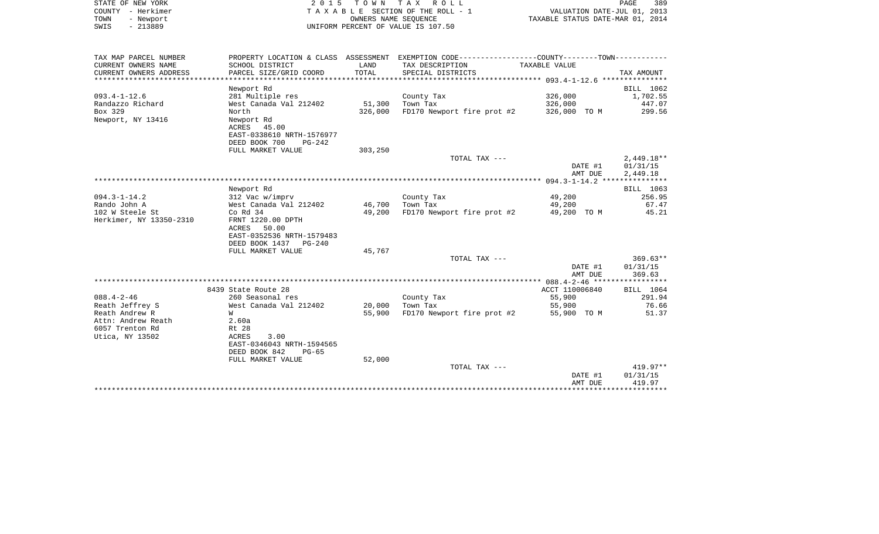| TAX MAP PARCEL NUMBER<br>CURRENT OWNERS NAME<br>CURRENT OWNERS ADDRESS | PROPERTY LOCATION & CLASS<br>SCHOOL DISTRICT<br>PARCEL SIZE/GRID COORD | ASSESSMENT<br>LAND<br>TOTAL | EXEMPTION CODE-----COUNTY-----TOWN-----<br>TAX DESCRIPTION<br>SPECIAL DISTRICTS | TAXABLE VALUE | TAX AMOUNT |
|---|---|---|---|---|---|
| **093.4-1-12.6** | Newport Rd | | | | BILL 1062 |
| 093.4-1-12.6 | 281 Multiple res | | County Tax | 326,000 | 1,702.55 |
| Randazzo Richard | West Canada Val 212402 | 51,300 | Town Tax | 326,000 | 447.07 |
| Box 329 | North | 326,000 | FD170 Newport fire prot #2 | 326,000 TO M | 299.56 |
| Newport, NY 13416 | Newport Rd | | | | |
| | ACRES 45.00 | | | | |
| | EAST-0338610 NRTH-1576977 | | | | |
| | DEED BOOK 700 PG-242 | | | | |
| | FULL MARKET VALUE | 303,250 | | | |
| | | | TOTAL TAX --- | | 2,449.18** |
| | | | | DATE #1 | 01/31/15 |
| | | | | AMT DUE | 2,449.18 |
| **094.3-1-14.2** | Newport Rd | | | | BILL 1063 |
| 094.3-1-14.2 | 312 Vac w/imprv | | County Tax | 49,200 | 256.95 |
| Rando John A | West Canada Val 212402 | 46,700 | Town Tax | 49,200 | 67.47 |
| 102 W Steele St | Co Rd 34 | 49,200 | FD170 Newport fire prot #2 | 49,200 TO M | 45.21 |
| Herkimer, NY 13350-2310 | FRNT 1220.00 DPTH | | | | |
| | ACRES 50.00 | | | | |
| | EAST-0352536 NRTH-1579483 | | | | |
| | DEED BOOK 1437 PG-240 | | | | |
| | FULL MARKET VALUE | 45,767 | | | |
| | | | TOTAL TAX --- | | 369.63** |
| | | | | DATE #1 | 01/31/15 |
| | | | | AMT DUE | 369.63 |
| **088.4-2-46** | 8439 State Route 28 | | | ACCT 110006840 | BILL 1064 |
| 088.4-2-46 | 260 Seasonal res | | County Tax | 55,900 | 291.94 |
| Reath Jeffrey S | West Canada Val 212402 | 20,000 | Town Tax | 55,900 | 76.66 |
| Reath Andrew R | W | 55,900 | FD170 Newport fire prot #2 | 55,900 TO M | 51.37 |
| Attn: Andrew Reath | 2.60a | | | | |
| 6057 Trenton Rd | Rt 28 | | | | |
| Utica, NY 13502 | ACRES 3.00 | | | | |
| | EAST-0346043 NRTH-1594565 | | | | |
| | DEED BOOK 842 PG-65 | | | | |
| | FULL MARKET VALUE | 52,000 | | | |
| | | | TOTAL TAX --- | | 419.97** |
| | | | | DATE #1 | 01/31/15 |
| | | | | AMT DUE | 419.97 |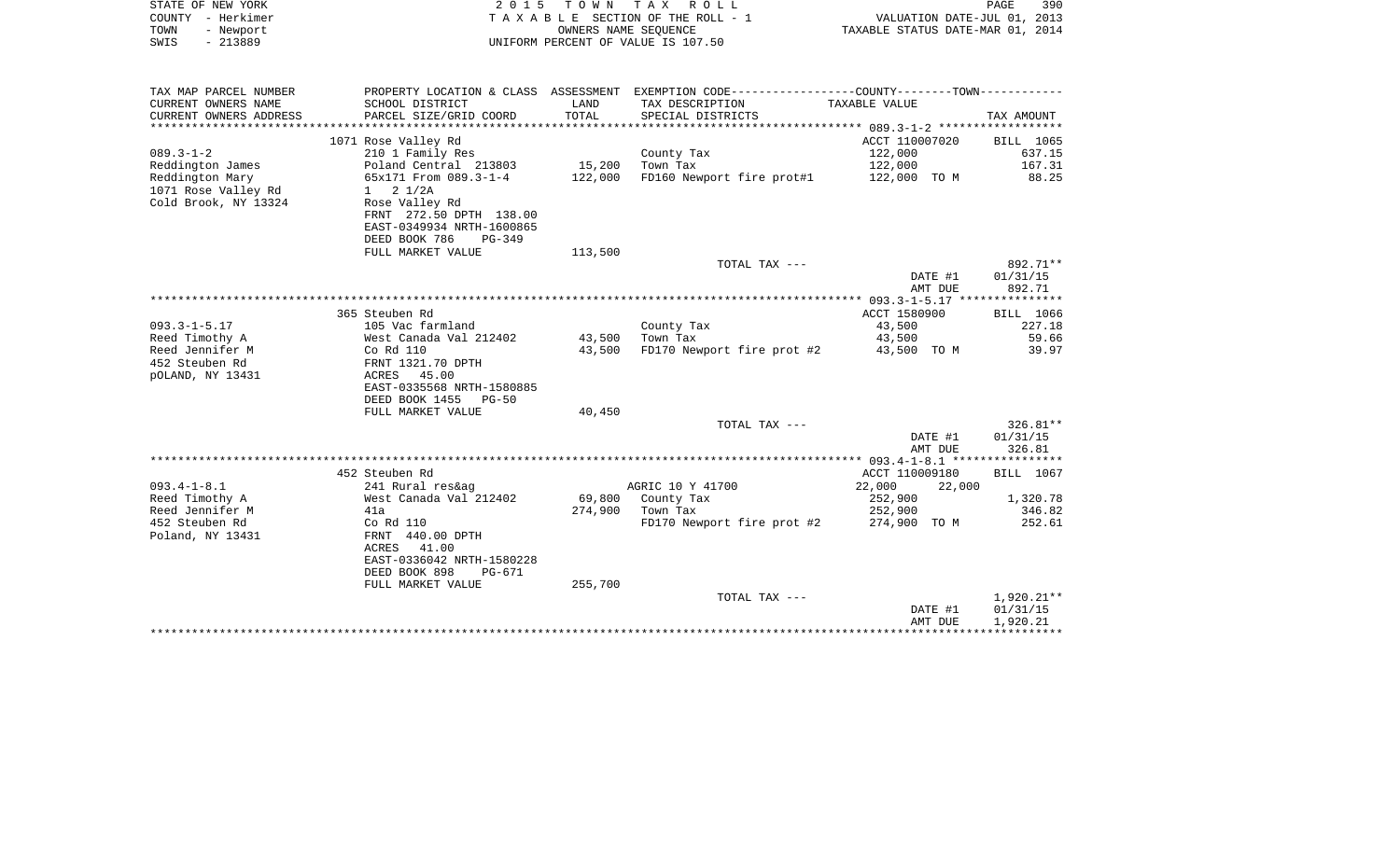STATE OF NEW YORK
COUNTY - Herkimer
TOWN - Newport
SWIS - 213889

2 0 1 5 T O W N T A X R O L L
T A X A B L E SECTION OF THE ROLL - 1
OWNERS NAME SEQUENCE
UNIFORM PERCENT OF VALUE IS 107.50

VALUATION DATE-JUL 01, 2013
TAXABLE STATUS DATE-MAR 01, 2014

| TAX MAP PARCEL NUMBER<br>CURRENT OWNERS NAME<br>CURRENT OWNERS ADDRESS | PROPERTY LOCATION & CLASS<br>SCHOOL DISTRICT<br>PARCEL SIZE/GRID COORD | ASSESSMENT<br>LAND<br>TOTAL | EXEMPTION CODE-----COUNTY-----TOWN-----<br>TAX DESCRIPTION<br>SPECIAL DISTRICTS | TAXABLE VALUE | TAX AMOUNT |
|---|---|---|---|---|---|
| 089.3-1-2 ********** | | | | | |
| | 1071 Rose Valley Rd | | | ACCT 110007020 | BILL 1065 |
| 089.3-1-2 | 210 1 Family Res | | County Tax | 122,000 | 637.15 |
| Reddington James | Poland Central 213803 | 15,200 | Town Tax | 122,000 | 167.31 |
| Reddington Mary | 65x171 From 089.3-1-4 | 122,000 | FD160 Newport fire prot#1 | 122,000 TO M | 88.25 |
| 1071 Rose Valley Rd | 1 2 1/2A | | | | |
| Cold Brook, NY 13324 | Rose Valley Rd | | | | |
| | FRNT 272.50 DPTH 138.00 | | | | |
| | EAST-0349934 NRTH-1600865 | | | | |
| | DEED BOOK 786 PG-349 | | | | |
| | FULL MARKET VALUE | 113,500 | | | |
| | | | TOTAL TAX --- | | 892.71** |
| | | | | DATE #1 | 01/31/15 |
| | | | | AMT DUE | 892.71 |
| 093.3-1-5.17 ********** | | | | | |
| | 365 Steuben Rd | | | ACCT 1580900 | BILL 1066 |
| 093.3-1-5.17 | 105 Vac farmland | | County Tax | 43,500 | 227.18 |
| Reed Timothy A | West Canada Val 212402 | 43,500 | Town Tax | 43,500 | 59.66 |
| Reed Jennifer M | Co Rd 110 | 43,500 | FD170 Newport fire prot #2 | 43,500 TO M | 39.97 |
| 452 Steuben Rd | FRNT 1321.70 DPTH | | | | |
| pOLAND, NY 13431 | ACRES 45.00 | | | | |
| | EAST-0335568 NRTH-1580885 | | | | |
| | DEED BOOK 1455 PG-50 | | | | |
| | FULL MARKET VALUE | 40,450 | | | |
| | | | TOTAL TAX --- | | 326.81** |
| | | | | DATE #1 | 01/31/15 |
| | | | | AMT DUE | 326.81 |
| 093.4-1-8.1 ********** | | | | | |
| | 452 Steuben Rd | | | ACCT 110009180 | BILL 1067 |
| 093.4-1-8.1 | 241 Rural res&ag | | AGRIC 10 Y 41700 | 22,000 22,000 | |
| Reed Timothy A | West Canada Val 212402 | 69,800 | County Tax | 252,900 | 1,320.78 |
| Reed Jennifer M | 41a | 274,900 | Town Tax | 252,900 | 346.82 |
| 452 Steuben Rd | Co Rd 110 | | FD170 Newport fire prot #2 | 274,900 TO M | 252.61 |
| Poland, NY 13431 | FRNT 440.00 DPTH | | | | |
| | ACRES 41.00 | | | | |
| | EAST-0336042 NRTH-1580228 | | | | |
| | DEED BOOK 898 PG-671 | | | | |
| | FULL MARKET VALUE | 255,700 | | | |
| | | | TOTAL TAX --- | | 1,920.21** |
| | | | | DATE #1 | 01/31/15 |
| | | | | AMT DUE | 1,920.21 |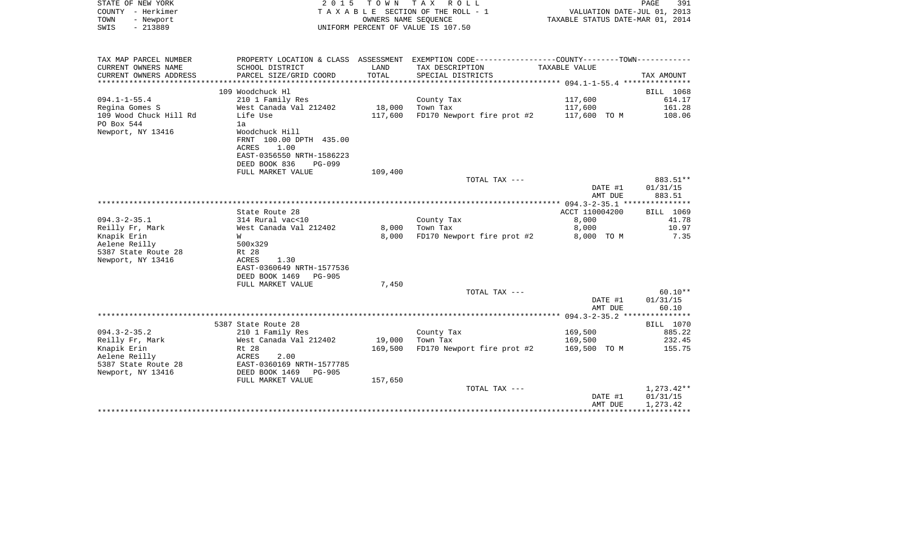STATE OF NEW YORK
COUNTY - Herkimer
TOWN - Newport
SWIS - 213889

2 0 1 5 T O W N T A X R O L L
T A X A B L E SECTION OF THE ROLL - 1
OWNERS NAME SEQUENCE
UNIFORM PERCENT OF VALUE IS 107.50

VALUATION DATE-JUL 01, 2013
TAXABLE STATUS DATE-MAR 01, 2014

| TAX MAP PARCEL NUMBER / CURRENT OWNERS NAME / CURRENT OWNERS ADDRESS | PROPERTY LOCATION & CLASS / SCHOOL DISTRICT / PARCEL SIZE/GRID COORD | ASSESSMENT LAND / TOTAL | EXEMPTION CODE / TAX DESCRIPTION / SPECIAL DISTRICTS | TAXABLE VALUE | TAX AMOUNT |
|---|---|---|---|---|---|
| 094.1-1-55.4 | 109 Woodchuck Hl | | | | BILL 1068 |
| | 210 1 Family Res | | County Tax | 117,600 | 614.17 |
| Regina Gomes S | West Canada Val 212402 | 18,000 | Town Tax | 117,600 | 161.28 |
| 109 Wood Chuck Hill Rd | Life Use | 117,600 | FD170 Newport fire prot #2 | 117,600 TO M | 108.06 |
| PO Box 544 | 1a | | | | |
| Newport, NY 13416 | Woodchuck Hill | | | | |
| | FRNT 100.00 DPTH 435.00 | | | | |
| | ACRES 1.00 | | | | |
| | EAST-0356550 NRTH-1586223 | | | | |
| | DEED BOOK 836 PG-099 | | | | |
| | FULL MARKET VALUE | 109,400 | | | |
| | | | TOTAL TAX --- | | 883.51** |
| | | | | DATE #1 | 01/31/15 |
| | | | | AMT DUE | 883.51 |
| 094.3-2-35.1 | State Route 28 | | | ACCT 110004200 | BILL 1069 |
| | 314 Rural vac<10 | | County Tax | 8,000 | 41.78 |
| Reilly Fr, Mark | West Canada Val 212402 | 8,000 | Town Tax | 8,000 | 10.97 |
| Knapik Erin | W | 8,000 | FD170 Newport fire prot #2 | 8,000 TO M | 7.35 |
| Aelene Reilly | 500x329 | | | | |
| 5387 State Route 28 | Rt 28 | | | | |
| Newport, NY 13416 | ACRES 1.30 | | | | |
| | EAST-0360649 NRTH-1577536 | | | | |
| | DEED BOOK 1469 PG-905 | | | | |
| | FULL MARKET VALUE | 7,450 | | | |
| | | | TOTAL TAX --- | | 60.10** |
| | | | | DATE #1 | 01/31/15 |
| | | | | AMT DUE | 60.10 |
| 094.3-2-35.2 | 5387 State Route 28 | | | | BILL 1070 |
| | 210 1 Family Res | | County Tax | 169,500 | 885.22 |
| Reilly Fr, Mark | West Canada Val 212402 | 19,000 | Town Tax | 169,500 | 232.45 |
| Knapik Erin | Rt 28 | 169,500 | FD170 Newport fire prot #2 | 169,500 TO M | 155.75 |
| Aelene Reilly | ACRES 2.00 | | | | |
| 5387 State Route 28 | EAST-0360169 NRTH-1577785 | | | | |
| Newport, NY 13416 | DEED BOOK 1469 PG-905 | | | | |
| | FULL MARKET VALUE | 157,650 | | | |
| | | | TOTAL TAX --- | | 1,273.42** |
| | | | | DATE #1 | 01/31/15 |
| | | | | AMT DUE | 1,273.42 |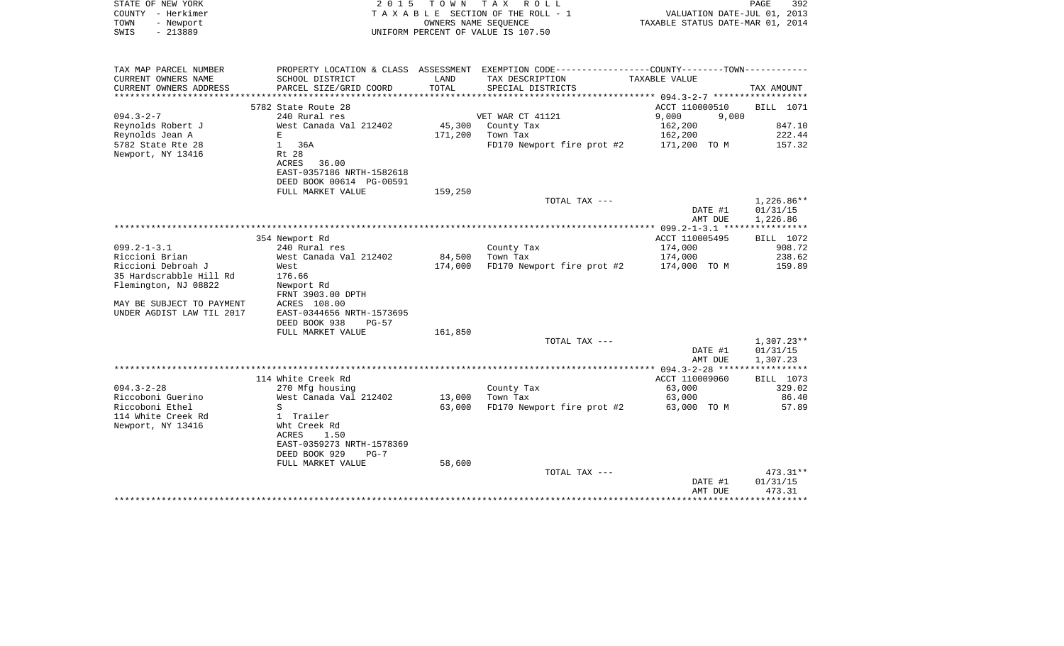STATE OF NEW YORK
COUNTY - Herkimer
TOWN - Newport
SWIS - 213889

2 0 1 5 T O W N T A X R O L L
T A X A B L E SECTION OF THE ROLL - 1
OWNERS NAME SEQUENCE
UNIFORM PERCENT OF VALUE IS 107.50

VALUATION DATE-JUL 01, 2013
TAXABLE STATUS DATE-MAR 01, 2014

| TAX MAP PARCEL NUMBER<br>CURRENT OWNERS NAME<br>CURRENT OWNERS ADDRESS | PROPERTY LOCATION & CLASS<br>SCHOOL DISTRICT<br>PARCEL SIZE/GRID COORD | ASSESSMENT<br>LAND<br>TOTAL | EXEMPTION CODE<br>TAX DESCRIPTION<br>SPECIAL DISTRICTS | COUNTY--------TOWN<br>TAXABLE VALUE | TAX AMOUNT |
|---|---|---|---|---|---|
| 094.3-2-7 | 5782 State Route 28 | | | ACCT 110000510 | BILL 1071 |
| 094.3-2-7 | 240 Rural res | | VET WAR CT 41121 | 9,000 9,000 | |
| Reynolds Robert J | West Canada Val 212402 | 45,300 | County Tax | 162,200 | 847.10 |
| Reynolds Jean A | E | 171,200 | Town Tax | 162,200 | 222.44 |
| 5782 State Rte 28 | 1 36A | | FD170 Newport fire prot #2 | 171,200 TO M | 157.32 |
| Newport, NY 13416 | Rt 28 | | | | |
| | ACRES 36.00 | | | | |
| | EAST-0357186 NRTH-1582618 | | | | |
| | DEED BOOK 00614 PG-00591 | | | | |
| | FULL MARKET VALUE | 159,250 | | | |
| | | | TOTAL TAX --- | | 1,226.86** |
| | | | | DATE #1 | 01/31/15 |
| | | | | AMT DUE | 1,226.86 |
| 099.2-1-3.1 | 354 Newport Rd | | | ACCT 110005495 | BILL 1072 |
| 099.2-1-3.1 | 240 Rural res | | County Tax | 174,000 | 908.72 |
| Riccioni Brian | West Canada Val 212402 | 84,500 | Town Tax | 174,000 | 238.62 |
| Riccioni Debroah J | West | 174,000 | FD170 Newport fire prot #2 | 174,000 TO M | 159.89 |
| 35 Hardscrabble Hill Rd | 176.66 | | | | |
| Flemington, NJ 08822 | Newport Rd | | | | |
| | FRNT 3903.00 DPTH | | | | |
| MAY BE SUBJECT TO PAYMENT | ACRES 108.00 | | | | |
| UNDER AGDIST LAW TIL 2017 | EAST-0344656 NRTH-1573695 | | | | |
| | DEED BOOK 938 PG-57 | | | | |
| | FULL MARKET VALUE | 161,850 | | | |
| | | | TOTAL TAX --- | | 1,307.23** |
| | | | | DATE #1 | 01/31/15 |
| | | | | AMT DUE | 1,307.23 |
| 094.3-2-28 | 114 White Creek Rd | | | ACCT 110009060 | BILL 1073 |
| 094.3-2-28 | 270 Mfg housing | | County Tax | 63,000 | 329.02 |
| Riccoboni Guerino | West Canada Val 212402 | 13,000 | Town Tax | 63,000 | 86.40 |
| Riccoboni Ethel | S | 63,000 | FD170 Newport fire prot #2 | 63,000 TO M | 57.89 |
| 114 White Creek Rd | 1 Trailer | | | | |
| Newport, NY 13416 | Wht Creek Rd | | | | |
| | ACRES 1.50 | | | | |
| | EAST-0359273 NRTH-1578369 | | | | |
| | DEED BOOK 929 PG-7 | | | | |
| | FULL MARKET VALUE | 58,600 | | | |
| | | | TOTAL TAX --- | | 473.31** |
| | | | | DATE #1 | 01/31/15 |
| | | | | AMT DUE | 473.31 |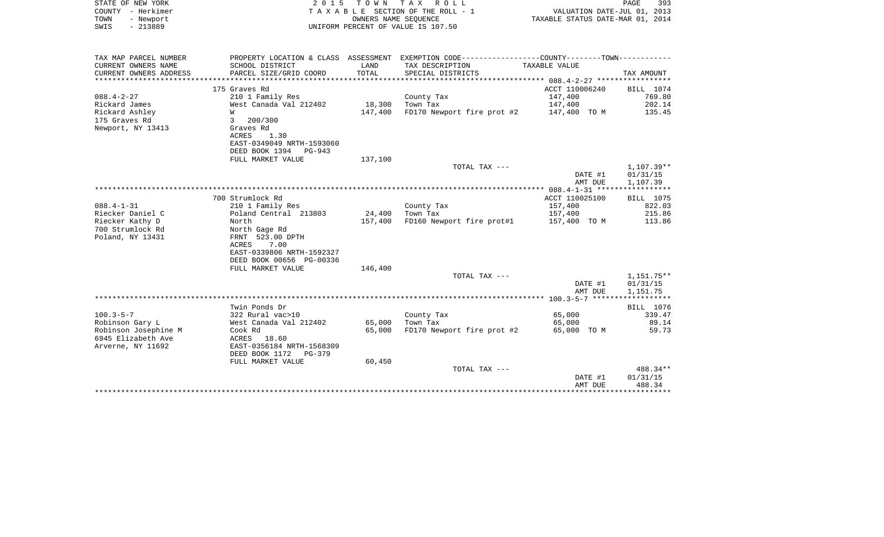STATE OF NEW YORK — 2015 TOWN TAX ROLL — PAGE 393
COUNTY - Herkimer — TAXABLE SECTION OF THE ROLL - 1 — VALUATION DATE-JUL 01, 2013
TOWN - Newport — OWNERS NAME SEQUENCE — TAXABLE STATUS DATE-MAR 01, 2014
SWIS - 213889 — UNIFORM PERCENT OF VALUE IS 107.50

| TAX MAP PARCEL NUMBER / CURRENT OWNERS NAME / CURRENT OWNERS ADDRESS | PROPERTY LOCATION & CLASS / SCHOOL DISTRICT / PARCEL SIZE/GRID COORD | ASSESSMENT LAND / TOTAL | EXEMPTION CODE / TAX DESCRIPTION / SPECIAL DISTRICTS | TAXABLE VALUE | TAX AMOUNT |
|---|---|---|---|---|---|
| | 175 Graves Rd | | | ACCT 110006240 | BILL 1074 |
| 088.4-2-27 | 210 1 Family Res | | County Tax | 147,400 | 769.80 |
| Rickard James | West Canada Val 212402 | 18,300 | Town Tax | 147,400 | 202.14 |
| Rickard Ashley | W | 147,400 | FD170 Newport fire prot #2 | 147,400 TO M | 135.45 |
| 175 Graves Rd | 3 200/300 | | | | |
| Newport, NY 13413 | Graves Rd | | | | |
| | ACRES 1.30 | | | | |
| | EAST-0349049 NRTH-1593060 | | | | |
| | DEED BOOK 1394 PG-943 | | | | |
| | FULL MARKET VALUE | 137,100 | | | |
| | | | TOTAL TAX --- | | 1,107.39** |
| | | | | DATE #1 | 01/31/15 |
| | | | | AMT DUE | 1,107.39 |
| | 700 Strumlock Rd | | | ACCT 110025100 | BILL 1075 |
| 088.4-1-31 | 210 1 Family Res | | County Tax | 157,400 | 822.03 |
| Riecker Daniel C | Poland Central 213803 | 24,400 | Town Tax | 157,400 | 215.86 |
| Riecker Kathy D | North | 157,400 | FD160 Newport fire prot#1 | 157,400 TO M | 113.86 |
| 700 Strumlock Rd | North Gage Rd | | | | |
| Poland, NY 13431 | FRNT 523.00 DPTH | | | | |
| | ACRES 7.00 | | | | |
| | EAST-0339806 NRTH-1592327 | | | | |
| | DEED BOOK 00656 PG-00336 | | | | |
| | FULL MARKET VALUE | 146,400 | | | |
| | | | TOTAL TAX --- | | 1,151.75** |
| | | | | DATE #1 | 01/31/15 |
| | | | | AMT DUE | 1,151.75 |
| | Twin Ponds Dr | | | | BILL 1076 |
| 100.3-5-7 | 322 Rural vac>10 | | County Tax | 65,000 | 339.47 |
| Robinson Gary L | West Canada Val 212402 | 65,000 | Town Tax | 65,000 | 89.14 |
| Robinson Josephine M | Cook Rd | 65,000 | FD170 Newport fire prot #2 | 65,000 TO M | 59.73 |
| 6945 Elizabeth Ave | ACRES 18.60 | | | | |
| Arverne, NY 11692 | EAST-0356184 NRTH-1568309 | | | | |
| | DEED BOOK 1172 PG-379 | | | | |
| | FULL MARKET VALUE | 60,450 | | | |
| | | | TOTAL TAX --- | | 488.34** |
| | | | | DATE #1 | 01/31/15 |
| | | | | AMT DUE | 488.34 |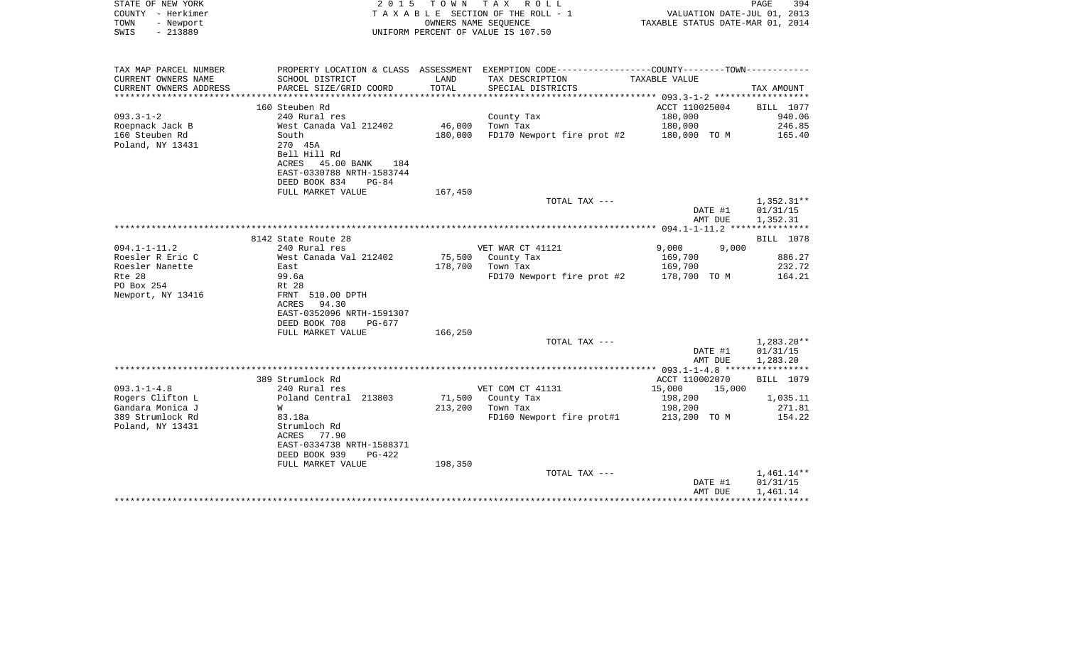STATE OF NEW YORK | COUNTY - Herkimer | TOWN - Newport | SWIS - 213889

2015 TOWN TAX ROLL
TAXABLE SECTION OF THE ROLL - 1
OWNERS NAME SEQUENCE
UNIFORM PERCENT OF VALUE IS 107.50

VALUATION DATE-JUL 01, 2013
TAXABLE STATUS DATE-MAR 01, 2014

| TAX MAP PARCEL NUMBER<br>CURRENT OWNERS NAME<br>CURRENT OWNERS ADDRESS | PROPERTY LOCATION & CLASS<br>SCHOOL DISTRICT<br>PARCEL SIZE/GRID COORD | ASSESSMENT<br>LAND<br>TOTAL | EXEMPTION CODE<br>TAX DESCRIPTION<br>SPECIAL DISTRICTS | COUNTY / TOWN<br>TAXABLE VALUE | TAX AMOUNT |
|---|---|---|---|---|---|
| | 160 Steuben Rd | | | ACCT 110025004 | BILL 1077 |
| 093.3-1-2 | 240 Rural res | | County Tax | 180,000 | 940.06 |
| Roepnack Jack B | West Canada Val 212402 | 46,000 | Town Tax | 180,000 | 246.85 |
| 160 Steuben Rd | South | 180,000 | FD170 Newport fire prot #2 | 180,000 TO M | 165.40 |
| Poland, NY 13431 | 270 45A | | | | |
| | Bell Hill Rd | | | | |
| | ACRES 45.00 BANK 184 | | | | |
| | EAST-0330788 NRTH-1583744 | | | | |
| | DEED BOOK 834 PG-84 | | | | |
| | FULL MARKET VALUE | 167,450 | | | |
| | | | TOTAL TAX --- | | 1,352.31** |
| | | | | DATE #1 | 01/31/15 |
| | | | | AMT DUE | 1,352.31 |
| | 8142 State Route 28 | | | | BILL 1078 |
| 094.1-1-11.2 | 240 Rural res | | VET WAR CT 41121 | 9,000 9,000 | |
| Roesler R Eric C | West Canada Val 212402 | 75,500 | County Tax | 169,700 | 886.27 |
| Roesler Nanette | East | 178,700 | Town Tax | 169,700 | 232.72 |
| Rte 28 | 99.6a | | FD170 Newport fire prot #2 | 178,700 TO M | 164.21 |
| PO Box 254 | Rt 28 | | | | |
| Newport, NY 13416 | FRNT 510.00 DPTH | | | | |
| | ACRES 94.30 | | | | |
| | EAST-0352096 NRTH-1591307 | | | | |
| | DEED BOOK 708 PG-677 | | | | |
| | FULL MARKET VALUE | 166,250 | | | |
| | | | TOTAL TAX --- | | 1,283.20** |
| | | | | DATE #1 | 01/31/15 |
| | | | | AMT DUE | 1,283.20 |
| | 389 Strumlock Rd | | | ACCT 110002070 | BILL 1079 |
| 093.1-1-4.8 | 240 Rural res | | VET COM CT 41131 | 15,000 15,000 | |
| Rogers Clifton L | Poland Central 213803 | 71,500 | County Tax | 198,200 | 1,035.11 |
| Gandara Monica J | W | 213,200 | Town Tax | 198,200 | 271.81 |
| 389 Strumlock Rd | 83.18a | | FD160 Newport fire prot#1 | 213,200 TO M | 154.22 |
| Poland, NY 13431 | Strumloch Rd | | | | |
| | ACRES 77.90 | | | | |
| | EAST-0334738 NRTH-1588371 | | | | |
| | DEED BOOK 939 PG-422 | | | | |
| | FULL MARKET VALUE | 198,350 | | | |
| | | | TOTAL TAX --- | | 1,461.14** |
| | | | | DATE #1 | 01/31/15 |
| | | | | AMT DUE | 1,461.14 |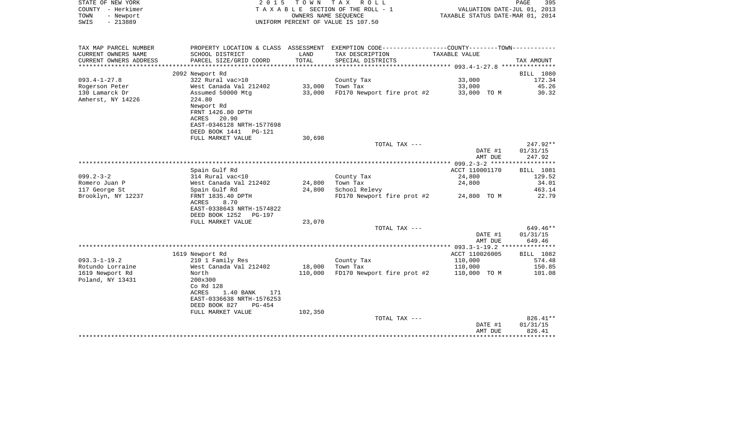STATE OF NEW YORK
COUNTY - Herkimer
TOWN - Newport
SWIS - 213889

2 0 1 5 T O W N T A X R O L L
T A X A B L E SECTION OF THE ROLL - 1
OWNERS NAME SEQUENCE
UNIFORM PERCENT OF VALUE IS 107.50

VALUATION DATE-JUL 01, 2013
TAXABLE STATUS DATE-MAR 01, 2014

| TAX MAP PARCEL NUMBER / CURRENT OWNERS NAME / CURRENT OWNERS ADDRESS | PROPERTY LOCATION & CLASS / SCHOOL DISTRICT / PARCEL SIZE/GRID COORD | ASSESSMENT LAND | TOTAL | EXEMPTION CODE / TAX DESCRIPTION / SPECIAL DISTRICTS | COUNTY--------TOWN TAXABLE VALUE | TAX AMOUNT |
|---|---|---|---|---|---|---|
| 093.4-1-27.8 | 2092 Newport Rd | | | | | BILL 1080 |
| Rogerson Peter | 322 Rural vac>10 | | | County Tax | 33,000 | 172.34 |
| 130 Lamarck Dr | West Canada Val 212402 | 33,000 | | Town Tax | 33,000 | 45.26 |
| Amherst, NY 14226 | Assumed 50000 Mtg | | 33,000 | FD170 Newport fire prot #2 | 33,000 TO M | 30.32 |
| | 224.80 | | | | | |
| | Newport Rd | | | | | |
| | FRNT 1426.80 DPTH | | | | | |
| | ACRES 20.90 | | | | | |
| | EAST-0346128 NRTH-1577698 | | | | | |
| | DEED BOOK 1441 PG-121 | | | | | |
| | FULL MARKET VALUE | 30,698 | | | | |
| | | | | TOTAL TAX --- | | 247.92** |
| | | | | | DATE #1 | 01/31/15 |
| | | | | | AMT DUE | 247.92 |
| 099.2-3-2 | Spain Gulf Rd | | | | ACCT 110001170 | BILL 1081 |
| Romero Juan P | 314 Rural vac<10 | | | County Tax | 24,800 | 129.52 |
| 117 George St | West Canada Val 212402 | 24,800 | | Town Tax | 24,800 | 34.01 |
| Brooklyn, NY 12237 | Spain Gulf Rd | | 24,800 | School Relevy | | 463.14 |
| | FRNT 1835.40 DPTH | | | FD170 Newport fire prot #2 | 24,800 TO M | 22.79 |
| | ACRES 8.70 | | | | | |
| | EAST-0338643 NRTH-1574822 | | | | | |
| | DEED BOOK 1252 PG-197 | | | | | |
| | FULL MARKET VALUE | 23,070 | | | | |
| | | | | TOTAL TAX --- | | 649.46** |
| | | | | | DATE #1 | 01/31/15 |
| | | | | | AMT DUE | 649.46 |
| 093.3-1-19.2 | 1619 Newport Rd | | | | ACCT 110026005 | BILL 1082 |
| Rotundo Lorraine | 210 1 Family Res | | | County Tax | 110,000 | 574.48 |
| 1619 Newport Rd | West Canada Val 212402 | 18,000 | | Town Tax | 110,000 | 150.85 |
| Poland, NY 13431 | North | | 110,000 | FD170 Newport fire prot #2 | 110,000 TO M | 101.08 |
| | 200x300 | | | | | |
| | Co Rd 128 | | | | | |
| | ACRES 1.40 BANK 171 | | | | | |
| | EAST-0336638 NRTH-1576253 | | | | | |
| | DEED BOOK 827 PG-454 | | | | | |
| | FULL MARKET VALUE | 102,350 | | | | |
| | | | | TOTAL TAX --- | | 826.41** |
| | | | | | DATE #1 | 01/31/15 |
| | | | | | AMT DUE | 826.41 |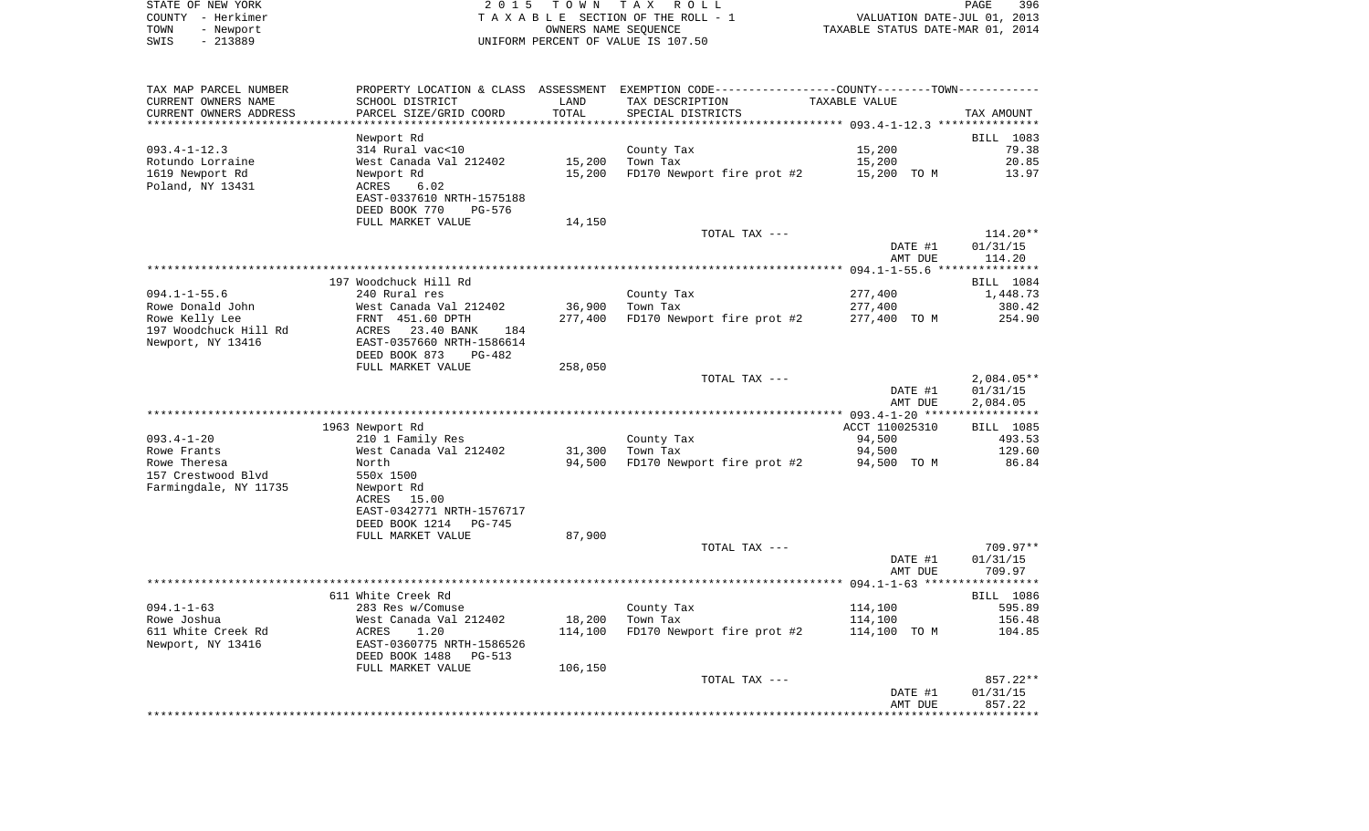STATE OF NEW YORK
COUNTY - Herkimer
TOWN - Newport
SWIS - 213889

# 2015 TOWN TAX ROLL

TAXABLE SECTION OF THE ROLL - 1
OWNERS NAME SEQUENCE
UNIFORM PERCENT OF VALUE IS 107.50

VALUATION DATE-JUL 01, 2013
TAXABLE STATUS DATE-MAR 01, 2014

| TAX MAP PARCEL NUMBER / CURRENT OWNERS NAME / CURRENT OWNERS ADDRESS | PROPERTY LOCATION & CLASS / SCHOOL DISTRICT / PARCEL SIZE/GRID COORD | ASSESSMENT LAND | TOTAL | EXEMPTION CODE / TAX DESCRIPTION / SPECIAL DISTRICTS | TAXABLE VALUE | TAX AMOUNT |
|---|---|---|---|---|---|---|
| 093.4-1-12.3 | Newport Rd | | | | | BILL 1083 |
| Rotundo Lorraine | 314 Rural vac<10 | | | County Tax | 15,200 | 79.38 |
| 1619 Newport Rd | West Canada Val 212402 | 15,200 | | Town Tax | 15,200 | 20.85 |
| Poland, NY 13431 | Newport Rd | | 15,200 | FD170 Newport fire prot #2 | 15,200 TO M | 13.97 |
| | ACRES 6.02 | | | | | |
| | EAST-0337610 NRTH-1575188 | | | | | |
| | DEED BOOK 770 PG-576 | | | | | |
| | FULL MARKET VALUE | 14,150 | | | | |
| | | | | TOTAL TAX --- | | 114.20** |
| | | | | | DATE #1 | 01/31/15 |
| | | | | | AMT DUE | 114.20 |
| 094.1-1-55.6 | 197 Woodchuck Hill Rd | | | | | BILL 1084 |
| Rowe Donald John | 240 Rural res | | | County Tax | 277,400 | 1,448.73 |
| Rowe Kelly Lee | West Canada Val 212402 | 36,900 | | Town Tax | 277,400 | 380.42 |
| 197 Woodchuck Hill Rd | FRNT 451.60 DPTH | | 277,400 | FD170 Newport fire prot #2 | 277,400 TO M | 254.90 |
| Newport, NY 13416 | ACRES 23.40 BANK 184 | | | | | |
| | EAST-0357660 NRTH-1586614 | | | | | |
| | DEED BOOK 873 PG-482 | | | | | |
| | FULL MARKET VALUE | 258,050 | | | | |
| | | | | TOTAL TAX --- | | 2,084.05** |
| | | | | | DATE #1 | 01/31/15 |
| | | | | | AMT DUE | 2,084.05 |
| 093.4-1-20 | 1963 Newport Rd | | | | ACCT 110025310 | BILL 1085 |
| Rowe Frants | 210 1 Family Res | | | County Tax | 94,500 | 493.53 |
| Rowe Theresa | West Canada Val 212402 | 31,300 | | Town Tax | 94,500 | 129.60 |
| 157 Crestwood Blvd | North | | 94,500 | FD170 Newport fire prot #2 | 94,500 TO M | 86.84 |
| Farmingdale, NY 11735 | 550x 1500 | | | | | |
| | Newport Rd | | | | | |
| | ACRES 15.00 | | | | | |
| | EAST-0342771 NRTH-1576717 | | | | | |
| | DEED BOOK 1214 PG-745 | | | | | |
| | FULL MARKET VALUE | 87,900 | | | | |
| | | | | TOTAL TAX --- | | 709.97** |
| | | | | | DATE #1 | 01/31/15 |
| | | | | | AMT DUE | 709.97 |
| 094.1-1-63 | 611 White Creek Rd | | | | | BILL 1086 |
| Rowe Joshua | 283 Res w/Comuse | | | County Tax | 114,100 | 595.89 |
| 611 White Creek Rd | West Canada Val 212402 | 18,200 | | Town Tax | 114,100 | 156.48 |
| Newport, NY 13416 | ACRES 1.20 | | 114,100 | FD170 Newport fire prot #2 | 114,100 TO M | 104.85 |
| | EAST-0360775 NRTH-1586526 | | | | | |
| | DEED BOOK 1488 PG-513 | | | | | |
| | FULL MARKET VALUE | 106,150 | | | | |
| | | | | TOTAL TAX --- | | 857.22** |
| | | | | | DATE #1 | 01/31/15 |
| | | | | | AMT DUE | 857.22 |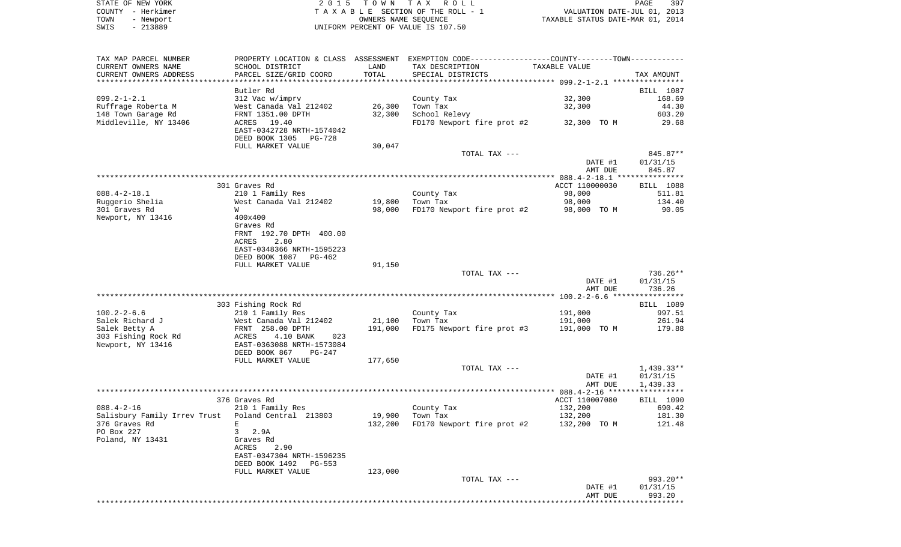STATE OF NEW YORK
COUNTY - Herkimer
TOWN - Newport
SWIS - 213889

2015 TOWN TAX ROLL
TAXABLE SECTION OF THE ROLL - 1
OWNERS NAME SEQUENCE
UNIFORM PERCENT OF VALUE IS 107.50

VALUATION DATE-JUL 01, 2013
TAXABLE STATUS DATE-MAR 01, 2014

| TAX MAP PARCEL NUMBER / CURRENT OWNERS NAME / CURRENT OWNERS ADDRESS | PROPERTY LOCATION & CLASS / SCHOOL DISTRICT / PARCEL SIZE/GRID COORD | ASSESSMENT LAND / TOTAL | EXEMPTION CODE / TAX DESCRIPTION / SPECIAL DISTRICTS | TAXABLE VALUE | TAX AMOUNT |
|---|---|---|---|---|---|
| **099.2-1-2.1** | Butler Rd | | | | BILL 1087 |
| 099.2-1-2.1 | 312 Vac w/imprv | | County Tax | 32,300 | 168.69 |
| Ruffrage Roberta M | West Canada Val 212402 | 26,300 | Town Tax | 32,300 | 44.30 |
| 148 Town Garage Rd | FRNT 1351.00 DPTH | 32,300 | School Relevy | | 603.20 |
| Middleville, NY 13406 | ACRES 19.40 | | FD170 Newport fire prot #2 | 32,300 TO M | 29.68 |
| | EAST-0342728 NRTH-1574042 | | | | |
| | DEED BOOK 1305 PG-728 | | | | |
| | FULL MARKET VALUE | 30,047 | | | |
| | | | TOTAL TAX --- | | 845.87** |
| | | | | DATE #1 | 01/31/15 |
| | | | | AMT DUE | 845.87 |
| **088.4-2-18.1** | 301 Graves Rd | | | ACCT 110000030 | BILL 1088 |
| 088.4-2-18.1 | 210 1 Family Res | | County Tax | 98,000 | 511.81 |
| Ruggerio Shelia | West Canada Val 212402 | 19,800 | Town Tax | 98,000 | 134.40 |
| 301 Graves Rd | W | 98,000 | FD170 Newport fire prot #2 | 98,000 TO M | 90.05 |
| Newport, NY 13416 | 400x400 | | | | |
| | Graves Rd | | | | |
| | FRNT 192.70 DPTH 400.00 | | | | |
| | ACRES 2.80 | | | | |
| | EAST-0348366 NRTH-1595223 | | | | |
| | DEED BOOK 1087 PG-462 | | | | |
| | FULL MARKET VALUE | 91,150 | | | |
| | | | TOTAL TAX --- | | 736.26** |
| | | | | DATE #1 | 01/31/15 |
| | | | | AMT DUE | 736.26 |
| **100.2-2-6.6** | 303 Fishing Rock Rd | | | | BILL 1089 |
| 100.2-2-6.6 | 210 1 Family Res | | County Tax | 191,000 | 997.51 |
| Salek Richard J | West Canada Val 212402 | 21,100 | Town Tax | 191,000 | 261.94 |
| Salek Betty A | FRNT 258.00 DPTH | 191,000 | FD175 Newport fire prot #3 | 191,000 TO M | 179.88 |
| 303 Fishing Rock Rd | ACRES 4.10 BANK 023 | | | | |
| Newport, NY 13416 | EAST-0363088 NRTH-1573084 | | | | |
| | DEED BOOK 867 PG-247 | | | | |
| | FULL MARKET VALUE | 177,650 | | | |
| | | | TOTAL TAX --- | | 1,439.33** |
| | | | | DATE #1 | 01/31/15 |
| | | | | AMT DUE | 1,439.33 |
| **088.4-2-16** | 376 Graves Rd | | | ACCT 110007080 | BILL 1090 |
| 088.4-2-16 | 210 1 Family Res | | County Tax | 132,200 | 690.42 |
| Salisbury Family Irrev Trust | Poland Central 213803 | 19,900 | Town Tax | 132,200 | 181.30 |
| 376 Graves Rd | E | 132,200 | FD170 Newport fire prot #2 | 132,200 TO M | 121.48 |
| PO Box 227 | 3 2.9A | | | | |
| Poland, NY 13431 | Graves Rd | | | | |
| | ACRES 2.90 | | | | |
| | EAST-0347304 NRTH-1596235 | | | | |
| | DEED BOOK 1492 PG-553 | | | | |
| | FULL MARKET VALUE | 123,000 | | | |
| | | | TOTAL TAX --- | | 993.20** |
| | | | | DATE #1 | 01/31/15 |
| | | | | AMT DUE | 993.20 |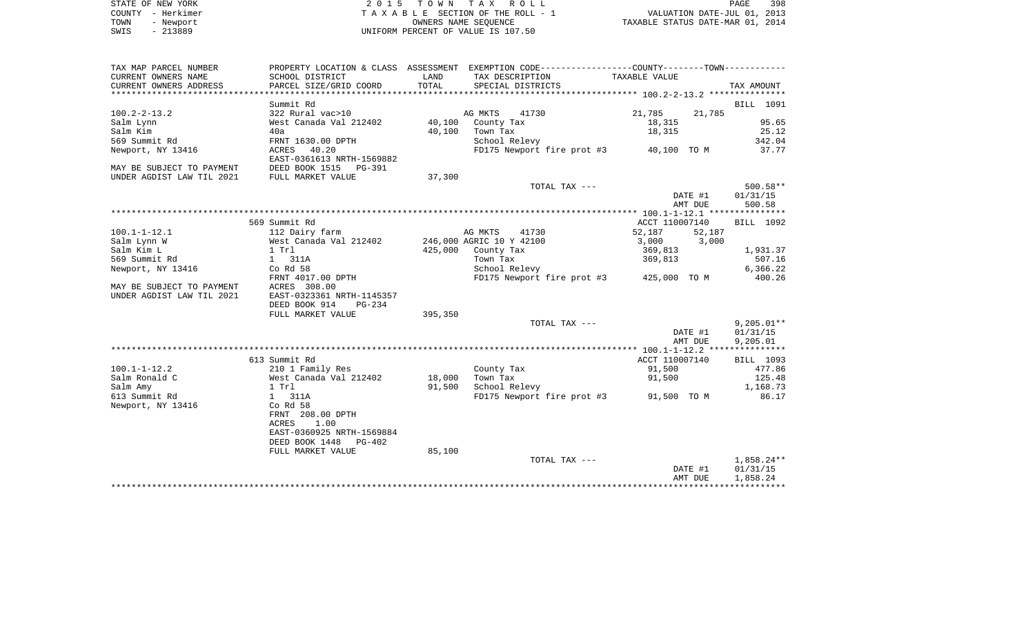STATE OF NEW YORK
COUNTY - Herkimer
TOWN - Newport
SWIS - 213889

2 0 1 5 T O W N T A X R O L L
T A X A B L E SECTION OF THE ROLL - 1
OWNERS NAME SEQUENCE
UNIFORM PERCENT OF VALUE IS 107.50

VALUATION DATE-JUL 01, 2013
TAXABLE STATUS DATE-MAR 01, 2014

| TAX MAP PARCEL NUMBER<br>CURRENT OWNERS NAME<br>CURRENT OWNERS ADDRESS | PROPERTY LOCATION & CLASS<br>SCHOOL DISTRICT<br>PARCEL SIZE/GRID COORD | ASSESSMENT<br>LAND<br>TOTAL | EXEMPTION CODE<br>TAX DESCRIPTION<br>SPECIAL DISTRICTS | COUNTY | TOWN<br>TAXABLE VALUE | TAX AMOUNT |
|---|---|---|---|---|---|---|
| | Summit Rd | | | | | BILL 1091 |
| 100.2-2-13.2 | 322 Rural vac>10 | | AG MKTS 41730 | 21,785 | 21,785 | |
| Salm Lynn | West Canada Val 212402 | 40,100 | County Tax | 18,315 | | 95.65 |
| Salm Kim | 40a | 40,100 | Town Tax | 18,315 | | 25.12 |
| 569 Summit Rd | FRNT 1630.00 DPTH | | School Relevy | | | 342.04 |
| Newport, NY 13416 | ACRES 40.20 | | FD175 Newport fire prot #3 | 40,100 TO M | | 37.77 |
| | EAST-0361613 NRTH-1569882 | | | | | |
| MAY BE SUBJECT TO PAYMENT | DEED BOOK 1515 PG-391 | | | | | |
| UNDER AGDIST LAW TIL 2021 | FULL MARKET VALUE | 37,300 | | | | |
| | | | TOTAL TAX --- | | | 500.58** |
| | | | | | DATE #1 | 01/31/15 |
| | | | | | AMT DUE | 500.58 |
| | 569 Summit Rd | | | ACCT 110007140 | | BILL 1092 |
| 100.1-1-12.1 | 112 Dairy farm | | AG MKTS 41730 | 52,187 | 52,187 | |
| Salm Lynn W | West Canada Val 212402 | 246,000 | AGRIC 10 Y 42100 | 3,000 | 3,000 | |
| Salm Kim L | 1 Trl | 425,000 | County Tax | 369,813 | | 1,931.37 |
| 569 Summit Rd | 1 311A | | Town Tax | 369,813 | | 507.16 |
| Newport, NY 13416 | Co Rd 58 | | School Relevy | | | 6,366.22 |
| | FRNT 4017.00 DPTH | | FD175 Newport fire prot #3 | 425,000 TO M | | 400.26 |
| MAY BE SUBJECT TO PAYMENT | ACRES 308.00 | | | | | |
| UNDER AGDIST LAW TIL 2021 | EAST-0323361 NRTH-1145357 | | | | | |
| | DEED BOOK 914 PG-234 | | | | | |
| | FULL MARKET VALUE | 395,350 | | | | |
| | | | TOTAL TAX --- | | | 9,205.01** |
| | | | | | DATE #1 | 01/31/15 |
| | | | | | AMT DUE | 9,205.01 |
| | 613 Summit Rd | | | ACCT 110007140 | | BILL 1093 |
| 100.1-1-12.2 | 210 1 Family Res | | County Tax | 91,500 | | 477.86 |
| Salm Ronald C | West Canada Val 212402 | 18,000 | Town Tax | 91,500 | | 125.48 |
| Salm Amy | 1 Trl | 91,500 | School Relevy | | | 1,168.73 |
| 613 Summit Rd | 1 311A | | FD175 Newport fire prot #3 | 91,500 TO M | | 86.17 |
| Newport, NY 13416 | Co Rd 58 | | | | | |
| | FRNT 208.00 DPTH | | | | | |
| | ACRES 1.00 | | | | | |
| | EAST-0360925 NRTH-1569884 | | | | | |
| | DEED BOOK 1448 PG-402 | | | | | |
| | FULL MARKET VALUE | 85,100 | | | | |
| | | | TOTAL TAX --- | | | 1,858.24** |
| | | | | | DATE #1 | 01/31/15 |
| | | | | | AMT DUE | 1,858.24 |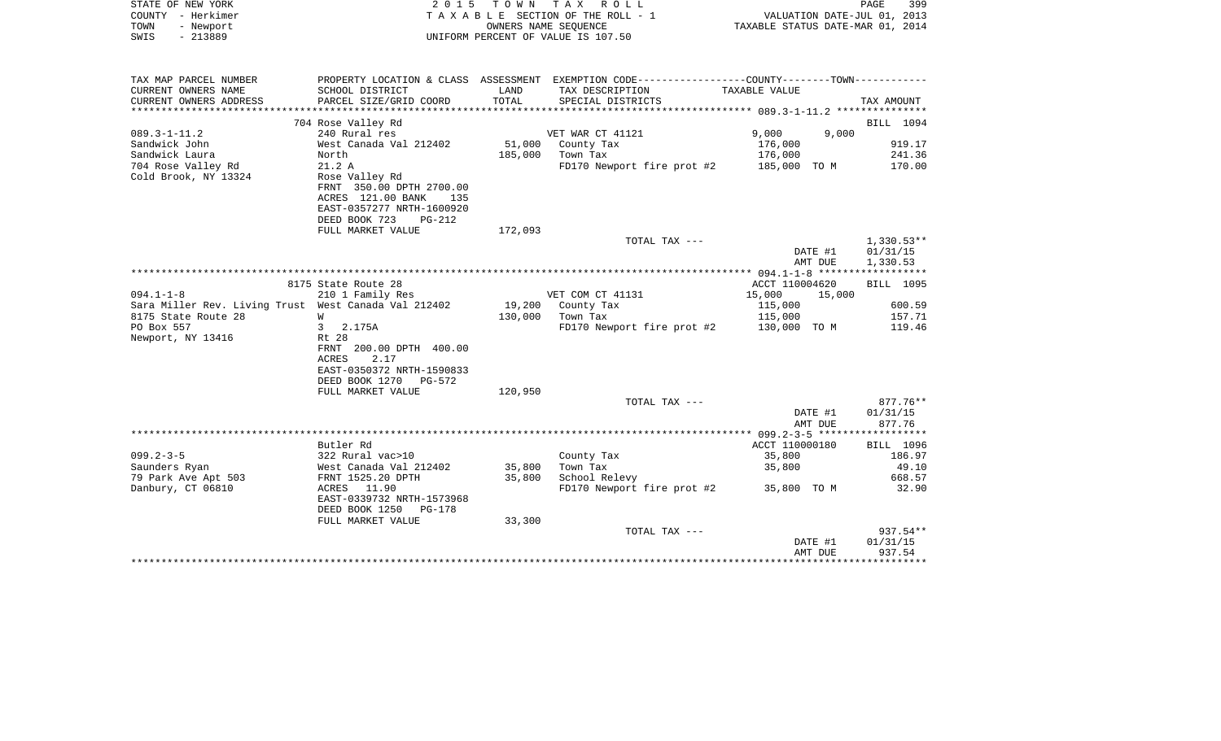STATE OF NEW YORK
COUNTY - Herkimer
TOWN - Newport
SWIS - 213889

2 0 1 5 T O W N T A X R O L L
T A X A B L E SECTION OF THE ROLL - 1
OWNERS NAME SEQUENCE
UNIFORM PERCENT OF VALUE IS 107.50

VALUATION DATE-JUL 01, 2013
TAXABLE STATUS DATE-MAR 01, 2014

| TAX MAP PARCEL NUMBER / CURRENT OWNERS NAME / CURRENT OWNERS ADDRESS | PROPERTY LOCATION & CLASS / SCHOOL DISTRICT / PARCEL SIZE/GRID COORD | ASSESSMENT LAND / TOTAL | EXEMPTION CODE / TAX DESCRIPTION / SPECIAL DISTRICTS | COUNTY / TOWN TAXABLE VALUE | TAX AMOUNT |
|---|---|---|---|---|---|
| **089.3-1-11.2** | 704 Rose Valley Rd | | | | BILL 1094 |
| 089.3-1-11.2 | 240 Rural res | | VET WAR CT 41121 | 9,000 9,000 | |
| Sandwick John | West Canada Val 212402 | 51,000 | County Tax | 176,000 | 919.17 |
| Sandwick Laura | North | 185,000 | Town Tax | 176,000 | 241.36 |
| 704 Rose Valley Rd | 21.2 A | | FD170 Newport fire prot #2 | 185,000 TO M | 170.00 |
| Cold Brook, NY 13324 | Rose Valley Rd | | | | |
| | FRNT 350.00 DPTH 2700.00 | | | | |
| | ACRES 121.00 BANK 135 | | | | |
| | EAST-0357277 NRTH-1600920 | | | | |
| | DEED BOOK 723 PG-212 | | | | |
| | FULL MARKET VALUE | 172,093 | | | |
| | | | TOTAL TAX --- | | 1,330.53** |
| | | | | DATE #1 | 01/31/15 |
| | | | | AMT DUE | 1,330.53 |
| **094.1-1-8** | 8175 State Route 28 | | | ACCT 110004620 | BILL 1095 |
| 094.1-1-8 | 210 1 Family Res | | VET COM CT 41131 | 15,000 15,000 | |
| Sara Miller Rev. Living Trust | West Canada Val 212402 | 19,200 | County Tax | 115,000 | 600.59 |
| 8175 State Route 28 | W | 130,000 | Town Tax | 115,000 | 157.71 |
| PO Box 557 | 3 2.175A | | FD170 Newport fire prot #2 | 130,000 TO M | 119.46 |
| Newport, NY 13416 | Rt 28 | | | | |
| | FRNT 200.00 DPTH 400.00 | | | | |
| | ACRES 2.17 | | | | |
| | EAST-0350372 NRTH-1590833 | | | | |
| | DEED BOOK 1270 PG-572 | | | | |
| | FULL MARKET VALUE | 120,950 | | | |
| | | | TOTAL TAX --- | | 877.76** |
| | | | | DATE #1 | 01/31/15 |
| | | | | AMT DUE | 877.76 |
| **099.2-3-5** | Butler Rd | | | ACCT 110000180 | BILL 1096 |
| 099.2-3-5 | 322 Rural vac>10 | | County Tax | 35,800 | 186.97 |
| Saunders Ryan | West Canada Val 212402 | 35,800 | Town Tax | 35,800 | 49.10 |
| 79 Park Ave Apt 503 | FRNT 1525.20 DPTH | 35,800 | School Relevy | | 668.57 |
| Danbury, CT 06810 | ACRES 11.90 | | FD170 Newport fire prot #2 | 35,800 TO M | 32.90 |
| | EAST-0339732 NRTH-1573968 | | | | |
| | DEED BOOK 1250 PG-178 | | | | |
| | FULL MARKET VALUE | 33,300 | | | |
| | | | TOTAL TAX --- | | 937.54** |
| | | | | DATE #1 | 01/31/15 |
| | | | | AMT DUE | 937.54 |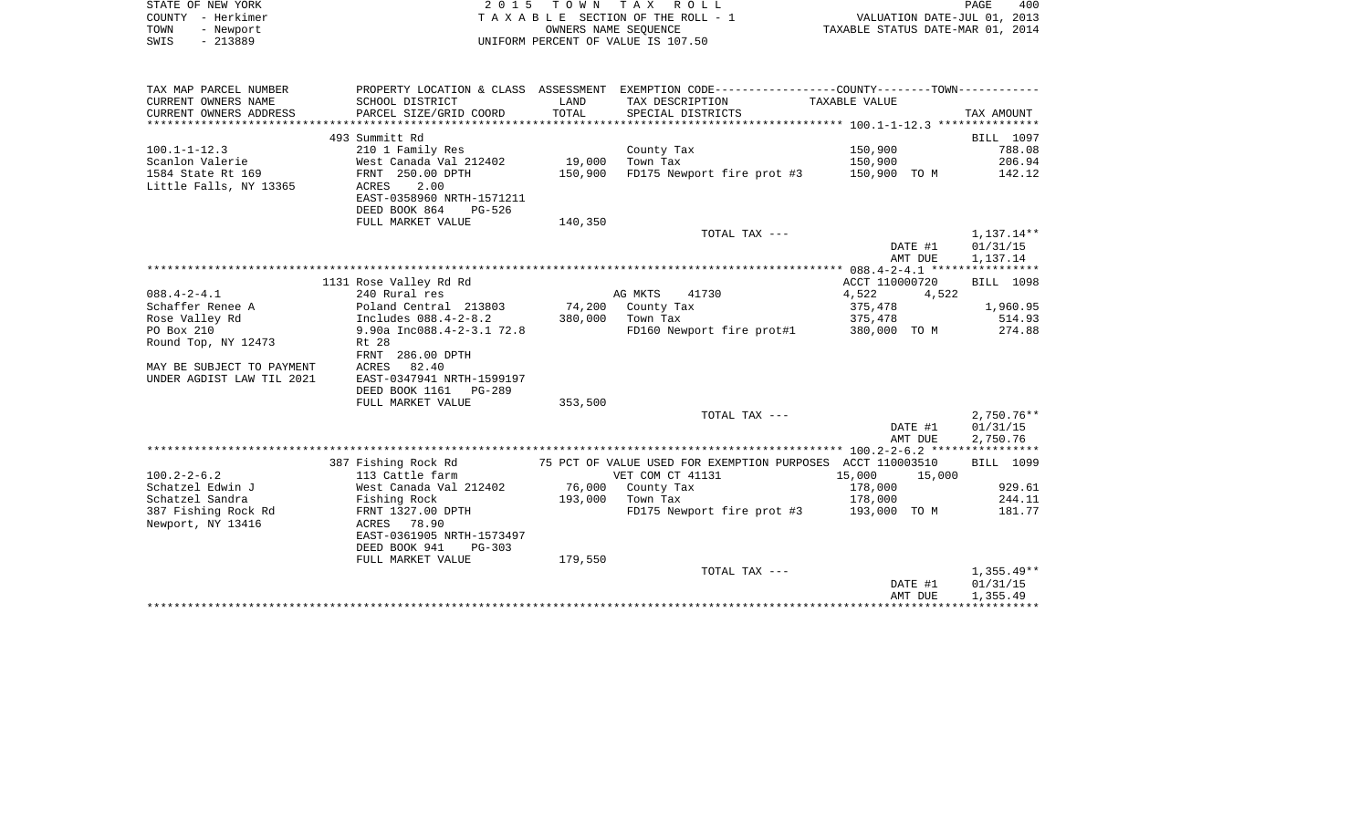STATE OF NEW YORK
COUNTY - Herkimer
TOWN - Newport
SWIS - 213889

2 0 1 5   T O W N   T A X   R O L L
T A X A B L E SECTION OF THE ROLL - 1
OWNERS NAME SEQUENCE
UNIFORM PERCENT OF VALUE IS 107.50

VALUATION DATE-JUL 01, 2013
TAXABLE STATUS DATE-MAR 01, 2014

| TAX MAP PARCEL NUMBER / CURRENT OWNERS NAME / CURRENT OWNERS ADDRESS | PROPERTY LOCATION & CLASS / SCHOOL DISTRICT / PARCEL SIZE/GRID COORD | ASSESSMENT LAND / TOTAL | EXEMPTION CODE / TAX DESCRIPTION / SPECIAL DISTRICTS | COUNTY TAXABLE VALUE | TOWN | TAX AMOUNT |
|---|---|---|---|---|---|---|
| | 493 Summitt Rd | | | | | BILL 1097 |
| 100.1-1-12.3 | 210 1 Family Res | | County Tax | 150,900 | | 788.08 |
| Scanlon Valerie | West Canada Val 212402 | 19,000 | Town Tax | 150,900 | | 206.94 |
| 1584 State Rt 169 | FRNT 250.00 DPTH | 150,900 | FD175 Newport fire prot #3 | 150,900 TO M | | 142.12 |
| Little Falls, NY 13365 | ACRES 2.00 | | | | | |
| | EAST-0358960 NRTH-1571211 | | | | | |
| | DEED BOOK 864 PG-526 | | | | | |
| | FULL MARKET VALUE | 140,350 | | | | |
| | | | TOTAL TAX --- | | | 1,137.14** |
| | | | | DATE #1 | | 01/31/15 |
| | | | | AMT DUE | | 1,137.14 |
| | 1131 Rose Valley Rd Rd | | | ACCT 110000720 | | BILL 1098 |
| 088.4-2-4.1 | 240 Rural res | | AG MKTS 41730 | 4,522 | 4,522 | |
| Schaffer Renee A | Poland Central 213803 | 74,200 | County Tax | 375,478 | | 1,960.95 |
| Rose Valley Rd | Includes 088.4-2-8.2 | 380,000 | Town Tax | 375,478 | | 514.93 |
| PO Box 210 | 9.90a Inc088.4-2-3.1 72.8 | | FD160 Newport fire prot#1 | 380,000 TO M | | 274.88 |
| Round Top, NY 12473 | Rt 28 | | | | | |
| | FRNT 286.00 DPTH | | | | | |
| MAY BE SUBJECT TO PAYMENT | ACRES 82.40 | | | | | |
| UNDER AGDIST LAW TIL 2021 | EAST-0347941 NRTH-1599197 | | | | | |
| | DEED BOOK 1161 PG-289 | | | | | |
| | FULL MARKET VALUE | 353,500 | | | | |
| | | | TOTAL TAX --- | | | 2,750.76** |
| | | | | DATE #1 | | 01/31/15 |
| | | | | AMT DUE | | 2,750.76 |
| | 387 Fishing Rock Rd | | 75 PCT OF VALUE USED FOR EXEMPTION PURPOSES | ACCT 110003510 | | BILL 1099 |
| 100.2-2-6.2 | 113 Cattle farm | | VET COM CT 41131 | 15,000 | 15,000 | |
| Schatzel Edwin J | West Canada Val 212402 | 76,000 | County Tax | 178,000 | | 929.61 |
| Schatzel Sandra | Fishing Rock | 193,000 | Town Tax | 178,000 | | 244.11 |
| 387 Fishing Rock Rd | FRNT 1327.00 DPTH | | FD175 Newport fire prot #3 | 193,000 TO M | | 181.77 |
| Newport, NY 13416 | ACRES 78.90 | | | | | |
| | EAST-0361905 NRTH-1573497 | | | | | |
| | DEED BOOK 941 PG-303 | | | | | |
| | FULL MARKET VALUE | 179,550 | | | | |
| | | | TOTAL TAX --- | | | 1,355.49** |
| | | | | DATE #1 | | 01/31/15 |
| | | | | AMT DUE | | 1,355.49 |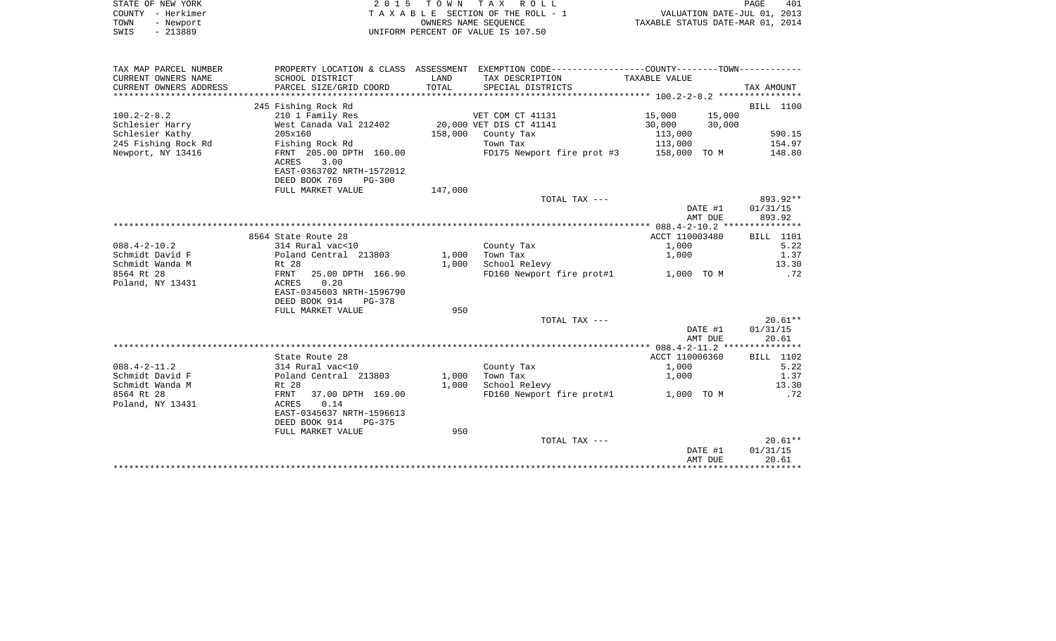STATE OF NEW YORK — 2015 TOWN TAX ROLL
COUNTY - Herkimer — TAXABLE SECTION OF THE ROLL - 1 — VALUATION DATE-JUL 01, 2013
TOWN - Newport — OWNERS NAME SEQUENCE — TAXABLE STATUS DATE-MAR 01, 2014
SWIS - 213889 — UNIFORM PERCENT OF VALUE IS 107.50

| TAX MAP PARCEL NUMBER / CURRENT OWNERS NAME / CURRENT OWNERS ADDRESS | PROPERTY LOCATION & CLASS / SCHOOL DISTRICT / PARCEL SIZE/GRID COORD | ASSESSMENT LAND / TOTAL | EXEMPTION CODE / TAX DESCRIPTION / SPECIAL DISTRICTS | COUNTY TAXABLE VALUE | TOWN | TAX AMOUNT |
|---|---|---|---|---|---|---|
| | 245 Fishing Rock Rd | | | | | BILL 1100 |
| 100.2-2-8.2 | 210 1 Family Res | | VET COM CT 41131 | 15,000 | 15,000 | |
| Schlesier Harry | West Canada Val 212402 | 20,000 | VET DIS CT 41141 | 30,000 | 30,000 | |
| Schlesier Kathy | 205x160 | 158,000 | County Tax | 113,000 | | 590.15 |
| 245 Fishing Rock Rd | Fishing Rock Rd | | Town Tax | 113,000 | | 154.97 |
| Newport, NY 13416 | FRNT 205.00 DPTH 160.00 | | FD175 Newport fire prot #3 | 158,000 | TO M | 148.80 |
| | ACRES 3.00 | | | | | |
| | EAST-0363702 NRTH-1572012 | | | | | |
| | DEED BOOK 769 PG-300 | | | | | |
| | FULL MARKET VALUE | 147,000 | | | | |
| | | | TOTAL TAX --- | | | 893.92** |
| | | | | | DATE #1 | 01/31/15 |
| | | | | | AMT DUE | 893.92 |
| | 8564 State Route 28 | | | ACCT 110003480 | | BILL 1101 |
| 088.4-2-10.2 | 314 Rural vac<10 | | County Tax | 1,000 | | 5.22 |
| Schmidt David F | Poland Central 213803 | 1,000 | Town Tax | 1,000 | | 1.37 |
| Schmidt Wanda M | Rt 28 | 1,000 | School Relevy | | | 13.30 |
| 8564 Rt 28 | FRNT 25.00 DPTH 166.90 | | FD160 Newport fire prot#1 | 1,000 | TO M | .72 |
| Poland, NY 13431 | ACRES 0.20 | | | | | |
| | EAST-0345603 NRTH-1596790 | | | | | |
| | DEED BOOK 914 PG-378 | | | | | |
| | FULL MARKET VALUE | 950 | | | | |
| | | | TOTAL TAX --- | | | 20.61** |
| | | | | | DATE #1 | 01/31/15 |
| | | | | | AMT DUE | 20.61 |
| | State Route 28 | | | ACCT 110006360 | | BILL 1102 |
| 088.4-2-11.2 | 314 Rural vac<10 | | County Tax | 1,000 | | 5.22 |
| Schmidt David F | Poland Central 213803 | 1,000 | Town Tax | 1,000 | | 1.37 |
| Schmidt Wanda M | Rt 28 | 1,000 | School Relevy | | | 13.30 |
| 8564 Rt 28 | FRNT 37.00 DPTH 169.00 | | FD160 Newport fire prot#1 | 1,000 | TO M | .72 |
| Poland, NY 13431 | ACRES 0.14 | | | | | |
| | EAST-0345637 NRTH-1596613 | | | | | |
| | DEED BOOK 914 PG-375 | | | | | |
| | FULL MARKET VALUE | 950 | | | | |
| | | | TOTAL TAX --- | | | 20.61** |
| | | | | | DATE #1 | 01/31/15 |
| | | | | | AMT DUE | 20.61 |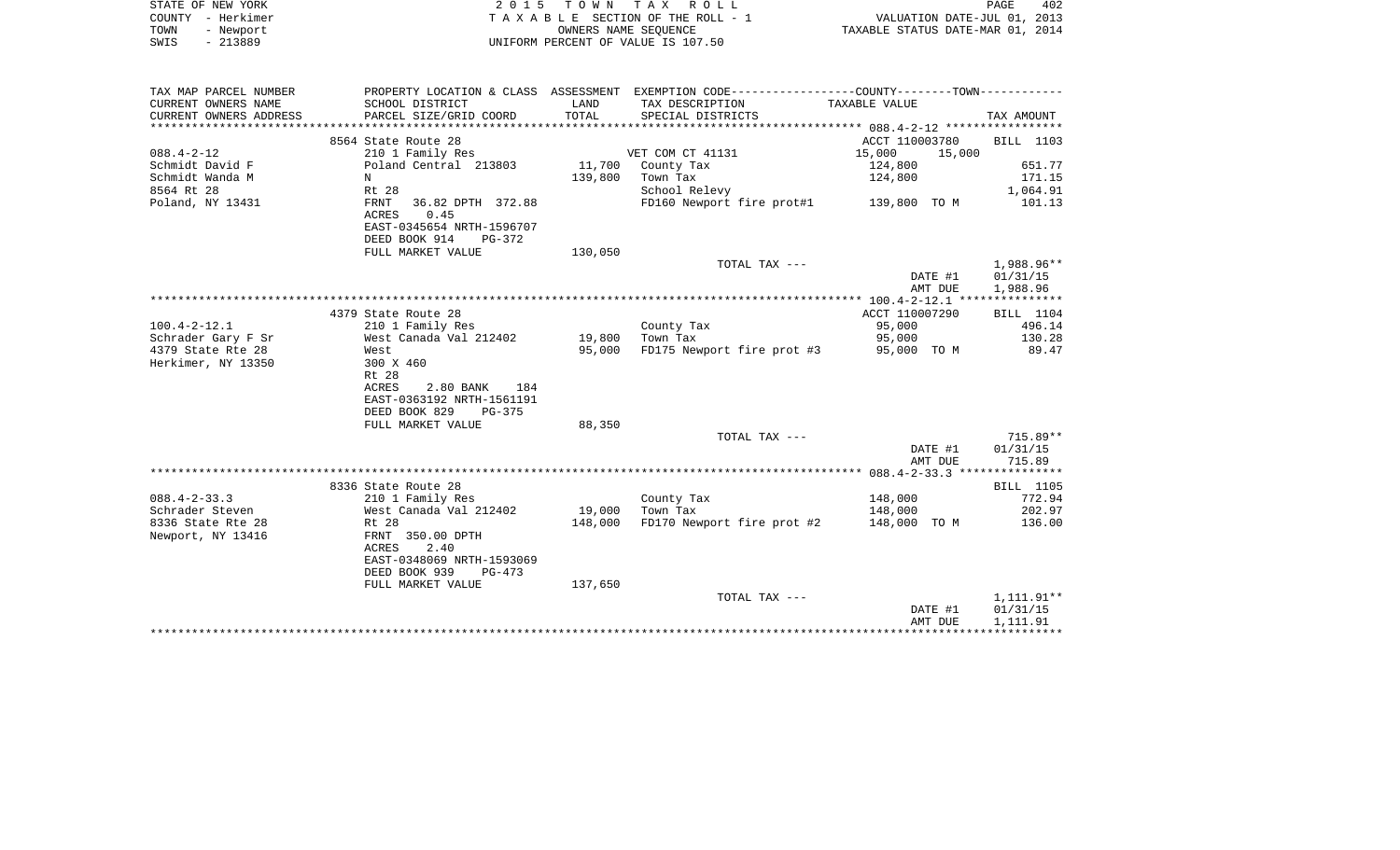STATE OF NEW YORK — COUNTY - Herkimer — TOWN - Newport — SWIS - 213889

2 0 1 5 T O W N T A X R O L L
T A X A B L E SECTION OF THE ROLL - 1
OWNERS NAME SEQUENCE
UNIFORM PERCENT OF VALUE IS 107.50

VALUATION DATE-JUL 01, 2013
TAXABLE STATUS DATE-MAR 01, 2014

| TAX MAP PARCEL NUMBER / CURRENT OWNERS NAME / CURRENT OWNERS ADDRESS | PROPERTY LOCATION & CLASS / SCHOOL DISTRICT / PARCEL SIZE/GRID COORD | ASSESSMENT LAND / TOTAL | EXEMPTION CODE / TAX DESCRIPTION / SPECIAL DISTRICTS | COUNTY / TOWN TAXABLE VALUE | TAX AMOUNT |
|---|---|---|---|---|---|
| 088.4-2-12 | 8564 State Route 28 | | | ACCT 110003780 | BILL 1103 |
| | 210 1 Family Res | | VET COM CT 41131 | 15,000 15,000 | |
| Schmidt David F | Poland Central 213803 | 11,700 | County Tax | 124,800 | 651.77 |
| Schmidt Wanda M | N | 139,800 | Town Tax | 124,800 | 171.15 |
| 8564 Rt 28 | Rt 28 | | School Relevy | | 1,064.91 |
| Poland, NY 13431 | FRNT 36.82 DPTH 372.88 | | FD160 Newport fire prot#1 | 139,800 TO M | 101.13 |
| | ACRES 0.45 | | | | |
| | EAST-0345654 NRTH-1596707 | | | | |
| | DEED BOOK 914 PG-372 | | | | |
| | FULL MARKET VALUE | 130,050 | | | |
| | | | TOTAL TAX --- | | 1,988.96** |
| | | | | DATE #1 | 01/31/15 |
| | | | | AMT DUE | 1,988.96 |
| 100.4-2-12.1 | 4379 State Route 28 | | | ACCT 110007290 | BILL 1104 |
| | 210 1 Family Res | | County Tax | 95,000 | 496.14 |
| Schrader Gary F Sr | West Canada Val 212402 | 19,800 | Town Tax | 95,000 | 130.28 |
| 4379 State Rte 28 | West | 95,000 | FD175 Newport fire prot #3 | 95,000 TO M | 89.47 |
| Herkimer, NY 13350 | 300 X 460 | | | | |
| | Rt 28 | | | | |
| | ACRES 2.80 BANK 184 | | | | |
| | EAST-0363192 NRTH-1561191 | | | | |
| | DEED BOOK 829 PG-375 | | | | |
| | FULL MARKET VALUE | 88,350 | | | |
| | | | TOTAL TAX --- | | 715.89** |
| | | | | DATE #1 | 01/31/15 |
| | | | | AMT DUE | 715.89 |
| 088.4-2-33.3 | 8336 State Route 28 | | | | BILL 1105 |
| | 210 1 Family Res | | County Tax | 148,000 | 772.94 |
| Schrader Steven | West Canada Val 212402 | 19,000 | Town Tax | 148,000 | 202.97 |
| 8336 State Rte 28 | Rt 28 | 148,000 | FD170 Newport fire prot #2 | 148,000 TO M | 136.00 |
| Newport, NY 13416 | FRNT 350.00 DPTH | | | | |
| | ACRES 2.40 | | | | |
| | EAST-0348069 NRTH-1593069 | | | | |
| | DEED BOOK 939 PG-473 | | | | |
| | FULL MARKET VALUE | 137,650 | | | |
| | | | TOTAL TAX --- | | 1,111.91** |
| | | | | DATE #1 | 01/31/15 |
| | | | | AMT DUE | 1,111.91 |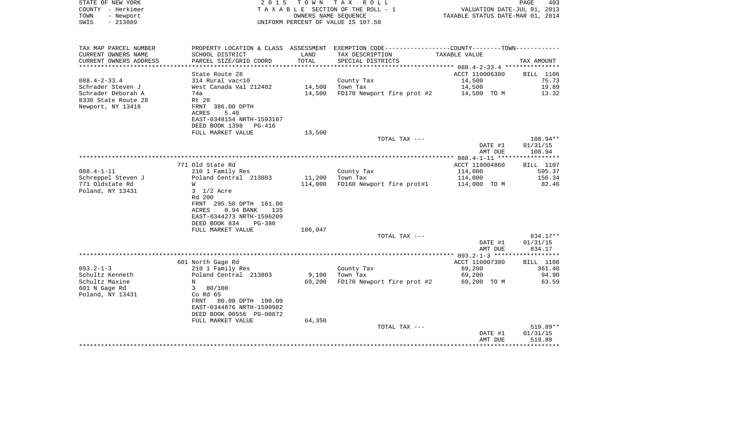STATE OF NEW YORK
COUNTY - Herkimer
TOWN - Newport
SWIS - 213889

2 0 1 5 T O W N T A X R O L L
T A X A B L E SECTION OF THE ROLL - 1
OWNERS NAME SEQUENCE
UNIFORM PERCENT OF VALUE IS 107.50

VALUATION DATE-JUL 01, 2013
TAXABLE STATUS DATE-MAR 01, 2014

| TAX MAP PARCEL NUMBER / CURRENT OWNERS NAME / CURRENT OWNERS ADDRESS | PROPERTY LOCATION & CLASS / SCHOOL DISTRICT / PARCEL SIZE/GRID COORD | ASSESSMENT LAND / TOTAL | EXEMPTION CODE / TAX DESCRIPTION / SPECIAL DISTRICTS | TAXABLE VALUE | TAX AMOUNT |
|---|---|---|---|---|---|
| | State Route 28 | | | ACCT 110006300 | BILL 1106 |
| 088.4-2-33.4 | 314 Rural vac<10 | | County Tax | 14,500 | 75.73 |
| Schrader Steven J | West Canada Val 212402 | 14,500 | Town Tax | 14,500 | 19.89 |
| Schrader Deborah A | 74a | 14,500 | FD170 Newport fire prot #2 | 14,500 TO M | 13.32 |
| 8336 State Route 28 | Rt 28 | | | | |
| Newport, NY 13416 | FRNT 386.00 DPTH | | | | |
| | ACRES 5.40 | | | | |
| | EAST-0348154 NRTH-1593167 | | | | |
| | DEED BOOK 1398 PG-416 | | | | |
| | FULL MARKET VALUE | 13,500 | | | |
| | | | TOTAL TAX --- | | 108.94** |
| | | | | DATE #1 | 01/31/15 |
| | | | | AMT DUE | 108.94 |
| | 771 Old State Rd | | | ACCT 110004860 | BILL 1107 |
| 088.4-1-11 | 210 1 Family Res | | County Tax | 114,000 | 595.37 |
| Schreppel Steven J | Poland Central 213803 | 11,200 | Town Tax | 114,000 | 156.34 |
| 771 Oldstate Rd | W | 114,000 | FD160 Newport fire prot#1 | 114,000 TO M | 82.46 |
| Poland, NY 13431 | 3 1/2 Acre | | | | |
| | Rd 200 | | | | |
| | FRNT 295.50 DPTH 161.00 | | | | |
| | ACRES 0.94 BANK 135 | | | | |
| | EAST-0344273 NRTH-1596209 | | | | |
| | DEED BOOK 834 PG-380 | | | | |
| | FULL MARKET VALUE | 106,047 | | | |
| | | | TOTAL TAX --- | | 834.17** |
| | | | | DATE #1 | 01/31/15 |
| | | | | AMT DUE | 834.17 |
| | 601 North Gage Rd | | | ACCT 110007380 | BILL 1108 |
| 093.2-1-3 | 210 1 Family Res | | County Tax | 69,200 | 361.40 |
| Schultz Kenneth | Poland Central 213803 | 9,100 | Town Tax | 69,200 | 94.90 |
| Schultz Maxine | N | 69,200 | FD170 Newport fire prot #2 | 69,200 TO M | 63.59 |
| 601 N Gage Rd | 3 80/100 | | | | |
| Poland, NY 13431 | Co Rd 65 | | | | |
| | FRNT 80.00 DPTH 100.00 | | | | |
| | EAST-0344876 NRTH-1590982 | | | | |
| | DEED BOOK 00556 PG-00872 | | | | |
| | FULL MARKET VALUE | 64,350 | | | |
| | | | TOTAL TAX --- | | 519.89** |
| | | | | DATE #1 | 01/31/15 |
| | | | | AMT DUE | 519.89 |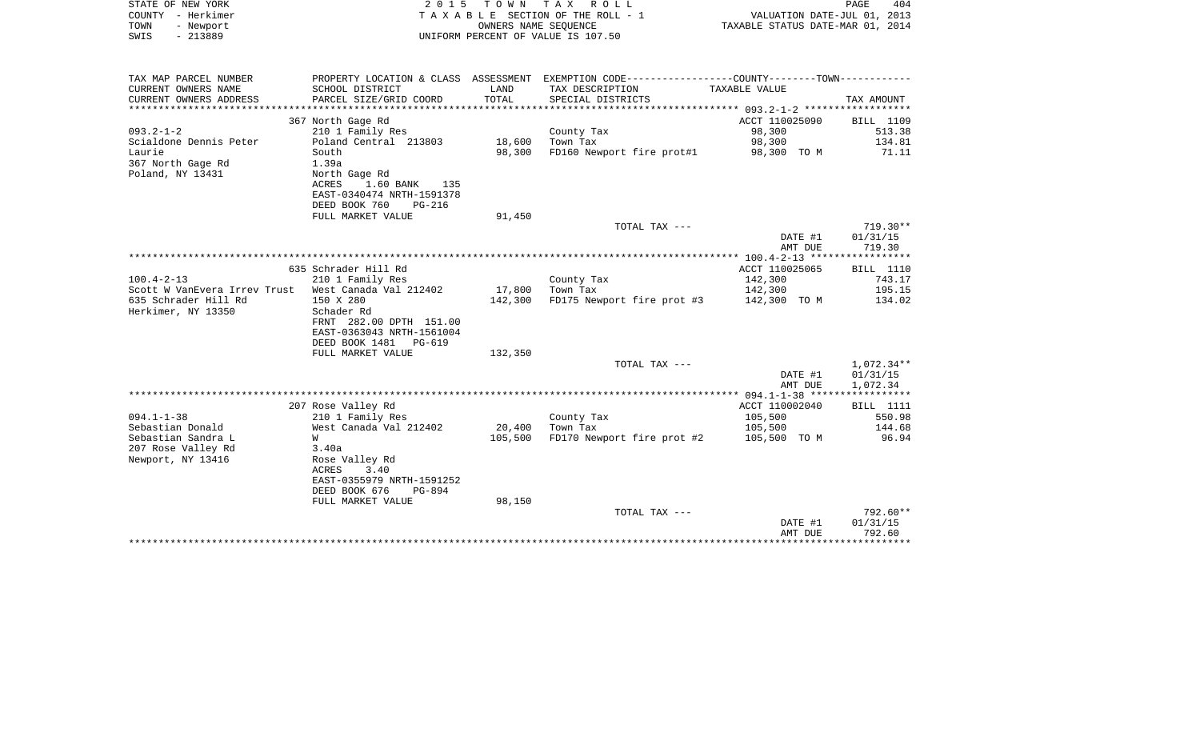STATE OF NEW YORK
COUNTY - Herkimer
TOWN - Newport
SWIS - 213889

2 0 1 5 T O W N T A X R O L L
T A X A B L E SECTION OF THE ROLL - 1
OWNERS NAME SEQUENCE
UNIFORM PERCENT OF VALUE IS 107.50

VALUATION DATE-JUL 01, 2013
TAXABLE STATUS DATE-MAR 01, 2014

| TAX MAP PARCEL NUMBER<br>CURRENT OWNERS NAME<br>CURRENT OWNERS ADDRESS | PROPERTY LOCATION & CLASS<br>SCHOOL DISTRICT<br>PARCEL SIZE/GRID COORD | ASSESSMENT<br>LAND<br>TOTAL | EXEMPTION CODE<br>TAX DESCRIPTION<br>SPECIAL DISTRICTS | COUNTY--------TOWN<br>TAXABLE VALUE | TAX AMOUNT |
|---|---|---|---|---|---|
| | 367 North Gage Rd | | | ACCT 110025090 | BILL 1109 |
| 093.2-1-2 | 210 1 Family Res | | County Tax | 98,300 | 513.38 |
| Scialdone Dennis Peter | Poland Central 213803 | 18,600 | Town Tax | 98,300 | 134.81 |
| Laurie | South | 98,300 | FD160 Newport fire prot#1 | 98,300 TO M | 71.11 |
| 367 North Gage Rd | 1.39a | | | | |
| Poland, NY 13431 | North Gage Rd | | | | |
| | ACRES 1.60 BANK 135 | | | | |
| | EAST-0340474 NRTH-1591378 | | | | |
| | DEED BOOK 760 PG-216 | | | | |
| | FULL MARKET VALUE | 91,450 | | | |
| | | | TOTAL TAX --- | | 719.30** |
| | | | | DATE #1 | 01/31/15 |
| | | | | AMT DUE | 719.30 |
| | 635 Schrader Hill Rd | | | ACCT 110025065 | BILL 1110 |
| 100.4-2-13 | 210 1 Family Res | | County Tax | 142,300 | 743.17 |
| Scott W VanEvera Irrev Trust | West Canada Val 212402 | 17,800 | Town Tax | 142,300 | 195.15 |
| 635 Schrader Hill Rd | 150 X 280 | 142,300 | FD175 Newport fire prot #3 | 142,300 TO M | 134.02 |
| Herkimer, NY 13350 | Schader Rd | | | | |
| | FRNT 282.00 DPTH 151.00 | | | | |
| | EAST-0363043 NRTH-1561004 | | | | |
| | DEED BOOK 1481 PG-619 | | | | |
| | FULL MARKET VALUE | 132,350 | | | |
| | | | TOTAL TAX --- | | 1,072.34** |
| | | | | DATE #1 | 01/31/15 |
| | | | | AMT DUE | 1,072.34 |
| | 207 Rose Valley Rd | | | ACCT 110002040 | BILL 1111 |
| 094.1-1-38 | 210 1 Family Res | | County Tax | 105,500 | 550.98 |
| Sebastian Donald | West Canada Val 212402 | 20,400 | Town Tax | 105,500 | 144.68 |
| Sebastian Sandra L | W | 105,500 | FD170 Newport fire prot #2 | 105,500 TO M | 96.94 |
| 207 Rose Valley Rd | 3.40a | | | | |
| Newport, NY 13416 | Rose Valley Rd | | | | |
| | ACRES 3.40 | | | | |
| | EAST-0355979 NRTH-1591252 | | | | |
| | DEED BOOK 676 PG-894 | | | | |
| | FULL MARKET VALUE | 98,150 | | | |
| | | | TOTAL TAX --- | | 792.60** |
| | | | | DATE #1 | 01/31/15 |
| | | | | AMT DUE | 792.60 |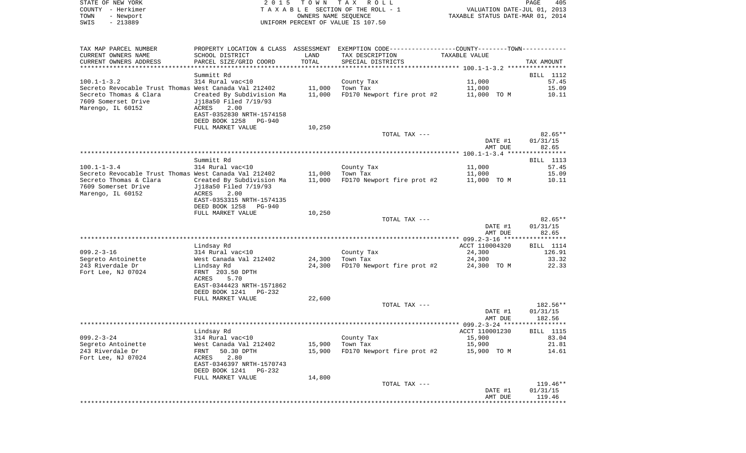STATE OF NEW YORK
COUNTY - Herkimer
TOWN - Newport
SWIS - 213889

2 0 1 5 T O W N T A X R O L L
T A X A B L E SECTION OF THE ROLL - 1
OWNERS NAME SEQUENCE
UNIFORM PERCENT OF VALUE IS 107.50

VALUATION DATE-JUL 01, 2013
TAXABLE STATUS DATE-MAR 01, 2014

| TAX MAP PARCEL NUMBER<br>CURRENT OWNERS NAME<br>CURRENT OWNERS ADDRESS | PROPERTY LOCATION & CLASS<br>SCHOOL DISTRICT<br>PARCEL SIZE/GRID COORD | ASSESSMENT<br>LAND<br>TOTAL | EXEMPTION CODE-----COUNTY--------TOWN------<br>TAX DESCRIPTION<br>SPECIAL DISTRICTS | TAXABLE VALUE | TAX AMOUNT |
|---|---|---|---|---|---|
| | Summitt Rd | | | | BILL 1112 |
| 100.1-1-3.2 | 314 Rural vac<10 | | County Tax | 11,000 | 57.45 |
| Secreto Revocable Trust Thomas | West Canada Val 212402 | 11,000 | Town Tax | 11,000 | 15.09 |
| Secreto Thomas & Clara | Created By Subdivision Ma | 11,000 | FD170 Newport fire prot #2 | 11,000 TO M | 10.11 |
| 7609 Somerset Drive | Jj18a50 Filed 7/19/93 | | | | |
| Marengo, IL 60152 | ACRES 2.00 | | | | |
| | EAST-0352830 NRTH-1574158 | | | | |
| | DEED BOOK 1258 PG-940 | | | | |
| | FULL MARKET VALUE | 10,250 | | | |
| | | | TOTAL TAX --- | | 82.65** |
| | | | | DATE #1 | 01/31/15 |
| | | | | AMT DUE | 82.65 |
| | Summitt Rd | | | | BILL 1113 |
| 100.1-1-3.4 | 314 Rural vac<10 | | County Tax | 11,000 | 57.45 |
| Secreto Revocable Trust Thomas | West Canada Val 212402 | 11,000 | Town Tax | 11,000 | 15.09 |
| Secreto Thomas & Clara | Created By Subdivision Ma | 11,000 | FD170 Newport fire prot #2 | 11,000 TO M | 10.11 |
| 7609 Somerset Drive | Jj18a50 Filed 7/19/93 | | | | |
| Marengo, IL 60152 | ACRES 2.00 | | | | |
| | EAST-0353315 NRTH-1574135 | | | | |
| | DEED BOOK 1258 PG-940 | | | | |
| | FULL MARKET VALUE | 10,250 | | | |
| | | | TOTAL TAX --- | | 82.65** |
| | | | | DATE #1 | 01/31/15 |
| | | | | AMT DUE | 82.65 |
| | Lindsay Rd | | | ACCT 110004320 | BILL 1114 |
| 099.2-3-16 | 314 Rural vac<10 | | County Tax | 24,300 | 126.91 |
| Segreto Antoinette | West Canada Val 212402 | 24,300 | Town Tax | 24,300 | 33.32 |
| 243 Riverdale Dr | Lindsay Rd | 24,300 | FD170 Newport fire prot #2 | 24,300 TO M | 22.33 |
| Fort Lee, NJ 07024 | FRNT 203.50 DPTH | | | | |
| | ACRES 5.70 | | | | |
| | EAST-0344423 NRTH-1571862 | | | | |
| | DEED BOOK 1241 PG-232 | | | | |
| | FULL MARKET VALUE | 22,600 | | | |
| | | | TOTAL TAX --- | | 182.56** |
| | | | | DATE #1 | 01/31/15 |
| | | | | AMT DUE | 182.56 |
| | Lindsay Rd | | | ACCT 110001230 | BILL 1115 |
| 099.2-3-24 | 314 Rural vac<10 | | County Tax | 15,900 | 83.04 |
| Segreto Antoinette | West Canada Val 212402 | 15,900 | Town Tax | 15,900 | 21.81 |
| 243 Riverdale Dr | FRNT 50.30 DPTH | 15,900 | FD170 Newport fire prot #2 | 15,900 TO M | 14.61 |
| Fort Lee, NJ 07024 | ACRES 2.80 | | | | |
| | EAST-0346397 NRTH-1570743 | | | | |
| | DEED BOOK 1241 PG-232 | | | | |
| | FULL MARKET VALUE | 14,800 | | | |
| | | | TOTAL TAX --- | | 119.46** |
| | | | | DATE #1 | 01/31/15 |
| | | | | AMT DUE | 119.46 |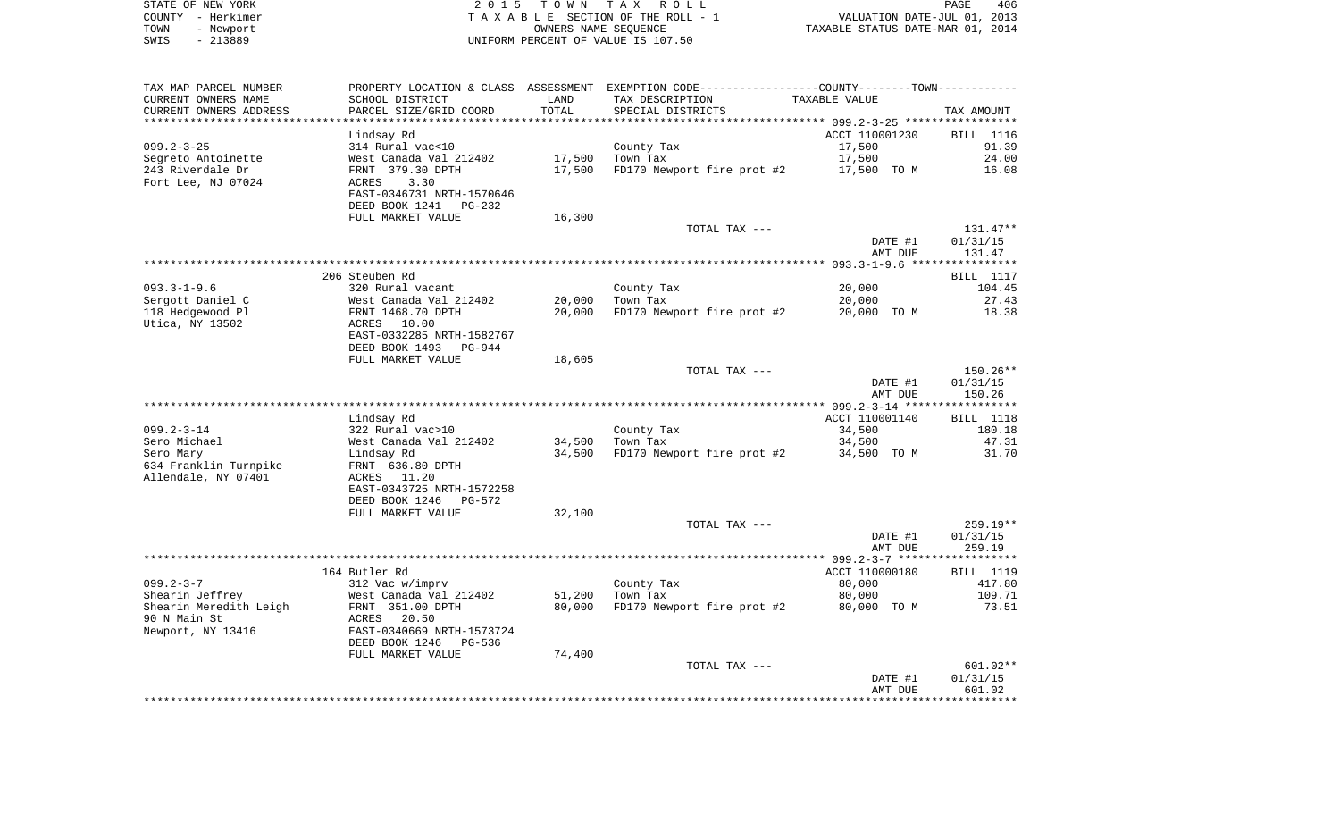STATE OF NEW YORK
COUNTY - Herkimer
TOWN - Newport
SWIS - 213889

2015 TOWN TAX ROLL
TAXABLE SECTION OF THE ROLL - 1
OWNERS NAME SEQUENCE
UNIFORM PERCENT OF VALUE IS 107.50

VALUATION DATE-JUL 01, 2013
TAXABLE STATUS DATE-MAR 01, 2014

| TAX MAP PARCEL NUMBER / CURRENT OWNERS NAME / CURRENT OWNERS ADDRESS | PROPERTY LOCATION & CLASS / SCHOOL DISTRICT / PARCEL SIZE/GRID COORD | ASSESSMENT LAND | TOTAL | EXEMPTION CODE / TAX DESCRIPTION / SPECIAL DISTRICTS | TAXABLE VALUE | TAX AMOUNT |
|---|---|---|---|---|---|---|
| **099.2-3-25** | Lindsay Rd | | | | ACCT 110001230 | BILL 1116 |
| Segreto Antoinette | 314 Rural vac<10 | | | County Tax | 17,500 | 91.39 |
| 243 Riverdale Dr | West Canada Val 212402 | 17,500 | | Town Tax | 17,500 | 24.00 |
| Fort Lee, NJ 07024 | FRNT 379.30 DPTH | | 17,500 | FD170 Newport fire prot #2 | 17,500 TO M | 16.08 |
| | ACRES 3.30 | | | | | |
| | EAST-0346731 NRTH-1570646 | | | | | |
| | DEED BOOK 1241 PG-232 | | | | | |
| | FULL MARKET VALUE | 16,300 | | | | |
| | | | | TOTAL TAX --- | | 131.47** |
| | | | | | DATE #1 | 01/31/15 |
| | | | | | AMT DUE | 131.47 |
| **093.3-1-9.6** | 206 Steuben Rd | | | | | BILL 1117 |
| Sergott Daniel C | 320 Rural vacant | | | County Tax | 20,000 | 104.45 |
| 118 Hedgewood Pl | West Canada Val 212402 | 20,000 | | Town Tax | 20,000 | 27.43 |
| Utica, NY 13502 | FRNT 1468.70 DPTH | | 20,000 | FD170 Newport fire prot #2 | 20,000 TO M | 18.38 |
| | ACRES 10.00 | | | | | |
| | EAST-0332285 NRTH-1582767 | | | | | |
| | DEED BOOK 1493 PG-944 | | | | | |
| | FULL MARKET VALUE | 18,605 | | | | |
| | | | | TOTAL TAX --- | | 150.26** |
| | | | | | DATE #1 | 01/31/15 |
| | | | | | AMT DUE | 150.26 |
| **099.2-3-14** | Lindsay Rd | | | | ACCT 110001140 | BILL 1118 |
| Sero Michael | 322 Rural vac>10 | | | County Tax | 34,500 | 180.18 |
| Sero Mary | West Canada Val 212402 | 34,500 | | Town Tax | 34,500 | 47.31 |
| 634 Franklin Turnpike | Lindsay Rd | | 34,500 | FD170 Newport fire prot #2 | 34,500 TO M | 31.70 |
| Allendale, NY 07401 | FRNT 636.80 DPTH | | | | | |
| | ACRES 11.20 | | | | | |
| | EAST-0343725 NRTH-1572258 | | | | | |
| | DEED BOOK 1246 PG-572 | | | | | |
| | FULL MARKET VALUE | 32,100 | | | | |
| | | | | TOTAL TAX --- | | 259.19** |
| | | | | | DATE #1 | 01/31/15 |
| | | | | | AMT DUE | 259.19 |
| **099.2-3-7** | 164 Butler Rd | | | | ACCT 110000180 | BILL 1119 |
| Shearin Jeffrey | 312 Vac w/imprv | | | County Tax | 80,000 | 417.80 |
| Shearin Meredith Leigh | West Canada Val 212402 | 51,200 | | Town Tax | 80,000 | 109.71 |
| 90 N Main St | FRNT 351.00 DPTH | | 80,000 | FD170 Newport fire prot #2 | 80,000 TO M | 73.51 |
| Newport, NY 13416 | ACRES 20.50 | | | | | |
| | EAST-0340669 NRTH-1573724 | | | | | |
| | DEED BOOK 1246 PG-536 | | | | | |
| | FULL MARKET VALUE | 74,400 | | | | |
| | | | | TOTAL TAX --- | | 601.02** |
| | | | | | DATE #1 | 01/31/15 |
| | | | | | AMT DUE | 601.02 |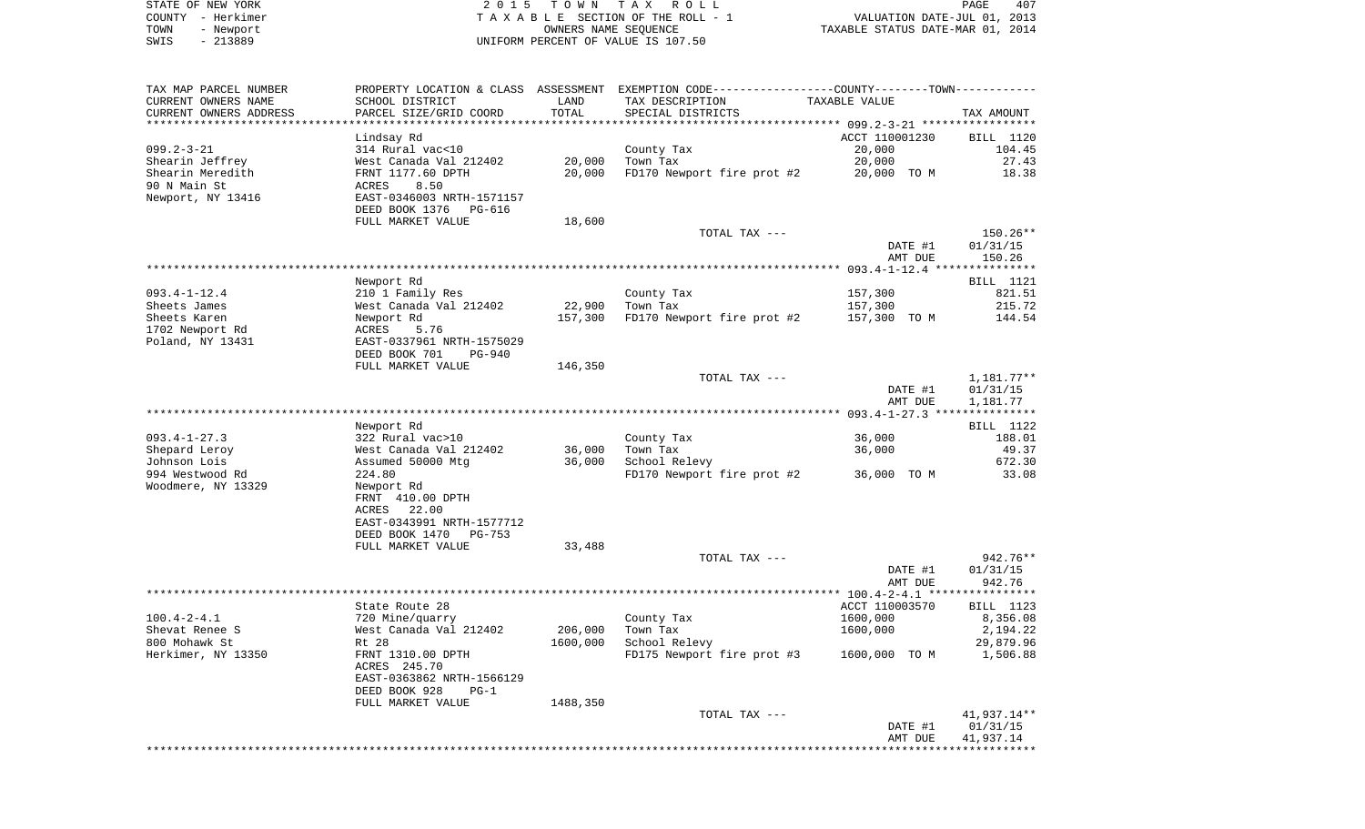STATE OF NEW YORK &nbsp;&nbsp;&nbsp;&nbsp; 2 0 1 5 &nbsp; T O W N &nbsp; T A X &nbsp; R O L L
COUNTY - Herkimer &nbsp;&nbsp;&nbsp;&nbsp; T A X A B L E SECTION OF THE ROLL - 1 &nbsp;&nbsp;&nbsp;&nbsp; VALUATION DATE-JUL 01, 2013
TOWN - Newport &nbsp;&nbsp;&nbsp;&nbsp; OWNERS NAME SEQUENCE &nbsp;&nbsp;&nbsp;&nbsp; TAXABLE STATUS DATE-MAR 01, 2014
SWIS - 213889 &nbsp;&nbsp;&nbsp;&nbsp; UNIFORM PERCENT OF VALUE IS 107.50

| TAX MAP PARCEL NUMBER / CURRENT OWNERS NAME / CURRENT OWNERS ADDRESS | PROPERTY LOCATION & CLASS / SCHOOL DISTRICT / PARCEL SIZE/GRID COORD | ASSESSMENT LAND | TOTAL | EXEMPTION CODE / TAX DESCRIPTION / SPECIAL DISTRICTS | TAXABLE VALUE | TAX AMOUNT |
|---|---|---|---|---|---|---|
| | Lindsay Rd | | | | ACCT 110001230 | BILL 1120 |
| 099.2-3-21 | 314 Rural vac<10 | | | County Tax | 20,000 | 104.45 |
| Shearin Jeffrey | West Canada Val 212402 | 20,000 | | Town Tax | 20,000 | 27.43 |
| Shearin Meredith | FRNT 1177.60 DPTH | | 20,000 | FD170 Newport fire prot #2 | 20,000 TO M | 18.38 |
| 90 N Main St | ACRES 8.50 | | | | | |
| Newport, NY 13416 | EAST-0346003 NRTH-1571157 | | | | | |
| | DEED BOOK 1376 PG-616 | | | | | |
| | FULL MARKET VALUE | 18,600 | | | | |
| | | | | TOTAL TAX --- | | 150.26** |
| | | | | | DATE #1 | 01/31/15 |
| | | | | | AMT DUE | 150.26 |
| | Newport Rd | | | | | BILL 1121 |
| 093.4-1-12.4 | 210 1 Family Res | | | County Tax | 157,300 | 821.51 |
| Sheets James | West Canada Val 212402 | 22,900 | | Town Tax | 157,300 | 215.72 |
| Sheets Karen | Newport Rd | | 157,300 | FD170 Newport fire prot #2 | 157,300 TO M | 144.54 |
| 1702 Newport Rd | ACRES 5.76 | | | | | |
| Poland, NY 13431 | EAST-0337961 NRTH-1575029 | | | | | |
| | DEED BOOK 701 PG-940 | | | | | |
| | FULL MARKET VALUE | 146,350 | | | | |
| | | | | TOTAL TAX --- | | 1,181.77** |
| | | | | | DATE #1 | 01/31/15 |
| | | | | | AMT DUE | 1,181.77 |
| | Newport Rd | | | | | BILL 1122 |
| 093.4-1-27.3 | 322 Rural vac>10 | | | County Tax | 36,000 | 188.01 |
| Shepard Leroy | West Canada Val 212402 | 36,000 | | Town Tax | 36,000 | 49.37 |
| Johnson Lois | Assumed 50000 Mtg | | 36,000 | School Relevy | | 672.30 |
| 994 Westwood Rd | 224.80 | | | FD170 Newport fire prot #2 | 36,000 TO M | 33.08 |
| Woodmere, NY 13329 | Newport Rd | | | | | |
| | FRNT 410.00 DPTH | | | | | |
| | ACRES 22.00 | | | | | |
| | EAST-0343991 NRTH-1577712 | | | | | |
| | DEED BOOK 1470 PG-753 | | | | | |
| | FULL MARKET VALUE | 33,488 | | | | |
| | | | | TOTAL TAX --- | | 942.76** |
| | | | | | DATE #1 | 01/31/15 |
| | | | | | AMT DUE | 942.76 |
| | State Route 28 | | | | ACCT 110003570 | BILL 1123 |
| 100.4-2-4.1 | 720 Mine/quarry | | | County Tax | 1600,000 | 8,356.08 |
| Shevat Renee S | West Canada Val 212402 | 206,000 | | Town Tax | 1600,000 | 2,194.22 |
| 800 Mohawk St | Rt 28 | | 1600,000 | School Relevy | | 29,879.96 |
| Herkimer, NY 13350 | FRNT 1310.00 DPTH | | | FD175 Newport fire prot #3 | 1600,000 TO M | 1,506.88 |
| | ACRES 245.70 | | | | | |
| | EAST-0363862 NRTH-1566129 | | | | | |
| | DEED BOOK 928 PG-1 | | | | | |
| | FULL MARKET VALUE | 1488,350 | | | | |
| | | | | TOTAL TAX --- | | 41,937.14** |
| | | | | | DATE #1 | 01/31/15 |
| | | | | | AMT DUE | 41,937.14 |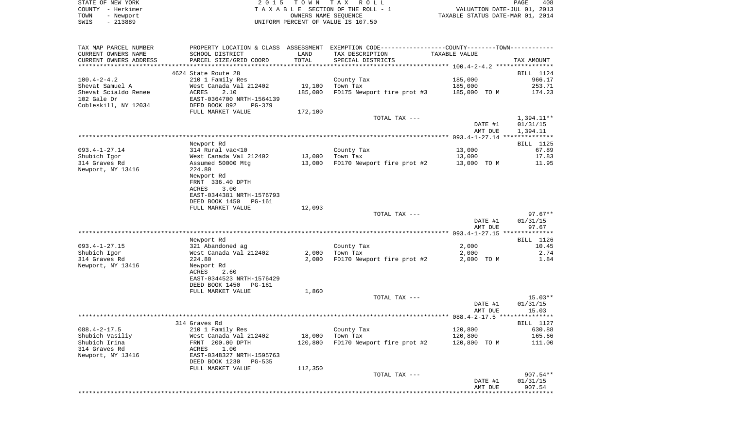STATE OF NEW YORK
COUNTY - Herkimer
TOWN - Newport
SWIS - 213889

2015 TOWN TAX ROLL
TAXABLE SECTION OF THE ROLL - 1
OWNERS NAME SEQUENCE
UNIFORM PERCENT OF VALUE IS 107.50

VALUATION DATE-JUL 01, 2013
TAXABLE STATUS DATE-MAR 01, 2014

| TAX MAP PARCEL NUMBER<br>CURRENT OWNERS NAME<br>CURRENT OWNERS ADDRESS | PROPERTY LOCATION & CLASS<br>SCHOOL DISTRICT<br>PARCEL SIZE/GRID COORD | ASSESSMENT<br>LAND<br>TOTAL | EXEMPTION CODE<br>TAX DESCRIPTION<br>SPECIAL DISTRICTS | COUNTY / TOWN<br>TAXABLE VALUE | TAX AMOUNT |
|---|---|---|---|---|---|
| | 4624 State Route 28 | | | | BILL 1124 |
| 100.4-2-4.2 | 210 1 Family Res | | County Tax | 185,000 | 966.17 |
| Shevat Samuel A | West Canada Val 212402 | 19,100 | Town Tax | 185,000 | 253.71 |
| Shevat Scialdo Renee | ACRES 2.10 | 185,000 | FD175 Newport fire prot #3 | 185,000 TO M | 174.23 |
| 102 Gale Dr | EAST-0364700 NRTH-1564139 | | | | |
| Cobleskill, NY 12034 | DEED BOOK 892 PG-379 | | | | |
| | FULL MARKET VALUE | 172,100 | | | |
| | | | TOTAL TAX --- | | 1,394.11** |
| | | | | DATE #1 | 01/31/15 |
| | | | | AMT DUE | 1,394.11 |
| | Newport Rd | | | | BILL 1125 |
| 093.4-1-27.14 | 314 Rural vac<10 | | County Tax | 13,000 | 67.89 |
| Shubich Igor | West Canada Val 212402 | 13,000 | Town Tax | 13,000 | 17.83 |
| 314 Graves Rd | Assumed 50000 Mtg | 13,000 | FD170 Newport fire prot #2 | 13,000 TO M | 11.95 |
| Newport, NY 13416 | 224.80 | | | | |
| | Newport Rd | | | | |
| | FRNT 336.40 DPTH | | | | |
| | ACRES 3.00 | | | | |
| | EAST-0344381 NRTH-1576793 | | | | |
| | DEED BOOK 1450 PG-161 | | | | |
| | FULL MARKET VALUE | 12,093 | | | |
| | | | TOTAL TAX --- | | 97.67** |
| | | | | DATE #1 | 01/31/15 |
| | | | | AMT DUE | 97.67 |
| | Newport Rd | | | | BILL 1126 |
| 093.4-1-27.15 | 321 Abandoned ag | | County Tax | 2,000 | 10.45 |
| Shubich Igor | West Canada Val 212402 | 2,000 | Town Tax | 2,000 | 2.74 |
| 314 Graves Rd | 224.80 | 2,000 | FD170 Newport fire prot #2 | 2,000 TO M | 1.84 |
| Newport, NY 13416 | Newport Rd | | | | |
| | ACRES 2.60 | | | | |
| | EAST-0344523 NRTH-1576429 | | | | |
| | DEED BOOK 1450 PG-161 | | | | |
| | FULL MARKET VALUE | 1,860 | | | |
| | | | TOTAL TAX --- | | 15.03** |
| | | | | DATE #1 | 01/31/15 |
| | | | | AMT DUE | 15.03 |
| | 314 Graves Rd | | | | BILL 1127 |
| 088.4-2-17.5 | 210 1 Family Res | | County Tax | 120,800 | 630.88 |
| Shubich Vasiliy | West Canada Val 212402 | 18,000 | Town Tax | 120,800 | 165.66 |
| Shubich Irina | FRNT 200.00 DPTH | 120,800 | FD170 Newport fire prot #2 | 120,800 TO M | 111.00 |
| 314 Graves Rd | ACRES 1.00 | | | | |
| Newport, NY 13416 | EAST-0348327 NRTH-1595763 | | | | |
| | DEED BOOK 1230 PG-535 | | | | |
| | FULL MARKET VALUE | 112,350 | | | |
| | | | TOTAL TAX --- | | 907.54** |
| | | | | DATE #1 | 01/31/15 |
| | | | | AMT DUE | 907.54 |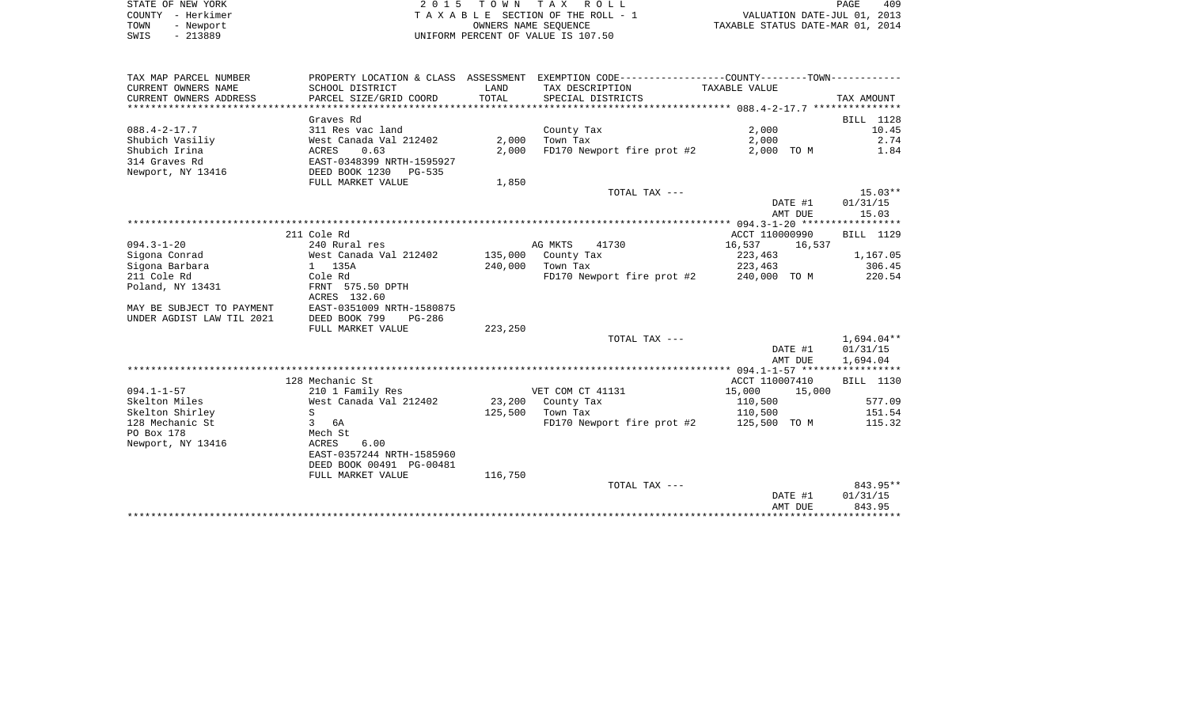STATE OF NEW YORK
COUNTY - Herkimer
TOWN - Newport
SWIS - 213889

2 0 1 5 T O W N T A X R O L L
T A X A B L E SECTION OF THE ROLL - 1
OWNERS NAME SEQUENCE
UNIFORM PERCENT OF VALUE IS 107.50

VALUATION DATE-JUL 01, 2013
TAXABLE STATUS DATE-MAR 01, 2014

| TAX MAP PARCEL NUMBER<br>CURRENT OWNERS NAME<br>CURRENT OWNERS ADDRESS | PROPERTY LOCATION & CLASS<br>SCHOOL DISTRICT<br>PARCEL SIZE/GRID COORD | ASSESSMENT<br>LAND<br>TOTAL | EXEMPTION CODE-----COUNTY-----TOWN-----<br>TAX DESCRIPTION<br>SPECIAL DISTRICTS | TAXABLE VALUE | TAX AMOUNT |
|---|---|---|---|---|---|
| **088.4-2-17.7** | Graves Rd | | | | BILL 1128 |
| 088.4-2-17.7 | 311 Res vac land | | County Tax | 2,000 | 10.45 |
| Shubich Vasiliy | West Canada Val 212402 | 2,000 | Town Tax | 2,000 | 2.74 |
| Shubich Irina | ACRES 0.63 | 2,000 | FD170 Newport fire prot #2 | 2,000 TO M | 1.84 |
| 314 Graves Rd | EAST-0348399 NRTH-1595927 | | | | |
| Newport, NY 13416 | DEED BOOK 1230 PG-535 | | | | |
| | FULL MARKET VALUE | 1,850 | | | |
| | | | TOTAL TAX --- | | 15.03** |
| | | | | DATE #1 | 01/31/15 |
| | | | | AMT DUE | 15.03 |
| **094.3-1-20** | 211 Cole Rd | | | ACCT 110000990 | BILL 1129 |
| 094.3-1-20 | 240 Rural res | | AG MKTS 41730 | 16,537 16,537 | |
| Sigona Conrad | West Canada Val 212402 | 135,000 | County Tax | 223,463 | 1,167.05 |
| Sigona Barbara | 1 135A | 240,000 | Town Tax | 223,463 | 306.45 |
| 211 Cole Rd | Cole Rd | | FD170 Newport fire prot #2 | 240,000 TO M | 220.54 |
| Poland, NY 13431 | FRNT 575.50 DPTH | | | | |
| | ACRES 132.60 | | | | |
| MAY BE SUBJECT TO PAYMENT | EAST-0351009 NRTH-1580875 | | | | |
| UNDER AGDIST LAW TIL 2021 | DEED BOOK 799 PG-286 | | | | |
| | FULL MARKET VALUE | 223,250 | | | |
| | | | TOTAL TAX --- | | 1,694.04** |
| | | | | DATE #1 | 01/31/15 |
| | | | | AMT DUE | 1,694.04 |
| **094.1-1-57** | 128 Mechanic St | | | ACCT 110007410 | BILL 1130 |
| 094.1-1-57 | 210 1 Family Res | | VET COM CT 41131 | 15,000 15,000 | |
| Skelton Miles | West Canada Val 212402 | 23,200 | County Tax | 110,500 | 577.09 |
| Skelton Shirley | S | 125,500 | Town Tax | 110,500 | 151.54 |
| 128 Mechanic St | 3 6A | | FD170 Newport fire prot #2 | 125,500 TO M | 115.32 |
| PO Box 178 | Mech St | | | | |
| Newport, NY 13416 | ACRES 6.00 | | | | |
| | EAST-0357244 NRTH-1585960 | | | | |
| | DEED BOOK 00491 PG-00481 | | | | |
| | FULL MARKET VALUE | 116,750 | | | |
| | | | TOTAL TAX --- | | 843.95** |
| | | | | DATE #1 | 01/31/15 |
| | | | | AMT DUE | 843.95 |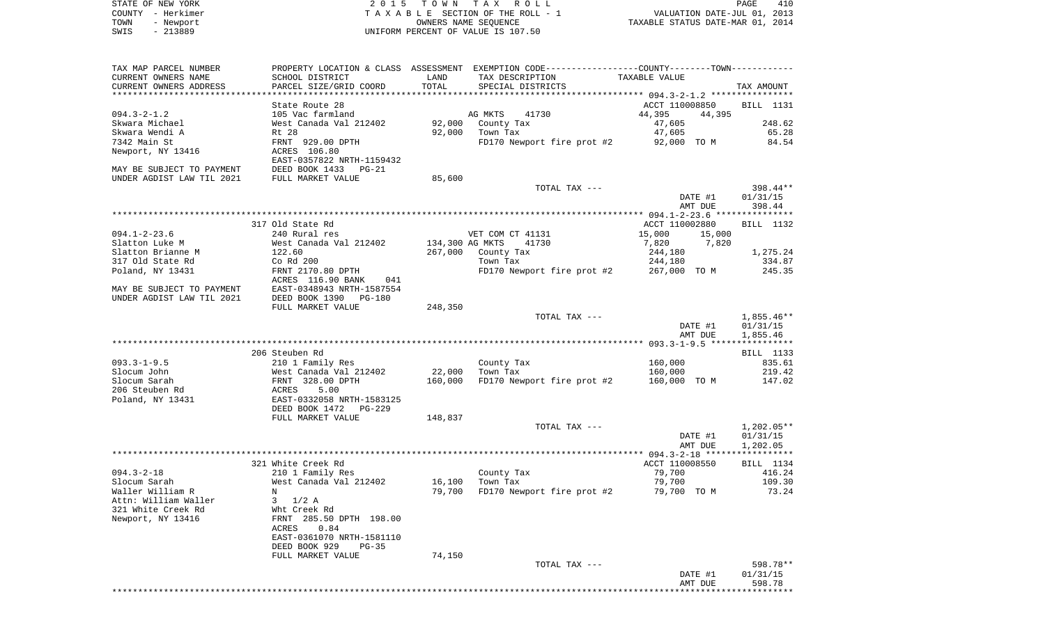STATE OF NEW YORK | 2 0 1 5 T O W N T A X R O L L
COUNTY - Herkimer | T A X A B L E SECTION OF THE ROLL - 1 | VALUATION DATE-JUL 01, 2013
TOWN - Newport | OWNERS NAME SEQUENCE | TAXABLE STATUS DATE-MAR 01, 2014
SWIS - 213889 | UNIFORM PERCENT OF VALUE IS 107.50

| TAX MAP PARCEL NUMBER / CURRENT OWNERS NAME / CURRENT OWNERS ADDRESS | PROPERTY LOCATION & CLASS / SCHOOL DISTRICT / PARCEL SIZE/GRID COORD | ASSESSMENT LAND / TOTAL | EXEMPTION CODE / TAX DESCRIPTION / SPECIAL DISTRICTS | COUNTY TAXABLE VALUE | TOWN TAXABLE VALUE | TAX AMOUNT |
|---|---|---|---|---|---|---|
| 094.3-2-1.2 | State Route 28 | | | ACCT 110008850 | | BILL 1131 |
| | 105 Vac farmland | | AG MKTS 41730 | 44,395 | 44,395 | |
| Skwara Michael | West Canada Val 212402 | 92,000 | County Tax | 47,605 | | 248.62 |
| Skwara Wendi A | Rt 28 | 92,000 | Town Tax | 47,605 | | 65.28 |
| 7342 Main St | FRNT 929.00 DPTH | | FD170 Newport fire prot #2 | 92,000 TO M | | 84.54 |
| Newport, NY 13416 | ACRES 106.80 | | | | | |
| | EAST-0357822 NRTH-1159432 | | | | | |
| MAY BE SUBJECT TO PAYMENT | DEED BOOK 1433 PG-21 | | | | | |
| UNDER AGDIST LAW TIL 2021 | FULL MARKET VALUE | 85,600 | | | | |
| | | | TOTAL TAX --- | | | 398.44** |
| | | | | | DATE #1 | 01/31/15 |
| | | | | | AMT DUE | 398.44 |
| 094.1-2-23.6 | 317 Old State Rd | | | ACCT 110002880 | | BILL 1132 |
| | 240 Rural res | | VET COM CT 41131 | 15,000 | 15,000 | |
| Slatton Luke M | West Canada Val 212402 | 134,300 | AG MKTS 41730 | 7,820 | 7,820 | |
| Slatton Brianne M | 122.60 | 267,000 | County Tax | 244,180 | | 1,275.24 |
| 317 Old State Rd | Co Rd 200 | | Town Tax | 244,180 | | 334.87 |
| Poland, NY 13431 | FRNT 2170.80 DPTH | | FD170 Newport fire prot #2 | 267,000 TO M | | 245.35 |
| | ACRES 116.90 BANK 041 | | | | | |
| MAY BE SUBJECT TO PAYMENT | EAST-0348943 NRTH-1587554 | | | | | |
| UNDER AGDIST LAW TIL 2021 | DEED BOOK 1390 PG-180 | | | | | |
| | FULL MARKET VALUE | 248,350 | | | | |
| | | | TOTAL TAX --- | | | 1,855.46** |
| | | | | | DATE #1 | 01/31/15 |
| | | | | | AMT DUE | 1,855.46 |
| 093.3-1-9.5 | 206 Steuben Rd | | | | | BILL 1133 |
| | 210 1 Family Res | | County Tax | 160,000 | | 835.61 |
| Slocum John | West Canada Val 212402 | 22,000 | Town Tax | 160,000 | | 219.42 |
| Slocum Sarah | FRNT 328.00 DPTH | 160,000 | FD170 Newport fire prot #2 | 160,000 TO M | | 147.02 |
| 206 Steuben Rd | ACRES 5.00 | | | | | |
| Poland, NY 13431 | EAST-0332058 NRTH-1583125 | | | | | |
| | DEED BOOK 1472 PG-229 | | | | | |
| | FULL MARKET VALUE | 148,837 | | | | |
| | | | TOTAL TAX --- | | | 1,202.05** |
| | | | | | DATE #1 | 01/31/15 |
| | | | | | AMT DUE | 1,202.05 |
| 094.3-2-18 | 321 White Creek Rd | | | ACCT 110008550 | | BILL 1134 |
| | 210 1 Family Res | | County Tax | 79,700 | | 416.24 |
| Slocum Sarah | West Canada Val 212402 | 16,100 | Town Tax | 79,700 | | 109.30 |
| Waller William R | N | 79,700 | FD170 Newport fire prot #2 | 79,700 TO M | | 73.24 |
| Attn: William Waller | 3 1/2 A | | | | | |
| 321 White Creek Rd | Wht Creek Rd | | | | | |
| Newport, NY 13416 | FRNT 285.50 DPTH 198.00 | | | | | |
| | ACRES 0.84 | | | | | |
| | EAST-0361070 NRTH-1581110 | | | | | |
| | DEED BOOK 929 PG-35 | | | | | |
| | FULL MARKET VALUE | 74,150 | | | | |
| | | | TOTAL TAX --- | | | 598.78** |
| | | | | | DATE #1 | 01/31/15 |
| | | | | | AMT DUE | 598.78 |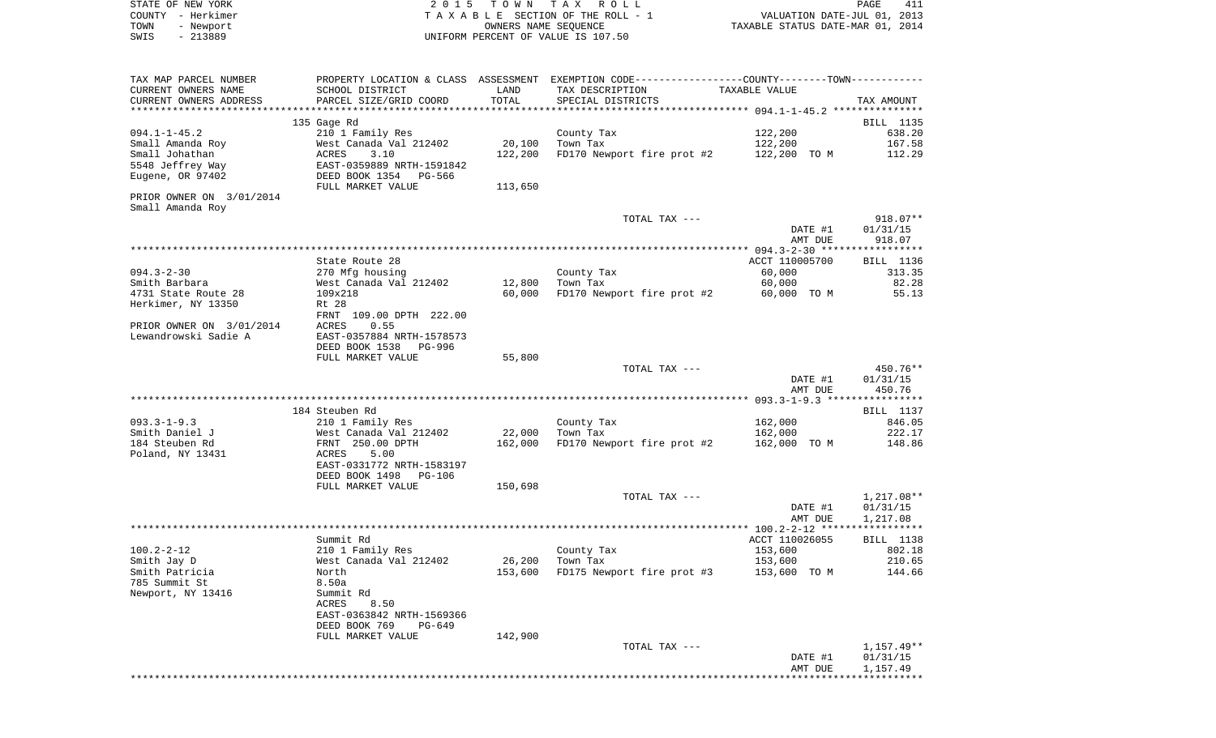STATE OF NEW YORK
COUNTY - Herkimer
TOWN - Newport
SWIS - 213889

2 0 1 5 T O W N T A X R O L L
T A X A B L E SECTION OF THE ROLL - 1
OWNERS NAME SEQUENCE
UNIFORM PERCENT OF VALUE IS 107.50

VALUATION DATE-JUL 01, 2013
TAXABLE STATUS DATE-MAR 01, 2014

| TAX MAP PARCEL NUMBER<br>CURRENT OWNERS NAME<br>CURRENT OWNERS ADDRESS | PROPERTY LOCATION & CLASS<br>SCHOOL DISTRICT<br>PARCEL SIZE/GRID COORD | ASSESSMENT<br>LAND<br>TOTAL | EXEMPTION CODE<br>TAX DESCRIPTION<br>SPECIAL DISTRICTS | COUNTY--------TOWN<br>TAXABLE VALUE | TAX AMOUNT |
|---|---|---|---|---|---|
| 094.1-1-45.2 | 135 Gage Rd | | | | BILL 1135 |
| | 210 1 Family Res | | County Tax | 122,200 | 638.20 |
| Small Amanda Roy | West Canada Val 212402 | 20,100 | Town Tax | 122,200 | 167.58 |
| Small Johathan | ACRES 3.10 | 122,200 | FD170 Newport fire prot #2 | 122,200 TO M | 112.29 |
| 5548 Jeffrey Way | EAST-0359889 NRTH-1591842 | | | | |
| Eugene, OR 97402 | DEED BOOK 1354 PG-566 | | | | |
| | FULL MARKET VALUE | 113,650 | | | |
| PRIOR OWNER ON 3/01/2014 | | | | | |
| Small Amanda Roy | | | | | |
| | | | TOTAL TAX --- | | 918.07** |
| | | | | DATE #1 | 01/31/15 |
| | | | | AMT DUE | 918.07 |
| 094.3-2-30 | State Route 28 | | | ACCT 110005700 | BILL 1136 |
| | 270 Mfg housing | | County Tax | 60,000 | 313.35 |
| Smith Barbara | West Canada Val 212402 | 12,800 | Town Tax | 60,000 | 82.28 |
| 4731 State Route 28 | 109x218 | 60,000 | FD170 Newport fire prot #2 | 60,000 TO M | 55.13 |
| Herkimer, NY 13350 | Rt 28 | | | | |
| | FRNT 109.00 DPTH 222.00 | | | | |
| PRIOR OWNER ON 3/01/2014 | ACRES 0.55 | | | | |
| Lewandrowski Sadie A | EAST-0357884 NRTH-1578573 | | | | |
| | DEED BOOK 1538 PG-996 | | | | |
| | FULL MARKET VALUE | 55,800 | | | |
| | | | TOTAL TAX --- | | 450.76** |
| | | | | DATE #1 | 01/31/15 |
| | | | | AMT DUE | 450.76 |
| 093.3-1-9.3 | 184 Steuben Rd | | | | BILL 1137 |
| | 210 1 Family Res | | County Tax | 162,000 | 846.05 |
| Smith Daniel J | West Canada Val 212402 | 22,000 | Town Tax | 162,000 | 222.17 |
| 184 Steuben Rd | FRNT 250.00 DPTH | 162,000 | FD170 Newport fire prot #2 | 162,000 TO M | 148.86 |
| Poland, NY 13431 | ACRES 5.00 | | | | |
| | EAST-0331772 NRTH-1583197 | | | | |
| | DEED BOOK 1498 PG-106 | | | | |
| | FULL MARKET VALUE | 150,698 | | | |
| | | | TOTAL TAX --- | | 1,217.08** |
| | | | | DATE #1 | 01/31/15 |
| | | | | AMT DUE | 1,217.08 |
| 100.2-2-12 | Summit Rd | | | ACCT 110026055 | BILL 1138 |
| | 210 1 Family Res | | County Tax | 153,600 | 802.18 |
| Smith Jay D | West Canada Val 212402 | 26,200 | Town Tax | 153,600 | 210.65 |
| Smith Patricia | North | 153,600 | FD175 Newport fire prot #3 | 153,600 TO M | 144.66 |
| 785 Summit St | 8.50a | | | | |
| Newport, NY 13416 | Summit Rd | | | | |
| | ACRES 8.50 | | | | |
| | EAST-0363842 NRTH-1569366 | | | | |
| | DEED BOOK 769 PG-649 | | | | |
| | FULL MARKET VALUE | 142,900 | | | |
| | | | TOTAL TAX --- | | 1,157.49** |
| | | | | DATE #1 | 01/31/15 |
| | | | | AMT DUE | 1,157.49 |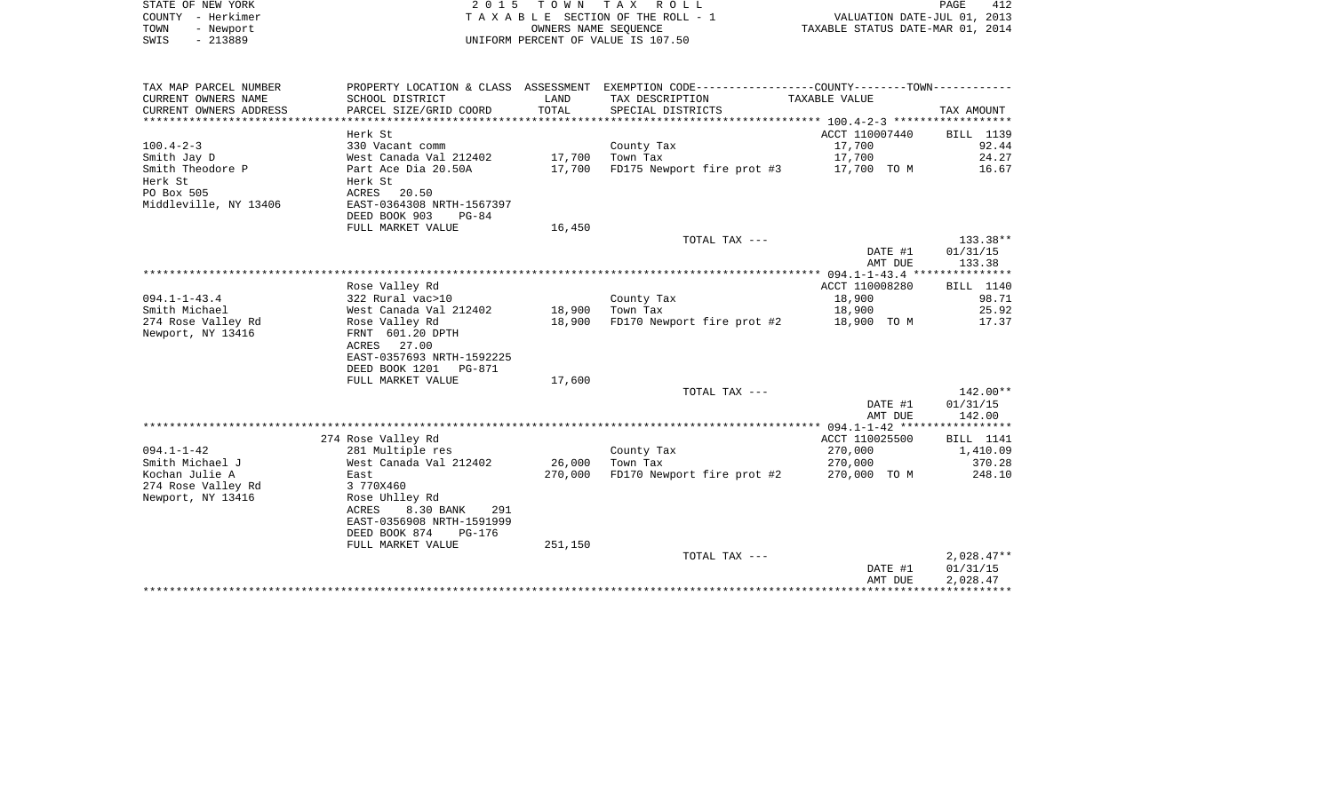STATE OF NEW YORK
COUNTY - Herkimer
TOWN - Newport
SWIS - 213889

2 0 1 5 T O W N T A X R O L L
T A X A B L E SECTION OF THE ROLL - 1
OWNERS NAME SEQUENCE
UNIFORM PERCENT OF VALUE IS 107.50

VALUATION DATE-JUL 01, 2013
TAXABLE STATUS DATE-MAR 01, 2014

| TAX MAP PARCEL NUMBER<br>CURRENT OWNERS NAME<br>CURRENT OWNERS ADDRESS | PROPERTY LOCATION & CLASS<br>SCHOOL DISTRICT<br>PARCEL SIZE/GRID COORD | ASSESSMENT<br>LAND<br>TOTAL | EXEMPTION CODE<br>TAX DESCRIPTION<br>SPECIAL DISTRICTS | COUNTY--------TOWN<br>TAXABLE VALUE | TAX AMOUNT |
|---|---|---|---|---|---|
| 100.4-2-3 | Herk St | | | ACCT 110007440 | BILL 1139 |
| 100.4-2-3 | 330 Vacant comm | | County Tax | 17,700 | 92.44 |
| Smith Jay D | West Canada Val 212402 | 17,700 | Town Tax | 17,700 | 24.27 |
| Smith Theodore P | Part Ace Dia 20.50A | 17,700 | FD175 Newport fire prot #3 | 17,700 TO M | 16.67 |
| Herk St | Herk St | | | | |
| PO Box 505 | ACRES 20.50 | | | | |
| Middleville, NY 13406 | EAST-0364308 NRTH-1567397 | | | | |
| | DEED BOOK 903 PG-84 | | | | |
| | FULL MARKET VALUE | 16,450 | | | |
| | | | TOTAL TAX --- | | 133.38** |
| | | | | DATE #1 | 01/31/15 |
| | | | | AMT DUE | 133.38 |
| 094.1-1-43.4 | Rose Valley Rd | | | ACCT 110008280 | BILL 1140 |
| 094.1-1-43.4 | 322 Rural vac>10 | | County Tax | 18,900 | 98.71 |
| Smith Michael | West Canada Val 212402 | 18,900 | Town Tax | 18,900 | 25.92 |
| 274 Rose Valley Rd | Rose Valley Rd | 18,900 | FD170 Newport fire prot #2 | 18,900 TO M | 17.37 |
| Newport, NY 13416 | FRNT 601.20 DPTH | | | | |
| | ACRES 27.00 | | | | |
| | EAST-0357693 NRTH-1592225 | | | | |
| | DEED BOOK 1201 PG-871 | | | | |
| | FULL MARKET VALUE | 17,600 | | | |
| | | | TOTAL TAX --- | | 142.00** |
| | | | | DATE #1 | 01/31/15 |
| | | | | AMT DUE | 142.00 |
| 094.1-1-42 | 274 Rose Valley Rd | | | ACCT 110025500 | BILL 1141 |
| 094.1-1-42 | 281 Multiple res | | County Tax | 270,000 | 1,410.09 |
| Smith Michael J | West Canada Val 212402 | 26,000 | Town Tax | 270,000 | 370.28 |
| Kochan Julie A | East | 270,000 | FD170 Newport fire prot #2 | 270,000 TO M | 248.10 |
| 274 Rose Valley Rd | 3 770X460 | | | | |
| Newport, NY 13416 | Rose Uhlley Rd | | | | |
| | ACRES 8.30 BANK 291 | | | | |
| | EAST-0356908 NRTH-1591999 | | | | |
| | DEED BOOK 874 PG-176 | | | | |
| | FULL MARKET VALUE | 251,150 | | | |
| | | | TOTAL TAX --- | | 2,028.47** |
| | | | | DATE #1 | 01/31/15 |
| | | | | AMT DUE | 2,028.47 |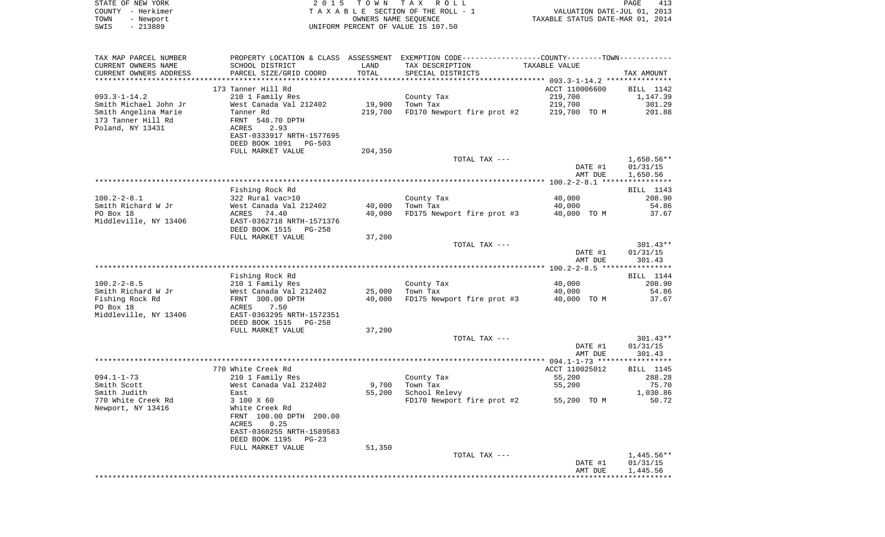STATE OF NEW YORK — 2015 TOWN TAX ROLL — PAGE 413
COUNTY - Herkimer — TAXABLE SECTION OF THE ROLL - 1 — VALUATION DATE-JUL 01, 2013
TOWN - Newport — OWNERS NAME SEQUENCE — TAXABLE STATUS DATE-MAR 01, 2014
SWIS - 213889 — UNIFORM PERCENT OF VALUE IS 107.50

| TAX MAP PARCEL NUMBER / CURRENT OWNERS NAME / CURRENT OWNERS ADDRESS | PROPERTY LOCATION & CLASS / SCHOOL DISTRICT / PARCEL SIZE/GRID COORD | ASSESSMENT LAND / TOTAL | EXEMPTION CODE / TAX DESCRIPTION / SPECIAL DISTRICTS | TAXABLE VALUE | TAX AMOUNT |
|---|---|---|---|---|---|
| | 173 Tanner Hill Rd | | | ACCT 110006600 | BILL 1142 |
| 093.3-1-14.2 | 210 1 Family Res | | County Tax | 219,700 | 1,147.39 |
| Smith Michael John Jr | West Canada Val 212402 | 19,900 | Town Tax | 219,700 | 301.29 |
| Smith Angelina Marie | Tanner Rd | 219,700 | FD170 Newport fire prot #2 | 219,700 TO M | 201.88 |
| 173 Tanner Hill Rd | FRNT 548.70 DPTH | | | | |
| Poland, NY 13431 | ACRES 2.93 | | | | |
| | EAST-0333917 NRTH-1577695 | | | | |
| | DEED BOOK 1091 PG-503 | | | | |
| | FULL MARKET VALUE | 204,350 | | | |
| | | | TOTAL TAX --- | | 1,650.56** |
| | | | | DATE #1 | 01/31/15 |
| | | | | AMT DUE | 1,650.56 |
| | Fishing Rock Rd | | | | BILL 1143 |
| 100.2-2-8.1 | 322 Rural vac>10 | | County Tax | 40,000 | 208.90 |
| Smith Richard W Jr | West Canada Val 212402 | 40,000 | Town Tax | 40,000 | 54.86 |
| PO Box 18 | ACRES 74.40 | 40,000 | FD175 Newport fire prot #3 | 40,000 TO M | 37.67 |
| Middleville, NY 13406 | EAST-0362718 NRTH-1571376 | | | | |
| | DEED BOOK 1515 PG-258 | | | | |
| | FULL MARKET VALUE | 37,200 | | | |
| | | | TOTAL TAX --- | | 301.43** |
| | | | | DATE #1 | 01/31/15 |
| | | | | AMT DUE | 301.43 |
| | Fishing Rock Rd | | | | BILL 1144 |
| 100.2-2-8.5 | 210 1 Family Res | | County Tax | 40,000 | 208.90 |
| Smith Richard W Jr | West Canada Val 212402 | 25,000 | Town Tax | 40,000 | 54.86 |
| Fishing Rock Rd | FRNT 300.00 DPTH | 40,000 | FD175 Newport fire prot #3 | 40,000 TO M | 37.67 |
| PO Box 18 | ACRES 7.50 | | | | |
| Middleville, NY 13406 | EAST-0363295 NRTH-1572351 | | | | |
| | DEED BOOK 1515 PG-258 | | | | |
| | FULL MARKET VALUE | 37,200 | | | |
| | | | TOTAL TAX --- | | 301.43** |
| | | | | DATE #1 | 01/31/15 |
| | | | | AMT DUE | 301.43 |
| | 770 White Creek Rd | | | ACCT 110025012 | BILL 1145 |
| 094.1-1-73 | 210 1 Family Res | | County Tax | 55,200 | 288.28 |
| Smith Scott | West Canada Val 212402 | 9,700 | Town Tax | 55,200 | 75.70 |
| Smith Judith | East | 55,200 | School Relevy | | 1,030.86 |
| 770 White Creek Rd | 3 100 X 60 | | FD170 Newport fire prot #2 | 55,200 TO M | 50.72 |
| Newport, NY 13416 | White Creek Rd | | | | |
| | FRNT 100.00 DPTH 200.00 | | | | |
| | ACRES 0.25 | | | | |
| | EAST-0360255 NRTH-1589583 | | | | |
| | DEED BOOK 1195 PG-23 | | | | |
| | FULL MARKET VALUE | 51,350 | | | |
| | | | TOTAL TAX --- | | 1,445.56** |
| | | | | DATE #1 | 01/31/15 |
| | | | | AMT DUE | 1,445.56 |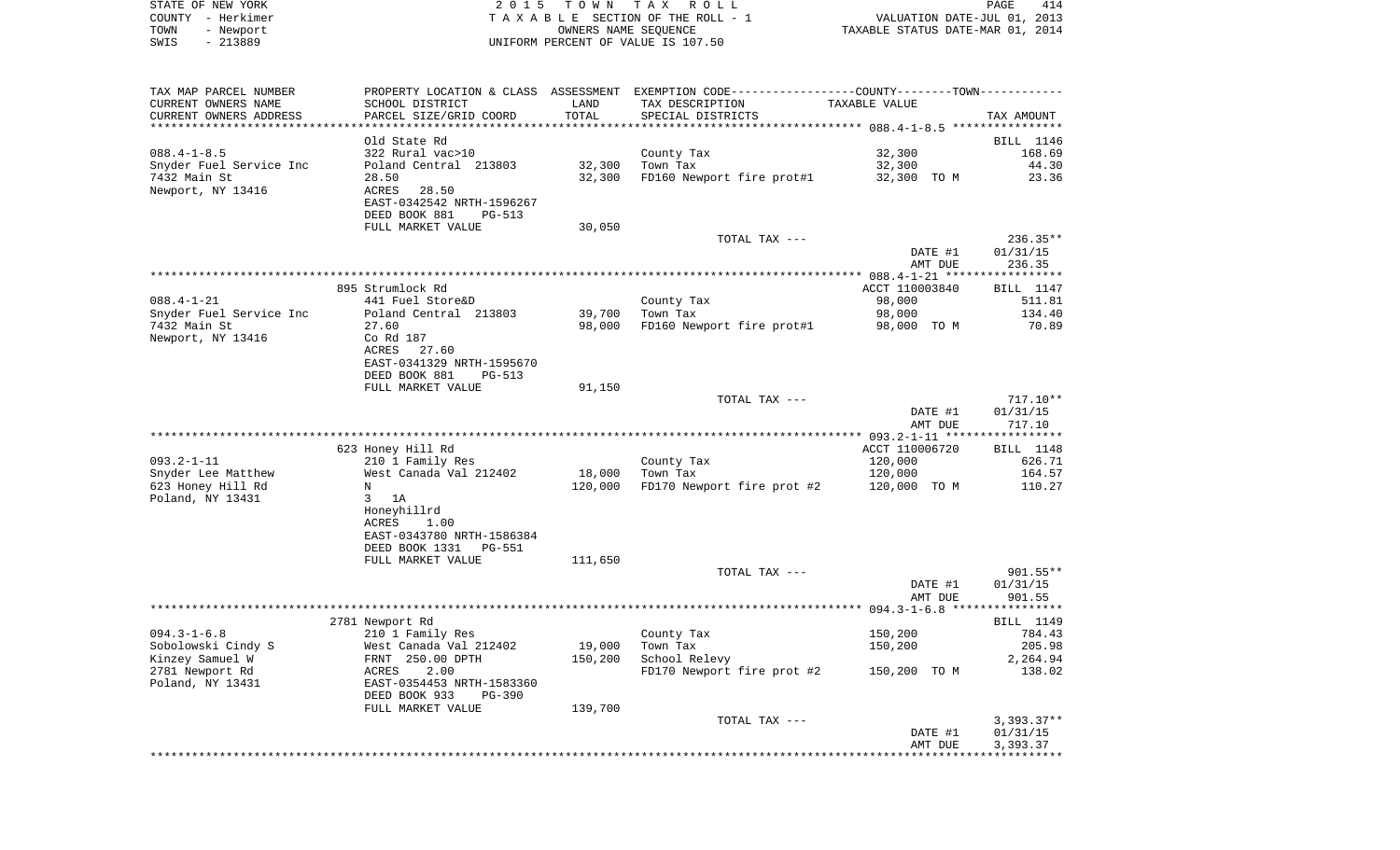STATE OF NEW YORK
COUNTY - Herkimer
TOWN - Newport
SWIS - 213889

2 0 1 5 T O W N T A X R O L L
T A X A B L E SECTION OF THE ROLL - 1
OWNERS NAME SEQUENCE
UNIFORM PERCENT OF VALUE IS 107.50

VALUATION DATE-JUL 01, 2013
TAXABLE STATUS DATE-MAR 01, 2014

| TAX MAP PARCEL NUMBER / CURRENT OWNERS NAME / CURRENT OWNERS ADDRESS | PROPERTY LOCATION & CLASS / SCHOOL DISTRICT / PARCEL SIZE/GRID COORD | ASSESSMENT LAND / TOTAL | EXEMPTION CODE / TAX DESCRIPTION / SPECIAL DISTRICTS | TAXABLE VALUE | TAX AMOUNT |
|---|---|---|---|---|---|
| | Old State Rd | | | | BILL 1146 |
| 088.4-1-8.5 | 322 Rural vac>10 | | County Tax | 32,300 | 168.69 |
| Snyder Fuel Service Inc | Poland Central 213803 | 32,300 | Town Tax | 32,300 | 44.30 |
| 7432 Main St | 28.50 | 32,300 | FD160 Newport fire prot#1 | 32,300 TO M | 23.36 |
| Newport, NY 13416 | ACRES 28.50 | | | | |
| | EAST-0342542 NRTH-1596267 | | | | |
| | DEED BOOK 881 PG-513 | | | | |
| | FULL MARKET VALUE | 30,050 | | | |
| | | | TOTAL TAX --- | | 236.35** |
| | | | | DATE #1 | 01/31/15 |
| | | | | AMT DUE | 236.35 |
| | 895 Strumlock Rd | | | ACCT 110003840 | BILL 1147 |
| 088.4-1-21 | 441 Fuel Store&D | | County Tax | 98,000 | 511.81 |
| Snyder Fuel Service Inc | Poland Central 213803 | 39,700 | Town Tax | 98,000 | 134.40 |
| 7432 Main St | 27.60 | 98,000 | FD160 Newport fire prot#1 | 98,000 TO M | 70.89 |
| Newport, NY 13416 | Co Rd 187 | | | | |
| | ACRES 27.60 | | | | |
| | EAST-0341329 NRTH-1595670 | | | | |
| | DEED BOOK 881 PG-513 | | | | |
| | FULL MARKET VALUE | 91,150 | | | |
| | | | TOTAL TAX --- | | 717.10** |
| | | | | DATE #1 | 01/31/15 |
| | | | | AMT DUE | 717.10 |
| | 623 Honey Hill Rd | | | ACCT 110006720 | BILL 1148 |
| 093.2-1-11 | 210 1 Family Res | | County Tax | 120,000 | 626.71 |
| Snyder Lee Matthew | West Canada Val 212402 | 18,000 | Town Tax | 120,000 | 164.57 |
| 623 Honey Hill Rd | N | 120,000 | FD170 Newport fire prot #2 | 120,000 TO M | 110.27 |
| Poland, NY 13431 | 3 1A | | | | |
| | Honeyhillrd | | | | |
| | ACRES 1.00 | | | | |
| | EAST-0343780 NRTH-1586384 | | | | |
| | DEED BOOK 1331 PG-551 | | | | |
| | FULL MARKET VALUE | 111,650 | | | |
| | | | TOTAL TAX --- | | 901.55** |
| | | | | DATE #1 | 01/31/15 |
| | | | | AMT DUE | 901.55 |
| | 2781 Newport Rd | | | | BILL 1149 |
| 094.3-1-6.8 | 210 1 Family Res | | County Tax | 150,200 | 784.43 |
| Sobolowski Cindy S | West Canada Val 212402 | 19,000 | Town Tax | 150,200 | 205.98 |
| Kinzey Samuel W | FRNT 250.00 DPTH | 150,200 | School Relevy | | 2,264.94 |
| 2781 Newport Rd | ACRES 2.00 | | FD170 Newport fire prot #2 | 150,200 TO M | 138.02 |
| Poland, NY 13431 | EAST-0354453 NRTH-1583360 | | | | |
| | DEED BOOK 933 PG-390 | | | | |
| | FULL MARKET VALUE | 139,700 | | | |
| | | | TOTAL TAX --- | | 3,393.37** |
| | | | | DATE #1 | 01/31/15 |
| | | | | AMT DUE | 3,393.37 |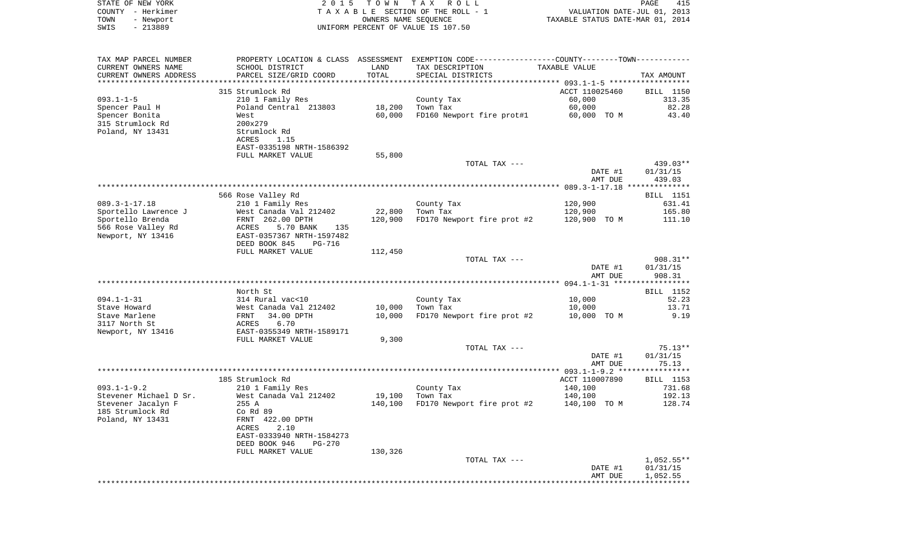STATE OF NEW YORK
COUNTY - Herkimer
TOWN - Newport
SWIS - 213889

2015 TOWN TAX ROLL
TAXABLE SECTION OF THE ROLL - 1
OWNERS NAME SEQUENCE
UNIFORM PERCENT OF VALUE IS 107.50

VALUATION DATE-JUL 01, 2013
TAXABLE STATUS DATE-MAR 01, 2014

| TAX MAP PARCEL NUMBER<br>CURRENT OWNERS NAME<br>CURRENT OWNERS ADDRESS | PROPERTY LOCATION & CLASS<br>SCHOOL DISTRICT<br>PARCEL SIZE/GRID COORD | ASSESSMENT<br>LAND<br>TOTAL | EXEMPTION CODE<br>TAX DESCRIPTION<br>SPECIAL DISTRICTS | COUNTY/TOWN<br>TAXABLE VALUE | TAX AMOUNT |
|---|---|---|---|---|---|
| | 315 Strumlock Rd | | | ACCT 110025460 | BILL 1150 |
| 093.1-1-5 | 210 1 Family Res | | County Tax | 60,000 | 313.35 |
| Spencer Paul H | Poland Central 213803 | 18,200 | Town Tax | 60,000 | 82.28 |
| Spencer Bonita | West | 60,000 | FD160 Newport fire prot#1 | 60,000 TO M | 43.40 |
| 315 Strumlock Rd | 200x279 | | | | |
| Poland, NY 13431 | Strumlock Rd | | | | |
| | ACRES 1.15 | | | | |
| | EAST-0335198 NRTH-1586392 | | | | |
| | FULL MARKET VALUE | 55,800 | | | |
| | | | TOTAL TAX --- | | 439.03** |
| | | | | DATE #1 | 01/31/15 |
| | | | | AMT DUE | 439.03 |
| | 566 Rose Valley Rd | | | | BILL 1151 |
| 089.3-1-17.18 | 210 1 Family Res | | County Tax | 120,900 | 631.41 |
| Sportello Lawrence J | West Canada Val 212402 | 22,800 | Town Tax | 120,900 | 165.80 |
| Sportello Brenda | FRNT 262.00 DPTH | 120,900 | FD170 Newport fire prot #2 | 120,900 TO M | 111.10 |
| 566 Rose Valley Rd | ACRES 5.70 BANK 135 | | | | |
| Newport, NY 13416 | EAST-0357367 NRTH-1597482 | | | | |
| | DEED BOOK 845 PG-716 | | | | |
| | FULL MARKET VALUE | 112,450 | | | |
| | | | TOTAL TAX --- | | 908.31** |
| | | | | DATE #1 | 01/31/15 |
| | | | | AMT DUE | 908.31 |
| | North St | | | | BILL 1152 |
| 094.1-1-31 | 314 Rural vac<10 | | County Tax | 10,000 | 52.23 |
| Stave Howard | West Canada Val 212402 | 10,000 | Town Tax | 10,000 | 13.71 |
| Stave Marlene | FRNT 34.00 DPTH | 10,000 | FD170 Newport fire prot #2 | 10,000 TO M | 9.19 |
| 3117 North St | ACRES 6.70 | | | | |
| Newport, NY 13416 | EAST-0355349 NRTH-1589171 | | | | |
| | FULL MARKET VALUE | 9,300 | | | |
| | | | TOTAL TAX --- | | 75.13** |
| | | | | DATE #1 | 01/31/15 |
| | | | | AMT DUE | 75.13 |
| | 185 Strumlock Rd | | | ACCT 110007890 | BILL 1153 |
| 093.1-1-9.2 | 210 1 Family Res | | County Tax | 140,100 | 731.68 |
| Stevener Michael D Sr. | West Canada Val 212402 | 19,100 | Town Tax | 140,100 | 192.13 |
| Stevener Jacalyn F | 255 A | 140,100 | FD170 Newport fire prot #2 | 140,100 TO M | 128.74 |
| 185 Strumlock Rd | Co Rd 89 | | | | |
| Poland, NY 13431 | FRNT 422.00 DPTH | | | | |
| | ACRES 2.10 | | | | |
| | EAST-0333940 NRTH-1584273 | | | | |
| | DEED BOOK 946 PG-270 | | | | |
| | FULL MARKET VALUE | 130,326 | | | |
| | | | TOTAL TAX --- | | 1,052.55** |
| | | | | DATE #1 | 01/31/15 |
| | | | | AMT DUE | 1,052.55 |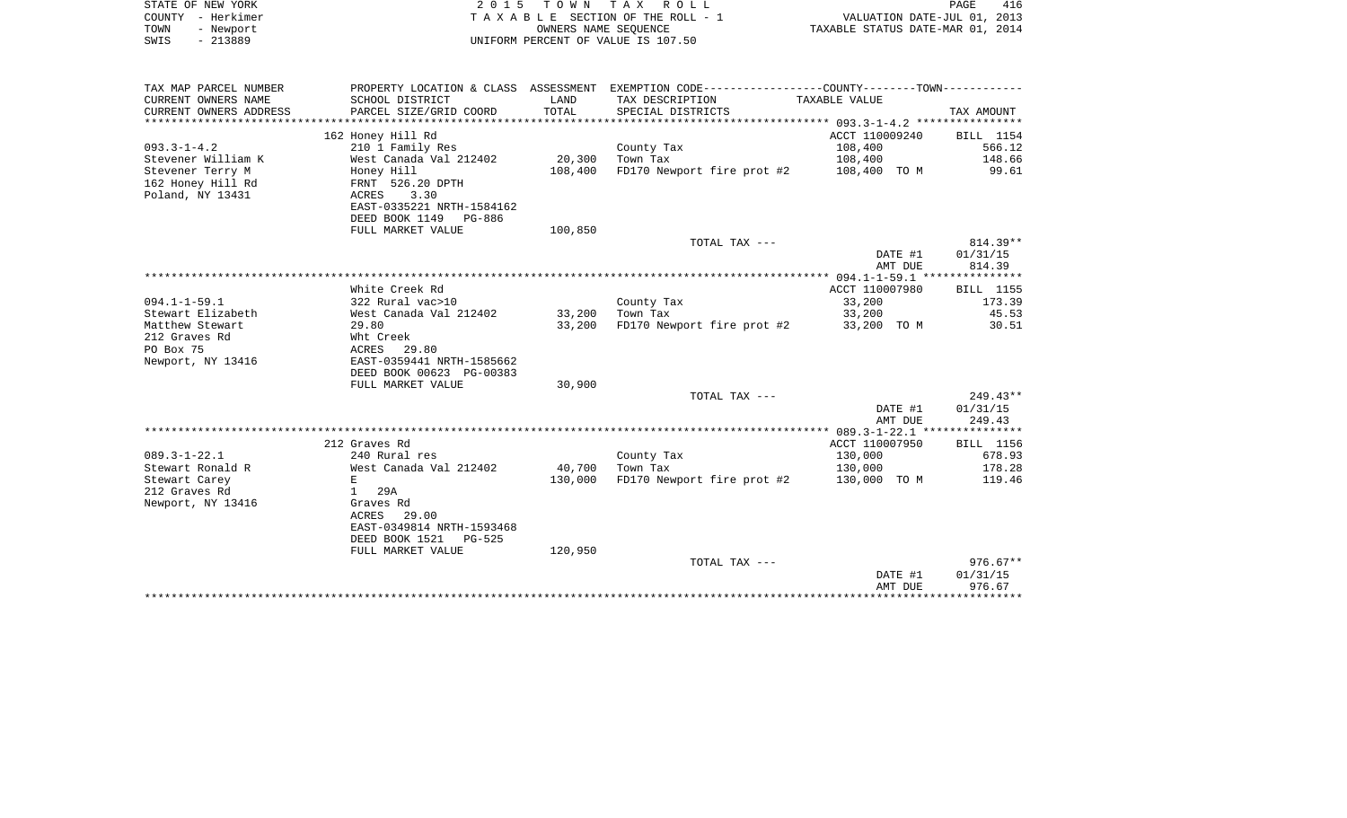STATE OF NEW YORK
COUNTY - Herkimer
TOWN - Newport
SWIS - 213889

2 0 1 5 T O W N T A X R O L L
T A X A B L E SECTION OF THE ROLL - 1
OWNERS NAME SEQUENCE
UNIFORM PERCENT OF VALUE IS 107.50

VALUATION DATE-JUL 01, 2013
TAXABLE STATUS DATE-MAR 01, 2014

| TAX MAP PARCEL NUMBER<br>CURRENT OWNERS NAME<br>CURRENT OWNERS ADDRESS | PROPERTY LOCATION & CLASS<br>SCHOOL DISTRICT<br>PARCEL SIZE/GRID COORD | ASSESSMENT<br>LAND<br>TOTAL | EXEMPTION CODE-----COUNTY-----TOWN-----<br>TAX DESCRIPTION<br>SPECIAL DISTRICTS | TAXABLE VALUE | TAX AMOUNT |
|---|---|---|---|---|---|
| | 162 Honey Hill Rd | | | ACCT 110009240 | BILL 1154 |
| 093.3-1-4.2 | 210 1 Family Res | | County Tax | 108,400 | 566.12 |
| Stevener William K | West Canada Val 212402 | 20,300 | Town Tax | 108,400 | 148.66 |
| Stevener Terry M | Honey Hill | 108,400 | FD170 Newport fire prot #2 | 108,400 TO M | 99.61 |
| 162 Honey Hill Rd | FRNT 526.20 DPTH | | | | |
| Poland, NY 13431 | ACRES 3.30 | | | | |
| | EAST-0335221 NRTH-1584162 | | | | |
| | DEED BOOK 1149 PG-886 | | | | |
| | FULL MARKET VALUE | 100,850 | | | |
| | | | TOTAL TAX --- | | 814.39** |
| | | | | DATE #1 | 01/31/15 |
| | | | | AMT DUE | 814.39 |
| | White Creek Rd | | | ACCT 110007980 | BILL 1155 |
| 094.1-1-59.1 | 322 Rural vac>10 | | County Tax | 33,200 | 173.39 |
| Stewart Elizabeth | West Canada Val 212402 | 33,200 | Town Tax | 33,200 | 45.53 |
| Matthew Stewart | 29.80 | 33,200 | FD170 Newport fire prot #2 | 33,200 TO M | 30.51 |
| 212 Graves Rd | Wht Creek | | | | |
| PO Box 75 | ACRES 29.80 | | | | |
| Newport, NY 13416 | EAST-0359441 NRTH-1585662 | | | | |
| | DEED BOOK 00623 PG-00383 | | | | |
| | FULL MARKET VALUE | 30,900 | | | |
| | | | TOTAL TAX --- | | 249.43** |
| | | | | DATE #1 | 01/31/15 |
| | | | | AMT DUE | 249.43 |
| | 212 Graves Rd | | | ACCT 110007950 | BILL 1156 |
| 089.3-1-22.1 | 240 Rural res | | County Tax | 130,000 | 678.93 |
| Stewart Ronald R | West Canada Val 212402 | 40,700 | Town Tax | 130,000 | 178.28 |
| Stewart Carey | E | 130,000 | FD170 Newport fire prot #2 | 130,000 TO M | 119.46 |
| 212 Graves Rd | 1 29A | | | | |
| Newport, NY 13416 | Graves Rd | | | | |
| | ACRES 29.00 | | | | |
| | EAST-0349814 NRTH-1593468 | | | | |
| | DEED BOOK 1521 PG-525 | | | | |
| | FULL MARKET VALUE | 120,950 | | | |
| | | | TOTAL TAX --- | | 976.67** |
| | | | | DATE #1 | 01/31/15 |
| | | | | AMT DUE | 976.67 |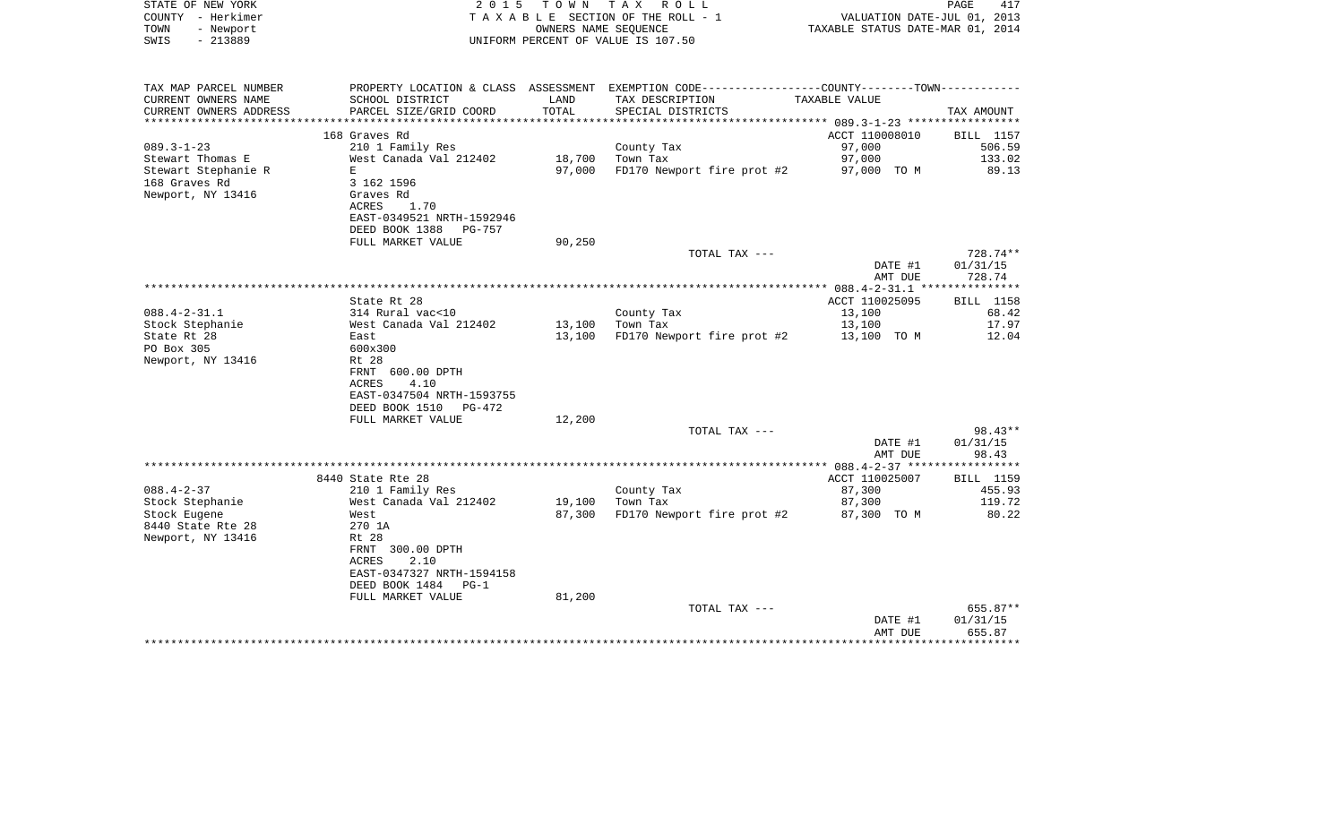STATE OF NEW YORK
COUNTY - Herkimer
TOWN - Newport
SWIS - 213889

2 0 1 5 T O W N T A X R O L L
T A X A B L E SECTION OF THE ROLL - 1
OWNERS NAME SEQUENCE
UNIFORM PERCENT OF VALUE IS 107.50

VALUATION DATE-JUL 01, 2013
TAXABLE STATUS DATE-MAR 01, 2014

| TAX MAP PARCEL NUMBER / CURRENT OWNERS NAME / CURRENT OWNERS ADDRESS | PROPERTY LOCATION & CLASS / SCHOOL DISTRICT / PARCEL SIZE/GRID COORD | ASSESSMENT LAND / TOTAL | EXEMPTION CODE / TAX DESCRIPTION / SPECIAL DISTRICTS | TAXABLE VALUE | TAX AMOUNT |
|---|---|---|---|---|---|
| | 168 Graves Rd | | | ACCT 110008010 | BILL 1157 |
| 089.3-1-23 | 210 1 Family Res | | County Tax | 97,000 | 506.59 |
| Stewart Thomas E | West Canada Val 212402 | 18,700 | Town Tax | 97,000 | 133.02 |
| Stewart Stephanie R | E | 97,000 | FD170 Newport fire prot #2 | 97,000 TO M | 89.13 |
| 168 Graves Rd | 3 162 1596 | | | | |
| Newport, NY 13416 | Graves Rd | | | | |
| | ACRES 1.70 | | | | |
| | EAST-0349521 NRTH-1592946 | | | | |
| | DEED BOOK 1388 PG-757 | | | | |
| | FULL MARKET VALUE | 90,250 | | | |
| | | | TOTAL TAX --- | | 728.74** |
| | | | | DATE #1 | 01/31/15 |
| | | | | AMT DUE | 728.74 |
| | State Rt 28 | | | ACCT 110025095 | BILL 1158 |
| 088.4-2-31.1 | 314 Rural vac<10 | | County Tax | 13,100 | 68.42 |
| Stock Stephanie | West Canada Val 212402 | 13,100 | Town Tax | 13,100 | 17.97 |
| State Rt 28 | East | 13,100 | FD170 Newport fire prot #2 | 13,100 TO M | 12.04 |
| PO Box 305 | 600x300 | | | | |
| Newport, NY 13416 | Rt 28 | | | | |
| | FRNT 600.00 DPTH | | | | |
| | ACRES 4.10 | | | | |
| | EAST-0347504 NRTH-1593755 | | | | |
| | DEED BOOK 1510 PG-472 | | | | |
| | FULL MARKET VALUE | 12,200 | | | |
| | | | TOTAL TAX --- | | 98.43** |
| | | | | DATE #1 | 01/31/15 |
| | | | | AMT DUE | 98.43 |
| | 8440 State Rte 28 | | | ACCT 110025007 | BILL 1159 |
| 088.4-2-37 | 210 1 Family Res | | County Tax | 87,300 | 455.93 |
| Stock Stephanie | West Canada Val 212402 | 19,100 | Town Tax | 87,300 | 119.72 |
| Stock Eugene | West | 87,300 | FD170 Newport fire prot #2 | 87,300 TO M | 80.22 |
| 8440 State Rte 28 | 270 1A | | | | |
| Newport, NY 13416 | Rt 28 | | | | |
| | FRNT 300.00 DPTH | | | | |
| | ACRES 2.10 | | | | |
| | EAST-0347327 NRTH-1594158 | | | | |
| | DEED BOOK 1484 PG-1 | | | | |
| | FULL MARKET VALUE | 81,200 | | | |
| | | | TOTAL TAX --- | | 655.87** |
| | | | | DATE #1 | 01/31/15 |
| | | | | AMT DUE | 655.87 |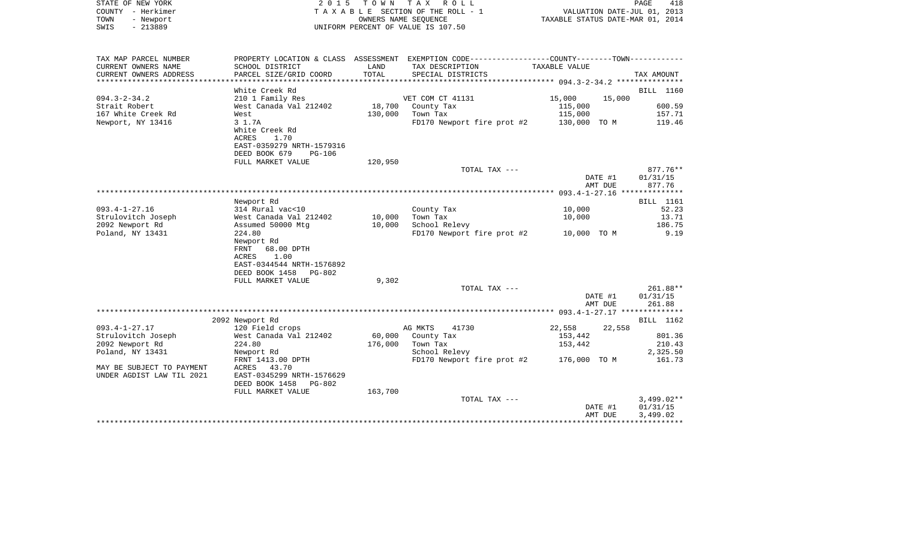STATE OF NEW YORK
COUNTY - Herkimer
TOWN - Newport
SWIS - 213889

2 0 1 5 T O W N T A X R O L L
T A X A B L E SECTION OF THE ROLL - 1
OWNERS NAME SEQUENCE
UNIFORM PERCENT OF VALUE IS 107.50

VALUATION DATE-JUL 01, 2013
TAXABLE STATUS DATE-MAR 01, 2014

| TAX MAP PARCEL NUMBER / CURRENT OWNERS NAME / CURRENT OWNERS ADDRESS | PROPERTY LOCATION & CLASS / SCHOOL DISTRICT / PARCEL SIZE/GRID COORD | ASSESSMENT LAND | TOTAL | EXEMPTION CODE / TAX DESCRIPTION / SPECIAL DISTRICTS | COUNTY TAXABLE VALUE | TOWN | TAX AMOUNT |
|---|---|---|---|---|---|---|---|
| | White Creek Rd | | | | | | BILL 1160 |
| 094.3-2-34.2 | 210 1 Family Res | | | VET COM CT 41131 | 15,000 | 15,000 | |
| Strait Robert | West Canada Val 212402 | 18,700 | | County Tax | 115,000 | | 600.59 |
| 167 White Creek Rd | West | | 130,000 | Town Tax | 115,000 | | 157.71 |
| Newport, NY 13416 | 3 1.7A | | | FD170 Newport fire prot #2 | 130,000 TO M | | 119.46 |
| | White Creek Rd | | | | | | |
| | ACRES 1.70 | | | | | | |
| | EAST-0359279 NRTH-1579316 | | | | | | |
| | DEED BOOK 679 PG-106 | | | | | | |
| | FULL MARKET VALUE | | 120,950 | | | | |
| | | | | TOTAL TAX --- | | | 877.76** |
| | | | | | | DATE #1 | 01/31/15 |
| | | | | | | AMT DUE | 877.76 |
| | Newport Rd | | | | | | BILL 1161 |
| 093.4-1-27.16 | 314 Rural vac<10 | | | County Tax | 10,000 | | 52.23 |
| Strulovitch Joseph | West Canada Val 212402 | 10,000 | | Town Tax | 10,000 | | 13.71 |
| 2092 Newport Rd | Assumed 50000 Mtg | | 10,000 | School Relevy | | | 186.75 |
| Poland, NY 13431 | 224.80 | | | FD170 Newport fire prot #2 | 10,000 TO M | | 9.19 |
| | Newport Rd | | | | | | |
| | FRNT 68.00 DPTH | | | | | | |
| | ACRES 1.00 | | | | | | |
| | EAST-0344544 NRTH-1576892 | | | | | | |
| | DEED BOOK 1458 PG-802 | | | | | | |
| | FULL MARKET VALUE | | 9,302 | | | | |
| | | | | TOTAL TAX --- | | | 261.88** |
| | | | | | | DATE #1 | 01/31/15 |
| | | | | | | AMT DUE | 261.88 |
| | 2092 Newport Rd | | | | | | BILL 1162 |
| 093.4-1-27.17 | 120 Field crops | | | AG MKTS 41730 | 22,558 | 22,558 | |
| Strulovitch Joseph | West Canada Val 212402 | 60,000 | | County Tax | 153,442 | | 801.36 |
| 2092 Newport Rd | 224.80 | | 176,000 | Town Tax | 153,442 | | 210.43 |
| Poland, NY 13431 | Newport Rd | | | School Relevy | | | 2,325.50 |
| | FRNT 1413.00 DPTH | | | FD170 Newport fire prot #2 | 176,000 TO M | | 161.73 |
| MAY BE SUBJECT TO PAYMENT | ACRES 43.70 | | | | | | |
| UNDER AGDIST LAW TIL 2021 | EAST-0345299 NRTH-1576629 | | | | | | |
| | DEED BOOK 1458 PG-802 | | | | | | |
| | FULL MARKET VALUE | | 163,700 | | | | |
| | | | | TOTAL TAX --- | | | 3,499.02** |
| | | | | | | DATE #1 | 01/31/15 |
| | | | | | | AMT DUE | 3,499.02 |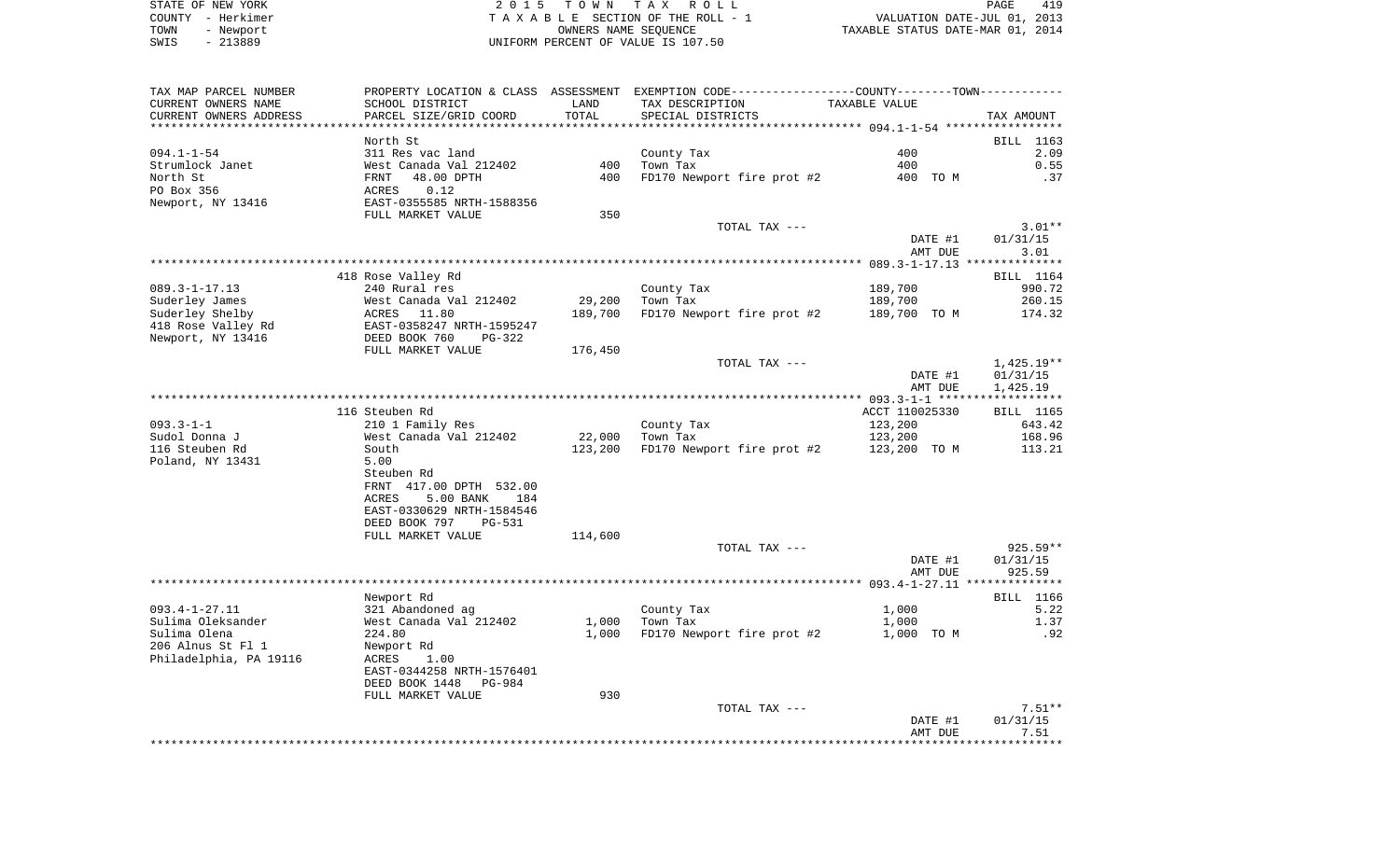STATE OF NEW YORK
COUNTY - Herkimer
TOWN - Newport
SWIS - 213889

2 0 1 5 T O W N T A X R O L L
T A X A B L E SECTION OF THE ROLL - 1
OWNERS NAME SEQUENCE
UNIFORM PERCENT OF VALUE IS 107.50

VALUATION DATE-JUL 01, 2013
TAXABLE STATUS DATE-MAR 01, 2014

| TAX MAP PARCEL NUMBER / CURRENT OWNERS NAME / CURRENT OWNERS ADDRESS | PROPERTY LOCATION & CLASS / SCHOOL DISTRICT / PARCEL SIZE/GRID COORD | ASSESSMENT LAND / TOTAL | EXEMPTION CODE / TAX DESCRIPTION / SPECIAL DISTRICTS | COUNTY--------TOWN TAXABLE VALUE | TAX AMOUNT |
|---|---|---|---|---|---|
| 094.1-1-54 | North St | | | | BILL 1163 |
| Strumlock Janet | 311 Res vac land | | County Tax | 400 | 2.09 |
| North St | West Canada Val 212402 | 400 | Town Tax | 400 | 0.55 |
| PO Box 356 | FRNT 48.00 DPTH | 400 | FD170 Newport fire prot #2 | 400 TO M | .37 |
| Newport, NY 13416 | ACRES 0.12 | | | | |
| | EAST-0355585 NRTH-1588356 | | | | |
| | FULL MARKET VALUE | 350 | | | |
| | | | TOTAL TAX --- | | 3.01** |
| | | | | DATE #1 | 01/31/15 |
| | | | | AMT DUE | 3.01 |
| 089.3-1-17.13 | 418 Rose Valley Rd | | | | BILL 1164 |
| Suderley James | 240 Rural res | | County Tax | 189,700 | 990.72 |
| Suderley Shelby | West Canada Val 212402 | 29,200 | Town Tax | 189,700 | 260.15 |
| 418 Rose Valley Rd | ACRES 11.80 | 189,700 | FD170 Newport fire prot #2 | 189,700 TO M | 174.32 |
| Newport, NY 13416 | EAST-0358247 NRTH-1595247 | | | | |
| | DEED BOOK 760 PG-322 | | | | |
| | FULL MARKET VALUE | 176,450 | | | |
| | | | TOTAL TAX --- | | 1,425.19** |
| | | | | DATE #1 | 01/31/15 |
| | | | | AMT DUE | 1,425.19 |
| 093.3-1-1 | 116 Steuben Rd | | | ACCT 110025330 | BILL 1165 |
| Sudol Donna J | 210 1 Family Res | | County Tax | 123,200 | 643.42 |
| 116 Steuben Rd | West Canada Val 212402 | 22,000 | Town Tax | 123,200 | 168.96 |
| Poland, NY 13431 | South | 123,200 | FD170 Newport fire prot #2 | 123,200 TO M | 113.21 |
| | 5.00 | | | | |
| | Steuben Rd | | | | |
| | FRNT 417.00 DPTH 532.00 | | | | |
| | ACRES 5.00 BANK 184 | | | | |
| | EAST-0330629 NRTH-1584546 | | | | |
| | DEED BOOK 797 PG-531 | | | | |
| | FULL MARKET VALUE | 114,600 | | | |
| | | | TOTAL TAX --- | | 925.59** |
| | | | | DATE #1 | 01/31/15 |
| | | | | AMT DUE | 925.59 |
| 093.4-1-27.11 | Newport Rd | | | | BILL 1166 |
| Sulima Oleksander | 321 Abandoned ag | | County Tax | 1,000 | 5.22 |
| Sulima Olena | West Canada Val 212402 | 1,000 | Town Tax | 1,000 | 1.37 |
| 206 Alnus St Fl 1 | 224.80 | 1,000 | FD170 Newport fire prot #2 | 1,000 TO M | .92 |
| Philadelphia, PA 19116 | Newport Rd | | | | |
| | ACRES 1.00 | | | | |
| | EAST-0344258 NRTH-1576401 | | | | |
| | DEED BOOK 1448 PG-984 | | | | |
| | FULL MARKET VALUE | 930 | | | |
| | | | TOTAL TAX --- | | 7.51** |
| | | | | DATE #1 | 01/31/15 |
| | | | | AMT DUE | 7.51 |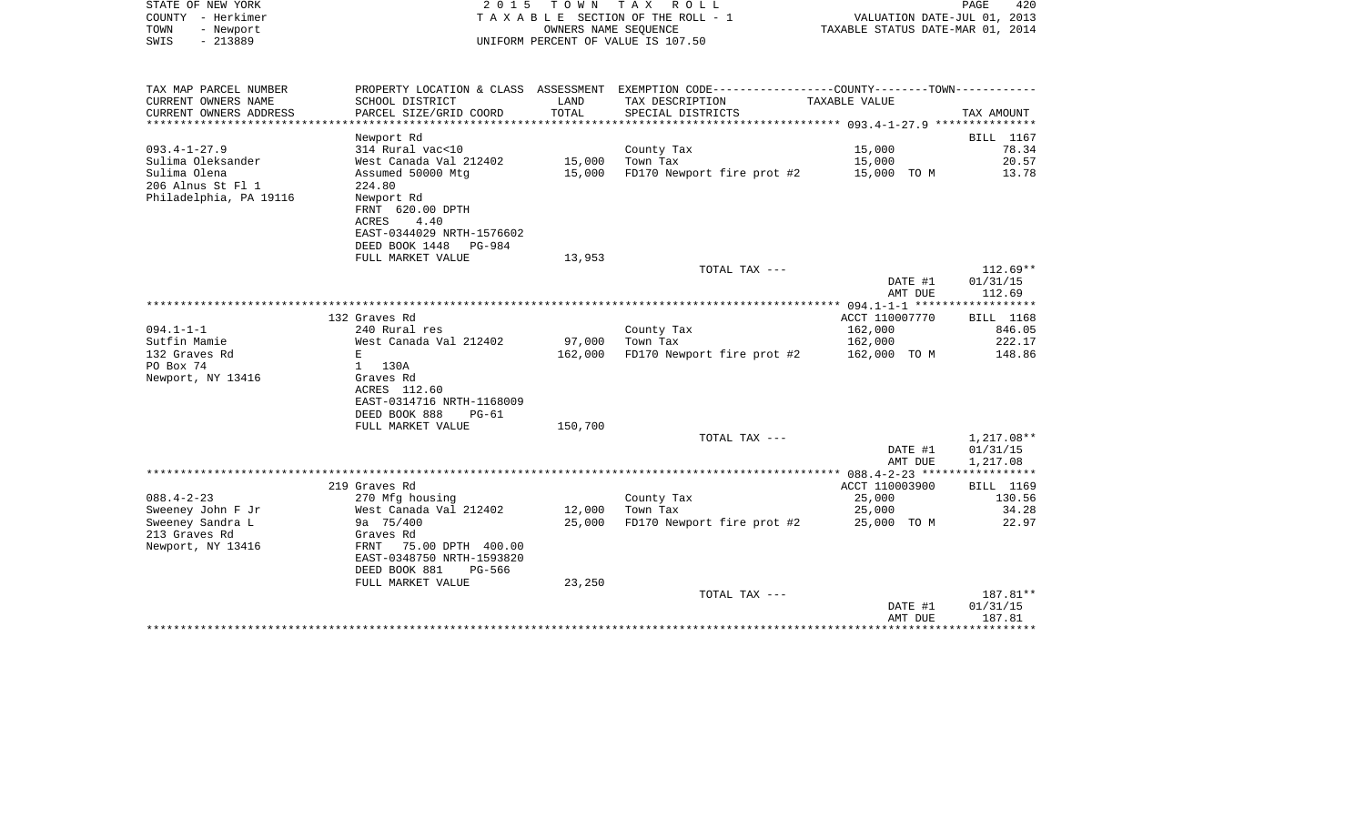STATE OF NEW YORK
COUNTY - Herkimer
TOWN - Newport
SWIS - 213889

2 0 1 5 T O W N T A X R O L L
T A X A B L E SECTION OF THE ROLL - 1
OWNERS NAME SEQUENCE
UNIFORM PERCENT OF VALUE IS 107.50

VALUATION DATE-JUL 01, 2013
TAXABLE STATUS DATE-MAR 01, 2014

| TAX MAP PARCEL NUMBER<br>CURRENT OWNERS NAME<br>CURRENT OWNERS ADDRESS | PROPERTY LOCATION & CLASS<br>SCHOOL DISTRICT<br>PARCEL SIZE/GRID COORD | ASSESSMENT<br>LAND<br>TOTAL | EXEMPTION CODE<br>TAX DESCRIPTION<br>SPECIAL DISTRICTS | COUNTY--------TOWN<br>TAXABLE VALUE | TAX AMOUNT |
|---|---|---|---|---|---|
| | Newport Rd | | | 093.4-1-27.9 | BILL 1167 |
| 093.4-1-27.9 | 314 Rural vac<10 | | County Tax | 15,000 | 78.34 |
| Sulima Oleksander | West Canada Val 212402 | 15,000 | Town Tax | 15,000 | 20.57 |
| Sulima Olena | Assumed 50000 Mtg | 15,000 | FD170 Newport fire prot #2 | 15,000 TO M | 13.78 |
| 206 Alnus St Fl 1 | 224.80 | | | | |
| Philadelphia, PA 19116 | Newport Rd | | | | |
| | FRNT 620.00 DPTH | | | | |
| | ACRES 4.40 | | | | |
| | EAST-0344029 NRTH-1576602 | | | | |
| | DEED BOOK 1448 PG-984 | | | | |
| | FULL MARKET VALUE | 13,953 | | | |
| | | | TOTAL TAX --- | | 112.69** |
| | | | | DATE #1 | 01/31/15 |
| | | | | AMT DUE | 112.69 |
| | 132 Graves Rd | | | ACCT 110007770 | BILL 1168 |
| 094.1-1-1 | 240 Rural res | | County Tax | 162,000 | 846.05 |
| Sutfin Mamie | West Canada Val 212402 | 97,000 | Town Tax | 162,000 | 222.17 |
| 132 Graves Rd | E | 162,000 | FD170 Newport fire prot #2 | 162,000 TO M | 148.86 |
| PO Box 74 | 1 130A | | | | |
| Newport, NY 13416 | Graves Rd | | | | |
| | ACRES 112.60 | | | | |
| | EAST-0314716 NRTH-1168009 | | | | |
| | DEED BOOK 888 PG-61 | | | | |
| | FULL MARKET VALUE | 150,700 | | | |
| | | | TOTAL TAX --- | | 1,217.08** |
| | | | | DATE #1 | 01/31/15 |
| | | | | AMT DUE | 1,217.08 |
| | 219 Graves Rd | | | ACCT 110003900 | BILL 1169 |
| 088.4-2-23 | 270 Mfg housing | | County Tax | 25,000 | 130.56 |
| Sweeney John F Jr | West Canada Val 212402 | 12,000 | Town Tax | 25,000 | 34.28 |
| Sweeney Sandra L | 9a 75/400 | 25,000 | FD170 Newport fire prot #2 | 25,000 TO M | 22.97 |
| 213 Graves Rd | Graves Rd | | | | |
| Newport, NY 13416 | FRNT 75.00 DPTH 400.00 | | | | |
| | EAST-0348750 NRTH-1593820 | | | | |
| | DEED BOOK 881 PG-566 | | | | |
| | FULL MARKET VALUE | 23,250 | | | |
| | | | TOTAL TAX --- | | 187.81** |
| | | | | DATE #1 | 01/31/15 |
| | | | | AMT DUE | 187.81 |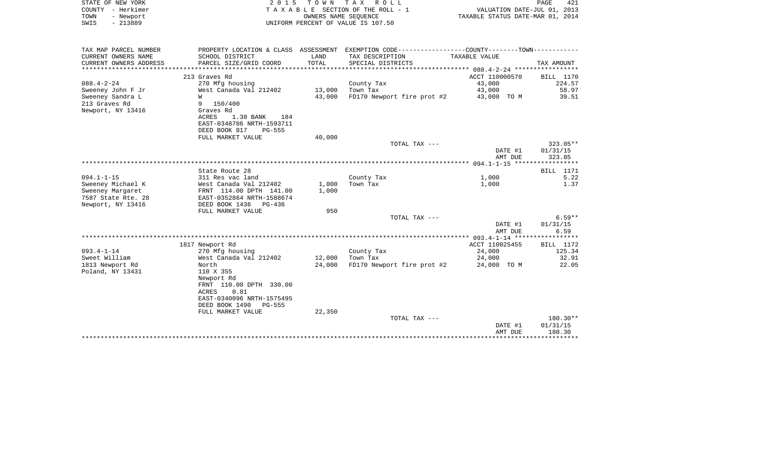STATE OF NEW YORK — COUNTY - Herkimer — TOWN - Newport — SWIS - 213889

2015 TOWN TAX ROLL
TAXABLE SECTION OF THE ROLL - 1
OWNERS NAME SEQUENCE
UNIFORM PERCENT OF VALUE IS 107.50

VALUATION DATE-JUL 01, 2013
TAXABLE STATUS DATE-MAR 01, 2014

| TAX MAP PARCEL NUMBER / CURRENT OWNERS NAME / CURRENT OWNERS ADDRESS | PROPERTY LOCATION & CLASS / SCHOOL DISTRICT / PARCEL SIZE/GRID COORD | ASSESSMENT LAND / TOTAL | EXEMPTION CODE / TAX DESCRIPTION / SPECIAL DISTRICTS | COUNTY / TOWN TAXABLE VALUE | TAX AMOUNT |
|---|---|---|---|---|---|
| | 213 Graves Rd | | | ACCT 110000570 | BILL 1170 |
| 088.4-2-24 | 270 Mfg housing | | County Tax | 43,000 | 224.57 |
| Sweeney John F Jr | West Canada Val 212402 | 13,000 | Town Tax | 43,000 | 58.97 |
| Sweeney Sandra L | W | 43,000 | FD170 Newport fire prot #2 | 43,000 TO M | 39.51 |
| 213 Graves Rd | 9 150/400 | | | | |
| Newport, NY 13416 | Graves Rd | | | | |
| | ACRES 1.30 BANK 184 | | | | |
| | EAST-0348786 NRTH-1593711 | | | | |
| | DEED BOOK 817 PG-555 | | | | |
| | FULL MARKET VALUE | 40,000 | | | |
| | | | TOTAL TAX --- | | 323.05** |
| | | | | DATE #1 | 01/31/15 |
| | | | | AMT DUE | 323.05 |
| | State Route 28 | | | | BILL 1171 |
| 094.1-1-15 | 311 Res vac land | | County Tax | 1,000 | 5.22 |
| Sweeney Michael K | West Canada Val 212402 | 1,000 | Town Tax | 1,000 | 1.37 |
| Sweeney Margaret | FRNT 114.00 DPTH 141.00 | 1,000 | | | |
| 7587 State Rte. 28 | EAST-0352864 NRTH-1588674 | | | | |
| Newport, NY 13416 | DEED BOOK 1436 PG-436 | | | | |
| | FULL MARKET VALUE | 950 | | | |
| | | | TOTAL TAX --- | | 6.59** |
| | | | | DATE #1 | 01/31/15 |
| | | | | AMT DUE | 6.59 |
| | 1817 Newport Rd | | | ACCT 110025455 | BILL 1172 |
| 093.4-1-14 | 270 Mfg housing | | County Tax | 24,000 | 125.34 |
| Sweet William | West Canada Val 212402 | 12,000 | Town Tax | 24,000 | 32.91 |
| 1813 Newport Rd | North | 24,000 | FD170 Newport fire prot #2 | 24,000 TO M | 22.05 |
| Poland, NY 13431 | 110 X 355 | | | | |
| | Newport Rd | | | | |
| | FRNT 110.00 DPTH 330.00 | | | | |
| | ACRES 0.81 | | | | |
| | EAST-0340096 NRTH-1575495 | | | | |
| | DEED BOOK 1490 PG-555 | | | | |
| | FULL MARKET VALUE | 22,350 | | | |
| | | | TOTAL TAX --- | | 180.30** |
| | | | | DATE #1 | 01/31/15 |
| | | | | AMT DUE | 180.30 |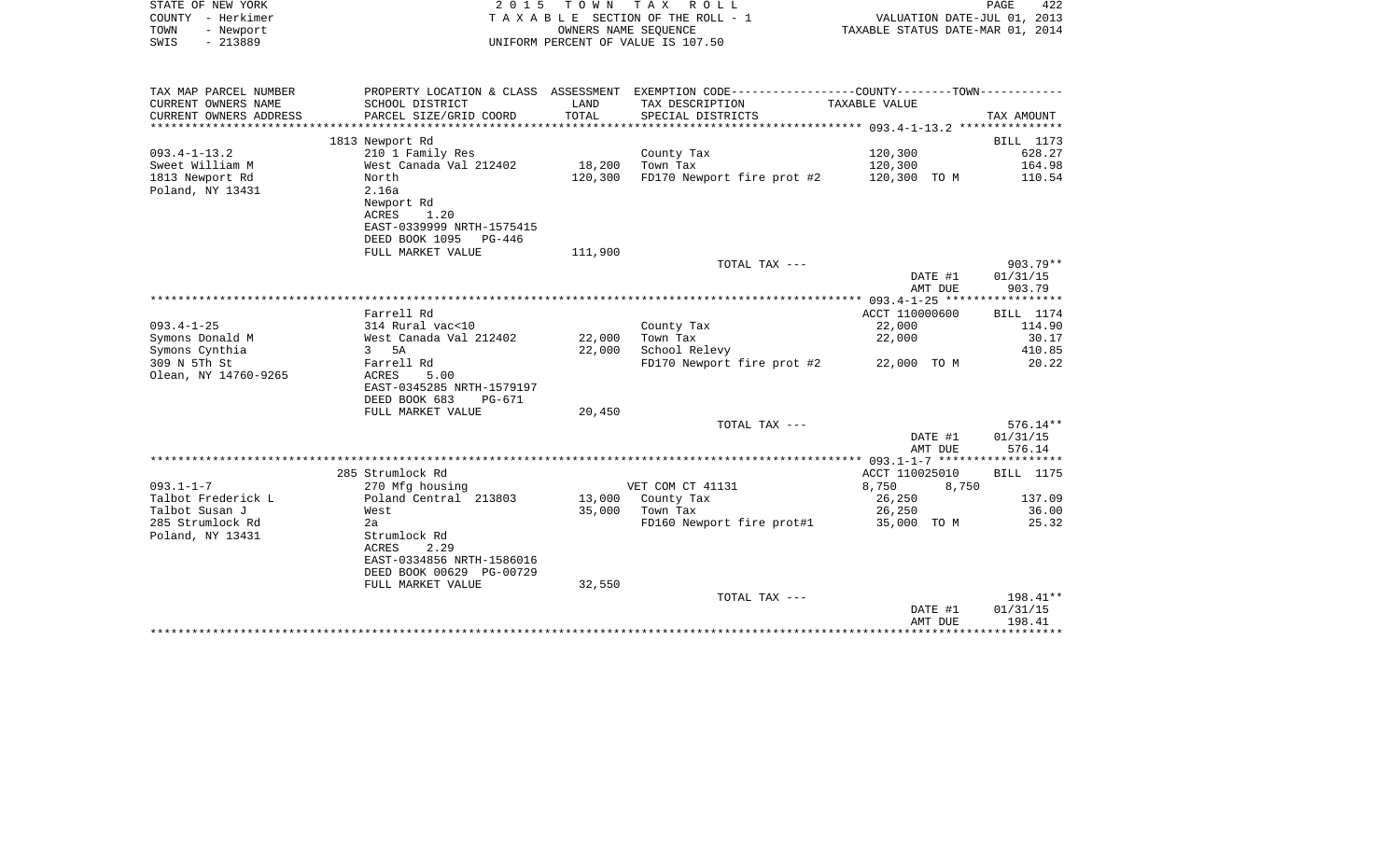STATE OF NEW YORK
COUNTY - Herkimer
TOWN - Newport
SWIS - 213889

2 0 1 5 T O W N T A X R O L L
T A X A B L E SECTION OF THE ROLL - 1
OWNERS NAME SEQUENCE
UNIFORM PERCENT OF VALUE IS 107.50

VALUATION DATE-JUL 01, 2013
TAXABLE STATUS DATE-MAR 01, 2014

| TAX MAP PARCEL NUMBER<br>CURRENT OWNERS NAME<br>CURRENT OWNERS ADDRESS | PROPERTY LOCATION & CLASS<br>SCHOOL DISTRICT<br>PARCEL SIZE/GRID COORD | ASSESSMENT<br>LAND<br>TOTAL | EXEMPTION CODE-----COUNTY-----TOWN-----<br>TAX DESCRIPTION<br>SPECIAL DISTRICTS | TAXABLE VALUE | TAX AMOUNT |
|---|---|---|---|---|---|
| **093.4-1-13.2** | 1813 Newport Rd | | | | BILL 1173 |
| 093.4-1-13.2 | 210 1 Family Res | | County Tax | 120,300 | 628.27 |
| Sweet William M | West Canada Val 212402 | 18,200 | Town Tax | 120,300 | 164.98 |
| 1813 Newport Rd | North | 120,300 | FD170 Newport fire prot #2 | 120,300 TO M | 110.54 |
| Poland, NY 13431 | 2.16a | | | | |
| | Newport Rd | | | | |
| | ACRES 1.20 | | | | |
| | EAST-0339999 NRTH-1575415 | | | | |
| | DEED BOOK 1095 PG-446 | | | | |
| | FULL MARKET VALUE | 111,900 | | | |
| | | | TOTAL TAX --- | | 903.79** |
| | | | | DATE #1 | 01/31/15 |
| | | | | AMT DUE | 903.79 |
| **093.4-1-25** | Farrell Rd | | | ACCT 110000600 | BILL 1174 |
| 093.4-1-25 | 314 Rural vac<10 | | County Tax | 22,000 | 114.90 |
| Symons Donald M | West Canada Val 212402 | 22,000 | Town Tax | 22,000 | 30.17 |
| Symons Cynthia | 3 5A | 22,000 | School Relevy | | 410.85 |
| 309 N 5Th St | Farrell Rd | | FD170 Newport fire prot #2 | 22,000 TO M | 20.22 |
| Olean, NY 14760-9265 | ACRES 5.00 | | | | |
| | EAST-0345285 NRTH-1579197 | | | | |
| | DEED BOOK 683 PG-671 | | | | |
| | FULL MARKET VALUE | 20,450 | | | |
| | | | TOTAL TAX --- | | 576.14** |
| | | | | DATE #1 | 01/31/15 |
| | | | | AMT DUE | 576.14 |
| **093.1-1-7** | 285 Strumlock Rd | | | ACCT 110025010 | BILL 1175 |
| 093.1-1-7 | 270 Mfg housing | | VET COM CT 41131 | 8,750 8,750 | |
| Talbot Frederick L | Poland Central 213803 | 13,000 | County Tax | 26,250 | 137.09 |
| Talbot Susan J | West | 35,000 | Town Tax | 26,250 | 36.00 |
| 285 Strumlock Rd | 2a | | FD160 Newport fire prot#1 | 35,000 TO M | 25.32 |
| Poland, NY 13431 | Strumlock Rd | | | | |
| | ACRES 2.29 | | | | |
| | EAST-0334856 NRTH-1586016 | | | | |
| | DEED BOOK 00629 PG-00729 | | | | |
| | FULL MARKET VALUE | 32,550 | | | |
| | | | TOTAL TAX --- | | 198.41** |
| | | | | DATE #1 | 01/31/15 |
| | | | | AMT DUE | 198.41 |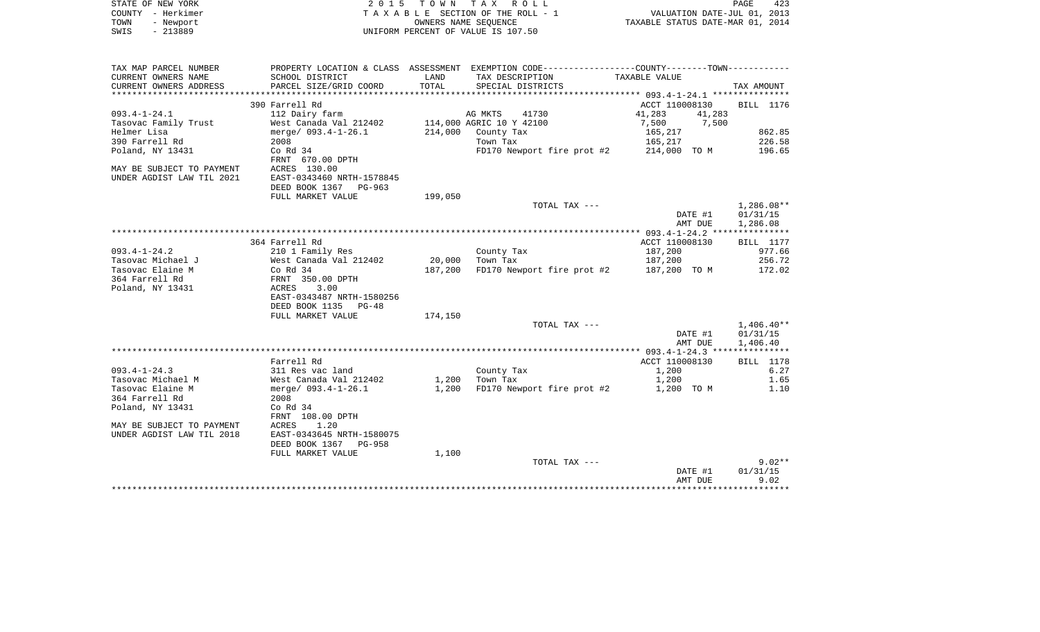STATE OF NEW YORK                    2 0 1 5   T O W N   T A X   R O L L
COUNTY - Herkimer                    T A X A B L E  SECTION OF THE ROLL - 1                VALUATION DATE-JUL 01, 2013
TOWN   - Newport                     OWNERS NAME SEQUENCE                                  TAXABLE STATUS DATE-MAR 01, 2014
SWIS   - 213889                      UNIFORM PERCENT OF VALUE IS 107.50

| TAX MAP PARCEL NUMBER<br>CURRENT OWNERS NAME<br>CURRENT OWNERS ADDRESS | PROPERTY LOCATION & CLASS<br>SCHOOL DISTRICT<br>PARCEL SIZE/GRID COORD | ASSESSMENT<br>LAND<br>TOTAL | EXEMPTION CODE-----COUNTY-----TOWN<br>TAX DESCRIPTION<br>SPECIAL DISTRICTS | TAXABLE VALUE | TAX AMOUNT |
|---|---|---|---|---|---|
| 093.4-1-24.1 | 390 Farrell Rd |  |  | ACCT 110008130 | BILL 1176 |
| 093.4-1-24.1 | 112 Dairy farm |  | AG MKTS 41730 | 41,283 41,283 |  |
| Tasovac Family Trust | West Canada Val 212402 | 114,000 | AGRIC 10 Y 42100 | 7,500 7,500 |  |
| Helmer Lisa | merge/ 093.4-1-26.1 | 214,000 | County Tax | 165,217 | 862.85 |
| 390 Farrell Rd | 2008 |  | Town Tax | 165,217 | 226.58 |
| Poland, NY 13431 | Co Rd 34 |  | FD170 Newport fire prot #2 | 214,000 TO M | 196.65 |
|  | FRNT 670.00 DPTH |  |  |  |  |
| MAY BE SUBJECT TO PAYMENT | ACRES 130.00 |  |  |  |  |
| UNDER AGDIST LAW TIL 2021 | EAST-0343460 NRTH-1578845 |  |  |  |  |
|  | DEED BOOK 1367 PG-963 |  |  |  |  |
|  | FULL MARKET VALUE | 199,050 |  |  |  |
|  |  |  | TOTAL TAX --- |  | 1,286.08** |
|  |  |  |  | DATE #1 | 01/31/15 |
|  |  |  |  | AMT DUE | 1,286.08 |
| 093.4-1-24.2 | 364 Farrell Rd |  |  | ACCT 110008130 | BILL 1177 |
| 093.4-1-24.2 | 210 1 Family Res |  | County Tax | 187,200 | 977.66 |
| Tasovac Michael J | West Canada Val 212402 | 20,000 | Town Tax | 187,200 | 256.72 |
| Tasovac Elaine M | Co Rd 34 | 187,200 | FD170 Newport fire prot #2 | 187,200 TO M | 172.02 |
| 364 Farrell Rd | FRNT 350.00 DPTH |  |  |  |  |
| Poland, NY 13431 | ACRES 3.00 |  |  |  |  |
|  | EAST-0343487 NRTH-1580256 |  |  |  |  |
|  | DEED BOOK 1135 PG-48 |  |  |  |  |
|  | FULL MARKET VALUE | 174,150 |  |  |  |
|  |  |  | TOTAL TAX --- |  | 1,406.40** |
|  |  |  |  | DATE #1 | 01/31/15 |
|  |  |  |  | AMT DUE | 1,406.40 |
| 093.4-1-24.3 | Farrell Rd |  |  | ACCT 110008130 | BILL 1178 |
| 093.4-1-24.3 | 311 Res vac land |  | County Tax | 1,200 | 6.27 |
| Tasovac Michael M | West Canada Val 212402 | 1,200 | Town Tax | 1,200 | 1.65 |
| Tasovac Elaine M | merge/ 093.4-1-26.1 | 1,200 | FD170 Newport fire prot #2 | 1,200 TO M | 1.10 |
| 364 Farrell Rd | 2008 |  |  |  |  |
| Poland, NY 13431 | Co Rd 34 |  |  |  |  |
|  | FRNT 108.00 DPTH |  |  |  |  |
| MAY BE SUBJECT TO PAYMENT | ACRES 1.20 |  |  |  |  |
| UNDER AGDIST LAW TIL 2018 | EAST-0343645 NRTH-1580075 |  |  |  |  |
|  | DEED BOOK 1367 PG-958 |  |  |  |  |
|  | FULL MARKET VALUE | 1,100 |  |  |  |
|  |  |  | TOTAL TAX --- |  | 9.02** |
|  |  |  |  | DATE #1 | 01/31/15 |
|  |  |  |  | AMT DUE | 9.02 |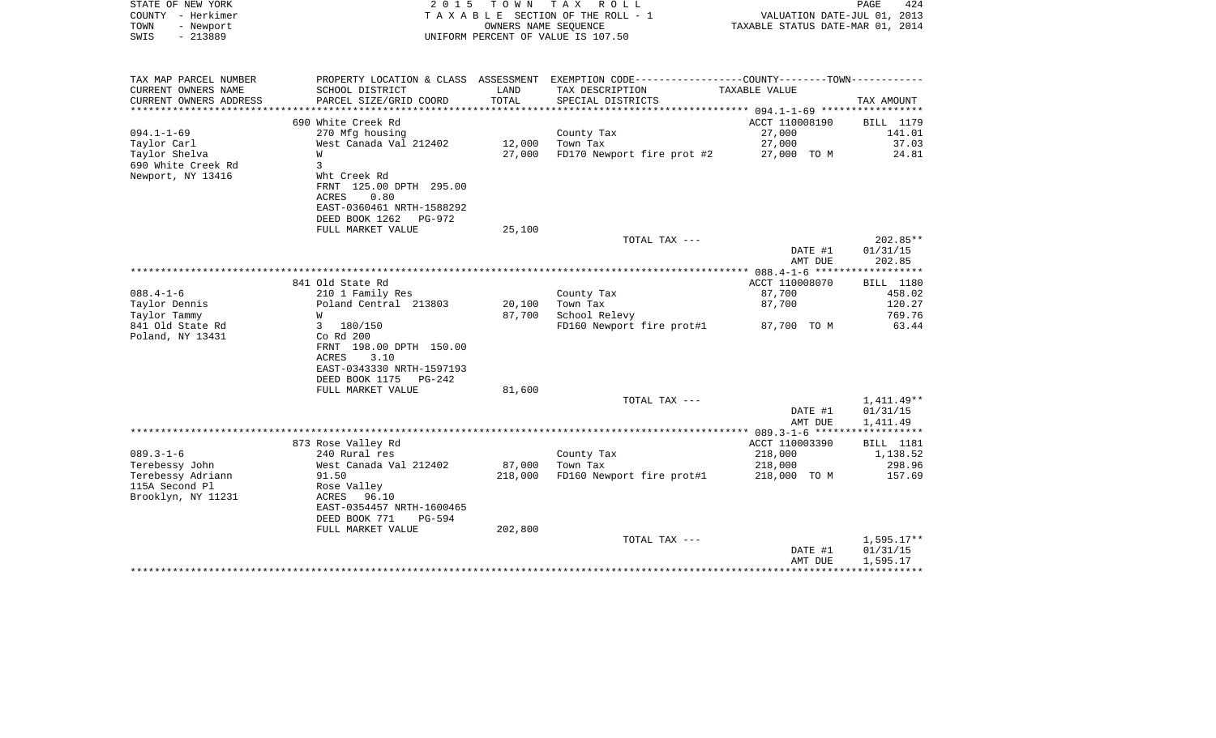STATE OF NEW YORK
COUNTY - Herkimer
TOWN - Newport
SWIS - 213889

2 0 1 5 T O W N T A X R O L L
T A X A B L E SECTION OF THE ROLL - 1
OWNERS NAME SEQUENCE
UNIFORM PERCENT OF VALUE IS 107.50

VALUATION DATE-JUL 01, 2013
TAXABLE STATUS DATE-MAR 01, 2014

| TAX MAP PARCEL NUMBER / CURRENT OWNERS NAME / CURRENT OWNERS ADDRESS | PROPERTY LOCATION & CLASS / SCHOOL DISTRICT / PARCEL SIZE/GRID COORD | ASSESSMENT LAND / TOTAL | EXEMPTION CODE / TAX DESCRIPTION / SPECIAL DISTRICTS | COUNTY--------TOWN TAXABLE VALUE | TAX AMOUNT |
|---|---|---|---|---|---|
| 094.1-1-69 ***** | | | | | |
| | 690 White Creek Rd | | | ACCT 110008190 | BILL 1179 |
| 094.1-1-69 | 270 Mfg housing | | County Tax | 27,000 | 141.01 |
| Taylor Carl | West Canada Val 212402 | 12,000 | Town Tax | 27,000 | 37.03 |
| Taylor Shelva | W | 27,000 | FD170 Newport fire prot #2 | 27,000 TO M | 24.81 |
| 690 White Creek Rd | 3 | | | | |
| Newport, NY 13416 | Wht Creek Rd | | | | |
| | FRNT 125.00 DPTH 295.00 | | | | |
| | ACRES 0.80 | | | | |
| | EAST-0360461 NRTH-1588292 | | | | |
| | DEED BOOK 1262 PG-972 | | | | |
| | FULL MARKET VALUE | 25,100 | | | |
| | | | TOTAL TAX --- | | 202.85** |
| | | | | DATE #1 | 01/31/15 |
| | | | | AMT DUE | 202.85 |
| 088.4-1-6 ***** | | | | | |
| | 841 Old State Rd | | | ACCT 110008070 | BILL 1180 |
| 088.4-1-6 | 210 1 Family Res | | County Tax | 87,700 | 458.02 |
| Taylor Dennis | Poland Central 213803 | 20,100 | Town Tax | 87,700 | 120.27 |
| Taylor Tammy | W | 87,700 | School Relevy | | 769.76 |
| 841 Old State Rd | 3 180/150 | | FD160 Newport fire prot#1 | 87,700 TO M | 63.44 |
| Poland, NY 13431 | Co Rd 200 | | | | |
| | FRNT 198.00 DPTH 150.00 | | | | |
| | ACRES 3.10 | | | | |
| | EAST-0343330 NRTH-1597193 | | | | |
| | DEED BOOK 1175 PG-242 | | | | |
| | FULL MARKET VALUE | 81,600 | | | |
| | | | TOTAL TAX --- | | 1,411.49** |
| | | | | DATE #1 | 01/31/15 |
| | | | | AMT DUE | 1,411.49 |
| 089.3-1-6 ***** | | | | | |
| | 873 Rose Valley Rd | | | ACCT 110003390 | BILL 1181 |
| 089.3-1-6 | 240 Rural res | | County Tax | 218,000 | 1,138.52 |
| Terebessy John | West Canada Val 212402 | 87,000 | Town Tax | 218,000 | 298.96 |
| Terebessy Adriann | 91.50 | 218,000 | FD160 Newport fire prot#1 | 218,000 TO M | 157.69 |
| 115A Second Pl | Rose Valley | | | | |
| Brooklyn, NY 11231 | ACRES 96.10 | | | | |
| | EAST-0354457 NRTH-1600465 | | | | |
| | DEED BOOK 771 PG-594 | | | | |
| | FULL MARKET VALUE | 202,800 | | | |
| | | | TOTAL TAX --- | | 1,595.17** |
| | | | | DATE #1 | 01/31/15 |
| | | | | AMT DUE | 1,595.17 |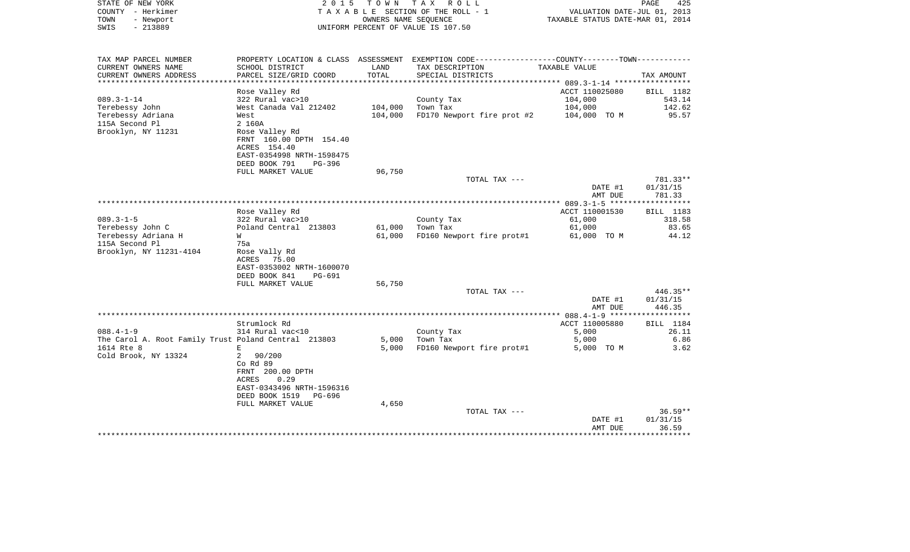STATE OF NEW YORK
COUNTY - Herkimer
TOWN - Newport
SWIS - 213889

2 0 1 5 T O W N T A X R O L L
T A X A B L E SECTION OF THE ROLL - 1
OWNERS NAME SEQUENCE
UNIFORM PERCENT OF VALUE IS 107.50

VALUATION DATE-JUL 01, 2013
TAXABLE STATUS DATE-MAR 01, 2014

| TAX MAP PARCEL NUMBER / CURRENT OWNERS NAME / CURRENT OWNERS ADDRESS | PROPERTY LOCATION & CLASS / SCHOOL DISTRICT / PARCEL SIZE/GRID COORD | ASSESSMENT LAND / TOTAL | EXEMPTION CODE / TAX DESCRIPTION / SPECIAL DISTRICTS | COUNTY--------TOWN TAXABLE VALUE | TAX AMOUNT |
|---|---|---|---|---|---|
| **089.3-1-14** | Rose Valley Rd | | | ACCT 110025080 | BILL 1182 |
| | 322 Rural vac>10 | | County Tax | 104,000 | 543.14 |
| Terebessy John | West Canada Val 212402 | 104,000 | Town Tax | 104,000 | 142.62 |
| Terebessy Adriana | West | 104,000 | FD170 Newport fire prot #2 | 104,000 TO M | 95.57 |
| 115A Second Pl | 2 160A | | | | |
| Brooklyn, NY 11231 | Rose Valley Rd | | | | |
| | FRNT 160.00 DPTH 154.40 | | | | |
| | ACRES 154.40 | | | | |
| | EAST-0354998 NRTH-1598475 | | | | |
| | DEED BOOK 791 PG-396 | | | | |
| | FULL MARKET VALUE | 96,750 | | | |
| | | | TOTAL TAX --- | | 781.33** |
| | | | | DATE #1 | 01/31/15 |
| | | | | AMT DUE | 781.33 |
| **089.3-1-5** | Rose Valley Rd | | | ACCT 110001530 | BILL 1183 |
| | 322 Rural vac>10 | | County Tax | 61,000 | 318.58 |
| Terebessy John C | Poland Central 213803 | 61,000 | Town Tax | 61,000 | 83.65 |
| Terebessy Adriana H | W | 61,000 | FD160 Newport fire prot#1 | 61,000 TO M | 44.12 |
| 115A Second Pl | 75a | | | | |
| Brooklyn, NY 11231-4104 | Rose Vally Rd | | | | |
| | ACRES 75.00 | | | | |
| | EAST-0353002 NRTH-1600070 | | | | |
| | DEED BOOK 841 PG-691 | | | | |
| | FULL MARKET VALUE | 56,750 | | | |
| | | | TOTAL TAX --- | | 446.35** |
| | | | | DATE #1 | 01/31/15 |
| | | | | AMT DUE | 446.35 |
| **088.4-1-9** | Strumlock Rd | | | ACCT 110005880 | BILL 1184 |
| | 314 Rural vac<10 | | County Tax | 5,000 | 26.11 |
| The Carol A. Root Family Trust | Poland Central 213803 | 5,000 | Town Tax | 5,000 | 6.86 |
| 1614 Rte 8 | E | 5,000 | FD160 Newport fire prot#1 | 5,000 TO M | 3.62 |
| Cold Brook, NY 13324 | 2 90/200 | | | | |
| | Co Rd 89 | | | | |
| | FRNT 200.00 DPTH | | | | |
| | ACRES 0.29 | | | | |
| | EAST-0343496 NRTH-1596316 | | | | |
| | DEED BOOK 1519 PG-696 | | | | |
| | FULL MARKET VALUE | 4,650 | | | |
| | | | TOTAL TAX --- | | 36.59** |
| | | | | DATE #1 | 01/31/15 |
| | | | | AMT DUE | 36.59 |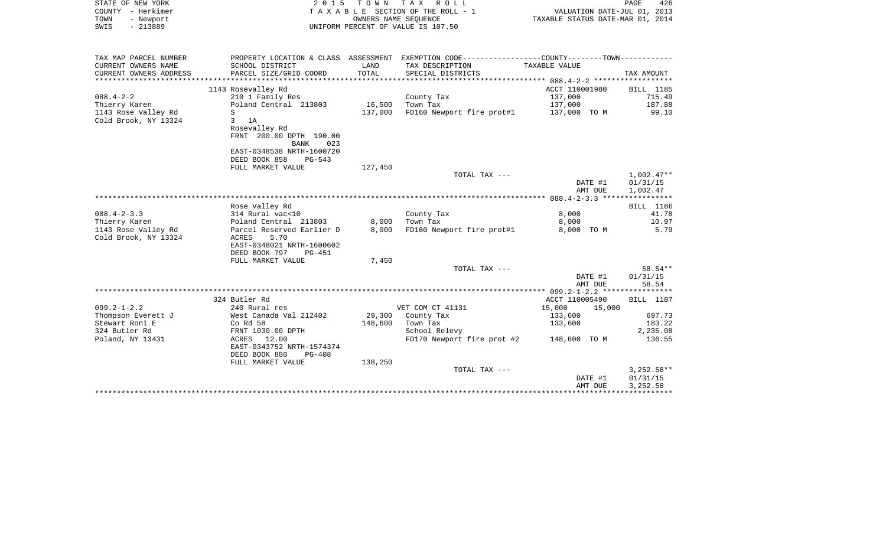STATE OF NEW YORK
COUNTY - Herkimer
TOWN - Newport
SWIS - 213889

2 0 1 5 T O W N T A X R O L L
T A X A B L E SECTION OF THE ROLL - 1
OWNERS NAME SEQUENCE
UNIFORM PERCENT OF VALUE IS 107.50

VALUATION DATE-JUL 01, 2013
TAXABLE STATUS DATE-MAR 01, 2014

| TAX MAP PARCEL NUMBER / CURRENT OWNERS NAME / CURRENT OWNERS ADDRESS | PROPERTY LOCATION & CLASS / SCHOOL DISTRICT / PARCEL SIZE/GRID COORD | ASSESSMENT LAND / TOTAL | EXEMPTION CODE / TAX DESCRIPTION / SPECIAL DISTRICTS | COUNTY / TOWN TAXABLE VALUE | TAX AMOUNT |
|---|---|---|---|---|---|
| | 1143 Rosevalley Rd | | | ACCT 110001980 | BILL 1185 |
| 088.4-2-2 | 210 1 Family Res | | County Tax | 137,000 | 715.49 |
| Thierry Karen | Poland Central 213803 | 16,500 | Town Tax | 137,000 | 187.88 |
| 1143 Rose Valley Rd | S | 137,000 | FD160 Newport fire prot#1 | 137,000 TO M | 99.10 |
| Cold Brook, NY 13324 | 3 1A | | | | |
| | Rosevalley Rd | | | | |
| | FRNT 200.00 DPTH 190.00 | | | | |
| | BANK 023 | | | | |
| | EAST-0348538 NRTH-1600720 | | | | |
| | DEED BOOK 858 PG-543 | | | | |
| | FULL MARKET VALUE | 127,450 | | | |
| | | | TOTAL TAX --- | | 1,002.47** |
| | | | | DATE #1 | 01/31/15 |
| | | | | AMT DUE | 1,002.47 |
| | Rose Valley Rd | | | | BILL 1186 |
| 088.4-2-3.3 | 314 Rural vac<10 | | County Tax | 8,000 | 41.78 |
| Thierry Karen | Poland Central 213803 | 8,000 | Town Tax | 8,000 | 10.97 |
| 1143 Rose Valley Rd | Parcel Reserved Earlier D | 8,000 | FD160 Newport fire prot#1 | 8,000 TO M | 5.79 |
| Cold Brook, NY 13324 | ACRES 5.70 | | | | |
| | EAST-0348021 NRTH-1600602 | | | | |
| | DEED BOOK 797 PG-451 | | | | |
| | FULL MARKET VALUE | 7,450 | | | |
| | | | TOTAL TAX --- | | 58.54** |
| | | | | DATE #1 | 01/31/15 |
| | | | | AMT DUE | 58.54 |
| | 324 Butler Rd | | | ACCT 110005490 | BILL 1187 |
| 099.2-1-2.2 | 240 Rural res | | VET COM CT 41131 | 15,000 15,000 | |
| Thompson Everett J | West Canada Val 212402 | 29,300 | County Tax | 133,600 | 697.73 |
| Stewart Roni E | Co Rd 58 | 148,600 | Town Tax | 133,600 | 183.22 |
| 324 Butler Rd | FRNT 1030.00 DPTH | | School Relevy | | 2,235.08 |
| Poland, NY 13431 | ACRES 12.00 | | FD170 Newport fire prot #2 | 148,600 TO M | 136.55 |
| | EAST-0343752 NRTH-1574374 | | | | |
| | DEED BOOK 880 PG-408 | | | | |
| | FULL MARKET VALUE | 138,250 | | | |
| | | | TOTAL TAX --- | | 3,252.58** |
| | | | | DATE #1 | 01/31/15 |
| | | | | AMT DUE | 3,252.58 |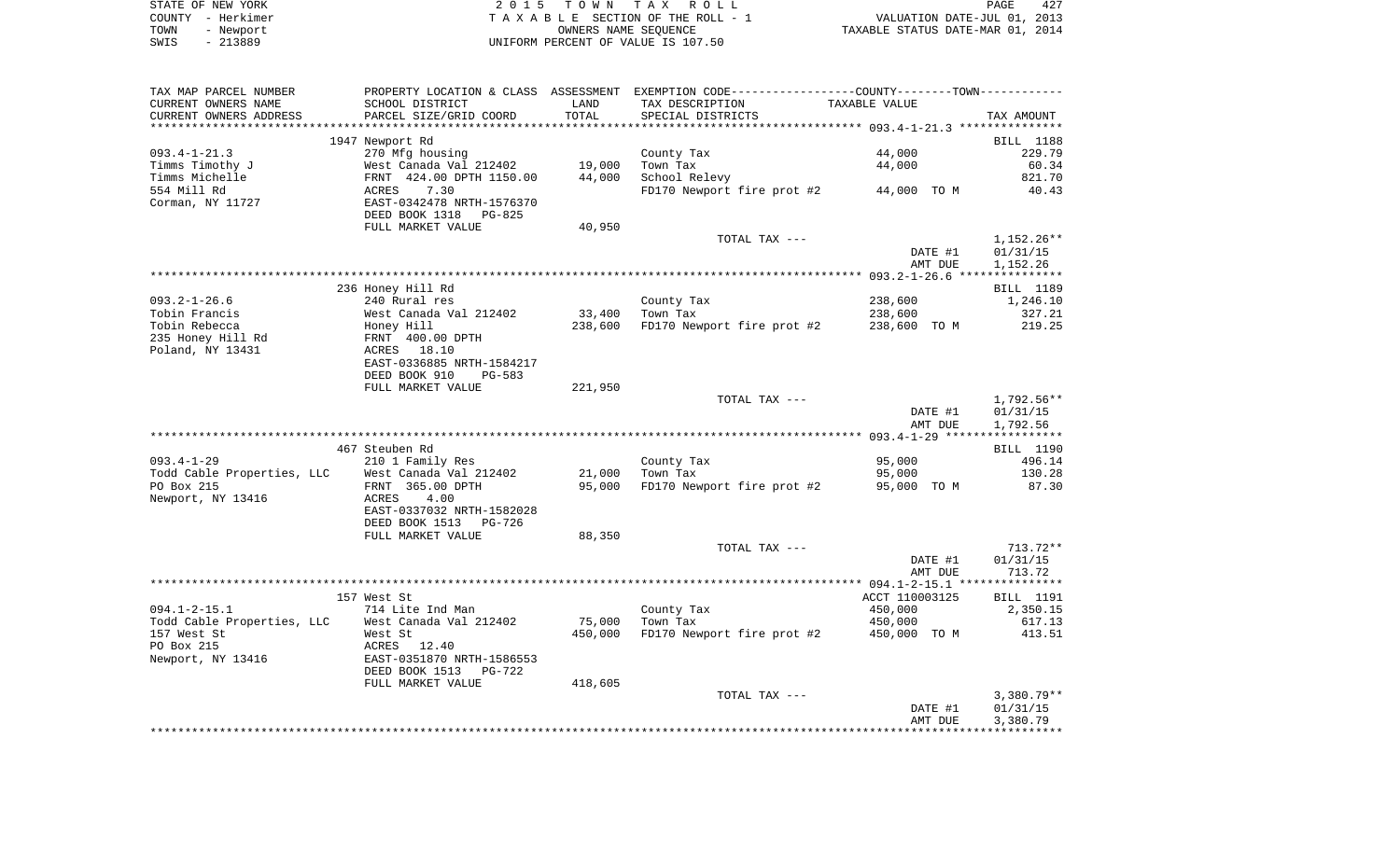STATE OF NEW YORK | 2 0 1 5 T O W N T A X R O L L
COUNTY - Herkimer | T A X A B L E SECTION OF THE ROLL - 1 | VALUATION DATE-JUL 01, 2013
TOWN - Newport | OWNERS NAME SEQUENCE | TAXABLE STATUS DATE-MAR 01, 2014
SWIS - 213889 | UNIFORM PERCENT OF VALUE IS 107.50

| TAX MAP PARCEL NUMBER<br>CURRENT OWNERS NAME<br>CURRENT OWNERS ADDRESS | PROPERTY LOCATION & CLASS<br>SCHOOL DISTRICT<br>PARCEL SIZE/GRID COORD | ASSESSMENT<br>LAND<br>TOTAL | EXEMPTION CODE-----COUNTY-----TOWN-----<br>TAX DESCRIPTION<br>SPECIAL DISTRICTS | TAXABLE VALUE | TAX AMOUNT |
|---|---|---|---|---|---|
| | 1947 Newport Rd | | | 093.4-1-21.3 | BILL 1188 |
| 093.4-1-21.3 | 270 Mfg housing | | County Tax | 44,000 | 229.79 |
| Timms Timothy J | West Canada Val 212402 | 19,000 | Town Tax | 44,000 | 60.34 |
| Timms Michelle | FRNT 424.00 DPTH 1150.00 | 44,000 | School Relevy | | 821.70 |
| 554 Mill Rd | ACRES 7.30 | | FD170 Newport fire prot #2 | 44,000 TO M | 40.43 |
| Corman, NY 11727 | EAST-0342478 NRTH-1576370 | | | | |
| | DEED BOOK 1318 PG-825 | | | | |
| | FULL MARKET VALUE | 40,950 | | | |
| | | | TOTAL TAX --- | | 1,152.26** |
| | | | | DATE #1 | 01/31/15 |
| | | | | AMT DUE | 1,152.26 |
| | 236 Honey Hill Rd | | | 093.2-1-26.6 | BILL 1189 |
| 093.2-1-26.6 | 240 Rural res | | County Tax | 238,600 | 1,246.10 |
| Tobin Francis | West Canada Val 212402 | 33,400 | Town Tax | 238,600 | 327.21 |
| Tobin Rebecca | Honey Hill | 238,600 | FD170 Newport fire prot #2 | 238,600 TO M | 219.25 |
| 235 Honey Hill Rd | FRNT 400.00 DPTH | | | | |
| Poland, NY 13431 | ACRES 18.10 | | | | |
| | EAST-0336885 NRTH-1584217 | | | | |
| | DEED BOOK 910 PG-583 | | | | |
| | FULL MARKET VALUE | 221,950 | | | |
| | | | TOTAL TAX --- | | 1,792.56** |
| | | | | DATE #1 | 01/31/15 |
| | | | | AMT DUE | 1,792.56 |
| | 467 Steuben Rd | | | 093.4-1-29 | BILL 1190 |
| 093.4-1-29 | 210 1 Family Res | | County Tax | 95,000 | 496.14 |
| Todd Cable Properties, LLC | West Canada Val 212402 | 21,000 | Town Tax | 95,000 | 130.28 |
| PO Box 215 | FRNT 365.00 DPTH | 95,000 | FD170 Newport fire prot #2 | 95,000 TO M | 87.30 |
| Newport, NY 13416 | ACRES 4.00 | | | | |
| | EAST-0337032 NRTH-1582028 | | | | |
| | DEED BOOK 1513 PG-726 | | | | |
| | FULL MARKET VALUE | 88,350 | | | |
| | | | TOTAL TAX --- | | 713.72** |
| | | | | DATE #1 | 01/31/15 |
| | | | | AMT DUE | 713.72 |
| | 157 West St | | | 094.1-2-15.1<br>ACCT 110003125 | BILL 1191 |
| 094.1-2-15.1 | 714 Lite Ind Man | | County Tax | 450,000 | 2,350.15 |
| Todd Cable Properties, LLC | West Canada Val 212402 | 75,000 | Town Tax | 450,000 | 617.13 |
| 157 West St | West St | 450,000 | FD170 Newport fire prot #2 | 450,000 TO M | 413.51 |
| PO Box 215 | ACRES 12.40 | | | | |
| Newport, NY 13416 | EAST-0351870 NRTH-1586553 | | | | |
| | DEED BOOK 1513 PG-722 | | | | |
| | FULL MARKET VALUE | 418,605 | | | |
| | | | TOTAL TAX --- | | 3,380.79** |
| | | | | DATE #1 | 01/31/15 |
| | | | | AMT DUE | 3,380.79 |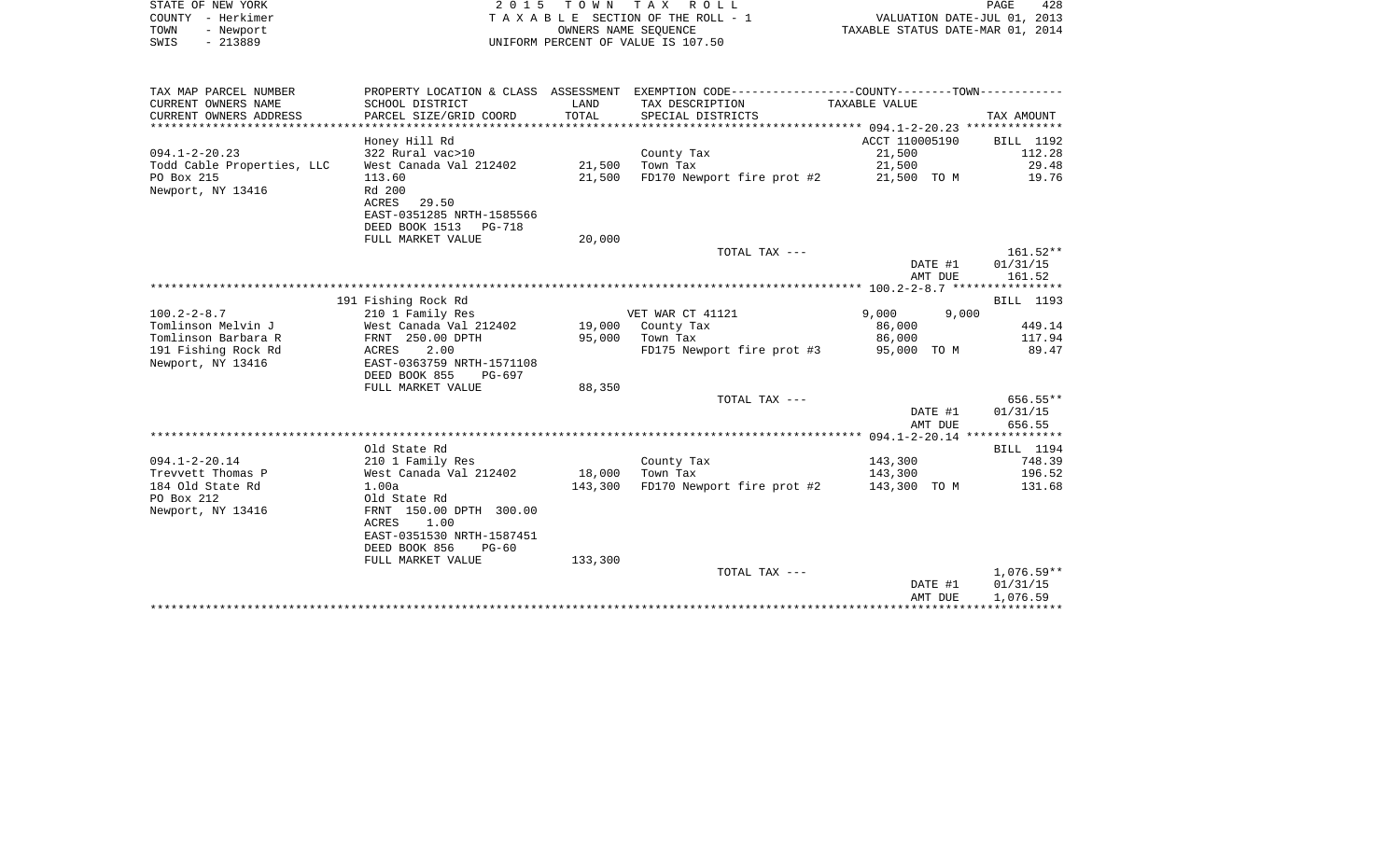STATE OF NEW YORK
COUNTY - Herkimer
TOWN - Newport
SWIS - 213889

2 0 1 5 T O W N T A X R O L L
T A X A B L E SECTION OF THE ROLL - 1
OWNERS NAME SEQUENCE
UNIFORM PERCENT OF VALUE IS 107.50

VALUATION DATE-JUL 01, 2013
TAXABLE STATUS DATE-MAR 01, 2014

| TAX MAP PARCEL NUMBER / CURRENT OWNERS NAME / CURRENT OWNERS ADDRESS | PROPERTY LOCATION & CLASS / SCHOOL DISTRICT / PARCEL SIZE/GRID COORD | ASSESSMENT LAND / TOTAL | EXEMPTION CODE / TAX DESCRIPTION / SPECIAL DISTRICTS | COUNTY / TOWN TAXABLE VALUE | TAX AMOUNT |
|---|---|---|---|---|---|
| **094.1-2-20.23** | Honey Hill Rd | | | ACCT 110005190 | BILL 1192 |
| 094.1-2-20.23 | 322 Rural vac>10 | | County Tax | 21,500 | 112.28 |
| Todd Cable Properties, LLC | West Canada Val 212402 | 21,500 | Town Tax | 21,500 | 29.48 |
| PO Box 215 | 113.60 | 21,500 | FD170 Newport fire prot #2 | 21,500 TO M | 19.76 |
| Newport, NY 13416 | Rd 200 | | | | |
| | ACRES 29.50 | | | | |
| | EAST-0351285 NRTH-1585566 | | | | |
| | DEED BOOK 1513 PG-718 | | | | |
| | FULL MARKET VALUE | 20,000 | | | |
| | | | TOTAL TAX --- | | 161.52** |
| | | | | DATE #1 | 01/31/15 |
| | | | | AMT DUE | 161.52 |
| **100.2-2-8.7** | 191 Fishing Rock Rd | | | | BILL 1193 |
| 100.2-2-8.7 | 210 1 Family Res | | VET WAR CT 41121 | 9,000 9,000 | |
| Tomlinson Melvin J | West Canada Val 212402 | 19,000 | County Tax | 86,000 | 449.14 |
| Tomlinson Barbara R | FRNT 250.00 DPTH | 95,000 | Town Tax | 86,000 | 117.94 |
| 191 Fishing Rock Rd | ACRES 2.00 | | FD175 Newport fire prot #3 | 95,000 TO M | 89.47 |
| Newport, NY 13416 | EAST-0363759 NRTH-1571108 | | | | |
| | DEED BOOK 855 PG-697 | | | | |
| | FULL MARKET VALUE | 88,350 | | | |
| | | | TOTAL TAX --- | | 656.55** |
| | | | | DATE #1 | 01/31/15 |
| | | | | AMT DUE | 656.55 |
| **094.1-2-20.14** | Old State Rd | | | | BILL 1194 |
| 094.1-2-20.14 | 210 1 Family Res | | County Tax | 143,300 | 748.39 |
| Trevvett Thomas P | West Canada Val 212402 | 18,000 | Town Tax | 143,300 | 196.52 |
| 184 Old State Rd | 1.00a | 143,300 | FD170 Newport fire prot #2 | 143,300 TO M | 131.68 |
| PO Box 212 | Old State Rd | | | | |
| Newport, NY 13416 | FRNT 150.00 DPTH 300.00 | | | | |
| | ACRES 1.00 | | | | |
| | EAST-0351530 NRTH-1587451 | | | | |
| | DEED BOOK 856 PG-60 | | | | |
| | FULL MARKET VALUE | 133,300 | | | |
| | | | TOTAL TAX --- | | 1,076.59** |
| | | | | DATE #1 | 01/31/15 |
| | | | | AMT DUE | 1,076.59 |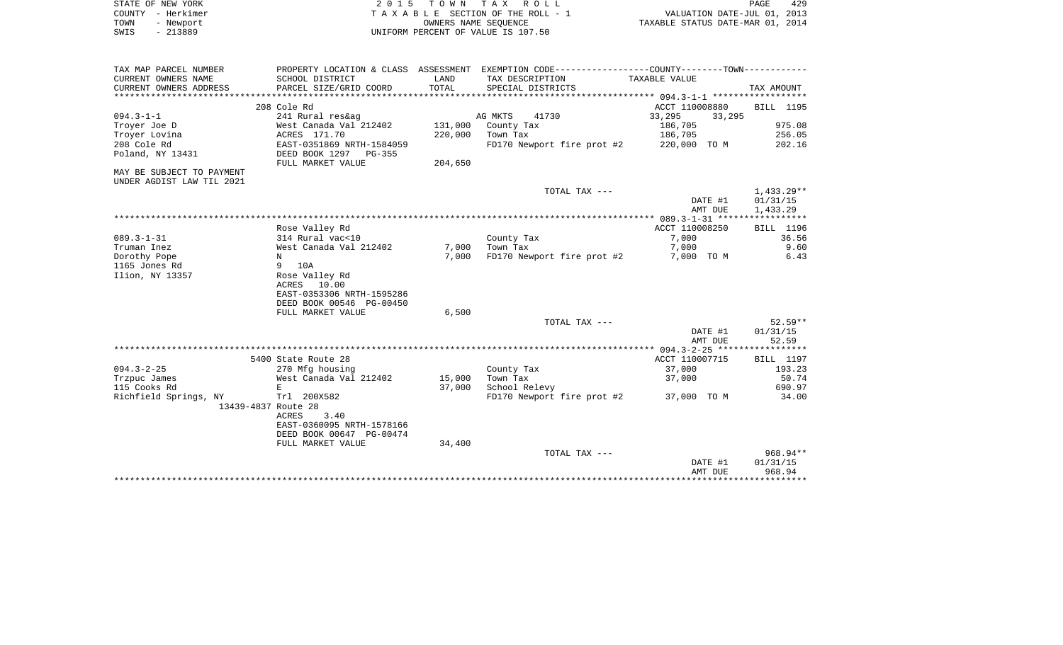STATE OF NEW YORK
COUNTY - Herkimer
TOWN - Newport
SWIS - 213889

2 0 1 5 T O W N T A X R O L L
T A X A B L E SECTION OF THE ROLL - 1
OWNERS NAME SEQUENCE
UNIFORM PERCENT OF VALUE IS 107.50

VALUATION DATE-JUL 01, 2013
TAXABLE STATUS DATE-MAR 01, 2014

| TAX MAP PARCEL NUMBER / CURRENT OWNERS NAME / CURRENT OWNERS ADDRESS | PROPERTY LOCATION & CLASS / SCHOOL DISTRICT / PARCEL SIZE/GRID COORD | ASSESSMENT LAND / TOTAL | EXEMPTION CODE / TAX DESCRIPTION / SPECIAL DISTRICTS | COUNTY / TOWN TAXABLE VALUE | TAX AMOUNT |
|---|---|---|---|---|---|
| **094.3-1-1** | 208 Cole Rd | | | ACCT 110008880 | BILL 1195 |
| 094.3-1-1 | 241 Rural res&ag | | AG MKTS 41730 | 33,295 33,295 | |
| Troyer Joe D | West Canada Val 212402 | 131,000 | County Tax | 186,705 | 975.08 |
| Troyer Lovina | ACRES 171.70 | 220,000 | Town Tax | 186,705 | 256.05 |
| 208 Cole Rd | EAST-0351869 NRTH-1584059 | | FD170 Newport fire prot #2 | 220,000 TO M | 202.16 |
| Poland, NY 13431 | DEED BOOK 1297 PG-355 | | | | |
| | FULL MARKET VALUE | 204,650 | | | |
| MAY BE SUBJECT TO PAYMENT UNDER AGDIST LAW TIL 2021 | | | | | |
| | | | TOTAL TAX --- | | 1,433.29** |
| | | | | DATE #1 | 01/31/15 |
| | | | | AMT DUE | 1,433.29 |
| **089.3-1-31** | Rose Valley Rd | | | ACCT 110008250 | BILL 1196 |
| 089.3-1-31 | 314 Rural vac<10 | | County Tax | 7,000 | 36.56 |
| Truman Inez | West Canada Val 212402 | 7,000 | Town Tax | 7,000 | 9.60 |
| Dorothy Pope | N | 7,000 | FD170 Newport fire prot #2 | 7,000 TO M | 6.43 |
| 1165 Jones Rd | 9 10A | | | | |
| Ilion, NY 13357 | Rose Valley Rd | | | | |
| | ACRES 10.00 | | | | |
| | EAST-0353306 NRTH-1595286 | | | | |
| | DEED BOOK 00546 PG-00450 | | | | |
| | FULL MARKET VALUE | 6,500 | | | |
| | | | TOTAL TAX --- | | 52.59** |
| | | | | DATE #1 | 01/31/15 |
| | | | | AMT DUE | 52.59 |
| **094.3-2-25** | 5400 State Route 28 | | | ACCT 110007715 | BILL 1197 |
| 094.3-2-25 | 270 Mfg housing | | County Tax | 37,000 | 193.23 |
| Trzpuc James | West Canada Val 212402 | 15,000 | Town Tax | 37,000 | 50.74 |
| 115 Cooks Rd | E | 37,000 | School Relevy | | 690.97 |
| Richfield Springs, NY 13439-4837 | Trl 200X582 Route 28 | | FD170 Newport fire prot #2 | 37,000 TO M | 34.00 |
| | ACRES 3.40 | | | | |
| | EAST-0360095 NRTH-1578166 | | | | |
| | DEED BOOK 00647 PG-00474 | | | | |
| | FULL MARKET VALUE | 34,400 | | | |
| | | | TOTAL TAX --- | | 968.94** |
| | | | | DATE #1 | 01/31/15 |
| | | | | AMT DUE | 968.94 |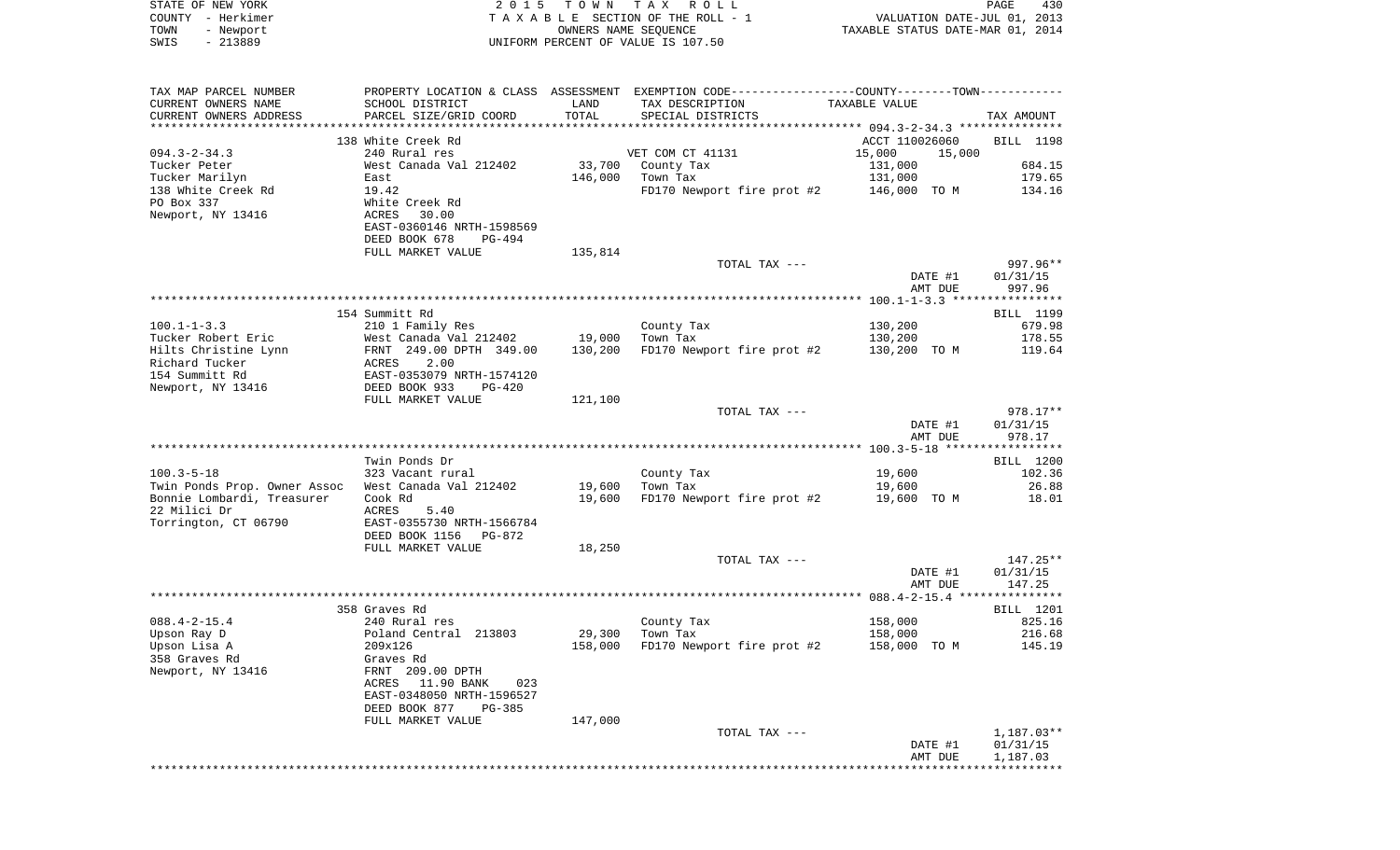STATE OF NEW YORK
COUNTY - Herkimer
TOWN - Newport
SWIS - 213889

2 0 1 5 T O W N T A X R O L L
T A X A B L E SECTION OF THE ROLL - 1
OWNERS NAME SEQUENCE
UNIFORM PERCENT OF VALUE IS 107.50

VALUATION DATE-JUL 01, 2013
TAXABLE STATUS DATE-MAR 01, 2014

| TAX MAP PARCEL NUMBER / CURRENT OWNERS NAME / CURRENT OWNERS ADDRESS | PROPERTY LOCATION & CLASS / SCHOOL DISTRICT / PARCEL SIZE/GRID COORD | ASSESSMENT LAND / TOTAL | EXEMPTION CODE / TAX DESCRIPTION / SPECIAL DISTRICTS | COUNTY--------TOWN / TAXABLE VALUE | TAX AMOUNT |
|---|---|---|---|---|---|
| 094.3-2-34.3 | 138 White Creek Rd | | | ACCT 110026060 | BILL 1198 |
| 094.3-2-34.3 | 240 Rural res | | VET COM CT 41131 | 15,000 15,000 | |
| Tucker Peter | West Canada Val 212402 | 33,700 | County Tax | 131,000 | 684.15 |
| Tucker Marilyn | East | 146,000 | Town Tax | 131,000 | 179.65 |
| 138 White Creek Rd | 19.42 | | FD170 Newport fire prot #2 | 146,000 TO M | 134.16 |
| PO Box 337 | White Creek Rd | | | | |
| Newport, NY 13416 | ACRES 30.00 | | | | |
| | EAST-0360146 NRTH-1598569 | | | | |
| | DEED BOOK 678 PG-494 | | | | |
| | FULL MARKET VALUE | 135,814 | | | |
| | | | TOTAL TAX --- | | 997.96** |
| | | | | DATE #1 | 01/31/15 |
| | | | | AMT DUE | 997.96 |
| 100.1-1-3.3 | 154 Summitt Rd | | | | BILL 1199 |
| 100.1-1-3.3 | 210 1 Family Res | | County Tax | 130,200 | 679.98 |
| Tucker Robert Eric | West Canada Val 212402 | 19,000 | Town Tax | 130,200 | 178.55 |
| Hilts Christine Lynn | FRNT 249.00 DPTH 349.00 | 130,200 | FD170 Newport fire prot #2 | 130,200 TO M | 119.64 |
| Richard Tucker | ACRES 2.00 | | | | |
| 154 Summitt Rd | EAST-0353079 NRTH-1574120 | | | | |
| Newport, NY 13416 | DEED BOOK 933 PG-420 | | | | |
| | FULL MARKET VALUE | 121,100 | | | |
| | | | TOTAL TAX --- | | 978.17** |
| | | | | DATE #1 | 01/31/15 |
| | | | | AMT DUE | 978.17 |
| 100.3-5-18 | Twin Ponds Dr | | | | BILL 1200 |
| 100.3-5-18 | 323 Vacant rural | | County Tax | 19,600 | 102.36 |
| Twin Ponds Prop. Owner Assoc | West Canada Val 212402 | 19,600 | Town Tax | 19,600 | 26.88 |
| Bonnie Lombardi, Treasurer | Cook Rd | 19,600 | FD170 Newport fire prot #2 | 19,600 TO M | 18.01 |
| 22 Milici Dr | ACRES 5.40 | | | | |
| Torrington, CT 06790 | EAST-0355730 NRTH-1566784 | | | | |
| | DEED BOOK 1156 PG-872 | | | | |
| | FULL MARKET VALUE | 18,250 | | | |
| | | | TOTAL TAX --- | | 147.25** |
| | | | | DATE #1 | 01/31/15 |
| | | | | AMT DUE | 147.25 |
| 088.4-2-15.4 | 358 Graves Rd | | | | BILL 1201 |
| 088.4-2-15.4 | 240 Rural res | | County Tax | 158,000 | 825.16 |
| Upson Ray D | Poland Central 213803 | 29,300 | Town Tax | 158,000 | 216.68 |
| Upson Lisa A | 209x126 | 158,000 | FD170 Newport fire prot #2 | 158,000 TO M | 145.19 |
| 358 Graves Rd | Graves Rd | | | | |
| Newport, NY 13416 | FRNT 209.00 DPTH | | | | |
| | ACRES 11.90 BANK 023 | | | | |
| | EAST-0348050 NRTH-1596527 | | | | |
| | DEED BOOK 877 PG-385 | | | | |
| | FULL MARKET VALUE | 147,000 | | | |
| | | | TOTAL TAX --- | | 1,187.03** |
| | | | | DATE #1 | 01/31/15 |
| | | | | AMT DUE | 1,187.03 |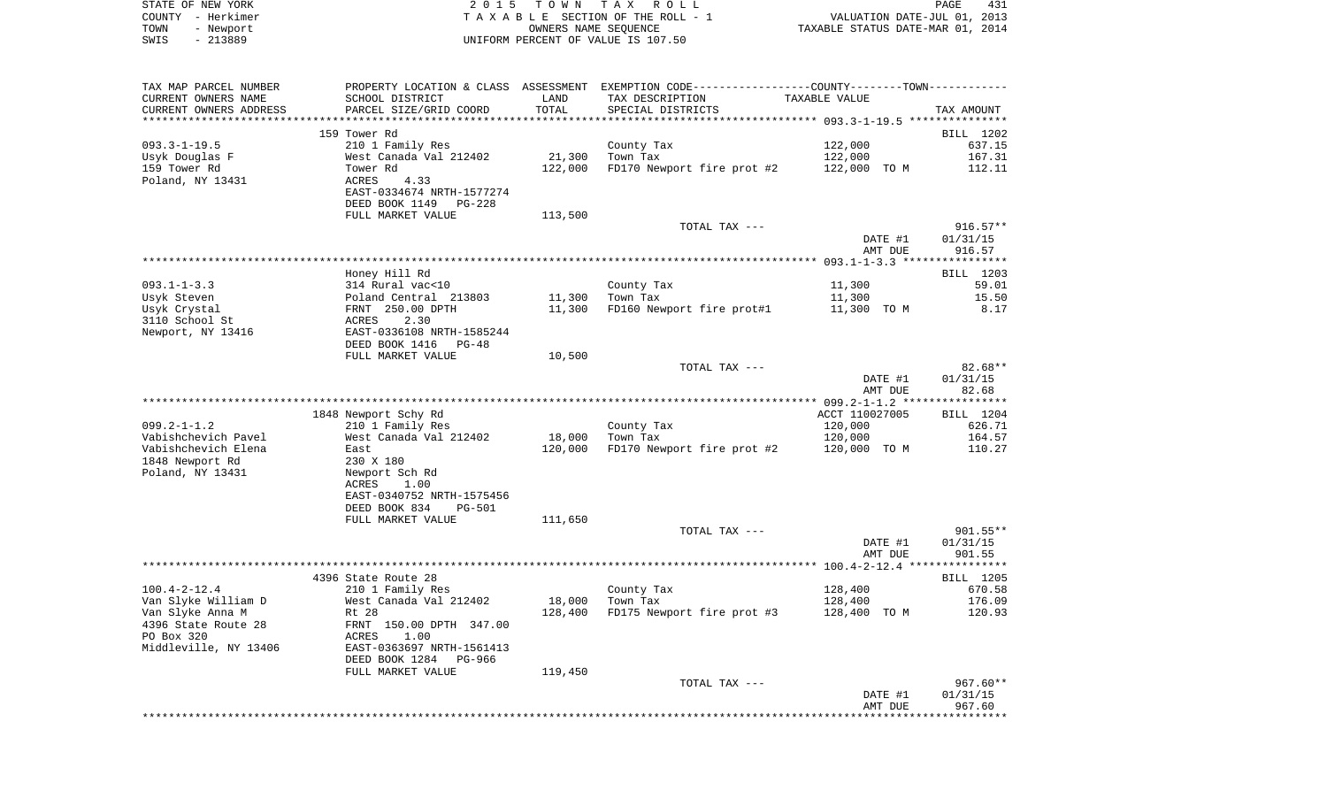STATE OF NEW YORK — 2015 TOWN TAX ROLL
COUNTY - Herkimer — TAXABLE SECTION OF THE ROLL - 1 — VALUATION DATE-JUL 01, 2013
TOWN - Newport — OWNERS NAME SEQUENCE — TAXABLE STATUS DATE-MAR 01, 2014
SWIS - 213889 — UNIFORM PERCENT OF VALUE IS 107.50

| TAX MAP PARCEL NUMBER / CURRENT OWNERS NAME / CURRENT OWNERS ADDRESS | PROPERTY LOCATION & CLASS / SCHOOL DISTRICT / PARCEL SIZE/GRID COORD | ASSESSMENT LAND / TOTAL | EXEMPTION CODE / TAX DESCRIPTION / SPECIAL DISTRICTS | COUNTY / TOWN TAXABLE VALUE | TAX AMOUNT |
|---|---|---|---|---|---|
| | 159 Tower Rd | | | | BILL 1202 |
| 093.3-1-19.5 | 210 1 Family Res | | County Tax | 122,000 | 637.15 |
| Usyk Douglas F | West Canada Val 212402 | 21,300 | Town Tax | 122,000 | 167.31 |
| 159 Tower Rd | Tower Rd | 122,000 | FD170 Newport fire prot #2 | 122,000 TO M | 112.11 |
| Poland, NY 13431 | ACRES 4.33 | | | | |
| | EAST-0334674 NRTH-1577274 | | | | |
| | DEED BOOK 1149 PG-228 | | | | |
| | FULL MARKET VALUE | 113,500 | | | |
| | | | TOTAL TAX --- | | 916.57** |
| | | | | DATE #1 | 01/31/15 |
| | | | | AMT DUE | 916.57 |
| | Honey Hill Rd | | | | BILL 1203 |
| 093.1-1-3.3 | 314 Rural vac<10 | | County Tax | 11,300 | 59.01 |
| Usyk Steven | Poland Central 213803 | 11,300 | Town Tax | 11,300 | 15.50 |
| Usyk Crystal | FRNT 250.00 DPTH | 11,300 | FD160 Newport fire prot#1 | 11,300 TO M | 8.17 |
| 3110 School St | ACRES 2.30 | | | | |
| Newport, NY 13416 | EAST-0336108 NRTH-1585244 | | | | |
| | DEED BOOK 1416 PG-48 | | | | |
| | FULL MARKET VALUE | 10,500 | | | |
| | | | TOTAL TAX --- | | 82.68** |
| | | | | DATE #1 | 01/31/15 |
| | | | | AMT DUE | 82.68 |
| | 1848 Newport Schy Rd | | | ACCT 110027005 | BILL 1204 |
| 099.2-1-1.2 | 210 1 Family Res | | County Tax | 120,000 | 626.71 |
| Vabishchevich Pavel | West Canada Val 212402 | 18,000 | Town Tax | 120,000 | 164.57 |
| Vabishchevich Elena | East | 120,000 | FD170 Newport fire prot #2 | 120,000 TO M | 110.27 |
| 1848 Newport Rd | 230 X 180 | | | | |
| Poland, NY 13431 | Newport Sch Rd | | | | |
| | ACRES 1.00 | | | | |
| | EAST-0340752 NRTH-1575456 | | | | |
| | DEED BOOK 834 PG-501 | | | | |
| | FULL MARKET VALUE | 111,650 | | | |
| | | | TOTAL TAX --- | | 901.55** |
| | | | | DATE #1 | 01/31/15 |
| | | | | AMT DUE | 901.55 |
| | 4396 State Route 28 | | | | BILL 1205 |
| 100.4-2-12.4 | 210 1 Family Res | | County Tax | 128,400 | 670.58 |
| Van Slyke William D | West Canada Val 212402 | 18,000 | Town Tax | 128,400 | 176.09 |
| Van Slyke Anna M | Rt 28 | 128,400 | FD175 Newport fire prot #3 | 128,400 TO M | 120.93 |
| 4396 State Route 28 | FRNT 150.00 DPTH 347.00 | | | | |
| PO Box 320 | ACRES 1.00 | | | | |
| Middleville, NY 13406 | EAST-0363697 NRTH-1561413 | | | | |
| | DEED BOOK 1284 PG-966 | | | | |
| | FULL MARKET VALUE | 119,450 | | | |
| | | | TOTAL TAX --- | | 967.60** |
| | | | | DATE #1 | 01/31/15 |
| | | | | AMT DUE | 967.60 |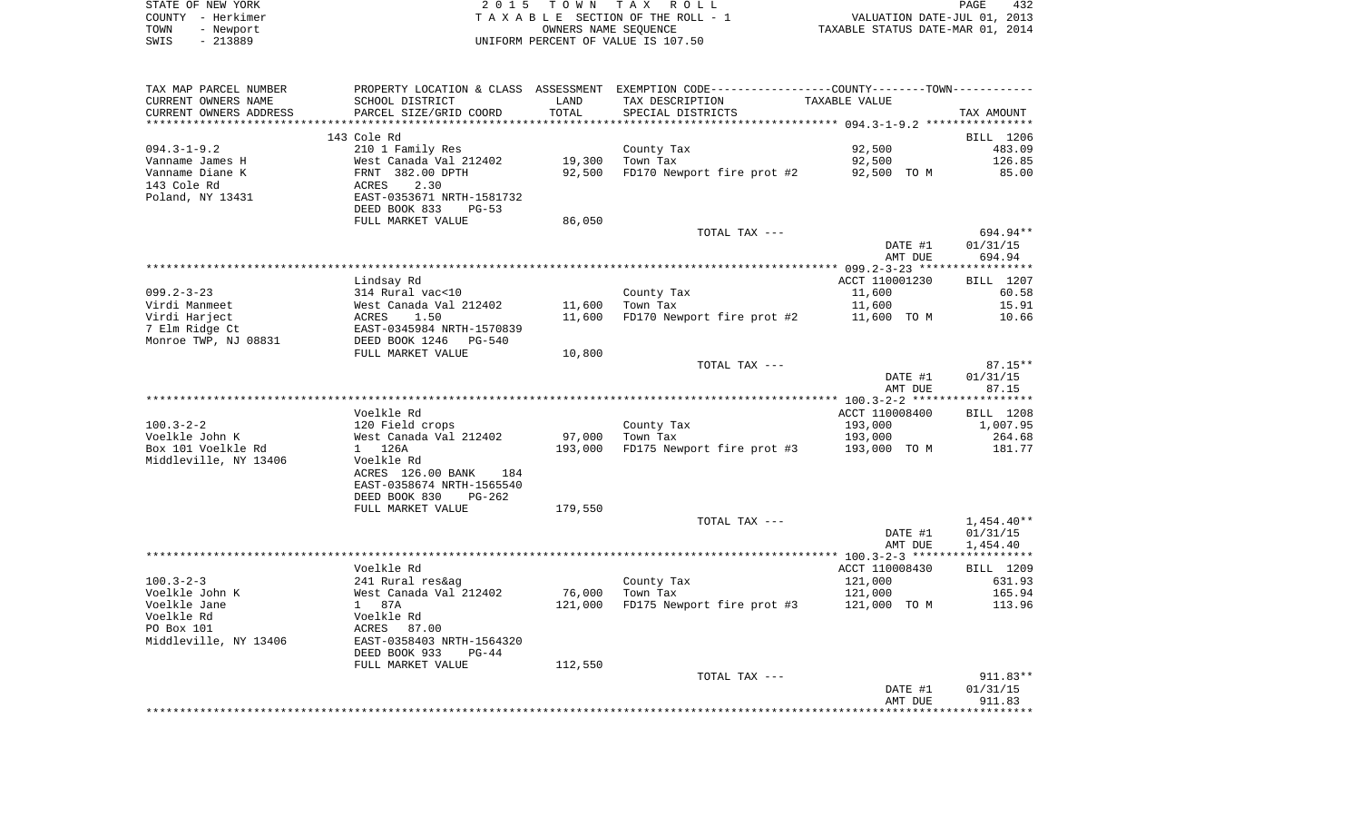STATE OF NEW YORK
COUNTY - Herkimer
TOWN - Newport
SWIS - 213889

2015 TOWN TAX ROLL
TAXABLE SECTION OF THE ROLL - 1
OWNERS NAME SEQUENCE
UNIFORM PERCENT OF VALUE IS 107.50

VALUATION DATE-JUL 01, 2013
TAXABLE STATUS DATE-MAR 01, 2014

| TAX MAP PARCEL NUMBER<br>CURRENT OWNERS NAME<br>CURRENT OWNERS ADDRESS | PROPERTY LOCATION & CLASS<br>SCHOOL DISTRICT<br>PARCEL SIZE/GRID COORD | ASSESSMENT<br>LAND<br>TOTAL | EXEMPTION CODE-----COUNTY-----TOWN-----<br>TAX DESCRIPTION<br>SPECIAL DISTRICTS | TAXABLE VALUE | TAX AMOUNT |
|---|---|---|---|---|---|
| ******* 094.3-1-9.2 ******* | | | | | |
| | 143 Cole Rd | | | | BILL 1206 |
| 094.3-1-9.2 | 210 1 Family Res | | County Tax | 92,500 | 483.09 |
| Vanname James H | West Canada Val 212402 | 19,300 | Town Tax | 92,500 | 126.85 |
| Vanname Diane K | FRNT 382.00 DPTH | 92,500 | FD170 Newport fire prot #2 | 92,500 TO M | 85.00 |
| 143 Cole Rd | ACRES 2.30 | | | | |
| Poland, NY 13431 | EAST-0353671 NRTH-1581732 | | | | |
| | DEED BOOK 833 PG-53 | | | | |
| | FULL MARKET VALUE | 86,050 | | | |
| | | | TOTAL TAX --- | | 694.94** |
| | | | | DATE #1 | 01/31/15 |
| | | | | AMT DUE | 694.94 |
| ******* 099.2-3-23 ******* | | | | | |
| | Lindsay Rd | | | ACCT 110001230 | BILL 1207 |
| 099.2-3-23 | 314 Rural vac<10 | | County Tax | 11,600 | 60.58 |
| Virdi Manmeet | West Canada Val 212402 | 11,600 | Town Tax | 11,600 | 15.91 |
| Virdi Harject | ACRES 1.50 | 11,600 | FD170 Newport fire prot #2 | 11,600 TO M | 10.66 |
| 7 Elm Ridge Ct | EAST-0345984 NRTH-1570839 | | | | |
| Monroe TWP, NJ 08831 | DEED BOOK 1246 PG-540 | | | | |
| | FULL MARKET VALUE | 10,800 | | | |
| | | | TOTAL TAX --- | | 87.15** |
| | | | | DATE #1 | 01/31/15 |
| | | | | AMT DUE | 87.15 |
| ******* 100.3-2-2 ******* | | | | | |
| | Voelkle Rd | | | ACCT 110008400 | BILL 1208 |
| 100.3-2-2 | 120 Field crops | | County Tax | 193,000 | 1,007.95 |
| Voelkle John K | West Canada Val 212402 | 97,000 | Town Tax | 193,000 | 264.68 |
| Box 101 Voelkle Rd | 1 126A | 193,000 | FD175 Newport fire prot #3 | 193,000 TO M | 181.77 |
| Middleville, NY 13406 | Voelkle Rd | | | | |
| | ACRES 126.00 BANK 184 | | | | |
| | EAST-0358674 NRTH-1565540 | | | | |
| | DEED BOOK 830 PG-262 | | | | |
| | FULL MARKET VALUE | 179,550 | | | |
| | | | TOTAL TAX --- | | 1,454.40** |
| | | | | DATE #1 | 01/31/15 |
| | | | | AMT DUE | 1,454.40 |
| ******* 100.3-2-3 ******* | | | | | |
| | Voelkle Rd | | | ACCT 110008430 | BILL 1209 |
| 100.3-2-3 | 241 Rural res&ag | | County Tax | 121,000 | 631.93 |
| Voelkle John K | West Canada Val 212402 | 76,000 | Town Tax | 121,000 | 165.94 |
| Voelkle Jane | 1 87A | 121,000 | FD175 Newport fire prot #3 | 121,000 TO M | 113.96 |
| Voelkle Rd | Voelkle Rd | | | | |
| PO Box 101 | ACRES 87.00 | | | | |
| Middleville, NY 13406 | EAST-0358403 NRTH-1564320 | | | | |
| | DEED BOOK 933 PG-44 | | | | |
| | FULL MARKET VALUE | 112,550 | | | |
| | | | TOTAL TAX --- | | 911.83** |
| | | | | DATE #1 | 01/31/15 |
| | | | | AMT DUE | 911.83 |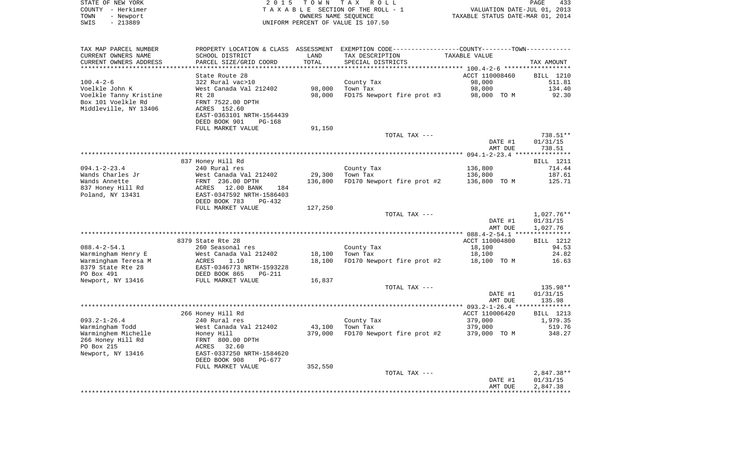STATE OF NEW YORK | COUNTY - Herkimer | TOWN - Newport | SWIS - 213889

2015 TOWN TAX ROLL
TAXABLE SECTION OF THE ROLL - 1
OWNERS NAME SEQUENCE
UNIFORM PERCENT OF VALUE IS 107.50

VALUATION DATE-JUL 01, 2013
TAXABLE STATUS DATE-MAR 01, 2014

| TAX MAP PARCEL NUMBER / CURRENT OWNERS NAME / CURRENT OWNERS ADDRESS | PROPERTY LOCATION & CLASS / SCHOOL DISTRICT / PARCEL SIZE/GRID COORD | ASSESSMENT LAND / TOTAL | EXEMPTION CODE / TAX DESCRIPTION / SPECIAL DISTRICTS | TAXABLE VALUE | TAX AMOUNT |
|---|---|---|---|---|---|
| 100.4-2-6 | State Route 28 | | | ACCT 110008460 | BILL 1210 |
| | 322 Rural vac>10 | | County Tax | 98,000 | 511.81 |
| Voelkle John K | West Canada Val 212402 | 98,000 | Town Tax | 98,000 | 134.40 |
| Voelkle Tanny Kristine | Rt 28 | 98,000 | FD175 Newport fire prot #3 | 98,000 TO M | 92.30 |
| Box 101 Voelkle Rd | FRNT 7522.00 DPTH | | | | |
| Middleville, NY 13406 | ACRES 152.60 | | | | |
| | EAST-0363101 NRTH-1564439 | | | | |
| | DEED BOOK 901 PG-168 | | | | |
| | FULL MARKET VALUE | 91,150 | | | |
| | | | TOTAL TAX --- | | 738.51** |
| | | | | DATE #1 | 01/31/15 |
| | | | | AMT DUE | 738.51 |
| 094.1-2-23.4 | 837 Honey Hill Rd | | | | BILL 1211 |
| | 240 Rural res | | County Tax | 136,800 | 714.44 |
| Wands Charles Jr | West Canada Val 212402 | 29,300 | Town Tax | 136,800 | 187.61 |
| Wands Annette | FRNT 236.00 DPTH | 136,800 | FD170 Newport fire prot #2 | 136,800 TO M | 125.71 |
| 837 Honey Hill Rd | ACRES 12.00 BANK 184 | | | | |
| Poland, NY 13431 | EAST-0347592 NRTH-1586403 | | | | |
| | DEED BOOK 783 PG-432 | | | | |
| | FULL MARKET VALUE | 127,250 | | | |
| | | | TOTAL TAX --- | | 1,027.76** |
| | | | | DATE #1 | 01/31/15 |
| | | | | AMT DUE | 1,027.76 |
| 088.4-2-54.1 | 8379 State Rte 28 | | | ACCT 110004800 | BILL 1212 |
| | 260 Seasonal res | | County Tax | 18,100 | 94.53 |
| Warmingham Henry E | West Canada Val 212402 | 18,100 | Town Tax | 18,100 | 24.82 |
| Warmingham Teresa M | ACRES 1.10 | 18,100 | FD170 Newport fire prot #2 | 18,100 TO M | 16.63 |
| 8379 State Rte 28 | EAST-0346773 NRTH-1593228 | | | | |
| PO Box 491 | DEED BOOK 865 PG-211 | | | | |
| Newport, NY 13416 | FULL MARKET VALUE | 16,837 | | | |
| | | | TOTAL TAX --- | | 135.98** |
| | | | | DATE #1 | 01/31/15 |
| | | | | AMT DUE | 135.98 |
| 093.2-1-26.4 | 266 Honey Hill Rd | | | ACCT 110006420 | BILL 1213 |
| | 240 Rural res | | County Tax | 379,000 | 1,979.35 |
| Warmingham Todd | West Canada Val 212402 | 43,100 | Town Tax | 379,000 | 519.76 |
| Warminghem Michelle | Honey Hill | 379,000 | FD170 Newport fire prot #2 | 379,000 TO M | 348.27 |
| 266 Honey Hill Rd | FRNT 800.00 DPTH | | | | |
| PO Box 215 | ACRES 32.60 | | | | |
| Newport, NY 13416 | EAST-0337250 NRTH-1584620 | | | | |
| | DEED BOOK 908 PG-677 | | | | |
| | FULL MARKET VALUE | 352,550 | | | |
| | | | TOTAL TAX --- | | 2,847.38** |
| | | | | DATE #1 | 01/31/15 |
| | | | | AMT DUE | 2,847.38 |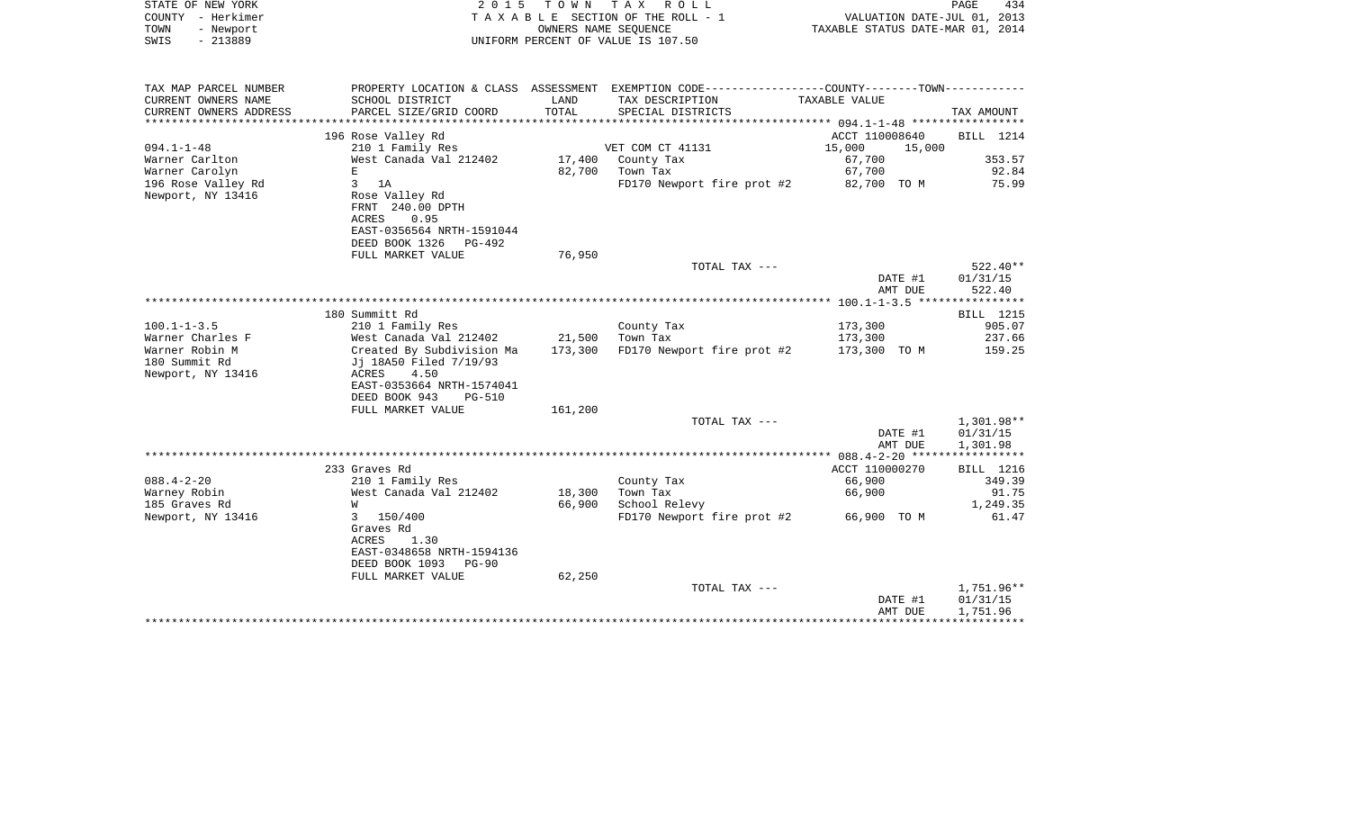STATE OF NEW YORK | COUNTY - Herkimer | TOWN - Newport | SWIS - 213889

**2015 TOWN TAX ROLL**
TAXABLE SECTION OF THE ROLL - 1
OWNERS NAME SEQUENCE
UNIFORM PERCENT OF VALUE IS 107.50

VALUATION DATE-JUL 01, 2013
TAXABLE STATUS DATE-MAR 01, 2014

| TAX MAP PARCEL NUMBER / CURRENT OWNERS NAME / CURRENT OWNERS ADDRESS | PROPERTY LOCATION & CLASS / SCHOOL DISTRICT / PARCEL SIZE/GRID COORD | ASSESSMENT LAND | TOTAL | EXEMPTION CODE / TAX DESCRIPTION / SPECIAL DISTRICTS | COUNTY--------TOWN TAXABLE VALUE | | TAX AMOUNT |
|---|---|---|---|---|---|---|---|
| 094.1-1-48 | 196 Rose Valley Rd | | | | ACCT 110008640 | | BILL 1214 |
| Warner Carlton | 210 1 Family Res | | | VET COM CT 41131 | 15,000 | 15,000 | |
| Warner Carolyn | West Canada Val 212402 | 17,400 | | County Tax | 67,700 | | 353.57 |
| 196 Rose Valley Rd | E | | 82,700 | Town Tax | 67,700 | | 92.84 |
| Newport, NY 13416 | 3 1A | | | FD170 Newport fire prot #2 | 82,700 TO M | | 75.99 |
| | Rose Valley Rd | | | | | | |
| | FRNT 240.00 DPTH | | | | | | |
| | ACRES 0.95 | | | | | | |
| | EAST-0356564 NRTH-1591044 | | | | | | |
| | DEED BOOK 1326 PG-492 | | | | | | |
| | FULL MARKET VALUE | | 76,950 | | | | |
| | | | | TOTAL TAX --- | | | 522.40** |
| | | | | | | DATE #1 | 01/31/15 |
| | | | | | | AMT DUE | 522.40 |
| 100.1-1-3.5 | 180 Summitt Rd | | | | | | BILL 1215 |
| Warner Charles F | 210 1 Family Res | | | County Tax | 173,300 | | 905.07 |
| Warner Robin M | West Canada Val 212402 | 21,500 | | Town Tax | 173,300 | | 237.66 |
| 180 Summit Rd | Created By Subdivision Ma | | 173,300 | FD170 Newport fire prot #2 | 173,300 TO M | | 159.25 |
| Newport, NY 13416 | Jj 18A50 Filed 7/19/93 | | | | | | |
| | ACRES 4.50 | | | | | | |
| | EAST-0353664 NRTH-1574041 | | | | | | |
| | DEED BOOK 943 PG-510 | | | | | | |
| | FULL MARKET VALUE | | 161,200 | | | | |
| | | | | TOTAL TAX --- | | | 1,301.98** |
| | | | | | | DATE #1 | 01/31/15 |
| | | | | | | AMT DUE | 1,301.98 |
| 088.4-2-20 | 233 Graves Rd | | | | ACCT 110000270 | | BILL 1216 |
| Warney Robin | 210 1 Family Res | | | County Tax | 66,900 | | 349.39 |
| 185 Graves Rd | West Canada Val 212402 | 18,300 | | Town Tax | 66,900 | | 91.75 |
| Newport, NY 13416 | W | | 66,900 | School Relevy | | | 1,249.35 |
| | 3 150/400 | | | FD170 Newport fire prot #2 | 66,900 TO M | | 61.47 |
| | Graves Rd | | | | | | |
| | ACRES 1.30 | | | | | | |
| | EAST-0348658 NRTH-1594136 | | | | | | |
| | DEED BOOK 1093 PG-90 | | | | | | |
| | FULL MARKET VALUE | | 62,250 | | | | |
| | | | | TOTAL TAX --- | | | 1,751.96** |
| | | | | | | DATE #1 | 01/31/15 |
| | | | | | | AMT DUE | 1,751.96 |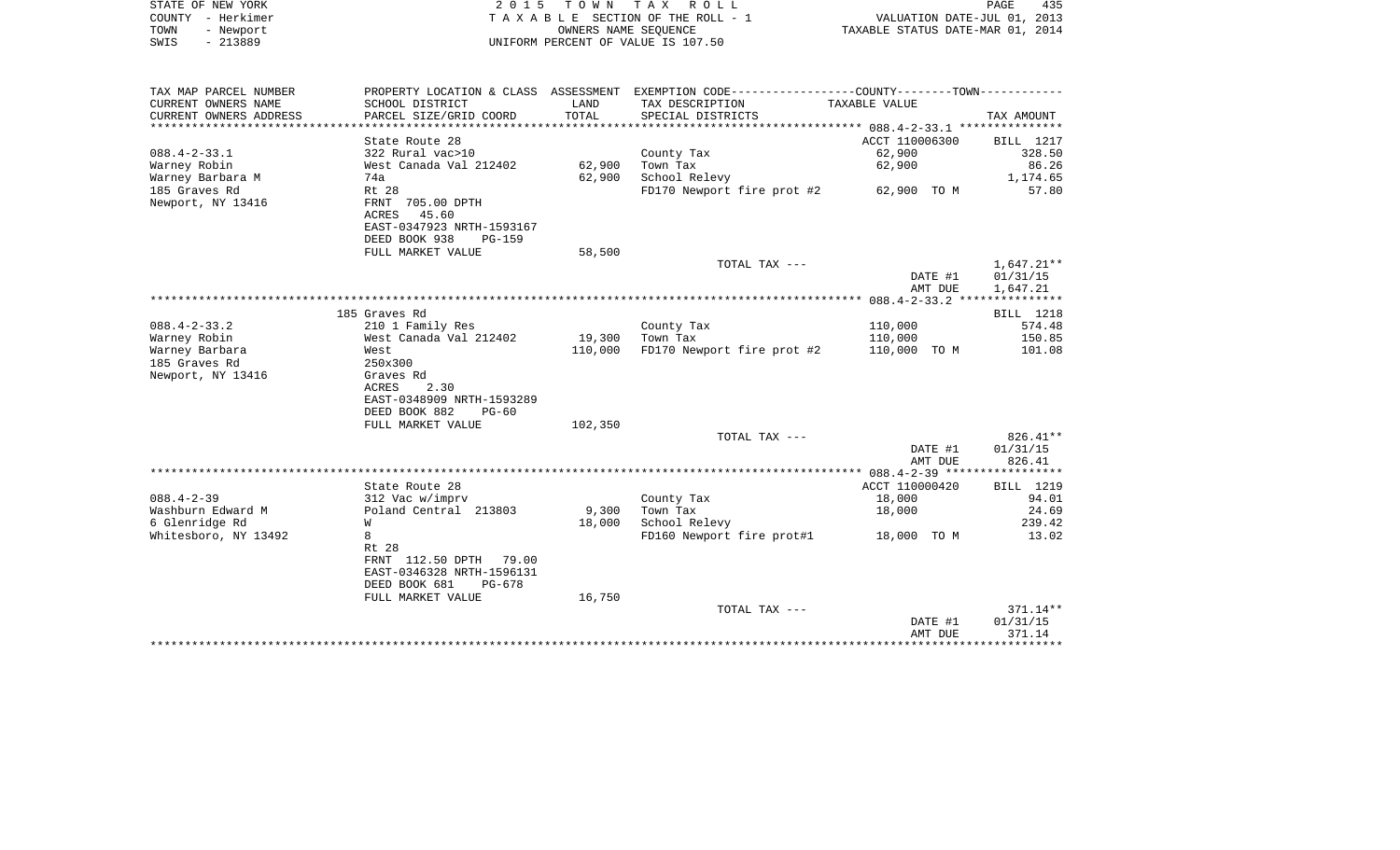STATE OF NEW YORK | 2 0 1 5 T O W N T A X R O L L | PAGE 435
COUNTY - Herkimer | T A X A B L E SECTION OF THE ROLL - 1 | VALUATION DATE-JUL 01, 2013
TOWN - Newport | OWNERS NAME SEQUENCE | TAXABLE STATUS DATE-MAR 01, 2014
SWIS - 213889 | UNIFORM PERCENT OF VALUE IS 107.50

| TAX MAP PARCEL NUMBER / CURRENT OWNERS NAME / CURRENT OWNERS ADDRESS | PROPERTY LOCATION & CLASS / SCHOOL DISTRICT / PARCEL SIZE/GRID COORD | ASSESSMENT LAND / TOTAL | EXEMPTION CODE / TAX DESCRIPTION / SPECIAL DISTRICTS | TAXABLE VALUE | TAX AMOUNT |
|---|---|---|---|---|---|
| **088.4-2-33.1** | State Route 28 | | | ACCT 110006300 | BILL 1217 |
| 088.4-2-33.1 | 322 Rural vac>10 | | County Tax | 62,900 | 328.50 |
| Warney Robin | West Canada Val 212402 | 62,900 | Town Tax | 62,900 | 86.26 |
| Warney Barbara M | 74a | 62,900 | School Relevy | | 1,174.65 |
| 185 Graves Rd | Rt 28 | | FD170 Newport fire prot #2 | 62,900 TO M | 57.80 |
| Newport, NY 13416 | FRNT 705.00 DPTH | | | | |
| | ACRES 45.60 | | | | |
| | EAST-0347923 NRTH-1593167 | | | | |
| | DEED BOOK 938 PG-159 | | | | |
| | FULL MARKET VALUE | 58,500 | | | |
| | | | TOTAL TAX --- | | 1,647.21** |
| | | | | DATE #1 | 01/31/15 |
| | | | | AMT DUE | 1,647.21 |
| **088.4-2-33.2** | 185 Graves Rd | | | | BILL 1218 |
| 088.4-2-33.2 | 210 1 Family Res | | County Tax | 110,000 | 574.48 |
| Warney Robin | West Canada Val 212402 | 19,300 | Town Tax | 110,000 | 150.85 |
| Warney Barbara | West | 110,000 | FD170 Newport fire prot #2 | 110,000 TO M | 101.08 |
| 185 Graves Rd | 250x300 | | | | |
| Newport, NY 13416 | Graves Rd | | | | |
| | ACRES 2.30 | | | | |
| | EAST-0348909 NRTH-1593289 | | | | |
| | DEED BOOK 882 PG-60 | | | | |
| | FULL MARKET VALUE | 102,350 | | | |
| | | | TOTAL TAX --- | | 826.41** |
| | | | | DATE #1 | 01/31/15 |
| | | | | AMT DUE | 826.41 |
| **088.4-2-39** | State Route 28 | | | ACCT 110000420 | BILL 1219 |
| 088.4-2-39 | 312 Vac w/imprv | | County Tax | 18,000 | 94.01 |
| Washburn Edward M | Poland Central 213803 | 9,300 | Town Tax | 18,000 | 24.69 |
| 6 Glenridge Rd | W | 18,000 | School Relevy | | 239.42 |
| Whitesboro, NY 13492 | 8 | | FD160 Newport fire prot#1 | 18,000 TO M | 13.02 |
| | Rt 28 | | | | |
| | FRNT 112.50 DPTH 79.00 | | | | |
| | EAST-0346328 NRTH-1596131 | | | | |
| | DEED BOOK 681 PG-678 | | | | |
| | FULL MARKET VALUE | 16,750 | | | |
| | | | TOTAL TAX --- | | 371.14** |
| | | | | DATE #1 | 01/31/15 |
| | | | | AMT DUE | 371.14 |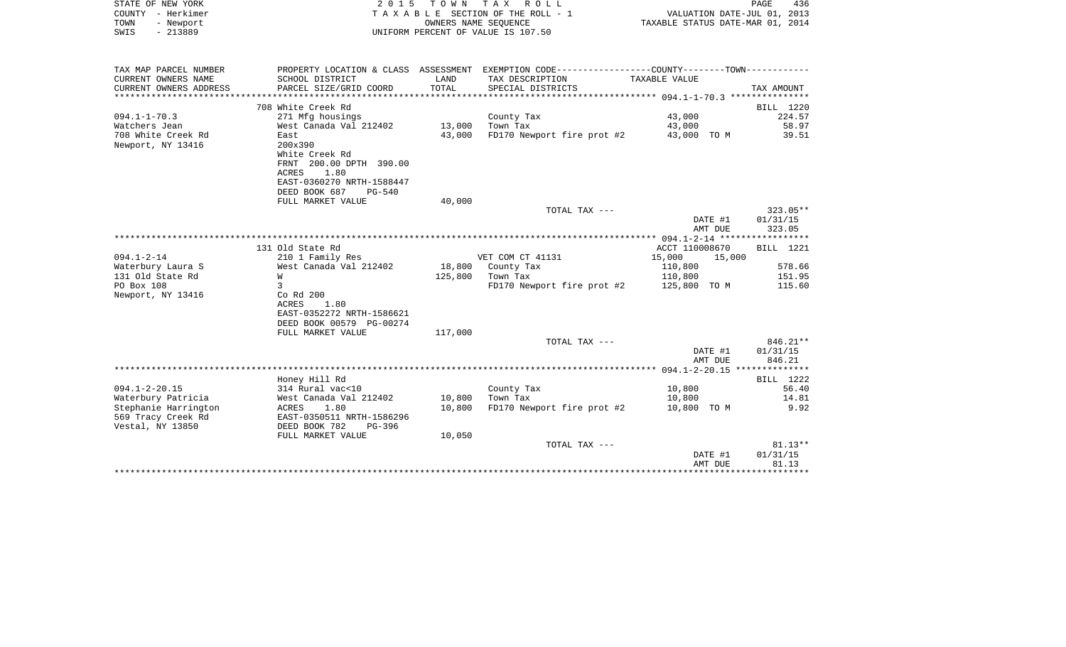STATE OF NEW YORK — 2015 TOWN TAX ROLL
COUNTY - Herkimer — TAXABLE SECTION OF THE ROLL - 1 — VALUATION DATE-JUL 01, 2013
TOWN - Newport — OWNERS NAME SEQUENCE — TAXABLE STATUS DATE-MAR 01, 2014
SWIS - 213889 — UNIFORM PERCENT OF VALUE IS 107.50

| TAX MAP PARCEL NUMBER / CURRENT OWNERS NAME / CURRENT OWNERS ADDRESS | PROPERTY LOCATION & CLASS / SCHOOL DISTRICT / PARCEL SIZE/GRID COORD | ASSESSMENT LAND / TOTAL | EXEMPTION CODE / TAX DESCRIPTION / SPECIAL DISTRICTS | TAXABLE VALUE (COUNTY / TOWN) | TAX AMOUNT |
|---|---|---|---|---|---|
| | 708 White Creek Rd | | | | BILL 1220 |
| 094.1-1-70.3 | 271 Mfg housings | | County Tax | 43,000 | 224.57 |
| Watchers Jean | West Canada Val 212402 | 13,000 | Town Tax | 43,000 | 58.97 |
| 708 White Creek Rd | East | 43,000 | FD170 Newport fire prot #2 | 43,000 TO M | 39.51 |
| Newport, NY 13416 | 200x390 | | | | |
| | White Creek Rd | | | | |
| | FRNT 200.00 DPTH 390.00 | | | | |
| | ACRES 1.80 | | | | |
| | EAST-0360270 NRTH-1588447 | | | | |
| | DEED BOOK 687 PG-540 | | | | |
| | FULL MARKET VALUE | 40,000 | | | |
| | | | TOTAL TAX --- | | 323.05** |
| | | | | DATE #1 | 01/31/15 |
| | | | | AMT DUE | 323.05 |
| | 131 Old State Rd | | | ACCT 110008670 | BILL 1221 |
| 094.1-2-14 | 210 1 Family Res | | VET COM CT 41131 | 15,000 15,000 | |
| Waterbury Laura S | West Canada Val 212402 | 18,800 | County Tax | 110,800 | 578.66 |
| 131 Old State Rd | W | 125,800 | Town Tax | 110,800 | 151.95 |
| PO Box 108 | 3 | | FD170 Newport fire prot #2 | 125,800 TO M | 115.60 |
| Newport, NY 13416 | Co Rd 200 | | | | |
| | ACRES 1.80 | | | | |
| | EAST-0352272 NRTH-1586621 | | | | |
| | DEED BOOK 00579 PG-00274 | | | | |
| | FULL MARKET VALUE | 117,000 | | | |
| | | | TOTAL TAX --- | | 846.21** |
| | | | | DATE #1 | 01/31/15 |
| | | | | AMT DUE | 846.21 |
| | Honey Hill Rd | | | | BILL 1222 |
| 094.1-2-20.15 | 314 Rural vac<10 | | County Tax | 10,800 | 56.40 |
| Waterbury Patricia | West Canada Val 212402 | 10,800 | Town Tax | 10,800 | 14.81 |
| Stephanie Harrington | ACRES 1.80 | 10,800 | FD170 Newport fire prot #2 | 10,800 TO M | 9.92 |
| 569 Tracy Creek Rd | EAST-0350511 NRTH-1586296 | | | | |
| Vestal, NY 13850 | DEED BOOK 782 PG-396 | | | | |
| | FULL MARKET VALUE | 10,050 | | | |
| | | | TOTAL TAX --- | | 81.13** |
| | | | | DATE #1 | 01/31/15 |
| | | | | AMT DUE | 81.13 |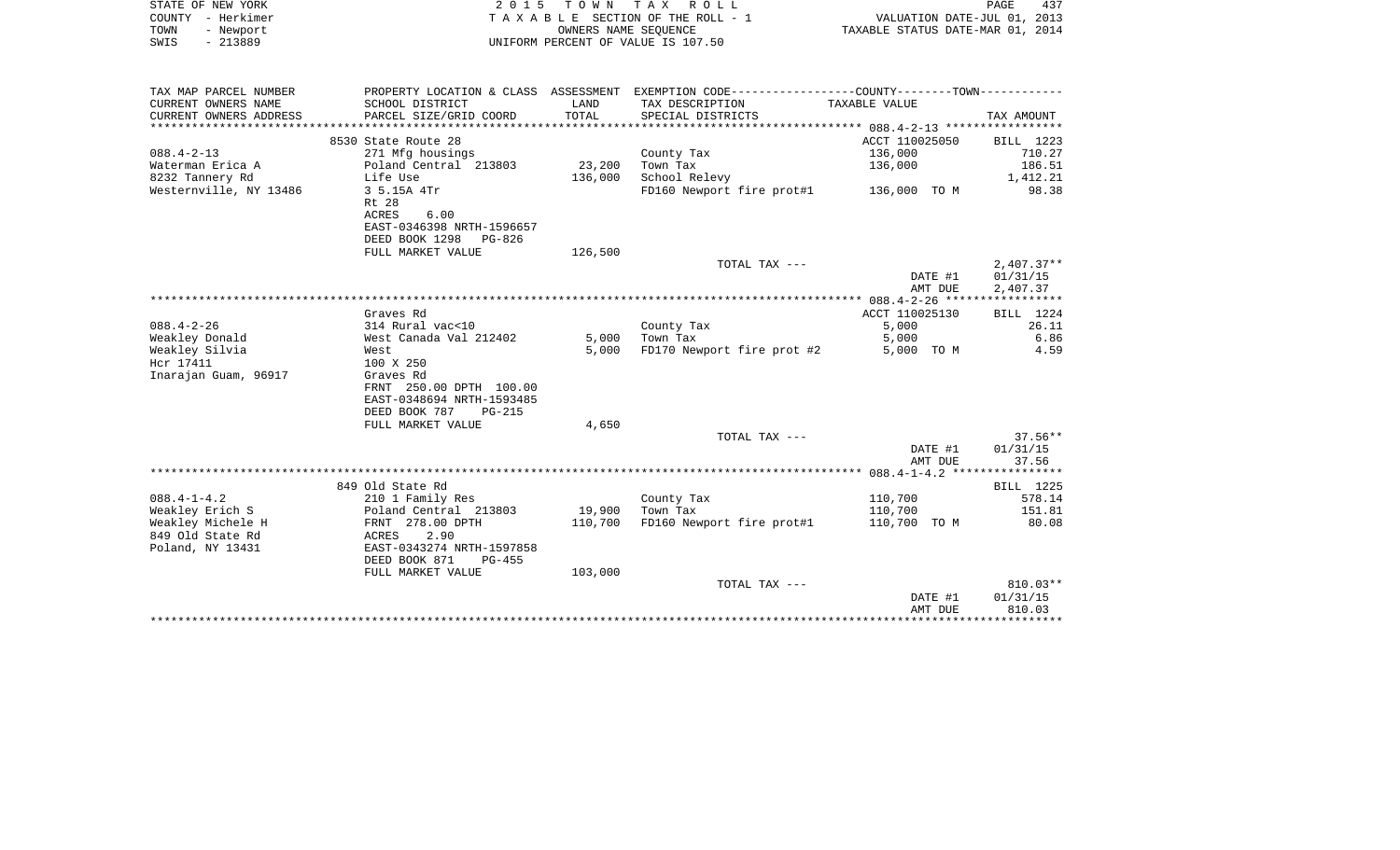STATE OF NEW YORK | 2 0 1 5 T O W N T A X R O L L | PAGE 437
COUNTY - Herkimer | T A X A B L E SECTION OF THE ROLL - 1 | VALUATION DATE-JUL 01, 2013
TOWN - Newport | OWNERS NAME SEQUENCE | TAXABLE STATUS DATE-MAR 01, 2014
SWIS - 213889 | UNIFORM PERCENT OF VALUE IS 107.50

| TAX MAP PARCEL NUMBER<br>CURRENT OWNERS NAME<br>CURRENT OWNERS ADDRESS | PROPERTY LOCATION & CLASS<br>SCHOOL DISTRICT<br>PARCEL SIZE/GRID COORD | ASSESSMENT<br>LAND<br>TOTAL | EXEMPTION CODE-----COUNTY-----TOWN-----<br>TAX DESCRIPTION<br>SPECIAL DISTRICTS | TAXABLE VALUE | TAX AMOUNT |
|---|---|---|---|---|---|
| | 8530 State Route 28 | | | ACCT 110025050 | BILL 1223 |
| 088.4-2-13 | 271 Mfg housings | | County Tax | 136,000 | 710.27 |
| Waterman Erica A | Poland Central 213803 | 23,200 | Town Tax | 136,000 | 186.51 |
| 8232 Tannery Rd | Life Use | 136,000 | School Relevy | | 1,412.21 |
| Westernville, NY 13486 | 3 5.15A 4Tr | | FD160 Newport fire prot#1 | 136,000 TO M | 98.38 |
| | Rt 28 | | | | |
| | ACRES 6.00 | | | | |
| | EAST-0346398 NRTH-1596657 | | | | |
| | DEED BOOK 1298 PG-826 | | | | |
| | FULL MARKET VALUE | 126,500 | | | |
| | | | TOTAL TAX --- | | 2,407.37** |
| | | | | DATE #1 | 01/31/15 |
| | | | | AMT DUE | 2,407.37 |
| | Graves Rd | | | ACCT 110025130 | BILL 1224 |
| 088.4-2-26 | 314 Rural vac<10 | | County Tax | 5,000 | 26.11 |
| Weakley Donald | West Canada Val 212402 | 5,000 | Town Tax | 5,000 | 6.86 |
| Weakley Silvia | West | 5,000 | FD170 Newport fire prot #2 | 5,000 TO M | 4.59 |
| Hcr 17411 | 100 X 250 | | | | |
| Inarajan Guam, 96917 | Graves Rd | | | | |
| | FRNT 250.00 DPTH 100.00 | | | | |
| | EAST-0348694 NRTH-1593485 | | | | |
| | DEED BOOK 787 PG-215 | | | | |
| | FULL MARKET VALUE | 4,650 | | | |
| | | | TOTAL TAX --- | | 37.56** |
| | | | | DATE #1 | 01/31/15 |
| | | | | AMT DUE | 37.56 |
| | 849 Old State Rd | | | | BILL 1225 |
| 088.4-1-4.2 | 210 1 Family Res | | County Tax | 110,700 | 578.14 |
| Weakley Erich S | Poland Central 213803 | 19,900 | Town Tax | 110,700 | 151.81 |
| Weakley Michele H | FRNT 278.00 DPTH | 110,700 | FD160 Newport fire prot#1 | 110,700 TO M | 80.08 |
| 849 Old State Rd | ACRES 2.90 | | | | |
| Poland, NY 13431 | EAST-0343274 NRTH-1597858 | | | | |
| | DEED BOOK 871 PG-455 | | | | |
| | FULL MARKET VALUE | 103,000 | | | |
| | | | TOTAL TAX --- | | 810.03** |
| | | | | DATE #1 | 01/31/15 |
| | | | | AMT DUE | 810.03 |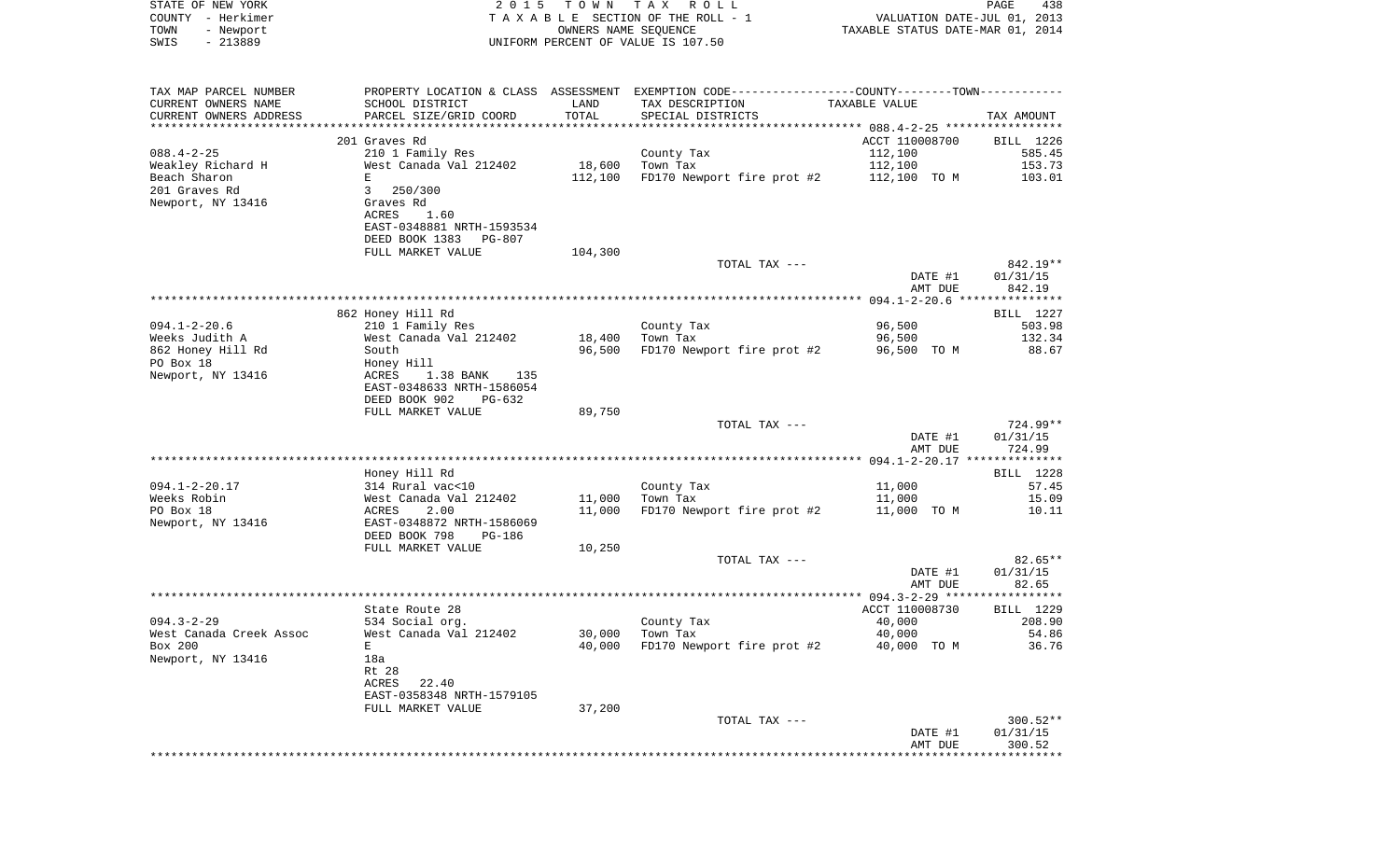STATE OF NEW YORK — 2015 TOWN TAX ROLL — PAGE 438
COUNTY - Herkimer — TAXABLE SECTION OF THE ROLL - 1 — VALUATION DATE-JUL 01, 2013
TOWN - Newport — OWNERS NAME SEQUENCE — TAXABLE STATUS DATE-MAR 01, 2014
SWIS - 213889 — UNIFORM PERCENT OF VALUE IS 107.50

| TAX MAP PARCEL NUMBER / CURRENT OWNERS NAME / CURRENT OWNERS ADDRESS | PROPERTY LOCATION & CLASS / SCHOOL DISTRICT / PARCEL SIZE/GRID COORD | ASSESSMENT LAND / TOTAL | EXEMPTION CODE / TAX DESCRIPTION / SPECIAL DISTRICTS | TAXABLE VALUE | TAX AMOUNT |
|---|---|---|---|---|---|
| 088.4-2-25 | 201 Graves Rd | | | ACCT 110008700 | BILL 1226 |
| 088.4-2-25 | 210 1 Family Res | | County Tax | 112,100 | 585.45 |
| Weakley Richard H | West Canada Val 212402 | 18,600 | Town Tax | 112,100 | 153.73 |
| Beach Sharon | E | 112,100 | FD170 Newport fire prot #2 | 112,100 TO M | 103.01 |
| 201 Graves Rd | 3 250/300 | | | | |
| Newport, NY 13416 | Graves Rd | | | | |
| | ACRES 1.60 | | | | |
| | EAST-0348881 NRTH-1593534 | | | | |
| | DEED BOOK 1383 PG-807 | | | | |
| | FULL MARKET VALUE | 104,300 | | | |
| | | | TOTAL TAX --- | | 842.19** |
| | | | | DATE #1 | 01/31/15 |
| | | | | AMT DUE | 842.19 |
| 094.1-2-20.6 | 862 Honey Hill Rd | | | | BILL 1227 |
| 094.1-2-20.6 | 210 1 Family Res | | County Tax | 96,500 | 503.98 |
| Weeks Judith A | West Canada Val 212402 | 18,400 | Town Tax | 96,500 | 132.34 |
| 862 Honey Hill Rd | South | 96,500 | FD170 Newport fire prot #2 | 96,500 TO M | 88.67 |
| PO Box 18 | Honey Hill | | | | |
| Newport, NY 13416 | ACRES 1.38 BANK 135 | | | | |
| | EAST-0348633 NRTH-1586054 | | | | |
| | DEED BOOK 902 PG-632 | | | | |
| | FULL MARKET VALUE | 89,750 | | | |
| | | | TOTAL TAX --- | | 724.99** |
| | | | | DATE #1 | 01/31/15 |
| | | | | AMT DUE | 724.99 |
| 094.1-2-20.17 | Honey Hill Rd | | | | BILL 1228 |
| 094.1-2-20.17 | 314 Rural vac<10 | | County Tax | 11,000 | 57.45 |
| Weeks Robin | West Canada Val 212402 | 11,000 | Town Tax | 11,000 | 15.09 |
| PO Box 18 | ACRES 2.00 | 11,000 | FD170 Newport fire prot #2 | 11,000 TO M | 10.11 |
| Newport, NY 13416 | EAST-0348872 NRTH-1586069 | | | | |
| | DEED BOOK 798 PG-186 | | | | |
| | FULL MARKET VALUE | 10,250 | | | |
| | | | TOTAL TAX --- | | 82.65** |
| | | | | DATE #1 | 01/31/15 |
| | | | | AMT DUE | 82.65 |
| 094.3-2-29 | State Route 28 | | | ACCT 110008730 | BILL 1229 |
| 094.3-2-29 | 534 Social org. | | County Tax | 40,000 | 208.90 |
| West Canada Creek Assoc | West Canada Val 212402 | 30,000 | Town Tax | 40,000 | 54.86 |
| Box 200 | E | 40,000 | FD170 Newport fire prot #2 | 40,000 TO M | 36.76 |
| Newport, NY 13416 | 18a | | | | |
| | Rt 28 | | | | |
| | ACRES 22.40 | | | | |
| | EAST-0358348 NRTH-1579105 | | | | |
| | FULL MARKET VALUE | 37,200 | | | |
| | | | TOTAL TAX --- | | 300.52** |
| | | | | DATE #1 | 01/31/15 |
| | | | | AMT DUE | 300.52 |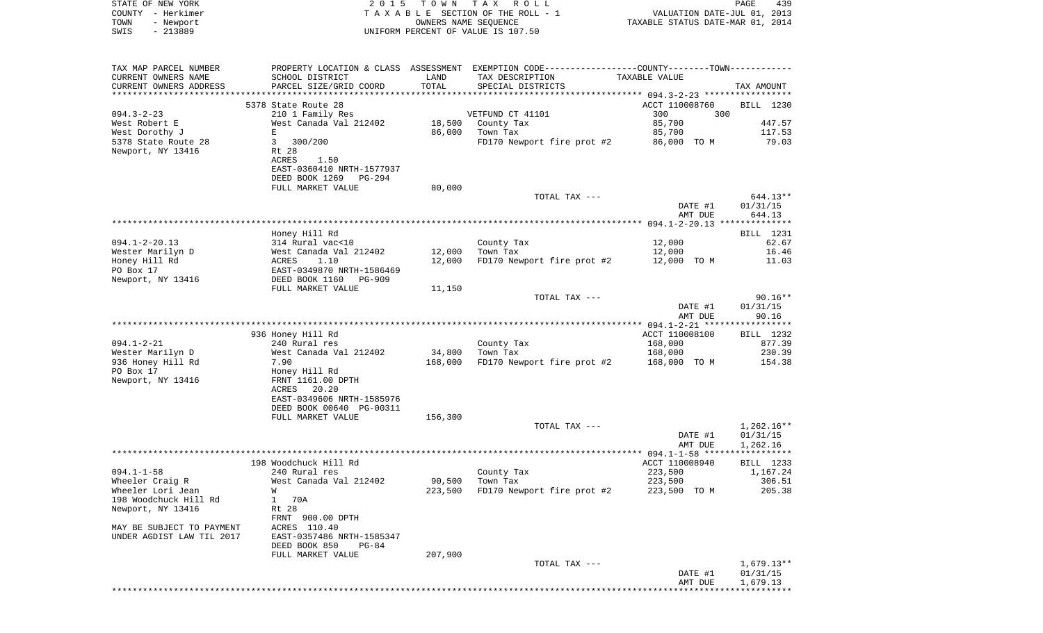STATE OF NEW YORK | COUNTY - Herkimer | TOWN - Newport | SWIS - 213889

2 0 1 5 T O W N T A X R O L L
T A X A B L E SECTION OF THE ROLL - 1
OWNERS NAME SEQUENCE
UNIFORM PERCENT OF VALUE IS 107.50

VALUATION DATE-JUL 01, 2013
TAXABLE STATUS DATE-MAR 01, 2014

| TAX MAP PARCEL NUMBER / CURRENT OWNERS NAME / CURRENT OWNERS ADDRESS | PROPERTY LOCATION & CLASS / SCHOOL DISTRICT / PARCEL SIZE/GRID COORD | ASSESSMENT LAND / TOTAL | EXEMPTION CODE / TAX DESCRIPTION / SPECIAL DISTRICTS | COUNTY--------TOWN / TAXABLE VALUE | TAX AMOUNT |
|---|---|---|---|---|---|
| | 5378 State Route 28 | | | ACCT 110008760 | BILL 1230 |
| 094.3-2-23 | 210 1 Family Res | | VETFUND CT 41101 | 300 300 | |
| West Robert E | West Canada Val 212402 | 18,500 | County Tax | 85,700 | 447.57 |
| West Dorothy J | E | 86,000 | Town Tax | 85,700 | 117.53 |
| 5378 State Route 28 | 3 300/200 | | FD170 Newport fire prot #2 | 86,000 TO M | 79.03 |
| Newport, NY 13416 | Rt 28 | | | | |
| | ACRES 1.50 | | | | |
| | EAST-0360410 NRTH-1577937 | | | | |
| | DEED BOOK 1269 PG-294 | | | | |
| | FULL MARKET VALUE | 80,000 | | | |
| | | | TOTAL TAX --- | | 644.13** |
| | | | | DATE #1 | 01/31/15 |
| | | | | AMT DUE | 644.13 |
| | Honey Hill Rd | | | | BILL 1231 |
| 094.1-2-20.13 | 314 Rural vac<10 | | County Tax | 12,000 | 62.67 |
| Wester Marilyn D | West Canada Val 212402 | 12,000 | Town Tax | 12,000 | 16.46 |
| Honey Hill Rd | ACRES 1.10 | 12,000 | FD170 Newport fire prot #2 | 12,000 TO M | 11.03 |
| PO Box 17 | EAST-0349870 NRTH-1586469 | | | | |
| Newport, NY 13416 | DEED BOOK 1160 PG-909 | | | | |
| | FULL MARKET VALUE | 11,150 | | | |
| | | | TOTAL TAX --- | | 90.16** |
| | | | | DATE #1 | 01/31/15 |
| | | | | AMT DUE | 90.16 |
| | 936 Honey Hill Rd | | | ACCT 110008100 | BILL 1232 |
| 094.1-2-21 | 240 Rural res | | County Tax | 168,000 | 877.39 |
| Wester Marilyn D | West Canada Val 212402 | 34,800 | Town Tax | 168,000 | 230.39 |
| 936 Honey Hill Rd | 7.90 | 168,000 | FD170 Newport fire prot #2 | 168,000 TO M | 154.38 |
| PO Box 17 | Honey Hill Rd | | | | |
| Newport, NY 13416 | FRNT 1161.00 DPTH | | | | |
| | ACRES 20.20 | | | | |
| | EAST-0349606 NRTH-1585976 | | | | |
| | DEED BOOK 00640 PG-00311 | | | | |
| | FULL MARKET VALUE | 156,300 | | | |
| | | | TOTAL TAX --- | | 1,262.16** |
| | | | | DATE #1 | 01/31/15 |
| | | | | AMT DUE | 1,262.16 |
| | 198 Woodchuck Hill Rd | | | ACCT 110008940 | BILL 1233 |
| 094.1-1-58 | 240 Rural res | | County Tax | 223,500 | 1,167.24 |
| Wheeler Craig R | West Canada Val 212402 | 90,500 | Town Tax | 223,500 | 306.51 |
| Wheeler Lori Jean | W | 223,500 | FD170 Newport fire prot #2 | 223,500 TO M | 205.38 |
| 198 Woodchuck Hill Rd | 1 70A | | | | |
| Newport, NY 13416 | Rt 28 | | | | |
| | FRNT 900.00 DPTH | | | | |
| MAY BE SUBJECT TO PAYMENT | ACRES 110.40 | | | | |
| UNDER AGDIST LAW TIL 2017 | EAST-0357486 NRTH-1585347 | | | | |
| | DEED BOOK 850 PG-84 | | | | |
| | FULL MARKET VALUE | 207,900 | | | |
| | | | TOTAL TAX --- | | 1,679.13** |
| | | | | DATE #1 | 01/31/15 |
| | | | | AMT DUE | 1,679.13 |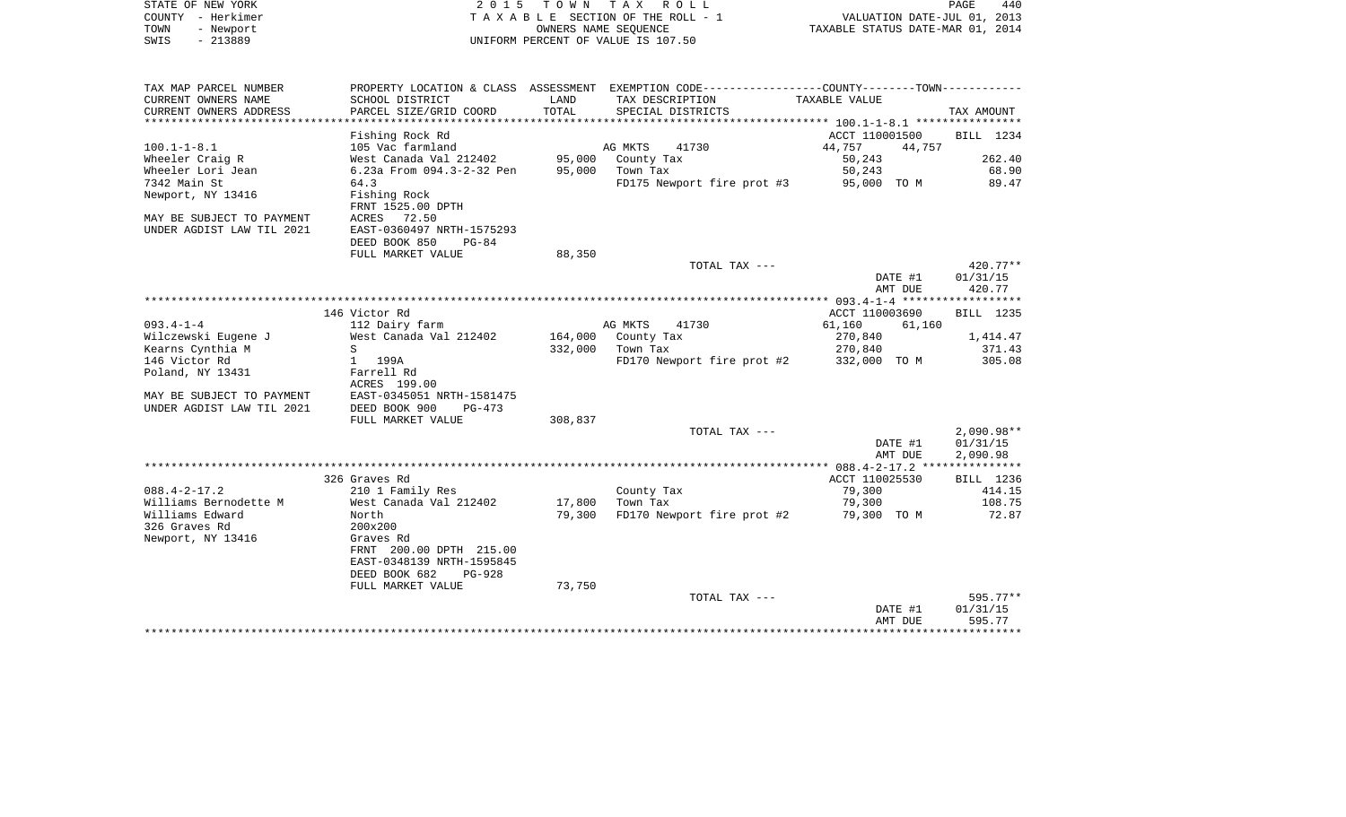STATE OF NEW YORK | 2015 TOWN TAX ROLL | PAGE 440
COUNTY - Herkimer | TAXABLE SECTION OF THE ROLL - 1 | VALUATION DATE-JUL 01, 2013
TOWN - Newport | OWNERS NAME SEQUENCE | TAXABLE STATUS DATE-MAR 01, 2014
SWIS - 213889 | UNIFORM PERCENT OF VALUE IS 107.50

| TAX MAP PARCEL NUMBER / CURRENT OWNERS NAME / CURRENT OWNERS ADDRESS | PROPERTY LOCATION & CLASS / SCHOOL DISTRICT / PARCEL SIZE/GRID COORD | ASSESSMENT LAND / TOTAL | EXEMPTION CODE / TAX DESCRIPTION / SPECIAL DISTRICTS | COUNTY / TOWN TAXABLE VALUE | TAX AMOUNT |
|---|---|---|---|---|---|
| | Fishing Rock Rd | | | ACCT 110001500 | BILL 1234 |
| 100.1-1-8.1 | 105 Vac farmland | | AG MKTS 41730 | 44,757 44,757 | |
| Wheeler Craig R | West Canada Val 212402 | 95,000 | County Tax | 50,243 | 262.40 |
| Wheeler Lori Jean | 6.23a From 094.3-2-32 Pen | 95,000 | Town Tax | 50,243 | 68.90 |
| 7342 Main St | 64.3 | | FD175 Newport fire prot #3 | 95,000 TO M | 89.47 |
| Newport, NY 13416 | Fishing Rock | | | | |
| | FRNT 1525.00 DPTH | | | | |
| MAY BE SUBJECT TO PAYMENT | ACRES 72.50 | | | | |
| UNDER AGDIST LAW TIL 2021 | EAST-0360497 NRTH-1575293 | | | | |
| | DEED BOOK 850 PG-84 | | | | |
| | FULL MARKET VALUE | 88,350 | | | |
| | | | TOTAL TAX --- | | 420.77** |
| | | | | DATE #1 | 01/31/15 |
| | | | | AMT DUE | 420.77 |
| | 146 Victor Rd | | | ACCT 110003690 | BILL 1235 |
| 093.4-1-4 | 112 Dairy farm | | AG MKTS 41730 | 61,160 61,160 | |
| Wilczewski Eugene J | West Canada Val 212402 | 164,000 | County Tax | 270,840 | 1,414.47 |
| Kearns Cynthia M | S | 332,000 | Town Tax | 270,840 | 371.43 |
| 146 Victor Rd | 1 199A | | FD170 Newport fire prot #2 | 332,000 TO M | 305.08 |
| Poland, NY 13431 | Farrell Rd | | | | |
| | ACRES 199.00 | | | | |
| MAY BE SUBJECT TO PAYMENT | EAST-0345051 NRTH-1581475 | | | | |
| UNDER AGDIST LAW TIL 2021 | DEED BOOK 900 PG-473 | | | | |
| | FULL MARKET VALUE | 308,837 | | | |
| | | | TOTAL TAX --- | | 2,090.98** |
| | | | | DATE #1 | 01/31/15 |
| | | | | AMT DUE | 2,090.98 |
| | 326 Graves Rd | | | ACCT 110025530 | BILL 1236 |
| 088.4-2-17.2 | 210 1 Family Res | | County Tax | 79,300 | 414.15 |
| Williams Bernodette M | West Canada Val 212402 | 17,800 | Town Tax | 79,300 | 108.75 |
| Williams Edward | North | 79,300 | FD170 Newport fire prot #2 | 79,300 TO M | 72.87 |
| 326 Graves Rd | 200x200 | | | | |
| Newport, NY 13416 | Graves Rd | | | | |
| | FRNT 200.00 DPTH 215.00 | | | | |
| | EAST-0348139 NRTH-1595845 | | | | |
| | DEED BOOK 682 PG-928 | | | | |
| | FULL MARKET VALUE | 73,750 | | | |
| | | | TOTAL TAX --- | | 595.77** |
| | | | | DATE #1 | 01/31/15 |
| | | | | AMT DUE | 595.77 |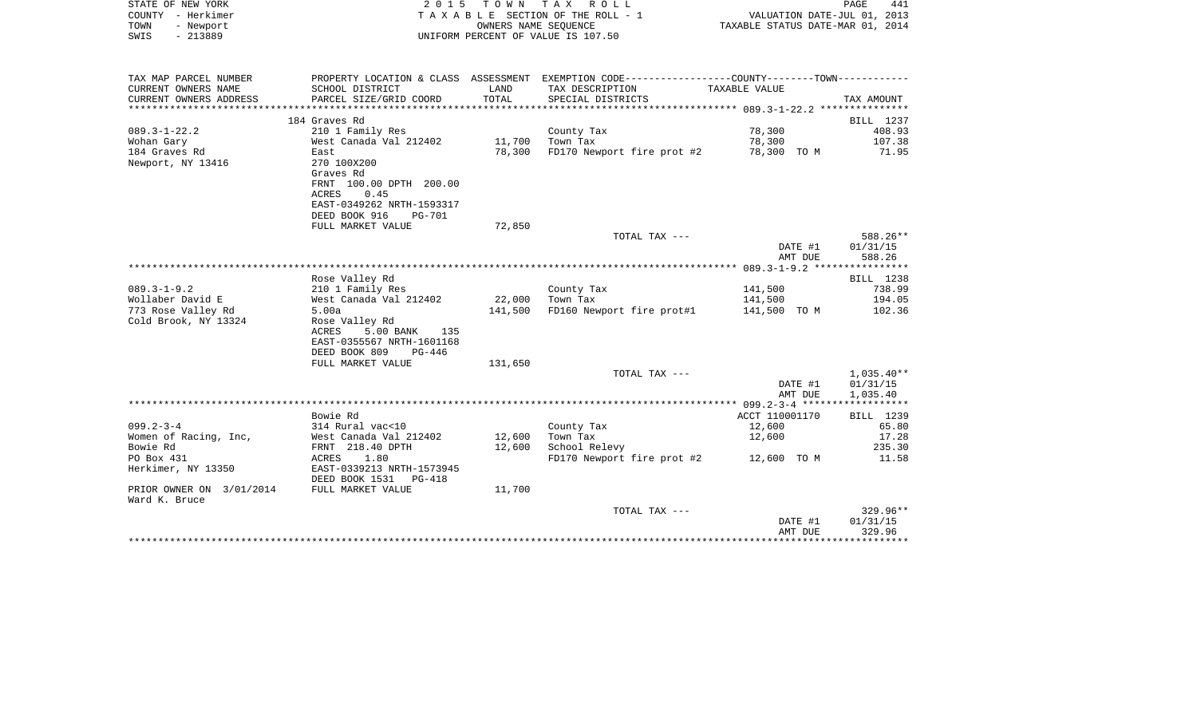STATE OF NEW YORK — 2015 TOWN TAX ROLL
COUNTY - Herkimer — TAXABLE SECTION OF THE ROLL - 1 — VALUATION DATE-JUL 01, 2013
TOWN - Newport — OWNERS NAME SEQUENCE — TAXABLE STATUS DATE-MAR 01, 2014
SWIS - 213889 — UNIFORM PERCENT OF VALUE IS 107.50

| TAX MAP PARCEL NUMBER / CURRENT OWNERS NAME / CURRENT OWNERS ADDRESS | PROPERTY LOCATION & CLASS / SCHOOL DISTRICT / PARCEL SIZE/GRID COORD | ASSESSMENT LAND / TOTAL | EXEMPTION CODE / TAX DESCRIPTION / SPECIAL DISTRICTS | COUNTY--------TOWN / TAXABLE VALUE | TAX AMOUNT |
|---|---|---|---|---|---|
| | 184 Graves Rd | | | 089.3-1-22.2 | BILL 1237 |
| 089.3-1-22.2 | 210 1 Family Res | | County Tax | 78,300 | 408.93 |
| Wohan Gary | West Canada Val 212402 | 11,700 | Town Tax | 78,300 | 107.38 |
| 184 Graves Rd | East | 78,300 | FD170 Newport fire prot #2 | 78,300 TO M | 71.95 |
| Newport, NY 13416 | 270 100X200 | | | | |
| | Graves Rd | | | | |
| | FRNT 100.00 DPTH 200.00 | | | | |
| | ACRES 0.45 | | | | |
| | EAST-0349262 NRTH-1593317 | | | | |
| | DEED BOOK 916 PG-701 | | | | |
| | FULL MARKET VALUE | 72,850 | | | |
| | | | TOTAL TAX --- | | 588.26** |
| | | | | DATE #1 | 01/31/15 |
| | | | | AMT DUE | 588.26 |
| | Rose Valley Rd | | | 089.3-1-9.2 | BILL 1238 |
| 089.3-1-9.2 | 210 1 Family Res | | County Tax | 141,500 | 738.99 |
| Wollaber David E | West Canada Val 212402 | 22,000 | Town Tax | 141,500 | 194.05 |
| 773 Rose Valley Rd | 5.00a | 141,500 | FD160 Newport fire prot#1 | 141,500 TO M | 102.36 |
| Cold Brook, NY 13324 | Rose Valley Rd | | | | |
| | ACRES 5.00 BANK 135 | | | | |
| | EAST-0355567 NRTH-1601168 | | | | |
| | DEED BOOK 809 PG-446 | | | | |
| | FULL MARKET VALUE | 131,650 | | | |
| | | | TOTAL TAX --- | | 1,035.40** |
| | | | | DATE #1 | 01/31/15 |
| | | | | AMT DUE | 1,035.40 |
| | Bowie Rd | | | 099.2-3-4 ACCT 110001170 | BILL 1239 |
| 099.2-3-4 | 314 Rural vac<10 | | County Tax | 12,600 | 65.80 |
| Women of Racing, Inc, | West Canada Val 212402 | 12,600 | Town Tax | 12,600 | 17.28 |
| Bowie Rd | FRNT 218.40 DPTH | 12,600 | School Relevy | | 235.30 |
| PO Box 431 | ACRES 1.80 | | FD170 Newport fire prot #2 | 12,600 TO M | 11.58 |
| Herkimer, NY 13350 | EAST-0339213 NRTH-1573945 | | | | |
| | DEED BOOK 1531 PG-418 | | | | |
| PRIOR OWNER ON 3/01/2014 | FULL MARKET VALUE | 11,700 | | | |
| Ward K. Bruce | | | | | |
| | | | TOTAL TAX --- | | 329.96** |
| | | | | DATE #1 | 01/31/15 |
| | | | | AMT DUE | 329.96 |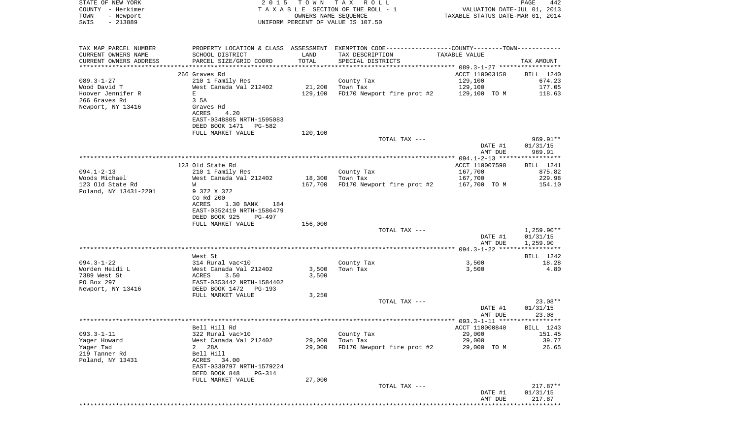STATE OF NEW YORK
COUNTY - Herkimer
TOWN - Newport
SWIS - 213889

2 0 1 5 T O W N T A X R O L L
T A X A B L E SECTION OF THE ROLL - 1
OWNERS NAME SEQUENCE
UNIFORM PERCENT OF VALUE IS 107.50

VALUATION DATE-JUL 01, 2013
TAXABLE STATUS DATE-MAR 01, 2014

| TAX MAP PARCEL NUMBER / CURRENT OWNERS NAME / CURRENT OWNERS ADDRESS | PROPERTY LOCATION & CLASS / SCHOOL DISTRICT / PARCEL SIZE/GRID COORD | ASSESSMENT LAND / TOTAL | EXEMPTION CODE / TAX DESCRIPTION / SPECIAL DISTRICTS | TAXABLE VALUE | TAX AMOUNT |
|---|---|---|---|---|---|
| | 266 Graves Rd | | | ACCT 110003150 | BILL 1240 |
| 089.3-1-27 | 210 1 Family Res | | County Tax | 129,100 | 674.23 |
| Wood David T | West Canada Val 212402 | 21,200 | Town Tax | 129,100 | 177.05 |
| Hoover Jennifer R | E | 129,100 | FD170 Newport fire prot #2 | 129,100 TO M | 118.63 |
| 266 Graves Rd | 3 5A | | | | |
| Newport, NY 13416 | Graves Rd | | | | |
| | ACRES 4.20 | | | | |
| | EAST-0348805 NRTH-1595083 | | | | |
| | DEED BOOK 1471 PG-582 | | | | |
| | FULL MARKET VALUE | 120,100 | | | |
| | | | TOTAL TAX --- | | 969.91** |
| | | | | DATE #1 | 01/31/15 |
| | | | | AMT DUE | 969.91 |
| | 123 Old State Rd | | | ACCT 110007590 | BILL 1241 |
| 094.1-2-13 | 210 1 Family Res | | County Tax | 167,700 | 875.82 |
| Woods Michael | West Canada Val 212402 | 18,300 | Town Tax | 167,700 | 229.98 |
| 123 Old State Rd | W | 167,700 | FD170 Newport fire prot #2 | 167,700 TO M | 154.10 |
| Poland, NY 13431-2201 | 9 372 X 372 | | | | |
| | Co Rd 200 | | | | |
| | ACRES 1.30 BANK 184 | | | | |
| | EAST-0352419 NRTH-1586479 | | | | |
| | DEED BOOK 925 PG-497 | | | | |
| | FULL MARKET VALUE | 156,000 | | | |
| | | | TOTAL TAX --- | | 1,259.90** |
| | | | | DATE #1 | 01/31/15 |
| | | | | AMT DUE | 1,259.90 |
| | West St | | | | BILL 1242 |
| 094.3-1-22 | 314 Rural vac<10 | | County Tax | 3,500 | 18.28 |
| Worden Heidi L | West Canada Val 212402 | 3,500 | Town Tax | 3,500 | 4.80 |
| 7389 West St | ACRES 3.50 | 3,500 | | | |
| PO Box 297 | EAST-0353442 NRTH-1584402 | | | | |
| Newport, NY 13416 | DEED BOOK 1472 PG-193 | | | | |
| | FULL MARKET VALUE | 3,250 | | | |
| | | | TOTAL TAX --- | | 23.08** |
| | | | | DATE #1 | 01/31/15 |
| | | | | AMT DUE | 23.08 |
| | Bell Hill Rd | | | ACCT 110000840 | BILL 1243 |
| 093.3-1-11 | 322 Rural vac>10 | | County Tax | 29,000 | 151.45 |
| Yager Howard | West Canada Val 212402 | 29,000 | Town Tax | 29,000 | 39.77 |
| Yager Tad | 2 28A | 29,000 | FD170 Newport fire prot #2 | 29,000 TO M | 26.65 |
| 219 Tanner Rd | Bell Hill | | | | |
| Poland, NY 13431 | ACRES 34.00 | | | | |
| | EAST-0330797 NRTH-1579224 | | | | |
| | DEED BOOK 848 PG-314 | | | | |
| | FULL MARKET VALUE | 27,000 | | | |
| | | | TOTAL TAX --- | | 217.87** |
| | | | | DATE #1 | 01/31/15 |
| | | | | AMT DUE | 217.87 |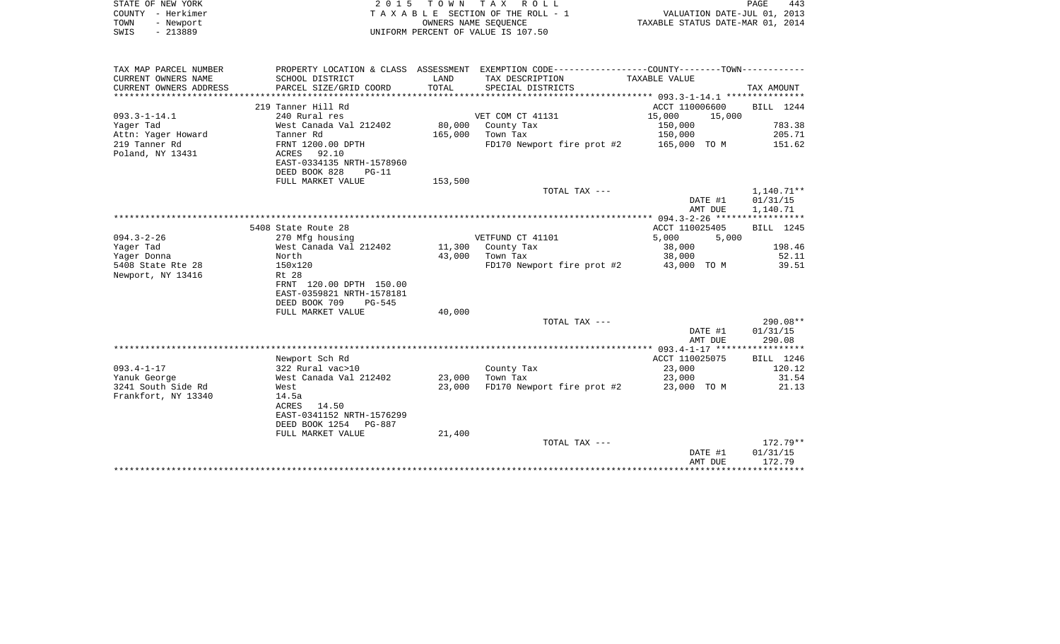STATE OF NEW YORK
COUNTY - Herkimer
TOWN - Newport
SWIS - 213889

2 0 1 5 T O W N T A X R O L L
T A X A B L E SECTION OF THE ROLL - 1
OWNERS NAME SEQUENCE
UNIFORM PERCENT OF VALUE IS 107.50

VALUATION DATE-JUL 01, 2013
TAXABLE STATUS DATE-MAR 01, 2014

| TAX MAP PARCEL NUMBER<br>CURRENT OWNERS NAME<br>CURRENT OWNERS ADDRESS | PROPERTY LOCATION & CLASS<br>SCHOOL DISTRICT<br>PARCEL SIZE/GRID COORD | ASSESSMENT<br>LAND<br>TOTAL | EXEMPTION CODE<br>TAX DESCRIPTION<br>SPECIAL DISTRICTS | COUNTY / TOWN<br>TAXABLE VALUE | TAX AMOUNT |
|---|---|---|---|---|---|
| | 219 Tanner Hill Rd | | | ACCT 110006600 | BILL 1244 |
| 093.3-1-14.1 | 240 Rural res | | VET COM CT 41131 | 15,000 15,000 | |
| Yager Tad | West Canada Val 212402 | 80,000 | County Tax | 150,000 | 783.38 |
| Attn: Yager Howard | Tanner Rd | 165,000 | Town Tax | 150,000 | 205.71 |
| 219 Tanner Rd | FRNT 1200.00 DPTH | | FD170 Newport fire prot #2 | 165,000 TO M | 151.62 |
| Poland, NY 13431 | ACRES 92.10 | | | | |
| | EAST-0334135 NRTH-1578960 | | | | |
| | DEED BOOK 828 PG-11 | | | | |
| | FULL MARKET VALUE | 153,500 | | | |
| | | | TOTAL TAX --- | | 1,140.71** |
| | | | | DATE #1 | 01/31/15 |
| | | | | AMT DUE | 1,140.71 |
| | 5408 State Route 28 | | | ACCT 110025405 | BILL 1245 |
| 094.3-2-26 | 270 Mfg housing | | VETFUND CT 41101 | 5,000 5,000 | |
| Yager Tad | West Canada Val 212402 | 11,300 | County Tax | 38,000 | 198.46 |
| Yager Donna | North | 43,000 | Town Tax | 38,000 | 52.11 |
| 5408 State Rte 28 | 150x120 | | FD170 Newport fire prot #2 | 43,000 TO M | 39.51 |
| Newport, NY 13416 | Rt 28 | | | | |
| | FRNT 120.00 DPTH 150.00 | | | | |
| | EAST-0359821 NRTH-1578181 | | | | |
| | DEED BOOK 709 PG-545 | | | | |
| | FULL MARKET VALUE | 40,000 | | | |
| | | | TOTAL TAX --- | | 290.08** |
| | | | | DATE #1 | 01/31/15 |
| | | | | AMT DUE | 290.08 |
| | Newport Sch Rd | | | ACCT 110025075 | BILL 1246 |
| 093.4-1-17 | 322 Rural vac>10 | | County Tax | 23,000 | 120.12 |
| Yanuk George | West Canada Val 212402 | 23,000 | Town Tax | 23,000 | 31.54 |
| 3241 South Side Rd | West | 23,000 | FD170 Newport fire prot #2 | 23,000 TO M | 21.13 |
| Frankfort, NY 13340 | 14.5a | | | | |
| | ACRES 14.50 | | | | |
| | EAST-0341152 NRTH-1576299 | | | | |
| | DEED BOOK 1254 PG-887 | | | | |
| | FULL MARKET VALUE | 21,400 | | | |
| | | | TOTAL TAX --- | | 172.79** |
| | | | | DATE #1 | 01/31/15 |
| | | | | AMT DUE | 172.79 |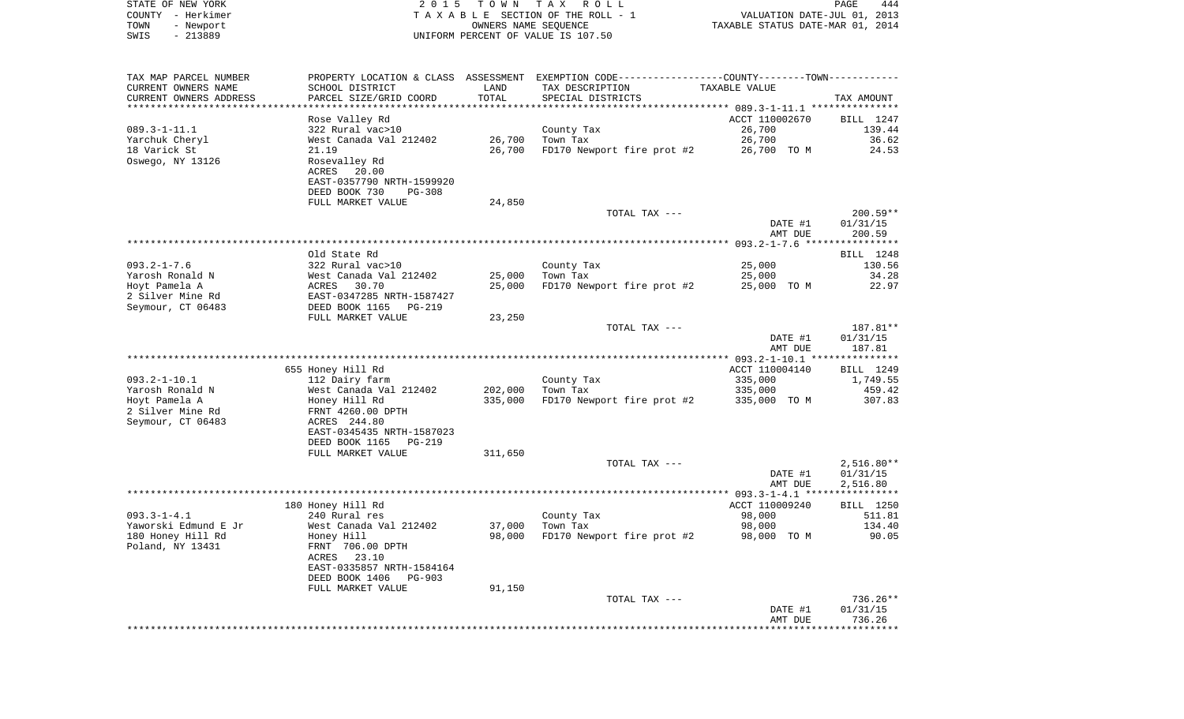STATE OF NEW YORK
COUNTY - Herkimer
TOWN - Newport
SWIS - 213889

2 0 1 5 T O W N T A X R O L L
T A X A B L E SECTION OF THE ROLL - 1
OWNERS NAME SEQUENCE
UNIFORM PERCENT OF VALUE IS 107.50

VALUATION DATE-JUL 01, 2013
TAXABLE STATUS DATE-MAR 01, 2014

| TAX MAP PARCEL NUMBER / CURRENT OWNERS NAME / CURRENT OWNERS ADDRESS | PROPERTY LOCATION & CLASS / SCHOOL DISTRICT / PARCEL SIZE/GRID COORD | ASSESSMENT LAND | TOTAL | EXEMPTION CODE / TAX DESCRIPTION / SPECIAL DISTRICTS | COUNTY--------TOWN TAXABLE VALUE | TAX AMOUNT |
|---|---|---|---|---|---|---|
| 089.3-1-11.1 | Rose Valley Rd | | | | ACCT 110002670 | BILL 1247 |
| | 322 Rural vac>10 | | | County Tax | 26,700 | 139.44 |
| Yarchuk Cheryl | West Canada Val 212402 | 26,700 | | Town Tax | 26,700 | 36.62 |
| 18 Varick St | 21.19 | | 26,700 | FD170 Newport fire prot #2 | 26,700 TO M | 24.53 |
| Oswego, NY 13126 | Rosevalley Rd | | | | | |
| | ACRES 20.00 | | | | | |
| | EAST-0357790 NRTH-1599920 | | | | | |
| | DEED BOOK 730 PG-308 | | | | | |
| | FULL MARKET VALUE | 24,850 | | | | |
| | | | | TOTAL TAX --- | | 200.59** |
| | | | | | DATE #1 | 01/31/15 |
| | | | | | AMT DUE | 200.59 |
| 093.2-1-7.6 | Old State Rd | | | | | BILL 1248 |
| | 322 Rural vac>10 | | | County Tax | 25,000 | 130.56 |
| Yarosh Ronald N | West Canada Val 212402 | 25,000 | | Town Tax | 25,000 | 34.28 |
| Hoyt Pamela A | ACRES 30.70 | | 25,000 | FD170 Newport fire prot #2 | 25,000 TO M | 22.97 |
| 2 Silver Mine Rd | EAST-0347285 NRTH-1587427 | | | | | |
| Seymour, CT 06483 | DEED BOOK 1165 PG-219 | | | | | |
| | FULL MARKET VALUE | 23,250 | | | | |
| | | | | TOTAL TAX --- | | 187.81** |
| | | | | | DATE #1 | 01/31/15 |
| | | | | | AMT DUE | 187.81 |
| 093.2-1-10.1 | 655 Honey Hill Rd | | | | ACCT 110004140 | BILL 1249 |
| | 112 Dairy farm | | | County Tax | 335,000 | 1,749.55 |
| Yarosh Ronald N | West Canada Val 212402 | 202,000 | | Town Tax | 335,000 | 459.42 |
| Hoyt Pamela A | Honey Hill Rd | | 335,000 | FD170 Newport fire prot #2 | 335,000 TO M | 307.83 |
| 2 Silver Mine Rd | FRNT 4260.00 DPTH | | | | | |
| Seymour, CT 06483 | ACRES 244.80 | | | | | |
| | EAST-0345435 NRTH-1587023 | | | | | |
| | DEED BOOK 1165 PG-219 | | | | | |
| | FULL MARKET VALUE | 311,650 | | | | |
| | | | | TOTAL TAX --- | | 2,516.80** |
| | | | | | DATE #1 | 01/31/15 |
| | | | | | AMT DUE | 2,516.80 |
| 093.3-1-4.1 | 180 Honey Hill Rd | | | | ACCT 110009240 | BILL 1250 |
| | 240 Rural res | | | County Tax | 98,000 | 511.81 |
| Yaworski Edmund E Jr | West Canada Val 212402 | 37,000 | | Town Tax | 98,000 | 134.40 |
| 180 Honey Hill Rd | Honey Hill | | 98,000 | FD170 Newport fire prot #2 | 98,000 TO M | 90.05 |
| Poland, NY 13431 | FRNT 706.00 DPTH | | | | | |
| | ACRES 23.10 | | | | | |
| | EAST-0335857 NRTH-1584164 | | | | | |
| | DEED BOOK 1406 PG-903 | | | | | |
| | FULL MARKET VALUE | 91,150 | | | | |
| | | | | TOTAL TAX --- | | 736.26** |
| | | | | | DATE #1 | 01/31/15 |
| | | | | | AMT DUE | 736.26 |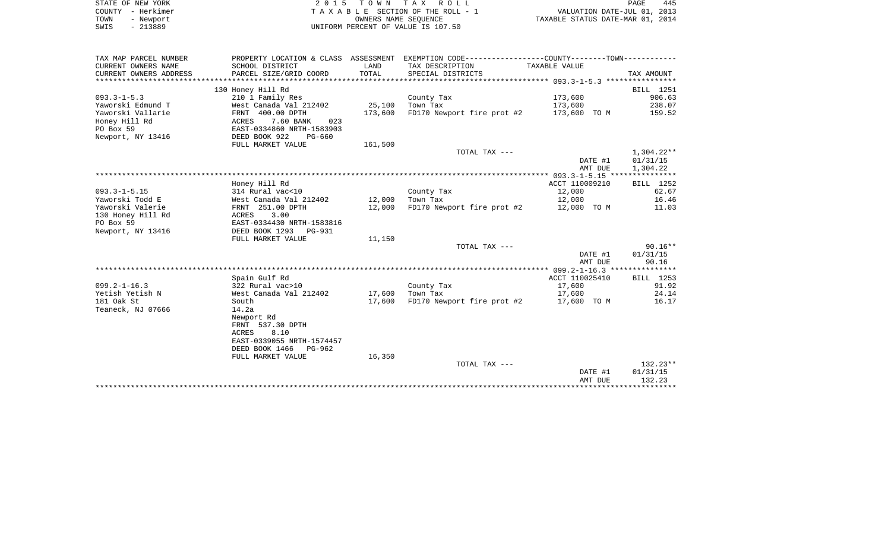STATE OF NEW YORK
COUNTY - Herkimer
TOWN - Newport
SWIS - 213889

2 0 1 5 T O W N T A X R O L L
T A X A B L E SECTION OF THE ROLL - 1
OWNERS NAME SEQUENCE
UNIFORM PERCENT OF VALUE IS 107.50

VALUATION DATE-JUL 01, 2013
TAXABLE STATUS DATE-MAR 01, 2014

| TAX MAP PARCEL NUMBER / CURRENT OWNERS NAME / CURRENT OWNERS ADDRESS | PROPERTY LOCATION & CLASS / SCHOOL DISTRICT / PARCEL SIZE/GRID COORD | ASSESSMENT LAND / TOTAL | EXEMPTION CODE / TAX DESCRIPTION / SPECIAL DISTRICTS | COUNTY--------TOWN TAXABLE VALUE | TAX AMOUNT |
|---|---|---|---|---|---|
| **093.3-1-5.3** | 130 Honey Hill Rd | | | | BILL 1251 |
| Yaworski Edmund T | 210 1 Family Res | | County Tax | 173,600 | 906.63 |
| Yaworski Vallarie | West Canada Val 212402 | 25,100 | Town Tax | 173,600 | 238.07 |
| Honey Hill Rd | FRNT 400.00 DPTH | 173,600 | FD170 Newport fire prot #2 | 173,600 TO M | 159.52 |
| PO Box 59 | ACRES 7.60 BANK 023 | | | | |
| Newport, NY 13416 | EAST-0334860 NRTH-1583903 | | | | |
| | DEED BOOK 922 PG-660 | | | | |
| | FULL MARKET VALUE | 161,500 | | | |
| | | | TOTAL TAX --- | | 1,304.22** |
| | | | | DATE #1 | 01/31/15 |
| | | | | AMT DUE | 1,304.22 |
| **093.3-1-5.15** | Honey Hill Rd | | | ACCT 110009210 | BILL 1252 |
| Yaworski Todd E | 314 Rural vac<10 | | County Tax | 12,000 | 62.67 |
| Yaworski Valerie | West Canada Val 212402 | 12,000 | Town Tax | 12,000 | 16.46 |
| 130 Honey Hill Rd | FRNT 251.00 DPTH | 12,000 | FD170 Newport fire prot #2 | 12,000 TO M | 11.03 |
| PO Box 59 | ACRES 3.00 | | | | |
| Newport, NY 13416 | EAST-0334430 NRTH-1583816 | | | | |
| | DEED BOOK 1293 PG-931 | | | | |
| | FULL MARKET VALUE | 11,150 | | | |
| | | | TOTAL TAX --- | | 90.16** |
| | | | | DATE #1 | 01/31/15 |
| | | | | AMT DUE | 90.16 |
| **099.2-1-16.3** | Spain Gulf Rd | | | ACCT 110025410 | BILL 1253 |
| Yetish Yetish N | 322 Rural vac>10 | | County Tax | 17,600 | 91.92 |
| 181 Oak St | West Canada Val 212402 | 17,600 | Town Tax | 17,600 | 24.14 |
| Teaneck, NJ 07666 | South | 17,600 | FD170 Newport fire prot #2 | 17,600 TO M | 16.17 |
| | 14.2a | | | | |
| | Newport Rd | | | | |
| | FRNT 537.30 DPTH | | | | |
| | ACRES 8.10 | | | | |
| | EAST-0339055 NRTH-1574457 | | | | |
| | DEED BOOK 1466 PG-962 | | | | |
| | FULL MARKET VALUE | 16,350 | | | |
| | | | TOTAL TAX --- | | 132.23** |
| | | | | DATE #1 | 01/31/15 |
| | | | | AMT DUE | 132.23 |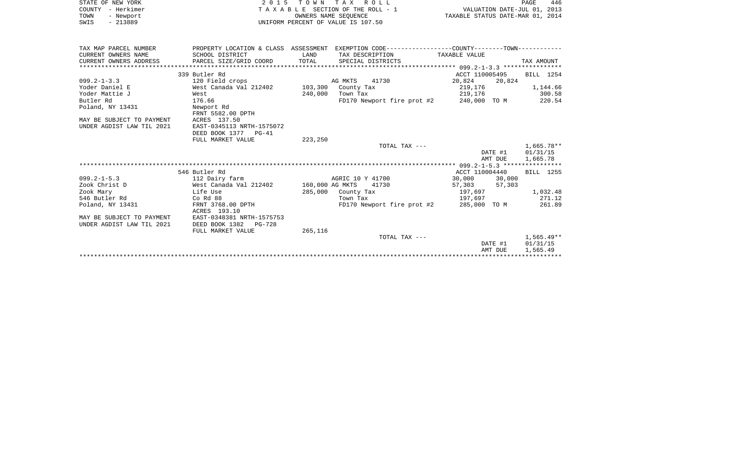STATE OF NEW YORK
COUNTY - Herkimer
TOWN - Newport
SWIS - 213889

2 0 1 5 T O W N T A X R O L L
T A X A B L E SECTION OF THE ROLL - 1
OWNERS NAME SEQUENCE
UNIFORM PERCENT OF VALUE IS 107.50

VALUATION DATE-JUL 01, 2013
TAXABLE STATUS DATE-MAR 01, 2014

| TAX MAP PARCEL NUMBER<br>CURRENT OWNERS NAME<br>CURRENT OWNERS ADDRESS | PROPERTY LOCATION & CLASS<br>SCHOOL DISTRICT<br>PARCEL SIZE/GRID COORD | ASSESSMENT<br>LAND<br>TOTAL | EXEMPTION CODE-----COUNTY-----TOWN-----<br>TAX DESCRIPTION<br>SPECIAL DISTRICTS | TAXABLE VALUE | | TAX AMOUNT |
|---|---|---|---|---|---|---|
| | 339 Butler Rd | | | ACCT 110005495 | | BILL 1254 |
| 099.2-1-3.3 | 120 Field crops | | AG MKTS 41730 | 20,824 | 20,824 | |
| Yoder Daniel E | West Canada Val 212402 | 103,300 | County Tax | 219,176 | | 1,144.66 |
| Yoder Mattie J | West | 240,000 | Town Tax | 219,176 | | 300.58 |
| Butler Rd | 176.66 | | FD170 Newport fire prot #2 | 240,000 | TO M | 220.54 |
| Poland, NY 13431 | Newport Rd | | | | | |
| | FRNT 5582.00 DPTH | | | | | |
| MAY BE SUBJECT TO PAYMENT | ACRES 137.50 | | | | | |
| UNDER AGDIST LAW TIL 2021 | EAST-0345113 NRTH-1575072 | | | | | |
| | DEED BOOK 1377 PG-41 | | | | | |
| | FULL MARKET VALUE | 223,250 | | | | |
| | | | TOTAL TAX --- | | | 1,665.78** |
| | | | | | DATE #1 | 01/31/15 |
| | | | | | AMT DUE | 1,665.78 |
| | 546 Butler Rd | | | ACCT 110004440 | | BILL 1255 |
| 099.2-1-5.3 | 112 Dairy farm | | AGRIC 10 Y 41700 | 30,000 | 30,000 | |
| Zook Christ D | West Canada Val 212402 | 160,000 | AG MKTS 41730 | 57,303 | 57,303 | |
| Zook Mary | Life Use | 285,000 | County Tax | 197,697 | | 1,032.48 |
| 546 Butler Rd | Co Rd 88 | | Town Tax | 197,697 | | 271.12 |
| Poland, NY 13431 | FRNT 3768.00 DPTH | | FD170 Newport fire prot #2 | 285,000 | TO M | 261.89 |
| | ACRES 193.10 | | | | | |
| MAY BE SUBJECT TO PAYMENT | EAST-0348381 NRTH-1575753 | | | | | |
| UNDER AGDIST LAW TIL 2021 | DEED BOOK 1382 PG-728 | | | | | |
| | FULL MARKET VALUE | 265,116 | | | | |
| | | | TOTAL TAX --- | | | 1,565.49** |
| | | | | | DATE #1 | 01/31/15 |
| | | | | | AMT DUE | 1,565.49 |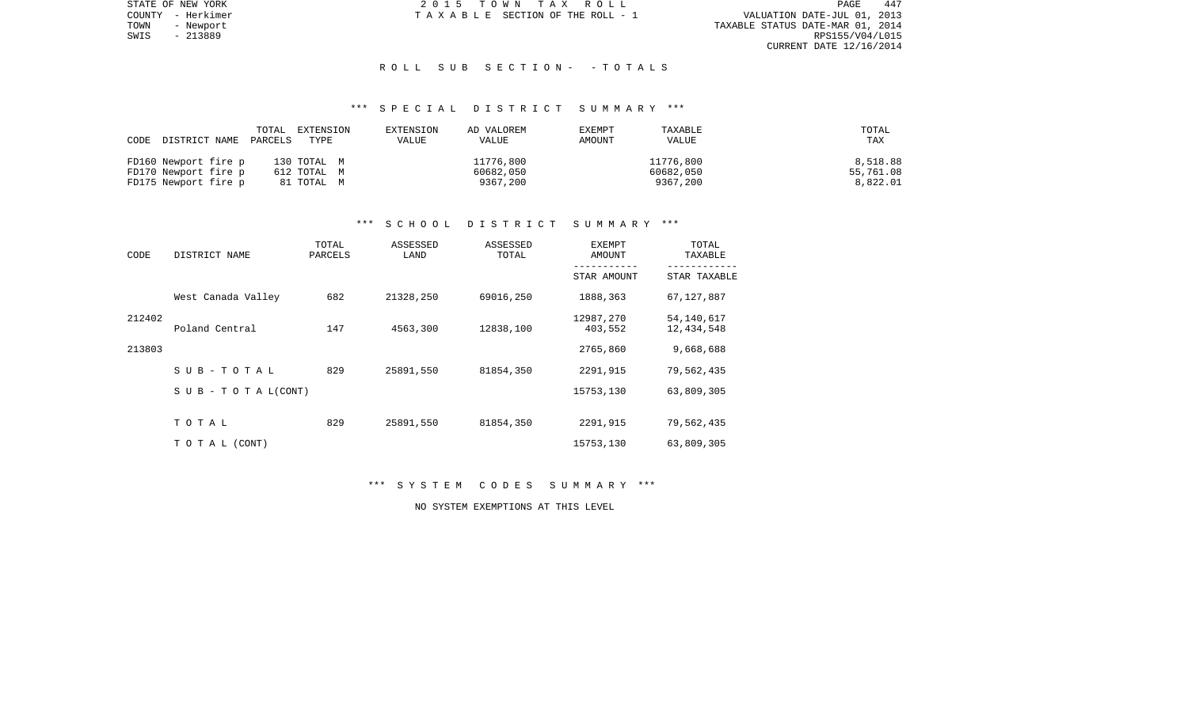STATE OF NEW YORK
COUNTY - Herkimer
TOWN - Newport
SWIS - 213889

2 0 1 5 T O W N T A X R O L L
T A X A B L E SECTION OF THE ROLL - 1

VALUATION DATE-JUL 01, 2013
TAXABLE STATUS DATE-MAR 01, 2014
RPS155/V04/L015
CURRENT DATE 12/16/2014

## R O L L S U B S E C T I O N - - T O T A L S

### \*\*\* S P E C I A L D I S T R I C T S U M M A R Y \*\*\*

| CODE DISTRICT NAME | TOTAL PARCELS | EXTENSION TYPE | EXTENSION VALUE | AD VALOREM VALUE | EXEMPT AMOUNT | TAXABLE VALUE | TOTAL TAX |
|---|---|---|---|---|---|---|---|
| FD160 Newport fire p | 130 | TOTAL M | | 11776,800 | | 11776,800 | 8,518.88 |
| FD170 Newport fire p | 612 | TOTAL M | | 60682,050 | | 60682,050 | 55,761.08 |
| FD175 Newport fire p | 81 | TOTAL M | | 9367,200 | | 9367,200 | 8,822.01 |

### \*\*\* S C H O O L D I S T R I C T S U M M A R Y \*\*\*

| CODE | DISTRICT NAME | TOTAL PARCELS | ASSESSED LAND | ASSESSED TOTAL | EXEMPT AMOUNT / STAR AMOUNT | TOTAL TAXABLE / STAR TAXABLE |
|---|---|---|---|---|---|---|
| | West Canada Valley | 682 | 21328,250 | 69016,250 | 1888,363 | 67,127,887 |
| 212402 | | | | | 12987,270 | 54,140,617 |
| | Poland Central | 147 | 4563,300 | 12838,100 | 403,552 | 12,434,548 |
| 213803 | | | | | 2765,860 | 9,668,688 |
| | S U B - T O T A L | 829 | 25891,550 | 81854,350 | 2291,915 | 79,562,435 |
| | S U B - T O T A L(CONT) | | | | 15753,130 | 63,809,305 |
| | T O T A L | 829 | 25891,550 | 81854,350 | 2291,915 | 79,562,435 |
| | T O T A L (CONT) | | | | 15753,130 | 63,809,305 |

### \*\*\* S Y S T E M C O D E S S U M M A R Y \*\*\*

NO SYSTEM EXEMPTIONS AT THIS LEVEL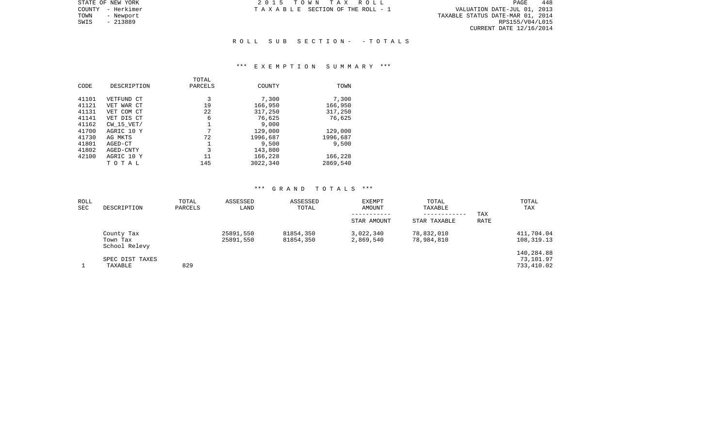STATE OF NEW YORK
COUNTY - Herkimer
TOWN - Newport
SWIS - 213889

2 0 1 5 T O W N T A X R O L L
T A X A B L E SECTION OF THE ROLL - 1

VALUATION DATE-JUL 01, 2013
TAXABLE STATUS DATE-MAR 01, 2014
RPS155/V04/L015
CURRENT DATE 12/16/2014

## R O L L S U B S E C T I O N - - T O T A L S

### *** E X E M P T I O N S U M M A R Y ***

| CODE | DESCRIPTION | TOTAL PARCELS | COUNTY | TOWN |
|---|---|---|---|---|
| 41101 | VETFUND CT | 3 | 7,300 | 7,300 |
| 41121 | VET WAR CT | 19 | 166,950 | 166,950 |
| 41131 | VET COM CT | 22 | 317,250 | 317,250 |
| 41141 | VET DIS CT | 6 | 76,625 | 76,625 |
| 41162 | CW_15_VET/ | 1 | 9,000 | |
| 41700 | AGRIC 10 Y | 7 | 129,000 | 129,000 |
| 41730 | AG MKTS | 72 | 1996,687 | 1996,687 |
| 41801 | AGED-CT | 1 | 9,500 | 9,500 |
| 41802 | AGED-CNTY | 3 | 143,800 | |
| 42100 | AGRIC 10 Y | 11 | 166,228 | 166,228 |
| | T O T A L | 145 | 3022,340 | 2869,540 |

### *** G R A N D T O T A L S ***

| ROLL SEC | DESCRIPTION | TOTAL PARCELS | ASSESSED LAND | ASSESSED TOTAL | EXEMPT AMOUNT<br>-----------<br>STAR AMOUNT | TOTAL TAXABLE<br>------------<br>STAR TAXABLE | TAX RATE | TOTAL TAX |
|---|---|---|---|---|---|---|---|---|
| | County Tax | | 25891,550 | 81854,350 | 3,022,340 | 78,832,010 | | 411,704.04 |
| | Town Tax | | 25891,550 | 81854,350 | 2,869,540 | 78,984,810 | | 108,319.13 |
| | School Relevy | | | | | | | |
| | | | | | | | | 140,284.88 |
| | SPEC DIST TAXES | | | | | | | 73,101.97 |
| 1 | TAXABLE | 829 | | | | | | 733,410.02 |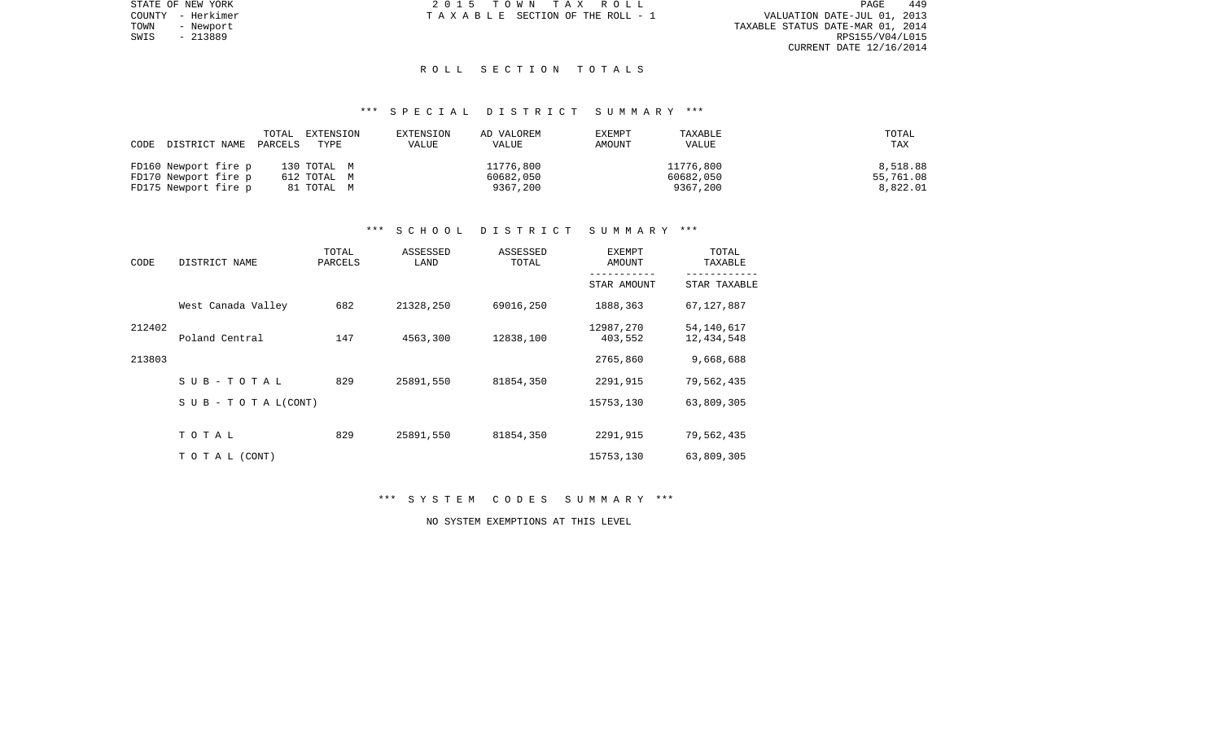STATE OF NEW YORK
COUNTY - Herkimer
TOWN - Newport
SWIS - 213889

2 0 1 5 T O W N T A X R O L L
T A X A B L E SECTION OF THE ROLL - 1

VALUATION DATE-JUL 01, 2013
TAXABLE STATUS DATE-MAR 01, 2014
RPS155/V04/L015
CURRENT DATE 12/16/2014

## R O L L S E C T I O N T O T A L S

### *** S P E C I A L D I S T R I C T S U M M A R Y ***

| CODE DISTRICT NAME | TOTAL PARCELS | EXTENSION TYPE | EXTENSION VALUE | AD VALOREM VALUE | EXEMPT AMOUNT | TAXABLE VALUE | TOTAL TAX |
|---|---|---|---|---|---|---|---|
| FD160 Newport fire p | 130 | TOTAL M | | 11776,800 | | 11776,800 | 8,518.88 |
| FD170 Newport fire p | 612 | TOTAL M | | 60682,050 | | 60682,050 | 55,761.08 |
| FD175 Newport fire p | 81 | TOTAL M | | 9367,200 | | 9367,200 | 8,822.01 |

### *** S C H O O L D I S T R I C T S U M M A R Y ***

| CODE | DISTRICT NAME | TOTAL PARCELS | ASSESSED LAND | ASSESSED TOTAL | EXEMPT AMOUNT / STAR AMOUNT | TOTAL TAXABLE / STAR TAXABLE |
|---|---|---|---|---|---|---|
| | West Canada Valley | 682 | 21328,250 | 69016,250 | 1888,363 | 67,127,887 |
| 212402 | | | | | 12987,270 | 54,140,617 |
| | Poland Central | 147 | 4563,300 | 12838,100 | 403,552 | 12,434,548 |
| 213803 | | | | | 2765,860 | 9,668,688 |
| | S U B - T O T A L | 829 | 25891,550 | 81854,350 | 2291,915 | 79,562,435 |
| | S U B - T O T A L(CONT) | | | | 15753,130 | 63,809,305 |
| | T O T A L | 829 | 25891,550 | 81854,350 | 2291,915 | 79,562,435 |
| | T O T A L (CONT) | | | | 15753,130 | 63,809,305 |

### *** S Y S T E M C O D E S S U M M A R Y ***

NO SYSTEM EXEMPTIONS AT THIS LEVEL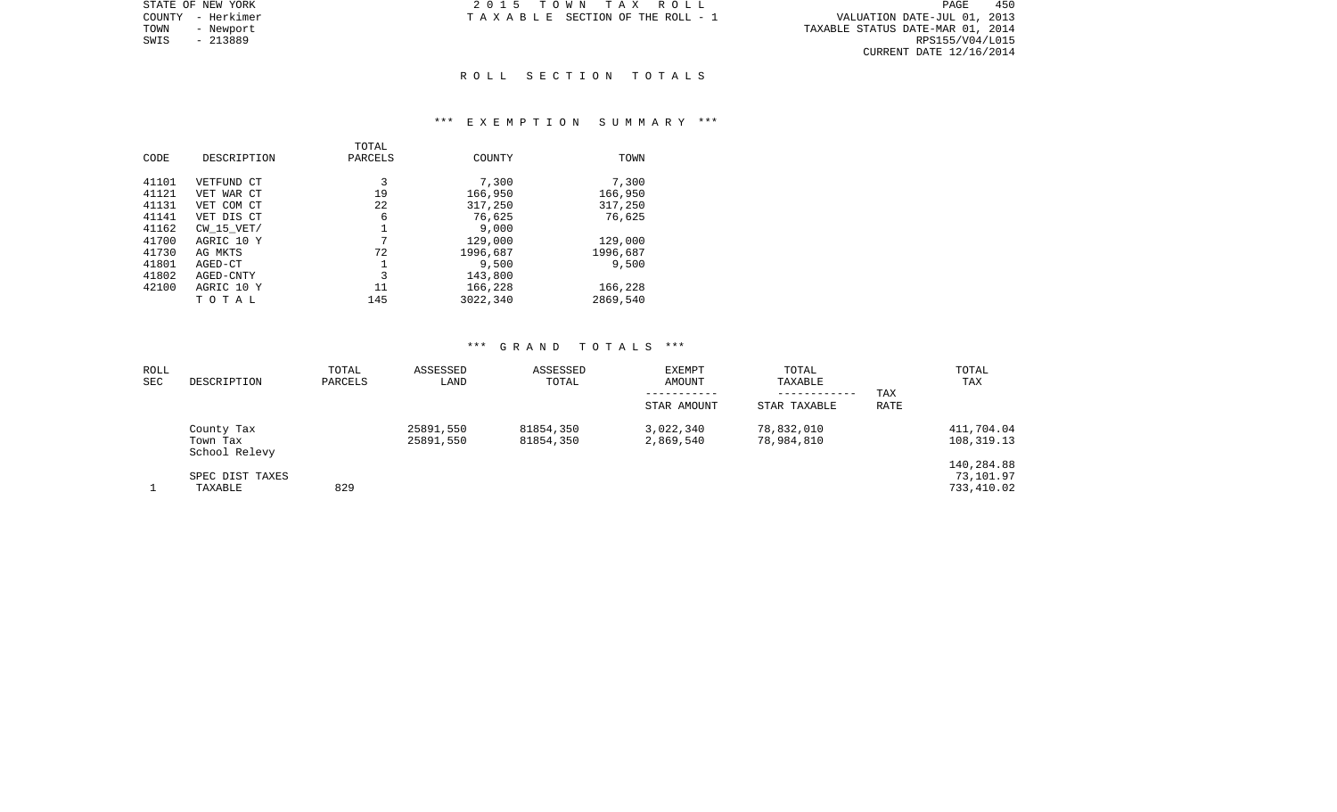STATE OF NEW YORK
COUNTY - Herkimer
TOWN - Newport
SWIS - 213889

2015 TOWN TAX ROLL
TAXABLE SECTION OF THE ROLL - 1

VALUATION DATE-JUL 01, 2013
TAXABLE STATUS DATE-MAR 01, 2014
RPS155/V04/L015
CURRENT DATE 12/16/2014

## ROLL SECTION TOTALS

### *** EXEMPTION SUMMARY ***

| CODE | DESCRIPTION | TOTAL PARCELS | COUNTY | TOWN |
|---|---|---|---|---|
| 41101 | VETFUND CT | 3 | 7,300 | 7,300 |
| 41121 | VET WAR CT | 19 | 166,950 | 166,950 |
| 41131 | VET COM CT | 22 | 317,250 | 317,250 |
| 41141 | VET DIS CT | 6 | 76,625 | 76,625 |
| 41162 | CW_15_VET/ | 1 | 9,000 | |
| 41700 | AGRIC 10 Y | 7 | 129,000 | 129,000 |
| 41730 | AG MKTS | 72 | 1996,687 | 1996,687 |
| 41801 | AGED-CT | 1 | 9,500 | 9,500 |
| 41802 | AGED-CNTY | 3 | 143,800 | |
| 42100 | AGRIC 10 Y | 11 | 166,228 | 166,228 |
| | TOTAL | 145 | 3022,340 | 2869,540 |

### *** GRAND TOTALS ***

| ROLL SEC | DESCRIPTION | TOTAL PARCELS | ASSESSED LAND | ASSESSED TOTAL | EXEMPT AMOUNT / STAR AMOUNT | TOTAL TAXABLE / STAR TAXABLE | TAX RATE | TOTAL TAX |
|---|---|---|---|---|---|---|---|---|
| | County Tax | | 25891,550 | 81854,350 | 3,022,340 | 78,832,010 | | 411,704.04 |
| | Town Tax | | 25891,550 | 81854,350 | 2,869,540 | 78,984,810 | | 108,319.13 |
| | School Relevy | | | | | | | 140,284.88 |
| | SPEC DIST TAXES | | | | | | | 73,101.97 |
| 1 | TAXABLE | 829 | | | | | | 733,410.02 |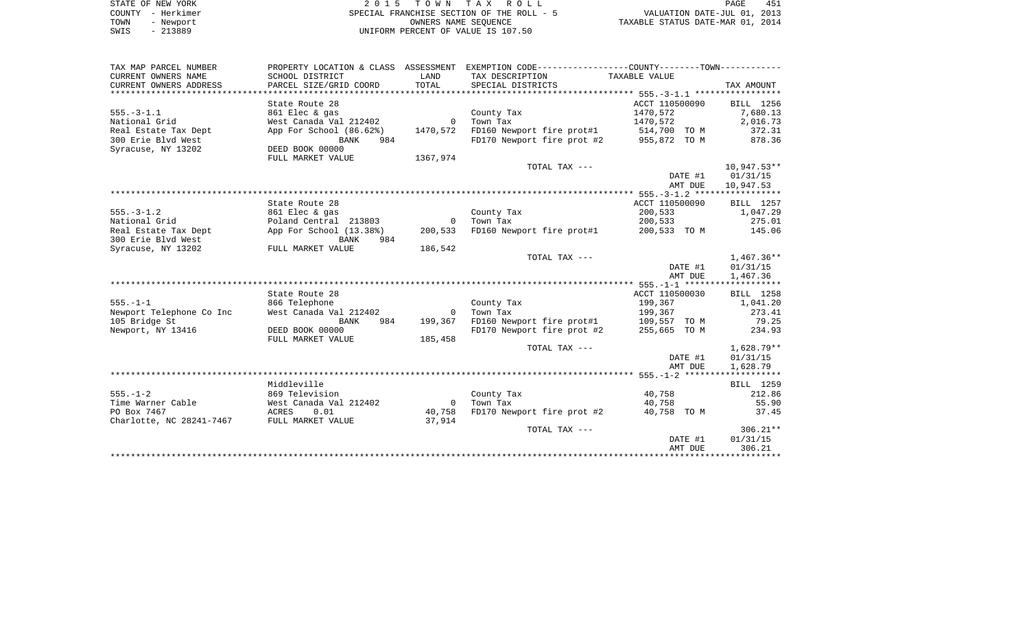STATE OF NEW YORK
COUNTY - Herkimer
TOWN - Newport
SWIS - 213889

2 0 1 5 T O W N T A X R O L L
SPECIAL FRANCHISE SECTION OF THE ROLL - 5
OWNERS NAME SEQUENCE
UNIFORM PERCENT OF VALUE IS 107.50

VALUATION DATE-JUL 01, 2013
TAXABLE STATUS DATE-MAR 01, 2014

| TAX MAP PARCEL NUMBER / CURRENT OWNERS NAME / CURRENT OWNERS ADDRESS | PROPERTY LOCATION & CLASS / SCHOOL DISTRICT / PARCEL SIZE/GRID COORD | ASSESSMENT LAND / TOTAL | EXEMPTION CODE / TAX DESCRIPTION / SPECIAL DISTRICTS | COUNTY--------TOWN TAXABLE VALUE | TAX AMOUNT |
|---|---|---|---|---|---|
| 555.-3-1.1 | State Route 28 | | | ACCT 110500090 | BILL 1256 |
| National Grid | 861 Elec & gas | 0 | County Tax | 1470,572 | 7,680.13 |
| Real Estate Tax Dept | West Canada Val 212402 | 1470,572 | Town Tax | 1470,572 | 2,016.73 |
| 300 Erie Blvd West | App For School (86.62%) | | FD160 Newport fire prot#1 | 514,700 TO M | 372.31 |
| Syracuse, NY 13202 | BANK 984 | | FD170 Newport fire prot #2 | 955,872 TO M | 878.36 |
| | DEED BOOK 00000 | | | | |
| | FULL MARKET VALUE | 1367,974 | | | |
| | | | TOTAL TAX --- | | 10,947.53** |
| | | | | DATE #1 | 01/31/15 |
| | | | | AMT DUE | 10,947.53 |
| 555.-3-1.2 | State Route 28 | | | ACCT 110500090 | BILL 1257 |
| National Grid | 861 Elec & gas | 0 | County Tax | 200,533 | 1,047.29 |
| Real Estate Tax Dept | Poland Central 213803 | 200,533 | Town Tax | 200,533 | 275.01 |
| 300 Erie Blvd West | App For School (13.38%) | | FD160 Newport fire prot#1 | 200,533 TO M | 145.06 |
| Syracuse, NY 13202 | BANK 984 | | | | |
| | FULL MARKET VALUE | 186,542 | | | |
| | | | TOTAL TAX --- | | 1,467.36** |
| | | | | DATE #1 | 01/31/15 |
| | | | | AMT DUE | 1,467.36 |
| 555.-1-1 | State Route 28 | | | ACCT 110500030 | BILL 1258 |
| Newport Telephone Co Inc | 866 Telephone | 0 | County Tax | 199,367 | 1,041.20 |
| 105 Bridge St | West Canada Val 212402 | 199,367 | Town Tax | 199,367 | 273.41 |
| Newport, NY 13416 | BANK 984 | | FD160 Newport fire prot#1 | 109,557 TO M | 79.25 |
| | DEED BOOK 00000 | | FD170 Newport fire prot #2 | 255,665 TO M | 234.93 |
| | FULL MARKET VALUE | 185,458 | | | |
| | | | TOTAL TAX --- | | 1,628.79** |
| | | | | DATE #1 | 01/31/15 |
| | | | | AMT DUE | 1,628.79 |
| 555.-1-2 | Middleville | | | | BILL 1259 |
| Time Warner Cable | 869 Television | 0 | County Tax | 40,758 | 212.86 |
| PO Box 7467 | West Canada Val 212402 | 40,758 | Town Tax | 40,758 | 55.90 |
| Charlotte, NC 28241-7467 | ACRES 0.01 | | FD170 Newport fire prot #2 | 40,758 TO M | 37.45 |
| | FULL MARKET VALUE | 37,914 | | | |
| | | | TOTAL TAX --- | | 306.21** |
| | | | | DATE #1 | 01/31/15 |
| | | | | AMT DUE | 306.21 |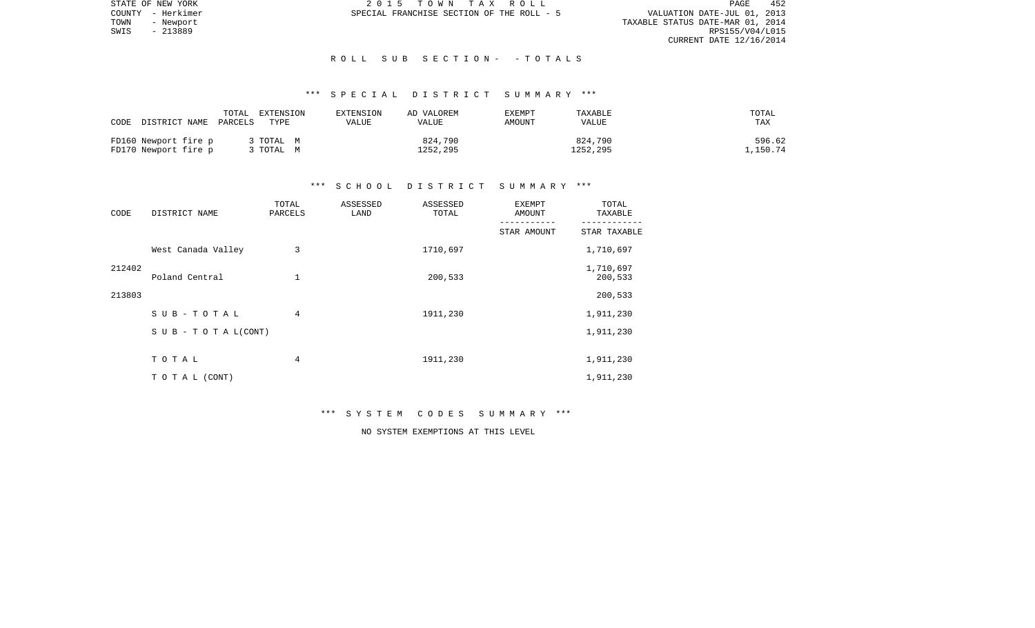STATE OF NEW YORK
COUNTY - Herkimer
TOWN - Newport
SWIS - 213889

2 0 1 5 T O W N T A X R O L L
SPECIAL FRANCHISE SECTION OF THE ROLL - 5

VALUATION DATE-JUL 01, 2013
TAXABLE STATUS DATE-MAR 01, 2014
RPS155/V04/L015
CURRENT DATE 12/16/2014

R O L L S U B S E C T I O N - - T O T A L S

*** S P E C I A L D I S T R I C T S U M M A R Y ***

| CODE DISTRICT NAME | TOTAL PARCELS | EXTENSION TYPE | EXTENSION VALUE | AD VALOREM VALUE | EXEMPT AMOUNT | TAXABLE VALUE | TOTAL TAX |
|---|---|---|---|---|---|---|---|
| FD160 Newport fire p | 3 | TOTAL M | | 824,790 | | 824,790 | 596.62 |
| FD170 Newport fire p | 3 | TOTAL M | | 1252,295 | | 1252,295 | 1,150.74 |

*** S C H O O L D I S T R I C T S U M M A R Y ***

| CODE | DISTRICT NAME | TOTAL PARCELS | ASSESSED LAND | ASSESSED TOTAL | EXEMPT AMOUNT / STAR AMOUNT | TOTAL TAXABLE / STAR TAXABLE |
|---|---|---|---|---|---|---|
| 212402 | West Canada Valley | 3 | | 1710,697 | | 1,710,697 |
| | | | | | | 1,710,697 |
| 213803 | Poland Central | 1 | | 200,533 | | 200,533 |
| | | | | | | 200,533 |
| | S U B - T O T A L | 4 | | 1911,230 | | 1,911,230 |
| | S U B - T O T A L(CONT) | | | | | 1,911,230 |
| | T O T A L | 4 | | 1911,230 | | 1,911,230 |
| | T O T A L (CONT) | | | | | 1,911,230 |

*** S Y S T E M C O D E S S U M M A R Y ***

NO SYSTEM EXEMPTIONS AT THIS LEVEL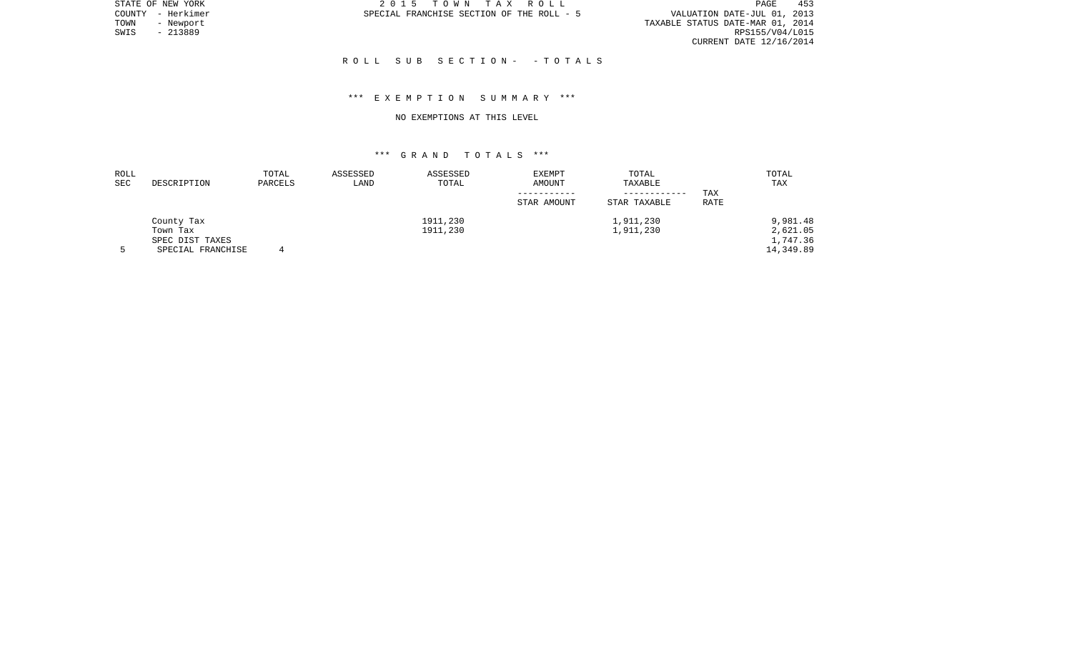STATE OF NEW YORK
COUNTY - Herkimer
TOWN - Newport
SWIS - 213889

2 0 1 5 T O W N T A X R O L L
SPECIAL FRANCHISE SECTION OF THE ROLL - 5

VALUATION DATE-JUL 01, 2013
TAXABLE STATUS DATE-MAR 01, 2014
RPS155/V04/L015
CURRENT DATE 12/16/2014

## R O L L S U B S E C T I O N - - T O T A L S

### *** E X E M P T I O N S U M M A R Y ***

NO EXEMPTIONS AT THIS LEVEL

### *** G R A N D T O T A L S ***

| ROLL SEC | DESCRIPTION | TOTAL PARCELS | ASSESSED LAND | ASSESSED TOTAL | EXEMPT AMOUNT<br>-----------<br>STAR AMOUNT | TOTAL TAXABLE<br>------------<br>STAR TAXABLE | TAX RATE | TOTAL TAX |
|---|---|---|---|---|---|---|---|---|
| | County Tax | | | 1911,230 | | 1,911,230 | | 9,981.48 |
| | Town Tax | | | 1911,230 | | 1,911,230 | | 2,621.05 |
| | SPEC DIST TAXES | | | | | | | 1,747.36 |
| 5 | SPECIAL FRANCHISE | 4 | | | | | | 14,349.89 |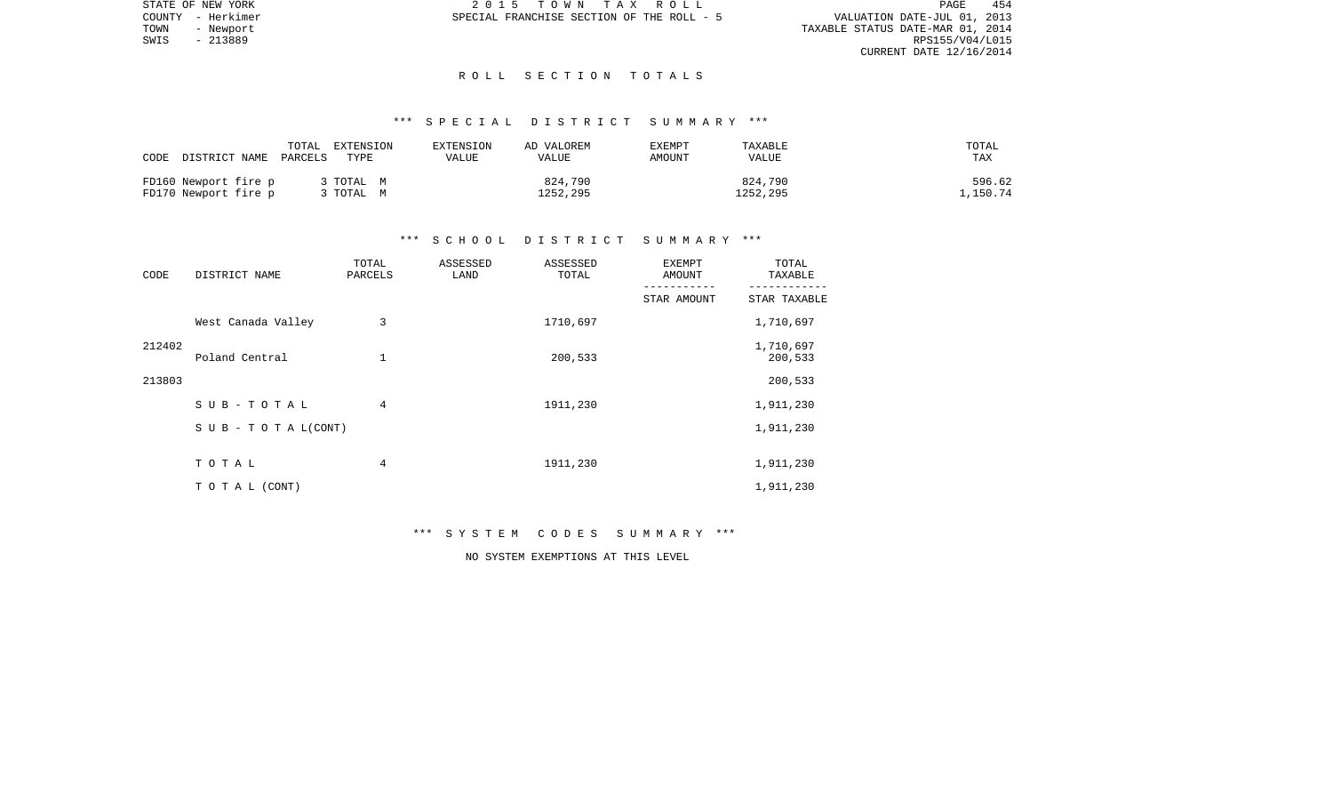STATE OF NEW YORK
COUNTY - Herkimer
TOWN - Newport
SWIS - 213889

2 0 1 5 T O W N T A X R O L L
SPECIAL FRANCHISE SECTION OF THE ROLL - 5

VALUATION DATE-JUL 01, 2013
TAXABLE STATUS DATE-MAR 01, 2014
RPS155/V04/L015
CURRENT DATE 12/16/2014

## R O L L S E C T I O N T O T A L S

### *** S P E C I A L D I S T R I C T S U M M A R Y ***

| CODE | DISTRICT NAME | TOTAL PARCELS | EXTENSION TYPE | EXTENSION VALUE | AD VALOREM VALUE | EXEMPT AMOUNT | TAXABLE VALUE | TOTAL TAX |
|---|---|---|---|---|---|---|---|---|
| FD160 | Newport fire p | 3 | TOTAL M | | 824,790 | | 824,790 | 596.62 |
| FD170 | Newport fire p | 3 | TOTAL M | | 1252,295 | | 1252,295 | 1,150.74 |

### *** S C H O O L D I S T R I C T S U M M A R Y ***

| CODE | DISTRICT NAME | TOTAL PARCELS | ASSESSED LAND | ASSESSED TOTAL | EXEMPT AMOUNT / STAR AMOUNT | TOTAL TAXABLE / STAR TAXABLE |
|---|---|---|---|---|---|---|
| 212402 | West Canada Valley | 3 | | 1710,697 | | 1,710,697 |
| | | | | | | 1,710,697 |
| 213803 | Poland Central | 1 | | 200,533 | | 200,533 |
| | | | | | | 200,533 |
| | S U B - T O T A L | 4 | | 1911,230 | | 1,911,230 |
| | S U B - T O T A L (CONT) | | | | | 1,911,230 |
| | T O T A L | 4 | | 1911,230 | | 1,911,230 |
| | T O T A L (CONT) | | | | | 1,911,230 |

### *** S Y S T E M C O D E S S U M M A R Y ***

NO SYSTEM EXEMPTIONS AT THIS LEVEL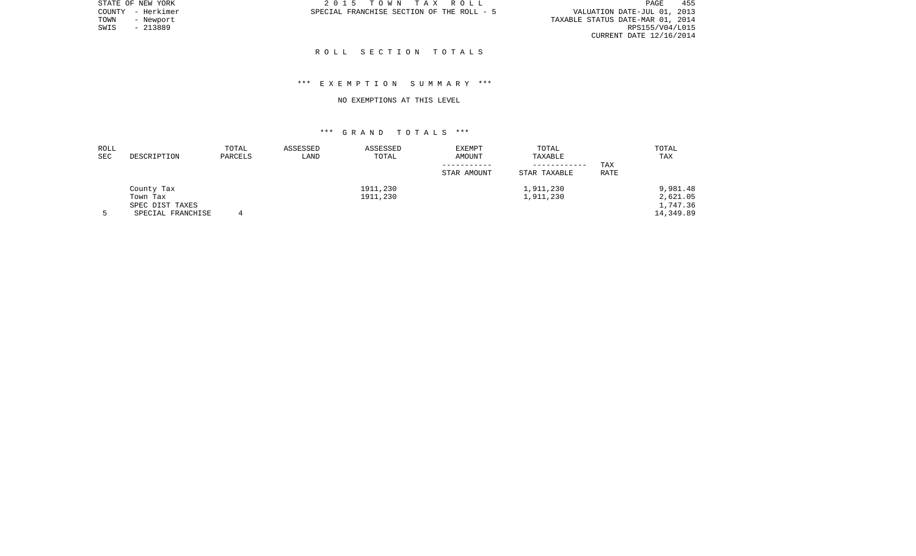STATE OF NEW YORK
COUNTY - Herkimer
TOWN - Newport
SWIS - 213889

2 0 1 5 T O W N T A X R O L L
SPECIAL FRANCHISE SECTION OF THE ROLL - 5

VALUATION DATE-JUL 01, 2013
TAXABLE STATUS DATE-MAR 01, 2014
RPS155/V04/L015
CURRENT DATE 12/16/2014

## R O L L S E C T I O N T O T A L S

### *** E X E M P T I O N S U M M A R Y ***

NO EXEMPTIONS AT THIS LEVEL

### *** G R A N D T O T A L S ***

| ROLL SEC | DESCRIPTION | TOTAL PARCELS | ASSESSED LAND | ASSESSED TOTAL | EXEMPT AMOUNT / STAR AMOUNT | TOTAL TAXABLE / STAR TAXABLE | TAX RATE | TOTAL TAX |
|---|---|---|---|---|---|---|---|---|
| | County Tax | | | 1911,230 | | 1,911,230 | | 9,981.48 |
| | Town Tax | | | 1911,230 | | 1,911,230 | | 2,621.05 |
| | SPEC DIST TAXES | | | | | | | 1,747.36 |
| 5 | SPECIAL FRANCHISE | 4 | | | | | | 14,349.89 |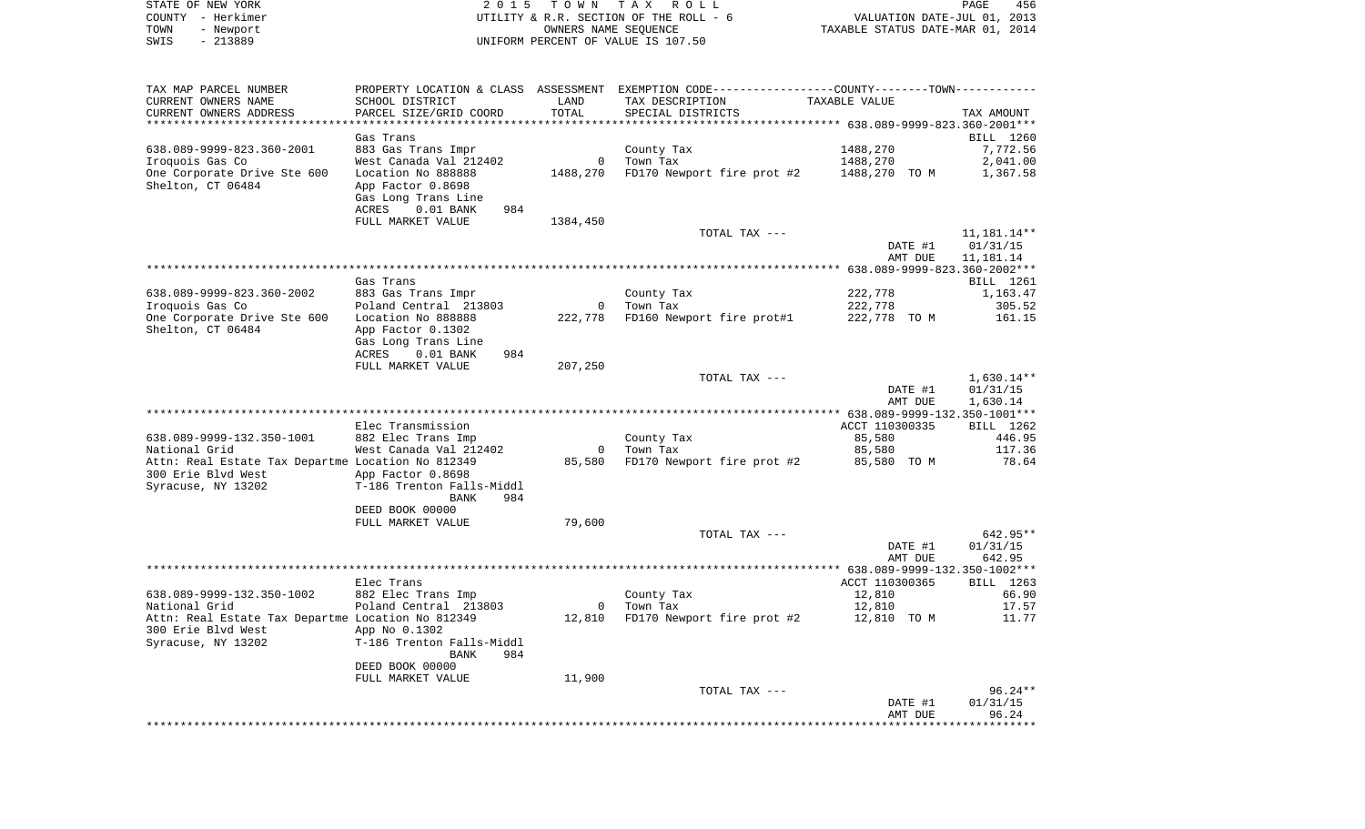STATE OF NEW YORK
COUNTY - Herkimer
TOWN - Newport
SWIS - 213889

2 0 1 5 T O W N T A X R O L L
UTILITY & R.R. SECTION OF THE ROLL - 6
OWNERS NAME SEQUENCE
UNIFORM PERCENT OF VALUE IS 107.50

VALUATION DATE-JUL 01, 2013
TAXABLE STATUS DATE-MAR 01, 2014

| TAX MAP PARCEL NUMBER / CURRENT OWNERS NAME / CURRENT OWNERS ADDRESS | PROPERTY LOCATION & CLASS / SCHOOL DISTRICT / PARCEL SIZE/GRID COORD | ASSESSMENT LAND / TOTAL | EXEMPTION CODE / TAX DESCRIPTION / SPECIAL DISTRICTS | COUNTY--------TOWN / TAXABLE VALUE | TAX AMOUNT |
|---|---|---|---|---|---|
| ******** 638.089-9999-823.360-2001 *** | | | | | |
| | Gas Trans | | | | BILL 1260 |
| 638.089-9999-823.360-2001 | 883 Gas Trans Impr | | County Tax | 1488,270 | 7,772.56 |
| Iroquois Gas Co | West Canada Val 212402 | 0 | Town Tax | 1488,270 | 2,041.00 |
| One Corporate Drive Ste 600 | Location No 888888 | 1488,270 | FD170 Newport fire prot #2 | 1488,270 TO M | 1,367.58 |
| Shelton, CT 06484 | App Factor 0.8698 | | | | |
| | Gas Long Trans Line | | | | |
| | ACRES 0.01 BANK 984 | | | | |
| | FULL MARKET VALUE | 1384,450 | | | |
| | | | TOTAL TAX --- | | 11,181.14** |
| | | | | DATE #1 | 01/31/15 |
| | | | | AMT DUE | 11,181.14 |
| ******** 638.089-9999-823.360-2002 *** | | | | | |
| | Gas Trans | | | | BILL 1261 |
| 638.089-9999-823.360-2002 | 883 Gas Trans Impr | | County Tax | 222,778 | 1,163.47 |
| Iroquois Gas Co | Poland Central 213803 | 0 | Town Tax | 222,778 | 305.52 |
| One Corporate Drive Ste 600 | Location No 888888 | 222,778 | FD160 Newport fire prot#1 | 222,778 TO M | 161.15 |
| Shelton, CT 06484 | App Factor 0.1302 | | | | |
| | Gas Long Trans Line | | | | |
| | ACRES 0.01 BANK 984 | | | | |
| | FULL MARKET VALUE | 207,250 | | | |
| | | | TOTAL TAX --- | | 1,630.14** |
| | | | | DATE #1 | 01/31/15 |
| | | | | AMT DUE | 1,630.14 |
| ******** 638.089-9999-132.350-1001 *** | | | | | |
| | Elec Transmission | | | ACCT 110300335 | BILL 1262 |
| 638.089-9999-132.350-1001 | 882 Elec Trans Imp | | County Tax | 85,580 | 446.95 |
| National Grid | West Canada Val 212402 | 0 | Town Tax | 85,580 | 117.36 |
| Attn: Real Estate Tax Departme | Location No 812349 | 85,580 | FD170 Newport fire prot #2 | 85,580 TO M | 78.64 |
| 300 Erie Blvd West | App Factor 0.8698 | | | | |
| Syracuse, NY 13202 | T-186 Trenton Falls-Middl | | | | |
| | BANK 984 | | | | |
| | DEED BOOK 00000 | | | | |
| | FULL MARKET VALUE | 79,600 | | | |
| | | | TOTAL TAX --- | | 642.95** |
| | | | | DATE #1 | 01/31/15 |
| | | | | AMT DUE | 642.95 |
| ******** 638.089-9999-132.350-1002 *** | | | | | |
| | Elec Trans | | | ACCT 110300365 | BILL 1263 |
| 638.089-9999-132.350-1002 | 882 Elec Trans Imp | | County Tax | 12,810 | 66.90 |
| National Grid | Poland Central 213803 | 0 | Town Tax | 12,810 | 17.57 |
| Attn: Real Estate Tax Departme | Location No 812349 | 12,810 | FD170 Newport fire prot #2 | 12,810 TO M | 11.77 |
| 300 Erie Blvd West | App No 0.1302 | | | | |
| Syracuse, NY 13202 | T-186 Trenton Falls-Middl | | | | |
| | BANK 984 | | | | |
| | DEED BOOK 00000 | | | | |
| | FULL MARKET VALUE | 11,900 | | | |
| | | | TOTAL TAX --- | | 96.24** |
| | | | | DATE #1 | 01/31/15 |
| | | | | AMT DUE | 96.24 |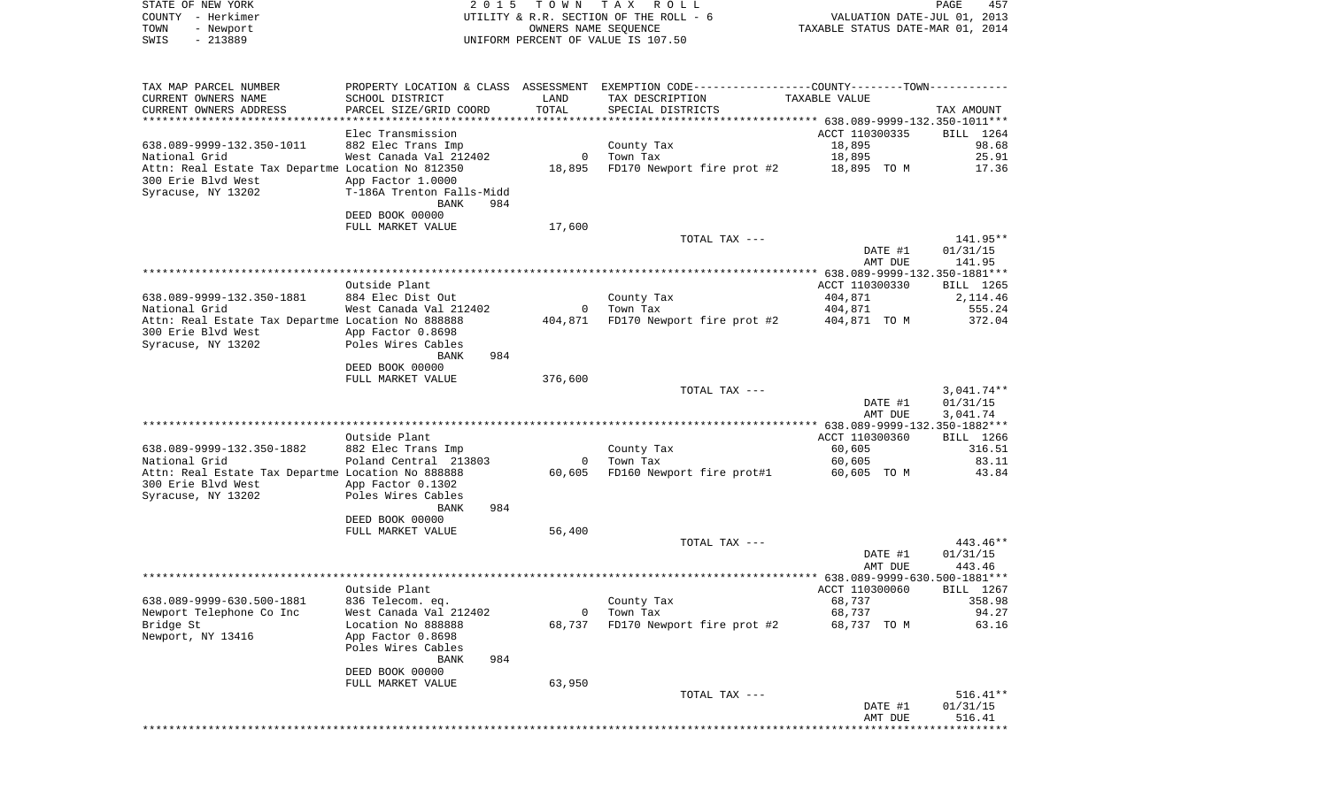STATE OF NEW YORK — 2015 TOWN TAX ROLL
COUNTY - Herkimer — UTILITY & R.R. SECTION OF THE ROLL - 6 — VALUATION DATE-JUL 01, 2013
TOWN - Newport — OWNERS NAME SEQUENCE — TAXABLE STATUS DATE-MAR 01, 2014
SWIS - 213889 — UNIFORM PERCENT OF VALUE IS 107.50

| TAX MAP PARCEL NUMBER / CURRENT OWNERS NAME / CURRENT OWNERS ADDRESS | PROPERTY LOCATION & CLASS / SCHOOL DISTRICT / PARCEL SIZE/GRID COORD | ASSESSMENT LAND / TOTAL | EXEMPTION CODE / TAX DESCRIPTION / SPECIAL DISTRICTS | TAXABLE VALUE | TAX AMOUNT |
|---|---|---|---|---|---|
| **638.089-9999-132.350-1011** | | | | | |
| | Elec Transmission | | | ACCT 110300335 | BILL 1264 |
| 638.089-9999-132.350-1011 | 882 Elec Trans Imp | | County Tax | 18,895 | 98.68 |
| National Grid | West Canada Val 212402 | 0 | Town Tax | 18,895 | 25.91 |
| Attn: Real Estate Tax Departme | Location No 812350 | 18,895 | FD170 Newport fire prot #2 | 18,895 TO M | 17.36 |
| 300 Erie Blvd West | App Factor 1.0000 | | | | |
| Syracuse, NY 13202 | T-186A Trenton Falls-Midd | | | | |
| | BANK 984 | | | | |
| | DEED BOOK 00000 | | | | |
| | FULL MARKET VALUE | 17,600 | | | |
| | | | TOTAL TAX --- | | 141.95** |
| | | | | DATE #1 | 01/31/15 |
| | | | | AMT DUE | 141.95 |
| **638.089-9999-132.350-1881** | | | | | |
| | Outside Plant | | | ACCT 110300330 | BILL 1265 |
| 638.089-9999-132.350-1881 | 884 Elec Dist Out | | County Tax | 404,871 | 2,114.46 |
| National Grid | West Canada Val 212402 | 0 | Town Tax | 404,871 | 555.24 |
| Attn: Real Estate Tax Departme | Location No 888888 | 404,871 | FD170 Newport fire prot #2 | 404,871 TO M | 372.04 |
| 300 Erie Blvd West | App Factor 0.8698 | | | | |
| Syracuse, NY 13202 | Poles Wires Cables | | | | |
| | BANK 984 | | | | |
| | DEED BOOK 00000 | | | | |
| | FULL MARKET VALUE | 376,600 | | | |
| | | | TOTAL TAX --- | | 3,041.74** |
| | | | | DATE #1 | 01/31/15 |
| | | | | AMT DUE | 3,041.74 |
| **638.089-9999-132.350-1882** | | | | | |
| | Outside Plant | | | ACCT 110300360 | BILL 1266 |
| 638.089-9999-132.350-1882 | 882 Elec Trans Imp | | County Tax | 60,605 | 316.51 |
| National Grid | Poland Central 213803 | 0 | Town Tax | 60,605 | 83.11 |
| Attn: Real Estate Tax Departme | Location No 888888 | 60,605 | FD160 Newport fire prot#1 | 60,605 TO M | 43.84 |
| 300 Erie Blvd West | App Factor 0.1302 | | | | |
| Syracuse, NY 13202 | Poles Wires Cables | | | | |
| | BANK 984 | | | | |
| | DEED BOOK 00000 | | | | |
| | FULL MARKET VALUE | 56,400 | | | |
| | | | TOTAL TAX --- | | 443.46** |
| | | | | DATE #1 | 01/31/15 |
| | | | | AMT DUE | 443.46 |
| **638.089-9999-630.500-1881** | | | | | |
| | Outside Plant | | | ACCT 110300060 | BILL 1267 |
| 638.089-9999-630.500-1881 | 836 Telecom. eq. | | County Tax | 68,737 | 358.98 |
| Newport Telephone Co Inc | West Canada Val 212402 | 0 | Town Tax | 68,737 | 94.27 |
| Bridge St | Location No 888888 | 68,737 | FD170 Newport fire prot #2 | 68,737 TO M | 63.16 |
| Newport, NY 13416 | App Factor 0.8698 | | | | |
| | Poles Wires Cables | | | | |
| | BANK 984 | | | | |
| | DEED BOOK 00000 | | | | |
| | FULL MARKET VALUE | 63,950 | | | |
| | | | TOTAL TAX --- | | 516.41** |
| | | | | DATE #1 | 01/31/15 |
| | | | | AMT DUE | 516.41 |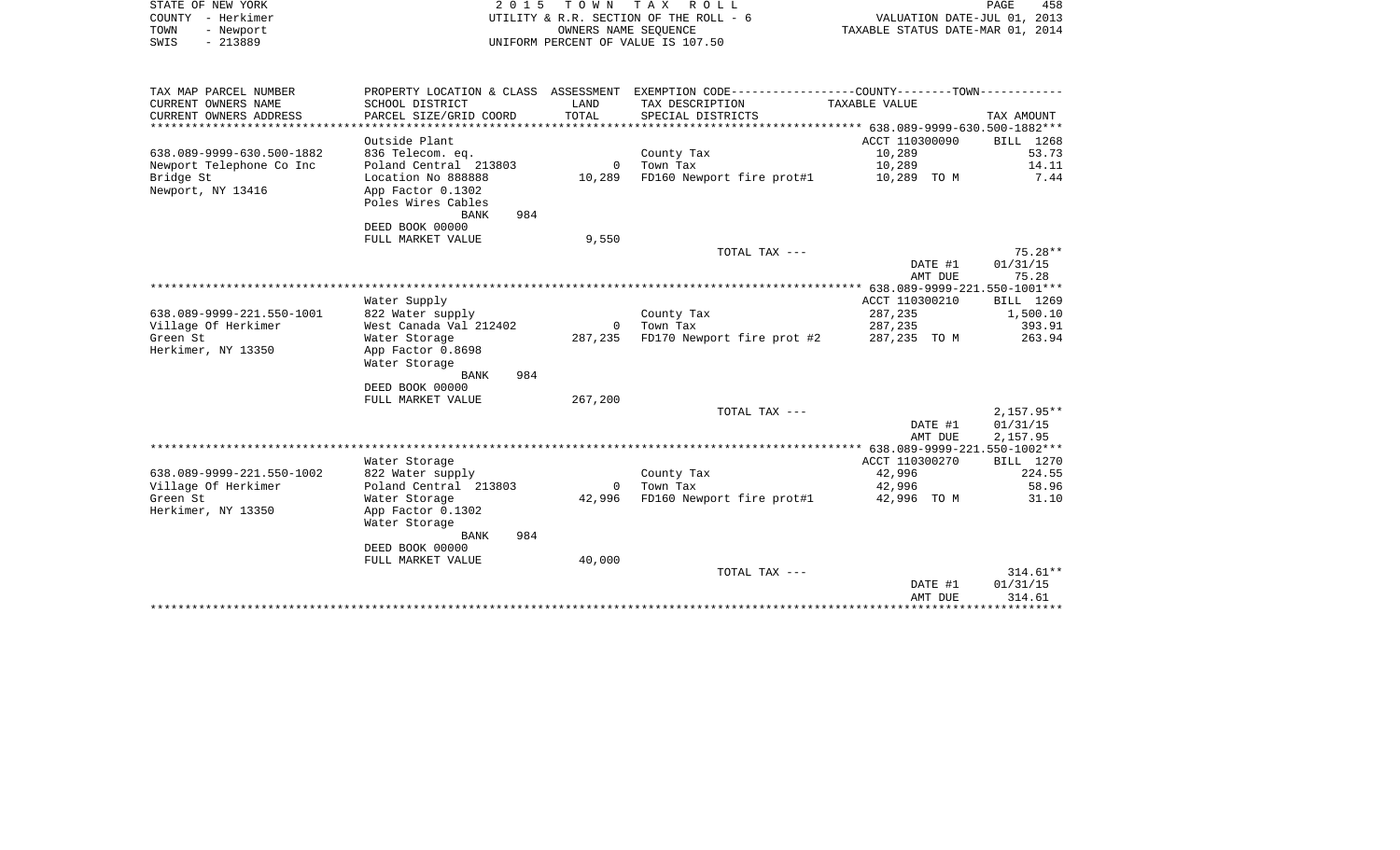STATE OF NEW YORK
COUNTY - Herkimer
TOWN - Newport
SWIS - 213889

2015 TOWN TAX ROLL
UTILITY & R.R. SECTION OF THE ROLL - 6
OWNERS NAME SEQUENCE
UNIFORM PERCENT OF VALUE IS 107.50

VALUATION DATE-JUL 01, 2013
TAXABLE STATUS DATE-MAR 01, 2014

| TAX MAP PARCEL NUMBER / CURRENT OWNERS NAME / CURRENT OWNERS ADDRESS | PROPERTY LOCATION & CLASS / SCHOOL DISTRICT / PARCEL SIZE/GRID COORD | ASSESSMENT LAND / TOTAL | EXEMPTION CODE / TAX DESCRIPTION / SPECIAL DISTRICTS | TAXABLE VALUE (COUNTY / TOWN) | TAX AMOUNT |
|---|---|---|---|---|---|
| **638.089-9999-630.500-1882** | Outside Plant | | | ACCT 110300090 | BILL 1268 |
| 638.089-9999-630.500-1882 | 836 Telecom. eq. | | County Tax | 10,289 | 53.73 |
| Newport Telephone Co Inc | Poland Central 213803 | 0 | Town Tax | 10,289 | 14.11 |
| Bridge St | Location No 888888 | 10,289 | FD160 Newport fire prot#1 | 10,289 TO M | 7.44 |
| Newport, NY 13416 | App Factor 0.1302 | | | | |
| | Poles Wires Cables | | | | |
| | BANK 984 | | | | |
| | DEED BOOK 00000 | | | | |
| | FULL MARKET VALUE | 9,550 | | | |
| | | | TOTAL TAX --- | | 75.28** |
| | | | | DATE #1 | 01/31/15 |
| | | | | AMT DUE | 75.28 |
| **638.089-9999-221.550-1001** | Water Supply | | | ACCT 110300210 | BILL 1269 |
| 638.089-9999-221.550-1001 | 822 Water supply | | County Tax | 287,235 | 1,500.10 |
| Village Of Herkimer | West Canada Val 212402 | 0 | Town Tax | 287,235 | 393.91 |
| Green St | Water Storage | 287,235 | FD170 Newport fire prot #2 | 287,235 TO M | 263.94 |
| Herkimer, NY 13350 | App Factor 0.8698 | | | | |
| | Water Storage | | | | |
| | BANK 984 | | | | |
| | DEED BOOK 00000 | | | | |
| | FULL MARKET VALUE | 267,200 | | | |
| | | | TOTAL TAX --- | | 2,157.95** |
| | | | | DATE #1 | 01/31/15 |
| | | | | AMT DUE | 2,157.95 |
| **638.089-9999-221.550-1002** | Water Storage | | | ACCT 110300270 | BILL 1270 |
| 638.089-9999-221.550-1002 | 822 Water supply | | County Tax | 42,996 | 224.55 |
| Village Of Herkimer | Poland Central 213803 | 0 | Town Tax | 42,996 | 58.96 |
| Green St | Water Storage | 42,996 | FD160 Newport fire prot#1 | 42,996 TO M | 31.10 |
| Herkimer, NY 13350 | App Factor 0.1302 | | | | |
| | Water Storage | | | | |
| | BANK 984 | | | | |
| | DEED BOOK 00000 | | | | |
| | FULL MARKET VALUE | 40,000 | | | |
| | | | TOTAL TAX --- | | 314.61** |
| | | | | DATE #1 | 01/31/15 |
| | | | | AMT DUE | 314.61 |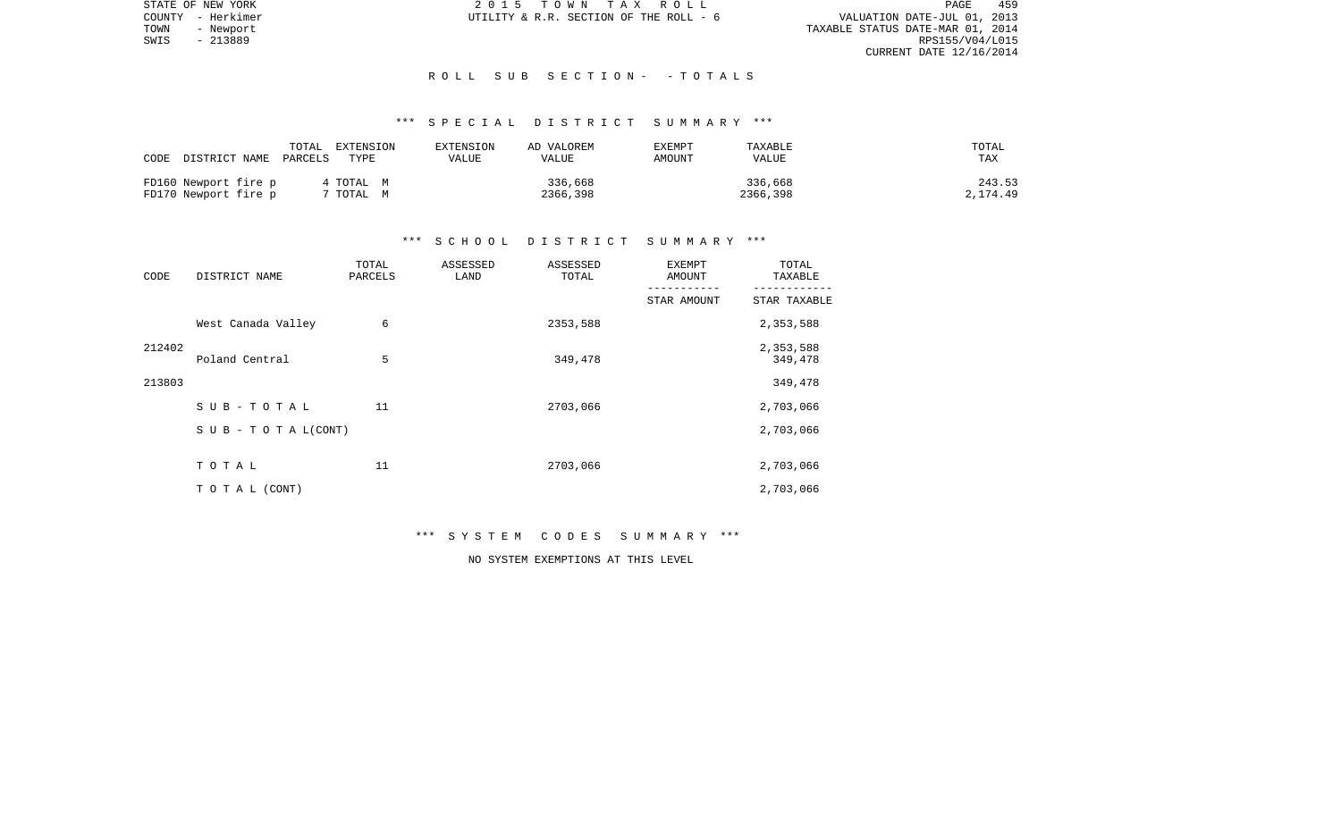STATE OF NEW YORK
COUNTY - Herkimer
TOWN - Newport
SWIS - 213889

2 0 1 5 T O W N T A X R O L L
UTILITY & R.R. SECTION OF THE ROLL - 6

VALUATION DATE-JUL 01, 2013
TAXABLE STATUS DATE-MAR 01, 2014
RPS155/V04/L015
CURRENT DATE 12/16/2014

R O L L S U B S E C T I O N - - T O T A L S

*** S P E C I A L D I S T R I C T S U M M A R Y ***

| CODE DISTRICT NAME | TOTAL PARCELS | EXTENSION TYPE | EXTENSION VALUE | AD VALOREM VALUE | EXEMPT AMOUNT | TAXABLE VALUE | TOTAL TAX |
|---|---|---|---|---|---|---|---|
| FD160 Newport fire p | 4 | TOTAL M | | 336,668 | | 336,668 | 243.53 |
| FD170 Newport fire p | 7 | TOTAL M | | 2366,398 | | 2366,398 | 2,174.49 |

*** S C H O O L D I S T R I C T S U M M A R Y ***

| CODE | DISTRICT NAME | TOTAL PARCELS | ASSESSED LAND | ASSESSED TOTAL | EXEMPT AMOUNT / STAR AMOUNT | TOTAL TAXABLE / STAR TAXABLE |
|---|---|---|---|---|---|---|
| 212402 | West Canada Valley | 6 | | 2353,588 | | 2,353,588 |
| | | | | | | 2,353,588 |
| 213803 | Poland Central | 5 | | 349,478 | | 349,478 |
| | | | | | | 349,478 |
| | S U B - T O T A L | 11 | | 2703,066 | | 2,703,066 |
| | S U B - T O T A L (CONT) | | | | | 2,703,066 |
| | T O T A L | 11 | | 2703,066 | | 2,703,066 |
| | T O T A L (CONT) | | | | | 2,703,066 |

*** S Y S T E M C O D E S S U M M A R Y ***

NO SYSTEM EXEMPTIONS AT THIS LEVEL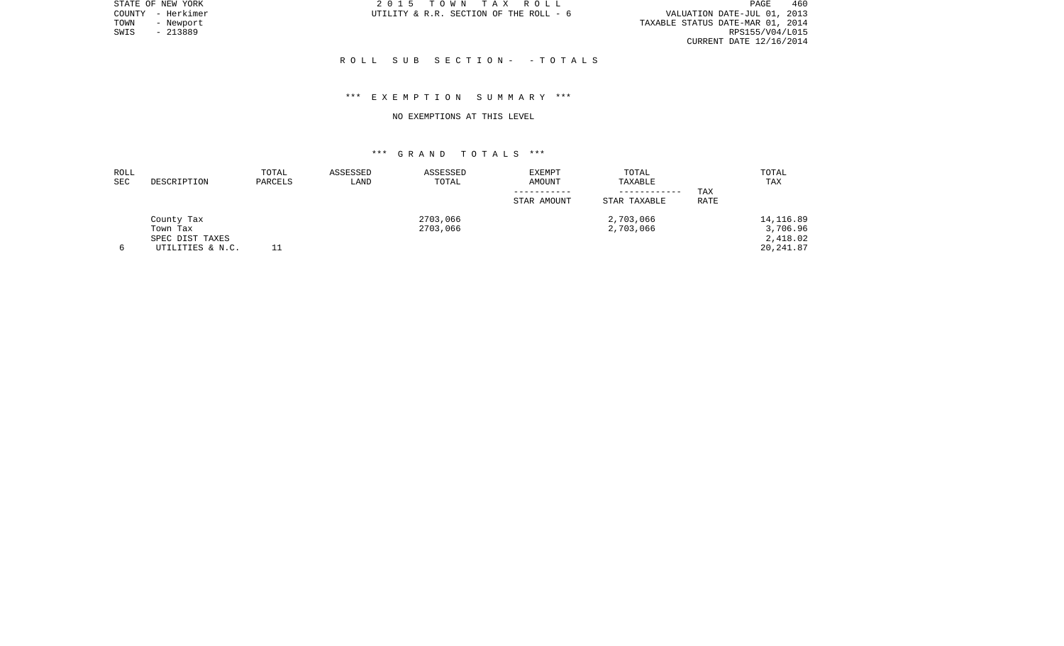STATE OF NEW YORK
COUNTY - Herkimer
TOWN - Newport
SWIS - 213889

2 0 1 5 T O W N T A X R O L L
UTILITY & R.R. SECTION OF THE ROLL - 6

VALUATION DATE-JUL 01, 2013
TAXABLE STATUS DATE-MAR 01, 2014
RPS155/V04/L015
CURRENT DATE 12/16/2014

R O L L S U B S E C T I O N - - T O T A L S

*** E X E M P T I O N S U M M A R Y ***

NO EXEMPTIONS AT THIS LEVEL

*** G R A N D T O T A L S ***

| ROLL SEC | DESCRIPTION | TOTAL PARCELS | ASSESSED LAND | ASSESSED TOTAL | EXEMPT AMOUNT / STAR AMOUNT | TOTAL TAXABLE / STAR TAXABLE | TAX RATE | TOTAL TAX |
|---|---|---|---|---|---|---|---|---|
| | County Tax | | | 2703,066 | | 2,703,066 | | 14,116.89 |
| | Town Tax | | | 2703,066 | | 2,703,066 | | 3,706.96 |
| | SPEC DIST TAXES | | | | | | | 2,418.02 |
| 6 | UTILITIES & N.C. | 11 | | | | | | 20,241.87 |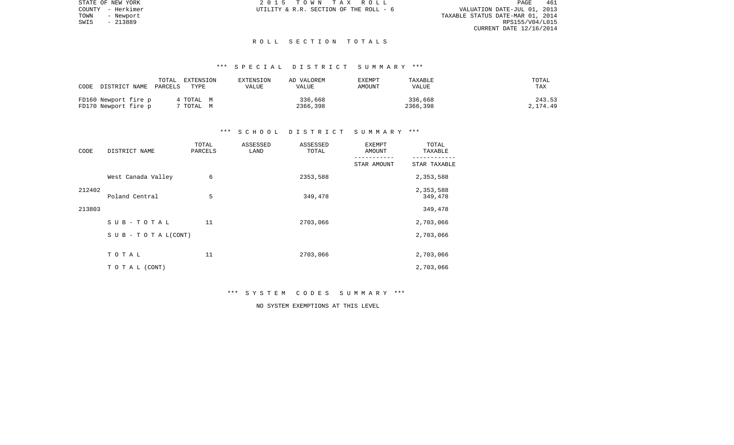STATE OF NEW YORK
COUNTY - Herkimer
TOWN - Newport
SWIS - 213889

2 0 1 5 T O W N T A X R O L L
UTILITY & R.R. SECTION OF THE ROLL - 6

VALUATION DATE-JUL 01, 2013
TAXABLE STATUS DATE-MAR 01, 2014
RPS155/V04/L015
CURRENT DATE 12/16/2014

## R O L L S E C T I O N T O T A L S

### *** S P E C I A L D I S T R I C T S U M M A R Y ***

| CODE DISTRICT NAME | TOTAL PARCELS | EXTENSION TYPE | EXTENSION VALUE | AD VALOREM VALUE | EXEMPT AMOUNT | TAXABLE VALUE | TOTAL TAX |
|---|---|---|---|---|---|---|---|
| FD160 Newport fire p | 4 | TOTAL M | | 336,668 | | 336,668 | 243.53 |
| FD170 Newport fire p | 7 | TOTAL M | | 2366,398 | | 2366,398 | 2,174.49 |

### *** S C H O O L D I S T R I C T S U M M A R Y ***

| CODE | DISTRICT NAME | TOTAL PARCELS | ASSESSED LAND | ASSESSED TOTAL | EXEMPT AMOUNT / STAR AMOUNT | TOTAL TAXABLE / STAR TAXABLE |
|---|---|---|---|---|---|---|
| | West Canada Valley | 6 | | 2353,588 | | 2,353,588 |
| 212402 | | | | | | 2,353,588 |
| | Poland Central | 5 | | 349,478 | | 349,478 |
| 213803 | | | | | | 349,478 |
| | S U B - T O T A L | 11 | | 2703,066 | | 2,703,066 |
| | S U B - T O T A L(CONT) | | | | | 2,703,066 |
| | T O T A L | 11 | | 2703,066 | | 2,703,066 |
| | T O T A L (CONT) | | | | | 2,703,066 |

### *** S Y S T E M C O D E S S U M M A R Y ***

NO SYSTEM EXEMPTIONS AT THIS LEVEL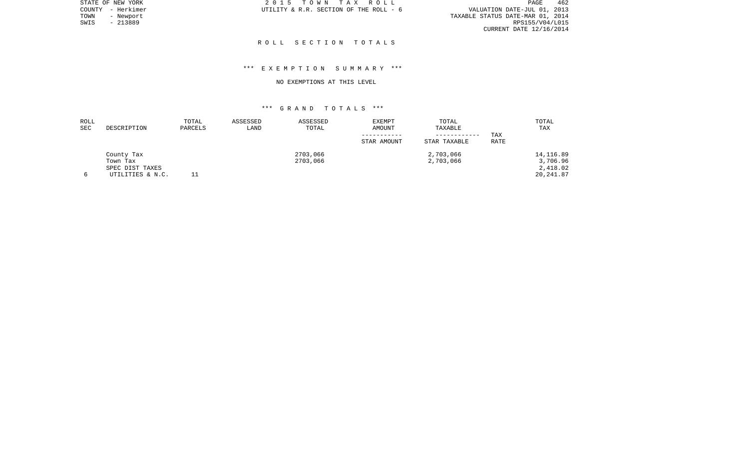STATE OF NEW YORK
COUNTY - Herkimer
TOWN - Newport
SWIS - 213889

2 0 1 5 T O W N T A X R O L L
UTILITY & R.R. SECTION OF THE ROLL - 6

VALUATION DATE-JUL 01, 2013
TAXABLE STATUS DATE-MAR 01, 2014
RPS155/V04/L015
CURRENT DATE 12/16/2014

## R O L L S E C T I O N T O T A L S

### *** E X E M P T I O N S U M M A R Y ***

NO EXEMPTIONS AT THIS LEVEL

### *** G R A N D T O T A L S ***

| ROLL SEC | DESCRIPTION | TOTAL PARCELS | ASSESSED LAND | ASSESSED TOTAL | EXEMPT AMOUNT ----------- STAR AMOUNT | TOTAL TAXABLE ------------ STAR TAXABLE | TAX RATE | TOTAL TAX |
|---|---|---|---|---|---|---|---|---|
| | County Tax | | | 2703,066 | | 2,703,066 | | 14,116.89 |
| | Town Tax | | | 2703,066 | | 2,703,066 | | 3,706.96 |
| | SPEC DIST TAXES | | | | | | | 2,418.02 |
| 6 | UTILITIES & N.C. | 11 | | | | | | 20,241.87 |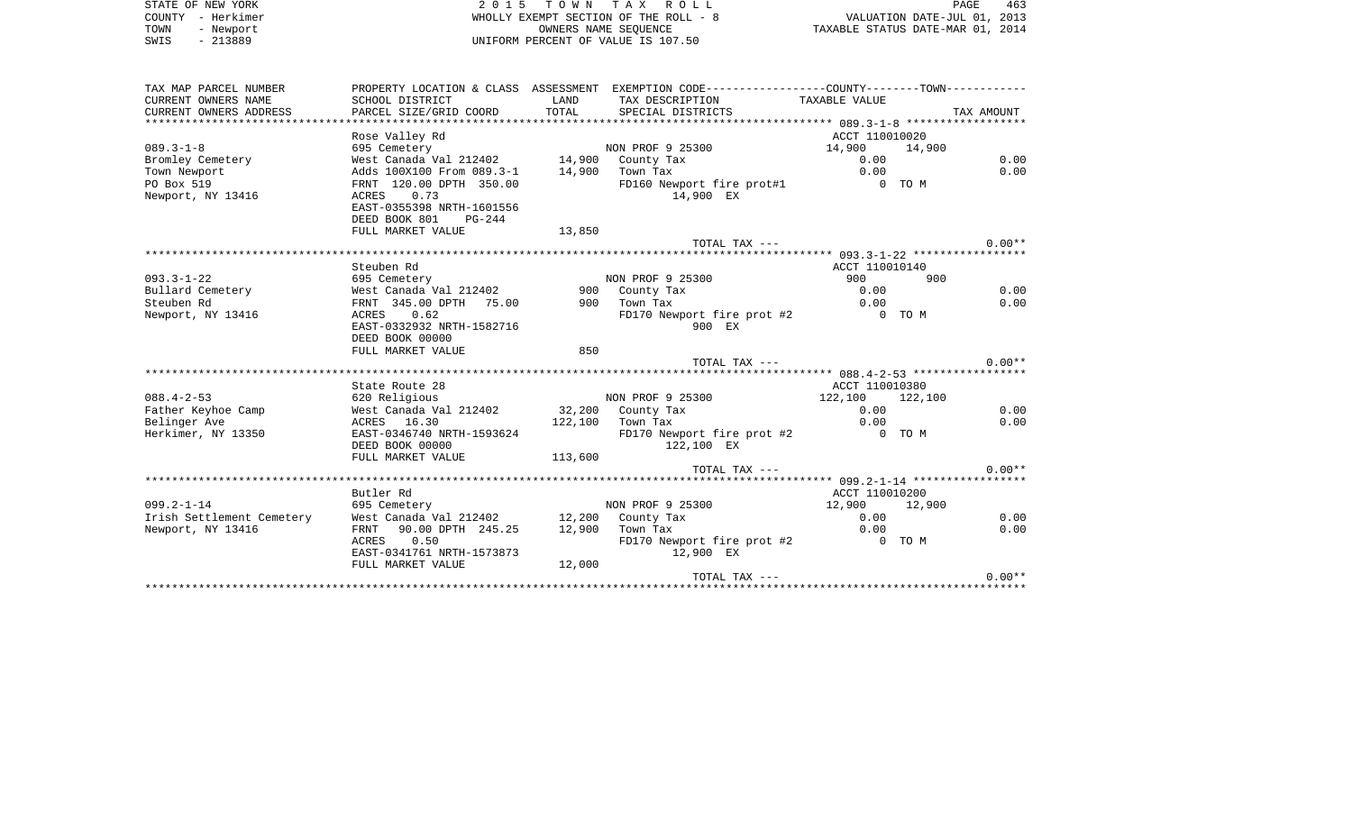STATE OF NEW YORK
COUNTY - Herkimer
TOWN - Newport
SWIS - 213889

2 0 1 5 T O W N T A X R O L L
WHOLLY EXEMPT SECTION OF THE ROLL - 8
OWNERS NAME SEQUENCE
UNIFORM PERCENT OF VALUE IS 107.50

VALUATION DATE-JUL 01, 2013
TAXABLE STATUS DATE-MAR 01, 2014

| TAX MAP PARCEL NUMBER / CURRENT OWNERS NAME / CURRENT OWNERS ADDRESS | PROPERTY LOCATION & CLASS / SCHOOL DISTRICT / PARCEL SIZE/GRID COORD | ASSESSMENT LAND | ASSESSMENT TOTAL | EXEMPTION CODE / TAX DESCRIPTION / SPECIAL DISTRICTS | COUNTY TAXABLE VALUE | TOWN | TAX AMOUNT |
|---|---|---|---|---|---|---|---|
| **089.3-1-8** | Rose Valley Rd | | | | ACCT 110010020 | | |
| 089.3-1-8 | 695 Cemetery | | | NON PROF 9 25300 | 14,900 | 14,900 | |
| Bromley Cemetery | West Canada Val 212402 | 14,900 | | County Tax | 0.00 | | 0.00 |
| Town Newport | Adds 100X100 From 089.3-1 | | 14,900 | Town Tax | 0.00 | | 0.00 |
| PO Box 519 | FRNT 120.00 DPTH 350.00 | | | FD160 Newport fire prot#1 | 0 TO M | | |
| Newport, NY 13416 | ACRES 0.73 | | | 14,900 EX | | | |
| | EAST-0355398 NRTH-1601556 | | | | | | |
| | DEED BOOK 801 PG-244 | | | | | | |
| | FULL MARKET VALUE | 13,850 | | | | | |
| | | | | TOTAL TAX --- | | | 0.00** |
| **093.3-1-22** | Steuben Rd | | | | ACCT 110010140 | | |
| 093.3-1-22 | 695 Cemetery | | | NON PROF 9 25300 | 900 | 900 | |
| Bullard Cemetery | West Canada Val 212402 | 900 | | County Tax | 0.00 | | 0.00 |
| Steuben Rd | FRNT 345.00 DPTH 75.00 | | 900 | Town Tax | 0.00 | | 0.00 |
| Newport, NY 13416 | ACRES 0.62 | | | FD170 Newport fire prot #2 | 0 TO M | | |
| | EAST-0332932 NRTH-1582716 | | | 900 EX | | | |
| | DEED BOOK 00000 | | | | | | |
| | FULL MARKET VALUE | 850 | | | | | |
| | | | | TOTAL TAX --- | | | 0.00** |
| **088.4-2-53** | State Route 28 | | | | ACCT 110010380 | | |
| 088.4-2-53 | 620 Religious | | | NON PROF 9 25300 | 122,100 | 122,100 | |
| Father Keyhoe Camp | West Canada Val 212402 | 32,200 | | County Tax | 0.00 | | 0.00 |
| Belinger Ave | ACRES 16.30 | | 122,100 | Town Tax | 0.00 | | 0.00 |
| Herkimer, NY 13350 | EAST-0346740 NRTH-1593624 | | | FD170 Newport fire prot #2 | 0 TO M | | |
| | DEED BOOK 00000 | | | 122,100 EX | | | |
| | FULL MARKET VALUE | 113,600 | | | | | |
| | | | | TOTAL TAX --- | | | 0.00** |
| **099.2-1-14** | Butler Rd | | | | ACCT 110010200 | | |
| 099.2-1-14 | 695 Cemetery | | | NON PROF 9 25300 | 12,900 | 12,900 | |
| Irish Settlement Cemetery | West Canada Val 212402 | 12,200 | | County Tax | 0.00 | | 0.00 |
| Newport, NY 13416 | FRNT 90.00 DPTH 245.25 | | 12,900 | Town Tax | 0.00 | | 0.00 |
| | ACRES 0.50 | | | FD170 Newport fire prot #2 | 0 TO M | | |
| | EAST-0341761 NRTH-1573873 | | | 12,900 EX | | | |
| | FULL MARKET VALUE | 12,000 | | | | | |
| | | | | TOTAL TAX --- | | | 0.00** |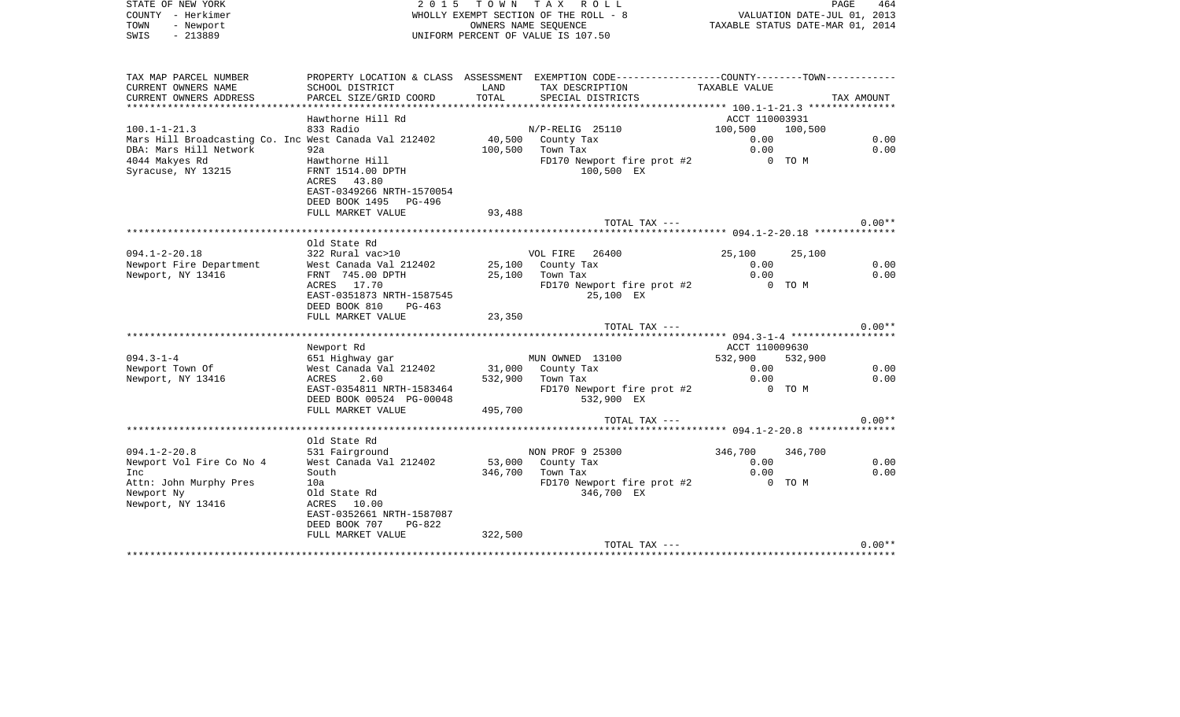STATE OF NEW YORK — 2015 TOWN TAX ROLL
COUNTY - Herkimer — WHOLLY EXEMPT SECTION OF THE ROLL - 8 — VALUATION DATE-JUL 01, 2013
TOWN - Newport — OWNERS NAME SEQUENCE — TAXABLE STATUS DATE-MAR 01, 2014
SWIS - 213889 — UNIFORM PERCENT OF VALUE IS 107.50

| TAX MAP PARCEL NUMBER / CURRENT OWNERS NAME / CURRENT OWNERS ADDRESS | PROPERTY LOCATION & CLASS / SCHOOL DISTRICT / PARCEL SIZE/GRID COORD | ASSESSMENT LAND / TOTAL | EXEMPTION CODE / TAX DESCRIPTION / SPECIAL DISTRICTS | COUNTY TAXABLE VALUE | TOWN | TAX AMOUNT |
|---|---|---|---|---|---|---|
| **100.1-1-21.3** | Hawthorne Hill Rd | | | ACCT 110003931 | | |
| | 833 Radio | | N/P-RELIG 25110 | 100,500 | 100,500 | |
| Mars Hill Broadcasting Co. Inc | West Canada Val 212402 | 40,500 | County Tax | 0.00 | | 0.00 |
| DBA: Mars Hill Network | 92a | 100,500 | Town Tax | 0.00 | | 0.00 |
| 4044 Makyes Rd | Hawthorne Hill | | FD170 Newport fire prot #2 | 0 TO M | | |
| Syracuse, NY 13215 | FRNT 1514.00 DPTH | | 100,500 EX | | | |
| | ACRES 43.80 | | | | | |
| | EAST-0349266 NRTH-1570054 | | | | | |
| | DEED BOOK 1495 PG-496 | | | | | |
| | FULL MARKET VALUE | 93,488 | | | | |
| | | | TOTAL TAX --- | | | 0.00** |
| **094.1-2-20.18** | Old State Rd | | | | | |
| | 322 Rural vac>10 | | VOL FIRE 26400 | 25,100 | 25,100 | |
| Newport Fire Department | West Canada Val 212402 | 25,100 | County Tax | 0.00 | | 0.00 |
| Newport, NY 13416 | FRNT 745.00 DPTH | 25,100 | Town Tax | 0.00 | | 0.00 |
| | ACRES 17.70 | | FD170 Newport fire prot #2 | 0 TO M | | |
| | EAST-0351873 NRTH-1587545 | | 25,100 EX | | | |
| | DEED BOOK 810 PG-463 | | | | | |
| | FULL MARKET VALUE | 23,350 | | | | |
| | | | TOTAL TAX --- | | | 0.00** |
| **094.3-1-4** | Newport Rd | | | ACCT 110009630 | | |
| | 651 Highway gar | | MUN OWNED 13100 | 532,900 | 532,900 | |
| Newport Town Of | West Canada Val 212402 | 31,000 | County Tax | 0.00 | | 0.00 |
| Newport, NY 13416 | ACRES 2.60 | 532,900 | Town Tax | 0.00 | | 0.00 |
| | EAST-0354811 NRTH-1583464 | | FD170 Newport fire prot #2 | 0 TO M | | |
| | DEED BOOK 00524 PG-00048 | | 532,900 EX | | | |
| | FULL MARKET VALUE | 495,700 | | | | |
| | | | TOTAL TAX --- | | | 0.00** |
| **094.1-2-20.8** | Old State Rd | | | | | |
| | 531 Fairground | | NON PROF 9 25300 | 346,700 | 346,700 | |
| Newport Vol Fire Co No 4 | West Canada Val 212402 | 53,000 | County Tax | 0.00 | | 0.00 |
| Inc | South | 346,700 | Town Tax | 0.00 | | 0.00 |
| Attn: John Murphy Pres | 10a | | FD170 Newport fire prot #2 | 0 TO M | | |
| Newport Ny | Old State Rd | | 346,700 EX | | | |
| Newport, NY 13416 | ACRES 10.00 | | | | | |
| | EAST-0352661 NRTH-1587087 | | | | | |
| | DEED BOOK 707 PG-822 | | | | | |
| | FULL MARKET VALUE | 322,500 | | | | |
| | | | TOTAL TAX --- | | | 0.00** |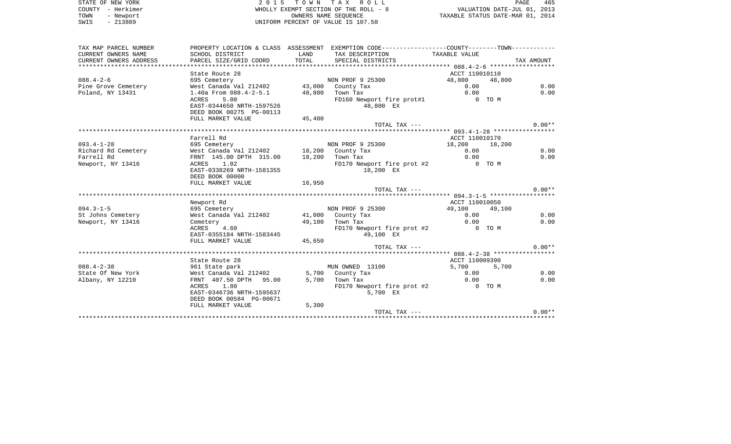STATE OF NEW YORK
COUNTY - Herkimer
TOWN - Newport
SWIS - 213889

2015 TOWN TAX ROLL
WHOLLY EXEMPT SECTION OF THE ROLL - 8
OWNERS NAME SEQUENCE
UNIFORM PERCENT OF VALUE IS 107.50

VALUATION DATE-JUL 01, 2013
TAXABLE STATUS DATE-MAR 01, 2014

| TAX MAP PARCEL NUMBER / CURRENT OWNERS NAME / CURRENT OWNERS ADDRESS | PROPERTY LOCATION & CLASS / SCHOOL DISTRICT / PARCEL SIZE/GRID COORD | ASSESSMENT LAND / TOTAL | EXEMPTION CODE / TAX DESCRIPTION / SPECIAL DISTRICTS | COUNTY TAXABLE VALUE | TOWN | TAX AMOUNT |
|---|---|---|---|---|---|---|
| **088.4-2-6** | State Route 28 | | | ACCT 110010110 | | |
| 088.4-2-6 | 695 Cemetery | | NON PROF 9 25300 | 48,800 | 48,800 | |
| Pine Grove Cemetery | West Canada Val 212402 | 43,000 | County Tax | 0.00 | | 0.00 |
| Poland, NY 13431 | 1.40a From 088.4-2-5.1 | 48,800 | Town Tax | 0.00 | | 0.00 |
| | ACRES 5.00 | | FD160 Newport fire prot#1 | 0 TO M | | |
| | EAST-0344650 NRTH-1597526 | | 48,800 EX | | | |
| | DEED BOOK 00275 PG-00113 | | | | | |
| | FULL MARKET VALUE | 45,400 | | | | |
| | | | TOTAL TAX --- | | | 0.00** |
| **093.4-1-28** | Farrell Rd | | | ACCT 110010170 | | |
| 093.4-1-28 | 695 Cemetery | | NON PROF 9 25300 | 18,200 | 18,200 | |
| Richard Rd Cemetery | West Canada Val 212402 | 18,200 | County Tax | 0.00 | | 0.00 |
| Farrell Rd | FRNT 145.00 DPTH 315.00 | 18,200 | Town Tax | 0.00 | | 0.00 |
| Newport, NY 13416 | ACRES 1.02 | | FD170 Newport fire prot #2 | 0 TO M | | |
| | EAST-0338269 NRTH-1581355 | | 18,200 EX | | | |
| | DEED BOOK 00000 | | | | | |
| | FULL MARKET VALUE | 16,950 | | | | |
| | | | TOTAL TAX --- | | | 0.00** |
| **094.3-1-5** | Newport Rd | | | ACCT 110010050 | | |
| 094.3-1-5 | 695 Cemetery | | NON PROF 9 25300 | 49,100 | 49,100 | |
| St Johns Cemetery | West Canada Val 212402 | 41,000 | County Tax | 0.00 | | 0.00 |
| Newport, NY 13416 | Cemetery | 49,100 | Town Tax | 0.00 | | 0.00 |
| | ACRES 4.60 | | FD170 Newport fire prot #2 | 0 TO M | | |
| | EAST-0355184 NRTH-1583445 | | 49,100 EX | | | |
| | FULL MARKET VALUE | 45,650 | | | | |
| | | | TOTAL TAX --- | | | 0.00** |
| **088.4-2-38** | State Route 28 | | | ACCT 110009390 | | |
| 088.4-2-38 | 961 State park | | MUN OWNED 13100 | 5,700 | 5,700 | |
| State Of New York | West Canada Val 212402 | 5,700 | County Tax | 0.00 | | 0.00 |
| Albany, NY 12210 | FRNT 407.50 DPTH 95.00 | 5,700 | Town Tax | 0.00 | | 0.00 |
| | ACRES 1.80 | | FD170 Newport fire prot #2 | 0 TO M | | |
| | EAST-0346736 NRTH-1595637 | | 5,700 EX | | | |
| | DEED BOOK 00584 PG-00671 | | | | | |
| | FULL MARKET VALUE | 5,300 | | | | |
| | | | TOTAL TAX --- | | | 0.00** |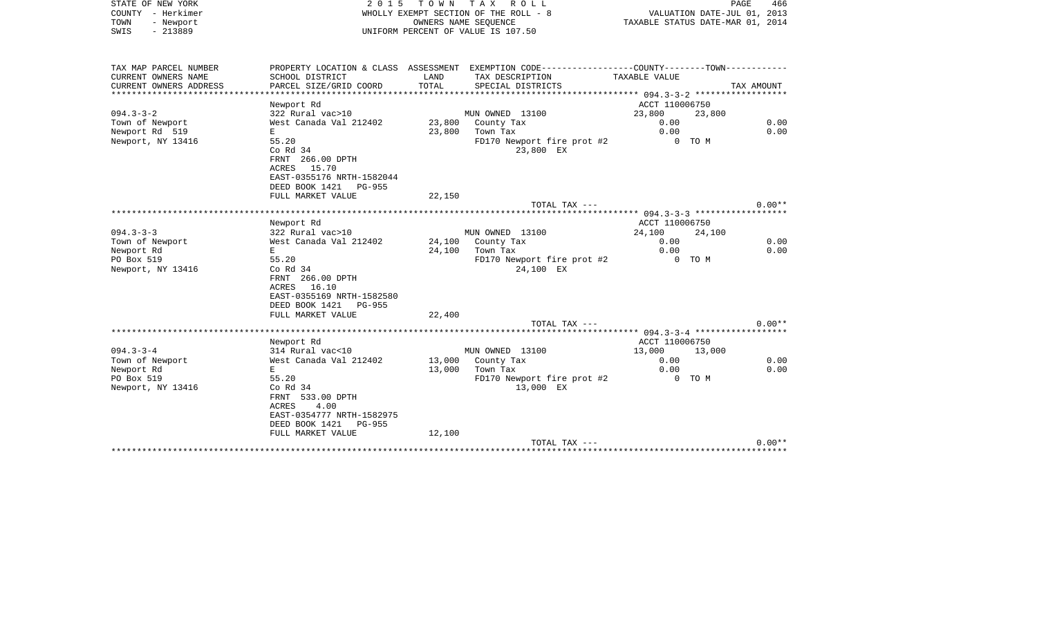STATE OF NEW YORK
COUNTY - Herkimer
TOWN - Newport
SWIS - 213889

2015 TOWN TAX ROLL
WHOLLY EXEMPT SECTION OF THE ROLL - 8
OWNERS NAME SEQUENCE
UNIFORM PERCENT OF VALUE IS 107.50

VALUATION DATE-JUL 01, 2013
TAXABLE STATUS DATE-MAR 01, 2014

| TAX MAP PARCEL NUMBER / CURRENT OWNERS NAME / CURRENT OWNERS ADDRESS | PROPERTY LOCATION & CLASS / SCHOOL DISTRICT / PARCEL SIZE/GRID COORD | ASSESSMENT LAND | TOTAL | EXEMPTION CODE / TAX DESCRIPTION / SPECIAL DISTRICTS | COUNTY TAXABLE VALUE | TOWN | TAX AMOUNT |
|---|---|---|---|---|---|---|---|
| 094.3-3-2 | Newport Rd | | | | ACCT 110006750 | | |
| | 322 Rural vac>10 | | | MUN OWNED 13100 | 23,800 | 23,800 | |
| Town of Newport | West Canada Val 212402 | 23,800 | | County Tax | 0.00 | | 0.00 |
| Newport Rd 519 | E | | 23,800 | Town Tax | 0.00 | | 0.00 |
| Newport, NY 13416 | 55.20 | | | FD170 Newport fire prot #2 | 0 TO M | | |
| | Co Rd 34 | | | 23,800 EX | | | |
| | FRNT 266.00 DPTH | | | | | | |
| | ACRES 15.70 | | | | | | |
| | EAST-0355176 NRTH-1582044 | | | | | | |
| | DEED BOOK 1421 PG-955 | | | | | | |
| | FULL MARKET VALUE | | 22,150 | | | | |
| | | | | TOTAL TAX --- | | | 0.00** |
| 094.3-3-3 | Newport Rd | | | | ACCT 110006750 | | |
| | 322 Rural vac>10 | | | MUN OWNED 13100 | 24,100 | 24,100 | |
| Town of Newport | West Canada Val 212402 | 24,100 | | County Tax | 0.00 | | 0.00 |
| Newport Rd | E | | 24,100 | Town Tax | 0.00 | | 0.00 |
| PO Box 519 | 55.20 | | | FD170 Newport fire prot #2 | 0 TO M | | |
| Newport, NY 13416 | Co Rd 34 | | | 24,100 EX | | | |
| | FRNT 266.00 DPTH | | | | | | |
| | ACRES 16.10 | | | | | | |
| | EAST-0355169 NRTH-1582580 | | | | | | |
| | DEED BOOK 1421 PG-955 | | | | | | |
| | FULL MARKET VALUE | | 22,400 | | | | |
| | | | | TOTAL TAX --- | | | 0.00** |
| 094.3-3-4 | Newport Rd | | | | ACCT 110006750 | | |
| | 314 Rural vac<10 | | | MUN OWNED 13100 | 13,000 | 13,000 | |
| Town of Newport | West Canada Val 212402 | 13,000 | | County Tax | 0.00 | | 0.00 |
| Newport Rd | E | | 13,000 | Town Tax | 0.00 | | 0.00 |
| PO Box 519 | 55.20 | | | FD170 Newport fire prot #2 | 0 TO M | | |
| Newport, NY 13416 | Co Rd 34 | | | 13,000 EX | | | |
| | FRNT 533.00 DPTH | | | | | | |
| | ACRES 4.00 | | | | | | |
| | EAST-0354777 NRTH-1582975 | | | | | | |
| | DEED BOOK 1421 PG-955 | | | | | | |
| | FULL MARKET VALUE | | 12,100 | | | | |
| | | | | TOTAL TAX --- | | | 0.00** |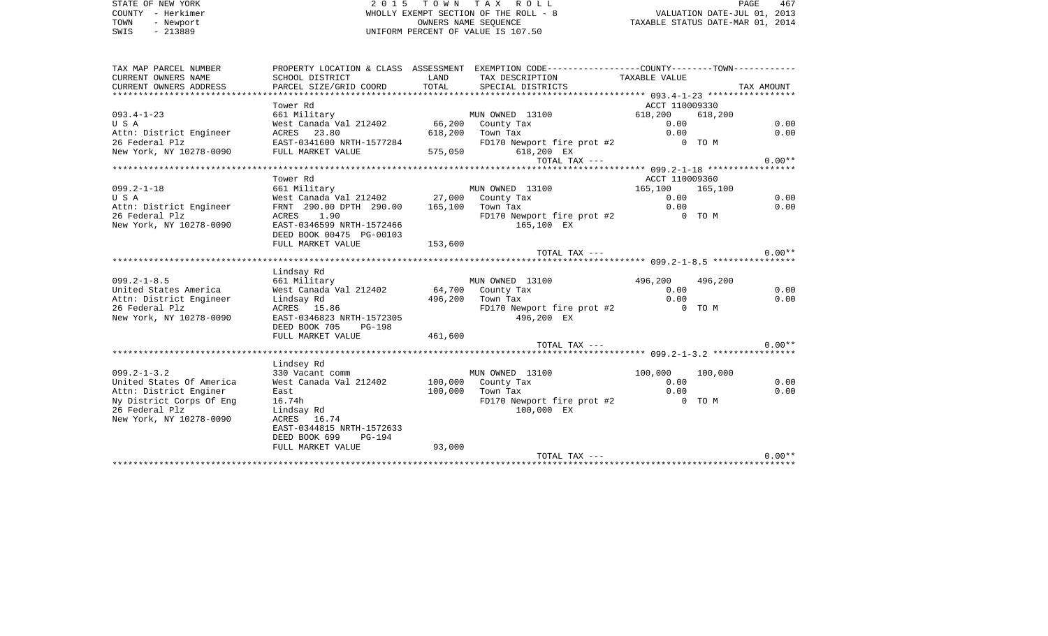STATE OF NEW YORK
COUNTY - Herkimer
TOWN - Newport
SWIS - 213889

2 0 1 5 T O W N T A X R O L L
WHOLLY EXEMPT SECTION OF THE ROLL - 8
OWNERS NAME SEQUENCE
UNIFORM PERCENT OF VALUE IS 107.50

VALUATION DATE-JUL 01, 2013
TAXABLE STATUS DATE-MAR 01, 2014

| TAX MAP PARCEL NUMBER / CURRENT OWNERS NAME / CURRENT OWNERS ADDRESS | PROPERTY LOCATION & CLASS / SCHOOL DISTRICT / PARCEL SIZE/GRID COORD | ASSESSMENT LAND / TOTAL | EXEMPTION CODE / TAX DESCRIPTION / SPECIAL DISTRICTS | COUNTY TAXABLE VALUE | TOWN | TAX AMOUNT |
|---|---|---|---|---|---|---|
| **093.4-1-23** | Tower Rd | | | ACCT 110009330 | | |
| 093.4-1-23 | 661 Military | | MUN OWNED 13100 | 618,200 | 618,200 | |
| U S A | West Canada Val 212402 | 66,200 | County Tax | 0.00 | | 0.00 |
| Attn: District Engineer | ACRES 23.80 | 618,200 | Town Tax | 0.00 | | 0.00 |
| 26 Federal Plz | EAST-0341600 NRTH-1577284 | | FD170 Newport fire prot #2 | 0 TO M | | |
| New York, NY 10278-0090 | FULL MARKET VALUE | 575,050 | 618,200 EX | | | |
| | | | TOTAL TAX --- | | | 0.00** |
| **099.2-1-18** | Tower Rd | | | ACCT 110009360 | | |
| 099.2-1-18 | 661 Military | | MUN OWNED 13100 | 165,100 | 165,100 | |
| U S A | West Canada Val 212402 | 27,000 | County Tax | 0.00 | | 0.00 |
| Attn: District Engineer | FRNT 290.00 DPTH 290.00 | 165,100 | Town Tax | 0.00 | | 0.00 |
| 26 Federal Plz | ACRES 1.90 | | FD170 Newport fire prot #2 | 0 TO M | | |
| New York, NY 10278-0090 | EAST-0346599 NRTH-1572466 | | 165,100 EX | | | |
| | DEED BOOK 00475 PG-00103 | | | | | |
| | FULL MARKET VALUE | 153,600 | | | | |
| | | | TOTAL TAX --- | | | 0.00** |
| **099.2-1-8.5** | Lindsay Rd | | | | | |
| 099.2-1-8.5 | 661 Military | | MUN OWNED 13100 | 496,200 | 496,200 | |
| United States America | West Canada Val 212402 | 64,700 | County Tax | 0.00 | | 0.00 |
| Attn: District Engineer | Lindsay Rd | 496,200 | Town Tax | 0.00 | | 0.00 |
| 26 Federal Plz | ACRES 15.86 | | FD170 Newport fire prot #2 | 0 TO M | | |
| New York, NY 10278-0090 | EAST-0346823 NRTH-1572305 | | 496,200 EX | | | |
| | DEED BOOK 705 PG-198 | | | | | |
| | FULL MARKET VALUE | 461,600 | | | | |
| | | | TOTAL TAX --- | | | 0.00** |
| **099.2-1-3.2** | Lindsey Rd | | | | | |
| 099.2-1-3.2 | 330 Vacant comm | | MUN OWNED 13100 | 100,000 | 100,000 | |
| United States Of America | West Canada Val 212402 | 100,000 | County Tax | 0.00 | | 0.00 |
| Attn: District Enginer | East | 100,000 | Town Tax | 0.00 | | 0.00 |
| Ny District Corps Of Eng | 16.74h | | FD170 Newport fire prot #2 | 0 TO M | | |
| 26 Federal Plz | Lindsay Rd | | 100,000 EX | | | |
| New York, NY 10278-0090 | ACRES 16.74 | | | | | |
| | EAST-0344815 NRTH-1572633 | | | | | |
| | DEED BOOK 699 PG-194 | | | | | |
| | FULL MARKET VALUE | 93,000 | | | | |
| | | | TOTAL TAX --- | | | 0.00** |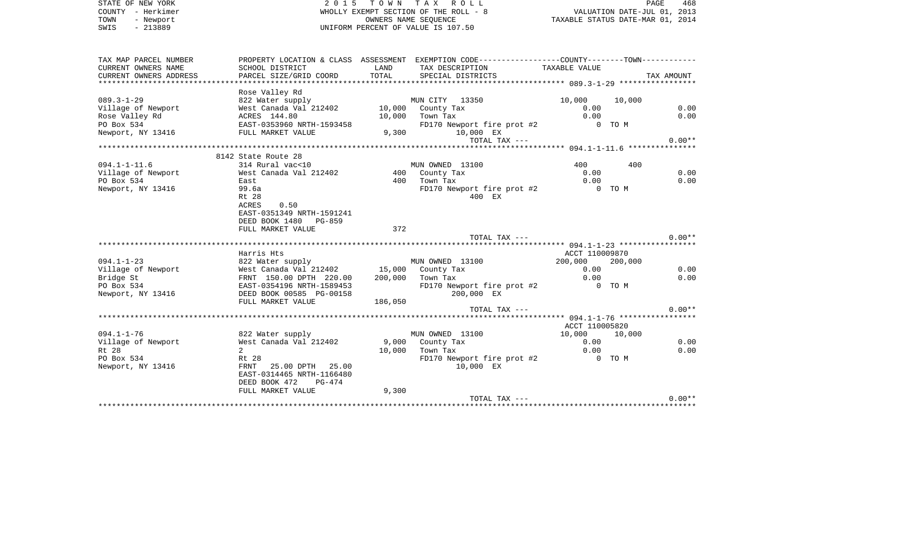STATE OF NEW YORK
COUNTY - Herkimer
TOWN - Newport
SWIS - 213889

2 0 1 5 T O W N T A X R O L L
WHOLLY EXEMPT SECTION OF THE ROLL - 8
OWNERS NAME SEQUENCE
UNIFORM PERCENT OF VALUE IS 107.50

VALUATION DATE-JUL 01, 2013
TAXABLE STATUS DATE-MAR 01, 2014

| TAX MAP PARCEL NUMBER / CURRENT OWNERS NAME / CURRENT OWNERS ADDRESS | PROPERTY LOCATION & CLASS / SCHOOL DISTRICT / PARCEL SIZE/GRID COORD | ASSESSMENT LAND / TOTAL | EXEMPTION CODE / TAX DESCRIPTION / SPECIAL DISTRICTS | COUNTY TAXABLE VALUE | TOWN | TAX AMOUNT |
|---|---|---|---|---|---|---|
| 089.3-1-29 | Rose Valley Rd | | | | | |
| | 822 Water supply | | MUN CITY 13350 | 10,000 | 10,000 | |
| Village of Newport | West Canada Val 212402 | 10,000 | County Tax | 0.00 | | 0.00 |
| Rose Valley Rd | ACRES 144.80 | 10,000 | Town Tax | 0.00 | | 0.00 |
| PO Box 534 | EAST-0353960 NRTH-1593458 | | FD170 Newport fire prot #2 | 0 TO M | | |
| Newport, NY 13416 | FULL MARKET VALUE | 9,300 | 10,000 EX | | | |
| | | | TOTAL TAX --- | | | 0.00** |
| 094.1-1-11.6 | 8142 State Route 28 | | | | | |
| | 314 Rural vac<10 | | MUN OWNED 13100 | 400 | 400 | |
| Village of Newport | West Canada Val 212402 | 400 | County Tax | 0.00 | | 0.00 |
| PO Box 534 | East | 400 | Town Tax | 0.00 | | 0.00 |
| Newport, NY 13416 | 99.6a | | FD170 Newport fire prot #2 | 0 TO M | | |
| | Rt 28 | | 400 EX | | | |
| | ACRES 0.50 | | | | | |
| | EAST-0351349 NRTH-1591241 | | | | | |
| | DEED BOOK 1480 PG-859 | | | | | |
| | FULL MARKET VALUE | 372 | | | | |
| | | | TOTAL TAX --- | | | 0.00** |
| 094.1-1-23 | Harris Hts | | | ACCT 110009870 | | |
| | 822 Water supply | | MUN OWNED 13100 | 200,000 | 200,000 | |
| Village of Newport | West Canada Val 212402 | 15,000 | County Tax | 0.00 | | 0.00 |
| Bridge St | FRNT 150.00 DPTH 220.00 | 200,000 | Town Tax | 0.00 | | 0.00 |
| PO Box 534 | EAST-0354196 NRTH-1589453 | | FD170 Newport fire prot #2 | 0 TO M | | |
| Newport, NY 13416 | DEED BOOK 00585 PG-00158 | | 200,000 EX | | | |
| | FULL MARKET VALUE | 186,050 | | | | |
| | | | TOTAL TAX --- | | | 0.00** |
| 094.1-1-76 | | | | ACCT 110005820 | | |
| | 822 Water supply | | MUN OWNED 13100 | 10,000 | 10,000 | |
| Village of Newport | West Canada Val 212402 | 9,000 | County Tax | 0.00 | | 0.00 |
| Rt 28 | 2 | 10,000 | Town Tax | 0.00 | | 0.00 |
| PO Box 534 | Rt 28 | | FD170 Newport fire prot #2 | 0 TO M | | |
| Newport, NY 13416 | FRNT 25.00 DPTH 25.00 | | 10,000 EX | | | |
| | EAST-0314465 NRTH-1166480 | | | | | |
| | DEED BOOK 472 PG-474 | | | | | |
| | FULL MARKET VALUE | 9,300 | | | | |
| | | | TOTAL TAX --- | | | 0.00** |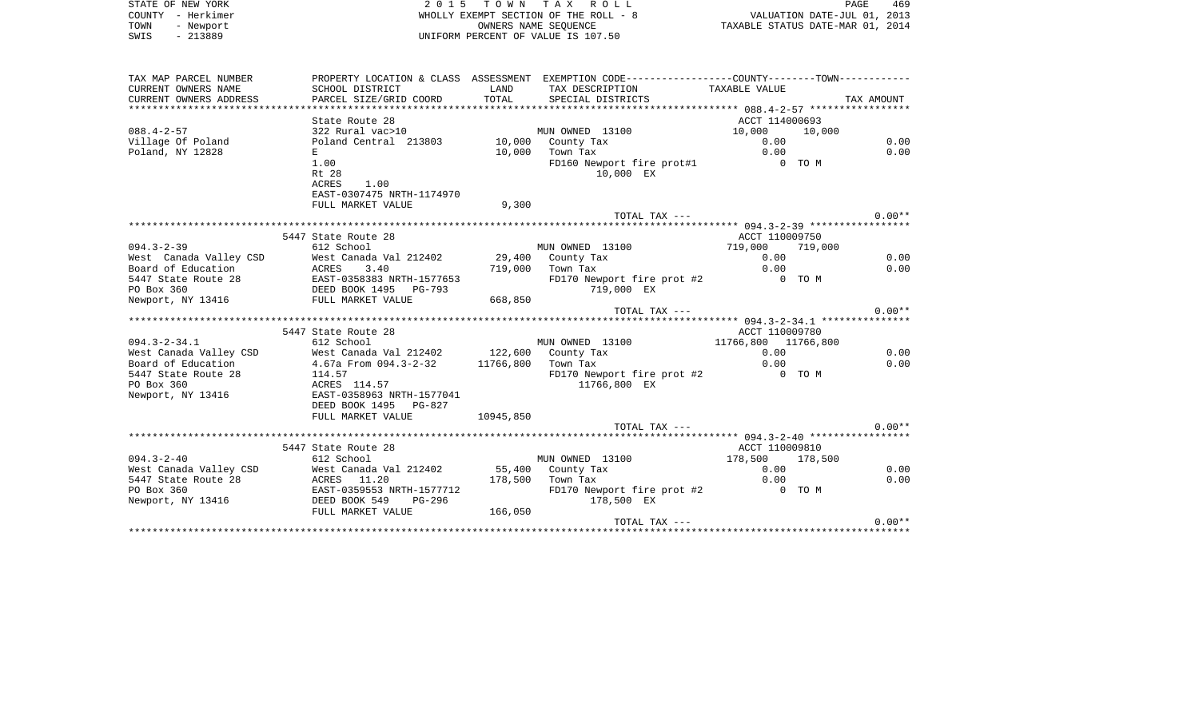STATE OF NEW YORK
COUNTY - Herkimer
TOWN - Newport
SWIS - 213889

2015 TOWN TAX ROLL
WHOLLY EXEMPT SECTION OF THE ROLL - 8
OWNERS NAME SEQUENCE
UNIFORM PERCENT OF VALUE IS 107.50

VALUATION DATE-JUL 01, 2013
TAXABLE STATUS DATE-MAR 01, 2014

```
TAX MAP PARCEL NUMBER     PROPERTY LOCATION & CLASS  ASSESSMENT  EXEMPTION CODE-----------------COUNTY--------TOWN-----------
CURRENT OWNERS NAME       SCHOOL DISTRICT             LAND       TAX DESCRIPTION               TAXABLE VALUE
CURRENT OWNERS ADDRESS    PARCEL SIZE/GRID COORD      TOTAL      SPECIAL DISTRICTS                                          TAX AMOUNT
************************************************************************************************ 088.4-2-57 *****************
                          State Route 28                                                     ACCT 114000693
088.4-2-57                322 Rural vac>10                       MUN OWNED  13100             10,000     10,000
Village Of Poland         Poland Central  213803       10,000    County Tax                     0.00                        0.00
Poland, NY 12828          E                            10,000    Town Tax                       0.00                        0.00
                          1.00                                   FD160 Newport fire prot#1        0 TO M
                          Rt 28                                        10,000 EX
                          ACRES      1.00
                          EAST-0307475 NRTH-1174970
                          FULL MARKET VALUE             9,300
                                                                       TOTAL TAX ---                                        0.00**
************************************************************************************************ 094.3-2-39 *****************
                          5447 State Route 28                                                ACCT 110009750
094.3-2-39                612 School                             MUN OWNED  13100            719,000    719,000
West  Canada Valley CSD   West Canada Val 212402       29,400    County Tax                     0.00                        0.00
Board of Education        ACRES      3.40             719,000    Town Tax                       0.00                        0.00
5447 State Route 28       EAST-0358383 NRTH-1577653              FD170 Newport fire prot #2       0 TO M
PO Box 360                DEED BOOK 1495    PG-793                     719,000 EX
Newport, NY 13416         FULL MARKET VALUE           668,850
                                                                       TOTAL TAX ---                                        0.00**
************************************************************************************************ 094.3-2-34.1 ***************
                          5447 State Route 28                                                ACCT 110009780
094.3-2-34.1              612 School                             MUN OWNED  13100          11766,800  11766,800
West Canada Valley CSD    West Canada Val 212402      122,600    County Tax                     0.00                        0.00
Board of Education        4.67a From 094.3-2-32     11766,800    Town Tax                       0.00                        0.00
5447 State Route 28       114.57                                 FD170 Newport fire prot #2       0 TO M
PO Box 360                ACRES   114.57                              11766,800 EX
Newport, NY 13416         EAST-0358963 NRTH-1577041
                          DEED BOOK 1495    PG-827
                          FULL MARKET VALUE         10945,850
                                                                       TOTAL TAX ---                                        0.00**
************************************************************************************************ 094.3-2-40 *****************
                          5447 State Route 28                                                ACCT 110009810
094.3-2-40                612 School                             MUN OWNED  13100            178,500    178,500
West Canada Valley CSD    West Canada Val 212402       55,400    County Tax                     0.00                        0.00
5447 State Route 28       ACRES     11.20             178,500    Town Tax                       0.00                        0.00
PO Box 360                EAST-0359553 NRTH-1577712              FD170 Newport fire prot #2       0 TO M
Newport, NY 13416         DEED BOOK 549     PG-296                     178,500 EX
                          FULL MARKET VALUE           166,050
                                                                       TOTAL TAX ---                                        0.00**
******************************************************************************************************************************
```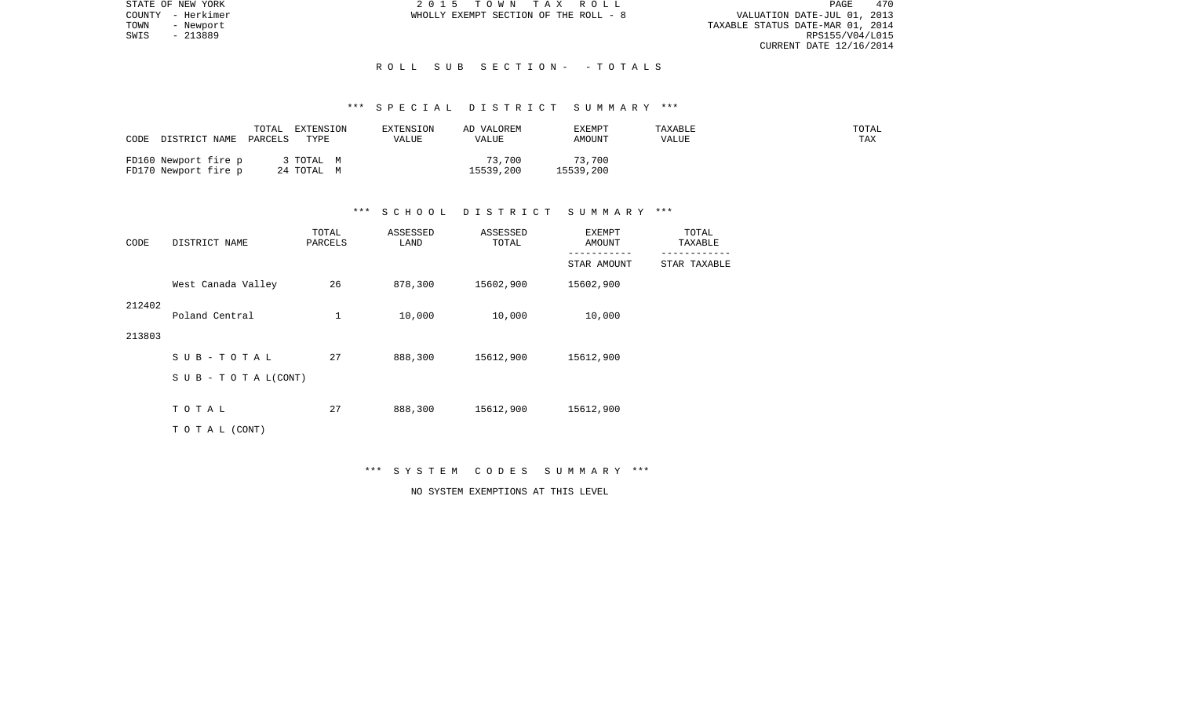STATE OF NEW YORK
COUNTY - Herkimer
TOWN - Newport
SWIS - 213889

2 0 1 5 T O W N T A X R O L L
WHOLLY EXEMPT SECTION OF THE ROLL - 8

VALUATION DATE-JUL 01, 2013
TAXABLE STATUS DATE-MAR 01, 2014
RPS155/V04/L015
CURRENT DATE 12/16/2014

R O L L S U B S E C T I O N - - T O T A L S

*** S P E C I A L D I S T R I C T S U M M A R Y ***

| CODE | DISTRICT NAME | TOTAL PARCELS | EXTENSION TYPE | EXTENSION VALUE | AD VALOREM VALUE | EXEMPT AMOUNT | TAXABLE VALUE | TOTAL TAX |
|---|---|---|---|---|---|---|---|---|
| FD160 | Newport fire p | 3 | TOTAL M | | 73,700 | 73,700 | | |
| FD170 | Newport fire p | 24 | TOTAL M | | 15539,200 | 15539,200 | | |

*** S C H O O L D I S T R I C T S U M M A R Y ***

| CODE | DISTRICT NAME | TOTAL PARCELS | ASSESSED LAND | ASSESSED TOTAL | EXEMPT AMOUNT / STAR AMOUNT | TOTAL TAXABLE / STAR TAXABLE |
|---|---|---|---|---|---|---|
| 212402 | West Canada Valley | 26 | 878,300 | 15602,900 | 15602,900 | |
| 213803 | Poland Central | 1 | 10,000 | 10,000 | 10,000 | |
| | S U B - T O T A L | 27 | 888,300 | 15612,900 | 15612,900 | |
| | S U B - T O T A L (CONT) | | | | | |
| | T O T A L | 27 | 888,300 | 15612,900 | 15612,900 | |
| | T O T A L (CONT) | | | | | |

*** S Y S T E M C O D E S S U M M A R Y ***

NO SYSTEM EXEMPTIONS AT THIS LEVEL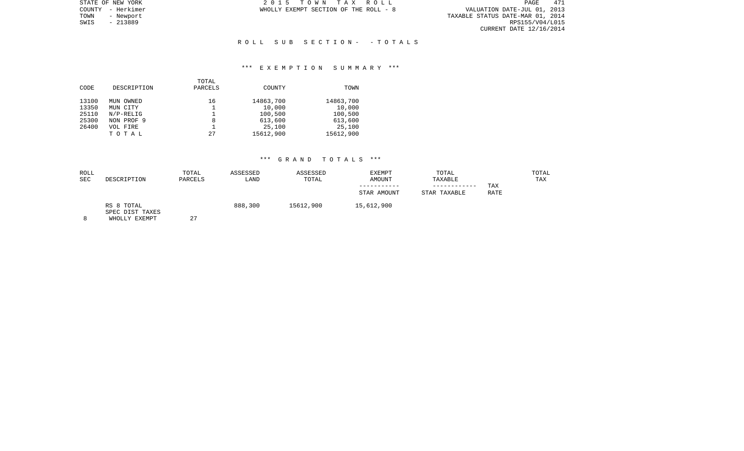STATE OF NEW YORK
COUNTY - Herkimer
TOWN - Newport
SWIS - 213889

2 0 1 5 T O W N T A X R O L L
WHOLLY EXEMPT SECTION OF THE ROLL - 8

VALUATION DATE-JUL 01, 2013
TAXABLE STATUS DATE-MAR 01, 2014
RPS155/V04/L015
CURRENT DATE 12/16/2014

R O L L S U B S E C T I O N - - T O T A L S

*** E X E M P T I O N S U M M A R Y ***

| CODE | DESCRIPTION | TOTAL PARCELS | COUNTY | TOWN |
|---|---|---|---|---|
| 13100 | MUN OWNED | 16 | 14863,700 | 14863,700 |
| 13350 | MUN CITY | 1 | 10,000 | 10,000 |
| 25110 | N/P-RELIG | 1 | 100,500 | 100,500 |
| 25300 | NON PROF 9 | 8 | 613,600 | 613,600 |
| 26400 | VOL FIRE | 1 | 25,100 | 25,100 |
| | T O T A L | 27 | 15612,900 | 15612,900 |

*** G R A N D T O T A L S ***

| ROLL SEC | DESCRIPTION | TOTAL PARCELS | ASSESSED LAND | ASSESSED TOTAL | EXEMPT AMOUNT ----------- STAR AMOUNT | TOTAL TAXABLE ------------ STAR TAXABLE | TAX RATE | TOTAL TAX |
|---|---|---|---|---|---|---|---|---|
| | RS 8 TOTAL | | 888,300 | 15612,900 | 15,612,900 | | | |
| | SPEC DIST TAXES | | | | | | | |
| 8 | WHOLLY EXEMPT | 27 | | | | | | |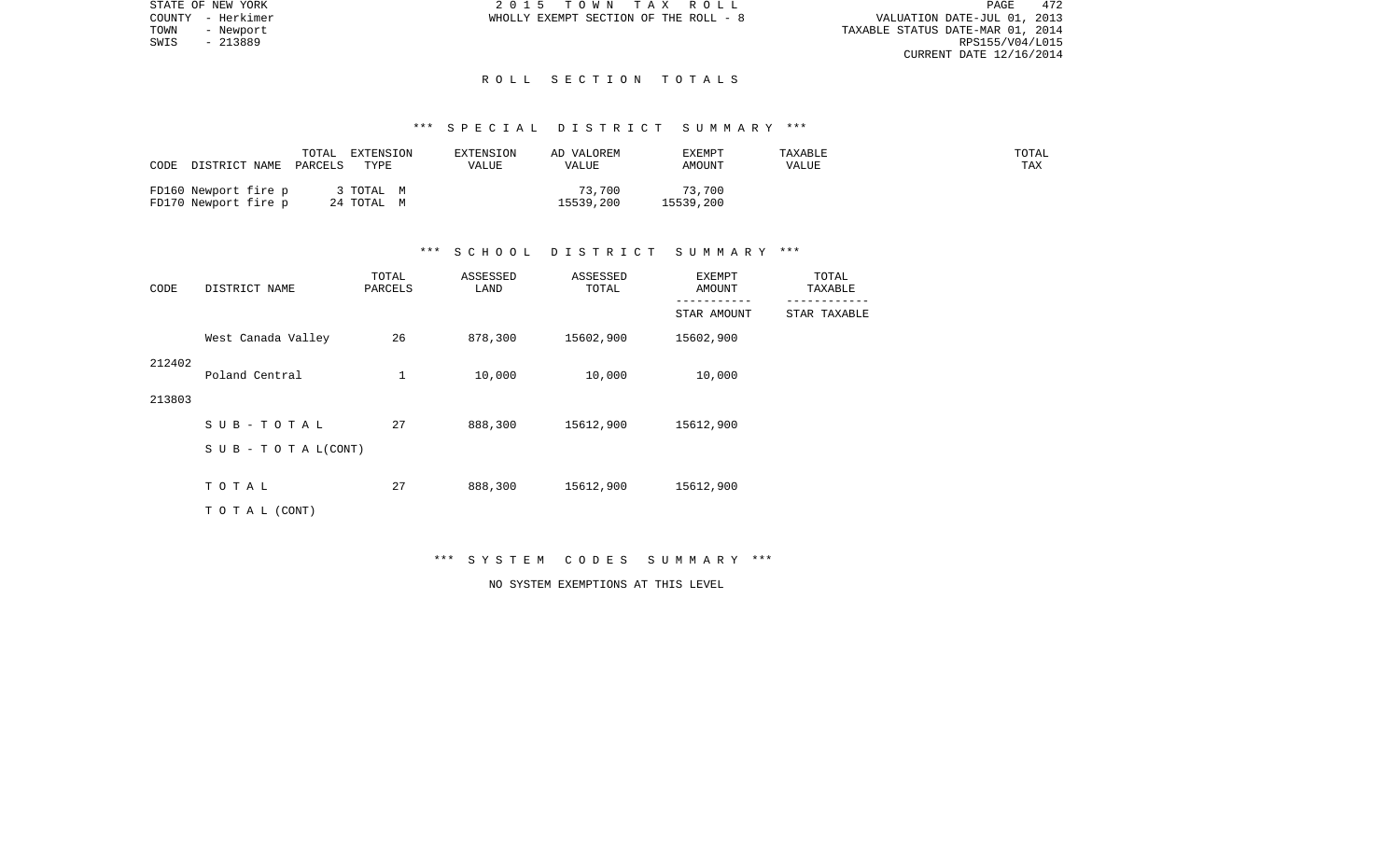STATE OF NEW YORK
COUNTY - Herkimer
TOWN - Newport
SWIS - 213889

2 0 1 5 T O W N T A X R O L L
WHOLLY EXEMPT SECTION OF THE ROLL - 8

VALUATION DATE-JUL 01, 2013
TAXABLE STATUS DATE-MAR 01, 2014
RPS155/V04/L015
CURRENT DATE 12/16/2014

R O L L S E C T I O N T O T A L S

*** S P E C I A L D I S T R I C T S U M M A R Y ***

| CODE | DISTRICT NAME | TOTAL PARCELS | EXTENSION TYPE | EXTENSION VALUE | AD VALOREM VALUE | EXEMPT AMOUNT | TAXABLE VALUE | TOTAL TAX |
|---|---|---|---|---|---|---|---|---|
| FD160 | Newport fire p | 3 | TOTAL M | | 73,700 | 73,700 | | |
| FD170 | Newport fire p | 24 | TOTAL M | | 15539,200 | 15539,200 | | |

*** S C H O O L D I S T R I C T S U M M A R Y ***

| CODE | DISTRICT NAME | TOTAL PARCELS | ASSESSED LAND | ASSESSED TOTAL | EXEMPT AMOUNT / STAR AMOUNT | TOTAL TAXABLE / STAR TAXABLE |
|---|---|---|---|---|---|---|
| 212402 | West Canada Valley | 26 | 878,300 | 15602,900 | 15602,900 | |
| 213803 | Poland Central | 1 | 10,000 | 10,000 | 10,000 | |
| | S U B - T O T A L | 27 | 888,300 | 15612,900 | 15612,900 | |
| | S U B - T O T A L (CONT) | | | | | |
| | T O T A L | 27 | 888,300 | 15612,900 | 15612,900 | |
| | T O T A L (CONT) | | | | | |

*** S Y S T E M C O D E S S U M M A R Y ***

NO SYSTEM EXEMPTIONS AT THIS LEVEL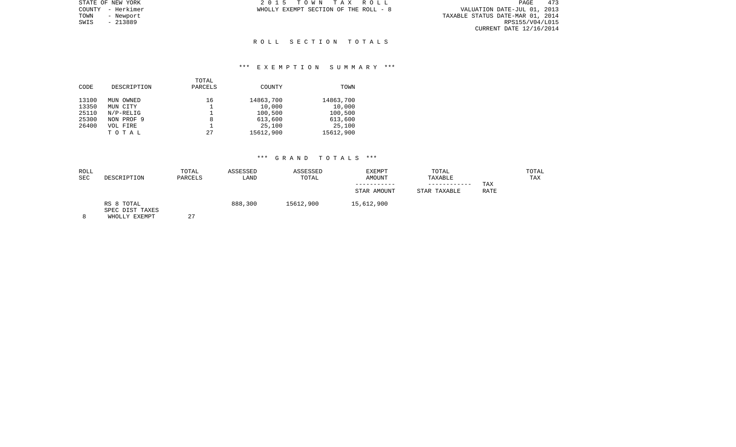STATE OF NEW YORK
COUNTY - Herkimer
TOWN - Newport
SWIS - 213889

2 0 1 5 T O W N T A X R O L L
WHOLLY EXEMPT SECTION OF THE ROLL - 8

VALUATION DATE-JUL 01, 2013
TAXABLE STATUS DATE-MAR 01, 2014
RPS155/V04/L015
CURRENT DATE 12/16/2014

## R O L L S E C T I O N T O T A L S

### *** E X E M P T I O N S U M M A R Y ***

| CODE | DESCRIPTION | TOTAL PARCELS | COUNTY | TOWN |
|---|---|---|---|---|
| 13100 | MUN OWNED | 16 | 14863,700 | 14863,700 |
| 13350 | MUN CITY | 1 | 10,000 | 10,000 |
| 25110 | N/P-RELIG | 1 | 100,500 | 100,500 |
| 25300 | NON PROF 9 | 8 | 613,600 | 613,600 |
| 26400 | VOL FIRE | 1 | 25,100 | 25,100 |
| | T O T A L | 27 | 15612,900 | 15612,900 |

### *** G R A N D T O T A L S ***

| ROLL SEC | DESCRIPTION | TOTAL PARCELS | ASSESSED LAND | ASSESSED TOTAL | EXEMPT AMOUNT ----------- STAR AMOUNT | TOTAL TAXABLE ------------ STAR TAXABLE | TAX RATE | TOTAL TAX |
|---|---|---|---|---|---|---|---|---|
| | RS 8 TOTAL | | 888,300 | 15612,900 | 15,612,900 | | | |
| | SPEC DIST TAXES | | | | | | | |
| 8 | WHOLLY EXEMPT | 27 | | | | | | |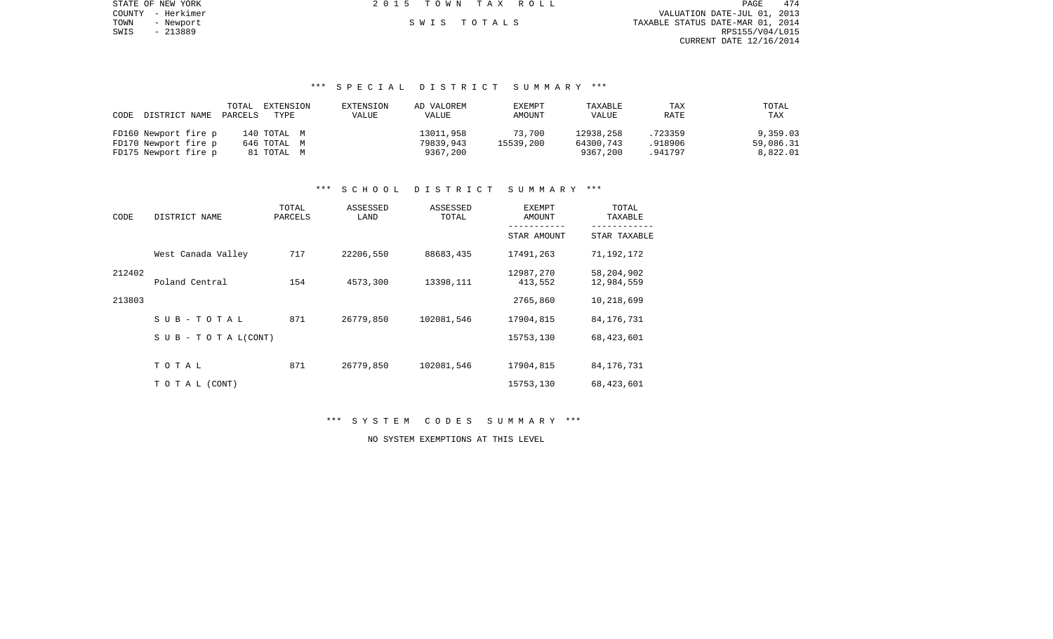STATE OF NEW YORK | COUNTY - Herkimer | TOWN - Newport | SWIS - 213889

2015 TOWN TAX ROLL

SWIS TOTALS

VALUATION DATE-JUL 01, 2013
TAXABLE STATUS DATE-MAR 01, 2014
RPS155/V04/L015
CURRENT DATE 12/16/2014

### *** SPECIAL DISTRICT SUMMARY ***

| CODE DISTRICT NAME | TOTAL PARCELS | EXTENSION TYPE | EXTENSION VALUE | AD VALOREM VALUE | EXEMPT AMOUNT | TAXABLE VALUE | TAX RATE | TOTAL TAX |
|---|---|---|---|---|---|---|---|---|
| FD160 Newport fire p | 140 | TOTAL M | | 13011,958 | 73,700 | 12938,258 | .723359 | 9,359.03 |
| FD170 Newport fire p | 646 | TOTAL M | | 79839,943 | 15539,200 | 64300,743 | .918906 | 59,086.31 |
| FD175 Newport fire p | 81 | TOTAL M | | 9367,200 | | 9367,200 | .941797 | 8,822.01 |

### *** SCHOOL DISTRICT SUMMARY ***

| CODE | DISTRICT NAME | TOTAL PARCELS | ASSESSED LAND | ASSESSED TOTAL | EXEMPT AMOUNT / STAR AMOUNT | TOTAL TAXABLE / STAR TAXABLE |
|---|---|---|---|---|---|---|
| | West Canada Valley | 717 | 22206,550 | 88683,435 | 17491,263 | 71,192,172 |
| 212402 | | | | | 12987,270 | 58,204,902 |
| | Poland Central | 154 | 4573,300 | 13398,111 | 413,552 | 12,984,559 |
| 213803 | | | | | 2765,860 | 10,218,699 |
| | S U B - T O T A L | 871 | 26779,850 | 102081,546 | 17904,815 | 84,176,731 |
| | S U B - T O T A L (CONT) | | | | 15753,130 | 68,423,601 |
| | T O T A L | 871 | 26779,850 | 102081,546 | 17904,815 | 84,176,731 |
| | T O T A L (CONT) | | | | 15753,130 | 68,423,601 |

### *** SYSTEM CODES SUMMARY ***

NO SYSTEM EXEMPTIONS AT THIS LEVEL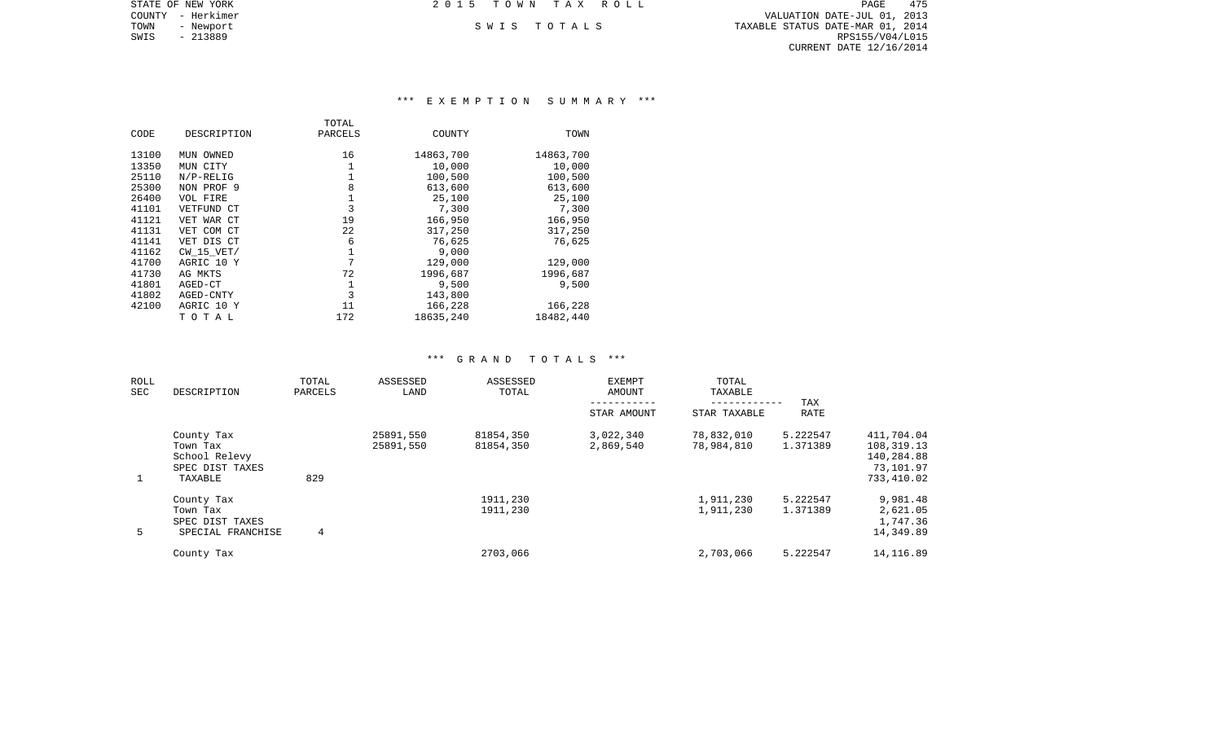STATE OF NEW YORK
COUNTY - Herkimer
TOWN - Newport
SWIS - 213889

2 0 1 5 T O W N T A X R O L L

S W I S T O T A L S

VALUATION DATE-JUL 01, 2013
TAXABLE STATUS DATE-MAR 01, 2014
RPS155/V04/L015
CURRENT DATE 12/16/2014

### *** E X E M P T I O N S U M M A R Y ***

| CODE | DESCRIPTION | TOTAL PARCELS | COUNTY | TOWN |
|---|---|---|---|---|
| 13100 | MUN OWNED | 16 | 14863,700 | 14863,700 |
| 13350 | MUN CITY | 1 | 10,000 | 10,000 |
| 25110 | N/P-RELIG | 1 | 100,500 | 100,500 |
| 25300 | NON PROF 9 | 8 | 613,600 | 613,600 |
| 26400 | VOL FIRE | 1 | 25,100 | 25,100 |
| 41101 | VETFUND CT | 3 | 7,300 | 7,300 |
| 41121 | VET WAR CT | 19 | 166,950 | 166,950 |
| 41131 | VET COM CT | 22 | 317,250 | 317,250 |
| 41141 | VET DIS CT | 6 | 76,625 | 76,625 |
| 41162 | CW_15_VET/ | 1 | 9,000 | |
| 41700 | AGRIC 10 Y | 7 | 129,000 | 129,000 |
| 41730 | AG MKTS | 72 | 1996,687 | 1996,687 |
| 41801 | AGED-CT | 1 | 9,500 | 9,500 |
| 41802 | AGED-CNTY | 3 | 143,800 | |
| 42100 | AGRIC 10 Y | 11 | 166,228 | 166,228 |
| | T O T A L | 172 | 18635,240 | 18482,440 |

### *** G R A N D T O T A L S ***

| ROLL SEC | DESCRIPTION | TOTAL PARCELS | ASSESSED LAND | ASSESSED TOTAL | EXEMPT AMOUNT / STAR AMOUNT | TOTAL TAXABLE / STAR TAXABLE | TAX RATE | |
|---|---|---|---|---|---|---|---|---|
| | County Tax | | 25891,550 | 81854,350 | 3,022,340 | 78,832,010 | 5.222547 | 411,704.04 |
| | Town Tax | | 25891,550 | 81854,350 | 2,869,540 | 78,984,810 | 1.371389 | 108,319.13 |
| | School Relevy | | | | | | | 140,284.88 |
| | SPEC DIST TAXES | | | | | | | 73,101.97 |
| 1 | TAXABLE | 829 | | | | | | 733,410.02 |
| | County Tax | | | 1911,230 | | 1,911,230 | 5.222547 | 9,981.48 |
| | Town Tax | | | 1911,230 | | 1,911,230 | 1.371389 | 2,621.05 |
| | SPEC DIST TAXES | | | | | | | 1,747.36 |
| 5 | SPECIAL FRANCHISE | 4 | | | | | | 14,349.89 |
| | County Tax | | | 2703,066 | | 2,703,066 | 5.222547 | 14,116.89 |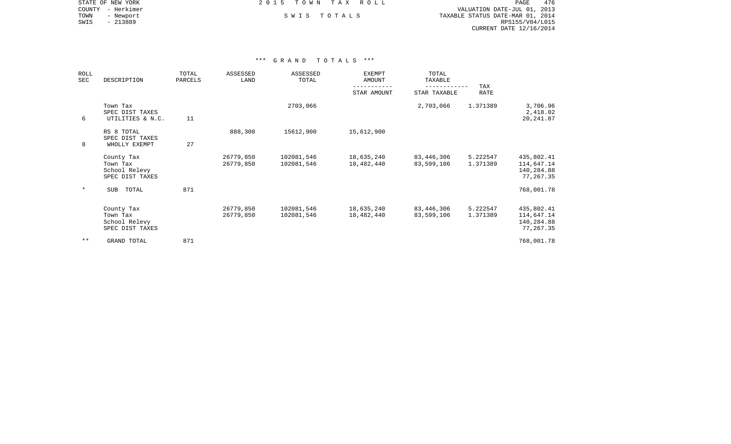STATE OF NEW YORK
COUNTY - Herkimer
TOWN - Newport
SWIS - 213889

2015 TOWN TAX ROLL

SWIS TOTALS

VALUATION DATE-JUL 01, 2013
TAXABLE STATUS DATE-MAR 01, 2014
RPS155/V04/L015
CURRENT DATE 12/16/2014

*** GRAND TOTALS ***

| ROLL SEC | DESCRIPTION | TOTAL PARCELS | ASSESSED LAND | ASSESSED TOTAL | EXEMPT AMOUNT<br>-----------<br>STAR AMOUNT | TOTAL TAXABLE<br>------------<br>STAR TAXABLE | TAX RATE | |
|---|---|---|---|---|---|---|---|---|
| | Town Tax | | | 2703,066 | | 2,703,066 | 1.371389 | 3,706.96 |
| | SPEC DIST TAXES | | | | | | | 2,418.02 |
| 6 | UTILITIES & N.C. | 11 | | | | | | 20,241.87 |
| | RS 8 TOTAL | | 888,300 | 15612,900 | 15,612,900 | | | |
| | SPEC DIST TAXES | | | | | | | |
| 8 | WHOLLY EXEMPT | 27 | | | | | | |
| | County Tax | | 26779,850 | 102081,546 | 18,635,240 | 83,446,306 | 5.222547 | 435,802.41 |
| | Town Tax | | 26779,850 | 102081,546 | 18,482,440 | 83,599,106 | 1.371389 | 114,647.14 |
| | School Relevy | | | | | | | 140,284.88 |
| | SPEC DIST TAXES | | | | | | | 77,267.35 |
| * | SUB TOTAL | 871 | | | | | | 768,001.78 |
| | County Tax | | 26779,850 | 102081,546 | 18,635,240 | 83,446,306 | 5.222547 | 435,802.41 |
| | Town Tax | | 26779,850 | 102081,546 | 18,482,440 | 83,599,106 | 1.371389 | 114,647.14 |
| | School Relevy | | | | | | | 140,284.88 |
| | SPEC DIST TAXES | | | | | | | 77,267.35 |
| ** | GRAND TOTAL | 871 | | | | | | 768,001.78 |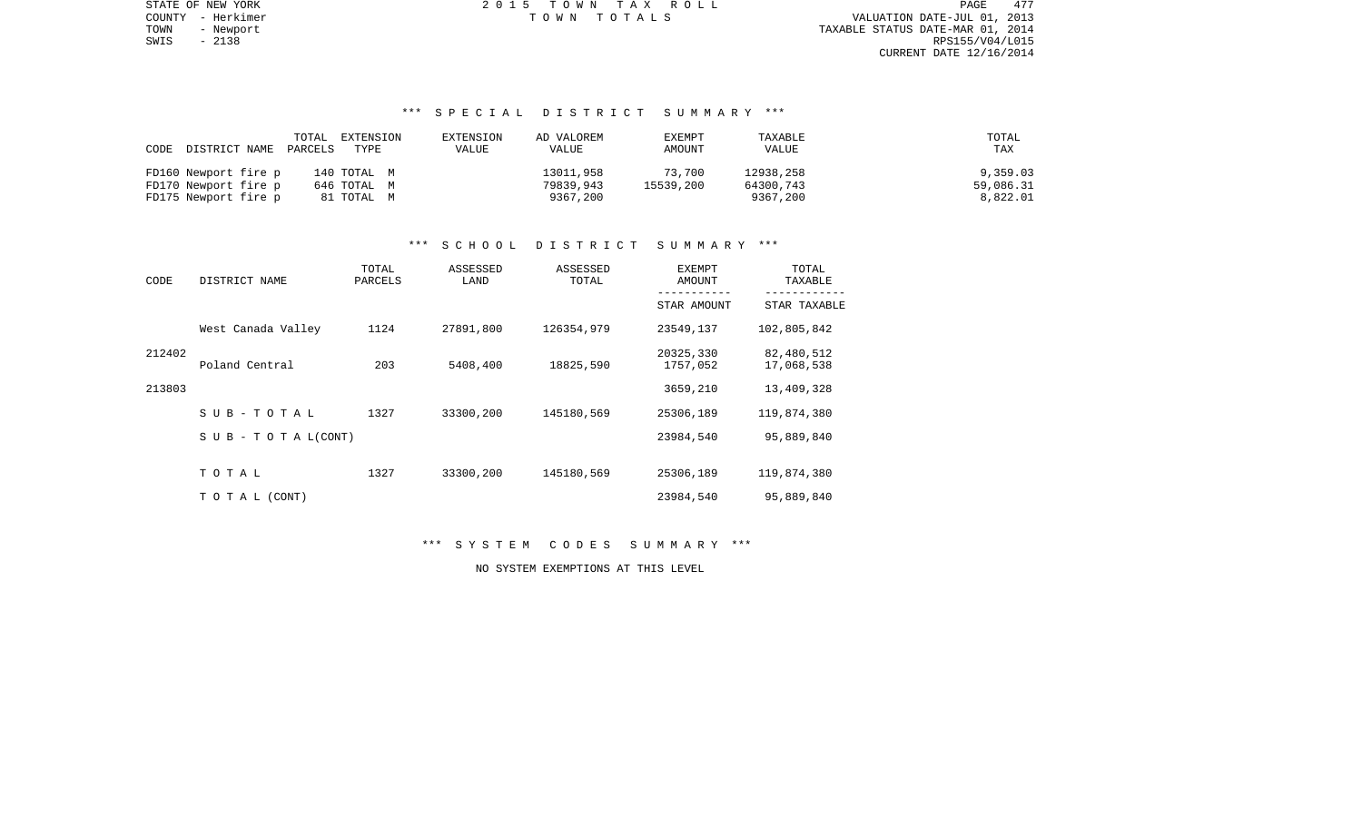STATE OF NEW YORK
COUNTY - Herkimer
TOWN - Newport
SWIS - 2138

2 0 1 5 T O W N T A X R O L L
T O W N T O T A L S

VALUATION DATE-JUL 01, 2013
TAXABLE STATUS DATE-MAR 01, 2014
RPS155/V04/L015
CURRENT DATE 12/16/2014

### *** S P E C I A L D I S T R I C T S U M M A R Y ***

| CODE DISTRICT NAME | TOTAL PARCELS | EXTENSION TYPE | EXTENSION VALUE | AD VALOREM VALUE | EXEMPT AMOUNT | TAXABLE VALUE | TOTAL TAX |
|---|---|---|---|---|---|---|---|
| FD160 Newport fire p | 140 | TOTAL M | | 13011,958 | 73,700 | 12938,258 | 9,359.03 |
| FD170 Newport fire p | 646 | TOTAL M | | 79839,943 | 15539,200 | 64300,743 | 59,086.31 |
| FD175 Newport fire p | 81 | TOTAL M | | 9367,200 | | 9367,200 | 8,822.01 |

### *** S C H O O L D I S T R I C T S U M M A R Y ***

| CODE | DISTRICT NAME | TOTAL PARCELS | ASSESSED LAND | ASSESSED TOTAL | EXEMPT AMOUNT / STAR AMOUNT | TOTAL TAXABLE / STAR TAXABLE |
|---|---|---|---|---|---|---|
| | West Canada Valley | 1124 | 27891,800 | 126354,979 | 23549,137 | 102,805,842 |
| 212402 | | | | | 20325,330 | 82,480,512 |
| | Poland Central | 203 | 5408,400 | 18825,590 | 1757,052 | 17,068,538 |
| 213803 | | | | | 3659,210 | 13,409,328 |
| | S U B - T O T A L | 1327 | 33300,200 | 145180,569 | 25306,189 | 119,874,380 |
| | S U B - T O T A L (CONT) | | | | 23984,540 | 95,889,840 |
| | T O T A L | 1327 | 33300,200 | 145180,569 | 25306,189 | 119,874,380 |
| | T O T A L (CONT) | | | | 23984,540 | 95,889,840 |

### *** S Y S T E M C O D E S S U M M A R Y ***

NO SYSTEM EXEMPTIONS AT THIS LEVEL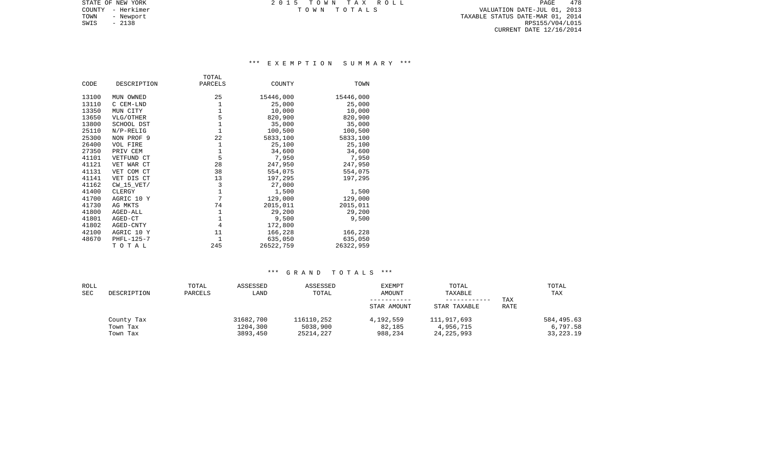STATE OF NEW YORK
COUNTY - Herkimer
TOWN - Newport
SWIS - 2138

2 0 1 5 T O W N T A X R O L L
T O W N T O T A L S

VALUATION DATE-JUL 01, 2013
TAXABLE STATUS DATE-MAR 01, 2014
RPS155/V04/L015
CURRENT DATE 12/16/2014

### *** E X E M P T I O N S U M M A R Y ***

| CODE | DESCRIPTION | TOTAL PARCELS | COUNTY | TOWN |
|---|---|---|---|---|
| 13100 | MUN OWNED | 25 | 15446,000 | 15446,000 |
| 13110 | C CEM-LND | 1 | 25,000 | 25,000 |
| 13350 | MUN CITY | 1 | 10,000 | 10,000 |
| 13650 | VLG/OTHER | 5 | 820,900 | 820,900 |
| 13800 | SCHOOL DST | 1 | 35,000 | 35,000 |
| 25110 | N/P-RELIG | 1 | 100,500 | 100,500 |
| 25300 | NON PROF 9 | 22 | 5833,100 | 5833,100 |
| 26400 | VOL FIRE | 1 | 25,100 | 25,100 |
| 27350 | PRIV CEM | 1 | 34,600 | 34,600 |
| 41101 | VETFUND CT | 5 | 7,950 | 7,950 |
| 41121 | VET WAR CT | 28 | 247,950 | 247,950 |
| 41131 | VET COM CT | 38 | 554,075 | 554,075 |
| 41141 | VET DIS CT | 13 | 197,295 | 197,295 |
| 41162 | CW_15_VET/ | 3 | 27,000 | |
| 41400 | CLERGY | 1 | 1,500 | 1,500 |
| 41700 | AGRIC 10 Y | 7 | 129,000 | 129,000 |
| 41730 | AG MKTS | 74 | 2015,011 | 2015,011 |
| 41800 | AGED-ALL | 1 | 29,200 | 29,200 |
| 41801 | AGED-CT | 1 | 9,500 | 9,500 |
| 41802 | AGED-CNTY | 4 | 172,800 | |
| 42100 | AGRIC 10 Y | 11 | 166,228 | 166,228 |
| 48670 | PHFL-125-7 | 1 | 635,050 | 635,050 |
| | T O T A L | 245 | 26522,759 | 26322,959 |

### *** G R A N D T O T A L S ***

| ROLL SEC | DESCRIPTION | TOTAL PARCELS | ASSESSED LAND | ASSESSED TOTAL | EXEMPT AMOUNT ----------- STAR AMOUNT | TOTAL TAXABLE ------------ STAR TAXABLE | TAX RATE | TOTAL TAX |
|---|---|---|---|---|---|---|---|---|
| | County Tax | | 31682,700 | 116110,252 | 4,192,559 | 111,917,693 | | 584,495.63 |
| | Town Tax | | 1204,300 | 5038,900 | 82,185 | 4,956,715 | | 6,797.58 |
| | Town Tax | | 3893,450 | 25214,227 | 988,234 | 24,225,993 | | 33,223.19 |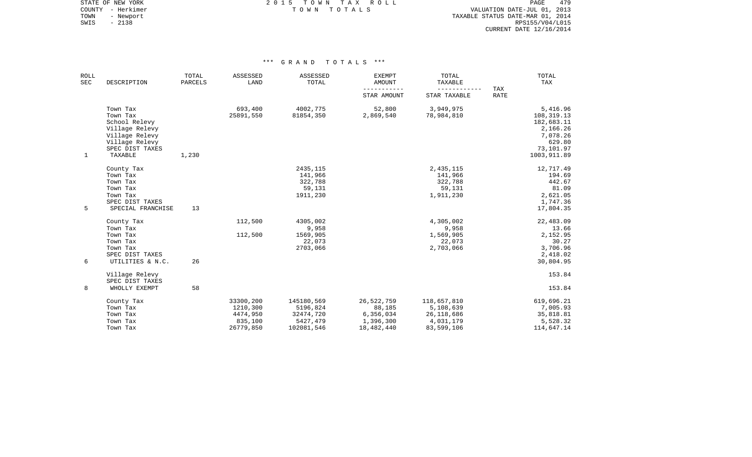STATE OF NEW YORK
COUNTY - Herkimer
TOWN - Newport
SWIS - 2138

2 0 1 5 T O W N T A X R O L L
T O W N T O T A L S

VALUATION DATE-JUL 01, 2013
TAXABLE STATUS DATE-MAR 01, 2014
RPS155/V04/L015
CURRENT DATE 12/16/2014

### *** G R A N D T O T A L S ***

| ROLL SEC | DESCRIPTION | TOTAL PARCELS | ASSESSED LAND | ASSESSED TOTAL | EXEMPT AMOUNT / STAR AMOUNT | TOTAL TAXABLE / STAR TAXABLE | TAX RATE | TOTAL TAX |
|---|---|---|---|---|---|---|---|---|
| | Town Tax | | 693,400 | 4002,775 | 52,800 | 3,949,975 | | 5,416.96 |
| | Town Tax | | 25891,550 | 81854,350 | 2,869,540 | 78,984,810 | | 108,319.13 |
| | School Relevy | | | | | | | 182,683.11 |
| | Village Relevy | | | | | | | 2,166.26 |
| | Village Relevy | | | | | | | 7,078.26 |
| | Village Relevy | | | | | | | 629.80 |
| | SPEC DIST TAXES | | | | | | | 73,101.97 |
| 1 | TAXABLE | 1,230 | | | | | | 1003,911.89 |
| | County Tax | | | 2435,115 | | 2,435,115 | | 12,717.49 |
| | Town Tax | | | 141,966 | | 141,966 | | 194.69 |
| | Town Tax | | | 322,788 | | 322,788 | | 442.67 |
| | Town Tax | | | 59,131 | | 59,131 | | 81.09 |
| | Town Tax | | | 1911,230 | | 1,911,230 | | 2,621.05 |
| | SPEC DIST TAXES | | | | | | | 1,747.36 |
| 5 | SPECIAL FRANCHISE | 13 | | | | | | 17,804.35 |
| | County Tax | | 112,500 | 4305,002 | | 4,305,002 | | 22,483.09 |
| | Town Tax | | | 9,958 | | 9,958 | | 13.66 |
| | Town Tax | | 112,500 | 1569,905 | | 1,569,905 | | 2,152.95 |
| | Town Tax | | | 22,073 | | 22,073 | | 30.27 |
| | Town Tax | | | 2703,066 | | 2,703,066 | | 3,706.96 |
| | SPEC DIST TAXES | | | | | | | 2,418.02 |
| 6 | UTILITIES & N.C. | 26 | | | | | | 30,804.95 |
| | Village Relevy | | | | | | | 153.84 |
| | SPEC DIST TAXES | | | | | | | |
| 8 | WHOLLY EXEMPT | 58 | | | | | | 153.84 |
| | County Tax | | 33300,200 | 145180,569 | 26,522,759 | 118,657,810 | | 619,696.21 |
| | Town Tax | | 1210,300 | 5196,824 | 88,185 | 5,108,639 | | 7,005.93 |
| | Town Tax | | 4474,950 | 32474,720 | 6,356,034 | 26,118,686 | | 35,818.81 |
| | Town Tax | | 835,100 | 5427,479 | 1,396,300 | 4,031,179 | | 5,528.32 |
| | Town Tax | | 26779,850 | 102081,546 | 18,482,440 | 83,599,106 | | 114,647.14 |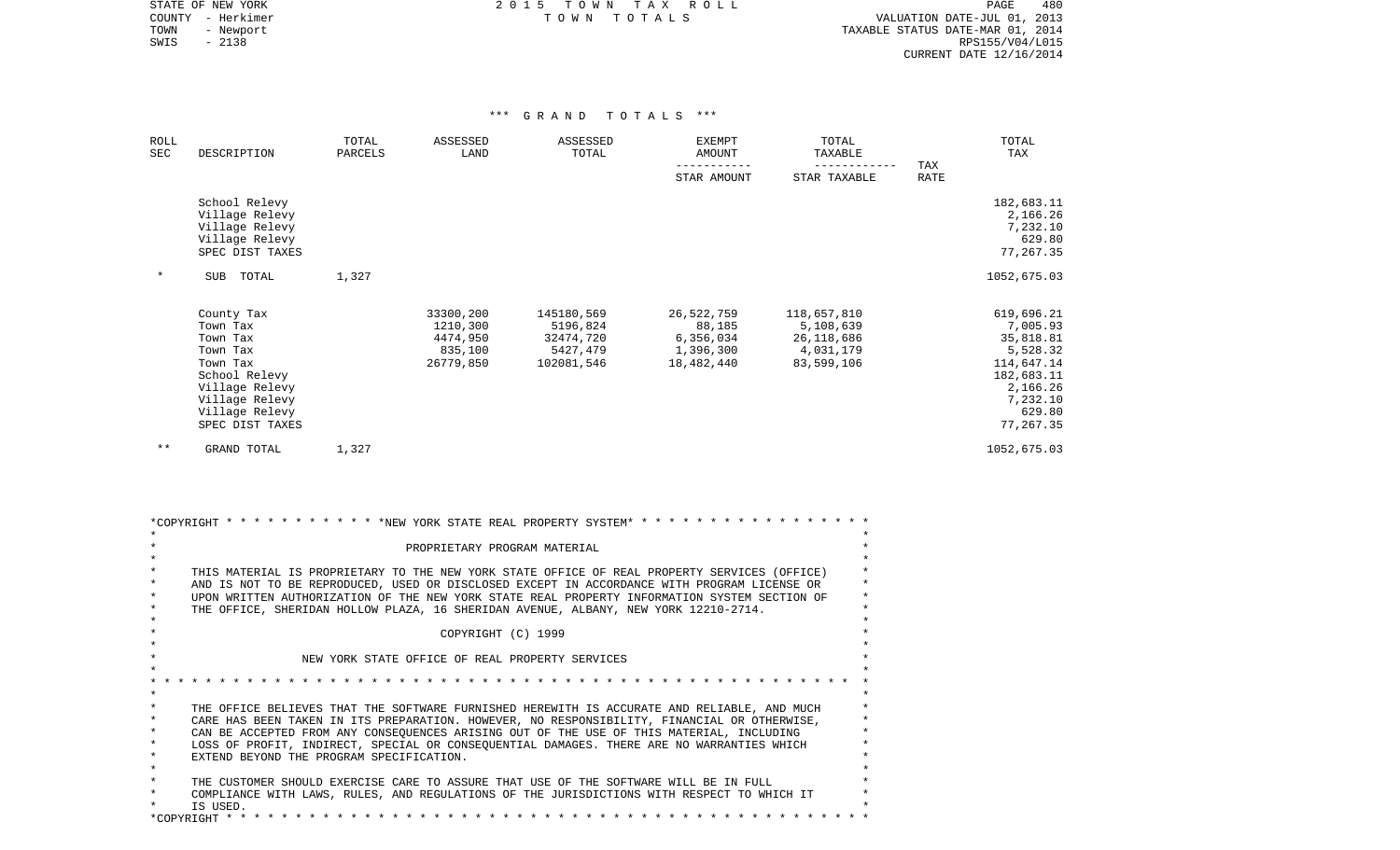STATE OF NEW YORK
COUNTY - Herkimer
TOWN - Newport
SWIS - 2138

2015 TOWN TAX ROLL
TOWN TOTALS

VALUATION DATE-JUL 01, 2013
TAXABLE STATUS DATE-MAR 01, 2014
RPS155/V04/L015
CURRENT DATE 12/16/2014

### *** GRAND TOTALS ***

| ROLL SEC | DESCRIPTION | TOTAL PARCELS | ASSESSED LAND | ASSESSED TOTAL | EXEMPT AMOUNT / STAR AMOUNT | TOTAL TAXABLE / STAR TAXABLE | TAX RATE | TOTAL TAX |
|---|---|---|---|---|---|---|---|---|
| | School Relevy | | | | | | | 182,683.11 |
| | Village Relevy | | | | | | | 2,166.26 |
| | Village Relevy | | | | | | | 7,232.10 |
| | Village Relevy | | | | | | | 629.80 |
| | SPEC DIST TAXES | | | | | | | 77,267.35 |
| * | SUB TOTAL | 1,327 | | | | | | 1052,675.03 |
| | County Tax | | 33300,200 | 145180,569 | 26,522,759 | 118,657,810 | | 619,696.21 |
| | Town Tax | | 1210,300 | 5196,824 | 88,185 | 5,108,639 | | 7,005.93 |
| | Town Tax | | 4474,950 | 32474,720 | 6,356,034 | 26,118,686 | | 35,818.81 |
| | Town Tax | | 835,100 | 5427,479 | 1,396,300 | 4,031,179 | | 5,528.32 |
| | Town Tax | | 26779,850 | 102081,546 | 18,482,440 | 83,599,106 | | 114,647.14 |
| | School Relevy | | | | | | | 182,683.11 |
| | Village Relevy | | | | | | | 2,166.26 |
| | Village Relevy | | | | | | | 7,232.10 |
| | Village Relevy | | | | | | | 629.80 |
| | SPEC DIST TAXES | | | | | | | 77,267.35 |
| ** | GRAND TOTAL | 1,327 | | | | | | 1052,675.03 |

```
*COPYRIGHT * * * * * * * * * * * *NEW YORK STATE REAL PROPERTY SYSTEM* * * * * * * * * * * * * * * * * *
*                                                                                                      *
*                                    PROPRIETARY PROGRAM MATERIAL                                      *
*                                                                                                      *
*     THIS MATERIAL IS PROPRIETARY TO THE NEW YORK STATE OFFICE OF REAL PROPERTY SERVICES (OFFICE)     *
*     AND IS NOT TO BE REPRODUCED, USED OR DISCLOSED EXCEPT IN ACCORDANCE WITH PROGRAM LICENSE OR      *
*     UPON WRITTEN AUTHORIZATION OF THE NEW YORK STATE REAL PROPERTY INFORMATION SYSTEM SECTION OF     *
*     THE OFFICE, SHERIDAN HOLLOW PLAZA, 16 SHERIDAN AVENUE, ALBANY, NEW YORK 12210-2714.              *
*                                                                                                      *
*                                        COPYRIGHT (C) 1999                                            *
*                                                                                                      *
*                            NEW YORK STATE OFFICE OF REAL PROPERTY SERVICES                           *
*                                                                                                      *
* * * * * * * * * * * * * * * * * * * * * * * * * * * * * * * * * * * * * * * * * * * * * * * * * * * *
*                                                                                                      *
*     THE OFFICE BELIEVES THAT THE SOFTWARE FURNISHED HEREWITH IS ACCURATE AND RELIABLE, AND MUCH      *
*     CARE HAS BEEN TAKEN IN ITS PREPARATION. HOWEVER, NO RESPONSIBILITY, FINANCIAL OR OTHERWISE,      *
*     CAN BE ACCEPTED FROM ANY CONSEQUENCES ARISING OUT OF THE USE OF THIS MATERIAL, INCLUDING         *
*     LOSS OF PROFIT, INDIRECT, SPECIAL OR CONSEQUENTIAL DAMAGES. THERE ARE NO WARRANTIES WHICH        *
*     EXTEND BEYOND THE PROGRAM SPECIFICATION.                                                         *
*                                                                                                      *
*     THE CUSTOMER SHOULD EXERCISE CARE TO ASSURE THAT USE OF THE SOFTWARE WILL BE IN FULL             *
*     COMPLIANCE WITH LAWS, RULES, AND REGULATIONS OF THE JURISDICTIONS WITH RESPECT TO WHICH IT       *
*     IS USED.                                                                                         *
*COPYRIGHT * * * * * * * * * * * * * * * * * * * * * * * * * * * * * * * * * * * * * * * * * * * * * *
```